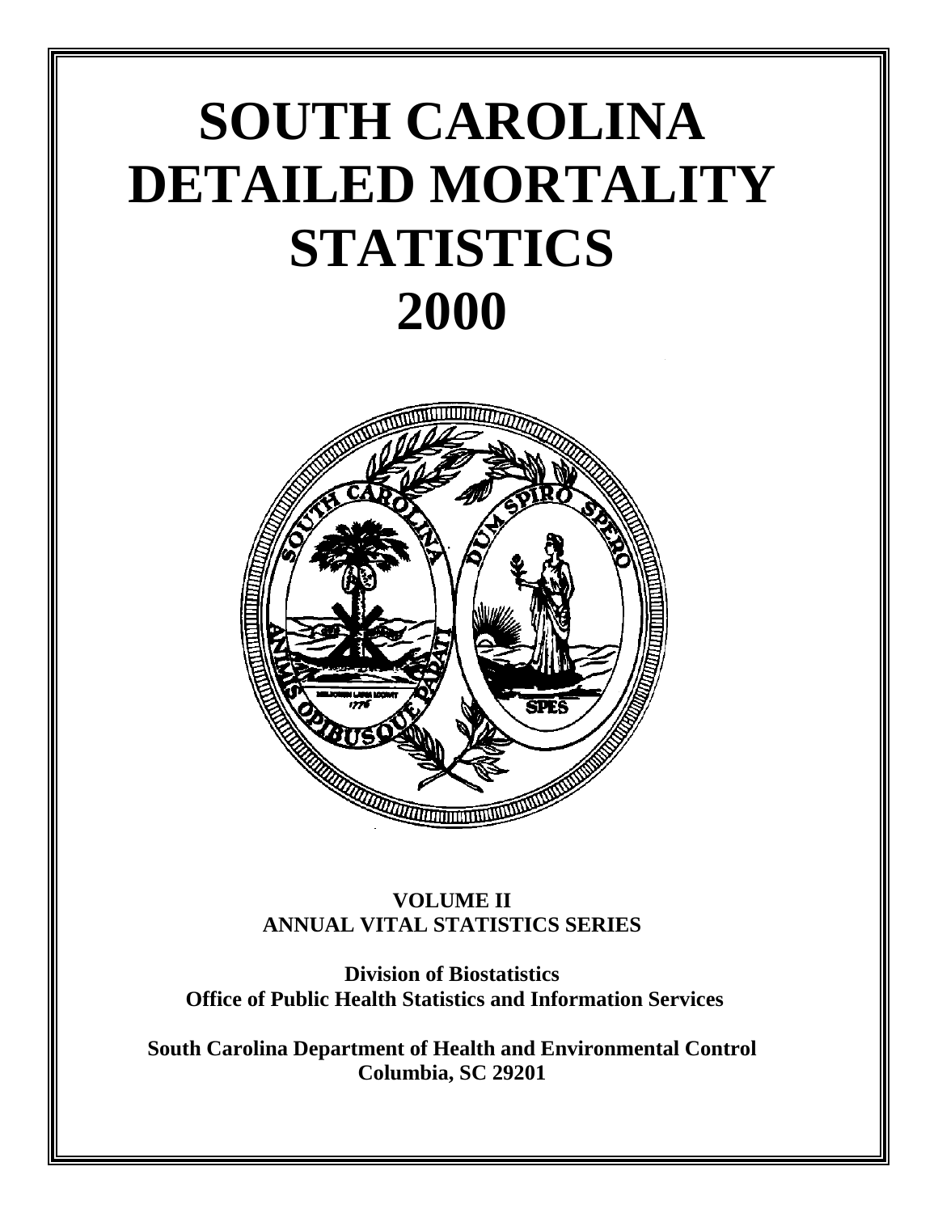# SOUTH CAROLINA DETAILED MORTALITY STATISTICS 2000

**VOLUME II**
**ANNUAL VITAL STATISTICS SERIES**

**Division of Biostatistics**
**Office of Public Health Statistics and Information Services**

**South Carolina Department of Health and Environmental Control**
**Columbia, SC 29201**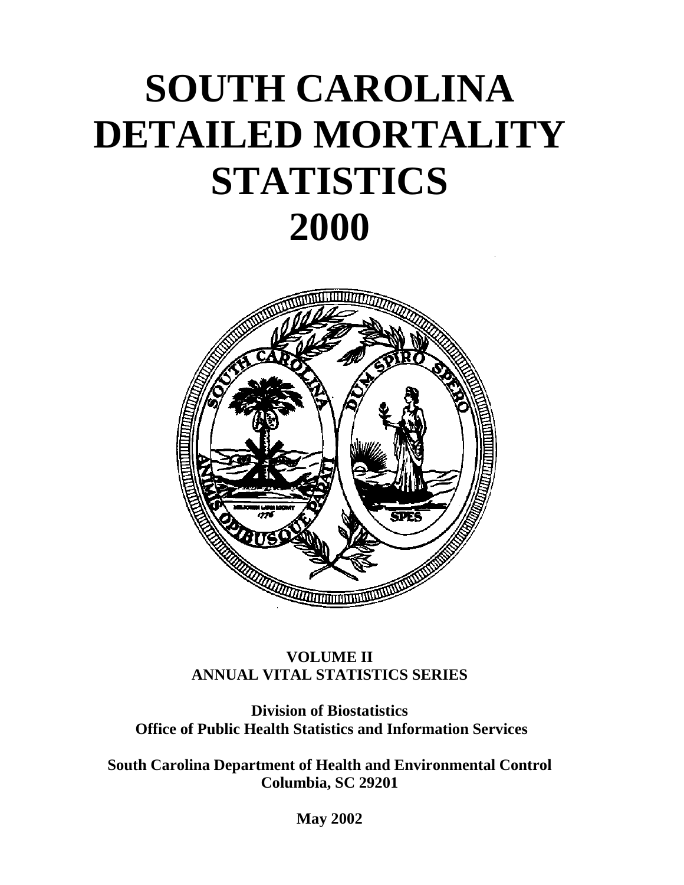# SOUTH CAROLINA DETAILED MORTALITY STATISTICS 2000

**VOLUME II**
**ANNUAL VITAL STATISTICS SERIES**

**Division of Biostatistics**
**Office of Public Health Statistics and Information Services**

**South Carolina Department of Health and Environmental Control**
**Columbia, SC 29201**

**May 2002**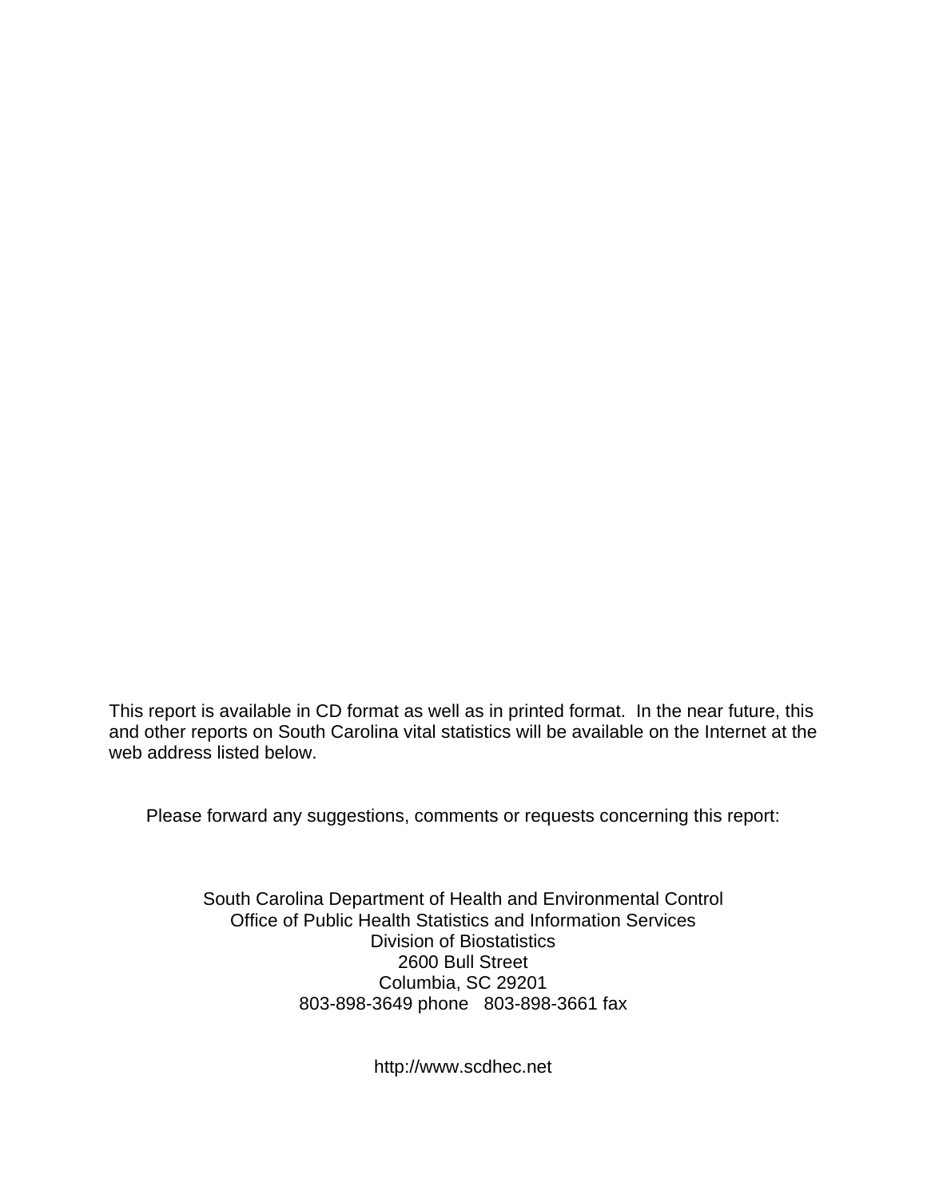This report is available in CD format as well as in printed format. In the near future, this and other reports on South Carolina vital statistics will be available on the Internet at the web address listed below.

Please forward any suggestions, comments or requests concerning this report:

South Carolina Department of Health and Environmental Control
Office of Public Health Statistics and Information Services
Division of Biostatistics
2600 Bull Street
Columbia, SC 29201
803-898-3649 phone 803-898-3661 fax

http://www.scdhec.net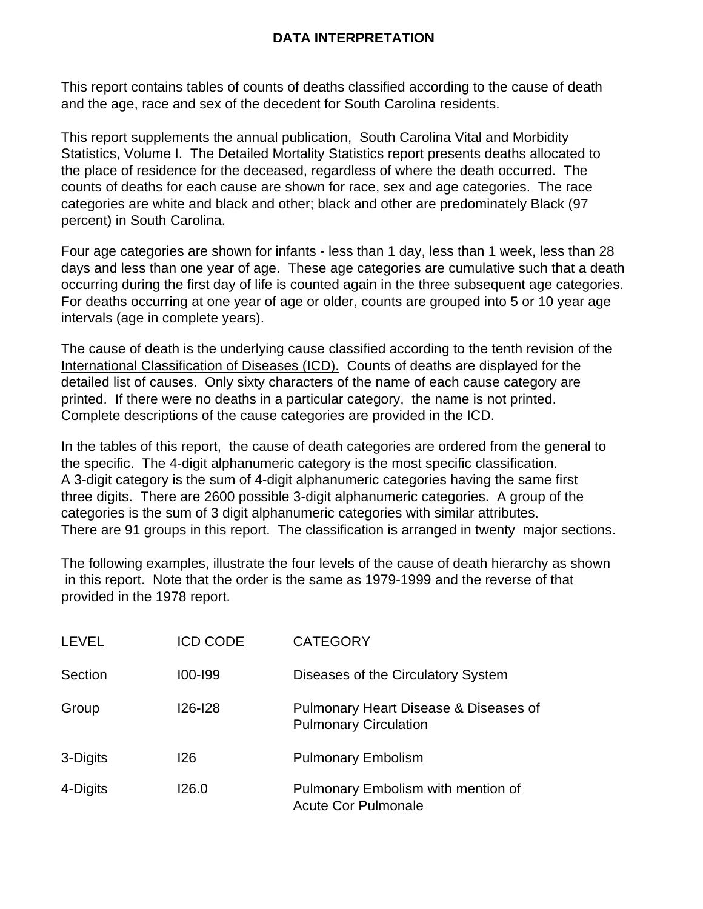# DATA INTERPRETATION

This report contains tables of counts of deaths classified according to the cause of death and the age, race and sex of the decedent for South Carolina residents.

This report supplements the annual publication, South Carolina Vital and Morbidity Statistics, Volume I. The Detailed Mortality Statistics report presents deaths allocated to the place of residence for the deceased, regardless of where the death occurred. The counts of deaths for each cause are shown for race, sex and age categories. The race categories are white and black and other; black and other are predominately Black (97 percent) in South Carolina.

Four age categories are shown for infants - less than 1 day, less than 1 week, less than 28 days and less than one year of age. These age categories are cumulative such that a death occurring during the first day of life is counted again in the three subsequent age categories. For deaths occurring at one year of age or older, counts are grouped into 5 or 10 year age intervals (age in complete years).

The cause of death is the underlying cause classified according to the tenth revision of the International Classification of Diseases (ICD). Counts of deaths are displayed for the detailed list of causes. Only sixty characters of the name of each cause category are printed. If there were no deaths in a particular category, the name is not printed. Complete descriptions of the cause categories are provided in the ICD.

In the tables of this report, the cause of death categories are ordered from the general to the specific. The 4-digit alphanumeric category is the most specific classification. A 3-digit category is the sum of 4-digit alphanumeric categories having the same first three digits. There are 2600 possible 3-digit alphanumeric categories. A group of the categories is the sum of 3 digit alphanumeric categories with similar attributes. There are 91 groups in this report. The classification is arranged in twenty major sections.

The following examples, illustrate the four levels of the cause of death hierarchy as shown in this report. Note that the order is the same as 1979-1999 and the reverse of that provided in the 1978 report.

| LEVEL | ICD CODE | CATEGORY |
|---|---|---|
| Section | I00-I99 | Diseases of the Circulatory System |
| Group | I26-I28 | Pulmonary Heart Disease & Diseases of Pulmonary Circulation |
| 3-Digits | I26 | Pulmonary Embolism |
| 4-Digits | I26.0 | Pulmonary Embolism with mention of Acute Cor Pulmonale |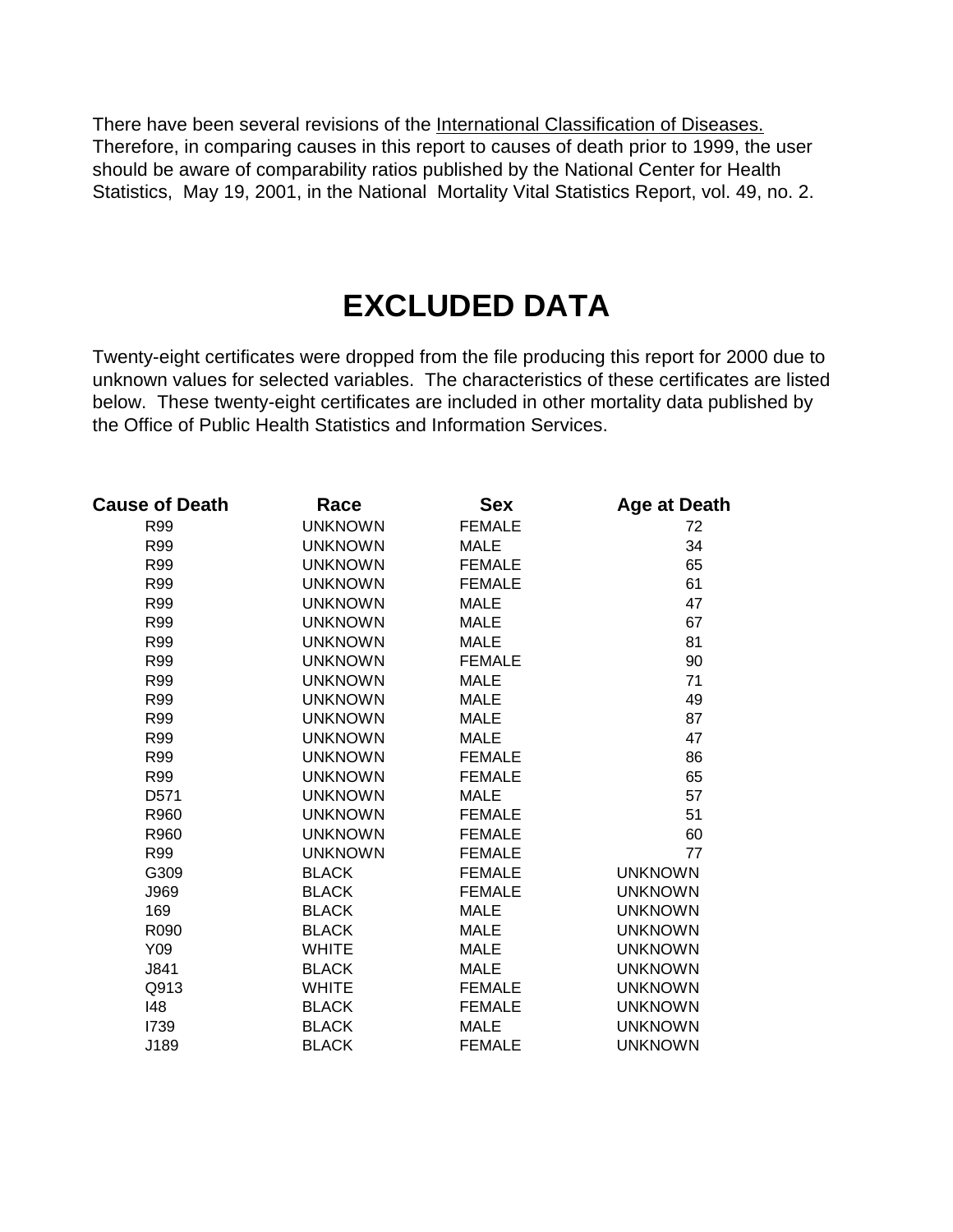There have been several revisions of the International Classification of Diseases. Therefore, in comparing causes in this report to causes of death prior to 1999, the user should be aware of comparability ratios published by the National Center for Health Statistics, May 19, 2001, in the National Mortality Vital Statistics Report, vol. 49, no. 2.

# EXCLUDED DATA

Twenty-eight certificates were dropped from the file producing this report for 2000 due to unknown values for selected variables. The characteristics of these certificates are listed below. These twenty-eight certificates are included in other mortality data published by the Office of Public Health Statistics and Information Services.

| Cause of Death | Race | Sex | Age at Death |
|---|---|---|---|
| R99 | UNKNOWN | FEMALE | 72 |
| R99 | UNKNOWN | MALE | 34 |
| R99 | UNKNOWN | FEMALE | 65 |
| R99 | UNKNOWN | FEMALE | 61 |
| R99 | UNKNOWN | MALE | 47 |
| R99 | UNKNOWN | MALE | 67 |
| R99 | UNKNOWN | MALE | 81 |
| R99 | UNKNOWN | FEMALE | 90 |
| R99 | UNKNOWN | MALE | 71 |
| R99 | UNKNOWN | MALE | 49 |
| R99 | UNKNOWN | MALE | 87 |
| R99 | UNKNOWN | MALE | 47 |
| R99 | UNKNOWN | FEMALE | 86 |
| R99 | UNKNOWN | FEMALE | 65 |
| D571 | UNKNOWN | MALE | 57 |
| R960 | UNKNOWN | FEMALE | 51 |
| R960 | UNKNOWN | FEMALE | 60 |
| R99 | UNKNOWN | FEMALE | 77 |
| G309 | BLACK | FEMALE | UNKNOWN |
| J969 | BLACK | FEMALE | UNKNOWN |
| 169 | BLACK | MALE | UNKNOWN |
| R090 | BLACK | MALE | UNKNOWN |
| Y09 | WHITE | MALE | UNKNOWN |
| J841 | BLACK | MALE | UNKNOWN |
| Q913 | WHITE | FEMALE | UNKNOWN |
| I48 | BLACK | FEMALE | UNKNOWN |
| I739 | BLACK | MALE | UNKNOWN |
| J189 | BLACK | FEMALE | UNKNOWN |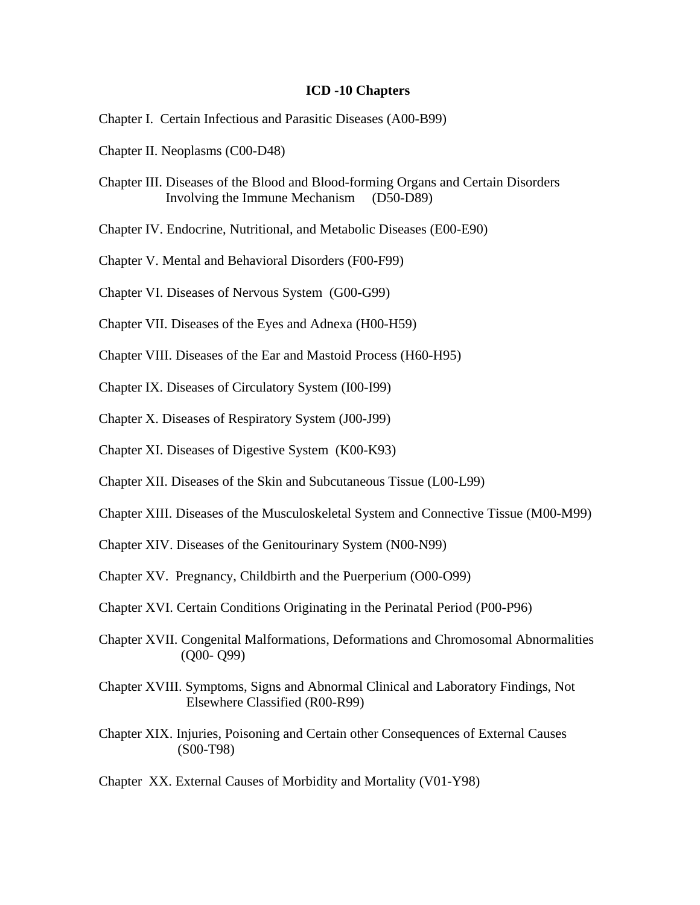# ICD -10 Chapters

Chapter I. Certain Infectious and Parasitic Diseases (A00-B99)

Chapter II. Neoplasms (C00-D48)

Chapter III. Diseases of the Blood and Blood-forming Organs and Certain Disorders Involving the Immune Mechanism (D50-D89)

Chapter IV. Endocrine, Nutritional, and Metabolic Diseases (E00-E90)

Chapter V. Mental and Behavioral Disorders (F00-F99)

Chapter VI. Diseases of Nervous System (G00-G99)

Chapter VII. Diseases of the Eyes and Adnexa (H00-H59)

Chapter VIII. Diseases of the Ear and Mastoid Process (H60-H95)

Chapter IX. Diseases of Circulatory System (I00-I99)

Chapter X. Diseases of Respiratory System (J00-J99)

Chapter XI. Diseases of Digestive System (K00-K93)

Chapter XII. Diseases of the Skin and Subcutaneous Tissue (L00-L99)

Chapter XIII. Diseases of the Musculoskeletal System and Connective Tissue (M00-M99)

Chapter XIV. Diseases of the Genitourinary System (N00-N99)

Chapter XV. Pregnancy, Childbirth and the Puerperium (O00-O99)

Chapter XVI. Certain Conditions Originating in the Perinatal Period (P00-P96)

Chapter XVII. Congenital Malformations, Deformations and Chromosomal Abnormalities (Q00- Q99)

Chapter XVIII. Symptoms, Signs and Abnormal Clinical and Laboratory Findings, Not Elsewhere Classified (R00-R99)

Chapter XIX. Injuries, Poisoning and Certain other Consequences of External Causes (S00-T98)

Chapter XX. External Causes of Morbidity and Mortality (V01-Y98)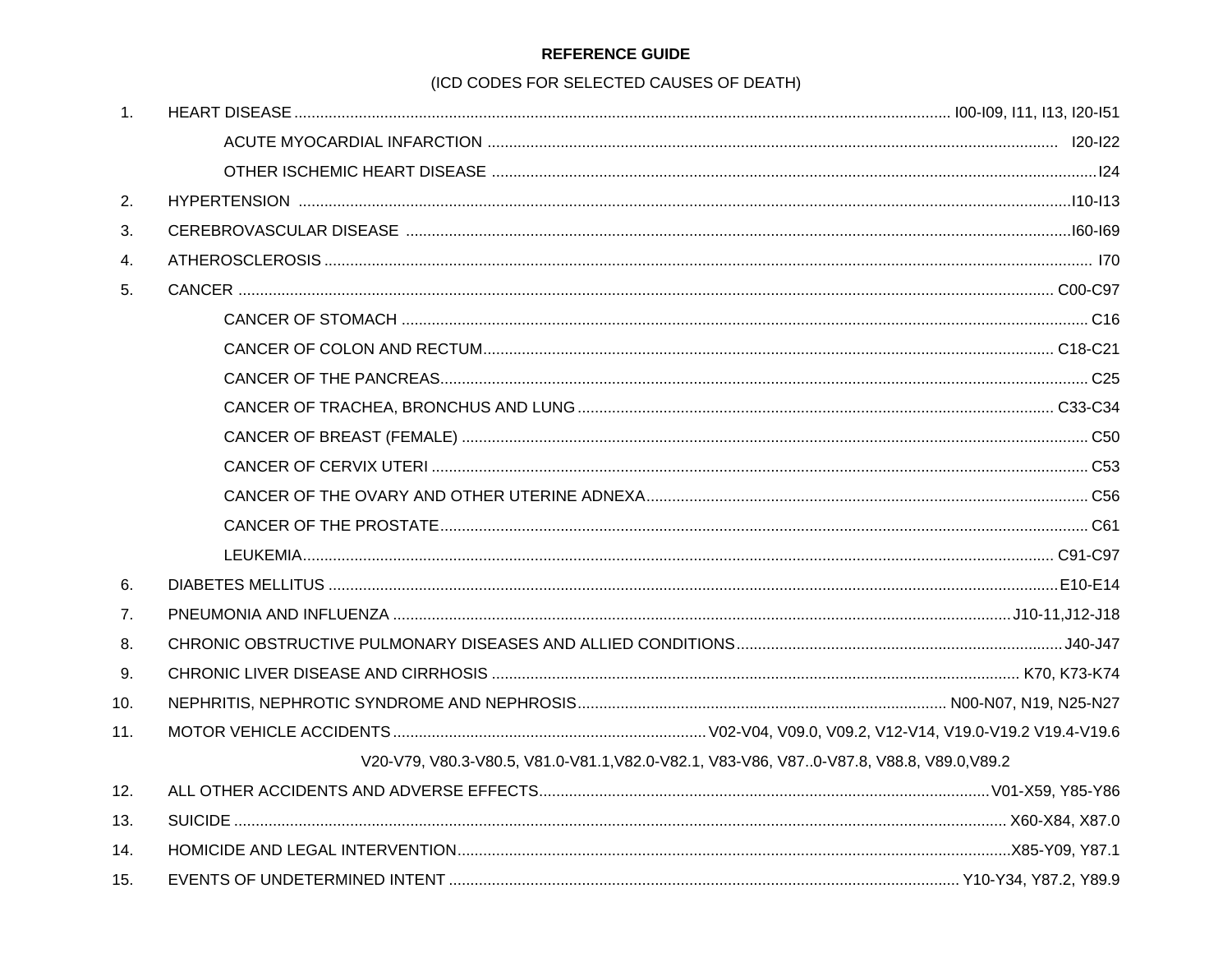**REFERENCE GUIDE**

(ICD CODES FOR SELECTED CAUSES OF DEATH)

| | Cause of Death | ICD Codes |
|---|---|---|
| 1. | HEART DISEASE | I00-I09, I11, I13, I20-I51 |
| | ACUTE MYOCARDIAL INFARCTION | I20-I22 |
| | OTHER ISCHEMIC HEART DISEASE | I24 |
| 2. | HYPERTENSION | I10-I13 |
| 3. | CEREBROVASCULAR DISEASE | I60-I69 |
| 4. | ATHEROSCLEROSIS | I70 |
| 5. | CANCER | C00-C97 |
| | CANCER OF STOMACH | C16 |
| | CANCER OF COLON AND RECTUM | C18-C21 |
| | CANCER OF THE PANCREAS | C25 |
| | CANCER OF TRACHEA, BRONCHUS AND LUNG | C33-C34 |
| | CANCER OF BREAST (FEMALE) | C50 |
| | CANCER OF CERVIX UTERI | C53 |
| | CANCER OF THE OVARY AND OTHER UTERINE ADNEXA | C56 |
| | CANCER OF THE PROSTATE | C61 |
| | LEUKEMIA | C91-C97 |
| 6. | DIABETES MELLITUS | E10-E14 |
| 7. | PNEUMONIA AND INFLUENZA | J10-11,J12-J18 |
| 8. | CHRONIC OBSTRUCTIVE PULMONARY DISEASES AND ALLIED CONDITIONS | J40-J47 |
| 9. | CHRONIC LIVER DISEASE AND CIRRHOSIS | K70, K73-K74 |
| 10. | NEPHRITIS, NEPHROTIC SYNDROME AND NEPHROSIS | N00-N07, N19, N25-N27 |
| 11. | MOTOR VEHICLE ACCIDENTS | V02-V04, V09.0, V09.2, V12-V14, V19.0-V19.2 V19.4-V19.6 V20-V79, V80.3-V80.5, V81.0-V81.1,V82.0-V82.1, V83-V86, V87..0-V87.8, V88.8, V89.0,V89.2 |
| 12. | ALL OTHER ACCIDENTS AND ADVERSE EFFECTS | V01-X59, Y85-Y86 |
| 13. | SUICIDE | X60-X84, X87.0 |
| 14. | HOMICIDE AND LEGAL INTERVENTION | X85-Y09, Y87.1 |
| 15. | EVENTS OF UNDETERMINED INTENT | Y10-Y34, Y87.2, Y89.9 |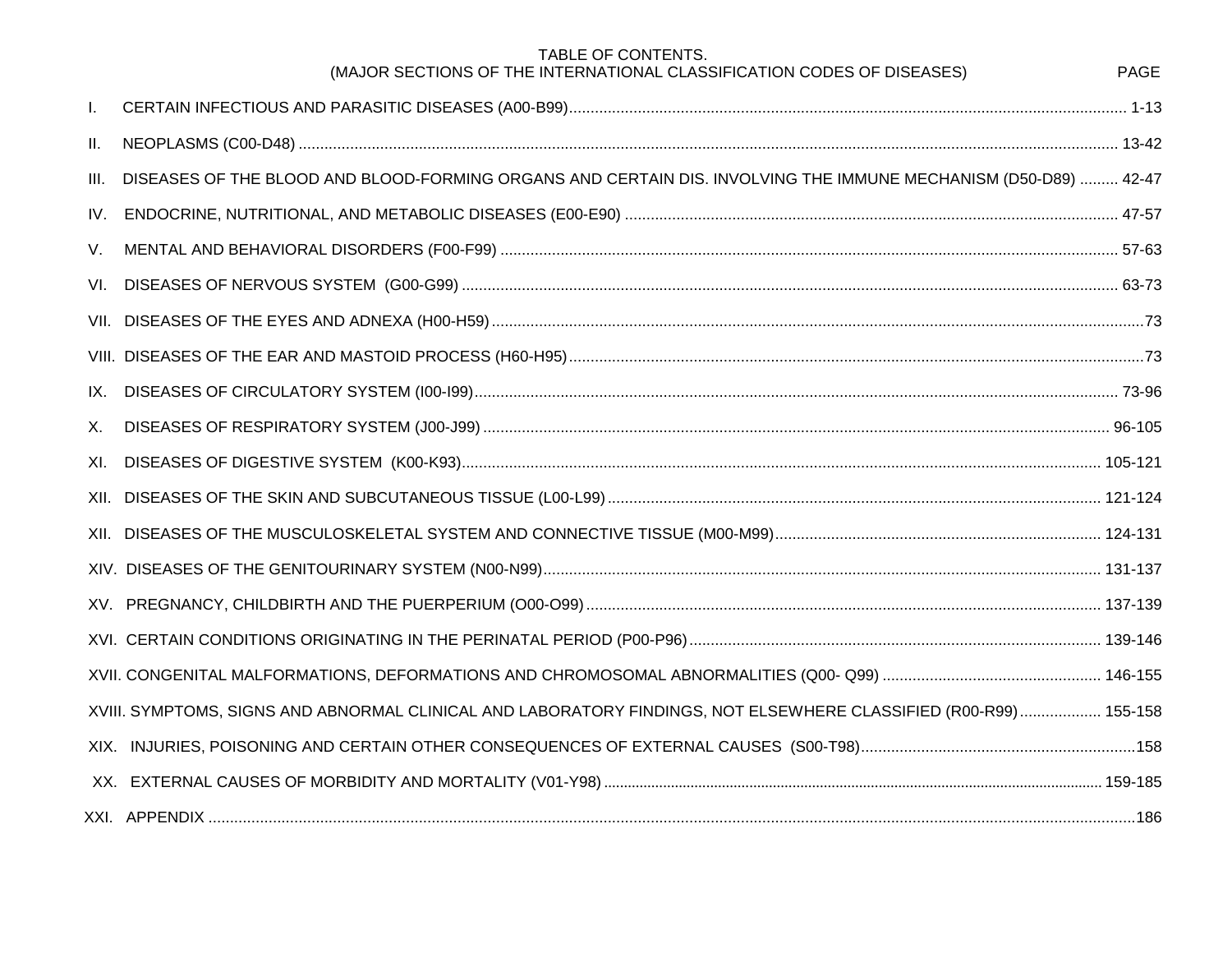# TABLE OF CONTENTS.

## (MAJOR SECTIONS OF THE INTERNATIONAL CLASSIFICATION CODES OF DISEASES)

| | | PAGE |
|---|---|---|
| I. | CERTAIN INFECTIOUS AND PARASITIC DISEASES (A00-B99) | 1-13 |
| II. | NEOPLASMS (C00-D48) | 13-42 |
| III. | DISEASES OF THE BLOOD AND BLOOD-FORMING ORGANS AND CERTAIN DIS. INVOLVING THE IMMUNE MECHANISM (D50-D89) | 42-47 |
| IV. | ENDOCRINE, NUTRITIONAL, AND METABOLIC DISEASES (E00-E90) | 47-57 |
| V. | MENTAL AND BEHAVIORAL DISORDERS (F00-F99) | 57-63 |
| VI. | DISEASES OF NERVOUS SYSTEM (G00-G99) | 63-73 |
| VII. | DISEASES OF THE EYES AND ADNEXA (H00-H59) | 73 |
| VIII. | DISEASES OF THE EAR AND MASTOID PROCESS (H60-H95) | 73 |
| IX. | DISEASES OF CIRCULATORY SYSTEM (I00-I99) | 73-96 |
| X. | DISEASES OF RESPIRATORY SYSTEM (J00-J99) | 96-105 |
| XI. | DISEASES OF DIGESTIVE SYSTEM (K00-K93) | 105-121 |
| XII. | DISEASES OF THE SKIN AND SUBCUTANEOUS TISSUE (L00-L99) | 121-124 |
| XII. | DISEASES OF THE MUSCULOSKELETAL SYSTEM AND CONNECTIVE TISSUE (M00-M99) | 124-131 |
| XIV. | DISEASES OF THE GENITOURINARY SYSTEM (N00-N99) | 131-137 |
| XV. | PREGNANCY, CHILDBIRTH AND THE PUERPERIUM (O00-O99) | 137-139 |
| XVI. | CERTAIN CONDITIONS ORIGINATING IN THE PERINATAL PERIOD (P00-P96) | 139-146 |
| XVII. | CONGENITAL MALFORMATIONS, DEFORMATIONS AND CHROMOSOMAL ABNORMALITIES (Q00- Q99) | 146-155 |
| XVIII. | SYMPTOMS, SIGNS AND ABNORMAL CLINICAL AND LABORATORY FINDINGS, NOT ELSEWHERE CLASSIFIED (R00-R99) | 155-158 |
| XIX. | INJURIES, POISONING AND CERTAIN OTHER CONSEQUENCES OF EXTERNAL CAUSES (S00-T98) | 158 |
| XX. | EXTERNAL CAUSES OF MORBIDITY AND MORTALITY (V01-Y98) | 159-185 |
| XXI. | APPENDIX | 186 |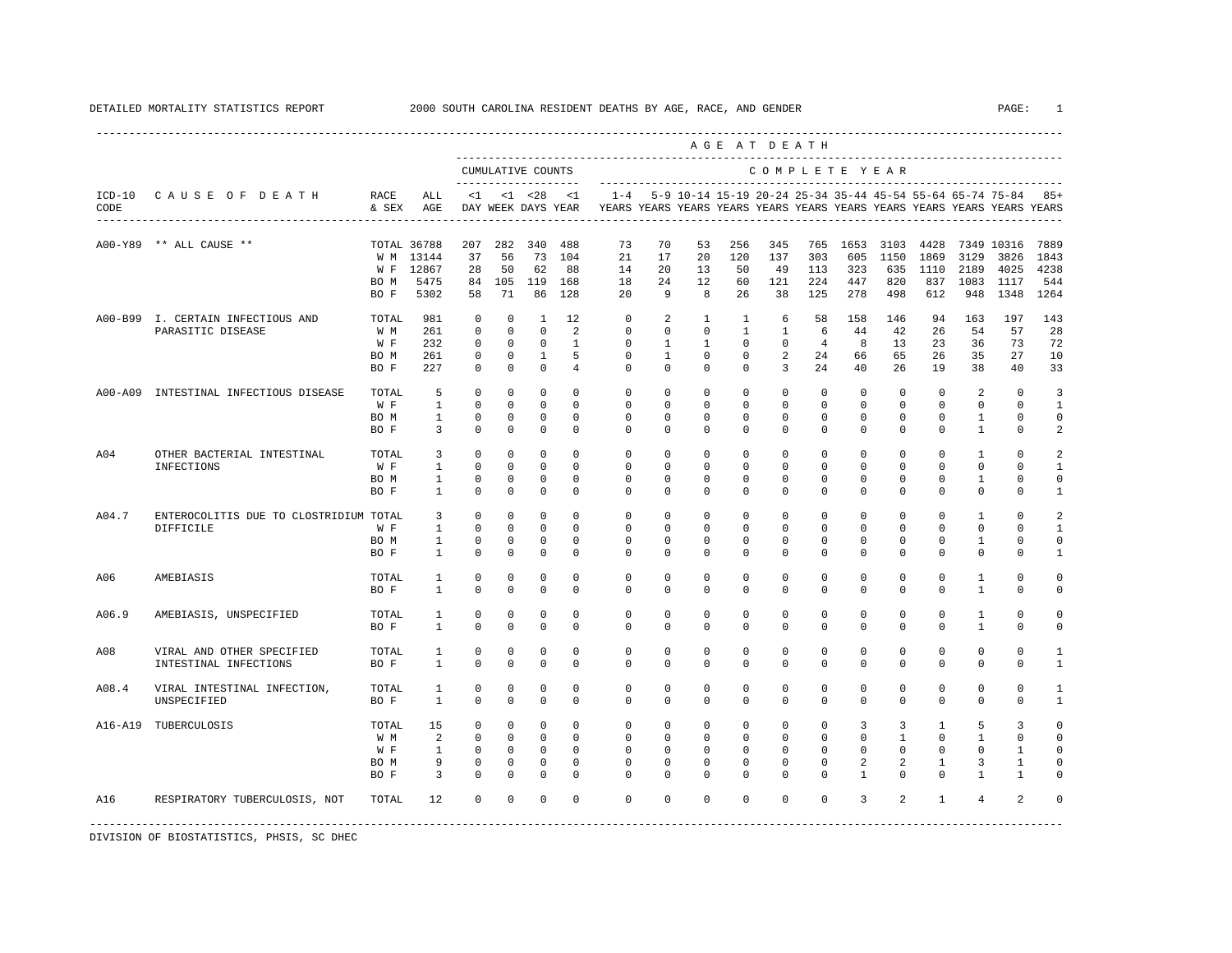DETAILED MORTALITY STATISTICS REPORT 2000 SOUTH CAROLINA RESIDENT DEATHS BY AGE, RACE, AND GENDER

| ICD-10 CODE | CAUSE OF DEATH | RACE & SEX | ALL AGE | <1 DAY | <1 WEEK | <28 DAYS | <1 YEAR | 1-4 YEARS | 5-9 YEARS | 10-14 YEARS | 15-19 YEARS | 20-24 YEARS | 25-34 YEARS | 35-44 YEARS | 45-54 YEARS | 55-64 YEARS | 65-74 YEARS | 75-84 YEARS | 85+ YEARS |
|---|---|---|---|---|---|---|---|---|---|---|---|---|---|---|---|---|---|---|---|
| | | | | CUMULATIVE COUNTS | | | | COMPLETE YEAR | | | | | | | | | | | |
| A00-Y89 | ** ALL CAUSE ** | TOTAL | 36788 | 207 | 282 | 340 | 488 | 73 | 70 | 53 | 256 | 345 | 765 | 1653 | 3103 | 4428 | 7349 | 10316 | 7889 |
| | | W M | 13144 | 37 | 56 | 73 | 104 | 21 | 17 | 20 | 120 | 137 | 303 | 605 | 1150 | 1869 | 3129 | 3826 | 1843 |
| | | W F | 12867 | 28 | 50 | 62 | 88 | 14 | 20 | 13 | 50 | 49 | 113 | 323 | 635 | 1110 | 2189 | 4025 | 4238 |
| | | BO M | 5475 | 84 | 105 | 119 | 168 | 18 | 24 | 12 | 60 | 121 | 224 | 447 | 820 | 837 | 1083 | 1117 | 544 |
| | | BO F | 5302 | 58 | 71 | 86 | 128 | 20 | 9 | 8 | 26 | 38 | 125 | 278 | 498 | 612 | 948 | 1348 | 1264 |
| A00-B99 | I. CERTAIN INFECTIOUS AND PARASITIC DISEASE | TOTAL | 981 | 0 | 0 | 1 | 12 | 0 | 2 | 1 | 1 | 6 | 58 | 158 | 146 | 94 | 163 | 197 | 143 |
| | | W M | 261 | 0 | 0 | 0 | 2 | 0 | 0 | 0 | 1 | 1 | 6 | 44 | 42 | 26 | 54 | 57 | 28 |
| | | W F | 232 | 0 | 0 | 0 | 1 | 0 | 1 | 1 | 0 | 0 | 4 | 8 | 13 | 23 | 36 | 73 | 72 |
| | | BO M | 261 | 0 | 0 | 1 | 5 | 0 | 1 | 0 | 0 | 2 | 24 | 66 | 65 | 26 | 35 | 27 | 10 |
| | | BO F | 227 | 0 | 0 | 0 | 4 | 0 | 0 | 0 | 0 | 3 | 24 | 40 | 26 | 19 | 38 | 40 | 33 |
| A00-A09 | INTESTINAL INFECTIOUS DISEASE | TOTAL | 5 | 0 | 0 | 0 | 0 | 0 | 0 | 0 | 0 | 0 | 0 | 0 | 0 | 0 | 2 | 0 | 3 |
| | | W F | 1 | 0 | 0 | 0 | 0 | 0 | 0 | 0 | 0 | 0 | 0 | 0 | 0 | 0 | 0 | 0 | 1 |
| | | BO M | 1 | 0 | 0 | 0 | 0 | 0 | 0 | 0 | 0 | 0 | 0 | 0 | 0 | 0 | 1 | 0 | 0 |
| | | BO F | 3 | 0 | 0 | 0 | 0 | 0 | 0 | 0 | 0 | 0 | 0 | 0 | 0 | 0 | 1 | 0 | 2 |
| A04 | OTHER BACTERIAL INTESTINAL INFECTIONS | TOTAL | 3 | 0 | 0 | 0 | 0 | 0 | 0 | 0 | 0 | 0 | 0 | 0 | 0 | 0 | 1 | 0 | 2 |
| | | W F | 1 | 0 | 0 | 0 | 0 | 0 | 0 | 0 | 0 | 0 | 0 | 0 | 0 | 0 | 0 | 0 | 1 |
| | | BO M | 1 | 0 | 0 | 0 | 0 | 0 | 0 | 0 | 0 | 0 | 0 | 0 | 0 | 0 | 1 | 0 | 0 |
| | | BO F | 1 | 0 | 0 | 0 | 0 | 0 | 0 | 0 | 0 | 0 | 0 | 0 | 0 | 0 | 0 | 0 | 1 |
| A04.7 | ENTEROCOLITIS DUE TO CLOSTRIDIUM DIFFICILE | TOTAL | 3 | 0 | 0 | 0 | 0 | 0 | 0 | 0 | 0 | 0 | 0 | 0 | 0 | 0 | 1 | 0 | 2 |
| | | W F | 1 | 0 | 0 | 0 | 0 | 0 | 0 | 0 | 0 | 0 | 0 | 0 | 0 | 0 | 0 | 0 | 1 |
| | | BO M | 1 | 0 | 0 | 0 | 0 | 0 | 0 | 0 | 0 | 0 | 0 | 0 | 0 | 0 | 1 | 0 | 0 |
| | | BO F | 1 | 0 | 0 | 0 | 0 | 0 | 0 | 0 | 0 | 0 | 0 | 0 | 0 | 0 | 0 | 0 | 1 |
| A06 | AMEBIASIS | TOTAL | 1 | 0 | 0 | 0 | 0 | 0 | 0 | 0 | 0 | 0 | 0 | 0 | 0 | 0 | 1 | 0 | 0 |
| | | BO F | 1 | 0 | 0 | 0 | 0 | 0 | 0 | 0 | 0 | 0 | 0 | 0 | 0 | 0 | 1 | 0 | 0 |
| A06.9 | AMEBIASIS, UNSPECIFIED | TOTAL | 1 | 0 | 0 | 0 | 0 | 0 | 0 | 0 | 0 | 0 | 0 | 0 | 0 | 0 | 1 | 0 | 0 |
| | | BO F | 1 | 0 | 0 | 0 | 0 | 0 | 0 | 0 | 0 | 0 | 0 | 0 | 0 | 0 | 1 | 0 | 0 |
| A08 | VIRAL AND OTHER SPECIFIED INTESTINAL INFECTIONS | TOTAL | 1 | 0 | 0 | 0 | 0 | 0 | 0 | 0 | 0 | 0 | 0 | 0 | 0 | 0 | 0 | 0 | 1 |
| | | BO F | 1 | 0 | 0 | 0 | 0 | 0 | 0 | 0 | 0 | 0 | 0 | 0 | 0 | 0 | 0 | 0 | 1 |
| A08.4 | VIRAL INTESTINAL INFECTION, UNSPECIFIED | TOTAL | 1 | 0 | 0 | 0 | 0 | 0 | 0 | 0 | 0 | 0 | 0 | 0 | 0 | 0 | 0 | 0 | 1 |
| | | BO F | 1 | 0 | 0 | 0 | 0 | 0 | 0 | 0 | 0 | 0 | 0 | 0 | 0 | 0 | 0 | 0 | 1 |
| A16-A19 | TUBERCULOSIS | TOTAL | 15 | 0 | 0 | 0 | 0 | 0 | 0 | 0 | 0 | 0 | 0 | 3 | 3 | 1 | 5 | 3 | 0 |
| | | W M | 2 | 0 | 0 | 0 | 0 | 0 | 0 | 0 | 0 | 0 | 0 | 0 | 1 | 0 | 1 | 0 | 0 |
| | | W F | 1 | 0 | 0 | 0 | 0 | 0 | 0 | 0 | 0 | 0 | 0 | 0 | 0 | 0 | 0 | 1 | 0 |
| | | BO M | 9 | 0 | 0 | 0 | 0 | 0 | 0 | 0 | 0 | 0 | 0 | 2 | 2 | 1 | 3 | 1 | 0 |
| | | BO F | 3 | 0 | 0 | 0 | 0 | 0 | 0 | 0 | 0 | 0 | 0 | 1 | 0 | 0 | 1 | 1 | 0 |
| A16 | RESPIRATORY TUBERCULOSIS, NOT | TOTAL | 12 | 0 | 0 | 0 | 0 | 0 | 0 | 0 | 0 | 0 | 0 | 3 | 2 | 1 | 4 | 2 | 0 |

DIVISION OF BIOSTATISTICS, PHSIS, SC DHEC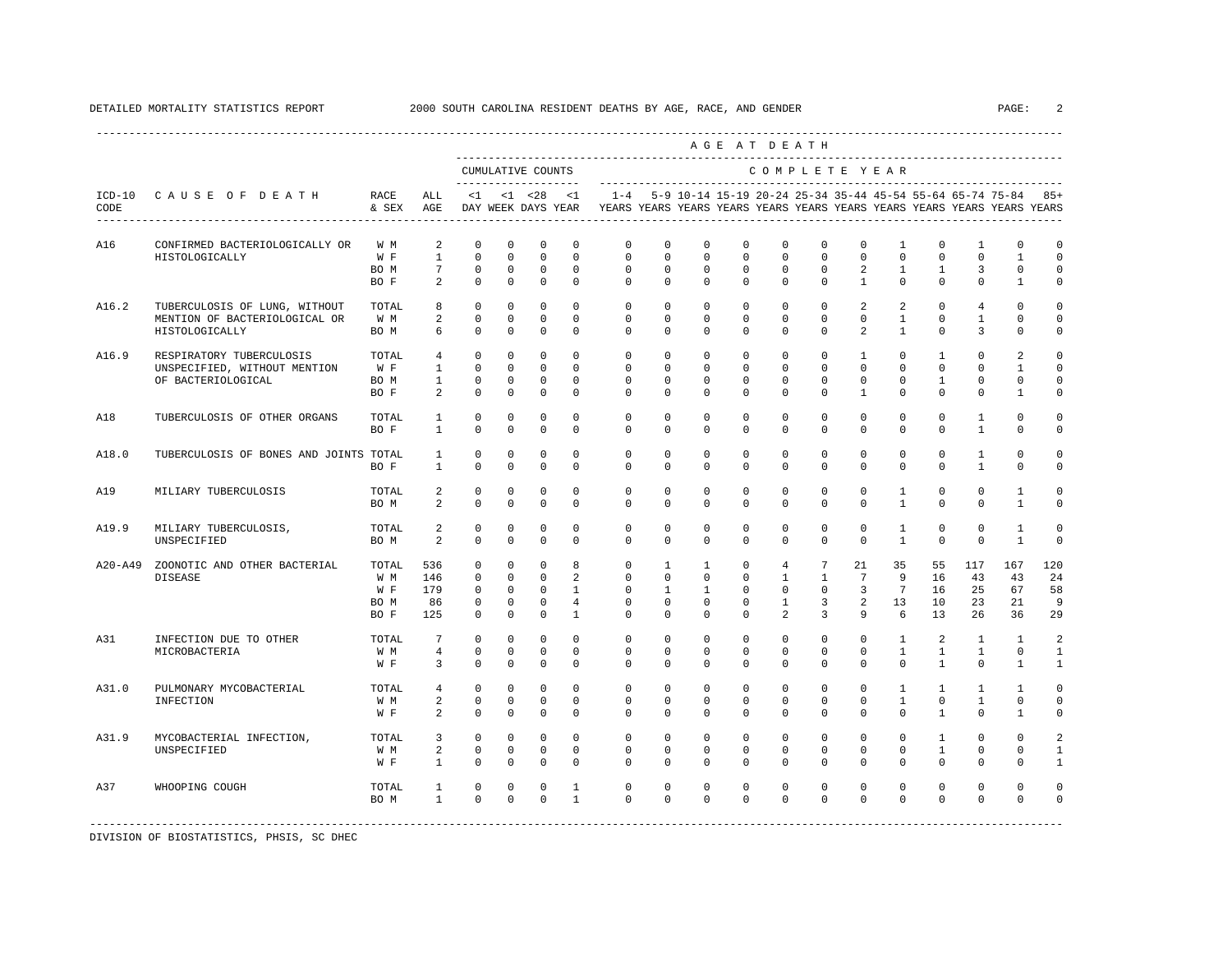DETAILED MORTALITY STATISTICS REPORT 2000 SOUTH CAROLINA RESIDENT DEATHS BY AGE, RACE, AND GENDER

| ICD-10 CODE | CAUSE OF DEATH | RACE & SEX | ALL AGE | <1 DAY | <1 WEEK | <28 DAYS | <1 YEAR | 1-4 YEARS | 5-9 YEARS | 10-14 YEARS | 15-19 YEARS | 20-24 YEARS | 25-34 YEARS | 35-44 YEARS | 45-54 YEARS | 55-64 YEARS | 65-74 YEARS | 75-84 YEARS | 85+ YEARS |
|---|---|---|---|---|---|---|---|---|---|---|---|---|---|---|---|---|---|---|---|
| A16 | CONFIRMED BACTERIOLOGICALLY OR HISTOLOGICALLY | W M | 2 | 0 | 0 | 0 | 0 | 0 | 0 | 0 | 0 | 0 | 0 | 0 | 1 | 0 | 1 | 0 | 0 |
| | | W F | 1 | 0 | 0 | 0 | 0 | 0 | 0 | 0 | 0 | 0 | 0 | 0 | 0 | 0 | 0 | 1 | 0 |
| | | BO M | 7 | 0 | 0 | 0 | 0 | 0 | 0 | 0 | 0 | 0 | 0 | 2 | 1 | 1 | 3 | 0 | 0 |
| | | BO F | 2 | 0 | 0 | 0 | 0 | 0 | 0 | 0 | 0 | 0 | 0 | 1 | 0 | 0 | 0 | 1 | 0 |
| A16.2 | TUBERCULOSIS OF LUNG, WITHOUT MENTION OF BACTERIOLOGICAL OR HISTOLOGICALLY | TOTAL | 8 | 0 | 0 | 0 | 0 | 0 | 0 | 0 | 0 | 0 | 0 | 2 | 2 | 0 | 4 | 0 | 0 |
| | | W M | 2 | 0 | 0 | 0 | 0 | 0 | 0 | 0 | 0 | 0 | 0 | 0 | 1 | 0 | 1 | 0 | 0 |
| | | BO M | 6 | 0 | 0 | 0 | 0 | 0 | 0 | 0 | 0 | 0 | 0 | 2 | 1 | 0 | 3 | 0 | 0 |
| A16.9 | RESPIRATORY TUBERCULOSIS UNSPECIFIED, WITHOUT MENTION OF BACTERIOLOGICAL | TOTAL | 4 | 0 | 0 | 0 | 0 | 0 | 0 | 0 | 0 | 0 | 0 | 1 | 0 | 1 | 0 | 2 | 0 |
| | | W F | 1 | 0 | 0 | 0 | 0 | 0 | 0 | 0 | 0 | 0 | 0 | 0 | 0 | 0 | 0 | 1 | 0 |
| | | BO M | 1 | 0 | 0 | 0 | 0 | 0 | 0 | 0 | 0 | 0 | 0 | 0 | 0 | 1 | 0 | 0 | 0 |
| | | BO F | 2 | 0 | 0 | 0 | 0 | 0 | 0 | 0 | 0 | 0 | 0 | 1 | 0 | 0 | 0 | 1 | 0 |
| A18 | TUBERCULOSIS OF OTHER ORGANS | TOTAL | 1 | 0 | 0 | 0 | 0 | 0 | 0 | 0 | 0 | 0 | 0 | 0 | 0 | 0 | 1 | 0 | 0 |
| | | BO F | 1 | 0 | 0 | 0 | 0 | 0 | 0 | 0 | 0 | 0 | 0 | 0 | 0 | 0 | 1 | 0 | 0 |
| A18.0 | TUBERCULOSIS OF BONES AND JOINTS | TOTAL | 1 | 0 | 0 | 0 | 0 | 0 | 0 | 0 | 0 | 0 | 0 | 0 | 0 | 0 | 1 | 0 | 0 |
| | | BO F | 1 | 0 | 0 | 0 | 0 | 0 | 0 | 0 | 0 | 0 | 0 | 0 | 0 | 0 | 1 | 0 | 0 |
| A19 | MILIARY TUBERCULOSIS | TOTAL | 2 | 0 | 0 | 0 | 0 | 0 | 0 | 0 | 0 | 0 | 0 | 0 | 1 | 0 | 0 | 1 | 0 |
| | | BO M | 2 | 0 | 0 | 0 | 0 | 0 | 0 | 0 | 0 | 0 | 0 | 0 | 1 | 0 | 0 | 1 | 0 |
| A19.9 | MILIARY TUBERCULOSIS, UNSPECIFIED | TOTAL | 2 | 0 | 0 | 0 | 0 | 0 | 0 | 0 | 0 | 0 | 0 | 0 | 1 | 0 | 0 | 1 | 0 |
| | | BO M | 2 | 0 | 0 | 0 | 0 | 0 | 0 | 0 | 0 | 0 | 0 | 0 | 1 | 0 | 0 | 1 | 0 |
| A20-A49 | ZOONOTIC AND OTHER BACTERIAL DISEASE | TOTAL | 536 | 0 | 0 | 0 | 8 | 0 | 1 | 1 | 0 | 4 | 7 | 21 | 35 | 55 | 117 | 167 | 120 |
| | | W M | 146 | 0 | 0 | 0 | 2 | 0 | 0 | 0 | 0 | 1 | 1 | 7 | 9 | 16 | 43 | 43 | 24 |
| | | W F | 179 | 0 | 0 | 0 | 1 | 0 | 1 | 1 | 0 | 0 | 0 | 3 | 7 | 16 | 25 | 67 | 58 |
| | | BO M | 86 | 0 | 0 | 0 | 4 | 0 | 0 | 0 | 0 | 1 | 3 | 2 | 13 | 10 | 23 | 21 | 9 |
| | | BO F | 125 | 0 | 0 | 0 | 1 | 0 | 0 | 0 | 0 | 2 | 3 | 9 | 6 | 13 | 26 | 36 | 29 |
| A31 | INFECTION DUE TO OTHER MICROBACTERIA | TOTAL | 7 | 0 | 0 | 0 | 0 | 0 | 0 | 0 | 0 | 0 | 0 | 0 | 1 | 2 | 1 | 1 | 2 |
| | | W M | 4 | 0 | 0 | 0 | 0 | 0 | 0 | 0 | 0 | 0 | 0 | 0 | 1 | 1 | 1 | 0 | 1 |
| | | W F | 3 | 0 | 0 | 0 | 0 | 0 | 0 | 0 | 0 | 0 | 0 | 0 | 0 | 1 | 0 | 1 | 1 |
| A31.0 | PULMONARY MYCOBACTERIAL INFECTION | TOTAL | 4 | 0 | 0 | 0 | 0 | 0 | 0 | 0 | 0 | 0 | 0 | 0 | 1 | 1 | 1 | 1 | 0 |
| | | W M | 2 | 0 | 0 | 0 | 0 | 0 | 0 | 0 | 0 | 0 | 0 | 0 | 1 | 0 | 1 | 0 | 0 |
| | | W F | 2 | 0 | 0 | 0 | 0 | 0 | 0 | 0 | 0 | 0 | 0 | 0 | 0 | 1 | 0 | 1 | 0 |
| A31.9 | MYCOBACTERIAL INFECTION, UNSPECIFIED | TOTAL | 3 | 0 | 0 | 0 | 0 | 0 | 0 | 0 | 0 | 0 | 0 | 0 | 0 | 1 | 0 | 0 | 2 |
| | | W M | 2 | 0 | 0 | 0 | 0 | 0 | 0 | 0 | 0 | 0 | 0 | 0 | 0 | 1 | 0 | 0 | 1 |
| | | W F | 1 | 0 | 0 | 0 | 0 | 0 | 0 | 0 | 0 | 0 | 0 | 0 | 0 | 0 | 0 | 0 | 1 |
| A37 | WHOOPING COUGH | TOTAL | 1 | 0 | 0 | 0 | 1 | 0 | 0 | 0 | 0 | 0 | 0 | 0 | 0 | 0 | 0 | 0 | 0 |
| | | BO M | 1 | 0 | 0 | 0 | 1 | 0 | 0 | 0 | 0 | 0 | 0 | 0 | 0 | 0 | 0 | 0 | 0 |

DIVISION OF BIOSTATISTICS, PHSIS, SC DHEC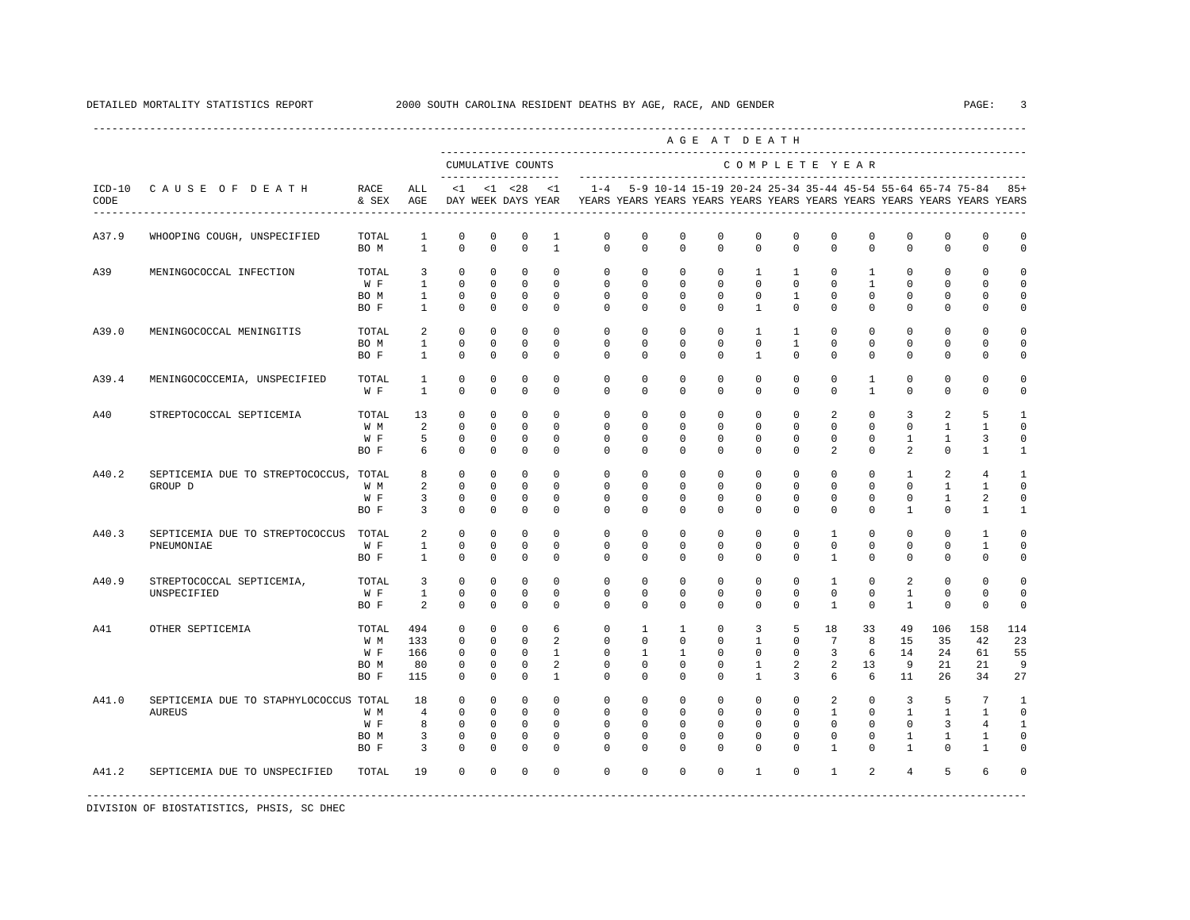DETAILED MORTALITY STATISTICS REPORT — 2000 SOUTH CAROLINA RESIDENT DEATHS BY AGE, RACE, AND GENDER

| ICD-10 CODE | CAUSE OF DEATH | RACE & SEX | ALL AGE | <1 DAY | <1 WEEK | <28 DAYS | <1 YEAR | 1-4 YEARS | 5-9 YEARS | 10-14 YEARS | 15-19 YEARS | 20-24 YEARS | 25-34 YEARS | 35-44 YEARS | 45-54 YEARS | 55-64 YEARS | 65-74 YEARS | 75-84 YEARS | 85+ YEARS |
|---|---|---|---|---|---|---|---|---|---|---|---|---|---|---|---|---|---|---|---|
| | | | | CUMULATIVE COUNTS | | | | COMPLETE YEAR | | | | | | | | | | | |
| A37.9 | WHOOPING COUGH, UNSPECIFIED | TOTAL | 1 | 0 | 0 | 0 | 1 | 0 | 0 | 0 | 0 | 0 | 0 | 0 | 0 | 0 | 0 | 0 | 0 |
| | | BO M | 1 | 0 | 0 | 0 | 1 | 0 | 0 | 0 | 0 | 0 | 0 | 0 | 0 | 0 | 0 | 0 | 0 |
| A39 | MENINGOCOCCAL INFECTION | TOTAL | 3 | 0 | 0 | 0 | 0 | 0 | 0 | 0 | 0 | 1 | 1 | 0 | 1 | 0 | 0 | 0 | 0 |
| | | W F | 1 | 0 | 0 | 0 | 0 | 0 | 0 | 0 | 0 | 0 | 0 | 0 | 1 | 0 | 0 | 0 | 0 |
| | | BO M | 1 | 0 | 0 | 0 | 0 | 0 | 0 | 0 | 0 | 0 | 1 | 0 | 0 | 0 | 0 | 0 | 0 |
| | | BO F | 1 | 0 | 0 | 0 | 0 | 0 | 0 | 0 | 0 | 1 | 0 | 0 | 0 | 0 | 0 | 0 | 0 |
| A39.0 | MENINGOCOCCAL MENINGITIS | TOTAL | 2 | 0 | 0 | 0 | 0 | 0 | 0 | 0 | 0 | 1 | 1 | 0 | 0 | 0 | 0 | 0 | 0 |
| | | BO M | 1 | 0 | 0 | 0 | 0 | 0 | 0 | 0 | 0 | 0 | 1 | 0 | 0 | 0 | 0 | 0 | 0 |
| | | BO F | 1 | 0 | 0 | 0 | 0 | 0 | 0 | 0 | 0 | 1 | 0 | 0 | 0 | 0 | 0 | 0 | 0 |
| A39.4 | MENINGOCOCCEMIA, UNSPECIFIED | TOTAL | 1 | 0 | 0 | 0 | 0 | 0 | 0 | 0 | 0 | 0 | 0 | 0 | 1 | 0 | 0 | 0 | 0 |
| | | W F | 1 | 0 | 0 | 0 | 0 | 0 | 0 | 0 | 0 | 0 | 0 | 0 | 1 | 0 | 0 | 0 | 0 |
| A40 | STREPTOCOCCAL SEPTICEMIA | TOTAL | 13 | 0 | 0 | 0 | 0 | 0 | 0 | 0 | 0 | 0 | 0 | 2 | 0 | 3 | 2 | 5 | 1 |
| | | W M | 2 | 0 | 0 | 0 | 0 | 0 | 0 | 0 | 0 | 0 | 0 | 0 | 0 | 0 | 1 | 1 | 0 |
| | | W F | 5 | 0 | 0 | 0 | 0 | 0 | 0 | 0 | 0 | 0 | 0 | 0 | 0 | 1 | 1 | 3 | 0 |
| | | BO F | 6 | 0 | 0 | 0 | 0 | 0 | 0 | 0 | 0 | 0 | 0 | 2 | 0 | 2 | 0 | 1 | 1 |
| A40.2 | SEPTICEMIA DUE TO STREPTOCOCCUS, GROUP D | TOTAL | 8 | 0 | 0 | 0 | 0 | 0 | 0 | 0 | 0 | 0 | 0 | 0 | 0 | 1 | 2 | 4 | 1 |
| | | W M | 2 | 0 | 0 | 0 | 0 | 0 | 0 | 0 | 0 | 0 | 0 | 0 | 0 | 0 | 1 | 1 | 0 |
| | | W F | 3 | 0 | 0 | 0 | 0 | 0 | 0 | 0 | 0 | 0 | 0 | 0 | 0 | 0 | 1 | 2 | 0 |
| | | BO F | 3 | 0 | 0 | 0 | 0 | 0 | 0 | 0 | 0 | 0 | 0 | 0 | 0 | 1 | 0 | 1 | 1 |
| A40.3 | SEPTICEMIA DUE TO STREPTOCOCCUS PNEUMONIAE | TOTAL | 2 | 0 | 0 | 0 | 0 | 0 | 0 | 0 | 0 | 0 | 0 | 1 | 0 | 0 | 0 | 1 | 0 |
| | | W F | 1 | 0 | 0 | 0 | 0 | 0 | 0 | 0 | 0 | 0 | 0 | 0 | 0 | 0 | 0 | 1 | 0 |
| | | BO F | 1 | 0 | 0 | 0 | 0 | 0 | 0 | 0 | 0 | 0 | 0 | 1 | 0 | 0 | 0 | 0 | 0 |
| A40.9 | STREPTOCOCCAL SEPTICEMIA, UNSPECIFIED | TOTAL | 3 | 0 | 0 | 0 | 0 | 0 | 0 | 0 | 0 | 0 | 0 | 1 | 0 | 2 | 0 | 0 | 0 |
| | | W F | 1 | 0 | 0 | 0 | 0 | 0 | 0 | 0 | 0 | 0 | 0 | 0 | 0 | 1 | 0 | 0 | 0 |
| | | BO F | 2 | 0 | 0 | 0 | 0 | 0 | 0 | 0 | 0 | 0 | 0 | 1 | 0 | 1 | 0 | 0 | 0 |
| A41 | OTHER SEPTICEMIA | TOTAL | 494 | 0 | 0 | 0 | 6 | 0 | 1 | 1 | 0 | 3 | 5 | 18 | 33 | 49 | 106 | 158 | 114 |
| | | W M | 133 | 0 | 0 | 0 | 2 | 0 | 0 | 0 | 0 | 1 | 0 | 7 | 8 | 15 | 35 | 42 | 23 |
| | | W F | 166 | 0 | 0 | 0 | 1 | 0 | 1 | 1 | 0 | 0 | 0 | 3 | 6 | 14 | 24 | 61 | 55 |
| | | BO M | 80 | 0 | 0 | 0 | 2 | 0 | 0 | 0 | 0 | 1 | 2 | 2 | 13 | 9 | 21 | 21 | 9 |
| | | BO F | 115 | 0 | 0 | 0 | 1 | 0 | 0 | 0 | 0 | 1 | 3 | 6 | 6 | 11 | 26 | 34 | 27 |
| A41.0 | SEPTICEMIA DUE TO STAPHYLOCOCCUS AUREUS | TOTAL | 18 | 0 | 0 | 0 | 0 | 0 | 0 | 0 | 0 | 0 | 0 | 2 | 0 | 3 | 5 | 7 | 1 |
| | | W M | 4 | 0 | 0 | 0 | 0 | 0 | 0 | 0 | 0 | 0 | 0 | 1 | 0 | 1 | 1 | 1 | 0 |
| | | W F | 8 | 0 | 0 | 0 | 0 | 0 | 0 | 0 | 0 | 0 | 0 | 0 | 0 | 0 | 3 | 4 | 1 |
| | | BO M | 3 | 0 | 0 | 0 | 0 | 0 | 0 | 0 | 0 | 0 | 0 | 0 | 0 | 1 | 1 | 1 | 0 |
| | | BO F | 3 | 0 | 0 | 0 | 0 | 0 | 0 | 0 | 0 | 0 | 0 | 1 | 0 | 1 | 0 | 1 | 0 |
| A41.2 | SEPTICEMIA DUE TO UNSPECIFIED | TOTAL | 19 | 0 | 0 | 0 | 0 | 0 | 0 | 0 | 0 | 1 | 0 | 1 | 2 | 4 | 5 | 6 | 0 |

DIVISION OF BIOSTATISTICS, PHSIS, SC DHEC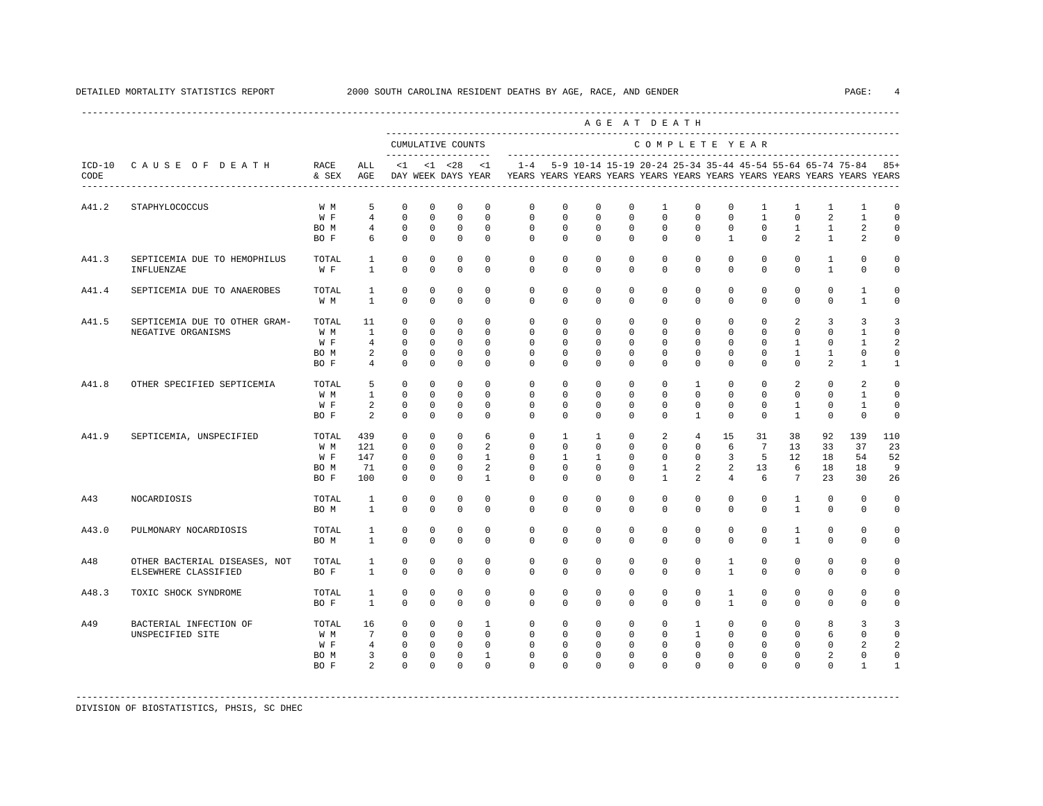DETAILED MORTALITY STATISTICS REPORT 2000 SOUTH CAROLINA RESIDENT DEATHS BY AGE, RACE, AND GENDER

| ICD-10 CODE | CAUSE OF DEATH | RACE & SEX | ALL AGE | <1 DAY | <1 WEEK | <28 DAYS | <1 YEAR | 1-4 YEARS | 5-9 YEARS | 10-14 YEARS | 15-19 YEARS | 20-24 YEARS | 25-34 YEARS | 35-44 YEARS | 45-54 YEARS | 55-64 YEARS | 65-74 YEARS | 75-84 YEARS | 85+ YEARS |
|---|---|---|---|---|---|---|---|---|---|---|---|---|---|---|---|---|---|---|---|
| | | | | CUMULATIVE COUNTS | | | | COMPLETE YEAR | | | | | | | | | | | |
| A41.2 | STAPHYLOCOCCUS | W M | 5 | 0 | 0 | 0 | 0 | 0 | 0 | 0 | 0 | 1 | 0 | 0 | 1 | 1 | 1 | 1 | 0 |
| | | W F | 4 | 0 | 0 | 0 | 0 | 0 | 0 | 0 | 0 | 0 | 0 | 0 | 1 | 0 | 2 | 1 | 0 |
| | | BO M | 4 | 0 | 0 | 0 | 0 | 0 | 0 | 0 | 0 | 0 | 0 | 0 | 0 | 1 | 1 | 2 | 0 |
| | | BO F | 6 | 0 | 0 | 0 | 0 | 0 | 0 | 0 | 0 | 0 | 0 | 1 | 0 | 2 | 1 | 2 | 0 |
| A41.3 | SEPTICEMIA DUE TO HEMOPHILUS INFLUENZAE | TOTAL | 1 | 0 | 0 | 0 | 0 | 0 | 0 | 0 | 0 | 0 | 0 | 0 | 0 | 0 | 1 | 0 | 0 |
| | | W F | 1 | 0 | 0 | 0 | 0 | 0 | 0 | 0 | 0 | 0 | 0 | 0 | 0 | 0 | 1 | 0 | 0 |
| A41.4 | SEPTICEMIA DUE TO ANAEROBES | TOTAL | 1 | 0 | 0 | 0 | 0 | 0 | 0 | 0 | 0 | 0 | 0 | 0 | 0 | 0 | 0 | 1 | 0 |
| | | W M | 1 | 0 | 0 | 0 | 0 | 0 | 0 | 0 | 0 | 0 | 0 | 0 | 0 | 0 | 0 | 1 | 0 |
| A41.5 | SEPTICEMIA DUE TO OTHER GRAM-NEGATIVE ORGANISMS | TOTAL | 11 | 0 | 0 | 0 | 0 | 0 | 0 | 0 | 0 | 0 | 0 | 0 | 0 | 2 | 3 | 3 | 3 |
| | | W M | 1 | 0 | 0 | 0 | 0 | 0 | 0 | 0 | 0 | 0 | 0 | 0 | 0 | 0 | 0 | 1 | 0 |
| | | W F | 4 | 0 | 0 | 0 | 0 | 0 | 0 | 0 | 0 | 0 | 0 | 0 | 0 | 1 | 0 | 1 | 2 |
| | | BO M | 2 | 0 | 0 | 0 | 0 | 0 | 0 | 0 | 0 | 0 | 0 | 0 | 0 | 1 | 1 | 0 | 0 |
| | | BO F | 4 | 0 | 0 | 0 | 0 | 0 | 0 | 0 | 0 | 0 | 0 | 0 | 0 | 0 | 2 | 1 | 1 |
| A41.8 | OTHER SPECIFIED SEPTICEMIA | TOTAL | 5 | 0 | 0 | 0 | 0 | 0 | 0 | 0 | 0 | 0 | 1 | 0 | 0 | 2 | 0 | 2 | 0 |
| | | W M | 1 | 0 | 0 | 0 | 0 | 0 | 0 | 0 | 0 | 0 | 0 | 0 | 0 | 0 | 0 | 1 | 0 |
| | | W F | 2 | 0 | 0 | 0 | 0 | 0 | 0 | 0 | 0 | 0 | 0 | 0 | 0 | 1 | 0 | 1 | 0 |
| | | BO F | 2 | 0 | 0 | 0 | 0 | 0 | 0 | 0 | 0 | 0 | 1 | 0 | 0 | 1 | 0 | 0 | 0 |
| A41.9 | SEPTICEMIA, UNSPECIFIED | TOTAL | 439 | 0 | 0 | 0 | 6 | 0 | 1 | 1 | 0 | 2 | 4 | 15 | 31 | 38 | 92 | 139 | 110 |
| | | W M | 121 | 0 | 0 | 0 | 2 | 0 | 0 | 0 | 0 | 0 | 0 | 6 | 7 | 13 | 33 | 37 | 23 |
| | | W F | 147 | 0 | 0 | 0 | 1 | 0 | 1 | 1 | 0 | 0 | 0 | 3 | 5 | 12 | 18 | 54 | 52 |
| | | BO M | 71 | 0 | 0 | 0 | 2 | 0 | 0 | 0 | 0 | 1 | 2 | 2 | 13 | 6 | 18 | 18 | 9 |
| | | BO F | 100 | 0 | 0 | 0 | 1 | 0 | 0 | 0 | 0 | 1 | 2 | 4 | 6 | 7 | 23 | 30 | 26 |
| A43 | NOCARDIOSIS | TOTAL | 1 | 0 | 0 | 0 | 0 | 0 | 0 | 0 | 0 | 0 | 0 | 0 | 0 | 1 | 0 | 0 | 0 |
| | | BO M | 1 | 0 | 0 | 0 | 0 | 0 | 0 | 0 | 0 | 0 | 0 | 0 | 0 | 1 | 0 | 0 | 0 |
| A43.0 | PULMONARY NOCARDIOSIS | TOTAL | 1 | 0 | 0 | 0 | 0 | 0 | 0 | 0 | 0 | 0 | 0 | 0 | 0 | 1 | 0 | 0 | 0 |
| | | BO M | 1 | 0 | 0 | 0 | 0 | 0 | 0 | 0 | 0 | 0 | 0 | 0 | 0 | 1 | 0 | 0 | 0 |
| A48 | OTHER BACTERIAL DISEASES, NOT ELSEWHERE CLASSIFIED | TOTAL | 1 | 0 | 0 | 0 | 0 | 0 | 0 | 0 | 0 | 0 | 0 | 1 | 0 | 0 | 0 | 0 | 0 |
| | | BO F | 1 | 0 | 0 | 0 | 0 | 0 | 0 | 0 | 0 | 0 | 0 | 1 | 0 | 0 | 0 | 0 | 0 |
| A48.3 | TOXIC SHOCK SYNDROME | TOTAL | 1 | 0 | 0 | 0 | 0 | 0 | 0 | 0 | 0 | 0 | 0 | 1 | 0 | 0 | 0 | 0 | 0 |
| | | BO F | 1 | 0 | 0 | 0 | 0 | 0 | 0 | 0 | 0 | 0 | 0 | 1 | 0 | 0 | 0 | 0 | 0 |
| A49 | BACTERIAL INFECTION OF UNSPECIFIED SITE | TOTAL | 16 | 0 | 0 | 0 | 1 | 0 | 0 | 0 | 0 | 0 | 1 | 0 | 0 | 0 | 8 | 3 | 3 |
| | | W M | 7 | 0 | 0 | 0 | 0 | 0 | 0 | 0 | 0 | 0 | 1 | 0 | 0 | 0 | 6 | 0 | 0 |
| | | W F | 4 | 0 | 0 | 0 | 0 | 0 | 0 | 0 | 0 | 0 | 0 | 0 | 0 | 0 | 0 | 2 | 2 |
| | | BO M | 3 | 0 | 0 | 0 | 1 | 0 | 0 | 0 | 0 | 0 | 0 | 0 | 0 | 0 | 2 | 0 | 0 |
| | | BO F | 2 | 0 | 0 | 0 | 0 | 0 | 0 | 0 | 0 | 0 | 0 | 0 | 0 | 0 | 0 | 1 | 1 |

DIVISION OF BIOSTATISTICS, PHSIS, SC DHEC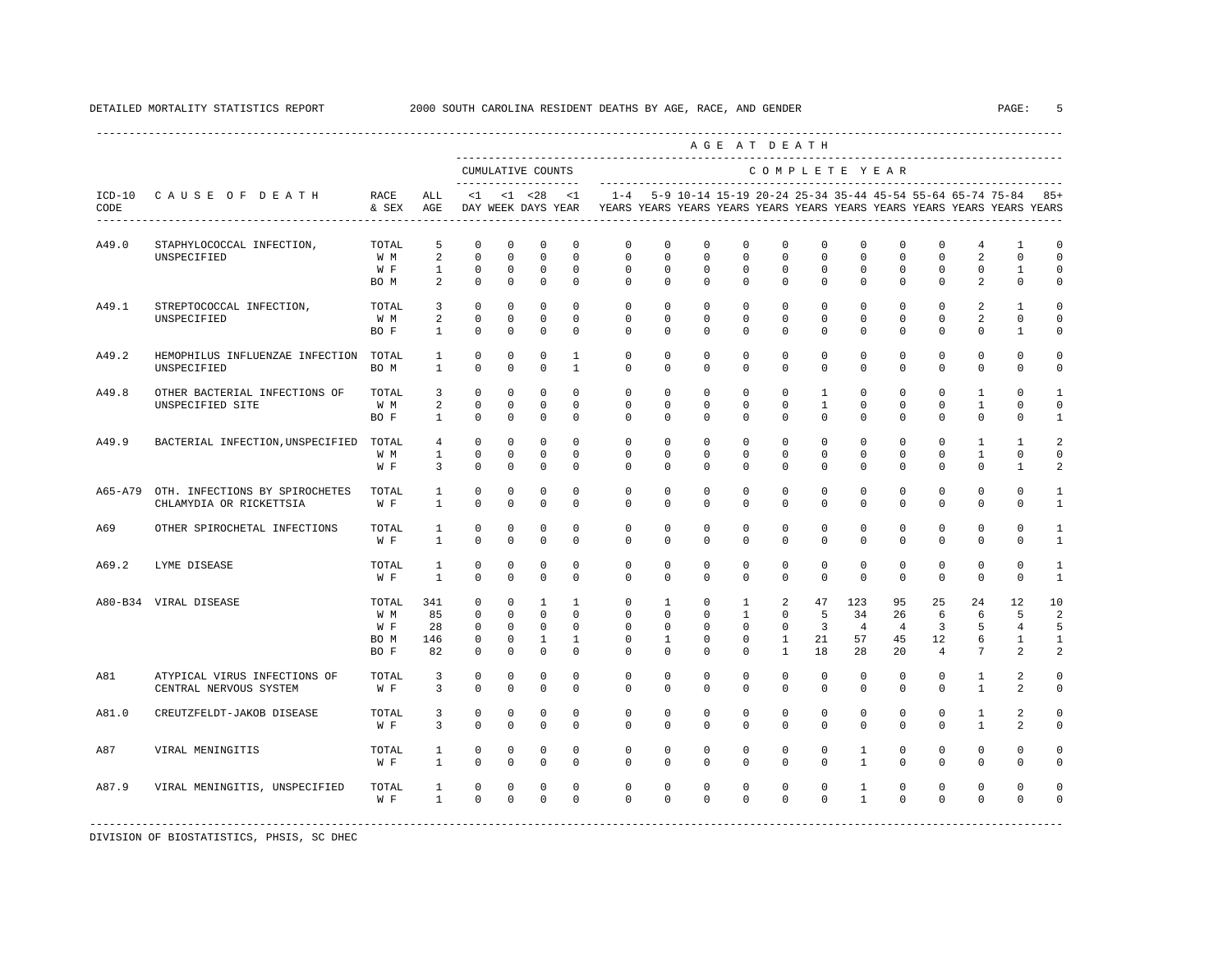DETAILED MORTALITY STATISTICS REPORT 2000 SOUTH CAROLINA RESIDENT DEATHS BY AGE, RACE, AND GENDER

| ICD-10 CODE | CAUSE OF DEATH | RACE & SEX | ALL AGE | <1 DAY | <1 WEEK | <28 DAYS | <1 YEAR | 1-4 YEARS | 5-9 YEARS | 10-14 YEARS | 15-19 YEARS | 20-24 YEARS | 25-34 YEARS | 35-44 YEARS | 45-54 YEARS | 55-64 YEARS | 65-74 YEARS | 75-84 YEARS | 85+ YEARS |
|---|---|---|---|---|---|---|---|---|---|---|---|---|---|---|---|---|---|---|---|
| A49.0 | STAPHYLOCOCCAL INFECTION, UNSPECIFIED | TOTAL | 5 | 0 | 0 | 0 | 0 | 0 | 0 | 0 | 0 | 0 | 0 | 0 | 0 | 0 | 4 | 1 | 0 |
| | | W M | 2 | 0 | 0 | 0 | 0 | 0 | 0 | 0 | 0 | 0 | 0 | 0 | 0 | 0 | 2 | 0 | 0 |
| | | W F | 1 | 0 | 0 | 0 | 0 | 0 | 0 | 0 | 0 | 0 | 0 | 0 | 0 | 0 | 0 | 1 | 0 |
| | | BO M | 2 | 0 | 0 | 0 | 0 | 0 | 0 | 0 | 0 | 0 | 0 | 0 | 0 | 0 | 2 | 0 | 0 |
| A49.1 | STREPTOCOCCAL INFECTION, UNSPECIFIED | TOTAL | 3 | 0 | 0 | 0 | 0 | 0 | 0 | 0 | 0 | 0 | 0 | 0 | 0 | 0 | 2 | 1 | 0 |
| | | W M | 2 | 0 | 0 | 0 | 0 | 0 | 0 | 0 | 0 | 0 | 0 | 0 | 0 | 0 | 2 | 0 | 0 |
| | | BO F | 1 | 0 | 0 | 0 | 0 | 0 | 0 | 0 | 0 | 0 | 0 | 0 | 0 | 0 | 0 | 1 | 0 |
| A49.2 | HEMOPHILUS INFLUENZAE INFECTION UNSPECIFIED | TOTAL | 1 | 0 | 0 | 0 | 1 | 0 | 0 | 0 | 0 | 0 | 0 | 0 | 0 | 0 | 0 | 0 | 0 |
| | | BO M | 1 | 0 | 0 | 0 | 1 | 0 | 0 | 0 | 0 | 0 | 0 | 0 | 0 | 0 | 0 | 0 | 0 |
| A49.8 | OTHER BACTERIAL INFECTIONS OF UNSPECIFIED SITE | TOTAL | 3 | 0 | 0 | 0 | 0 | 0 | 0 | 0 | 0 | 0 | 1 | 0 | 0 | 0 | 1 | 0 | 1 |
| | | W M | 2 | 0 | 0 | 0 | 0 | 0 | 0 | 0 | 0 | 0 | 1 | 0 | 0 | 0 | 1 | 0 | 0 |
| | | BO F | 1 | 0 | 0 | 0 | 0 | 0 | 0 | 0 | 0 | 0 | 0 | 0 | 0 | 0 | 0 | 0 | 1 |
| A49.9 | BACTERIAL INFECTION,UNSPECIFIED | TOTAL | 4 | 0 | 0 | 0 | 0 | 0 | 0 | 0 | 0 | 0 | 0 | 0 | 0 | 0 | 1 | 1 | 2 |
| | | W M | 1 | 0 | 0 | 0 | 0 | 0 | 0 | 0 | 0 | 0 | 0 | 0 | 0 | 0 | 1 | 0 | 0 |
| | | W F | 3 | 0 | 0 | 0 | 0 | 0 | 0 | 0 | 0 | 0 | 0 | 0 | 0 | 0 | 0 | 1 | 2 |
| A65-A79 | OTH. INFECTIONS BY SPIROCHETES CHLAMYDIA OR RICKETTSIA | TOTAL | 1 | 0 | 0 | 0 | 0 | 0 | 0 | 0 | 0 | 0 | 0 | 0 | 0 | 0 | 0 | 0 | 1 |
| | | W F | 1 | 0 | 0 | 0 | 0 | 0 | 0 | 0 | 0 | 0 | 0 | 0 | 0 | 0 | 0 | 0 | 1 |
| A69 | OTHER SPIROCHETAL INFECTIONS | TOTAL | 1 | 0 | 0 | 0 | 0 | 0 | 0 | 0 | 0 | 0 | 0 | 0 | 0 | 0 | 0 | 0 | 1 |
| | | W F | 1 | 0 | 0 | 0 | 0 | 0 | 0 | 0 | 0 | 0 | 0 | 0 | 0 | 0 | 0 | 0 | 1 |
| A69.2 | LYME DISEASE | TOTAL | 1 | 0 | 0 | 0 | 0 | 0 | 0 | 0 | 0 | 0 | 0 | 0 | 0 | 0 | 0 | 0 | 1 |
| | | W F | 1 | 0 | 0 | 0 | 0 | 0 | 0 | 0 | 0 | 0 | 0 | 0 | 0 | 0 | 0 | 0 | 1 |
| A80-B34 | VIRAL DISEASE | TOTAL | 341 | 0 | 0 | 1 | 1 | 0 | 1 | 0 | 1 | 2 | 47 | 123 | 95 | 25 | 24 | 12 | 10 |
| | | W M | 85 | 0 | 0 | 0 | 0 | 0 | 0 | 0 | 1 | 0 | 5 | 34 | 26 | 6 | 6 | 5 | 2 |
| | | W F | 28 | 0 | 0 | 0 | 0 | 0 | 0 | 0 | 0 | 0 | 3 | 4 | 4 | 3 | 5 | 4 | 5 |
| | | BO M | 146 | 0 | 0 | 1 | 1 | 0 | 1 | 0 | 0 | 1 | 21 | 57 | 45 | 12 | 6 | 1 | 1 |
| | | BO F | 82 | 0 | 0 | 0 | 0 | 0 | 0 | 0 | 0 | 1 | 18 | 28 | 20 | 4 | 7 | 2 | 2 |
| A81 | ATYPICAL VIRUS INFECTIONS OF CENTRAL NERVOUS SYSTEM | TOTAL | 3 | 0 | 0 | 0 | 0 | 0 | 0 | 0 | 0 | 0 | 0 | 0 | 0 | 0 | 1 | 2 | 0 |
| | | W F | 3 | 0 | 0 | 0 | 0 | 0 | 0 | 0 | 0 | 0 | 0 | 0 | 0 | 0 | 1 | 2 | 0 |
| A81.0 | CREUTZFELDT-JAKOB DISEASE | TOTAL | 3 | 0 | 0 | 0 | 0 | 0 | 0 | 0 | 0 | 0 | 0 | 0 | 0 | 0 | 1 | 2 | 0 |
| | | W F | 3 | 0 | 0 | 0 | 0 | 0 | 0 | 0 | 0 | 0 | 0 | 0 | 0 | 0 | 1 | 2 | 0 |
| A87 | VIRAL MENINGITIS | TOTAL | 1 | 0 | 0 | 0 | 0 | 0 | 0 | 0 | 0 | 0 | 0 | 1 | 0 | 0 | 0 | 0 | 0 |
| | | W F | 1 | 0 | 0 | 0 | 0 | 0 | 0 | 0 | 0 | 0 | 0 | 1 | 0 | 0 | 0 | 0 | 0 |
| A87.9 | VIRAL MENINGITIS, UNSPECIFIED | TOTAL | 1 | 0 | 0 | 0 | 0 | 0 | 0 | 0 | 0 | 0 | 0 | 1 | 0 | 0 | 0 | 0 | 0 |
| | | W F | 1 | 0 | 0 | 0 | 0 | 0 | 0 | 0 | 0 | 0 | 0 | 1 | 0 | 0 | 0 | 0 | 0 |

DIVISION OF BIOSTATISTICS, PHSIS, SC DHEC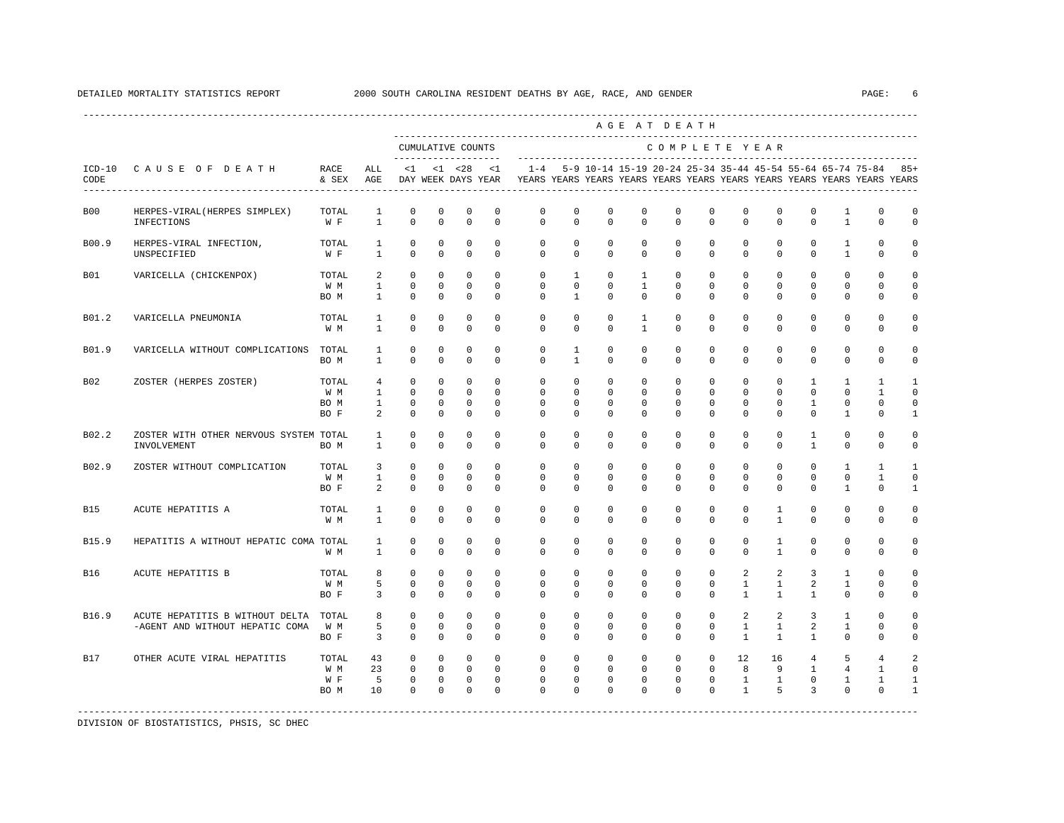DETAILED MORTALITY STATISTICS REPORT 2000 SOUTH CAROLINA RESIDENT DEATHS BY AGE, RACE, AND GENDER

| ICD-10 CODE | CAUSE OF DEATH | RACE & SEX | ALL AGE | <1 DAY | <1 WEEK | <28 DAYS | <1 YEAR | 1-4 YEARS | 5-9 YEARS | 10-14 YEARS | 15-19 YEARS | 20-24 YEARS | 25-34 YEARS | 35-44 YEARS | 45-54 YEARS | 55-64 YEARS | 65-74 YEARS | 75-84 YEARS | 85+ YEARS |
|---|---|---|---|---|---|---|---|---|---|---|---|---|---|---|---|---|---|---|---|
| | | | | CUMULATIVE COUNTS | | | | COMPLETE YEAR | | | | | | | | | | | |
| B00 | HERPES-VIRAL(HERPES SIMPLEX) INFECTIONS | TOTAL | 1 | 0 | 0 | 0 | 0 | 0 | 0 | 0 | 0 | 0 | 0 | 0 | 0 | 0 | 1 | 0 | 0 |
| | | W F | 1 | 0 | 0 | 0 | 0 | 0 | 0 | 0 | 0 | 0 | 0 | 0 | 0 | 0 | 1 | 0 | 0 |
| B00.9 | HERPES-VIRAL INFECTION, UNSPECIFIED | TOTAL | 1 | 0 | 0 | 0 | 0 | 0 | 0 | 0 | 0 | 0 | 0 | 0 | 0 | 0 | 1 | 0 | 0 |
| | | W F | 1 | 0 | 0 | 0 | 0 | 0 | 0 | 0 | 0 | 0 | 0 | 0 | 0 | 0 | 1 | 0 | 0 |
| B01 | VARICELLA (CHICKENPOX) | TOTAL | 2 | 0 | 0 | 0 | 0 | 0 | 1 | 0 | 1 | 0 | 0 | 0 | 0 | 0 | 0 | 0 | 0 |
| | | W M | 1 | 0 | 0 | 0 | 0 | 0 | 0 | 0 | 1 | 0 | 0 | 0 | 0 | 0 | 0 | 0 | 0 |
| | | BO M | 1 | 0 | 0 | 0 | 0 | 0 | 1 | 0 | 0 | 0 | 0 | 0 | 0 | 0 | 0 | 0 | 0 |
| B01.2 | VARICELLA PNEUMONIA | TOTAL | 1 | 0 | 0 | 0 | 0 | 0 | 0 | 0 | 1 | 0 | 0 | 0 | 0 | 0 | 0 | 0 | 0 |
| | | W M | 1 | 0 | 0 | 0 | 0 | 0 | 0 | 0 | 1 | 0 | 0 | 0 | 0 | 0 | 0 | 0 | 0 |
| B01.9 | VARICELLA WITHOUT COMPLICATIONS | TOTAL | 1 | 0 | 0 | 0 | 0 | 0 | 1 | 0 | 0 | 0 | 0 | 0 | 0 | 0 | 0 | 0 | 0 |
| | | BO M | 1 | 0 | 0 | 0 | 0 | 0 | 1 | 0 | 0 | 0 | 0 | 0 | 0 | 0 | 0 | 0 | 0 |
| B02 | ZOSTER (HERPES ZOSTER) | TOTAL | 4 | 0 | 0 | 0 | 0 | 0 | 0 | 0 | 0 | 0 | 0 | 0 | 0 | 1 | 1 | 1 | 1 |
| | | W M | 1 | 0 | 0 | 0 | 0 | 0 | 0 | 0 | 0 | 0 | 0 | 0 | 0 | 0 | 0 | 1 | 0 |
| | | BO M | 1 | 0 | 0 | 0 | 0 | 0 | 0 | 0 | 0 | 0 | 0 | 0 | 0 | 1 | 0 | 0 | 0 |
| | | BO F | 2 | 0 | 0 | 0 | 0 | 0 | 0 | 0 | 0 | 0 | 0 | 0 | 0 | 0 | 1 | 0 | 1 |
| B02.2 | ZOSTER WITH OTHER NERVOUS SYSTEM INVOLVEMENT | TOTAL | 1 | 0 | 0 | 0 | 0 | 0 | 0 | 0 | 0 | 0 | 0 | 0 | 0 | 1 | 0 | 0 | 0 |
| | | BO M | 1 | 0 | 0 | 0 | 0 | 0 | 0 | 0 | 0 | 0 | 0 | 0 | 0 | 1 | 0 | 0 | 0 |
| B02.9 | ZOSTER WITHOUT COMPLICATION | TOTAL | 3 | 0 | 0 | 0 | 0 | 0 | 0 | 0 | 0 | 0 | 0 | 0 | 0 | 0 | 1 | 1 | 1 |
| | | W M | 1 | 0 | 0 | 0 | 0 | 0 | 0 | 0 | 0 | 0 | 0 | 0 | 0 | 0 | 0 | 1 | 0 |
| | | BO F | 2 | 0 | 0 | 0 | 0 | 0 | 0 | 0 | 0 | 0 | 0 | 0 | 0 | 0 | 1 | 0 | 1 |
| B15 | ACUTE HEPATITIS A | TOTAL | 1 | 0 | 0 | 0 | 0 | 0 | 0 | 0 | 0 | 0 | 0 | 0 | 1 | 0 | 0 | 0 | 0 |
| | | W M | 1 | 0 | 0 | 0 | 0 | 0 | 0 | 0 | 0 | 0 | 0 | 0 | 1 | 0 | 0 | 0 | 0 |
| B15.9 | HEPATITIS A WITHOUT HEPATIC COMA | TOTAL | 1 | 0 | 0 | 0 | 0 | 0 | 0 | 0 | 0 | 0 | 0 | 0 | 1 | 0 | 0 | 0 | 0 |
| | | W M | 1 | 0 | 0 | 0 | 0 | 0 | 0 | 0 | 0 | 0 | 0 | 0 | 1 | 0 | 0 | 0 | 0 |
| B16 | ACUTE HEPATITIS B | TOTAL | 8 | 0 | 0 | 0 | 0 | 0 | 0 | 0 | 0 | 0 | 0 | 2 | 2 | 3 | 1 | 0 | 0 |
| | | W M | 5 | 0 | 0 | 0 | 0 | 0 | 0 | 0 | 0 | 0 | 0 | 1 | 1 | 2 | 1 | 0 | 0 |
| | | BO F | 3 | 0 | 0 | 0 | 0 | 0 | 0 | 0 | 0 | 0 | 0 | 1 | 1 | 1 | 0 | 0 | 0 |
| B16.9 | ACUTE HEPATITIS B WITHOUT DELTA -AGENT AND WITHOUT HEPATIC COMA | TOTAL | 8 | 0 | 0 | 0 | 0 | 0 | 0 | 0 | 0 | 0 | 0 | 2 | 2 | 3 | 1 | 0 | 0 |
| | | W M | 5 | 0 | 0 | 0 | 0 | 0 | 0 | 0 | 0 | 0 | 0 | 1 | 1 | 2 | 1 | 0 | 0 |
| | | BO F | 3 | 0 | 0 | 0 | 0 | 0 | 0 | 0 | 0 | 0 | 0 | 1 | 1 | 1 | 0 | 0 | 0 |
| B17 | OTHER ACUTE VIRAL HEPATITIS | TOTAL | 43 | 0 | 0 | 0 | 0 | 0 | 0 | 0 | 0 | 0 | 0 | 12 | 16 | 4 | 5 | 4 | 2 |
| | | W M | 23 | 0 | 0 | 0 | 0 | 0 | 0 | 0 | 0 | 0 | 0 | 8 | 9 | 1 | 4 | 1 | 0 |
| | | W F | 5 | 0 | 0 | 0 | 0 | 0 | 0 | 0 | 0 | 0 | 0 | 1 | 1 | 0 | 1 | 1 | 1 |
| | | BO M | 10 | 0 | 0 | 0 | 0 | 0 | 0 | 0 | 0 | 0 | 0 | 1 | 5 | 3 | 0 | 0 | 1 |

DIVISION OF BIOSTATISTICS, PHSIS, SC DHEC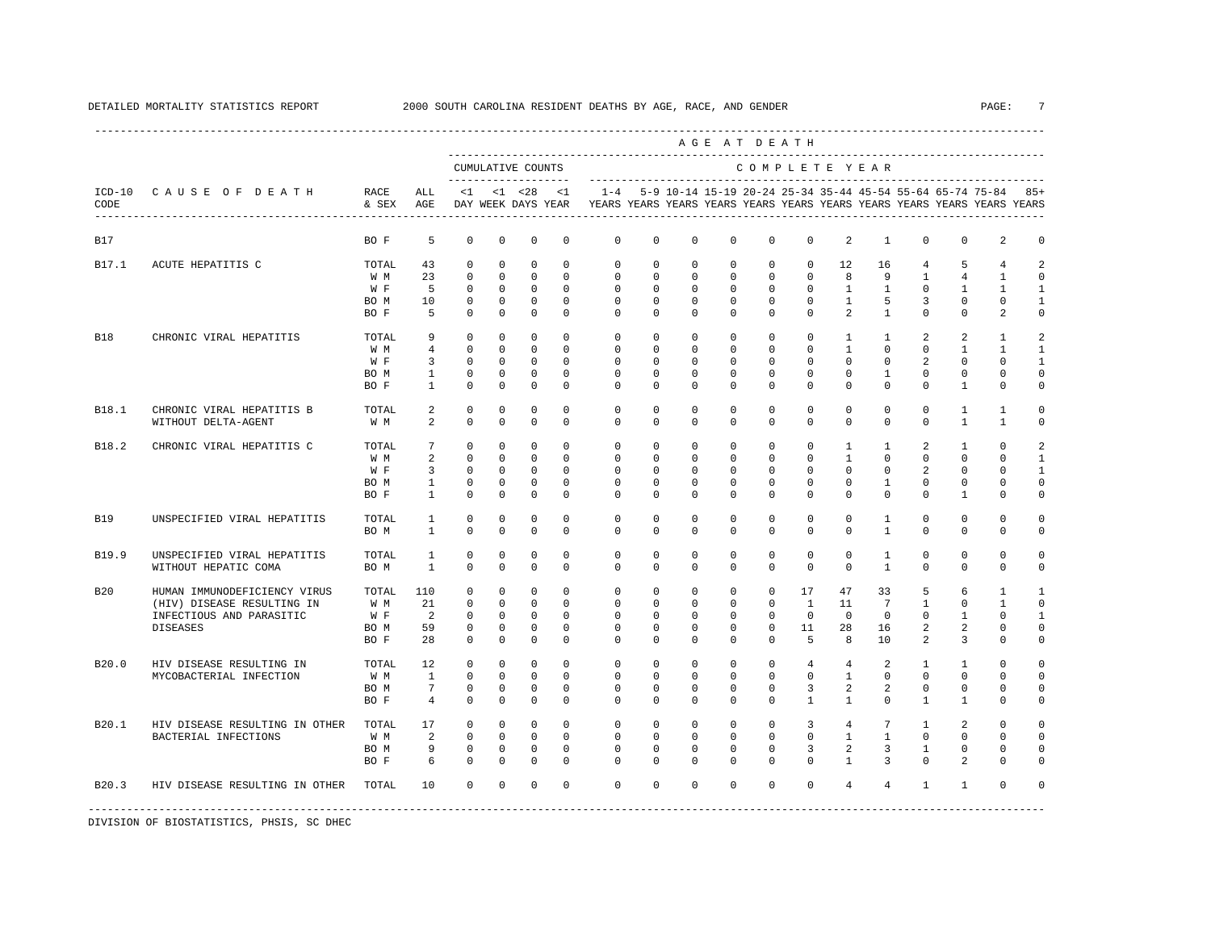DETAILED MORTALITY STATISTICS REPORT 2000 SOUTH CAROLINA RESIDENT DEATHS BY AGE, RACE, AND GENDER

| ICD-10 CODE | CAUSE OF DEATH | RACE & SEX | ALL AGE | <1 DAY | <1 WEEK | <28 DAYS | <1 YEAR | 1-4 YEARS | 5-9 YEARS | 10-14 YEARS | 15-19 YEARS | 20-24 YEARS | 25-34 YEARS | 35-44 YEARS | 45-54 YEARS | 55-64 YEARS | 65-74 YEARS | 75-84 YEARS | 85+ YEARS |
|---|---|---|---|---|---|---|---|---|---|---|---|---|---|---|---|---|---|---|---|
| | | | | CUMULATIVE COUNTS | | | | COMPLETE YEAR | | | | | | | | | | | |
| B17 | | BO F | 5 | 0 | 0 | 0 | 0 | 0 | 0 | 0 | 0 | 0 | 0 | 2 | 1 | 0 | 0 | 2 | 0 |
| B17.1 | ACUTE HEPATITIS C | TOTAL | 43 | 0 | 0 | 0 | 0 | 0 | 0 | 0 | 0 | 0 | 0 | 12 | 16 | 4 | 5 | 4 | 2 |
| | | W M | 23 | 0 | 0 | 0 | 0 | 0 | 0 | 0 | 0 | 0 | 0 | 8 | 9 | 1 | 4 | 1 | 0 |
| | | W F | 5 | 0 | 0 | 0 | 0 | 0 | 0 | 0 | 0 | 0 | 0 | 1 | 1 | 0 | 1 | 1 | 1 |
| | | BO M | 10 | 0 | 0 | 0 | 0 | 0 | 0 | 0 | 0 | 0 | 0 | 1 | 5 | 3 | 0 | 0 | 1 |
| | | BO F | 5 | 0 | 0 | 0 | 0 | 0 | 0 | 0 | 0 | 0 | 0 | 2 | 1 | 0 | 0 | 2 | 0 |
| B18 | CHRONIC VIRAL HEPATITIS | TOTAL | 9 | 0 | 0 | 0 | 0 | 0 | 0 | 0 | 0 | 0 | 0 | 1 | 1 | 2 | 2 | 1 | 2 |
| | | W M | 4 | 0 | 0 | 0 | 0 | 0 | 0 | 0 | 0 | 0 | 0 | 1 | 0 | 0 | 1 | 1 | 1 |
| | | W F | 3 | 0 | 0 | 0 | 0 | 0 | 0 | 0 | 0 | 0 | 0 | 0 | 0 | 2 | 0 | 0 | 1 |
| | | BO M | 1 | 0 | 0 | 0 | 0 | 0 | 0 | 0 | 0 | 0 | 0 | 0 | 1 | 0 | 0 | 0 | 0 |
| | | BO F | 1 | 0 | 0 | 0 | 0 | 0 | 0 | 0 | 0 | 0 | 0 | 0 | 0 | 0 | 1 | 0 | 0 |
| B18.1 | CHRONIC VIRAL HEPATITIS B WITHOUT DELTA-AGENT | TOTAL | 2 | 0 | 0 | 0 | 0 | 0 | 0 | 0 | 0 | 0 | 0 | 0 | 0 | 0 | 1 | 1 | 0 |
| | | W M | 2 | 0 | 0 | 0 | 0 | 0 | 0 | 0 | 0 | 0 | 0 | 0 | 0 | 0 | 1 | 1 | 0 |
| B18.2 | CHRONIC VIRAL HEPATITIS C | TOTAL | 7 | 0 | 0 | 0 | 0 | 0 | 0 | 0 | 0 | 0 | 0 | 1 | 1 | 2 | 1 | 0 | 2 |
| | | W M | 2 | 0 | 0 | 0 | 0 | 0 | 0 | 0 | 0 | 0 | 0 | 1 | 0 | 0 | 0 | 0 | 1 |
| | | W F | 3 | 0 | 0 | 0 | 0 | 0 | 0 | 0 | 0 | 0 | 0 | 0 | 0 | 2 | 0 | 0 | 1 |
| | | BO M | 1 | 0 | 0 | 0 | 0 | 0 | 0 | 0 | 0 | 0 | 0 | 0 | 1 | 0 | 0 | 0 | 0 |
| | | BO F | 1 | 0 | 0 | 0 | 0 | 0 | 0 | 0 | 0 | 0 | 0 | 0 | 0 | 0 | 1 | 0 | 0 |
| B19 | UNSPECIFIED VIRAL HEPATITIS | TOTAL | 1 | 0 | 0 | 0 | 0 | 0 | 0 | 0 | 0 | 0 | 0 | 0 | 1 | 0 | 0 | 0 | 0 |
| | | BO M | 1 | 0 | 0 | 0 | 0 | 0 | 0 | 0 | 0 | 0 | 0 | 0 | 1 | 0 | 0 | 0 | 0 |
| B19.9 | UNSPECIFIED VIRAL HEPATITIS WITHOUT HEPATIC COMA | TOTAL | 1 | 0 | 0 | 0 | 0 | 0 | 0 | 0 | 0 | 0 | 0 | 0 | 1 | 0 | 0 | 0 | 0 |
| | | BO M | 1 | 0 | 0 | 0 | 0 | 0 | 0 | 0 | 0 | 0 | 0 | 0 | 1 | 0 | 0 | 0 | 0 |
| B20 | HUMAN IMMUNODEFICIENCY VIRUS (HIV) DISEASE RESULTING IN INFECTIOUS AND PARASITIC DISEASES | TOTAL | 110 | 0 | 0 | 0 | 0 | 0 | 0 | 0 | 0 | 0 | 17 | 47 | 33 | 5 | 6 | 1 | 1 |
| | | W M | 21 | 0 | 0 | 0 | 0 | 0 | 0 | 0 | 0 | 0 | 1 | 11 | 7 | 1 | 0 | 1 | 0 |
| | | W F | 2 | 0 | 0 | 0 | 0 | 0 | 0 | 0 | 0 | 0 | 0 | 0 | 0 | 0 | 1 | 0 | 1 |
| | | BO M | 59 | 0 | 0 | 0 | 0 | 0 | 0 | 0 | 0 | 0 | 11 | 28 | 16 | 2 | 2 | 0 | 0 |
| | | BO F | 28 | 0 | 0 | 0 | 0 | 0 | 0 | 0 | 0 | 0 | 5 | 8 | 10 | 2 | 3 | 0 | 0 |
| B20.0 | HIV DISEASE RESULTING IN MYCOBACTERIAL INFECTION | TOTAL | 12 | 0 | 0 | 0 | 0 | 0 | 0 | 0 | 0 | 0 | 4 | 4 | 2 | 1 | 1 | 0 | 0 |
| | | W M | 1 | 0 | 0 | 0 | 0 | 0 | 0 | 0 | 0 | 0 | 0 | 1 | 0 | 0 | 0 | 0 | 0 |
| | | BO M | 7 | 0 | 0 | 0 | 0 | 0 | 0 | 0 | 0 | 0 | 3 | 2 | 2 | 0 | 0 | 0 | 0 |
| | | BO F | 4 | 0 | 0 | 0 | 0 | 0 | 0 | 0 | 0 | 0 | 1 | 1 | 0 | 1 | 1 | 0 | 0 |
| B20.1 | HIV DISEASE RESULTING IN OTHER BACTERIAL INFECTIONS | TOTAL | 17 | 0 | 0 | 0 | 0 | 0 | 0 | 0 | 0 | 0 | 3 | 4 | 7 | 1 | 2 | 0 | 0 |
| | | W M | 2 | 0 | 0 | 0 | 0 | 0 | 0 | 0 | 0 | 0 | 0 | 1 | 1 | 0 | 0 | 0 | 0 |
| | | BO M | 9 | 0 | 0 | 0 | 0 | 0 | 0 | 0 | 0 | 0 | 3 | 2 | 3 | 1 | 0 | 0 | 0 |
| | | BO F | 6 | 0 | 0 | 0 | 0 | 0 | 0 | 0 | 0 | 0 | 0 | 1 | 3 | 0 | 2 | 0 | 0 |
| B20.3 | HIV DISEASE RESULTING IN OTHER | TOTAL | 10 | 0 | 0 | 0 | 0 | 0 | 0 | 0 | 0 | 0 | 0 | 4 | 4 | 1 | 1 | 0 | 0 |

DIVISION OF BIOSTATISTICS, PHSIS, SC DHEC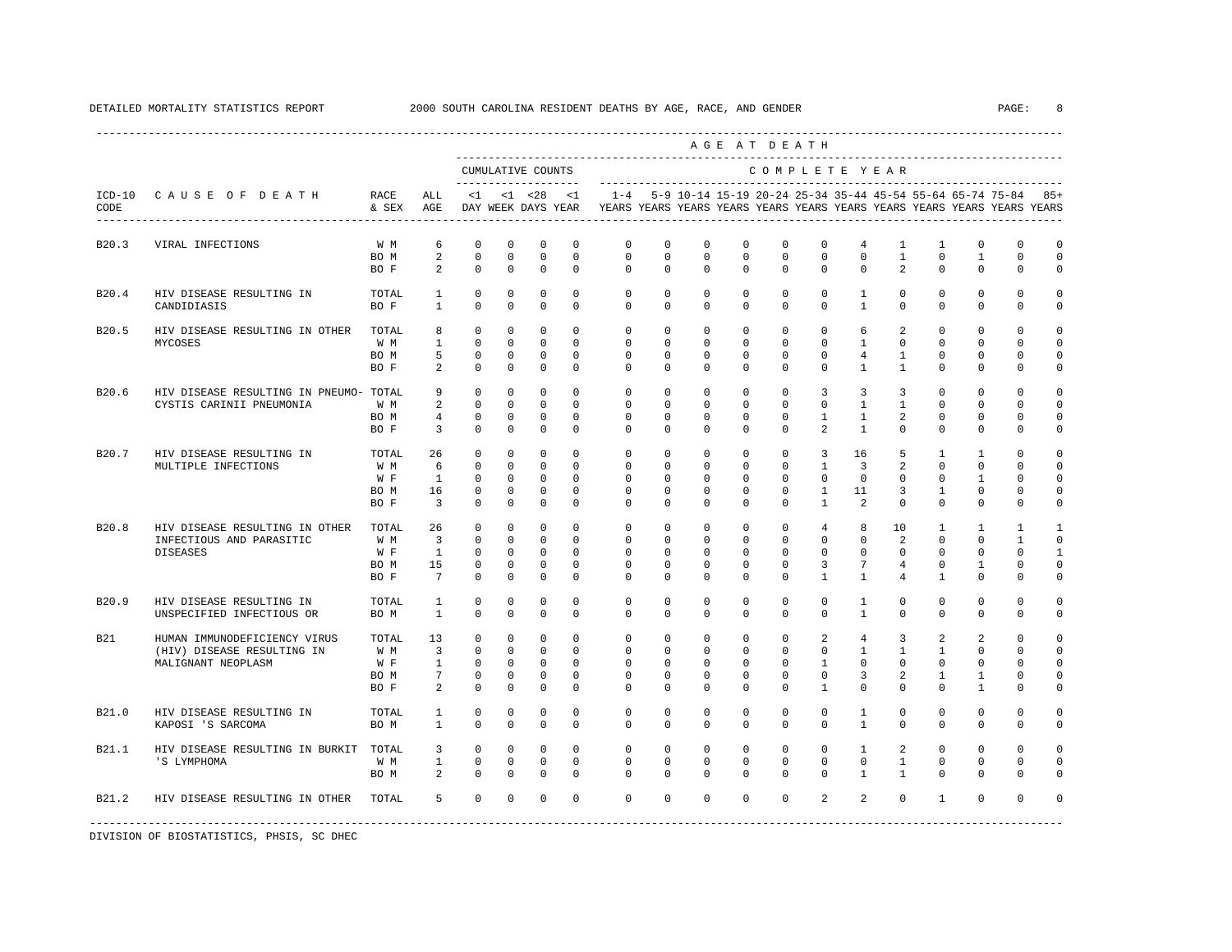DETAILED MORTALITY STATISTICS REPORT 2000 SOUTH CAROLINA RESIDENT DEATHS BY AGE, RACE, AND GENDER

| ICD-10 CODE | CAUSE OF DEATH | RACE & SEX | ALL AGE | <1 DAY | <1 WEEK | <28 DAYS | <1 YEAR | 1-4 YEARS | 5-9 YEARS | 10-14 YEARS | 15-19 YEARS | 20-24 YEARS | 25-34 YEARS | 35-44 YEARS | 45-54 YEARS | 55-64 YEARS | 65-74 YEARS | 75-84 YEARS | 85+ YEARS |
|---|---|---|---|---|---|---|---|---|---|---|---|---|---|---|---|---|---|---|---|
| | | | | CUMULATIVE COUNTS | | | | COMPLETE YEAR | | | | | | | | | | | |
| B20.3 | VIRAL INFECTIONS | W M | 6 | 0 | 0 | 0 | 0 | 0 | 0 | 0 | 0 | 0 | 0 | 4 | 1 | 1 | 0 | 0 | 0 |
| | | BO M | 2 | 0 | 0 | 0 | 0 | 0 | 0 | 0 | 0 | 0 | 0 | 0 | 1 | 0 | 1 | 0 | 0 |
| | | BO F | 2 | 0 | 0 | 0 | 0 | 0 | 0 | 0 | 0 | 0 | 0 | 0 | 2 | 0 | 0 | 0 | 0 |
| B20.4 | HIV DISEASE RESULTING IN CANDIDIASIS | TOTAL | 1 | 0 | 0 | 0 | 0 | 0 | 0 | 0 | 0 | 0 | 0 | 1 | 0 | 0 | 0 | 0 | 0 |
| | | BO F | 1 | 0 | 0 | 0 | 0 | 0 | 0 | 0 | 0 | 0 | 0 | 1 | 0 | 0 | 0 | 0 | 0 |
| B20.5 | HIV DISEASE RESULTING IN OTHER MYCOSES | TOTAL | 8 | 0 | 0 | 0 | 0 | 0 | 0 | 0 | 0 | 0 | 0 | 6 | 2 | 0 | 0 | 0 | 0 |
| | | W M | 1 | 0 | 0 | 0 | 0 | 0 | 0 | 0 | 0 | 0 | 0 | 1 | 0 | 0 | 0 | 0 | 0 |
| | | BO M | 5 | 0 | 0 | 0 | 0 | 0 | 0 | 0 | 0 | 0 | 0 | 4 | 1 | 0 | 0 | 0 | 0 |
| | | BO F | 2 | 0 | 0 | 0 | 0 | 0 | 0 | 0 | 0 | 0 | 0 | 1 | 1 | 0 | 0 | 0 | 0 |
| B20.6 | HIV DISEASE RESULTING IN PNEUMO- CYSTIS CARINII PNEUMONIA | TOTAL | 9 | 0 | 0 | 0 | 0 | 0 | 0 | 0 | 0 | 0 | 3 | 3 | 3 | 0 | 0 | 0 | 0 |
| | | W M | 2 | 0 | 0 | 0 | 0 | 0 | 0 | 0 | 0 | 0 | 0 | 1 | 1 | 0 | 0 | 0 | 0 |
| | | BO M | 4 | 0 | 0 | 0 | 0 | 0 | 0 | 0 | 0 | 0 | 1 | 1 | 2 | 0 | 0 | 0 | 0 |
| | | BO F | 3 | 0 | 0 | 0 | 0 | 0 | 0 | 0 | 0 | 0 | 2 | 1 | 0 | 0 | 0 | 0 | 0 |
| B20.7 | HIV DISEASE RESULTING IN MULTIPLE INFECTIONS | TOTAL | 26 | 0 | 0 | 0 | 0 | 0 | 0 | 0 | 0 | 0 | 3 | 16 | 5 | 1 | 1 | 0 | 0 |
| | | W M | 6 | 0 | 0 | 0 | 0 | 0 | 0 | 0 | 0 | 0 | 1 | 3 | 2 | 0 | 0 | 0 | 0 |
| | | W F | 1 | 0 | 0 | 0 | 0 | 0 | 0 | 0 | 0 | 0 | 0 | 0 | 0 | 0 | 1 | 0 | 0 |
| | | BO M | 16 | 0 | 0 | 0 | 0 | 0 | 0 | 0 | 0 | 0 | 1 | 11 | 3 | 1 | 0 | 0 | 0 |
| | | BO F | 3 | 0 | 0 | 0 | 0 | 0 | 0 | 0 | 0 | 0 | 1 | 2 | 0 | 0 | 0 | 0 | 0 |
| B20.8 | HIV DISEASE RESULTING IN OTHER INFECTIOUS AND PARASITIC DISEASES | TOTAL | 26 | 0 | 0 | 0 | 0 | 0 | 0 | 0 | 0 | 0 | 4 | 8 | 10 | 1 | 1 | 1 | 1 |
| | | W M | 3 | 0 | 0 | 0 | 0 | 0 | 0 | 0 | 0 | 0 | 0 | 0 | 2 | 0 | 0 | 1 | 0 |
| | | W F | 1 | 0 | 0 | 0 | 0 | 0 | 0 | 0 | 0 | 0 | 0 | 0 | 0 | 0 | 0 | 0 | 1 |
| | | BO M | 15 | 0 | 0 | 0 | 0 | 0 | 0 | 0 | 0 | 0 | 3 | 7 | 4 | 0 | 1 | 0 | 0 |
| | | BO F | 7 | 0 | 0 | 0 | 0 | 0 | 0 | 0 | 0 | 0 | 1 | 1 | 4 | 1 | 0 | 0 | 0 |
| B20.9 | HIV DISEASE RESULTING IN UNSPECIFIED INFECTIOUS OR | TOTAL | 1 | 0 | 0 | 0 | 0 | 0 | 0 | 0 | 0 | 0 | 0 | 1 | 0 | 0 | 0 | 0 | 0 |
| | | BO M | 1 | 0 | 0 | 0 | 0 | 0 | 0 | 0 | 0 | 0 | 0 | 1 | 0 | 0 | 0 | 0 | 0 |
| B21 | HUMAN IMMUNODEFICIENCY VIRUS (HIV) DISEASE RESULTING IN MALIGNANT NEOPLASM | TOTAL | 13 | 0 | 0 | 0 | 0 | 0 | 0 | 0 | 0 | 0 | 2 | 4 | 3 | 2 | 2 | 0 | 0 |
| | | W M | 3 | 0 | 0 | 0 | 0 | 0 | 0 | 0 | 0 | 0 | 0 | 1 | 1 | 1 | 0 | 0 | 0 |
| | | W F | 1 | 0 | 0 | 0 | 0 | 0 | 0 | 0 | 0 | 0 | 1 | 0 | 0 | 0 | 0 | 0 | 0 |
| | | BO M | 7 | 0 | 0 | 0 | 0 | 0 | 0 | 0 | 0 | 0 | 0 | 3 | 2 | 1 | 1 | 0 | 0 |
| | | BO F | 2 | 0 | 0 | 0 | 0 | 0 | 0 | 0 | 0 | 0 | 1 | 0 | 0 | 0 | 1 | 0 | 0 |
| B21.0 | HIV DISEASE RESULTING IN KAPOSI 'S SARCOMA | TOTAL | 1 | 0 | 0 | 0 | 0 | 0 | 0 | 0 | 0 | 0 | 0 | 1 | 0 | 0 | 0 | 0 | 0 |
| | | BO M | 1 | 0 | 0 | 0 | 0 | 0 | 0 | 0 | 0 | 0 | 0 | 1 | 0 | 0 | 0 | 0 | 0 |
| B21.1 | HIV DISEASE RESULTING IN BURKIT 'S LYMPHOMA | TOTAL | 3 | 0 | 0 | 0 | 0 | 0 | 0 | 0 | 0 | 0 | 0 | 1 | 2 | 0 | 0 | 0 | 0 |
| | | W M | 1 | 0 | 0 | 0 | 0 | 0 | 0 | 0 | 0 | 0 | 0 | 0 | 1 | 0 | 0 | 0 | 0 |
| | | BO M | 2 | 0 | 0 | 0 | 0 | 0 | 0 | 0 | 0 | 0 | 0 | 1 | 1 | 0 | 0 | 0 | 0 |
| B21.2 | HIV DISEASE RESULTING IN OTHER | TOTAL | 5 | 0 | 0 | 0 | 0 | 0 | 0 | 0 | 0 | 0 | 2 | 2 | 0 | 1 | 0 | 0 | 0 |

DIVISION OF BIOSTATISTICS, PHSIS, SC DHEC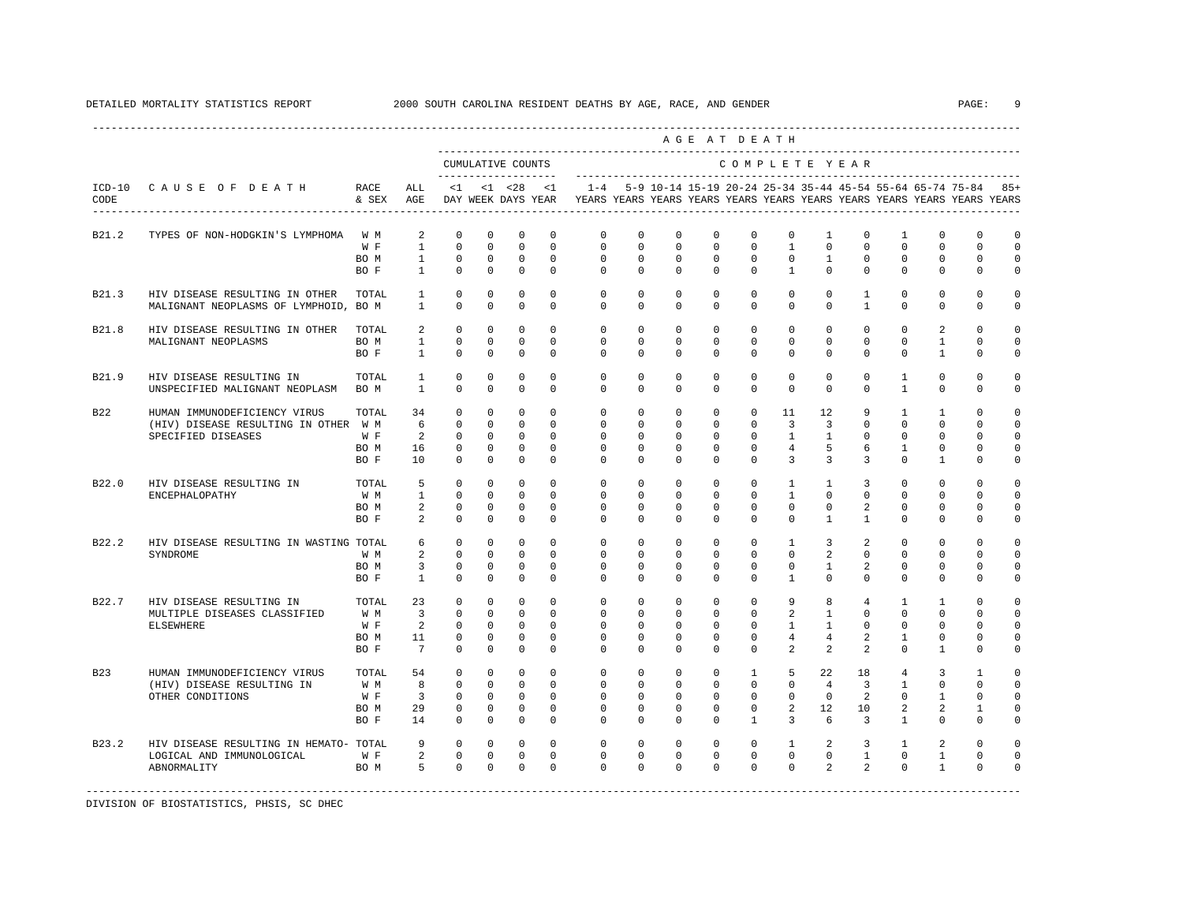DETAILED MORTALITY STATISTICS REPORT 2000 SOUTH CAROLINA RESIDENT DEATHS BY AGE, RACE, AND GENDER

| ICD-10 CODE | CAUSE OF DEATH | RACE & SEX | ALL AGE | <1 DAY | <1 WEEK | <28 DAYS | <1 YEAR | 1-4 YEARS | 5-9 YEARS | 10-14 YEARS | 15-19 YEARS | 20-24 YEARS | 25-34 YEARS | 35-44 YEARS | 45-54 YEARS | 55-64 YEARS | 65-74 YEARS | 75-84 YEARS | 85+ YEARS |
|---|---|---|---|---|---|---|---|---|---|---|---|---|---|---|---|---|---|---|---|
| | | | | CUMULATIVE COUNTS | | | | COMPLETE YEAR | | | | | | | | | | | |
| B21.2 | TYPES OF NON-HODGKIN'S LYMPHOMA | W M | 2 | 0 | 0 | 0 | 0 | 0 | 0 | 0 | 0 | 0 | 0 | 1 | 0 | 1 | 0 | 0 | 0 |
| | | W F | 1 | 0 | 0 | 0 | 0 | 0 | 0 | 0 | 0 | 0 | 1 | 0 | 0 | 0 | 0 | 0 | 0 |
| | | BO M | 1 | 0 | 0 | 0 | 0 | 0 | 0 | 0 | 0 | 0 | 0 | 1 | 0 | 0 | 0 | 0 | 0 |
| | | BO F | 1 | 0 | 0 | 0 | 0 | 0 | 0 | 0 | 0 | 0 | 1 | 0 | 0 | 0 | 0 | 0 | 0 |
| B21.3 | HIV DISEASE RESULTING IN OTHER | TOTAL | 1 | 0 | 0 | 0 | 0 | 0 | 0 | 0 | 0 | 0 | 0 | 0 | 1 | 0 | 0 | 0 | 0 |
| | MALIGNANT NEOPLASMS OF LYMPHOID, | BO M | 1 | 0 | 0 | 0 | 0 | 0 | 0 | 0 | 0 | 0 | 0 | 0 | 1 | 0 | 0 | 0 | 0 |
| B21.8 | HIV DISEASE RESULTING IN OTHER | TOTAL | 2 | 0 | 0 | 0 | 0 | 0 | 0 | 0 | 0 | 0 | 0 | 0 | 0 | 0 | 2 | 0 | 0 |
| | MALIGNANT NEOPLASMS | BO M | 1 | 0 | 0 | 0 | 0 | 0 | 0 | 0 | 0 | 0 | 0 | 0 | 0 | 0 | 1 | 0 | 0 |
| | | BO F | 1 | 0 | 0 | 0 | 0 | 0 | 0 | 0 | 0 | 0 | 0 | 0 | 0 | 0 | 1 | 0 | 0 |
| B21.9 | HIV DISEASE RESULTING IN | TOTAL | 1 | 0 | 0 | 0 | 0 | 0 | 0 | 0 | 0 | 0 | 0 | 0 | 0 | 1 | 0 | 0 | 0 |
| | UNSPECIFIED MALIGNANT NEOPLASM | BO M | 1 | 0 | 0 | 0 | 0 | 0 | 0 | 0 | 0 | 0 | 0 | 0 | 0 | 1 | 0 | 0 | 0 |
| B22 | HUMAN IMMUNODEFICIENCY VIRUS | TOTAL | 34 | 0 | 0 | 0 | 0 | 0 | 0 | 0 | 0 | 0 | 11 | 12 | 9 | 1 | 1 | 0 | 0 |
| | (HIV) DISEASE RESULTING IN OTHER | W M | 6 | 0 | 0 | 0 | 0 | 0 | 0 | 0 | 0 | 0 | 3 | 3 | 0 | 0 | 0 | 0 | 0 |
| | SPECIFIED DISEASES | W F | 2 | 0 | 0 | 0 | 0 | 0 | 0 | 0 | 0 | 0 | 1 | 1 | 0 | 0 | 0 | 0 | 0 |
| | | BO M | 16 | 0 | 0 | 0 | 0 | 0 | 0 | 0 | 0 | 0 | 4 | 5 | 6 | 1 | 0 | 0 | 0 |
| | | BO F | 10 | 0 | 0 | 0 | 0 | 0 | 0 | 0 | 0 | 0 | 3 | 3 | 3 | 0 | 1 | 0 | 0 |
| B22.0 | HIV DISEASE RESULTING IN | TOTAL | 5 | 0 | 0 | 0 | 0 | 0 | 0 | 0 | 0 | 0 | 1 | 1 | 3 | 0 | 0 | 0 | 0 |
| | ENCEPHALOPATHY | W M | 1 | 0 | 0 | 0 | 0 | 0 | 0 | 0 | 0 | 0 | 1 | 0 | 0 | 0 | 0 | 0 | 0 |
| | | BO M | 2 | 0 | 0 | 0 | 0 | 0 | 0 | 0 | 0 | 0 | 0 | 0 | 2 | 0 | 0 | 0 | 0 |
| | | BO F | 2 | 0 | 0 | 0 | 0 | 0 | 0 | 0 | 0 | 0 | 0 | 1 | 1 | 0 | 0 | 0 | 0 |
| B22.2 | HIV DISEASE RESULTING IN WASTING | TOTAL | 6 | 0 | 0 | 0 | 0 | 0 | 0 | 0 | 0 | 0 | 1 | 3 | 2 | 0 | 0 | 0 | 0 |
| | SYNDROME | W M | 2 | 0 | 0 | 0 | 0 | 0 | 0 | 0 | 0 | 0 | 0 | 2 | 0 | 0 | 0 | 0 | 0 |
| | | BO M | 3 | 0 | 0 | 0 | 0 | 0 | 0 | 0 | 0 | 0 | 0 | 1 | 2 | 0 | 0 | 0 | 0 |
| | | BO F | 1 | 0 | 0 | 0 | 0 | 0 | 0 | 0 | 0 | 0 | 1 | 0 | 0 | 0 | 0 | 0 | 0 |
| B22.7 | HIV DISEASE RESULTING IN | TOTAL | 23 | 0 | 0 | 0 | 0 | 0 | 0 | 0 | 0 | 0 | 9 | 8 | 4 | 1 | 1 | 0 | 0 |
| | MULTIPLE DISEASES CLASSIFIED | W M | 3 | 0 | 0 | 0 | 0 | 0 | 0 | 0 | 0 | 0 | 2 | 1 | 0 | 0 | 0 | 0 | 0 |
| | ELSEWHERE | W F | 2 | 0 | 0 | 0 | 0 | 0 | 0 | 0 | 0 | 0 | 1 | 1 | 0 | 0 | 0 | 0 | 0 |
| | | BO M | 11 | 0 | 0 | 0 | 0 | 0 | 0 | 0 | 0 | 0 | 4 | 4 | 2 | 1 | 0 | 0 | 0 |
| | | BO F | 7 | 0 | 0 | 0 | 0 | 0 | 0 | 0 | 0 | 0 | 2 | 2 | 2 | 0 | 1 | 0 | 0 |
| B23 | HUMAN IMMUNODEFICIENCY VIRUS | TOTAL | 54 | 0 | 0 | 0 | 0 | 0 | 0 | 0 | 0 | 1 | 5 | 22 | 18 | 4 | 3 | 1 | 0 |
| | (HIV) DISEASE RESULTING IN | W M | 8 | 0 | 0 | 0 | 0 | 0 | 0 | 0 | 0 | 0 | 0 | 4 | 3 | 1 | 0 | 0 | 0 |
| | OTHER CONDITIONS | W F | 3 | 0 | 0 | 0 | 0 | 0 | 0 | 0 | 0 | 0 | 0 | 0 | 2 | 0 | 1 | 0 | 0 |
| | | BO M | 29 | 0 | 0 | 0 | 0 | 0 | 0 | 0 | 0 | 0 | 2 | 12 | 10 | 2 | 2 | 1 | 0 |
| | | BO F | 14 | 0 | 0 | 0 | 0 | 0 | 0 | 0 | 0 | 1 | 3 | 6 | 3 | 1 | 0 | 0 | 0 |
| B23.2 | HIV DISEASE RESULTING IN HEMATO- | TOTAL | 9 | 0 | 0 | 0 | 0 | 0 | 0 | 0 | 0 | 0 | 1 | 2 | 3 | 1 | 2 | 0 | 0 |
| | LOGICAL AND IMMUNOLOGICAL | W F | 2 | 0 | 0 | 0 | 0 | 0 | 0 | 0 | 0 | 0 | 0 | 0 | 1 | 0 | 1 | 0 | 0 |
| | ABNORMALITY | BO M | 5 | 0 | 0 | 0 | 0 | 0 | 0 | 0 | 0 | 0 | 0 | 2 | 2 | 0 | 1 | 0 | 0 |

DIVISION OF BIOSTATISTICS, PHSIS, SC DHEC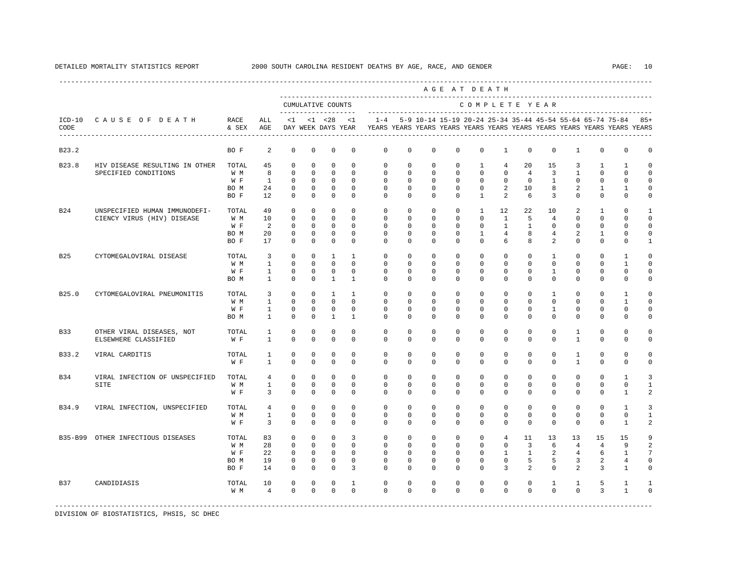DETAILED MORTALITY STATISTICS REPORT 2000 SOUTH CAROLINA RESIDENT DEATHS BY AGE, RACE, AND GENDER

| ICD-10 CODE | CAUSE OF DEATH | RACE & SEX | ALL AGE | <1 DAY | <1 WEEK | <28 DAYS | <1 YEAR | 1-4 YEARS | 5-9 YEARS | 10-14 YEARS | 15-19 YEARS | 20-24 YEARS | 25-34 YEARS | 35-44 YEARS | 45-54 YEARS | 55-64 YEARS | 65-74 YEARS | 75-84 YEARS | 85+ YEARS |
|---|---|---|---|---|---|---|---|---|---|---|---|---|---|---|---|---|---|---|---|
| | | | | CUMULATIVE COUNTS | | | | COMPLETE YEAR | | | | | | | | | | | |
| B23.2 | | BO F | 2 | 0 | 0 | 0 | 0 | 0 | 0 | 0 | 0 | 0 | 1 | 0 | 0 | 1 | 0 | 0 | 0 |
| B23.8 | HIV DISEASE RESULTING IN OTHER SPECIFIED CONDITIONS | TOTAL | 45 | 0 | 0 | 0 | 0 | 0 | 0 | 0 | 0 | 1 | 4 | 20 | 15 | 3 | 1 | 1 | 0 |
| | | W M | 8 | 0 | 0 | 0 | 0 | 0 | 0 | 0 | 0 | 0 | 0 | 4 | 3 | 1 | 0 | 0 | 0 |
| | | W F | 1 | 0 | 0 | 0 | 0 | 0 | 0 | 0 | 0 | 0 | 0 | 0 | 1 | 0 | 0 | 0 | 0 |
| | | BO M | 24 | 0 | 0 | 0 | 0 | 0 | 0 | 0 | 0 | 0 | 2 | 10 | 8 | 2 | 1 | 1 | 0 |
| | | BO F | 12 | 0 | 0 | 0 | 0 | 0 | 0 | 0 | 0 | 1 | 2 | 6 | 3 | 0 | 0 | 0 | 0 |
| B24 | UNSPECIFIED HUMAN IMMUNODEFI- CIENCY VIRUS (HIV) DISEASE | TOTAL | 49 | 0 | 0 | 0 | 0 | 0 | 0 | 0 | 0 | 1 | 12 | 22 | 10 | 2 | 1 | 0 | 1 |
| | | W M | 10 | 0 | 0 | 0 | 0 | 0 | 0 | 0 | 0 | 0 | 1 | 5 | 4 | 0 | 0 | 0 | 0 |
| | | W F | 2 | 0 | 0 | 0 | 0 | 0 | 0 | 0 | 0 | 0 | 1 | 1 | 0 | 0 | 0 | 0 | 0 |
| | | BO M | 20 | 0 | 0 | 0 | 0 | 0 | 0 | 0 | 0 | 1 | 4 | 8 | 4 | 2 | 1 | 0 | 0 |
| | | BO F | 17 | 0 | 0 | 0 | 0 | 0 | 0 | 0 | 0 | 0 | 6 | 8 | 2 | 0 | 0 | 0 | 1 |
| B25 | CYTOMEGALOVIRAL DISEASE | TOTAL | 3 | 0 | 0 | 1 | 1 | 0 | 0 | 0 | 0 | 0 | 0 | 0 | 1 | 0 | 0 | 1 | 0 |
| | | W M | 1 | 0 | 0 | 0 | 0 | 0 | 0 | 0 | 0 | 0 | 0 | 0 | 0 | 0 | 0 | 1 | 0 |
| | | W F | 1 | 0 | 0 | 0 | 0 | 0 | 0 | 0 | 0 | 0 | 0 | 0 | 1 | 0 | 0 | 0 | 0 |
| | | BO M | 1 | 0 | 0 | 1 | 1 | 0 | 0 | 0 | 0 | 0 | 0 | 0 | 0 | 0 | 0 | 0 | 0 |
| B25.0 | CYTOMEGALOVIRAL PNEUMONITIS | TOTAL | 3 | 0 | 0 | 1 | 1 | 0 | 0 | 0 | 0 | 0 | 0 | 0 | 1 | 0 | 0 | 1 | 0 |
| | | W M | 1 | 0 | 0 | 0 | 0 | 0 | 0 | 0 | 0 | 0 | 0 | 0 | 0 | 0 | 0 | 1 | 0 |
| | | W F | 1 | 0 | 0 | 0 | 0 | 0 | 0 | 0 | 0 | 0 | 0 | 0 | 1 | 0 | 0 | 0 | 0 |
| | | BO M | 1 | 0 | 0 | 1 | 1 | 0 | 0 | 0 | 0 | 0 | 0 | 0 | 0 | 0 | 0 | 0 | 0 |
| B33 | OTHER VIRAL DISEASES, NOT ELSEWHERE CLASSIFIED | TOTAL | 1 | 0 | 0 | 0 | 0 | 0 | 0 | 0 | 0 | 0 | 0 | 0 | 0 | 1 | 0 | 0 | 0 |
| | | W F | 1 | 0 | 0 | 0 | 0 | 0 | 0 | 0 | 0 | 0 | 0 | 0 | 0 | 1 | 0 | 0 | 0 |
| B33.2 | VIRAL CARDITIS | TOTAL | 1 | 0 | 0 | 0 | 0 | 0 | 0 | 0 | 0 | 0 | 0 | 0 | 0 | 1 | 0 | 0 | 0 |
| | | W F | 1 | 0 | 0 | 0 | 0 | 0 | 0 | 0 | 0 | 0 | 0 | 0 | 0 | 1 | 0 | 0 | 0 |
| B34 | VIRAL INFECTION OF UNSPECIFIED SITE | TOTAL | 4 | 0 | 0 | 0 | 0 | 0 | 0 | 0 | 0 | 0 | 0 | 0 | 0 | 0 | 0 | 1 | 3 |
| | | W M | 1 | 0 | 0 | 0 | 0 | 0 | 0 | 0 | 0 | 0 | 0 | 0 | 0 | 0 | 0 | 0 | 1 |
| | | W F | 3 | 0 | 0 | 0 | 0 | 0 | 0 | 0 | 0 | 0 | 0 | 0 | 0 | 0 | 0 | 1 | 2 |
| B34.9 | VIRAL INFECTION, UNSPECIFIED | TOTAL | 4 | 0 | 0 | 0 | 0 | 0 | 0 | 0 | 0 | 0 | 0 | 0 | 0 | 0 | 0 | 1 | 3 |
| | | W M | 1 | 0 | 0 | 0 | 0 | 0 | 0 | 0 | 0 | 0 | 0 | 0 | 0 | 0 | 0 | 0 | 1 |
| | | W F | 3 | 0 | 0 | 0 | 0 | 0 | 0 | 0 | 0 | 0 | 0 | 0 | 0 | 0 | 0 | 1 | 2 |
| B35-B99 | OTHER INFECTIOUS DISEASES | TOTAL | 83 | 0 | 0 | 0 | 3 | 0 | 0 | 0 | 0 | 0 | 4 | 11 | 13 | 13 | 15 | 15 | 9 |
| | | W M | 28 | 0 | 0 | 0 | 0 | 0 | 0 | 0 | 0 | 0 | 0 | 3 | 6 | 4 | 4 | 9 | 2 |
| | | W F | 22 | 0 | 0 | 0 | 0 | 0 | 0 | 0 | 0 | 0 | 1 | 1 | 2 | 4 | 6 | 1 | 7 |
| | | BO M | 19 | 0 | 0 | 0 | 0 | 0 | 0 | 0 | 0 | 0 | 0 | 5 | 5 | 3 | 2 | 4 | 0 |
| | | BO F | 14 | 0 | 0 | 0 | 3 | 0 | 0 | 0 | 0 | 0 | 3 | 2 | 0 | 2 | 3 | 1 | 0 |
| B37 | CANDIDIASIS | TOTAL | 10 | 0 | 0 | 0 | 1 | 0 | 0 | 0 | 0 | 0 | 0 | 0 | 1 | 1 | 5 | 1 | 1 |
| | | W M | 4 | 0 | 0 | 0 | 0 | 0 | 0 | 0 | 0 | 0 | 0 | 0 | 0 | 0 | 3 | 1 | 0 |

DIVISION OF BIOSTATISTICS, PHSIS, SC DHEC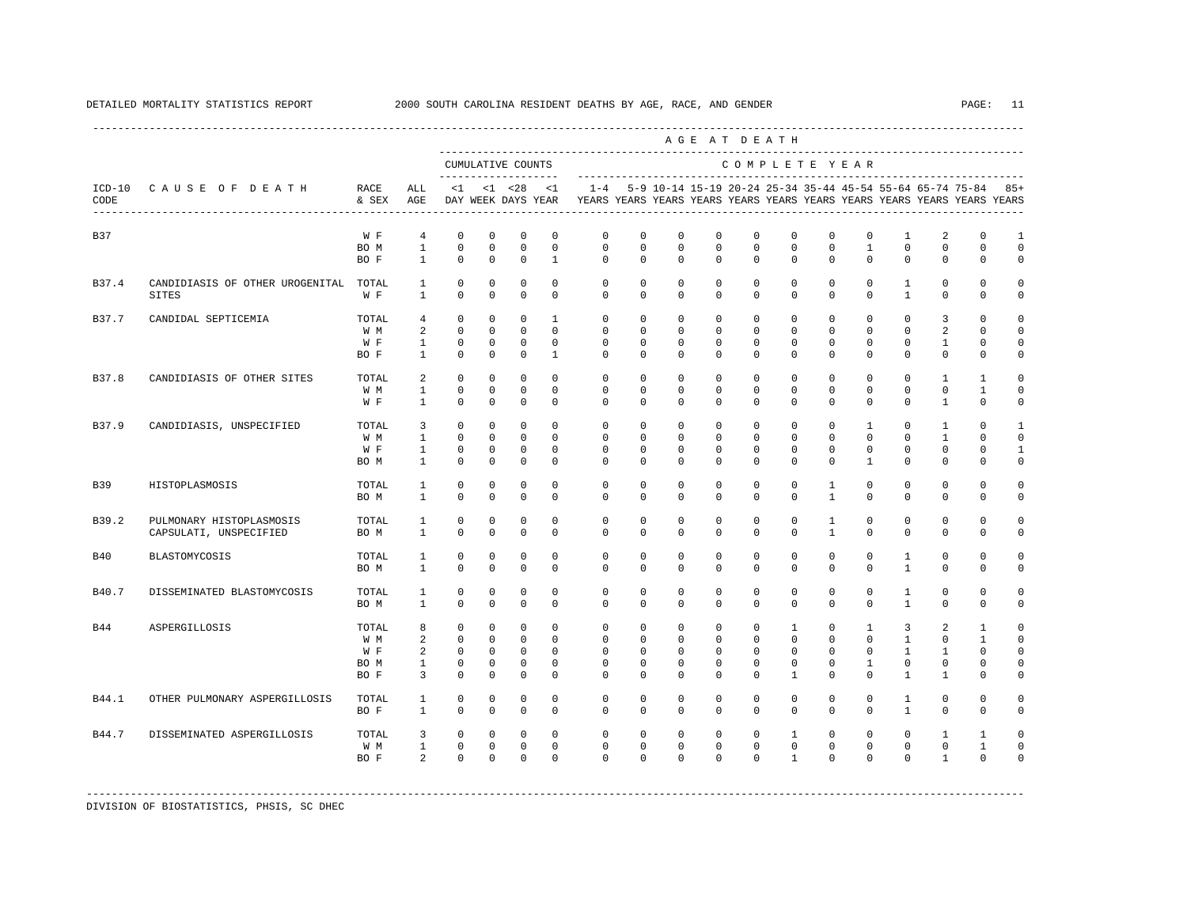DETAILED MORTALITY STATISTICS REPORT — 2000 SOUTH CAROLINA RESIDENT DEATHS BY AGE, RACE, AND GENDER

| ICD-10 CODE | CAUSE OF DEATH | RACE & SEX | ALL AGE | <1 DAY | <1 WEEK | <28 DAYS | <1 YEAR | 1-4 YEARS | 5-9 YEARS | 10-14 YEARS | 15-19 YEARS | 20-24 YEARS | 25-34 YEARS | 35-44 YEARS | 45-54 YEARS | 55-64 YEARS | 65-74 YEARS | 75-84 YEARS | 85+ YEARS |
|---|---|---|---|---|---|---|---|---|---|---|---|---|---|---|---|---|---|---|---|
| | | | | CUMULATIVE COUNTS | | | | COMPLETE YEAR | | | | | | | | | | | |
| B37 | | W F | 4 | 0 | 0 | 0 | 0 | 0 | 0 | 0 | 0 | 0 | 0 | 0 | 0 | 1 | 2 | 0 | 1 |
| | | BO M | 1 | 0 | 0 | 0 | 0 | 0 | 0 | 0 | 0 | 0 | 0 | 0 | 1 | 0 | 0 | 0 | 0 |
| | | BO F | 1 | 0 | 0 | 0 | 1 | 0 | 0 | 0 | 0 | 0 | 0 | 0 | 0 | 0 | 0 | 0 | 0 |
| B37.4 | CANDIDIASIS OF OTHER UROGENITAL SITES | TOTAL | 1 | 0 | 0 | 0 | 0 | 0 | 0 | 0 | 0 | 0 | 0 | 0 | 0 | 1 | 0 | 0 | 0 |
| | | W F | 1 | 0 | 0 | 0 | 0 | 0 | 0 | 0 | 0 | 0 | 0 | 0 | 0 | 1 | 0 | 0 | 0 |
| B37.7 | CANDIDAL SEPTICEMIA | TOTAL | 4 | 0 | 0 | 0 | 1 | 0 | 0 | 0 | 0 | 0 | 0 | 0 | 0 | 0 | 3 | 0 | 0 |
| | | W M | 2 | 0 | 0 | 0 | 0 | 0 | 0 | 0 | 0 | 0 | 0 | 0 | 0 | 0 | 2 | 0 | 0 |
| | | W F | 1 | 0 | 0 | 0 | 0 | 0 | 0 | 0 | 0 | 0 | 0 | 0 | 0 | 0 | 1 | 0 | 0 |
| | | BO F | 1 | 0 | 0 | 0 | 1 | 0 | 0 | 0 | 0 | 0 | 0 | 0 | 0 | 0 | 0 | 0 | 0 |
| B37.8 | CANDIDIASIS OF OTHER SITES | TOTAL | 2 | 0 | 0 | 0 | 0 | 0 | 0 | 0 | 0 | 0 | 0 | 0 | 0 | 0 | 1 | 1 | 0 |
| | | W M | 1 | 0 | 0 | 0 | 0 | 0 | 0 | 0 | 0 | 0 | 0 | 0 | 0 | 0 | 0 | 1 | 0 |
| | | W F | 1 | 0 | 0 | 0 | 0 | 0 | 0 | 0 | 0 | 0 | 0 | 0 | 0 | 0 | 1 | 0 | 0 |
| B37.9 | CANDIDIASIS, UNSPECIFIED | TOTAL | 3 | 0 | 0 | 0 | 0 | 0 | 0 | 0 | 0 | 0 | 0 | 0 | 1 | 0 | 1 | 0 | 1 |
| | | W M | 1 | 0 | 0 | 0 | 0 | 0 | 0 | 0 | 0 | 0 | 0 | 0 | 0 | 0 | 1 | 0 | 0 |
| | | W F | 1 | 0 | 0 | 0 | 0 | 0 | 0 | 0 | 0 | 0 | 0 | 0 | 0 | 0 | 0 | 0 | 1 |
| | | BO M | 1 | 0 | 0 | 0 | 0 | 0 | 0 | 0 | 0 | 0 | 0 | 0 | 1 | 0 | 0 | 0 | 0 |
| B39 | HISTOPLASMOSIS | TOTAL | 1 | 0 | 0 | 0 | 0 | 0 | 0 | 0 | 0 | 0 | 0 | 1 | 0 | 0 | 0 | 0 | 0 |
| | | BO M | 1 | 0 | 0 | 0 | 0 | 0 | 0 | 0 | 0 | 0 | 0 | 1 | 0 | 0 | 0 | 0 | 0 |
| B39.2 | PULMONARY HISTOPLASMOSIS CAPSULATI, UNSPECIFIED | TOTAL | 1 | 0 | 0 | 0 | 0 | 0 | 0 | 0 | 0 | 0 | 0 | 1 | 0 | 0 | 0 | 0 | 0 |
| | | BO M | 1 | 0 | 0 | 0 | 0 | 0 | 0 | 0 | 0 | 0 | 0 | 1 | 0 | 0 | 0 | 0 | 0 |
| B40 | BLASTOMYCOSIS | TOTAL | 1 | 0 | 0 | 0 | 0 | 0 | 0 | 0 | 0 | 0 | 0 | 0 | 0 | 1 | 0 | 0 | 0 |
| | | BO M | 1 | 0 | 0 | 0 | 0 | 0 | 0 | 0 | 0 | 0 | 0 | 0 | 0 | 1 | 0 | 0 | 0 |
| B40.7 | DISSEMINATED BLASTOMYCOSIS | TOTAL | 1 | 0 | 0 | 0 | 0 | 0 | 0 | 0 | 0 | 0 | 0 | 0 | 0 | 1 | 0 | 0 | 0 |
| | | BO M | 1 | 0 | 0 | 0 | 0 | 0 | 0 | 0 | 0 | 0 | 0 | 0 | 0 | 1 | 0 | 0 | 0 |
| B44 | ASPERGILLOSIS | TOTAL | 8 | 0 | 0 | 0 | 0 | 0 | 0 | 0 | 0 | 0 | 1 | 0 | 1 | 3 | 2 | 1 | 0 |
| | | W M | 2 | 0 | 0 | 0 | 0 | 0 | 0 | 0 | 0 | 0 | 0 | 0 | 0 | 1 | 0 | 1 | 0 |
| | | W F | 2 | 0 | 0 | 0 | 0 | 0 | 0 | 0 | 0 | 0 | 0 | 0 | 0 | 1 | 1 | 0 | 0 |
| | | BO M | 1 | 0 | 0 | 0 | 0 | 0 | 0 | 0 | 0 | 0 | 0 | 0 | 1 | 0 | 0 | 0 | 0 |
| | | BO F | 3 | 0 | 0 | 0 | 0 | 0 | 0 | 0 | 0 | 0 | 1 | 0 | 0 | 1 | 1 | 0 | 0 |
| B44.1 | OTHER PULMONARY ASPERGILLOSIS | TOTAL | 1 | 0 | 0 | 0 | 0 | 0 | 0 | 0 | 0 | 0 | 0 | 0 | 0 | 1 | 0 | 0 | 0 |
| | | BO F | 1 | 0 | 0 | 0 | 0 | 0 | 0 | 0 | 0 | 0 | 0 | 0 | 0 | 1 | 0 | 0 | 0 |
| B44.7 | DISSEMINATED ASPERGILLOSIS | TOTAL | 3 | 0 | 0 | 0 | 0 | 0 | 0 | 0 | 0 | 0 | 1 | 0 | 0 | 0 | 1 | 1 | 0 |
| | | W M | 1 | 0 | 0 | 0 | 0 | 0 | 0 | 0 | 0 | 0 | 0 | 0 | 0 | 0 | 0 | 1 | 0 |
| | | BO F | 2 | 0 | 0 | 0 | 0 | 0 | 0 | 0 | 0 | 0 | 1 | 0 | 0 | 0 | 1 | 0 | 0 |

DIVISION OF BIOSTATISTICS, PHSIS, SC DHEC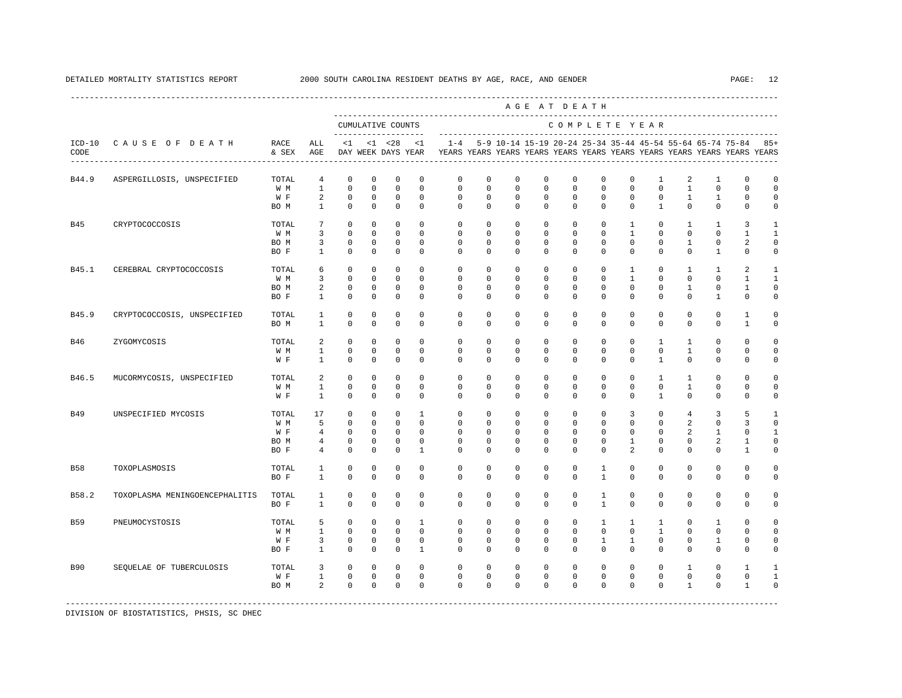DETAILED MORTALITY STATISTICS REPORT 2000 SOUTH CAROLINA RESIDENT DEATHS BY AGE, RACE, AND GENDER

| ICD-10 CODE | CAUSE OF DEATH | RACE & SEX | ALL AGE | <1 DAY | <1 WEEK | <28 DAYS | <1 YEAR | 1-4 YEARS | 5-9 YEARS | 10-14 YEARS | 15-19 YEARS | 20-24 YEARS | 25-34 YEARS | 35-44 YEARS | 45-54 YEARS | 55-64 YEARS | 65-74 YEARS | 75-84 YEARS | 85+ YEARS |
|---|---|---|---|---|---|---|---|---|---|---|---|---|---|---|---|---|---|---|---|
| | | | | CUMULATIVE COUNTS | | | | COMPLETE YEAR | | | | | | | | | | | |
| B44.9 | ASPERGILLOSIS, UNSPECIFIED | TOTAL | 4 | 0 | 0 | 0 | 0 | 0 | 0 | 0 | 0 | 0 | 0 | 0 | 1 | 2 | 1 | 0 | 0 |
| | | W M | 1 | 0 | 0 | 0 | 0 | 0 | 0 | 0 | 0 | 0 | 0 | 0 | 0 | 1 | 0 | 0 | 0 |
| | | W F | 2 | 0 | 0 | 0 | 0 | 0 | 0 | 0 | 0 | 0 | 0 | 0 | 0 | 1 | 1 | 0 | 0 |
| | | BO M | 1 | 0 | 0 | 0 | 0 | 0 | 0 | 0 | 0 | 0 | 0 | 0 | 1 | 0 | 0 | 0 | 0 |
| B45 | CRYPTOCOCCOSIS | TOTAL | 7 | 0 | 0 | 0 | 0 | 0 | 0 | 0 | 0 | 0 | 0 | 1 | 0 | 1 | 1 | 3 | 1 |
| | | W M | 3 | 0 | 0 | 0 | 0 | 0 | 0 | 0 | 0 | 0 | 0 | 1 | 0 | 0 | 0 | 1 | 1 |
| | | BO M | 3 | 0 | 0 | 0 | 0 | 0 | 0 | 0 | 0 | 0 | 0 | 0 | 0 | 1 | 0 | 2 | 0 |
| | | BO F | 1 | 0 | 0 | 0 | 0 | 0 | 0 | 0 | 0 | 0 | 0 | 0 | 0 | 0 | 1 | 0 | 0 |
| B45.1 | CEREBRAL CRYPTOCOCCOSIS | TOTAL | 6 | 0 | 0 | 0 | 0 | 0 | 0 | 0 | 0 | 0 | 0 | 1 | 0 | 1 | 1 | 2 | 1 |
| | | W M | 3 | 0 | 0 | 0 | 0 | 0 | 0 | 0 | 0 | 0 | 0 | 1 | 0 | 0 | 0 | 1 | 1 |
| | | BO M | 2 | 0 | 0 | 0 | 0 | 0 | 0 | 0 | 0 | 0 | 0 | 0 | 0 | 1 | 0 | 1 | 0 |
| | | BO F | 1 | 0 | 0 | 0 | 0 | 0 | 0 | 0 | 0 | 0 | 0 | 0 | 0 | 0 | 1 | 0 | 0 |
| B45.9 | CRYPTOCOCCOSIS, UNSPECIFIED | TOTAL | 1 | 0 | 0 | 0 | 0 | 0 | 0 | 0 | 0 | 0 | 0 | 0 | 0 | 0 | 0 | 1 | 0 |
| | | BO M | 1 | 0 | 0 | 0 | 0 | 0 | 0 | 0 | 0 | 0 | 0 | 0 | 0 | 0 | 0 | 1 | 0 |
| B46 | ZYGOMYCOSIS | TOTAL | 2 | 0 | 0 | 0 | 0 | 0 | 0 | 0 | 0 | 0 | 0 | 0 | 1 | 1 | 0 | 0 | 0 |
| | | W M | 1 | 0 | 0 | 0 | 0 | 0 | 0 | 0 | 0 | 0 | 0 | 0 | 0 | 1 | 0 | 0 | 0 |
| | | W F | 1 | 0 | 0 | 0 | 0 | 0 | 0 | 0 | 0 | 0 | 0 | 0 | 1 | 0 | 0 | 0 | 0 |
| B46.5 | MUCORMYCOSIS, UNSPECIFIED | TOTAL | 2 | 0 | 0 | 0 | 0 | 0 | 0 | 0 | 0 | 0 | 0 | 0 | 1 | 1 | 0 | 0 | 0 |
| | | W M | 1 | 0 | 0 | 0 | 0 | 0 | 0 | 0 | 0 | 0 | 0 | 0 | 0 | 1 | 0 | 0 | 0 |
| | | W F | 1 | 0 | 0 | 0 | 0 | 0 | 0 | 0 | 0 | 0 | 0 | 0 | 1 | 0 | 0 | 0 | 0 |
| B49 | UNSPECIFIED MYCOSIS | TOTAL | 17 | 0 | 0 | 0 | 1 | 0 | 0 | 0 | 0 | 0 | 0 | 3 | 0 | 4 | 3 | 5 | 1 |
| | | W M | 5 | 0 | 0 | 0 | 0 | 0 | 0 | 0 | 0 | 0 | 0 | 0 | 0 | 2 | 0 | 3 | 0 |
| | | W F | 4 | 0 | 0 | 0 | 0 | 0 | 0 | 0 | 0 | 0 | 0 | 0 | 0 | 2 | 1 | 0 | 1 |
| | | BO M | 4 | 0 | 0 | 0 | 0 | 0 | 0 | 0 | 0 | 0 | 0 | 1 | 0 | 0 | 2 | 1 | 0 |
| | | BO F | 4 | 0 | 0 | 0 | 1 | 0 | 0 | 0 | 0 | 0 | 0 | 2 | 0 | 0 | 0 | 1 | 0 |
| B58 | TOXOPLASMOSIS | TOTAL | 1 | 0 | 0 | 0 | 0 | 0 | 0 | 0 | 0 | 0 | 1 | 0 | 0 | 0 | 0 | 0 | 0 |
| | | BO F | 1 | 0 | 0 | 0 | 0 | 0 | 0 | 0 | 0 | 0 | 1 | 0 | 0 | 0 | 0 | 0 | 0 |
| B58.2 | TOXOPLASMA MENINGOENCEPHALITIS | TOTAL | 1 | 0 | 0 | 0 | 0 | 0 | 0 | 0 | 0 | 0 | 1 | 0 | 0 | 0 | 0 | 0 | 0 |
| | | BO F | 1 | 0 | 0 | 0 | 0 | 0 | 0 | 0 | 0 | 0 | 1 | 0 | 0 | 0 | 0 | 0 | 0 |
| B59 | PNEUMOCYSTOSIS | TOTAL | 5 | 0 | 0 | 0 | 1 | 0 | 0 | 0 | 0 | 0 | 1 | 1 | 1 | 0 | 1 | 0 | 0 |
| | | W M | 1 | 0 | 0 | 0 | 0 | 0 | 0 | 0 | 0 | 0 | 0 | 0 | 1 | 0 | 0 | 0 | 0 |
| | | W F | 3 | 0 | 0 | 0 | 0 | 0 | 0 | 0 | 0 | 0 | 1 | 1 | 0 | 0 | 1 | 0 | 0 |
| | | BO F | 1 | 0 | 0 | 0 | 1 | 0 | 0 | 0 | 0 | 0 | 0 | 0 | 0 | 0 | 0 | 0 | 0 |
| B90 | SEQUELAE OF TUBERCULOSIS | TOTAL | 3 | 0 | 0 | 0 | 0 | 0 | 0 | 0 | 0 | 0 | 0 | 0 | 0 | 1 | 0 | 1 | 1 |
| | | W F | 1 | 0 | 0 | 0 | 0 | 0 | 0 | 0 | 0 | 0 | 0 | 0 | 0 | 0 | 0 | 0 | 1 |
| | | BO M | 2 | 0 | 0 | 0 | 0 | 0 | 0 | 0 | 0 | 0 | 0 | 0 | 0 | 1 | 0 | 1 | 0 |

DIVISION OF BIOSTATISTICS, PHSIS, SC DHEC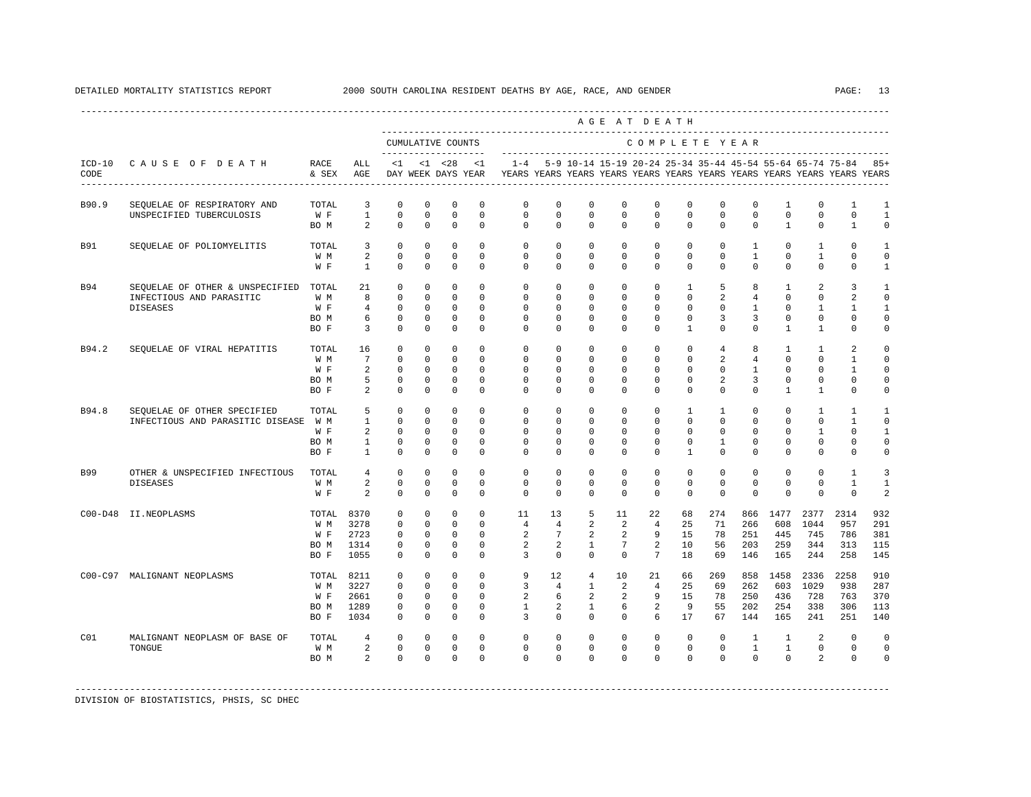DETAILED MORTALITY STATISTICS REPORT 2000 SOUTH CAROLINA RESIDENT DEATHS BY AGE, RACE, AND GENDER

| ICD-10 CODE | CAUSE OF DEATH | RACE & SEX | ALL AGE | <1 DAY | <1 WEEK | <28 DAYS | <1 YEAR | 1-4 YEARS | 5-9 YEARS | 10-14 YEARS | 15-19 YEARS | 20-24 YEARS | 25-34 YEARS | 35-44 YEARS | 45-54 YEARS | 55-64 YEARS | 65-74 YEARS | 75-84 YEARS | 85+ YEARS |
|---|---|---|---|---|---|---|---|---|---|---|---|---|---|---|---|---|---|---|---|
| B90.9 | SEQUELAE OF RESPIRATORY AND UNSPECIFIED TUBERCULOSIS | TOTAL | 3 | 0 | 0 | 0 | 0 | 0 | 0 | 0 | 0 | 0 | 0 | 0 | 0 | 1 | 0 | 1 | 1 |
| | | W F | 1 | 0 | 0 | 0 | 0 | 0 | 0 | 0 | 0 | 0 | 0 | 0 | 0 | 0 | 0 | 0 | 1 |
| | | BO M | 2 | 0 | 0 | 0 | 0 | 0 | 0 | 0 | 0 | 0 | 0 | 0 | 0 | 1 | 0 | 1 | 0 |
| B91 | SEQUELAE OF POLIOMYELITIS | TOTAL | 3 | 0 | 0 | 0 | 0 | 0 | 0 | 0 | 0 | 0 | 0 | 0 | 1 | 0 | 1 | 0 | 1 |
| | | W M | 2 | 0 | 0 | 0 | 0 | 0 | 0 | 0 | 0 | 0 | 0 | 0 | 1 | 0 | 1 | 0 | 0 |
| | | W F | 1 | 0 | 0 | 0 | 0 | 0 | 0 | 0 | 0 | 0 | 0 | 0 | 0 | 0 | 0 | 0 | 1 |
| B94 | SEQUELAE OF OTHER & UNSPECIFIED INFECTIOUS AND PARASITIC DISEASES | TOTAL | 21 | 0 | 0 | 0 | 0 | 0 | 0 | 0 | 0 | 0 | 1 | 5 | 8 | 1 | 2 | 3 | 1 |
| | | W M | 8 | 0 | 0 | 0 | 0 | 0 | 0 | 0 | 0 | 0 | 0 | 2 | 4 | 0 | 0 | 2 | 0 |
| | | W F | 4 | 0 | 0 | 0 | 0 | 0 | 0 | 0 | 0 | 0 | 0 | 0 | 1 | 0 | 1 | 1 | 1 |
| | | BO M | 6 | 0 | 0 | 0 | 0 | 0 | 0 | 0 | 0 | 0 | 0 | 3 | 3 | 0 | 0 | 0 | 0 |
| | | BO F | 3 | 0 | 0 | 0 | 0 | 0 | 0 | 0 | 0 | 0 | 1 | 0 | 0 | 1 | 1 | 0 | 0 |
| B94.2 | SEQUELAE OF VIRAL HEPATITIS | TOTAL | 16 | 0 | 0 | 0 | 0 | 0 | 0 | 0 | 0 | 0 | 0 | 4 | 8 | 1 | 1 | 2 | 0 |
| | | W M | 7 | 0 | 0 | 0 | 0 | 0 | 0 | 0 | 0 | 0 | 0 | 2 | 4 | 0 | 0 | 1 | 0 |
| | | W F | 2 | 0 | 0 | 0 | 0 | 0 | 0 | 0 | 0 | 0 | 0 | 0 | 1 | 0 | 0 | 1 | 0 |
| | | BO M | 5 | 0 | 0 | 0 | 0 | 0 | 0 | 0 | 0 | 0 | 0 | 2 | 3 | 0 | 0 | 0 | 0 |
| | | BO F | 2 | 0 | 0 | 0 | 0 | 0 | 0 | 0 | 0 | 0 | 0 | 0 | 0 | 1 | 1 | 0 | 0 |
| B94.8 | SEQUELAE OF OTHER SPECIFIED INFECTIOUS AND PARASITIC DISEASE | TOTAL | 5 | 0 | 0 | 0 | 0 | 0 | 0 | 0 | 0 | 0 | 1 | 1 | 0 | 0 | 1 | 1 | 1 |
| | | W M | 1 | 0 | 0 | 0 | 0 | 0 | 0 | 0 | 0 | 0 | 0 | 0 | 0 | 0 | 0 | 1 | 0 |
| | | W F | 2 | 0 | 0 | 0 | 0 | 0 | 0 | 0 | 0 | 0 | 0 | 0 | 0 | 0 | 1 | 0 | 1 |
| | | BO M | 1 | 0 | 0 | 0 | 0 | 0 | 0 | 0 | 0 | 0 | 0 | 1 | 0 | 0 | 0 | 0 | 0 |
| | | BO F | 1 | 0 | 0 | 0 | 0 | 0 | 0 | 0 | 0 | 0 | 1 | 0 | 0 | 0 | 0 | 0 | 0 |
| B99 | OTHER & UNSPECIFIED INFECTIOUS DISEASES | TOTAL | 4 | 0 | 0 | 0 | 0 | 0 | 0 | 0 | 0 | 0 | 0 | 0 | 0 | 0 | 0 | 1 | 3 |
| | | W M | 2 | 0 | 0 | 0 | 0 | 0 | 0 | 0 | 0 | 0 | 0 | 0 | 0 | 0 | 0 | 1 | 1 |
| | | W F | 2 | 0 | 0 | 0 | 0 | 0 | 0 | 0 | 0 | 0 | 0 | 0 | 0 | 0 | 0 | 0 | 2 |
| C00-D48 | II.NEOPLASMS | TOTAL | 8370 | 0 | 0 | 0 | 0 | 11 | 13 | 5 | 11 | 22 | 68 | 274 | 866 | 1477 | 2377 | 2314 | 932 |
| | | W M | 3278 | 0 | 0 | 0 | 0 | 4 | 4 | 2 | 2 | 4 | 25 | 71 | 266 | 608 | 1044 | 957 | 291 |
| | | W F | 2723 | 0 | 0 | 0 | 0 | 2 | 7 | 2 | 2 | 9 | 15 | 78 | 251 | 445 | 745 | 786 | 381 |
| | | BO M | 1314 | 0 | 0 | 0 | 0 | 2 | 2 | 1 | 7 | 2 | 10 | 56 | 203 | 259 | 344 | 313 | 115 |
| | | BO F | 1055 | 0 | 0 | 0 | 0 | 3 | 0 | 0 | 0 | 7 | 18 | 69 | 146 | 165 | 244 | 258 | 145 |
| C00-C97 | MALIGNANT NEOPLASMS | TOTAL | 8211 | 0 | 0 | 0 | 0 | 9 | 12 | 4 | 10 | 21 | 66 | 269 | 858 | 1458 | 2336 | 2258 | 910 |
| | | W M | 3227 | 0 | 0 | 0 | 0 | 3 | 4 | 1 | 2 | 4 | 25 | 69 | 262 | 603 | 1029 | 938 | 287 |
| | | W F | 2661 | 0 | 0 | 0 | 0 | 2 | 6 | 2 | 2 | 9 | 15 | 78 | 250 | 436 | 728 | 763 | 370 |
| | | BO M | 1289 | 0 | 0 | 0 | 0 | 1 | 2 | 1 | 6 | 2 | 9 | 55 | 202 | 254 | 338 | 306 | 113 |
| | | BO F | 1034 | 0 | 0 | 0 | 0 | 3 | 0 | 0 | 0 | 6 | 17 | 67 | 144 | 165 | 241 | 251 | 140 |
| C01 | MALIGNANT NEOPLASM OF BASE OF TONGUE | TOTAL | 4 | 0 | 0 | 0 | 0 | 0 | 0 | 0 | 0 | 0 | 0 | 0 | 1 | 1 | 2 | 0 | 0 |
| | | W M | 2 | 0 | 0 | 0 | 0 | 0 | 0 | 0 | 0 | 0 | 0 | 0 | 1 | 1 | 0 | 0 | 0 |
| | | BO M | 2 | 0 | 0 | 0 | 0 | 0 | 0 | 0 | 0 | 0 | 0 | 0 | 0 | 0 | 2 | 0 | 0 |

DIVISION OF BIOSTATISTICS, PHSIS, SC DHEC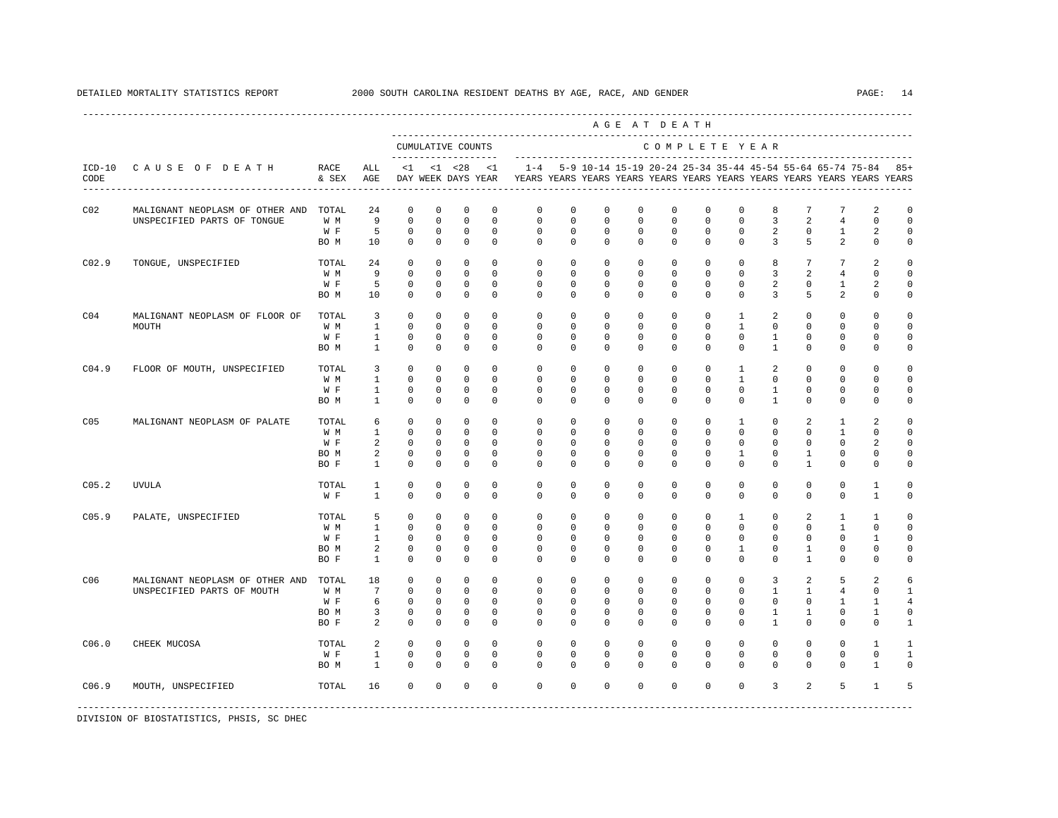DETAILED MORTALITY STATISTICS REPORT 2000 SOUTH CAROLINA RESIDENT DEATHS BY AGE, RACE, AND GENDER

| ICD-10 CODE | CAUSE OF DEATH | RACE & SEX | ALL AGE | <1 DAY | <1 WEEK | <28 DAYS | <1 YEAR | 1-4 YEARS | 5-9 YEARS | 10-14 YEARS | 15-19 YEARS | 20-24 YEARS | 25-34 YEARS | 35-44 YEARS | 45-54 YEARS | 55-64 YEARS | 65-74 YEARS | 75-84 YEARS | 85+ YEARS |
|---|---|---|---|---|---|---|---|---|---|---|---|---|---|---|---|---|---|---|---|
| | | | | CUMULATIVE COUNTS | | | | COMPLETE YEAR | | | | | | | | | | | |
| C02 | MALIGNANT NEOPLASM OF OTHER AND UNSPECIFIED PARTS OF TONGUE | TOTAL | 24 | 0 | 0 | 0 | 0 | 0 | 0 | 0 | 0 | 0 | 0 | 0 | 8 | 7 | 7 | 2 | 0 |
| | | W M | 9 | 0 | 0 | 0 | 0 | 0 | 0 | 0 | 0 | 0 | 0 | 0 | 3 | 2 | 4 | 0 | 0 |
| | | W F | 5 | 0 | 0 | 0 | 0 | 0 | 0 | 0 | 0 | 0 | 0 | 0 | 2 | 0 | 1 | 2 | 0 |
| | | BO M | 10 | 0 | 0 | 0 | 0 | 0 | 0 | 0 | 0 | 0 | 0 | 0 | 3 | 5 | 2 | 0 | 0 |
| C02.9 | TONGUE, UNSPECIFIED | TOTAL | 24 | 0 | 0 | 0 | 0 | 0 | 0 | 0 | 0 | 0 | 0 | 0 | 8 | 7 | 7 | 2 | 0 |
| | | W M | 9 | 0 | 0 | 0 | 0 | 0 | 0 | 0 | 0 | 0 | 0 | 0 | 3 | 2 | 4 | 0 | 0 |
| | | W F | 5 | 0 | 0 | 0 | 0 | 0 | 0 | 0 | 0 | 0 | 0 | 0 | 2 | 0 | 1 | 2 | 0 |
| | | BO M | 10 | 0 | 0 | 0 | 0 | 0 | 0 | 0 | 0 | 0 | 0 | 0 | 3 | 5 | 2 | 0 | 0 |
| C04 | MALIGNANT NEOPLASM OF FLOOR OF MOUTH | TOTAL | 3 | 0 | 0 | 0 | 0 | 0 | 0 | 0 | 0 | 0 | 0 | 1 | 2 | 0 | 0 | 0 | 0 |
| | | W M | 1 | 0 | 0 | 0 | 0 | 0 | 0 | 0 | 0 | 0 | 0 | 1 | 0 | 0 | 0 | 0 | 0 |
| | | W F | 1 | 0 | 0 | 0 | 0 | 0 | 0 | 0 | 0 | 0 | 0 | 0 | 1 | 0 | 0 | 0 | 0 |
| | | BO M | 1 | 0 | 0 | 0 | 0 | 0 | 0 | 0 | 0 | 0 | 0 | 0 | 1 | 0 | 0 | 0 | 0 |
| C04.9 | FLOOR OF MOUTH, UNSPECIFIED | TOTAL | 3 | 0 | 0 | 0 | 0 | 0 | 0 | 0 | 0 | 0 | 0 | 1 | 2 | 0 | 0 | 0 | 0 |
| | | W M | 1 | 0 | 0 | 0 | 0 | 0 | 0 | 0 | 0 | 0 | 0 | 1 | 0 | 0 | 0 | 0 | 0 |
| | | W F | 1 | 0 | 0 | 0 | 0 | 0 | 0 | 0 | 0 | 0 | 0 | 0 | 1 | 0 | 0 | 0 | 0 |
| | | BO M | 1 | 0 | 0 | 0 | 0 | 0 | 0 | 0 | 0 | 0 | 0 | 0 | 1 | 0 | 0 | 0 | 0 |
| C05 | MALIGNANT NEOPLASM OF PALATE | TOTAL | 6 | 0 | 0 | 0 | 0 | 0 | 0 | 0 | 0 | 0 | 0 | 1 | 0 | 2 | 1 | 2 | 0 |
| | | W M | 1 | 0 | 0 | 0 | 0 | 0 | 0 | 0 | 0 | 0 | 0 | 0 | 0 | 0 | 1 | 0 | 0 |
| | | W F | 2 | 0 | 0 | 0 | 0 | 0 | 0 | 0 | 0 | 0 | 0 | 0 | 0 | 0 | 0 | 2 | 0 |
| | | BO M | 2 | 0 | 0 | 0 | 0 | 0 | 0 | 0 | 0 | 0 | 0 | 1 | 0 | 1 | 0 | 0 | 0 |
| | | BO F | 1 | 0 | 0 | 0 | 0 | 0 | 0 | 0 | 0 | 0 | 0 | 0 | 0 | 1 | 0 | 0 | 0 |
| C05.2 | UVULA | TOTAL | 1 | 0 | 0 | 0 | 0 | 0 | 0 | 0 | 0 | 0 | 0 | 0 | 0 | 0 | 0 | 1 | 0 |
| | | W F | 1 | 0 | 0 | 0 | 0 | 0 | 0 | 0 | 0 | 0 | 0 | 0 | 0 | 0 | 0 | 1 | 0 |
| C05.9 | PALATE, UNSPECIFIED | TOTAL | 5 | 0 | 0 | 0 | 0 | 0 | 0 | 0 | 0 | 0 | 0 | 1 | 0 | 2 | 1 | 1 | 0 |
| | | W M | 1 | 0 | 0 | 0 | 0 | 0 | 0 | 0 | 0 | 0 | 0 | 0 | 0 | 0 | 1 | 0 | 0 |
| | | W F | 1 | 0 | 0 | 0 | 0 | 0 | 0 | 0 | 0 | 0 | 0 | 0 | 0 | 0 | 0 | 1 | 0 |
| | | BO M | 2 | 0 | 0 | 0 | 0 | 0 | 0 | 0 | 0 | 0 | 0 | 1 | 0 | 1 | 0 | 0 | 0 |
| | | BO F | 1 | 0 | 0 | 0 | 0 | 0 | 0 | 0 | 0 | 0 | 0 | 0 | 0 | 1 | 0 | 0 | 0 |
| C06 | MALIGNANT NEOPLASM OF OTHER AND UNSPECIFIED PARTS OF MOUTH | TOTAL | 18 | 0 | 0 | 0 | 0 | 0 | 0 | 0 | 0 | 0 | 0 | 0 | 3 | 2 | 5 | 2 | 6 |
| | | W M | 7 | 0 | 0 | 0 | 0 | 0 | 0 | 0 | 0 | 0 | 0 | 0 | 1 | 1 | 4 | 0 | 1 |
| | | W F | 6 | 0 | 0 | 0 | 0 | 0 | 0 | 0 | 0 | 0 | 0 | 0 | 0 | 0 | 1 | 1 | 4 |
| | | BO M | 3 | 0 | 0 | 0 | 0 | 0 | 0 | 0 | 0 | 0 | 0 | 0 | 1 | 1 | 0 | 1 | 0 |
| | | BO F | 2 | 0 | 0 | 0 | 0 | 0 | 0 | 0 | 0 | 0 | 0 | 0 | 1 | 0 | 0 | 0 | 1 |
| C06.0 | CHEEK MUCOSA | TOTAL | 2 | 0 | 0 | 0 | 0 | 0 | 0 | 0 | 0 | 0 | 0 | 0 | 0 | 0 | 0 | 1 | 1 |
| | | W F | 1 | 0 | 0 | 0 | 0 | 0 | 0 | 0 | 0 | 0 | 0 | 0 | 0 | 0 | 0 | 0 | 1 |
| | | BO M | 1 | 0 | 0 | 0 | 0 | 0 | 0 | 0 | 0 | 0 | 0 | 0 | 0 | 0 | 0 | 1 | 0 |
| C06.9 | MOUTH, UNSPECIFIED | TOTAL | 16 | 0 | 0 | 0 | 0 | 0 | 0 | 0 | 0 | 0 | 0 | 0 | 3 | 2 | 5 | 1 | 5 |

DIVISION OF BIOSTATISTICS, PHSIS, SC DHEC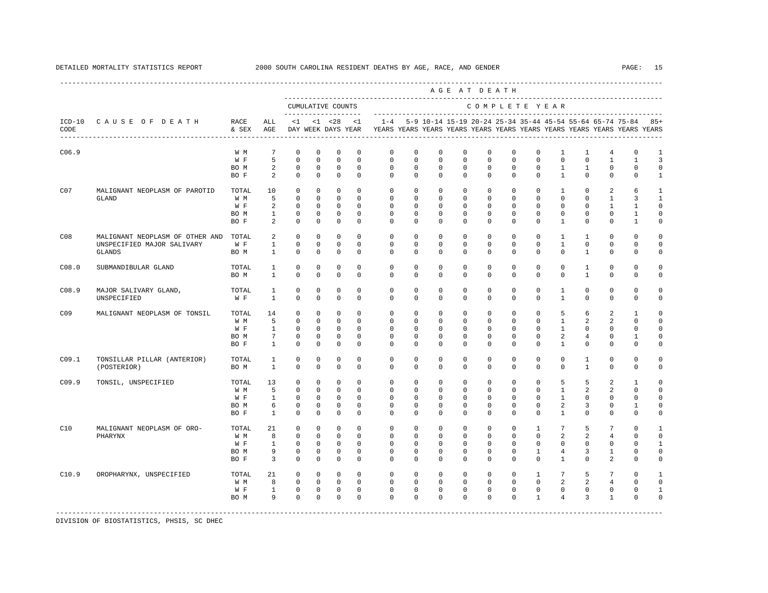DETAILED MORTALITY STATISTICS REPORT 2000 SOUTH CAROLINA RESIDENT DEATHS BY AGE, RACE, AND GENDER

| ICD-10 CODE | CAUSE OF DEATH | RACE & SEX | ALL AGE | <1 DAY | <1 WEEK | <28 DAYS | <1 YEAR | 1-4 YEARS | 5-9 YEARS | 10-14 YEARS | 15-19 YEARS | 20-24 YEARS | 25-34 YEARS | 35-44 YEARS | 45-54 YEARS | 55-64 YEARS | 65-74 YEARS | 75-84 YEARS | 85+ YEARS |
|---|---|---|---|---|---|---|---|---|---|---|---|---|---|---|---|---|---|---|---|
| | | | CUMULATIVE COUNTS | | | | | COMPLETE YEAR | | | | | | | | | | | |
| C06.9 | | W M | 7 | 0 | 0 | 0 | 0 | 0 | 0 | 0 | 0 | 0 | 0 | 0 | 1 | 1 | 4 | 0 | 1 |
| | | W F | 5 | 0 | 0 | 0 | 0 | 0 | 0 | 0 | 0 | 0 | 0 | 0 | 0 | 0 | 1 | 1 | 3 |
| | | BO M | 2 | 0 | 0 | 0 | 0 | 0 | 0 | 0 | 0 | 0 | 0 | 0 | 1 | 1 | 0 | 0 | 0 |
| | | BO F | 2 | 0 | 0 | 0 | 0 | 0 | 0 | 0 | 0 | 0 | 0 | 0 | 1 | 0 | 0 | 0 | 1 |
| C07 | MALIGNANT NEOPLASM OF PAROTID GLAND | TOTAL | 10 | 0 | 0 | 0 | 0 | 0 | 0 | 0 | 0 | 0 | 0 | 0 | 1 | 0 | 2 | 6 | 1 |
| | | W M | 5 | 0 | 0 | 0 | 0 | 0 | 0 | 0 | 0 | 0 | 0 | 0 | 0 | 0 | 1 | 3 | 1 |
| | | W F | 2 | 0 | 0 | 0 | 0 | 0 | 0 | 0 | 0 | 0 | 0 | 0 | 0 | 0 | 1 | 1 | 0 |
| | | BO M | 1 | 0 | 0 | 0 | 0 | 0 | 0 | 0 | 0 | 0 | 0 | 0 | 0 | 0 | 0 | 1 | 0 |
| | | BO F | 2 | 0 | 0 | 0 | 0 | 0 | 0 | 0 | 0 | 0 | 0 | 0 | 1 | 0 | 0 | 1 | 0 |
| C08 | MALIGNANT NEOPLASM OF OTHER AND UNSPECIFIED MAJOR SALIVARY GLANDS | TOTAL | 2 | 0 | 0 | 0 | 0 | 0 | 0 | 0 | 0 | 0 | 0 | 0 | 1 | 1 | 0 | 0 | 0 |
| | | W F | 1 | 0 | 0 | 0 | 0 | 0 | 0 | 0 | 0 | 0 | 0 | 0 | 1 | 0 | 0 | 0 | 0 |
| | | BO M | 1 | 0 | 0 | 0 | 0 | 0 | 0 | 0 | 0 | 0 | 0 | 0 | 0 | 1 | 0 | 0 | 0 |
| C08.0 | SUBMANDIBULAR GLAND | TOTAL | 1 | 0 | 0 | 0 | 0 | 0 | 0 | 0 | 0 | 0 | 0 | 0 | 0 | 1 | 0 | 0 | 0 |
| | | BO M | 1 | 0 | 0 | 0 | 0 | 0 | 0 | 0 | 0 | 0 | 0 | 0 | 0 | 1 | 0 | 0 | 0 |
| C08.9 | MAJOR SALIVARY GLAND, UNSPECIFIED | TOTAL | 1 | 0 | 0 | 0 | 0 | 0 | 0 | 0 | 0 | 0 | 0 | 0 | 1 | 0 | 0 | 0 | 0 |
| | | W F | 1 | 0 | 0 | 0 | 0 | 0 | 0 | 0 | 0 | 0 | 0 | 0 | 1 | 0 | 0 | 0 | 0 |
| C09 | MALIGNANT NEOPLASM OF TONSIL | TOTAL | 14 | 0 | 0 | 0 | 0 | 0 | 0 | 0 | 0 | 0 | 0 | 0 | 5 | 6 | 2 | 1 | 0 |
| | | W M | 5 | 0 | 0 | 0 | 0 | 0 | 0 | 0 | 0 | 0 | 0 | 0 | 1 | 2 | 2 | 0 | 0 |
| | | W F | 1 | 0 | 0 | 0 | 0 | 0 | 0 | 0 | 0 | 0 | 0 | 0 | 1 | 0 | 0 | 0 | 0 |
| | | BO M | 7 | 0 | 0 | 0 | 0 | 0 | 0 | 0 | 0 | 0 | 0 | 0 | 2 | 4 | 0 | 1 | 0 |
| | | BO F | 1 | 0 | 0 | 0 | 0 | 0 | 0 | 0 | 0 | 0 | 0 | 0 | 1 | 0 | 0 | 0 | 0 |
| C09.1 | TONSILLAR PILLAR (ANTERIOR) (POSTERIOR) | TOTAL | 1 | 0 | 0 | 0 | 0 | 0 | 0 | 0 | 0 | 0 | 0 | 0 | 0 | 1 | 0 | 0 | 0 |
| | | BO M | 1 | 0 | 0 | 0 | 0 | 0 | 0 | 0 | 0 | 0 | 0 | 0 | 0 | 1 | 0 | 0 | 0 |
| C09.9 | TONSIL, UNSPECIFIED | TOTAL | 13 | 0 | 0 | 0 | 0 | 0 | 0 | 0 | 0 | 0 | 0 | 0 | 5 | 5 | 2 | 1 | 0 |
| | | W M | 5 | 0 | 0 | 0 | 0 | 0 | 0 | 0 | 0 | 0 | 0 | 0 | 1 | 2 | 2 | 0 | 0 |
| | | W F | 1 | 0 | 0 | 0 | 0 | 0 | 0 | 0 | 0 | 0 | 0 | 0 | 1 | 0 | 0 | 0 | 0 |
| | | BO M | 6 | 0 | 0 | 0 | 0 | 0 | 0 | 0 | 0 | 0 | 0 | 0 | 2 | 3 | 0 | 1 | 0 |
| | | BO F | 1 | 0 | 0 | 0 | 0 | 0 | 0 | 0 | 0 | 0 | 0 | 0 | 1 | 0 | 0 | 0 | 0 |
| C10 | MALIGNANT NEOPLASM OF ORO-PHARYNX | TOTAL | 21 | 0 | 0 | 0 | 0 | 0 | 0 | 0 | 0 | 0 | 0 | 1 | 7 | 5 | 7 | 0 | 1 |
| | | W M | 8 | 0 | 0 | 0 | 0 | 0 | 0 | 0 | 0 | 0 | 0 | 0 | 2 | 2 | 4 | 0 | 0 |
| | | W F | 1 | 0 | 0 | 0 | 0 | 0 | 0 | 0 | 0 | 0 | 0 | 0 | 0 | 0 | 0 | 0 | 1 |
| | | BO M | 9 | 0 | 0 | 0 | 0 | 0 | 0 | 0 | 0 | 0 | 0 | 1 | 4 | 3 | 1 | 0 | 0 |
| | | BO F | 3 | 0 | 0 | 0 | 0 | 0 | 0 | 0 | 0 | 0 | 0 | 0 | 1 | 0 | 2 | 0 | 0 |
| C10.9 | OROPHARYNX, UNSPECIFIED | TOTAL | 21 | 0 | 0 | 0 | 0 | 0 | 0 | 0 | 0 | 0 | 0 | 1 | 7 | 5 | 7 | 0 | 1 |
| | | W M | 8 | 0 | 0 | 0 | 0 | 0 | 0 | 0 | 0 | 0 | 0 | 0 | 2 | 2 | 4 | 0 | 0 |
| | | W F | 1 | 0 | 0 | 0 | 0 | 0 | 0 | 0 | 0 | 0 | 0 | 0 | 0 | 0 | 0 | 0 | 1 |
| | | BO M | 9 | 0 | 0 | 0 | 0 | 0 | 0 | 0 | 0 | 0 | 0 | 1 | 4 | 3 | 1 | 0 | 0 |

DIVISION OF BIOSTATISTICS, PHSIS, SC DHEC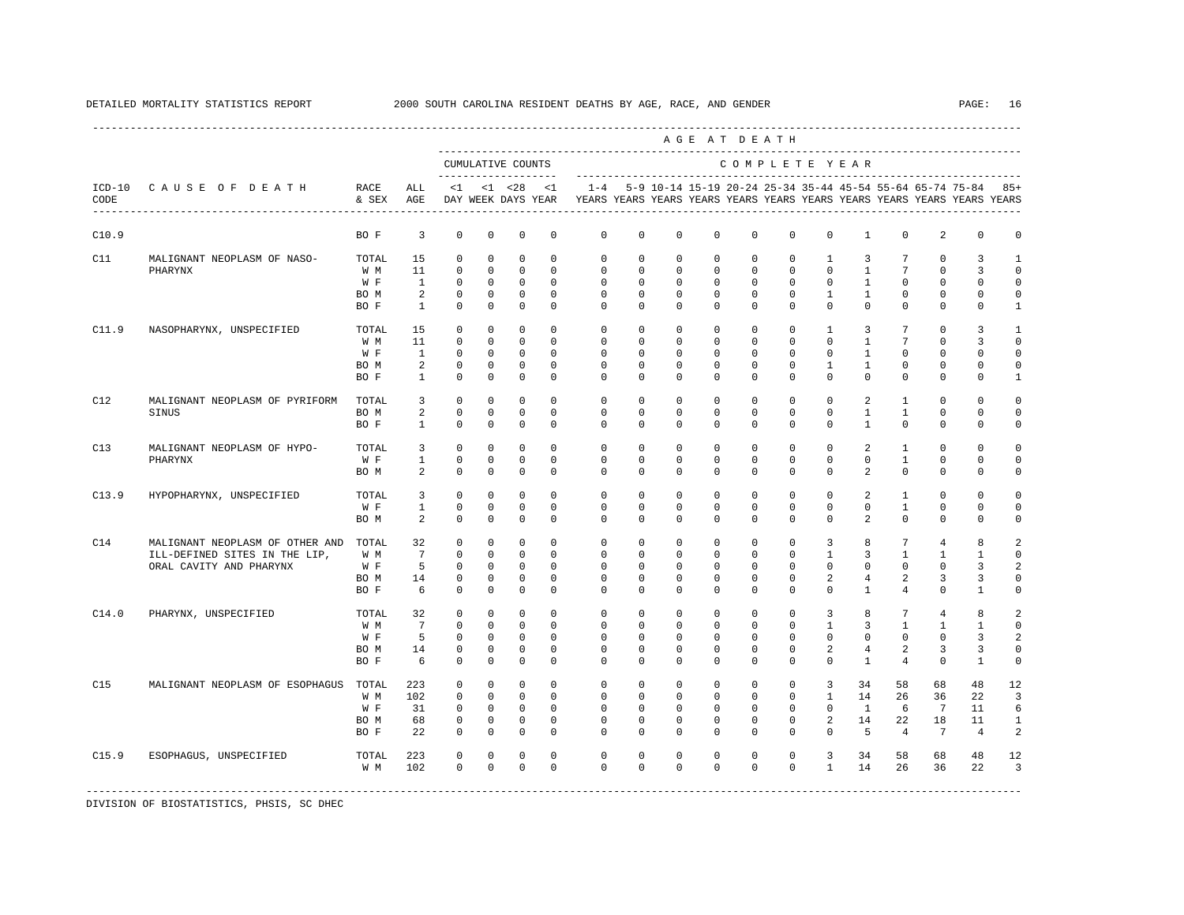DETAILED MORTALITY STATISTICS REPORT 2000 SOUTH CAROLINA RESIDENT DEATHS BY AGE, RACE, AND GENDER

| ICD-10 CODE | CAUSE OF DEATH | RACE & SEX | ALL AGE | <1 DAY | <1 WEEK | <28 DAYS | <1 YEAR | 1-4 YEARS | 5-9 YEARS | 10-14 YEARS | 15-19 YEARS | 20-24 YEARS | 25-34 YEARS | 35-44 YEARS | 45-54 YEARS | 55-64 YEARS | 65-74 YEARS | 75-84 YEARS | 85+ YEARS |
|---|---|---|---|---|---|---|---|---|---|---|---|---|---|---|---|---|---|---|---|
| | | | | CUMULATIVE COUNTS | | | | COMPLETE YEAR | | | | | | | | | | | |
| C10.9 | | BO F | 3 | 0 | 0 | 0 | 0 | 0 | 0 | 0 | 0 | 0 | 0 | 0 | 1 | 0 | 2 | 0 | 0 |
| C11 | MALIGNANT NEOPLASM OF NASO-PHARYNX | TOTAL | 15 | 0 | 0 | 0 | 0 | 0 | 0 | 0 | 0 | 0 | 0 | 1 | 3 | 7 | 0 | 3 | 1 |
| | | W M | 11 | 0 | 0 | 0 | 0 | 0 | 0 | 0 | 0 | 0 | 0 | 0 | 1 | 7 | 0 | 3 | 0 |
| | | W F | 1 | 0 | 0 | 0 | 0 | 0 | 0 | 0 | 0 | 0 | 0 | 0 | 1 | 0 | 0 | 0 | 0 |
| | | BO M | 2 | 0 | 0 | 0 | 0 | 0 | 0 | 0 | 0 | 0 | 0 | 1 | 1 | 0 | 0 | 0 | 0 |
| | | BO F | 1 | 0 | 0 | 0 | 0 | 0 | 0 | 0 | 0 | 0 | 0 | 0 | 0 | 0 | 0 | 0 | 1 |
| C11.9 | NASOPHARYNX, UNSPECIFIED | TOTAL | 15 | 0 | 0 | 0 | 0 | 0 | 0 | 0 | 0 | 0 | 0 | 1 | 3 | 7 | 0 | 3 | 1 |
| | | W M | 11 | 0 | 0 | 0 | 0 | 0 | 0 | 0 | 0 | 0 | 0 | 0 | 1 | 7 | 0 | 3 | 0 |
| | | W F | 1 | 0 | 0 | 0 | 0 | 0 | 0 | 0 | 0 | 0 | 0 | 0 | 1 | 0 | 0 | 0 | 0 |
| | | BO M | 2 | 0 | 0 | 0 | 0 | 0 | 0 | 0 | 0 | 0 | 0 | 1 | 1 | 0 | 0 | 0 | 0 |
| | | BO F | 1 | 0 | 0 | 0 | 0 | 0 | 0 | 0 | 0 | 0 | 0 | 0 | 0 | 0 | 0 | 0 | 1 |
| C12 | MALIGNANT NEOPLASM OF PYRIFORM SINUS | TOTAL | 3 | 0 | 0 | 0 | 0 | 0 | 0 | 0 | 0 | 0 | 0 | 0 | 2 | 1 | 0 | 0 | 0 |
| | | BO M | 2 | 0 | 0 | 0 | 0 | 0 | 0 | 0 | 0 | 0 | 0 | 0 | 1 | 1 | 0 | 0 | 0 |
| | | BO F | 1 | 0 | 0 | 0 | 0 | 0 | 0 | 0 | 0 | 0 | 0 | 0 | 1 | 0 | 0 | 0 | 0 |
| C13 | MALIGNANT NEOPLASM OF HYPO-PHARYNX | TOTAL | 3 | 0 | 0 | 0 | 0 | 0 | 0 | 0 | 0 | 0 | 0 | 0 | 2 | 1 | 0 | 0 | 0 |
| | | W F | 1 | 0 | 0 | 0 | 0 | 0 | 0 | 0 | 0 | 0 | 0 | 0 | 0 | 1 | 0 | 0 | 0 |
| | | BO M | 2 | 0 | 0 | 0 | 0 | 0 | 0 | 0 | 0 | 0 | 0 | 0 | 2 | 0 | 0 | 0 | 0 |
| C13.9 | HYPOPHARYNX, UNSPECIFIED | TOTAL | 3 | 0 | 0 | 0 | 0 | 0 | 0 | 0 | 0 | 0 | 0 | 0 | 2 | 1 | 0 | 0 | 0 |
| | | W F | 1 | 0 | 0 | 0 | 0 | 0 | 0 | 0 | 0 | 0 | 0 | 0 | 0 | 1 | 0 | 0 | 0 |
| | | BO M | 2 | 0 | 0 | 0 | 0 | 0 | 0 | 0 | 0 | 0 | 0 | 0 | 2 | 0 | 0 | 0 | 0 |
| C14 | MALIGNANT NEOPLASM OF OTHER AND ILL-DEFINED SITES IN THE LIP, ORAL CAVITY AND PHARYNX | TOTAL | 32 | 0 | 0 | 0 | 0 | 0 | 0 | 0 | 0 | 0 | 0 | 3 | 8 | 7 | 4 | 8 | 2 |
| | | W M | 7 | 0 | 0 | 0 | 0 | 0 | 0 | 0 | 0 | 0 | 0 | 1 | 3 | 1 | 1 | 1 | 0 |
| | | W F | 5 | 0 | 0 | 0 | 0 | 0 | 0 | 0 | 0 | 0 | 0 | 0 | 0 | 0 | 0 | 3 | 2 |
| | | BO M | 14 | 0 | 0 | 0 | 0 | 0 | 0 | 0 | 0 | 0 | 0 | 2 | 4 | 2 | 3 | 3 | 0 |
| | | BO F | 6 | 0 | 0 | 0 | 0 | 0 | 0 | 0 | 0 | 0 | 0 | 0 | 1 | 4 | 0 | 1 | 0 |
| C14.0 | PHARYNX, UNSPECIFIED | TOTAL | 32 | 0 | 0 | 0 | 0 | 0 | 0 | 0 | 0 | 0 | 0 | 3 | 8 | 7 | 4 | 8 | 2 |
| | | W M | 7 | 0 | 0 | 0 | 0 | 0 | 0 | 0 | 0 | 0 | 0 | 1 | 3 | 1 | 1 | 1 | 0 |
| | | W F | 5 | 0 | 0 | 0 | 0 | 0 | 0 | 0 | 0 | 0 | 0 | 0 | 0 | 0 | 0 | 3 | 2 |
| | | BO M | 14 | 0 | 0 | 0 | 0 | 0 | 0 | 0 | 0 | 0 | 0 | 2 | 4 | 2 | 3 | 3 | 0 |
| | | BO F | 6 | 0 | 0 | 0 | 0 | 0 | 0 | 0 | 0 | 0 | 0 | 0 | 1 | 4 | 0 | 1 | 0 |
| C15 | MALIGNANT NEOPLASM OF ESOPHAGUS | TOTAL | 223 | 0 | 0 | 0 | 0 | 0 | 0 | 0 | 0 | 0 | 0 | 3 | 34 | 58 | 68 | 48 | 12 |
| | | W M | 102 | 0 | 0 | 0 | 0 | 0 | 0 | 0 | 0 | 0 | 0 | 1 | 14 | 26 | 36 | 22 | 3 |
| | | W F | 31 | 0 | 0 | 0 | 0 | 0 | 0 | 0 | 0 | 0 | 0 | 0 | 1 | 6 | 7 | 11 | 6 |
| | | BO M | 68 | 0 | 0 | 0 | 0 | 0 | 0 | 0 | 0 | 0 | 0 | 2 | 14 | 22 | 18 | 11 | 1 |
| | | BO F | 22 | 0 | 0 | 0 | 0 | 0 | 0 | 0 | 0 | 0 | 0 | 0 | 5 | 4 | 7 | 4 | 2 |
| C15.9 | ESOPHAGUS, UNSPECIFIED | TOTAL | 223 | 0 | 0 | 0 | 0 | 0 | 0 | 0 | 0 | 0 | 0 | 3 | 34 | 58 | 68 | 48 | 12 |
| | | W M | 102 | 0 | 0 | 0 | 0 | 0 | 0 | 0 | 0 | 0 | 0 | 1 | 14 | 26 | 36 | 22 | 3 |

DIVISION OF BIOSTATISTICS, PHSIS, SC DHEC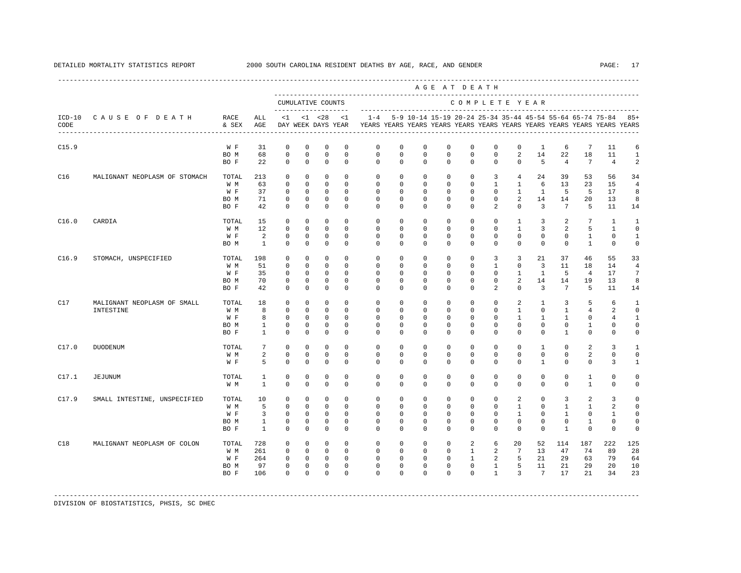DETAILED MORTALITY STATISTICS REPORT — 2000 SOUTH CAROLINA RESIDENT DEATHS BY AGE, RACE, AND GENDER

| ICD-10 CODE | CAUSE OF DEATH | RACE & SEX | ALL AGE | <1 DAY | <1 WEEK | <28 DAYS | <1 YEAR | 1-4 YEARS | 5-9 YEARS | 10-14 YEARS | 15-19 YEARS | 20-24 YEARS | 25-34 YEARS | 35-44 YEARS | 45-54 YEARS | 55-64 YEARS | 65-74 YEARS | 75-84 YEARS | 85+ YEARS |
|---|---|---|---|---|---|---|---|---|---|---|---|---|---|---|---|---|---|---|---|
| | | | | CUMULATIVE COUNTS | | | | COMPLETE YEAR | | | | | | | | | | | |
| C15.9 | | W F | 31 | 0 | 0 | 0 | 0 | 0 | 0 | 0 | 0 | 0 | 0 | 0 | 1 | 6 | 7 | 11 | 6 |
| | | BO M | 68 | 0 | 0 | 0 | 0 | 0 | 0 | 0 | 0 | 0 | 0 | 2 | 14 | 22 | 18 | 11 | 1 |
| | | BO F | 22 | 0 | 0 | 0 | 0 | 0 | 0 | 0 | 0 | 0 | 0 | 0 | 5 | 4 | 7 | 4 | 2 |
| C16 | MALIGNANT NEOPLASM OF STOMACH | TOTAL | 213 | 0 | 0 | 0 | 0 | 0 | 0 | 0 | 0 | 0 | 3 | 4 | 24 | 39 | 53 | 56 | 34 |
| | | W M | 63 | 0 | 0 | 0 | 0 | 0 | 0 | 0 | 0 | 0 | 1 | 1 | 6 | 13 | 23 | 15 | 4 |
| | | W F | 37 | 0 | 0 | 0 | 0 | 0 | 0 | 0 | 0 | 0 | 0 | 1 | 1 | 5 | 5 | 17 | 8 |
| | | BO M | 71 | 0 | 0 | 0 | 0 | 0 | 0 | 0 | 0 | 0 | 0 | 2 | 14 | 14 | 20 | 13 | 8 |
| | | BO F | 42 | 0 | 0 | 0 | 0 | 0 | 0 | 0 | 0 | 0 | 2 | 0 | 3 | 7 | 5 | 11 | 14 |
| C16.0 | CARDIA | TOTAL | 15 | 0 | 0 | 0 | 0 | 0 | 0 | 0 | 0 | 0 | 0 | 1 | 3 | 2 | 7 | 1 | 1 |
| | | W M | 12 | 0 | 0 | 0 | 0 | 0 | 0 | 0 | 0 | 0 | 0 | 1 | 3 | 2 | 5 | 1 | 0 |
| | | W F | 2 | 0 | 0 | 0 | 0 | 0 | 0 | 0 | 0 | 0 | 0 | 0 | 0 | 0 | 1 | 0 | 1 |
| | | BO M | 1 | 0 | 0 | 0 | 0 | 0 | 0 | 0 | 0 | 0 | 0 | 0 | 0 | 0 | 1 | 0 | 0 |
| C16.9 | STOMACH, UNSPECIFIED | TOTAL | 198 | 0 | 0 | 0 | 0 | 0 | 0 | 0 | 0 | 0 | 3 | 3 | 21 | 37 | 46 | 55 | 33 |
| | | W M | 51 | 0 | 0 | 0 | 0 | 0 | 0 | 0 | 0 | 0 | 1 | 0 | 3 | 11 | 18 | 14 | 4 |
| | | W F | 35 | 0 | 0 | 0 | 0 | 0 | 0 | 0 | 0 | 0 | 0 | 1 | 1 | 5 | 4 | 17 | 7 |
| | | BO M | 70 | 0 | 0 | 0 | 0 | 0 | 0 | 0 | 0 | 0 | 0 | 2 | 14 | 14 | 19 | 13 | 8 |
| | | BO F | 42 | 0 | 0 | 0 | 0 | 0 | 0 | 0 | 0 | 0 | 2 | 0 | 3 | 7 | 5 | 11 | 14 |
| C17 | MALIGNANT NEOPLASM OF SMALL INTESTINE | TOTAL | 18 | 0 | 0 | 0 | 0 | 0 | 0 | 0 | 0 | 0 | 0 | 2 | 1 | 3 | 5 | 6 | 1 |
| | | W M | 8 | 0 | 0 | 0 | 0 | 0 | 0 | 0 | 0 | 0 | 0 | 1 | 0 | 1 | 4 | 2 | 0 |
| | | W F | 8 | 0 | 0 | 0 | 0 | 0 | 0 | 0 | 0 | 0 | 0 | 1 | 1 | 1 | 0 | 4 | 1 |
| | | BO M | 1 | 0 | 0 | 0 | 0 | 0 | 0 | 0 | 0 | 0 | 0 | 0 | 0 | 0 | 1 | 0 | 0 |
| | | BO F | 1 | 0 | 0 | 0 | 0 | 0 | 0 | 0 | 0 | 0 | 0 | 0 | 0 | 1 | 0 | 0 | 0 |
| C17.0 | DUODENUM | TOTAL | 7 | 0 | 0 | 0 | 0 | 0 | 0 | 0 | 0 | 0 | 0 | 0 | 1 | 0 | 2 | 3 | 1 |
| | | W M | 2 | 0 | 0 | 0 | 0 | 0 | 0 | 0 | 0 | 0 | 0 | 0 | 0 | 0 | 2 | 0 | 0 |
| | | W F | 5 | 0 | 0 | 0 | 0 | 0 | 0 | 0 | 0 | 0 | 0 | 0 | 1 | 0 | 0 | 3 | 1 |
| C17.1 | JEJUNUM | TOTAL | 1 | 0 | 0 | 0 | 0 | 0 | 0 | 0 | 0 | 0 | 0 | 0 | 0 | 0 | 1 | 0 | 0 |
| | | W M | 1 | 0 | 0 | 0 | 0 | 0 | 0 | 0 | 0 | 0 | 0 | 0 | 0 | 0 | 1 | 0 | 0 |
| C17.9 | SMALL INTESTINE, UNSPECIFIED | TOTAL | 10 | 0 | 0 | 0 | 0 | 0 | 0 | 0 | 0 | 0 | 0 | 2 | 0 | 3 | 2 | 3 | 0 |
| | | W M | 5 | 0 | 0 | 0 | 0 | 0 | 0 | 0 | 0 | 0 | 0 | 1 | 0 | 1 | 1 | 2 | 0 |
| | | W F | 3 | 0 | 0 | 0 | 0 | 0 | 0 | 0 | 0 | 0 | 0 | 1 | 0 | 1 | 0 | 1 | 0 |
| | | BO M | 1 | 0 | 0 | 0 | 0 | 0 | 0 | 0 | 0 | 0 | 0 | 0 | 0 | 0 | 1 | 0 | 0 |
| | | BO F | 1 | 0 | 0 | 0 | 0 | 0 | 0 | 0 | 0 | 0 | 0 | 0 | 0 | 1 | 0 | 0 | 0 |
| C18 | MALIGNANT NEOPLASM OF COLON | TOTAL | 728 | 0 | 0 | 0 | 0 | 0 | 0 | 0 | 0 | 2 | 6 | 20 | 52 | 114 | 187 | 222 | 125 |
| | | W M | 261 | 0 | 0 | 0 | 0 | 0 | 0 | 0 | 0 | 1 | 2 | 7 | 13 | 47 | 74 | 89 | 28 |
| | | W F | 264 | 0 | 0 | 0 | 0 | 0 | 0 | 0 | 0 | 1 | 2 | 5 | 21 | 29 | 63 | 79 | 64 |
| | | BO M | 97 | 0 | 0 | 0 | 0 | 0 | 0 | 0 | 0 | 0 | 1 | 5 | 11 | 21 | 29 | 20 | 10 |
| | | BO F | 106 | 0 | 0 | 0 | 0 | 0 | 0 | 0 | 0 | 0 | 1 | 3 | 7 | 17 | 21 | 34 | 23 |

DIVISION OF BIOSTATISTICS, PHSIS, SC DHEC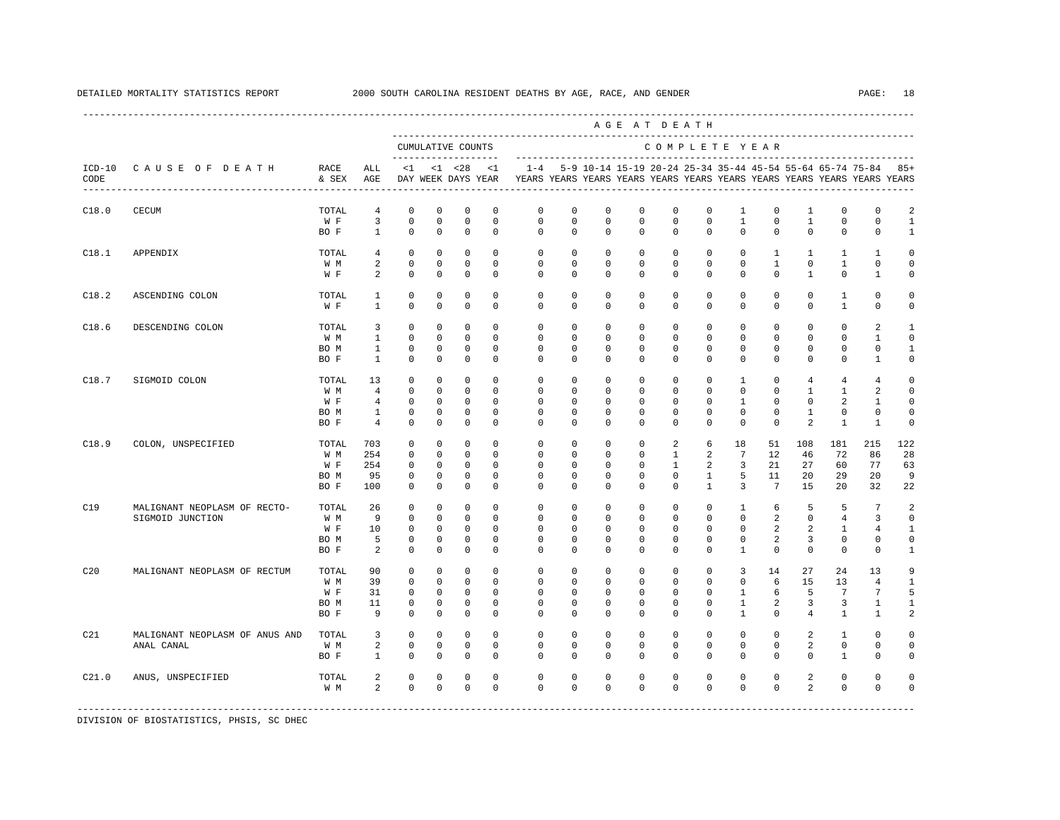DETAILED MORTALITY STATISTICS REPORT 2000 SOUTH CAROLINA RESIDENT DEATHS BY AGE, RACE, AND GENDER

| ICD-10 CODE | CAUSE OF DEATH | RACE & SEX | ALL AGE | <1 DAY | <1 WEEK | <28 DAYS | <1 YEAR | 1-4 YEARS | 5-9 YEARS | 10-14 YEARS | 15-19 YEARS | 20-24 YEARS | 25-34 YEARS | 35-44 YEARS | 45-54 YEARS | 55-64 YEARS | 65-74 YEARS | 75-84 YEARS | 85+ YEARS |
|---|---|---|---|---|---|---|---|---|---|---|---|---|---|---|---|---|---|---|---|
| | | | | CUMULATIVE COUNTS | | | | COMPLETE YEAR | | | | | | | | | | | |
| C18.0 | CECUM | TOTAL | 4 | 0 | 0 | 0 | 0 | 0 | 0 | 0 | 0 | 0 | 0 | 1 | 0 | 1 | 0 | 0 | 2 |
| | | W F | 3 | 0 | 0 | 0 | 0 | 0 | 0 | 0 | 0 | 0 | 0 | 1 | 0 | 1 | 0 | 0 | 1 |
| | | BO F | 1 | 0 | 0 | 0 | 0 | 0 | 0 | 0 | 0 | 0 | 0 | 0 | 0 | 0 | 0 | 0 | 1 |
| C18.1 | APPENDIX | TOTAL | 4 | 0 | 0 | 0 | 0 | 0 | 0 | 0 | 0 | 0 | 0 | 0 | 1 | 1 | 1 | 1 | 0 |
| | | W M | 2 | 0 | 0 | 0 | 0 | 0 | 0 | 0 | 0 | 0 | 0 | 0 | 1 | 0 | 1 | 0 | 0 |
| | | W F | 2 | 0 | 0 | 0 | 0 | 0 | 0 | 0 | 0 | 0 | 0 | 0 | 0 | 1 | 0 | 1 | 0 |
| C18.2 | ASCENDING COLON | TOTAL | 1 | 0 | 0 | 0 | 0 | 0 | 0 | 0 | 0 | 0 | 0 | 0 | 0 | 0 | 1 | 0 | 0 |
| | | W F | 1 | 0 | 0 | 0 | 0 | 0 | 0 | 0 | 0 | 0 | 0 | 0 | 0 | 0 | 1 | 0 | 0 |
| C18.6 | DESCENDING COLON | TOTAL | 3 | 0 | 0 | 0 | 0 | 0 | 0 | 0 | 0 | 0 | 0 | 0 | 0 | 0 | 0 | 2 | 1 |
| | | W M | 1 | 0 | 0 | 0 | 0 | 0 | 0 | 0 | 0 | 0 | 0 | 0 | 0 | 0 | 0 | 1 | 0 |
| | | BO M | 1 | 0 | 0 | 0 | 0 | 0 | 0 | 0 | 0 | 0 | 0 | 0 | 0 | 0 | 0 | 0 | 1 |
| | | BO F | 1 | 0 | 0 | 0 | 0 | 0 | 0 | 0 | 0 | 0 | 0 | 0 | 0 | 0 | 0 | 1 | 0 |
| C18.7 | SIGMOID COLON | TOTAL | 13 | 0 | 0 | 0 | 0 | 0 | 0 | 0 | 0 | 0 | 0 | 1 | 0 | 4 | 4 | 4 | 0 |
| | | W M | 4 | 0 | 0 | 0 | 0 | 0 | 0 | 0 | 0 | 0 | 0 | 0 | 0 | 1 | 1 | 2 | 0 |
| | | W F | 4 | 0 | 0 | 0 | 0 | 0 | 0 | 0 | 0 | 0 | 0 | 1 | 0 | 0 | 2 | 1 | 0 |
| | | BO M | 1 | 0 | 0 | 0 | 0 | 0 | 0 | 0 | 0 | 0 | 0 | 0 | 0 | 1 | 0 | 0 | 0 |
| | | BO F | 4 | 0 | 0 | 0 | 0 | 0 | 0 | 0 | 0 | 0 | 0 | 0 | 0 | 2 | 1 | 1 | 0 |
| C18.9 | COLON, UNSPECIFIED | TOTAL | 703 | 0 | 0 | 0 | 0 | 0 | 0 | 0 | 0 | 2 | 6 | 18 | 51 | 108 | 181 | 215 | 122 |
| | | W M | 254 | 0 | 0 | 0 | 0 | 0 | 0 | 0 | 0 | 1 | 2 | 7 | 12 | 46 | 72 | 86 | 28 |
| | | W F | 254 | 0 | 0 | 0 | 0 | 0 | 0 | 0 | 0 | 1 | 2 | 3 | 21 | 27 | 60 | 77 | 63 |
| | | BO M | 95 | 0 | 0 | 0 | 0 | 0 | 0 | 0 | 0 | 0 | 1 | 5 | 11 | 20 | 29 | 20 | 9 |
| | | BO F | 100 | 0 | 0 | 0 | 0 | 0 | 0 | 0 | 0 | 0 | 1 | 3 | 7 | 15 | 20 | 32 | 22 |
| C19 | MALIGNANT NEOPLASM OF RECTO-SIGMOID JUNCTION | TOTAL | 26 | 0 | 0 | 0 | 0 | 0 | 0 | 0 | 0 | 0 | 0 | 1 | 6 | 5 | 5 | 7 | 2 |
| | | W M | 9 | 0 | 0 | 0 | 0 | 0 | 0 | 0 | 0 | 0 | 0 | 0 | 2 | 0 | 4 | 3 | 0 |
| | | W F | 10 | 0 | 0 | 0 | 0 | 0 | 0 | 0 | 0 | 0 | 0 | 0 | 2 | 2 | 1 | 4 | 1 |
| | | BO M | 5 | 0 | 0 | 0 | 0 | 0 | 0 | 0 | 0 | 0 | 0 | 0 | 2 | 3 | 0 | 0 | 0 |
| | | BO F | 2 | 0 | 0 | 0 | 0 | 0 | 0 | 0 | 0 | 0 | 0 | 1 | 0 | 0 | 0 | 0 | 1 |
| C20 | MALIGNANT NEOPLASM OF RECTUM | TOTAL | 90 | 0 | 0 | 0 | 0 | 0 | 0 | 0 | 0 | 0 | 0 | 3 | 14 | 27 | 24 | 13 | 9 |
| | | W M | 39 | 0 | 0 | 0 | 0 | 0 | 0 | 0 | 0 | 0 | 0 | 0 | 6 | 15 | 13 | 4 | 1 |
| | | W F | 31 | 0 | 0 | 0 | 0 | 0 | 0 | 0 | 0 | 0 | 0 | 1 | 6 | 5 | 7 | 7 | 5 |
| | | BO M | 11 | 0 | 0 | 0 | 0 | 0 | 0 | 0 | 0 | 0 | 0 | 1 | 2 | 3 | 3 | 1 | 1 |
| | | BO F | 9 | 0 | 0 | 0 | 0 | 0 | 0 | 0 | 0 | 0 | 0 | 1 | 0 | 4 | 1 | 1 | 2 |
| C21 | MALIGNANT NEOPLASM OF ANUS AND ANAL CANAL | TOTAL | 3 | 0 | 0 | 0 | 0 | 0 | 0 | 0 | 0 | 0 | 0 | 0 | 0 | 2 | 1 | 0 | 0 |
| | | W M | 2 | 0 | 0 | 0 | 0 | 0 | 0 | 0 | 0 | 0 | 0 | 0 | 0 | 2 | 0 | 0 | 0 |
| | | BO F | 1 | 0 | 0 | 0 | 0 | 0 | 0 | 0 | 0 | 0 | 0 | 0 | 0 | 0 | 1 | 0 | 0 |
| C21.0 | ANUS, UNSPECIFIED | TOTAL | 2 | 0 | 0 | 0 | 0 | 0 | 0 | 0 | 0 | 0 | 0 | 0 | 0 | 2 | 0 | 0 | 0 |
| | | W M | 2 | 0 | 0 | 0 | 0 | 0 | 0 | 0 | 0 | 0 | 0 | 0 | 0 | 2 | 0 | 0 | 0 |

DIVISION OF BIOSTATISTICS, PHSIS, SC DHEC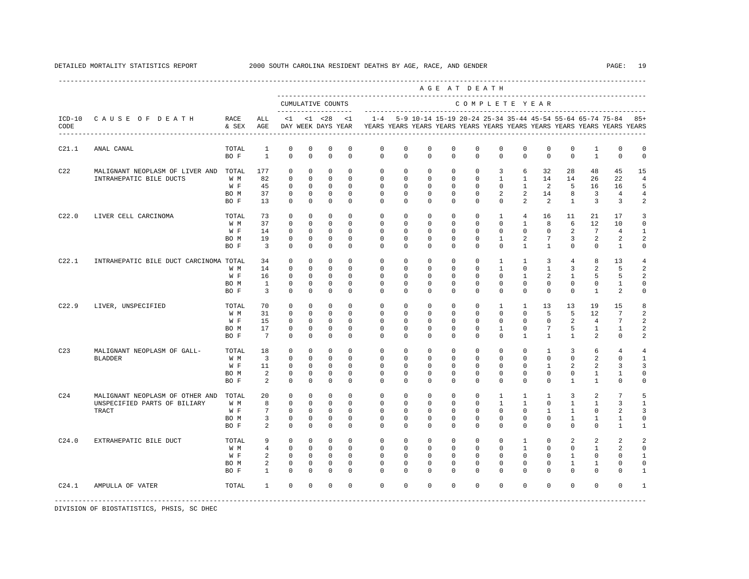DETAILED MORTALITY STATISTICS REPORT 2000 SOUTH CAROLINA RESIDENT DEATHS BY AGE, RACE, AND GENDER

| ICD-10 CODE | CAUSE OF DEATH | RACE & SEX | ALL AGE | <1 DAY | <1 WEEK | <28 DAYS | <1 YEAR | 1-4 YEARS | 5-9 YEARS | 10-14 YEARS | 15-19 YEARS | 20-24 YEARS | 25-34 YEARS | 35-44 YEARS | 45-54 YEARS | 55-64 YEARS | 65-74 YEARS | 75-84 YEARS | 85+ YEARS |
|---|---|---|---|---|---|---|---|---|---|---|---|---|---|---|---|---|---|---|---|
| | | | | CUMULATIVE COUNTS | | | | AGE AT DEATH - COMPLETE YEAR | | | | | | | | | | | |
| C21.1 | ANAL CANAL | TOTAL | 1 | 0 | 0 | 0 | 0 | 0 | 0 | 0 | 0 | 0 | 0 | 0 | 0 | 0 | 1 | 0 | 0 |
| | | BO F | 1 | 0 | 0 | 0 | 0 | 0 | 0 | 0 | 0 | 0 | 0 | 0 | 0 | 0 | 1 | 0 | 0 |
| C22 | MALIGNANT NEOPLASM OF LIVER AND INTRAHEPATIC BILE DUCTS | TOTAL | 177 | 0 | 0 | 0 | 0 | 0 | 0 | 0 | 0 | 0 | 3 | 6 | 32 | 28 | 48 | 45 | 15 |
| | | W M | 82 | 0 | 0 | 0 | 0 | 0 | 0 | 0 | 0 | 0 | 1 | 1 | 14 | 14 | 26 | 22 | 4 |
| | | W F | 45 | 0 | 0 | 0 | 0 | 0 | 0 | 0 | 0 | 0 | 0 | 1 | 2 | 5 | 16 | 16 | 5 |
| | | BO M | 37 | 0 | 0 | 0 | 0 | 0 | 0 | 0 | 0 | 0 | 2 | 2 | 14 | 8 | 3 | 4 | 4 |
| | | BO F | 13 | 0 | 0 | 0 | 0 | 0 | 0 | 0 | 0 | 0 | 0 | 2 | 2 | 1 | 3 | 3 | 2 |
| C22.0 | LIVER CELL CARCINOMA | TOTAL | 73 | 0 | 0 | 0 | 0 | 0 | 0 | 0 | 0 | 0 | 1 | 4 | 16 | 11 | 21 | 17 | 3 |
| | | W M | 37 | 0 | 0 | 0 | 0 | 0 | 0 | 0 | 0 | 0 | 0 | 1 | 8 | 6 | 12 | 10 | 0 |
| | | W F | 14 | 0 | 0 | 0 | 0 | 0 | 0 | 0 | 0 | 0 | 0 | 0 | 0 | 2 | 7 | 4 | 1 |
| | | BO M | 19 | 0 | 0 | 0 | 0 | 0 | 0 | 0 | 0 | 0 | 1 | 2 | 7 | 3 | 2 | 2 | 2 |
| | | BO F | 3 | 0 | 0 | 0 | 0 | 0 | 0 | 0 | 0 | 0 | 0 | 1 | 1 | 0 | 0 | 1 | 0 |
| C22.1 | INTRAHEPATIC BILE DUCT CARCINOMA | TOTAL | 34 | 0 | 0 | 0 | 0 | 0 | 0 | 0 | 0 | 0 | 1 | 1 | 3 | 4 | 8 | 13 | 4 |
| | | W M | 14 | 0 | 0 | 0 | 0 | 0 | 0 | 0 | 0 | 0 | 1 | 0 | 1 | 3 | 2 | 5 | 2 |
| | | W F | 16 | 0 | 0 | 0 | 0 | 0 | 0 | 0 | 0 | 0 | 0 | 1 | 2 | 1 | 5 | 5 | 2 |
| | | BO M | 1 | 0 | 0 | 0 | 0 | 0 | 0 | 0 | 0 | 0 | 0 | 0 | 0 | 0 | 0 | 1 | 0 |
| | | BO F | 3 | 0 | 0 | 0 | 0 | 0 | 0 | 0 | 0 | 0 | 0 | 0 | 0 | 0 | 1 | 2 | 0 |
| C22.9 | LIVER, UNSPECIFIED | TOTAL | 70 | 0 | 0 | 0 | 0 | 0 | 0 | 0 | 0 | 0 | 1 | 1 | 13 | 13 | 19 | 15 | 8 |
| | | W M | 31 | 0 | 0 | 0 | 0 | 0 | 0 | 0 | 0 | 0 | 0 | 0 | 5 | 5 | 12 | 7 | 2 |
| | | W F | 15 | 0 | 0 | 0 | 0 | 0 | 0 | 0 | 0 | 0 | 0 | 0 | 0 | 2 | 4 | 7 | 2 |
| | | BO M | 17 | 0 | 0 | 0 | 0 | 0 | 0 | 0 | 0 | 0 | 1 | 0 | 7 | 5 | 1 | 1 | 2 |
| | | BO F | 7 | 0 | 0 | 0 | 0 | 0 | 0 | 0 | 0 | 0 | 0 | 1 | 1 | 1 | 2 | 0 | 2 |
| C23 | MALIGNANT NEOPLASM OF GALL-BLADDER | TOTAL | 18 | 0 | 0 | 0 | 0 | 0 | 0 | 0 | 0 | 0 | 0 | 0 | 1 | 3 | 6 | 4 | 4 |
| | | W M | 3 | 0 | 0 | 0 | 0 | 0 | 0 | 0 | 0 | 0 | 0 | 0 | 0 | 0 | 2 | 0 | 1 |
| | | W F | 11 | 0 | 0 | 0 | 0 | 0 | 0 | 0 | 0 | 0 | 0 | 0 | 1 | 2 | 2 | 3 | 3 |
| | | BO M | 2 | 0 | 0 | 0 | 0 | 0 | 0 | 0 | 0 | 0 | 0 | 0 | 0 | 0 | 1 | 1 | 0 |
| | | BO F | 2 | 0 | 0 | 0 | 0 | 0 | 0 | 0 | 0 | 0 | 0 | 0 | 0 | 1 | 1 | 0 | 0 |
| C24 | MALIGNANT NEOPLASM OF OTHER AND UNSPECIFIED PARTS OF BILIARY TRACT | TOTAL | 20 | 0 | 0 | 0 | 0 | 0 | 0 | 0 | 0 | 0 | 1 | 1 | 1 | 3 | 2 | 7 | 5 |
| | | W M | 8 | 0 | 0 | 0 | 0 | 0 | 0 | 0 | 0 | 0 | 1 | 1 | 0 | 1 | 1 | 3 | 1 |
| | | W F | 7 | 0 | 0 | 0 | 0 | 0 | 0 | 0 | 0 | 0 | 0 | 0 | 1 | 1 | 0 | 2 | 3 |
| | | BO M | 3 | 0 | 0 | 0 | 0 | 0 | 0 | 0 | 0 | 0 | 0 | 0 | 0 | 1 | 1 | 1 | 0 |
| | | BO F | 2 | 0 | 0 | 0 | 0 | 0 | 0 | 0 | 0 | 0 | 0 | 0 | 0 | 0 | 0 | 1 | 1 |
| C24.0 | EXTRAHEPATIC BILE DUCT | TOTAL | 9 | 0 | 0 | 0 | 0 | 0 | 0 | 0 | 0 | 0 | 0 | 1 | 0 | 2 | 2 | 2 | 2 |
| | | W M | 4 | 0 | 0 | 0 | 0 | 0 | 0 | 0 | 0 | 0 | 0 | 1 | 0 | 0 | 1 | 2 | 0 |
| | | W F | 2 | 0 | 0 | 0 | 0 | 0 | 0 | 0 | 0 | 0 | 0 | 0 | 0 | 1 | 0 | 0 | 1 |
| | | BO M | 2 | 0 | 0 | 0 | 0 | 0 | 0 | 0 | 0 | 0 | 0 | 0 | 0 | 1 | 1 | 0 | 0 |
| | | BO F | 1 | 0 | 0 | 0 | 0 | 0 | 0 | 0 | 0 | 0 | 0 | 0 | 0 | 0 | 0 | 0 | 1 |
| C24.1 | AMPULLA OF VATER | TOTAL | 1 | 0 | 0 | 0 | 0 | 0 | 0 | 0 | 0 | 0 | 0 | 0 | 0 | 0 | 0 | 0 | 1 |

DIVISION OF BIOSTATISTICS, PHSIS, SC DHEC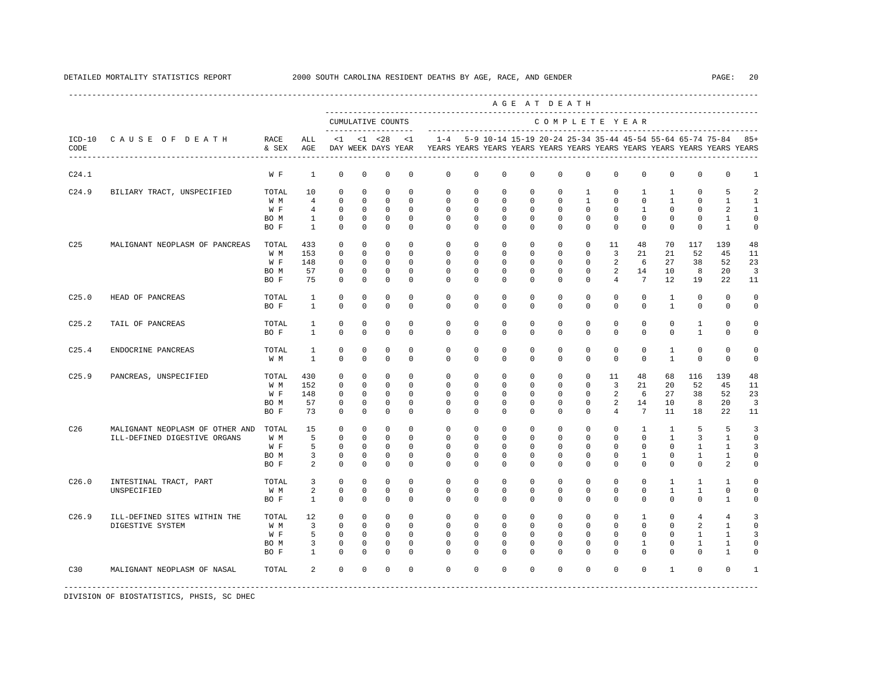DETAILED MORTALITY STATISTICS REPORT 2000 SOUTH CAROLINA RESIDENT DEATHS BY AGE, RACE, AND GENDER

| ICD-10 CODE | CAUSE OF DEATH | RACE & SEX | ALL AGE | <1 DAY | <1 WEEK | <28 DAYS | <1 YEAR | 1-4 YEARS | 5-9 YEARS | 10-14 YEARS | 15-19 YEARS | 20-24 YEARS | 25-34 YEARS | 35-44 YEARS | 45-54 YEARS | 55-64 YEARS | 65-74 YEARS | 75-84 YEARS | 85+ YEARS |
|---|---|---|---|---|---|---|---|---|---|---|---|---|---|---|---|---|---|---|---|
| C24.1 | | W F | 1 | 0 | 0 | 0 | 0 | 0 | 0 | 0 | 0 | 0 | 0 | 0 | 0 | 0 | 0 | 0 | 1 |
| C24.9 | BILIARY TRACT, UNSPECIFIED | TOTAL | 10 | 0 | 0 | 0 | 0 | 0 | 0 | 0 | 0 | 0 | 1 | 0 | 1 | 1 | 0 | 5 | 2 |
| | | W M | 4 | 0 | 0 | 0 | 0 | 0 | 0 | 0 | 0 | 0 | 1 | 0 | 0 | 1 | 0 | 1 | 1 |
| | | W F | 4 | 0 | 0 | 0 | 0 | 0 | 0 | 0 | 0 | 0 | 0 | 0 | 1 | 0 | 0 | 2 | 1 |
| | | BO M | 1 | 0 | 0 | 0 | 0 | 0 | 0 | 0 | 0 | 0 | 0 | 0 | 0 | 0 | 0 | 1 | 0 |
| | | BO F | 1 | 0 | 0 | 0 | 0 | 0 | 0 | 0 | 0 | 0 | 0 | 0 | 0 | 0 | 0 | 1 | 0 |
| C25 | MALIGNANT NEOPLASM OF PANCREAS | TOTAL | 433 | 0 | 0 | 0 | 0 | 0 | 0 | 0 | 0 | 0 | 0 | 11 | 48 | 70 | 117 | 139 | 48 |
| | | W M | 153 | 0 | 0 | 0 | 0 | 0 | 0 | 0 | 0 | 0 | 0 | 3 | 21 | 21 | 52 | 45 | 11 |
| | | W F | 148 | 0 | 0 | 0 | 0 | 0 | 0 | 0 | 0 | 0 | 0 | 2 | 6 | 27 | 38 | 52 | 23 |
| | | BO M | 57 | 0 | 0 | 0 | 0 | 0 | 0 | 0 | 0 | 0 | 0 | 2 | 14 | 10 | 8 | 20 | 3 |
| | | BO F | 75 | 0 | 0 | 0 | 0 | 0 | 0 | 0 | 0 | 0 | 0 | 4 | 7 | 12 | 19 | 22 | 11 |
| C25.0 | HEAD OF PANCREAS | TOTAL | 1 | 0 | 0 | 0 | 0 | 0 | 0 | 0 | 0 | 0 | 0 | 0 | 0 | 1 | 0 | 0 | 0 |
| | | BO F | 1 | 0 | 0 | 0 | 0 | 0 | 0 | 0 | 0 | 0 | 0 | 0 | 0 | 1 | 0 | 0 | 0 |
| C25.2 | TAIL OF PANCREAS | TOTAL | 1 | 0 | 0 | 0 | 0 | 0 | 0 | 0 | 0 | 0 | 0 | 0 | 0 | 0 | 1 | 0 | 0 |
| | | BO F | 1 | 0 | 0 | 0 | 0 | 0 | 0 | 0 | 0 | 0 | 0 | 0 | 0 | 0 | 1 | 0 | 0 |
| C25.4 | ENDOCRINE PANCREAS | TOTAL | 1 | 0 | 0 | 0 | 0 | 0 | 0 | 0 | 0 | 0 | 0 | 0 | 0 | 1 | 0 | 0 | 0 |
| | | W M | 1 | 0 | 0 | 0 | 0 | 0 | 0 | 0 | 0 | 0 | 0 | 0 | 0 | 1 | 0 | 0 | 0 |
| C25.9 | PANCREAS, UNSPECIFIED | TOTAL | 430 | 0 | 0 | 0 | 0 | 0 | 0 | 0 | 0 | 0 | 0 | 11 | 48 | 68 | 116 | 139 | 48 |
| | | W M | 152 | 0 | 0 | 0 | 0 | 0 | 0 | 0 | 0 | 0 | 0 | 3 | 21 | 20 | 52 | 45 | 11 |
| | | W F | 148 | 0 | 0 | 0 | 0 | 0 | 0 | 0 | 0 | 0 | 0 | 2 | 6 | 27 | 38 | 52 | 23 |
| | | BO M | 57 | 0 | 0 | 0 | 0 | 0 | 0 | 0 | 0 | 0 | 0 | 2 | 14 | 10 | 8 | 20 | 3 |
| | | BO F | 73 | 0 | 0 | 0 | 0 | 0 | 0 | 0 | 0 | 0 | 0 | 4 | 7 | 11 | 18 | 22 | 11 |
| C26 | MALIGNANT NEOPLASM OF OTHER AND ILL-DEFINED DIGESTIVE ORGANS | TOTAL | 15 | 0 | 0 | 0 | 0 | 0 | 0 | 0 | 0 | 0 | 0 | 0 | 1 | 1 | 5 | 5 | 3 |
| | | W M | 5 | 0 | 0 | 0 | 0 | 0 | 0 | 0 | 0 | 0 | 0 | 0 | 0 | 1 | 3 | 1 | 0 |
| | | W F | 5 | 0 | 0 | 0 | 0 | 0 | 0 | 0 | 0 | 0 | 0 | 0 | 0 | 0 | 1 | 1 | 3 |
| | | BO M | 3 | 0 | 0 | 0 | 0 | 0 | 0 | 0 | 0 | 0 | 0 | 0 | 1 | 0 | 1 | 1 | 0 |
| | | BO F | 2 | 0 | 0 | 0 | 0 | 0 | 0 | 0 | 0 | 0 | 0 | 0 | 0 | 0 | 0 | 2 | 0 |
| C26.0 | INTESTINAL TRACT, PART UNSPECIFIED | TOTAL | 3 | 0 | 0 | 0 | 0 | 0 | 0 | 0 | 0 | 0 | 0 | 0 | 0 | 1 | 1 | 1 | 0 |
| | | W M | 2 | 0 | 0 | 0 | 0 | 0 | 0 | 0 | 0 | 0 | 0 | 0 | 0 | 1 | 1 | 0 | 0 |
| | | BO F | 1 | 0 | 0 | 0 | 0 | 0 | 0 | 0 | 0 | 0 | 0 | 0 | 0 | 0 | 0 | 1 | 0 |
| C26.9 | ILL-DEFINED SITES WITHIN THE DIGESTIVE SYSTEM | TOTAL | 12 | 0 | 0 | 0 | 0 | 0 | 0 | 0 | 0 | 0 | 0 | 0 | 1 | 0 | 4 | 4 | 3 |
| | | W M | 3 | 0 | 0 | 0 | 0 | 0 | 0 | 0 | 0 | 0 | 0 | 0 | 0 | 0 | 2 | 1 | 0 |
| | | W F | 5 | 0 | 0 | 0 | 0 | 0 | 0 | 0 | 0 | 0 | 0 | 0 | 0 | 0 | 1 | 1 | 3 |
| | | BO M | 3 | 0 | 0 | 0 | 0 | 0 | 0 | 0 | 0 | 0 | 0 | 0 | 1 | 0 | 1 | 1 | 0 |
| | | BO F | 1 | 0 | 0 | 0 | 0 | 0 | 0 | 0 | 0 | 0 | 0 | 0 | 0 | 0 | 0 | 1 | 0 |
| C30 | MALIGNANT NEOPLASM OF NASAL | TOTAL | 2 | 0 | 0 | 0 | 0 | 0 | 0 | 0 | 0 | 0 | 0 | 0 | 0 | 1 | 0 | 0 | 1 |

DIVISION OF BIOSTATISTICS, PHSIS, SC DHEC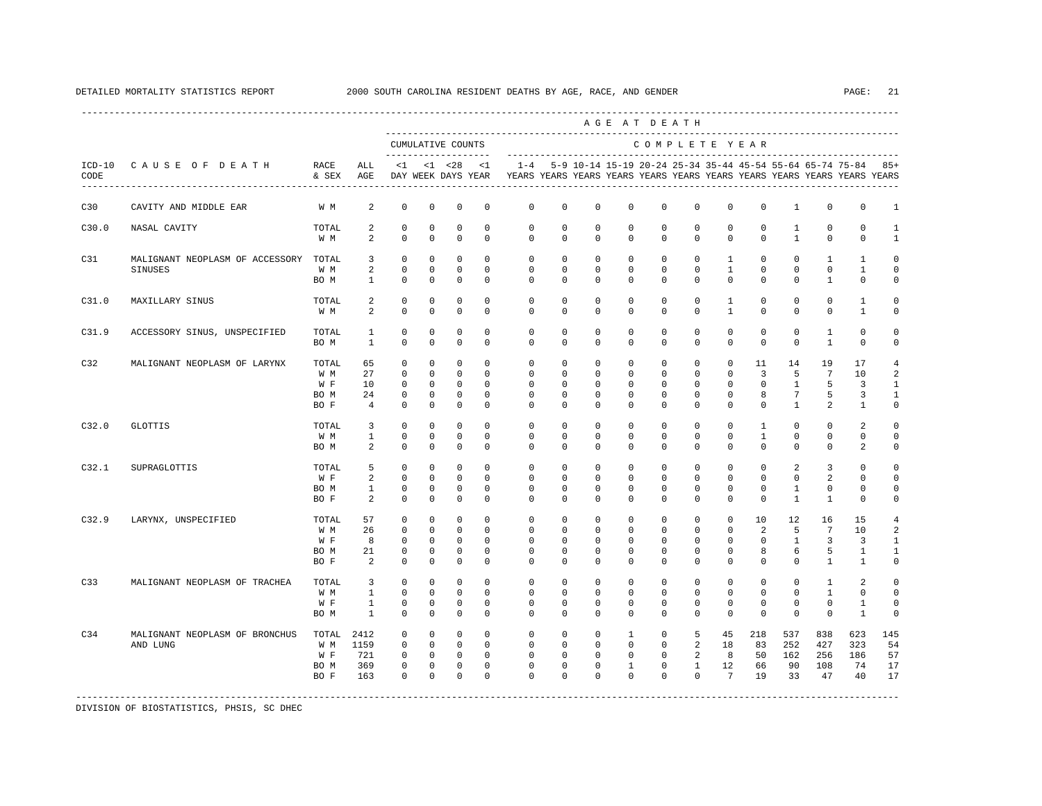DETAILED MORTALITY STATISTICS REPORT 2000 SOUTH CAROLINA RESIDENT DEATHS BY AGE, RACE, AND GENDER

| ICD-10 CODE | CAUSE OF DEATH | RACE & SEX | ALL AGE | <1 DAY | <1 WEEK | <28 DAYS | <1 YEAR | 1-4 YEARS | 5-9 YEARS | 10-14 YEARS | 15-19 YEARS | 20-24 YEARS | 25-34 YEARS | 35-44 YEARS | 45-54 YEARS | 55-64 YEARS | 65-74 YEARS | 75-84 YEARS | 85+ YEARS |
|---|---|---|---|---|---|---|---|---|---|---|---|---|---|---|---|---|---|---|---|
| C30 | CAVITY AND MIDDLE EAR | W M | 2 | 0 | 0 | 0 | 0 | 0 | 0 | 0 | 0 | 0 | 0 | 0 | 0 | 1 | 0 | 0 | 1 |
| C30.0 | NASAL CAVITY | TOTAL | 2 | 0 | 0 | 0 | 0 | 0 | 0 | 0 | 0 | 0 | 0 | 0 | 0 | 1 | 0 | 0 | 1 |
| | | W M | 2 | 0 | 0 | 0 | 0 | 0 | 0 | 0 | 0 | 0 | 0 | 0 | 0 | 1 | 0 | 0 | 1 |
| C31 | MALIGNANT NEOPLASM OF ACCESSORY SINUSES | TOTAL | 3 | 0 | 0 | 0 | 0 | 0 | 0 | 0 | 0 | 0 | 0 | 1 | 0 | 0 | 1 | 1 | 0 |
| | | W M | 2 | 0 | 0 | 0 | 0 | 0 | 0 | 0 | 0 | 0 | 0 | 1 | 0 | 0 | 0 | 1 | 0 |
| | | BO M | 1 | 0 | 0 | 0 | 0 | 0 | 0 | 0 | 0 | 0 | 0 | 0 | 0 | 0 | 1 | 0 | 0 |
| C31.0 | MAXILLARY SINUS | TOTAL | 2 | 0 | 0 | 0 | 0 | 0 | 0 | 0 | 0 | 0 | 0 | 1 | 0 | 0 | 0 | 1 | 0 |
| | | W M | 2 | 0 | 0 | 0 | 0 | 0 | 0 | 0 | 0 | 0 | 0 | 1 | 0 | 0 | 0 | 1 | 0 |
| C31.9 | ACCESSORY SINUS, UNSPECIFIED | TOTAL | 1 | 0 | 0 | 0 | 0 | 0 | 0 | 0 | 0 | 0 | 0 | 0 | 0 | 0 | 1 | 0 | 0 |
| | | BO M | 1 | 0 | 0 | 0 | 0 | 0 | 0 | 0 | 0 | 0 | 0 | 0 | 0 | 0 | 1 | 0 | 0 |
| C32 | MALIGNANT NEOPLASM OF LARYNX | TOTAL | 65 | 0 | 0 | 0 | 0 | 0 | 0 | 0 | 0 | 0 | 0 | 0 | 11 | 14 | 19 | 17 | 4 |
| | | W M | 27 | 0 | 0 | 0 | 0 | 0 | 0 | 0 | 0 | 0 | 0 | 0 | 3 | 5 | 7 | 10 | 2 |
| | | W F | 10 | 0 | 0 | 0 | 0 | 0 | 0 | 0 | 0 | 0 | 0 | 0 | 0 | 1 | 5 | 3 | 1 |
| | | BO M | 24 | 0 | 0 | 0 | 0 | 0 | 0 | 0 | 0 | 0 | 0 | 0 | 8 | 7 | 5 | 3 | 1 |
| | | BO F | 4 | 0 | 0 | 0 | 0 | 0 | 0 | 0 | 0 | 0 | 0 | 0 | 0 | 1 | 2 | 1 | 0 |
| C32.0 | GLOTTIS | TOTAL | 3 | 0 | 0 | 0 | 0 | 0 | 0 | 0 | 0 | 0 | 0 | 0 | 1 | 0 | 0 | 2 | 0 |
| | | W M | 1 | 0 | 0 | 0 | 0 | 0 | 0 | 0 | 0 | 0 | 0 | 0 | 1 | 0 | 0 | 0 | 0 |
| | | BO M | 2 | 0 | 0 | 0 | 0 | 0 | 0 | 0 | 0 | 0 | 0 | 0 | 0 | 0 | 0 | 2 | 0 |
| C32.1 | SUPRAGLOTTIS | TOTAL | 5 | 0 | 0 | 0 | 0 | 0 | 0 | 0 | 0 | 0 | 0 | 0 | 0 | 2 | 3 | 0 | 0 |
| | | W F | 2 | 0 | 0 | 0 | 0 | 0 | 0 | 0 | 0 | 0 | 0 | 0 | 0 | 0 | 2 | 0 | 0 |
| | | BO M | 1 | 0 | 0 | 0 | 0 | 0 | 0 | 0 | 0 | 0 | 0 | 0 | 0 | 1 | 0 | 0 | 0 |
| | | BO F | 2 | 0 | 0 | 0 | 0 | 0 | 0 | 0 | 0 | 0 | 0 | 0 | 0 | 1 | 1 | 0 | 0 |
| C32.9 | LARYNX, UNSPECIFIED | TOTAL | 57 | 0 | 0 | 0 | 0 | 0 | 0 | 0 | 0 | 0 | 0 | 0 | 10 | 12 | 16 | 15 | 4 |
| | | W M | 26 | 0 | 0 | 0 | 0 | 0 | 0 | 0 | 0 | 0 | 0 | 0 | 2 | 5 | 7 | 10 | 2 |
| | | W F | 8 | 0 | 0 | 0 | 0 | 0 | 0 | 0 | 0 | 0 | 0 | 0 | 0 | 1 | 3 | 3 | 1 |
| | | BO M | 21 | 0 | 0 | 0 | 0 | 0 | 0 | 0 | 0 | 0 | 0 | 0 | 8 | 6 | 5 | 1 | 1 |
| | | BO F | 2 | 0 | 0 | 0 | 0 | 0 | 0 | 0 | 0 | 0 | 0 | 0 | 0 | 0 | 1 | 1 | 0 |
| C33 | MALIGNANT NEOPLASM OF TRACHEA | TOTAL | 3 | 0 | 0 | 0 | 0 | 0 | 0 | 0 | 0 | 0 | 0 | 0 | 0 | 0 | 1 | 2 | 0 |
| | | W M | 1 | 0 | 0 | 0 | 0 | 0 | 0 | 0 | 0 | 0 | 0 | 0 | 0 | 0 | 1 | 0 | 0 |
| | | W F | 1 | 0 | 0 | 0 | 0 | 0 | 0 | 0 | 0 | 0 | 0 | 0 | 0 | 0 | 0 | 1 | 0 |
| | | BO M | 1 | 0 | 0 | 0 | 0 | 0 | 0 | 0 | 0 | 0 | 0 | 0 | 0 | 0 | 0 | 1 | 0 |
| C34 | MALIGNANT NEOPLASM OF BRONCHUS AND LUNG | TOTAL | 2412 | 0 | 0 | 0 | 0 | 0 | 0 | 0 | 1 | 0 | 5 | 45 | 218 | 537 | 838 | 623 | 145 |
| | | W M | 1159 | 0 | 0 | 0 | 0 | 0 | 0 | 0 | 0 | 0 | 2 | 18 | 83 | 252 | 427 | 323 | 54 |
| | | W F | 721 | 0 | 0 | 0 | 0 | 0 | 0 | 0 | 0 | 0 | 2 | 8 | 50 | 162 | 256 | 186 | 57 |
| | | BO M | 369 | 0 | 0 | 0 | 0 | 0 | 0 | 0 | 1 | 0 | 1 | 12 | 66 | 90 | 108 | 74 | 17 |
| | | BO F | 163 | 0 | 0 | 0 | 0 | 0 | 0 | 0 | 0 | 0 | 0 | 7 | 19 | 33 | 47 | 40 | 17 |

DIVISION OF BIOSTATISTICS, PHSIS, SC DHEC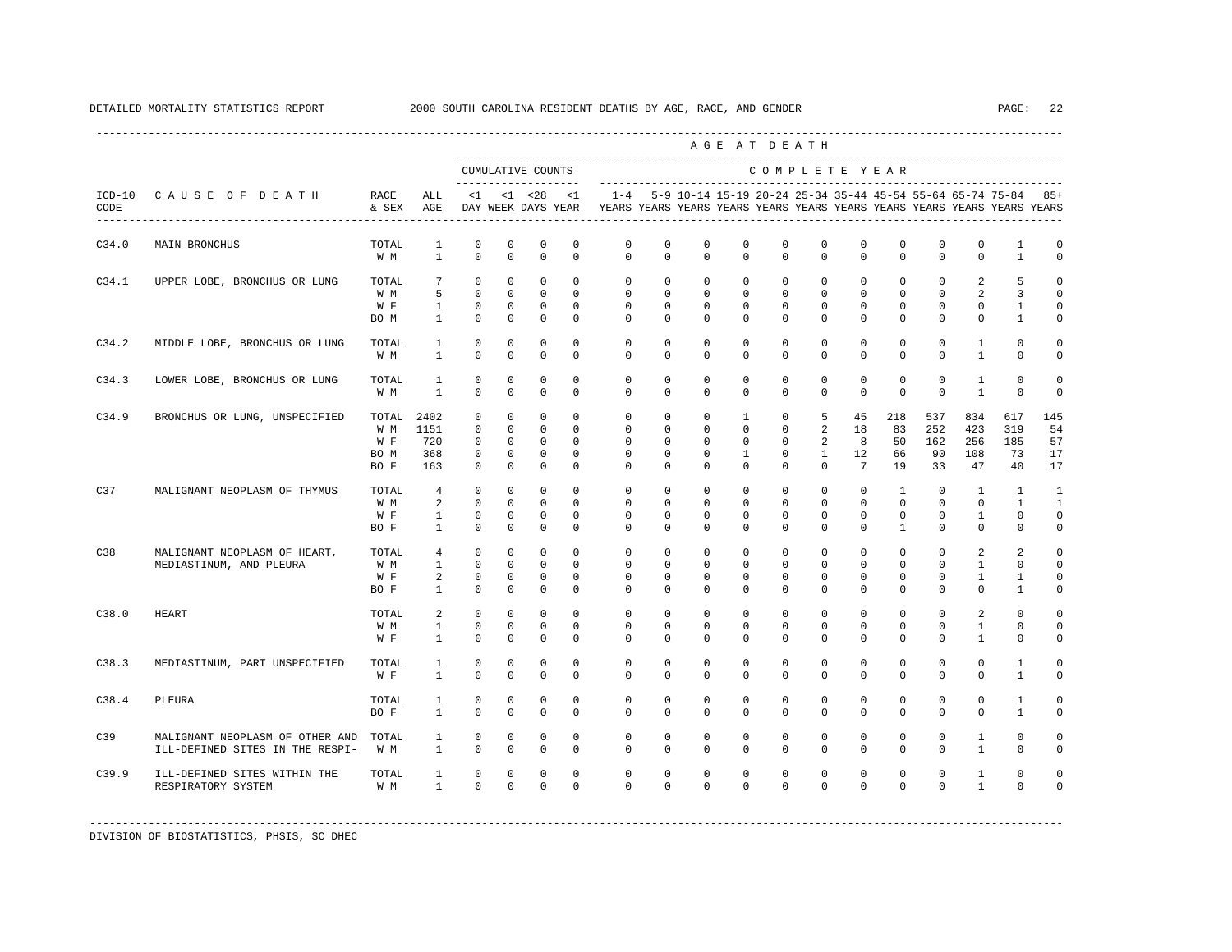DETAILED MORTALITY STATISTICS REPORT 2000 SOUTH CAROLINA RESIDENT DEATHS BY AGE, RACE, AND GENDER

| ICD-10 CODE | CAUSE OF DEATH | RACE & SEX | ALL AGE | <1 DAY | <1 WEEK | <28 DAYS | <1 YEAR | 1-4 YEARS | 5-9 YEARS | 10-14 YEARS | 15-19 YEARS | 20-24 YEARS | 25-34 YEARS | 35-44 YEARS | 45-54 YEARS | 55-64 YEARS | 65-74 YEARS | 75-84 YEARS | 85+ YEARS |
|---|---|---|---|---|---|---|---|---|---|---|---|---|---|---|---|---|---|---|---|
| | | | | CUMULATIVE COUNTS | | | | COMPLETE YEAR | | | | | | | | | | | |
| C34.0 | MAIN BRONCHUS | TOTAL | 1 | 0 | 0 | 0 | 0 | 0 | 0 | 0 | 0 | 0 | 0 | 0 | 0 | 0 | 0 | 1 | 0 |
| | | W M | 1 | 0 | 0 | 0 | 0 | 0 | 0 | 0 | 0 | 0 | 0 | 0 | 0 | 0 | 0 | 1 | 0 |
| C34.1 | UPPER LOBE, BRONCHUS OR LUNG | TOTAL | 7 | 0 | 0 | 0 | 0 | 0 | 0 | 0 | 0 | 0 | 0 | 0 | 0 | 0 | 2 | 5 | 0 |
| | | W M | 5 | 0 | 0 | 0 | 0 | 0 | 0 | 0 | 0 | 0 | 0 | 0 | 0 | 0 | 2 | 3 | 0 |
| | | W F | 1 | 0 | 0 | 0 | 0 | 0 | 0 | 0 | 0 | 0 | 0 | 0 | 0 | 0 | 0 | 1 | 0 |
| | | BO M | 1 | 0 | 0 | 0 | 0 | 0 | 0 | 0 | 0 | 0 | 0 | 0 | 0 | 0 | 0 | 1 | 0 |
| C34.2 | MIDDLE LOBE, BRONCHUS OR LUNG | TOTAL | 1 | 0 | 0 | 0 | 0 | 0 | 0 | 0 | 0 | 0 | 0 | 0 | 0 | 0 | 1 | 0 | 0 |
| | | W M | 1 | 0 | 0 | 0 | 0 | 0 | 0 | 0 | 0 | 0 | 0 | 0 | 0 | 0 | 1 | 0 | 0 |
| C34.3 | LOWER LOBE, BRONCHUS OR LUNG | TOTAL | 1 | 0 | 0 | 0 | 0 | 0 | 0 | 0 | 0 | 0 | 0 | 0 | 0 | 0 | 1 | 0 | 0 |
| | | W M | 1 | 0 | 0 | 0 | 0 | 0 | 0 | 0 | 0 | 0 | 0 | 0 | 0 | 0 | 1 | 0 | 0 |
| C34.9 | BRONCHUS OR LUNG, UNSPECIFIED | TOTAL | 2402 | 0 | 0 | 0 | 0 | 0 | 0 | 0 | 1 | 0 | 5 | 45 | 218 | 537 | 834 | 617 | 145 |
| | | W M | 1151 | 0 | 0 | 0 | 0 | 0 | 0 | 0 | 0 | 0 | 2 | 18 | 83 | 252 | 423 | 319 | 54 |
| | | W F | 720 | 0 | 0 | 0 | 0 | 0 | 0 | 0 | 0 | 0 | 2 | 8 | 50 | 162 | 256 | 185 | 57 |
| | | BO M | 368 | 0 | 0 | 0 | 0 | 0 | 0 | 0 | 1 | 0 | 1 | 12 | 66 | 90 | 108 | 73 | 17 |
| | | BO F | 163 | 0 | 0 | 0 | 0 | 0 | 0 | 0 | 0 | 0 | 0 | 7 | 19 | 33 | 47 | 40 | 17 |
| C37 | MALIGNANT NEOPLASM OF THYMUS | TOTAL | 4 | 0 | 0 | 0 | 0 | 0 | 0 | 0 | 0 | 0 | 0 | 0 | 1 | 0 | 1 | 1 | 1 |
| | | W M | 2 | 0 | 0 | 0 | 0 | 0 | 0 | 0 | 0 | 0 | 0 | 0 | 0 | 0 | 0 | 1 | 1 |
| | | W F | 1 | 0 | 0 | 0 | 0 | 0 | 0 | 0 | 0 | 0 | 0 | 0 | 0 | 0 | 1 | 0 | 0 |
| | | BO F | 1 | 0 | 0 | 0 | 0 | 0 | 0 | 0 | 0 | 0 | 0 | 0 | 1 | 0 | 0 | 0 | 0 |
| C38 | MALIGNANT NEOPLASM OF HEART, MEDIASTINUM, AND PLEURA | TOTAL | 4 | 0 | 0 | 0 | 0 | 0 | 0 | 0 | 0 | 0 | 0 | 0 | 0 | 0 | 2 | 2 | 0 |
| | | W M | 1 | 0 | 0 | 0 | 0 | 0 | 0 | 0 | 0 | 0 | 0 | 0 | 0 | 0 | 1 | 0 | 0 |
| | | W F | 2 | 0 | 0 | 0 | 0 | 0 | 0 | 0 | 0 | 0 | 0 | 0 | 0 | 0 | 1 | 1 | 0 |
| | | BO F | 1 | 0 | 0 | 0 | 0 | 0 | 0 | 0 | 0 | 0 | 0 | 0 | 0 | 0 | 0 | 1 | 0 |
| C38.0 | HEART | TOTAL | 2 | 0 | 0 | 0 | 0 | 0 | 0 | 0 | 0 | 0 | 0 | 0 | 0 | 0 | 2 | 0 | 0 |
| | | W M | 1 | 0 | 0 | 0 | 0 | 0 | 0 | 0 | 0 | 0 | 0 | 0 | 0 | 0 | 1 | 0 | 0 |
| | | W F | 1 | 0 | 0 | 0 | 0 | 0 | 0 | 0 | 0 | 0 | 0 | 0 | 0 | 0 | 1 | 0 | 0 |
| C38.3 | MEDIASTINUM, PART UNSPECIFIED | TOTAL | 1 | 0 | 0 | 0 | 0 | 0 | 0 | 0 | 0 | 0 | 0 | 0 | 0 | 0 | 0 | 1 | 0 |
| | | W F | 1 | 0 | 0 | 0 | 0 | 0 | 0 | 0 | 0 | 0 | 0 | 0 | 0 | 0 | 0 | 1 | 0 |
| C38.4 | PLEURA | TOTAL | 1 | 0 | 0 | 0 | 0 | 0 | 0 | 0 | 0 | 0 | 0 | 0 | 0 | 0 | 0 | 1 | 0 |
| | | BO F | 1 | 0 | 0 | 0 | 0 | 0 | 0 | 0 | 0 | 0 | 0 | 0 | 0 | 0 | 0 | 1 | 0 |
| C39 | MALIGNANT NEOPLASM OF OTHER AND ILL-DEFINED SITES IN THE RESPI- | TOTAL | 1 | 0 | 0 | 0 | 0 | 0 | 0 | 0 | 0 | 0 | 0 | 0 | 0 | 0 | 1 | 0 | 0 |
| | | W M | 1 | 0 | 0 | 0 | 0 | 0 | 0 | 0 | 0 | 0 | 0 | 0 | 0 | 0 | 1 | 0 | 0 |
| C39.9 | ILL-DEFINED SITES WITHIN THE RESPIRATORY SYSTEM | TOTAL | 1 | 0 | 0 | 0 | 0 | 0 | 0 | 0 | 0 | 0 | 0 | 0 | 0 | 0 | 1 | 0 | 0 |
| | | W M | 1 | 0 | 0 | 0 | 0 | 0 | 0 | 0 | 0 | 0 | 0 | 0 | 0 | 0 | 1 | 0 | 0 |

DIVISION OF BIOSTATISTICS, PHSIS, SC DHEC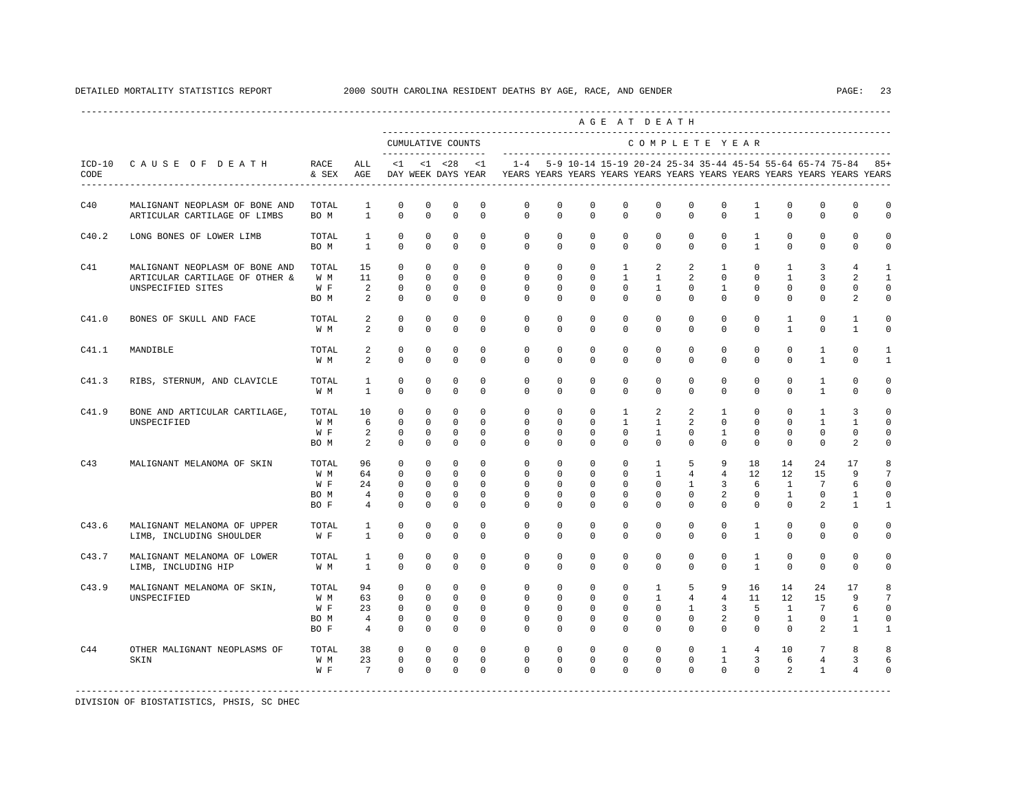DETAILED MORTALITY STATISTICS REPORT 2000 SOUTH CAROLINA RESIDENT DEATHS BY AGE, RACE, AND GENDER

| ICD-10 CODE | CAUSE OF DEATH | RACE & SEX | ALL AGE | <1 DAY | <1 WEEK | <28 DAYS | <1 YEAR | 1-4 YEARS | 5-9 YEARS | 10-14 YEARS | 15-19 YEARS | 20-24 YEARS | 25-34 YEARS | 35-44 YEARS | 45-54 YEARS | 55-64 YEARS | 65-74 YEARS | 75-84 YEARS | 85+ YEARS |
|---|---|---|---|---|---|---|---|---|---|---|---|---|---|---|---|---|---|---|---|
| | | | | CUMULATIVE COUNTS | | | | COMPLETE YEAR | | | | | | | | | | | |
| C40 | MALIGNANT NEOPLASM OF BONE AND ARTICULAR CARTILAGE OF LIMBS | TOTAL | 1 | 0 | 0 | 0 | 0 | 0 | 0 | 0 | 0 | 0 | 0 | 0 | 1 | 0 | 0 | 0 | 0 |
| | | BO M | 1 | 0 | 0 | 0 | 0 | 0 | 0 | 0 | 0 | 0 | 0 | 0 | 1 | 0 | 0 | 0 | 0 |
| C40.2 | LONG BONES OF LOWER LIMB | TOTAL | 1 | 0 | 0 | 0 | 0 | 0 | 0 | 0 | 0 | 0 | 0 | 0 | 1 | 0 | 0 | 0 | 0 |
| | | BO M | 1 | 0 | 0 | 0 | 0 | 0 | 0 | 0 | 0 | 0 | 0 | 0 | 1 | 0 | 0 | 0 | 0 |
| C41 | MALIGNANT NEOPLASM OF BONE AND ARTICULAR CARTILAGE OF OTHER & UNSPECIFIED SITES | TOTAL | 15 | 0 | 0 | 0 | 0 | 0 | 0 | 0 | 1 | 2 | 2 | 1 | 0 | 1 | 3 | 4 | 1 |
| | | W M | 11 | 0 | 0 | 0 | 0 | 0 | 0 | 0 | 1 | 1 | 2 | 0 | 0 | 1 | 3 | 2 | 1 |
| | | W F | 2 | 0 | 0 | 0 | 0 | 0 | 0 | 0 | 0 | 1 | 0 | 1 | 0 | 0 | 0 | 0 | 0 |
| | | BO M | 2 | 0 | 0 | 0 | 0 | 0 | 0 | 0 | 0 | 0 | 0 | 0 | 0 | 0 | 0 | 2 | 0 |
| C41.0 | BONES OF SKULL AND FACE | TOTAL | 2 | 0 | 0 | 0 | 0 | 0 | 0 | 0 | 0 | 0 | 0 | 0 | 0 | 1 | 0 | 1 | 0 |
| | | W M | 2 | 0 | 0 | 0 | 0 | 0 | 0 | 0 | 0 | 0 | 0 | 0 | 0 | 1 | 0 | 1 | 0 |
| C41.1 | MANDIBLE | TOTAL | 2 | 0 | 0 | 0 | 0 | 0 | 0 | 0 | 0 | 0 | 0 | 0 | 0 | 0 | 1 | 0 | 1 |
| | | W M | 2 | 0 | 0 | 0 | 0 | 0 | 0 | 0 | 0 | 0 | 0 | 0 | 0 | 0 | 1 | 0 | 1 |
| C41.3 | RIBS, STERNUM, AND CLAVICLE | TOTAL | 1 | 0 | 0 | 0 | 0 | 0 | 0 | 0 | 0 | 0 | 0 | 0 | 0 | 0 | 1 | 0 | 0 |
| | | W M | 1 | 0 | 0 | 0 | 0 | 0 | 0 | 0 | 0 | 0 | 0 | 0 | 0 | 0 | 1 | 0 | 0 |
| C41.9 | BONE AND ARTICULAR CARTILAGE, UNSPECIFIED | TOTAL | 10 | 0 | 0 | 0 | 0 | 0 | 0 | 0 | 1 | 2 | 2 | 1 | 0 | 0 | 1 | 3 | 0 |
| | | W M | 6 | 0 | 0 | 0 | 0 | 0 | 0 | 0 | 1 | 1 | 2 | 0 | 0 | 0 | 1 | 1 | 0 |
| | | W F | 2 | 0 | 0 | 0 | 0 | 0 | 0 | 0 | 0 | 1 | 0 | 1 | 0 | 0 | 0 | 0 | 0 |
| | | BO M | 2 | 0 | 0 | 0 | 0 | 0 | 0 | 0 | 0 | 0 | 0 | 0 | 0 | 0 | 0 | 2 | 0 |
| C43 | MALIGNANT MELANOMA OF SKIN | TOTAL | 96 | 0 | 0 | 0 | 0 | 0 | 0 | 0 | 0 | 1 | 5 | 9 | 18 | 14 | 24 | 17 | 8 |
| | | W M | 64 | 0 | 0 | 0 | 0 | 0 | 0 | 0 | 0 | 1 | 4 | 4 | 12 | 12 | 15 | 9 | 7 |
| | | W F | 24 | 0 | 0 | 0 | 0 | 0 | 0 | 0 | 0 | 0 | 1 | 3 | 6 | 1 | 7 | 6 | 0 |
| | | BO M | 4 | 0 | 0 | 0 | 0 | 0 | 0 | 0 | 0 | 0 | 0 | 2 | 0 | 1 | 0 | 1 | 0 |
| | | BO F | 4 | 0 | 0 | 0 | 0 | 0 | 0 | 0 | 0 | 0 | 0 | 0 | 0 | 0 | 2 | 1 | 1 |
| C43.6 | MALIGNANT MELANOMA OF UPPER LIMB, INCLUDING SHOULDER | TOTAL | 1 | 0 | 0 | 0 | 0 | 0 | 0 | 0 | 0 | 0 | 0 | 0 | 1 | 0 | 0 | 0 | 0 |
| | | W F | 1 | 0 | 0 | 0 | 0 | 0 | 0 | 0 | 0 | 0 | 0 | 0 | 1 | 0 | 0 | 0 | 0 |
| C43.7 | MALIGNANT MELANOMA OF LOWER LIMB, INCLUDING HIP | TOTAL | 1 | 0 | 0 | 0 | 0 | 0 | 0 | 0 | 0 | 0 | 0 | 0 | 1 | 0 | 0 | 0 | 0 |
| | | W M | 1 | 0 | 0 | 0 | 0 | 0 | 0 | 0 | 0 | 0 | 0 | 0 | 1 | 0 | 0 | 0 | 0 |
| C43.9 | MALIGNANT MELANOMA OF SKIN, UNSPECIFIED | TOTAL | 94 | 0 | 0 | 0 | 0 | 0 | 0 | 0 | 0 | 1 | 5 | 9 | 16 | 14 | 24 | 17 | 8 |
| | | W M | 63 | 0 | 0 | 0 | 0 | 0 | 0 | 0 | 0 | 1 | 4 | 4 | 11 | 12 | 15 | 9 | 7 |
| | | W F | 23 | 0 | 0 | 0 | 0 | 0 | 0 | 0 | 0 | 0 | 1 | 3 | 5 | 1 | 7 | 6 | 0 |
| | | BO M | 4 | 0 | 0 | 0 | 0 | 0 | 0 | 0 | 0 | 0 | 0 | 2 | 0 | 1 | 0 | 1 | 0 |
| | | BO F | 4 | 0 | 0 | 0 | 0 | 0 | 0 | 0 | 0 | 0 | 0 | 0 | 0 | 0 | 2 | 1 | 1 |
| C44 | OTHER MALIGNANT NEOPLASMS OF SKIN | TOTAL | 38 | 0 | 0 | 0 | 0 | 0 | 0 | 0 | 0 | 0 | 0 | 1 | 4 | 10 | 7 | 8 | 8 |
| | | W M | 23 | 0 | 0 | 0 | 0 | 0 | 0 | 0 | 0 | 0 | 0 | 1 | 3 | 6 | 4 | 3 | 6 |
| | | W F | 7 | 0 | 0 | 0 | 0 | 0 | 0 | 0 | 0 | 0 | 0 | 0 | 0 | 2 | 1 | 4 | 0 |

DIVISION OF BIOSTATISTICS, PHSIS, SC DHEC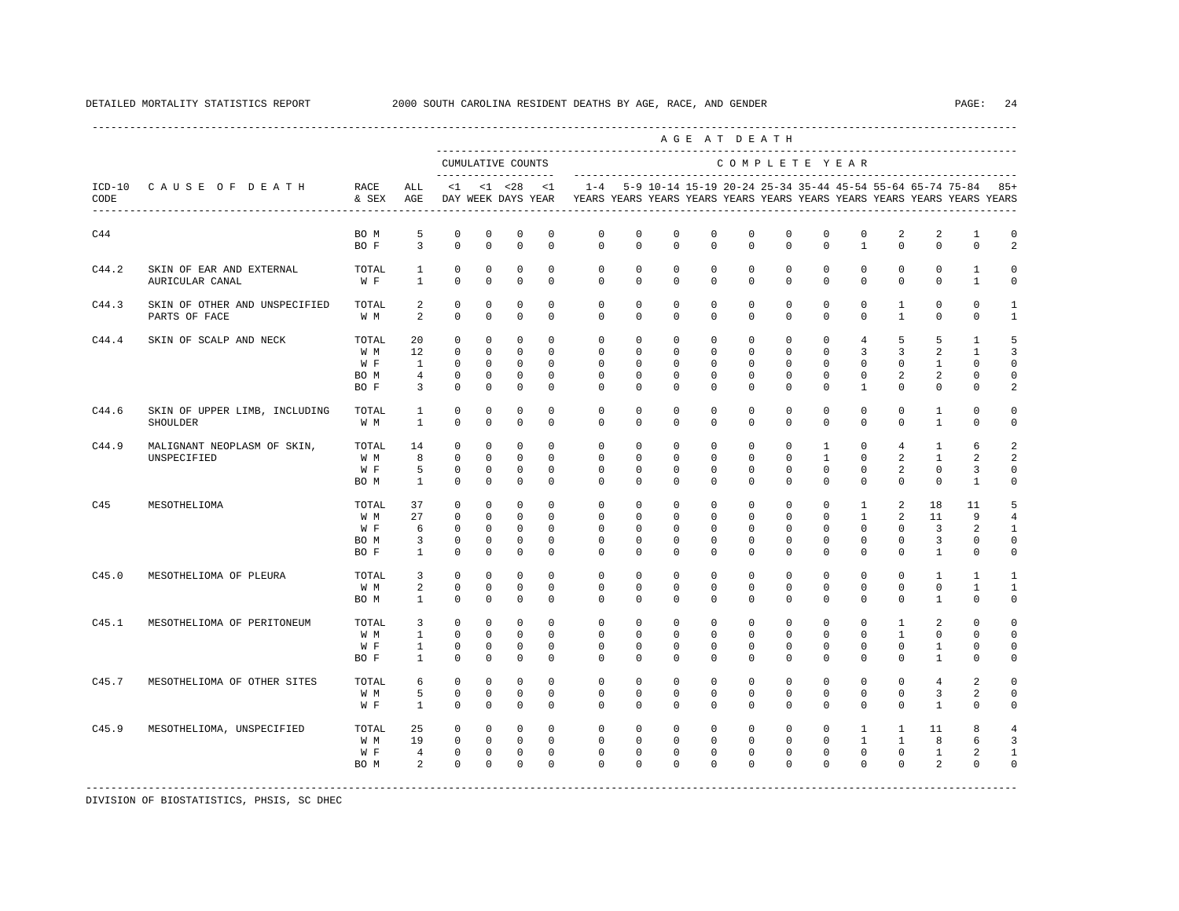DETAILED MORTALITY STATISTICS REPORT 2000 SOUTH CAROLINA RESIDENT DEATHS BY AGE, RACE, AND GENDER

| ICD-10 CODE | CAUSE OF DEATH | RACE & SEX | ALL AGE | <1 DAY | <1 WEEK | <28 DAYS | <1 YEAR | 1-4 YEARS | 5-9 YEARS | 10-14 YEARS | 15-19 YEARS | 20-24 YEARS | 25-34 YEARS | 35-44 YEARS | 45-54 YEARS | 55-64 YEARS | 65-74 YEARS | 75-84 YEARS | 85+ YEARS |
|---|---|---|---|---|---|---|---|---|---|---|---|---|---|---|---|---|---|---|---|
| | | | | CUMULATIVE COUNTS | | | | COMPLETE YEAR | | | | | | | | | | | |
| C44 | | BO M | 5 | 0 | 0 | 0 | 0 | 0 | 0 | 0 | 0 | 0 | 0 | 0 | 0 | 2 | 2 | 1 | 0 |
| | | BO F | 3 | 0 | 0 | 0 | 0 | 0 | 0 | 0 | 0 | 0 | 0 | 0 | 1 | 0 | 0 | 0 | 2 |
| C44.2 | SKIN OF EAR AND EXTERNAL AURICULAR CANAL | TOTAL | 1 | 0 | 0 | 0 | 0 | 0 | 0 | 0 | 0 | 0 | 0 | 0 | 0 | 0 | 0 | 1 | 0 |
| | | W F | 1 | 0 | 0 | 0 | 0 | 0 | 0 | 0 | 0 | 0 | 0 | 0 | 0 | 0 | 0 | 1 | 0 |
| C44.3 | SKIN OF OTHER AND UNSPECIFIED PARTS OF FACE | TOTAL | 2 | 0 | 0 | 0 | 0 | 0 | 0 | 0 | 0 | 0 | 0 | 0 | 0 | 1 | 0 | 0 | 1 |
| | | W M | 2 | 0 | 0 | 0 | 0 | 0 | 0 | 0 | 0 | 0 | 0 | 0 | 0 | 1 | 0 | 0 | 1 |
| C44.4 | SKIN OF SCALP AND NECK | TOTAL | 20 | 0 | 0 | 0 | 0 | 0 | 0 | 0 | 0 | 0 | 0 | 0 | 4 | 5 | 5 | 1 | 5 |
| | | W M | 12 | 0 | 0 | 0 | 0 | 0 | 0 | 0 | 0 | 0 | 0 | 0 | 3 | 3 | 2 | 1 | 3 |
| | | W F | 1 | 0 | 0 | 0 | 0 | 0 | 0 | 0 | 0 | 0 | 0 | 0 | 0 | 0 | 1 | 0 | 0 |
| | | BO M | 4 | 0 | 0 | 0 | 0 | 0 | 0 | 0 | 0 | 0 | 0 | 0 | 0 | 2 | 2 | 0 | 0 |
| | | BO F | 3 | 0 | 0 | 0 | 0 | 0 | 0 | 0 | 0 | 0 | 0 | 0 | 1 | 0 | 0 | 0 | 2 |
| C44.6 | SKIN OF UPPER LIMB, INCLUDING SHOULDER | TOTAL | 1 | 0 | 0 | 0 | 0 | 0 | 0 | 0 | 0 | 0 | 0 | 0 | 0 | 0 | 1 | 0 | 0 |
| | | W M | 1 | 0 | 0 | 0 | 0 | 0 | 0 | 0 | 0 | 0 | 0 | 0 | 0 | 0 | 1 | 0 | 0 |
| C44.9 | MALIGNANT NEOPLASM OF SKIN, UNSPECIFIED | TOTAL | 14 | 0 | 0 | 0 | 0 | 0 | 0 | 0 | 0 | 0 | 0 | 1 | 0 | 4 | 1 | 6 | 2 |
| | | W M | 8 | 0 | 0 | 0 | 0 | 0 | 0 | 0 | 0 | 0 | 0 | 1 | 0 | 2 | 1 | 2 | 2 |
| | | W F | 5 | 0 | 0 | 0 | 0 | 0 | 0 | 0 | 0 | 0 | 0 | 0 | 0 | 2 | 0 | 3 | 0 |
| | | BO M | 1 | 0 | 0 | 0 | 0 | 0 | 0 | 0 | 0 | 0 | 0 | 0 | 0 | 0 | 0 | 1 | 0 |
| C45 | MESOTHELIOMA | TOTAL | 37 | 0 | 0 | 0 | 0 | 0 | 0 | 0 | 0 | 0 | 0 | 0 | 1 | 2 | 18 | 11 | 5 |
| | | W M | 27 | 0 | 0 | 0 | 0 | 0 | 0 | 0 | 0 | 0 | 0 | 0 | 1 | 2 | 11 | 9 | 4 |
| | | W F | 6 | 0 | 0 | 0 | 0 | 0 | 0 | 0 | 0 | 0 | 0 | 0 | 0 | 0 | 3 | 2 | 1 |
| | | BO M | 3 | 0 | 0 | 0 | 0 | 0 | 0 | 0 | 0 | 0 | 0 | 0 | 0 | 0 | 3 | 0 | 0 |
| | | BO F | 1 | 0 | 0 | 0 | 0 | 0 | 0 | 0 | 0 | 0 | 0 | 0 | 0 | 0 | 1 | 0 | 0 |
| C45.0 | MESOTHELIOMA OF PLEURA | TOTAL | 3 | 0 | 0 | 0 | 0 | 0 | 0 | 0 | 0 | 0 | 0 | 0 | 0 | 0 | 1 | 1 | 1 |
| | | W M | 2 | 0 | 0 | 0 | 0 | 0 | 0 | 0 | 0 | 0 | 0 | 0 | 0 | 0 | 0 | 1 | 1 |
| | | BO M | 1 | 0 | 0 | 0 | 0 | 0 | 0 | 0 | 0 | 0 | 0 | 0 | 0 | 0 | 1 | 0 | 0 |
| C45.1 | MESOTHELIOMA OF PERITONEUM | TOTAL | 3 | 0 | 0 | 0 | 0 | 0 | 0 | 0 | 0 | 0 | 0 | 0 | 0 | 1 | 2 | 0 | 0 |
| | | W M | 1 | 0 | 0 | 0 | 0 | 0 | 0 | 0 | 0 | 0 | 0 | 0 | 0 | 1 | 0 | 0 | 0 |
| | | W F | 1 | 0 | 0 | 0 | 0 | 0 | 0 | 0 | 0 | 0 | 0 | 0 | 0 | 0 | 1 | 0 | 0 |
| | | BO F | 1 | 0 | 0 | 0 | 0 | 0 | 0 | 0 | 0 | 0 | 0 | 0 | 0 | 0 | 1 | 0 | 0 |
| C45.7 | MESOTHELIOMA OF OTHER SITES | TOTAL | 6 | 0 | 0 | 0 | 0 | 0 | 0 | 0 | 0 | 0 | 0 | 0 | 0 | 0 | 4 | 2 | 0 |
| | | W M | 5 | 0 | 0 | 0 | 0 | 0 | 0 | 0 | 0 | 0 | 0 | 0 | 0 | 0 | 3 | 2 | 0 |
| | | W F | 1 | 0 | 0 | 0 | 0 | 0 | 0 | 0 | 0 | 0 | 0 | 0 | 0 | 0 | 1 | 0 | 0 |
| C45.9 | MESOTHELIOMA, UNSPECIFIED | TOTAL | 25 | 0 | 0 | 0 | 0 | 0 | 0 | 0 | 0 | 0 | 0 | 0 | 1 | 1 | 11 | 8 | 4 |
| | | W M | 19 | 0 | 0 | 0 | 0 | 0 | 0 | 0 | 0 | 0 | 0 | 0 | 1 | 1 | 8 | 6 | 3 |
| | | W F | 4 | 0 | 0 | 0 | 0 | 0 | 0 | 0 | 0 | 0 | 0 | 0 | 0 | 0 | 1 | 2 | 1 |
| | | BO M | 2 | 0 | 0 | 0 | 0 | 0 | 0 | 0 | 0 | 0 | 0 | 0 | 0 | 0 | 2 | 0 | 0 |

DIVISION OF BIOSTATISTICS, PHSIS, SC DHEC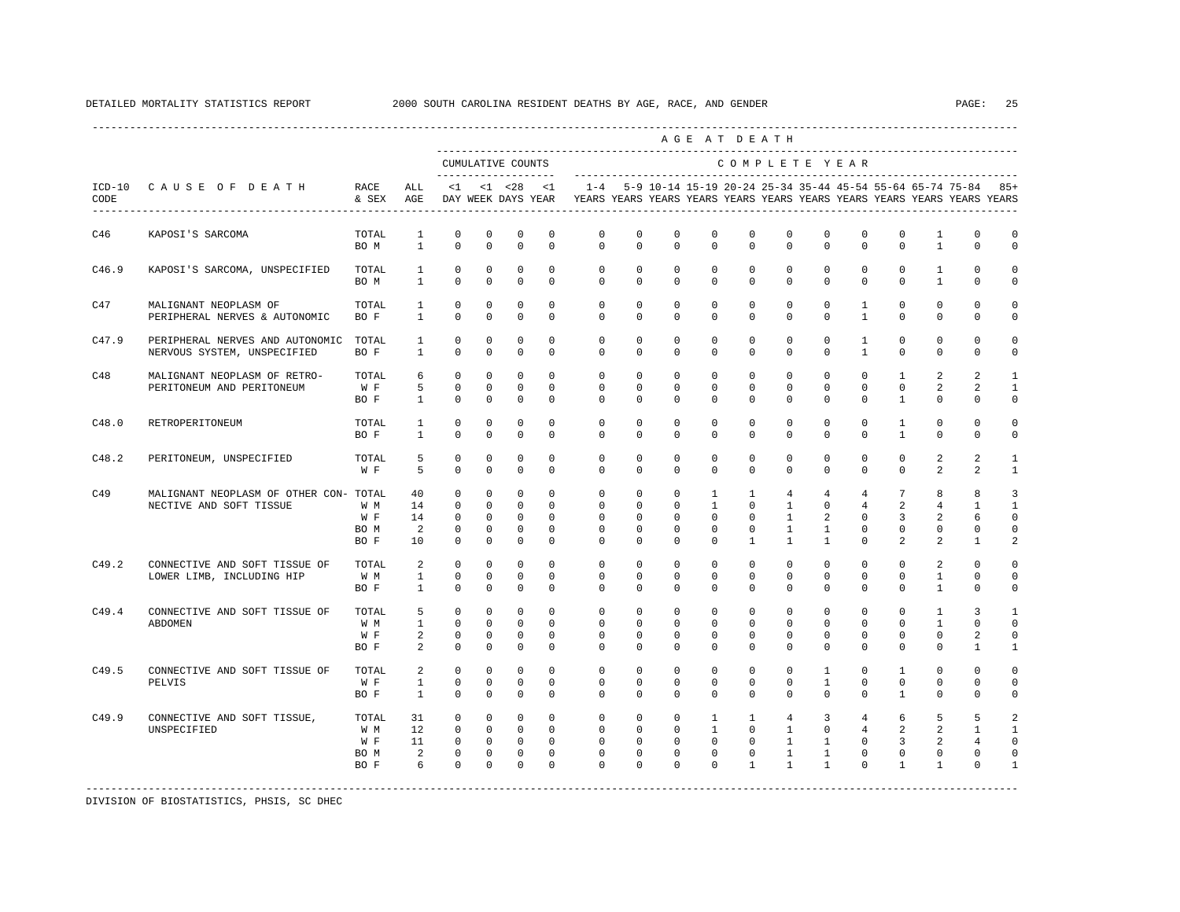DETAILED MORTALITY STATISTICS REPORT 2000 SOUTH CAROLINA RESIDENT DEATHS BY AGE, RACE, AND GENDER

| ICD-10 CODE | CAUSE OF DEATH | RACE & SEX | ALL AGE | <1 DAY | <1 WEEK | <28 DAYS | <1 YEAR | 1-4 YEARS | 5-9 YEARS | 10-14 YEARS | 15-19 YEARS | 20-24 YEARS | 25-34 YEARS | 35-44 YEARS | 45-54 YEARS | 55-64 YEARS | 65-74 YEARS | 75-84 YEARS | 85+ YEARS |
|---|---|---|---|---|---|---|---|---|---|---|---|---|---|---|---|---|---|---|---|
| C46 | KAPOSI'S SARCOMA | TOTAL | 1 | 0 | 0 | 0 | 0 | 0 | 0 | 0 | 0 | 0 | 0 | 0 | 0 | 0 | 1 | 0 | 0 |
| | | BO M | 1 | 0 | 0 | 0 | 0 | 0 | 0 | 0 | 0 | 0 | 0 | 0 | 0 | 0 | 1 | 0 | 0 |
| C46.9 | KAPOSI'S SARCOMA, UNSPECIFIED | TOTAL | 1 | 0 | 0 | 0 | 0 | 0 | 0 | 0 | 0 | 0 | 0 | 0 | 0 | 0 | 1 | 0 | 0 |
| | | BO M | 1 | 0 | 0 | 0 | 0 | 0 | 0 | 0 | 0 | 0 | 0 | 0 | 0 | 0 | 1 | 0 | 0 |
| C47 | MALIGNANT NEOPLASM OF PERIPHERAL NERVES & AUTONOMIC | TOTAL | 1 | 0 | 0 | 0 | 0 | 0 | 0 | 0 | 0 | 0 | 0 | 0 | 1 | 0 | 0 | 0 | 0 |
| | | BO F | 1 | 0 | 0 | 0 | 0 | 0 | 0 | 0 | 0 | 0 | 0 | 0 | 1 | 0 | 0 | 0 | 0 |
| C47.9 | PERIPHERAL NERVES AND AUTONOMIC NERVOUS SYSTEM, UNSPECIFIED | TOTAL | 1 | 0 | 0 | 0 | 0 | 0 | 0 | 0 | 0 | 0 | 0 | 0 | 1 | 0 | 0 | 0 | 0 |
| | | BO F | 1 | 0 | 0 | 0 | 0 | 0 | 0 | 0 | 0 | 0 | 0 | 0 | 1 | 0 | 0 | 0 | 0 |
| C48 | MALIGNANT NEOPLASM OF RETRO-PERITONEUM AND PERITONEUM | TOTAL | 6 | 0 | 0 | 0 | 0 | 0 | 0 | 0 | 0 | 0 | 0 | 0 | 0 | 1 | 2 | 2 | 1 |
| | | W F | 5 | 0 | 0 | 0 | 0 | 0 | 0 | 0 | 0 | 0 | 0 | 0 | 0 | 0 | 2 | 2 | 1 |
| | | BO F | 1 | 0 | 0 | 0 | 0 | 0 | 0 | 0 | 0 | 0 | 0 | 0 | 0 | 1 | 0 | 0 | 0 |
| C48.0 | RETROPERITONEUM | TOTAL | 1 | 0 | 0 | 0 | 0 | 0 | 0 | 0 | 0 | 0 | 0 | 0 | 0 | 1 | 0 | 0 | 0 |
| | | BO F | 1 | 0 | 0 | 0 | 0 | 0 | 0 | 0 | 0 | 0 | 0 | 0 | 0 | 1 | 0 | 0 | 0 |
| C48.2 | PERITONEUM, UNSPECIFIED | TOTAL | 5 | 0 | 0 | 0 | 0 | 0 | 0 | 0 | 0 | 0 | 0 | 0 | 0 | 0 | 2 | 2 | 1 |
| | | W F | 5 | 0 | 0 | 0 | 0 | 0 | 0 | 0 | 0 | 0 | 0 | 0 | 0 | 0 | 2 | 2 | 1 |
| C49 | MALIGNANT NEOPLASM OF OTHER CONNECTIVE AND SOFT TISSUE | TOTAL | 40 | 0 | 0 | 0 | 0 | 0 | 0 | 0 | 1 | 1 | 4 | 4 | 4 | 7 | 8 | 8 | 3 |
| | | W M | 14 | 0 | 0 | 0 | 0 | 0 | 0 | 0 | 1 | 0 | 1 | 0 | 4 | 2 | 4 | 1 | 1 |
| | | W F | 14 | 0 | 0 | 0 | 0 | 0 | 0 | 0 | 0 | 0 | 1 | 2 | 0 | 3 | 2 | 6 | 0 |
| | | BO M | 2 | 0 | 0 | 0 | 0 | 0 | 0 | 0 | 0 | 0 | 1 | 1 | 0 | 0 | 0 | 0 | 0 |
| | | BO F | 10 | 0 | 0 | 0 | 0 | 0 | 0 | 0 | 0 | 1 | 1 | 1 | 0 | 2 | 2 | 1 | 2 |
| C49.2 | CONNECTIVE AND SOFT TISSUE OF LOWER LIMB, INCLUDING HIP | TOTAL | 2 | 0 | 0 | 0 | 0 | 0 | 0 | 0 | 0 | 0 | 0 | 0 | 0 | 0 | 2 | 0 | 0 |
| | | W M | 1 | 0 | 0 | 0 | 0 | 0 | 0 | 0 | 0 | 0 | 0 | 0 | 0 | 0 | 1 | 0 | 0 |
| | | BO F | 1 | 0 | 0 | 0 | 0 | 0 | 0 | 0 | 0 | 0 | 0 | 0 | 0 | 0 | 1 | 0 | 0 |
| C49.4 | CONNECTIVE AND SOFT TISSUE OF ABDOMEN | TOTAL | 5 | 0 | 0 | 0 | 0 | 0 | 0 | 0 | 0 | 0 | 0 | 0 | 0 | 0 | 1 | 3 | 1 |
| | | W M | 1 | 0 | 0 | 0 | 0 | 0 | 0 | 0 | 0 | 0 | 0 | 0 | 0 | 0 | 1 | 0 | 0 |
| | | W F | 2 | 0 | 0 | 0 | 0 | 0 | 0 | 0 | 0 | 0 | 0 | 0 | 0 | 0 | 0 | 2 | 0 |
| | | BO F | 2 | 0 | 0 | 0 | 0 | 0 | 0 | 0 | 0 | 0 | 0 | 0 | 0 | 0 | 0 | 1 | 1 |
| C49.5 | CONNECTIVE AND SOFT TISSUE OF PELVIS | TOTAL | 2 | 0 | 0 | 0 | 0 | 0 | 0 | 0 | 0 | 0 | 0 | 1 | 0 | 1 | 0 | 0 | 0 |
| | | W F | 1 | 0 | 0 | 0 | 0 | 0 | 0 | 0 | 0 | 0 | 0 | 1 | 0 | 0 | 0 | 0 | 0 |
| | | BO F | 1 | 0 | 0 | 0 | 0 | 0 | 0 | 0 | 0 | 0 | 0 | 0 | 0 | 1 | 0 | 0 | 0 |
| C49.9 | CONNECTIVE AND SOFT TISSUE, UNSPECIFIED | TOTAL | 31 | 0 | 0 | 0 | 0 | 0 | 0 | 0 | 1 | 1 | 4 | 3 | 4 | 6 | 5 | 5 | 2 |
| | | W M | 12 | 0 | 0 | 0 | 0 | 0 | 0 | 0 | 1 | 0 | 1 | 0 | 4 | 2 | 2 | 1 | 1 |
| | | W F | 11 | 0 | 0 | 0 | 0 | 0 | 0 | 0 | 0 | 0 | 1 | 1 | 0 | 3 | 2 | 4 | 0 |
| | | BO M | 2 | 0 | 0 | 0 | 0 | 0 | 0 | 0 | 0 | 0 | 1 | 1 | 0 | 0 | 0 | 0 | 0 |
| | | BO F | 6 | 0 | 0 | 0 | 0 | 0 | 0 | 0 | 0 | 1 | 1 | 1 | 0 | 1 | 1 | 0 | 1 |

DIVISION OF BIOSTATISTICS, PHSIS, SC DHEC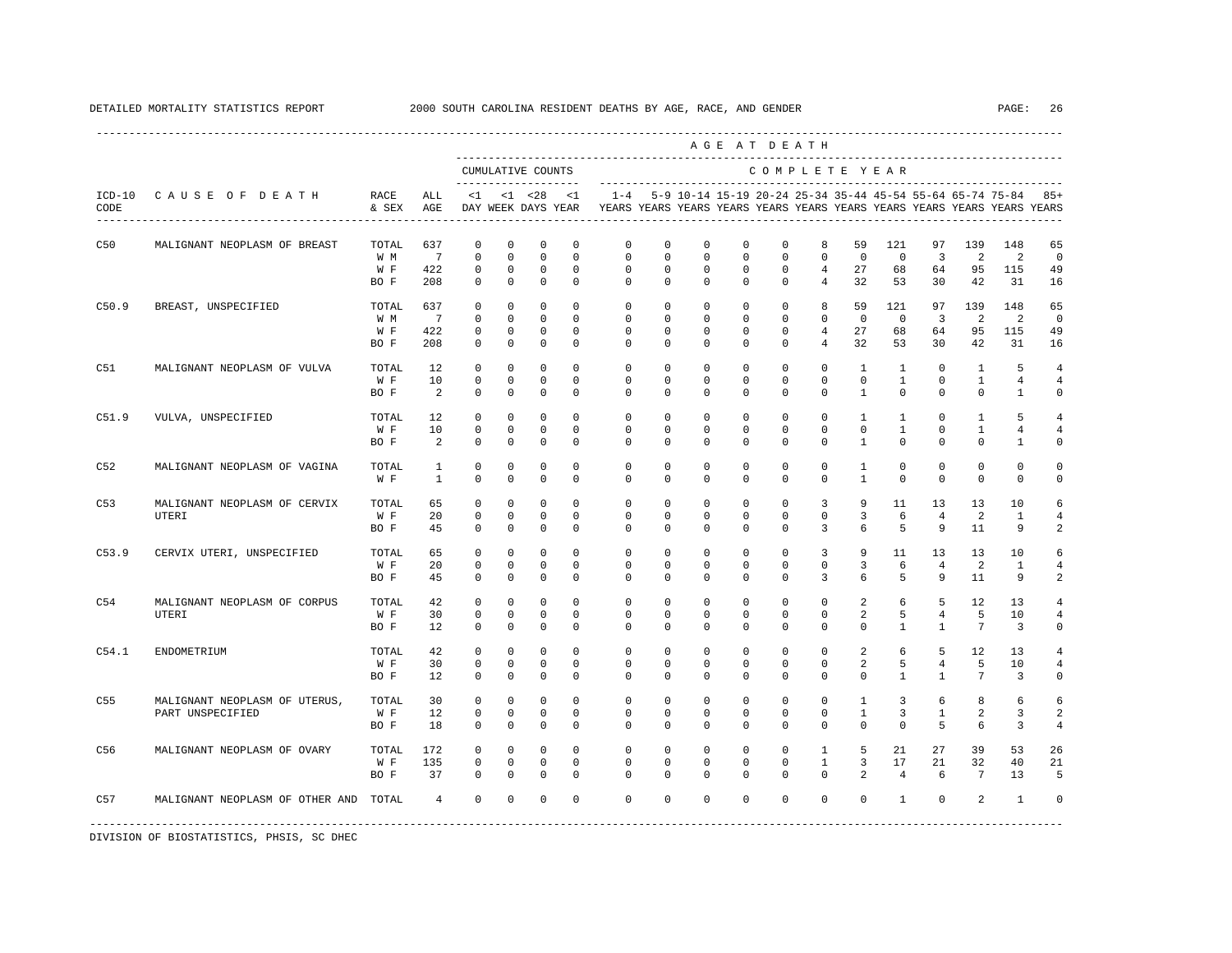DETAILED MORTALITY STATISTICS REPORT 2000 SOUTH CAROLINA RESIDENT DEATHS BY AGE, RACE, AND GENDER

| ICD-10 CODE | CAUSE OF DEATH | RACE & SEX | ALL AGE | <1 DAY | <1 WEEK | <28 DAYS | <1 YEAR | 1-4 YEARS | 5-9 YEARS | 10-14 YEARS | 15-19 YEARS | 20-24 YEARS | 25-34 YEARS | 35-44 YEARS | 45-54 YEARS | 55-64 YEARS | 65-74 YEARS | 75-84 YEARS | 85+ YEARS |
|---|---|---|---|---|---|---|---|---|---|---|---|---|---|---|---|---|---|---|---|
| | | | | CUMULATIVE COUNTS | | | | COMPLETE YEAR | | | | | | | | | | | |
| C50 | MALIGNANT NEOPLASM OF BREAST | TOTAL | 637 | 0 | 0 | 0 | 0 | 0 | 0 | 0 | 0 | 0 | 8 | 59 | 121 | 97 | 139 | 148 | 65 |
| | | W M | 7 | 0 | 0 | 0 | 0 | 0 | 0 | 0 | 0 | 0 | 0 | 0 | 0 | 3 | 2 | 2 | 0 |
| | | W F | 422 | 0 | 0 | 0 | 0 | 0 | 0 | 0 | 0 | 0 | 4 | 27 | 68 | 64 | 95 | 115 | 49 |
| | | BO F | 208 | 0 | 0 | 0 | 0 | 0 | 0 | 0 | 0 | 0 | 4 | 32 | 53 | 30 | 42 | 31 | 16 |
| C50.9 | BREAST, UNSPECIFIED | TOTAL | 637 | 0 | 0 | 0 | 0 | 0 | 0 | 0 | 0 | 0 | 8 | 59 | 121 | 97 | 139 | 148 | 65 |
| | | W M | 7 | 0 | 0 | 0 | 0 | 0 | 0 | 0 | 0 | 0 | 0 | 0 | 0 | 3 | 2 | 2 | 0 |
| | | W F | 422 | 0 | 0 | 0 | 0 | 0 | 0 | 0 | 0 | 0 | 4 | 27 | 68 | 64 | 95 | 115 | 49 |
| | | BO F | 208 | 0 | 0 | 0 | 0 | 0 | 0 | 0 | 0 | 0 | 4 | 32 | 53 | 30 | 42 | 31 | 16 |
| C51 | MALIGNANT NEOPLASM OF VULVA | TOTAL | 12 | 0 | 0 | 0 | 0 | 0 | 0 | 0 | 0 | 0 | 0 | 1 | 1 | 0 | 1 | 5 | 4 |
| | | W F | 10 | 0 | 0 | 0 | 0 | 0 | 0 | 0 | 0 | 0 | 0 | 0 | 1 | 0 | 1 | 4 | 4 |
| | | BO F | 2 | 0 | 0 | 0 | 0 | 0 | 0 | 0 | 0 | 0 | 0 | 1 | 0 | 0 | 0 | 1 | 0 |
| C51.9 | VULVA, UNSPECIFIED | TOTAL | 12 | 0 | 0 | 0 | 0 | 0 | 0 | 0 | 0 | 0 | 0 | 1 | 1 | 0 | 1 | 5 | 4 |
| | | W F | 10 | 0 | 0 | 0 | 0 | 0 | 0 | 0 | 0 | 0 | 0 | 0 | 1 | 0 | 1 | 4 | 4 |
| | | BO F | 2 | 0 | 0 | 0 | 0 | 0 | 0 | 0 | 0 | 0 | 0 | 1 | 0 | 0 | 0 | 1 | 0 |
| C52 | MALIGNANT NEOPLASM OF VAGINA | TOTAL | 1 | 0 | 0 | 0 | 0 | 0 | 0 | 0 | 0 | 0 | 0 | 1 | 0 | 0 | 0 | 0 | 0 |
| | | W F | 1 | 0 | 0 | 0 | 0 | 0 | 0 | 0 | 0 | 0 | 0 | 1 | 0 | 0 | 0 | 0 | 0 |
| C53 | MALIGNANT NEOPLASM OF CERVIX UTERI | TOTAL | 65 | 0 | 0 | 0 | 0 | 0 | 0 | 0 | 0 | 0 | 3 | 9 | 11 | 13 | 13 | 10 | 6 |
| | | W F | 20 | 0 | 0 | 0 | 0 | 0 | 0 | 0 | 0 | 0 | 0 | 3 | 6 | 4 | 2 | 1 | 4 |
| | | BO F | 45 | 0 | 0 | 0 | 0 | 0 | 0 | 0 | 0 | 0 | 3 | 6 | 5 | 9 | 11 | 9 | 2 |
| C53.9 | CERVIX UTERI, UNSPECIFIED | TOTAL | 65 | 0 | 0 | 0 | 0 | 0 | 0 | 0 | 0 | 0 | 3 | 9 | 11 | 13 | 13 | 10 | 6 |
| | | W F | 20 | 0 | 0 | 0 | 0 | 0 | 0 | 0 | 0 | 0 | 0 | 3 | 6 | 4 | 2 | 1 | 4 |
| | | BO F | 45 | 0 | 0 | 0 | 0 | 0 | 0 | 0 | 0 | 0 | 3 | 6 | 5 | 9 | 11 | 9 | 2 |
| C54 | MALIGNANT NEOPLASM OF CORPUS UTERI | TOTAL | 42 | 0 | 0 | 0 | 0 | 0 | 0 | 0 | 0 | 0 | 0 | 2 | 6 | 5 | 12 | 13 | 4 |
| | | W F | 30 | 0 | 0 | 0 | 0 | 0 | 0 | 0 | 0 | 0 | 0 | 2 | 5 | 4 | 5 | 10 | 4 |
| | | BO F | 12 | 0 | 0 | 0 | 0 | 0 | 0 | 0 | 0 | 0 | 0 | 0 | 1 | 1 | 7 | 3 | 0 |
| C54.1 | ENDOMETRIUM | TOTAL | 42 | 0 | 0 | 0 | 0 | 0 | 0 | 0 | 0 | 0 | 0 | 2 | 6 | 5 | 12 | 13 | 4 |
| | | W F | 30 | 0 | 0 | 0 | 0 | 0 | 0 | 0 | 0 | 0 | 0 | 2 | 5 | 4 | 5 | 10 | 4 |
| | | BO F | 12 | 0 | 0 | 0 | 0 | 0 | 0 | 0 | 0 | 0 | 0 | 0 | 1 | 1 | 7 | 3 | 0 |
| C55 | MALIGNANT NEOPLASM OF UTERUS, PART UNSPECIFIED | TOTAL | 30 | 0 | 0 | 0 | 0 | 0 | 0 | 0 | 0 | 0 | 0 | 1 | 3 | 6 | 8 | 6 | 6 |
| | | W F | 12 | 0 | 0 | 0 | 0 | 0 | 0 | 0 | 0 | 0 | 0 | 1 | 3 | 1 | 2 | 3 | 2 |
| | | BO F | 18 | 0 | 0 | 0 | 0 | 0 | 0 | 0 | 0 | 0 | 0 | 0 | 0 | 5 | 6 | 3 | 4 |
| C56 | MALIGNANT NEOPLASM OF OVARY | TOTAL | 172 | 0 | 0 | 0 | 0 | 0 | 0 | 0 | 0 | 0 | 1 | 5 | 21 | 27 | 39 | 53 | 26 |
| | | W F | 135 | 0 | 0 | 0 | 0 | 0 | 0 | 0 | 0 | 0 | 1 | 3 | 17 | 21 | 32 | 40 | 21 |
| | | BO F | 37 | 0 | 0 | 0 | 0 | 0 | 0 | 0 | 0 | 0 | 0 | 2 | 4 | 6 | 7 | 13 | 5 |
| C57 | MALIGNANT NEOPLASM OF OTHER AND | TOTAL | 4 | 0 | 0 | 0 | 0 | 0 | 0 | 0 | 0 | 0 | 0 | 0 | 1 | 0 | 2 | 1 | 0 |

DIVISION OF BIOSTATISTICS, PHSIS, SC DHEC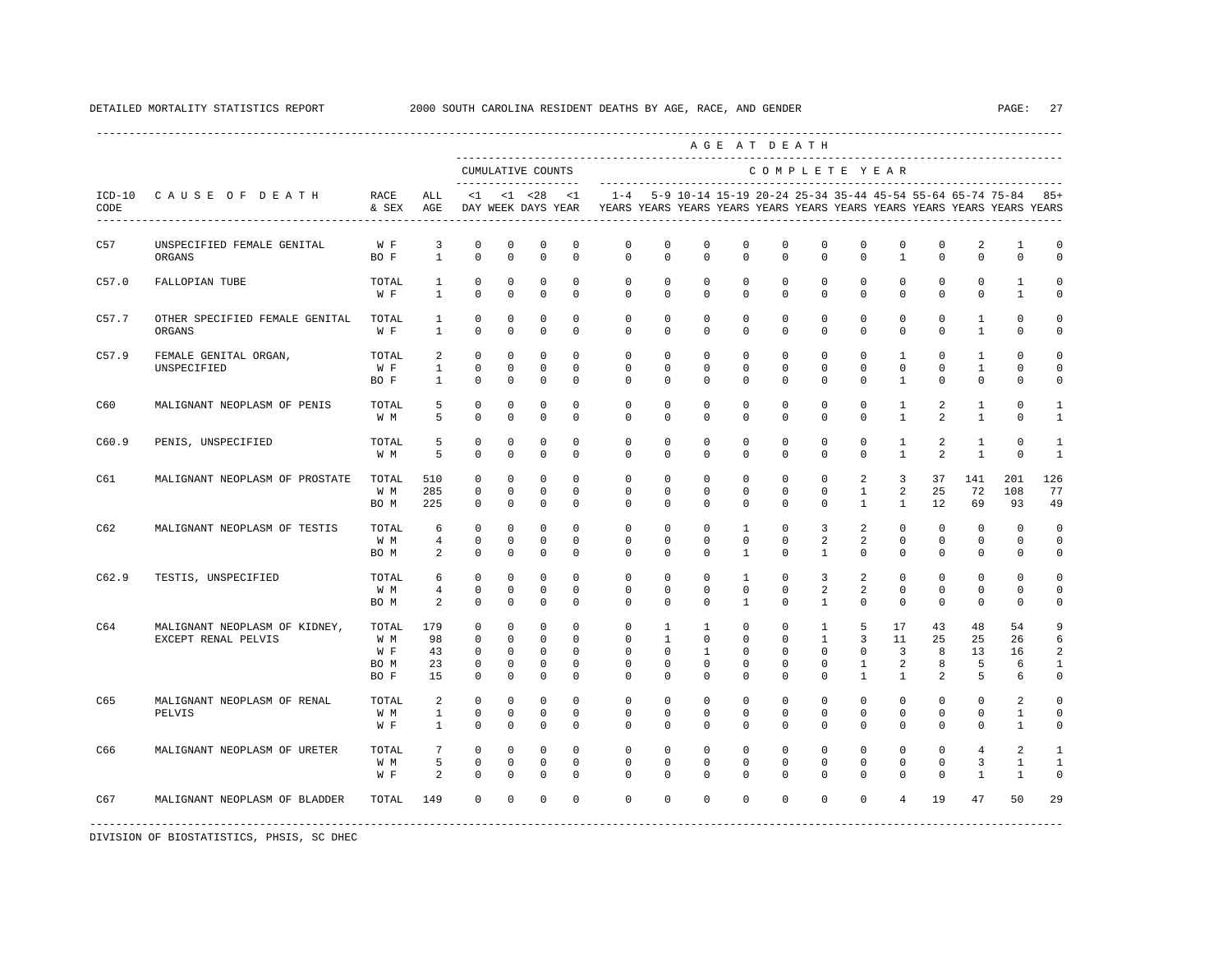DETAILED MORTALITY STATISTICS REPORT 2000 SOUTH CAROLINA RESIDENT DEATHS BY AGE, RACE, AND GENDER

| ICD-10 CODE | CAUSE OF DEATH | RACE & SEX | ALL AGE | CUMULATIVE COUNTS <1 DAY | <1 WEEK | <28 DAYS | <1 YEAR | 1-4 YEARS | 5-9 YEARS | 10-14 YEARS | 15-19 YEARS | 20-24 YEARS | 25-34 YEARS | 35-44 YEARS | 45-54 YEARS | 55-64 YEARS | 65-74 YEARS | 75-84 YEARS | 85+ YEARS |
|---|---|---|---|---|---|---|---|---|---|---|---|---|---|---|---|---|---|---|---|
| C57 | UNSPECIFIED FEMALE GENITAL ORGANS | W F | 3 | 0 | 0 | 0 | 0 | 0 | 0 | 0 | 0 | 0 | 0 | 0 | 0 | 0 | 2 | 1 | 0 |
| | | BO F | 1 | 0 | 0 | 0 | 0 | 0 | 0 | 0 | 0 | 0 | 0 | 0 | 1 | 0 | 0 | 0 | 0 |
| C57.0 | FALLOPIAN TUBE | TOTAL | 1 | 0 | 0 | 0 | 0 | 0 | 0 | 0 | 0 | 0 | 0 | 0 | 0 | 0 | 0 | 1 | 0 |
| | | W F | 1 | 0 | 0 | 0 | 0 | 0 | 0 | 0 | 0 | 0 | 0 | 0 | 0 | 0 | 0 | 1 | 0 |
| C57.7 | OTHER SPECIFIED FEMALE GENITAL ORGANS | TOTAL | 1 | 0 | 0 | 0 | 0 | 0 | 0 | 0 | 0 | 0 | 0 | 0 | 0 | 0 | 1 | 0 | 0 |
| | | W F | 1 | 0 | 0 | 0 | 0 | 0 | 0 | 0 | 0 | 0 | 0 | 0 | 0 | 0 | 1 | 0 | 0 |
| C57.9 | FEMALE GENITAL ORGAN, UNSPECIFIED | TOTAL | 2 | 0 | 0 | 0 | 0 | 0 | 0 | 0 | 0 | 0 | 0 | 0 | 1 | 0 | 1 | 0 | 0 |
| | | W F | 1 | 0 | 0 | 0 | 0 | 0 | 0 | 0 | 0 | 0 | 0 | 0 | 0 | 0 | 1 | 0 | 0 |
| | | BO F | 1 | 0 | 0 | 0 | 0 | 0 | 0 | 0 | 0 | 0 | 0 | 0 | 1 | 0 | 0 | 0 | 0 |
| C60 | MALIGNANT NEOPLASM OF PENIS | TOTAL | 5 | 0 | 0 | 0 | 0 | 0 | 0 | 0 | 0 | 0 | 0 | 0 | 1 | 2 | 1 | 0 | 1 |
| | | W M | 5 | 0 | 0 | 0 | 0 | 0 | 0 | 0 | 0 | 0 | 0 | 0 | 1 | 2 | 1 | 0 | 1 |
| C60.9 | PENIS, UNSPECIFIED | TOTAL | 5 | 0 | 0 | 0 | 0 | 0 | 0 | 0 | 0 | 0 | 0 | 0 | 1 | 2 | 1 | 0 | 1 |
| | | W M | 5 | 0 | 0 | 0 | 0 | 0 | 0 | 0 | 0 | 0 | 0 | 0 | 1 | 2 | 1 | 0 | 1 |
| C61 | MALIGNANT NEOPLASM OF PROSTATE | TOTAL | 510 | 0 | 0 | 0 | 0 | 0 | 0 | 0 | 0 | 0 | 0 | 2 | 3 | 37 | 141 | 201 | 126 |
| | | W M | 285 | 0 | 0 | 0 | 0 | 0 | 0 | 0 | 0 | 0 | 0 | 1 | 2 | 25 | 72 | 108 | 77 |
| | | BO M | 225 | 0 | 0 | 0 | 0 | 0 | 0 | 0 | 0 | 0 | 0 | 1 | 1 | 12 | 69 | 93 | 49 |
| C62 | MALIGNANT NEOPLASM OF TESTIS | TOTAL | 6 | 0 | 0 | 0 | 0 | 0 | 0 | 0 | 1 | 0 | 3 | 2 | 0 | 0 | 0 | 0 | 0 |
| | | W M | 4 | 0 | 0 | 0 | 0 | 0 | 0 | 0 | 0 | 0 | 2 | 2 | 0 | 0 | 0 | 0 | 0 |
| | | BO M | 2 | 0 | 0 | 0 | 0 | 0 | 0 | 0 | 1 | 0 | 1 | 0 | 0 | 0 | 0 | 0 | 0 |
| C62.9 | TESTIS, UNSPECIFIED | TOTAL | 6 | 0 | 0 | 0 | 0 | 0 | 0 | 0 | 1 | 0 | 3 | 2 | 0 | 0 | 0 | 0 | 0 |
| | | W M | 4 | 0 | 0 | 0 | 0 | 0 | 0 | 0 | 0 | 0 | 2 | 2 | 0 | 0 | 0 | 0 | 0 |
| | | BO M | 2 | 0 | 0 | 0 | 0 | 0 | 0 | 0 | 1 | 0 | 1 | 0 | 0 | 0 | 0 | 0 | 0 |
| C64 | MALIGNANT NEOPLASM OF KIDNEY, EXCEPT RENAL PELVIS | TOTAL | 179 | 0 | 0 | 0 | 0 | 0 | 1 | 1 | 0 | 0 | 1 | 5 | 17 | 43 | 48 | 54 | 9 |
| | | W M | 98 | 0 | 0 | 0 | 0 | 0 | 1 | 0 | 0 | 0 | 1 | 3 | 11 | 25 | 25 | 26 | 6 |
| | | W F | 43 | 0 | 0 | 0 | 0 | 0 | 0 | 1 | 0 | 0 | 0 | 0 | 3 | 8 | 13 | 16 | 2 |
| | | BO M | 23 | 0 | 0 | 0 | 0 | 0 | 0 | 0 | 0 | 0 | 0 | 1 | 2 | 8 | 5 | 6 | 1 |
| | | BO F | 15 | 0 | 0 | 0 | 0 | 0 | 0 | 0 | 0 | 0 | 0 | 1 | 1 | 2 | 5 | 6 | 0 |
| C65 | MALIGNANT NEOPLASM OF RENAL PELVIS | TOTAL | 2 | 0 | 0 | 0 | 0 | 0 | 0 | 0 | 0 | 0 | 0 | 0 | 0 | 0 | 0 | 2 | 0 |
| | | W M | 1 | 0 | 0 | 0 | 0 | 0 | 0 | 0 | 0 | 0 | 0 | 0 | 0 | 0 | 0 | 1 | 0 |
| | | W F | 1 | 0 | 0 | 0 | 0 | 0 | 0 | 0 | 0 | 0 | 0 | 0 | 0 | 0 | 0 | 1 | 0 |
| C66 | MALIGNANT NEOPLASM OF URETER | TOTAL | 7 | 0 | 0 | 0 | 0 | 0 | 0 | 0 | 0 | 0 | 0 | 0 | 0 | 0 | 4 | 2 | 1 |
| | | W M | 5 | 0 | 0 | 0 | 0 | 0 | 0 | 0 | 0 | 0 | 0 | 0 | 0 | 0 | 3 | 1 | 1 |
| | | W F | 2 | 0 | 0 | 0 | 0 | 0 | 0 | 0 | 0 | 0 | 0 | 0 | 0 | 0 | 1 | 1 | 0 |
| C67 | MALIGNANT NEOPLASM OF BLADDER | TOTAL | 149 | 0 | 0 | 0 | 0 | 0 | 0 | 0 | 0 | 0 | 0 | 0 | 4 | 19 | 47 | 50 | 29 |

DIVISION OF BIOSTATISTICS, PHSIS, SC DHEC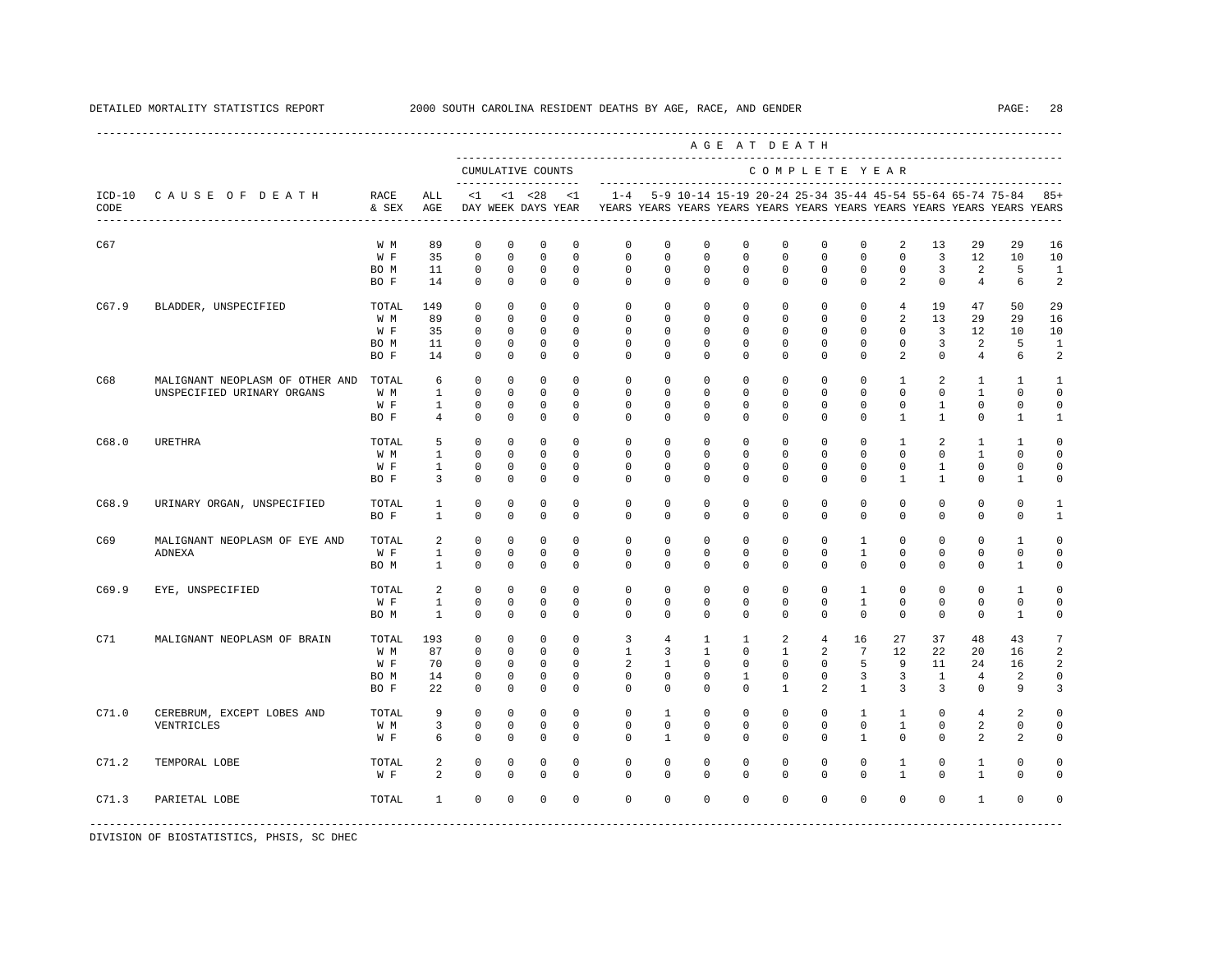DETAILED MORTALITY STATISTICS REPORT    2000 SOUTH CAROLINA RESIDENT DEATHS BY AGE, RACE, AND GENDER

| ICD-10 CODE | CAUSE OF DEATH | RACE & SEX | ALL AGE | <1 DAY | <1 WEEK | <28 DAYS | <1 YEAR | 1-4 YEARS | 5-9 YEARS | 10-14 YEARS | 15-19 YEARS | 20-24 YEARS | 25-34 YEARS | 35-44 YEARS | 45-54 YEARS | 55-64 YEARS | 65-74 YEARS | 75-84 YEARS | 85+ YEARS |
|---|---|---|---|---|---|---|---|---|---|---|---|---|---|---|---|---|---|---|---|
| | | | | CUMULATIVE COUNTS | | | | COMPLETE YEAR | | | | | | | | | | | |
| C67 | | W M | 89 | 0 | 0 | 0 | 0 | 0 | 0 | 0 | 0 | 0 | 0 | 0 | 2 | 13 | 29 | 29 | 16 |
| | | W F | 35 | 0 | 0 | 0 | 0 | 0 | 0 | 0 | 0 | 0 | 0 | 0 | 0 | 3 | 12 | 10 | 10 |
| | | BO M | 11 | 0 | 0 | 0 | 0 | 0 | 0 | 0 | 0 | 0 | 0 | 0 | 0 | 3 | 2 | 5 | 1 |
| | | BO F | 14 | 0 | 0 | 0 | 0 | 0 | 0 | 0 | 0 | 0 | 0 | 0 | 2 | 0 | 4 | 6 | 2 |
| C67.9 | BLADDER, UNSPECIFIED | TOTAL | 149 | 0 | 0 | 0 | 0 | 0 | 0 | 0 | 0 | 0 | 0 | 0 | 4 | 19 | 47 | 50 | 29 |
| | | W M | 89 | 0 | 0 | 0 | 0 | 0 | 0 | 0 | 0 | 0 | 0 | 0 | 2 | 13 | 29 | 29 | 16 |
| | | W F | 35 | 0 | 0 | 0 | 0 | 0 | 0 | 0 | 0 | 0 | 0 | 0 | 0 | 3 | 12 | 10 | 10 |
| | | BO M | 11 | 0 | 0 | 0 | 0 | 0 | 0 | 0 | 0 | 0 | 0 | 0 | 0 | 3 | 2 | 5 | 1 |
| | | BO F | 14 | 0 | 0 | 0 | 0 | 0 | 0 | 0 | 0 | 0 | 0 | 0 | 2 | 0 | 4 | 6 | 2 |
| C68 | MALIGNANT NEOPLASM OF OTHER AND UNSPECIFIED URINARY ORGANS | TOTAL | 6 | 0 | 0 | 0 | 0 | 0 | 0 | 0 | 0 | 0 | 0 | 0 | 1 | 2 | 1 | 1 | 1 |
| | | W M | 1 | 0 | 0 | 0 | 0 | 0 | 0 | 0 | 0 | 0 | 0 | 0 | 0 | 0 | 1 | 0 | 0 |
| | | W F | 1 | 0 | 0 | 0 | 0 | 0 | 0 | 0 | 0 | 0 | 0 | 0 | 0 | 1 | 0 | 0 | 0 |
| | | BO F | 4 | 0 | 0 | 0 | 0 | 0 | 0 | 0 | 0 | 0 | 0 | 0 | 1 | 1 | 0 | 1 | 1 |
| C68.0 | URETHRA | TOTAL | 5 | 0 | 0 | 0 | 0 | 0 | 0 | 0 | 0 | 0 | 0 | 0 | 1 | 2 | 1 | 1 | 0 |
| | | W M | 1 | 0 | 0 | 0 | 0 | 0 | 0 | 0 | 0 | 0 | 0 | 0 | 0 | 0 | 1 | 0 | 0 |
| | | W F | 1 | 0 | 0 | 0 | 0 | 0 | 0 | 0 | 0 | 0 | 0 | 0 | 0 | 1 | 0 | 0 | 0 |
| | | BO F | 3 | 0 | 0 | 0 | 0 | 0 | 0 | 0 | 0 | 0 | 0 | 0 | 1 | 1 | 0 | 1 | 0 |
| C68.9 | URINARY ORGAN, UNSPECIFIED | TOTAL | 1 | 0 | 0 | 0 | 0 | 0 | 0 | 0 | 0 | 0 | 0 | 0 | 0 | 0 | 0 | 0 | 1 |
| | | BO F | 1 | 0 | 0 | 0 | 0 | 0 | 0 | 0 | 0 | 0 | 0 | 0 | 0 | 0 | 0 | 0 | 1 |
| C69 | MALIGNANT NEOPLASM OF EYE AND ADNEXA | TOTAL | 2 | 0 | 0 | 0 | 0 | 0 | 0 | 0 | 0 | 0 | 0 | 1 | 0 | 0 | 0 | 1 | 0 |
| | | W F | 1 | 0 | 0 | 0 | 0 | 0 | 0 | 0 | 0 | 0 | 0 | 1 | 0 | 0 | 0 | 0 | 0 |
| | | BO M | 1 | 0 | 0 | 0 | 0 | 0 | 0 | 0 | 0 | 0 | 0 | 0 | 0 | 0 | 0 | 1 | 0 |
| C69.9 | EYE, UNSPECIFIED | TOTAL | 2 | 0 | 0 | 0 | 0 | 0 | 0 | 0 | 0 | 0 | 0 | 1 | 0 | 0 | 0 | 1 | 0 |
| | | W F | 1 | 0 | 0 | 0 | 0 | 0 | 0 | 0 | 0 | 0 | 0 | 1 | 0 | 0 | 0 | 0 | 0 |
| | | BO M | 1 | 0 | 0 | 0 | 0 | 0 | 0 | 0 | 0 | 0 | 0 | 0 | 0 | 0 | 0 | 1 | 0 |
| C71 | MALIGNANT NEOPLASM OF BRAIN | TOTAL | 193 | 0 | 0 | 0 | 0 | 3 | 4 | 1 | 1 | 2 | 4 | 16 | 27 | 37 | 48 | 43 | 7 |
| | | W M | 87 | 0 | 0 | 0 | 0 | 1 | 3 | 1 | 0 | 1 | 2 | 7 | 12 | 22 | 20 | 16 | 2 |
| | | W F | 70 | 0 | 0 | 0 | 0 | 2 | 1 | 0 | 0 | 0 | 0 | 5 | 9 | 11 | 24 | 16 | 2 |
| | | BO M | 14 | 0 | 0 | 0 | 0 | 0 | 0 | 0 | 1 | 0 | 0 | 3 | 3 | 1 | 4 | 2 | 0 |
| | | BO F | 22 | 0 | 0 | 0 | 0 | 0 | 0 | 0 | 0 | 1 | 2 | 1 | 3 | 3 | 0 | 9 | 3 |
| C71.0 | CEREBRUM, EXCEPT LOBES AND VENTRICLES | TOTAL | 9 | 0 | 0 | 0 | 0 | 0 | 1 | 0 | 0 | 0 | 0 | 1 | 1 | 0 | 4 | 2 | 0 |
| | | W M | 3 | 0 | 0 | 0 | 0 | 0 | 0 | 0 | 0 | 0 | 0 | 0 | 1 | 0 | 2 | 0 | 0 |
| | | W F | 6 | 0 | 0 | 0 | 0 | 0 | 1 | 0 | 0 | 0 | 0 | 1 | 0 | 0 | 2 | 2 | 0 |
| C71.2 | TEMPORAL LOBE | TOTAL | 2 | 0 | 0 | 0 | 0 | 0 | 0 | 0 | 0 | 0 | 0 | 0 | 1 | 0 | 1 | 0 | 0 |
| | | W F | 2 | 0 | 0 | 0 | 0 | 0 | 0 | 0 | 0 | 0 | 0 | 0 | 1 | 0 | 1 | 0 | 0 |
| C71.3 | PARIETAL LOBE | TOTAL | 1 | 0 | 0 | 0 | 0 | 0 | 0 | 0 | 0 | 0 | 0 | 0 | 0 | 0 | 1 | 0 | 0 |

DIVISION OF BIOSTATISTICS, PHSIS, SC DHEC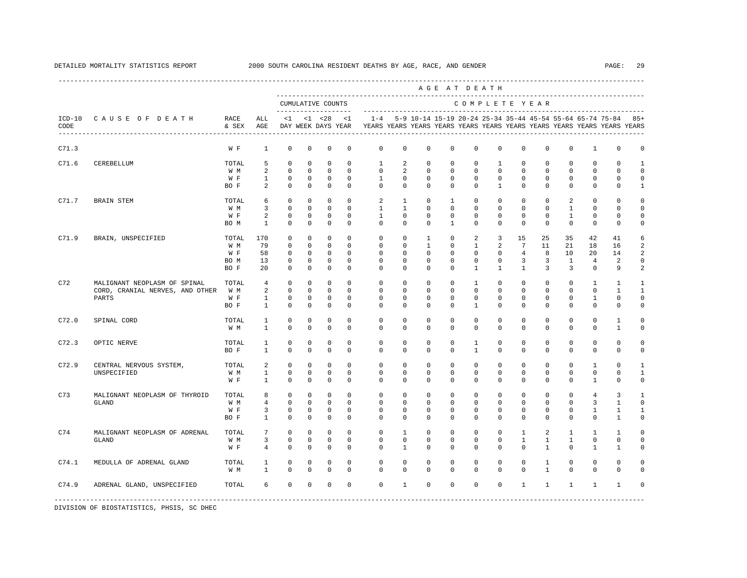DETAILED MORTALITY STATISTICS REPORT 2000 SOUTH CAROLINA RESIDENT DEATHS BY AGE, RACE, AND GENDER

| ICD-10 CODE | CAUSE OF DEATH | RACE & SEX | ALL AGE | <1 DAY | <1 WEEK | <28 DAYS | <1 YEAR | 1-4 YEARS | 5-9 YEARS | 10-14 YEARS | 15-19 YEARS | 20-24 YEARS | 25-34 YEARS | 35-44 YEARS | 45-54 YEARS | 55-64 YEARS | 65-74 YEARS | 75-84 YEARS | 85+ YEARS |
|---|---|---|---|---|---|---|---|---|---|---|---|---|---|---|---|---|---|---|---|
| | | | | CUMULATIVE COUNTS | | | | COMPLETE YEAR | | | | | | | | | | | |
| C71.3 | | W F | 1 | 0 | 0 | 0 | 0 | 0 | 0 | 0 | 0 | 0 | 0 | 0 | 0 | 0 | 1 | 0 | 0 |
| C71.6 | CEREBELLUM | TOTAL | 5 | 0 | 0 | 0 | 0 | 1 | 2 | 0 | 0 | 0 | 1 | 0 | 0 | 0 | 0 | 0 | 1 |
| | | W M | 2 | 0 | 0 | 0 | 0 | 0 | 2 | 0 | 0 | 0 | 0 | 0 | 0 | 0 | 0 | 0 | 0 |
| | | W F | 1 | 0 | 0 | 0 | 0 | 1 | 0 | 0 | 0 | 0 | 0 | 0 | 0 | 0 | 0 | 0 | 0 |
| | | BO F | 2 | 0 | 0 | 0 | 0 | 0 | 0 | 0 | 0 | 0 | 1 | 0 | 0 | 0 | 0 | 0 | 1 |
| C71.7 | BRAIN STEM | TOTAL | 6 | 0 | 0 | 0 | 0 | 2 | 1 | 0 | 1 | 0 | 0 | 0 | 0 | 2 | 0 | 0 | 0 |
| | | W M | 3 | 0 | 0 | 0 | 0 | 1 | 1 | 0 | 0 | 0 | 0 | 0 | 0 | 1 | 0 | 0 | 0 |
| | | W F | 2 | 0 | 0 | 0 | 0 | 1 | 0 | 0 | 0 | 0 | 0 | 0 | 0 | 1 | 0 | 0 | 0 |
| | | BO M | 1 | 0 | 0 | 0 | 0 | 0 | 0 | 0 | 1 | 0 | 0 | 0 | 0 | 0 | 0 | 0 | 0 |
| C71.9 | BRAIN, UNSPECIFIED | TOTAL | 170 | 0 | 0 | 0 | 0 | 0 | 0 | 1 | 0 | 2 | 3 | 15 | 25 | 35 | 42 | 41 | 6 |
| | | W M | 79 | 0 | 0 | 0 | 0 | 0 | 0 | 1 | 0 | 1 | 2 | 7 | 11 | 21 | 18 | 16 | 2 |
| | | W F | 58 | 0 | 0 | 0 | 0 | 0 | 0 | 0 | 0 | 0 | 0 | 4 | 8 | 10 | 20 | 14 | 2 |
| | | BO M | 13 | 0 | 0 | 0 | 0 | 0 | 0 | 0 | 0 | 0 | 0 | 3 | 3 | 1 | 4 | 2 | 0 |
| | | BO F | 20 | 0 | 0 | 0 | 0 | 0 | 0 | 0 | 0 | 1 | 1 | 1 | 3 | 3 | 0 | 9 | 2 |
| C72 | MALIGNANT NEOPLASM OF SPINAL CORD, CRANIAL NERVES, AND OTHER PARTS | TOTAL | 4 | 0 | 0 | 0 | 0 | 0 | 0 | 0 | 0 | 1 | 0 | 0 | 0 | 0 | 1 | 1 | 1 |
| | | W M | 2 | 0 | 0 | 0 | 0 | 0 | 0 | 0 | 0 | 0 | 0 | 0 | 0 | 0 | 0 | 1 | 1 |
| | | W F | 1 | 0 | 0 | 0 | 0 | 0 | 0 | 0 | 0 | 0 | 0 | 0 | 0 | 0 | 1 | 0 | 0 |
| | | BO F | 1 | 0 | 0 | 0 | 0 | 0 | 0 | 0 | 0 | 1 | 0 | 0 | 0 | 0 | 0 | 0 | 0 |
| C72.0 | SPINAL CORD | TOTAL | 1 | 0 | 0 | 0 | 0 | 0 | 0 | 0 | 0 | 0 | 0 | 0 | 0 | 0 | 0 | 1 | 0 |
| | | W M | 1 | 0 | 0 | 0 | 0 | 0 | 0 | 0 | 0 | 0 | 0 | 0 | 0 | 0 | 0 | 1 | 0 |
| C72.3 | OPTIC NERVE | TOTAL | 1 | 0 | 0 | 0 | 0 | 0 | 0 | 0 | 0 | 1 | 0 | 0 | 0 | 0 | 0 | 0 | 0 |
| | | BO F | 1 | 0 | 0 | 0 | 0 | 0 | 0 | 0 | 0 | 1 | 0 | 0 | 0 | 0 | 0 | 0 | 0 |
| C72.9 | CENTRAL NERVOUS SYSTEM, UNSPECIFIED | TOTAL | 2 | 0 | 0 | 0 | 0 | 0 | 0 | 0 | 0 | 0 | 0 | 0 | 0 | 0 | 1 | 0 | 1 |
| | | W M | 1 | 0 | 0 | 0 | 0 | 0 | 0 | 0 | 0 | 0 | 0 | 0 | 0 | 0 | 0 | 0 | 1 |
| | | W F | 1 | 0 | 0 | 0 | 0 | 0 | 0 | 0 | 0 | 0 | 0 | 0 | 0 | 0 | 1 | 0 | 0 |
| C73 | MALIGNANT NEOPLASM OF THYROID GLAND | TOTAL | 8 | 0 | 0 | 0 | 0 | 0 | 0 | 0 | 0 | 0 | 0 | 0 | 0 | 0 | 4 | 3 | 1 |
| | | W M | 4 | 0 | 0 | 0 | 0 | 0 | 0 | 0 | 0 | 0 | 0 | 0 | 0 | 0 | 3 | 1 | 0 |
| | | W F | 3 | 0 | 0 | 0 | 0 | 0 | 0 | 0 | 0 | 0 | 0 | 0 | 0 | 0 | 1 | 1 | 1 |
| | | BO F | 1 | 0 | 0 | 0 | 0 | 0 | 0 | 0 | 0 | 0 | 0 | 0 | 0 | 0 | 0 | 1 | 0 |
| C74 | MALIGNANT NEOPLASM OF ADRENAL GLAND | TOTAL | 7 | 0 | 0 | 0 | 0 | 0 | 1 | 0 | 0 | 0 | 0 | 1 | 2 | 1 | 1 | 1 | 0 |
| | | W M | 3 | 0 | 0 | 0 | 0 | 0 | 0 | 0 | 0 | 0 | 0 | 1 | 1 | 1 | 0 | 0 | 0 |
| | | W F | 4 | 0 | 0 | 0 | 0 | 0 | 1 | 0 | 0 | 0 | 0 | 0 | 1 | 0 | 1 | 1 | 0 |
| C74.1 | MEDULLA OF ADRENAL GLAND | TOTAL | 1 | 0 | 0 | 0 | 0 | 0 | 0 | 0 | 0 | 0 | 0 | 0 | 1 | 0 | 0 | 0 | 0 |
| | | W M | 1 | 0 | 0 | 0 | 0 | 0 | 0 | 0 | 0 | 0 | 0 | 0 | 1 | 0 | 0 | 0 | 0 |
| C74.9 | ADRENAL GLAND, UNSPECIFIED | TOTAL | 6 | 0 | 0 | 0 | 0 | 0 | 1 | 0 | 0 | 0 | 0 | 1 | 1 | 1 | 1 | 1 | 0 |

DIVISION OF BIOSTATISTICS, PHSIS, SC DHEC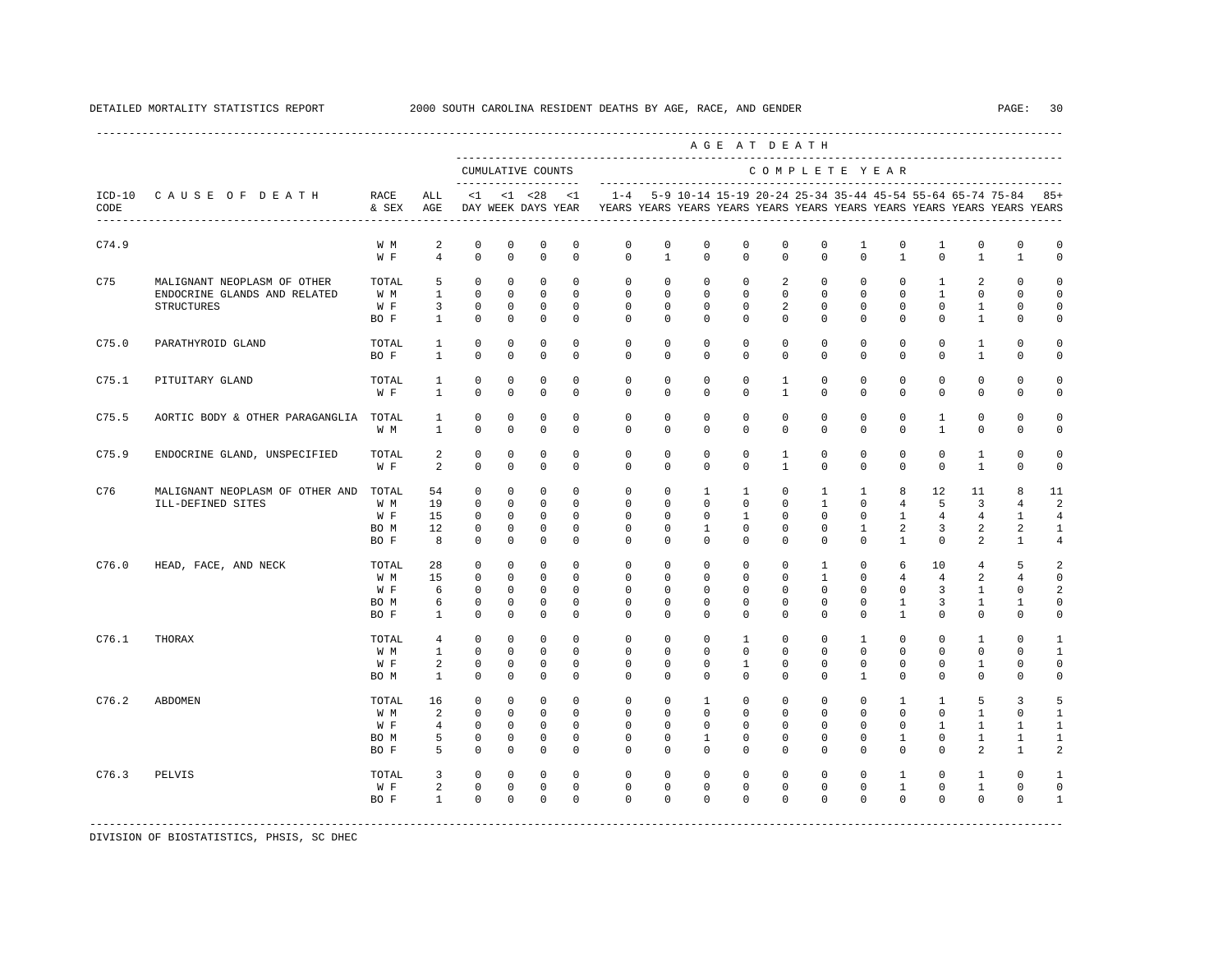DETAILED MORTALITY STATISTICS REPORT 2000 SOUTH CAROLINA RESIDENT DEATHS BY AGE, RACE, AND GENDER

| ICD-10 CODE | CAUSE OF DEATH | RACE & SEX | ALL AGE | <1 DAY | <1 WEEK | <28 DAYS | <1 YEAR | 1-4 YEARS | 5-9 YEARS | 10-14 YEARS | 15-19 YEARS | 20-24 YEARS | 25-34 YEARS | 35-44 YEARS | 45-54 YEARS | 55-64 YEARS | 65-74 YEARS | 75-84 YEARS | 85+ YEARS |
|---|---|---|---|---|---|---|---|---|---|---|---|---|---|---|---|---|---|---|---|
| | | | | CUMULATIVE COUNTS | | | | COMPLETE YEAR | | | | | | | | | | | |
| C74.9 | | W M | 2 | 0 | 0 | 0 | 0 | 0 | 0 | 0 | 0 | 0 | 0 | 1 | 0 | 1 | 0 | 0 | 0 |
| | | W F | 4 | 0 | 0 | 0 | 0 | 0 | 1 | 0 | 0 | 0 | 0 | 0 | 1 | 0 | 1 | 1 | 0 |
| C75 | MALIGNANT NEOPLASM OF OTHER ENDOCRINE GLANDS AND RELATED STRUCTURES | TOTAL | 5 | 0 | 0 | 0 | 0 | 0 | 0 | 0 | 0 | 2 | 0 | 0 | 0 | 1 | 2 | 0 | 0 |
| | | W M | 1 | 0 | 0 | 0 | 0 | 0 | 0 | 0 | 0 | 0 | 0 | 0 | 0 | 1 | 0 | 0 | 0 |
| | | W F | 3 | 0 | 0 | 0 | 0 | 0 | 0 | 0 | 0 | 2 | 0 | 0 | 0 | 0 | 1 | 0 | 0 |
| | | BO F | 1 | 0 | 0 | 0 | 0 | 0 | 0 | 0 | 0 | 0 | 0 | 0 | 0 | 0 | 1 | 0 | 0 |
| C75.0 | PARATHYROID GLAND | TOTAL | 1 | 0 | 0 | 0 | 0 | 0 | 0 | 0 | 0 | 0 | 0 | 0 | 0 | 0 | 1 | 0 | 0 |
| | | BO F | 1 | 0 | 0 | 0 | 0 | 0 | 0 | 0 | 0 | 0 | 0 | 0 | 0 | 0 | 1 | 0 | 0 |
| C75.1 | PITUITARY GLAND | TOTAL | 1 | 0 | 0 | 0 | 0 | 0 | 0 | 0 | 0 | 1 | 0 | 0 | 0 | 0 | 0 | 0 | 0 |
| | | W F | 1 | 0 | 0 | 0 | 0 | 0 | 0 | 0 | 0 | 1 | 0 | 0 | 0 | 0 | 0 | 0 | 0 |
| C75.5 | AORTIC BODY & OTHER PARAGANGLIA | TOTAL | 1 | 0 | 0 | 0 | 0 | 0 | 0 | 0 | 0 | 0 | 0 | 0 | 0 | 1 | 0 | 0 | 0 |
| | | W M | 1 | 0 | 0 | 0 | 0 | 0 | 0 | 0 | 0 | 0 | 0 | 0 | 0 | 1 | 0 | 0 | 0 |
| C75.9 | ENDOCRINE GLAND, UNSPECIFIED | TOTAL | 2 | 0 | 0 | 0 | 0 | 0 | 0 | 0 | 0 | 1 | 0 | 0 | 0 | 0 | 1 | 0 | 0 |
| | | W F | 2 | 0 | 0 | 0 | 0 | 0 | 0 | 0 | 0 | 1 | 0 | 0 | 0 | 0 | 1 | 0 | 0 |
| C76 | MALIGNANT NEOPLASM OF OTHER AND ILL-DEFINED SITES | TOTAL | 54 | 0 | 0 | 0 | 0 | 0 | 0 | 1 | 1 | 0 | 1 | 1 | 8 | 12 | 11 | 8 | 11 |
| | | W M | 19 | 0 | 0 | 0 | 0 | 0 | 0 | 0 | 0 | 0 | 1 | 0 | 4 | 5 | 3 | 4 | 2 |
| | | W F | 15 | 0 | 0 | 0 | 0 | 0 | 0 | 0 | 1 | 0 | 0 | 0 | 1 | 4 | 4 | 1 | 4 |
| | | BO M | 12 | 0 | 0 | 0 | 0 | 0 | 0 | 1 | 0 | 0 | 0 | 1 | 2 | 3 | 2 | 2 | 1 |
| | | BO F | 8 | 0 | 0 | 0 | 0 | 0 | 0 | 0 | 0 | 0 | 0 | 0 | 1 | 0 | 2 | 1 | 4 |
| C76.0 | HEAD, FACE, AND NECK | TOTAL | 28 | 0 | 0 | 0 | 0 | 0 | 0 | 0 | 0 | 0 | 1 | 0 | 6 | 10 | 4 | 5 | 2 |
| | | W M | 15 | 0 | 0 | 0 | 0 | 0 | 0 | 0 | 0 | 0 | 1 | 0 | 4 | 4 | 2 | 4 | 0 |
| | | W F | 6 | 0 | 0 | 0 | 0 | 0 | 0 | 0 | 0 | 0 | 0 | 0 | 0 | 3 | 1 | 0 | 2 |
| | | BO M | 6 | 0 | 0 | 0 | 0 | 0 | 0 | 0 | 0 | 0 | 0 | 0 | 1 | 3 | 1 | 1 | 0 |
| | | BO F | 1 | 0 | 0 | 0 | 0 | 0 | 0 | 0 | 0 | 0 | 0 | 0 | 1 | 0 | 0 | 0 | 0 |
| C76.1 | THORAX | TOTAL | 4 | 0 | 0 | 0 | 0 | 0 | 0 | 0 | 1 | 0 | 0 | 1 | 0 | 0 | 1 | 0 | 1 |
| | | W M | 1 | 0 | 0 | 0 | 0 | 0 | 0 | 0 | 0 | 0 | 0 | 0 | 0 | 0 | 0 | 0 | 1 |
| | | W F | 2 | 0 | 0 | 0 | 0 | 0 | 0 | 0 | 1 | 0 | 0 | 0 | 0 | 0 | 1 | 0 | 0 |
| | | BO M | 1 | 0 | 0 | 0 | 0 | 0 | 0 | 0 | 0 | 0 | 0 | 1 | 0 | 0 | 0 | 0 | 0 |
| C76.2 | ABDOMEN | TOTAL | 16 | 0 | 0 | 0 | 0 | 0 | 0 | 1 | 0 | 0 | 0 | 0 | 1 | 1 | 5 | 3 | 5 |
| | | W M | 2 | 0 | 0 | 0 | 0 | 0 | 0 | 0 | 0 | 0 | 0 | 0 | 0 | 0 | 1 | 0 | 1 |
| | | W F | 4 | 0 | 0 | 0 | 0 | 0 | 0 | 0 | 0 | 0 | 0 | 0 | 0 | 1 | 1 | 1 | 1 |
| | | BO M | 5 | 0 | 0 | 0 | 0 | 0 | 0 | 1 | 0 | 0 | 0 | 0 | 1 | 0 | 1 | 1 | 1 |
| | | BO F | 5 | 0 | 0 | 0 | 0 | 0 | 0 | 0 | 0 | 0 | 0 | 0 | 0 | 0 | 2 | 1 | 2 |
| C76.3 | PELVIS | TOTAL | 3 | 0 | 0 | 0 | 0 | 0 | 0 | 0 | 0 | 0 | 0 | 0 | 1 | 0 | 1 | 0 | 1 |
| | | W F | 2 | 0 | 0 | 0 | 0 | 0 | 0 | 0 | 0 | 0 | 0 | 0 | 1 | 0 | 1 | 0 | 0 |
| | | BO F | 1 | 0 | 0 | 0 | 0 | 0 | 0 | 0 | 0 | 0 | 0 | 0 | 0 | 0 | 0 | 0 | 1 |

DIVISION OF BIOSTATISTICS, PHSIS, SC DHEC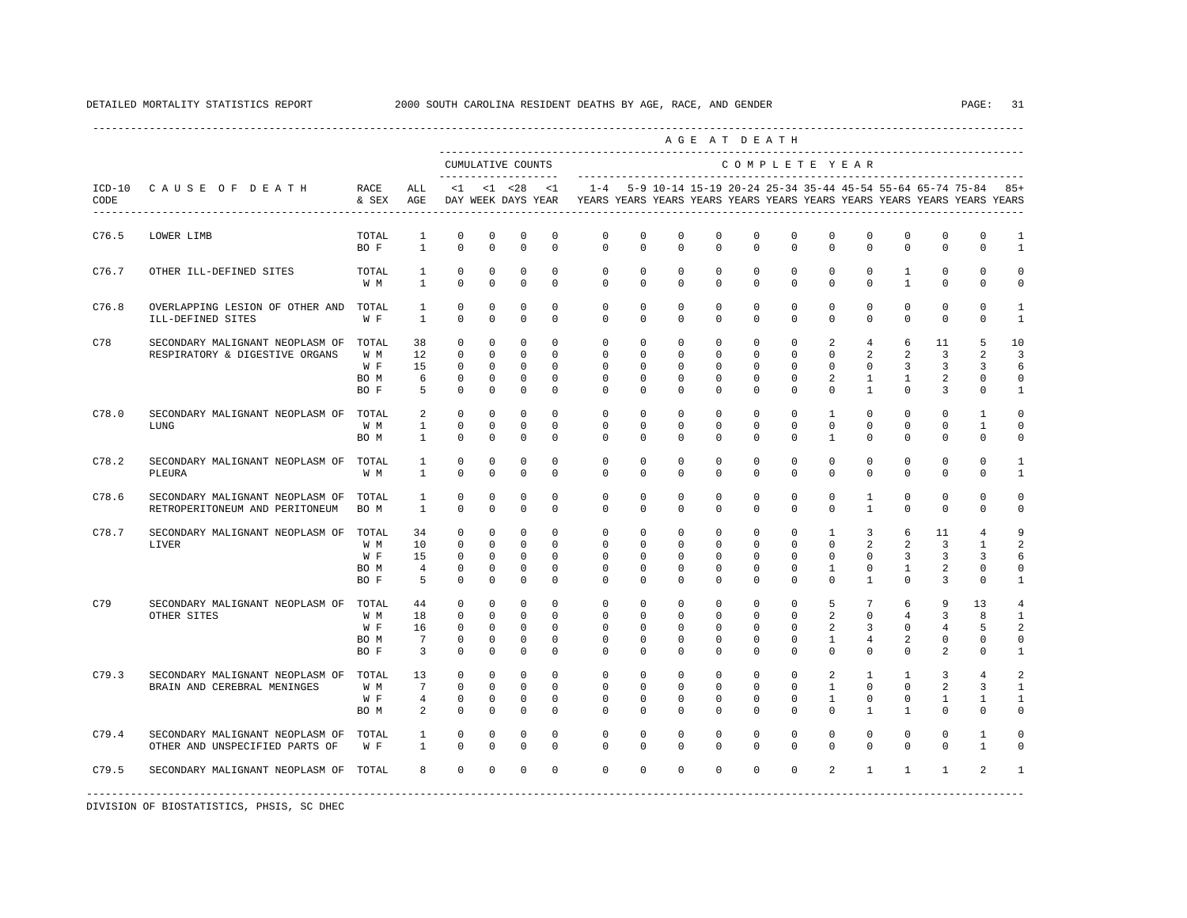DETAILED MORTALITY STATISTICS REPORT 2000 SOUTH CAROLINA RESIDENT DEATHS BY AGE, RACE, AND GENDER

| ICD-10 CODE | CAUSE OF DEATH | RACE & SEX | ALL AGE | <1 DAY | <1 WEEK | <28 DAYS | <1 YEAR | 1-4 YEARS | 5-9 YEARS | 10-14 YEARS | 15-19 YEARS | 20-24 YEARS | 25-34 YEARS | 35-44 YEARS | 45-54 YEARS | 55-64 YEARS | 65-74 YEARS | 75-84 YEARS | 85+ YEARS |
|---|---|---|---|---|---|---|---|---|---|---|---|---|---|---|---|---|---|---|---|
| C76.5 | LOWER LIMB | TOTAL | 1 | 0 | 0 | 0 | 0 | 0 | 0 | 0 | 0 | 0 | 0 | 0 | 0 | 0 | 0 | 0 | 1 |
| | | BO F | 1 | 0 | 0 | 0 | 0 | 0 | 0 | 0 | 0 | 0 | 0 | 0 | 0 | 0 | 0 | 0 | 1 |
| C76.7 | OTHER ILL-DEFINED SITES | TOTAL | 1 | 0 | 0 | 0 | 0 | 0 | 0 | 0 | 0 | 0 | 0 | 0 | 0 | 1 | 0 | 0 | 0 |
| | | W M | 1 | 0 | 0 | 0 | 0 | 0 | 0 | 0 | 0 | 0 | 0 | 0 | 0 | 1 | 0 | 0 | 0 |
| C76.8 | OVERLAPPING LESION OF OTHER AND ILL-DEFINED SITES | TOTAL | 1 | 0 | 0 | 0 | 0 | 0 | 0 | 0 | 0 | 0 | 0 | 0 | 0 | 0 | 0 | 0 | 1 |
| | | W F | 1 | 0 | 0 | 0 | 0 | 0 | 0 | 0 | 0 | 0 | 0 | 0 | 0 | 0 | 0 | 0 | 1 |
| C78 | SECONDARY MALIGNANT NEOPLASM OF RESPIRATORY & DIGESTIVE ORGANS | TOTAL | 38 | 0 | 0 | 0 | 0 | 0 | 0 | 0 | 0 | 0 | 0 | 2 | 4 | 6 | 11 | 5 | 10 |
| | | W M | 12 | 0 | 0 | 0 | 0 | 0 | 0 | 0 | 0 | 0 | 0 | 0 | 2 | 2 | 3 | 2 | 3 |
| | | W F | 15 | 0 | 0 | 0 | 0 | 0 | 0 | 0 | 0 | 0 | 0 | 0 | 0 | 3 | 3 | 3 | 6 |
| | | BO M | 6 | 0 | 0 | 0 | 0 | 0 | 0 | 0 | 0 | 0 | 0 | 2 | 1 | 1 | 2 | 0 | 0 |
| | | BO F | 5 | 0 | 0 | 0 | 0 | 0 | 0 | 0 | 0 | 0 | 0 | 0 | 1 | 0 | 3 | 0 | 1 |
| C78.0 | SECONDARY MALIGNANT NEOPLASM OF LUNG | TOTAL | 2 | 0 | 0 | 0 | 0 | 0 | 0 | 0 | 0 | 0 | 0 | 1 | 0 | 0 | 0 | 1 | 0 |
| | | W M | 1 | 0 | 0 | 0 | 0 | 0 | 0 | 0 | 0 | 0 | 0 | 0 | 0 | 0 | 0 | 1 | 0 |
| | | BO M | 1 | 0 | 0 | 0 | 0 | 0 | 0 | 0 | 0 | 0 | 0 | 1 | 0 | 0 | 0 | 0 | 0 |
| C78.2 | SECONDARY MALIGNANT NEOPLASM OF PLEURA | TOTAL | 1 | 0 | 0 | 0 | 0 | 0 | 0 | 0 | 0 | 0 | 0 | 0 | 0 | 0 | 0 | 0 | 1 |
| | | W M | 1 | 0 | 0 | 0 | 0 | 0 | 0 | 0 | 0 | 0 | 0 | 0 | 0 | 0 | 0 | 0 | 1 |
| C78.6 | SECONDARY MALIGNANT NEOPLASM OF RETROPERITONEUM AND PERITONEUM | TOTAL | 1 | 0 | 0 | 0 | 0 | 0 | 0 | 0 | 0 | 0 | 0 | 0 | 1 | 0 | 0 | 0 | 0 |
| | | BO M | 1 | 0 | 0 | 0 | 0 | 0 | 0 | 0 | 0 | 0 | 0 | 0 | 1 | 0 | 0 | 0 | 0 |
| C78.7 | SECONDARY MALIGNANT NEOPLASM OF LIVER | TOTAL | 34 | 0 | 0 | 0 | 0 | 0 | 0 | 0 | 0 | 0 | 0 | 1 | 3 | 6 | 11 | 4 | 9 |
| | | W M | 10 | 0 | 0 | 0 | 0 | 0 | 0 | 0 | 0 | 0 | 0 | 0 | 2 | 2 | 3 | 1 | 2 |
| | | W F | 15 | 0 | 0 | 0 | 0 | 0 | 0 | 0 | 0 | 0 | 0 | 0 | 0 | 3 | 3 | 3 | 6 |
| | | BO M | 4 | 0 | 0 | 0 | 0 | 0 | 0 | 0 | 0 | 0 | 0 | 1 | 0 | 1 | 2 | 0 | 0 |
| | | BO F | 5 | 0 | 0 | 0 | 0 | 0 | 0 | 0 | 0 | 0 | 0 | 0 | 1 | 0 | 3 | 0 | 1 |
| C79 | SECONDARY MALIGNANT NEOPLASM OF OTHER SITES | TOTAL | 44 | 0 | 0 | 0 | 0 | 0 | 0 | 0 | 0 | 0 | 0 | 5 | 7 | 6 | 9 | 13 | 4 |
| | | W M | 18 | 0 | 0 | 0 | 0 | 0 | 0 | 0 | 0 | 0 | 0 | 2 | 0 | 4 | 3 | 8 | 1 |
| | | W F | 16 | 0 | 0 | 0 | 0 | 0 | 0 | 0 | 0 | 0 | 0 | 2 | 3 | 0 | 4 | 5 | 2 |
| | | BO M | 7 | 0 | 0 | 0 | 0 | 0 | 0 | 0 | 0 | 0 | 0 | 1 | 4 | 2 | 0 | 0 | 0 |
| | | BO F | 3 | 0 | 0 | 0 | 0 | 0 | 0 | 0 | 0 | 0 | 0 | 0 | 0 | 0 | 2 | 0 | 1 |
| C79.3 | SECONDARY MALIGNANT NEOPLASM OF BRAIN AND CEREBRAL MENINGES | TOTAL | 13 | 0 | 0 | 0 | 0 | 0 | 0 | 0 | 0 | 0 | 0 | 2 | 1 | 1 | 3 | 4 | 2 |
| | | W M | 7 | 0 | 0 | 0 | 0 | 0 | 0 | 0 | 0 | 0 | 0 | 1 | 0 | 0 | 2 | 3 | 1 |
| | | W F | 4 | 0 | 0 | 0 | 0 | 0 | 0 | 0 | 0 | 0 | 0 | 1 | 0 | 0 | 1 | 1 | 1 |
| | | BO M | 2 | 0 | 0 | 0 | 0 | 0 | 0 | 0 | 0 | 0 | 0 | 0 | 1 | 1 | 0 | 0 | 0 |
| C79.4 | SECONDARY MALIGNANT NEOPLASM OF OTHER AND UNSPECIFIED PARTS OF | TOTAL | 1 | 0 | 0 | 0 | 0 | 0 | 0 | 0 | 0 | 0 | 0 | 0 | 0 | 0 | 0 | 1 | 0 |
| | | W F | 1 | 0 | 0 | 0 | 0 | 0 | 0 | 0 | 0 | 0 | 0 | 0 | 0 | 0 | 0 | 1 | 0 |
| C79.5 | SECONDARY MALIGNANT NEOPLASM OF | TOTAL | 8 | 0 | 0 | 0 | 0 | 0 | 0 | 0 | 0 | 0 | 0 | 2 | 1 | 1 | 1 | 2 | 1 |

DIVISION OF BIOSTATISTICS, PHSIS, SC DHEC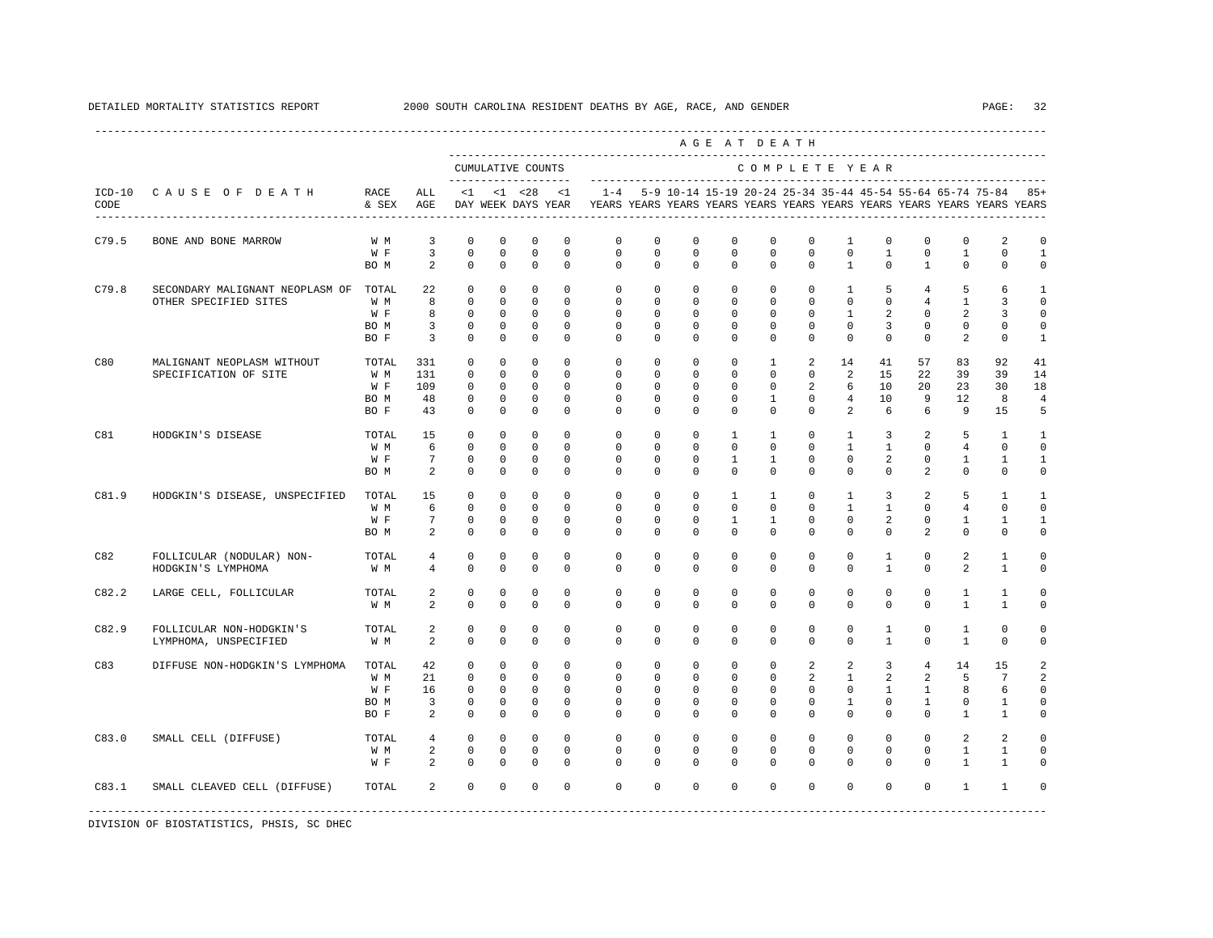DETAILED MORTALITY STATISTICS REPORT 2000 SOUTH CAROLINA RESIDENT DEATHS BY AGE, RACE, AND GENDER

| ICD-10 CODE | CAUSE OF DEATH | RACE & SEX | ALL AGE | <1 DAY | <1 WEEK | <28 DAYS | <1 YEAR | 1-4 YEARS | 5-9 YEARS | 10-14 YEARS | 15-19 YEARS | 20-24 YEARS | 25-34 YEARS | 35-44 YEARS | 45-54 YEARS | 55-64 YEARS | 65-74 YEARS | 75-84 YEARS | 85+ YEARS |
|---|---|---|---|---|---|---|---|---|---|---|---|---|---|---|---|---|---|---|---|
| C79.5 | BONE AND BONE MARROW | W M | 3 | 0 | 0 | 0 | 0 | 0 | 0 | 0 | 0 | 0 | 0 | 1 | 0 | 0 | 0 | 2 | 0 |
| | | W F | 3 | 0 | 0 | 0 | 0 | 0 | 0 | 0 | 0 | 0 | 0 | 0 | 1 | 0 | 1 | 0 | 1 |
| | | BO M | 2 | 0 | 0 | 0 | 0 | 0 | 0 | 0 | 0 | 0 | 0 | 1 | 0 | 1 | 0 | 0 | 0 |
| C79.8 | SECONDARY MALIGNANT NEOPLASM OF OTHER SPECIFIED SITES | TOTAL | 22 | 0 | 0 | 0 | 0 | 0 | 0 | 0 | 0 | 0 | 0 | 1 | 5 | 4 | 5 | 6 | 1 |
| | | W M | 8 | 0 | 0 | 0 | 0 | 0 | 0 | 0 | 0 | 0 | 0 | 0 | 0 | 4 | 1 | 3 | 0 |
| | | W F | 8 | 0 | 0 | 0 | 0 | 0 | 0 | 0 | 0 | 0 | 0 | 1 | 2 | 0 | 2 | 3 | 0 |
| | | BO M | 3 | 0 | 0 | 0 | 0 | 0 | 0 | 0 | 0 | 0 | 0 | 0 | 3 | 0 | 0 | 0 | 0 |
| | | BO F | 3 | 0 | 0 | 0 | 0 | 0 | 0 | 0 | 0 | 0 | 0 | 0 | 0 | 0 | 2 | 0 | 1 |
| C80 | MALIGNANT NEOPLASM WITHOUT SPECIFICATION OF SITE | TOTAL | 331 | 0 | 0 | 0 | 0 | 0 | 0 | 0 | 0 | 1 | 2 | 14 | 41 | 57 | 83 | 92 | 41 |
| | | W M | 131 | 0 | 0 | 0 | 0 | 0 | 0 | 0 | 0 | 0 | 0 | 2 | 15 | 22 | 39 | 39 | 14 |
| | | W F | 109 | 0 | 0 | 0 | 0 | 0 | 0 | 0 | 0 | 0 | 2 | 6 | 10 | 20 | 23 | 30 | 18 |
| | | BO M | 48 | 0 | 0 | 0 | 0 | 0 | 0 | 0 | 0 | 1 | 0 | 4 | 10 | 9 | 12 | 8 | 4 |
| | | BO F | 43 | 0 | 0 | 0 | 0 | 0 | 0 | 0 | 0 | 0 | 0 | 2 | 6 | 6 | 9 | 15 | 5 |
| C81 | HODGKIN'S DISEASE | TOTAL | 15 | 0 | 0 | 0 | 0 | 0 | 0 | 0 | 1 | 1 | 0 | 1 | 3 | 2 | 5 | 1 | 1 |
| | | W M | 6 | 0 | 0 | 0 | 0 | 0 | 0 | 0 | 0 | 0 | 0 | 1 | 1 | 0 | 4 | 0 | 0 |
| | | W F | 7 | 0 | 0 | 0 | 0 | 0 | 0 | 0 | 1 | 1 | 0 | 0 | 2 | 0 | 1 | 1 | 1 |
| | | BO M | 2 | 0 | 0 | 0 | 0 | 0 | 0 | 0 | 0 | 0 | 0 | 0 | 0 | 2 | 0 | 0 | 0 |
| C81.9 | HODGKIN'S DISEASE, UNSPECIFIED | TOTAL | 15 | 0 | 0 | 0 | 0 | 0 | 0 | 0 | 1 | 1 | 0 | 1 | 3 | 2 | 5 | 1 | 1 |
| | | W M | 6 | 0 | 0 | 0 | 0 | 0 | 0 | 0 | 0 | 0 | 0 | 1 | 1 | 0 | 4 | 0 | 0 |
| | | W F | 7 | 0 | 0 | 0 | 0 | 0 | 0 | 0 | 1 | 1 | 0 | 0 | 2 | 0 | 1 | 1 | 1 |
| | | BO M | 2 | 0 | 0 | 0 | 0 | 0 | 0 | 0 | 0 | 0 | 0 | 0 | 0 | 2 | 0 | 0 | 0 |
| C82 | FOLLICULAR (NODULAR) NON-HODGKIN'S LYMPHOMA | TOTAL | 4 | 0 | 0 | 0 | 0 | 0 | 0 | 0 | 0 | 0 | 0 | 0 | 1 | 0 | 2 | 1 | 0 |
| | | W M | 4 | 0 | 0 | 0 | 0 | 0 | 0 | 0 | 0 | 0 | 0 | 0 | 1 | 0 | 2 | 1 | 0 |
| C82.2 | LARGE CELL, FOLLICULAR | TOTAL | 2 | 0 | 0 | 0 | 0 | 0 | 0 | 0 | 0 | 0 | 0 | 0 | 0 | 0 | 1 | 1 | 0 |
| | | W M | 2 | 0 | 0 | 0 | 0 | 0 | 0 | 0 | 0 | 0 | 0 | 0 | 0 | 0 | 1 | 1 | 0 |
| C82.9 | FOLLICULAR NON-HODGKIN'S LYMPHOMA, UNSPECIFIED | TOTAL | 2 | 0 | 0 | 0 | 0 | 0 | 0 | 0 | 0 | 0 | 0 | 0 | 1 | 0 | 1 | 0 | 0 |
| | | W M | 2 | 0 | 0 | 0 | 0 | 0 | 0 | 0 | 0 | 0 | 0 | 0 | 1 | 0 | 1 | 0 | 0 |
| C83 | DIFFUSE NON-HODGKIN'S LYMPHOMA | TOTAL | 42 | 0 | 0 | 0 | 0 | 0 | 0 | 0 | 0 | 0 | 2 | 2 | 3 | 4 | 14 | 15 | 2 |
| | | W M | 21 | 0 | 0 | 0 | 0 | 0 | 0 | 0 | 0 | 0 | 2 | 1 | 2 | 2 | 5 | 7 | 2 |
| | | W F | 16 | 0 | 0 | 0 | 0 | 0 | 0 | 0 | 0 | 0 | 0 | 0 | 1 | 1 | 8 | 6 | 0 |
| | | BO M | 3 | 0 | 0 | 0 | 0 | 0 | 0 | 0 | 0 | 0 | 0 | 1 | 0 | 1 | 0 | 1 | 0 |
| | | BO F | 2 | 0 | 0 | 0 | 0 | 0 | 0 | 0 | 0 | 0 | 0 | 0 | 0 | 0 | 1 | 1 | 0 |
| C83.0 | SMALL CELL (DIFFUSE) | TOTAL | 4 | 0 | 0 | 0 | 0 | 0 | 0 | 0 | 0 | 0 | 0 | 0 | 0 | 0 | 2 | 2 | 0 |
| | | W M | 2 | 0 | 0 | 0 | 0 | 0 | 0 | 0 | 0 | 0 | 0 | 0 | 0 | 0 | 1 | 1 | 0 |
| | | W F | 2 | 0 | 0 | 0 | 0 | 0 | 0 | 0 | 0 | 0 | 0 | 0 | 0 | 0 | 1 | 1 | 0 |
| C83.1 | SMALL CLEAVED CELL (DIFFUSE) | TOTAL | 2 | 0 | 0 | 0 | 0 | 0 | 0 | 0 | 0 | 0 | 0 | 0 | 0 | 0 | 1 | 1 | 0 |

DIVISION OF BIOSTATISTICS, PHSIS, SC DHEC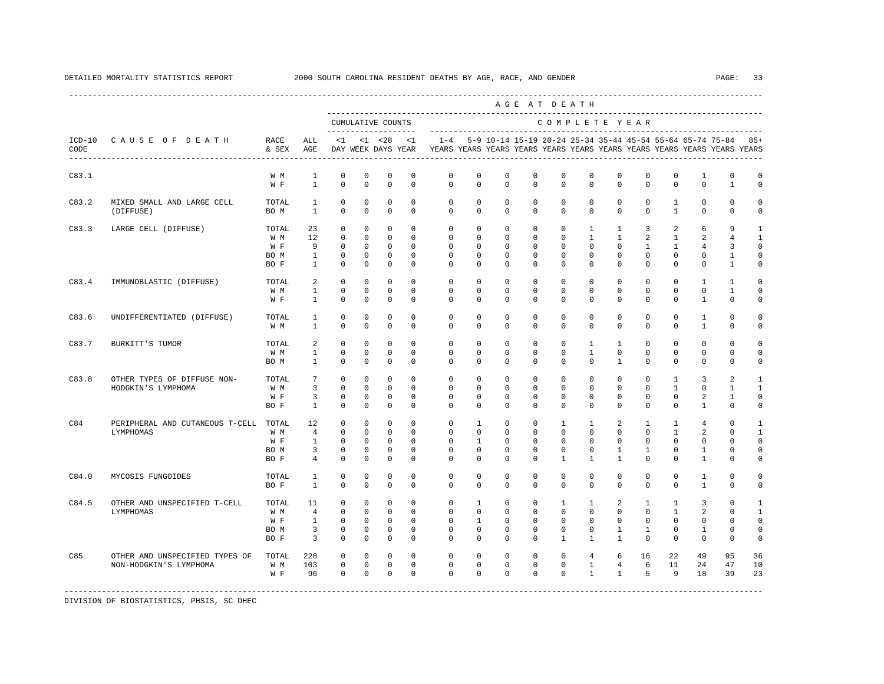DETAILED MORTALITY STATISTICS REPORT 2000 SOUTH CAROLINA RESIDENT DEATHS BY AGE, RACE, AND GENDER

| ICD-10 CODE | CAUSE OF DEATH | RACE & SEX | ALL AGE | <1 DAY | <1 WEEK | <28 DAYS | <1 YEAR | 1-4 YEARS | 5-9 YEARS | 10-14 YEARS | 15-19 YEARS | 20-24 YEARS | 25-34 YEARS | 35-44 YEARS | 45-54 YEARS | 55-64 YEARS | 65-74 YEARS | 75-84 YEARS | 85+ YEARS |
|---|---|---|---|---|---|---|---|---|---|---|---|---|---|---|---|---|---|---|---|
| C83.1 | | W M | 1 | 0 | 0 | 0 | 0 | 0 | 0 | 0 | 0 | 0 | 0 | 0 | 0 | 0 | 1 | 0 | 0 |
| | | W F | 1 | 0 | 0 | 0 | 0 | 0 | 0 | 0 | 0 | 0 | 0 | 0 | 0 | 0 | 0 | 1 | 0 |
| C83.2 | MIXED SMALL AND LARGE CELL (DIFFUSE) | TOTAL | 1 | 0 | 0 | 0 | 0 | 0 | 0 | 0 | 0 | 0 | 0 | 0 | 0 | 1 | 0 | 0 | 0 |
| | | BO M | 1 | 0 | 0 | 0 | 0 | 0 | 0 | 0 | 0 | 0 | 0 | 0 | 0 | 1 | 0 | 0 | 0 |
| C83.3 | LARGE CELL (DIFFUSE) | TOTAL | 23 | 0 | 0 | 0 | 0 | 0 | 0 | 0 | 0 | 0 | 1 | 1 | 3 | 2 | 6 | 9 | 1 |
| | | W M | 12 | 0 | 0 | 0 | 0 | 0 | 0 | 0 | 0 | 0 | 1 | 1 | 2 | 1 | 2 | 4 | 1 |
| | | W F | 9 | 0 | 0 | 0 | 0 | 0 | 0 | 0 | 0 | 0 | 0 | 0 | 1 | 1 | 4 | 3 | 0 |
| | | BO M | 1 | 0 | 0 | 0 | 0 | 0 | 0 | 0 | 0 | 0 | 0 | 0 | 0 | 0 | 0 | 1 | 0 |
| | | BO F | 1 | 0 | 0 | 0 | 0 | 0 | 0 | 0 | 0 | 0 | 0 | 0 | 0 | 0 | 0 | 1 | 0 |
| C83.4 | IMMUNOBLASTIC (DIFFUSE) | TOTAL | 2 | 0 | 0 | 0 | 0 | 0 | 0 | 0 | 0 | 0 | 0 | 0 | 0 | 0 | 1 | 1 | 0 |
| | | W M | 1 | 0 | 0 | 0 | 0 | 0 | 0 | 0 | 0 | 0 | 0 | 0 | 0 | 0 | 0 | 1 | 0 |
| | | W F | 1 | 0 | 0 | 0 | 0 | 0 | 0 | 0 | 0 | 0 | 0 | 0 | 0 | 0 | 1 | 0 | 0 |
| C83.6 | UNDIFFERENTIATED (DIFFUSE) | TOTAL | 1 | 0 | 0 | 0 | 0 | 0 | 0 | 0 | 0 | 0 | 0 | 0 | 0 | 0 | 1 | 0 | 0 |
| | | W M | 1 | 0 | 0 | 0 | 0 | 0 | 0 | 0 | 0 | 0 | 0 | 0 | 0 | 0 | 1 | 0 | 0 |
| C83.7 | BURKITT'S TUMOR | TOTAL | 2 | 0 | 0 | 0 | 0 | 0 | 0 | 0 | 0 | 0 | 1 | 1 | 0 | 0 | 0 | 0 | 0 |
| | | W M | 1 | 0 | 0 | 0 | 0 | 0 | 0 | 0 | 0 | 0 | 1 | 0 | 0 | 0 | 0 | 0 | 0 |
| | | BO M | 1 | 0 | 0 | 0 | 0 | 0 | 0 | 0 | 0 | 0 | 0 | 1 | 0 | 0 | 0 | 0 | 0 |
| C83.8 | OTHER TYPES OF DIFFUSE NON-HODGKIN'S LYMPHOMA | TOTAL | 7 | 0 | 0 | 0 | 0 | 0 | 0 | 0 | 0 | 0 | 0 | 0 | 0 | 1 | 3 | 2 | 1 |
| | | W M | 3 | 0 | 0 | 0 | 0 | 0 | 0 | 0 | 0 | 0 | 0 | 0 | 0 | 1 | 0 | 1 | 1 |
| | | W F | 3 | 0 | 0 | 0 | 0 | 0 | 0 | 0 | 0 | 0 | 0 | 0 | 0 | 0 | 2 | 1 | 0 |
| | | BO F | 1 | 0 | 0 | 0 | 0 | 0 | 0 | 0 | 0 | 0 | 0 | 0 | 0 | 0 | 1 | 0 | 0 |
| C84 | PERIPHERAL AND CUTANEOUS T-CELL LYMPHOMAS | TOTAL | 12 | 0 | 0 | 0 | 0 | 0 | 1 | 0 | 0 | 1 | 1 | 2 | 1 | 1 | 4 | 0 | 1 |
| | | W M | 4 | 0 | 0 | 0 | 0 | 0 | 0 | 0 | 0 | 0 | 0 | 0 | 0 | 1 | 2 | 0 | 1 |
| | | W F | 1 | 0 | 0 | 0 | 0 | 0 | 1 | 0 | 0 | 0 | 0 | 0 | 0 | 0 | 0 | 0 | 0 |
| | | BO M | 3 | 0 | 0 | 0 | 0 | 0 | 0 | 0 | 0 | 0 | 0 | 1 | 1 | 0 | 1 | 0 | 0 |
| | | BO F | 4 | 0 | 0 | 0 | 0 | 0 | 0 | 0 | 0 | 1 | 1 | 1 | 0 | 0 | 1 | 0 | 0 |
| C84.0 | MYCOSIS FUNGOIDES | TOTAL | 1 | 0 | 0 | 0 | 0 | 0 | 0 | 0 | 0 | 0 | 0 | 0 | 0 | 0 | 1 | 0 | 0 |
| | | BO F | 1 | 0 | 0 | 0 | 0 | 0 | 0 | 0 | 0 | 0 | 0 | 0 | 0 | 0 | 1 | 0 | 0 |
| C84.5 | OTHER AND UNSPECIFIED T-CELL LYMPHOMAS | TOTAL | 11 | 0 | 0 | 0 | 0 | 0 | 1 | 0 | 0 | 1 | 1 | 2 | 1 | 1 | 3 | 0 | 1 |
| | | W M | 4 | 0 | 0 | 0 | 0 | 0 | 0 | 0 | 0 | 0 | 0 | 0 | 0 | 1 | 2 | 0 | 1 |
| | | W F | 1 | 0 | 0 | 0 | 0 | 0 | 1 | 0 | 0 | 0 | 0 | 0 | 0 | 0 | 0 | 0 | 0 |
| | | BO M | 3 | 0 | 0 | 0 | 0 | 0 | 0 | 0 | 0 | 0 | 0 | 1 | 1 | 0 | 1 | 0 | 0 |
| | | BO F | 3 | 0 | 0 | 0 | 0 | 0 | 0 | 0 | 0 | 1 | 1 | 1 | 0 | 0 | 0 | 0 | 0 |
| C85 | OTHER AND UNSPECIFIED TYPES OF NON-HODGKIN'S LYMPHOMA | TOTAL | 228 | 0 | 0 | 0 | 0 | 0 | 0 | 0 | 0 | 0 | 4 | 6 | 16 | 22 | 49 | 95 | 36 |
| | | W M | 103 | 0 | 0 | 0 | 0 | 0 | 0 | 0 | 0 | 0 | 1 | 4 | 6 | 11 | 24 | 47 | 10 |
| | | W F | 96 | 0 | 0 | 0 | 0 | 0 | 0 | 0 | 0 | 0 | 1 | 1 | 5 | 9 | 18 | 39 | 23 |

DIVISION OF BIOSTATISTICS, PHSIS, SC DHEC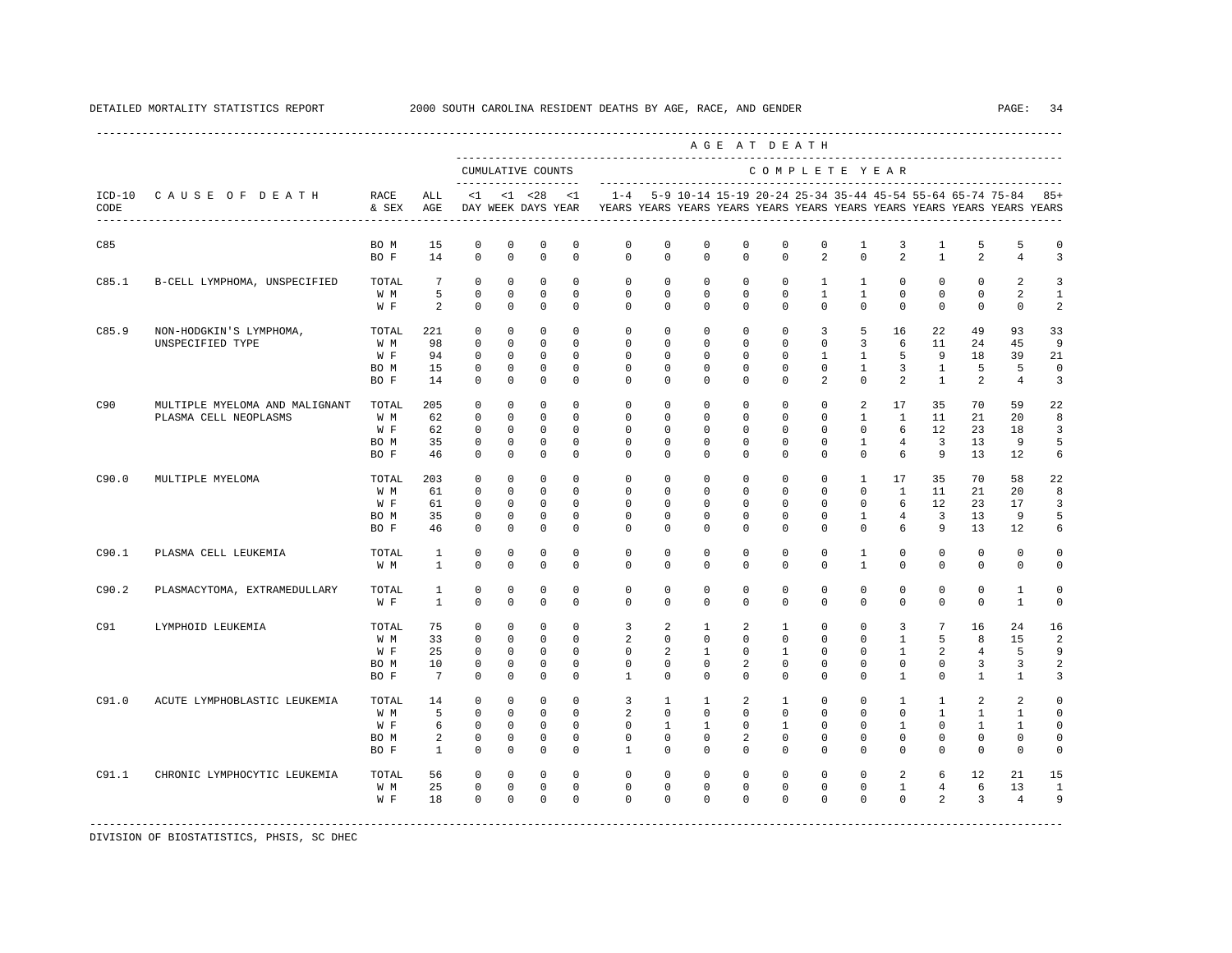DETAILED MORTALITY STATISTICS REPORT 2000 SOUTH CAROLINA RESIDENT DEATHS BY AGE, RACE, AND GENDER

| ICD-10 CODE | CAUSE OF DEATH | RACE & SEX | ALL AGE | <1 DAY | <1 WEEK | <28 DAYS | <1 YEAR | 1-4 YEARS | 5-9 YEARS | 10-14 YEARS | 15-19 YEARS | 20-24 YEARS | 25-34 YEARS | 35-44 YEARS | 45-54 YEARS | 55-64 YEARS | 65-74 YEARS | 75-84 YEARS | 85+ YEARS |
|---|---|---|---|---|---|---|---|---|---|---|---|---|---|---|---|---|---|---|---|
| | | | | CUMULATIVE COUNTS | | | | COMPLETE YEAR | | | | | | | | | | | |
| C85 | | BO M | 15 | 0 | 0 | 0 | 0 | 0 | 0 | 0 | 0 | 0 | 0 | 1 | 3 | 1 | 5 | 5 | 0 |
| | | BO F | 14 | 0 | 0 | 0 | 0 | 0 | 0 | 0 | 0 | 0 | 2 | 0 | 2 | 1 | 2 | 4 | 3 |
| C85.1 | B-CELL LYMPHOMA, UNSPECIFIED | TOTAL | 7 | 0 | 0 | 0 | 0 | 0 | 0 | 0 | 0 | 0 | 1 | 1 | 0 | 0 | 0 | 2 | 3 |
| | | W M | 5 | 0 | 0 | 0 | 0 | 0 | 0 | 0 | 0 | 0 | 1 | 1 | 0 | 0 | 0 | 2 | 1 |
| | | W F | 2 | 0 | 0 | 0 | 0 | 0 | 0 | 0 | 0 | 0 | 0 | 0 | 0 | 0 | 0 | 0 | 2 |
| C85.9 | NON-HODGKIN'S LYMPHOMA, UNSPECIFIED TYPE | TOTAL | 221 | 0 | 0 | 0 | 0 | 0 | 0 | 0 | 0 | 0 | 3 | 5 | 16 | 22 | 49 | 93 | 33 |
| | | W M | 98 | 0 | 0 | 0 | 0 | 0 | 0 | 0 | 0 | 0 | 0 | 3 | 6 | 11 | 24 | 45 | 9 |
| | | W F | 94 | 0 | 0 | 0 | 0 | 0 | 0 | 0 | 0 | 0 | 1 | 1 | 5 | 9 | 18 | 39 | 21 |
| | | BO M | 15 | 0 | 0 | 0 | 0 | 0 | 0 | 0 | 0 | 0 | 0 | 1 | 3 | 1 | 5 | 5 | 0 |
| | | BO F | 14 | 0 | 0 | 0 | 0 | 0 | 0 | 0 | 0 | 0 | 2 | 0 | 2 | 1 | 2 | 4 | 3 |
| C90 | MULTIPLE MYELOMA AND MALIGNANT PLASMA CELL NEOPLASMS | TOTAL | 205 | 0 | 0 | 0 | 0 | 0 | 0 | 0 | 0 | 0 | 0 | 2 | 17 | 35 | 70 | 59 | 22 |
| | | W M | 62 | 0 | 0 | 0 | 0 | 0 | 0 | 0 | 0 | 0 | 0 | 1 | 1 | 11 | 21 | 20 | 8 |
| | | W F | 62 | 0 | 0 | 0 | 0 | 0 | 0 | 0 | 0 | 0 | 0 | 0 | 6 | 12 | 23 | 18 | 3 |
| | | BO M | 35 | 0 | 0 | 0 | 0 | 0 | 0 | 0 | 0 | 0 | 0 | 1 | 4 | 3 | 13 | 9 | 5 |
| | | BO F | 46 | 0 | 0 | 0 | 0 | 0 | 0 | 0 | 0 | 0 | 0 | 0 | 6 | 9 | 13 | 12 | 6 |
| C90.0 | MULTIPLE MYELOMA | TOTAL | 203 | 0 | 0 | 0 | 0 | 0 | 0 | 0 | 0 | 0 | 0 | 1 | 17 | 35 | 70 | 58 | 22 |
| | | W M | 61 | 0 | 0 | 0 | 0 | 0 | 0 | 0 | 0 | 0 | 0 | 0 | 1 | 11 | 21 | 20 | 8 |
| | | W F | 61 | 0 | 0 | 0 | 0 | 0 | 0 | 0 | 0 | 0 | 0 | 0 | 6 | 12 | 23 | 17 | 3 |
| | | BO M | 35 | 0 | 0 | 0 | 0 | 0 | 0 | 0 | 0 | 0 | 0 | 1 | 4 | 3 | 13 | 9 | 5 |
| | | BO F | 46 | 0 | 0 | 0 | 0 | 0 | 0 | 0 | 0 | 0 | 0 | 0 | 6 | 9 | 13 | 12 | 6 |
| C90.1 | PLASMA CELL LEUKEMIA | TOTAL | 1 | 0 | 0 | 0 | 0 | 0 | 0 | 0 | 0 | 0 | 0 | 1 | 0 | 0 | 0 | 0 | 0 |
| | | W M | 1 | 0 | 0 | 0 | 0 | 0 | 0 | 0 | 0 | 0 | 0 | 1 | 0 | 0 | 0 | 0 | 0 |
| C90.2 | PLASMACYTOMA, EXTRAMEDULLARY | TOTAL | 1 | 0 | 0 | 0 | 0 | 0 | 0 | 0 | 0 | 0 | 0 | 0 | 0 | 0 | 0 | 1 | 0 |
| | | W F | 1 | 0 | 0 | 0 | 0 | 0 | 0 | 0 | 0 | 0 | 0 | 0 | 0 | 0 | 0 | 1 | 0 |
| C91 | LYMPHOID LEUKEMIA | TOTAL | 75 | 0 | 0 | 0 | 0 | 3 | 2 | 1 | 2 | 1 | 0 | 0 | 3 | 7 | 16 | 24 | 16 |
| | | W M | 33 | 0 | 0 | 0 | 0 | 2 | 0 | 0 | 0 | 0 | 0 | 0 | 1 | 5 | 8 | 15 | 2 |
| | | W F | 25 | 0 | 0 | 0 | 0 | 0 | 2 | 1 | 0 | 1 | 0 | 0 | 1 | 2 | 4 | 5 | 9 |
| | | BO M | 10 | 0 | 0 | 0 | 0 | 0 | 0 | 0 | 2 | 0 | 0 | 0 | 0 | 0 | 3 | 3 | 2 |
| | | BO F | 7 | 0 | 0 | 0 | 0 | 1 | 0 | 0 | 0 | 0 | 0 | 0 | 1 | 0 | 1 | 1 | 3 |
| C91.0 | ACUTE LYMPHOBLASTIC LEUKEMIA | TOTAL | 14 | 0 | 0 | 0 | 0 | 3 | 1 | 1 | 2 | 1 | 0 | 0 | 1 | 1 | 2 | 2 | 0 |
| | | W M | 5 | 0 | 0 | 0 | 0 | 2 | 0 | 0 | 0 | 0 | 0 | 0 | 0 | 1 | 1 | 1 | 0 |
| | | W F | 6 | 0 | 0 | 0 | 0 | 0 | 1 | 1 | 0 | 1 | 0 | 0 | 1 | 0 | 1 | 1 | 0 |
| | | BO M | 2 | 0 | 0 | 0 | 0 | 0 | 0 | 0 | 2 | 0 | 0 | 0 | 0 | 0 | 0 | 0 | 0 |
| | | BO F | 1 | 0 | 0 | 0 | 0 | 1 | 0 | 0 | 0 | 0 | 0 | 0 | 0 | 0 | 0 | 0 | 0 |
| C91.1 | CHRONIC LYMPHOCYTIC LEUKEMIA | TOTAL | 56 | 0 | 0 | 0 | 0 | 0 | 0 | 0 | 0 | 0 | 0 | 0 | 2 | 6 | 12 | 21 | 15 |
| | | W M | 25 | 0 | 0 | 0 | 0 | 0 | 0 | 0 | 0 | 0 | 0 | 0 | 1 | 4 | 6 | 13 | 1 |
| | | W F | 18 | 0 | 0 | 0 | 0 | 0 | 0 | 0 | 0 | 0 | 0 | 0 | 0 | 2 | 3 | 4 | 9 |

DIVISION OF BIOSTATISTICS, PHSIS, SC DHEC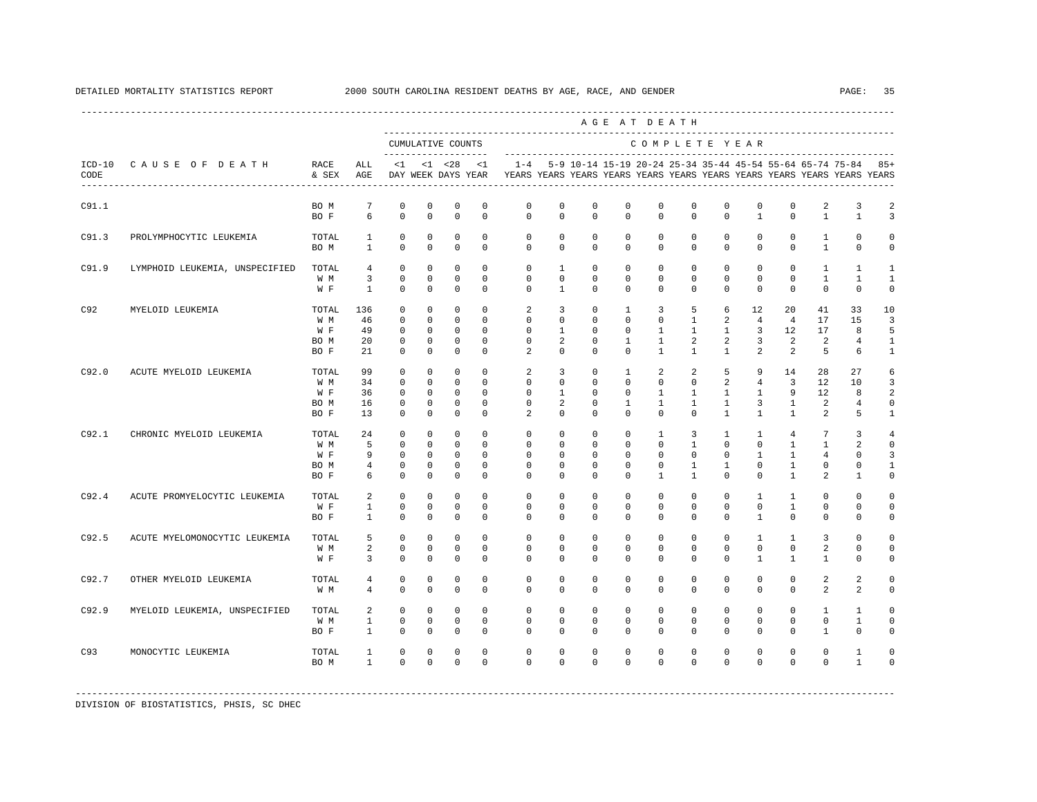DETAILED MORTALITY STATISTICS REPORT 2000 SOUTH CAROLINA RESIDENT DEATHS BY AGE, RACE, AND GENDER

| ICD-10 CODE | CAUSE OF DEATH | RACE & SEX | ALL AGE | <1 DAY | <1 WEEK | <28 DAYS | <1 YEAR | 1-4 YEARS | 5-9 YEARS | 10-14 YEARS | 15-19 YEARS | 20-24 YEARS | 25-34 YEARS | 35-44 YEARS | 45-54 YEARS | 55-64 YEARS | 65-74 YEARS | 75-84 YEARS | 85+ YEARS |
|---|---|---|---|---|---|---|---|---|---|---|---|---|---|---|---|---|---|---|---|
| | | | | CUMULATIVE COUNTS | | | | COMPLETE YEAR | | | | | | | | | | | |
| C91.1 | | BO M | 7 | 0 | 0 | 0 | 0 | 0 | 0 | 0 | 0 | 0 | 0 | 0 | 0 | 0 | 2 | 3 | 2 |
| | | BO F | 6 | 0 | 0 | 0 | 0 | 0 | 0 | 0 | 0 | 0 | 0 | 0 | 1 | 0 | 1 | 1 | 3 |
| C91.3 | PROLYMPHOCYTIC LEUKEMIA | TOTAL | 1 | 0 | 0 | 0 | 0 | 0 | 0 | 0 | 0 | 0 | 0 | 0 | 0 | 0 | 1 | 0 | 0 |
| | | BO M | 1 | 0 | 0 | 0 | 0 | 0 | 0 | 0 | 0 | 0 | 0 | 0 | 0 | 0 | 1 | 0 | 0 |
| C91.9 | LYMPHOID LEUKEMIA, UNSPECIFIED | TOTAL | 4 | 0 | 0 | 0 | 0 | 0 | 1 | 0 | 0 | 0 | 0 | 0 | 0 | 0 | 1 | 1 | 1 |
| | | W M | 3 | 0 | 0 | 0 | 0 | 0 | 0 | 0 | 0 | 0 | 0 | 0 | 0 | 0 | 1 | 1 | 1 |
| | | W F | 1 | 0 | 0 | 0 | 0 | 0 | 1 | 0 | 0 | 0 | 0 | 0 | 0 | 0 | 0 | 0 | 0 |
| C92 | MYELOID LEUKEMIA | TOTAL | 136 | 0 | 0 | 0 | 0 | 2 | 3 | 0 | 1 | 3 | 5 | 6 | 12 | 20 | 41 | 33 | 10 |
| | | W M | 46 | 0 | 0 | 0 | 0 | 0 | 0 | 0 | 0 | 0 | 1 | 2 | 4 | 4 | 17 | 15 | 3 |
| | | W F | 49 | 0 | 0 | 0 | 0 | 0 | 1 | 0 | 0 | 1 | 1 | 1 | 3 | 12 | 17 | 8 | 5 |
| | | BO M | 20 | 0 | 0 | 0 | 0 | 0 | 2 | 0 | 1 | 1 | 2 | 2 | 3 | 2 | 2 | 4 | 1 |
| | | BO F | 21 | 0 | 0 | 0 | 0 | 2 | 0 | 0 | 0 | 1 | 1 | 1 | 2 | 2 | 5 | 6 | 1 |
| C92.0 | ACUTE MYELOID LEUKEMIA | TOTAL | 99 | 0 | 0 | 0 | 0 | 2 | 3 | 0 | 1 | 2 | 2 | 5 | 9 | 14 | 28 | 27 | 6 |
| | | W M | 34 | 0 | 0 | 0 | 0 | 0 | 0 | 0 | 0 | 0 | 0 | 2 | 4 | 3 | 12 | 10 | 3 |
| | | W F | 36 | 0 | 0 | 0 | 0 | 0 | 1 | 0 | 0 | 1 | 1 | 1 | 1 | 9 | 12 | 8 | 2 |
| | | BO M | 16 | 0 | 0 | 0 | 0 | 0 | 2 | 0 | 1 | 1 | 1 | 1 | 3 | 1 | 2 | 4 | 0 |
| | | BO F | 13 | 0 | 0 | 0 | 0 | 2 | 0 | 0 | 0 | 0 | 0 | 1 | 1 | 1 | 2 | 5 | 1 |
| C92.1 | CHRONIC MYELOID LEUKEMIA | TOTAL | 24 | 0 | 0 | 0 | 0 | 0 | 0 | 0 | 0 | 1 | 3 | 1 | 1 | 4 | 7 | 3 | 4 |
| | | W M | 5 | 0 | 0 | 0 | 0 | 0 | 0 | 0 | 0 | 0 | 1 | 0 | 0 | 1 | 1 | 2 | 0 |
| | | W F | 9 | 0 | 0 | 0 | 0 | 0 | 0 | 0 | 0 | 0 | 0 | 0 | 1 | 1 | 4 | 0 | 3 |
| | | BO M | 4 | 0 | 0 | 0 | 0 | 0 | 0 | 0 | 0 | 0 | 1 | 1 | 0 | 1 | 0 | 0 | 1 |
| | | BO F | 6 | 0 | 0 | 0 | 0 | 0 | 0 | 0 | 0 | 1 | 1 | 0 | 0 | 1 | 2 | 1 | 0 |
| C92.4 | ACUTE PROMYELOCYTIC LEUKEMIA | TOTAL | 2 | 0 | 0 | 0 | 0 | 0 | 0 | 0 | 0 | 0 | 0 | 0 | 1 | 1 | 0 | 0 | 0 |
| | | W F | 1 | 0 | 0 | 0 | 0 | 0 | 0 | 0 | 0 | 0 | 0 | 0 | 0 | 1 | 0 | 0 | 0 |
| | | BO F | 1 | 0 | 0 | 0 | 0 | 0 | 0 | 0 | 0 | 0 | 0 | 0 | 1 | 0 | 0 | 0 | 0 |
| C92.5 | ACUTE MYELOMONOCYTIC LEUKEMIA | TOTAL | 5 | 0 | 0 | 0 | 0 | 0 | 0 | 0 | 0 | 0 | 0 | 0 | 1 | 1 | 3 | 0 | 0 |
| | | W M | 2 | 0 | 0 | 0 | 0 | 0 | 0 | 0 | 0 | 0 | 0 | 0 | 0 | 0 | 2 | 0 | 0 |
| | | W F | 3 | 0 | 0 | 0 | 0 | 0 | 0 | 0 | 0 | 0 | 0 | 0 | 1 | 1 | 1 | 0 | 0 |
| C92.7 | OTHER MYELOID LEUKEMIA | TOTAL | 4 | 0 | 0 | 0 | 0 | 0 | 0 | 0 | 0 | 0 | 0 | 0 | 0 | 0 | 2 | 2 | 0 |
| | | W M | 4 | 0 | 0 | 0 | 0 | 0 | 0 | 0 | 0 | 0 | 0 | 0 | 0 | 0 | 2 | 2 | 0 |
| C92.9 | MYELOID LEUKEMIA, UNSPECIFIED | TOTAL | 2 | 0 | 0 | 0 | 0 | 0 | 0 | 0 | 0 | 0 | 0 | 0 | 0 | 0 | 1 | 1 | 0 |
| | | W M | 1 | 0 | 0 | 0 | 0 | 0 | 0 | 0 | 0 | 0 | 0 | 0 | 0 | 0 | 0 | 1 | 0 |
| | | BO F | 1 | 0 | 0 | 0 | 0 | 0 | 0 | 0 | 0 | 0 | 0 | 0 | 0 | 0 | 1 | 0 | 0 |
| C93 | MONOCYTIC LEUKEMIA | TOTAL | 1 | 0 | 0 | 0 | 0 | 0 | 0 | 0 | 0 | 0 | 0 | 0 | 0 | 0 | 0 | 1 | 0 |
| | | BO M | 1 | 0 | 0 | 0 | 0 | 0 | 0 | 0 | 0 | 0 | 0 | 0 | 0 | 0 | 0 | 1 | 0 |

DIVISION OF BIOSTATISTICS, PHSIS, SC DHEC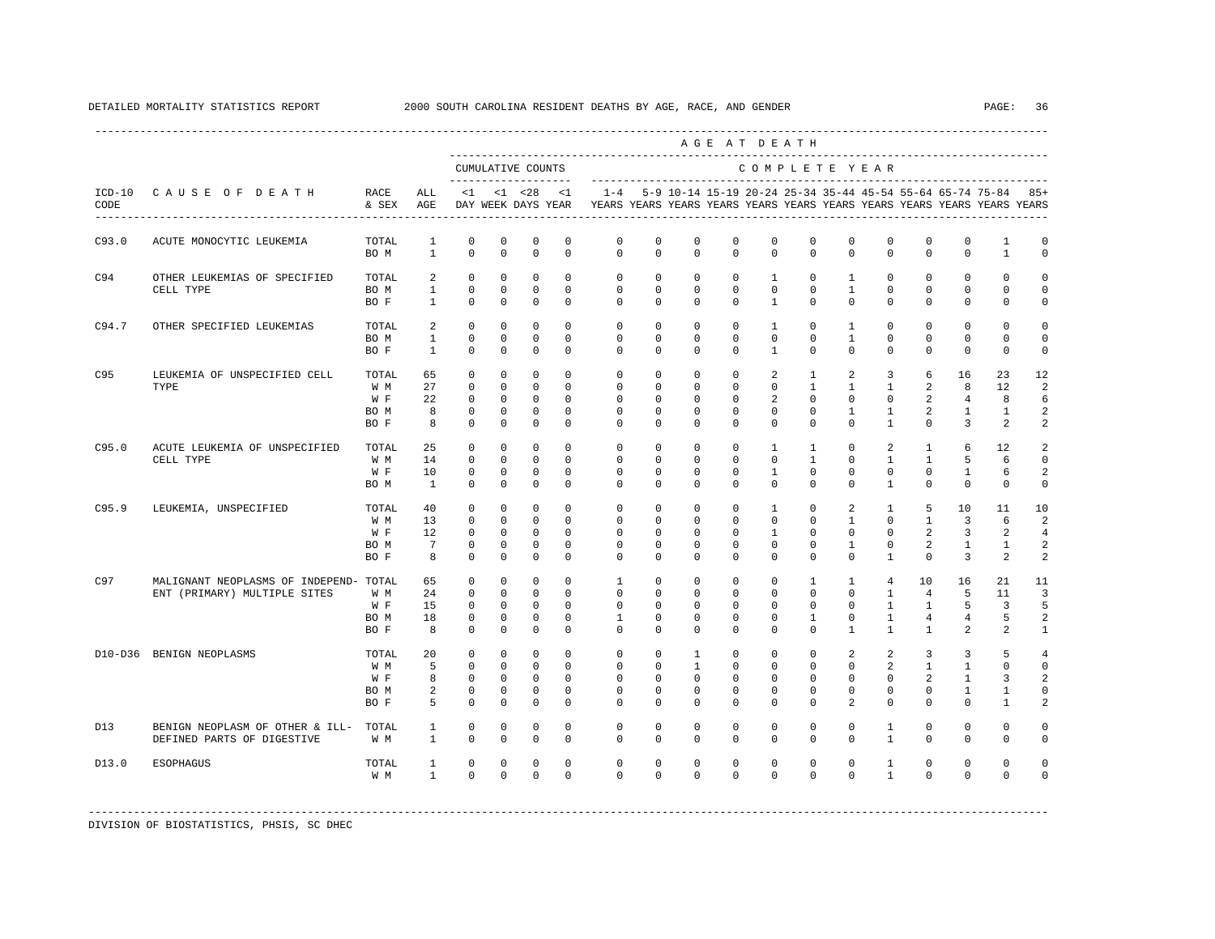DETAILED MORTALITY STATISTICS REPORT 2000 SOUTH CAROLINA RESIDENT DEATHS BY AGE, RACE, AND GENDER

| ICD-10 CODE | CAUSE OF DEATH | RACE & SEX | ALL AGE | <1 DAY | <1 WEEK | <28 DAYS | <1 YEAR | 1-4 YEARS | 5-9 YEARS | 10-14 YEARS | 15-19 YEARS | 20-24 YEARS | 25-34 YEARS | 35-44 YEARS | 45-54 YEARS | 55-64 YEARS | 65-74 YEARS | 75-84 YEARS | 85+ YEARS |
|---|---|---|---|---|---|---|---|---|---|---|---|---|---|---|---|---|---|---|---|
| | | | | CUMULATIVE COUNTS | | | | COMPLETE YEAR | | | | | | | | | | | |
| C93.0 | ACUTE MONOCYTIC LEUKEMIA | TOTAL | 1 | 0 | 0 | 0 | 0 | 0 | 0 | 0 | 0 | 0 | 0 | 0 | 0 | 0 | 0 | 1 | 0 |
| | | BO M | 1 | 0 | 0 | 0 | 0 | 0 | 0 | 0 | 0 | 0 | 0 | 0 | 0 | 0 | 0 | 1 | 0 |
| C94 | OTHER LEUKEMIAS OF SPECIFIED CELL TYPE | TOTAL | 2 | 0 | 0 | 0 | 0 | 0 | 0 | 0 | 0 | 1 | 0 | 1 | 0 | 0 | 0 | 0 | 0 |
| | | BO M | 1 | 0 | 0 | 0 | 0 | 0 | 0 | 0 | 0 | 0 | 0 | 1 | 0 | 0 | 0 | 0 | 0 |
| | | BO F | 1 | 0 | 0 | 0 | 0 | 0 | 0 | 0 | 0 | 1 | 0 | 0 | 0 | 0 | 0 | 0 | 0 |
| C94.7 | OTHER SPECIFIED LEUKEMIAS | TOTAL | 2 | 0 | 0 | 0 | 0 | 0 | 0 | 0 | 0 | 1 | 0 | 1 | 0 | 0 | 0 | 0 | 0 |
| | | BO M | 1 | 0 | 0 | 0 | 0 | 0 | 0 | 0 | 0 | 0 | 0 | 1 | 0 | 0 | 0 | 0 | 0 |
| | | BO F | 1 | 0 | 0 | 0 | 0 | 0 | 0 | 0 | 0 | 1 | 0 | 0 | 0 | 0 | 0 | 0 | 0 |
| C95 | LEUKEMIA OF UNSPECIFIED CELL TYPE | TOTAL | 65 | 0 | 0 | 0 | 0 | 0 | 0 | 0 | 0 | 2 | 1 | 2 | 3 | 6 | 16 | 23 | 12 |
| | | W M | 27 | 0 | 0 | 0 | 0 | 0 | 0 | 0 | 0 | 0 | 1 | 1 | 1 | 2 | 8 | 12 | 2 |
| | | W F | 22 | 0 | 0 | 0 | 0 | 0 | 0 | 0 | 0 | 2 | 0 | 0 | 0 | 2 | 4 | 8 | 6 |
| | | BO M | 8 | 0 | 0 | 0 | 0 | 0 | 0 | 0 | 0 | 0 | 0 | 1 | 1 | 2 | 1 | 1 | 2 |
| | | BO F | 8 | 0 | 0 | 0 | 0 | 0 | 0 | 0 | 0 | 0 | 0 | 0 | 1 | 0 | 3 | 2 | 2 |
| C95.0 | ACUTE LEUKEMIA OF UNSPECIFIED CELL TYPE | TOTAL | 25 | 0 | 0 | 0 | 0 | 0 | 0 | 0 | 0 | 1 | 1 | 0 | 2 | 1 | 6 | 12 | 2 |
| | | W M | 14 | 0 | 0 | 0 | 0 | 0 | 0 | 0 | 0 | 0 | 1 | 0 | 1 | 1 | 5 | 6 | 0 |
| | | W F | 10 | 0 | 0 | 0 | 0 | 0 | 0 | 0 | 0 | 1 | 0 | 0 | 0 | 0 | 1 | 6 | 2 |
| | | BO M | 1 | 0 | 0 | 0 | 0 | 0 | 0 | 0 | 0 | 0 | 0 | 0 | 1 | 0 | 0 | 0 | 0 |
| C95.9 | LEUKEMIA, UNSPECIFIED | TOTAL | 40 | 0 | 0 | 0 | 0 | 0 | 0 | 0 | 0 | 1 | 0 | 2 | 1 | 5 | 10 | 11 | 10 |
| | | W M | 13 | 0 | 0 | 0 | 0 | 0 | 0 | 0 | 0 | 0 | 0 | 1 | 0 | 1 | 3 | 6 | 2 |
| | | W F | 12 | 0 | 0 | 0 | 0 | 0 | 0 | 0 | 0 | 1 | 0 | 0 | 0 | 2 | 3 | 2 | 4 |
| | | BO M | 7 | 0 | 0 | 0 | 0 | 0 | 0 | 0 | 0 | 0 | 0 | 1 | 0 | 2 | 1 | 1 | 2 |
| | | BO F | 8 | 0 | 0 | 0 | 0 | 0 | 0 | 0 | 0 | 0 | 0 | 0 | 1 | 0 | 3 | 2 | 2 |
| C97 | MALIGNANT NEOPLASMS OF INDEPENDENT (PRIMARY) MULTIPLE SITES | TOTAL | 65 | 0 | 0 | 0 | 0 | 1 | 0 | 0 | 0 | 0 | 1 | 1 | 4 | 10 | 16 | 21 | 11 |
| | | W M | 24 | 0 | 0 | 0 | 0 | 0 | 0 | 0 | 0 | 0 | 0 | 0 | 1 | 4 | 5 | 11 | 3 |
| | | W F | 15 | 0 | 0 | 0 | 0 | 0 | 0 | 0 | 0 | 0 | 0 | 0 | 1 | 1 | 5 | 3 | 5 |
| | | BO M | 18 | 0 | 0 | 0 | 0 | 1 | 0 | 0 | 0 | 0 | 1 | 0 | 1 | 4 | 4 | 5 | 2 |
| | | BO F | 8 | 0 | 0 | 0 | 0 | 0 | 0 | 0 | 0 | 0 | 0 | 1 | 1 | 1 | 2 | 2 | 1 |
| D10-D36 | BENIGN NEOPLASMS | TOTAL | 20 | 0 | 0 | 0 | 0 | 0 | 0 | 1 | 0 | 0 | 0 | 2 | 2 | 3 | 3 | 5 | 4 |
| | | W M | 5 | 0 | 0 | 0 | 0 | 0 | 0 | 1 | 0 | 0 | 0 | 0 | 2 | 1 | 1 | 0 | 0 |
| | | W F | 8 | 0 | 0 | 0 | 0 | 0 | 0 | 0 | 0 | 0 | 0 | 0 | 0 | 2 | 1 | 3 | 2 |
| | | BO M | 2 | 0 | 0 | 0 | 0 | 0 | 0 | 0 | 0 | 0 | 0 | 0 | 0 | 0 | 1 | 1 | 0 |
| | | BO F | 5 | 0 | 0 | 0 | 0 | 0 | 0 | 0 | 0 | 0 | 0 | 2 | 0 | 0 | 0 | 1 | 2 |
| D13 | BENIGN NEOPLASM OF OTHER & ILL-DEFINED PARTS OF DIGESTIVE | TOTAL | 1 | 0 | 0 | 0 | 0 | 0 | 0 | 0 | 0 | 0 | 0 | 0 | 1 | 0 | 0 | 0 | 0 |
| | | W M | 1 | 0 | 0 | 0 | 0 | 0 | 0 | 0 | 0 | 0 | 0 | 0 | 1 | 0 | 0 | 0 | 0 |
| D13.0 | ESOPHAGUS | TOTAL | 1 | 0 | 0 | 0 | 0 | 0 | 0 | 0 | 0 | 0 | 0 | 0 | 1 | 0 | 0 | 0 | 0 |
| | | W M | 1 | 0 | 0 | 0 | 0 | 0 | 0 | 0 | 0 | 0 | 0 | 0 | 1 | 0 | 0 | 0 | 0 |

DIVISION OF BIOSTATISTICS, PHSIS, SC DHEC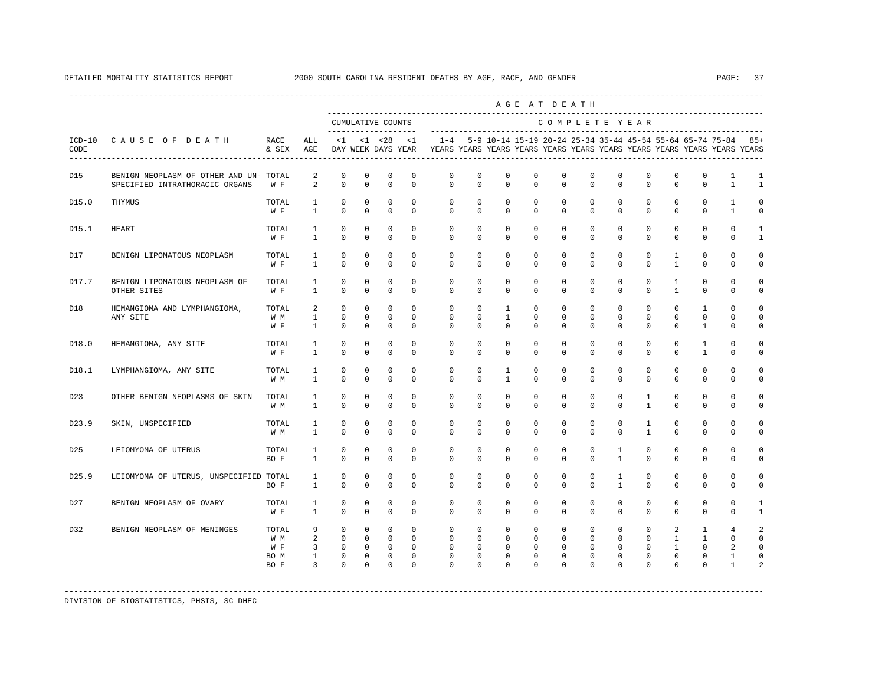DETAILED MORTALITY STATISTICS REPORT — 2000 SOUTH CAROLINA RESIDENT DEATHS BY AGE, RACE, AND GENDER

| ICD-10 CODE | CAUSE OF DEATH | RACE & SEX | ALL AGE | <1 DAY | <1 WEEK | <28 DAYS | <1 YEAR | 1-4 YEARS | 5-9 YEARS | 10-14 YEARS | 15-19 YEARS | 20-24 YEARS | 25-34 YEARS | 35-44 YEARS | 45-54 YEARS | 55-64 YEARS | 65-74 YEARS | 75-84 YEARS | 85+ YEARS |
|---|---|---|---|---|---|---|---|---|---|---|---|---|---|---|---|---|---|---|---|
| | | | | CUMULATIVE COUNTS | | | | COMPLETE YEAR | | | | | | | | | | | |
| D15 | BENIGN NEOPLASM OF OTHER AND UN- SPECIFIED INTRATHORACIC ORGANS | TOTAL | 2 | 0 | 0 | 0 | 0 | 0 | 0 | 0 | 0 | 0 | 0 | 0 | 0 | 0 | 0 | 1 | 1 |
| | | W F | 2 | 0 | 0 | 0 | 0 | 0 | 0 | 0 | 0 | 0 | 0 | 0 | 0 | 0 | 0 | 1 | 1 |
| D15.0 | THYMUS | TOTAL | 1 | 0 | 0 | 0 | 0 | 0 | 0 | 0 | 0 | 0 | 0 | 0 | 0 | 0 | 0 | 1 | 0 |
| | | W F | 1 | 0 | 0 | 0 | 0 | 0 | 0 | 0 | 0 | 0 | 0 | 0 | 0 | 0 | 0 | 1 | 0 |
| D15.1 | HEART | TOTAL | 1 | 0 | 0 | 0 | 0 | 0 | 0 | 0 | 0 | 0 | 0 | 0 | 0 | 0 | 0 | 0 | 1 |
| | | W F | 1 | 0 | 0 | 0 | 0 | 0 | 0 | 0 | 0 | 0 | 0 | 0 | 0 | 0 | 0 | 0 | 1 |
| D17 | BENIGN LIPOMATOUS NEOPLASM | TOTAL | 1 | 0 | 0 | 0 | 0 | 0 | 0 | 0 | 0 | 0 | 0 | 0 | 0 | 1 | 0 | 0 | 0 |
| | | W F | 1 | 0 | 0 | 0 | 0 | 0 | 0 | 0 | 0 | 0 | 0 | 0 | 0 | 1 | 0 | 0 | 0 |
| D17.7 | BENIGN LIPOMATOUS NEOPLASM OF OTHER SITES | TOTAL | 1 | 0 | 0 | 0 | 0 | 0 | 0 | 0 | 0 | 0 | 0 | 0 | 0 | 1 | 0 | 0 | 0 |
| | | W F | 1 | 0 | 0 | 0 | 0 | 0 | 0 | 0 | 0 | 0 | 0 | 0 | 0 | 1 | 0 | 0 | 0 |
| D18 | HEMANGIOMA AND LYMPHANGIOMA, ANY SITE | TOTAL | 2 | 0 | 0 | 0 | 0 | 0 | 0 | 1 | 0 | 0 | 0 | 0 | 0 | 0 | 1 | 0 | 0 |
| | | W M | 1 | 0 | 0 | 0 | 0 | 0 | 0 | 1 | 0 | 0 | 0 | 0 | 0 | 0 | 0 | 0 | 0 |
| | | W F | 1 | 0 | 0 | 0 | 0 | 0 | 0 | 0 | 0 | 0 | 0 | 0 | 0 | 0 | 1 | 0 | 0 |
| D18.0 | HEMANGIOMA, ANY SITE | TOTAL | 1 | 0 | 0 | 0 | 0 | 0 | 0 | 0 | 0 | 0 | 0 | 0 | 0 | 0 | 1 | 0 | 0 |
| | | W F | 1 | 0 | 0 | 0 | 0 | 0 | 0 | 0 | 0 | 0 | 0 | 0 | 0 | 0 | 1 | 0 | 0 |
| D18.1 | LYMPHANGIOMA, ANY SITE | TOTAL | 1 | 0 | 0 | 0 | 0 | 0 | 0 | 1 | 0 | 0 | 0 | 0 | 0 | 0 | 0 | 0 | 0 |
| | | W M | 1 | 0 | 0 | 0 | 0 | 0 | 0 | 1 | 0 | 0 | 0 | 0 | 0 | 0 | 0 | 0 | 0 |
| D23 | OTHER BENIGN NEOPLASMS OF SKIN | TOTAL | 1 | 0 | 0 | 0 | 0 | 0 | 0 | 0 | 0 | 0 | 0 | 0 | 1 | 0 | 0 | 0 | 0 |
| | | W M | 1 | 0 | 0 | 0 | 0 | 0 | 0 | 0 | 0 | 0 | 0 | 0 | 1 | 0 | 0 | 0 | 0 |
| D23.9 | SKIN, UNSPECIFIED | TOTAL | 1 | 0 | 0 | 0 | 0 | 0 | 0 | 0 | 0 | 0 | 0 | 0 | 1 | 0 | 0 | 0 | 0 |
| | | W M | 1 | 0 | 0 | 0 | 0 | 0 | 0 | 0 | 0 | 0 | 0 | 0 | 1 | 0 | 0 | 0 | 0 |
| D25 | LEIOMYOMA OF UTERUS | TOTAL | 1 | 0 | 0 | 0 | 0 | 0 | 0 | 0 | 0 | 0 | 0 | 1 | 0 | 0 | 0 | 0 | 0 |
| | | BO F | 1 | 0 | 0 | 0 | 0 | 0 | 0 | 0 | 0 | 0 | 0 | 1 | 0 | 0 | 0 | 0 | 0 |
| D25.9 | LEIOMYOMA OF UTERUS, UNSPECIFIED | TOTAL | 1 | 0 | 0 | 0 | 0 | 0 | 0 | 0 | 0 | 0 | 0 | 1 | 0 | 0 | 0 | 0 | 0 |
| | | BO F | 1 | 0 | 0 | 0 | 0 | 0 | 0 | 0 | 0 | 0 | 0 | 1 | 0 | 0 | 0 | 0 | 0 |
| D27 | BENIGN NEOPLASM OF OVARY | TOTAL | 1 | 0 | 0 | 0 | 0 | 0 | 0 | 0 | 0 | 0 | 0 | 0 | 0 | 0 | 0 | 0 | 1 |
| | | W F | 1 | 0 | 0 | 0 | 0 | 0 | 0 | 0 | 0 | 0 | 0 | 0 | 0 | 0 | 0 | 0 | 1 |
| D32 | BENIGN NEOPLASM OF MENINGES | TOTAL | 9 | 0 | 0 | 0 | 0 | 0 | 0 | 0 | 0 | 0 | 0 | 0 | 0 | 2 | 1 | 4 | 2 |
| | | W M | 2 | 0 | 0 | 0 | 0 | 0 | 0 | 0 | 0 | 0 | 0 | 0 | 0 | 1 | 1 | 0 | 0 |
| | | W F | 3 | 0 | 0 | 0 | 0 | 0 | 0 | 0 | 0 | 0 | 0 | 0 | 0 | 1 | 0 | 2 | 0 |
| | | BO M | 1 | 0 | 0 | 0 | 0 | 0 | 0 | 0 | 0 | 0 | 0 | 0 | 0 | 0 | 0 | 1 | 0 |
| | | BO F | 3 | 0 | 0 | 0 | 0 | 0 | 0 | 0 | 0 | 0 | 0 | 0 | 0 | 0 | 0 | 1 | 2 |

DIVISION OF BIOSTATISTICS, PHSIS, SC DHEC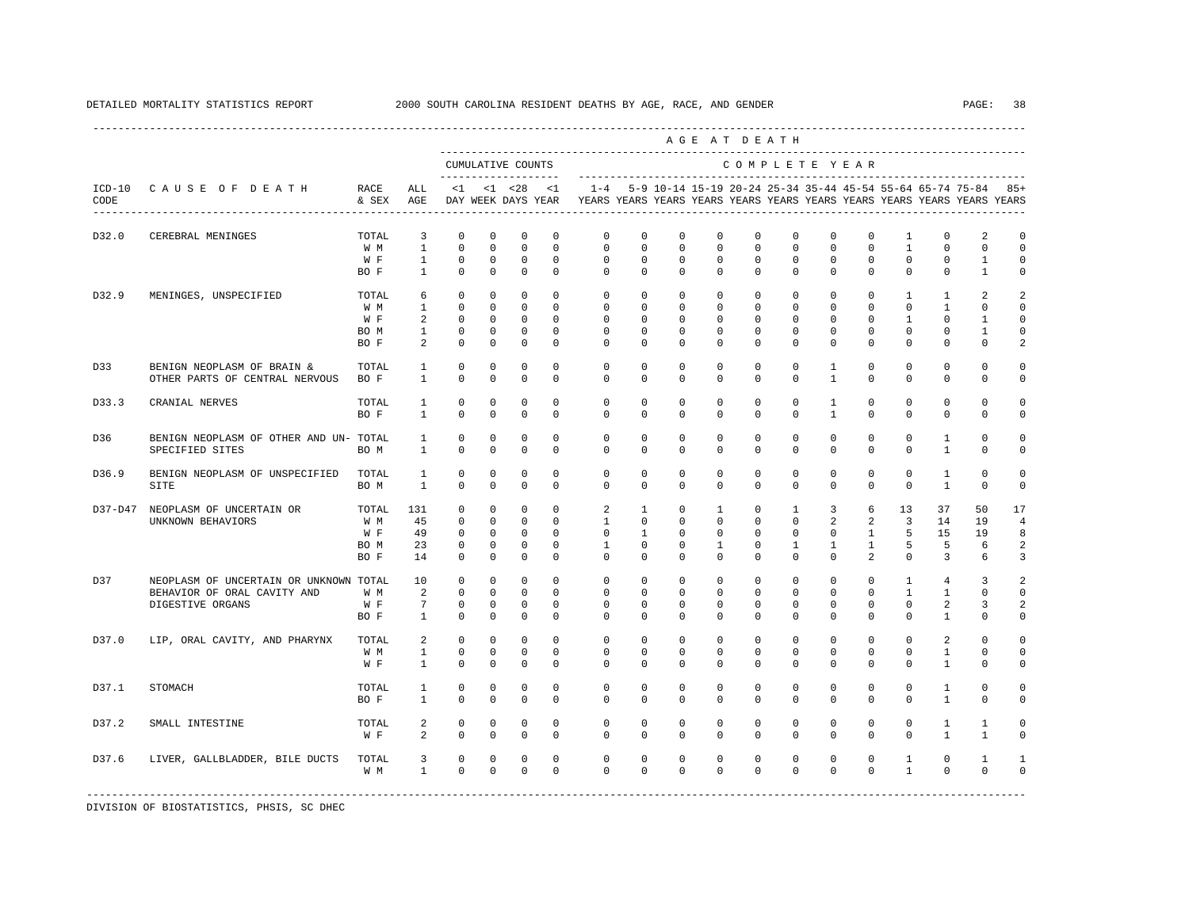DETAILED MORTALITY STATISTICS REPORT 2000 SOUTH CAROLINA RESIDENT DEATHS BY AGE, RACE, AND GENDER

| ICD-10 CODE | CAUSE OF DEATH | RACE & SEX | ALL AGE | <1 DAY | <1 WEEK | <28 DAYS | <1 YEAR | 1-4 YEARS | 5-9 YEARS | 10-14 YEARS | 15-19 YEARS | 20-24 YEARS | 25-34 YEARS | 35-44 YEARS | 45-54 YEARS | 55-64 YEARS | 65-74 YEARS | 75-84 YEARS | 85+ YEARS |
|---|---|---|---|---|---|---|---|---|---|---|---|---|---|---|---|---|---|---|---|
| | | | | CUMULATIVE COUNTS | | | | COMPLETE YEAR | | | | | | | | | | | |
| D32.0 | CEREBRAL MENINGES | TOTAL | 3 | 0 | 0 | 0 | 0 | 0 | 0 | 0 | 0 | 0 | 0 | 0 | 0 | 1 | 0 | 2 | 0 |
| | | W M | 1 | 0 | 0 | 0 | 0 | 0 | 0 | 0 | 0 | 0 | 0 | 0 | 0 | 1 | 0 | 0 | 0 |
| | | W F | 1 | 0 | 0 | 0 | 0 | 0 | 0 | 0 | 0 | 0 | 0 | 0 | 0 | 0 | 0 | 1 | 0 |
| | | BO F | 1 | 0 | 0 | 0 | 0 | 0 | 0 | 0 | 0 | 0 | 0 | 0 | 0 | 0 | 0 | 1 | 0 |
| D32.9 | MENINGES, UNSPECIFIED | TOTAL | 6 | 0 | 0 | 0 | 0 | 0 | 0 | 0 | 0 | 0 | 0 | 0 | 0 | 1 | 1 | 2 | 2 |
| | | W M | 1 | 0 | 0 | 0 | 0 | 0 | 0 | 0 | 0 | 0 | 0 | 0 | 0 | 0 | 1 | 0 | 0 |
| | | W F | 2 | 0 | 0 | 0 | 0 | 0 | 0 | 0 | 0 | 0 | 0 | 0 | 0 | 1 | 0 | 1 | 0 |
| | | BO M | 1 | 0 | 0 | 0 | 0 | 0 | 0 | 0 | 0 | 0 | 0 | 0 | 0 | 0 | 0 | 1 | 0 |
| | | BO F | 2 | 0 | 0 | 0 | 0 | 0 | 0 | 0 | 0 | 0 | 0 | 0 | 0 | 0 | 0 | 0 | 2 |
| D33 | BENIGN NEOPLASM OF BRAIN & OTHER PARTS OF CENTRAL NERVOUS | TOTAL | 1 | 0 | 0 | 0 | 0 | 0 | 0 | 0 | 0 | 0 | 0 | 1 | 0 | 0 | 0 | 0 | 0 |
| | | BO F | 1 | 0 | 0 | 0 | 0 | 0 | 0 | 0 | 0 | 0 | 0 | 1 | 0 | 0 | 0 | 0 | 0 |
| D33.3 | CRANIAL NERVES | TOTAL | 1 | 0 | 0 | 0 | 0 | 0 | 0 | 0 | 0 | 0 | 0 | 1 | 0 | 0 | 0 | 0 | 0 |
| | | BO F | 1 | 0 | 0 | 0 | 0 | 0 | 0 | 0 | 0 | 0 | 0 | 1 | 0 | 0 | 0 | 0 | 0 |
| D36 | BENIGN NEOPLASM OF OTHER AND UN- SPECIFIED SITES | TOTAL | 1 | 0 | 0 | 0 | 0 | 0 | 0 | 0 | 0 | 0 | 0 | 0 | 0 | 0 | 1 | 0 | 0 |
| | | BO M | 1 | 0 | 0 | 0 | 0 | 0 | 0 | 0 | 0 | 0 | 0 | 0 | 0 | 0 | 1 | 0 | 0 |
| D36.9 | BENIGN NEOPLASM OF UNSPECIFIED SITE | TOTAL | 1 | 0 | 0 | 0 | 0 | 0 | 0 | 0 | 0 | 0 | 0 | 0 | 0 | 0 | 1 | 0 | 0 |
| | | BO M | 1 | 0 | 0 | 0 | 0 | 0 | 0 | 0 | 0 | 0 | 0 | 0 | 0 | 0 | 1 | 0 | 0 |
| D37-D47 | NEOPLASM OF UNCERTAIN OR UNKNOWN BEHAVIORS | TOTAL | 131 | 0 | 0 | 0 | 0 | 2 | 1 | 0 | 1 | 0 | 1 | 3 | 6 | 13 | 37 | 50 | 17 |
| | | W M | 45 | 0 | 0 | 0 | 0 | 1 | 0 | 0 | 0 | 0 | 0 | 2 | 2 | 3 | 14 | 19 | 4 |
| | | W F | 49 | 0 | 0 | 0 | 0 | 0 | 1 | 0 | 0 | 0 | 0 | 0 | 1 | 5 | 15 | 19 | 8 |
| | | BO M | 23 | 0 | 0 | 0 | 0 | 1 | 0 | 0 | 1 | 0 | 1 | 1 | 1 | 5 | 5 | 6 | 2 |
| | | BO F | 14 | 0 | 0 | 0 | 0 | 0 | 0 | 0 | 0 | 0 | 0 | 0 | 2 | 0 | 3 | 6 | 3 |
| D37 | NEOPLASM OF UNCERTAIN OR UNKNOWN BEHAVIOR OF ORAL CAVITY AND DIGESTIVE ORGANS | TOTAL | 10 | 0 | 0 | 0 | 0 | 0 | 0 | 0 | 0 | 0 | 0 | 0 | 0 | 1 | 4 | 3 | 2 |
| | | W M | 2 | 0 | 0 | 0 | 0 | 0 | 0 | 0 | 0 | 0 | 0 | 0 | 0 | 1 | 1 | 0 | 0 |
| | | W F | 7 | 0 | 0 | 0 | 0 | 0 | 0 | 0 | 0 | 0 | 0 | 0 | 0 | 0 | 2 | 3 | 2 |
| | | BO F | 1 | 0 | 0 | 0 | 0 | 0 | 0 | 0 | 0 | 0 | 0 | 0 | 0 | 0 | 1 | 0 | 0 |
| D37.0 | LIP, ORAL CAVITY, AND PHARYNX | TOTAL | 2 | 0 | 0 | 0 | 0 | 0 | 0 | 0 | 0 | 0 | 0 | 0 | 0 | 0 | 2 | 0 | 0 |
| | | W M | 1 | 0 | 0 | 0 | 0 | 0 | 0 | 0 | 0 | 0 | 0 | 0 | 0 | 0 | 1 | 0 | 0 |
| | | W F | 1 | 0 | 0 | 0 | 0 | 0 | 0 | 0 | 0 | 0 | 0 | 0 | 0 | 0 | 1 | 0 | 0 |
| D37.1 | STOMACH | TOTAL | 1 | 0 | 0 | 0 | 0 | 0 | 0 | 0 | 0 | 0 | 0 | 0 | 0 | 0 | 1 | 0 | 0 |
| | | BO F | 1 | 0 | 0 | 0 | 0 | 0 | 0 | 0 | 0 | 0 | 0 | 0 | 0 | 0 | 1 | 0 | 0 |
| D37.2 | SMALL INTESTINE | TOTAL | 2 | 0 | 0 | 0 | 0 | 0 | 0 | 0 | 0 | 0 | 0 | 0 | 0 | 0 | 1 | 1 | 0 |
| | | W F | 2 | 0 | 0 | 0 | 0 | 0 | 0 | 0 | 0 | 0 | 0 | 0 | 0 | 0 | 1 | 1 | 0 |
| D37.6 | LIVER, GALLBLADDER, BILE DUCTS | TOTAL | 3 | 0 | 0 | 0 | 0 | 0 | 0 | 0 | 0 | 0 | 0 | 0 | 0 | 1 | 0 | 1 | 1 |
| | | W M | 1 | 0 | 0 | 0 | 0 | 0 | 0 | 0 | 0 | 0 | 0 | 0 | 0 | 1 | 0 | 0 | 0 |

DIVISION OF BIOSTATISTICS, PHSIS, SC DHEC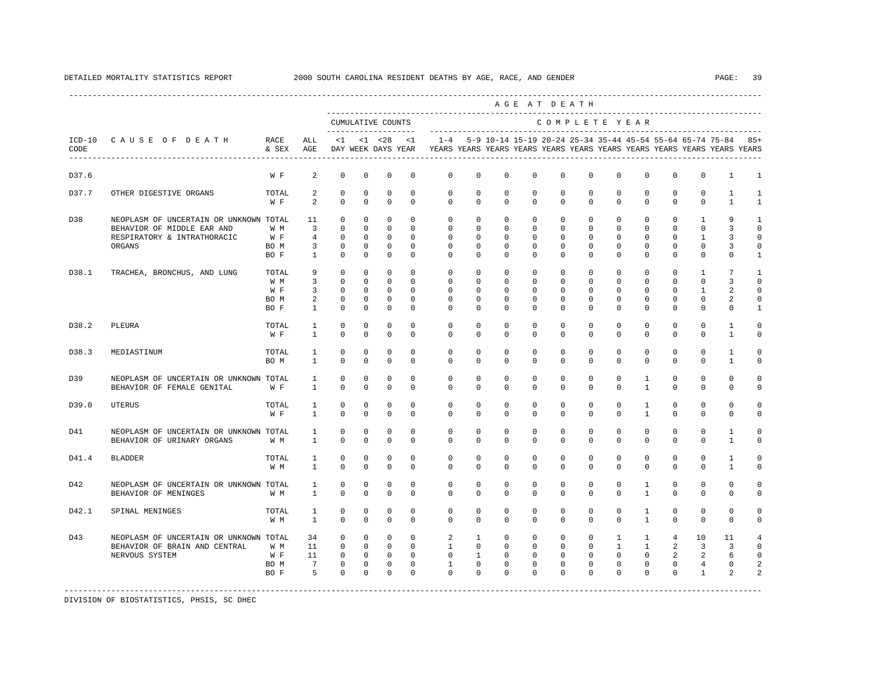DETAILED MORTALITY STATISTICS REPORT 2000 SOUTH CAROLINA RESIDENT DEATHS BY AGE, RACE, AND GENDER

| ICD-10 CODE | CAUSE OF DEATH | RACE & SEX | ALL AGE | <1 DAY | <1 WEEK | <28 DAYS | <1 YEAR | 1-4 YEARS | 5-9 YEARS | 10-14 YEARS | 15-19 YEARS | 20-24 YEARS | 25-34 YEARS | 35-44 YEARS | 45-54 YEARS | 55-64 YEARS | 65-74 YEARS | 75-84 YEARS | 85+ YEARS |
|---|---|---|---|---|---|---|---|---|---|---|---|---|---|---|---|---|---|---|---|
| D37.6 | | W F | 2 | 0 | 0 | 0 | 0 | 0 | 0 | 0 | 0 | 0 | 0 | 0 | 0 | 0 | 0 | 1 | 1 |
| D37.7 | OTHER DIGESTIVE ORGANS | TOTAL | 2 | 0 | 0 | 0 | 0 | 0 | 0 | 0 | 0 | 0 | 0 | 0 | 0 | 0 | 0 | 1 | 1 |
| | | W F | 2 | 0 | 0 | 0 | 0 | 0 | 0 | 0 | 0 | 0 | 0 | 0 | 0 | 0 | 0 | 1 | 1 |
| D38 | NEOPLASM OF UNCERTAIN OR UNKNOWN BEHAVIOR OF MIDDLE EAR AND RESPIRATORY & INTRATHORACIC ORGANS | TOTAL | 11 | 0 | 0 | 0 | 0 | 0 | 0 | 0 | 0 | 0 | 0 | 0 | 0 | 0 | 1 | 9 | 1 |
| | | W M | 3 | 0 | 0 | 0 | 0 | 0 | 0 | 0 | 0 | 0 | 0 | 0 | 0 | 0 | 0 | 3 | 0 |
| | | W F | 4 | 0 | 0 | 0 | 0 | 0 | 0 | 0 | 0 | 0 | 0 | 0 | 0 | 0 | 1 | 3 | 0 |
| | | BO M | 3 | 0 | 0 | 0 | 0 | 0 | 0 | 0 | 0 | 0 | 0 | 0 | 0 | 0 | 0 | 3 | 0 |
| | | BO F | 1 | 0 | 0 | 0 | 0 | 0 | 0 | 0 | 0 | 0 | 0 | 0 | 0 | 0 | 0 | 0 | 1 |
| D38.1 | TRACHEA, BRONCHUS, AND LUNG | TOTAL | 9 | 0 | 0 | 0 | 0 | 0 | 0 | 0 | 0 | 0 | 0 | 0 | 0 | 0 | 1 | 7 | 1 |
| | | W M | 3 | 0 | 0 | 0 | 0 | 0 | 0 | 0 | 0 | 0 | 0 | 0 | 0 | 0 | 0 | 3 | 0 |
| | | W F | 3 | 0 | 0 | 0 | 0 | 0 | 0 | 0 | 0 | 0 | 0 | 0 | 0 | 0 | 1 | 2 | 0 |
| | | BO M | 2 | 0 | 0 | 0 | 0 | 0 | 0 | 0 | 0 | 0 | 0 | 0 | 0 | 0 | 0 | 2 | 0 |
| | | BO F | 1 | 0 | 0 | 0 | 0 | 0 | 0 | 0 | 0 | 0 | 0 | 0 | 0 | 0 | 0 | 0 | 1 |
| D38.2 | PLEURA | TOTAL | 1 | 0 | 0 | 0 | 0 | 0 | 0 | 0 | 0 | 0 | 0 | 0 | 0 | 0 | 0 | 1 | 0 |
| | | W F | 1 | 0 | 0 | 0 | 0 | 0 | 0 | 0 | 0 | 0 | 0 | 0 | 0 | 0 | 0 | 1 | 0 |
| D38.3 | MEDIASTINUM | TOTAL | 1 | 0 | 0 | 0 | 0 | 0 | 0 | 0 | 0 | 0 | 0 | 0 | 0 | 0 | 0 | 1 | 0 |
| | | BO M | 1 | 0 | 0 | 0 | 0 | 0 | 0 | 0 | 0 | 0 | 0 | 0 | 0 | 0 | 0 | 1 | 0 |
| D39 | NEOPLASM OF UNCERTAIN OR UNKNOWN BEHAVIOR OF FEMALE GENITAL | TOTAL | 1 | 0 | 0 | 0 | 0 | 0 | 0 | 0 | 0 | 0 | 0 | 0 | 1 | 0 | 0 | 0 | 0 |
| | | W F | 1 | 0 | 0 | 0 | 0 | 0 | 0 | 0 | 0 | 0 | 0 | 0 | 1 | 0 | 0 | 0 | 0 |
| D39.0 | UTERUS | TOTAL | 1 | 0 | 0 | 0 | 0 | 0 | 0 | 0 | 0 | 0 | 0 | 0 | 1 | 0 | 0 | 0 | 0 |
| | | W F | 1 | 0 | 0 | 0 | 0 | 0 | 0 | 0 | 0 | 0 | 0 | 0 | 1 | 0 | 0 | 0 | 0 |
| D41 | NEOPLASM OF UNCERTAIN OR UNKNOWN BEHAVIOR OF URINARY ORGANS | TOTAL | 1 | 0 | 0 | 0 | 0 | 0 | 0 | 0 | 0 | 0 | 0 | 0 | 0 | 0 | 0 | 1 | 0 |
| | | W M | 1 | 0 | 0 | 0 | 0 | 0 | 0 | 0 | 0 | 0 | 0 | 0 | 0 | 0 | 0 | 1 | 0 |
| D41.4 | BLADDER | TOTAL | 1 | 0 | 0 | 0 | 0 | 0 | 0 | 0 | 0 | 0 | 0 | 0 | 0 | 0 | 0 | 1 | 0 |
| | | W M | 1 | 0 | 0 | 0 | 0 | 0 | 0 | 0 | 0 | 0 | 0 | 0 | 0 | 0 | 0 | 1 | 0 |
| D42 | NEOPLASM OF UNCERTAIN OR UNKNOWN BEHAVIOR OF MENINGES | TOTAL | 1 | 0 | 0 | 0 | 0 | 0 | 0 | 0 | 0 | 0 | 0 | 0 | 1 | 0 | 0 | 0 | 0 |
| | | W M | 1 | 0 | 0 | 0 | 0 | 0 | 0 | 0 | 0 | 0 | 0 | 0 | 1 | 0 | 0 | 0 | 0 |
| D42.1 | SPINAL MENINGES | TOTAL | 1 | 0 | 0 | 0 | 0 | 0 | 0 | 0 | 0 | 0 | 0 | 0 | 1 | 0 | 0 | 0 | 0 |
| | | W M | 1 | 0 | 0 | 0 | 0 | 0 | 0 | 0 | 0 | 0 | 0 | 0 | 1 | 0 | 0 | 0 | 0 |
| D43 | NEOPLASM OF UNCERTAIN OR UNKNOWN BEHAVIOR OF BRAIN AND CENTRAL NERVOUS SYSTEM | TOTAL | 34 | 0 | 0 | 0 | 0 | 2 | 1 | 0 | 0 | 0 | 0 | 1 | 1 | 4 | 10 | 11 | 4 |
| | | W M | 11 | 0 | 0 | 0 | 0 | 1 | 0 | 0 | 0 | 0 | 0 | 1 | 1 | 2 | 3 | 3 | 0 |
| | | W F | 11 | 0 | 0 | 0 | 0 | 0 | 1 | 0 | 0 | 0 | 0 | 0 | 0 | 2 | 2 | 6 | 0 |
| | | BO M | 7 | 0 | 0 | 0 | 0 | 1 | 0 | 0 | 0 | 0 | 0 | 0 | 0 | 0 | 4 | 0 | 2 |
| | | BO F | 5 | 0 | 0 | 0 | 0 | 0 | 0 | 0 | 0 | 0 | 0 | 0 | 0 | 0 | 1 | 2 | 2 |

DIVISION OF BIOSTATISTICS, PHSIS, SC DHEC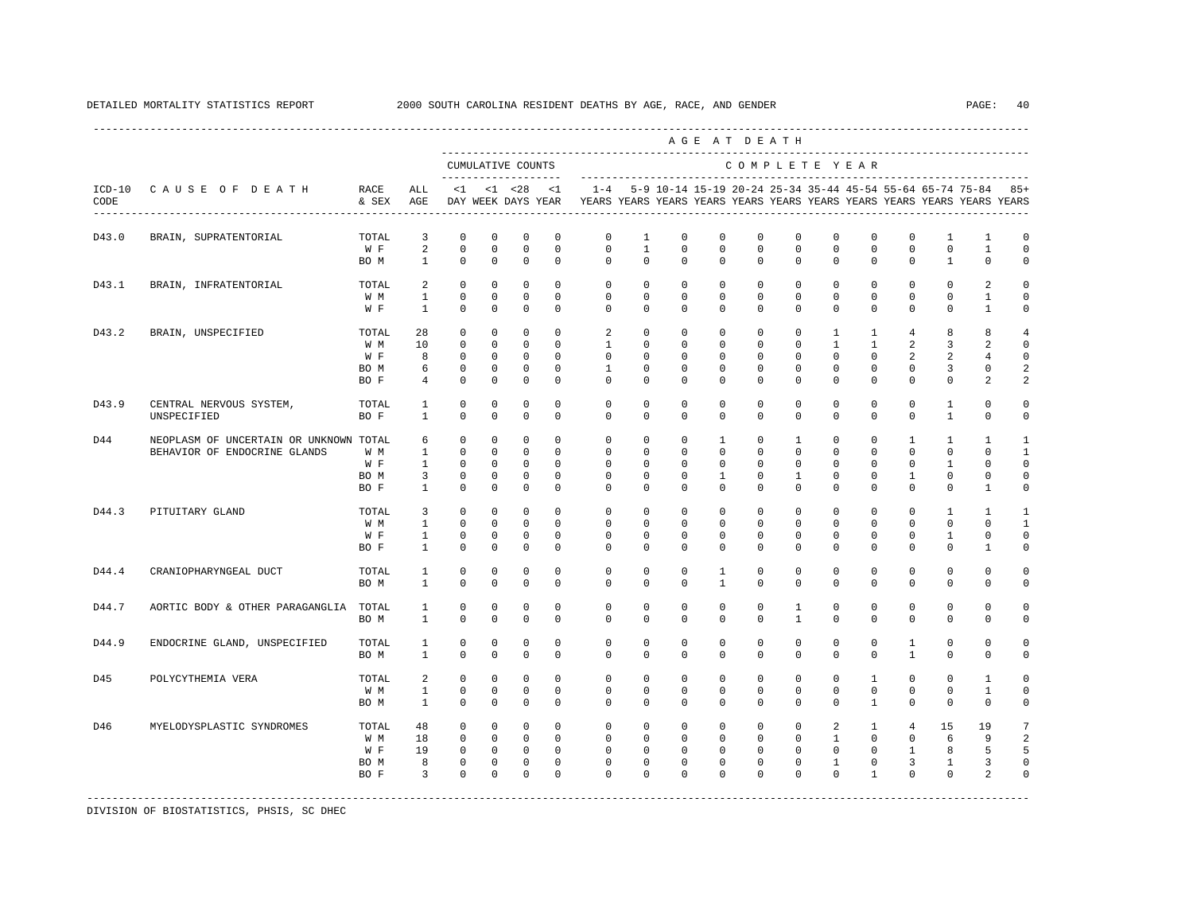DETAILED MORTALITY STATISTICS REPORT 2000 SOUTH CAROLINA RESIDENT DEATHS BY AGE, RACE, AND GENDER

| ICD-10 CODE | CAUSE OF DEATH | RACE & SEX | ALL AGE | <1 DAY | <1 WEEK | <28 DAYS | <1 YEAR | 1-4 YEARS | 5-9 YEARS | 10-14 YEARS | 15-19 YEARS | 20-24 YEARS | 25-34 YEARS | 35-44 YEARS | 45-54 YEARS | 55-64 YEARS | 65-74 YEARS | 75-84 YEARS | 85+ YEARS |
|---|---|---|---|---|---|---|---|---|---|---|---|---|---|---|---|---|---|---|---|
| | | | | CUMULATIVE COUNTS | | | | AGE AT DEATH - COMPLETE YEAR | | | | | | | | | | | |
| D43.0 | BRAIN, SUPRATENTORIAL | TOTAL | 3 | 0 | 0 | 0 | 0 | 0 | 1 | 0 | 0 | 0 | 0 | 0 | 0 | 0 | 1 | 1 | 0 |
| | | W F | 2 | 0 | 0 | 0 | 0 | 0 | 1 | 0 | 0 | 0 | 0 | 0 | 0 | 0 | 0 | 1 | 0 |
| | | BO M | 1 | 0 | 0 | 0 | 0 | 0 | 0 | 0 | 0 | 0 | 0 | 0 | 0 | 0 | 1 | 0 | 0 |
| D43.1 | BRAIN, INFRATENTORIAL | TOTAL | 2 | 0 | 0 | 0 | 0 | 0 | 0 | 0 | 0 | 0 | 0 | 0 | 0 | 0 | 0 | 2 | 0 |
| | | W M | 1 | 0 | 0 | 0 | 0 | 0 | 0 | 0 | 0 | 0 | 0 | 0 | 0 | 0 | 0 | 1 | 0 |
| | | W F | 1 | 0 | 0 | 0 | 0 | 0 | 0 | 0 | 0 | 0 | 0 | 0 | 0 | 0 | 0 | 1 | 0 |
| D43.2 | BRAIN, UNSPECIFIED | TOTAL | 28 | 0 | 0 | 0 | 0 | 2 | 0 | 0 | 0 | 0 | 0 | 1 | 1 | 4 | 8 | 8 | 4 |
| | | W M | 10 | 0 | 0 | 0 | 0 | 1 | 0 | 0 | 0 | 0 | 0 | 1 | 1 | 2 | 3 | 2 | 0 |
| | | W F | 8 | 0 | 0 | 0 | 0 | 0 | 0 | 0 | 0 | 0 | 0 | 0 | 0 | 2 | 2 | 4 | 0 |
| | | BO M | 6 | 0 | 0 | 0 | 0 | 1 | 0 | 0 | 0 | 0 | 0 | 0 | 0 | 0 | 3 | 0 | 2 |
| | | BO F | 4 | 0 | 0 | 0 | 0 | 0 | 0 | 0 | 0 | 0 | 0 | 0 | 0 | 0 | 0 | 2 | 2 |
| D43.9 | CENTRAL NERVOUS SYSTEM, UNSPECIFIED | TOTAL | 1 | 0 | 0 | 0 | 0 | 0 | 0 | 0 | 0 | 0 | 0 | 0 | 0 | 0 | 1 | 0 | 0 |
| | | BO F | 1 | 0 | 0 | 0 | 0 | 0 | 0 | 0 | 0 | 0 | 0 | 0 | 0 | 0 | 1 | 0 | 0 |
| D44 | NEOPLASM OF UNCERTAIN OR UNKNOWN BEHAVIOR OF ENDOCRINE GLANDS | TOTAL | 6 | 0 | 0 | 0 | 0 | 0 | 0 | 0 | 1 | 0 | 1 | 0 | 0 | 1 | 1 | 1 | 1 |
| | | W M | 1 | 0 | 0 | 0 | 0 | 0 | 0 | 0 | 0 | 0 | 0 | 0 | 0 | 0 | 0 | 0 | 1 |
| | | W F | 1 | 0 | 0 | 0 | 0 | 0 | 0 | 0 | 0 | 0 | 0 | 0 | 0 | 0 | 1 | 0 | 0 |
| | | BO M | 3 | 0 | 0 | 0 | 0 | 0 | 0 | 0 | 1 | 0 | 1 | 0 | 0 | 1 | 0 | 0 | 0 |
| | | BO F | 1 | 0 | 0 | 0 | 0 | 0 | 0 | 0 | 0 | 0 | 0 | 0 | 0 | 0 | 0 | 1 | 0 |
| D44.3 | PITUITARY GLAND | TOTAL | 3 | 0 | 0 | 0 | 0 | 0 | 0 | 0 | 0 | 0 | 0 | 0 | 0 | 0 | 1 | 1 | 1 |
| | | W M | 1 | 0 | 0 | 0 | 0 | 0 | 0 | 0 | 0 | 0 | 0 | 0 | 0 | 0 | 0 | 0 | 1 |
| | | W F | 1 | 0 | 0 | 0 | 0 | 0 | 0 | 0 | 0 | 0 | 0 | 0 | 0 | 0 | 1 | 0 | 0 |
| | | BO F | 1 | 0 | 0 | 0 | 0 | 0 | 0 | 0 | 0 | 0 | 0 | 0 | 0 | 0 | 0 | 1 | 0 |
| D44.4 | CRANIOPHARYNGEAL DUCT | TOTAL | 1 | 0 | 0 | 0 | 0 | 0 | 0 | 0 | 1 | 0 | 0 | 0 | 0 | 0 | 0 | 0 | 0 |
| | | BO M | 1 | 0 | 0 | 0 | 0 | 0 | 0 | 0 | 1 | 0 | 0 | 0 | 0 | 0 | 0 | 0 | 0 |
| D44.7 | AORTIC BODY & OTHER PARAGANGLIA | TOTAL | 1 | 0 | 0 | 0 | 0 | 0 | 0 | 0 | 0 | 0 | 1 | 0 | 0 | 0 | 0 | 0 | 0 |
| | | BO M | 1 | 0 | 0 | 0 | 0 | 0 | 0 | 0 | 0 | 0 | 1 | 0 | 0 | 0 | 0 | 0 | 0 |
| D44.9 | ENDOCRINE GLAND, UNSPECIFIED | TOTAL | 1 | 0 | 0 | 0 | 0 | 0 | 0 | 0 | 0 | 0 | 0 | 0 | 0 | 1 | 0 | 0 | 0 |
| | | BO M | 1 | 0 | 0 | 0 | 0 | 0 | 0 | 0 | 0 | 0 | 0 | 0 | 0 | 1 | 0 | 0 | 0 |
| D45 | POLYCYTHEMIA VERA | TOTAL | 2 | 0 | 0 | 0 | 0 | 0 | 0 | 0 | 0 | 0 | 0 | 0 | 1 | 0 | 0 | 1 | 0 |
| | | W M | 1 | 0 | 0 | 0 | 0 | 0 | 0 | 0 | 0 | 0 | 0 | 0 | 0 | 0 | 0 | 1 | 0 |
| | | BO M | 1 | 0 | 0 | 0 | 0 | 0 | 0 | 0 | 0 | 0 | 0 | 0 | 1 | 0 | 0 | 0 | 0 |
| D46 | MYELODYSPLASTIC SYNDROMES | TOTAL | 48 | 0 | 0 | 0 | 0 | 0 | 0 | 0 | 0 | 0 | 0 | 2 | 1 | 4 | 15 | 19 | 7 |
| | | W M | 18 | 0 | 0 | 0 | 0 | 0 | 0 | 0 | 0 | 0 | 0 | 1 | 0 | 0 | 6 | 9 | 2 |
| | | W F | 19 | 0 | 0 | 0 | 0 | 0 | 0 | 0 | 0 | 0 | 0 | 0 | 0 | 1 | 8 | 5 | 5 |
| | | BO M | 8 | 0 | 0 | 0 | 0 | 0 | 0 | 0 | 0 | 0 | 0 | 1 | 0 | 3 | 1 | 3 | 0 |
| | | BO F | 3 | 0 | 0 | 0 | 0 | 0 | 0 | 0 | 0 | 0 | 0 | 0 | 1 | 0 | 0 | 2 | 0 |

DIVISION OF BIOSTATISTICS, PHSIS, SC DHEC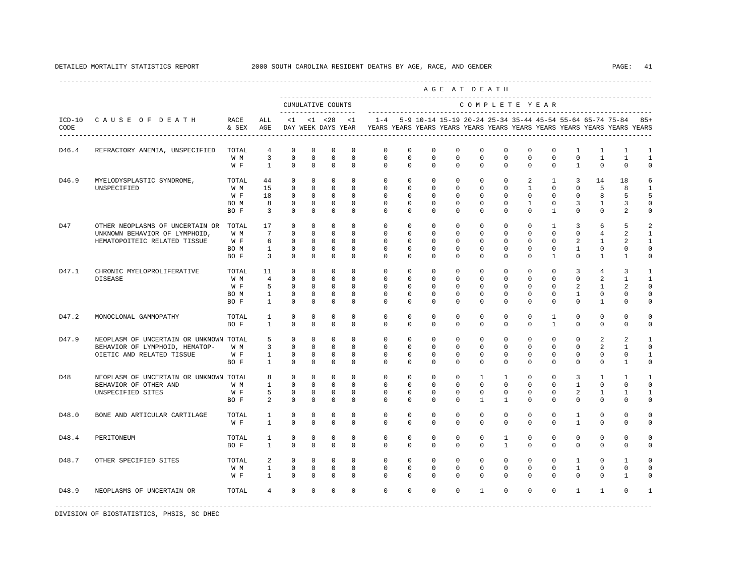DETAILED MORTALITY STATISTICS REPORT — 2000 SOUTH CAROLINA RESIDENT DEATHS BY AGE, RACE, AND GENDER

| ICD-10 CODE | CAUSE OF DEATH | RACE & SEX | ALL AGE | <1 DAY | <1 WEEK | <28 DAYS | <1 YEAR | 1-4 YEARS | 5-9 YEARS | 10-14 YEARS | 15-19 YEARS | 20-24 YEARS | 25-34 YEARS | 35-44 YEARS | 45-54 YEARS | 55-64 YEARS | 65-74 YEARS | 75-84 YEARS | 85+ YEARS |
|---|---|---|---|---|---|---|---|---|---|---|---|---|---|---|---|---|---|---|---|
| | | | | CUMULATIVE COUNTS | | | | COMPLETE YEAR | | | | | | | | | | | |
| D46.4 | REFRACTORY ANEMIA, UNSPECIFIED | TOTAL | 4 | 0 | 0 | 0 | 0 | 0 | 0 | 0 | 0 | 0 | 0 | 0 | 0 | 1 | 1 | 1 | 1 |
| | | W M | 3 | 0 | 0 | 0 | 0 | 0 | 0 | 0 | 0 | 0 | 0 | 0 | 0 | 0 | 1 | 1 | 1 |
| | | W F | 1 | 0 | 0 | 0 | 0 | 0 | 0 | 0 | 0 | 0 | 0 | 0 | 0 | 1 | 0 | 0 | 0 |
| D46.9 | MYELODYSPLASTIC SYNDROME, UNSPECIFIED | TOTAL | 44 | 0 | 0 | 0 | 0 | 0 | 0 | 0 | 0 | 0 | 0 | 2 | 1 | 3 | 14 | 18 | 6 |
| | | W M | 15 | 0 | 0 | 0 | 0 | 0 | 0 | 0 | 0 | 0 | 0 | 1 | 0 | 0 | 5 | 8 | 1 |
| | | W F | 18 | 0 | 0 | 0 | 0 | 0 | 0 | 0 | 0 | 0 | 0 | 0 | 0 | 0 | 8 | 5 | 5 |
| | | BO M | 8 | 0 | 0 | 0 | 0 | 0 | 0 | 0 | 0 | 0 | 0 | 1 | 0 | 3 | 1 | 3 | 0 |
| | | BO F | 3 | 0 | 0 | 0 | 0 | 0 | 0 | 0 | 0 | 0 | 0 | 0 | 1 | 0 | 0 | 2 | 0 |
| D47 | OTHER NEOPLASMS OF UNCERTAIN OR UNKNOWN BEHAVIOR OF LYMPHOID, HEMATOPOITEIC RELATED TISSUE | TOTAL | 17 | 0 | 0 | 0 | 0 | 0 | 0 | 0 | 0 | 0 | 0 | 0 | 1 | 3 | 6 | 5 | 2 |
| | | W M | 7 | 0 | 0 | 0 | 0 | 0 | 0 | 0 | 0 | 0 | 0 | 0 | 0 | 0 | 4 | 2 | 1 |
| | | W F | 6 | 0 | 0 | 0 | 0 | 0 | 0 | 0 | 0 | 0 | 0 | 0 | 0 | 2 | 1 | 2 | 1 |
| | | BO M | 1 | 0 | 0 | 0 | 0 | 0 | 0 | 0 | 0 | 0 | 0 | 0 | 0 | 1 | 0 | 0 | 0 |
| | | BO F | 3 | 0 | 0 | 0 | 0 | 0 | 0 | 0 | 0 | 0 | 0 | 0 | 1 | 0 | 1 | 1 | 0 |
| D47.1 | CHRONIC MYELOPROLIFERATIVE DISEASE | TOTAL | 11 | 0 | 0 | 0 | 0 | 0 | 0 | 0 | 0 | 0 | 0 | 0 | 0 | 3 | 4 | 3 | 1 |
| | | W M | 4 | 0 | 0 | 0 | 0 | 0 | 0 | 0 | 0 | 0 | 0 | 0 | 0 | 0 | 2 | 1 | 1 |
| | | W F | 5 | 0 | 0 | 0 | 0 | 0 | 0 | 0 | 0 | 0 | 0 | 0 | 0 | 2 | 1 | 2 | 0 |
| | | BO M | 1 | 0 | 0 | 0 | 0 | 0 | 0 | 0 | 0 | 0 | 0 | 0 | 0 | 1 | 0 | 0 | 0 |
| | | BO F | 1 | 0 | 0 | 0 | 0 | 0 | 0 | 0 | 0 | 0 | 0 | 0 | 0 | 0 | 1 | 0 | 0 |
| D47.2 | MONOCLONAL GAMMOPATHY | TOTAL | 1 | 0 | 0 | 0 | 0 | 0 | 0 | 0 | 0 | 0 | 0 | 0 | 1 | 0 | 0 | 0 | 0 |
| | | BO F | 1 | 0 | 0 | 0 | 0 | 0 | 0 | 0 | 0 | 0 | 0 | 0 | 1 | 0 | 0 | 0 | 0 |
| D47.9 | NEOPLASM OF UNCERTAIN OR UNKNOWN BEHAVIOR OF LYMPHOID, HEMATOPOIETIC AND RELATED TISSUE | TOTAL | 5 | 0 | 0 | 0 | 0 | 0 | 0 | 0 | 0 | 0 | 0 | 0 | 0 | 0 | 2 | 2 | 1 |
| | | W M | 3 | 0 | 0 | 0 | 0 | 0 | 0 | 0 | 0 | 0 | 0 | 0 | 0 | 0 | 2 | 1 | 0 |
| | | W F | 1 | 0 | 0 | 0 | 0 | 0 | 0 | 0 | 0 | 0 | 0 | 0 | 0 | 0 | 0 | 0 | 1 |
| | | BO F | 1 | 0 | 0 | 0 | 0 | 0 | 0 | 0 | 0 | 0 | 0 | 0 | 0 | 0 | 0 | 1 | 0 |
| D48 | NEOPLASM OF UNCERTAIN OR UNKNOWN BEHAVIOR OF OTHER AND UNSPECIFIED SITES | TOTAL | 8 | 0 | 0 | 0 | 0 | 0 | 0 | 0 | 0 | 1 | 1 | 0 | 0 | 3 | 1 | 1 | 1 |
| | | W M | 1 | 0 | 0 | 0 | 0 | 0 | 0 | 0 | 0 | 0 | 0 | 0 | 0 | 1 | 0 | 0 | 0 |
| | | W F | 5 | 0 | 0 | 0 | 0 | 0 | 0 | 0 | 0 | 0 | 0 | 0 | 0 | 2 | 1 | 1 | 1 |
| | | BO F | 2 | 0 | 0 | 0 | 0 | 0 | 0 | 0 | 0 | 1 | 1 | 0 | 0 | 0 | 0 | 0 | 0 |
| D48.0 | BONE AND ARTICULAR CARTILAGE | TOTAL | 1 | 0 | 0 | 0 | 0 | 0 | 0 | 0 | 0 | 0 | 0 | 0 | 0 | 1 | 0 | 0 | 0 |
| | | W F | 1 | 0 | 0 | 0 | 0 | 0 | 0 | 0 | 0 | 0 | 0 | 0 | 0 | 1 | 0 | 0 | 0 |
| D48.4 | PERITONEUM | TOTAL | 1 | 0 | 0 | 0 | 0 | 0 | 0 | 0 | 0 | 0 | 1 | 0 | 0 | 0 | 0 | 0 | 0 |
| | | BO F | 1 | 0 | 0 | 0 | 0 | 0 | 0 | 0 | 0 | 0 | 1 | 0 | 0 | 0 | 0 | 0 | 0 |
| D48.7 | OTHER SPECIFIED SITES | TOTAL | 2 | 0 | 0 | 0 | 0 | 0 | 0 | 0 | 0 | 0 | 0 | 0 | 0 | 1 | 0 | 1 | 0 |
| | | W M | 1 | 0 | 0 | 0 | 0 | 0 | 0 | 0 | 0 | 0 | 0 | 0 | 0 | 1 | 0 | 0 | 0 |
| | | W F | 1 | 0 | 0 | 0 | 0 | 0 | 0 | 0 | 0 | 0 | 0 | 0 | 0 | 0 | 0 | 1 | 0 |
| D48.9 | NEOPLASMS OF UNCERTAIN OR | TOTAL | 4 | 0 | 0 | 0 | 0 | 0 | 0 | 0 | 0 | 1 | 0 | 0 | 0 | 1 | 1 | 0 | 1 |

DIVISION OF BIOSTATISTICS, PHSIS, SC DHEC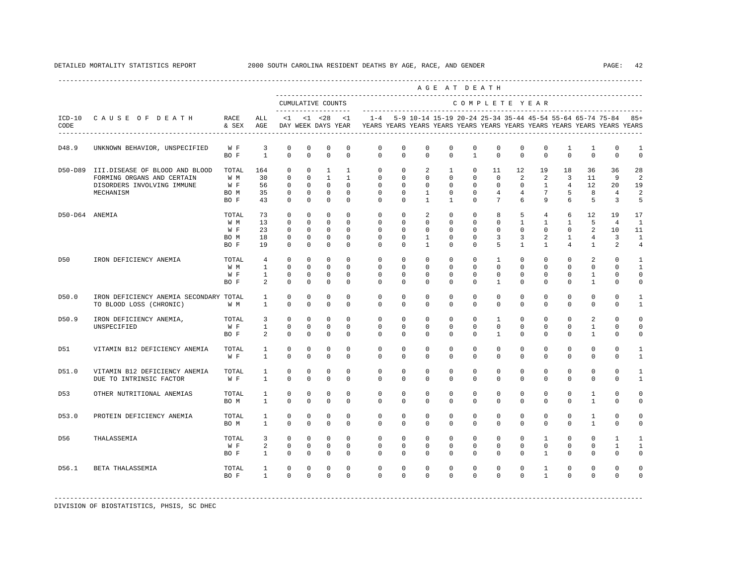DETAILED MORTALITY STATISTICS REPORT 2000 SOUTH CAROLINA RESIDENT DEATHS BY AGE, RACE, AND GENDER

| ICD-10 CODE | CAUSE OF DEATH | RACE & SEX | ALL AGE | <1 DAY | <1 WEEK | <28 DAYS | <1 YEAR | 1-4 YEARS | 5-9 YEARS | 10-14 YEARS | 15-19 YEARS | 20-24 YEARS | 25-34 YEARS | 35-44 YEARS | 45-54 YEARS | 55-64 YEARS | 65-74 YEARS | 75-84 YEARS | 85+ YEARS |
|---|---|---|---|---|---|---|---|---|---|---|---|---|---|---|---|---|---|---|---|
| | | | | CUMULATIVE COUNTS | | | | COMPLETE YEAR | | | | | | | | | | | |
| D48.9 | UNKNOWN BEHAVIOR, UNSPECIFIED | W F | 3 | 0 | 0 | 0 | 0 | 0 | 0 | 0 | 0 | 0 | 0 | 0 | 0 | 1 | 1 | 0 | 1 |
| | | BO F | 1 | 0 | 0 | 0 | 0 | 0 | 0 | 0 | 0 | 1 | 0 | 0 | 0 | 0 | 0 | 0 | 0 |
| D50-D89 | III.DISEASE OF BLOOD AND BLOOD FORMING ORGANS AND CERTAIN DISORDERS INVOLVING IMMUNE MECHANISM | TOTAL | 164 | 0 | 0 | 1 | 1 | 0 | 0 | 2 | 1 | 0 | 11 | 12 | 19 | 18 | 36 | 36 | 28 |
| | | W M | 30 | 0 | 0 | 1 | 1 | 0 | 0 | 0 | 0 | 0 | 0 | 2 | 2 | 3 | 11 | 9 | 2 |
| | | W F | 56 | 0 | 0 | 0 | 0 | 0 | 0 | 0 | 0 | 0 | 0 | 0 | 1 | 4 | 12 | 20 | 19 |
| | | BO M | 35 | 0 | 0 | 0 | 0 | 0 | 0 | 1 | 0 | 0 | 4 | 4 | 7 | 5 | 8 | 4 | 2 |
| | | BO F | 43 | 0 | 0 | 0 | 0 | 0 | 0 | 1 | 1 | 0 | 7 | 6 | 9 | 6 | 5 | 3 | 5 |
| D50-D64 | ANEMIA | TOTAL | 73 | 0 | 0 | 0 | 0 | 0 | 0 | 2 | 0 | 0 | 8 | 5 | 4 | 6 | 12 | 19 | 17 |
| | | W M | 13 | 0 | 0 | 0 | 0 | 0 | 0 | 0 | 0 | 0 | 0 | 1 | 1 | 1 | 5 | 4 | 1 |
| | | W F | 23 | 0 | 0 | 0 | 0 | 0 | 0 | 0 | 0 | 0 | 0 | 0 | 0 | 0 | 2 | 10 | 11 |
| | | BO M | 18 | 0 | 0 | 0 | 0 | 0 | 0 | 1 | 0 | 0 | 3 | 3 | 2 | 1 | 4 | 3 | 1 |
| | | BO F | 19 | 0 | 0 | 0 | 0 | 0 | 0 | 1 | 0 | 0 | 5 | 1 | 1 | 4 | 1 | 2 | 4 |
| D50 | IRON DEFICIENCY ANEMIA | TOTAL | 4 | 0 | 0 | 0 | 0 | 0 | 0 | 0 | 0 | 0 | 1 | 0 | 0 | 0 | 2 | 0 | 1 |
| | | W M | 1 | 0 | 0 | 0 | 0 | 0 | 0 | 0 | 0 | 0 | 0 | 0 | 0 | 0 | 0 | 0 | 1 |
| | | W F | 1 | 0 | 0 | 0 | 0 | 0 | 0 | 0 | 0 | 0 | 0 | 0 | 0 | 0 | 1 | 0 | 0 |
| | | BO F | 2 | 0 | 0 | 0 | 0 | 0 | 0 | 0 | 0 | 0 | 1 | 0 | 0 | 0 | 1 | 0 | 0 |
| D50.0 | IRON DEFICIENCY ANEMIA SECONDARY TO BLOOD LOSS (CHRONIC) | TOTAL | 1 | 0 | 0 | 0 | 0 | 0 | 0 | 0 | 0 | 0 | 0 | 0 | 0 | 0 | 0 | 0 | 1 |
| | | W M | 1 | 0 | 0 | 0 | 0 | 0 | 0 | 0 | 0 | 0 | 0 | 0 | 0 | 0 | 0 | 0 | 1 |
| D50.9 | IRON DEFICIENCY ANEMIA, UNSPECIFIED | TOTAL | 3 | 0 | 0 | 0 | 0 | 0 | 0 | 0 | 0 | 0 | 1 | 0 | 0 | 0 | 2 | 0 | 0 |
| | | W F | 1 | 0 | 0 | 0 | 0 | 0 | 0 | 0 | 0 | 0 | 0 | 0 | 0 | 0 | 1 | 0 | 0 |
| | | BO F | 2 | 0 | 0 | 0 | 0 | 0 | 0 | 0 | 0 | 0 | 1 | 0 | 0 | 0 | 1 | 0 | 0 |
| D51 | VITAMIN B12 DEFICIENCY ANEMIA | TOTAL | 1 | 0 | 0 | 0 | 0 | 0 | 0 | 0 | 0 | 0 | 0 | 0 | 0 | 0 | 0 | 0 | 1 |
| | | W F | 1 | 0 | 0 | 0 | 0 | 0 | 0 | 0 | 0 | 0 | 0 | 0 | 0 | 0 | 0 | 0 | 1 |
| D51.0 | VITAMIN B12 DEFICIENCY ANEMIA DUE TO INTRINSIC FACTOR | TOTAL | 1 | 0 | 0 | 0 | 0 | 0 | 0 | 0 | 0 | 0 | 0 | 0 | 0 | 0 | 0 | 0 | 1 |
| | | W F | 1 | 0 | 0 | 0 | 0 | 0 | 0 | 0 | 0 | 0 | 0 | 0 | 0 | 0 | 0 | 0 | 1 |
| D53 | OTHER NUTRITIONAL ANEMIAS | TOTAL | 1 | 0 | 0 | 0 | 0 | 0 | 0 | 0 | 0 | 0 | 0 | 0 | 0 | 0 | 1 | 0 | 0 |
| | | BO M | 1 | 0 | 0 | 0 | 0 | 0 | 0 | 0 | 0 | 0 | 0 | 0 | 0 | 0 | 1 | 0 | 0 |
| D53.0 | PROTEIN DEFICIENCY ANEMIA | TOTAL | 1 | 0 | 0 | 0 | 0 | 0 | 0 | 0 | 0 | 0 | 0 | 0 | 0 | 0 | 1 | 0 | 0 |
| | | BO M | 1 | 0 | 0 | 0 | 0 | 0 | 0 | 0 | 0 | 0 | 0 | 0 | 0 | 0 | 1 | 0 | 0 |
| D56 | THALASSEMIA | TOTAL | 3 | 0 | 0 | 0 | 0 | 0 | 0 | 0 | 0 | 0 | 0 | 0 | 1 | 0 | 0 | 1 | 1 |
| | | W F | 2 | 0 | 0 | 0 | 0 | 0 | 0 | 0 | 0 | 0 | 0 | 0 | 0 | 0 | 0 | 1 | 1 |
| | | BO F | 1 | 0 | 0 | 0 | 0 | 0 | 0 | 0 | 0 | 0 | 0 | 0 | 1 | 0 | 0 | 0 | 0 |
| D56.1 | BETA THALASSEMIA | TOTAL | 1 | 0 | 0 | 0 | 0 | 0 | 0 | 0 | 0 | 0 | 0 | 0 | 1 | 0 | 0 | 0 | 0 |
| | | BO F | 1 | 0 | 0 | 0 | 0 | 0 | 0 | 0 | 0 | 0 | 0 | 0 | 1 | 0 | 0 | 0 | 0 |

DIVISION OF BIOSTATISTICS, PHSIS, SC DHEC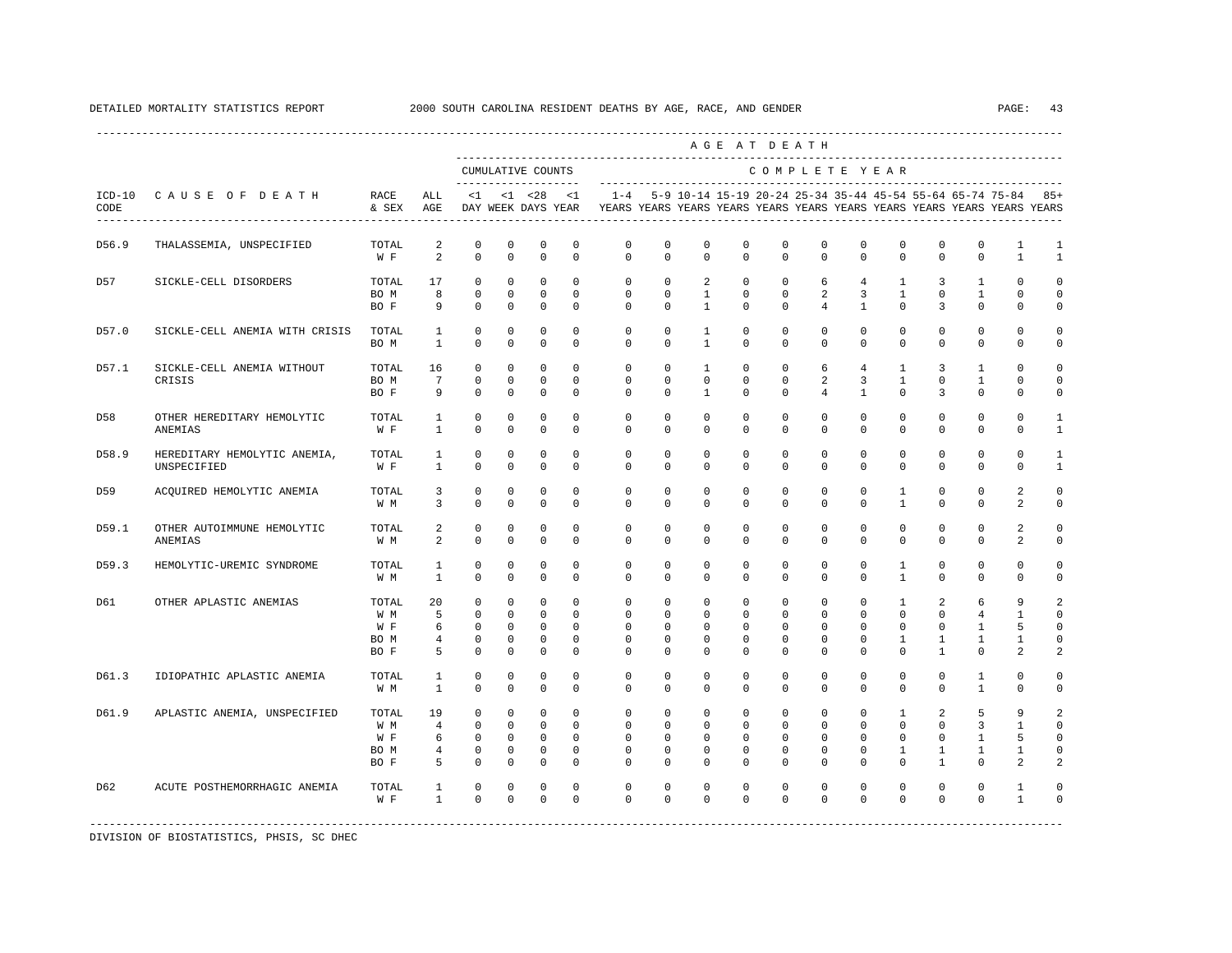DETAILED MORTALITY STATISTICS REPORT 2000 SOUTH CAROLINA RESIDENT DEATHS BY AGE, RACE, AND GENDER

| ICD-10 CODE | CAUSE OF DEATH | RACE & SEX | ALL AGE | <1 DAY | <1 WEEK | <28 DAYS | <1 YEAR | 1-4 YEARS | 5-9 YEARS | 10-14 YEARS | 15-19 YEARS | 20-24 YEARS | 25-34 YEARS | 35-44 YEARS | 45-54 YEARS | 55-64 YEARS | 65-74 YEARS | 75-84 YEARS | 85+ YEARS |
|---|---|---|---|---|---|---|---|---|---|---|---|---|---|---|---|---|---|---|---|
| | | | | CUMULATIVE COUNTS | | | | COMPLETE YEAR | | | | | | | | | | | |
| D56.9 | THALASSEMIA, UNSPECIFIED | TOTAL | 2 | 0 | 0 | 0 | 0 | 0 | 0 | 0 | 0 | 0 | 0 | 0 | 0 | 0 | 0 | 1 | 1 |
| | | W F | 2 | 0 | 0 | 0 | 0 | 0 | 0 | 0 | 0 | 0 | 0 | 0 | 0 | 0 | 0 | 1 | 1 |
| D57 | SICKLE-CELL DISORDERS | TOTAL | 17 | 0 | 0 | 0 | 0 | 0 | 0 | 2 | 0 | 0 | 6 | 4 | 1 | 3 | 1 | 0 | 0 |
| | | BO M | 8 | 0 | 0 | 0 | 0 | 0 | 0 | 1 | 0 | 0 | 2 | 3 | 1 | 0 | 1 | 0 | 0 |
| | | BO F | 9 | 0 | 0 | 0 | 0 | 0 | 0 | 1 | 0 | 0 | 4 | 1 | 0 | 3 | 0 | 0 | 0 |
| D57.0 | SICKLE-CELL ANEMIA WITH CRISIS | TOTAL | 1 | 0 | 0 | 0 | 0 | 0 | 0 | 1 | 0 | 0 | 0 | 0 | 0 | 0 | 0 | 0 | 0 |
| | | BO M | 1 | 0 | 0 | 0 | 0 | 0 | 0 | 1 | 0 | 0 | 0 | 0 | 0 | 0 | 0 | 0 | 0 |
| D57.1 | SICKLE-CELL ANEMIA WITHOUT CRISIS | TOTAL | 16 | 0 | 0 | 0 | 0 | 0 | 0 | 1 | 0 | 0 | 6 | 4 | 1 | 3 | 1 | 0 | 0 |
| | | BO M | 7 | 0 | 0 | 0 | 0 | 0 | 0 | 0 | 0 | 0 | 2 | 3 | 1 | 0 | 1 | 0 | 0 |
| | | BO F | 9 | 0 | 0 | 0 | 0 | 0 | 0 | 1 | 0 | 0 | 4 | 1 | 0 | 3 | 0 | 0 | 0 |
| D58 | OTHER HEREDITARY HEMOLYTIC ANEMIAS | TOTAL | 1 | 0 | 0 | 0 | 0 | 0 | 0 | 0 | 0 | 0 | 0 | 0 | 0 | 0 | 0 | 0 | 1 |
| | | W F | 1 | 0 | 0 | 0 | 0 | 0 | 0 | 0 | 0 | 0 | 0 | 0 | 0 | 0 | 0 | 0 | 1 |
| D58.9 | HEREDITARY HEMOLYTIC ANEMIA, UNSPECIFIED | TOTAL | 1 | 0 | 0 | 0 | 0 | 0 | 0 | 0 | 0 | 0 | 0 | 0 | 0 | 0 | 0 | 0 | 1 |
| | | W F | 1 | 0 | 0 | 0 | 0 | 0 | 0 | 0 | 0 | 0 | 0 | 0 | 0 | 0 | 0 | 0 | 1 |
| D59 | ACQUIRED HEMOLYTIC ANEMIA | TOTAL | 3 | 0 | 0 | 0 | 0 | 0 | 0 | 0 | 0 | 0 | 0 | 0 | 1 | 0 | 0 | 2 | 0 |
| | | W M | 3 | 0 | 0 | 0 | 0 | 0 | 0 | 0 | 0 | 0 | 0 | 0 | 1 | 0 | 0 | 2 | 0 |
| D59.1 | OTHER AUTOIMMUNE HEMOLYTIC ANEMIAS | TOTAL | 2 | 0 | 0 | 0 | 0 | 0 | 0 | 0 | 0 | 0 | 0 | 0 | 0 | 0 | 0 | 2 | 0 |
| | | W M | 2 | 0 | 0 | 0 | 0 | 0 | 0 | 0 | 0 | 0 | 0 | 0 | 0 | 0 | 0 | 2 | 0 |
| D59.3 | HEMOLYTIC-UREMIC SYNDROME | TOTAL | 1 | 0 | 0 | 0 | 0 | 0 | 0 | 0 | 0 | 0 | 0 | 0 | 1 | 0 | 0 | 0 | 0 |
| | | W M | 1 | 0 | 0 | 0 | 0 | 0 | 0 | 0 | 0 | 0 | 0 | 0 | 1 | 0 | 0 | 0 | 0 |
| D61 | OTHER APLASTIC ANEMIAS | TOTAL | 20 | 0 | 0 | 0 | 0 | 0 | 0 | 0 | 0 | 0 | 0 | 0 | 1 | 2 | 6 | 9 | 2 |
| | | W M | 5 | 0 | 0 | 0 | 0 | 0 | 0 | 0 | 0 | 0 | 0 | 0 | 0 | 0 | 4 | 1 | 0 |
| | | W F | 6 | 0 | 0 | 0 | 0 | 0 | 0 | 0 | 0 | 0 | 0 | 0 | 0 | 0 | 1 | 5 | 0 |
| | | BO M | 4 | 0 | 0 | 0 | 0 | 0 | 0 | 0 | 0 | 0 | 0 | 0 | 1 | 1 | 1 | 1 | 0 |
| | | BO F | 5 | 0 | 0 | 0 | 0 | 0 | 0 | 0 | 0 | 0 | 0 | 0 | 0 | 1 | 0 | 2 | 2 |
| D61.3 | IDIOPATHIC APLASTIC ANEMIA | TOTAL | 1 | 0 | 0 | 0 | 0 | 0 | 0 | 0 | 0 | 0 | 0 | 0 | 0 | 0 | 1 | 0 | 0 |
| | | W M | 1 | 0 | 0 | 0 | 0 | 0 | 0 | 0 | 0 | 0 | 0 | 0 | 0 | 0 | 1 | 0 | 0 |
| D61.9 | APLASTIC ANEMIA, UNSPECIFIED | TOTAL | 19 | 0 | 0 | 0 | 0 | 0 | 0 | 0 | 0 | 0 | 0 | 0 | 1 | 2 | 5 | 9 | 2 |
| | | W M | 4 | 0 | 0 | 0 | 0 | 0 | 0 | 0 | 0 | 0 | 0 | 0 | 0 | 0 | 3 | 1 | 0 |
| | | W F | 6 | 0 | 0 | 0 | 0 | 0 | 0 | 0 | 0 | 0 | 0 | 0 | 0 | 0 | 1 | 5 | 0 |
| | | BO M | 4 | 0 | 0 | 0 | 0 | 0 | 0 | 0 | 0 | 0 | 0 | 0 | 1 | 1 | 1 | 1 | 0 |
| | | BO F | 5 | 0 | 0 | 0 | 0 | 0 | 0 | 0 | 0 | 0 | 0 | 0 | 0 | 1 | 0 | 2 | 2 |
| D62 | ACUTE POSTHEMORRHAGIC ANEMIA | TOTAL | 1 | 0 | 0 | 0 | 0 | 0 | 0 | 0 | 0 | 0 | 0 | 0 | 0 | 0 | 0 | 1 | 0 |
| | | W F | 1 | 0 | 0 | 0 | 0 | 0 | 0 | 0 | 0 | 0 | 0 | 0 | 0 | 0 | 0 | 1 | 0 |

DIVISION OF BIOSTATISTICS, PHSIS, SC DHEC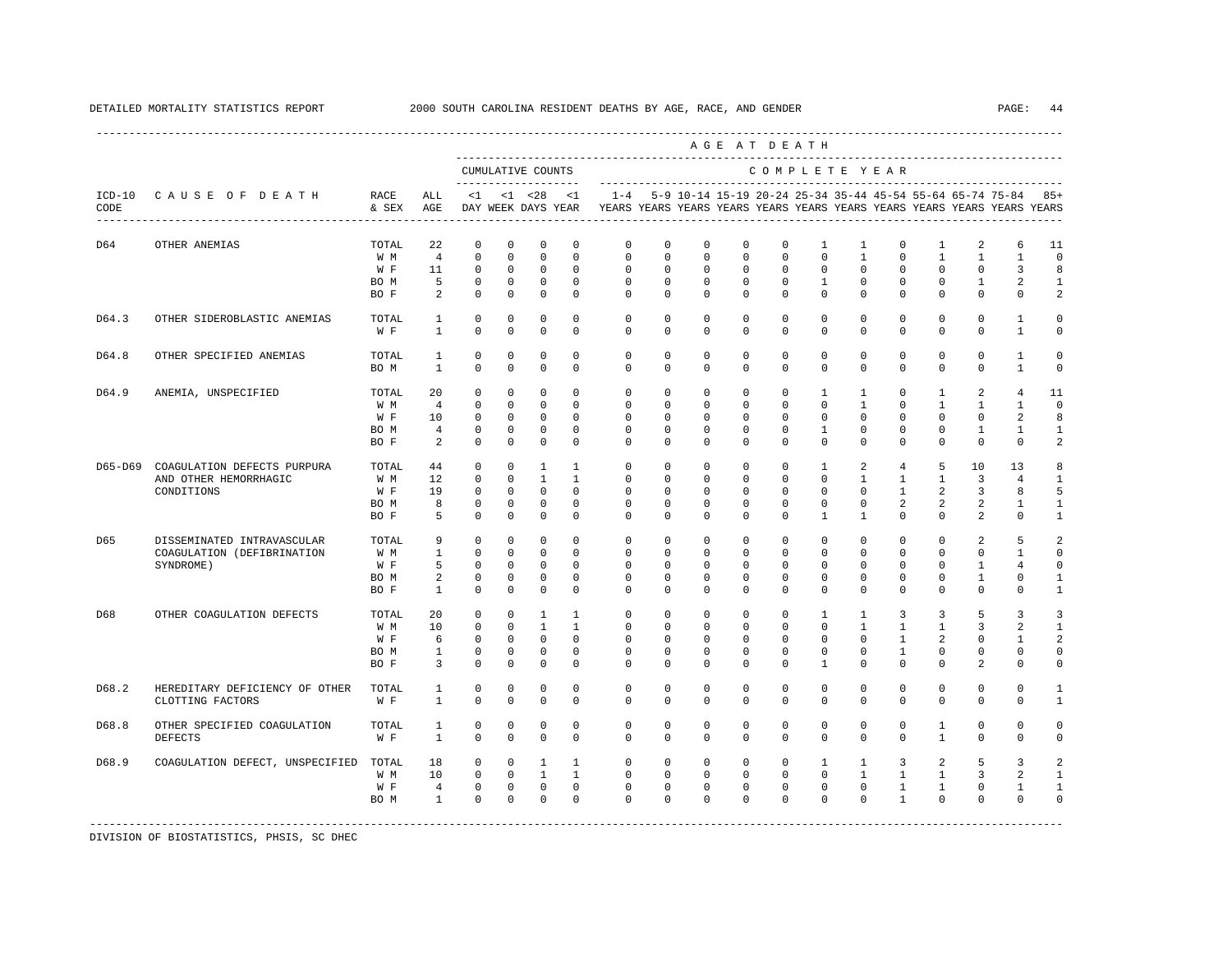DETAILED MORTALITY STATISTICS REPORT 2000 SOUTH CAROLINA RESIDENT DEATHS BY AGE, RACE, AND GENDER

| ICD-10 CODE | CAUSE OF DEATH | RACE & SEX | ALL AGE | CUMULATIVE COUNTS <1 DAY | <1 WEEK | <28 DAYS | <1 YEAR | 1-4 YEARS | 5-9 YEARS | 10-14 YEARS | 15-19 YEARS | 20-24 YEARS | 25-34 YEARS | 35-44 YEARS | 45-54 YEARS | 55-64 YEARS | 65-74 YEARS | 75-84 YEARS | 85+ YEARS |
|---|---|---|---|---|---|---|---|---|---|---|---|---|---|---|---|---|---|---|---|
| D64 | OTHER ANEMIAS | TOTAL | 22 | 0 | 0 | 0 | 0 | 0 | 0 | 0 | 0 | 0 | 1 | 1 | 0 | 1 | 2 | 6 | 11 |
| | | W M | 4 | 0 | 0 | 0 | 0 | 0 | 0 | 0 | 0 | 0 | 0 | 1 | 0 | 1 | 1 | 1 | 0 |
| | | W F | 11 | 0 | 0 | 0 | 0 | 0 | 0 | 0 | 0 | 0 | 0 | 0 | 0 | 0 | 0 | 3 | 8 |
| | | BO M | 5 | 0 | 0 | 0 | 0 | 0 | 0 | 0 | 0 | 0 | 1 | 0 | 0 | 0 | 1 | 2 | 1 |
| | | BO F | 2 | 0 | 0 | 0 | 0 | 0 | 0 | 0 | 0 | 0 | 0 | 0 | 0 | 0 | 0 | 0 | 2 |
| D64.3 | OTHER SIDEROBLASTIC ANEMIAS | TOTAL | 1 | 0 | 0 | 0 | 0 | 0 | 0 | 0 | 0 | 0 | 0 | 0 | 0 | 0 | 0 | 1 | 0 |
| | | W F | 1 | 0 | 0 | 0 | 0 | 0 | 0 | 0 | 0 | 0 | 0 | 0 | 0 | 0 | 0 | 1 | 0 |
| D64.8 | OTHER SPECIFIED ANEMIAS | TOTAL | 1 | 0 | 0 | 0 | 0 | 0 | 0 | 0 | 0 | 0 | 0 | 0 | 0 | 0 | 0 | 1 | 0 |
| | | BO M | 1 | 0 | 0 | 0 | 0 | 0 | 0 | 0 | 0 | 0 | 0 | 0 | 0 | 0 | 0 | 1 | 0 |
| D64.9 | ANEMIA, UNSPECIFIED | TOTAL | 20 | 0 | 0 | 0 | 0 | 0 | 0 | 0 | 0 | 0 | 1 | 1 | 0 | 1 | 2 | 4 | 11 |
| | | W M | 4 | 0 | 0 | 0 | 0 | 0 | 0 | 0 | 0 | 0 | 0 | 1 | 0 | 1 | 1 | 1 | 0 |
| | | W F | 10 | 0 | 0 | 0 | 0 | 0 | 0 | 0 | 0 | 0 | 0 | 0 | 0 | 0 | 0 | 2 | 8 |
| | | BO M | 4 | 0 | 0 | 0 | 0 | 0 | 0 | 0 | 0 | 0 | 1 | 0 | 0 | 0 | 1 | 1 | 1 |
| | | BO F | 2 | 0 | 0 | 0 | 0 | 0 | 0 | 0 | 0 | 0 | 0 | 0 | 0 | 0 | 0 | 0 | 2 |
| D65-D69 | COAGULATION DEFECTS PURPURA AND OTHER HEMORRHAGIC CONDITIONS | TOTAL | 44 | 0 | 0 | 1 | 1 | 0 | 0 | 0 | 0 | 0 | 1 | 2 | 4 | 5 | 10 | 13 | 8 |
| | | W M | 12 | 0 | 0 | 1 | 1 | 0 | 0 | 0 | 0 | 0 | 0 | 1 | 1 | 1 | 3 | 4 | 1 |
| | | W F | 19 | 0 | 0 | 0 | 0 | 0 | 0 | 0 | 0 | 0 | 0 | 0 | 1 | 2 | 3 | 8 | 5 |
| | | BO M | 8 | 0 | 0 | 0 | 0 | 0 | 0 | 0 | 0 | 0 | 0 | 0 | 2 | 2 | 2 | 1 | 1 |
| | | BO F | 5 | 0 | 0 | 0 | 0 | 0 | 0 | 0 | 0 | 0 | 1 | 1 | 0 | 0 | 2 | 0 | 1 |
| D65 | DISSEMINATED INTRAVASCULAR COAGULATION (DEFIBRINATION SYNDROME) | TOTAL | 9 | 0 | 0 | 0 | 0 | 0 | 0 | 0 | 0 | 0 | 0 | 0 | 0 | 0 | 2 | 5 | 2 |
| | | W M | 1 | 0 | 0 | 0 | 0 | 0 | 0 | 0 | 0 | 0 | 0 | 0 | 0 | 0 | 0 | 1 | 0 |
| | | W F | 5 | 0 | 0 | 0 | 0 | 0 | 0 | 0 | 0 | 0 | 0 | 0 | 0 | 0 | 1 | 4 | 0 |
| | | BO M | 2 | 0 | 0 | 0 | 0 | 0 | 0 | 0 | 0 | 0 | 0 | 0 | 0 | 0 | 1 | 0 | 1 |
| | | BO F | 1 | 0 | 0 | 0 | 0 | 0 | 0 | 0 | 0 | 0 | 0 | 0 | 0 | 0 | 0 | 0 | 1 |
| D68 | OTHER COAGULATION DEFECTS | TOTAL | 20 | 0 | 0 | 1 | 1 | 0 | 0 | 0 | 0 | 0 | 1 | 1 | 3 | 3 | 5 | 3 | 3 |
| | | W M | 10 | 0 | 0 | 1 | 1 | 0 | 0 | 0 | 0 | 0 | 0 | 1 | 1 | 1 | 3 | 2 | 1 |
| | | W F | 6 | 0 | 0 | 0 | 0 | 0 | 0 | 0 | 0 | 0 | 0 | 0 | 1 | 2 | 0 | 1 | 2 |
| | | BO M | 1 | 0 | 0 | 0 | 0 | 0 | 0 | 0 | 0 | 0 | 0 | 0 | 1 | 0 | 0 | 0 | 0 |
| | | BO F | 3 | 0 | 0 | 0 | 0 | 0 | 0 | 0 | 0 | 0 | 1 | 0 | 0 | 0 | 2 | 0 | 0 |
| D68.2 | HEREDITARY DEFICIENCY OF OTHER CLOTTING FACTORS | TOTAL | 1 | 0 | 0 | 0 | 0 | 0 | 0 | 0 | 0 | 0 | 0 | 0 | 0 | 0 | 0 | 0 | 1 |
| | | W F | 1 | 0 | 0 | 0 | 0 | 0 | 0 | 0 | 0 | 0 | 0 | 0 | 0 | 0 | 0 | 0 | 1 |
| D68.8 | OTHER SPECIFIED COAGULATION DEFECTS | TOTAL | 1 | 0 | 0 | 0 | 0 | 0 | 0 | 0 | 0 | 0 | 0 | 0 | 0 | 1 | 0 | 0 | 0 |
| | | W F | 1 | 0 | 0 | 0 | 0 | 0 | 0 | 0 | 0 | 0 | 0 | 0 | 0 | 1 | 0 | 0 | 0 |
| D68.9 | COAGULATION DEFECT, UNSPECIFIED | TOTAL | 18 | 0 | 0 | 1 | 1 | 0 | 0 | 0 | 0 | 0 | 1 | 1 | 3 | 2 | 5 | 3 | 2 |
| | | W M | 10 | 0 | 0 | 1 | 1 | 0 | 0 | 0 | 0 | 0 | 0 | 1 | 1 | 1 | 3 | 2 | 1 |
| | | W F | 4 | 0 | 0 | 0 | 0 | 0 | 0 | 0 | 0 | 0 | 0 | 0 | 1 | 1 | 0 | 1 | 1 |
| | | BO M | 1 | 0 | 0 | 0 | 0 | 0 | 0 | 0 | 0 | 0 | 0 | 0 | 1 | 0 | 0 | 0 | 0 |

DIVISION OF BIOSTATISTICS, PHSIS, SC DHEC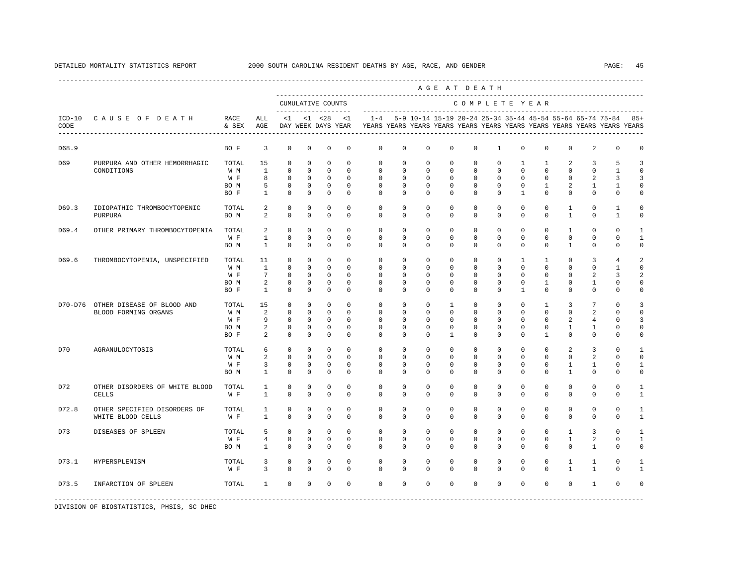DETAILED MORTALITY STATISTICS REPORT 2000 SOUTH CAROLINA RESIDENT DEATHS BY AGE, RACE, AND GENDER

| ICD-10 CODE | CAUSE OF DEATH | RACE & SEX | ALL AGE | <1 DAY | <1 WEEK | <28 DAYS | <1 YEAR | 1-4 YEARS | 5-9 YEARS | 10-14 YEARS | 15-19 YEARS | 20-24 YEARS | 25-34 YEARS | 35-44 YEARS | 45-54 YEARS | 55-64 YEARS | 65-74 YEARS | 75-84 YEARS | 85+ YEARS |
|---|---|---|---|---|---|---|---|---|---|---|---|---|---|---|---|---|---|---|---|
| | | | | CUMULATIVE COUNTS | | | | COMPLETE YEAR | | | | | | | | | | | |
| D68.9 | | BO F | 3 | 0 | 0 | 0 | 0 | 0 | 0 | 0 | 0 | 0 | 1 | 0 | 0 | 0 | 2 | 0 | 0 |
| D69 | PURPURA AND OTHER HEMORRHAGIC CONDITIONS | TOTAL | 15 | 0 | 0 | 0 | 0 | 0 | 0 | 0 | 0 | 0 | 0 | 1 | 1 | 2 | 3 | 5 | 3 |
| | | W M | 1 | 0 | 0 | 0 | 0 | 0 | 0 | 0 | 0 | 0 | 0 | 0 | 0 | 0 | 0 | 1 | 0 |
| | | W F | 8 | 0 | 0 | 0 | 0 | 0 | 0 | 0 | 0 | 0 | 0 | 0 | 0 | 0 | 2 | 3 | 3 |
| | | BO M | 5 | 0 | 0 | 0 | 0 | 0 | 0 | 0 | 0 | 0 | 0 | 0 | 1 | 2 | 1 | 1 | 0 |
| | | BO F | 1 | 0 | 0 | 0 | 0 | 0 | 0 | 0 | 0 | 0 | 0 | 1 | 0 | 0 | 0 | 0 | 0 |
| D69.3 | IDIOPATHIC THROMBOCYTOPENIC PURPURA | TOTAL | 2 | 0 | 0 | 0 | 0 | 0 | 0 | 0 | 0 | 0 | 0 | 0 | 0 | 1 | 0 | 1 | 0 |
| | | BO M | 2 | 0 | 0 | 0 | 0 | 0 | 0 | 0 | 0 | 0 | 0 | 0 | 0 | 1 | 0 | 1 | 0 |
| D69.4 | OTHER PRIMARY THROMBOCYTOPENIA | TOTAL | 2 | 0 | 0 | 0 | 0 | 0 | 0 | 0 | 0 | 0 | 0 | 0 | 0 | 1 | 0 | 0 | 1 |
| | | W F | 1 | 0 | 0 | 0 | 0 | 0 | 0 | 0 | 0 | 0 | 0 | 0 | 0 | 0 | 0 | 0 | 1 |
| | | BO M | 1 | 0 | 0 | 0 | 0 | 0 | 0 | 0 | 0 | 0 | 0 | 0 | 0 | 1 | 0 | 0 | 0 |
| D69.6 | THROMBOCYTOPENIA, UNSPECIFIED | TOTAL | 11 | 0 | 0 | 0 | 0 | 0 | 0 | 0 | 0 | 0 | 0 | 1 | 1 | 0 | 3 | 4 | 2 |
| | | W M | 1 | 0 | 0 | 0 | 0 | 0 | 0 | 0 | 0 | 0 | 0 | 0 | 0 | 0 | 0 | 1 | 0 |
| | | W F | 7 | 0 | 0 | 0 | 0 | 0 | 0 | 0 | 0 | 0 | 0 | 0 | 0 | 0 | 2 | 3 | 2 |
| | | BO M | 2 | 0 | 0 | 0 | 0 | 0 | 0 | 0 | 0 | 0 | 0 | 0 | 1 | 0 | 1 | 0 | 0 |
| | | BO F | 1 | 0 | 0 | 0 | 0 | 0 | 0 | 0 | 0 | 0 | 0 | 1 | 0 | 0 | 0 | 0 | 0 |
| D70-D76 | OTHER DISEASE OF BLOOD AND BLOOD FORMING ORGANS | TOTAL | 15 | 0 | 0 | 0 | 0 | 0 | 0 | 0 | 1 | 0 | 0 | 0 | 1 | 3 | 7 | 0 | 3 |
| | | W M | 2 | 0 | 0 | 0 | 0 | 0 | 0 | 0 | 0 | 0 | 0 | 0 | 0 | 0 | 2 | 0 | 0 |
| | | W F | 9 | 0 | 0 | 0 | 0 | 0 | 0 | 0 | 0 | 0 | 0 | 0 | 0 | 2 | 4 | 0 | 3 |
| | | BO M | 2 | 0 | 0 | 0 | 0 | 0 | 0 | 0 | 0 | 0 | 0 | 0 | 0 | 1 | 1 | 0 | 0 |
| | | BO F | 2 | 0 | 0 | 0 | 0 | 0 | 0 | 0 | 1 | 0 | 0 | 0 | 1 | 0 | 0 | 0 | 0 |
| D70 | AGRANULOCYTOSIS | TOTAL | 6 | 0 | 0 | 0 | 0 | 0 | 0 | 0 | 0 | 0 | 0 | 0 | 0 | 2 | 3 | 0 | 1 |
| | | W M | 2 | 0 | 0 | 0 | 0 | 0 | 0 | 0 | 0 | 0 | 0 | 0 | 0 | 0 | 2 | 0 | 0 |
| | | W F | 3 | 0 | 0 | 0 | 0 | 0 | 0 | 0 | 0 | 0 | 0 | 0 | 0 | 1 | 1 | 0 | 1 |
| | | BO M | 1 | 0 | 0 | 0 | 0 | 0 | 0 | 0 | 0 | 0 | 0 | 0 | 0 | 1 | 0 | 0 | 0 |
| D72 | OTHER DISORDERS OF WHITE BLOOD CELLS | TOTAL | 1 | 0 | 0 | 0 | 0 | 0 | 0 | 0 | 0 | 0 | 0 | 0 | 0 | 0 | 0 | 0 | 1 |
| | | W F | 1 | 0 | 0 | 0 | 0 | 0 | 0 | 0 | 0 | 0 | 0 | 0 | 0 | 0 | 0 | 0 | 1 |
| D72.8 | OTHER SPECIFIED DISORDERS OF WHITE BLOOD CELLS | TOTAL | 1 | 0 | 0 | 0 | 0 | 0 | 0 | 0 | 0 | 0 | 0 | 0 | 0 | 0 | 0 | 0 | 1 |
| | | W F | 1 | 0 | 0 | 0 | 0 | 0 | 0 | 0 | 0 | 0 | 0 | 0 | 0 | 0 | 0 | 0 | 1 |
| D73 | DISEASES OF SPLEEN | TOTAL | 5 | 0 | 0 | 0 | 0 | 0 | 0 | 0 | 0 | 0 | 0 | 0 | 0 | 1 | 3 | 0 | 1 |
| | | W F | 4 | 0 | 0 | 0 | 0 | 0 | 0 | 0 | 0 | 0 | 0 | 0 | 0 | 1 | 2 | 0 | 1 |
| | | BO M | 1 | 0 | 0 | 0 | 0 | 0 | 0 | 0 | 0 | 0 | 0 | 0 | 0 | 0 | 1 | 0 | 0 |
| D73.1 | HYPERSPLENISM | TOTAL | 3 | 0 | 0 | 0 | 0 | 0 | 0 | 0 | 0 | 0 | 0 | 0 | 0 | 1 | 1 | 0 | 1 |
| | | W F | 3 | 0 | 0 | 0 | 0 | 0 | 0 | 0 | 0 | 0 | 0 | 0 | 0 | 1 | 1 | 0 | 1 |
| D73.5 | INFARCTION OF SPLEEN | TOTAL | 1 | 0 | 0 | 0 | 0 | 0 | 0 | 0 | 0 | 0 | 0 | 0 | 0 | 0 | 1 | 0 | 0 |

DIVISION OF BIOSTATISTICS, PHSIS, SC DHEC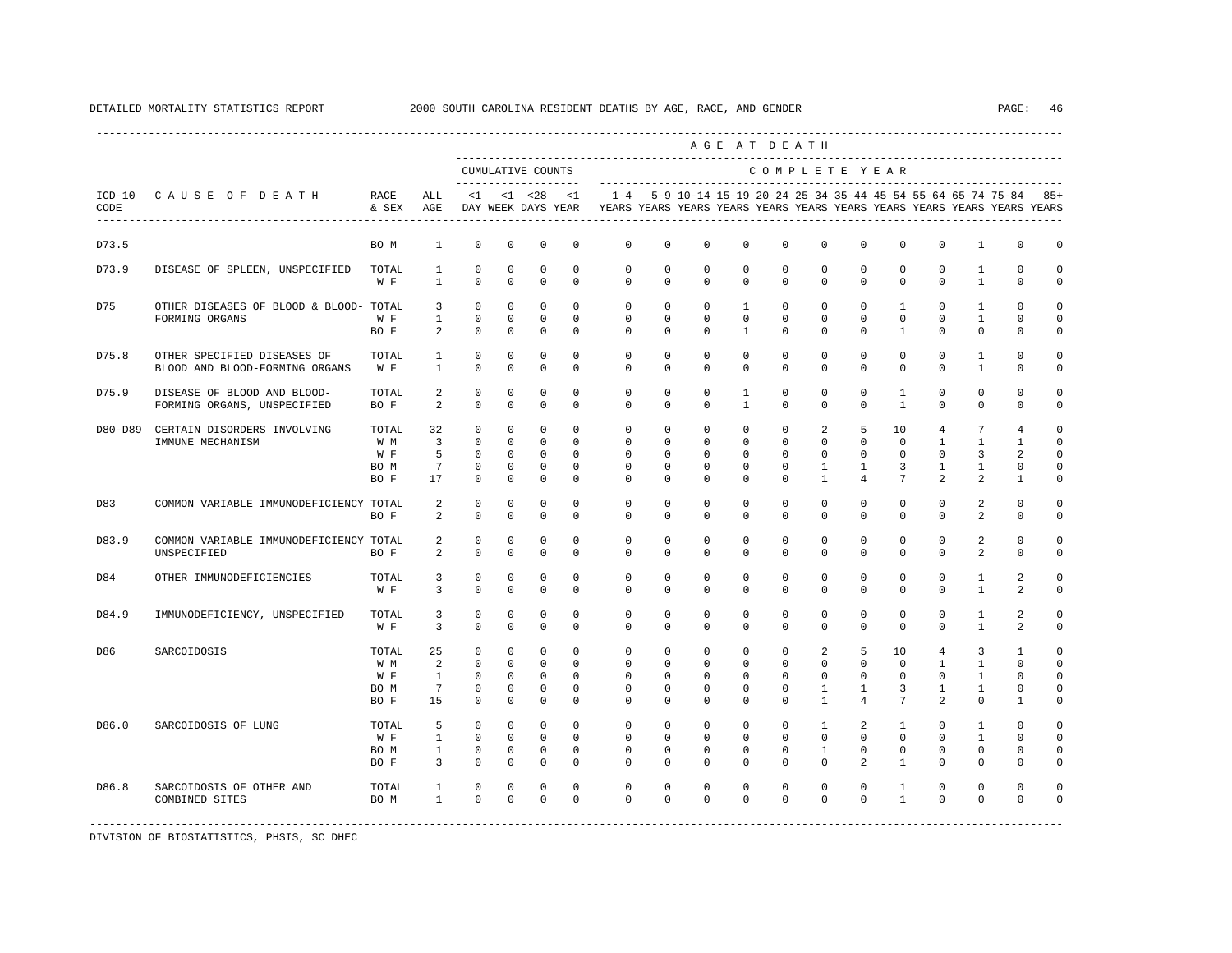DETAILED MORTALITY STATISTICS REPORT 2000 SOUTH CAROLINA RESIDENT DEATHS BY AGE, RACE, AND GENDER

| ICD-10 CODE | CAUSE OF DEATH | RACE & SEX | ALL AGE | <1 DAY | <1 WEEK | <28 DAYS | <1 YEAR | 1-4 YEARS | 5-9 YEARS | 10-14 YEARS | 15-19 YEARS | 20-24 YEARS | 25-34 YEARS | 35-44 YEARS | 45-54 YEARS | 55-64 YEARS | 65-74 YEARS | 75-84 YEARS | 85+ YEARS |
|---|---|---|---|---|---|---|---|---|---|---|---|---|---|---|---|---|---|---|---|
| | | | | CUMULATIVE COUNTS | | | | COMPLETE YEAR | | | | | | | | | | | |
| D73.5 | | BO M | 1 | 0 | 0 | 0 | 0 | 0 | 0 | 0 | 0 | 0 | 0 | 0 | 0 | 0 | 1 | 0 | 0 |
| D73.9 | DISEASE OF SPLEEN, UNSPECIFIED | TOTAL | 1 | 0 | 0 | 0 | 0 | 0 | 0 | 0 | 0 | 0 | 0 | 0 | 0 | 0 | 1 | 0 | 0 |
| | | W F | 1 | 0 | 0 | 0 | 0 | 0 | 0 | 0 | 0 | 0 | 0 | 0 | 0 | 0 | 1 | 0 | 0 |
| D75 | OTHER DISEASES OF BLOOD & BLOOD-FORMING ORGANS | TOTAL | 3 | 0 | 0 | 0 | 0 | 0 | 0 | 0 | 1 | 0 | 0 | 0 | 1 | 0 | 1 | 0 | 0 |
| | | W F | 1 | 0 | 0 | 0 | 0 | 0 | 0 | 0 | 0 | 0 | 0 | 0 | 0 | 0 | 1 | 0 | 0 |
| | | BO F | 2 | 0 | 0 | 0 | 0 | 0 | 0 | 0 | 1 | 0 | 0 | 0 | 1 | 0 | 0 | 0 | 0 |
| D75.8 | OTHER SPECIFIED DISEASES OF BLOOD AND BLOOD-FORMING ORGANS | TOTAL | 1 | 0 | 0 | 0 | 0 | 0 | 0 | 0 | 0 | 0 | 0 | 0 | 0 | 0 | 1 | 0 | 0 |
| | | W F | 1 | 0 | 0 | 0 | 0 | 0 | 0 | 0 | 0 | 0 | 0 | 0 | 0 | 0 | 1 | 0 | 0 |
| D75.9 | DISEASE OF BLOOD AND BLOOD-FORMING ORGANS, UNSPECIFIED | TOTAL | 2 | 0 | 0 | 0 | 0 | 0 | 0 | 0 | 1 | 0 | 0 | 0 | 1 | 0 | 0 | 0 | 0 |
| | | BO F | 2 | 0 | 0 | 0 | 0 | 0 | 0 | 0 | 1 | 0 | 0 | 0 | 1 | 0 | 0 | 0 | 0 |
| D80-D89 | CERTAIN DISORDERS INVOLVING IMMUNE MECHANISM | TOTAL | 32 | 0 | 0 | 0 | 0 | 0 | 0 | 0 | 0 | 0 | 2 | 5 | 10 | 4 | 7 | 4 | 0 |
| | | W M | 3 | 0 | 0 | 0 | 0 | 0 | 0 | 0 | 0 | 0 | 0 | 0 | 0 | 1 | 1 | 1 | 0 |
| | | W F | 5 | 0 | 0 | 0 | 0 | 0 | 0 | 0 | 0 | 0 | 0 | 0 | 0 | 0 | 3 | 2 | 0 |
| | | BO M | 7 | 0 | 0 | 0 | 0 | 0 | 0 | 0 | 0 | 0 | 1 | 1 | 3 | 1 | 1 | 0 | 0 |
| | | BO F | 17 | 0 | 0 | 0 | 0 | 0 | 0 | 0 | 0 | 0 | 1 | 4 | 7 | 2 | 2 | 1 | 0 |
| D83 | COMMON VARIABLE IMMUNODEFICIENCY | TOTAL | 2 | 0 | 0 | 0 | 0 | 0 | 0 | 0 | 0 | 0 | 0 | 0 | 0 | 0 | 2 | 0 | 0 |
| | | BO F | 2 | 0 | 0 | 0 | 0 | 0 | 0 | 0 | 0 | 0 | 0 | 0 | 0 | 0 | 2 | 0 | 0 |
| D83.9 | COMMON VARIABLE IMMUNODEFICIENCY UNSPECIFIED | TOTAL | 2 | 0 | 0 | 0 | 0 | 0 | 0 | 0 | 0 | 0 | 0 | 0 | 0 | 0 | 2 | 0 | 0 |
| | | BO F | 2 | 0 | 0 | 0 | 0 | 0 | 0 | 0 | 0 | 0 | 0 | 0 | 0 | 0 | 2 | 0 | 0 |
| D84 | OTHER IMMUNODEFICIENCIES | TOTAL | 3 | 0 | 0 | 0 | 0 | 0 | 0 | 0 | 0 | 0 | 0 | 0 | 0 | 0 | 1 | 2 | 0 |
| | | W F | 3 | 0 | 0 | 0 | 0 | 0 | 0 | 0 | 0 | 0 | 0 | 0 | 0 | 0 | 1 | 2 | 0 |
| D84.9 | IMMUNODEFICIENCY, UNSPECIFIED | TOTAL | 3 | 0 | 0 | 0 | 0 | 0 | 0 | 0 | 0 | 0 | 0 | 0 | 0 | 0 | 1 | 2 | 0 |
| | | W F | 3 | 0 | 0 | 0 | 0 | 0 | 0 | 0 | 0 | 0 | 0 | 0 | 0 | 0 | 1 | 2 | 0 |
| D86 | SARCOIDOSIS | TOTAL | 25 | 0 | 0 | 0 | 0 | 0 | 0 | 0 | 0 | 0 | 2 | 5 | 10 | 4 | 3 | 1 | 0 |
| | | W M | 2 | 0 | 0 | 0 | 0 | 0 | 0 | 0 | 0 | 0 | 0 | 0 | 0 | 1 | 1 | 0 | 0 |
| | | W F | 1 | 0 | 0 | 0 | 0 | 0 | 0 | 0 | 0 | 0 | 0 | 0 | 0 | 0 | 1 | 0 | 0 |
| | | BO M | 7 | 0 | 0 | 0 | 0 | 0 | 0 | 0 | 0 | 0 | 1 | 1 | 3 | 1 | 1 | 0 | 0 |
| | | BO F | 15 | 0 | 0 | 0 | 0 | 0 | 0 | 0 | 0 | 0 | 1 | 4 | 7 | 2 | 0 | 1 | 0 |
| D86.0 | SARCOIDOSIS OF LUNG | TOTAL | 5 | 0 | 0 | 0 | 0 | 0 | 0 | 0 | 0 | 0 | 1 | 2 | 1 | 0 | 1 | 0 | 0 |
| | | W F | 1 | 0 | 0 | 0 | 0 | 0 | 0 | 0 | 0 | 0 | 0 | 0 | 0 | 0 | 1 | 0 | 0 |
| | | BO M | 1 | 0 | 0 | 0 | 0 | 0 | 0 | 0 | 0 | 0 | 1 | 0 | 0 | 0 | 0 | 0 | 0 |
| | | BO F | 3 | 0 | 0 | 0 | 0 | 0 | 0 | 0 | 0 | 0 | 0 | 2 | 1 | 0 | 0 | 0 | 0 |
| D86.8 | SARCOIDOSIS OF OTHER AND COMBINED SITES | TOTAL | 1 | 0 | 0 | 0 | 0 | 0 | 0 | 0 | 0 | 0 | 0 | 0 | 1 | 0 | 0 | 0 | 0 |
| | | BO M | 1 | 0 | 0 | 0 | 0 | 0 | 0 | 0 | 0 | 0 | 0 | 0 | 1 | 0 | 0 | 0 | 0 |

DIVISION OF BIOSTATISTICS, PHSIS, SC DHEC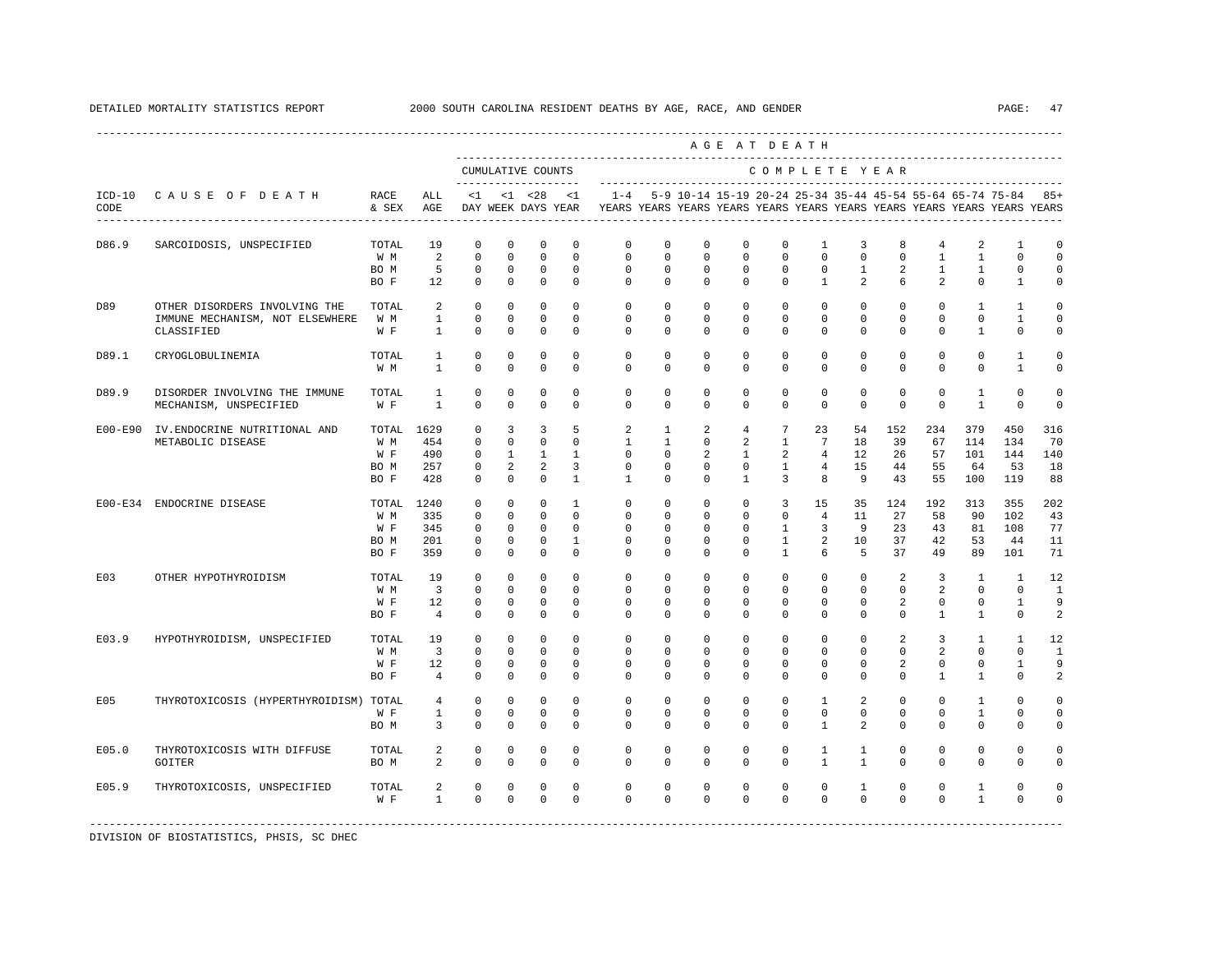DETAILED MORTALITY STATISTICS REPORT 2000 SOUTH CAROLINA RESIDENT DEATHS BY AGE, RACE, AND GENDER

| ICD-10 CODE | CAUSE OF DEATH | RACE & SEX | ALL AGE | <1 DAY | <1 WEEK | <28 DAYS | <1 YEAR | 1-4 YEARS | 5-9 YEARS | 10-14 YEARS | 15-19 YEARS | 20-24 YEARS | 25-34 YEARS | 35-44 YEARS | 45-54 YEARS | 55-64 YEARS | 65-74 YEARS | 75-84 YEARS | 85+ YEARS |
|---|---|---|---|---|---|---|---|---|---|---|---|---|---|---|---|---|---|---|---|
| D86.9 | SARCOIDOSIS, UNSPECIFIED | TOTAL | 19 | 0 | 0 | 0 | 0 | 0 | 0 | 0 | 0 | 0 | 1 | 3 | 8 | 4 | 2 | 1 | 0 |
| | | W M | 2 | 0 | 0 | 0 | 0 | 0 | 0 | 0 | 0 | 0 | 0 | 0 | 0 | 1 | 1 | 0 | 0 |
| | | BO M | 5 | 0 | 0 | 0 | 0 | 0 | 0 | 0 | 0 | 0 | 0 | 1 | 2 | 1 | 1 | 0 | 0 |
| | | BO F | 12 | 0 | 0 | 0 | 0 | 0 | 0 | 0 | 0 | 0 | 1 | 2 | 6 | 2 | 0 | 1 | 0 |
| D89 | OTHER DISORDERS INVOLVING THE IMMUNE MECHANISM, NOT ELSEWHERE CLASSIFIED | TOTAL | 2 | 0 | 0 | 0 | 0 | 0 | 0 | 0 | 0 | 0 | 0 | 0 | 0 | 0 | 1 | 1 | 0 |
| | | W M | 1 | 0 | 0 | 0 | 0 | 0 | 0 | 0 | 0 | 0 | 0 | 0 | 0 | 0 | 0 | 1 | 0 |
| | | W F | 1 | 0 | 0 | 0 | 0 | 0 | 0 | 0 | 0 | 0 | 0 | 0 | 0 | 0 | 1 | 0 | 0 |
| D89.1 | CRYOGLOBULINEMIA | TOTAL | 1 | 0 | 0 | 0 | 0 | 0 | 0 | 0 | 0 | 0 | 0 | 0 | 0 | 0 | 0 | 1 | 0 |
| | | W M | 1 | 0 | 0 | 0 | 0 | 0 | 0 | 0 | 0 | 0 | 0 | 0 | 0 | 0 | 0 | 1 | 0 |
| D89.9 | DISORDER INVOLVING THE IMMUNE MECHANISM, UNSPECIFIED | TOTAL | 1 | 0 | 0 | 0 | 0 | 0 | 0 | 0 | 0 | 0 | 0 | 0 | 0 | 0 | 1 | 0 | 0 |
| | | W F | 1 | 0 | 0 | 0 | 0 | 0 | 0 | 0 | 0 | 0 | 0 | 0 | 0 | 0 | 1 | 0 | 0 |
| E00-E90 | IV.ENDOCRINE NUTRITIONAL AND METABOLIC DISEASE | TOTAL | 1629 | 0 | 3 | 3 | 5 | 2 | 1 | 2 | 4 | 7 | 23 | 54 | 152 | 234 | 379 | 450 | 316 |
| | | W M | 454 | 0 | 0 | 0 | 0 | 1 | 1 | 0 | 2 | 1 | 7 | 18 | 39 | 67 | 114 | 134 | 70 |
| | | W F | 490 | 0 | 1 | 1 | 1 | 0 | 0 | 2 | 1 | 2 | 4 | 12 | 26 | 57 | 101 | 144 | 140 |
| | | BO M | 257 | 0 | 2 | 2 | 3 | 0 | 0 | 0 | 0 | 1 | 4 | 15 | 44 | 55 | 64 | 53 | 18 |
| | | BO F | 428 | 0 | 0 | 0 | 1 | 1 | 0 | 0 | 1 | 3 | 8 | 9 | 43 | 55 | 100 | 119 | 88 |
| E00-E34 | ENDOCRINE DISEASE | TOTAL | 1240 | 0 | 0 | 0 | 1 | 0 | 0 | 0 | 0 | 3 | 15 | 35 | 124 | 192 | 313 | 355 | 202 |
| | | W M | 335 | 0 | 0 | 0 | 0 | 0 | 0 | 0 | 0 | 0 | 4 | 11 | 27 | 58 | 90 | 102 | 43 |
| | | W F | 345 | 0 | 0 | 0 | 0 | 0 | 0 | 0 | 0 | 1 | 3 | 9 | 23 | 43 | 81 | 108 | 77 |
| | | BO M | 201 | 0 | 0 | 0 | 1 | 0 | 0 | 0 | 0 | 1 | 2 | 10 | 37 | 42 | 53 | 44 | 11 |
| | | BO F | 359 | 0 | 0 | 0 | 0 | 0 | 0 | 0 | 0 | 1 | 6 | 5 | 37 | 49 | 89 | 101 | 71 |
| E03 | OTHER HYPOTHYROIDISM | TOTAL | 19 | 0 | 0 | 0 | 0 | 0 | 0 | 0 | 0 | 0 | 0 | 0 | 2 | 3 | 1 | 1 | 12 |
| | | W M | 3 | 0 | 0 | 0 | 0 | 0 | 0 | 0 | 0 | 0 | 0 | 0 | 0 | 2 | 0 | 0 | 1 |
| | | W F | 12 | 0 | 0 | 0 | 0 | 0 | 0 | 0 | 0 | 0 | 0 | 0 | 2 | 0 | 0 | 1 | 9 |
| | | BO F | 4 | 0 | 0 | 0 | 0 | 0 | 0 | 0 | 0 | 0 | 0 | 0 | 0 | 1 | 1 | 0 | 2 |
| E03.9 | HYPOTHYROIDISM, UNSPECIFIED | TOTAL | 19 | 0 | 0 | 0 | 0 | 0 | 0 | 0 | 0 | 0 | 0 | 0 | 2 | 3 | 1 | 1 | 12 |
| | | W M | 3 | 0 | 0 | 0 | 0 | 0 | 0 | 0 | 0 | 0 | 0 | 0 | 0 | 2 | 0 | 0 | 1 |
| | | W F | 12 | 0 | 0 | 0 | 0 | 0 | 0 | 0 | 0 | 0 | 0 | 0 | 2 | 0 | 0 | 1 | 9 |
| | | BO F | 4 | 0 | 0 | 0 | 0 | 0 | 0 | 0 | 0 | 0 | 0 | 0 | 0 | 1 | 1 | 0 | 2 |
| E05 | THYROTOXICOSIS (HYPERTHYROIDISM) | TOTAL | 4 | 0 | 0 | 0 | 0 | 0 | 0 | 0 | 0 | 0 | 1 | 2 | 0 | 0 | 1 | 0 | 0 |
| | | W F | 1 | 0 | 0 | 0 | 0 | 0 | 0 | 0 | 0 | 0 | 0 | 0 | 0 | 0 | 1 | 0 | 0 |
| | | BO M | 3 | 0 | 0 | 0 | 0 | 0 | 0 | 0 | 0 | 0 | 1 | 2 | 0 | 0 | 0 | 0 | 0 |
| E05.0 | THYROTOXICOSIS WITH DIFFUSE GOITER | TOTAL | 2 | 0 | 0 | 0 | 0 | 0 | 0 | 0 | 0 | 0 | 1 | 1 | 0 | 0 | 0 | 0 | 0 |
| | | BO M | 2 | 0 | 0 | 0 | 0 | 0 | 0 | 0 | 0 | 0 | 1 | 1 | 0 | 0 | 0 | 0 | 0 |
| E05.9 | THYROTOXICOSIS, UNSPECIFIED | TOTAL | 2 | 0 | 0 | 0 | 0 | 0 | 0 | 0 | 0 | 0 | 0 | 1 | 0 | 0 | 1 | 0 | 0 |
| | | W F | 1 | 0 | 0 | 0 | 0 | 0 | 0 | 0 | 0 | 0 | 0 | 0 | 0 | 0 | 1 | 0 | 0 |

DIVISION OF BIOSTATISTICS, PHSIS, SC DHEC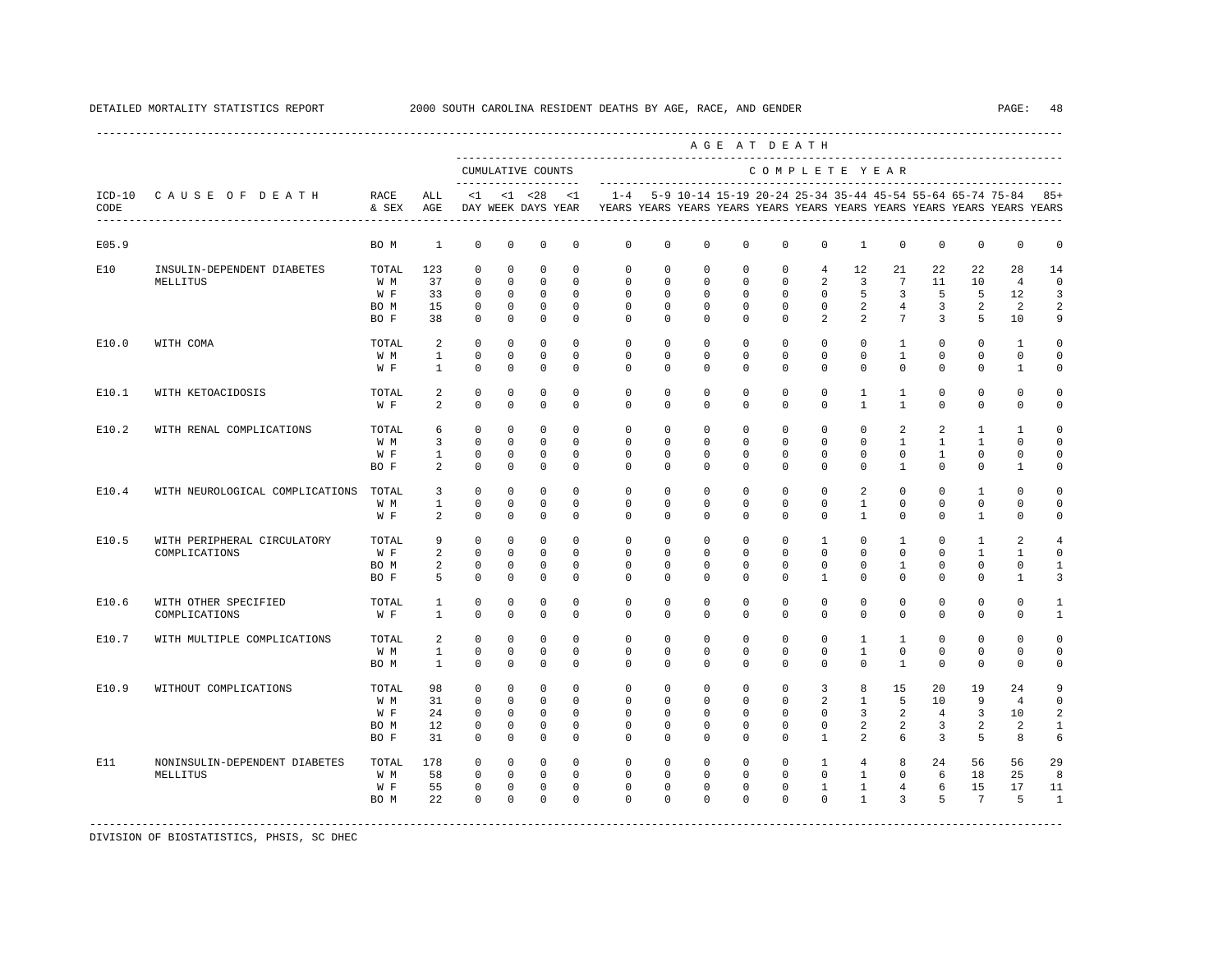DETAILED MORTALITY STATISTICS REPORT 2000 SOUTH CAROLINA RESIDENT DEATHS BY AGE, RACE, AND GENDER

| ICD-10 CODE | CAUSE OF DEATH | RACE & SEX | ALL AGE | <1 DAY | <1 WEEK | <28 DAYS | <1 YEAR | 1-4 YEARS | 5-9 YEARS | 10-14 YEARS | 15-19 YEARS | 20-24 YEARS | 25-34 YEARS | 35-44 YEARS | 45-54 YEARS | 55-64 YEARS | 65-74 YEARS | 75-84 YEARS | 85+ YEARS |
|---|---|---|---|---|---|---|---|---|---|---|---|---|---|---|---|---|---|---|---|
| E05.9 | | BO M | 1 | 0 | 0 | 0 | 0 | 0 | 0 | 0 | 0 | 0 | 0 | 1 | 0 | 0 | 0 | 0 | 0 |
| E10 | INSULIN-DEPENDENT DIABETES MELLITUS | TOTAL | 123 | 0 | 0 | 0 | 0 | 0 | 0 | 0 | 0 | 0 | 4 | 12 | 21 | 22 | 22 | 28 | 14 |
| | | W M | 37 | 0 | 0 | 0 | 0 | 0 | 0 | 0 | 0 | 0 | 2 | 3 | 7 | 11 | 10 | 4 | 0 |
| | | W F | 33 | 0 | 0 | 0 | 0 | 0 | 0 | 0 | 0 | 0 | 0 | 5 | 3 | 5 | 5 | 12 | 3 |
| | | BO M | 15 | 0 | 0 | 0 | 0 | 0 | 0 | 0 | 0 | 0 | 0 | 2 | 4 | 3 | 2 | 2 | 2 |
| | | BO F | 38 | 0 | 0 | 0 | 0 | 0 | 0 | 0 | 0 | 0 | 2 | 2 | 7 | 3 | 5 | 10 | 9 |
| E10.0 | WITH COMA | TOTAL | 2 | 0 | 0 | 0 | 0 | 0 | 0 | 0 | 0 | 0 | 0 | 0 | 1 | 0 | 0 | 1 | 0 |
| | | W M | 1 | 0 | 0 | 0 | 0 | 0 | 0 | 0 | 0 | 0 | 0 | 0 | 1 | 0 | 0 | 0 | 0 |
| | | W F | 1 | 0 | 0 | 0 | 0 | 0 | 0 | 0 | 0 | 0 | 0 | 0 | 0 | 0 | 0 | 1 | 0 |
| E10.1 | WITH KETOACIDOSIS | TOTAL | 2 | 0 | 0 | 0 | 0 | 0 | 0 | 0 | 0 | 0 | 0 | 1 | 1 | 0 | 0 | 0 | 0 |
| | | W F | 2 | 0 | 0 | 0 | 0 | 0 | 0 | 0 | 0 | 0 | 0 | 1 | 1 | 0 | 0 | 0 | 0 |
| E10.2 | WITH RENAL COMPLICATIONS | TOTAL | 6 | 0 | 0 | 0 | 0 | 0 | 0 | 0 | 0 | 0 | 0 | 0 | 2 | 2 | 1 | 1 | 0 |
| | | W M | 3 | 0 | 0 | 0 | 0 | 0 | 0 | 0 | 0 | 0 | 0 | 0 | 1 | 1 | 1 | 0 | 0 |
| | | W F | 1 | 0 | 0 | 0 | 0 | 0 | 0 | 0 | 0 | 0 | 0 | 0 | 0 | 1 | 0 | 0 | 0 |
| | | BO F | 2 | 0 | 0 | 0 | 0 | 0 | 0 | 0 | 0 | 0 | 0 | 0 | 1 | 0 | 0 | 1 | 0 |
| E10.4 | WITH NEUROLOGICAL COMPLICATIONS | TOTAL | 3 | 0 | 0 | 0 | 0 | 0 | 0 | 0 | 0 | 0 | 0 | 2 | 0 | 0 | 1 | 0 | 0 |
| | | W M | 1 | 0 | 0 | 0 | 0 | 0 | 0 | 0 | 0 | 0 | 0 | 1 | 0 | 0 | 0 | 0 | 0 |
| | | W F | 2 | 0 | 0 | 0 | 0 | 0 | 0 | 0 | 0 | 0 | 0 | 1 | 0 | 0 | 1 | 0 | 0 |
| E10.5 | WITH PERIPHERAL CIRCULATORY COMPLICATIONS | TOTAL | 9 | 0 | 0 | 0 | 0 | 0 | 0 | 0 | 0 | 0 | 1 | 0 | 1 | 0 | 1 | 2 | 4 |
| | | W F | 2 | 0 | 0 | 0 | 0 | 0 | 0 | 0 | 0 | 0 | 0 | 0 | 0 | 0 | 1 | 1 | 0 |
| | | BO M | 2 | 0 | 0 | 0 | 0 | 0 | 0 | 0 | 0 | 0 | 0 | 0 | 1 | 0 | 0 | 0 | 1 |
| | | BO F | 5 | 0 | 0 | 0 | 0 | 0 | 0 | 0 | 0 | 0 | 1 | 0 | 0 | 0 | 0 | 1 | 3 |
| E10.6 | WITH OTHER SPECIFIED COMPLICATIONS | TOTAL | 1 | 0 | 0 | 0 | 0 | 0 | 0 | 0 | 0 | 0 | 0 | 0 | 0 | 0 | 0 | 0 | 1 |
| | | W F | 1 | 0 | 0 | 0 | 0 | 0 | 0 | 0 | 0 | 0 | 0 | 0 | 0 | 0 | 0 | 0 | 1 |
| E10.7 | WITH MULTIPLE COMPLICATIONS | TOTAL | 2 | 0 | 0 | 0 | 0 | 0 | 0 | 0 | 0 | 0 | 0 | 1 | 1 | 0 | 0 | 0 | 0 |
| | | W M | 1 | 0 | 0 | 0 | 0 | 0 | 0 | 0 | 0 | 0 | 0 | 1 | 0 | 0 | 0 | 0 | 0 |
| | | BO M | 1 | 0 | 0 | 0 | 0 | 0 | 0 | 0 | 0 | 0 | 0 | 0 | 1 | 0 | 0 | 0 | 0 |
| E10.9 | WITHOUT COMPLICATIONS | TOTAL | 98 | 0 | 0 | 0 | 0 | 0 | 0 | 0 | 0 | 0 | 3 | 8 | 15 | 20 | 19 | 24 | 9 |
| | | W M | 31 | 0 | 0 | 0 | 0 | 0 | 0 | 0 | 0 | 0 | 2 | 1 | 5 | 10 | 9 | 4 | 0 |
| | | W F | 24 | 0 | 0 | 0 | 0 | 0 | 0 | 0 | 0 | 0 | 0 | 3 | 2 | 4 | 3 | 10 | 2 |
| | | BO M | 12 | 0 | 0 | 0 | 0 | 0 | 0 | 0 | 0 | 0 | 0 | 2 | 2 | 3 | 2 | 2 | 1 |
| | | BO F | 31 | 0 | 0 | 0 | 0 | 0 | 0 | 0 | 0 | 0 | 1 | 2 | 6 | 3 | 5 | 8 | 6 |
| E11 | NONINSULIN-DEPENDENT DIABETES MELLITUS | TOTAL | 178 | 0 | 0 | 0 | 0 | 0 | 0 | 0 | 0 | 0 | 1 | 4 | 8 | 24 | 56 | 56 | 29 |
| | | W M | 58 | 0 | 0 | 0 | 0 | 0 | 0 | 0 | 0 | 0 | 0 | 1 | 0 | 6 | 18 | 25 | 8 |
| | | W F | 55 | 0 | 0 | 0 | 0 | 0 | 0 | 0 | 0 | 0 | 1 | 1 | 4 | 6 | 15 | 17 | 11 |
| | | BO M | 22 | 0 | 0 | 0 | 0 | 0 | 0 | 0 | 0 | 0 | 0 | 1 | 3 | 5 | 7 | 5 | 1 |

DIVISION OF BIOSTATISTICS, PHSIS, SC DHEC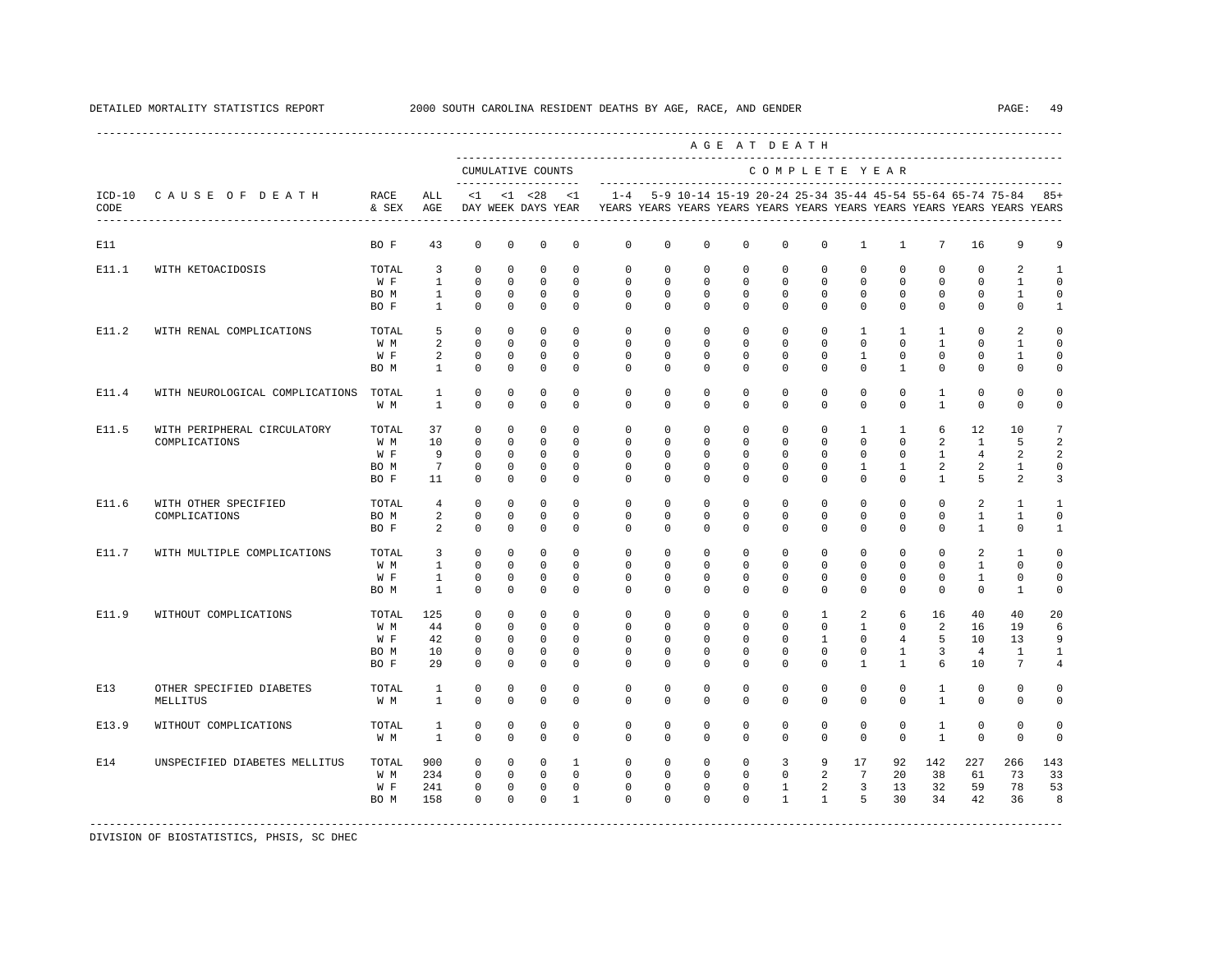DETAILED MORTALITY STATISTICS REPORT 2000 SOUTH CAROLINA RESIDENT DEATHS BY AGE, RACE, AND GENDER

| ICD-10 CODE | CAUSE OF DEATH | RACE & SEX | ALL AGE | <1 DAY | <1 WEEK | <28 DAYS | <1 YEAR | 1-4 YEARS | 5-9 YEARS | 10-14 YEARS | 15-19 YEARS | 20-24 YEARS | 25-34 YEARS | 35-44 YEARS | 45-54 YEARS | 55-64 YEARS | 65-74 YEARS | 75-84 YEARS | 85+ YEARS |
|---|---|---|---|---|---|---|---|---|---|---|---|---|---|---|---|---|---|---|---|
| E11 | | BO F | 43 | 0 | 0 | 0 | 0 | 0 | 0 | 0 | 0 | 0 | 0 | 1 | 1 | 7 | 16 | 9 | 9 |
| E11.1 | WITH KETOACIDOSIS | TOTAL | 3 | 0 | 0 | 0 | 0 | 0 | 0 | 0 | 0 | 0 | 0 | 0 | 0 | 0 | 0 | 2 | 1 |
| | | W F | 1 | 0 | 0 | 0 | 0 | 0 | 0 | 0 | 0 | 0 | 0 | 0 | 0 | 0 | 0 | 1 | 0 |
| | | BO M | 1 | 0 | 0 | 0 | 0 | 0 | 0 | 0 | 0 | 0 | 0 | 0 | 0 | 0 | 0 | 1 | 0 |
| | | BO F | 1 | 0 | 0 | 0 | 0 | 0 | 0 | 0 | 0 | 0 | 0 | 0 | 0 | 0 | 0 | 0 | 1 |
| E11.2 | WITH RENAL COMPLICATIONS | TOTAL | 5 | 0 | 0 | 0 | 0 | 0 | 0 | 0 | 0 | 0 | 0 | 1 | 1 | 1 | 0 | 2 | 0 |
| | | W M | 2 | 0 | 0 | 0 | 0 | 0 | 0 | 0 | 0 | 0 | 0 | 0 | 0 | 1 | 0 | 1 | 0 |
| | | W F | 2 | 0 | 0 | 0 | 0 | 0 | 0 | 0 | 0 | 0 | 0 | 1 | 0 | 0 | 0 | 1 | 0 |
| | | BO M | 1 | 0 | 0 | 0 | 0 | 0 | 0 | 0 | 0 | 0 | 0 | 0 | 1 | 0 | 0 | 0 | 0 |
| E11.4 | WITH NEUROLOGICAL COMPLICATIONS | TOTAL | 1 | 0 | 0 | 0 | 0 | 0 | 0 | 0 | 0 | 0 | 0 | 0 | 0 | 1 | 0 | 0 | 0 |
| | | W M | 1 | 0 | 0 | 0 | 0 | 0 | 0 | 0 | 0 | 0 | 0 | 0 | 0 | 1 | 0 | 0 | 0 |
| E11.5 | WITH PERIPHERAL CIRCULATORY COMPLICATIONS | TOTAL | 37 | 0 | 0 | 0 | 0 | 0 | 0 | 0 | 0 | 0 | 0 | 1 | 1 | 6 | 12 | 10 | 7 |
| | | W M | 10 | 0 | 0 | 0 | 0 | 0 | 0 | 0 | 0 | 0 | 0 | 0 | 0 | 2 | 1 | 5 | 2 |
| | | W F | 9 | 0 | 0 | 0 | 0 | 0 | 0 | 0 | 0 | 0 | 0 | 0 | 0 | 1 | 4 | 2 | 2 |
| | | BO M | 7 | 0 | 0 | 0 | 0 | 0 | 0 | 0 | 0 | 0 | 0 | 1 | 1 | 2 | 2 | 1 | 0 |
| | | BO F | 11 | 0 | 0 | 0 | 0 | 0 | 0 | 0 | 0 | 0 | 0 | 0 | 0 | 1 | 5 | 2 | 3 |
| E11.6 | WITH OTHER SPECIFIED COMPLICATIONS | TOTAL | 4 | 0 | 0 | 0 | 0 | 0 | 0 | 0 | 0 | 0 | 0 | 0 | 0 | 0 | 2 | 1 | 1 |
| | | BO M | 2 | 0 | 0 | 0 | 0 | 0 | 0 | 0 | 0 | 0 | 0 | 0 | 0 | 0 | 1 | 1 | 0 |
| | | BO F | 2 | 0 | 0 | 0 | 0 | 0 | 0 | 0 | 0 | 0 | 0 | 0 | 0 | 0 | 1 | 0 | 1 |
| E11.7 | WITH MULTIPLE COMPLICATIONS | TOTAL | 3 | 0 | 0 | 0 | 0 | 0 | 0 | 0 | 0 | 0 | 0 | 0 | 0 | 0 | 2 | 1 | 0 |
| | | W M | 1 | 0 | 0 | 0 | 0 | 0 | 0 | 0 | 0 | 0 | 0 | 0 | 0 | 0 | 1 | 0 | 0 |
| | | W F | 1 | 0 | 0 | 0 | 0 | 0 | 0 | 0 | 0 | 0 | 0 | 0 | 0 | 0 | 1 | 0 | 0 |
| | | BO M | 1 | 0 | 0 | 0 | 0 | 0 | 0 | 0 | 0 | 0 | 0 | 0 | 0 | 0 | 0 | 1 | 0 |
| E11.9 | WITHOUT COMPLICATIONS | TOTAL | 125 | 0 | 0 | 0 | 0 | 0 | 0 | 0 | 0 | 0 | 1 | 2 | 6 | 16 | 40 | 40 | 20 |
| | | W M | 44 | 0 | 0 | 0 | 0 | 0 | 0 | 0 | 0 | 0 | 0 | 1 | 0 | 2 | 16 | 19 | 6 |
| | | W F | 42 | 0 | 0 | 0 | 0 | 0 | 0 | 0 | 0 | 0 | 1 | 0 | 4 | 5 | 10 | 13 | 9 |
| | | BO M | 10 | 0 | 0 | 0 | 0 | 0 | 0 | 0 | 0 | 0 | 0 | 0 | 1 | 3 | 4 | 1 | 1 |
| | | BO F | 29 | 0 | 0 | 0 | 0 | 0 | 0 | 0 | 0 | 0 | 0 | 1 | 1 | 6 | 10 | 7 | 4 |
| E13 | OTHER SPECIFIED DIABETES MELLITUS | TOTAL | 1 | 0 | 0 | 0 | 0 | 0 | 0 | 0 | 0 | 0 | 0 | 0 | 0 | 1 | 0 | 0 | 0 |
| | | W M | 1 | 0 | 0 | 0 | 0 | 0 | 0 | 0 | 0 | 0 | 0 | 0 | 0 | 1 | 0 | 0 | 0 |
| E13.9 | WITHOUT COMPLICATIONS | TOTAL | 1 | 0 | 0 | 0 | 0 | 0 | 0 | 0 | 0 | 0 | 0 | 0 | 0 | 1 | 0 | 0 | 0 |
| | | W M | 1 | 0 | 0 | 0 | 0 | 0 | 0 | 0 | 0 | 0 | 0 | 0 | 0 | 1 | 0 | 0 | 0 |
| E14 | UNSPECIFIED DIABETES MELLITUS | TOTAL | 900 | 0 | 0 | 0 | 1 | 0 | 0 | 0 | 0 | 3 | 9 | 17 | 92 | 142 | 227 | 266 | 143 |
| | | W M | 234 | 0 | 0 | 0 | 0 | 0 | 0 | 0 | 0 | 0 | 2 | 7 | 20 | 38 | 61 | 73 | 33 |
| | | W F | 241 | 0 | 0 | 0 | 0 | 0 | 0 | 0 | 0 | 1 | 2 | 3 | 13 | 32 | 59 | 78 | 53 |
| | | BO M | 158 | 0 | 0 | 0 | 1 | 0 | 0 | 0 | 0 | 1 | 1 | 5 | 30 | 34 | 42 | 36 | 8 |

DIVISION OF BIOSTATISTICS, PHSIS, SC DHEC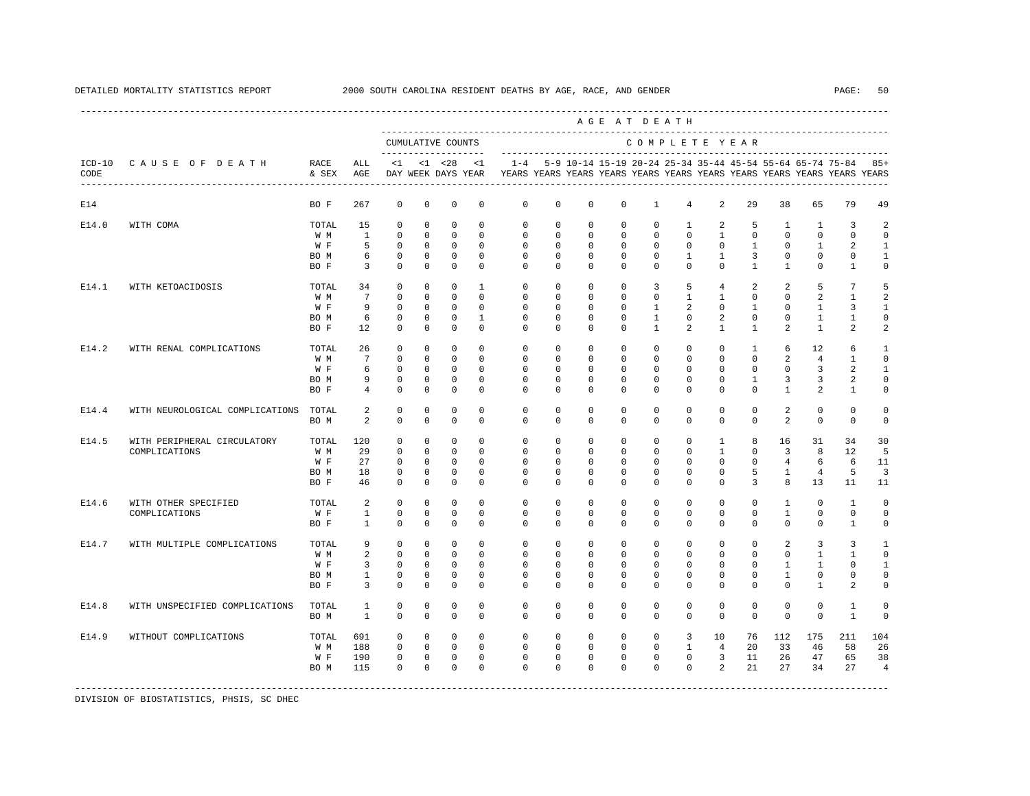DETAILED MORTALITY STATISTICS REPORT 2000 SOUTH CAROLINA RESIDENT DEATHS BY AGE, RACE, AND GENDER

| ICD-10 CODE | CAUSE OF DEATH | RACE & SEX | ALL AGE | <1 DAY | <1 WEEK | <28 DAYS | <1 YEAR | 1-4 YEARS | 5-9 YEARS | 10-14 YEARS | 15-19 YEARS | 20-24 YEARS | 25-34 YEARS | 35-44 YEARS | 45-54 YEARS | 55-64 YEARS | 65-74 YEARS | 75-84 YEARS | 85+ YEARS |
|---|---|---|---|---|---|---|---|---|---|---|---|---|---|---|---|---|---|---|---|
| E14 | | BO F | 267 | 0 | 0 | 0 | 0 | 0 | 0 | 0 | 0 | 1 | 4 | 2 | 29 | 38 | 65 | 79 | 49 |
| E14.0 | WITH COMA | TOTAL | 15 | 0 | 0 | 0 | 0 | 0 | 0 | 0 | 0 | 0 | 1 | 2 | 5 | 1 | 1 | 3 | 2 |
| | | W M | 1 | 0 | 0 | 0 | 0 | 0 | 0 | 0 | 0 | 0 | 0 | 1 | 0 | 0 | 0 | 0 | 0 |
| | | W F | 5 | 0 | 0 | 0 | 0 | 0 | 0 | 0 | 0 | 0 | 0 | 0 | 1 | 0 | 1 | 2 | 1 |
| | | BO M | 6 | 0 | 0 | 0 | 0 | 0 | 0 | 0 | 0 | 0 | 1 | 1 | 3 | 0 | 0 | 0 | 1 |
| | | BO F | 3 | 0 | 0 | 0 | 0 | 0 | 0 | 0 | 0 | 0 | 0 | 0 | 1 | 1 | 0 | 1 | 0 |
| E14.1 | WITH KETOACIDOSIS | TOTAL | 34 | 0 | 0 | 0 | 1 | 0 | 0 | 0 | 0 | 3 | 5 | 4 | 2 | 2 | 5 | 7 | 5 |
| | | W M | 7 | 0 | 0 | 0 | 0 | 0 | 0 | 0 | 0 | 0 | 1 | 1 | 0 | 0 | 2 | 1 | 2 |
| | | W F | 9 | 0 | 0 | 0 | 0 | 0 | 0 | 0 | 0 | 1 | 2 | 0 | 1 | 0 | 1 | 3 | 1 |
| | | BO M | 6 | 0 | 0 | 0 | 1 | 0 | 0 | 0 | 0 | 1 | 0 | 2 | 0 | 0 | 1 | 1 | 0 |
| | | BO F | 12 | 0 | 0 | 0 | 0 | 0 | 0 | 0 | 0 | 1 | 2 | 1 | 1 | 2 | 1 | 2 | 2 |
| E14.2 | WITH RENAL COMPLICATIONS | TOTAL | 26 | 0 | 0 | 0 | 0 | 0 | 0 | 0 | 0 | 0 | 0 | 0 | 1 | 6 | 12 | 6 | 1 |
| | | W M | 7 | 0 | 0 | 0 | 0 | 0 | 0 | 0 | 0 | 0 | 0 | 0 | 0 | 2 | 4 | 1 | 0 |
| | | W F | 6 | 0 | 0 | 0 | 0 | 0 | 0 | 0 | 0 | 0 | 0 | 0 | 0 | 0 | 3 | 2 | 1 |
| | | BO M | 9 | 0 | 0 | 0 | 0 | 0 | 0 | 0 | 0 | 0 | 0 | 0 | 1 | 3 | 3 | 2 | 0 |
| | | BO F | 4 | 0 | 0 | 0 | 0 | 0 | 0 | 0 | 0 | 0 | 0 | 0 | 0 | 1 | 2 | 1 | 0 |
| E14.4 | WITH NEUROLOGICAL COMPLICATIONS | TOTAL | 2 | 0 | 0 | 0 | 0 | 0 | 0 | 0 | 0 | 0 | 0 | 0 | 0 | 2 | 0 | 0 | 0 |
| | | BO M | 2 | 0 | 0 | 0 | 0 | 0 | 0 | 0 | 0 | 0 | 0 | 0 | 0 | 2 | 0 | 0 | 0 |
| E14.5 | WITH PERIPHERAL CIRCULATORY COMPLICATIONS | TOTAL | 120 | 0 | 0 | 0 | 0 | 0 | 0 | 0 | 0 | 0 | 0 | 1 | 8 | 16 | 31 | 34 | 30 |
| | | W M | 29 | 0 | 0 | 0 | 0 | 0 | 0 | 0 | 0 | 0 | 0 | 1 | 0 | 3 | 8 | 12 | 5 |
| | | W F | 27 | 0 | 0 | 0 | 0 | 0 | 0 | 0 | 0 | 0 | 0 | 0 | 0 | 4 | 6 | 6 | 11 |
| | | BO M | 18 | 0 | 0 | 0 | 0 | 0 | 0 | 0 | 0 | 0 | 0 | 0 | 5 | 1 | 4 | 5 | 3 |
| | | BO F | 46 | 0 | 0 | 0 | 0 | 0 | 0 | 0 | 0 | 0 | 0 | 0 | 3 | 8 | 13 | 11 | 11 |
| E14.6 | WITH OTHER SPECIFIED COMPLICATIONS | TOTAL | 2 | 0 | 0 | 0 | 0 | 0 | 0 | 0 | 0 | 0 | 0 | 0 | 0 | 1 | 0 | 1 | 0 |
| | | W F | 1 | 0 | 0 | 0 | 0 | 0 | 0 | 0 | 0 | 0 | 0 | 0 | 0 | 1 | 0 | 0 | 0 |
| | | BO F | 1 | 0 | 0 | 0 | 0 | 0 | 0 | 0 | 0 | 0 | 0 | 0 | 0 | 0 | 0 | 1 | 0 |
| E14.7 | WITH MULTIPLE COMPLICATIONS | TOTAL | 9 | 0 | 0 | 0 | 0 | 0 | 0 | 0 | 0 | 0 | 0 | 0 | 0 | 2 | 3 | 3 | 1 |
| | | W M | 2 | 0 | 0 | 0 | 0 | 0 | 0 | 0 | 0 | 0 | 0 | 0 | 0 | 0 | 1 | 1 | 0 |
| | | W F | 3 | 0 | 0 | 0 | 0 | 0 | 0 | 0 | 0 | 0 | 0 | 0 | 0 | 1 | 1 | 0 | 1 |
| | | BO M | 1 | 0 | 0 | 0 | 0 | 0 | 0 | 0 | 0 | 0 | 0 | 0 | 0 | 1 | 0 | 0 | 0 |
| | | BO F | 3 | 0 | 0 | 0 | 0 | 0 | 0 | 0 | 0 | 0 | 0 | 0 | 0 | 0 | 1 | 2 | 0 |
| E14.8 | WITH UNSPECIFIED COMPLICATIONS | TOTAL | 1 | 0 | 0 | 0 | 0 | 0 | 0 | 0 | 0 | 0 | 0 | 0 | 0 | 0 | 0 | 1 | 0 |
| | | BO M | 1 | 0 | 0 | 0 | 0 | 0 | 0 | 0 | 0 | 0 | 0 | 0 | 0 | 0 | 0 | 1 | 0 |
| E14.9 | WITHOUT COMPLICATIONS | TOTAL | 691 | 0 | 0 | 0 | 0 | 0 | 0 | 0 | 0 | 0 | 3 | 10 | 76 | 112 | 175 | 211 | 104 |
| | | W M | 188 | 0 | 0 | 0 | 0 | 0 | 0 | 0 | 0 | 0 | 1 | 4 | 20 | 33 | 46 | 58 | 26 |
| | | W F | 190 | 0 | 0 | 0 | 0 | 0 | 0 | 0 | 0 | 0 | 0 | 3 | 11 | 26 | 47 | 65 | 38 |
| | | BO M | 115 | 0 | 0 | 0 | 0 | 0 | 0 | 0 | 0 | 0 | 0 | 2 | 21 | 27 | 34 | 27 | 4 |

DIVISION OF BIOSTATISTICS, PHSIS, SC DHEC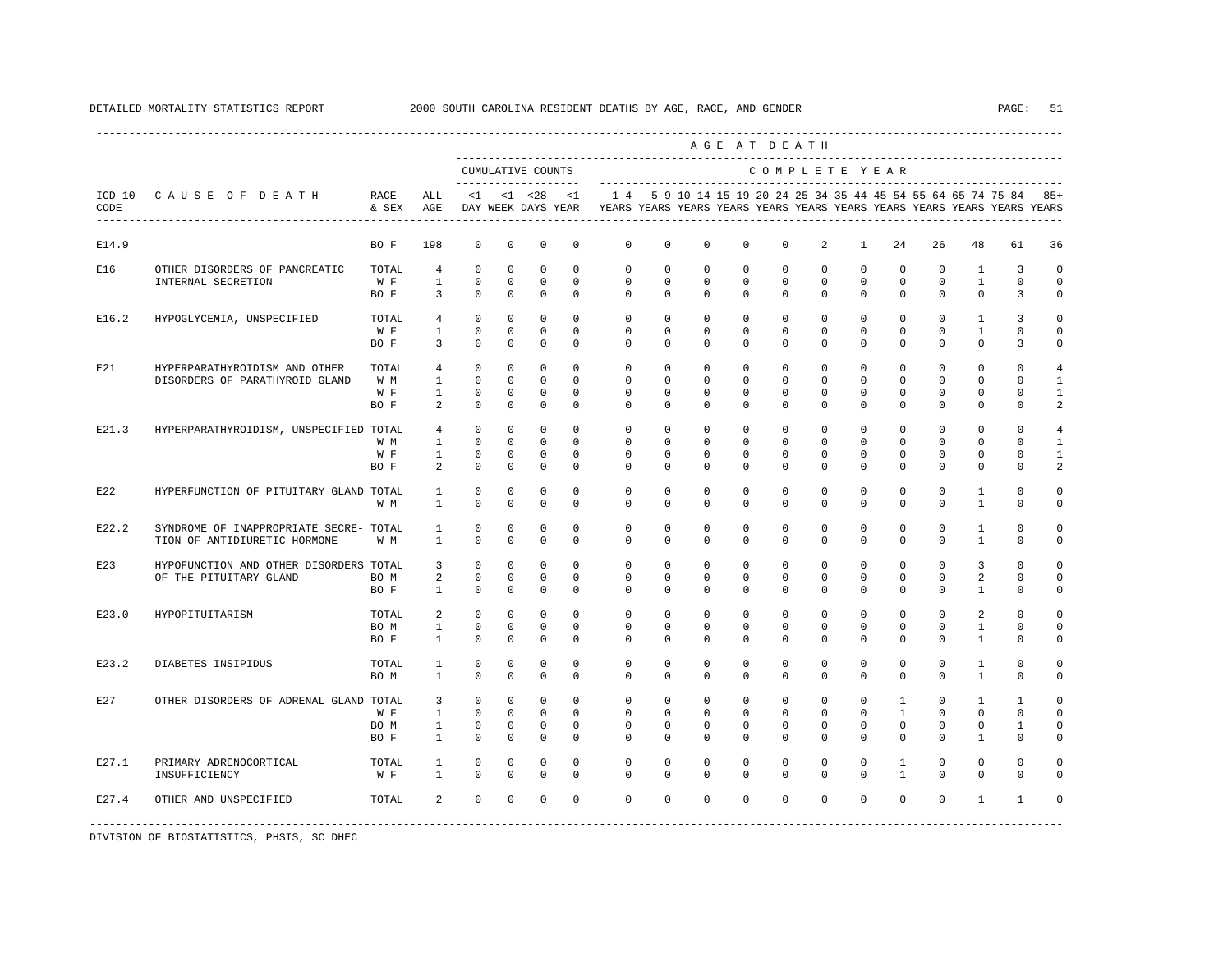DETAILED MORTALITY STATISTICS REPORT 2000 SOUTH CAROLINA RESIDENT DEATHS BY AGE, RACE, AND GENDER

| ICD-10 CODE | CAUSE OF DEATH | RACE & SEX | ALL AGE | <1 DAY | <1 WEEK | <28 DAYS | <1 YEAR | 1-4 YEARS | 5-9 YEARS | 10-14 YEARS | 15-19 YEARS | 20-24 YEARS | 25-34 YEARS | 35-44 YEARS | 45-54 YEARS | 55-64 YEARS | 65-74 YEARS | 75-84 YEARS | 85+ YEARS |
|---|---|---|---|---|---|---|---|---|---|---|---|---|---|---|---|---|---|---|---|
| E14.9 | | BO F | 198 | 0 | 0 | 0 | 0 | 0 | 0 | 0 | 0 | 0 | 2 | 1 | 24 | 26 | 48 | 61 | 36 |
| E16 | OTHER DISORDERS OF PANCREATIC INTERNAL SECRETION | TOTAL | 4 | 0 | 0 | 0 | 0 | 0 | 0 | 0 | 0 | 0 | 0 | 0 | 0 | 0 | 1 | 3 | 0 |
| | | W F | 1 | 0 | 0 | 0 | 0 | 0 | 0 | 0 | 0 | 0 | 0 | 0 | 0 | 0 | 1 | 0 | 0 |
| | | BO F | 3 | 0 | 0 | 0 | 0 | 0 | 0 | 0 | 0 | 0 | 0 | 0 | 0 | 0 | 0 | 3 | 0 |
| E16.2 | HYPOGLYCEMIA, UNSPECIFIED | TOTAL | 4 | 0 | 0 | 0 | 0 | 0 | 0 | 0 | 0 | 0 | 0 | 0 | 0 | 0 | 1 | 3 | 0 |
| | | W F | 1 | 0 | 0 | 0 | 0 | 0 | 0 | 0 | 0 | 0 | 0 | 0 | 0 | 0 | 1 | 0 | 0 |
| | | BO F | 3 | 0 | 0 | 0 | 0 | 0 | 0 | 0 | 0 | 0 | 0 | 0 | 0 | 0 | 0 | 3 | 0 |
| E21 | HYPERPARATHYROIDISM AND OTHER DISORDERS OF PARATHYROID GLAND | TOTAL | 4 | 0 | 0 | 0 | 0 | 0 | 0 | 0 | 0 | 0 | 0 | 0 | 0 | 0 | 0 | 0 | 4 |
| | | W M | 1 | 0 | 0 | 0 | 0 | 0 | 0 | 0 | 0 | 0 | 0 | 0 | 0 | 0 | 0 | 0 | 1 |
| | | W F | 1 | 0 | 0 | 0 | 0 | 0 | 0 | 0 | 0 | 0 | 0 | 0 | 0 | 0 | 0 | 0 | 1 |
| | | BO F | 2 | 0 | 0 | 0 | 0 | 0 | 0 | 0 | 0 | 0 | 0 | 0 | 0 | 0 | 0 | 0 | 2 |
| E21.3 | HYPERPARATHYROIDISM, UNSPECIFIED | TOTAL | 4 | 0 | 0 | 0 | 0 | 0 | 0 | 0 | 0 | 0 | 0 | 0 | 0 | 0 | 0 | 0 | 4 |
| | | W M | 1 | 0 | 0 | 0 | 0 | 0 | 0 | 0 | 0 | 0 | 0 | 0 | 0 | 0 | 0 | 0 | 1 |
| | | W F | 1 | 0 | 0 | 0 | 0 | 0 | 0 | 0 | 0 | 0 | 0 | 0 | 0 | 0 | 0 | 0 | 1 |
| | | BO F | 2 | 0 | 0 | 0 | 0 | 0 | 0 | 0 | 0 | 0 | 0 | 0 | 0 | 0 | 0 | 0 | 2 |
| E22 | HYPERFUNCTION OF PITUITARY GLAND | TOTAL | 1 | 0 | 0 | 0 | 0 | 0 | 0 | 0 | 0 | 0 | 0 | 0 | 0 | 0 | 1 | 0 | 0 |
| | | W M | 1 | 0 | 0 | 0 | 0 | 0 | 0 | 0 | 0 | 0 | 0 | 0 | 0 | 0 | 1 | 0 | 0 |
| E22.2 | SYNDROME OF INAPPROPRIATE SECRETION OF ANTIDIURETIC HORMONE | TOTAL | 1 | 0 | 0 | 0 | 0 | 0 | 0 | 0 | 0 | 0 | 0 | 0 | 0 | 0 | 1 | 0 | 0 |
| | | W M | 1 | 0 | 0 | 0 | 0 | 0 | 0 | 0 | 0 | 0 | 0 | 0 | 0 | 0 | 1 | 0 | 0 |
| E23 | HYPOFUNCTION AND OTHER DISORDERS OF THE PITUITARY GLAND | TOTAL | 3 | 0 | 0 | 0 | 0 | 0 | 0 | 0 | 0 | 0 | 0 | 0 | 0 | 0 | 3 | 0 | 0 |
| | | BO M | 2 | 0 | 0 | 0 | 0 | 0 | 0 | 0 | 0 | 0 | 0 | 0 | 0 | 0 | 2 | 0 | 0 |
| | | BO F | 1 | 0 | 0 | 0 | 0 | 0 | 0 | 0 | 0 | 0 | 0 | 0 | 0 | 0 | 1 | 0 | 0 |
| E23.0 | HYPOPITUITARISM | TOTAL | 2 | 0 | 0 | 0 | 0 | 0 | 0 | 0 | 0 | 0 | 0 | 0 | 0 | 0 | 2 | 0 | 0 |
| | | BO M | 1 | 0 | 0 | 0 | 0 | 0 | 0 | 0 | 0 | 0 | 0 | 0 | 0 | 0 | 1 | 0 | 0 |
| | | BO F | 1 | 0 | 0 | 0 | 0 | 0 | 0 | 0 | 0 | 0 | 0 | 0 | 0 | 0 | 1 | 0 | 0 |
| E23.2 | DIABETES INSIPIDUS | TOTAL | 1 | 0 | 0 | 0 | 0 | 0 | 0 | 0 | 0 | 0 | 0 | 0 | 0 | 0 | 1 | 0 | 0 |
| | | BO M | 1 | 0 | 0 | 0 | 0 | 0 | 0 | 0 | 0 | 0 | 0 | 0 | 0 | 0 | 1 | 0 | 0 |
| E27 | OTHER DISORDERS OF ADRENAL GLAND | TOTAL | 3 | 0 | 0 | 0 | 0 | 0 | 0 | 0 | 0 | 0 | 0 | 0 | 1 | 0 | 1 | 1 | 0 |
| | | W F | 1 | 0 | 0 | 0 | 0 | 0 | 0 | 0 | 0 | 0 | 0 | 0 | 1 | 0 | 0 | 0 | 0 |
| | | BO M | 1 | 0 | 0 | 0 | 0 | 0 | 0 | 0 | 0 | 0 | 0 | 0 | 0 | 0 | 0 | 1 | 0 |
| | | BO F | 1 | 0 | 0 | 0 | 0 | 0 | 0 | 0 | 0 | 0 | 0 | 0 | 0 | 0 | 1 | 0 | 0 |
| E27.1 | PRIMARY ADRENOCORTICAL INSUFFICIENCY | TOTAL | 1 | 0 | 0 | 0 | 0 | 0 | 0 | 0 | 0 | 0 | 0 | 0 | 1 | 0 | 0 | 0 | 0 |
| | | W F | 1 | 0 | 0 | 0 | 0 | 0 | 0 | 0 | 0 | 0 | 0 | 0 | 1 | 0 | 0 | 0 | 0 |
| E27.4 | OTHER AND UNSPECIFIED | TOTAL | 2 | 0 | 0 | 0 | 0 | 0 | 0 | 0 | 0 | 0 | 0 | 0 | 0 | 0 | 1 | 1 | 0 |

DIVISION OF BIOSTATISTICS, PHSIS, SC DHEC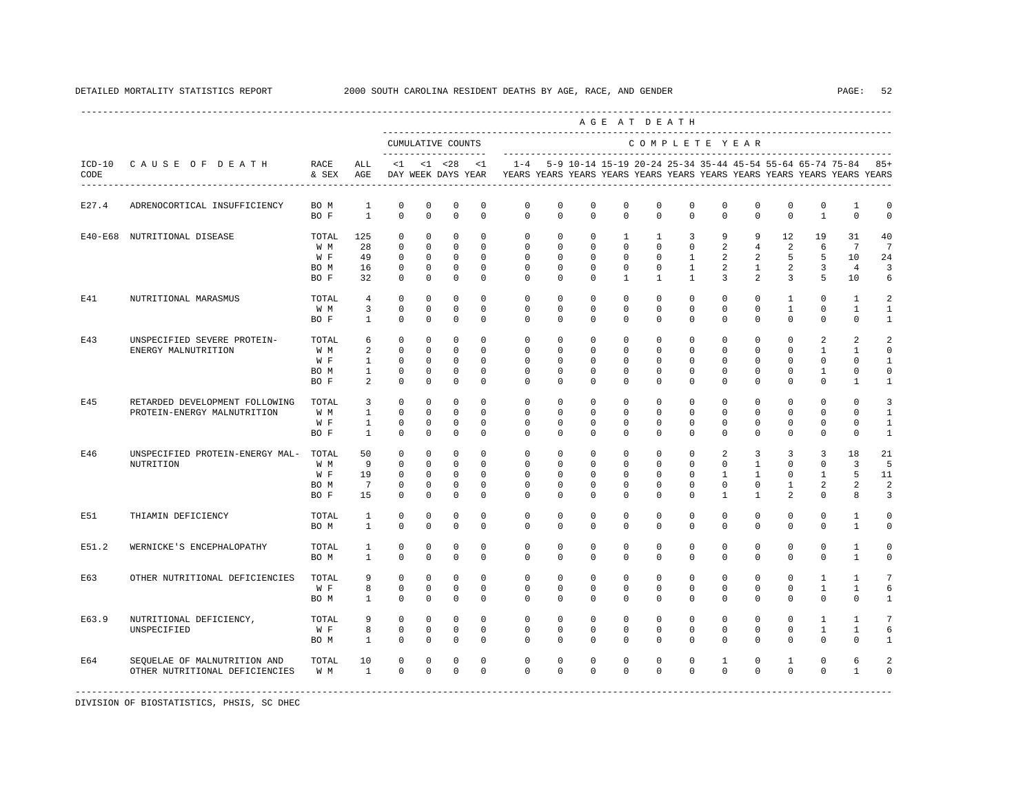DETAILED MORTALITY STATISTICS REPORT 2000 SOUTH CAROLINA RESIDENT DEATHS BY AGE, RACE, AND GENDER

| ICD-10 CODE | CAUSE OF DEATH | RACE & SEX | ALL AGE | <1 DAY | <1 WEEK | <28 DAYS | <1 YEAR | 1-4 YEARS | 5-9 YEARS | 10-14 YEARS | 15-19 YEARS | 20-24 YEARS | 25-34 YEARS | 35-44 YEARS | 45-54 YEARS | 55-64 YEARS | 65-74 YEARS | 75-84 YEARS | 85+ YEARS |
|---|---|---|---|---|---|---|---|---|---|---|---|---|---|---|---|---|---|---|---|
| E27.4 | ADRENOCORTICAL INSUFFICIENCY | BO M | 1 | 0 | 0 | 0 | 0 | 0 | 0 | 0 | 0 | 0 | 0 | 0 | 0 | 0 | 0 | 1 | 0 |
| | | BO F | 1 | 0 | 0 | 0 | 0 | 0 | 0 | 0 | 0 | 0 | 0 | 0 | 0 | 0 | 1 | 0 | 0 |
| E40-E68 | NUTRITIONAL DISEASE | TOTAL | 125 | 0 | 0 | 0 | 0 | 0 | 0 | 0 | 1 | 1 | 3 | 9 | 9 | 12 | 19 | 31 | 40 |
| | | W M | 28 | 0 | 0 | 0 | 0 | 0 | 0 | 0 | 0 | 0 | 0 | 2 | 4 | 2 | 6 | 7 | 7 |
| | | W F | 49 | 0 | 0 | 0 | 0 | 0 | 0 | 0 | 0 | 0 | 1 | 2 | 2 | 5 | 5 | 10 | 24 |
| | | BO M | 16 | 0 | 0 | 0 | 0 | 0 | 0 | 0 | 0 | 0 | 1 | 2 | 1 | 2 | 3 | 4 | 3 |
| | | BO F | 32 | 0 | 0 | 0 | 0 | 0 | 0 | 0 | 1 | 1 | 1 | 3 | 2 | 3 | 5 | 10 | 6 |
| E41 | NUTRITIONAL MARASMUS | TOTAL | 4 | 0 | 0 | 0 | 0 | 0 | 0 | 0 | 0 | 0 | 0 | 0 | 0 | 1 | 0 | 1 | 2 |
| | | W M | 3 | 0 | 0 | 0 | 0 | 0 | 0 | 0 | 0 | 0 | 0 | 0 | 0 | 1 | 0 | 1 | 1 |
| | | BO F | 1 | 0 | 0 | 0 | 0 | 0 | 0 | 0 | 0 | 0 | 0 | 0 | 0 | 0 | 0 | 0 | 1 |
| E43 | UNSPECIFIED SEVERE PROTEIN-ENERGY MALNUTRITION | TOTAL | 6 | 0 | 0 | 0 | 0 | 0 | 0 | 0 | 0 | 0 | 0 | 0 | 0 | 0 | 2 | 2 | 2 |
| | | W M | 2 | 0 | 0 | 0 | 0 | 0 | 0 | 0 | 0 | 0 | 0 | 0 | 0 | 0 | 1 | 1 | 0 |
| | | W F | 1 | 0 | 0 | 0 | 0 | 0 | 0 | 0 | 0 | 0 | 0 | 0 | 0 | 0 | 0 | 0 | 1 |
| | | BO M | 1 | 0 | 0 | 0 | 0 | 0 | 0 | 0 | 0 | 0 | 0 | 0 | 0 | 0 | 1 | 0 | 0 |
| | | BO F | 2 | 0 | 0 | 0 | 0 | 0 | 0 | 0 | 0 | 0 | 0 | 0 | 0 | 0 | 0 | 1 | 1 |
| E45 | RETARDED DEVELOPMENT FOLLOWING PROTEIN-ENERGY MALNUTRITION | TOTAL | 3 | 0 | 0 | 0 | 0 | 0 | 0 | 0 | 0 | 0 | 0 | 0 | 0 | 0 | 0 | 0 | 3 |
| | | W M | 1 | 0 | 0 | 0 | 0 | 0 | 0 | 0 | 0 | 0 | 0 | 0 | 0 | 0 | 0 | 0 | 1 |
| | | W F | 1 | 0 | 0 | 0 | 0 | 0 | 0 | 0 | 0 | 0 | 0 | 0 | 0 | 0 | 0 | 0 | 1 |
| | | BO F | 1 | 0 | 0 | 0 | 0 | 0 | 0 | 0 | 0 | 0 | 0 | 0 | 0 | 0 | 0 | 0 | 1 |
| E46 | UNSPECIFIED PROTEIN-ENERGY MAL-NUTRITION | TOTAL | 50 | 0 | 0 | 0 | 0 | 0 | 0 | 0 | 0 | 0 | 0 | 2 | 3 | 3 | 3 | 18 | 21 |
| | | W M | 9 | 0 | 0 | 0 | 0 | 0 | 0 | 0 | 0 | 0 | 0 | 0 | 1 | 0 | 0 | 3 | 5 |
| | | W F | 19 | 0 | 0 | 0 | 0 | 0 | 0 | 0 | 0 | 0 | 0 | 1 | 1 | 0 | 1 | 5 | 11 |
| | | BO M | 7 | 0 | 0 | 0 | 0 | 0 | 0 | 0 | 0 | 0 | 0 | 0 | 0 | 1 | 2 | 2 | 2 |
| | | BO F | 15 | 0 | 0 | 0 | 0 | 0 | 0 | 0 | 0 | 0 | 0 | 1 | 1 | 2 | 0 | 8 | 3 |
| E51 | THIAMIN DEFICIENCY | TOTAL | 1 | 0 | 0 | 0 | 0 | 0 | 0 | 0 | 0 | 0 | 0 | 0 | 0 | 0 | 0 | 1 | 0 |
| | | BO M | 1 | 0 | 0 | 0 | 0 | 0 | 0 | 0 | 0 | 0 | 0 | 0 | 0 | 0 | 0 | 1 | 0 |
| E51.2 | WERNICKE'S ENCEPHALOPATHY | TOTAL | 1 | 0 | 0 | 0 | 0 | 0 | 0 | 0 | 0 | 0 | 0 | 0 | 0 | 0 | 0 | 1 | 0 |
| | | BO M | 1 | 0 | 0 | 0 | 0 | 0 | 0 | 0 | 0 | 0 | 0 | 0 | 0 | 0 | 0 | 1 | 0 |
| E63 | OTHER NUTRITIONAL DEFICIENCIES | TOTAL | 9 | 0 | 0 | 0 | 0 | 0 | 0 | 0 | 0 | 0 | 0 | 0 | 0 | 0 | 1 | 1 | 7 |
| | | W F | 8 | 0 | 0 | 0 | 0 | 0 | 0 | 0 | 0 | 0 | 0 | 0 | 0 | 0 | 1 | 1 | 6 |
| | | BO M | 1 | 0 | 0 | 0 | 0 | 0 | 0 | 0 | 0 | 0 | 0 | 0 | 0 | 0 | 0 | 0 | 1 |
| E63.9 | NUTRITIONAL DEFICIENCY, UNSPECIFIED | TOTAL | 9 | 0 | 0 | 0 | 0 | 0 | 0 | 0 | 0 | 0 | 0 | 0 | 0 | 0 | 1 | 1 | 7 |
| | | W F | 8 | 0 | 0 | 0 | 0 | 0 | 0 | 0 | 0 | 0 | 0 | 0 | 0 | 0 | 1 | 1 | 6 |
| | | BO M | 1 | 0 | 0 | 0 | 0 | 0 | 0 | 0 | 0 | 0 | 0 | 0 | 0 | 0 | 0 | 0 | 1 |
| E64 | SEQUELAE OF MALNUTRITION AND OTHER NUTRITIONAL DEFICIENCIES | TOTAL | 10 | 0 | 0 | 0 | 0 | 0 | 0 | 0 | 0 | 0 | 0 | 1 | 0 | 1 | 0 | 6 | 2 |
| | | W M | 1 | 0 | 0 | 0 | 0 | 0 | 0 | 0 | 0 | 0 | 0 | 0 | 0 | 0 | 0 | 1 | 0 |

DIVISION OF BIOSTATISTICS, PHSIS, SC DHEC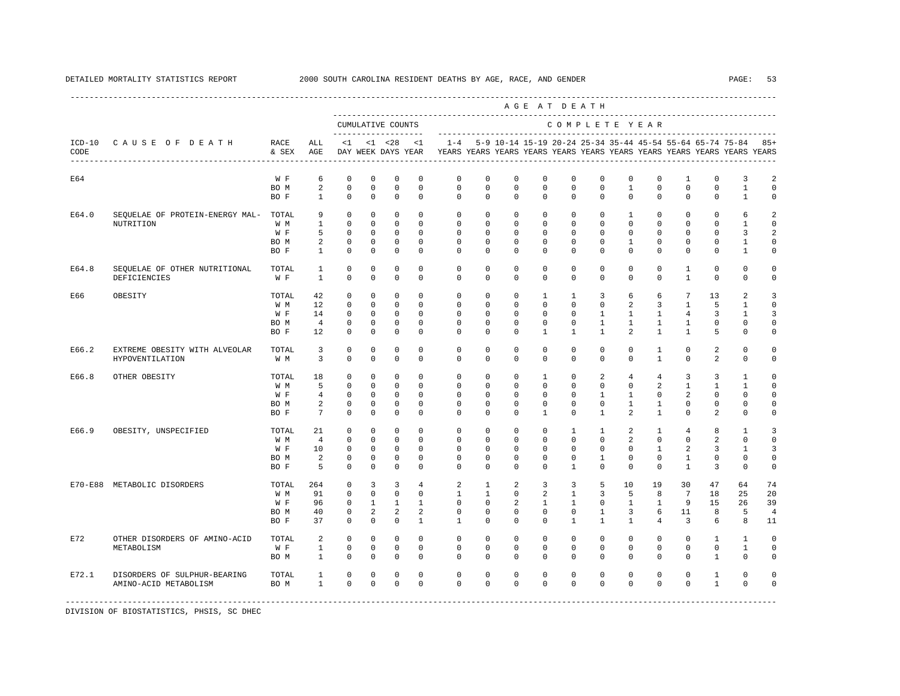DETAILED MORTALITY STATISTICS REPORT 2000 SOUTH CAROLINA RESIDENT DEATHS BY AGE, RACE, AND GENDER

| ICD-10 CODE | CAUSE OF DEATH | RACE & SEX | ALL AGE | <1 DAY | <1 WEEK | <28 DAYS | <1 YEAR | 1-4 YEARS | 5-9 YEARS | 10-14 YEARS | 15-19 YEARS | 20-24 YEARS | 25-34 YEARS | 35-44 YEARS | 45-54 YEARS | 55-64 YEARS | 65-74 YEARS | 75-84 YEARS | 85+ YEARS |
|---|---|---|---|---|---|---|---|---|---|---|---|---|---|---|---|---|---|---|---|
| | | | | CUMULATIVE COUNTS | | | | COMPLETE YEAR | | | | | | | | | | | |
| E64 | | W F | 6 | 0 | 0 | 0 | 0 | 0 | 0 | 0 | 0 | 0 | 0 | 0 | 0 | 1 | 0 | 3 | 2 |
| | | BO M | 2 | 0 | 0 | 0 | 0 | 0 | 0 | 0 | 0 | 0 | 0 | 1 | 0 | 0 | 0 | 1 | 0 |
| | | BO F | 1 | 0 | 0 | 0 | 0 | 0 | 0 | 0 | 0 | 0 | 0 | 0 | 0 | 0 | 0 | 1 | 0 |
| E64.0 | SEQUELAE OF PROTEIN-ENERGY MAL- NUTRITION | TOTAL | 9 | 0 | 0 | 0 | 0 | 0 | 0 | 0 | 0 | 0 | 0 | 1 | 0 | 0 | 0 | 6 | 2 |
| | | W M | 1 | 0 | 0 | 0 | 0 | 0 | 0 | 0 | 0 | 0 | 0 | 0 | 0 | 0 | 0 | 1 | 0 |
| | | W F | 5 | 0 | 0 | 0 | 0 | 0 | 0 | 0 | 0 | 0 | 0 | 0 | 0 | 0 | 0 | 3 | 2 |
| | | BO M | 2 | 0 | 0 | 0 | 0 | 0 | 0 | 0 | 0 | 0 | 0 | 1 | 0 | 0 | 0 | 1 | 0 |
| | | BO F | 1 | 0 | 0 | 0 | 0 | 0 | 0 | 0 | 0 | 0 | 0 | 0 | 0 | 0 | 0 | 1 | 0 |
| E64.8 | SEQUELAE OF OTHER NUTRITIONAL DEFICIENCIES | TOTAL | 1 | 0 | 0 | 0 | 0 | 0 | 0 | 0 | 0 | 0 | 0 | 0 | 0 | 1 | 0 | 0 | 0 |
| | | W F | 1 | 0 | 0 | 0 | 0 | 0 | 0 | 0 | 0 | 0 | 0 | 0 | 0 | 1 | 0 | 0 | 0 |
| E66 | OBESITY | TOTAL | 42 | 0 | 0 | 0 | 0 | 0 | 0 | 0 | 1 | 1 | 3 | 6 | 6 | 7 | 13 | 2 | 3 |
| | | W M | 12 | 0 | 0 | 0 | 0 | 0 | 0 | 0 | 0 | 0 | 0 | 2 | 3 | 1 | 5 | 1 | 0 |
| | | W F | 14 | 0 | 0 | 0 | 0 | 0 | 0 | 0 | 0 | 0 | 1 | 1 | 1 | 4 | 3 | 1 | 3 |
| | | BO M | 4 | 0 | 0 | 0 | 0 | 0 | 0 | 0 | 0 | 0 | 1 | 1 | 1 | 1 | 0 | 0 | 0 |
| | | BO F | 12 | 0 | 0 | 0 | 0 | 0 | 0 | 0 | 1 | 1 | 1 | 2 | 1 | 1 | 5 | 0 | 0 |
| E66.2 | EXTREME OBESITY WITH ALVEOLAR HYPOVENTILATION | TOTAL | 3 | 0 | 0 | 0 | 0 | 0 | 0 | 0 | 0 | 0 | 0 | 0 | 1 | 0 | 2 | 0 | 0 |
| | | W M | 3 | 0 | 0 | 0 | 0 | 0 | 0 | 0 | 0 | 0 | 0 | 0 | 1 | 0 | 2 | 0 | 0 |
| E66.8 | OTHER OBESITY | TOTAL | 18 | 0 | 0 | 0 | 0 | 0 | 0 | 0 | 1 | 0 | 2 | 4 | 4 | 3 | 3 | 1 | 0 |
| | | W M | 5 | 0 | 0 | 0 | 0 | 0 | 0 | 0 | 0 | 0 | 0 | 0 | 2 | 1 | 1 | 1 | 0 |
| | | W F | 4 | 0 | 0 | 0 | 0 | 0 | 0 | 0 | 0 | 0 | 1 | 1 | 0 | 2 | 0 | 0 | 0 |
| | | BO M | 2 | 0 | 0 | 0 | 0 | 0 | 0 | 0 | 0 | 0 | 0 | 1 | 1 | 0 | 0 | 0 | 0 |
| | | BO F | 7 | 0 | 0 | 0 | 0 | 0 | 0 | 0 | 1 | 0 | 1 | 2 | 1 | 0 | 2 | 0 | 0 |
| E66.9 | OBESITY, UNSPECIFIED | TOTAL | 21 | 0 | 0 | 0 | 0 | 0 | 0 | 0 | 0 | 1 | 1 | 2 | 1 | 4 | 8 | 1 | 3 |
| | | W M | 4 | 0 | 0 | 0 | 0 | 0 | 0 | 0 | 0 | 0 | 0 | 2 | 0 | 0 | 2 | 0 | 0 |
| | | W F | 10 | 0 | 0 | 0 | 0 | 0 | 0 | 0 | 0 | 0 | 0 | 0 | 1 | 2 | 3 | 1 | 3 |
| | | BO M | 2 | 0 | 0 | 0 | 0 | 0 | 0 | 0 | 0 | 0 | 1 | 0 | 0 | 1 | 0 | 0 | 0 |
| | | BO F | 5 | 0 | 0 | 0 | 0 | 0 | 0 | 0 | 0 | 1 | 0 | 0 | 0 | 1 | 3 | 0 | 0 |
| E70-E88 | METABOLIC DISORDERS | TOTAL | 264 | 0 | 3 | 3 | 4 | 2 | 1 | 2 | 3 | 3 | 5 | 10 | 19 | 30 | 47 | 64 | 74 |
| | | W M | 91 | 0 | 0 | 0 | 0 | 1 | 1 | 0 | 2 | 1 | 3 | 5 | 8 | 7 | 18 | 25 | 20 |
| | | W F | 96 | 0 | 1 | 1 | 1 | 0 | 0 | 2 | 1 | 1 | 0 | 1 | 1 | 9 | 15 | 26 | 39 |
| | | BO M | 40 | 0 | 2 | 2 | 2 | 0 | 0 | 0 | 0 | 0 | 1 | 3 | 6 | 11 | 8 | 5 | 4 |
| | | BO F | 37 | 0 | 0 | 0 | 1 | 1 | 0 | 0 | 0 | 1 | 1 | 1 | 4 | 3 | 6 | 8 | 11 |
| E72 | OTHER DISORDERS OF AMINO-ACID METABOLISM | TOTAL | 2 | 0 | 0 | 0 | 0 | 0 | 0 | 0 | 0 | 0 | 0 | 0 | 0 | 0 | 1 | 1 | 0 |
| | | W F | 1 | 0 | 0 | 0 | 0 | 0 | 0 | 0 | 0 | 0 | 0 | 0 | 0 | 0 | 0 | 1 | 0 |
| | | BO M | 1 | 0 | 0 | 0 | 0 | 0 | 0 | 0 | 0 | 0 | 0 | 0 | 0 | 0 | 1 | 0 | 0 |
| E72.1 | DISORDERS OF SULPHUR-BEARING AMINO-ACID METABOLISM | TOTAL | 1 | 0 | 0 | 0 | 0 | 0 | 0 | 0 | 0 | 0 | 0 | 0 | 0 | 0 | 1 | 0 | 0 |
| | | BO M | 1 | 0 | 0 | 0 | 0 | 0 | 0 | 0 | 0 | 0 | 0 | 0 | 0 | 0 | 1 | 0 | 0 |

DIVISION OF BIOSTATISTICS, PHSIS, SC DHEC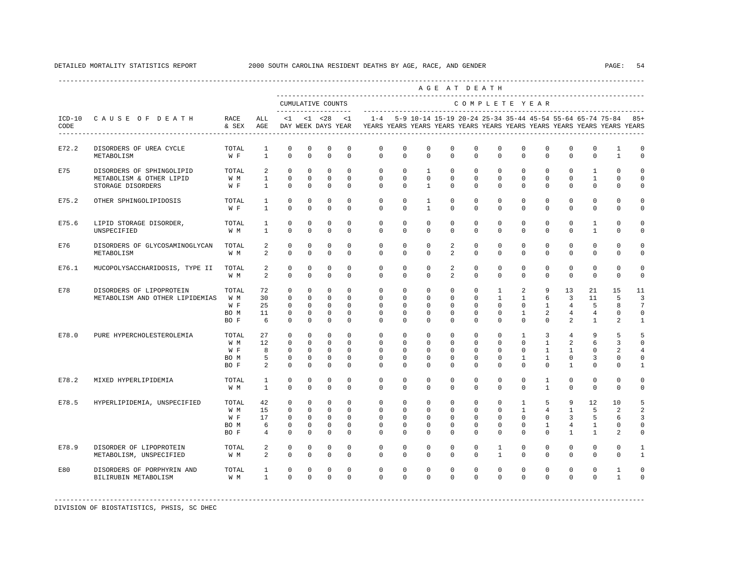DETAILED MORTALITY STATISTICS REPORT 2000 SOUTH CAROLINA RESIDENT DEATHS BY AGE, RACE, AND GENDER

| ICD-10 CODE | CAUSE OF DEATH | RACE & SEX | ALL AGE | <1 DAY | <1 WEEK | <28 DAYS | <1 YEAR | 1-4 YEARS | 5-9 YEARS | 10-14 YEARS | 15-19 YEARS | 20-24 YEARS | 25-34 YEARS | 35-44 YEARS | 45-54 YEARS | 55-64 YEARS | 65-74 YEARS | 75-84 YEARS | 85+ YEARS |
|---|---|---|---|---|---|---|---|---|---|---|---|---|---|---|---|---|---|---|---|
| | | | | CUMULATIVE COUNTS | | | | COMPLETE YEAR | | | | | | | | | | | |
| E72.2 | DISORDERS OF UREA CYCLE METABOLISM | TOTAL | 1 | 0 | 0 | 0 | 0 | 0 | 0 | 0 | 0 | 0 | 0 | 0 | 0 | 0 | 0 | 1 | 0 |
| | | W F | 1 | 0 | 0 | 0 | 0 | 0 | 0 | 0 | 0 | 0 | 0 | 0 | 0 | 0 | 0 | 1 | 0 |
| E75 | DISORDERS OF SPHINGOLIPID METABOLISM & OTHER LIPID STORAGE DISORDERS | TOTAL | 2 | 0 | 0 | 0 | 0 | 0 | 0 | 1 | 0 | 0 | 0 | 0 | 0 | 0 | 1 | 0 | 0 |
| | | W M | 1 | 0 | 0 | 0 | 0 | 0 | 0 | 0 | 0 | 0 | 0 | 0 | 0 | 0 | 1 | 0 | 0 |
| | | W F | 1 | 0 | 0 | 0 | 0 | 0 | 0 | 1 | 0 | 0 | 0 | 0 | 0 | 0 | 0 | 0 | 0 |
| E75.2 | OTHER SPHINGOLIPIDOSIS | TOTAL | 1 | 0 | 0 | 0 | 0 | 0 | 0 | 1 | 0 | 0 | 0 | 0 | 0 | 0 | 0 | 0 | 0 |
| | | W F | 1 | 0 | 0 | 0 | 0 | 0 | 0 | 1 | 0 | 0 | 0 | 0 | 0 | 0 | 0 | 0 | 0 |
| E75.6 | LIPID STORAGE DISORDER, UNSPECIFIED | TOTAL | 1 | 0 | 0 | 0 | 0 | 0 | 0 | 0 | 0 | 0 | 0 | 0 | 0 | 0 | 1 | 0 | 0 |
| | | W M | 1 | 0 | 0 | 0 | 0 | 0 | 0 | 0 | 0 | 0 | 0 | 0 | 0 | 0 | 1 | 0 | 0 |
| E76 | DISORDERS OF GLYCOSAMINOGLYCAN METABOLISM | TOTAL | 2 | 0 | 0 | 0 | 0 | 0 | 0 | 0 | 2 | 0 | 0 | 0 | 0 | 0 | 0 | 0 | 0 |
| | | W M | 2 | 0 | 0 | 0 | 0 | 0 | 0 | 0 | 2 | 0 | 0 | 0 | 0 | 0 | 0 | 0 | 0 |
| E76.1 | MUCOPOLYSACCHARIDOSIS, TYPE II | TOTAL | 2 | 0 | 0 | 0 | 0 | 0 | 0 | 0 | 2 | 0 | 0 | 0 | 0 | 0 | 0 | 0 | 0 |
| | | W M | 2 | 0 | 0 | 0 | 0 | 0 | 0 | 0 | 2 | 0 | 0 | 0 | 0 | 0 | 0 | 0 | 0 |
| E78 | DISORDERS OF LIPOPROTEIN METABOLISM AND OTHER LIPIDEMIAS | TOTAL | 72 | 0 | 0 | 0 | 0 | 0 | 0 | 0 | 0 | 0 | 1 | 2 | 9 | 13 | 21 | 15 | 11 |
| | | W M | 30 | 0 | 0 | 0 | 0 | 0 | 0 | 0 | 0 | 0 | 1 | 1 | 6 | 3 | 11 | 5 | 3 |
| | | W F | 25 | 0 | 0 | 0 | 0 | 0 | 0 | 0 | 0 | 0 | 0 | 0 | 1 | 4 | 5 | 8 | 7 |
| | | BO M | 11 | 0 | 0 | 0 | 0 | 0 | 0 | 0 | 0 | 0 | 0 | 1 | 2 | 4 | 4 | 0 | 0 |
| | | BO F | 6 | 0 | 0 | 0 | 0 | 0 | 0 | 0 | 0 | 0 | 0 | 0 | 0 | 2 | 1 | 2 | 1 |
| E78.0 | PURE HYPERCHOLESTEROLEMIA | TOTAL | 27 | 0 | 0 | 0 | 0 | 0 | 0 | 0 | 0 | 0 | 0 | 1 | 3 | 4 | 9 | 5 | 5 |
| | | W M | 12 | 0 | 0 | 0 | 0 | 0 | 0 | 0 | 0 | 0 | 0 | 0 | 1 | 2 | 6 | 3 | 0 |
| | | W F | 8 | 0 | 0 | 0 | 0 | 0 | 0 | 0 | 0 | 0 | 0 | 0 | 1 | 1 | 0 | 2 | 4 |
| | | BO M | 5 | 0 | 0 | 0 | 0 | 0 | 0 | 0 | 0 | 0 | 0 | 1 | 1 | 0 | 3 | 0 | 0 |
| | | BO F | 2 | 0 | 0 | 0 | 0 | 0 | 0 | 0 | 0 | 0 | 0 | 0 | 0 | 1 | 0 | 0 | 1 |
| E78.2 | MIXED HYPERLIPIDEMIA | TOTAL | 1 | 0 | 0 | 0 | 0 | 0 | 0 | 0 | 0 | 0 | 0 | 0 | 1 | 0 | 0 | 0 | 0 |
| | | W M | 1 | 0 | 0 | 0 | 0 | 0 | 0 | 0 | 0 | 0 | 0 | 0 | 1 | 0 | 0 | 0 | 0 |
| E78.5 | HYPERLIPIDEMIA, UNSPECIFIED | TOTAL | 42 | 0 | 0 | 0 | 0 | 0 | 0 | 0 | 0 | 0 | 0 | 1 | 5 | 9 | 12 | 10 | 5 |
| | | W M | 15 | 0 | 0 | 0 | 0 | 0 | 0 | 0 | 0 | 0 | 0 | 1 | 4 | 1 | 5 | 2 | 2 |
| | | W F | 17 | 0 | 0 | 0 | 0 | 0 | 0 | 0 | 0 | 0 | 0 | 0 | 0 | 3 | 5 | 6 | 3 |
| | | BO M | 6 | 0 | 0 | 0 | 0 | 0 | 0 | 0 | 0 | 0 | 0 | 0 | 1 | 4 | 1 | 0 | 0 |
| | | BO F | 4 | 0 | 0 | 0 | 0 | 0 | 0 | 0 | 0 | 0 | 0 | 0 | 0 | 1 | 1 | 2 | 0 |
| E78.9 | DISORDER OF LIPOPROTEIN METABOLISM, UNSPECIFIED | TOTAL | 2 | 0 | 0 | 0 | 0 | 0 | 0 | 0 | 0 | 0 | 1 | 0 | 0 | 0 | 0 | 0 | 1 |
| | | W M | 2 | 0 | 0 | 0 | 0 | 0 | 0 | 0 | 0 | 0 | 1 | 0 | 0 | 0 | 0 | 0 | 1 |
| E80 | DISORDERS OF PORPHYRIN AND BILIRUBIN METABOLISM | TOTAL | 1 | 0 | 0 | 0 | 0 | 0 | 0 | 0 | 0 | 0 | 0 | 0 | 0 | 0 | 0 | 1 | 0 |
| | | W M | 1 | 0 | 0 | 0 | 0 | 0 | 0 | 0 | 0 | 0 | 0 | 0 | 0 | 0 | 0 | 1 | 0 |

DIVISION OF BIOSTATISTICS, PHSIS, SC DHEC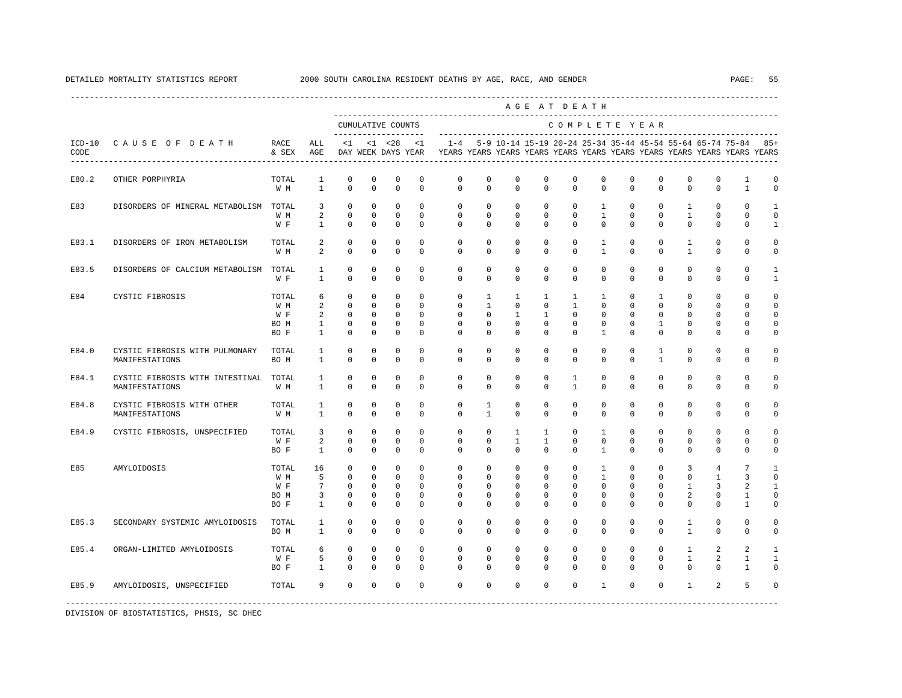# DETAILED MORTALITY STATISTICS REPORT — 2000 SOUTH CAROLINA RESIDENT DEATHS BY AGE, RACE, AND GENDER

| ICD-10 CODE | CAUSE OF DEATH | RACE & SEX | ALL AGE | <1 DAY | <1 WEEK | <28 DAYS | <1 YEAR | 1-4 YEARS | 5-9 YEARS | 10-14 YEARS | 15-19 YEARS | 20-24 YEARS | 25-34 YEARS | 35-44 YEARS | 45-54 YEARS | 55-64 YEARS | 65-74 YEARS | 75-84 YEARS | 85+ YEARS |
|---|---|---|---|---|---|---|---|---|---|---|---|---|---|---|---|---|---|---|---|
| | | | | CUMULATIVE COUNTS | | | | AGE AT DEATH — COMPLETE YEAR | | | | | | | | | | | |
| E80.2 | OTHER PORPHYRIA | TOTAL | 1 | 0 | 0 | 0 | 0 | 0 | 0 | 0 | 0 | 0 | 0 | 0 | 0 | 0 | 0 | 1 | 0 |
| | | W M | 1 | 0 | 0 | 0 | 0 | 0 | 0 | 0 | 0 | 0 | 0 | 0 | 0 | 0 | 0 | 1 | 0 |
| E83 | DISORDERS OF MINERAL METABOLISM | TOTAL | 3 | 0 | 0 | 0 | 0 | 0 | 0 | 0 | 0 | 0 | 1 | 0 | 0 | 1 | 0 | 0 | 1 |
| | | W M | 2 | 0 | 0 | 0 | 0 | 0 | 0 | 0 | 0 | 0 | 1 | 0 | 0 | 1 | 0 | 0 | 0 |
| | | W F | 1 | 0 | 0 | 0 | 0 | 0 | 0 | 0 | 0 | 0 | 0 | 0 | 0 | 0 | 0 | 0 | 1 |
| E83.1 | DISORDERS OF IRON METABOLISM | TOTAL | 2 | 0 | 0 | 0 | 0 | 0 | 0 | 0 | 0 | 0 | 1 | 0 | 0 | 1 | 0 | 0 | 0 |
| | | W M | 2 | 0 | 0 | 0 | 0 | 0 | 0 | 0 | 0 | 0 | 1 | 0 | 0 | 1 | 0 | 0 | 0 |
| E83.5 | DISORDERS OF CALCIUM METABOLISM | TOTAL | 1 | 0 | 0 | 0 | 0 | 0 | 0 | 0 | 0 | 0 | 0 | 0 | 0 | 0 | 0 | 0 | 1 |
| | | W F | 1 | 0 | 0 | 0 | 0 | 0 | 0 | 0 | 0 | 0 | 0 | 0 | 0 | 0 | 0 | 0 | 1 |
| E84 | CYSTIC FIBROSIS | TOTAL | 6 | 0 | 0 | 0 | 0 | 0 | 1 | 1 | 1 | 1 | 1 | 0 | 1 | 0 | 0 | 0 | 0 |
| | | W M | 2 | 0 | 0 | 0 | 0 | 0 | 1 | 0 | 0 | 1 | 0 | 0 | 0 | 0 | 0 | 0 | 0 |
| | | W F | 2 | 0 | 0 | 0 | 0 | 0 | 0 | 1 | 1 | 0 | 0 | 0 | 0 | 0 | 0 | 0 | 0 |
| | | BO M | 1 | 0 | 0 | 0 | 0 | 0 | 0 | 0 | 0 | 0 | 0 | 0 | 1 | 0 | 0 | 0 | 0 |
| | | BO F | 1 | 0 | 0 | 0 | 0 | 0 | 0 | 0 | 0 | 0 | 1 | 0 | 0 | 0 | 0 | 0 | 0 |
| E84.0 | CYSTIC FIBROSIS WITH PULMONARY MANIFESTATIONS | TOTAL | 1 | 0 | 0 | 0 | 0 | 0 | 0 | 0 | 0 | 0 | 0 | 0 | 1 | 0 | 0 | 0 | 0 |
| | | BO M | 1 | 0 | 0 | 0 | 0 | 0 | 0 | 0 | 0 | 0 | 0 | 0 | 1 | 0 | 0 | 0 | 0 |
| E84.1 | CYSTIC FIBROSIS WITH INTESTINAL MANIFESTATIONS | TOTAL | 1 | 0 | 0 | 0 | 0 | 0 | 0 | 0 | 0 | 1 | 0 | 0 | 0 | 0 | 0 | 0 | 0 |
| | | W M | 1 | 0 | 0 | 0 | 0 | 0 | 0 | 0 | 0 | 1 | 0 | 0 | 0 | 0 | 0 | 0 | 0 |
| E84.8 | CYSTIC FIBROSIS WITH OTHER MANIFESTATIONS | TOTAL | 1 | 0 | 0 | 0 | 0 | 0 | 1 | 0 | 0 | 0 | 0 | 0 | 0 | 0 | 0 | 0 | 0 |
| | | W M | 1 | 0 | 0 | 0 | 0 | 0 | 1 | 0 | 0 | 0 | 0 | 0 | 0 | 0 | 0 | 0 | 0 |
| E84.9 | CYSTIC FIBROSIS, UNSPECIFIED | TOTAL | 3 | 0 | 0 | 0 | 0 | 0 | 0 | 1 | 1 | 0 | 1 | 0 | 0 | 0 | 0 | 0 | 0 |
| | | W F | 2 | 0 | 0 | 0 | 0 | 0 | 0 | 1 | 1 | 0 | 0 | 0 | 0 | 0 | 0 | 0 | 0 |
| | | BO F | 1 | 0 | 0 | 0 | 0 | 0 | 0 | 0 | 0 | 0 | 1 | 0 | 0 | 0 | 0 | 0 | 0 |
| E85 | AMYLOIDOSIS | TOTAL | 16 | 0 | 0 | 0 | 0 | 0 | 0 | 0 | 0 | 0 | 1 | 0 | 0 | 3 | 4 | 7 | 1 |
| | | W M | 5 | 0 | 0 | 0 | 0 | 0 | 0 | 0 | 0 | 0 | 1 | 0 | 0 | 0 | 1 | 3 | 0 |
| | | W F | 7 | 0 | 0 | 0 | 0 | 0 | 0 | 0 | 0 | 0 | 0 | 0 | 0 | 1 | 3 | 2 | 1 |
| | | BO M | 3 | 0 | 0 | 0 | 0 | 0 | 0 | 0 | 0 | 0 | 0 | 0 | 0 | 2 | 0 | 1 | 0 |
| | | BO F | 1 | 0 | 0 | 0 | 0 | 0 | 0 | 0 | 0 | 0 | 0 | 0 | 0 | 0 | 0 | 1 | 0 |
| E85.3 | SECONDARY SYSTEMIC AMYLOIDOSIS | TOTAL | 1 | 0 | 0 | 0 | 0 | 0 | 0 | 0 | 0 | 0 | 0 | 0 | 0 | 1 | 0 | 0 | 0 |
| | | BO M | 1 | 0 | 0 | 0 | 0 | 0 | 0 | 0 | 0 | 0 | 0 | 0 | 0 | 1 | 0 | 0 | 0 |
| E85.4 | ORGAN-LIMITED AMYLOIDOSIS | TOTAL | 6 | 0 | 0 | 0 | 0 | 0 | 0 | 0 | 0 | 0 | 0 | 0 | 0 | 1 | 2 | 2 | 1 |
| | | W F | 5 | 0 | 0 | 0 | 0 | 0 | 0 | 0 | 0 | 0 | 0 | 0 | 0 | 1 | 2 | 1 | 1 |
| | | BO F | 1 | 0 | 0 | 0 | 0 | 0 | 0 | 0 | 0 | 0 | 0 | 0 | 0 | 0 | 0 | 1 | 0 |
| E85.9 | AMYLOIDOSIS, UNSPECIFIED | TOTAL | 9 | 0 | 0 | 0 | 0 | 0 | 0 | 0 | 0 | 0 | 1 | 0 | 0 | 1 | 2 | 5 | 0 |

DIVISION OF BIOSTATISTICS, PHSIS, SC DHEC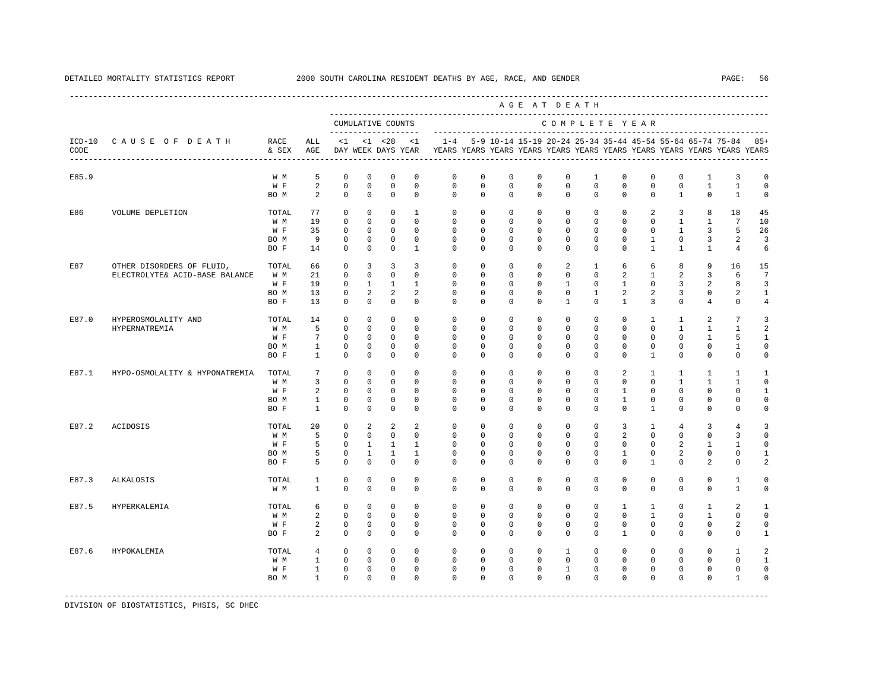DETAILED MORTALITY STATISTICS REPORT 2000 SOUTH CAROLINA RESIDENT DEATHS BY AGE, RACE, AND GENDER

| ICD-10 CODE | CAUSE OF DEATH | RACE & SEX | ALL AGE | <1 DAY | <1 WEEK | <28 DAYS | <1 YEAR | 1-4 YEARS | 5-9 YEARS | 10-14 YEARS | 15-19 YEARS | 20-24 YEARS | 25-34 YEARS | 35-44 YEARS | 45-54 YEARS | 55-64 YEARS | 65-74 YEARS | 75-84 YEARS | 85+ YEARS |
|---|---|---|---|---|---|---|---|---|---|---|---|---|---|---|---|---|---|---|---|
| | | | | CUMULATIVE COUNTS | | | | COMPLETE YEAR | | | | | | | | | | | |
| E85.9 | | W M | 5 | 0 | 0 | 0 | 0 | 0 | 0 | 0 | 0 | 0 | 1 | 0 | 0 | 0 | 1 | 3 | 0 |
| | | W F | 2 | 0 | 0 | 0 | 0 | 0 | 0 | 0 | 0 | 0 | 0 | 0 | 0 | 0 | 1 | 1 | 0 |
| | | BO M | 2 | 0 | 0 | 0 | 0 | 0 | 0 | 0 | 0 | 0 | 0 | 0 | 0 | 1 | 0 | 1 | 0 |
| E86 | VOLUME DEPLETION | TOTAL | 77 | 0 | 0 | 0 | 1 | 0 | 0 | 0 | 0 | 0 | 0 | 0 | 2 | 3 | 8 | 18 | 45 |
| | | W M | 19 | 0 | 0 | 0 | 0 | 0 | 0 | 0 | 0 | 0 | 0 | 0 | 0 | 1 | 1 | 7 | 10 |
| | | W F | 35 | 0 | 0 | 0 | 0 | 0 | 0 | 0 | 0 | 0 | 0 | 0 | 0 | 1 | 3 | 5 | 26 |
| | | BO M | 9 | 0 | 0 | 0 | 0 | 0 | 0 | 0 | 0 | 0 | 0 | 0 | 1 | 0 | 3 | 2 | 3 |
| | | BO F | 14 | 0 | 0 | 0 | 1 | 0 | 0 | 0 | 0 | 0 | 0 | 0 | 1 | 1 | 1 | 4 | 6 |
| E87 | OTHER DISORDERS OF FLUID, ELECTROLYTE& ACID-BASE BALANCE | TOTAL | 66 | 0 | 3 | 3 | 3 | 0 | 0 | 0 | 0 | 2 | 1 | 6 | 6 | 8 | 9 | 16 | 15 |
| | | W M | 21 | 0 | 0 | 0 | 0 | 0 | 0 | 0 | 0 | 0 | 0 | 2 | 1 | 2 | 3 | 6 | 7 |
| | | W F | 19 | 0 | 1 | 1 | 1 | 0 | 0 | 0 | 0 | 1 | 0 | 1 | 0 | 3 | 2 | 8 | 3 |
| | | BO M | 13 | 0 | 2 | 2 | 2 | 0 | 0 | 0 | 0 | 0 | 1 | 2 | 2 | 3 | 0 | 2 | 1 |
| | | BO F | 13 | 0 | 0 | 0 | 0 | 0 | 0 | 0 | 0 | 1 | 0 | 1 | 3 | 0 | 4 | 0 | 4 |
| E87.0 | HYPEROSMOLALITY AND HYPERNATREMIA | TOTAL | 14 | 0 | 0 | 0 | 0 | 0 | 0 | 0 | 0 | 0 | 0 | 0 | 1 | 1 | 2 | 7 | 3 |
| | | W M | 5 | 0 | 0 | 0 | 0 | 0 | 0 | 0 | 0 | 0 | 0 | 0 | 0 | 1 | 1 | 1 | 2 |
| | | W F | 7 | 0 | 0 | 0 | 0 | 0 | 0 | 0 | 0 | 0 | 0 | 0 | 0 | 0 | 1 | 5 | 1 |
| | | BO M | 1 | 0 | 0 | 0 | 0 | 0 | 0 | 0 | 0 | 0 | 0 | 0 | 0 | 0 | 0 | 1 | 0 |
| | | BO F | 1 | 0 | 0 | 0 | 0 | 0 | 0 | 0 | 0 | 0 | 0 | 0 | 1 | 0 | 0 | 0 | 0 |
| E87.1 | HYPO-OSMOLALITY & HYPONATREMIA | TOTAL | 7 | 0 | 0 | 0 | 0 | 0 | 0 | 0 | 0 | 0 | 0 | 2 | 1 | 1 | 1 | 1 | 1 |
| | | W M | 3 | 0 | 0 | 0 | 0 | 0 | 0 | 0 | 0 | 0 | 0 | 0 | 0 | 1 | 1 | 1 | 0 |
| | | W F | 2 | 0 | 0 | 0 | 0 | 0 | 0 | 0 | 0 | 0 | 0 | 1 | 0 | 0 | 0 | 0 | 1 |
| | | BO M | 1 | 0 | 0 | 0 | 0 | 0 | 0 | 0 | 0 | 0 | 0 | 1 | 0 | 0 | 0 | 0 | 0 |
| | | BO F | 1 | 0 | 0 | 0 | 0 | 0 | 0 | 0 | 0 | 0 | 0 | 0 | 1 | 0 | 0 | 0 | 0 |
| E87.2 | ACIDOSIS | TOTAL | 20 | 0 | 2 | 2 | 2 | 0 | 0 | 0 | 0 | 0 | 0 | 3 | 1 | 4 | 3 | 4 | 3 |
| | | W M | 5 | 0 | 0 | 0 | 0 | 0 | 0 | 0 | 0 | 0 | 0 | 2 | 0 | 0 | 0 | 3 | 0 |
| | | W F | 5 | 0 | 1 | 1 | 1 | 0 | 0 | 0 | 0 | 0 | 0 | 0 | 0 | 2 | 1 | 1 | 0 |
| | | BO M | 5 | 0 | 1 | 1 | 1 | 0 | 0 | 0 | 0 | 0 | 0 | 1 | 0 | 2 | 0 | 0 | 1 |
| | | BO F | 5 | 0 | 0 | 0 | 0 | 0 | 0 | 0 | 0 | 0 | 0 | 0 | 1 | 0 | 2 | 0 | 2 |
| E87.3 | ALKALOSIS | TOTAL | 1 | 0 | 0 | 0 | 0 | 0 | 0 | 0 | 0 | 0 | 0 | 0 | 0 | 0 | 0 | 1 | 0 |
| | | W M | 1 | 0 | 0 | 0 | 0 | 0 | 0 | 0 | 0 | 0 | 0 | 0 | 0 | 0 | 0 | 1 | 0 |
| E87.5 | HYPERKALEMIA | TOTAL | 6 | 0 | 0 | 0 | 0 | 0 | 0 | 0 | 0 | 0 | 0 | 1 | 1 | 0 | 1 | 2 | 1 |
| | | W M | 2 | 0 | 0 | 0 | 0 | 0 | 0 | 0 | 0 | 0 | 0 | 0 | 1 | 0 | 1 | 0 | 0 |
| | | W F | 2 | 0 | 0 | 0 | 0 | 0 | 0 | 0 | 0 | 0 | 0 | 0 | 0 | 0 | 0 | 2 | 0 |
| | | BO F | 2 | 0 | 0 | 0 | 0 | 0 | 0 | 0 | 0 | 0 | 0 | 1 | 0 | 0 | 0 | 0 | 1 |
| E87.6 | HYPOKALEMIA | TOTAL | 4 | 0 | 0 | 0 | 0 | 0 | 0 | 0 | 0 | 1 | 0 | 0 | 0 | 0 | 0 | 1 | 2 |
| | | W M | 1 | 0 | 0 | 0 | 0 | 0 | 0 | 0 | 0 | 0 | 0 | 0 | 0 | 0 | 0 | 0 | 1 |
| | | W F | 1 | 0 | 0 | 0 | 0 | 0 | 0 | 0 | 0 | 1 | 0 | 0 | 0 | 0 | 0 | 0 | 0 |
| | | BO M | 1 | 0 | 0 | 0 | 0 | 0 | 0 | 0 | 0 | 0 | 0 | 0 | 0 | 0 | 0 | 1 | 0 |

DIVISION OF BIOSTATISTICS, PHSIS, SC DHEC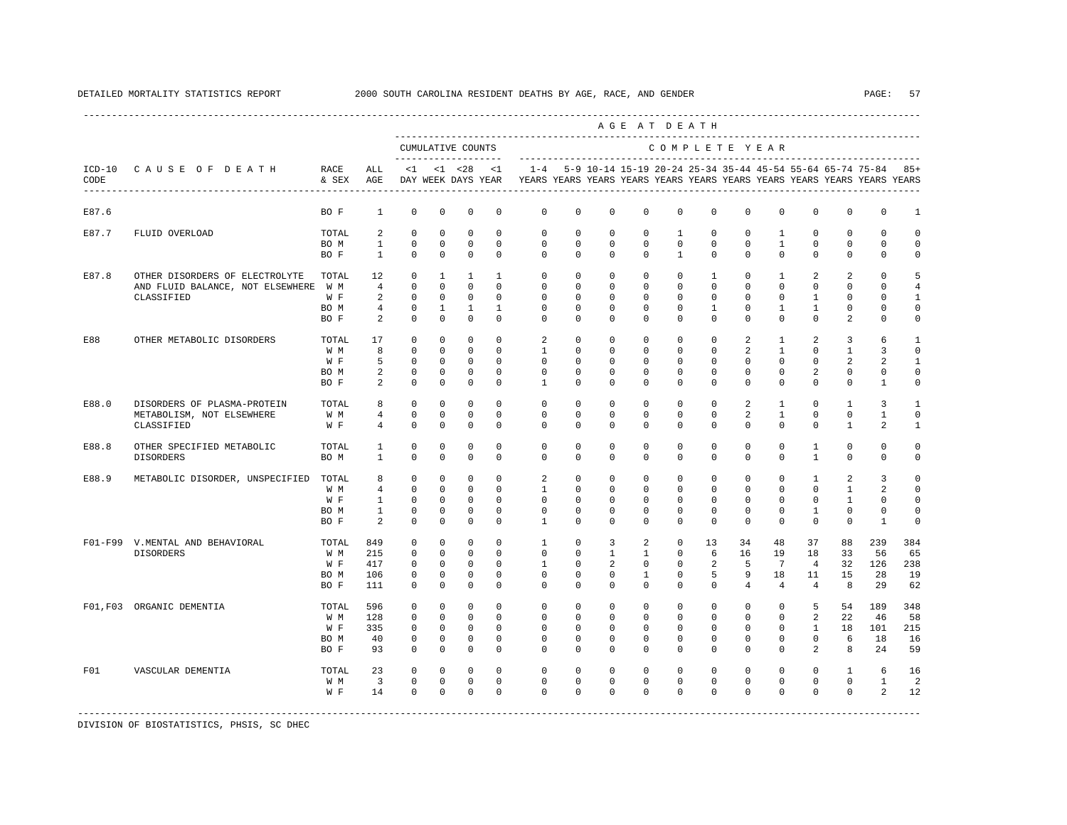DETAILED MORTALITY STATISTICS REPORT — 2000 SOUTH CAROLINA RESIDENT DEATHS BY AGE, RACE, AND GENDER

| ICD-10 CODE | CAUSE OF DEATH | RACE & SEX | ALL AGE | <1 DAY | <1 WEEK | <28 DAYS | <1 YEAR | 1-4 YEARS | 5-9 YEARS | 10-14 YEARS | 15-19 YEARS | 20-24 YEARS | 25-34 YEARS | 35-44 YEARS | 45-54 YEARS | 55-64 YEARS | 65-74 YEARS | 75-84 YEARS | 85+ YEARS |
|---|---|---|---|---|---|---|---|---|---|---|---|---|---|---|---|---|---|---|---|
| | | | | CUMULATIVE COUNTS | | | | COMPLETE YEAR | | | | | | | | | | | |
| E87.6 | | BO F | 1 | 0 | 0 | 0 | 0 | 0 | 0 | 0 | 0 | 0 | 0 | 0 | 0 | 0 | 0 | 0 | 1 |
| E87.7 | FLUID OVERLOAD | TOTAL | 2 | 0 | 0 | 0 | 0 | 0 | 0 | 0 | 0 | 1 | 0 | 0 | 1 | 0 | 0 | 0 | 0 |
| | | BO M | 1 | 0 | 0 | 0 | 0 | 0 | 0 | 0 | 0 | 0 | 0 | 0 | 1 | 0 | 0 | 0 | 0 |
| | | BO F | 1 | 0 | 0 | 0 | 0 | 0 | 0 | 0 | 0 | 1 | 0 | 0 | 0 | 0 | 0 | 0 | 0 |
| E87.8 | OTHER DISORDERS OF ELECTROLYTE AND FLUID BALANCE, NOT ELSEWHERE CLASSIFIED | TOTAL | 12 | 0 | 1 | 1 | 1 | 0 | 0 | 0 | 0 | 0 | 1 | 0 | 1 | 2 | 2 | 0 | 5 |
| | | W M | 4 | 0 | 0 | 0 | 0 | 0 | 0 | 0 | 0 | 0 | 0 | 0 | 0 | 0 | 0 | 0 | 4 |
| | | W F | 2 | 0 | 0 | 0 | 0 | 0 | 0 | 0 | 0 | 0 | 0 | 0 | 0 | 1 | 0 | 0 | 1 |
| | | BO M | 4 | 0 | 1 | 1 | 1 | 0 | 0 | 0 | 0 | 0 | 1 | 0 | 1 | 1 | 0 | 0 | 0 |
| | | BO F | 2 | 0 | 0 | 0 | 0 | 0 | 0 | 0 | 0 | 0 | 0 | 0 | 0 | 0 | 2 | 0 | 0 |
| E88 | OTHER METABOLIC DISORDERS | TOTAL | 17 | 0 | 0 | 0 | 0 | 2 | 0 | 0 | 0 | 0 | 0 | 2 | 1 | 2 | 3 | 6 | 1 |
| | | W M | 8 | 0 | 0 | 0 | 0 | 1 | 0 | 0 | 0 | 0 | 0 | 2 | 1 | 0 | 1 | 3 | 0 |
| | | W F | 5 | 0 | 0 | 0 | 0 | 0 | 0 | 0 | 0 | 0 | 0 | 0 | 0 | 0 | 2 | 2 | 1 |
| | | BO M | 2 | 0 | 0 | 0 | 0 | 0 | 0 | 0 | 0 | 0 | 0 | 0 | 0 | 2 | 0 | 0 | 0 |
| | | BO F | 2 | 0 | 0 | 0 | 0 | 1 | 0 | 0 | 0 | 0 | 0 | 0 | 0 | 0 | 0 | 1 | 0 |
| E88.0 | DISORDERS OF PLASMA-PROTEIN METABOLISM, NOT ELSEWHERE CLASSIFIED | TOTAL | 8 | 0 | 0 | 0 | 0 | 0 | 0 | 0 | 0 | 0 | 0 | 2 | 1 | 0 | 1 | 3 | 1 |
| | | W M | 4 | 0 | 0 | 0 | 0 | 0 | 0 | 0 | 0 | 0 | 0 | 2 | 1 | 0 | 0 | 1 | 0 |
| | | W F | 4 | 0 | 0 | 0 | 0 | 0 | 0 | 0 | 0 | 0 | 0 | 0 | 0 | 0 | 1 | 2 | 1 |
| E88.8 | OTHER SPECIFIED METABOLIC DISORDERS | TOTAL | 1 | 0 | 0 | 0 | 0 | 0 | 0 | 0 | 0 | 0 | 0 | 0 | 0 | 1 | 0 | 0 | 0 |
| | | BO M | 1 | 0 | 0 | 0 | 0 | 0 | 0 | 0 | 0 | 0 | 0 | 0 | 0 | 1 | 0 | 0 | 0 |
| E88.9 | METABOLIC DISORDER, UNSPECIFIED | TOTAL | 8 | 0 | 0 | 0 | 0 | 2 | 0 | 0 | 0 | 0 | 0 | 0 | 0 | 1 | 2 | 3 | 0 |
| | | W M | 4 | 0 | 0 | 0 | 0 | 1 | 0 | 0 | 0 | 0 | 0 | 0 | 0 | 0 | 1 | 2 | 0 |
| | | W F | 1 | 0 | 0 | 0 | 0 | 0 | 0 | 0 | 0 | 0 | 0 | 0 | 0 | 0 | 1 | 0 | 0 |
| | | BO M | 1 | 0 | 0 | 0 | 0 | 0 | 0 | 0 | 0 | 0 | 0 | 0 | 0 | 1 | 0 | 0 | 0 |
| | | BO F | 2 | 0 | 0 | 0 | 0 | 1 | 0 | 0 | 0 | 0 | 0 | 0 | 0 | 0 | 0 | 1 | 0 |
| F01-F99 | V.MENTAL AND BEHAVIORAL DISORDERS | TOTAL | 849 | 0 | 0 | 0 | 0 | 1 | 0 | 3 | 2 | 0 | 13 | 34 | 48 | 37 | 88 | 239 | 384 |
| | | W M | 215 | 0 | 0 | 0 | 0 | 0 | 0 | 1 | 1 | 0 | 6 | 16 | 19 | 18 | 33 | 56 | 65 |
| | | W F | 417 | 0 | 0 | 0 | 0 | 1 | 0 | 2 | 0 | 0 | 2 | 5 | 7 | 4 | 32 | 126 | 238 |
| | | BO M | 106 | 0 | 0 | 0 | 0 | 0 | 0 | 0 | 1 | 0 | 5 | 9 | 18 | 11 | 15 | 28 | 19 |
| | | BO F | 111 | 0 | 0 | 0 | 0 | 0 | 0 | 0 | 0 | 0 | 0 | 4 | 4 | 4 | 8 | 29 | 62 |
| F01,F03 | ORGANIC DEMENTIA | TOTAL | 596 | 0 | 0 | 0 | 0 | 0 | 0 | 0 | 0 | 0 | 0 | 0 | 0 | 5 | 54 | 189 | 348 |
| | | W M | 128 | 0 | 0 | 0 | 0 | 0 | 0 | 0 | 0 | 0 | 0 | 0 | 0 | 2 | 22 | 46 | 58 |
| | | W F | 335 | 0 | 0 | 0 | 0 | 0 | 0 | 0 | 0 | 0 | 0 | 0 | 0 | 1 | 18 | 101 | 215 |
| | | BO M | 40 | 0 | 0 | 0 | 0 | 0 | 0 | 0 | 0 | 0 | 0 | 0 | 0 | 0 | 6 | 18 | 16 |
| | | BO F | 93 | 0 | 0 | 0 | 0 | 0 | 0 | 0 | 0 | 0 | 0 | 0 | 0 | 2 | 8 | 24 | 59 |
| F01 | VASCULAR DEMENTIA | TOTAL | 23 | 0 | 0 | 0 | 0 | 0 | 0 | 0 | 0 | 0 | 0 | 0 | 0 | 0 | 1 | 6 | 16 |
| | | W M | 3 | 0 | 0 | 0 | 0 | 0 | 0 | 0 | 0 | 0 | 0 | 0 | 0 | 0 | 0 | 1 | 2 |
| | | W F | 14 | 0 | 0 | 0 | 0 | 0 | 0 | 0 | 0 | 0 | 0 | 0 | 0 | 0 | 0 | 2 | 12 |

DIVISION OF BIOSTATISTICS, PHSIS, SC DHEC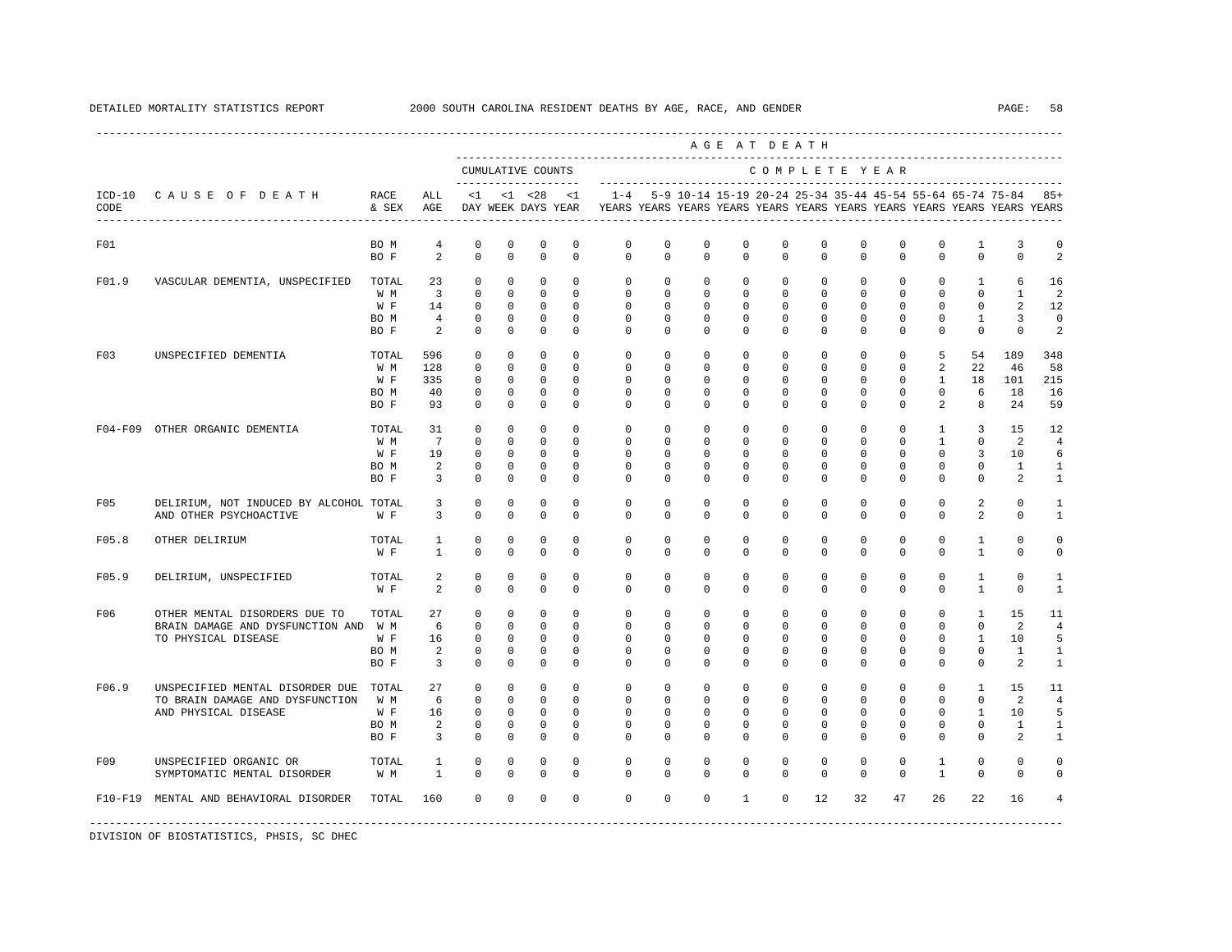DETAILED MORTALITY STATISTICS REPORT 2000 SOUTH CAROLINA RESIDENT DEATHS BY AGE, RACE, AND GENDER

| ICD-10 CODE | CAUSE OF DEATH | RACE & SEX | ALL AGE | <1 DAY | <1 WEEK | <28 DAYS | <1 YEAR | 1-4 YEARS | 5-9 YEARS | 10-14 YEARS | 15-19 YEARS | 20-24 YEARS | 25-34 YEARS | 35-44 YEARS | 45-54 YEARS | 55-64 YEARS | 65-74 YEARS | 75-84 YEARS | 85+ YEARS |
|---|---|---|---|---|---|---|---|---|---|---|---|---|---|---|---|---|---|---|---|
| | | | | CUMULATIVE COUNTS | | | | COMPLETE YEAR | | | | | | | | | | | |
| F01 | | BO M | 4 | 0 | 0 | 0 | 0 | 0 | 0 | 0 | 0 | 0 | 0 | 0 | 0 | 0 | 1 | 3 | 0 |
| | | BO F | 2 | 0 | 0 | 0 | 0 | 0 | 0 | 0 | 0 | 0 | 0 | 0 | 0 | 0 | 0 | 0 | 2 |
| F01.9 | VASCULAR DEMENTIA, UNSPECIFIED | TOTAL | 23 | 0 | 0 | 0 | 0 | 0 | 0 | 0 | 0 | 0 | 0 | 0 | 0 | 0 | 1 | 6 | 16 |
| | | W M | 3 | 0 | 0 | 0 | 0 | 0 | 0 | 0 | 0 | 0 | 0 | 0 | 0 | 0 | 0 | 1 | 2 |
| | | W F | 14 | 0 | 0 | 0 | 0 | 0 | 0 | 0 | 0 | 0 | 0 | 0 | 0 | 0 | 0 | 2 | 12 |
| | | BO M | 4 | 0 | 0 | 0 | 0 | 0 | 0 | 0 | 0 | 0 | 0 | 0 | 0 | 0 | 1 | 3 | 0 |
| | | BO F | 2 | 0 | 0 | 0 | 0 | 0 | 0 | 0 | 0 | 0 | 0 | 0 | 0 | 0 | 0 | 0 | 2 |
| F03 | UNSPECIFIED DEMENTIA | TOTAL | 596 | 0 | 0 | 0 | 0 | 0 | 0 | 0 | 0 | 0 | 0 | 0 | 0 | 5 | 54 | 189 | 348 |
| | | W M | 128 | 0 | 0 | 0 | 0 | 0 | 0 | 0 | 0 | 0 | 0 | 0 | 0 | 2 | 22 | 46 | 58 |
| | | W F | 335 | 0 | 0 | 0 | 0 | 0 | 0 | 0 | 0 | 0 | 0 | 0 | 0 | 1 | 18 | 101 | 215 |
| | | BO M | 40 | 0 | 0 | 0 | 0 | 0 | 0 | 0 | 0 | 0 | 0 | 0 | 0 | 0 | 6 | 18 | 16 |
| | | BO F | 93 | 0 | 0 | 0 | 0 | 0 | 0 | 0 | 0 | 0 | 0 | 0 | 0 | 2 | 8 | 24 | 59 |
| F04-F09 | OTHER ORGANIC DEMENTIA | TOTAL | 31 | 0 | 0 | 0 | 0 | 0 | 0 | 0 | 0 | 0 | 0 | 0 | 0 | 1 | 3 | 15 | 12 |
| | | W M | 7 | 0 | 0 | 0 | 0 | 0 | 0 | 0 | 0 | 0 | 0 | 0 | 0 | 1 | 0 | 2 | 4 |
| | | W F | 19 | 0 | 0 | 0 | 0 | 0 | 0 | 0 | 0 | 0 | 0 | 0 | 0 | 0 | 3 | 10 | 6 |
| | | BO M | 2 | 0 | 0 | 0 | 0 | 0 | 0 | 0 | 0 | 0 | 0 | 0 | 0 | 0 | 0 | 1 | 1 |
| | | BO F | 3 | 0 | 0 | 0 | 0 | 0 | 0 | 0 | 0 | 0 | 0 | 0 | 0 | 0 | 0 | 2 | 1 |
| F05 | DELIRIUM, NOT INDUCED BY ALCOHOL AND OTHER PSYCHOACTIVE | TOTAL | 3 | 0 | 0 | 0 | 0 | 0 | 0 | 0 | 0 | 0 | 0 | 0 | 0 | 0 | 2 | 0 | 1 |
| | | W F | 3 | 0 | 0 | 0 | 0 | 0 | 0 | 0 | 0 | 0 | 0 | 0 | 0 | 0 | 2 | 0 | 1 |
| F05.8 | OTHER DELIRIUM | TOTAL | 1 | 0 | 0 | 0 | 0 | 0 | 0 | 0 | 0 | 0 | 0 | 0 | 0 | 0 | 1 | 0 | 0 |
| | | W F | 1 | 0 | 0 | 0 | 0 | 0 | 0 | 0 | 0 | 0 | 0 | 0 | 0 | 0 | 1 | 0 | 0 |
| F05.9 | DELIRIUM, UNSPECIFIED | TOTAL | 2 | 0 | 0 | 0 | 0 | 0 | 0 | 0 | 0 | 0 | 0 | 0 | 0 | 0 | 1 | 0 | 1 |
| | | W F | 2 | 0 | 0 | 0 | 0 | 0 | 0 | 0 | 0 | 0 | 0 | 0 | 0 | 0 | 1 | 0 | 1 |
| F06 | OTHER MENTAL DISORDERS DUE TO BRAIN DAMAGE AND DYSFUNCTION AND TO PHYSICAL DISEASE | TOTAL | 27 | 0 | 0 | 0 | 0 | 0 | 0 | 0 | 0 | 0 | 0 | 0 | 0 | 0 | 1 | 15 | 11 |
| | | W M | 6 | 0 | 0 | 0 | 0 | 0 | 0 | 0 | 0 | 0 | 0 | 0 | 0 | 0 | 0 | 2 | 4 |
| | | W F | 16 | 0 | 0 | 0 | 0 | 0 | 0 | 0 | 0 | 0 | 0 | 0 | 0 | 0 | 1 | 10 | 5 |
| | | BO M | 2 | 0 | 0 | 0 | 0 | 0 | 0 | 0 | 0 | 0 | 0 | 0 | 0 | 0 | 0 | 1 | 1 |
| | | BO F | 3 | 0 | 0 | 0 | 0 | 0 | 0 | 0 | 0 | 0 | 0 | 0 | 0 | 0 | 0 | 2 | 1 |
| F06.9 | UNSPECIFIED MENTAL DISORDER DUE TO BRAIN DAMAGE AND DYSFUNCTION AND PHYSICAL DISEASE | TOTAL | 27 | 0 | 0 | 0 | 0 | 0 | 0 | 0 | 0 | 0 | 0 | 0 | 0 | 0 | 1 | 15 | 11 |
| | | W M | 6 | 0 | 0 | 0 | 0 | 0 | 0 | 0 | 0 | 0 | 0 | 0 | 0 | 0 | 0 | 2 | 4 |
| | | W F | 16 | 0 | 0 | 0 | 0 | 0 | 0 | 0 | 0 | 0 | 0 | 0 | 0 | 0 | 1 | 10 | 5 |
| | | BO M | 2 | 0 | 0 | 0 | 0 | 0 | 0 | 0 | 0 | 0 | 0 | 0 | 0 | 0 | 0 | 1 | 1 |
| | | BO F | 3 | 0 | 0 | 0 | 0 | 0 | 0 | 0 | 0 | 0 | 0 | 0 | 0 | 0 | 0 | 2 | 1 |
| F09 | UNSPECIFIED ORGANIC OR SYMPTOMATIC MENTAL DISORDER | TOTAL | 1 | 0 | 0 | 0 | 0 | 0 | 0 | 0 | 0 | 0 | 0 | 0 | 0 | 1 | 0 | 0 | 0 |
| | | W M | 1 | 0 | 0 | 0 | 0 | 0 | 0 | 0 | 0 | 0 | 0 | 0 | 0 | 1 | 0 | 0 | 0 |
| F10-F19 | MENTAL AND BEHAVIORAL DISORDER | TOTAL | 160 | 0 | 0 | 0 | 0 | 0 | 0 | 0 | 1 | 0 | 12 | 32 | 47 | 26 | 22 | 16 | 4 |

DIVISION OF BIOSTATISTICS, PHSIS, SC DHEC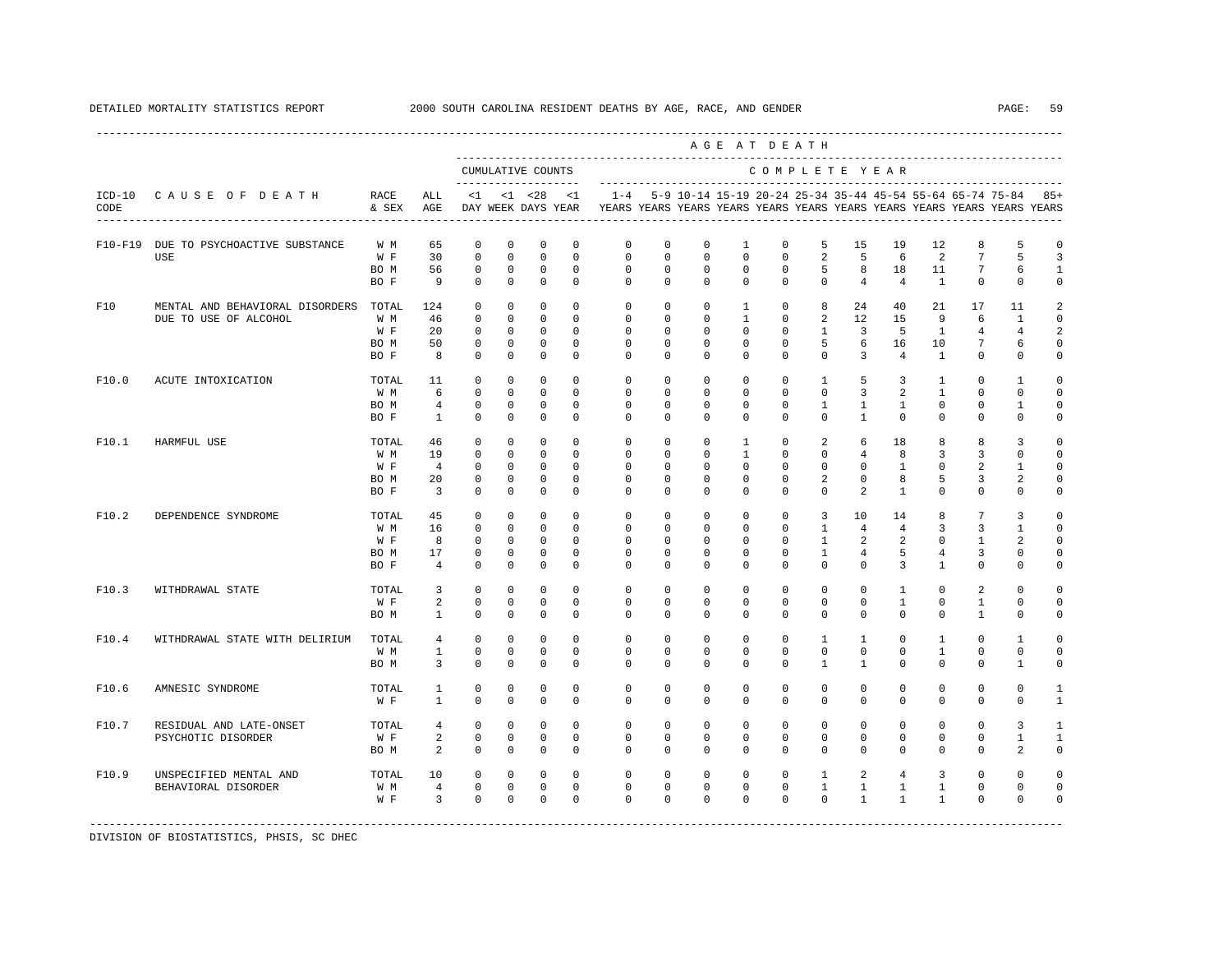DETAILED MORTALITY STATISTICS REPORT 2000 SOUTH CAROLINA RESIDENT DEATHS BY AGE, RACE, AND GENDER

| ICD-10 CODE | CAUSE OF DEATH | RACE & SEX | ALL AGE | <1 DAY | <1 WEEK | <28 DAYS | <1 YEAR | 1-4 YEARS | 5-9 YEARS | 10-14 YEARS | 15-19 YEARS | 20-24 YEARS | 25-34 YEARS | 35-44 YEARS | 45-54 YEARS | 55-64 YEARS | 65-74 YEARS | 75-84 YEARS | 85+ YEARS |
|---|---|---|---|---|---|---|---|---|---|---|---|---|---|---|---|---|---|---|---|
| | | | | CUMULATIVE COUNTS | | | | COMPLETE YEAR | | | | | | | | | | | |
| F10-F19 | DUE TO PSYCHOACTIVE SUBSTANCE USE | W M | 65 | 0 | 0 | 0 | 0 | 0 | 0 | 0 | 1 | 0 | 5 | 15 | 19 | 12 | 8 | 5 | 0 |
| | | W F | 30 | 0 | 0 | 0 | 0 | 0 | 0 | 0 | 0 | 0 | 2 | 5 | 6 | 2 | 7 | 5 | 3 |
| | | BO M | 56 | 0 | 0 | 0 | 0 | 0 | 0 | 0 | 0 | 0 | 5 | 8 | 18 | 11 | 7 | 6 | 1 |
| | | BO F | 9 | 0 | 0 | 0 | 0 | 0 | 0 | 0 | 0 | 0 | 0 | 4 | 4 | 1 | 0 | 0 | 0 |
| F10 | MENTAL AND BEHAVIORAL DISORDERS DUE TO USE OF ALCOHOL | TOTAL | 124 | 0 | 0 | 0 | 0 | 0 | 0 | 0 | 1 | 0 | 8 | 24 | 40 | 21 | 17 | 11 | 2 |
| | | W M | 46 | 0 | 0 | 0 | 0 | 0 | 0 | 0 | 1 | 0 | 2 | 12 | 15 | 9 | 6 | 1 | 0 |
| | | W F | 20 | 0 | 0 | 0 | 0 | 0 | 0 | 0 | 0 | 0 | 1 | 3 | 5 | 1 | 4 | 4 | 2 |
| | | BO M | 50 | 0 | 0 | 0 | 0 | 0 | 0 | 0 | 0 | 0 | 5 | 6 | 16 | 10 | 7 | 6 | 0 |
| | | BO F | 8 | 0 | 0 | 0 | 0 | 0 | 0 | 0 | 0 | 0 | 0 | 3 | 4 | 1 | 0 | 0 | 0 |
| F10.0 | ACUTE INTOXICATION | TOTAL | 11 | 0 | 0 | 0 | 0 | 0 | 0 | 0 | 0 | 0 | 1 | 5 | 3 | 1 | 0 | 1 | 0 |
| | | W M | 6 | 0 | 0 | 0 | 0 | 0 | 0 | 0 | 0 | 0 | 0 | 3 | 2 | 1 | 0 | 0 | 0 |
| | | BO M | 4 | 0 | 0 | 0 | 0 | 0 | 0 | 0 | 0 | 0 | 1 | 1 | 1 | 0 | 0 | 1 | 0 |
| | | BO F | 1 | 0 | 0 | 0 | 0 | 0 | 0 | 0 | 0 | 0 | 0 | 1 | 0 | 0 | 0 | 0 | 0 |
| F10.1 | HARMFUL USE | TOTAL | 46 | 0 | 0 | 0 | 0 | 0 | 0 | 0 | 1 | 0 | 2 | 6 | 18 | 8 | 8 | 3 | 0 |
| | | W M | 19 | 0 | 0 | 0 | 0 | 0 | 0 | 0 | 1 | 0 | 0 | 4 | 8 | 3 | 3 | 0 | 0 |
| | | W F | 4 | 0 | 0 | 0 | 0 | 0 | 0 | 0 | 0 | 0 | 0 | 0 | 1 | 0 | 2 | 1 | 0 |
| | | BO M | 20 | 0 | 0 | 0 | 0 | 0 | 0 | 0 | 0 | 0 | 2 | 0 | 8 | 5 | 3 | 2 | 0 |
| | | BO F | 3 | 0 | 0 | 0 | 0 | 0 | 0 | 0 | 0 | 0 | 0 | 2 | 1 | 0 | 0 | 0 | 0 |
| F10.2 | DEPENDENCE SYNDROME | TOTAL | 45 | 0 | 0 | 0 | 0 | 0 | 0 | 0 | 0 | 0 | 3 | 10 | 14 | 8 | 7 | 3 | 0 |
| | | W M | 16 | 0 | 0 | 0 | 0 | 0 | 0 | 0 | 0 | 0 | 1 | 4 | 4 | 3 | 3 | 1 | 0 |
| | | W F | 8 | 0 | 0 | 0 | 0 | 0 | 0 | 0 | 0 | 0 | 1 | 2 | 2 | 0 | 1 | 2 | 0 |
| | | BO M | 17 | 0 | 0 | 0 | 0 | 0 | 0 | 0 | 0 | 0 | 1 | 4 | 5 | 4 | 3 | 0 | 0 |
| | | BO F | 4 | 0 | 0 | 0 | 0 | 0 | 0 | 0 | 0 | 0 | 0 | 0 | 3 | 1 | 0 | 0 | 0 |
| F10.3 | WITHDRAWAL STATE | TOTAL | 3 | 0 | 0 | 0 | 0 | 0 | 0 | 0 | 0 | 0 | 0 | 0 | 1 | 0 | 2 | 0 | 0 |
| | | W F | 2 | 0 | 0 | 0 | 0 | 0 | 0 | 0 | 0 | 0 | 0 | 0 | 1 | 0 | 1 | 0 | 0 |
| | | BO M | 1 | 0 | 0 | 0 | 0 | 0 | 0 | 0 | 0 | 0 | 0 | 0 | 0 | 0 | 1 | 0 | 0 |
| F10.4 | WITHDRAWAL STATE WITH DELIRIUM | TOTAL | 4 | 0 | 0 | 0 | 0 | 0 | 0 | 0 | 0 | 0 | 1 | 1 | 0 | 1 | 0 | 1 | 0 |
| | | W M | 1 | 0 | 0 | 0 | 0 | 0 | 0 | 0 | 0 | 0 | 0 | 0 | 0 | 1 | 0 | 0 | 0 |
| | | BO M | 3 | 0 | 0 | 0 | 0 | 0 | 0 | 0 | 0 | 0 | 1 | 1 | 0 | 0 | 0 | 1 | 0 |
| F10.6 | AMNESIC SYNDROME | TOTAL | 1 | 0 | 0 | 0 | 0 | 0 | 0 | 0 | 0 | 0 | 0 | 0 | 0 | 0 | 0 | 0 | 1 |
| | | W F | 1 | 0 | 0 | 0 | 0 | 0 | 0 | 0 | 0 | 0 | 0 | 0 | 0 | 0 | 0 | 0 | 1 |
| F10.7 | RESIDUAL AND LATE-ONSET PSYCHOTIC DISORDER | TOTAL | 4 | 0 | 0 | 0 | 0 | 0 | 0 | 0 | 0 | 0 | 0 | 0 | 0 | 0 | 0 | 3 | 1 |
| | | W F | 2 | 0 | 0 | 0 | 0 | 0 | 0 | 0 | 0 | 0 | 0 | 0 | 0 | 0 | 0 | 1 | 1 |
| | | BO M | 2 | 0 | 0 | 0 | 0 | 0 | 0 | 0 | 0 | 0 | 0 | 0 | 0 | 0 | 0 | 2 | 0 |
| F10.9 | UNSPECIFIED MENTAL AND BEHAVIORAL DISORDER | TOTAL | 10 | 0 | 0 | 0 | 0 | 0 | 0 | 0 | 0 | 0 | 1 | 2 | 4 | 3 | 0 | 0 | 0 |
| | | W M | 4 | 0 | 0 | 0 | 0 | 0 | 0 | 0 | 0 | 0 | 1 | 1 | 1 | 1 | 0 | 0 | 0 |
| | | W F | 3 | 0 | 0 | 0 | 0 | 0 | 0 | 0 | 0 | 0 | 0 | 1 | 1 | 1 | 0 | 0 | 0 |

DIVISION OF BIOSTATISTICS, PHSIS, SC DHEC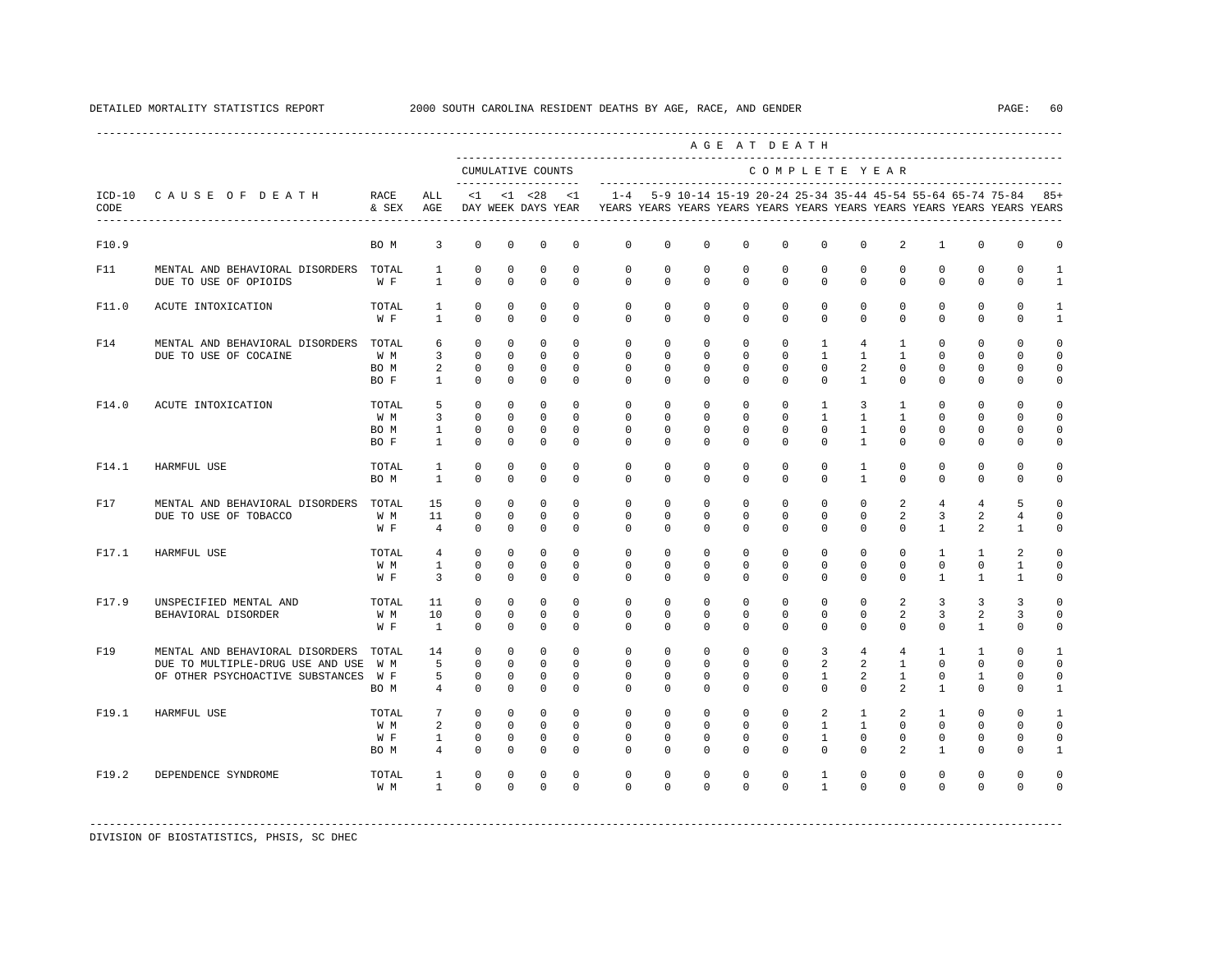DETAILED MORTALITY STATISTICS REPORT 2000 SOUTH CAROLINA RESIDENT DEATHS BY AGE, RACE, AND GENDER

| ICD-10 CODE | CAUSE OF DEATH | RACE & SEX | ALL AGE | <1 DAY | <1 WEEK | <28 DAYS | <1 YEAR | 1-4 YEARS | 5-9 YEARS | 10-14 YEARS | 15-19 YEARS | 20-24 YEARS | 25-34 YEARS | 35-44 YEARS | 45-54 YEARS | 55-64 YEARS | 65-74 YEARS | 75-84 YEARS | 85+ YEARS |
|---|---|---|---|---|---|---|---|---|---|---|---|---|---|---|---|---|---|---|---|
| F10.9 | | BO M | 3 | 0 | 0 | 0 | 0 | 0 | 0 | 0 | 0 | 0 | 0 | 0 | 2 | 1 | 0 | 0 | 0 |
| F11 | MENTAL AND BEHAVIORAL DISORDERS DUE TO USE OF OPIOIDS | TOTAL | 1 | 0 | 0 | 0 | 0 | 0 | 0 | 0 | 0 | 0 | 0 | 0 | 0 | 0 | 0 | 0 | 1 |
| | | W F | 1 | 0 | 0 | 0 | 0 | 0 | 0 | 0 | 0 | 0 | 0 | 0 | 0 | 0 | 0 | 0 | 1 |
| F11.0 | ACUTE INTOXICATION | TOTAL | 1 | 0 | 0 | 0 | 0 | 0 | 0 | 0 | 0 | 0 | 0 | 0 | 0 | 0 | 0 | 0 | 1 |
| | | W F | 1 | 0 | 0 | 0 | 0 | 0 | 0 | 0 | 0 | 0 | 0 | 0 | 0 | 0 | 0 | 0 | 1 |
| F14 | MENTAL AND BEHAVIORAL DISORDERS DUE TO USE OF COCAINE | TOTAL | 6 | 0 | 0 | 0 | 0 | 0 | 0 | 0 | 0 | 0 | 1 | 4 | 1 | 0 | 0 | 0 | 0 |
| | | W M | 3 | 0 | 0 | 0 | 0 | 0 | 0 | 0 | 0 | 0 | 1 | 1 | 1 | 0 | 0 | 0 | 0 |
| | | BO M | 2 | 0 | 0 | 0 | 0 | 0 | 0 | 0 | 0 | 0 | 0 | 2 | 0 | 0 | 0 | 0 | 0 |
| | | BO F | 1 | 0 | 0 | 0 | 0 | 0 | 0 | 0 | 0 | 0 | 0 | 1 | 0 | 0 | 0 | 0 | 0 |
| F14.0 | ACUTE INTOXICATION | TOTAL | 5 | 0 | 0 | 0 | 0 | 0 | 0 | 0 | 0 | 0 | 1 | 3 | 1 | 0 | 0 | 0 | 0 |
| | | W M | 3 | 0 | 0 | 0 | 0 | 0 | 0 | 0 | 0 | 0 | 1 | 1 | 1 | 0 | 0 | 0 | 0 |
| | | BO M | 1 | 0 | 0 | 0 | 0 | 0 | 0 | 0 | 0 | 0 | 0 | 1 | 0 | 0 | 0 | 0 | 0 |
| | | BO F | 1 | 0 | 0 | 0 | 0 | 0 | 0 | 0 | 0 | 0 | 0 | 1 | 0 | 0 | 0 | 0 | 0 |
| F14.1 | HARMFUL USE | TOTAL | 1 | 0 | 0 | 0 | 0 | 0 | 0 | 0 | 0 | 0 | 0 | 1 | 0 | 0 | 0 | 0 | 0 |
| | | BO M | 1 | 0 | 0 | 0 | 0 | 0 | 0 | 0 | 0 | 0 | 0 | 1 | 0 | 0 | 0 | 0 | 0 |
| F17 | MENTAL AND BEHAVIORAL DISORDERS DUE TO USE OF TOBACCO | TOTAL | 15 | 0 | 0 | 0 | 0 | 0 | 0 | 0 | 0 | 0 | 0 | 0 | 2 | 4 | 4 | 5 | 0 |
| | | W M | 11 | 0 | 0 | 0 | 0 | 0 | 0 | 0 | 0 | 0 | 0 | 0 | 2 | 3 | 2 | 4 | 0 |
| | | W F | 4 | 0 | 0 | 0 | 0 | 0 | 0 | 0 | 0 | 0 | 0 | 0 | 0 | 1 | 2 | 1 | 0 |
| F17.1 | HARMFUL USE | TOTAL | 4 | 0 | 0 | 0 | 0 | 0 | 0 | 0 | 0 | 0 | 0 | 0 | 0 | 1 | 1 | 2 | 0 |
| | | W M | 1 | 0 | 0 | 0 | 0 | 0 | 0 | 0 | 0 | 0 | 0 | 0 | 0 | 0 | 0 | 1 | 0 |
| | | W F | 3 | 0 | 0 | 0 | 0 | 0 | 0 | 0 | 0 | 0 | 0 | 0 | 0 | 1 | 1 | 1 | 0 |
| F17.9 | UNSPECIFIED MENTAL AND BEHAVIORAL DISORDER | TOTAL | 11 | 0 | 0 | 0 | 0 | 0 | 0 | 0 | 0 | 0 | 0 | 0 | 2 | 3 | 3 | 3 | 0 |
| | | W M | 10 | 0 | 0 | 0 | 0 | 0 | 0 | 0 | 0 | 0 | 0 | 0 | 2 | 3 | 2 | 3 | 0 |
| | | W F | 1 | 0 | 0 | 0 | 0 | 0 | 0 | 0 | 0 | 0 | 0 | 0 | 0 | 0 | 1 | 0 | 0 |
| F19 | MENTAL AND BEHAVIORAL DISORDERS DUE TO MULTIPLE-DRUG USE AND USE OF OTHER PSYCHOACTIVE SUBSTANCES | TOTAL | 14 | 0 | 0 | 0 | 0 | 0 | 0 | 0 | 0 | 0 | 3 | 4 | 4 | 1 | 1 | 0 | 1 |
| | | W M | 5 | 0 | 0 | 0 | 0 | 0 | 0 | 0 | 0 | 0 | 2 | 2 | 1 | 0 | 0 | 0 | 0 |
| | | W F | 5 | 0 | 0 | 0 | 0 | 0 | 0 | 0 | 0 | 0 | 1 | 2 | 1 | 0 | 1 | 0 | 0 |
| | | BO M | 4 | 0 | 0 | 0 | 0 | 0 | 0 | 0 | 0 | 0 | 0 | 0 | 2 | 1 | 0 | 0 | 1 |
| F19.1 | HARMFUL USE | TOTAL | 7 | 0 | 0 | 0 | 0 | 0 | 0 | 0 | 0 | 0 | 2 | 1 | 2 | 1 | 0 | 0 | 1 |
| | | W M | 2 | 0 | 0 | 0 | 0 | 0 | 0 | 0 | 0 | 0 | 1 | 1 | 0 | 0 | 0 | 0 | 0 |
| | | W F | 1 | 0 | 0 | 0 | 0 | 0 | 0 | 0 | 0 | 0 | 1 | 0 | 0 | 0 | 0 | 0 | 0 |
| | | BO M | 4 | 0 | 0 | 0 | 0 | 0 | 0 | 0 | 0 | 0 | 0 | 0 | 2 | 1 | 0 | 0 | 1 |
| F19.2 | DEPENDENCE SYNDROME | TOTAL | 1 | 0 | 0 | 0 | 0 | 0 | 0 | 0 | 0 | 0 | 1 | 0 | 0 | 0 | 0 | 0 | 0 |
| | | W M | 1 | 0 | 0 | 0 | 0 | 0 | 0 | 0 | 0 | 0 | 1 | 0 | 0 | 0 | 0 | 0 | 0 |

DIVISION OF BIOSTATISTICS, PHSIS, SC DHEC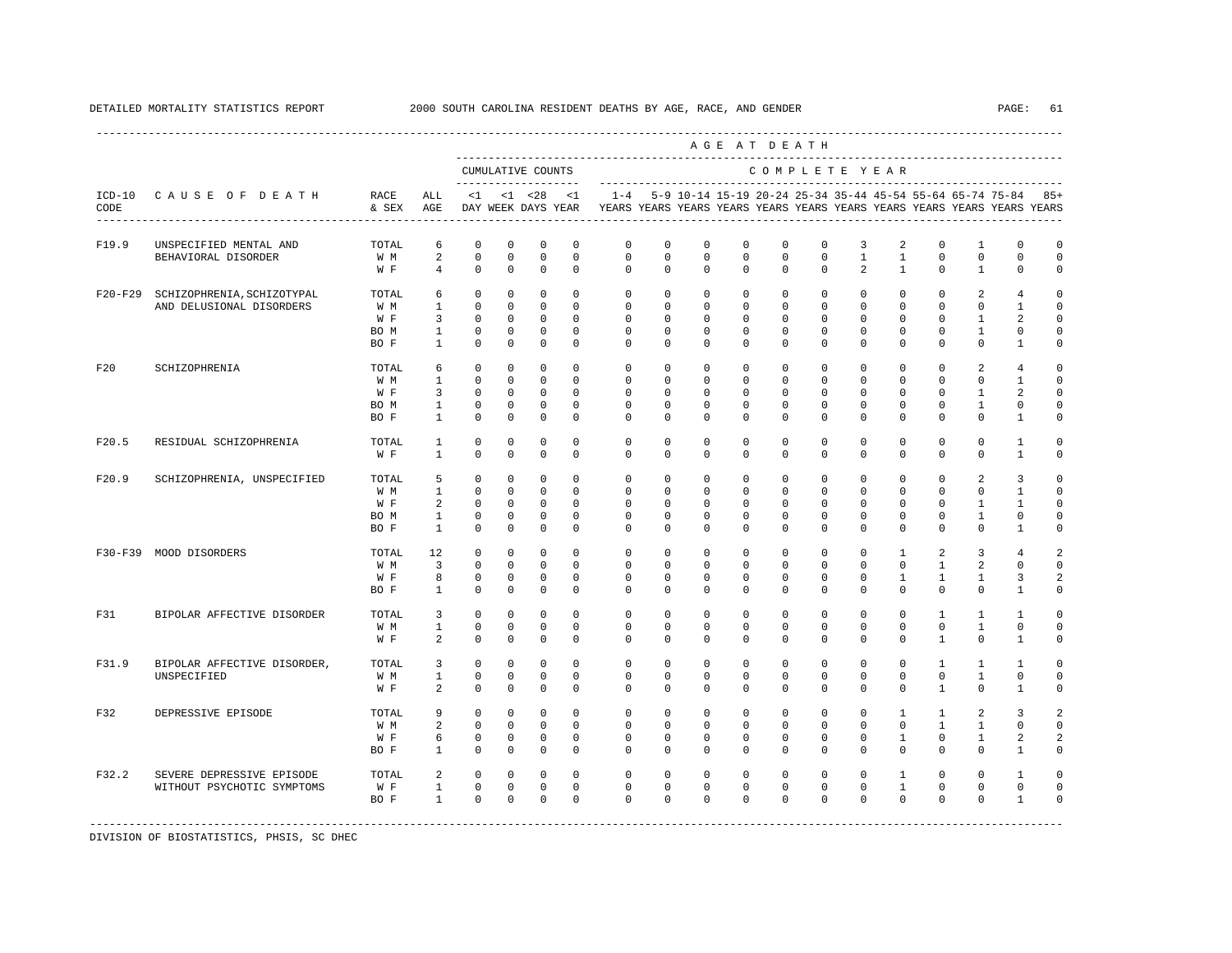DETAILED MORTALITY STATISTICS REPORT — 2000 SOUTH CAROLINA RESIDENT DEATHS BY AGE, RACE, AND GENDER

| ICD-10 CODE | CAUSE OF DEATH | RACE & SEX | ALL AGE | <1 DAY | <1 WEEK | <28 DAYS | <1 YEAR | 1-4 YEARS | 5-9 YEARS | 10-14 YEARS | 15-19 YEARS | 20-24 YEARS | 25-34 YEARS | 35-44 YEARS | 45-54 YEARS | 55-64 YEARS | 65-74 YEARS | 75-84 YEARS | 85+ YEARS |
|---|---|---|---|---|---|---|---|---|---|---|---|---|---|---|---|---|---|---|---|
| F19.9 | UNSPECIFIED MENTAL AND BEHAVIORAL DISORDER | TOTAL | 6 | 0 | 0 | 0 | 0 | 0 | 0 | 0 | 0 | 0 | 0 | 3 | 2 | 0 | 1 | 0 | 0 |
| | | W M | 2 | 0 | 0 | 0 | 0 | 0 | 0 | 0 | 0 | 0 | 0 | 1 | 1 | 0 | 0 | 0 | 0 |
| | | W F | 4 | 0 | 0 | 0 | 0 | 0 | 0 | 0 | 0 | 0 | 0 | 2 | 1 | 0 | 1 | 0 | 0 |
| F20-F29 | SCHIZOPHRENIA,SCHIZOTYPAL AND DELUSIONAL DISORDERS | TOTAL | 6 | 0 | 0 | 0 | 0 | 0 | 0 | 0 | 0 | 0 | 0 | 0 | 0 | 0 | 2 | 4 | 0 |
| | | W M | 1 | 0 | 0 | 0 | 0 | 0 | 0 | 0 | 0 | 0 | 0 | 0 | 0 | 0 | 0 | 1 | 0 |
| | | W F | 3 | 0 | 0 | 0 | 0 | 0 | 0 | 0 | 0 | 0 | 0 | 0 | 0 | 0 | 1 | 2 | 0 |
| | | BO M | 1 | 0 | 0 | 0 | 0 | 0 | 0 | 0 | 0 | 0 | 0 | 0 | 0 | 0 | 1 | 0 | 0 |
| | | BO F | 1 | 0 | 0 | 0 | 0 | 0 | 0 | 0 | 0 | 0 | 0 | 0 | 0 | 0 | 0 | 1 | 0 |
| F20 | SCHIZOPHRENIA | TOTAL | 6 | 0 | 0 | 0 | 0 | 0 | 0 | 0 | 0 | 0 | 0 | 0 | 0 | 0 | 2 | 4 | 0 |
| | | W M | 1 | 0 | 0 | 0 | 0 | 0 | 0 | 0 | 0 | 0 | 0 | 0 | 0 | 0 | 0 | 1 | 0 |
| | | W F | 3 | 0 | 0 | 0 | 0 | 0 | 0 | 0 | 0 | 0 | 0 | 0 | 0 | 0 | 1 | 2 | 0 |
| | | BO M | 1 | 0 | 0 | 0 | 0 | 0 | 0 | 0 | 0 | 0 | 0 | 0 | 0 | 0 | 1 | 0 | 0 |
| | | BO F | 1 | 0 | 0 | 0 | 0 | 0 | 0 | 0 | 0 | 0 | 0 | 0 | 0 | 0 | 0 | 1 | 0 |
| F20.5 | RESIDUAL SCHIZOPHRENIA | TOTAL | 1 | 0 | 0 | 0 | 0 | 0 | 0 | 0 | 0 | 0 | 0 | 0 | 0 | 0 | 0 | 1 | 0 |
| | | W F | 1 | 0 | 0 | 0 | 0 | 0 | 0 | 0 | 0 | 0 | 0 | 0 | 0 | 0 | 0 | 1 | 0 |
| F20.9 | SCHIZOPHRENIA, UNSPECIFIED | TOTAL | 5 | 0 | 0 | 0 | 0 | 0 | 0 | 0 | 0 | 0 | 0 | 0 | 0 | 0 | 2 | 3 | 0 |
| | | W M | 1 | 0 | 0 | 0 | 0 | 0 | 0 | 0 | 0 | 0 | 0 | 0 | 0 | 0 | 0 | 1 | 0 |
| | | W F | 2 | 0 | 0 | 0 | 0 | 0 | 0 | 0 | 0 | 0 | 0 | 0 | 0 | 0 | 1 | 1 | 0 |
| | | BO M | 1 | 0 | 0 | 0 | 0 | 0 | 0 | 0 | 0 | 0 | 0 | 0 | 0 | 0 | 1 | 0 | 0 |
| | | BO F | 1 | 0 | 0 | 0 | 0 | 0 | 0 | 0 | 0 | 0 | 0 | 0 | 0 | 0 | 0 | 1 | 0 |
| F30-F39 | MOOD DISORDERS | TOTAL | 12 | 0 | 0 | 0 | 0 | 0 | 0 | 0 | 0 | 0 | 0 | 0 | 1 | 2 | 3 | 4 | 2 |
| | | W M | 3 | 0 | 0 | 0 | 0 | 0 | 0 | 0 | 0 | 0 | 0 | 0 | 0 | 1 | 2 | 0 | 0 |
| | | W F | 8 | 0 | 0 | 0 | 0 | 0 | 0 | 0 | 0 | 0 | 0 | 0 | 1 | 1 | 1 | 3 | 2 |
| | | BO F | 1 | 0 | 0 | 0 | 0 | 0 | 0 | 0 | 0 | 0 | 0 | 0 | 0 | 0 | 0 | 1 | 0 |
| F31 | BIPOLAR AFFECTIVE DISORDER | TOTAL | 3 | 0 | 0 | 0 | 0 | 0 | 0 | 0 | 0 | 0 | 0 | 0 | 0 | 1 | 1 | 1 | 0 |
| | | W M | 1 | 0 | 0 | 0 | 0 | 0 | 0 | 0 | 0 | 0 | 0 | 0 | 0 | 0 | 1 | 0 | 0 |
| | | W F | 2 | 0 | 0 | 0 | 0 | 0 | 0 | 0 | 0 | 0 | 0 | 0 | 0 | 1 | 0 | 1 | 0 |
| F31.9 | BIPOLAR AFFECTIVE DISORDER, UNSPECIFIED | TOTAL | 3 | 0 | 0 | 0 | 0 | 0 | 0 | 0 | 0 | 0 | 0 | 0 | 0 | 1 | 1 | 1 | 0 |
| | | W M | 1 | 0 | 0 | 0 | 0 | 0 | 0 | 0 | 0 | 0 | 0 | 0 | 0 | 0 | 1 | 0 | 0 |
| | | W F | 2 | 0 | 0 | 0 | 0 | 0 | 0 | 0 | 0 | 0 | 0 | 0 | 0 | 1 | 0 | 1 | 0 |
| F32 | DEPRESSIVE EPISODE | TOTAL | 9 | 0 | 0 | 0 | 0 | 0 | 0 | 0 | 0 | 0 | 0 | 0 | 1 | 1 | 2 | 3 | 2 |
| | | W M | 2 | 0 | 0 | 0 | 0 | 0 | 0 | 0 | 0 | 0 | 0 | 0 | 0 | 1 | 1 | 0 | 0 |
| | | W F | 6 | 0 | 0 | 0 | 0 | 0 | 0 | 0 | 0 | 0 | 0 | 0 | 1 | 0 | 1 | 2 | 2 |
| | | BO F | 1 | 0 | 0 | 0 | 0 | 0 | 0 | 0 | 0 | 0 | 0 | 0 | 0 | 0 | 0 | 1 | 0 |
| F32.2 | SEVERE DEPRESSIVE EPISODE WITHOUT PSYCHOTIC SYMPTOMS | TOTAL | 2 | 0 | 0 | 0 | 0 | 0 | 0 | 0 | 0 | 0 | 0 | 0 | 1 | 0 | 0 | 1 | 0 |
| | | W F | 1 | 0 | 0 | 0 | 0 | 0 | 0 | 0 | 0 | 0 | 0 | 0 | 1 | 0 | 0 | 0 | 0 |
| | | BO F | 1 | 0 | 0 | 0 | 0 | 0 | 0 | 0 | 0 | 0 | 0 | 0 | 0 | 0 | 0 | 1 | 0 |

DIVISION OF BIOSTATISTICS, PHSIS, SC DHEC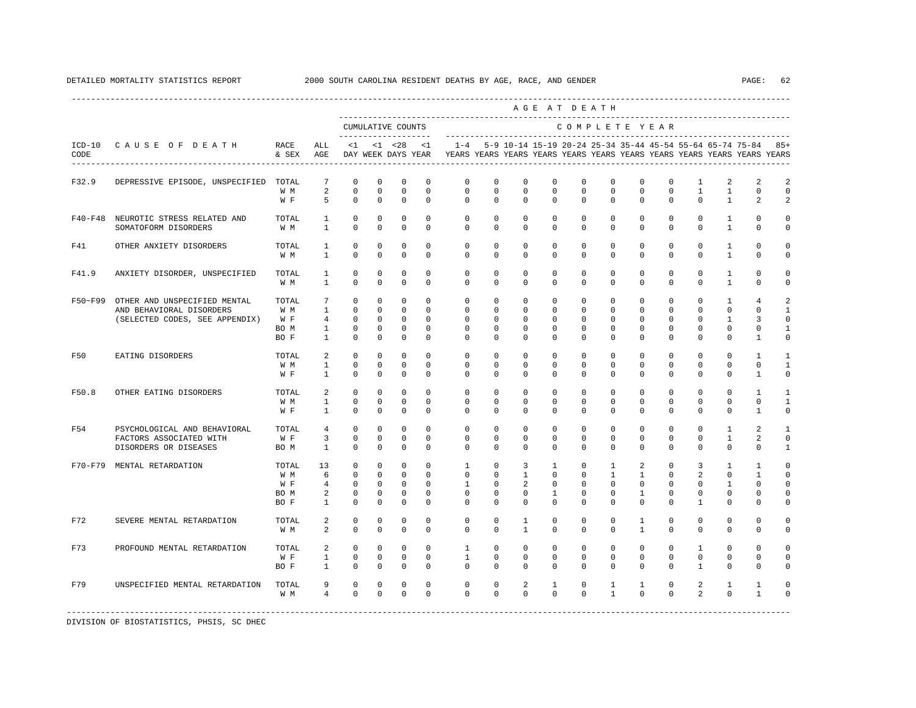DETAILED MORTALITY STATISTICS REPORT 2000 SOUTH CAROLINA RESIDENT DEATHS BY AGE, RACE, AND GENDER

| ICD-10 CODE | CAUSE OF DEATH | RACE & SEX | ALL AGE | <1 DAY | <1 WEEK | <28 DAYS | <1 YEAR | 1-4 YEARS | 5-9 YEARS | 10-14 YEARS | 15-19 YEARS | 20-24 YEARS | 25-34 YEARS | 35-44 YEARS | 45-54 YEARS | 55-64 YEARS | 65-74 YEARS | 75-84 YEARS | 85+ YEARS |
|---|---|---|---|---|---|---|---|---|---|---|---|---|---|---|---|---|---|---|---|
| F32.9 | DEPRESSIVE EPISODE, UNSPECIFIED | TOTAL | 7 | 0 | 0 | 0 | 0 | 0 | 0 | 0 | 0 | 0 | 0 | 0 | 0 | 1 | 2 | 2 | 2 |
| | | W M | 2 | 0 | 0 | 0 | 0 | 0 | 0 | 0 | 0 | 0 | 0 | 0 | 0 | 1 | 1 | 0 | 0 |
| | | W F | 5 | 0 | 0 | 0 | 0 | 0 | 0 | 0 | 0 | 0 | 0 | 0 | 0 | 0 | 1 | 2 | 2 |
| F40-F48 | NEUROTIC STRESS RELATED AND SOMATOFORM DISORDERS | TOTAL | 1 | 0 | 0 | 0 | 0 | 0 | 0 | 0 | 0 | 0 | 0 | 0 | 0 | 0 | 1 | 0 | 0 |
| | | W M | 1 | 0 | 0 | 0 | 0 | 0 | 0 | 0 | 0 | 0 | 0 | 0 | 0 | 0 | 1 | 0 | 0 |
| F41 | OTHER ANXIETY DISORDERS | TOTAL | 1 | 0 | 0 | 0 | 0 | 0 | 0 | 0 | 0 | 0 | 0 | 0 | 0 | 0 | 1 | 0 | 0 |
| | | W M | 1 | 0 | 0 | 0 | 0 | 0 | 0 | 0 | 0 | 0 | 0 | 0 | 0 | 0 | 1 | 0 | 0 |
| F41.9 | ANXIETY DISORDER, UNSPECIFIED | TOTAL | 1 | 0 | 0 | 0 | 0 | 0 | 0 | 0 | 0 | 0 | 0 | 0 | 0 | 0 | 1 | 0 | 0 |
| | | W M | 1 | 0 | 0 | 0 | 0 | 0 | 0 | 0 | 0 | 0 | 0 | 0 | 0 | 0 | 1 | 0 | 0 |
| F50~F99 | OTHER AND UNSPECIFIED MENTAL AND BEHAVIORAL DISORDERS (SELECTED CODES, SEE APPENDIX) | TOTAL | 7 | 0 | 0 | 0 | 0 | 0 | 0 | 0 | 0 | 0 | 0 | 0 | 0 | 0 | 1 | 4 | 2 |
| | | W M | 1 | 0 | 0 | 0 | 0 | 0 | 0 | 0 | 0 | 0 | 0 | 0 | 0 | 0 | 0 | 0 | 1 |
| | | W F | 4 | 0 | 0 | 0 | 0 | 0 | 0 | 0 | 0 | 0 | 0 | 0 | 0 | 0 | 1 | 3 | 0 |
| | | BO M | 1 | 0 | 0 | 0 | 0 | 0 | 0 | 0 | 0 | 0 | 0 | 0 | 0 | 0 | 0 | 0 | 1 |
| | | BO F | 1 | 0 | 0 | 0 | 0 | 0 | 0 | 0 | 0 | 0 | 0 | 0 | 0 | 0 | 0 | 1 | 0 |
| F50 | EATING DISORDERS | TOTAL | 2 | 0 | 0 | 0 | 0 | 0 | 0 | 0 | 0 | 0 | 0 | 0 | 0 | 0 | 0 | 1 | 1 |
| | | W M | 1 | 0 | 0 | 0 | 0 | 0 | 0 | 0 | 0 | 0 | 0 | 0 | 0 | 0 | 0 | 0 | 1 |
| | | W F | 1 | 0 | 0 | 0 | 0 | 0 | 0 | 0 | 0 | 0 | 0 | 0 | 0 | 0 | 0 | 1 | 0 |
| F50.8 | OTHER EATING DISORDERS | TOTAL | 2 | 0 | 0 | 0 | 0 | 0 | 0 | 0 | 0 | 0 | 0 | 0 | 0 | 0 | 0 | 1 | 1 |
| | | W M | 1 | 0 | 0 | 0 | 0 | 0 | 0 | 0 | 0 | 0 | 0 | 0 | 0 | 0 | 0 | 0 | 1 |
| | | W F | 1 | 0 | 0 | 0 | 0 | 0 | 0 | 0 | 0 | 0 | 0 | 0 | 0 | 0 | 0 | 1 | 0 |
| F54 | PSYCHOLOGICAL AND BEHAVIORAL FACTORS ASSOCIATED WITH DISORDERS OR DISEASES | TOTAL | 4 | 0 | 0 | 0 | 0 | 0 | 0 | 0 | 0 | 0 | 0 | 0 | 0 | 0 | 1 | 2 | 1 |
| | | W F | 3 | 0 | 0 | 0 | 0 | 0 | 0 | 0 | 0 | 0 | 0 | 0 | 0 | 0 | 1 | 2 | 0 |
| | | BO M | 1 | 0 | 0 | 0 | 0 | 0 | 0 | 0 | 0 | 0 | 0 | 0 | 0 | 0 | 0 | 0 | 1 |
| F70-F79 | MENTAL RETARDATION | TOTAL | 13 | 0 | 0 | 0 | 0 | 1 | 0 | 3 | 1 | 0 | 1 | 2 | 0 | 3 | 1 | 1 | 0 |
| | | W M | 6 | 0 | 0 | 0 | 0 | 0 | 0 | 1 | 0 | 0 | 1 | 1 | 0 | 2 | 0 | 1 | 0 |
| | | W F | 4 | 0 | 0 | 0 | 0 | 1 | 0 | 2 | 0 | 0 | 0 | 0 | 0 | 0 | 1 | 0 | 0 |
| | | BO M | 2 | 0 | 0 | 0 | 0 | 0 | 0 | 0 | 1 | 0 | 0 | 1 | 0 | 0 | 0 | 0 | 0 |
| | | BO F | 1 | 0 | 0 | 0 | 0 | 0 | 0 | 0 | 0 | 0 | 0 | 0 | 0 | 1 | 0 | 0 | 0 |
| F72 | SEVERE MENTAL RETARDATION | TOTAL | 2 | 0 | 0 | 0 | 0 | 0 | 0 | 1 | 0 | 0 | 0 | 1 | 0 | 0 | 0 | 0 | 0 |
| | | W M | 2 | 0 | 0 | 0 | 0 | 0 | 0 | 1 | 0 | 0 | 0 | 1 | 0 | 0 | 0 | 0 | 0 |
| F73 | PROFOUND MENTAL RETARDATION | TOTAL | 2 | 0 | 0 | 0 | 0 | 1 | 0 | 0 | 0 | 0 | 0 | 0 | 0 | 1 | 0 | 0 | 0 |
| | | W F | 1 | 0 | 0 | 0 | 0 | 1 | 0 | 0 | 0 | 0 | 0 | 0 | 0 | 0 | 0 | 0 | 0 |
| | | BO F | 1 | 0 | 0 | 0 | 0 | 0 | 0 | 0 | 0 | 0 | 0 | 0 | 0 | 1 | 0 | 0 | 0 |
| F79 | UNSPECIFIED MENTAL RETARDATION | TOTAL | 9 | 0 | 0 | 0 | 0 | 0 | 0 | 2 | 1 | 0 | 1 | 1 | 0 | 2 | 1 | 1 | 0 |
| | | W M | 4 | 0 | 0 | 0 | 0 | 0 | 0 | 0 | 0 | 0 | 1 | 0 | 0 | 2 | 0 | 1 | 0 |

DIVISION OF BIOSTATISTICS, PHSIS, SC DHEC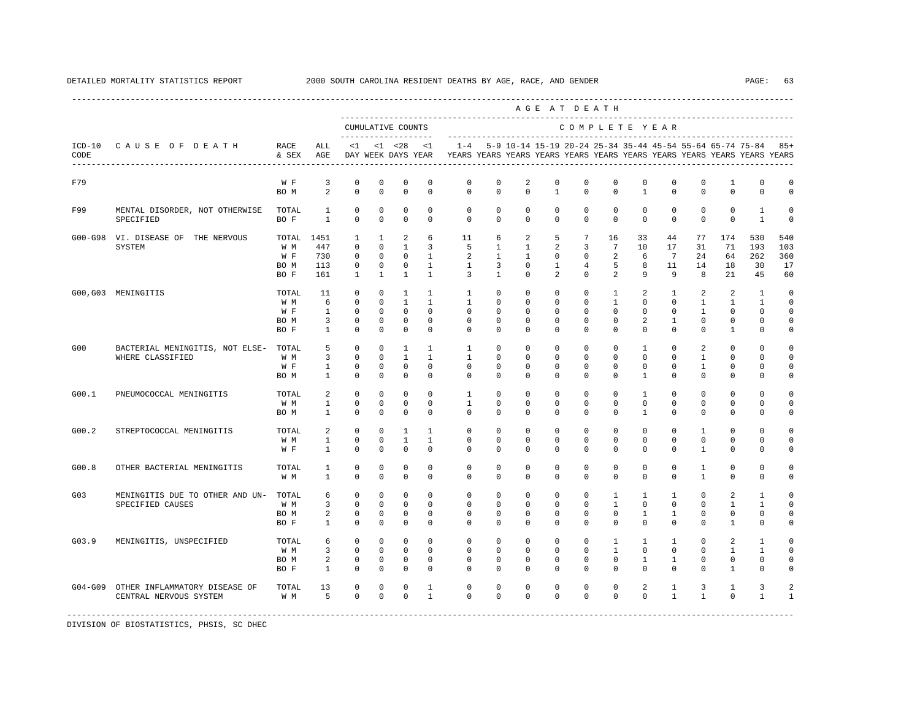DETAILED MORTALITY STATISTICS REPORT — 2000 SOUTH CAROLINA RESIDENT DEATHS BY AGE, RACE, AND GENDER

| ICD-10 CODE | CAUSE OF DEATH | RACE & SEX | ALL AGE | <1 DAY | <1 WEEK | <28 DAYS | <1 YEAR | 1-4 YEARS | 5-9 YEARS | 10-14 YEARS | 15-19 YEARS | 20-24 YEARS | 25-34 YEARS | 35-44 YEARS | 45-54 YEARS | 55-64 YEARS | 65-74 YEARS | 75-84 YEARS | 85+ YEARS |
|---|---|---|---|---|---|---|---|---|---|---|---|---|---|---|---|---|---|---|---|
| F79 | | W F | 3 | 0 | 0 | 0 | 0 | 0 | 0 | 2 | 0 | 0 | 0 | 0 | 0 | 0 | 1 | 0 | 0 |
| | | BO M | 2 | 0 | 0 | 0 | 0 | 0 | 0 | 0 | 1 | 0 | 0 | 1 | 0 | 0 | 0 | 0 | 0 |
| F99 | MENTAL DISORDER, NOT OTHERWISE SPECIFIED | TOTAL | 1 | 0 | 0 | 0 | 0 | 0 | 0 | 0 | 0 | 0 | 0 | 0 | 0 | 0 | 0 | 1 | 0 |
| | | BO F | 1 | 0 | 0 | 0 | 0 | 0 | 0 | 0 | 0 | 0 | 0 | 0 | 0 | 0 | 0 | 1 | 0 |
| G00-G98 | VI. DISEASE OF THE NERVOUS SYSTEM | TOTAL | 1451 | 1 | 1 | 2 | 6 | 11 | 6 | 2 | 5 | 7 | 16 | 33 | 44 | 77 | 174 | 530 | 540 |
| | | W M | 447 | 0 | 0 | 1 | 3 | 5 | 1 | 1 | 2 | 3 | 7 | 10 | 17 | 31 | 71 | 193 | 103 |
| | | W F | 730 | 0 | 0 | 0 | 1 | 2 | 1 | 1 | 0 | 0 | 2 | 6 | 7 | 24 | 64 | 262 | 360 |
| | | BO M | 113 | 0 | 0 | 0 | 1 | 1 | 3 | 0 | 1 | 4 | 5 | 8 | 11 | 14 | 18 | 30 | 17 |
| | | BO F | 161 | 1 | 1 | 1 | 1 | 3 | 1 | 0 | 2 | 0 | 2 | 9 | 9 | 8 | 21 | 45 | 60 |
| G00,G03 | MENINGITIS | TOTAL | 11 | 0 | 0 | 1 | 1 | 1 | 0 | 0 | 0 | 0 | 1 | 2 | 1 | 2 | 2 | 1 | 0 |
| | | W M | 6 | 0 | 0 | 1 | 1 | 1 | 0 | 0 | 0 | 0 | 1 | 0 | 0 | 1 | 1 | 1 | 0 |
| | | W F | 1 | 0 | 0 | 0 | 0 | 0 | 0 | 0 | 0 | 0 | 0 | 0 | 0 | 1 | 0 | 0 | 0 |
| | | BO M | 3 | 0 | 0 | 0 | 0 | 0 | 0 | 0 | 0 | 0 | 0 | 2 | 1 | 0 | 0 | 0 | 0 |
| | | BO F | 1 | 0 | 0 | 0 | 0 | 0 | 0 | 0 | 0 | 0 | 0 | 0 | 0 | 0 | 1 | 0 | 0 |
| G00 | BACTERIAL MENINGITIS, NOT ELSEWHERE CLASSIFIED | TOTAL | 5 | 0 | 0 | 1 | 1 | 1 | 0 | 0 | 0 | 0 | 0 | 1 | 0 | 2 | 0 | 0 | 0 |
| | | W M | 3 | 0 | 0 | 1 | 1 | 1 | 0 | 0 | 0 | 0 | 0 | 0 | 0 | 1 | 0 | 0 | 0 |
| | | W F | 1 | 0 | 0 | 0 | 0 | 0 | 0 | 0 | 0 | 0 | 0 | 0 | 0 | 1 | 0 | 0 | 0 |
| | | BO M | 1 | 0 | 0 | 0 | 0 | 0 | 0 | 0 | 0 | 0 | 0 | 1 | 0 | 0 | 0 | 0 | 0 |
| G00.1 | PNEUMOCOCCAL MENINGITIS | TOTAL | 2 | 0 | 0 | 0 | 0 | 1 | 0 | 0 | 0 | 0 | 0 | 1 | 0 | 0 | 0 | 0 | 0 |
| | | W M | 1 | 0 | 0 | 0 | 0 | 1 | 0 | 0 | 0 | 0 | 0 | 0 | 0 | 0 | 0 | 0 | 0 |
| | | BO M | 1 | 0 | 0 | 0 | 0 | 0 | 0 | 0 | 0 | 0 | 0 | 1 | 0 | 0 | 0 | 0 | 0 |
| G00.2 | STREPTOCOCCAL MENINGITIS | TOTAL | 2 | 0 | 0 | 1 | 1 | 0 | 0 | 0 | 0 | 0 | 0 | 0 | 0 | 1 | 0 | 0 | 0 |
| | | W M | 1 | 0 | 0 | 1 | 1 | 0 | 0 | 0 | 0 | 0 | 0 | 0 | 0 | 0 | 0 | 0 | 0 |
| | | W F | 1 | 0 | 0 | 0 | 0 | 0 | 0 | 0 | 0 | 0 | 0 | 0 | 0 | 1 | 0 | 0 | 0 |
| G00.8 | OTHER BACTERIAL MENINGITIS | TOTAL | 1 | 0 | 0 | 0 | 0 | 0 | 0 | 0 | 0 | 0 | 0 | 0 | 0 | 1 | 0 | 0 | 0 |
| | | W M | 1 | 0 | 0 | 0 | 0 | 0 | 0 | 0 | 0 | 0 | 0 | 0 | 0 | 1 | 0 | 0 | 0 |
| G03 | MENINGITIS DUE TO OTHER AND UNSPECIFIED CAUSES | TOTAL | 6 | 0 | 0 | 0 | 0 | 0 | 0 | 0 | 0 | 0 | 1 | 1 | 1 | 0 | 2 | 1 | 0 |
| | | W M | 3 | 0 | 0 | 0 | 0 | 0 | 0 | 0 | 0 | 0 | 1 | 0 | 0 | 0 | 1 | 1 | 0 |
| | | BO M | 2 | 0 | 0 | 0 | 0 | 0 | 0 | 0 | 0 | 0 | 0 | 1 | 1 | 0 | 0 | 0 | 0 |
| | | BO F | 1 | 0 | 0 | 0 | 0 | 0 | 0 | 0 | 0 | 0 | 0 | 0 | 0 | 0 | 1 | 0 | 0 |
| G03.9 | MENINGITIS, UNSPECIFIED | TOTAL | 6 | 0 | 0 | 0 | 0 | 0 | 0 | 0 | 0 | 0 | 1 | 1 | 1 | 0 | 2 | 1 | 0 |
| | | W M | 3 | 0 | 0 | 0 | 0 | 0 | 0 | 0 | 0 | 0 | 1 | 0 | 0 | 0 | 1 | 1 | 0 |
| | | BO M | 2 | 0 | 0 | 0 | 0 | 0 | 0 | 0 | 0 | 0 | 0 | 1 | 1 | 0 | 0 | 0 | 0 |
| | | BO F | 1 | 0 | 0 | 0 | 0 | 0 | 0 | 0 | 0 | 0 | 0 | 0 | 0 | 0 | 1 | 0 | 0 |
| G04-G09 | OTHER INFLAMMATORY DISEASE OF CENTRAL NERVOUS SYSTEM | TOTAL | 13 | 0 | 0 | 0 | 1 | 0 | 0 | 0 | 0 | 0 | 0 | 2 | 1 | 3 | 1 | 3 | 2 |
| | | W M | 5 | 0 | 0 | 0 | 1 | 0 | 0 | 0 | 0 | 0 | 0 | 0 | 1 | 1 | 0 | 1 | 1 |

DIVISION OF BIOSTATISTICS, PHSIS, SC DHEC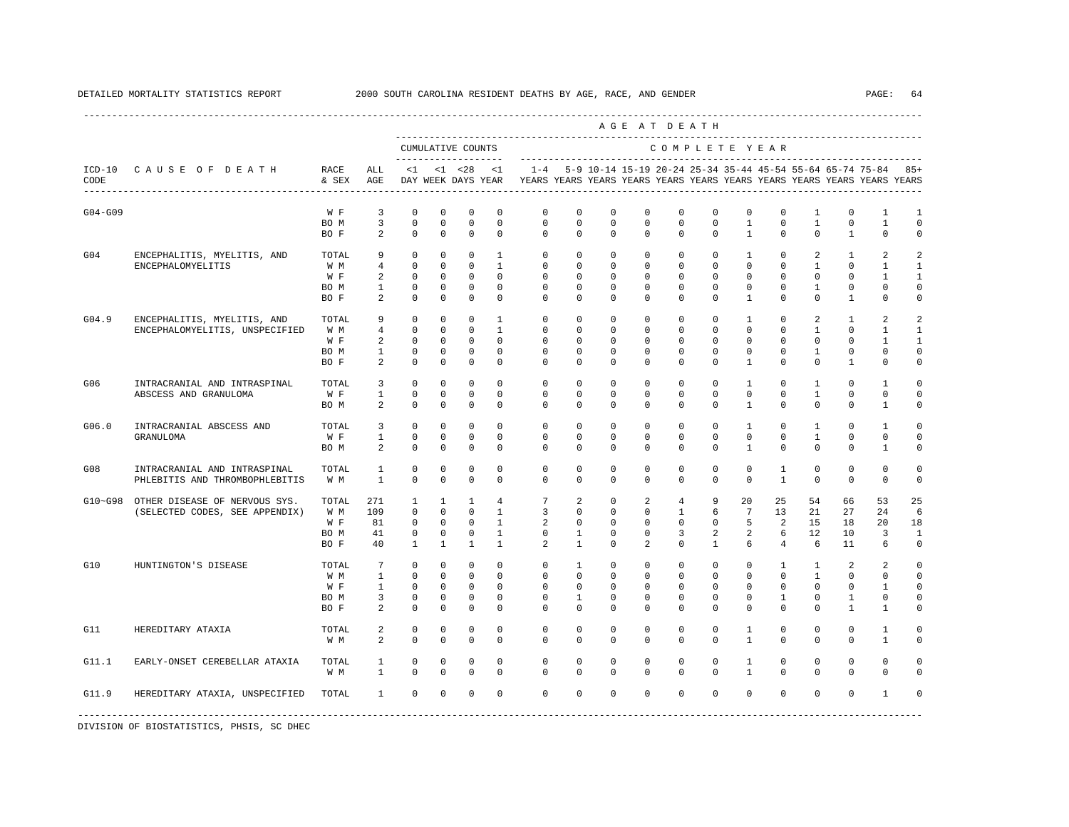DETAILED MORTALITY STATISTICS REPORT 2000 SOUTH CAROLINA RESIDENT DEATHS BY AGE, RACE, AND GENDER

| ICD-10 CODE | CAUSE OF DEATH | RACE & SEX | ALL AGE | <1 DAY | <1 WEEK | <28 DAYS | <1 YEAR | 1-4 YEARS | 5-9 YEARS | 10-14 YEARS | 15-19 YEARS | 20-24 YEARS | 25-34 YEARS | 35-44 YEARS | 45-54 YEARS | 55-64 YEARS | 65-74 YEARS | 75-84 YEARS | 85+ YEARS |
|---|---|---|---|---|---|---|---|---|---|---|---|---|---|---|---|---|---|---|---|
| | | | | CUMULATIVE COUNTS | | | | COMPLETE YEAR | | | | | | | | | | | |
| G04-G09 | | W F | 3 | 0 | 0 | 0 | 0 | 0 | 0 | 0 | 0 | 0 | 0 | 0 | 0 | 1 | 0 | 1 | 1 |
| | | BO M | 3 | 0 | 0 | 0 | 0 | 0 | 0 | 0 | 0 | 0 | 0 | 1 | 0 | 1 | 0 | 1 | 0 |
| | | BO F | 2 | 0 | 0 | 0 | 0 | 0 | 0 | 0 | 0 | 0 | 0 | 1 | 0 | 0 | 1 | 0 | 0 |
| G04 | ENCEPHALITIS, MYELITIS, AND ENCEPHALOMYELITIS | TOTAL | 9 | 0 | 0 | 0 | 1 | 0 | 0 | 0 | 0 | 0 | 0 | 1 | 0 | 2 | 1 | 2 | 2 |
| | | W M | 4 | 0 | 0 | 0 | 1 | 0 | 0 | 0 | 0 | 0 | 0 | 0 | 0 | 1 | 0 | 1 | 1 |
| | | W F | 2 | 0 | 0 | 0 | 0 | 0 | 0 | 0 | 0 | 0 | 0 | 0 | 0 | 0 | 0 | 1 | 1 |
| | | BO M | 1 | 0 | 0 | 0 | 0 | 0 | 0 | 0 | 0 | 0 | 0 | 0 | 0 | 1 | 0 | 0 | 0 |
| | | BO F | 2 | 0 | 0 | 0 | 0 | 0 | 0 | 0 | 0 | 0 | 0 | 1 | 0 | 0 | 1 | 0 | 0 |
| G04.9 | ENCEPHALITIS, MYELITIS, AND ENCEPHALOMYELITIS, UNSPECIFIED | TOTAL | 9 | 0 | 0 | 0 | 1 | 0 | 0 | 0 | 0 | 0 | 0 | 1 | 0 | 2 | 1 | 2 | 2 |
| | | W M | 4 | 0 | 0 | 0 | 1 | 0 | 0 | 0 | 0 | 0 | 0 | 0 | 0 | 1 | 0 | 1 | 1 |
| | | W F | 2 | 0 | 0 | 0 | 0 | 0 | 0 | 0 | 0 | 0 | 0 | 0 | 0 | 0 | 0 | 1 | 1 |
| | | BO M | 1 | 0 | 0 | 0 | 0 | 0 | 0 | 0 | 0 | 0 | 0 | 0 | 0 | 1 | 0 | 0 | 0 |
| | | BO F | 2 | 0 | 0 | 0 | 0 | 0 | 0 | 0 | 0 | 0 | 0 | 1 | 0 | 0 | 1 | 0 | 0 |
| G06 | INTRACRANIAL AND INTRASPINAL ABSCESS AND GRANULOMA | TOTAL | 3 | 0 | 0 | 0 | 0 | 0 | 0 | 0 | 0 | 0 | 0 | 1 | 0 | 1 | 0 | 1 | 0 |
| | | W F | 1 | 0 | 0 | 0 | 0 | 0 | 0 | 0 | 0 | 0 | 0 | 0 | 0 | 1 | 0 | 0 | 0 |
| | | BO M | 2 | 0 | 0 | 0 | 0 | 0 | 0 | 0 | 0 | 0 | 0 | 1 | 0 | 0 | 0 | 1 | 0 |
| G06.0 | INTRACRANIAL ABSCESS AND GRANULOMA | TOTAL | 3 | 0 | 0 | 0 | 0 | 0 | 0 | 0 | 0 | 0 | 0 | 1 | 0 | 1 | 0 | 1 | 0 |
| | | W F | 1 | 0 | 0 | 0 | 0 | 0 | 0 | 0 | 0 | 0 | 0 | 0 | 0 | 1 | 0 | 0 | 0 |
| | | BO M | 2 | 0 | 0 | 0 | 0 | 0 | 0 | 0 | 0 | 0 | 0 | 1 | 0 | 0 | 0 | 1 | 0 |
| G08 | INTRACRANIAL AND INTRASPINAL PHLEBITIS AND THROMBOPHLEBITIS | TOTAL | 1 | 0 | 0 | 0 | 0 | 0 | 0 | 0 | 0 | 0 | 0 | 0 | 1 | 0 | 0 | 0 | 0 |
| | | W M | 1 | 0 | 0 | 0 | 0 | 0 | 0 | 0 | 0 | 0 | 0 | 0 | 1 | 0 | 0 | 0 | 0 |
| G10~G98 | OTHER DISEASE OF NERVOUS SYS. (SELECTED CODES, SEE APPENDIX) | TOTAL | 271 | 1 | 1 | 1 | 4 | 7 | 2 | 0 | 2 | 4 | 9 | 20 | 25 | 54 | 66 | 53 | 25 |
| | | W M | 109 | 0 | 0 | 0 | 1 | 3 | 0 | 0 | 0 | 1 | 6 | 7 | 13 | 21 | 27 | 24 | 6 |
| | | W F | 81 | 0 | 0 | 0 | 1 | 2 | 0 | 0 | 0 | 0 | 0 | 5 | 2 | 15 | 18 | 20 | 18 |
| | | BO M | 41 | 0 | 0 | 0 | 1 | 0 | 1 | 0 | 0 | 3 | 2 | 2 | 6 | 12 | 10 | 3 | 1 |
| | | BO F | 40 | 1 | 1 | 1 | 1 | 2 | 1 | 0 | 2 | 0 | 1 | 6 | 4 | 6 | 11 | 6 | 0 |
| G10 | HUNTINGTON'S DISEASE | TOTAL | 7 | 0 | 0 | 0 | 0 | 0 | 1 | 0 | 0 | 0 | 0 | 0 | 1 | 1 | 2 | 2 | 0 |
| | | W M | 1 | 0 | 0 | 0 | 0 | 0 | 0 | 0 | 0 | 0 | 0 | 0 | 0 | 1 | 0 | 0 | 0 |
| | | W F | 1 | 0 | 0 | 0 | 0 | 0 | 0 | 0 | 0 | 0 | 0 | 0 | 0 | 0 | 0 | 1 | 0 |
| | | BO M | 3 | 0 | 0 | 0 | 0 | 0 | 1 | 0 | 0 | 0 | 0 | 0 | 1 | 0 | 1 | 0 | 0 |
| | | BO F | 2 | 0 | 0 | 0 | 0 | 0 | 0 | 0 | 0 | 0 | 0 | 0 | 0 | 0 | 1 | 1 | 0 |
| G11 | HEREDITARY ATAXIA | TOTAL | 2 | 0 | 0 | 0 | 0 | 0 | 0 | 0 | 0 | 0 | 0 | 1 | 0 | 0 | 0 | 1 | 0 |
| | | W M | 2 | 0 | 0 | 0 | 0 | 0 | 0 | 0 | 0 | 0 | 0 | 1 | 0 | 0 | 0 | 1 | 0 |
| G11.1 | EARLY-ONSET CEREBELLAR ATAXIA | TOTAL | 1 | 0 | 0 | 0 | 0 | 0 | 0 | 0 | 0 | 0 | 0 | 1 | 0 | 0 | 0 | 0 | 0 |
| | | W M | 1 | 0 | 0 | 0 | 0 | 0 | 0 | 0 | 0 | 0 | 0 | 1 | 0 | 0 | 0 | 0 | 0 |
| G11.9 | HEREDITARY ATAXIA, UNSPECIFIED | TOTAL | 1 | 0 | 0 | 0 | 0 | 0 | 0 | 0 | 0 | 0 | 0 | 0 | 0 | 0 | 0 | 1 | 0 |

DIVISION OF BIOSTATISTICS, PHSIS, SC DHEC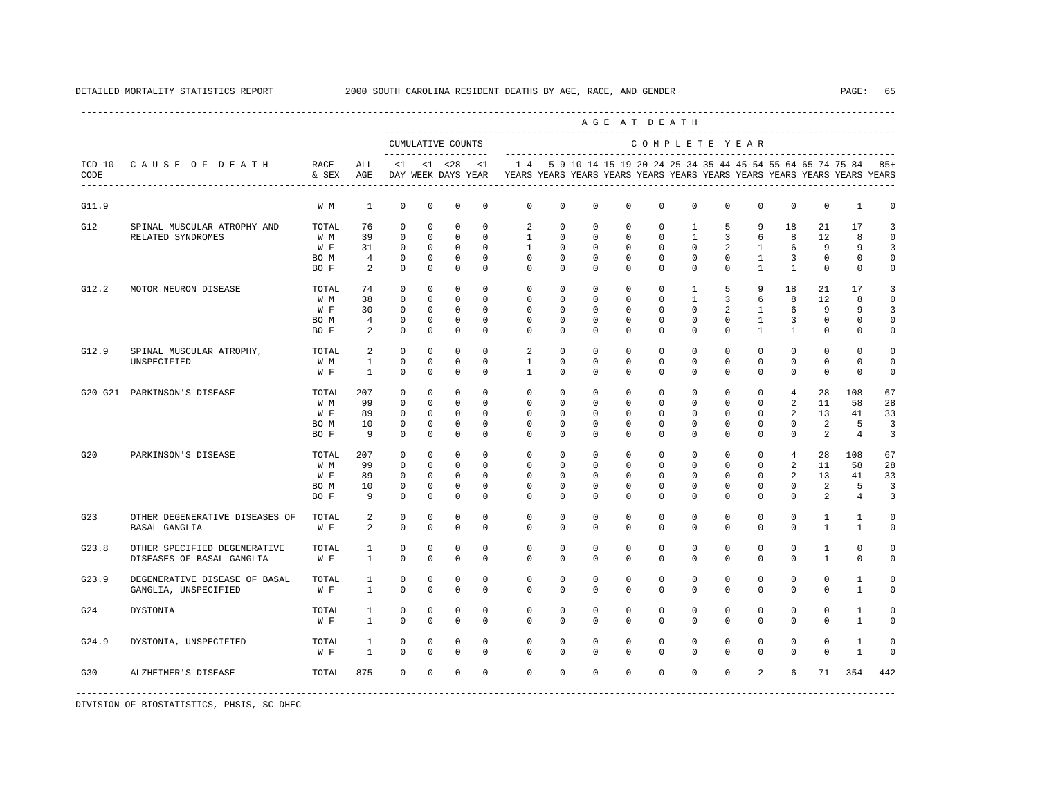DETAILED MORTALITY STATISTICS REPORT 2000 SOUTH CAROLINA RESIDENT DEATHS BY AGE, RACE, AND GENDER

| ICD-10 CODE | CAUSE OF DEATH | RACE & SEX | ALL AGE | <1 DAY | <1 WEEK | <28 DAYS | <1 YEAR | 1-4 YEARS | 5-9 YEARS | 10-14 YEARS | 15-19 YEARS | 20-24 YEARS | 25-34 YEARS | 35-44 YEARS | 45-54 YEARS | 55-64 YEARS | 65-74 YEARS | 75-84 YEARS | 85+ YEARS |
|---|---|---|---|---|---|---|---|---|---|---|---|---|---|---|---|---|---|---|---|
| G11.9 | | W M | 1 | 0 | 0 | 0 | 0 | 0 | 0 | 0 | 0 | 0 | 0 | 0 | 0 | 0 | 0 | 1 | 0 |
| G12 | SPINAL MUSCULAR ATROPHY AND RELATED SYNDROMES | TOTAL | 76 | 0 | 0 | 0 | 0 | 2 | 0 | 0 | 0 | 0 | 1 | 5 | 9 | 18 | 21 | 17 | 3 |
| | | W M | 39 | 0 | 0 | 0 | 0 | 1 | 0 | 0 | 0 | 0 | 1 | 3 | 6 | 8 | 12 | 8 | 0 |
| | | W F | 31 | 0 | 0 | 0 | 0 | 1 | 0 | 0 | 0 | 0 | 0 | 2 | 1 | 6 | 9 | 9 | 3 |
| | | BO M | 4 | 0 | 0 | 0 | 0 | 0 | 0 | 0 | 0 | 0 | 0 | 0 | 1 | 3 | 0 | 0 | 0 |
| | | BO F | 2 | 0 | 0 | 0 | 0 | 0 | 0 | 0 | 0 | 0 | 0 | 0 | 1 | 1 | 0 | 0 | 0 |
| G12.2 | MOTOR NEURON DISEASE | TOTAL | 74 | 0 | 0 | 0 | 0 | 0 | 0 | 0 | 0 | 0 | 1 | 5 | 9 | 18 | 21 | 17 | 3 |
| | | W M | 38 | 0 | 0 | 0 | 0 | 0 | 0 | 0 | 0 | 0 | 1 | 3 | 6 | 8 | 12 | 8 | 0 |
| | | W F | 30 | 0 | 0 | 0 | 0 | 0 | 0 | 0 | 0 | 0 | 0 | 2 | 1 | 6 | 9 | 9 | 3 |
| | | BO M | 4 | 0 | 0 | 0 | 0 | 0 | 0 | 0 | 0 | 0 | 0 | 0 | 1 | 3 | 0 | 0 | 0 |
| | | BO F | 2 | 0 | 0 | 0 | 0 | 0 | 0 | 0 | 0 | 0 | 0 | 0 | 1 | 1 | 0 | 0 | 0 |
| G12.9 | SPINAL MUSCULAR ATROPHY, UNSPECIFIED | TOTAL | 2 | 0 | 0 | 0 | 0 | 2 | 0 | 0 | 0 | 0 | 0 | 0 | 0 | 0 | 0 | 0 | 0 |
| | | W M | 1 | 0 | 0 | 0 | 0 | 1 | 0 | 0 | 0 | 0 | 0 | 0 | 0 | 0 | 0 | 0 | 0 |
| | | W F | 1 | 0 | 0 | 0 | 0 | 1 | 0 | 0 | 0 | 0 | 0 | 0 | 0 | 0 | 0 | 0 | 0 |
| G20-G21 | PARKINSON'S DISEASE | TOTAL | 207 | 0 | 0 | 0 | 0 | 0 | 0 | 0 | 0 | 0 | 0 | 0 | 0 | 4 | 28 | 108 | 67 |
| | | W M | 99 | 0 | 0 | 0 | 0 | 0 | 0 | 0 | 0 | 0 | 0 | 0 | 0 | 2 | 11 | 58 | 28 |
| | | W F | 89 | 0 | 0 | 0 | 0 | 0 | 0 | 0 | 0 | 0 | 0 | 0 | 0 | 2 | 13 | 41 | 33 |
| | | BO M | 10 | 0 | 0 | 0 | 0 | 0 | 0 | 0 | 0 | 0 | 0 | 0 | 0 | 0 | 2 | 5 | 3 |
| | | BO F | 9 | 0 | 0 | 0 | 0 | 0 | 0 | 0 | 0 | 0 | 0 | 0 | 0 | 0 | 2 | 4 | 3 |
| G20 | PARKINSON'S DISEASE | TOTAL | 207 | 0 | 0 | 0 | 0 | 0 | 0 | 0 | 0 | 0 | 0 | 0 | 0 | 4 | 28 | 108 | 67 |
| | | W M | 99 | 0 | 0 | 0 | 0 | 0 | 0 | 0 | 0 | 0 | 0 | 0 | 0 | 2 | 11 | 58 | 28 |
| | | W F | 89 | 0 | 0 | 0 | 0 | 0 | 0 | 0 | 0 | 0 | 0 | 0 | 0 | 2 | 13 | 41 | 33 |
| | | BO M | 10 | 0 | 0 | 0 | 0 | 0 | 0 | 0 | 0 | 0 | 0 | 0 | 0 | 0 | 2 | 5 | 3 |
| | | BO F | 9 | 0 | 0 | 0 | 0 | 0 | 0 | 0 | 0 | 0 | 0 | 0 | 0 | 0 | 2 | 4 | 3 |
| G23 | OTHER DEGENERATIVE DISEASES OF BASAL GANGLIA | TOTAL | 2 | 0 | 0 | 0 | 0 | 0 | 0 | 0 | 0 | 0 | 0 | 0 | 0 | 0 | 1 | 1 | 0 |
| | | W F | 2 | 0 | 0 | 0 | 0 | 0 | 0 | 0 | 0 | 0 | 0 | 0 | 0 | 0 | 1 | 1 | 0 |
| G23.8 | OTHER SPECIFIED DEGENERATIVE DISEASES OF BASAL GANGLIA | TOTAL | 1 | 0 | 0 | 0 | 0 | 0 | 0 | 0 | 0 | 0 | 0 | 0 | 0 | 0 | 1 | 0 | 0 |
| | | W F | 1 | 0 | 0 | 0 | 0 | 0 | 0 | 0 | 0 | 0 | 0 | 0 | 0 | 0 | 1 | 0 | 0 |
| G23.9 | DEGENERATIVE DISEASE OF BASAL GANGLIA, UNSPECIFIED | TOTAL | 1 | 0 | 0 | 0 | 0 | 0 | 0 | 0 | 0 | 0 | 0 | 0 | 0 | 0 | 0 | 1 | 0 |
| | | W F | 1 | 0 | 0 | 0 | 0 | 0 | 0 | 0 | 0 | 0 | 0 | 0 | 0 | 0 | 0 | 1 | 0 |
| G24 | DYSTONIA | TOTAL | 1 | 0 | 0 | 0 | 0 | 0 | 0 | 0 | 0 | 0 | 0 | 0 | 0 | 0 | 0 | 1 | 0 |
| | | W F | 1 | 0 | 0 | 0 | 0 | 0 | 0 | 0 | 0 | 0 | 0 | 0 | 0 | 0 | 0 | 1 | 0 |
| G24.9 | DYSTONIA, UNSPECIFIED | TOTAL | 1 | 0 | 0 | 0 | 0 | 0 | 0 | 0 | 0 | 0 | 0 | 0 | 0 | 0 | 0 | 1 | 0 |
| | | W F | 1 | 0 | 0 | 0 | 0 | 0 | 0 | 0 | 0 | 0 | 0 | 0 | 0 | 0 | 0 | 1 | 0 |
| G30 | ALZHEIMER'S DISEASE | TOTAL | 875 | 0 | 0 | 0 | 0 | 0 | 0 | 0 | 0 | 0 | 0 | 0 | 2 | 6 | 71 | 354 | 442 |

DIVISION OF BIOSTATISTICS, PHSIS, SC DHEC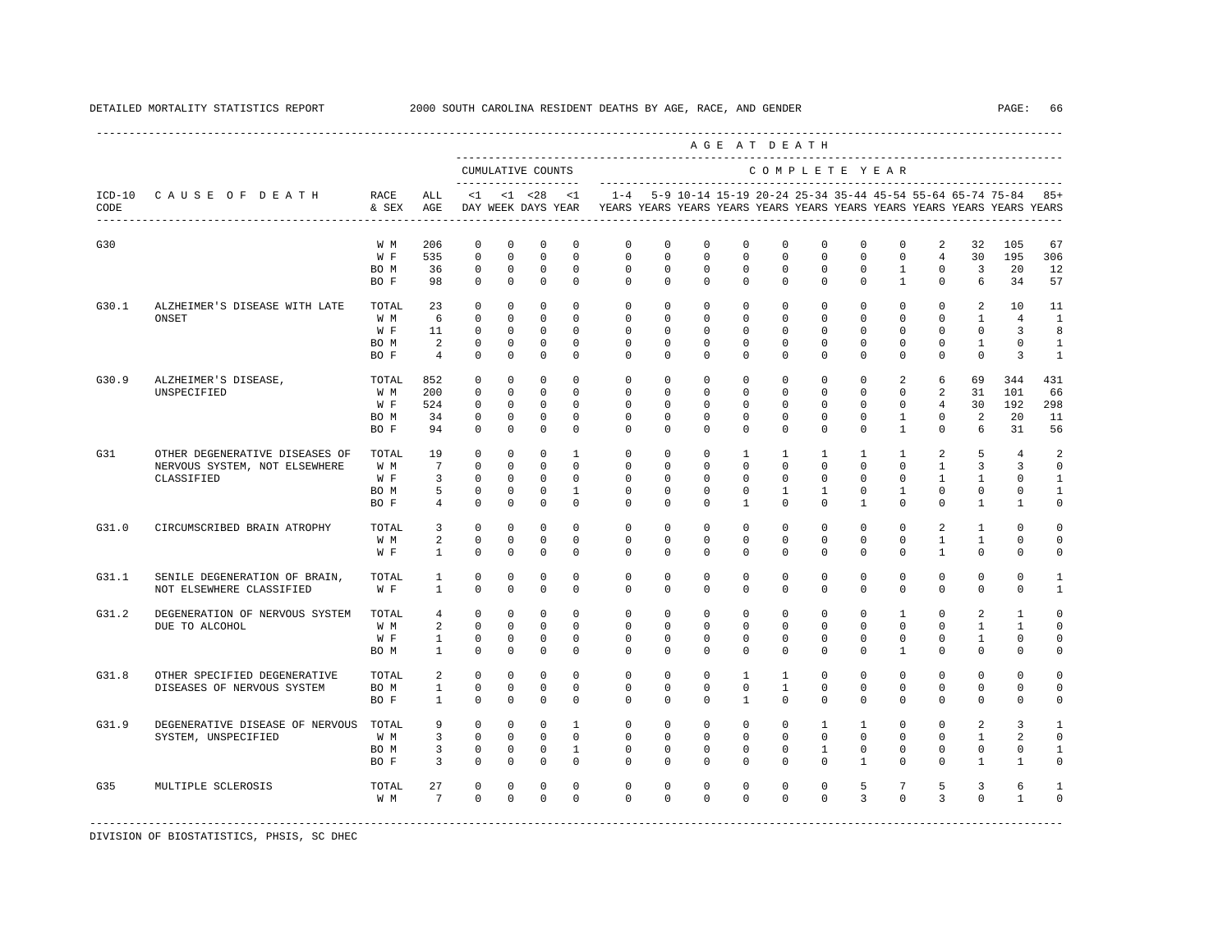DETAILED MORTALITY STATISTICS REPORT 2000 SOUTH CAROLINA RESIDENT DEATHS BY AGE, RACE, AND GENDER

| ICD-10 CODE | CAUSE OF DEATH | RACE & SEX | ALL AGE | <1 DAY | <1 WEEK | <28 DAYS | <1 YEAR | 1-4 YEARS | 5-9 YEARS | 10-14 YEARS | 15-19 YEARS | 20-24 YEARS | 25-34 YEARS | 35-44 YEARS | 45-54 YEARS | 55-64 YEARS | 65-74 YEARS | 75-84 YEARS | 85+ YEARS |
|---|---|---|---|---|---|---|---|---|---|---|---|---|---|---|---|---|---|---|---|
| | | | | CUMULATIVE COUNTS | | | | COMPLETE YEAR | | | | | | | | | | | |
| G30 | | W M | 206 | 0 | 0 | 0 | 0 | 0 | 0 | 0 | 0 | 0 | 0 | 0 | 0 | 2 | 32 | 105 | 67 |
| | | W F | 535 | 0 | 0 | 0 | 0 | 0 | 0 | 0 | 0 | 0 | 0 | 0 | 0 | 4 | 30 | 195 | 306 |
| | | BO M | 36 | 0 | 0 | 0 | 0 | 0 | 0 | 0 | 0 | 0 | 0 | 0 | 1 | 0 | 3 | 20 | 12 |
| | | BO F | 98 | 0 | 0 | 0 | 0 | 0 | 0 | 0 | 0 | 0 | 0 | 0 | 1 | 0 | 6 | 34 | 57 |
| G30.1 | ALZHEIMER'S DISEASE WITH LATE ONSET | TOTAL | 23 | 0 | 0 | 0 | 0 | 0 | 0 | 0 | 0 | 0 | 0 | 0 | 0 | 0 | 2 | 10 | 11 |
| | | W M | 6 | 0 | 0 | 0 | 0 | 0 | 0 | 0 | 0 | 0 | 0 | 0 | 0 | 0 | 1 | 4 | 1 |
| | | W F | 11 | 0 | 0 | 0 | 0 | 0 | 0 | 0 | 0 | 0 | 0 | 0 | 0 | 0 | 0 | 3 | 8 |
| | | BO M | 2 | 0 | 0 | 0 | 0 | 0 | 0 | 0 | 0 | 0 | 0 | 0 | 0 | 0 | 1 | 0 | 1 |
| | | BO F | 4 | 0 | 0 | 0 | 0 | 0 | 0 | 0 | 0 | 0 | 0 | 0 | 0 | 0 | 0 | 3 | 1 |
| G30.9 | ALZHEIMER'S DISEASE, UNSPECIFIED | TOTAL | 852 | 0 | 0 | 0 | 0 | 0 | 0 | 0 | 0 | 0 | 0 | 0 | 2 | 6 | 69 | 344 | 431 |
| | | W M | 200 | 0 | 0 | 0 | 0 | 0 | 0 | 0 | 0 | 0 | 0 | 0 | 0 | 2 | 31 | 101 | 66 |
| | | W F | 524 | 0 | 0 | 0 | 0 | 0 | 0 | 0 | 0 | 0 | 0 | 0 | 0 | 4 | 30 | 192 | 298 |
| | | BO M | 34 | 0 | 0 | 0 | 0 | 0 | 0 | 0 | 0 | 0 | 0 | 0 | 1 | 0 | 2 | 20 | 11 |
| | | BO F | 94 | 0 | 0 | 0 | 0 | 0 | 0 | 0 | 0 | 0 | 0 | 0 | 1 | 0 | 6 | 31 | 56 |
| G31 | OTHER DEGENERATIVE DISEASES OF NERVOUS SYSTEM, NOT ELSEWHERE CLASSIFIED | TOTAL | 19 | 0 | 0 | 0 | 1 | 0 | 0 | 0 | 1 | 1 | 1 | 1 | 1 | 2 | 5 | 4 | 2 |
| | | W M | 7 | 0 | 0 | 0 | 0 | 0 | 0 | 0 | 0 | 0 | 0 | 0 | 0 | 1 | 3 | 3 | 0 |
| | | W F | 3 | 0 | 0 | 0 | 0 | 0 | 0 | 0 | 0 | 0 | 0 | 0 | 0 | 1 | 1 | 0 | 1 |
| | | BO M | 5 | 0 | 0 | 0 | 1 | 0 | 0 | 0 | 0 | 1 | 1 | 0 | 1 | 0 | 0 | 0 | 1 |
| | | BO F | 4 | 0 | 0 | 0 | 0 | 0 | 0 | 0 | 1 | 0 | 0 | 1 | 0 | 0 | 1 | 1 | 0 |
| G31.0 | CIRCUMSCRIBED BRAIN ATROPHY | TOTAL | 3 | 0 | 0 | 0 | 0 | 0 | 0 | 0 | 0 | 0 | 0 | 0 | 0 | 2 | 1 | 0 | 0 |
| | | W M | 2 | 0 | 0 | 0 | 0 | 0 | 0 | 0 | 0 | 0 | 0 | 0 | 0 | 1 | 1 | 0 | 0 |
| | | W F | 1 | 0 | 0 | 0 | 0 | 0 | 0 | 0 | 0 | 0 | 0 | 0 | 0 | 1 | 0 | 0 | 0 |
| G31.1 | SENILE DEGENERATION OF BRAIN, NOT ELSEWHERE CLASSIFIED | TOTAL | 1 | 0 | 0 | 0 | 0 | 0 | 0 | 0 | 0 | 0 | 0 | 0 | 0 | 0 | 0 | 0 | 1 |
| | | W F | 1 | 0 | 0 | 0 | 0 | 0 | 0 | 0 | 0 | 0 | 0 | 0 | 0 | 0 | 0 | 0 | 1 |
| G31.2 | DEGENERATION OF NERVOUS SYSTEM DUE TO ALCOHOL | TOTAL | 4 | 0 | 0 | 0 | 0 | 0 | 0 | 0 | 0 | 0 | 0 | 0 | 1 | 0 | 2 | 1 | 0 |
| | | W M | 2 | 0 | 0 | 0 | 0 | 0 | 0 | 0 | 0 | 0 | 0 | 0 | 0 | 0 | 1 | 1 | 0 |
| | | W F | 1 | 0 | 0 | 0 | 0 | 0 | 0 | 0 | 0 | 0 | 0 | 0 | 0 | 0 | 1 | 0 | 0 |
| | | BO M | 1 | 0 | 0 | 0 | 0 | 0 | 0 | 0 | 0 | 0 | 0 | 0 | 1 | 0 | 0 | 0 | 0 |
| G31.8 | OTHER SPECIFIED DEGENERATIVE DISEASES OF NERVOUS SYSTEM | TOTAL | 2 | 0 | 0 | 0 | 0 | 0 | 0 | 0 | 1 | 1 | 0 | 0 | 0 | 0 | 0 | 0 | 0 |
| | | BO M | 1 | 0 | 0 | 0 | 0 | 0 | 0 | 0 | 0 | 1 | 0 | 0 | 0 | 0 | 0 | 0 | 0 |
| | | BO F | 1 | 0 | 0 | 0 | 0 | 0 | 0 | 0 | 1 | 0 | 0 | 0 | 0 | 0 | 0 | 0 | 0 |
| G31.9 | DEGENERATIVE DISEASE OF NERVOUS SYSTEM, UNSPECIFIED | TOTAL | 9 | 0 | 0 | 0 | 1 | 0 | 0 | 0 | 0 | 0 | 1 | 1 | 0 | 0 | 2 | 3 | 1 |
| | | W M | 3 | 0 | 0 | 0 | 0 | 0 | 0 | 0 | 0 | 0 | 0 | 0 | 0 | 0 | 1 | 2 | 0 |
| | | BO M | 3 | 0 | 0 | 0 | 1 | 0 | 0 | 0 | 0 | 0 | 1 | 0 | 0 | 0 | 0 | 0 | 1 |
| | | BO F | 3 | 0 | 0 | 0 | 0 | 0 | 0 | 0 | 0 | 0 | 0 | 1 | 0 | 0 | 1 | 1 | 0 |
| G35 | MULTIPLE SCLEROSIS | TOTAL | 27 | 0 | 0 | 0 | 0 | 0 | 0 | 0 | 0 | 0 | 0 | 5 | 7 | 5 | 3 | 6 | 1 |
| | | W M | 7 | 0 | 0 | 0 | 0 | 0 | 0 | 0 | 0 | 0 | 0 | 3 | 0 | 3 | 0 | 1 | 0 |

DIVISION OF BIOSTATISTICS, PHSIS, SC DHEC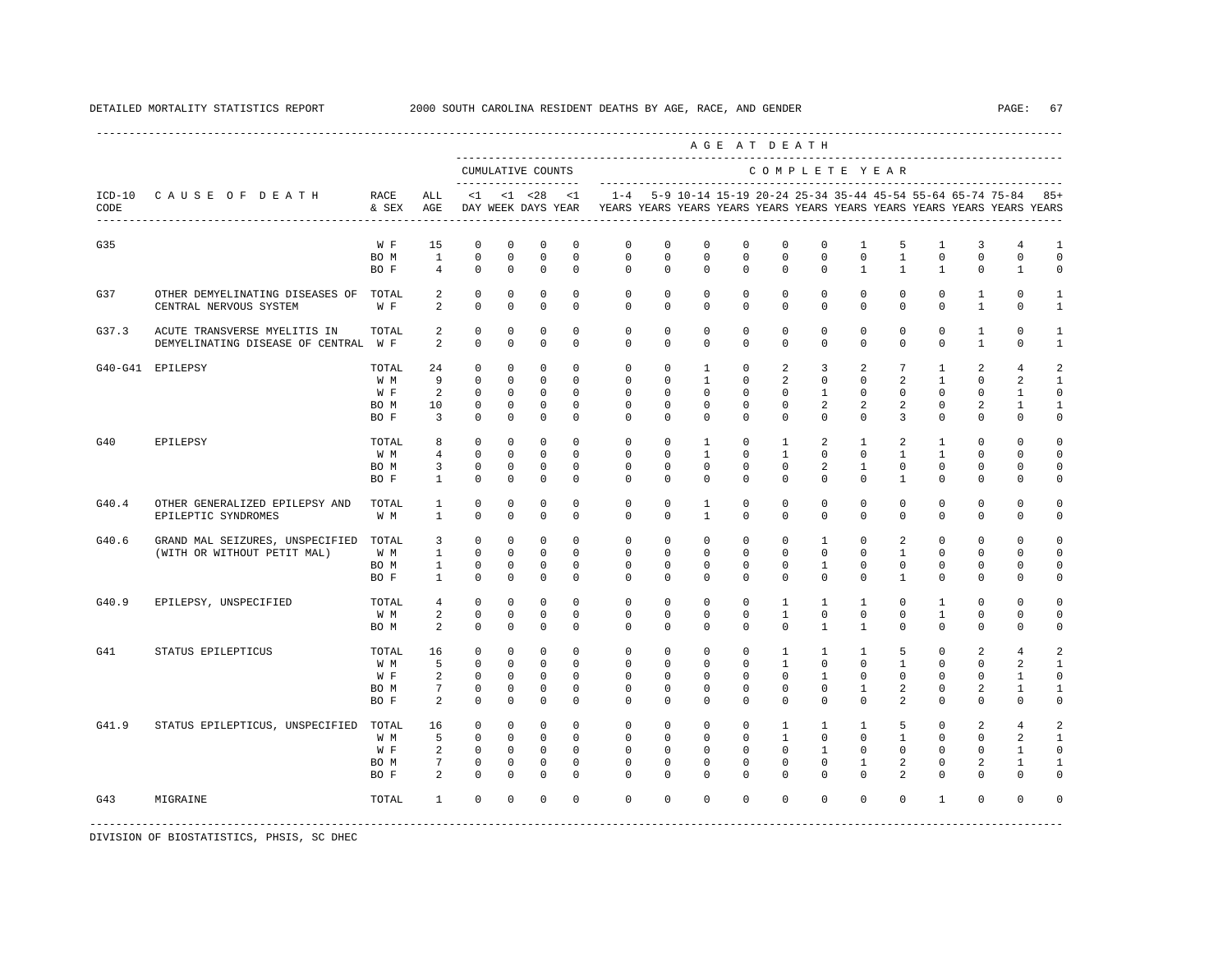DETAILED MORTALITY STATISTICS REPORT — 2000 SOUTH CAROLINA RESIDENT DEATHS BY AGE, RACE, AND GENDER

| ICD-10 CODE | CAUSE OF DEATH | RACE & SEX | ALL AGE | <1 DAY | <1 WEEK | <28 DAYS | <1 YEAR | 1-4 YEARS | 5-9 YEARS | 10-14 YEARS | 15-19 YEARS | 20-24 YEARS | 25-34 YEARS | 35-44 YEARS | 45-54 YEARS | 55-64 YEARS | 65-74 YEARS | 75-84 YEARS | 85+ YEARS |
|---|---|---|---|---|---|---|---|---|---|---|---|---|---|---|---|---|---|---|---|
| G35 | | W F | 15 | 0 | 0 | 0 | 0 | 0 | 0 | 0 | 0 | 0 | 0 | 1 | 5 | 1 | 3 | 4 | 1 |
| | | BO M | 1 | 0 | 0 | 0 | 0 | 0 | 0 | 0 | 0 | 0 | 0 | 0 | 1 | 0 | 0 | 0 | 0 |
| | | BO F | 4 | 0 | 0 | 0 | 0 | 0 | 0 | 0 | 0 | 0 | 0 | 1 | 1 | 1 | 0 | 1 | 0 |
| G37 | OTHER DEMYELINATING DISEASES OF CENTRAL NERVOUS SYSTEM | TOTAL | 2 | 0 | 0 | 0 | 0 | 0 | 0 | 0 | 0 | 0 | 0 | 0 | 0 | 0 | 1 | 0 | 1 |
| | | W F | 2 | 0 | 0 | 0 | 0 | 0 | 0 | 0 | 0 | 0 | 0 | 0 | 0 | 0 | 1 | 0 | 1 |
| G37.3 | ACUTE TRANSVERSE MYELITIS IN DEMYELINATING DISEASE OF CENTRAL | TOTAL | 2 | 0 | 0 | 0 | 0 | 0 | 0 | 0 | 0 | 0 | 0 | 0 | 0 | 0 | 1 | 0 | 1 |
| | | W F | 2 | 0 | 0 | 0 | 0 | 0 | 0 | 0 | 0 | 0 | 0 | 0 | 0 | 0 | 1 | 0 | 1 |
| G40-G41 | EPILEPSY | TOTAL | 24 | 0 | 0 | 0 | 0 | 0 | 0 | 1 | 0 | 2 | 3 | 2 | 7 | 1 | 2 | 4 | 2 |
| | | W M | 9 | 0 | 0 | 0 | 0 | 0 | 0 | 1 | 0 | 2 | 0 | 0 | 2 | 1 | 0 | 2 | 1 |
| | | W F | 2 | 0 | 0 | 0 | 0 | 0 | 0 | 0 | 0 | 0 | 1 | 0 | 0 | 0 | 0 | 1 | 0 |
| | | BO M | 10 | 0 | 0 | 0 | 0 | 0 | 0 | 0 | 0 | 0 | 2 | 2 | 2 | 0 | 2 | 1 | 1 |
| | | BO F | 3 | 0 | 0 | 0 | 0 | 0 | 0 | 0 | 0 | 0 | 0 | 0 | 3 | 0 | 0 | 0 | 0 |
| G40 | EPILEPSY | TOTAL | 8 | 0 | 0 | 0 | 0 | 0 | 0 | 1 | 0 | 1 | 2 | 1 | 2 | 1 | 0 | 0 | 0 |
| | | W M | 4 | 0 | 0 | 0 | 0 | 0 | 0 | 1 | 0 | 1 | 0 | 0 | 1 | 1 | 0 | 0 | 0 |
| | | BO M | 3 | 0 | 0 | 0 | 0 | 0 | 0 | 0 | 0 | 0 | 2 | 1 | 0 | 0 | 0 | 0 | 0 |
| | | BO F | 1 | 0 | 0 | 0 | 0 | 0 | 0 | 0 | 0 | 0 | 0 | 0 | 1 | 0 | 0 | 0 | 0 |
| G40.4 | OTHER GENERALIZED EPILEPSY AND EPILEPTIC SYNDROMES | TOTAL | 1 | 0 | 0 | 0 | 0 | 0 | 0 | 1 | 0 | 0 | 0 | 0 | 0 | 0 | 0 | 0 | 0 |
| | | W M | 1 | 0 | 0 | 0 | 0 | 0 | 0 | 1 | 0 | 0 | 0 | 0 | 0 | 0 | 0 | 0 | 0 |
| G40.6 | GRAND MAL SEIZURES, UNSPECIFIED (WITH OR WITHOUT PETIT MAL) | TOTAL | 3 | 0 | 0 | 0 | 0 | 0 | 0 | 0 | 0 | 0 | 1 | 0 | 2 | 0 | 0 | 0 | 0 |
| | | W M | 1 | 0 | 0 | 0 | 0 | 0 | 0 | 0 | 0 | 0 | 0 | 0 | 1 | 0 | 0 | 0 | 0 |
| | | BO M | 1 | 0 | 0 | 0 | 0 | 0 | 0 | 0 | 0 | 0 | 1 | 0 | 0 | 0 | 0 | 0 | 0 |
| | | BO F | 1 | 0 | 0 | 0 | 0 | 0 | 0 | 0 | 0 | 0 | 0 | 0 | 1 | 0 | 0 | 0 | 0 |
| G40.9 | EPILEPSY, UNSPECIFIED | TOTAL | 4 | 0 | 0 | 0 | 0 | 0 | 0 | 0 | 0 | 1 | 1 | 1 | 0 | 1 | 0 | 0 | 0 |
| | | W M | 2 | 0 | 0 | 0 | 0 | 0 | 0 | 0 | 0 | 1 | 0 | 0 | 0 | 1 | 0 | 0 | 0 |
| | | BO M | 2 | 0 | 0 | 0 | 0 | 0 | 0 | 0 | 0 | 0 | 1 | 1 | 0 | 0 | 0 | 0 | 0 |
| G41 | STATUS EPILEPTICUS | TOTAL | 16 | 0 | 0 | 0 | 0 | 0 | 0 | 0 | 0 | 1 | 1 | 1 | 5 | 0 | 2 | 4 | 2 |
| | | W M | 5 | 0 | 0 | 0 | 0 | 0 | 0 | 0 | 0 | 1 | 0 | 0 | 1 | 0 | 0 | 2 | 1 |
| | | W F | 2 | 0 | 0 | 0 | 0 | 0 | 0 | 0 | 0 | 0 | 1 | 0 | 0 | 0 | 0 | 1 | 0 |
| | | BO M | 7 | 0 | 0 | 0 | 0 | 0 | 0 | 0 | 0 | 0 | 0 | 1 | 2 | 0 | 2 | 1 | 1 |
| | | BO F | 2 | 0 | 0 | 0 | 0 | 0 | 0 | 0 | 0 | 0 | 0 | 0 | 2 | 0 | 0 | 0 | 0 |
| G41.9 | STATUS EPILEPTICUS, UNSPECIFIED | TOTAL | 16 | 0 | 0 | 0 | 0 | 0 | 0 | 0 | 0 | 1 | 1 | 1 | 5 | 0 | 2 | 4 | 2 |
| | | W M | 5 | 0 | 0 | 0 | 0 | 0 | 0 | 0 | 0 | 1 | 0 | 0 | 1 | 0 | 0 | 2 | 1 |
| | | W F | 2 | 0 | 0 | 0 | 0 | 0 | 0 | 0 | 0 | 0 | 1 | 0 | 0 | 0 | 0 | 1 | 0 |
| | | BO M | 7 | 0 | 0 | 0 | 0 | 0 | 0 | 0 | 0 | 0 | 0 | 1 | 2 | 0 | 2 | 1 | 1 |
| | | BO F | 2 | 0 | 0 | 0 | 0 | 0 | 0 | 0 | 0 | 0 | 0 | 0 | 2 | 0 | 0 | 0 | 0 |
| G43 | MIGRAINE | TOTAL | 1 | 0 | 0 | 0 | 0 | 0 | 0 | 0 | 0 | 0 | 0 | 0 | 0 | 1 | 0 | 0 | 0 |

DIVISION OF BIOSTATISTICS, PHSIS, SC DHEC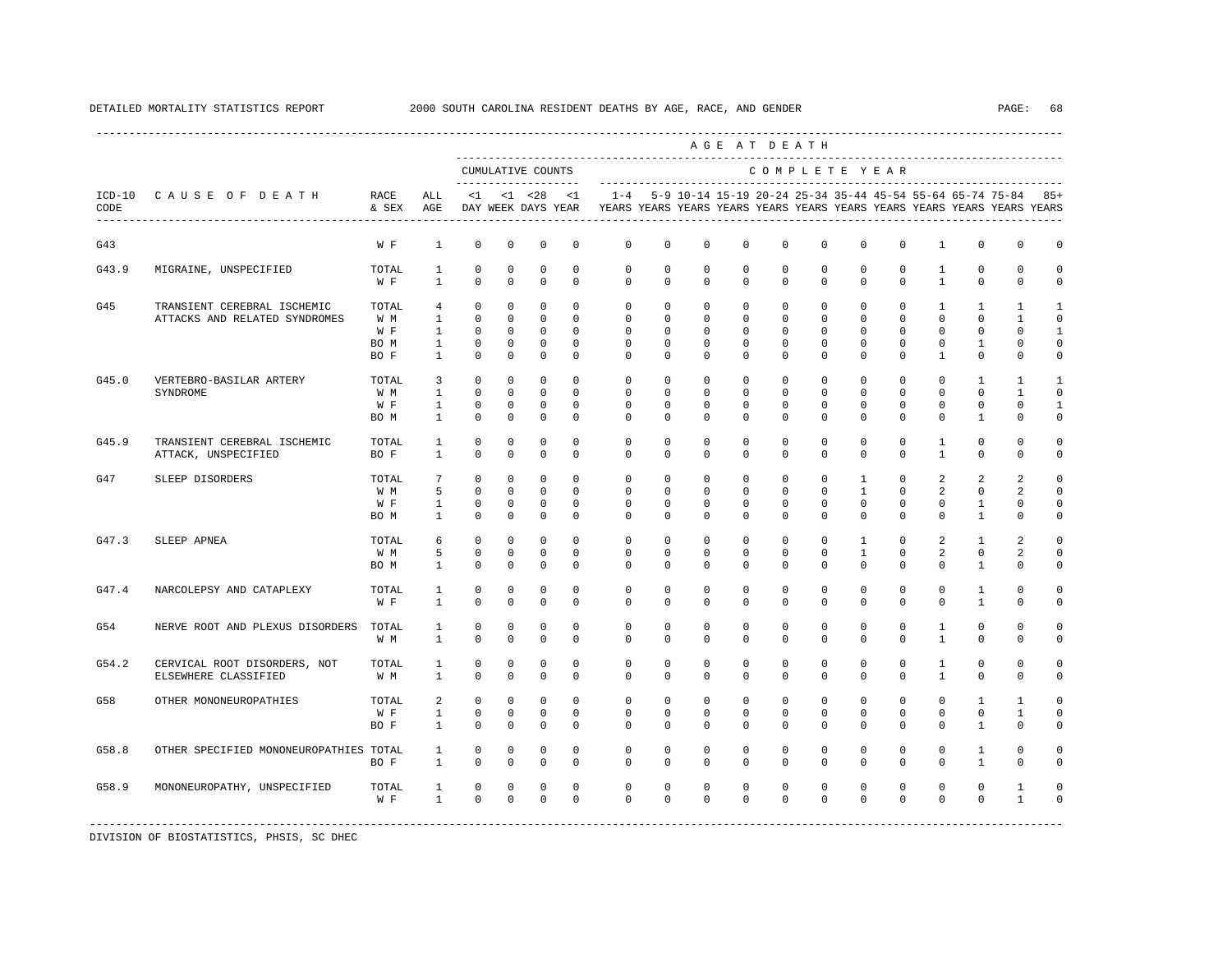DETAILED MORTALITY STATISTICS REPORT 2000 SOUTH CAROLINA RESIDENT DEATHS BY AGE, RACE, AND GENDER

| ICD-10 CODE | CAUSE OF DEATH | RACE & SEX | ALL AGE | <1 DAY | <1 WEEK | <28 DAYS | <1 YEAR | 1-4 YEARS | 5-9 YEARS | 10-14 YEARS | 15-19 YEARS | 20-24 YEARS | 25-34 YEARS | 35-44 YEARS | 45-54 YEARS | 55-64 YEARS | 65-74 YEARS | 75-84 YEARS | 85+ YEARS |
|---|---|---|---|---|---|---|---|---|---|---|---|---|---|---|---|---|---|---|---|
| G43 | | W F | 1 | 0 | 0 | 0 | 0 | 0 | 0 | 0 | 0 | 0 | 0 | 0 | 0 | 1 | 0 | 0 | 0 |
| G43.9 | MIGRAINE, UNSPECIFIED | TOTAL | 1 | 0 | 0 | 0 | 0 | 0 | 0 | 0 | 0 | 0 | 0 | 0 | 0 | 1 | 0 | 0 | 0 |
| | | W F | 1 | 0 | 0 | 0 | 0 | 0 | 0 | 0 | 0 | 0 | 0 | 0 | 0 | 1 | 0 | 0 | 0 |
| G45 | TRANSIENT CEREBRAL ISCHEMIC ATTACKS AND RELATED SYNDROMES | TOTAL | 4 | 0 | 0 | 0 | 0 | 0 | 0 | 0 | 0 | 0 | 0 | 0 | 0 | 1 | 1 | 1 | 1 |
| | | W M | 1 | 0 | 0 | 0 | 0 | 0 | 0 | 0 | 0 | 0 | 0 | 0 | 0 | 0 | 0 | 1 | 0 |
| | | W F | 1 | 0 | 0 | 0 | 0 | 0 | 0 | 0 | 0 | 0 | 0 | 0 | 0 | 0 | 0 | 0 | 1 |
| | | BO M | 1 | 0 | 0 | 0 | 0 | 0 | 0 | 0 | 0 | 0 | 0 | 0 | 0 | 0 | 1 | 0 | 0 |
| | | BO F | 1 | 0 | 0 | 0 | 0 | 0 | 0 | 0 | 0 | 0 | 0 | 0 | 0 | 1 | 0 | 0 | 0 |
| G45.0 | VERTEBRO-BASILAR ARTERY SYNDROME | TOTAL | 3 | 0 | 0 | 0 | 0 | 0 | 0 | 0 | 0 | 0 | 0 | 0 | 0 | 0 | 1 | 1 | 1 |
| | | W M | 1 | 0 | 0 | 0 | 0 | 0 | 0 | 0 | 0 | 0 | 0 | 0 | 0 | 0 | 0 | 1 | 0 |
| | | W F | 1 | 0 | 0 | 0 | 0 | 0 | 0 | 0 | 0 | 0 | 0 | 0 | 0 | 0 | 0 | 0 | 1 |
| | | BO M | 1 | 0 | 0 | 0 | 0 | 0 | 0 | 0 | 0 | 0 | 0 | 0 | 0 | 0 | 1 | 0 | 0 |
| G45.9 | TRANSIENT CEREBRAL ISCHEMIC ATTACK, UNSPECIFIED | TOTAL | 1 | 0 | 0 | 0 | 0 | 0 | 0 | 0 | 0 | 0 | 0 | 0 | 0 | 1 | 0 | 0 | 0 |
| | | BO F | 1 | 0 | 0 | 0 | 0 | 0 | 0 | 0 | 0 | 0 | 0 | 0 | 0 | 1 | 0 | 0 | 0 |
| G47 | SLEEP DISORDERS | TOTAL | 7 | 0 | 0 | 0 | 0 | 0 | 0 | 0 | 0 | 0 | 0 | 1 | 0 | 2 | 2 | 2 | 0 |
| | | W M | 5 | 0 | 0 | 0 | 0 | 0 | 0 | 0 | 0 | 0 | 0 | 1 | 0 | 2 | 0 | 2 | 0 |
| | | W F | 1 | 0 | 0 | 0 | 0 | 0 | 0 | 0 | 0 | 0 | 0 | 0 | 0 | 0 | 1 | 0 | 0 |
| | | BO M | 1 | 0 | 0 | 0 | 0 | 0 | 0 | 0 | 0 | 0 | 0 | 0 | 0 | 0 | 1 | 0 | 0 |
| G47.3 | SLEEP APNEA | TOTAL | 6 | 0 | 0 | 0 | 0 | 0 | 0 | 0 | 0 | 0 | 0 | 1 | 0 | 2 | 1 | 2 | 0 |
| | | W M | 5 | 0 | 0 | 0 | 0 | 0 | 0 | 0 | 0 | 0 | 0 | 1 | 0 | 2 | 0 | 2 | 0 |
| | | BO M | 1 | 0 | 0 | 0 | 0 | 0 | 0 | 0 | 0 | 0 | 0 | 0 | 0 | 0 | 1 | 0 | 0 |
| G47.4 | NARCOLEPSY AND CATAPLEXY | TOTAL | 1 | 0 | 0 | 0 | 0 | 0 | 0 | 0 | 0 | 0 | 0 | 0 | 0 | 0 | 1 | 0 | 0 |
| | | W F | 1 | 0 | 0 | 0 | 0 | 0 | 0 | 0 | 0 | 0 | 0 | 0 | 0 | 0 | 1 | 0 | 0 |
| G54 | NERVE ROOT AND PLEXUS DISORDERS | TOTAL | 1 | 0 | 0 | 0 | 0 | 0 | 0 | 0 | 0 | 0 | 0 | 0 | 0 | 1 | 0 | 0 | 0 |
| | | W M | 1 | 0 | 0 | 0 | 0 | 0 | 0 | 0 | 0 | 0 | 0 | 0 | 0 | 1 | 0 | 0 | 0 |
| G54.2 | CERVICAL ROOT DISORDERS, NOT ELSEWHERE CLASSIFIED | TOTAL | 1 | 0 | 0 | 0 | 0 | 0 | 0 | 0 | 0 | 0 | 0 | 0 | 0 | 1 | 0 | 0 | 0 |
| | | W M | 1 | 0 | 0 | 0 | 0 | 0 | 0 | 0 | 0 | 0 | 0 | 0 | 0 | 1 | 0 | 0 | 0 |
| G58 | OTHER MONONEUROPATHIES | TOTAL | 2 | 0 | 0 | 0 | 0 | 0 | 0 | 0 | 0 | 0 | 0 | 0 | 0 | 0 | 1 | 1 | 0 |
| | | W F | 1 | 0 | 0 | 0 | 0 | 0 | 0 | 0 | 0 | 0 | 0 | 0 | 0 | 0 | 0 | 1 | 0 |
| | | BO F | 1 | 0 | 0 | 0 | 0 | 0 | 0 | 0 | 0 | 0 | 0 | 0 | 0 | 0 | 1 | 0 | 0 |
| G58.8 | OTHER SPECIFIED MONONEUROPATHIES | TOTAL | 1 | 0 | 0 | 0 | 0 | 0 | 0 | 0 | 0 | 0 | 0 | 0 | 0 | 0 | 1 | 0 | 0 |
| | | BO F | 1 | 0 | 0 | 0 | 0 | 0 | 0 | 0 | 0 | 0 | 0 | 0 | 0 | 0 | 1 | 0 | 0 |
| G58.9 | MONONEUROPATHY, UNSPECIFIED | TOTAL | 1 | 0 | 0 | 0 | 0 | 0 | 0 | 0 | 0 | 0 | 0 | 0 | 0 | 0 | 0 | 1 | 0 |
| | | W F | 1 | 0 | 0 | 0 | 0 | 0 | 0 | 0 | 0 | 0 | 0 | 0 | 0 | 0 | 0 | 1 | 0 |

DIVISION OF BIOSTATISTICS, PHSIS, SC DHEC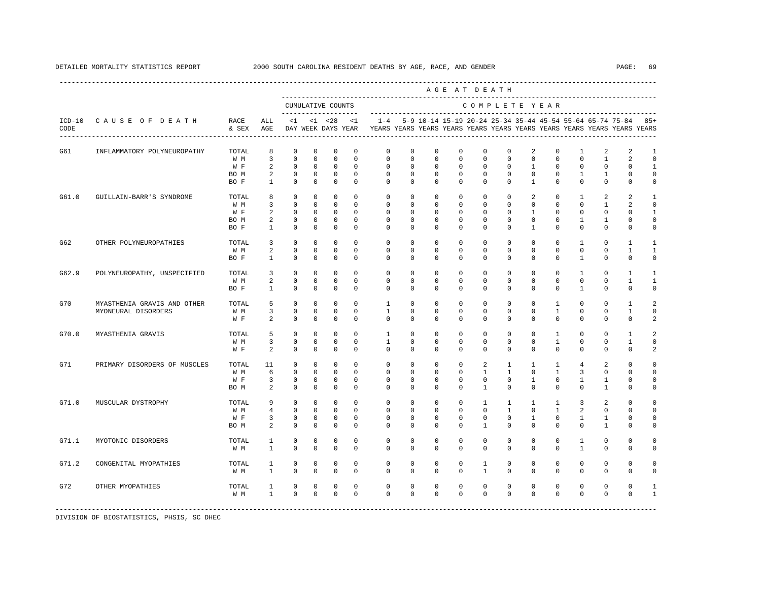DETAILED MORTALITY STATISTICS REPORT 2000 SOUTH CAROLINA RESIDENT DEATHS BY AGE, RACE, AND GENDER

| ICD-10 CODE | CAUSE OF DEATH | RACE & SEX | ALL AGE | <1 DAY | <1 WEEK | <28 DAYS | <1 YEAR | 1-4 YEARS | 5-9 YEARS | 10-14 YEARS | 15-19 YEARS | 20-24 YEARS | 25-34 YEARS | 35-44 YEARS | 45-54 YEARS | 55-64 YEARS | 65-74 YEARS | 75-84 YEARS | 85+ YEARS |
|---|---|---|---|---|---|---|---|---|---|---|---|---|---|---|---|---|---|---|---|
| | | | | CUMULATIVE COUNTS | | | | COMPLETE YEAR | | | | | | | | | | | |
| G61 | INFLAMMATORY POLYNEUROPATHY | TOTAL | 8 | 0 | 0 | 0 | 0 | 0 | 0 | 0 | 0 | 0 | 0 | 2 | 0 | 1 | 2 | 2 | 1 |
| | | W M | 3 | 0 | 0 | 0 | 0 | 0 | 0 | 0 | 0 | 0 | 0 | 0 | 0 | 0 | 1 | 2 | 0 |
| | | W F | 2 | 0 | 0 | 0 | 0 | 0 | 0 | 0 | 0 | 0 | 0 | 1 | 0 | 0 | 0 | 0 | 1 |
| | | BO M | 2 | 0 | 0 | 0 | 0 | 0 | 0 | 0 | 0 | 0 | 0 | 0 | 0 | 1 | 1 | 0 | 0 |
| | | BO F | 1 | 0 | 0 | 0 | 0 | 0 | 0 | 0 | 0 | 0 | 0 | 1 | 0 | 0 | 0 | 0 | 0 |
| G61.0 | GUILLAIN-BARR'S SYNDROME | TOTAL | 8 | 0 | 0 | 0 | 0 | 0 | 0 | 0 | 0 | 0 | 0 | 2 | 0 | 1 | 2 | 2 | 1 |
| | | W M | 3 | 0 | 0 | 0 | 0 | 0 | 0 | 0 | 0 | 0 | 0 | 0 | 0 | 0 | 1 | 2 | 0 |
| | | W F | 2 | 0 | 0 | 0 | 0 | 0 | 0 | 0 | 0 | 0 | 0 | 1 | 0 | 0 | 0 | 0 | 1 |
| | | BO M | 2 | 0 | 0 | 0 | 0 | 0 | 0 | 0 | 0 | 0 | 0 | 0 | 0 | 1 | 1 | 0 | 0 |
| | | BO F | 1 | 0 | 0 | 0 | 0 | 0 | 0 | 0 | 0 | 0 | 0 | 1 | 0 | 0 | 0 | 0 | 0 |
| G62 | OTHER POLYNEUROPATHIES | TOTAL | 3 | 0 | 0 | 0 | 0 | 0 | 0 | 0 | 0 | 0 | 0 | 0 | 0 | 1 | 0 | 1 | 1 |
| | | W M | 2 | 0 | 0 | 0 | 0 | 0 | 0 | 0 | 0 | 0 | 0 | 0 | 0 | 0 | 0 | 1 | 1 |
| | | BO F | 1 | 0 | 0 | 0 | 0 | 0 | 0 | 0 | 0 | 0 | 0 | 0 | 0 | 1 | 0 | 0 | 0 |
| G62.9 | POLYNEUROPATHY, UNSPECIFIED | TOTAL | 3 | 0 | 0 | 0 | 0 | 0 | 0 | 0 | 0 | 0 | 0 | 0 | 0 | 1 | 0 | 1 | 1 |
| | | W M | 2 | 0 | 0 | 0 | 0 | 0 | 0 | 0 | 0 | 0 | 0 | 0 | 0 | 0 | 0 | 1 | 1 |
| | | BO F | 1 | 0 | 0 | 0 | 0 | 0 | 0 | 0 | 0 | 0 | 0 | 0 | 0 | 1 | 0 | 0 | 0 |
| G70 | MYASTHENIA GRAVIS AND OTHER MYONEURAL DISORDERS | TOTAL | 5 | 0 | 0 | 0 | 0 | 1 | 0 | 0 | 0 | 0 | 0 | 0 | 1 | 0 | 0 | 1 | 2 |
| | | W M | 3 | 0 | 0 | 0 | 0 | 1 | 0 | 0 | 0 | 0 | 0 | 0 | 1 | 0 | 0 | 1 | 0 |
| | | W F | 2 | 0 | 0 | 0 | 0 | 0 | 0 | 0 | 0 | 0 | 0 | 0 | 0 | 0 | 0 | 0 | 2 |
| G70.0 | MYASTHENIA GRAVIS | TOTAL | 5 | 0 | 0 | 0 | 0 | 1 | 0 | 0 | 0 | 0 | 0 | 0 | 1 | 0 | 0 | 1 | 2 |
| | | W M | 3 | 0 | 0 | 0 | 0 | 1 | 0 | 0 | 0 | 0 | 0 | 0 | 1 | 0 | 0 | 1 | 0 |
| | | W F | 2 | 0 | 0 | 0 | 0 | 0 | 0 | 0 | 0 | 0 | 0 | 0 | 0 | 0 | 0 | 0 | 2 |
| G71 | PRIMARY DISORDERS OF MUSCLES | TOTAL | 11 | 0 | 0 | 0 | 0 | 0 | 0 | 0 | 0 | 2 | 1 | 1 | 1 | 4 | 2 | 0 | 0 |
| | | W M | 6 | 0 | 0 | 0 | 0 | 0 | 0 | 0 | 0 | 1 | 1 | 0 | 1 | 3 | 0 | 0 | 0 |
| | | W F | 3 | 0 | 0 | 0 | 0 | 0 | 0 | 0 | 0 | 0 | 0 | 1 | 0 | 1 | 1 | 0 | 0 |
| | | BO M | 2 | 0 | 0 | 0 | 0 | 0 | 0 | 0 | 0 | 1 | 0 | 0 | 0 | 0 | 1 | 0 | 0 |
| G71.0 | MUSCULAR DYSTROPHY | TOTAL | 9 | 0 | 0 | 0 | 0 | 0 | 0 | 0 | 0 | 1 | 1 | 1 | 1 | 3 | 2 | 0 | 0 |
| | | W M | 4 | 0 | 0 | 0 | 0 | 0 | 0 | 0 | 0 | 0 | 1 | 0 | 1 | 2 | 0 | 0 | 0 |
| | | W F | 3 | 0 | 0 | 0 | 0 | 0 | 0 | 0 | 0 | 0 | 0 | 1 | 0 | 1 | 1 | 0 | 0 |
| | | BO M | 2 | 0 | 0 | 0 | 0 | 0 | 0 | 0 | 0 | 1 | 0 | 0 | 0 | 0 | 1 | 0 | 0 |
| G71.1 | MYOTONIC DISORDERS | TOTAL | 1 | 0 | 0 | 0 | 0 | 0 | 0 | 0 | 0 | 0 | 0 | 0 | 0 | 1 | 0 | 0 | 0 |
| | | W M | 1 | 0 | 0 | 0 | 0 | 0 | 0 | 0 | 0 | 0 | 0 | 0 | 0 | 1 | 0 | 0 | 0 |
| G71.2 | CONGENITAL MYOPATHIES | TOTAL | 1 | 0 | 0 | 0 | 0 | 0 | 0 | 0 | 0 | 1 | 0 | 0 | 0 | 0 | 0 | 0 | 0 |
| | | W M | 1 | 0 | 0 | 0 | 0 | 0 | 0 | 0 | 0 | 1 | 0 | 0 | 0 | 0 | 0 | 0 | 0 |
| G72 | OTHER MYOPATHIES | TOTAL | 1 | 0 | 0 | 0 | 0 | 0 | 0 | 0 | 0 | 0 | 0 | 0 | 0 | 0 | 0 | 0 | 1 |
| | | W M | 1 | 0 | 0 | 0 | 0 | 0 | 0 | 0 | 0 | 0 | 0 | 0 | 0 | 0 | 0 | 0 | 1 |

DIVISION OF BIOSTATISTICS, PHSIS, SC DHEC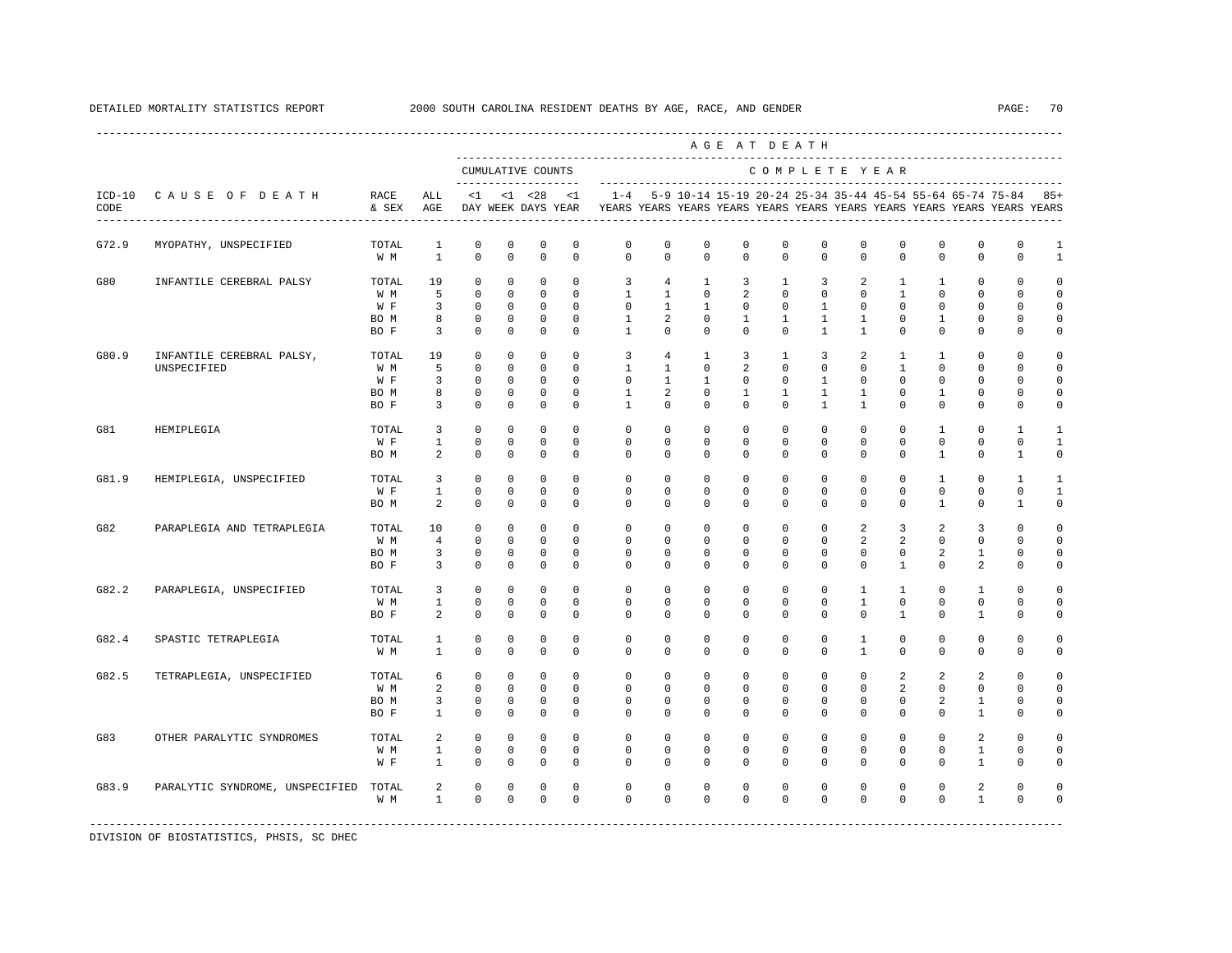DETAILED MORTALITY STATISTICS REPORT 2000 SOUTH CAROLINA RESIDENT DEATHS BY AGE, RACE, AND GENDER

| ICD-10 CODE | CAUSE OF DEATH | RACE & SEX | ALL AGE | <1 DAY | <1 WEEK | <28 DAYS | <1 YEAR | 1-4 YEARS | 5-9 YEARS | 10-14 YEARS | 15-19 YEARS | 20-24 YEARS | 25-34 YEARS | 35-44 YEARS | 45-54 YEARS | 55-64 YEARS | 65-74 YEARS | 75-84 YEARS | 85+ YEARS |
|---|---|---|---|---|---|---|---|---|---|---|---|---|---|---|---|---|---|---|---|
| | | | | CUMULATIVE COUNTS | | | | COMPLETE YEAR | | | | | | | | | | | |
| G72.9 | MYOPATHY, UNSPECIFIED | TOTAL | 1 | 0 | 0 | 0 | 0 | 0 | 0 | 0 | 0 | 0 | 0 | 0 | 0 | 0 | 0 | 0 | 1 |
| | | W M | 1 | 0 | 0 | 0 | 0 | 0 | 0 | 0 | 0 | 0 | 0 | 0 | 0 | 0 | 0 | 0 | 1 |
| G80 | INFANTILE CEREBRAL PALSY | TOTAL | 19 | 0 | 0 | 0 | 0 | 3 | 4 | 1 | 3 | 1 | 3 | 2 | 1 | 1 | 0 | 0 | 0 |
| | | W M | 5 | 0 | 0 | 0 | 0 | 1 | 1 | 0 | 2 | 0 | 0 | 0 | 1 | 0 | 0 | 0 | 0 |
| | | W F | 3 | 0 | 0 | 0 | 0 | 0 | 1 | 1 | 0 | 0 | 1 | 0 | 0 | 0 | 0 | 0 | 0 |
| | | BO M | 8 | 0 | 0 | 0 | 0 | 1 | 2 | 0 | 1 | 1 | 1 | 1 | 0 | 1 | 0 | 0 | 0 |
| | | BO F | 3 | 0 | 0 | 0 | 0 | 1 | 0 | 0 | 0 | 0 | 1 | 1 | 0 | 0 | 0 | 0 | 0 |
| G80.9 | INFANTILE CEREBRAL PALSY, UNSPECIFIED | TOTAL | 19 | 0 | 0 | 0 | 0 | 3 | 4 | 1 | 3 | 1 | 3 | 2 | 1 | 1 | 0 | 0 | 0 |
| | | W M | 5 | 0 | 0 | 0 | 0 | 1 | 1 | 0 | 2 | 0 | 0 | 0 | 1 | 0 | 0 | 0 | 0 |
| | | W F | 3 | 0 | 0 | 0 | 0 | 0 | 1 | 1 | 0 | 0 | 1 | 0 | 0 | 0 | 0 | 0 | 0 |
| | | BO M | 8 | 0 | 0 | 0 | 0 | 1 | 2 | 0 | 1 | 1 | 1 | 1 | 0 | 1 | 0 | 0 | 0 |
| | | BO F | 3 | 0 | 0 | 0 | 0 | 1 | 0 | 0 | 0 | 0 | 1 | 1 | 0 | 0 | 0 | 0 | 0 |
| G81 | HEMIPLEGIA | TOTAL | 3 | 0 | 0 | 0 | 0 | 0 | 0 | 0 | 0 | 0 | 0 | 0 | 0 | 1 | 0 | 1 | 1 |
| | | W F | 1 | 0 | 0 | 0 | 0 | 0 | 0 | 0 | 0 | 0 | 0 | 0 | 0 | 0 | 0 | 0 | 1 |
| | | BO M | 2 | 0 | 0 | 0 | 0 | 0 | 0 | 0 | 0 | 0 | 0 | 0 | 0 | 1 | 0 | 1 | 0 |
| G81.9 | HEMIPLEGIA, UNSPECIFIED | TOTAL | 3 | 0 | 0 | 0 | 0 | 0 | 0 | 0 | 0 | 0 | 0 | 0 | 0 | 1 | 0 | 1 | 1 |
| | | W F | 1 | 0 | 0 | 0 | 0 | 0 | 0 | 0 | 0 | 0 | 0 | 0 | 0 | 0 | 0 | 0 | 1 |
| | | BO M | 2 | 0 | 0 | 0 | 0 | 0 | 0 | 0 | 0 | 0 | 0 | 0 | 0 | 1 | 0 | 1 | 0 |
| G82 | PARAPLEGIA AND TETRAPLEGIA | TOTAL | 10 | 0 | 0 | 0 | 0 | 0 | 0 | 0 | 0 | 0 | 0 | 2 | 3 | 2 | 3 | 0 | 0 |
| | | W M | 4 | 0 | 0 | 0 | 0 | 0 | 0 | 0 | 0 | 0 | 0 | 2 | 2 | 0 | 0 | 0 | 0 |
| | | BO M | 3 | 0 | 0 | 0 | 0 | 0 | 0 | 0 | 0 | 0 | 0 | 0 | 0 | 2 | 1 | 0 | 0 |
| | | BO F | 3 | 0 | 0 | 0 | 0 | 0 | 0 | 0 | 0 | 0 | 0 | 0 | 1 | 0 | 2 | 0 | 0 |
| G82.2 | PARAPLEGIA, UNSPECIFIED | TOTAL | 3 | 0 | 0 | 0 | 0 | 0 | 0 | 0 | 0 | 0 | 0 | 1 | 1 | 0 | 1 | 0 | 0 |
| | | W M | 1 | 0 | 0 | 0 | 0 | 0 | 0 | 0 | 0 | 0 | 0 | 1 | 0 | 0 | 0 | 0 | 0 |
| | | BO F | 2 | 0 | 0 | 0 | 0 | 0 | 0 | 0 | 0 | 0 | 0 | 0 | 1 | 0 | 1 | 0 | 0 |
| G82.4 | SPASTIC TETRAPLEGIA | TOTAL | 1 | 0 | 0 | 0 | 0 | 0 | 0 | 0 | 0 | 0 | 0 | 1 | 0 | 0 | 0 | 0 | 0 |
| | | W M | 1 | 0 | 0 | 0 | 0 | 0 | 0 | 0 | 0 | 0 | 0 | 1 | 0 | 0 | 0 | 0 | 0 |
| G82.5 | TETRAPLEGIA, UNSPECIFIED | TOTAL | 6 | 0 | 0 | 0 | 0 | 0 | 0 | 0 | 0 | 0 | 0 | 0 | 2 | 2 | 2 | 0 | 0 |
| | | W M | 2 | 0 | 0 | 0 | 0 | 0 | 0 | 0 | 0 | 0 | 0 | 0 | 2 | 0 | 0 | 0 | 0 |
| | | BO M | 3 | 0 | 0 | 0 | 0 | 0 | 0 | 0 | 0 | 0 | 0 | 0 | 0 | 2 | 1 | 0 | 0 |
| | | BO F | 1 | 0 | 0 | 0 | 0 | 0 | 0 | 0 | 0 | 0 | 0 | 0 | 0 | 0 | 1 | 0 | 0 |
| G83 | OTHER PARALYTIC SYNDROMES | TOTAL | 2 | 0 | 0 | 0 | 0 | 0 | 0 | 0 | 0 | 0 | 0 | 0 | 0 | 0 | 2 | 0 | 0 |
| | | W M | 1 | 0 | 0 | 0 | 0 | 0 | 0 | 0 | 0 | 0 | 0 | 0 | 0 | 0 | 1 | 0 | 0 |
| | | W F | 1 | 0 | 0 | 0 | 0 | 0 | 0 | 0 | 0 | 0 | 0 | 0 | 0 | 0 | 1 | 0 | 0 |
| G83.9 | PARALYTIC SYNDROME, UNSPECIFIED | TOTAL | 2 | 0 | 0 | 0 | 0 | 0 | 0 | 0 | 0 | 0 | 0 | 0 | 0 | 0 | 2 | 0 | 0 |
| | | W M | 1 | 0 | 0 | 0 | 0 | 0 | 0 | 0 | 0 | 0 | 0 | 0 | 0 | 0 | 1 | 0 | 0 |

DIVISION OF BIOSTATISTICS, PHSIS, SC DHEC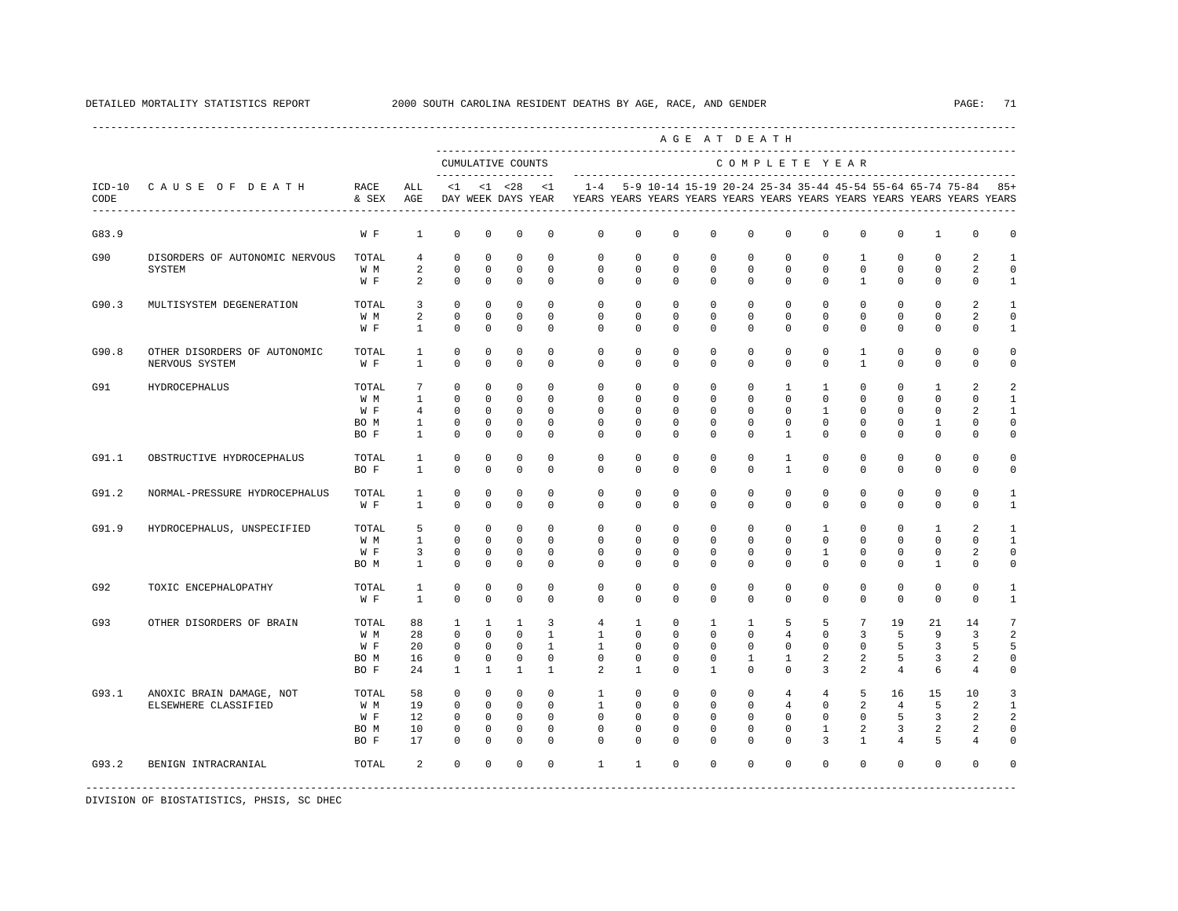| ICD-10 CODE | CAUSE OF DEATH | RACE & SEX | ALL AGE | <1 DAY | <1 WEEK | <28 DAYS | <1 YEAR | 1-4 YEARS | 5-9 YEARS | 10-14 YEARS | 15-19 YEARS | 20-24 YEARS | 25-34 YEARS | 35-44 YEARS | 45-54 YEARS | 55-64 YEARS | 65-74 YEARS | 75-84 YEARS | 85+ YEARS |
|---|---|---|---|---|---|---|---|---|---|---|---|---|---|---|---|---|---|---|---|
| | | | | CUMULATIVE COUNTS | | | | COMPLETE YEAR | | | | | | | | | | | |
| G83.9 | | W F | 1 | 0 | 0 | 0 | 0 | 0 | 0 | 0 | 0 | 0 | 0 | 0 | 0 | 0 | 1 | 0 | 0 |
| G90 | DISORDERS OF AUTONOMIC NERVOUS SYSTEM | TOTAL | 4 | 0 | 0 | 0 | 0 | 0 | 0 | 0 | 0 | 0 | 0 | 0 | 1 | 0 | 0 | 2 | 1 |
| | | W M | 2 | 0 | 0 | 0 | 0 | 0 | 0 | 0 | 0 | 0 | 0 | 0 | 0 | 0 | 0 | 2 | 0 |
| | | W F | 2 | 0 | 0 | 0 | 0 | 0 | 0 | 0 | 0 | 0 | 0 | 0 | 1 | 0 | 0 | 0 | 1 |
| G90.3 | MULTISYSTEM DEGENERATION | TOTAL | 3 | 0 | 0 | 0 | 0 | 0 | 0 | 0 | 0 | 0 | 0 | 0 | 0 | 0 | 0 | 2 | 1 |
| | | W M | 2 | 0 | 0 | 0 | 0 | 0 | 0 | 0 | 0 | 0 | 0 | 0 | 0 | 0 | 0 | 2 | 0 |
| | | W F | 1 | 0 | 0 | 0 | 0 | 0 | 0 | 0 | 0 | 0 | 0 | 0 | 0 | 0 | 0 | 0 | 1 |
| G90.8 | OTHER DISORDERS OF AUTONOMIC NERVOUS SYSTEM | TOTAL | 1 | 0 | 0 | 0 | 0 | 0 | 0 | 0 | 0 | 0 | 0 | 0 | 1 | 0 | 0 | 0 | 0 |
| | | W F | 1 | 0 | 0 | 0 | 0 | 0 | 0 | 0 | 0 | 0 | 0 | 0 | 1 | 0 | 0 | 0 | 0 |
| G91 | HYDROCEPHALUS | TOTAL | 7 | 0 | 0 | 0 | 0 | 0 | 0 | 0 | 0 | 0 | 1 | 1 | 0 | 0 | 1 | 2 | 2 |
| | | W M | 1 | 0 | 0 | 0 | 0 | 0 | 0 | 0 | 0 | 0 | 0 | 0 | 0 | 0 | 0 | 0 | 1 |
| | | W F | 4 | 0 | 0 | 0 | 0 | 0 | 0 | 0 | 0 | 0 | 0 | 1 | 0 | 0 | 0 | 2 | 1 |
| | | BO M | 1 | 0 | 0 | 0 | 0 | 0 | 0 | 0 | 0 | 0 | 0 | 0 | 0 | 0 | 1 | 0 | 0 |
| | | BO F | 1 | 0 | 0 | 0 | 0 | 0 | 0 | 0 | 0 | 0 | 1 | 0 | 0 | 0 | 0 | 0 | 0 |
| G91.1 | OBSTRUCTIVE HYDROCEPHALUS | TOTAL | 1 | 0 | 0 | 0 | 0 | 0 | 0 | 0 | 0 | 0 | 1 | 0 | 0 | 0 | 0 | 0 | 0 |
| | | BO F | 1 | 0 | 0 | 0 | 0 | 0 | 0 | 0 | 0 | 0 | 1 | 0 | 0 | 0 | 0 | 0 | 0 |
| G91.2 | NORMAL-PRESSURE HYDROCEPHALUS | TOTAL | 1 | 0 | 0 | 0 | 0 | 0 | 0 | 0 | 0 | 0 | 0 | 0 | 0 | 0 | 0 | 0 | 1 |
| | | W F | 1 | 0 | 0 | 0 | 0 | 0 | 0 | 0 | 0 | 0 | 0 | 0 | 0 | 0 | 0 | 0 | 1 |
| G91.9 | HYDROCEPHALUS, UNSPECIFIED | TOTAL | 5 | 0 | 0 | 0 | 0 | 0 | 0 | 0 | 0 | 0 | 0 | 1 | 0 | 0 | 1 | 2 | 1 |
| | | W M | 1 | 0 | 0 | 0 | 0 | 0 | 0 | 0 | 0 | 0 | 0 | 0 | 0 | 0 | 0 | 0 | 1 |
| | | W F | 3 | 0 | 0 | 0 | 0 | 0 | 0 | 0 | 0 | 0 | 0 | 1 | 0 | 0 | 0 | 2 | 0 |
| | | BO M | 1 | 0 | 0 | 0 | 0 | 0 | 0 | 0 | 0 | 0 | 0 | 0 | 0 | 0 | 1 | 0 | 0 |
| G92 | TOXIC ENCEPHALOPATHY | TOTAL | 1 | 0 | 0 | 0 | 0 | 0 | 0 | 0 | 0 | 0 | 0 | 0 | 0 | 0 | 0 | 0 | 1 |
| | | W F | 1 | 0 | 0 | 0 | 0 | 0 | 0 | 0 | 0 | 0 | 0 | 0 | 0 | 0 | 0 | 0 | 1 |
| G93 | OTHER DISORDERS OF BRAIN | TOTAL | 88 | 1 | 1 | 1 | 3 | 4 | 1 | 0 | 1 | 1 | 5 | 5 | 7 | 19 | 21 | 14 | 7 |
| | | W M | 28 | 0 | 0 | 0 | 1 | 1 | 0 | 0 | 0 | 0 | 4 | 0 | 3 | 5 | 9 | 3 | 2 |
| | | W F | 20 | 0 | 0 | 0 | 1 | 1 | 0 | 0 | 0 | 0 | 0 | 0 | 0 | 5 | 3 | 5 | 5 |
| | | BO M | 16 | 0 | 0 | 0 | 0 | 0 | 0 | 0 | 0 | 1 | 1 | 2 | 2 | 5 | 3 | 2 | 0 |
| | | BO F | 24 | 1 | 1 | 1 | 1 | 2 | 1 | 0 | 1 | 0 | 0 | 3 | 2 | 4 | 6 | 4 | 0 |
| G93.1 | ANOXIC BRAIN DAMAGE, NOT ELSEWHERE CLASSIFIED | TOTAL | 58 | 0 | 0 | 0 | 0 | 1 | 0 | 0 | 0 | 0 | 4 | 4 | 5 | 16 | 15 | 10 | 3 |
| | | W M | 19 | 0 | 0 | 0 | 0 | 1 | 0 | 0 | 0 | 0 | 4 | 0 | 2 | 4 | 5 | 2 | 1 |
| | | W F | 12 | 0 | 0 | 0 | 0 | 0 | 0 | 0 | 0 | 0 | 0 | 0 | 0 | 5 | 3 | 2 | 2 |
| | | BO M | 10 | 0 | 0 | 0 | 0 | 0 | 0 | 0 | 0 | 0 | 0 | 1 | 2 | 3 | 2 | 2 | 0 |
| | | BO F | 17 | 0 | 0 | 0 | 0 | 0 | 0 | 0 | 0 | 0 | 0 | 3 | 1 | 4 | 5 | 4 | 0 |
| G93.2 | BENIGN INTRACRANIAL | TOTAL | 2 | 0 | 0 | 0 | 0 | 1 | 1 | 0 | 0 | 0 | 0 | 0 | 0 | 0 | 0 | 0 | 0 |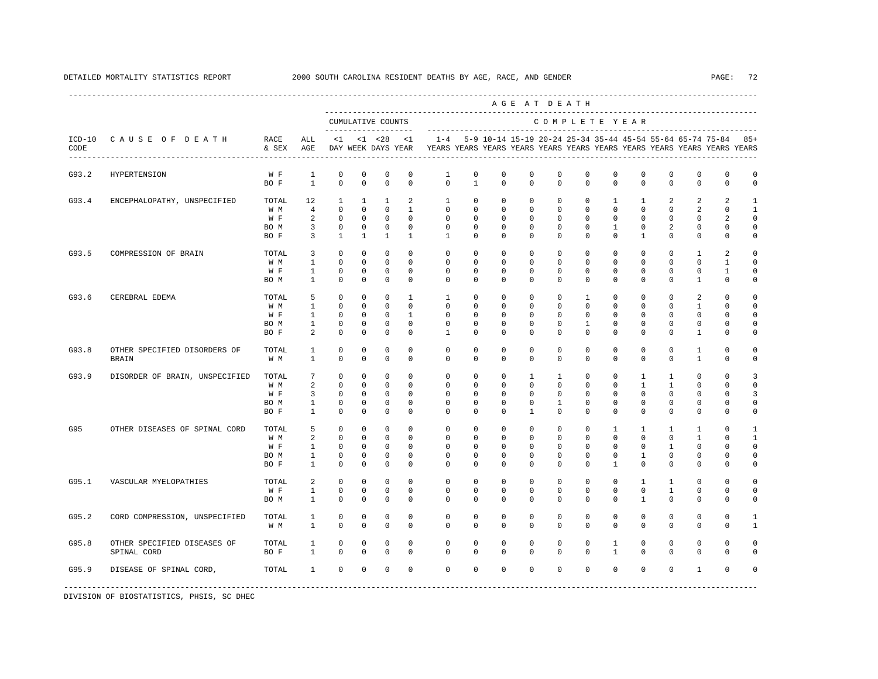| ICD-10 CODE | CAUSE OF DEATH | RACE & SEX | ALL AGE | <1 DAY | <1 WEEK | <28 DAYS | <1 YEAR | 1-4 YEARS | 5-9 YEARS | 10-14 YEARS | 15-19 YEARS | 20-24 YEARS | 25-34 YEARS | 35-44 YEARS | 45-54 YEARS | 55-64 YEARS | 65-74 YEARS | 75-84 YEARS | 85+ YEARS |
|---|---|---|---|---|---|---|---|---|---|---|---|---|---|---|---|---|---|---|---|
| | | | | CUMULATIVE COUNTS | | | | COMPLETE YEAR | | | | | | | | | | | |
| G93.2 | HYPERTENSION | W F | 1 | 0 | 0 | 0 | 0 | 1 | 0 | 0 | 0 | 0 | 0 | 0 | 0 | 0 | 0 | 0 | 0 |
| | | BO F | 1 | 0 | 0 | 0 | 0 | 0 | 1 | 0 | 0 | 0 | 0 | 0 | 0 | 0 | 0 | 0 | 0 |
| G93.4 | ENCEPHALOPATHY, UNSPECIFIED | TOTAL | 12 | 1 | 1 | 1 | 2 | 1 | 0 | 0 | 0 | 0 | 0 | 1 | 1 | 2 | 2 | 2 | 1 |
| | | W M | 4 | 0 | 0 | 0 | 1 | 0 | 0 | 0 | 0 | 0 | 0 | 0 | 0 | 0 | 2 | 0 | 1 |
| | | W F | 2 | 0 | 0 | 0 | 0 | 0 | 0 | 0 | 0 | 0 | 0 | 0 | 0 | 0 | 0 | 2 | 0 |
| | | BO M | 3 | 0 | 0 | 0 | 0 | 0 | 0 | 0 | 0 | 0 | 0 | 1 | 0 | 2 | 0 | 0 | 0 |
| | | BO F | 3 | 1 | 1 | 1 | 1 | 1 | 0 | 0 | 0 | 0 | 0 | 0 | 1 | 0 | 0 | 0 | 0 |
| G93.5 | COMPRESSION OF BRAIN | TOTAL | 3 | 0 | 0 | 0 | 0 | 0 | 0 | 0 | 0 | 0 | 0 | 0 | 0 | 0 | 1 | 2 | 0 |
| | | W M | 1 | 0 | 0 | 0 | 0 | 0 | 0 | 0 | 0 | 0 | 0 | 0 | 0 | 0 | 0 | 1 | 0 |
| | | W F | 1 | 0 | 0 | 0 | 0 | 0 | 0 | 0 | 0 | 0 | 0 | 0 | 0 | 0 | 0 | 1 | 0 |
| | | BO M | 1 | 0 | 0 | 0 | 0 | 0 | 0 | 0 | 0 | 0 | 0 | 0 | 0 | 0 | 1 | 0 | 0 |
| G93.6 | CEREBRAL EDEMA | TOTAL | 5 | 0 | 0 | 0 | 1 | 1 | 0 | 0 | 0 | 0 | 1 | 0 | 0 | 0 | 2 | 0 | 0 |
| | | W M | 1 | 0 | 0 | 0 | 0 | 0 | 0 | 0 | 0 | 0 | 0 | 0 | 0 | 0 | 1 | 0 | 0 |
| | | W F | 1 | 0 | 0 | 0 | 1 | 0 | 0 | 0 | 0 | 0 | 0 | 0 | 0 | 0 | 0 | 0 | 0 |
| | | BO M | 1 | 0 | 0 | 0 | 0 | 0 | 0 | 0 | 0 | 0 | 1 | 0 | 0 | 0 | 0 | 0 | 0 |
| | | BO F | 2 | 0 | 0 | 0 | 0 | 1 | 0 | 0 | 0 | 0 | 0 | 0 | 0 | 0 | 1 | 0 | 0 |
| G93.8 | OTHER SPECIFIED DISORDERS OF BRAIN | TOTAL | 1 | 0 | 0 | 0 | 0 | 0 | 0 | 0 | 0 | 0 | 0 | 0 | 0 | 0 | 1 | 0 | 0 |
| | | W M | 1 | 0 | 0 | 0 | 0 | 0 | 0 | 0 | 0 | 0 | 0 | 0 | 0 | 0 | 1 | 0 | 0 |
| G93.9 | DISORDER OF BRAIN, UNSPECIFIED | TOTAL | 7 | 0 | 0 | 0 | 0 | 0 | 0 | 0 | 1 | 1 | 0 | 0 | 1 | 1 | 0 | 0 | 3 |
| | | W M | 2 | 0 | 0 | 0 | 0 | 0 | 0 | 0 | 0 | 0 | 0 | 0 | 1 | 1 | 0 | 0 | 0 |
| | | W F | 3 | 0 | 0 | 0 | 0 | 0 | 0 | 0 | 0 | 0 | 0 | 0 | 0 | 0 | 0 | 0 | 3 |
| | | BO M | 1 | 0 | 0 | 0 | 0 | 0 | 0 | 0 | 0 | 1 | 0 | 0 | 0 | 0 | 0 | 0 | 0 |
| | | BO F | 1 | 0 | 0 | 0 | 0 | 0 | 0 | 0 | 1 | 0 | 0 | 0 | 0 | 0 | 0 | 0 | 0 |
| G95 | OTHER DISEASES OF SPINAL CORD | TOTAL | 5 | 0 | 0 | 0 | 0 | 0 | 0 | 0 | 0 | 0 | 0 | 1 | 1 | 1 | 1 | 0 | 1 |
| | | W M | 2 | 0 | 0 | 0 | 0 | 0 | 0 | 0 | 0 | 0 | 0 | 0 | 0 | 0 | 1 | 0 | 1 |
| | | W F | 1 | 0 | 0 | 0 | 0 | 0 | 0 | 0 | 0 | 0 | 0 | 0 | 0 | 1 | 0 | 0 | 0 |
| | | BO M | 1 | 0 | 0 | 0 | 0 | 0 | 0 | 0 | 0 | 0 | 0 | 0 | 1 | 0 | 0 | 0 | 0 |
| | | BO F | 1 | 0 | 0 | 0 | 0 | 0 | 0 | 0 | 0 | 0 | 0 | 1 | 0 | 0 | 0 | 0 | 0 |
| G95.1 | VASCULAR MYELOPATHIES | TOTAL | 2 | 0 | 0 | 0 | 0 | 0 | 0 | 0 | 0 | 0 | 0 | 0 | 1 | 1 | 0 | 0 | 0 |
| | | W F | 1 | 0 | 0 | 0 | 0 | 0 | 0 | 0 | 0 | 0 | 0 | 0 | 0 | 1 | 0 | 0 | 0 |
| | | BO M | 1 | 0 | 0 | 0 | 0 | 0 | 0 | 0 | 0 | 0 | 0 | 0 | 1 | 0 | 0 | 0 | 0 |
| G95.2 | CORD COMPRESSION, UNSPECIFIED | TOTAL | 1 | 0 | 0 | 0 | 0 | 0 | 0 | 0 | 0 | 0 | 0 | 0 | 0 | 0 | 0 | 0 | 1 |
| | | W M | 1 | 0 | 0 | 0 | 0 | 0 | 0 | 0 | 0 | 0 | 0 | 0 | 0 | 0 | 0 | 0 | 1 |
| G95.8 | OTHER SPECIFIED DISEASES OF SPINAL CORD | TOTAL | 1 | 0 | 0 | 0 | 0 | 0 | 0 | 0 | 0 | 0 | 0 | 1 | 0 | 0 | 0 | 0 | 0 |
| | | BO F | 1 | 0 | 0 | 0 | 0 | 0 | 0 | 0 | 0 | 0 | 0 | 1 | 0 | 0 | 0 | 0 | 0 |
| G95.9 | DISEASE OF SPINAL CORD, | TOTAL | 1 | 0 | 0 | 0 | 0 | 0 | 0 | 0 | 0 | 0 | 0 | 0 | 0 | 0 | 1 | 0 | 0 |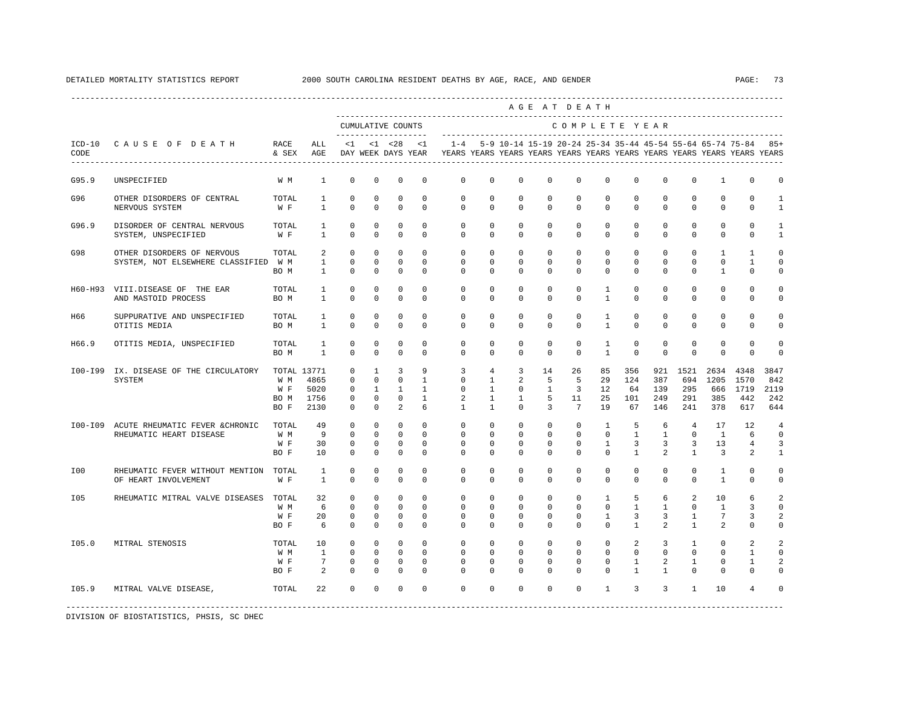DETAILED MORTALITY STATISTICS REPORT 2000 SOUTH CAROLINA RESIDENT DEATHS BY AGE, RACE, AND GENDER

| ICD-10 CODE | CAUSE OF DEATH | RACE & SEX | ALL AGE | <1 DAY | <1 WEEK | <28 DAYS | <1 YEAR | 1-4 YEARS | 5-9 YEARS | 10-14 YEARS | 15-19 YEARS | 20-24 YEARS | 25-34 YEARS | 35-44 YEARS | 45-54 YEARS | 55-64 YEARS | 65-74 YEARS | 75-84 YEARS | 85+ YEARS |
|---|---|---|---|---|---|---|---|---|---|---|---|---|---|---|---|---|---|---|---|
| G95.9 | UNSPECIFIED | W M | 1 | 0 | 0 | 0 | 0 | 0 | 0 | 0 | 0 | 0 | 0 | 0 | 0 | 0 | 1 | 0 | 0 |
| G96 | OTHER DISORDERS OF CENTRAL NERVOUS SYSTEM | TOTAL | 1 | 0 | 0 | 0 | 0 | 0 | 0 | 0 | 0 | 0 | 0 | 0 | 0 | 0 | 0 | 0 | 1 |
| | | W F | 1 | 0 | 0 | 0 | 0 | 0 | 0 | 0 | 0 | 0 | 0 | 0 | 0 | 0 | 0 | 0 | 1 |
| G96.9 | DISORDER OF CENTRAL NERVOUS SYSTEM, UNSPECIFIED | TOTAL | 1 | 0 | 0 | 0 | 0 | 0 | 0 | 0 | 0 | 0 | 0 | 0 | 0 | 0 | 0 | 0 | 1 |
| | | W F | 1 | 0 | 0 | 0 | 0 | 0 | 0 | 0 | 0 | 0 | 0 | 0 | 0 | 0 | 0 | 0 | 1 |
| G98 | OTHER DISORDERS OF NERVOUS SYSTEM, NOT ELSEWHERE CLASSIFIED | TOTAL | 2 | 0 | 0 | 0 | 0 | 0 | 0 | 0 | 0 | 0 | 0 | 0 | 0 | 0 | 1 | 1 | 0 |
| | | W M | 1 | 0 | 0 | 0 | 0 | 0 | 0 | 0 | 0 | 0 | 0 | 0 | 0 | 0 | 0 | 1 | 0 |
| | | BO M | 1 | 0 | 0 | 0 | 0 | 0 | 0 | 0 | 0 | 0 | 0 | 0 | 0 | 0 | 1 | 0 | 0 |
| H60-H93 | VIII.DISEASE OF THE EAR AND MASTOID PROCESS | TOTAL | 1 | 0 | 0 | 0 | 0 | 0 | 0 | 0 | 0 | 0 | 1 | 0 | 0 | 0 | 0 | 0 | 0 |
| | | BO M | 1 | 0 | 0 | 0 | 0 | 0 | 0 | 0 | 0 | 0 | 1 | 0 | 0 | 0 | 0 | 0 | 0 |
| H66 | SUPPURATIVE AND UNSPECIFIED OTITIS MEDIA | TOTAL | 1 | 0 | 0 | 0 | 0 | 0 | 0 | 0 | 0 | 0 | 1 | 0 | 0 | 0 | 0 | 0 | 0 |
| | | BO M | 1 | 0 | 0 | 0 | 0 | 0 | 0 | 0 | 0 | 0 | 1 | 0 | 0 | 0 | 0 | 0 | 0 |
| H66.9 | OTITIS MEDIA, UNSPECIFIED | TOTAL | 1 | 0 | 0 | 0 | 0 | 0 | 0 | 0 | 0 | 0 | 1 | 0 | 0 | 0 | 0 | 0 | 0 |
| | | BO M | 1 | 0 | 0 | 0 | 0 | 0 | 0 | 0 | 0 | 0 | 1 | 0 | 0 | 0 | 0 | 0 | 0 |
| I00-I99 | IX. DISEASE OF THE CIRCULATORY SYSTEM | TOTAL | 13771 | 0 | 1 | 3 | 9 | 3 | 4 | 3 | 14 | 26 | 85 | 356 | 921 | 1521 | 2634 | 4348 | 3847 |
| | | W M | 4865 | 0 | 0 | 0 | 1 | 0 | 1 | 2 | 5 | 5 | 29 | 124 | 387 | 694 | 1205 | 1570 | 842 |
| | | W F | 5020 | 0 | 1 | 1 | 1 | 0 | 1 | 0 | 1 | 3 | 12 | 64 | 139 | 295 | 666 | 1719 | 2119 |
| | | BO M | 1756 | 0 | 0 | 0 | 1 | 2 | 1 | 1 | 5 | 11 | 25 | 101 | 249 | 291 | 385 | 442 | 242 |
| | | BO F | 2130 | 0 | 0 | 2 | 6 | 1 | 1 | 0 | 3 | 7 | 19 | 67 | 146 | 241 | 378 | 617 | 644 |
| I00-I09 | ACUTE RHEUMATIC FEVER &CHRONIC RHEUMATIC HEART DISEASE | TOTAL | 49 | 0 | 0 | 0 | 0 | 0 | 0 | 0 | 0 | 0 | 1 | 5 | 6 | 4 | 17 | 12 | 4 |
| | | W M | 9 | 0 | 0 | 0 | 0 | 0 | 0 | 0 | 0 | 0 | 0 | 1 | 1 | 0 | 1 | 6 | 0 |
| | | W F | 30 | 0 | 0 | 0 | 0 | 0 | 0 | 0 | 0 | 0 | 1 | 3 | 3 | 3 | 13 | 4 | 3 |
| | | BO F | 10 | 0 | 0 | 0 | 0 | 0 | 0 | 0 | 0 | 0 | 0 | 1 | 2 | 1 | 3 | 2 | 1 |
| I00 | RHEUMATIC FEVER WITHOUT MENTION OF HEART INVOLVEMENT | TOTAL | 1 | 0 | 0 | 0 | 0 | 0 | 0 | 0 | 0 | 0 | 0 | 0 | 0 | 0 | 1 | 0 | 0 |
| | | W F | 1 | 0 | 0 | 0 | 0 | 0 | 0 | 0 | 0 | 0 | 0 | 0 | 0 | 0 | 1 | 0 | 0 |
| I05 | RHEUMATIC MITRAL VALVE DISEASES | TOTAL | 32 | 0 | 0 | 0 | 0 | 0 | 0 | 0 | 0 | 0 | 1 | 5 | 6 | 2 | 10 | 6 | 2 |
| | | W M | 6 | 0 | 0 | 0 | 0 | 0 | 0 | 0 | 0 | 0 | 0 | 1 | 1 | 0 | 1 | 3 | 0 |
| | | W F | 20 | 0 | 0 | 0 | 0 | 0 | 0 | 0 | 0 | 0 | 1 | 3 | 3 | 1 | 7 | 3 | 2 |
| | | BO F | 6 | 0 | 0 | 0 | 0 | 0 | 0 | 0 | 0 | 0 | 0 | 1 | 2 | 1 | 2 | 0 | 0 |
| I05.0 | MITRAL STENOSIS | TOTAL | 10 | 0 | 0 | 0 | 0 | 0 | 0 | 0 | 0 | 0 | 0 | 2 | 3 | 1 | 0 | 2 | 2 |
| | | W M | 1 | 0 | 0 | 0 | 0 | 0 | 0 | 0 | 0 | 0 | 0 | 0 | 0 | 0 | 0 | 1 | 0 |
| | | W F | 7 | 0 | 0 | 0 | 0 | 0 | 0 | 0 | 0 | 0 | 0 | 1 | 2 | 1 | 0 | 1 | 2 |
| | | BO F | 2 | 0 | 0 | 0 | 0 | 0 | 0 | 0 | 0 | 0 | 0 | 1 | 1 | 0 | 0 | 0 | 0 |
| I05.9 | MITRAL VALVE DISEASE, | TOTAL | 22 | 0 | 0 | 0 | 0 | 0 | 0 | 0 | 0 | 0 | 1 | 3 | 3 | 1 | 10 | 4 | 0 |

DIVISION OF BIOSTATISTICS, PHSIS, SC DHEC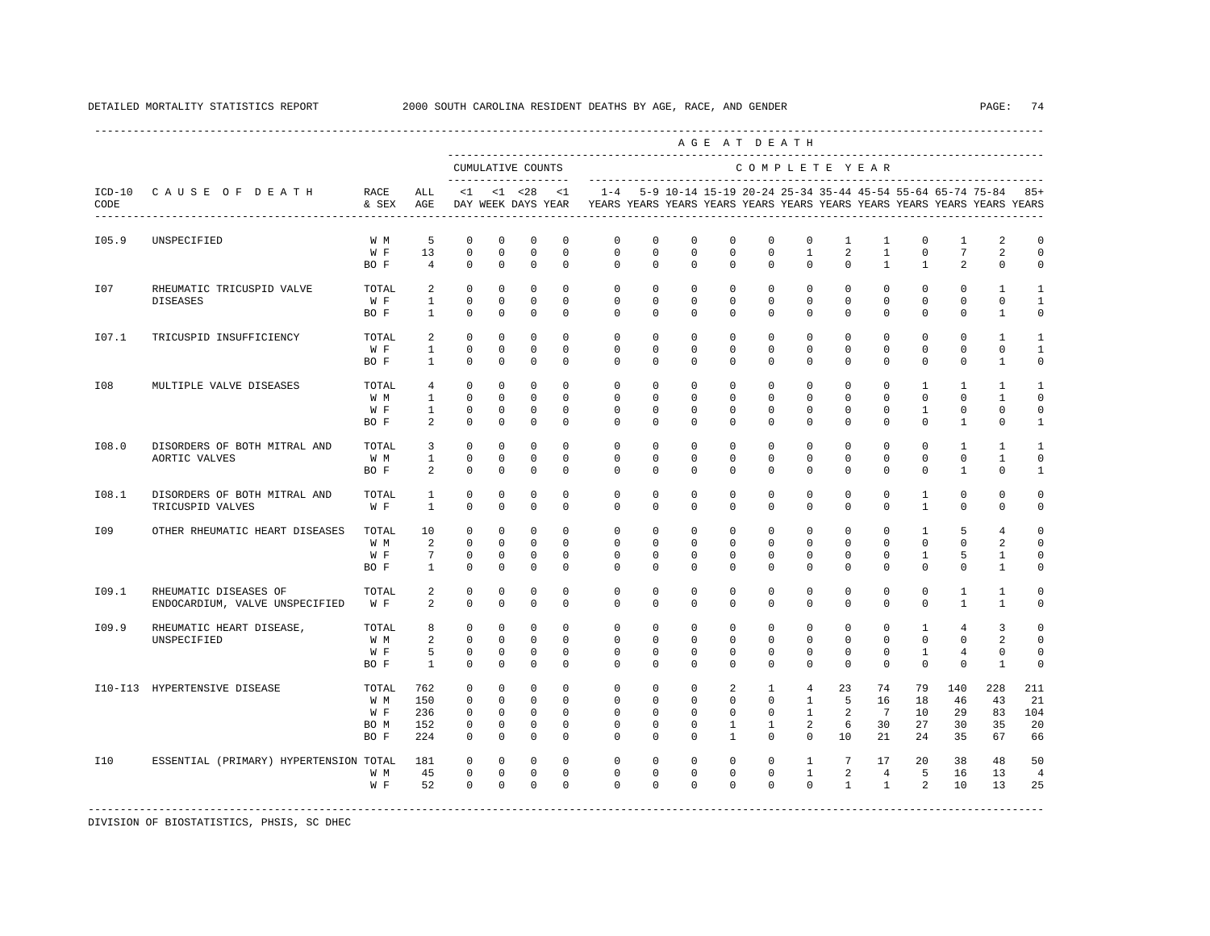DETAILED MORTALITY STATISTICS REPORT 2000 SOUTH CAROLINA RESIDENT DEATHS BY AGE, RACE, AND GENDER

| ICD-10 CODE | CAUSE OF DEATH | RACE & SEX | ALL AGE | <1 DAY | <1 WEEK | <28 DAYS | <1 YEAR | 1-4 YEARS | 5-9 YEARS | 10-14 YEARS | 15-19 YEARS | 20-24 YEARS | 25-34 YEARS | 35-44 YEARS | 45-54 YEARS | 55-64 YEARS | 65-74 YEARS | 75-84 YEARS | 85+ YEARS |
|---|---|---|---|---|---|---|---|---|---|---|---|---|---|---|---|---|---|---|---|
| I05.9 | UNSPECIFIED | W M | 5 | 0 | 0 | 0 | 0 | 0 | 0 | 0 | 0 | 0 | 0 | 1 | 1 | 0 | 1 | 2 | 0 |
| | | W F | 13 | 0 | 0 | 0 | 0 | 0 | 0 | 0 | 0 | 0 | 1 | 2 | 1 | 0 | 7 | 2 | 0 |
| | | BO F | 4 | 0 | 0 | 0 | 0 | 0 | 0 | 0 | 0 | 0 | 0 | 0 | 1 | 1 | 2 | 0 | 0 |
| I07 | RHEUMATIC TRICUSPID VALVE DISEASES | TOTAL | 2 | 0 | 0 | 0 | 0 | 0 | 0 | 0 | 0 | 0 | 0 | 0 | 0 | 0 | 0 | 1 | 1 |
| | | W F | 1 | 0 | 0 | 0 | 0 | 0 | 0 | 0 | 0 | 0 | 0 | 0 | 0 | 0 | 0 | 0 | 1 |
| | | BO F | 1 | 0 | 0 | 0 | 0 | 0 | 0 | 0 | 0 | 0 | 0 | 0 | 0 | 0 | 0 | 1 | 0 |
| I07.1 | TRICUSPID INSUFFICIENCY | TOTAL | 2 | 0 | 0 | 0 | 0 | 0 | 0 | 0 | 0 | 0 | 0 | 0 | 0 | 0 | 0 | 1 | 1 |
| | | W F | 1 | 0 | 0 | 0 | 0 | 0 | 0 | 0 | 0 | 0 | 0 | 0 | 0 | 0 | 0 | 0 | 1 |
| | | BO F | 1 | 0 | 0 | 0 | 0 | 0 | 0 | 0 | 0 | 0 | 0 | 0 | 0 | 0 | 0 | 1 | 0 |
| I08 | MULTIPLE VALVE DISEASES | TOTAL | 4 | 0 | 0 | 0 | 0 | 0 | 0 | 0 | 0 | 0 | 0 | 0 | 0 | 1 | 1 | 1 | 1 |
| | | W M | 1 | 0 | 0 | 0 | 0 | 0 | 0 | 0 | 0 | 0 | 0 | 0 | 0 | 0 | 0 | 1 | 0 |
| | | W F | 1 | 0 | 0 | 0 | 0 | 0 | 0 | 0 | 0 | 0 | 0 | 0 | 0 | 1 | 0 | 0 | 0 |
| | | BO F | 2 | 0 | 0 | 0 | 0 | 0 | 0 | 0 | 0 | 0 | 0 | 0 | 0 | 0 | 1 | 0 | 1 |
| I08.0 | DISORDERS OF BOTH MITRAL AND AORTIC VALVES | TOTAL | 3 | 0 | 0 | 0 | 0 | 0 | 0 | 0 | 0 | 0 | 0 | 0 | 0 | 0 | 1 | 1 | 1 |
| | | W M | 1 | 0 | 0 | 0 | 0 | 0 | 0 | 0 | 0 | 0 | 0 | 0 | 0 | 0 | 0 | 1 | 0 |
| | | BO F | 2 | 0 | 0 | 0 | 0 | 0 | 0 | 0 | 0 | 0 | 0 | 0 | 0 | 0 | 1 | 0 | 1 |
| I08.1 | DISORDERS OF BOTH MITRAL AND TRICUSPID VALVES | TOTAL | 1 | 0 | 0 | 0 | 0 | 0 | 0 | 0 | 0 | 0 | 0 | 0 | 0 | 1 | 0 | 0 | 0 |
| | | W F | 1 | 0 | 0 | 0 | 0 | 0 | 0 | 0 | 0 | 0 | 0 | 0 | 0 | 1 | 0 | 0 | 0 |
| I09 | OTHER RHEUMATIC HEART DISEASES | TOTAL | 10 | 0 | 0 | 0 | 0 | 0 | 0 | 0 | 0 | 0 | 0 | 0 | 0 | 1 | 5 | 4 | 0 |
| | | W M | 2 | 0 | 0 | 0 | 0 | 0 | 0 | 0 | 0 | 0 | 0 | 0 | 0 | 0 | 0 | 2 | 0 |
| | | W F | 7 | 0 | 0 | 0 | 0 | 0 | 0 | 0 | 0 | 0 | 0 | 0 | 0 | 1 | 5 | 1 | 0 |
| | | BO F | 1 | 0 | 0 | 0 | 0 | 0 | 0 | 0 | 0 | 0 | 0 | 0 | 0 | 0 | 0 | 1 | 0 |
| I09.1 | RHEUMATIC DISEASES OF ENDOCARDIUM, VALVE UNSPECIFIED | TOTAL | 2 | 0 | 0 | 0 | 0 | 0 | 0 | 0 | 0 | 0 | 0 | 0 | 0 | 0 | 1 | 1 | 0 |
| | | W F | 2 | 0 | 0 | 0 | 0 | 0 | 0 | 0 | 0 | 0 | 0 | 0 | 0 | 0 | 1 | 1 | 0 |
| I09.9 | RHEUMATIC HEART DISEASE, UNSPECIFIED | TOTAL | 8 | 0 | 0 | 0 | 0 | 0 | 0 | 0 | 0 | 0 | 0 | 0 | 0 | 1 | 4 | 3 | 0 |
| | | W M | 2 | 0 | 0 | 0 | 0 | 0 | 0 | 0 | 0 | 0 | 0 | 0 | 0 | 0 | 0 | 2 | 0 |
| | | W F | 5 | 0 | 0 | 0 | 0 | 0 | 0 | 0 | 0 | 0 | 0 | 0 | 0 | 1 | 4 | 0 | 0 |
| | | BO F | 1 | 0 | 0 | 0 | 0 | 0 | 0 | 0 | 0 | 0 | 0 | 0 | 0 | 0 | 0 | 1 | 0 |
| I10-I13 | HYPERTENSIVE DISEASE | TOTAL | 762 | 0 | 0 | 0 | 0 | 0 | 0 | 0 | 2 | 1 | 4 | 23 | 74 | 79 | 140 | 228 | 211 |
| | | W M | 150 | 0 | 0 | 0 | 0 | 0 | 0 | 0 | 0 | 0 | 1 | 5 | 16 | 18 | 46 | 43 | 21 |
| | | W F | 236 | 0 | 0 | 0 | 0 | 0 | 0 | 0 | 0 | 0 | 1 | 2 | 7 | 10 | 29 | 83 | 104 |
| | | BO M | 152 | 0 | 0 | 0 | 0 | 0 | 0 | 0 | 1 | 1 | 2 | 6 | 30 | 27 | 30 | 35 | 20 |
| | | BO F | 224 | 0 | 0 | 0 | 0 | 0 | 0 | 0 | 1 | 0 | 0 | 10 | 21 | 24 | 35 | 67 | 66 |
| I10 | ESSENTIAL (PRIMARY) HYPERTENSION | TOTAL | 181 | 0 | 0 | 0 | 0 | 0 | 0 | 0 | 0 | 0 | 1 | 7 | 17 | 20 | 38 | 48 | 50 |
| | | W M | 45 | 0 | 0 | 0 | 0 | 0 | 0 | 0 | 0 | 0 | 1 | 2 | 4 | 5 | 16 | 13 | 4 |
| | | W F | 52 | 0 | 0 | 0 | 0 | 0 | 0 | 0 | 0 | 0 | 0 | 1 | 1 | 2 | 10 | 13 | 25 |

DIVISION OF BIOSTATISTICS, PHSIS, SC DHEC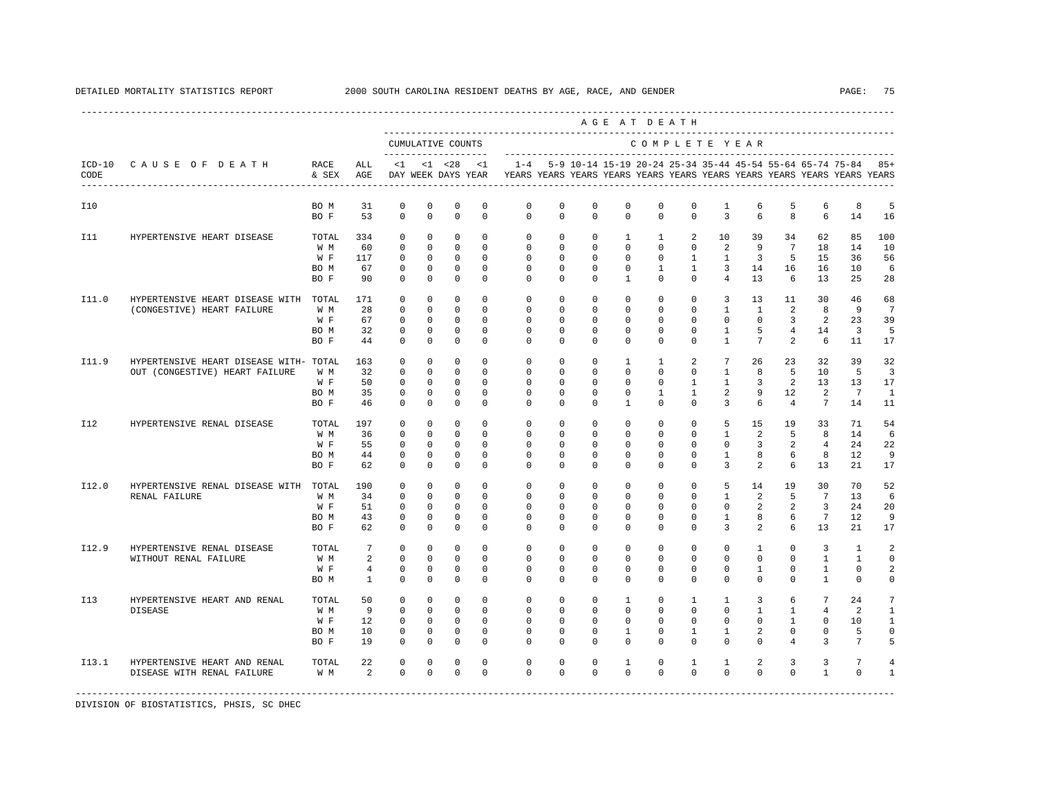DETAILED MORTALITY STATISTICS REPORT — 2000 SOUTH CAROLINA RESIDENT DEATHS BY AGE, RACE, AND GENDER

| ICD-10 CODE | CAUSE OF DEATH | RACE & SEX | ALL AGE | <1 DAY | <1 WEEK | <28 DAYS | <1 YEAR | 1-4 YEARS | 5-9 YEARS | 10-14 YEARS | 15-19 YEARS | 20-24 YEARS | 25-34 YEARS | 35-44 YEARS | 45-54 YEARS | 55-64 YEARS | 65-74 YEARS | 75-84 YEARS | 85+ YEARS |
|---|---|---|---|---|---|---|---|---|---|---|---|---|---|---|---|---|---|---|---|
| I10 | | BO M | 31 | 0 | 0 | 0 | 0 | 0 | 0 | 0 | 0 | 0 | 0 | 1 | 6 | 5 | 6 | 8 | 5 |
| | | BO F | 53 | 0 | 0 | 0 | 0 | 0 | 0 | 0 | 0 | 0 | 0 | 3 | 6 | 8 | 6 | 14 | 16 |
| I11 | HYPERTENSIVE HEART DISEASE | TOTAL | 334 | 0 | 0 | 0 | 0 | 0 | 0 | 0 | 1 | 1 | 2 | 10 | 39 | 34 | 62 | 85 | 100 |
| | | W M | 60 | 0 | 0 | 0 | 0 | 0 | 0 | 0 | 0 | 0 | 0 | 2 | 9 | 7 | 18 | 14 | 10 |
| | | W F | 117 | 0 | 0 | 0 | 0 | 0 | 0 | 0 | 0 | 0 | 1 | 1 | 3 | 5 | 15 | 36 | 56 |
| | | BO M | 67 | 0 | 0 | 0 | 0 | 0 | 0 | 0 | 0 | 1 | 1 | 3 | 14 | 16 | 16 | 10 | 6 |
| | | BO F | 90 | 0 | 0 | 0 | 0 | 0 | 0 | 0 | 1 | 0 | 0 | 4 | 13 | 6 | 13 | 25 | 28 |
| I11.0 | HYPERTENSIVE HEART DISEASE WITH (CONGESTIVE) HEART FAILURE | TOTAL | 171 | 0 | 0 | 0 | 0 | 0 | 0 | 0 | 0 | 0 | 0 | 3 | 13 | 11 | 30 | 46 | 68 |
| | | W M | 28 | 0 | 0 | 0 | 0 | 0 | 0 | 0 | 0 | 0 | 0 | 1 | 1 | 2 | 8 | 9 | 7 |
| | | W F | 67 | 0 | 0 | 0 | 0 | 0 | 0 | 0 | 0 | 0 | 0 | 0 | 0 | 3 | 2 | 23 | 39 |
| | | BO M | 32 | 0 | 0 | 0 | 0 | 0 | 0 | 0 | 0 | 0 | 0 | 1 | 5 | 4 | 14 | 3 | 5 |
| | | BO F | 44 | 0 | 0 | 0 | 0 | 0 | 0 | 0 | 0 | 0 | 0 | 1 | 7 | 2 | 6 | 11 | 17 |
| I11.9 | HYPERTENSIVE HEART DISEASE WITH- OUT (CONGESTIVE) HEART FAILURE | TOTAL | 163 | 0 | 0 | 0 | 0 | 0 | 0 | 0 | 1 | 1 | 2 | 7 | 26 | 23 | 32 | 39 | 32 |
| | | W M | 32 | 0 | 0 | 0 | 0 | 0 | 0 | 0 | 0 | 0 | 0 | 1 | 8 | 5 | 10 | 5 | 3 |
| | | W F | 50 | 0 | 0 | 0 | 0 | 0 | 0 | 0 | 0 | 0 | 1 | 1 | 3 | 2 | 13 | 13 | 17 |
| | | BO M | 35 | 0 | 0 | 0 | 0 | 0 | 0 | 0 | 0 | 1 | 1 | 2 | 9 | 12 | 2 | 7 | 1 |
| | | BO F | 46 | 0 | 0 | 0 | 0 | 0 | 0 | 0 | 1 | 0 | 0 | 3 | 6 | 4 | 7 | 14 | 11 |
| I12 | HYPERTENSIVE RENAL DISEASE | TOTAL | 197 | 0 | 0 | 0 | 0 | 0 | 0 | 0 | 0 | 0 | 0 | 5 | 15 | 19 | 33 | 71 | 54 |
| | | W M | 36 | 0 | 0 | 0 | 0 | 0 | 0 | 0 | 0 | 0 | 0 | 1 | 2 | 5 | 8 | 14 | 6 |
| | | W F | 55 | 0 | 0 | 0 | 0 | 0 | 0 | 0 | 0 | 0 | 0 | 0 | 3 | 2 | 4 | 24 | 22 |
| | | BO M | 44 | 0 | 0 | 0 | 0 | 0 | 0 | 0 | 0 | 0 | 0 | 1 | 8 | 6 | 8 | 12 | 9 |
| | | BO F | 62 | 0 | 0 | 0 | 0 | 0 | 0 | 0 | 0 | 0 | 0 | 3 | 2 | 6 | 13 | 21 | 17 |
| I12.0 | HYPERTENSIVE RENAL DISEASE WITH RENAL FAILURE | TOTAL | 190 | 0 | 0 | 0 | 0 | 0 | 0 | 0 | 0 | 0 | 0 | 5 | 14 | 19 | 30 | 70 | 52 |
| | | W M | 34 | 0 | 0 | 0 | 0 | 0 | 0 | 0 | 0 | 0 | 0 | 1 | 2 | 5 | 7 | 13 | 6 |
| | | W F | 51 | 0 | 0 | 0 | 0 | 0 | 0 | 0 | 0 | 0 | 0 | 0 | 2 | 2 | 3 | 24 | 20 |
| | | BO M | 43 | 0 | 0 | 0 | 0 | 0 | 0 | 0 | 0 | 0 | 0 | 1 | 8 | 6 | 7 | 12 | 9 |
| | | BO F | 62 | 0 | 0 | 0 | 0 | 0 | 0 | 0 | 0 | 0 | 0 | 3 | 2 | 6 | 13 | 21 | 17 |
| I12.9 | HYPERTENSIVE RENAL DISEASE WITHOUT RENAL FAILURE | TOTAL | 7 | 0 | 0 | 0 | 0 | 0 | 0 | 0 | 0 | 0 | 0 | 0 | 1 | 0 | 3 | 1 | 2 |
| | | W M | 2 | 0 | 0 | 0 | 0 | 0 | 0 | 0 | 0 | 0 | 0 | 0 | 0 | 0 | 1 | 1 | 0 |
| | | W F | 4 | 0 | 0 | 0 | 0 | 0 | 0 | 0 | 0 | 0 | 0 | 0 | 1 | 0 | 1 | 0 | 2 |
| | | BO M | 1 | 0 | 0 | 0 | 0 | 0 | 0 | 0 | 0 | 0 | 0 | 0 | 0 | 0 | 1 | 0 | 0 |
| I13 | HYPERTENSIVE HEART AND RENAL DISEASE | TOTAL | 50 | 0 | 0 | 0 | 0 | 0 | 0 | 0 | 1 | 0 | 1 | 1 | 3 | 6 | 7 | 24 | 7 |
| | | W M | 9 | 0 | 0 | 0 | 0 | 0 | 0 | 0 | 0 | 0 | 0 | 0 | 1 | 1 | 4 | 2 | 1 |
| | | W F | 12 | 0 | 0 | 0 | 0 | 0 | 0 | 0 | 0 | 0 | 0 | 0 | 0 | 1 | 0 | 10 | 1 |
| | | BO M | 10 | 0 | 0 | 0 | 0 | 0 | 0 | 0 | 1 | 0 | 1 | 1 | 2 | 0 | 0 | 5 | 0 |
| | | BO F | 19 | 0 | 0 | 0 | 0 | 0 | 0 | 0 | 0 | 0 | 0 | 0 | 0 | 4 | 3 | 7 | 5 |
| I13.1 | HYPERTENSIVE HEART AND RENAL DISEASE WITH RENAL FAILURE | TOTAL | 22 | 0 | 0 | 0 | 0 | 0 | 0 | 0 | 1 | 0 | 1 | 1 | 2 | 3 | 3 | 7 | 4 |
| | | W M | 2 | 0 | 0 | 0 | 0 | 0 | 0 | 0 | 0 | 0 | 0 | 0 | 0 | 0 | 1 | 0 | 1 |

DIVISION OF BIOSTATISTICS, PHSIS, SC DHEC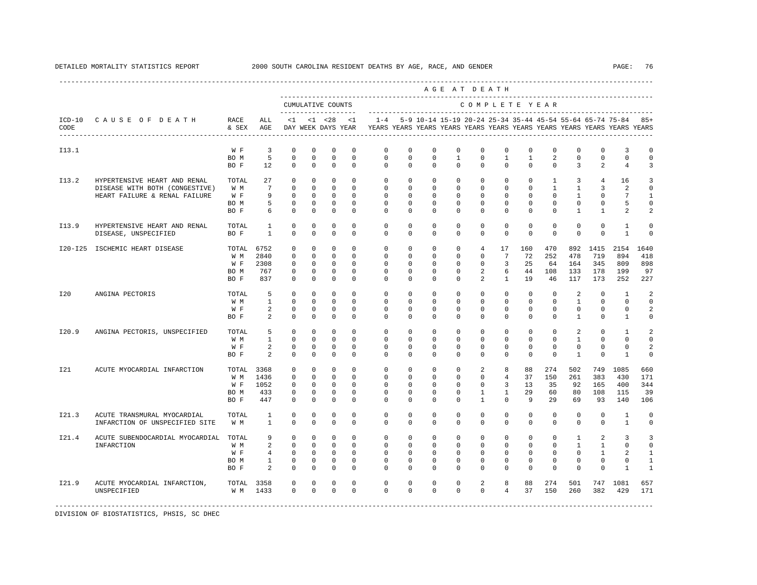DETAILED MORTALITY STATISTICS REPORT 2000 SOUTH CAROLINA RESIDENT DEATHS BY AGE, RACE, AND GENDER

| ICD-10 CODE | CAUSE OF DEATH | RACE & SEX | ALL AGE | <1 DAY | <1 WEEK | <28 DAYS | <1 YEAR | 1-4 YEARS | 5-9 YEARS | 10-14 YEARS | 15-19 YEARS | 20-24 YEARS | 25-34 YEARS | 35-44 YEARS | 45-54 YEARS | 55-64 YEARS | 65-74 YEARS | 75-84 YEARS | 85+ YEARS |
|---|---|---|---|---|---|---|---|---|---|---|---|---|---|---|---|---|---|---|---|
| | | | | CUMULATIVE COUNTS | | | | COMPLETE YEAR | | | | | | | | | | | |
| I13.1 | | W F | 3 | 0 | 0 | 0 | 0 | 0 | 0 | 0 | 0 | 0 | 0 | 0 | 0 | 0 | 0 | 3 | 0 |
| | | BO M | 5 | 0 | 0 | 0 | 0 | 0 | 0 | 0 | 1 | 0 | 1 | 1 | 2 | 0 | 0 | 0 | 0 |
| | | BO F | 12 | 0 | 0 | 0 | 0 | 0 | 0 | 0 | 0 | 0 | 0 | 0 | 0 | 3 | 2 | 4 | 3 |
| I13.2 | HYPERTENSIVE HEART AND RENAL DISEASE WITH BOTH (CONGESTIVE) HEART FAILURE & RENAL FAILURE | TOTAL | 27 | 0 | 0 | 0 | 0 | 0 | 0 | 0 | 0 | 0 | 0 | 0 | 1 | 3 | 4 | 16 | 3 |
| | | W M | 7 | 0 | 0 | 0 | 0 | 0 | 0 | 0 | 0 | 0 | 0 | 0 | 1 | 1 | 3 | 2 | 0 |
| | | W F | 9 | 0 | 0 | 0 | 0 | 0 | 0 | 0 | 0 | 0 | 0 | 0 | 0 | 1 | 0 | 7 | 1 |
| | | BO M | 5 | 0 | 0 | 0 | 0 | 0 | 0 | 0 | 0 | 0 | 0 | 0 | 0 | 0 | 0 | 5 | 0 |
| | | BO F | 6 | 0 | 0 | 0 | 0 | 0 | 0 | 0 | 0 | 0 | 0 | 0 | 0 | 1 | 1 | 2 | 2 |
| I13.9 | HYPERTENSIVE HEART AND RENAL DISEASE, UNSPECIFIED | TOTAL | 1 | 0 | 0 | 0 | 0 | 0 | 0 | 0 | 0 | 0 | 0 | 0 | 0 | 0 | 0 | 1 | 0 |
| | | BO F | 1 | 0 | 0 | 0 | 0 | 0 | 0 | 0 | 0 | 0 | 0 | 0 | 0 | 0 | 0 | 1 | 0 |
| I20-I25 | ISCHEMIC HEART DISEASE | TOTAL | 6752 | 0 | 0 | 0 | 0 | 0 | 0 | 0 | 0 | 4 | 17 | 160 | 470 | 892 | 1415 | 2154 | 1640 |
| | | W M | 2840 | 0 | 0 | 0 | 0 | 0 | 0 | 0 | 0 | 0 | 7 | 72 | 252 | 478 | 719 | 894 | 418 |
| | | W F | 2308 | 0 | 0 | 0 | 0 | 0 | 0 | 0 | 0 | 0 | 3 | 25 | 64 | 164 | 345 | 809 | 898 |
| | | BO M | 767 | 0 | 0 | 0 | 0 | 0 | 0 | 0 | 0 | 2 | 6 | 44 | 108 | 133 | 178 | 199 | 97 |
| | | BO F | 837 | 0 | 0 | 0 | 0 | 0 | 0 | 0 | 0 | 2 | 1 | 19 | 46 | 117 | 173 | 252 | 227 |
| I20 | ANGINA PECTORIS | TOTAL | 5 | 0 | 0 | 0 | 0 | 0 | 0 | 0 | 0 | 0 | 0 | 0 | 0 | 2 | 0 | 1 | 2 |
| | | W M | 1 | 0 | 0 | 0 | 0 | 0 | 0 | 0 | 0 | 0 | 0 | 0 | 0 | 1 | 0 | 0 | 0 |
| | | W F | 2 | 0 | 0 | 0 | 0 | 0 | 0 | 0 | 0 | 0 | 0 | 0 | 0 | 0 | 0 | 0 | 2 |
| | | BO F | 2 | 0 | 0 | 0 | 0 | 0 | 0 | 0 | 0 | 0 | 0 | 0 | 0 | 1 | 0 | 1 | 0 |
| I20.9 | ANGINA PECTORIS, UNSPECIFIED | TOTAL | 5 | 0 | 0 | 0 | 0 | 0 | 0 | 0 | 0 | 0 | 0 | 0 | 0 | 2 | 0 | 1 | 2 |
| | | W M | 1 | 0 | 0 | 0 | 0 | 0 | 0 | 0 | 0 | 0 | 0 | 0 | 0 | 1 | 0 | 0 | 0 |
| | | W F | 2 | 0 | 0 | 0 | 0 | 0 | 0 | 0 | 0 | 0 | 0 | 0 | 0 | 0 | 0 | 0 | 2 |
| | | BO F | 2 | 0 | 0 | 0 | 0 | 0 | 0 | 0 | 0 | 0 | 0 | 0 | 0 | 1 | 0 | 1 | 0 |
| I21 | ACUTE MYOCARDIAL INFARCTION | TOTAL | 3368 | 0 | 0 | 0 | 0 | 0 | 0 | 0 | 0 | 2 | 8 | 88 | 274 | 502 | 749 | 1085 | 660 |
| | | W M | 1436 | 0 | 0 | 0 | 0 | 0 | 0 | 0 | 0 | 0 | 4 | 37 | 150 | 261 | 383 | 430 | 171 |
| | | W F | 1052 | 0 | 0 | 0 | 0 | 0 | 0 | 0 | 0 | 0 | 3 | 13 | 35 | 92 | 165 | 400 | 344 |
| | | BO M | 433 | 0 | 0 | 0 | 0 | 0 | 0 | 0 | 0 | 1 | 1 | 29 | 60 | 80 | 108 | 115 | 39 |
| | | BO F | 447 | 0 | 0 | 0 | 0 | 0 | 0 | 0 | 0 | 1 | 0 | 9 | 29 | 69 | 93 | 140 | 106 |
| I21.3 | ACUTE TRANSMURAL MYOCARDIAL INFARCTION OF UNSPECIFIED SITE | TOTAL | 1 | 0 | 0 | 0 | 0 | 0 | 0 | 0 | 0 | 0 | 0 | 0 | 0 | 0 | 0 | 1 | 0 |
| | | W M | 1 | 0 | 0 | 0 | 0 | 0 | 0 | 0 | 0 | 0 | 0 | 0 | 0 | 0 | 0 | 1 | 0 |
| I21.4 | ACUTE SUBENDOCARDIAL MYOCARDIAL INFARCTION | TOTAL | 9 | 0 | 0 | 0 | 0 | 0 | 0 | 0 | 0 | 0 | 0 | 0 | 0 | 1 | 2 | 3 | 3 |
| | | W M | 2 | 0 | 0 | 0 | 0 | 0 | 0 | 0 | 0 | 0 | 0 | 0 | 0 | 1 | 1 | 0 | 0 |
| | | W F | 4 | 0 | 0 | 0 | 0 | 0 | 0 | 0 | 0 | 0 | 0 | 0 | 0 | 0 | 1 | 2 | 1 |
| | | BO M | 1 | 0 | 0 | 0 | 0 | 0 | 0 | 0 | 0 | 0 | 0 | 0 | 0 | 0 | 0 | 0 | 1 |
| | | BO F | 2 | 0 | 0 | 0 | 0 | 0 | 0 | 0 | 0 | 0 | 0 | 0 | 0 | 0 | 0 | 1 | 1 |
| I21.9 | ACUTE MYOCARDIAL INFARCTION, UNSPECIFIED | TOTAL | 3358 | 0 | 0 | 0 | 0 | 0 | 0 | 0 | 0 | 2 | 8 | 88 | 274 | 501 | 747 | 1081 | 657 |
| | | W M | 1433 | 0 | 0 | 0 | 0 | 0 | 0 | 0 | 0 | 0 | 4 | 37 | 150 | 260 | 382 | 429 | 171 |

DIVISION OF BIOSTATISTICS, PHSIS, SC DHEC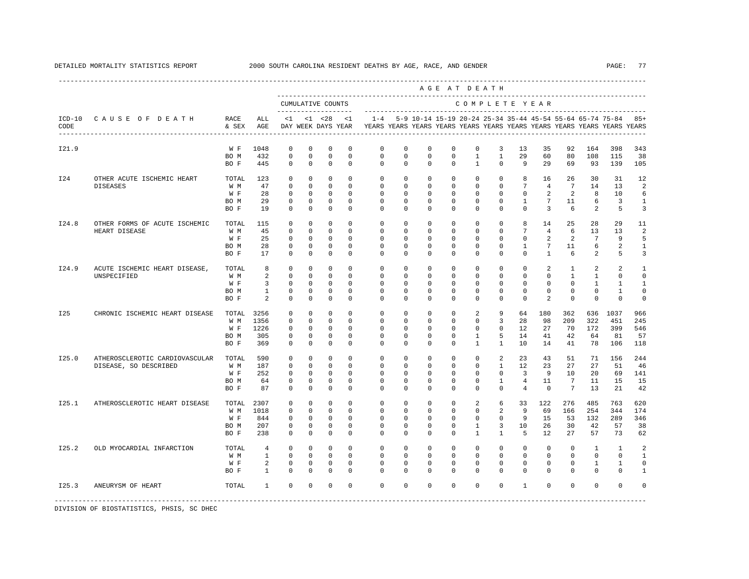DETAILED MORTALITY STATISTICS REPORT — 2000 SOUTH CAROLINA RESIDENT DEATHS BY AGE, RACE, AND GENDER

| ICD-10 CODE | CAUSE OF DEATH | RACE & SEX | ALL AGE | <1 DAY | <1 WEEK | <28 DAYS | <1 YEAR | 1-4 YEARS | 5-9 YEARS | 10-14 YEARS | 15-19 YEARS | 20-24 YEARS | 25-34 YEARS | 35-44 YEARS | 45-54 YEARS | 55-64 YEARS | 65-74 YEARS | 75-84 YEARS | 85+ YEARS |
|---|---|---|---|---|---|---|---|---|---|---|---|---|---|---|---|---|---|---|---|
| I21.9 | | W F | 1048 | 0 | 0 | 0 | 0 | 0 | 0 | 0 | 0 | 0 | 3 | 13 | 35 | 92 | 164 | 398 | 343 |
| | | BO M | 432 | 0 | 0 | 0 | 0 | 0 | 0 | 0 | 0 | 1 | 1 | 29 | 60 | 80 | 108 | 115 | 38 |
| | | BO F | 445 | 0 | 0 | 0 | 0 | 0 | 0 | 0 | 0 | 1 | 0 | 9 | 29 | 69 | 93 | 139 | 105 |
| I24 | OTHER ACUTE ISCHEMIC HEART DISEASES | TOTAL | 123 | 0 | 0 | 0 | 0 | 0 | 0 | 0 | 0 | 0 | 0 | 8 | 16 | 26 | 30 | 31 | 12 |
| | | W M | 47 | 0 | 0 | 0 | 0 | 0 | 0 | 0 | 0 | 0 | 0 | 7 | 4 | 7 | 14 | 13 | 2 |
| | | W F | 28 | 0 | 0 | 0 | 0 | 0 | 0 | 0 | 0 | 0 | 0 | 0 | 2 | 2 | 8 | 10 | 6 |
| | | BO M | 29 | 0 | 0 | 0 | 0 | 0 | 0 | 0 | 0 | 0 | 0 | 1 | 7 | 11 | 6 | 3 | 1 |
| | | BO F | 19 | 0 | 0 | 0 | 0 | 0 | 0 | 0 | 0 | 0 | 0 | 0 | 3 | 6 | 2 | 5 | 3 |
| I24.8 | OTHER FORMS OF ACUTE ISCHEMIC HEART DISEASE | TOTAL | 115 | 0 | 0 | 0 | 0 | 0 | 0 | 0 | 0 | 0 | 0 | 8 | 14 | 25 | 28 | 29 | 11 |
| | | W M | 45 | 0 | 0 | 0 | 0 | 0 | 0 | 0 | 0 | 0 | 0 | 7 | 4 | 6 | 13 | 13 | 2 |
| | | W F | 25 | 0 | 0 | 0 | 0 | 0 | 0 | 0 | 0 | 0 | 0 | 0 | 2 | 2 | 7 | 9 | 5 |
| | | BO M | 28 | 0 | 0 | 0 | 0 | 0 | 0 | 0 | 0 | 0 | 0 | 1 | 7 | 11 | 6 | 2 | 1 |
| | | BO F | 17 | 0 | 0 | 0 | 0 | 0 | 0 | 0 | 0 | 0 | 0 | 0 | 1 | 6 | 2 | 5 | 3 |
| I24.9 | ACUTE ISCHEMIC HEART DISEASE, UNSPECIFIED | TOTAL | 8 | 0 | 0 | 0 | 0 | 0 | 0 | 0 | 0 | 0 | 0 | 0 | 2 | 1 | 2 | 2 | 1 |
| | | W M | 2 | 0 | 0 | 0 | 0 | 0 | 0 | 0 | 0 | 0 | 0 | 0 | 0 | 1 | 1 | 0 | 0 |
| | | W F | 3 | 0 | 0 | 0 | 0 | 0 | 0 | 0 | 0 | 0 | 0 | 0 | 0 | 0 | 1 | 1 | 1 |
| | | BO M | 1 | 0 | 0 | 0 | 0 | 0 | 0 | 0 | 0 | 0 | 0 | 0 | 0 | 0 | 0 | 1 | 0 |
| | | BO F | 2 | 0 | 0 | 0 | 0 | 0 | 0 | 0 | 0 | 0 | 0 | 0 | 2 | 0 | 0 | 0 | 0 |
| I25 | CHRONIC ISCHEMIC HEART DISEASE | TOTAL | 3256 | 0 | 0 | 0 | 0 | 0 | 0 | 0 | 0 | 2 | 9 | 64 | 180 | 362 | 636 | 1037 | 966 |
| | | W M | 1356 | 0 | 0 | 0 | 0 | 0 | 0 | 0 | 0 | 0 | 3 | 28 | 98 | 209 | 322 | 451 | 245 |
| | | W F | 1226 | 0 | 0 | 0 | 0 | 0 | 0 | 0 | 0 | 0 | 0 | 12 | 27 | 70 | 172 | 399 | 546 |
| | | BO M | 305 | 0 | 0 | 0 | 0 | 0 | 0 | 0 | 0 | 1 | 5 | 14 | 41 | 42 | 64 | 81 | 57 |
| | | BO F | 369 | 0 | 0 | 0 | 0 | 0 | 0 | 0 | 0 | 1 | 1 | 10 | 14 | 41 | 78 | 106 | 118 |
| I25.0 | ATHEROSCLEROTIC CARDIOVASCULAR DISEASE, SO DESCRIBED | TOTAL | 590 | 0 | 0 | 0 | 0 | 0 | 0 | 0 | 0 | 0 | 2 | 23 | 43 | 51 | 71 | 156 | 244 |
| | | W M | 187 | 0 | 0 | 0 | 0 | 0 | 0 | 0 | 0 | 0 | 1 | 12 | 23 | 27 | 27 | 51 | 46 |
| | | W F | 252 | 0 | 0 | 0 | 0 | 0 | 0 | 0 | 0 | 0 | 0 | 3 | 9 | 10 | 20 | 69 | 141 |
| | | BO M | 64 | 0 | 0 | 0 | 0 | 0 | 0 | 0 | 0 | 0 | 1 | 4 | 11 | 7 | 11 | 15 | 15 |
| | | BO F | 87 | 0 | 0 | 0 | 0 | 0 | 0 | 0 | 0 | 0 | 0 | 4 | 0 | 7 | 13 | 21 | 42 |
| I25.1 | ATHEROSCLEROTIC HEART DISEASE | TOTAL | 2307 | 0 | 0 | 0 | 0 | 0 | 0 | 0 | 0 | 2 | 6 | 33 | 122 | 276 | 485 | 763 | 620 |
| | | W M | 1018 | 0 | 0 | 0 | 0 | 0 | 0 | 0 | 0 | 0 | 2 | 9 | 69 | 166 | 254 | 344 | 174 |
| | | W F | 844 | 0 | 0 | 0 | 0 | 0 | 0 | 0 | 0 | 0 | 0 | 9 | 15 | 53 | 132 | 289 | 346 |
| | | BO M | 207 | 0 | 0 | 0 | 0 | 0 | 0 | 0 | 0 | 1 | 3 | 10 | 26 | 30 | 42 | 57 | 38 |
| | | BO F | 238 | 0 | 0 | 0 | 0 | 0 | 0 | 0 | 0 | 1 | 1 | 5 | 12 | 27 | 57 | 73 | 62 |
| I25.2 | OLD MYOCARDIAL INFARCTION | TOTAL | 4 | 0 | 0 | 0 | 0 | 0 | 0 | 0 | 0 | 0 | 0 | 0 | 0 | 0 | 1 | 1 | 2 |
| | | W M | 1 | 0 | 0 | 0 | 0 | 0 | 0 | 0 | 0 | 0 | 0 | 0 | 0 | 0 | 0 | 0 | 1 |
| | | W F | 2 | 0 | 0 | 0 | 0 | 0 | 0 | 0 | 0 | 0 | 0 | 0 | 0 | 0 | 1 | 1 | 0 |
| | | BO F | 1 | 0 | 0 | 0 | 0 | 0 | 0 | 0 | 0 | 0 | 0 | 0 | 0 | 0 | 0 | 0 | 1 |
| I25.3 | ANEURYSM OF HEART | TOTAL | 1 | 0 | 0 | 0 | 0 | 0 | 0 | 0 | 0 | 0 | 0 | 1 | 0 | 0 | 0 | 0 | 0 |

DIVISION OF BIOSTATISTICS, PHSIS, SC DHEC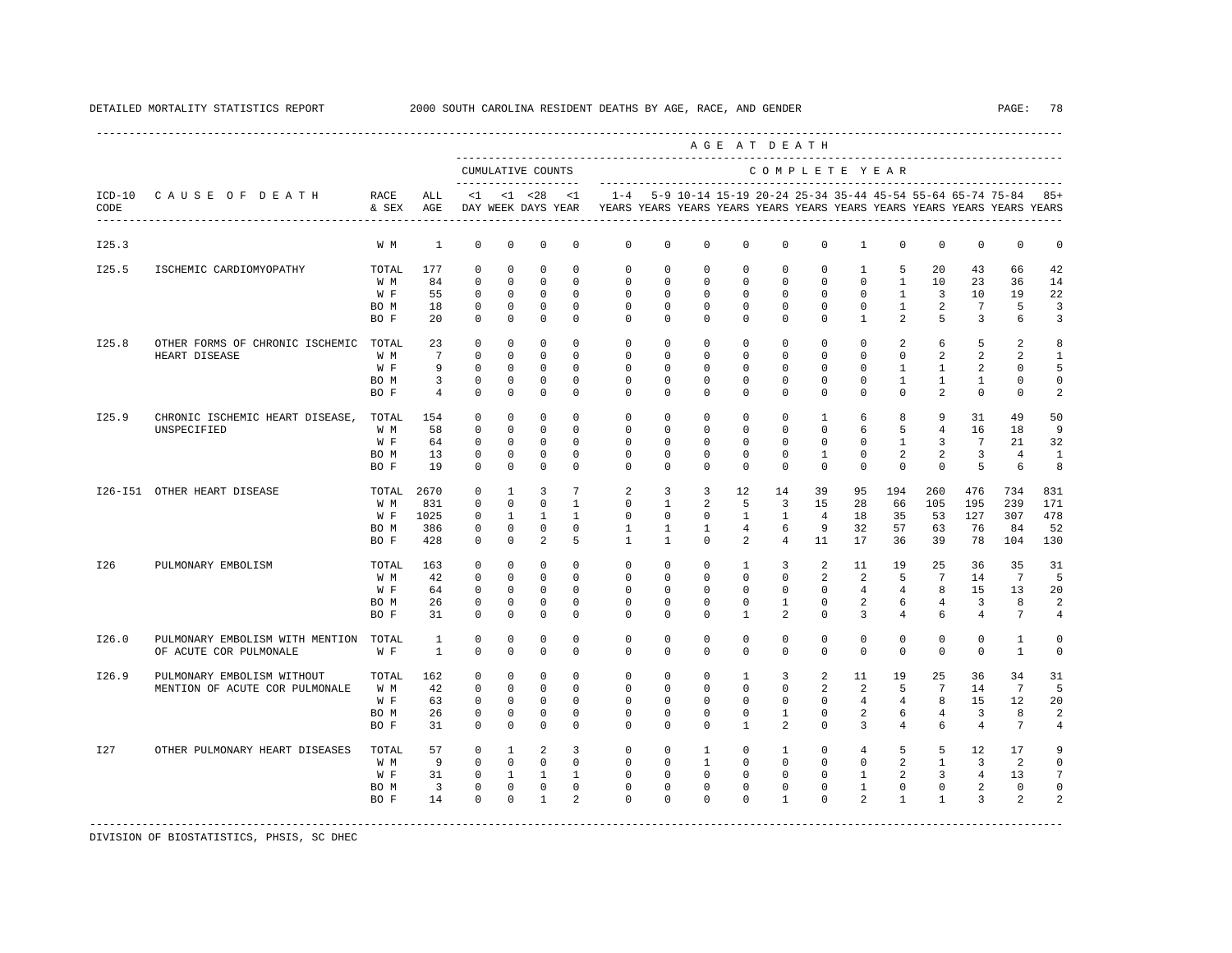DETAILED MORTALITY STATISTICS REPORT 2000 SOUTH CAROLINA RESIDENT DEATHS BY AGE, RACE, AND GENDER

| ICD-10 CODE | CAUSE OF DEATH | RACE & SEX | ALL AGE | <1 DAY | <1 WEEK | <28 DAYS | <1 YEAR | 1-4 YEARS | 5-9 YEARS | 10-14 YEARS | 15-19 YEARS | 20-24 YEARS | 25-34 YEARS | 35-44 YEARS | 45-54 YEARS | 55-64 YEARS | 65-74 YEARS | 75-84 YEARS | 85+ YEARS |
|---|---|---|---|---|---|---|---|---|---|---|---|---|---|---|---|---|---|---|---|
| I25.3 | | W M | 1 | 0 | 0 | 0 | 0 | 0 | 0 | 0 | 0 | 0 | 0 | 1 | 0 | 0 | 0 | 0 | 0 |
| I25.5 | ISCHEMIC CARDIOMYOPATHY | TOTAL | 177 | 0 | 0 | 0 | 0 | 0 | 0 | 0 | 0 | 0 | 0 | 1 | 5 | 20 | 43 | 66 | 42 |
| | | W M | 84 | 0 | 0 | 0 | 0 | 0 | 0 | 0 | 0 | 0 | 0 | 0 | 1 | 10 | 23 | 36 | 14 |
| | | W F | 55 | 0 | 0 | 0 | 0 | 0 | 0 | 0 | 0 | 0 | 0 | 0 | 1 | 3 | 10 | 19 | 22 |
| | | BO M | 18 | 0 | 0 | 0 | 0 | 0 | 0 | 0 | 0 | 0 | 0 | 0 | 1 | 2 | 7 | 5 | 3 |
| | | BO F | 20 | 0 | 0 | 0 | 0 | 0 | 0 | 0 | 0 | 0 | 0 | 1 | 2 | 5 | 3 | 6 | 3 |
| I25.8 | OTHER FORMS OF CHRONIC ISCHEMIC HEART DISEASE | TOTAL | 23 | 0 | 0 | 0 | 0 | 0 | 0 | 0 | 0 | 0 | 0 | 0 | 2 | 6 | 5 | 2 | 8 |
| | | W M | 7 | 0 | 0 | 0 | 0 | 0 | 0 | 0 | 0 | 0 | 0 | 0 | 0 | 2 | 2 | 2 | 1 |
| | | W F | 9 | 0 | 0 | 0 | 0 | 0 | 0 | 0 | 0 | 0 | 0 | 0 | 1 | 1 | 2 | 0 | 5 |
| | | BO M | 3 | 0 | 0 | 0 | 0 | 0 | 0 | 0 | 0 | 0 | 0 | 0 | 1 | 1 | 1 | 0 | 0 |
| | | BO F | 4 | 0 | 0 | 0 | 0 | 0 | 0 | 0 | 0 | 0 | 0 | 0 | 0 | 2 | 0 | 0 | 2 |
| I25.9 | CHRONIC ISCHEMIC HEART DISEASE, UNSPECIFIED | TOTAL | 154 | 0 | 0 | 0 | 0 | 0 | 0 | 0 | 0 | 0 | 1 | 6 | 8 | 9 | 31 | 49 | 50 |
| | | W M | 58 | 0 | 0 | 0 | 0 | 0 | 0 | 0 | 0 | 0 | 0 | 6 | 5 | 4 | 16 | 18 | 9 |
| | | W F | 64 | 0 | 0 | 0 | 0 | 0 | 0 | 0 | 0 | 0 | 0 | 0 | 1 | 3 | 7 | 21 | 32 |
| | | BO M | 13 | 0 | 0 | 0 | 0 | 0 | 0 | 0 | 0 | 0 | 1 | 0 | 2 | 2 | 3 | 4 | 1 |
| | | BO F | 19 | 0 | 0 | 0 | 0 | 0 | 0 | 0 | 0 | 0 | 0 | 0 | 0 | 0 | 5 | 6 | 8 |
| I26-I51 | OTHER HEART DISEASE | TOTAL | 2670 | 0 | 1 | 3 | 7 | 2 | 3 | 3 | 12 | 14 | 39 | 95 | 194 | 260 | 476 | 734 | 831 |
| | | W M | 831 | 0 | 0 | 0 | 1 | 0 | 1 | 2 | 5 | 3 | 15 | 28 | 66 | 105 | 195 | 239 | 171 |
| | | W F | 1025 | 0 | 1 | 1 | 1 | 0 | 0 | 0 | 1 | 1 | 4 | 18 | 35 | 53 | 127 | 307 | 478 |
| | | BO M | 386 | 0 | 0 | 0 | 0 | 1 | 1 | 1 | 4 | 6 | 9 | 32 | 57 | 63 | 76 | 84 | 52 |
| | | BO F | 428 | 0 | 0 | 2 | 5 | 1 | 1 | 0 | 2 | 4 | 11 | 17 | 36 | 39 | 78 | 104 | 130 |
| I26 | PULMONARY EMBOLISM | TOTAL | 163 | 0 | 0 | 0 | 0 | 0 | 0 | 0 | 1 | 3 | 2 | 11 | 19 | 25 | 36 | 35 | 31 |
| | | W M | 42 | 0 | 0 | 0 | 0 | 0 | 0 | 0 | 0 | 0 | 2 | 2 | 5 | 7 | 14 | 7 | 5 |
| | | W F | 64 | 0 | 0 | 0 | 0 | 0 | 0 | 0 | 0 | 0 | 0 | 4 | 4 | 8 | 15 | 13 | 20 |
| | | BO M | 26 | 0 | 0 | 0 | 0 | 0 | 0 | 0 | 0 | 1 | 0 | 2 | 6 | 4 | 3 | 8 | 2 |
| | | BO F | 31 | 0 | 0 | 0 | 0 | 0 | 0 | 0 | 1 | 2 | 0 | 3 | 4 | 6 | 4 | 7 | 4 |
| I26.0 | PULMONARY EMBOLISM WITH MENTION OF ACUTE COR PULMONALE | TOTAL | 1 | 0 | 0 | 0 | 0 | 0 | 0 | 0 | 0 | 0 | 0 | 0 | 0 | 0 | 0 | 1 | 0 |
| | | W F | 1 | 0 | 0 | 0 | 0 | 0 | 0 | 0 | 0 | 0 | 0 | 0 | 0 | 0 | 0 | 1 | 0 |
| I26.9 | PULMONARY EMBOLISM WITHOUT MENTION OF ACUTE COR PULMONALE | TOTAL | 162 | 0 | 0 | 0 | 0 | 0 | 0 | 0 | 1 | 3 | 2 | 11 | 19 | 25 | 36 | 34 | 31 |
| | | W M | 42 | 0 | 0 | 0 | 0 | 0 | 0 | 0 | 0 | 0 | 2 | 2 | 5 | 7 | 14 | 7 | 5 |
| | | W F | 63 | 0 | 0 | 0 | 0 | 0 | 0 | 0 | 0 | 0 | 0 | 4 | 4 | 8 | 15 | 12 | 20 |
| | | BO M | 26 | 0 | 0 | 0 | 0 | 0 | 0 | 0 | 0 | 1 | 0 | 2 | 6 | 4 | 3 | 8 | 2 |
| | | BO F | 31 | 0 | 0 | 0 | 0 | 0 | 0 | 0 | 1 | 2 | 0 | 3 | 4 | 6 | 4 | 7 | 4 |
| I27 | OTHER PULMONARY HEART DISEASES | TOTAL | 57 | 0 | 1 | 2 | 3 | 0 | 0 | 1 | 0 | 1 | 0 | 4 | 5 | 5 | 12 | 17 | 9 |
| | | W M | 9 | 0 | 0 | 0 | 0 | 0 | 0 | 1 | 0 | 0 | 0 | 0 | 2 | 1 | 3 | 2 | 0 |
| | | W F | 31 | 0 | 1 | 1 | 1 | 0 | 0 | 0 | 0 | 0 | 0 | 1 | 2 | 3 | 4 | 13 | 7 |
| | | BO M | 3 | 0 | 0 | 0 | 0 | 0 | 0 | 0 | 0 | 0 | 0 | 1 | 0 | 0 | 2 | 0 | 0 |
| | | BO F | 14 | 0 | 0 | 1 | 2 | 0 | 0 | 0 | 0 | 1 | 0 | 2 | 1 | 1 | 3 | 2 | 2 |

DIVISION OF BIOSTATISTICS, PHSIS, SC DHEC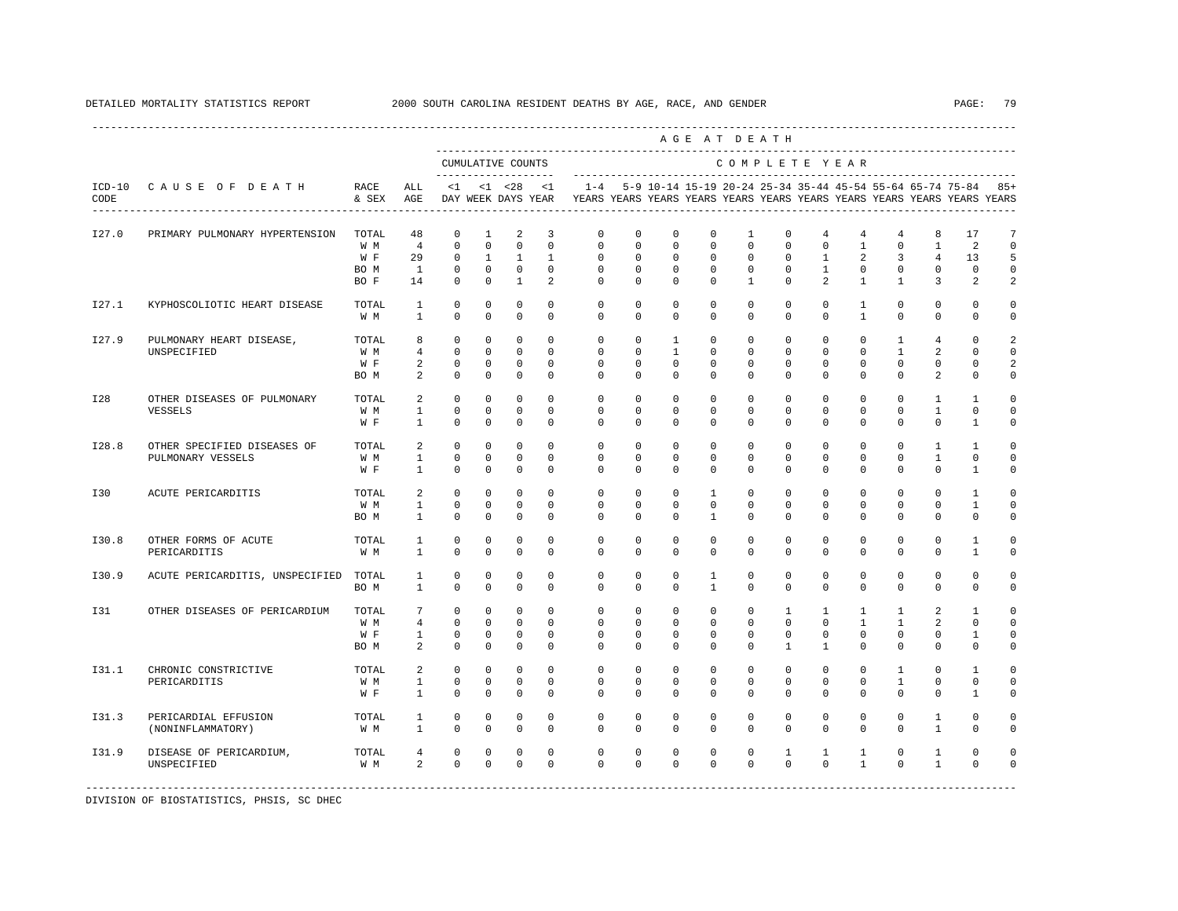DETAILED MORTALITY STATISTICS REPORT 2000 SOUTH CAROLINA RESIDENT DEATHS BY AGE, RACE, AND GENDER

| ICD-10 CODE | CAUSE OF DEATH | RACE & SEX | ALL AGE | <1 DAY | <1 WEEK | <28 DAYS | <1 YEAR | 1-4 YEARS | 5-9 YEARS | 10-14 YEARS | 15-19 YEARS | 20-24 YEARS | 25-34 YEARS | 35-44 YEARS | 45-54 YEARS | 55-64 YEARS | 65-74 YEARS | 75-84 YEARS | 85+ YEARS |
|---|---|---|---|---|---|---|---|---|---|---|---|---|---|---|---|---|---|---|---|
| | | | | CUMULATIVE COUNTS | | | | COMPLETE YEAR | | | | | | | | | | | |
| I27.0 | PRIMARY PULMONARY HYPERTENSION | TOTAL | 48 | 0 | 1 | 2 | 3 | 0 | 0 | 0 | 0 | 1 | 0 | 4 | 4 | 4 | 8 | 17 | 7 |
| | | W M | 4 | 0 | 0 | 0 | 0 | 0 | 0 | 0 | 0 | 0 | 0 | 0 | 1 | 0 | 1 | 2 | 0 |
| | | W F | 29 | 0 | 1 | 1 | 1 | 0 | 0 | 0 | 0 | 0 | 0 | 1 | 2 | 3 | 4 | 13 | 5 |
| | | BO M | 1 | 0 | 0 | 0 | 0 | 0 | 0 | 0 | 0 | 0 | 0 | 1 | 0 | 0 | 0 | 0 | 0 |
| | | BO F | 14 | 0 | 0 | 1 | 2 | 0 | 0 | 0 | 0 | 1 | 0 | 2 | 1 | 1 | 3 | 2 | 2 |
| I27.1 | KYPHOSCOLIOTIC HEART DISEASE | TOTAL | 1 | 0 | 0 | 0 | 0 | 0 | 0 | 0 | 0 | 0 | 0 | 0 | 1 | 0 | 0 | 0 | 0 |
| | | W M | 1 | 0 | 0 | 0 | 0 | 0 | 0 | 0 | 0 | 0 | 0 | 0 | 1 | 0 | 0 | 0 | 0 |
| I27.9 | PULMONARY HEART DISEASE, UNSPECIFIED | TOTAL | 8 | 0 | 0 | 0 | 0 | 0 | 0 | 1 | 0 | 0 | 0 | 0 | 0 | 1 | 4 | 0 | 2 |
| | | W M | 4 | 0 | 0 | 0 | 0 | 0 | 0 | 1 | 0 | 0 | 0 | 0 | 0 | 1 | 2 | 0 | 0 |
| | | W F | 2 | 0 | 0 | 0 | 0 | 0 | 0 | 0 | 0 | 0 | 0 | 0 | 0 | 0 | 0 | 0 | 2 |
| | | BO M | 2 | 0 | 0 | 0 | 0 | 0 | 0 | 0 | 0 | 0 | 0 | 0 | 0 | 0 | 2 | 0 | 0 |
| I28 | OTHER DISEASES OF PULMONARY VESSELS | TOTAL | 2 | 0 | 0 | 0 | 0 | 0 | 0 | 0 | 0 | 0 | 0 | 0 | 0 | 0 | 1 | 1 | 0 |
| | | W M | 1 | 0 | 0 | 0 | 0 | 0 | 0 | 0 | 0 | 0 | 0 | 0 | 0 | 0 | 1 | 0 | 0 |
| | | W F | 1 | 0 | 0 | 0 | 0 | 0 | 0 | 0 | 0 | 0 | 0 | 0 | 0 | 0 | 0 | 1 | 0 |
| I28.8 | OTHER SPECIFIED DISEASES OF PULMONARY VESSELS | TOTAL | 2 | 0 | 0 | 0 | 0 | 0 | 0 | 0 | 0 | 0 | 0 | 0 | 0 | 0 | 1 | 1 | 0 |
| | | W M | 1 | 0 | 0 | 0 | 0 | 0 | 0 | 0 | 0 | 0 | 0 | 0 | 0 | 0 | 1 | 0 | 0 |
| | | W F | 1 | 0 | 0 | 0 | 0 | 0 | 0 | 0 | 0 | 0 | 0 | 0 | 0 | 0 | 0 | 1 | 0 |
| I30 | ACUTE PERICARDITIS | TOTAL | 2 | 0 | 0 | 0 | 0 | 0 | 0 | 0 | 1 | 0 | 0 | 0 | 0 | 0 | 0 | 1 | 0 |
| | | W M | 1 | 0 | 0 | 0 | 0 | 0 | 0 | 0 | 0 | 0 | 0 | 0 | 0 | 0 | 0 | 1 | 0 |
| | | BO M | 1 | 0 | 0 | 0 | 0 | 0 | 0 | 0 | 1 | 0 | 0 | 0 | 0 | 0 | 0 | 0 | 0 |
| I30.8 | OTHER FORMS OF ACUTE PERICARDITIS | TOTAL | 1 | 0 | 0 | 0 | 0 | 0 | 0 | 0 | 0 | 0 | 0 | 0 | 0 | 0 | 0 | 1 | 0 |
| | | W M | 1 | 0 | 0 | 0 | 0 | 0 | 0 | 0 | 0 | 0 | 0 | 0 | 0 | 0 | 0 | 1 | 0 |
| I30.9 | ACUTE PERICARDITIS, UNSPECIFIED | TOTAL | 1 | 0 | 0 | 0 | 0 | 0 | 0 | 0 | 1 | 0 | 0 | 0 | 0 | 0 | 0 | 0 | 0 |
| | | BO M | 1 | 0 | 0 | 0 | 0 | 0 | 0 | 0 | 1 | 0 | 0 | 0 | 0 | 0 | 0 | 0 | 0 |
| I31 | OTHER DISEASES OF PERICARDIUM | TOTAL | 7 | 0 | 0 | 0 | 0 | 0 | 0 | 0 | 0 | 0 | 1 | 1 | 1 | 1 | 2 | 1 | 0 |
| | | W M | 4 | 0 | 0 | 0 | 0 | 0 | 0 | 0 | 0 | 0 | 0 | 0 | 1 | 1 | 2 | 0 | 0 |
| | | W F | 1 | 0 | 0 | 0 | 0 | 0 | 0 | 0 | 0 | 0 | 0 | 0 | 0 | 0 | 0 | 1 | 0 |
| | | BO M | 2 | 0 | 0 | 0 | 0 | 0 | 0 | 0 | 0 | 0 | 1 | 1 | 0 | 0 | 0 | 0 | 0 |
| I31.1 | CHRONIC CONSTRICTIVE PERICARDITIS | TOTAL | 2 | 0 | 0 | 0 | 0 | 0 | 0 | 0 | 0 | 0 | 0 | 0 | 0 | 1 | 0 | 1 | 0 |
| | | W M | 1 | 0 | 0 | 0 | 0 | 0 | 0 | 0 | 0 | 0 | 0 | 0 | 0 | 1 | 0 | 0 | 0 |
| | | W F | 1 | 0 | 0 | 0 | 0 | 0 | 0 | 0 | 0 | 0 | 0 | 0 | 0 | 0 | 0 | 1 | 0 |
| I31.3 | PERICARDIAL EFFUSION (NONINFLAMMATORY) | TOTAL | 1 | 0 | 0 | 0 | 0 | 0 | 0 | 0 | 0 | 0 | 0 | 0 | 0 | 0 | 1 | 0 | 0 |
| | | W M | 1 | 0 | 0 | 0 | 0 | 0 | 0 | 0 | 0 | 0 | 0 | 0 | 0 | 0 | 1 | 0 | 0 |
| I31.9 | DISEASE OF PERICARDIUM, UNSPECIFIED | TOTAL | 4 | 0 | 0 | 0 | 0 | 0 | 0 | 0 | 0 | 0 | 1 | 1 | 1 | 0 | 1 | 0 | 0 |
| | | W M | 2 | 0 | 0 | 0 | 0 | 0 | 0 | 0 | 0 | 0 | 0 | 0 | 1 | 0 | 1 | 0 | 0 |

DIVISION OF BIOSTATISTICS, PHSIS, SC DHEC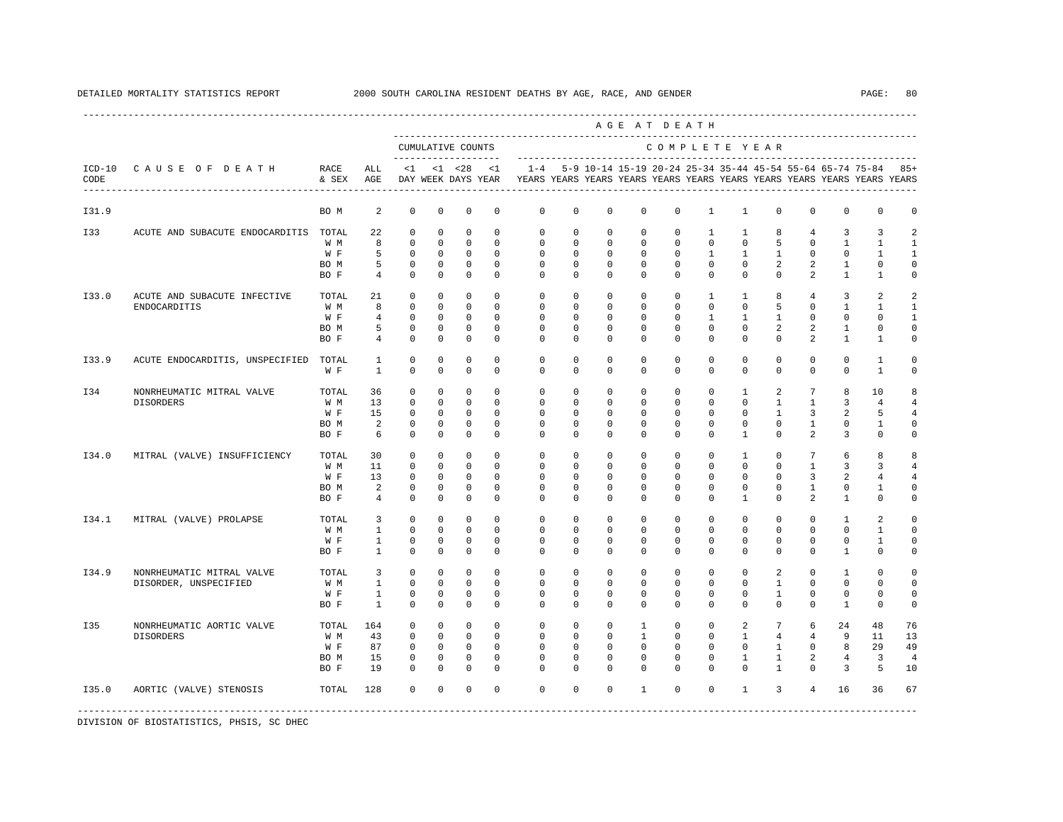DETAILED MORTALITY STATISTICS REPORT 2000 SOUTH CAROLINA RESIDENT DEATHS BY AGE, RACE, AND GENDER

| ICD-10 CODE | CAUSE OF DEATH | RACE & SEX | ALL AGE | <1 DAY | <1 WEEK | <28 DAYS | <1 YEAR | 1-4 YEARS | 5-9 YEARS | 10-14 YEARS | 15-19 YEARS | 20-24 YEARS | 25-34 YEARS | 35-44 YEARS | 45-54 YEARS | 55-64 YEARS | 65-74 YEARS | 75-84 YEARS | 85+ YEARS |
|---|---|---|---|---|---|---|---|---|---|---|---|---|---|---|---|---|---|---|---|
| | | | | CUMULATIVE COUNTS | | | | COMPLETE YEAR | | | | | | | | | | | |
| I31.9 | | BO M | 2 | 0 | 0 | 0 | 0 | 0 | 0 | 0 | 0 | 0 | 1 | 1 | 0 | 0 | 0 | 0 | 0 |
| I33 | ACUTE AND SUBACUTE ENDOCARDITIS | TOTAL | 22 | 0 | 0 | 0 | 0 | 0 | 0 | 0 | 0 | 0 | 1 | 1 | 8 | 4 | 3 | 3 | 2 |
| | | W M | 8 | 0 | 0 | 0 | 0 | 0 | 0 | 0 | 0 | 0 | 0 | 0 | 5 | 0 | 1 | 1 | 1 |
| | | W F | 5 | 0 | 0 | 0 | 0 | 0 | 0 | 0 | 0 | 0 | 1 | 1 | 1 | 0 | 0 | 1 | 1 |
| | | BO M | 5 | 0 | 0 | 0 | 0 | 0 | 0 | 0 | 0 | 0 | 0 | 0 | 2 | 2 | 1 | 0 | 0 |
| | | BO F | 4 | 0 | 0 | 0 | 0 | 0 | 0 | 0 | 0 | 0 | 0 | 0 | 0 | 2 | 1 | 1 | 0 |
| I33.0 | ACUTE AND SUBACUTE INFECTIVE ENDOCARDITIS | TOTAL | 21 | 0 | 0 | 0 | 0 | 0 | 0 | 0 | 0 | 0 | 1 | 1 | 8 | 4 | 3 | 2 | 2 |
| | | W M | 8 | 0 | 0 | 0 | 0 | 0 | 0 | 0 | 0 | 0 | 0 | 0 | 5 | 0 | 1 | 1 | 1 |
| | | W F | 4 | 0 | 0 | 0 | 0 | 0 | 0 | 0 | 0 | 0 | 1 | 1 | 1 | 0 | 0 | 0 | 1 |
| | | BO M | 5 | 0 | 0 | 0 | 0 | 0 | 0 | 0 | 0 | 0 | 0 | 0 | 2 | 2 | 1 | 0 | 0 |
| | | BO F | 4 | 0 | 0 | 0 | 0 | 0 | 0 | 0 | 0 | 0 | 0 | 0 | 0 | 2 | 1 | 1 | 0 |
| I33.9 | ACUTE ENDOCARDITIS, UNSPECIFIED | TOTAL | 1 | 0 | 0 | 0 | 0 | 0 | 0 | 0 | 0 | 0 | 0 | 0 | 0 | 0 | 0 | 1 | 0 |
| | | W F | 1 | 0 | 0 | 0 | 0 | 0 | 0 | 0 | 0 | 0 | 0 | 0 | 0 | 0 | 0 | 1 | 0 |
| I34 | NONRHEUMATIC MITRAL VALVE DISORDERS | TOTAL | 36 | 0 | 0 | 0 | 0 | 0 | 0 | 0 | 0 | 0 | 0 | 1 | 2 | 7 | 8 | 10 | 8 |
| | | W M | 13 | 0 | 0 | 0 | 0 | 0 | 0 | 0 | 0 | 0 | 0 | 0 | 1 | 1 | 3 | 4 | 4 |
| | | W F | 15 | 0 | 0 | 0 | 0 | 0 | 0 | 0 | 0 | 0 | 0 | 0 | 1 | 3 | 2 | 5 | 4 |
| | | BO M | 2 | 0 | 0 | 0 | 0 | 0 | 0 | 0 | 0 | 0 | 0 | 0 | 0 | 1 | 0 | 1 | 0 |
| | | BO F | 6 | 0 | 0 | 0 | 0 | 0 | 0 | 0 | 0 | 0 | 0 | 1 | 0 | 2 | 3 | 0 | 0 |
| I34.0 | MITRAL (VALVE) INSUFFICIENCY | TOTAL | 30 | 0 | 0 | 0 | 0 | 0 | 0 | 0 | 0 | 0 | 0 | 1 | 0 | 7 | 6 | 8 | 8 |
| | | W M | 11 | 0 | 0 | 0 | 0 | 0 | 0 | 0 | 0 | 0 | 0 | 0 | 0 | 1 | 3 | 3 | 4 |
| | | W F | 13 | 0 | 0 | 0 | 0 | 0 | 0 | 0 | 0 | 0 | 0 | 0 | 0 | 3 | 2 | 4 | 4 |
| | | BO M | 2 | 0 | 0 | 0 | 0 | 0 | 0 | 0 | 0 | 0 | 0 | 0 | 0 | 1 | 0 | 1 | 0 |
| | | BO F | 4 | 0 | 0 | 0 | 0 | 0 | 0 | 0 | 0 | 0 | 0 | 1 | 0 | 2 | 1 | 0 | 0 |
| I34.1 | MITRAL (VALVE) PROLAPSE | TOTAL | 3 | 0 | 0 | 0 | 0 | 0 | 0 | 0 | 0 | 0 | 0 | 0 | 0 | 0 | 1 | 2 | 0 |
| | | W M | 1 | 0 | 0 | 0 | 0 | 0 | 0 | 0 | 0 | 0 | 0 | 0 | 0 | 0 | 0 | 1 | 0 |
| | | W F | 1 | 0 | 0 | 0 | 0 | 0 | 0 | 0 | 0 | 0 | 0 | 0 | 0 | 0 | 0 | 1 | 0 |
| | | BO F | 1 | 0 | 0 | 0 | 0 | 0 | 0 | 0 | 0 | 0 | 0 | 0 | 0 | 0 | 1 | 0 | 0 |
| I34.9 | NONRHEUMATIC MITRAL VALVE DISORDER, UNSPECIFIED | TOTAL | 3 | 0 | 0 | 0 | 0 | 0 | 0 | 0 | 0 | 0 | 0 | 0 | 2 | 0 | 1 | 0 | 0 |
| | | W M | 1 | 0 | 0 | 0 | 0 | 0 | 0 | 0 | 0 | 0 | 0 | 0 | 1 | 0 | 0 | 0 | 0 |
| | | W F | 1 | 0 | 0 | 0 | 0 | 0 | 0 | 0 | 0 | 0 | 0 | 0 | 1 | 0 | 0 | 0 | 0 |
| | | BO F | 1 | 0 | 0 | 0 | 0 | 0 | 0 | 0 | 0 | 0 | 0 | 0 | 0 | 0 | 1 | 0 | 0 |
| I35 | NONRHEUMATIC AORTIC VALVE DISORDERS | TOTAL | 164 | 0 | 0 | 0 | 0 | 0 | 0 | 0 | 1 | 0 | 0 | 2 | 7 | 6 | 24 | 48 | 76 |
| | | W M | 43 | 0 | 0 | 0 | 0 | 0 | 0 | 0 | 1 | 0 | 0 | 1 | 4 | 4 | 9 | 11 | 13 |
| | | W F | 87 | 0 | 0 | 0 | 0 | 0 | 0 | 0 | 0 | 0 | 0 | 0 | 1 | 0 | 8 | 29 | 49 |
| | | BO M | 15 | 0 | 0 | 0 | 0 | 0 | 0 | 0 | 0 | 0 | 0 | 1 | 1 | 2 | 4 | 3 | 4 |
| | | BO F | 19 | 0 | 0 | 0 | 0 | 0 | 0 | 0 | 0 | 0 | 0 | 0 | 1 | 0 | 3 | 5 | 10 |
| I35.0 | AORTIC (VALVE) STENOSIS | TOTAL | 128 | 0 | 0 | 0 | 0 | 0 | 0 | 0 | 1 | 0 | 0 | 1 | 3 | 4 | 16 | 36 | 67 |

DIVISION OF BIOSTATISTICS, PHSIS, SC DHEC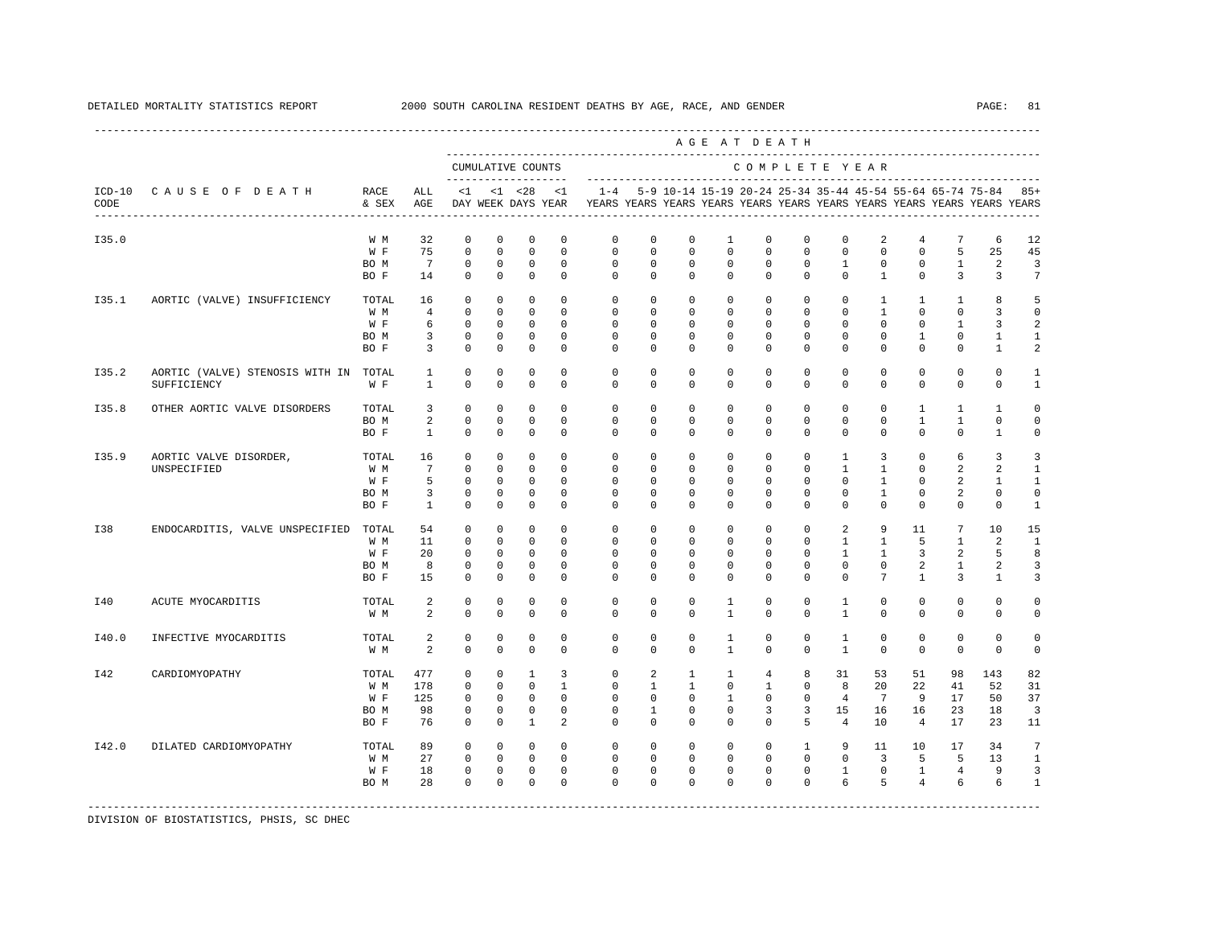DETAILED MORTALITY STATISTICS REPORT 2000 SOUTH CAROLINA RESIDENT DEATHS BY AGE, RACE, AND GENDER

| ICD-10 CODE | CAUSE OF DEATH | RACE & SEX | ALL AGE | <1 DAY | <1 WEEK | <28 DAYS | <1 YEAR | 1-4 YEARS | 5-9 YEARS | 10-14 YEARS | 15-19 YEARS | 20-24 YEARS | 25-34 YEARS | 35-44 YEARS | 45-54 YEARS | 55-64 YEARS | 65-74 YEARS | 75-84 YEARS | 85+ YEARS |
|---|---|---|---|---|---|---|---|---|---|---|---|---|---|---|---|---|---|---|---|
| I35.0 | | W M | 32 | 0 | 0 | 0 | 0 | 0 | 0 | 0 | 1 | 0 | 0 | 0 | 2 | 4 | 7 | 6 | 12 |
| | | W F | 75 | 0 | 0 | 0 | 0 | 0 | 0 | 0 | 0 | 0 | 0 | 0 | 0 | 0 | 5 | 25 | 45 |
| | | BO M | 7 | 0 | 0 | 0 | 0 | 0 | 0 | 0 | 0 | 0 | 0 | 1 | 0 | 0 | 1 | 2 | 3 |
| | | BO F | 14 | 0 | 0 | 0 | 0 | 0 | 0 | 0 | 0 | 0 | 0 | 0 | 1 | 0 | 3 | 3 | 7 |
| I35.1 | AORTIC (VALVE) INSUFFICIENCY | TOTAL | 16 | 0 | 0 | 0 | 0 | 0 | 0 | 0 | 0 | 0 | 0 | 0 | 1 | 1 | 1 | 8 | 5 |
| | | W M | 4 | 0 | 0 | 0 | 0 | 0 | 0 | 0 | 0 | 0 | 0 | 0 | 1 | 0 | 0 | 3 | 0 |
| | | W F | 6 | 0 | 0 | 0 | 0 | 0 | 0 | 0 | 0 | 0 | 0 | 0 | 0 | 0 | 1 | 3 | 2 |
| | | BO M | 3 | 0 | 0 | 0 | 0 | 0 | 0 | 0 | 0 | 0 | 0 | 0 | 0 | 1 | 0 | 1 | 1 |
| | | BO F | 3 | 0 | 0 | 0 | 0 | 0 | 0 | 0 | 0 | 0 | 0 | 0 | 0 | 0 | 0 | 1 | 2 |
| I35.2 | AORTIC (VALVE) STENOSIS WITH INSUFFICIENCY | TOTAL | 1 | 0 | 0 | 0 | 0 | 0 | 0 | 0 | 0 | 0 | 0 | 0 | 0 | 0 | 0 | 0 | 1 |
| | | W F | 1 | 0 | 0 | 0 | 0 | 0 | 0 | 0 | 0 | 0 | 0 | 0 | 0 | 0 | 0 | 0 | 1 |
| I35.8 | OTHER AORTIC VALVE DISORDERS | TOTAL | 3 | 0 | 0 | 0 | 0 | 0 | 0 | 0 | 0 | 0 | 0 | 0 | 0 | 1 | 1 | 1 | 0 |
| | | BO M | 2 | 0 | 0 | 0 | 0 | 0 | 0 | 0 | 0 | 0 | 0 | 0 | 0 | 1 | 1 | 0 | 0 |
| | | BO F | 1 | 0 | 0 | 0 | 0 | 0 | 0 | 0 | 0 | 0 | 0 | 0 | 0 | 0 | 0 | 1 | 0 |
| I35.9 | AORTIC VALVE DISORDER, UNSPECIFIED | TOTAL | 16 | 0 | 0 | 0 | 0 | 0 | 0 | 0 | 0 | 0 | 0 | 1 | 3 | 0 | 6 | 3 | 3 |
| | | W M | 7 | 0 | 0 | 0 | 0 | 0 | 0 | 0 | 0 | 0 | 0 | 1 | 1 | 0 | 2 | 2 | 1 |
| | | W F | 5 | 0 | 0 | 0 | 0 | 0 | 0 | 0 | 0 | 0 | 0 | 0 | 1 | 0 | 2 | 1 | 1 |
| | | BO M | 3 | 0 | 0 | 0 | 0 | 0 | 0 | 0 | 0 | 0 | 0 | 0 | 1 | 0 | 2 | 0 | 0 |
| | | BO F | 1 | 0 | 0 | 0 | 0 | 0 | 0 | 0 | 0 | 0 | 0 | 0 | 0 | 0 | 0 | 0 | 1 |
| I38 | ENDOCARDITIS, VALVE UNSPECIFIED | TOTAL | 54 | 0 | 0 | 0 | 0 | 0 | 0 | 0 | 0 | 0 | 0 | 2 | 9 | 11 | 7 | 10 | 15 |
| | | W M | 11 | 0 | 0 | 0 | 0 | 0 | 0 | 0 | 0 | 0 | 0 | 1 | 1 | 5 | 1 | 2 | 1 |
| | | W F | 20 | 0 | 0 | 0 | 0 | 0 | 0 | 0 | 0 | 0 | 0 | 1 | 1 | 3 | 2 | 5 | 8 |
| | | BO M | 8 | 0 | 0 | 0 | 0 | 0 | 0 | 0 | 0 | 0 | 0 | 0 | 0 | 2 | 1 | 2 | 3 |
| | | BO F | 15 | 0 | 0 | 0 | 0 | 0 | 0 | 0 | 0 | 0 | 0 | 0 | 7 | 1 | 3 | 1 | 3 |
| I40 | ACUTE MYOCARDITIS | TOTAL | 2 | 0 | 0 | 0 | 0 | 0 | 0 | 0 | 1 | 0 | 0 | 1 | 0 | 0 | 0 | 0 | 0 |
| | | W M | 2 | 0 | 0 | 0 | 0 | 0 | 0 | 0 | 1 | 0 | 0 | 1 | 0 | 0 | 0 | 0 | 0 |
| I40.0 | INFECTIVE MYOCARDITIS | TOTAL | 2 | 0 | 0 | 0 | 0 | 0 | 0 | 0 | 1 | 0 | 0 | 1 | 0 | 0 | 0 | 0 | 0 |
| | | W M | 2 | 0 | 0 | 0 | 0 | 0 | 0 | 0 | 1 | 0 | 0 | 1 | 0 | 0 | 0 | 0 | 0 |
| I42 | CARDIOMYOPATHY | TOTAL | 477 | 0 | 0 | 1 | 3 | 0 | 2 | 1 | 1 | 4 | 8 | 31 | 53 | 51 | 98 | 143 | 82 |
| | | W M | 178 | 0 | 0 | 0 | 1 | 0 | 1 | 1 | 0 | 1 | 0 | 8 | 20 | 22 | 41 | 52 | 31 |
| | | W F | 125 | 0 | 0 | 0 | 0 | 0 | 0 | 0 | 1 | 0 | 0 | 4 | 7 | 9 | 17 | 50 | 37 |
| | | BO M | 98 | 0 | 0 | 0 | 0 | 0 | 1 | 0 | 0 | 3 | 3 | 15 | 16 | 16 | 23 | 18 | 3 |
| | | BO F | 76 | 0 | 0 | 1 | 2 | 0 | 0 | 0 | 0 | 0 | 5 | 4 | 10 | 4 | 17 | 23 | 11 |
| I42.0 | DILATED CARDIOMYOPATHY | TOTAL | 89 | 0 | 0 | 0 | 0 | 0 | 0 | 0 | 0 | 0 | 1 | 9 | 11 | 10 | 17 | 34 | 7 |
| | | W M | 27 | 0 | 0 | 0 | 0 | 0 | 0 | 0 | 0 | 0 | 0 | 0 | 3 | 5 | 5 | 13 | 1 |
| | | W F | 18 | 0 | 0 | 0 | 0 | 0 | 0 | 0 | 0 | 0 | 0 | 1 | 0 | 1 | 4 | 9 | 3 |
| | | BO M | 28 | 0 | 0 | 0 | 0 | 0 | 0 | 0 | 0 | 0 | 0 | 6 | 5 | 4 | 6 | 6 | 1 |

DIVISION OF BIOSTATISTICS, PHSIS, SC DHEC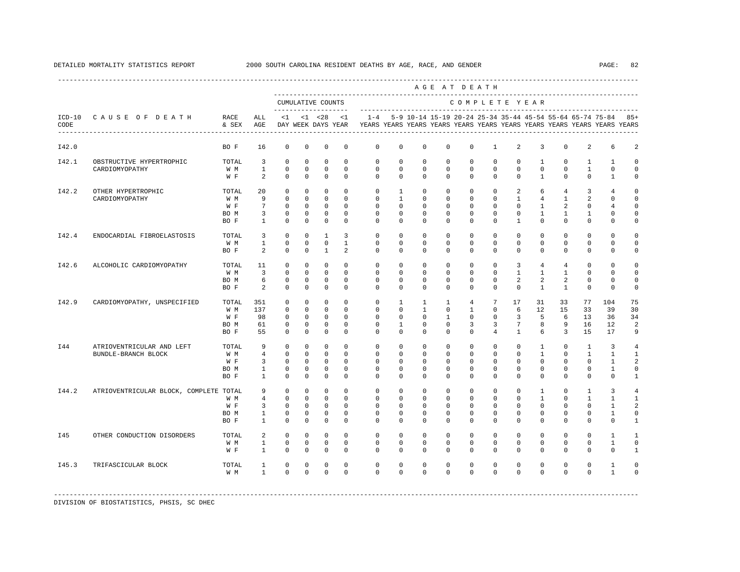| ICD-10 CODE | CAUSE OF DEATH | RACE & SEX | ALL AGE | <1 DAY | <1 WEEK | <28 DAYS | <1 YEAR | 1-4 YEARS | 5-9 YEARS | 10-14 YEARS | 15-19 YEARS | 20-24 YEARS | 25-34 YEARS | 35-44 YEARS | 45-54 YEARS | 55-64 YEARS | 65-74 YEARS | 75-84 YEARS | 85+ YEARS |
|---|---|---|---|---|---|---|---|---|---|---|---|---|---|---|---|---|---|---|---|
| | | | | CUMULATIVE COUNTS | | | | COMPLETE YEAR | | | | | | | | | | | |
| I42.0 | | BO F | 16 | 0 | 0 | 0 | 0 | 0 | 0 | 0 | 0 | 0 | 1 | 2 | 3 | 0 | 2 | 6 | 2 |
| I42.1 | OBSTRUCTIVE HYPERTROPHIC CARDIOMYOPATHY | TOTAL | 3 | 0 | 0 | 0 | 0 | 0 | 0 | 0 | 0 | 0 | 0 | 0 | 1 | 0 | 1 | 1 | 0 |
| | | W M | 1 | 0 | 0 | 0 | 0 | 0 | 0 | 0 | 0 | 0 | 0 | 0 | 0 | 0 | 1 | 0 | 0 |
| | | W F | 2 | 0 | 0 | 0 | 0 | 0 | 0 | 0 | 0 | 0 | 0 | 0 | 1 | 0 | 0 | 1 | 0 |
| I42.2 | OTHER HYPERTROPHIC CARDIOMYOPATHY | TOTAL | 20 | 0 | 0 | 0 | 0 | 0 | 1 | 0 | 0 | 0 | 0 | 2 | 6 | 4 | 3 | 4 | 0 |
| | | W M | 9 | 0 | 0 | 0 | 0 | 0 | 1 | 0 | 0 | 0 | 0 | 1 | 4 | 1 | 2 | 0 | 0 |
| | | W F | 7 | 0 | 0 | 0 | 0 | 0 | 0 | 0 | 0 | 0 | 0 | 0 | 1 | 2 | 0 | 4 | 0 |
| | | BO M | 3 | 0 | 0 | 0 | 0 | 0 | 0 | 0 | 0 | 0 | 0 | 0 | 1 | 1 | 1 | 0 | 0 |
| | | BO F | 1 | 0 | 0 | 0 | 0 | 0 | 0 | 0 | 0 | 0 | 0 | 1 | 0 | 0 | 0 | 0 | 0 |
| I42.4 | ENDOCARDIAL FIBROELASTOSIS | TOTAL | 3 | 0 | 0 | 1 | 3 | 0 | 0 | 0 | 0 | 0 | 0 | 0 | 0 | 0 | 0 | 0 | 0 |
| | | W M | 1 | 0 | 0 | 0 | 1 | 0 | 0 | 0 | 0 | 0 | 0 | 0 | 0 | 0 | 0 | 0 | 0 |
| | | BO F | 2 | 0 | 0 | 1 | 2 | 0 | 0 | 0 | 0 | 0 | 0 | 0 | 0 | 0 | 0 | 0 | 0 |
| I42.6 | ALCOHOLIC CARDIOMYOPATHY | TOTAL | 11 | 0 | 0 | 0 | 0 | 0 | 0 | 0 | 0 | 0 | 0 | 3 | 4 | 4 | 0 | 0 | 0 |
| | | W M | 3 | 0 | 0 | 0 | 0 | 0 | 0 | 0 | 0 | 0 | 0 | 1 | 1 | 1 | 0 | 0 | 0 |
| | | BO M | 6 | 0 | 0 | 0 | 0 | 0 | 0 | 0 | 0 | 0 | 0 | 2 | 2 | 2 | 0 | 0 | 0 |
| | | BO F | 2 | 0 | 0 | 0 | 0 | 0 | 0 | 0 | 0 | 0 | 0 | 0 | 1 | 1 | 0 | 0 | 0 |
| I42.9 | CARDIOMYOPATHY, UNSPECIFIED | TOTAL | 351 | 0 | 0 | 0 | 0 | 0 | 1 | 1 | 1 | 4 | 7 | 17 | 31 | 33 | 77 | 104 | 75 |
| | | W M | 137 | 0 | 0 | 0 | 0 | 0 | 0 | 1 | 0 | 1 | 0 | 6 | 12 | 15 | 33 | 39 | 30 |
| | | W F | 98 | 0 | 0 | 0 | 0 | 0 | 0 | 0 | 1 | 0 | 0 | 3 | 5 | 6 | 13 | 36 | 34 |
| | | BO M | 61 | 0 | 0 | 0 | 0 | 0 | 1 | 0 | 0 | 3 | 3 | 7 | 8 | 9 | 16 | 12 | 2 |
| | | BO F | 55 | 0 | 0 | 0 | 0 | 0 | 0 | 0 | 0 | 0 | 4 | 1 | 6 | 3 | 15 | 17 | 9 |
| I44 | ATRIOVENTRICULAR AND LEFT BUNDLE-BRANCH BLOCK | TOTAL | 9 | 0 | 0 | 0 | 0 | 0 | 0 | 0 | 0 | 0 | 0 | 0 | 1 | 0 | 1 | 3 | 4 |
| | | W M | 4 | 0 | 0 | 0 | 0 | 0 | 0 | 0 | 0 | 0 | 0 | 0 | 1 | 0 | 1 | 1 | 1 |
| | | W F | 3 | 0 | 0 | 0 | 0 | 0 | 0 | 0 | 0 | 0 | 0 | 0 | 0 | 0 | 0 | 1 | 2 |
| | | BO M | 1 | 0 | 0 | 0 | 0 | 0 | 0 | 0 | 0 | 0 | 0 | 0 | 0 | 0 | 0 | 1 | 0 |
| | | BO F | 1 | 0 | 0 | 0 | 0 | 0 | 0 | 0 | 0 | 0 | 0 | 0 | 0 | 0 | 0 | 0 | 1 |
| I44.2 | ATRIOVENTRICULAR BLOCK, COMPLETE | TOTAL | 9 | 0 | 0 | 0 | 0 | 0 | 0 | 0 | 0 | 0 | 0 | 0 | 1 | 0 | 1 | 3 | 4 |
| | | W M | 4 | 0 | 0 | 0 | 0 | 0 | 0 | 0 | 0 | 0 | 0 | 0 | 1 | 0 | 1 | 1 | 1 |
| | | W F | 3 | 0 | 0 | 0 | 0 | 0 | 0 | 0 | 0 | 0 | 0 | 0 | 0 | 0 | 0 | 1 | 2 |
| | | BO M | 1 | 0 | 0 | 0 | 0 | 0 | 0 | 0 | 0 | 0 | 0 | 0 | 0 | 0 | 0 | 1 | 0 |
| | | BO F | 1 | 0 | 0 | 0 | 0 | 0 | 0 | 0 | 0 | 0 | 0 | 0 | 0 | 0 | 0 | 0 | 1 |
| I45 | OTHER CONDUCTION DISORDERS | TOTAL | 2 | 0 | 0 | 0 | 0 | 0 | 0 | 0 | 0 | 0 | 0 | 0 | 0 | 0 | 0 | 1 | 1 |
| | | W M | 1 | 0 | 0 | 0 | 0 | 0 | 0 | 0 | 0 | 0 | 0 | 0 | 0 | 0 | 0 | 1 | 0 |
| | | W F | 1 | 0 | 0 | 0 | 0 | 0 | 0 | 0 | 0 | 0 | 0 | 0 | 0 | 0 | 0 | 0 | 1 |
| I45.3 | TRIFASCICULAR BLOCK | TOTAL | 1 | 0 | 0 | 0 | 0 | 0 | 0 | 0 | 0 | 0 | 0 | 0 | 0 | 0 | 0 | 1 | 0 |
| | | W M | 1 | 0 | 0 | 0 | 0 | 0 | 0 | 0 | 0 | 0 | 0 | 0 | 0 | 0 | 0 | 1 | 0 |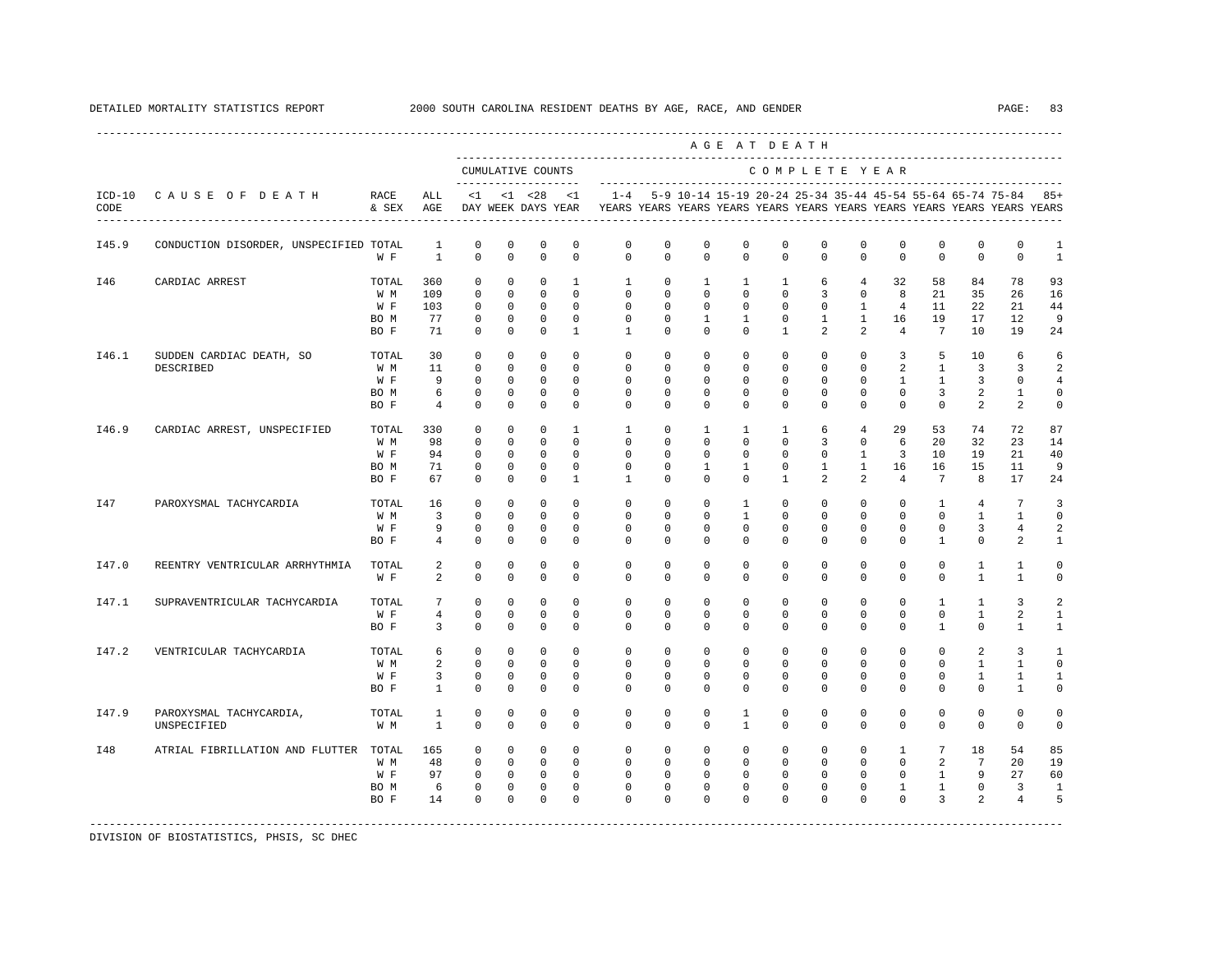DETAILED MORTALITY STATISTICS REPORT 2000 SOUTH CAROLINA RESIDENT DEATHS BY AGE, RACE, AND GENDER

| ICD-10 CODE | CAUSE OF DEATH | RACE & SEX | ALL AGE | <1 DAY | <1 WEEK | <28 DAYS | <1 YEAR | 1-4 YEARS | 5-9 YEARS | 10-14 YEARS | 15-19 YEARS | 20-24 YEARS | 25-34 YEARS | 35-44 YEARS | 45-54 YEARS | 55-64 YEARS | 65-74 YEARS | 75-84 YEARS | 85+ YEARS |
|---|---|---|---|---|---|---|---|---|---|---|---|---|---|---|---|---|---|---|---|
| | | | | CUMULATIVE COUNTS | | | | AGE AT DEATH – COMPLETE YEAR | | | | | | | | | | | |
| I45.9 | CONDUCTION DISORDER, UNSPECIFIED | TOTAL | 1 | 0 | 0 | 0 | 0 | 0 | 0 | 0 | 0 | 0 | 0 | 0 | 0 | 0 | 0 | 0 | 1 |
| | | W F | 1 | 0 | 0 | 0 | 0 | 0 | 0 | 0 | 0 | 0 | 0 | 0 | 0 | 0 | 0 | 0 | 1 |
| I46 | CARDIAC ARREST | TOTAL | 360 | 0 | 0 | 0 | 1 | 1 | 0 | 1 | 1 | 1 | 6 | 4 | 32 | 58 | 84 | 78 | 93 |
| | | W M | 109 | 0 | 0 | 0 | 0 | 0 | 0 | 0 | 0 | 0 | 3 | 0 | 8 | 21 | 35 | 26 | 16 |
| | | W F | 103 | 0 | 0 | 0 | 0 | 0 | 0 | 0 | 0 | 0 | 0 | 1 | 4 | 11 | 22 | 21 | 44 |
| | | BO M | 77 | 0 | 0 | 0 | 0 | 0 | 0 | 1 | 1 | 0 | 1 | 1 | 16 | 19 | 17 | 12 | 9 |
| | | BO F | 71 | 0 | 0 | 0 | 1 | 1 | 0 | 0 | 0 | 1 | 2 | 2 | 4 | 7 | 10 | 19 | 24 |
| I46.1 | SUDDEN CARDIAC DEATH, SO DESCRIBED | TOTAL | 30 | 0 | 0 | 0 | 0 | 0 | 0 | 0 | 0 | 0 | 0 | 0 | 3 | 5 | 10 | 6 | 6 |
| | | W M | 11 | 0 | 0 | 0 | 0 | 0 | 0 | 0 | 0 | 0 | 0 | 0 | 2 | 1 | 3 | 3 | 2 |
| | | W F | 9 | 0 | 0 | 0 | 0 | 0 | 0 | 0 | 0 | 0 | 0 | 0 | 1 | 1 | 3 | 0 | 4 |
| | | BO M | 6 | 0 | 0 | 0 | 0 | 0 | 0 | 0 | 0 | 0 | 0 | 0 | 0 | 3 | 2 | 1 | 0 |
| | | BO F | 4 | 0 | 0 | 0 | 0 | 0 | 0 | 0 | 0 | 0 | 0 | 0 | 0 | 0 | 2 | 2 | 0 |
| I46.9 | CARDIAC ARREST, UNSPECIFIED | TOTAL | 330 | 0 | 0 | 0 | 1 | 1 | 0 | 1 | 1 | 1 | 6 | 4 | 29 | 53 | 74 | 72 | 87 |
| | | W M | 98 | 0 | 0 | 0 | 0 | 0 | 0 | 0 | 0 | 0 | 3 | 0 | 6 | 20 | 32 | 23 | 14 |
| | | W F | 94 | 0 | 0 | 0 | 0 | 0 | 0 | 0 | 0 | 0 | 0 | 1 | 3 | 10 | 19 | 21 | 40 |
| | | BO M | 71 | 0 | 0 | 0 | 0 | 0 | 0 | 1 | 1 | 0 | 1 | 1 | 16 | 16 | 15 | 11 | 9 |
| | | BO F | 67 | 0 | 0 | 0 | 1 | 1 | 0 | 0 | 0 | 1 | 2 | 2 | 4 | 7 | 8 | 17 | 24 |
| I47 | PAROXYSMAL TACHYCARDIA | TOTAL | 16 | 0 | 0 | 0 | 0 | 0 | 0 | 0 | 1 | 0 | 0 | 0 | 0 | 1 | 4 | 7 | 3 |
| | | W M | 3 | 0 | 0 | 0 | 0 | 0 | 0 | 0 | 1 | 0 | 0 | 0 | 0 | 0 | 1 | 1 | 0 |
| | | W F | 9 | 0 | 0 | 0 | 0 | 0 | 0 | 0 | 0 | 0 | 0 | 0 | 0 | 0 | 3 | 4 | 2 |
| | | BO F | 4 | 0 | 0 | 0 | 0 | 0 | 0 | 0 | 0 | 0 | 0 | 0 | 0 | 1 | 0 | 2 | 1 |
| I47.0 | REENTRY VENTRICULAR ARRHYTHMIA | TOTAL | 2 | 0 | 0 | 0 | 0 | 0 | 0 | 0 | 0 | 0 | 0 | 0 | 0 | 0 | 1 | 1 | 0 |
| | | W F | 2 | 0 | 0 | 0 | 0 | 0 | 0 | 0 | 0 | 0 | 0 | 0 | 0 | 0 | 1 | 1 | 0 |
| I47.1 | SUPRAVENTRICULAR TACHYCARDIA | TOTAL | 7 | 0 | 0 | 0 | 0 | 0 | 0 | 0 | 0 | 0 | 0 | 0 | 0 | 1 | 1 | 3 | 2 |
| | | W F | 4 | 0 | 0 | 0 | 0 | 0 | 0 | 0 | 0 | 0 | 0 | 0 | 0 | 0 | 1 | 2 | 1 |
| | | BO F | 3 | 0 | 0 | 0 | 0 | 0 | 0 | 0 | 0 | 0 | 0 | 0 | 0 | 1 | 0 | 1 | 1 |
| I47.2 | VENTRICULAR TACHYCARDIA | TOTAL | 6 | 0 | 0 | 0 | 0 | 0 | 0 | 0 | 0 | 0 | 0 | 0 | 0 | 0 | 2 | 3 | 1 |
| | | W M | 2 | 0 | 0 | 0 | 0 | 0 | 0 | 0 | 0 | 0 | 0 | 0 | 0 | 0 | 1 | 1 | 0 |
| | | W F | 3 | 0 | 0 | 0 | 0 | 0 | 0 | 0 | 0 | 0 | 0 | 0 | 0 | 0 | 1 | 1 | 1 |
| | | BO F | 1 | 0 | 0 | 0 | 0 | 0 | 0 | 0 | 0 | 0 | 0 | 0 | 0 | 0 | 0 | 1 | 0 |
| I47.9 | PAROXYSMAL TACHYCARDIA, UNSPECIFIED | TOTAL | 1 | 0 | 0 | 0 | 0 | 0 | 0 | 0 | 1 | 0 | 0 | 0 | 0 | 0 | 0 | 0 | 0 |
| | | W M | 1 | 0 | 0 | 0 | 0 | 0 | 0 | 0 | 1 | 0 | 0 | 0 | 0 | 0 | 0 | 0 | 0 |
| I48 | ATRIAL FIBRILLATION AND FLUTTER | TOTAL | 165 | 0 | 0 | 0 | 0 | 0 | 0 | 0 | 0 | 0 | 0 | 0 | 1 | 7 | 18 | 54 | 85 |
| | | W M | 48 | 0 | 0 | 0 | 0 | 0 | 0 | 0 | 0 | 0 | 0 | 0 | 0 | 2 | 7 | 20 | 19 |
| | | W F | 97 | 0 | 0 | 0 | 0 | 0 | 0 | 0 | 0 | 0 | 0 | 0 | 0 | 1 | 9 | 27 | 60 |
| | | BO M | 6 | 0 | 0 | 0 | 0 | 0 | 0 | 0 | 0 | 0 | 0 | 0 | 1 | 1 | 0 | 3 | 1 |
| | | BO F | 14 | 0 | 0 | 0 | 0 | 0 | 0 | 0 | 0 | 0 | 0 | 0 | 0 | 3 | 2 | 4 | 5 |

DIVISION OF BIOSTATISTICS, PHSIS, SC DHEC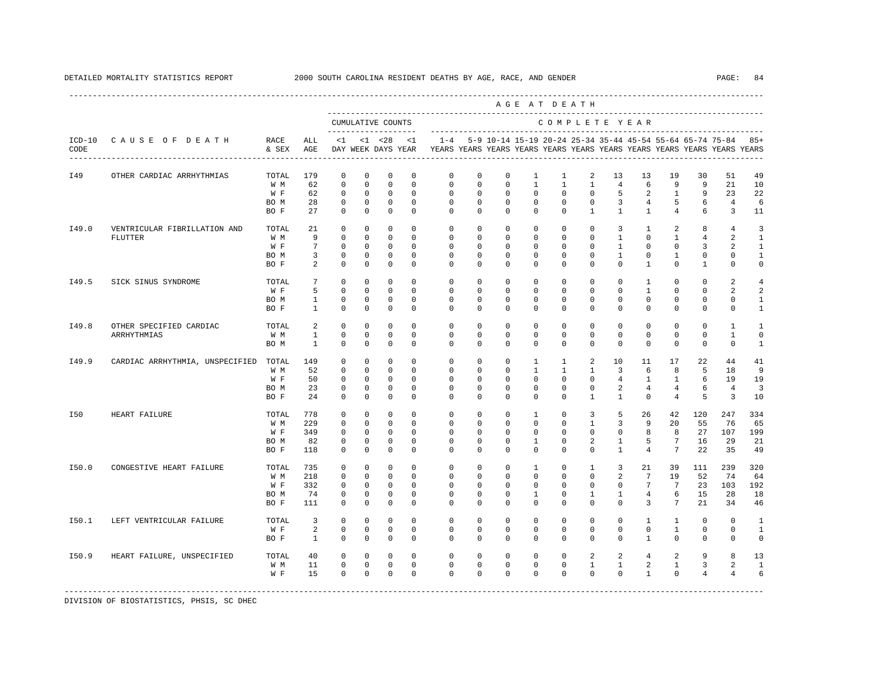DETAILED MORTALITY STATISTICS REPORT 2000 SOUTH CAROLINA RESIDENT DEATHS BY AGE, RACE, AND GENDER

| ICD-10 CODE | CAUSE OF DEATH | RACE & SEX | ALL AGE | <1 DAY | <1 WEEK | <28 DAYS | <1 YEAR | 1-4 YEARS | 5-9 YEARS | 10-14 YEARS | 15-19 YEARS | 20-24 YEARS | 25-34 YEARS | 35-44 YEARS | 45-54 YEARS | 55-64 YEARS | 65-74 YEARS | 75-84 YEARS | 85+ YEARS |
|---|---|---|---|---|---|---|---|---|---|---|---|---|---|---|---|---|---|---|---|
| I49 | OTHER CARDIAC ARRHYTHMIAS | TOTAL | 179 | 0 | 0 | 0 | 0 | 0 | 0 | 0 | 1 | 1 | 2 | 13 | 13 | 19 | 30 | 51 | 49 |
| | | W M | 62 | 0 | 0 | 0 | 0 | 0 | 0 | 0 | 1 | 1 | 1 | 4 | 6 | 9 | 9 | 21 | 10 |
| | | W F | 62 | 0 | 0 | 0 | 0 | 0 | 0 | 0 | 0 | 0 | 0 | 5 | 2 | 1 | 9 | 23 | 22 |
| | | BO M | 28 | 0 | 0 | 0 | 0 | 0 | 0 | 0 | 0 | 0 | 0 | 3 | 4 | 5 | 6 | 4 | 6 |
| | | BO F | 27 | 0 | 0 | 0 | 0 | 0 | 0 | 0 | 0 | 0 | 1 | 1 | 1 | 4 | 6 | 3 | 11 |
| I49.0 | VENTRICULAR FIBRILLATION AND FLUTTER | TOTAL | 21 | 0 | 0 | 0 | 0 | 0 | 0 | 0 | 0 | 0 | 0 | 3 | 1 | 2 | 8 | 4 | 3 |
| | | W M | 9 | 0 | 0 | 0 | 0 | 0 | 0 | 0 | 0 | 0 | 0 | 1 | 0 | 1 | 4 | 2 | 1 |
| | | W F | 7 | 0 | 0 | 0 | 0 | 0 | 0 | 0 | 0 | 0 | 0 | 1 | 0 | 0 | 3 | 2 | 1 |
| | | BO M | 3 | 0 | 0 | 0 | 0 | 0 | 0 | 0 | 0 | 0 | 0 | 1 | 0 | 1 | 0 | 0 | 1 |
| | | BO F | 2 | 0 | 0 | 0 | 0 | 0 | 0 | 0 | 0 | 0 | 0 | 0 | 1 | 0 | 1 | 0 | 0 |
| I49.5 | SICK SINUS SYNDROME | TOTAL | 7 | 0 | 0 | 0 | 0 | 0 | 0 | 0 | 0 | 0 | 0 | 0 | 1 | 0 | 0 | 2 | 4 |
| | | W F | 5 | 0 | 0 | 0 | 0 | 0 | 0 | 0 | 0 | 0 | 0 | 0 | 1 | 0 | 0 | 2 | 2 |
| | | BO M | 1 | 0 | 0 | 0 | 0 | 0 | 0 | 0 | 0 | 0 | 0 | 0 | 0 | 0 | 0 | 0 | 1 |
| | | BO F | 1 | 0 | 0 | 0 | 0 | 0 | 0 | 0 | 0 | 0 | 0 | 0 | 0 | 0 | 0 | 0 | 1 |
| I49.8 | OTHER SPECIFIED CARDIAC ARRHYTHMIAS | TOTAL | 2 | 0 | 0 | 0 | 0 | 0 | 0 | 0 | 0 | 0 | 0 | 0 | 0 | 0 | 0 | 1 | 1 |
| | | W M | 1 | 0 | 0 | 0 | 0 | 0 | 0 | 0 | 0 | 0 | 0 | 0 | 0 | 0 | 0 | 1 | 0 |
| | | BO M | 1 | 0 | 0 | 0 | 0 | 0 | 0 | 0 | 0 | 0 | 0 | 0 | 0 | 0 | 0 | 0 | 1 |
| I49.9 | CARDIAC ARRHYTHMIA, UNSPECIFIED | TOTAL | 149 | 0 | 0 | 0 | 0 | 0 | 0 | 0 | 1 | 1 | 2 | 10 | 11 | 17 | 22 | 44 | 41 |
| | | W M | 52 | 0 | 0 | 0 | 0 | 0 | 0 | 0 | 1 | 1 | 1 | 3 | 6 | 8 | 5 | 18 | 9 |
| | | W F | 50 | 0 | 0 | 0 | 0 | 0 | 0 | 0 | 0 | 0 | 0 | 4 | 1 | 1 | 6 | 19 | 19 |
| | | BO M | 23 | 0 | 0 | 0 | 0 | 0 | 0 | 0 | 0 | 0 | 0 | 2 | 4 | 4 | 6 | 4 | 3 |
| | | BO F | 24 | 0 | 0 | 0 | 0 | 0 | 0 | 0 | 0 | 0 | 1 | 1 | 0 | 4 | 5 | 3 | 10 |
| I50 | HEART FAILURE | TOTAL | 778 | 0 | 0 | 0 | 0 | 0 | 0 | 0 | 1 | 0 | 3 | 5 | 26 | 42 | 120 | 247 | 334 |
| | | W M | 229 | 0 | 0 | 0 | 0 | 0 | 0 | 0 | 0 | 0 | 1 | 3 | 9 | 20 | 55 | 76 | 65 |
| | | W F | 349 | 0 | 0 | 0 | 0 | 0 | 0 | 0 | 0 | 0 | 0 | 0 | 8 | 8 | 27 | 107 | 199 |
| | | BO M | 82 | 0 | 0 | 0 | 0 | 0 | 0 | 0 | 1 | 0 | 2 | 1 | 5 | 7 | 16 | 29 | 21 |
| | | BO F | 118 | 0 | 0 | 0 | 0 | 0 | 0 | 0 | 0 | 0 | 0 | 1 | 4 | 7 | 22 | 35 | 49 |
| I50.0 | CONGESTIVE HEART FAILURE | TOTAL | 735 | 0 | 0 | 0 | 0 | 0 | 0 | 0 | 1 | 0 | 1 | 3 | 21 | 39 | 111 | 239 | 320 |
| | | W M | 218 | 0 | 0 | 0 | 0 | 0 | 0 | 0 | 0 | 0 | 0 | 2 | 7 | 19 | 52 | 74 | 64 |
| | | W F | 332 | 0 | 0 | 0 | 0 | 0 | 0 | 0 | 0 | 0 | 0 | 0 | 7 | 7 | 23 | 103 | 192 |
| | | BO M | 74 | 0 | 0 | 0 | 0 | 0 | 0 | 0 | 1 | 0 | 1 | 1 | 4 | 6 | 15 | 28 | 18 |
| | | BO F | 111 | 0 | 0 | 0 | 0 | 0 | 0 | 0 | 0 | 0 | 0 | 0 | 3 | 7 | 21 | 34 | 46 |
| I50.1 | LEFT VENTRICULAR FAILURE | TOTAL | 3 | 0 | 0 | 0 | 0 | 0 | 0 | 0 | 0 | 0 | 0 | 0 | 1 | 1 | 0 | 0 | 1 |
| | | W F | 2 | 0 | 0 | 0 | 0 | 0 | 0 | 0 | 0 | 0 | 0 | 0 | 0 | 1 | 0 | 0 | 1 |
| | | BO F | 1 | 0 | 0 | 0 | 0 | 0 | 0 | 0 | 0 | 0 | 0 | 0 | 1 | 0 | 0 | 0 | 0 |
| I50.9 | HEART FAILURE, UNSPECIFIED | TOTAL | 40 | 0 | 0 | 0 | 0 | 0 | 0 | 0 | 0 | 0 | 2 | 2 | 4 | 2 | 9 | 8 | 13 |
| | | W M | 11 | 0 | 0 | 0 | 0 | 0 | 0 | 0 | 0 | 0 | 1 | 1 | 2 | 1 | 3 | 2 | 1 |
| | | W F | 15 | 0 | 0 | 0 | 0 | 0 | 0 | 0 | 0 | 0 | 0 | 0 | 1 | 0 | 4 | 4 | 6 |

DIVISION OF BIOSTATISTICS, PHSIS, SC DHEC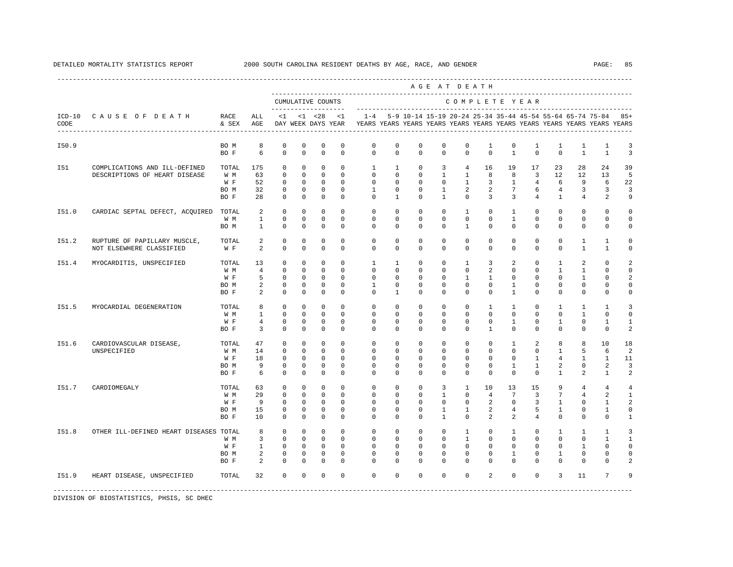DETAILED MORTALITY STATISTICS REPORT 2000 SOUTH CAROLINA RESIDENT DEATHS BY AGE, RACE, AND GENDER

| ICD-10 CODE | CAUSE OF DEATH | RACE & SEX | ALL AGE | <1 DAY | <1 WEEK | <28 DAYS | <1 YEAR | 1-4 YEARS | 5-9 YEARS | 10-14 YEARS | 15-19 YEARS | 20-24 YEARS | 25-34 YEARS | 35-44 YEARS | 45-54 YEARS | 55-64 YEARS | 65-74 YEARS | 75-84 YEARS | 85+ YEARS |
|---|---|---|---|---|---|---|---|---|---|---|---|---|---|---|---|---|---|---|---|
| I50.9 | | BO M | 8 | 0 | 0 | 0 | 0 | 0 | 0 | 0 | 0 | 0 | 1 | 0 | 1 | 1 | 1 | 1 | 3 |
| | | BO F | 6 | 0 | 0 | 0 | 0 | 0 | 0 | 0 | 0 | 0 | 0 | 1 | 0 | 0 | 1 | 1 | 3 |
| I51 | COMPLICATIONS AND ILL-DEFINED DESCRIPTIONS OF HEART DISEASE | TOTAL | 175 | 0 | 0 | 0 | 0 | 1 | 1 | 0 | 3 | 4 | 16 | 19 | 17 | 23 | 28 | 24 | 39 |
| | | W M | 63 | 0 | 0 | 0 | 0 | 0 | 0 | 0 | 1 | 1 | 8 | 8 | 3 | 12 | 12 | 13 | 5 |
| | | W F | 52 | 0 | 0 | 0 | 0 | 0 | 0 | 0 | 0 | 1 | 3 | 1 | 4 | 6 | 9 | 6 | 22 |
| | | BO M | 32 | 0 | 0 | 0 | 0 | 1 | 0 | 0 | 1 | 2 | 2 | 7 | 6 | 4 | 3 | 3 | 3 |
| | | BO F | 28 | 0 | 0 | 0 | 0 | 0 | 1 | 0 | 1 | 0 | 3 | 3 | 4 | 1 | 4 | 2 | 9 |
| I51.0 | CARDIAC SEPTAL DEFECT, ACQUIRED | TOTAL | 2 | 0 | 0 | 0 | 0 | 0 | 0 | 0 | 0 | 1 | 0 | 1 | 0 | 0 | 0 | 0 | 0 |
| | | W M | 1 | 0 | 0 | 0 | 0 | 0 | 0 | 0 | 0 | 0 | 0 | 1 | 0 | 0 | 0 | 0 | 0 |
| | | BO M | 1 | 0 | 0 | 0 | 0 | 0 | 0 | 0 | 0 | 1 | 0 | 0 | 0 | 0 | 0 | 0 | 0 |
| I51.2 | RUPTURE OF PAPILLARY MUSCLE, NOT ELSEWHERE CLASSIFIED | TOTAL | 2 | 0 | 0 | 0 | 0 | 0 | 0 | 0 | 0 | 0 | 0 | 0 | 0 | 0 | 1 | 1 | 0 |
| | | W F | 2 | 0 | 0 | 0 | 0 | 0 | 0 | 0 | 0 | 0 | 0 | 0 | 0 | 0 | 1 | 1 | 0 |
| I51.4 | MYOCARDITIS, UNSPECIFIED | TOTAL | 13 | 0 | 0 | 0 | 0 | 1 | 1 | 0 | 0 | 1 | 3 | 2 | 0 | 1 | 2 | 0 | 2 |
| | | W M | 4 | 0 | 0 | 0 | 0 | 0 | 0 | 0 | 0 | 0 | 2 | 0 | 0 | 1 | 1 | 0 | 0 |
| | | W F | 5 | 0 | 0 | 0 | 0 | 0 | 0 | 0 | 0 | 1 | 1 | 0 | 0 | 0 | 1 | 0 | 2 |
| | | BO M | 2 | 0 | 0 | 0 | 0 | 1 | 0 | 0 | 0 | 0 | 0 | 1 | 0 | 0 | 0 | 0 | 0 |
| | | BO F | 2 | 0 | 0 | 0 | 0 | 0 | 1 | 0 | 0 | 0 | 0 | 1 | 0 | 0 | 0 | 0 | 0 |
| I51.5 | MYOCARDIAL DEGENERATION | TOTAL | 8 | 0 | 0 | 0 | 0 | 0 | 0 | 0 | 0 | 0 | 1 | 1 | 0 | 1 | 1 | 1 | 3 |
| | | W M | 1 | 0 | 0 | 0 | 0 | 0 | 0 | 0 | 0 | 0 | 0 | 0 | 0 | 0 | 1 | 0 | 0 |
| | | W F | 4 | 0 | 0 | 0 | 0 | 0 | 0 | 0 | 0 | 0 | 0 | 1 | 0 | 1 | 0 | 1 | 1 |
| | | BO F | 3 | 0 | 0 | 0 | 0 | 0 | 0 | 0 | 0 | 0 | 1 | 0 | 0 | 0 | 0 | 0 | 2 |
| I51.6 | CARDIOVASCULAR DISEASE, UNSPECIFIED | TOTAL | 47 | 0 | 0 | 0 | 0 | 0 | 0 | 0 | 0 | 0 | 0 | 1 | 2 | 8 | 8 | 10 | 18 |
| | | W M | 14 | 0 | 0 | 0 | 0 | 0 | 0 | 0 | 0 | 0 | 0 | 0 | 0 | 1 | 5 | 6 | 2 |
| | | W F | 18 | 0 | 0 | 0 | 0 | 0 | 0 | 0 | 0 | 0 | 0 | 0 | 1 | 4 | 1 | 1 | 11 |
| | | BO M | 9 | 0 | 0 | 0 | 0 | 0 | 0 | 0 | 0 | 0 | 0 | 1 | 1 | 2 | 0 | 2 | 3 |
| | | BO F | 6 | 0 | 0 | 0 | 0 | 0 | 0 | 0 | 0 | 0 | 0 | 0 | 0 | 1 | 2 | 1 | 2 |
| I51.7 | CARDIOMEGALY | TOTAL | 63 | 0 | 0 | 0 | 0 | 0 | 0 | 0 | 3 | 1 | 10 | 13 | 15 | 9 | 4 | 4 | 4 |
| | | W M | 29 | 0 | 0 | 0 | 0 | 0 | 0 | 0 | 1 | 0 | 4 | 7 | 3 | 7 | 4 | 2 | 1 |
| | | W F | 9 | 0 | 0 | 0 | 0 | 0 | 0 | 0 | 0 | 0 | 2 | 0 | 3 | 1 | 0 | 1 | 2 |
| | | BO M | 15 | 0 | 0 | 0 | 0 | 0 | 0 | 0 | 1 | 1 | 2 | 4 | 5 | 1 | 0 | 1 | 0 |
| | | BO F | 10 | 0 | 0 | 0 | 0 | 0 | 0 | 0 | 1 | 0 | 2 | 2 | 4 | 0 | 0 | 0 | 1 |
| I51.8 | OTHER ILL-DEFINED HEART DISEASES | TOTAL | 8 | 0 | 0 | 0 | 0 | 0 | 0 | 0 | 0 | 1 | 0 | 1 | 0 | 1 | 1 | 1 | 3 |
| | | W M | 3 | 0 | 0 | 0 | 0 | 0 | 0 | 0 | 0 | 1 | 0 | 0 | 0 | 0 | 0 | 1 | 1 |
| | | W F | 1 | 0 | 0 | 0 | 0 | 0 | 0 | 0 | 0 | 0 | 0 | 0 | 0 | 0 | 1 | 0 | 0 |
| | | BO M | 2 | 0 | 0 | 0 | 0 | 0 | 0 | 0 | 0 | 0 | 0 | 1 | 0 | 1 | 0 | 0 | 0 |
| | | BO F | 2 | 0 | 0 | 0 | 0 | 0 | 0 | 0 | 0 | 0 | 0 | 0 | 0 | 0 | 0 | 0 | 2 |
| I51.9 | HEART DISEASE, UNSPECIFIED | TOTAL | 32 | 0 | 0 | 0 | 0 | 0 | 0 | 0 | 0 | 0 | 2 | 0 | 0 | 3 | 11 | 7 | 9 |

DIVISION OF BIOSTATISTICS, PHSIS, SC DHEC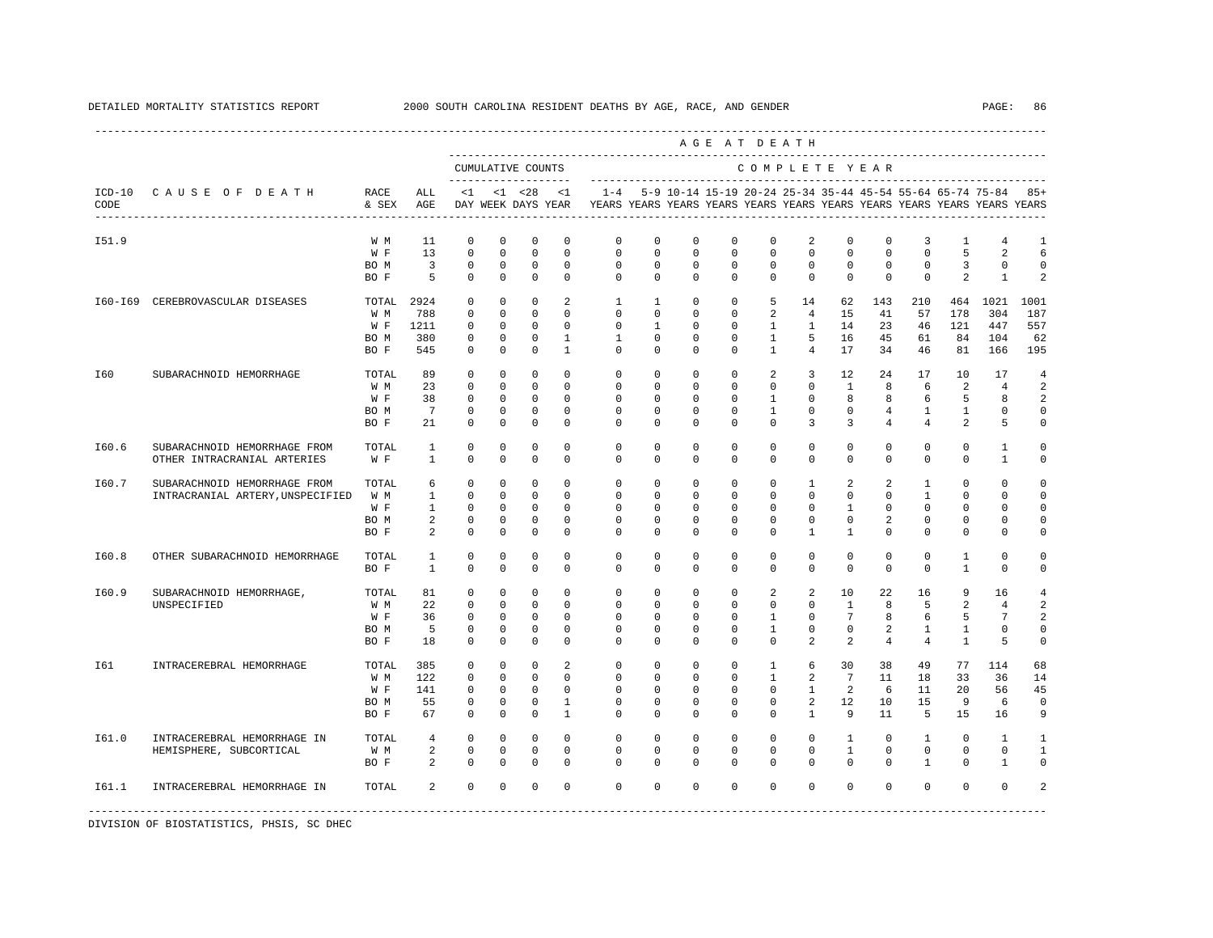DETAILED MORTALITY STATISTICS REPORT 2000 SOUTH CAROLINA RESIDENT DEATHS BY AGE, RACE, AND GENDER

| ICD-10 CODE | CAUSE OF DEATH | RACE & SEX | ALL AGE | <1 DAY | <1 WEEK | <28 DAYS | <1 YEAR | 1-4 YEARS | 5-9 YEARS | 10-14 YEARS | 15-19 YEARS | 20-24 YEARS | 25-34 YEARS | 35-44 YEARS | 45-54 YEARS | 55-64 YEARS | 65-74 YEARS | 75-84 YEARS | 85+ YEARS |
|---|---|---|---|---|---|---|---|---|---|---|---|---|---|---|---|---|---|---|---|
| | | | | CUMULATIVE COUNTS | | | | COMPLETE YEAR | | | | | | | | | | | |
| I51.9 | | W M | 11 | 0 | 0 | 0 | 0 | 0 | 0 | 0 | 0 | 0 | 2 | 0 | 0 | 3 | 1 | 4 | 1 |
| | | W F | 13 | 0 | 0 | 0 | 0 | 0 | 0 | 0 | 0 | 0 | 0 | 0 | 0 | 0 | 5 | 2 | 6 |
| | | BO M | 3 | 0 | 0 | 0 | 0 | 0 | 0 | 0 | 0 | 0 | 0 | 0 | 0 | 0 | 3 | 0 | 0 |
| | | BO F | 5 | 0 | 0 | 0 | 0 | 0 | 0 | 0 | 0 | 0 | 0 | 0 | 0 | 0 | 2 | 1 | 2 |
| I60-I69 | CEREBROVASCULAR DISEASES | TOTAL | 2924 | 0 | 0 | 0 | 2 | 1 | 1 | 0 | 0 | 5 | 14 | 62 | 143 | 210 | 464 | 1021 | 1001 |
| | | W M | 788 | 0 | 0 | 0 | 0 | 0 | 0 | 0 | 0 | 2 | 4 | 15 | 41 | 57 | 178 | 304 | 187 |
| | | W F | 1211 | 0 | 0 | 0 | 0 | 0 | 1 | 0 | 0 | 1 | 1 | 14 | 23 | 46 | 121 | 447 | 557 |
| | | BO M | 380 | 0 | 0 | 0 | 1 | 1 | 0 | 0 | 0 | 1 | 5 | 16 | 45 | 61 | 84 | 104 | 62 |
| | | BO F | 545 | 0 | 0 | 0 | 1 | 0 | 0 | 0 | 0 | 1 | 4 | 17 | 34 | 46 | 81 | 166 | 195 |
| I60 | SUBARACHNOID HEMORRHAGE | TOTAL | 89 | 0 | 0 | 0 | 0 | 0 | 0 | 0 | 0 | 2 | 3 | 12 | 24 | 17 | 10 | 17 | 4 |
| | | W M | 23 | 0 | 0 | 0 | 0 | 0 | 0 | 0 | 0 | 0 | 0 | 1 | 8 | 6 | 2 | 4 | 2 |
| | | W F | 38 | 0 | 0 | 0 | 0 | 0 | 0 | 0 | 0 | 1 | 0 | 8 | 8 | 6 | 5 | 8 | 2 |
| | | BO M | 7 | 0 | 0 | 0 | 0 | 0 | 0 | 0 | 0 | 1 | 0 | 0 | 4 | 1 | 1 | 0 | 0 |
| | | BO F | 21 | 0 | 0 | 0 | 0 | 0 | 0 | 0 | 0 | 0 | 3 | 3 | 4 | 4 | 2 | 5 | 0 |
| I60.6 | SUBARACHNOID HEMORRHAGE FROM OTHER INTRACRANIAL ARTERIES | TOTAL | 1 | 0 | 0 | 0 | 0 | 0 | 0 | 0 | 0 | 0 | 0 | 0 | 0 | 0 | 0 | 1 | 0 |
| | | W F | 1 | 0 | 0 | 0 | 0 | 0 | 0 | 0 | 0 | 0 | 0 | 0 | 0 | 0 | 0 | 1 | 0 |
| I60.7 | SUBARACHNOID HEMORRHAGE FROM INTRACRANIAL ARTERY,UNSPECIFIED | TOTAL | 6 | 0 | 0 | 0 | 0 | 0 | 0 | 0 | 0 | 0 | 1 | 2 | 2 | 1 | 0 | 0 | 0 |
| | | W M | 1 | 0 | 0 | 0 | 0 | 0 | 0 | 0 | 0 | 0 | 0 | 0 | 0 | 1 | 0 | 0 | 0 |
| | | W F | 1 | 0 | 0 | 0 | 0 | 0 | 0 | 0 | 0 | 0 | 0 | 1 | 0 | 0 | 0 | 0 | 0 |
| | | BO M | 2 | 0 | 0 | 0 | 0 | 0 | 0 | 0 | 0 | 0 | 0 | 0 | 2 | 0 | 0 | 0 | 0 |
| | | BO F | 2 | 0 | 0 | 0 | 0 | 0 | 0 | 0 | 0 | 0 | 1 | 1 | 0 | 0 | 0 | 0 | 0 |
| I60.8 | OTHER SUBARACHNOID HEMORRHAGE | TOTAL | 1 | 0 | 0 | 0 | 0 | 0 | 0 | 0 | 0 | 0 | 0 | 0 | 0 | 0 | 1 | 0 | 0 |
| | | BO F | 1 | 0 | 0 | 0 | 0 | 0 | 0 | 0 | 0 | 0 | 0 | 0 | 0 | 0 | 1 | 0 | 0 |
| I60.9 | SUBARACHNOID HEMORRHAGE, UNSPECIFIED | TOTAL | 81 | 0 | 0 | 0 | 0 | 0 | 0 | 0 | 0 | 2 | 2 | 10 | 22 | 16 | 9 | 16 | 4 |
| | | W M | 22 | 0 | 0 | 0 | 0 | 0 | 0 | 0 | 0 | 0 | 0 | 1 | 8 | 5 | 2 | 4 | 2 |
| | | W F | 36 | 0 | 0 | 0 | 0 | 0 | 0 | 0 | 0 | 1 | 0 | 7 | 8 | 6 | 5 | 7 | 2 |
| | | BO M | 5 | 0 | 0 | 0 | 0 | 0 | 0 | 0 | 0 | 1 | 0 | 0 | 2 | 1 | 1 | 0 | 0 |
| | | BO F | 18 | 0 | 0 | 0 | 0 | 0 | 0 | 0 | 0 | 0 | 2 | 2 | 4 | 4 | 1 | 5 | 0 |
| I61 | INTRACEREBRAL HEMORRHAGE | TOTAL | 385 | 0 | 0 | 0 | 2 | 0 | 0 | 0 | 0 | 1 | 6 | 30 | 38 | 49 | 77 | 114 | 68 |
| | | W M | 122 | 0 | 0 | 0 | 0 | 0 | 0 | 0 | 0 | 1 | 2 | 7 | 11 | 18 | 33 | 36 | 14 |
| | | W F | 141 | 0 | 0 | 0 | 0 | 0 | 0 | 0 | 0 | 0 | 1 | 2 | 6 | 11 | 20 | 56 | 45 |
| | | BO M | 55 | 0 | 0 | 0 | 1 | 0 | 0 | 0 | 0 | 0 | 2 | 12 | 10 | 15 | 9 | 6 | 0 |
| | | BO F | 67 | 0 | 0 | 0 | 1 | 0 | 0 | 0 | 0 | 0 | 1 | 9 | 11 | 5 | 15 | 16 | 9 |
| I61.0 | INTRACEREBRAL HEMORRHAGE IN HEMISPHERE, SUBCORTICAL | TOTAL | 4 | 0 | 0 | 0 | 0 | 0 | 0 | 0 | 0 | 0 | 0 | 1 | 0 | 1 | 0 | 1 | 1 |
| | | W M | 2 | 0 | 0 | 0 | 0 | 0 | 0 | 0 | 0 | 0 | 0 | 1 | 0 | 0 | 0 | 0 | 1 |
| | | BO F | 2 | 0 | 0 | 0 | 0 | 0 | 0 | 0 | 0 | 0 | 0 | 0 | 0 | 1 | 0 | 1 | 0 |
| I61.1 | INTRACEREBRAL HEMORRHAGE IN | TOTAL | 2 | 0 | 0 | 0 | 0 | 0 | 0 | 0 | 0 | 0 | 0 | 0 | 0 | 0 | 0 | 0 | 2 |

DIVISION OF BIOSTATISTICS, PHSIS, SC DHEC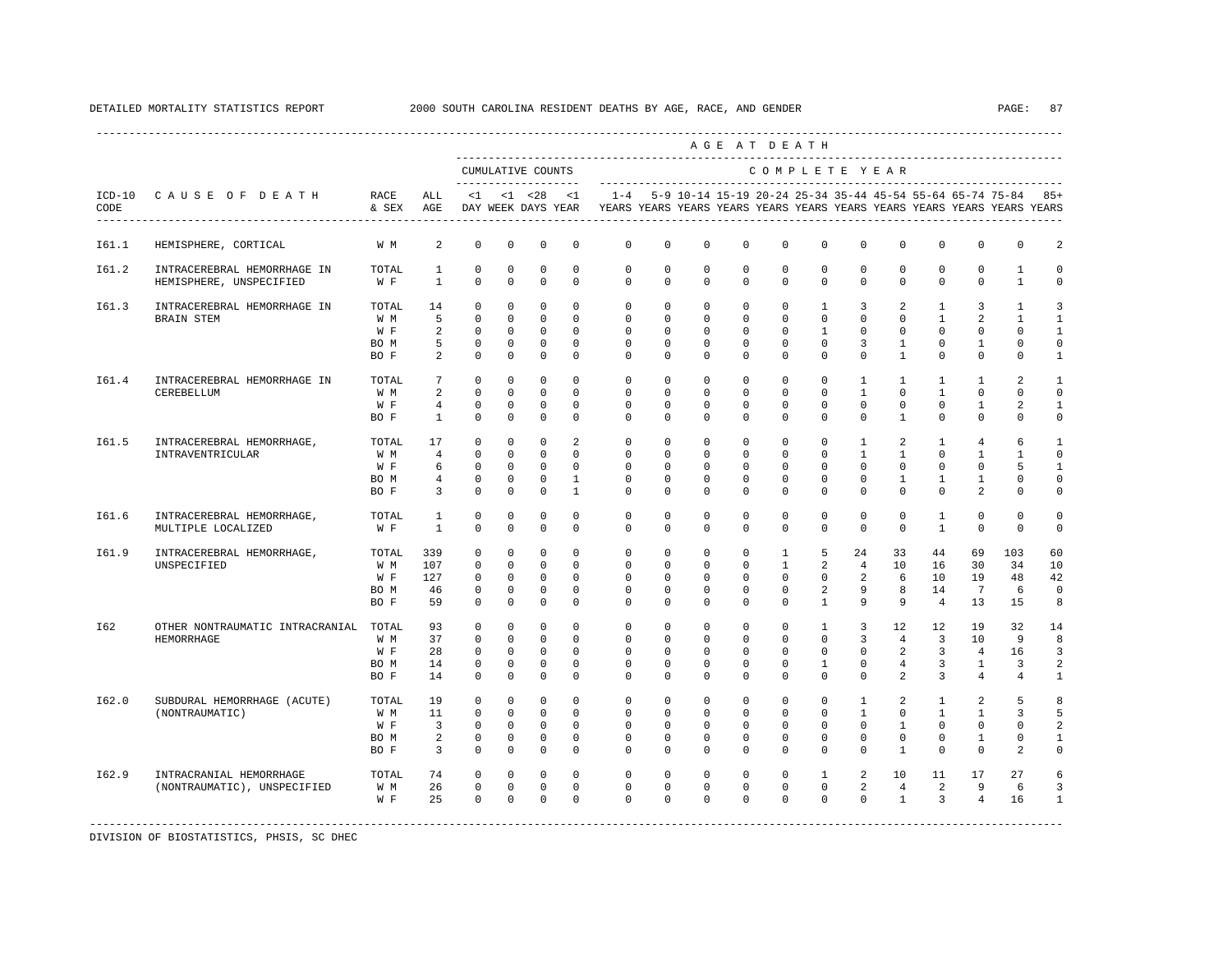DETAILED MORTALITY STATISTICS REPORT 2000 SOUTH CAROLINA RESIDENT DEATHS BY AGE, RACE, AND GENDER

| ICD-10 CODE | CAUSE OF DEATH | RACE & SEX | ALL AGE | <1 DAY | <1 WEEK | <28 DAYS | <1 YEAR | 1-4 YEARS | 5-9 YEARS | 10-14 YEARS | 15-19 YEARS | 20-24 YEARS | 25-34 YEARS | 35-44 YEARS | 45-54 YEARS | 55-64 YEARS | 65-74 YEARS | 75-84 YEARS | 85+ YEARS |
|---|---|---|---|---|---|---|---|---|---|---|---|---|---|---|---|---|---|---|---|
| I61.1 | HEMISPHERE, CORTICAL | W M | 2 | 0 | 0 | 0 | 0 | 0 | 0 | 0 | 0 | 0 | 0 | 0 | 0 | 0 | 0 | 0 | 2 |
| I61.2 | INTRACEREBRAL HEMORRHAGE IN HEMISPHERE, UNSPECIFIED | TOTAL | 1 | 0 | 0 | 0 | 0 | 0 | 0 | 0 | 0 | 0 | 0 | 0 | 0 | 0 | 0 | 1 | 0 |
| | | W F | 1 | 0 | 0 | 0 | 0 | 0 | 0 | 0 | 0 | 0 | 0 | 0 | 0 | 0 | 0 | 1 | 0 |
| I61.3 | INTRACEREBRAL HEMORRHAGE IN BRAIN STEM | TOTAL | 14 | 0 | 0 | 0 | 0 | 0 | 0 | 0 | 0 | 0 | 1 | 3 | 2 | 1 | 3 | 1 | 3 |
| | | W M | 5 | 0 | 0 | 0 | 0 | 0 | 0 | 0 | 0 | 0 | 0 | 0 | 0 | 1 | 2 | 1 | 1 |
| | | W F | 2 | 0 | 0 | 0 | 0 | 0 | 0 | 0 | 0 | 0 | 1 | 0 | 0 | 0 | 0 | 0 | 1 |
| | | BO M | 5 | 0 | 0 | 0 | 0 | 0 | 0 | 0 | 0 | 0 | 0 | 3 | 1 | 0 | 1 | 0 | 0 |
| | | BO F | 2 | 0 | 0 | 0 | 0 | 0 | 0 | 0 | 0 | 0 | 0 | 0 | 1 | 0 | 0 | 0 | 1 |
| I61.4 | INTRACEREBRAL HEMORRHAGE IN CEREBELLUM | TOTAL | 7 | 0 | 0 | 0 | 0 | 0 | 0 | 0 | 0 | 0 | 0 | 1 | 1 | 1 | 1 | 2 | 1 |
| | | W M | 2 | 0 | 0 | 0 | 0 | 0 | 0 | 0 | 0 | 0 | 0 | 1 | 0 | 1 | 0 | 0 | 0 |
| | | W F | 4 | 0 | 0 | 0 | 0 | 0 | 0 | 0 | 0 | 0 | 0 | 0 | 0 | 0 | 1 | 2 | 1 |
| | | BO F | 1 | 0 | 0 | 0 | 0 | 0 | 0 | 0 | 0 | 0 | 0 | 0 | 1 | 0 | 0 | 0 | 0 |
| I61.5 | INTRACEREBRAL HEMORRHAGE, INTRAVENTRICULAR | TOTAL | 17 | 0 | 0 | 0 | 2 | 0 | 0 | 0 | 0 | 0 | 0 | 1 | 2 | 1 | 4 | 6 | 1 |
| | | W M | 4 | 0 | 0 | 0 | 0 | 0 | 0 | 0 | 0 | 0 | 0 | 1 | 1 | 0 | 1 | 1 | 0 |
| | | W F | 6 | 0 | 0 | 0 | 0 | 0 | 0 | 0 | 0 | 0 | 0 | 0 | 0 | 0 | 0 | 5 | 1 |
| | | BO M | 4 | 0 | 0 | 0 | 1 | 0 | 0 | 0 | 0 | 0 | 0 | 0 | 1 | 1 | 1 | 0 | 0 |
| | | BO F | 3 | 0 | 0 | 0 | 1 | 0 | 0 | 0 | 0 | 0 | 0 | 0 | 0 | 0 | 2 | 0 | 0 |
| I61.6 | INTRACEREBRAL HEMORRHAGE, MULTIPLE LOCALIZED | TOTAL | 1 | 0 | 0 | 0 | 0 | 0 | 0 | 0 | 0 | 0 | 0 | 0 | 0 | 1 | 0 | 0 | 0 |
| | | W F | 1 | 0 | 0 | 0 | 0 | 0 | 0 | 0 | 0 | 0 | 0 | 0 | 0 | 1 | 0 | 0 | 0 |
| I61.9 | INTRACEREBRAL HEMORRHAGE, UNSPECIFIED | TOTAL | 339 | 0 | 0 | 0 | 0 | 0 | 0 | 0 | 0 | 1 | 5 | 24 | 33 | 44 | 69 | 103 | 60 |
| | | W M | 107 | 0 | 0 | 0 | 0 | 0 | 0 | 0 | 0 | 1 | 2 | 4 | 10 | 16 | 30 | 34 | 10 |
| | | W F | 127 | 0 | 0 | 0 | 0 | 0 | 0 | 0 | 0 | 0 | 0 | 2 | 6 | 10 | 19 | 48 | 42 |
| | | BO M | 46 | 0 | 0 | 0 | 0 | 0 | 0 | 0 | 0 | 0 | 2 | 9 | 8 | 14 | 7 | 6 | 0 |
| | | BO F | 59 | 0 | 0 | 0 | 0 | 0 | 0 | 0 | 0 | 0 | 1 | 9 | 9 | 4 | 13 | 15 | 8 |
| I62 | OTHER NONTRAUMATIC INTRACRANIAL HEMORRHAGE | TOTAL | 93 | 0 | 0 | 0 | 0 | 0 | 0 | 0 | 0 | 0 | 1 | 3 | 12 | 12 | 19 | 32 | 14 |
| | | W M | 37 | 0 | 0 | 0 | 0 | 0 | 0 | 0 | 0 | 0 | 0 | 3 | 4 | 3 | 10 | 9 | 8 |
| | | W F | 28 | 0 | 0 | 0 | 0 | 0 | 0 | 0 | 0 | 0 | 0 | 0 | 2 | 3 | 4 | 16 | 3 |
| | | BO M | 14 | 0 | 0 | 0 | 0 | 0 | 0 | 0 | 0 | 0 | 1 | 0 | 4 | 3 | 1 | 3 | 2 |
| | | BO F | 14 | 0 | 0 | 0 | 0 | 0 | 0 | 0 | 0 | 0 | 0 | 0 | 2 | 3 | 4 | 4 | 1 |
| I62.0 | SUBDURAL HEMORRHAGE (ACUTE) (NONTRAUMATIC) | TOTAL | 19 | 0 | 0 | 0 | 0 | 0 | 0 | 0 | 0 | 0 | 0 | 1 | 2 | 1 | 2 | 5 | 8 |
| | | W M | 11 | 0 | 0 | 0 | 0 | 0 | 0 | 0 | 0 | 0 | 0 | 1 | 0 | 1 | 1 | 3 | 5 |
| | | W F | 3 | 0 | 0 | 0 | 0 | 0 | 0 | 0 | 0 | 0 | 0 | 0 | 1 | 0 | 0 | 0 | 2 |
| | | BO M | 2 | 0 | 0 | 0 | 0 | 0 | 0 | 0 | 0 | 0 | 0 | 0 | 0 | 0 | 1 | 0 | 1 |
| | | BO F | 3 | 0 | 0 | 0 | 0 | 0 | 0 | 0 | 0 | 0 | 0 | 0 | 1 | 0 | 0 | 2 | 0 |
| I62.9 | INTRACRANIAL HEMORRHAGE (NONTRAUMATIC), UNSPECIFIED | TOTAL | 74 | 0 | 0 | 0 | 0 | 0 | 0 | 0 | 0 | 0 | 1 | 2 | 10 | 11 | 17 | 27 | 6 |
| | | W M | 26 | 0 | 0 | 0 | 0 | 0 | 0 | 0 | 0 | 0 | 0 | 2 | 4 | 2 | 9 | 6 | 3 |
| | | W F | 25 | 0 | 0 | 0 | 0 | 0 | 0 | 0 | 0 | 0 | 0 | 0 | 1 | 3 | 4 | 16 | 1 |

DIVISION OF BIOSTATISTICS, PHSIS, SC DHEC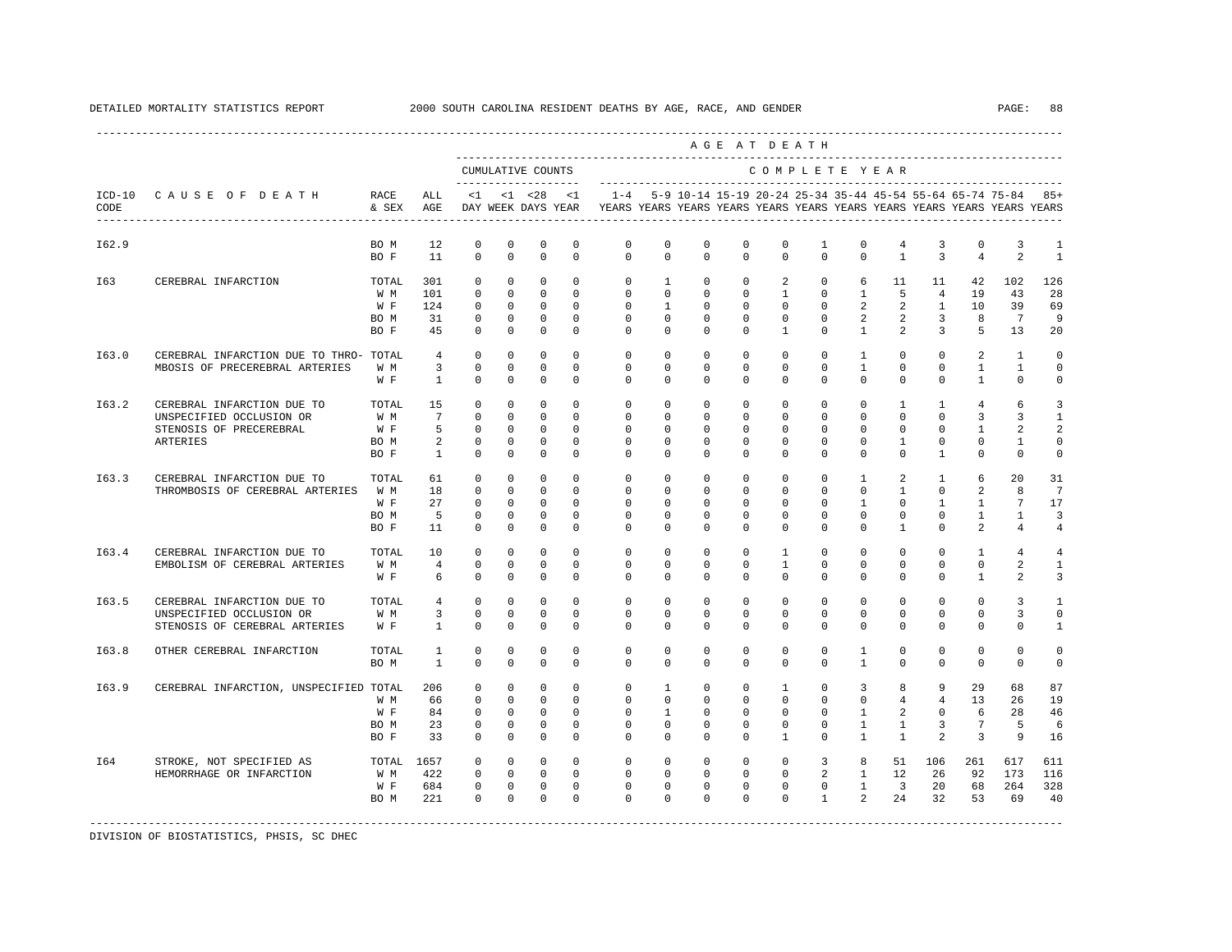DETAILED MORTALITY STATISTICS REPORT 2000 SOUTH CAROLINA RESIDENT DEATHS BY AGE, RACE, AND GENDER

| ICD-10 CODE | CAUSE OF DEATH | RACE & SEX | ALL AGE | <1 DAY | <1 WEEK | <28 DAYS | <1 YEAR | 1-4 YEARS | 5-9 YEARS | 10-14 YEARS | 15-19 YEARS | 20-24 YEARS | 25-34 YEARS | 35-44 YEARS | 45-54 YEARS | 55-64 YEARS | 65-74 YEARS | 75-84 YEARS | 85+ YEARS |
|---|---|---|---|---|---|---|---|---|---|---|---|---|---|---|---|---|---|---|---|
| | | | | CUMULATIVE COUNTS | | | | COMPLETE YEAR | | | | | | | | | | | |
| I62.9 | | BO M | 12 | 0 | 0 | 0 | 0 | 0 | 0 | 0 | 0 | 0 | 1 | 0 | 4 | 3 | 0 | 3 | 1 |
| | | BO F | 11 | 0 | 0 | 0 | 0 | 0 | 0 | 0 | 0 | 0 | 0 | 0 | 1 | 3 | 4 | 2 | 1 |
| I63 | CEREBRAL INFARCTION | TOTAL | 301 | 0 | 0 | 0 | 0 | 0 | 1 | 0 | 0 | 2 | 0 | 6 | 11 | 11 | 42 | 102 | 126 |
| | | W M | 101 | 0 | 0 | 0 | 0 | 0 | 0 | 0 | 0 | 1 | 0 | 1 | 5 | 4 | 19 | 43 | 28 |
| | | W F | 124 | 0 | 0 | 0 | 0 | 0 | 1 | 0 | 0 | 0 | 0 | 2 | 2 | 1 | 10 | 39 | 69 |
| | | BO M | 31 | 0 | 0 | 0 | 0 | 0 | 0 | 0 | 0 | 0 | 0 | 2 | 2 | 3 | 8 | 7 | 9 |
| | | BO F | 45 | 0 | 0 | 0 | 0 | 0 | 0 | 0 | 0 | 1 | 0 | 1 | 2 | 3 | 5 | 13 | 20 |
| I63.0 | CEREBRAL INFARCTION DUE TO THROMBOSIS OF PRECEREBRAL ARTERIES | TOTAL | 4 | 0 | 0 | 0 | 0 | 0 | 0 | 0 | 0 | 0 | 0 | 1 | 0 | 0 | 2 | 1 | 0 |
| | | W M | 3 | 0 | 0 | 0 | 0 | 0 | 0 | 0 | 0 | 0 | 0 | 1 | 0 | 0 | 1 | 1 | 0 |
| | | W F | 1 | 0 | 0 | 0 | 0 | 0 | 0 | 0 | 0 | 0 | 0 | 0 | 0 | 0 | 1 | 0 | 0 |
| I63.2 | CEREBRAL INFARCTION DUE TO UNSPECIFIED OCCLUSION OR STENOSIS OF PRECEREBRAL ARTERIES | TOTAL | 15 | 0 | 0 | 0 | 0 | 0 | 0 | 0 | 0 | 0 | 0 | 0 | 1 | 1 | 4 | 6 | 3 |
| | | W M | 7 | 0 | 0 | 0 | 0 | 0 | 0 | 0 | 0 | 0 | 0 | 0 | 0 | 0 | 3 | 3 | 1 |
| | | W F | 5 | 0 | 0 | 0 | 0 | 0 | 0 | 0 | 0 | 0 | 0 | 0 | 0 | 0 | 1 | 2 | 2 |
| | | BO M | 2 | 0 | 0 | 0 | 0 | 0 | 0 | 0 | 0 | 0 | 0 | 0 | 1 | 0 | 0 | 1 | 0 |
| | | BO F | 1 | 0 | 0 | 0 | 0 | 0 | 0 | 0 | 0 | 0 | 0 | 0 | 0 | 1 | 0 | 0 | 0 |
| I63.3 | CEREBRAL INFARCTION DUE TO THROMBOSIS OF CEREBRAL ARTERIES | TOTAL | 61 | 0 | 0 | 0 | 0 | 0 | 0 | 0 | 0 | 0 | 0 | 1 | 2 | 1 | 6 | 20 | 31 |
| | | W M | 18 | 0 | 0 | 0 | 0 | 0 | 0 | 0 | 0 | 0 | 0 | 0 | 1 | 0 | 2 | 8 | 7 |
| | | W F | 27 | 0 | 0 | 0 | 0 | 0 | 0 | 0 | 0 | 0 | 0 | 1 | 0 | 1 | 1 | 7 | 17 |
| | | BO M | 5 | 0 | 0 | 0 | 0 | 0 | 0 | 0 | 0 | 0 | 0 | 0 | 0 | 0 | 1 | 1 | 3 |
| | | BO F | 11 | 0 | 0 | 0 | 0 | 0 | 0 | 0 | 0 | 0 | 0 | 0 | 1 | 0 | 2 | 4 | 4 |
| I63.4 | CEREBRAL INFARCTION DUE TO EMBOLISM OF CEREBRAL ARTERIES | TOTAL | 10 | 0 | 0 | 0 | 0 | 0 | 0 | 0 | 0 | 1 | 0 | 0 | 0 | 0 | 1 | 4 | 4 |
| | | W M | 4 | 0 | 0 | 0 | 0 | 0 | 0 | 0 | 0 | 1 | 0 | 0 | 0 | 0 | 0 | 2 | 1 |
| | | W F | 6 | 0 | 0 | 0 | 0 | 0 | 0 | 0 | 0 | 0 | 0 | 0 | 0 | 0 | 1 | 2 | 3 |
| I63.5 | CEREBRAL INFARCTION DUE TO UNSPECIFIED OCCLUSION OR STENOSIS OF CEREBRAL ARTERIES | TOTAL | 4 | 0 | 0 | 0 | 0 | 0 | 0 | 0 | 0 | 0 | 0 | 0 | 0 | 0 | 0 | 3 | 1 |
| | | W M | 3 | 0 | 0 | 0 | 0 | 0 | 0 | 0 | 0 | 0 | 0 | 0 | 0 | 0 | 0 | 3 | 0 |
| | | W F | 1 | 0 | 0 | 0 | 0 | 0 | 0 | 0 | 0 | 0 | 0 | 0 | 0 | 0 | 0 | 0 | 1 |
| I63.8 | OTHER CEREBRAL INFARCTION | TOTAL | 1 | 0 | 0 | 0 | 0 | 0 | 0 | 0 | 0 | 0 | 0 | 1 | 0 | 0 | 0 | 0 | 0 |
| | | BO M | 1 | 0 | 0 | 0 | 0 | 0 | 0 | 0 | 0 | 0 | 0 | 1 | 0 | 0 | 0 | 0 | 0 |
| I63.9 | CEREBRAL INFARCTION, UNSPECIFIED | TOTAL | 206 | 0 | 0 | 0 | 0 | 0 | 1 | 0 | 0 | 1 | 0 | 3 | 8 | 9 | 29 | 68 | 87 |
| | | W M | 66 | 0 | 0 | 0 | 0 | 0 | 0 | 0 | 0 | 0 | 0 | 0 | 4 | 4 | 13 | 26 | 19 |
| | | W F | 84 | 0 | 0 | 0 | 0 | 0 | 1 | 0 | 0 | 0 | 0 | 1 | 2 | 0 | 6 | 28 | 46 |
| | | BO M | 23 | 0 | 0 | 0 | 0 | 0 | 0 | 0 | 0 | 0 | 0 | 1 | 1 | 3 | 7 | 5 | 6 |
| | | BO F | 33 | 0 | 0 | 0 | 0 | 0 | 0 | 0 | 0 | 1 | 0 | 1 | 1 | 2 | 3 | 9 | 16 |
| I64 | STROKE, NOT SPECIFIED AS HEMORRHAGE OR INFARCTION | TOTAL | 1657 | 0 | 0 | 0 | 0 | 0 | 0 | 0 | 0 | 0 | 3 | 8 | 51 | 106 | 261 | 617 | 611 |
| | | W M | 422 | 0 | 0 | 0 | 0 | 0 | 0 | 0 | 0 | 0 | 2 | 1 | 12 | 26 | 92 | 173 | 116 |
| | | W F | 684 | 0 | 0 | 0 | 0 | 0 | 0 | 0 | 0 | 0 | 0 | 1 | 3 | 20 | 68 | 264 | 328 |
| | | BO M | 221 | 0 | 0 | 0 | 0 | 0 | 0 | 0 | 0 | 0 | 1 | 2 | 24 | 32 | 53 | 69 | 40 |

DIVISION OF BIOSTATISTICS, PHSIS, SC DHEC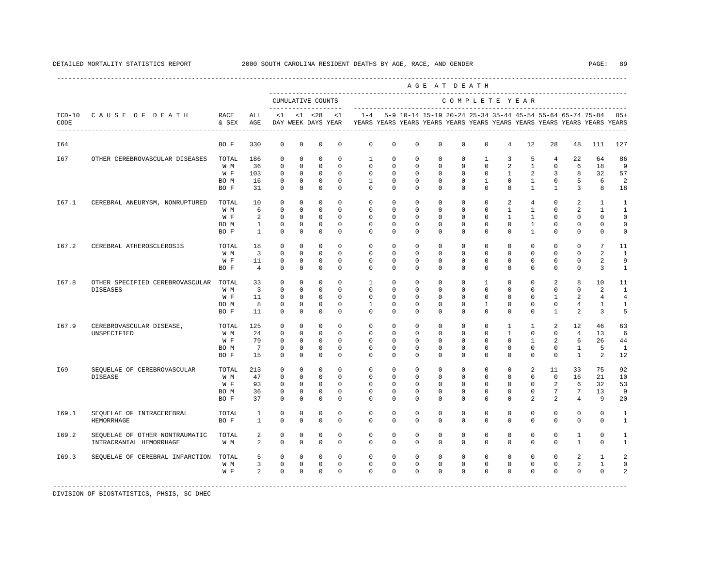DETAILED MORTALITY STATISTICS REPORT 2000 SOUTH CAROLINA RESIDENT DEATHS BY AGE, RACE, AND GENDER

| ICD-10 CODE | CAUSE OF DEATH | RACE & SEX | ALL AGE | <1 DAY | <1 WEEK | <28 DAYS | <1 YEAR | 1-4 YEARS | 5-9 YEARS | 10-14 YEARS | 15-19 YEARS | 20-24 YEARS | 25-34 YEARS | 35-44 YEARS | 45-54 YEARS | 55-64 YEARS | 65-74 YEARS | 75-84 YEARS | 85+ YEARS |
|---|---|---|---|---|---|---|---|---|---|---|---|---|---|---|---|---|---|---|---|
| I64 | | BO F | 330 | 0 | 0 | 0 | 0 | 0 | 0 | 0 | 0 | 0 | 0 | 4 | 12 | 28 | 48 | 111 | 127 |
| I67 | OTHER CEREBROVASCULAR DISEASES | TOTAL | 186 | 0 | 0 | 0 | 0 | 1 | 0 | 0 | 0 | 0 | 1 | 3 | 5 | 4 | 22 | 64 | 86 |
| | | W M | 36 | 0 | 0 | 0 | 0 | 0 | 0 | 0 | 0 | 0 | 0 | 2 | 1 | 0 | 6 | 18 | 9 |
| | | W F | 103 | 0 | 0 | 0 | 0 | 0 | 0 | 0 | 0 | 0 | 0 | 1 | 2 | 3 | 8 | 32 | 57 |
| | | BO M | 16 | 0 | 0 | 0 | 0 | 1 | 0 | 0 | 0 | 0 | 1 | 0 | 1 | 0 | 5 | 6 | 2 |
| | | BO F | 31 | 0 | 0 | 0 | 0 | 0 | 0 | 0 | 0 | 0 | 0 | 0 | 1 | 1 | 3 | 8 | 18 |
| I67.1 | CEREBRAL ANEURYSM, NONRUPTURED | TOTAL | 10 | 0 | 0 | 0 | 0 | 0 | 0 | 0 | 0 | 0 | 0 | 2 | 4 | 0 | 2 | 1 | 1 |
| | | W M | 6 | 0 | 0 | 0 | 0 | 0 | 0 | 0 | 0 | 0 | 0 | 1 | 1 | 0 | 2 | 1 | 1 |
| | | W F | 2 | 0 | 0 | 0 | 0 | 0 | 0 | 0 | 0 | 0 | 0 | 1 | 1 | 0 | 0 | 0 | 0 |
| | | BO M | 1 | 0 | 0 | 0 | 0 | 0 | 0 | 0 | 0 | 0 | 0 | 0 | 1 | 0 | 0 | 0 | 0 |
| | | BO F | 1 | 0 | 0 | 0 | 0 | 0 | 0 | 0 | 0 | 0 | 0 | 0 | 1 | 0 | 0 | 0 | 0 |
| I67.2 | CEREBRAL ATHEROSCLEROSIS | TOTAL | 18 | 0 | 0 | 0 | 0 | 0 | 0 | 0 | 0 | 0 | 0 | 0 | 0 | 0 | 0 | 7 | 11 |
| | | W M | 3 | 0 | 0 | 0 | 0 | 0 | 0 | 0 | 0 | 0 | 0 | 0 | 0 | 0 | 0 | 2 | 1 |
| | | W F | 11 | 0 | 0 | 0 | 0 | 0 | 0 | 0 | 0 | 0 | 0 | 0 | 0 | 0 | 0 | 2 | 9 |
| | | BO F | 4 | 0 | 0 | 0 | 0 | 0 | 0 | 0 | 0 | 0 | 0 | 0 | 0 | 0 | 0 | 3 | 1 |
| I67.8 | OTHER SPECIFIED CEREBROVASCULAR DISEASES | TOTAL | 33 | 0 | 0 | 0 | 0 | 1 | 0 | 0 | 0 | 0 | 1 | 0 | 0 | 2 | 8 | 10 | 11 |
| | | W M | 3 | 0 | 0 | 0 | 0 | 0 | 0 | 0 | 0 | 0 | 0 | 0 | 0 | 0 | 0 | 2 | 1 |
| | | W F | 11 | 0 | 0 | 0 | 0 | 0 | 0 | 0 | 0 | 0 | 0 | 0 | 0 | 1 | 2 | 4 | 4 |
| | | BO M | 8 | 0 | 0 | 0 | 0 | 1 | 0 | 0 | 0 | 0 | 1 | 0 | 0 | 0 | 4 | 1 | 1 |
| | | BO F | 11 | 0 | 0 | 0 | 0 | 0 | 0 | 0 | 0 | 0 | 0 | 0 | 0 | 1 | 2 | 3 | 5 |
| I67.9 | CEREBROVASCULAR DISEASE, UNSPECIFIED | TOTAL | 125 | 0 | 0 | 0 | 0 | 0 | 0 | 0 | 0 | 0 | 0 | 1 | 1 | 2 | 12 | 46 | 63 |
| | | W M | 24 | 0 | 0 | 0 | 0 | 0 | 0 | 0 | 0 | 0 | 0 | 1 | 0 | 0 | 4 | 13 | 6 |
| | | W F | 79 | 0 | 0 | 0 | 0 | 0 | 0 | 0 | 0 | 0 | 0 | 0 | 1 | 2 | 6 | 26 | 44 |
| | | BO M | 7 | 0 | 0 | 0 | 0 | 0 | 0 | 0 | 0 | 0 | 0 | 0 | 0 | 0 | 1 | 5 | 1 |
| | | BO F | 15 | 0 | 0 | 0 | 0 | 0 | 0 | 0 | 0 | 0 | 0 | 0 | 0 | 0 | 1 | 2 | 12 |
| I69 | SEQUELAE OF CEREBROVASCULAR DISEASE | TOTAL | 213 | 0 | 0 | 0 | 0 | 0 | 0 | 0 | 0 | 0 | 0 | 0 | 2 | 11 | 33 | 75 | 92 |
| | | W M | 47 | 0 | 0 | 0 | 0 | 0 | 0 | 0 | 0 | 0 | 0 | 0 | 0 | 0 | 16 | 21 | 10 |
| | | W F | 93 | 0 | 0 | 0 | 0 | 0 | 0 | 0 | 0 | 0 | 0 | 0 | 0 | 2 | 6 | 32 | 53 |
| | | BO M | 36 | 0 | 0 | 0 | 0 | 0 | 0 | 0 | 0 | 0 | 0 | 0 | 0 | 7 | 7 | 13 | 9 |
| | | BO F | 37 | 0 | 0 | 0 | 0 | 0 | 0 | 0 | 0 | 0 | 0 | 0 | 2 | 2 | 4 | 9 | 20 |
| I69.1 | SEQUELAE OF INTRACEREBRAL HEMORRHAGE | TOTAL | 1 | 0 | 0 | 0 | 0 | 0 | 0 | 0 | 0 | 0 | 0 | 0 | 0 | 0 | 0 | 0 | 1 |
| | | BO F | 1 | 0 | 0 | 0 | 0 | 0 | 0 | 0 | 0 | 0 | 0 | 0 | 0 | 0 | 0 | 0 | 1 |
| I69.2 | SEQUELAE OF OTHER NONTRAUMATIC INTRACRANIAL HEMORRHAGE | TOTAL | 2 | 0 | 0 | 0 | 0 | 0 | 0 | 0 | 0 | 0 | 0 | 0 | 0 | 0 | 1 | 0 | 1 |
| | | W M | 2 | 0 | 0 | 0 | 0 | 0 | 0 | 0 | 0 | 0 | 0 | 0 | 0 | 0 | 1 | 0 | 1 |
| I69.3 | SEQUELAE OF CEREBRAL INFARCTION | TOTAL | 5 | 0 | 0 | 0 | 0 | 0 | 0 | 0 | 0 | 0 | 0 | 0 | 0 | 0 | 2 | 1 | 2 |
| | | W M | 3 | 0 | 0 | 0 | 0 | 0 | 0 | 0 | 0 | 0 | 0 | 0 | 0 | 0 | 2 | 1 | 0 |
| | | W F | 2 | 0 | 0 | 0 | 0 | 0 | 0 | 0 | 0 | 0 | 0 | 0 | 0 | 0 | 0 | 0 | 2 |

DIVISION OF BIOSTATISTICS, PHSIS, SC DHEC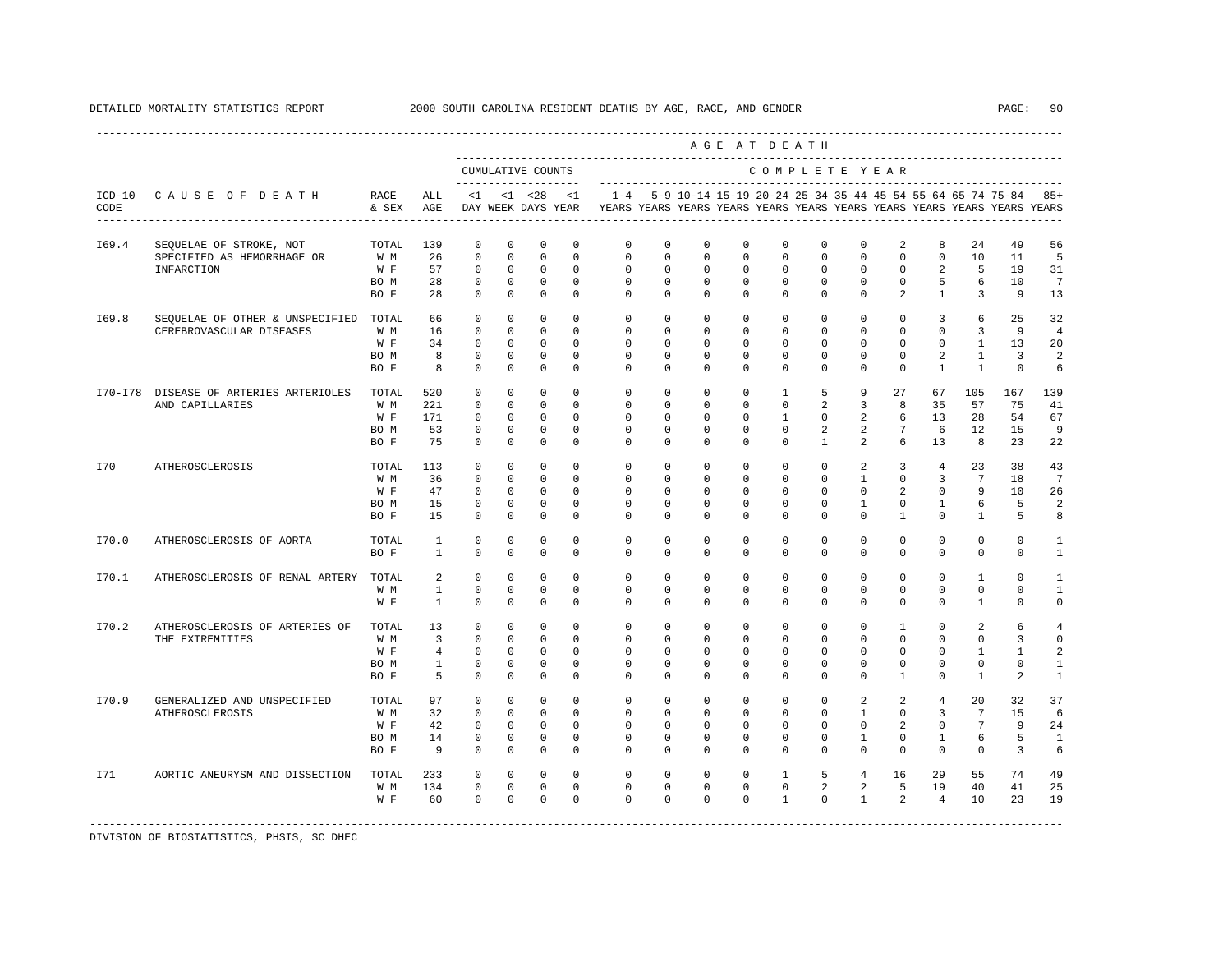DETAILED MORTALITY STATISTICS REPORT 2000 SOUTH CAROLINA RESIDENT DEATHS BY AGE, RACE, AND GENDER

| ICD-10 CODE | CAUSE OF DEATH | RACE & SEX | ALL AGE | <1 DAY | <1 WEEK | <28 DAYS | <1 YEAR | 1-4 YEARS | 5-9 YEARS | 10-14 YEARS | 15-19 YEARS | 20-24 YEARS | 25-34 YEARS | 35-44 YEARS | 45-54 YEARS | 55-64 YEARS | 65-74 YEARS | 75-84 YEARS | 85+ YEARS |
|---|---|---|---|---|---|---|---|---|---|---|---|---|---|---|---|---|---|---|---|
| | | | | CUMULATIVE COUNTS | | | | COMPLETE YEAR | | | | | | | | | | | |
| I69.4 | SEQUELAE OF STROKE, NOT SPECIFIED AS HEMORRHAGE OR INFARCTION | TOTAL | 139 | 0 | 0 | 0 | 0 | 0 | 0 | 0 | 0 | 0 | 0 | 0 | 2 | 8 | 24 | 49 | 56 |
| | | W M | 26 | 0 | 0 | 0 | 0 | 0 | 0 | 0 | 0 | 0 | 0 | 0 | 0 | 0 | 10 | 11 | 5 |
| | | W F | 57 | 0 | 0 | 0 | 0 | 0 | 0 | 0 | 0 | 0 | 0 | 0 | 0 | 2 | 5 | 19 | 31 |
| | | BO M | 28 | 0 | 0 | 0 | 0 | 0 | 0 | 0 | 0 | 0 | 0 | 0 | 0 | 5 | 6 | 10 | 7 |
| | | BO F | 28 | 0 | 0 | 0 | 0 | 0 | 0 | 0 | 0 | 0 | 0 | 0 | 2 | 1 | 3 | 9 | 13 |
| I69.8 | SEQUELAE OF OTHER & UNSPECIFIED CEREBROVASCULAR DISEASES | TOTAL | 66 | 0 | 0 | 0 | 0 | 0 | 0 | 0 | 0 | 0 | 0 | 0 | 0 | 3 | 6 | 25 | 32 |
| | | W M | 16 | 0 | 0 | 0 | 0 | 0 | 0 | 0 | 0 | 0 | 0 | 0 | 0 | 0 | 3 | 9 | 4 |
| | | W F | 34 | 0 | 0 | 0 | 0 | 0 | 0 | 0 | 0 | 0 | 0 | 0 | 0 | 0 | 1 | 13 | 20 |
| | | BO M | 8 | 0 | 0 | 0 | 0 | 0 | 0 | 0 | 0 | 0 | 0 | 0 | 0 | 2 | 1 | 3 | 2 |
| | | BO F | 8 | 0 | 0 | 0 | 0 | 0 | 0 | 0 | 0 | 0 | 0 | 0 | 0 | 1 | 1 | 0 | 6 |
| I70-I78 | DISEASE OF ARTERIES ARTERIOLES AND CAPILLARIES | TOTAL | 520 | 0 | 0 | 0 | 0 | 0 | 0 | 0 | 0 | 1 | 5 | 9 | 27 | 67 | 105 | 167 | 139 |
| | | W M | 221 | 0 | 0 | 0 | 0 | 0 | 0 | 0 | 0 | 0 | 2 | 3 | 8 | 35 | 57 | 75 | 41 |
| | | W F | 171 | 0 | 0 | 0 | 0 | 0 | 0 | 0 | 0 | 1 | 0 | 2 | 6 | 13 | 28 | 54 | 67 |
| | | BO M | 53 | 0 | 0 | 0 | 0 | 0 | 0 | 0 | 0 | 0 | 2 | 2 | 7 | 6 | 12 | 15 | 9 |
| | | BO F | 75 | 0 | 0 | 0 | 0 | 0 | 0 | 0 | 0 | 0 | 1 | 2 | 6 | 13 | 8 | 23 | 22 |
| I70 | ATHEROSCLEROSIS | TOTAL | 113 | 0 | 0 | 0 | 0 | 0 | 0 | 0 | 0 | 0 | 0 | 2 | 3 | 4 | 23 | 38 | 43 |
| | | W M | 36 | 0 | 0 | 0 | 0 | 0 | 0 | 0 | 0 | 0 | 0 | 1 | 0 | 3 | 7 | 18 | 7 |
| | | W F | 47 | 0 | 0 | 0 | 0 | 0 | 0 | 0 | 0 | 0 | 0 | 0 | 2 | 0 | 9 | 10 | 26 |
| | | BO M | 15 | 0 | 0 | 0 | 0 | 0 | 0 | 0 | 0 | 0 | 0 | 1 | 0 | 1 | 6 | 5 | 2 |
| | | BO F | 15 | 0 | 0 | 0 | 0 | 0 | 0 | 0 | 0 | 0 | 0 | 0 | 1 | 0 | 1 | 5 | 8 |
| I70.0 | ATHEROSCLEROSIS OF AORTA | TOTAL | 1 | 0 | 0 | 0 | 0 | 0 | 0 | 0 | 0 | 0 | 0 | 0 | 0 | 0 | 0 | 0 | 1 |
| | | BO F | 1 | 0 | 0 | 0 | 0 | 0 | 0 | 0 | 0 | 0 | 0 | 0 | 0 | 0 | 0 | 0 | 1 |
| I70.1 | ATHEROSCLEROSIS OF RENAL ARTERY | TOTAL | 2 | 0 | 0 | 0 | 0 | 0 | 0 | 0 | 0 | 0 | 0 | 0 | 0 | 0 | 1 | 0 | 1 |
| | | W M | 1 | 0 | 0 | 0 | 0 | 0 | 0 | 0 | 0 | 0 | 0 | 0 | 0 | 0 | 0 | 0 | 1 |
| | | W F | 1 | 0 | 0 | 0 | 0 | 0 | 0 | 0 | 0 | 0 | 0 | 0 | 0 | 0 | 1 | 0 | 0 |
| I70.2 | ATHEROSCLEROSIS OF ARTERIES OF THE EXTREMITIES | TOTAL | 13 | 0 | 0 | 0 | 0 | 0 | 0 | 0 | 0 | 0 | 0 | 0 | 1 | 0 | 2 | 6 | 4 |
| | | W M | 3 | 0 | 0 | 0 | 0 | 0 | 0 | 0 | 0 | 0 | 0 | 0 | 0 | 0 | 0 | 3 | 0 |
| | | W F | 4 | 0 | 0 | 0 | 0 | 0 | 0 | 0 | 0 | 0 | 0 | 0 | 0 | 0 | 1 | 1 | 2 |
| | | BO M | 1 | 0 | 0 | 0 | 0 | 0 | 0 | 0 | 0 | 0 | 0 | 0 | 0 | 0 | 0 | 0 | 1 |
| | | BO F | 5 | 0 | 0 | 0 | 0 | 0 | 0 | 0 | 0 | 0 | 0 | 0 | 1 | 0 | 1 | 2 | 1 |
| I70.9 | GENERALIZED AND UNSPECIFIED ATHEROSCLEROSIS | TOTAL | 97 | 0 | 0 | 0 | 0 | 0 | 0 | 0 | 0 | 0 | 0 | 2 | 2 | 4 | 20 | 32 | 37 |
| | | W M | 32 | 0 | 0 | 0 | 0 | 0 | 0 | 0 | 0 | 0 | 0 | 1 | 0 | 3 | 7 | 15 | 6 |
| | | W F | 42 | 0 | 0 | 0 | 0 | 0 | 0 | 0 | 0 | 0 | 0 | 0 | 2 | 0 | 7 | 9 | 24 |
| | | BO M | 14 | 0 | 0 | 0 | 0 | 0 | 0 | 0 | 0 | 0 | 0 | 1 | 0 | 1 | 6 | 5 | 1 |
| | | BO F | 9 | 0 | 0 | 0 | 0 | 0 | 0 | 0 | 0 | 0 | 0 | 0 | 0 | 0 | 0 | 3 | 6 |
| I71 | AORTIC ANEURYSM AND DISSECTION | TOTAL | 233 | 0 | 0 | 0 | 0 | 0 | 0 | 0 | 0 | 1 | 5 | 4 | 16 | 29 | 55 | 74 | 49 |
| | | W M | 134 | 0 | 0 | 0 | 0 | 0 | 0 | 0 | 0 | 0 | 2 | 2 | 5 | 19 | 40 | 41 | 25 |
| | | W F | 60 | 0 | 0 | 0 | 0 | 0 | 0 | 0 | 0 | 1 | 0 | 1 | 2 | 4 | 10 | 23 | 19 |

DIVISION OF BIOSTATISTICS, PHSIS, SC DHEC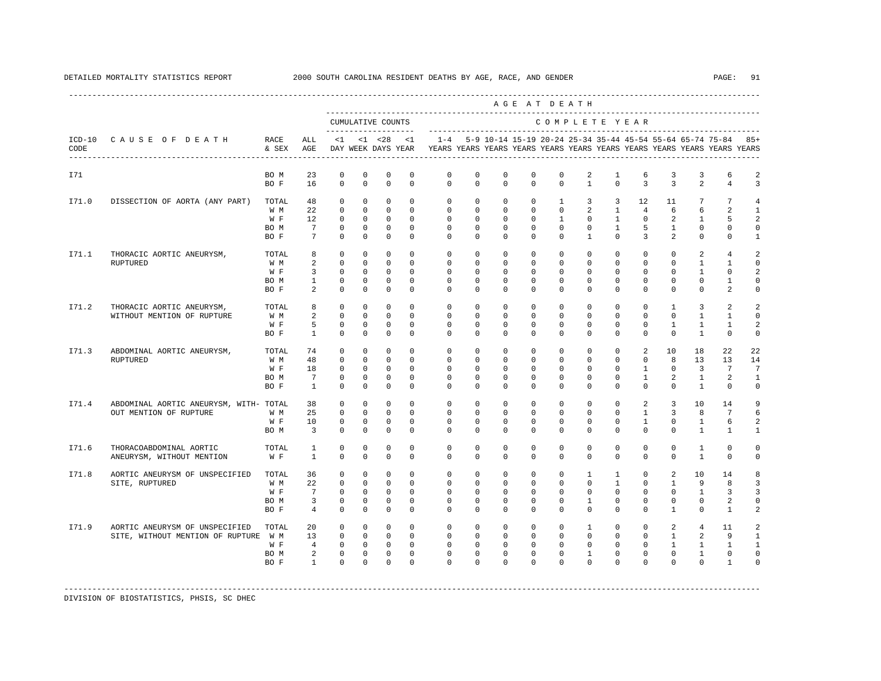DETAILED MORTALITY STATISTICS REPORT — 2000 SOUTH CAROLINA RESIDENT DEATHS BY AGE, RACE, AND GENDER

| ICD-10 CODE | CAUSE OF DEATH | RACE & SEX | ALL AGE | <1 DAY | <1 WEEK | <28 DAYS | <1 YEAR | 1-4 YEARS | 5-9 YEARS | 10-14 YEARS | 15-19 YEARS | 20-24 YEARS | 25-34 YEARS | 35-44 YEARS | 45-54 YEARS | 55-64 YEARS | 65-74 YEARS | 75-84 YEARS | 85+ YEARS |
|---|---|---|---|---|---|---|---|---|---|---|---|---|---|---|---|---|---|---|---|
| | | | | CUMULATIVE COUNTS | | | | COMPLETE YEAR | | | | | | | | | | | |
| I71 | | BO M | 23 | 0 | 0 | 0 | 0 | 0 | 0 | 0 | 0 | 0 | 2 | 1 | 6 | 3 | 3 | 6 | 2 |
| | | BO F | 16 | 0 | 0 | 0 | 0 | 0 | 0 | 0 | 0 | 0 | 1 | 0 | 3 | 3 | 2 | 4 | 3 |
| I71.0 | DISSECTION OF AORTA (ANY PART) | TOTAL | 48 | 0 | 0 | 0 | 0 | 0 | 0 | 0 | 0 | 1 | 3 | 3 | 12 | 11 | 7 | 7 | 4 |
| | | W M | 22 | 0 | 0 | 0 | 0 | 0 | 0 | 0 | 0 | 0 | 2 | 1 | 4 | 6 | 6 | 2 | 1 |
| | | W F | 12 | 0 | 0 | 0 | 0 | 0 | 0 | 0 | 0 | 1 | 0 | 1 | 0 | 2 | 1 | 5 | 2 |
| | | BO M | 7 | 0 | 0 | 0 | 0 | 0 | 0 | 0 | 0 | 0 | 0 | 1 | 5 | 1 | 0 | 0 | 0 |
| | | BO F | 7 | 0 | 0 | 0 | 0 | 0 | 0 | 0 | 0 | 0 | 1 | 0 | 3 | 2 | 0 | 0 | 1 |
| I71.1 | THORACIC AORTIC ANEURYSM, RUPTURED | TOTAL | 8 | 0 | 0 | 0 | 0 | 0 | 0 | 0 | 0 | 0 | 0 | 0 | 0 | 0 | 2 | 4 | 2 |
| | | W M | 2 | 0 | 0 | 0 | 0 | 0 | 0 | 0 | 0 | 0 | 0 | 0 | 0 | 0 | 1 | 1 | 0 |
| | | W F | 3 | 0 | 0 | 0 | 0 | 0 | 0 | 0 | 0 | 0 | 0 | 0 | 0 | 0 | 1 | 0 | 2 |
| | | BO M | 1 | 0 | 0 | 0 | 0 | 0 | 0 | 0 | 0 | 0 | 0 | 0 | 0 | 0 | 0 | 1 | 0 |
| | | BO F | 2 | 0 | 0 | 0 | 0 | 0 | 0 | 0 | 0 | 0 | 0 | 0 | 0 | 0 | 0 | 2 | 0 |
| I71.2 | THORACIC AORTIC ANEURYSM, WITHOUT MENTION OF RUPTURE | TOTAL | 8 | 0 | 0 | 0 | 0 | 0 | 0 | 0 | 0 | 0 | 0 | 0 | 0 | 1 | 3 | 2 | 2 |
| | | W M | 2 | 0 | 0 | 0 | 0 | 0 | 0 | 0 | 0 | 0 | 0 | 0 | 0 | 0 | 1 | 1 | 0 |
| | | W F | 5 | 0 | 0 | 0 | 0 | 0 | 0 | 0 | 0 | 0 | 0 | 0 | 0 | 1 | 1 | 1 | 2 |
| | | BO F | 1 | 0 | 0 | 0 | 0 | 0 | 0 | 0 | 0 | 0 | 0 | 0 | 0 | 0 | 1 | 0 | 0 |
| I71.3 | ABDOMINAL AORTIC ANEURYSM, RUPTURED | TOTAL | 74 | 0 | 0 | 0 | 0 | 0 | 0 | 0 | 0 | 0 | 0 | 0 | 2 | 10 | 18 | 22 | 22 |
| | | W M | 48 | 0 | 0 | 0 | 0 | 0 | 0 | 0 | 0 | 0 | 0 | 0 | 0 | 8 | 13 | 13 | 14 |
| | | W F | 18 | 0 | 0 | 0 | 0 | 0 | 0 | 0 | 0 | 0 | 0 | 0 | 1 | 0 | 3 | 7 | 7 |
| | | BO M | 7 | 0 | 0 | 0 | 0 | 0 | 0 | 0 | 0 | 0 | 0 | 0 | 1 | 2 | 1 | 2 | 1 |
| | | BO F | 1 | 0 | 0 | 0 | 0 | 0 | 0 | 0 | 0 | 0 | 0 | 0 | 0 | 0 | 1 | 0 | 0 |
| I71.4 | ABDOMINAL AORTIC ANEURYSM, WITHOUT MENTION OF RUPTURE | TOTAL | 38 | 0 | 0 | 0 | 0 | 0 | 0 | 0 | 0 | 0 | 0 | 0 | 2 | 3 | 10 | 14 | 9 |
| | | W M | 25 | 0 | 0 | 0 | 0 | 0 | 0 | 0 | 0 | 0 | 0 | 0 | 1 | 3 | 8 | 7 | 6 |
| | | W F | 10 | 0 | 0 | 0 | 0 | 0 | 0 | 0 | 0 | 0 | 0 | 0 | 1 | 0 | 1 | 6 | 2 |
| | | BO M | 3 | 0 | 0 | 0 | 0 | 0 | 0 | 0 | 0 | 0 | 0 | 0 | 0 | 0 | 1 | 1 | 1 |
| I71.6 | THORACOABDOMINAL AORTIC ANEURYSM, WITHOUT MENTION | TOTAL | 1 | 0 | 0 | 0 | 0 | 0 | 0 | 0 | 0 | 0 | 0 | 0 | 0 | 0 | 1 | 0 | 0 |
| | | W F | 1 | 0 | 0 | 0 | 0 | 0 | 0 | 0 | 0 | 0 | 0 | 0 | 0 | 0 | 1 | 0 | 0 |
| I71.8 | AORTIC ANEURYSM OF UNSPECIFIED SITE, RUPTURED | TOTAL | 36 | 0 | 0 | 0 | 0 | 0 | 0 | 0 | 0 | 0 | 1 | 1 | 0 | 2 | 10 | 14 | 8 |
| | | W M | 22 | 0 | 0 | 0 | 0 | 0 | 0 | 0 | 0 | 0 | 0 | 1 | 0 | 1 | 9 | 8 | 3 |
| | | W F | 7 | 0 | 0 | 0 | 0 | 0 | 0 | 0 | 0 | 0 | 0 | 0 | 0 | 0 | 1 | 3 | 3 |
| | | BO M | 3 | 0 | 0 | 0 | 0 | 0 | 0 | 0 | 0 | 0 | 1 | 0 | 0 | 0 | 0 | 2 | 0 |
| | | BO F | 4 | 0 | 0 | 0 | 0 | 0 | 0 | 0 | 0 | 0 | 0 | 0 | 0 | 1 | 0 | 1 | 2 |
| I71.9 | AORTIC ANEURYSM OF UNSPECIFIED SITE, WITHOUT MENTION OF RUPTURE | TOTAL | 20 | 0 | 0 | 0 | 0 | 0 | 0 | 0 | 0 | 0 | 1 | 0 | 0 | 2 | 4 | 11 | 2 |
| | | W M | 13 | 0 | 0 | 0 | 0 | 0 | 0 | 0 | 0 | 0 | 0 | 0 | 0 | 1 | 2 | 9 | 1 |
| | | W F | 4 | 0 | 0 | 0 | 0 | 0 | 0 | 0 | 0 | 0 | 0 | 0 | 0 | 1 | 1 | 1 | 1 |
| | | BO M | 2 | 0 | 0 | 0 | 0 | 0 | 0 | 0 | 0 | 0 | 1 | 0 | 0 | 0 | 1 | 0 | 0 |
| | | BO F | 1 | 0 | 0 | 0 | 0 | 0 | 0 | 0 | 0 | 0 | 0 | 0 | 0 | 0 | 0 | 1 | 0 |

DIVISION OF BIOSTATISTICS, PHSIS, SC DHEC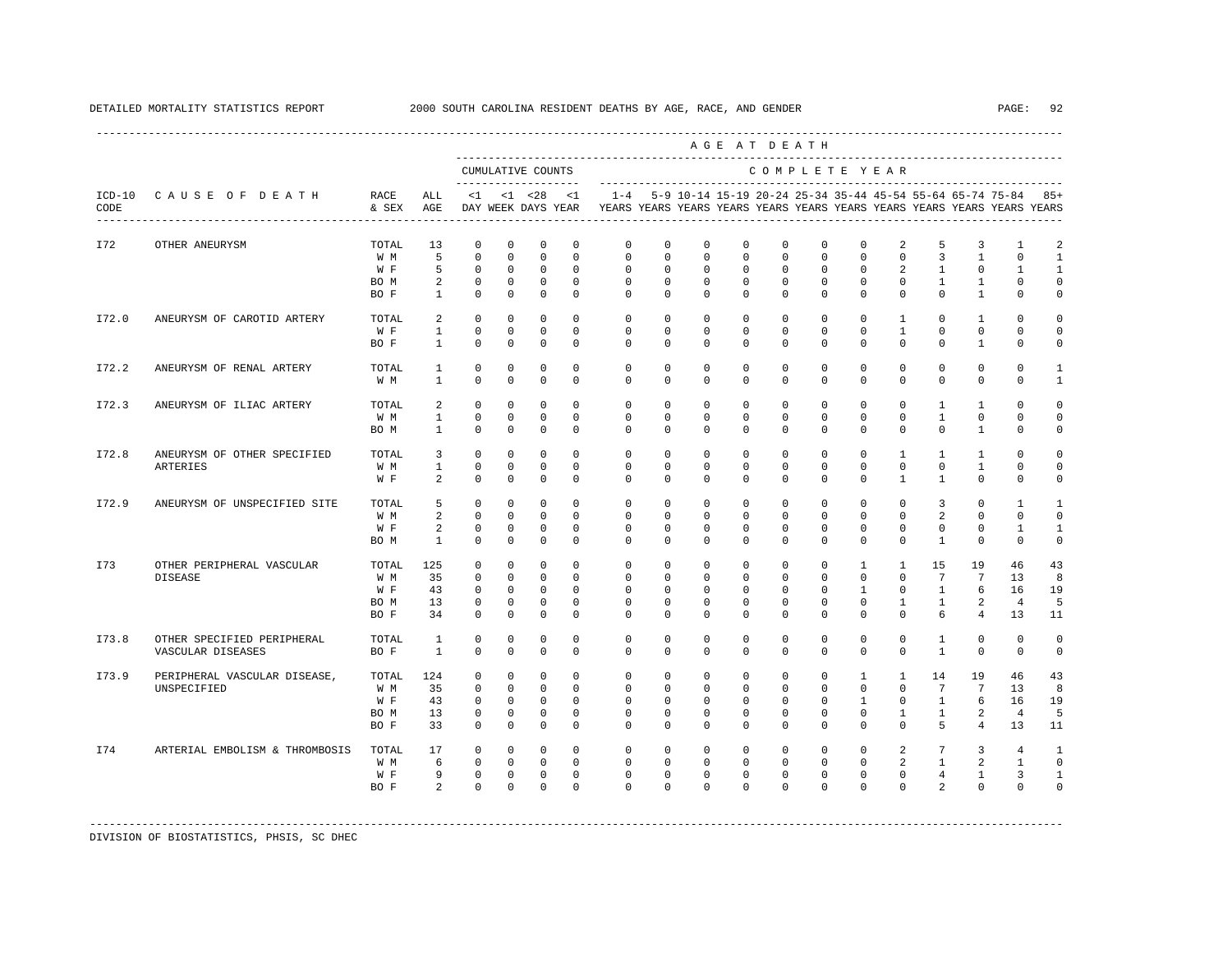DETAILED MORTALITY STATISTICS REPORT 2000 SOUTH CAROLINA RESIDENT DEATHS BY AGE, RACE, AND GENDER

| ICD-10 CODE | CAUSE OF DEATH | RACE & SEX | ALL AGE | <1 DAY | <1 WEEK | <28 DAYS | <1 YEAR | 1-4 YEARS | 5-9 YEARS | 10-14 YEARS | 15-19 YEARS | 20-24 YEARS | 25-34 YEARS | 35-44 YEARS | 45-54 YEARS | 55-64 YEARS | 65-74 YEARS | 75-84 YEARS | 85+ YEARS |
|---|---|---|---|---|---|---|---|---|---|---|---|---|---|---|---|---|---|---|---|
| I72 | OTHER ANEURYSM | TOTAL | 13 | 0 | 0 | 0 | 0 | 0 | 0 | 0 | 0 | 0 | 0 | 0 | 2 | 5 | 3 | 1 | 2 |
| | | W M | 5 | 0 | 0 | 0 | 0 | 0 | 0 | 0 | 0 | 0 | 0 | 0 | 0 | 3 | 1 | 0 | 1 |
| | | W F | 5 | 0 | 0 | 0 | 0 | 0 | 0 | 0 | 0 | 0 | 0 | 0 | 2 | 1 | 0 | 1 | 1 |
| | | BO M | 2 | 0 | 0 | 0 | 0 | 0 | 0 | 0 | 0 | 0 | 0 | 0 | 0 | 1 | 1 | 0 | 0 |
| | | BO F | 1 | 0 | 0 | 0 | 0 | 0 | 0 | 0 | 0 | 0 | 0 | 0 | 0 | 0 | 1 | 0 | 0 |
| I72.0 | ANEURYSM OF CAROTID ARTERY | TOTAL | 2 | 0 | 0 | 0 | 0 | 0 | 0 | 0 | 0 | 0 | 0 | 0 | 1 | 0 | 1 | 0 | 0 |
| | | W F | 1 | 0 | 0 | 0 | 0 | 0 | 0 | 0 | 0 | 0 | 0 | 0 | 1 | 0 | 0 | 0 | 0 |
| | | BO F | 1 | 0 | 0 | 0 | 0 | 0 | 0 | 0 | 0 | 0 | 0 | 0 | 0 | 0 | 1 | 0 | 0 |
| I72.2 | ANEURYSM OF RENAL ARTERY | TOTAL | 1 | 0 | 0 | 0 | 0 | 0 | 0 | 0 | 0 | 0 | 0 | 0 | 0 | 0 | 0 | 0 | 1 |
| | | W M | 1 | 0 | 0 | 0 | 0 | 0 | 0 | 0 | 0 | 0 | 0 | 0 | 0 | 0 | 0 | 0 | 1 |
| I72.3 | ANEURYSM OF ILIAC ARTERY | TOTAL | 2 | 0 | 0 | 0 | 0 | 0 | 0 | 0 | 0 | 0 | 0 | 0 | 0 | 1 | 1 | 0 | 0 |
| | | W M | 1 | 0 | 0 | 0 | 0 | 0 | 0 | 0 | 0 | 0 | 0 | 0 | 0 | 1 | 0 | 0 | 0 |
| | | BO M | 1 | 0 | 0 | 0 | 0 | 0 | 0 | 0 | 0 | 0 | 0 | 0 | 0 | 0 | 1 | 0 | 0 |
| I72.8 | ANEURYSM OF OTHER SPECIFIED ARTERIES | TOTAL | 3 | 0 | 0 | 0 | 0 | 0 | 0 | 0 | 0 | 0 | 0 | 0 | 1 | 1 | 1 | 0 | 0 |
| | | W M | 1 | 0 | 0 | 0 | 0 | 0 | 0 | 0 | 0 | 0 | 0 | 0 | 0 | 0 | 1 | 0 | 0 |
| | | W F | 2 | 0 | 0 | 0 | 0 | 0 | 0 | 0 | 0 | 0 | 0 | 0 | 1 | 1 | 0 | 0 | 0 |
| I72.9 | ANEURYSM OF UNSPECIFIED SITE | TOTAL | 5 | 0 | 0 | 0 | 0 | 0 | 0 | 0 | 0 | 0 | 0 | 0 | 0 | 3 | 0 | 1 | 1 |
| | | W M | 2 | 0 | 0 | 0 | 0 | 0 | 0 | 0 | 0 | 0 | 0 | 0 | 0 | 2 | 0 | 0 | 0 |
| | | W F | 2 | 0 | 0 | 0 | 0 | 0 | 0 | 0 | 0 | 0 | 0 | 0 | 0 | 0 | 0 | 1 | 1 |
| | | BO M | 1 | 0 | 0 | 0 | 0 | 0 | 0 | 0 | 0 | 0 | 0 | 0 | 0 | 1 | 0 | 0 | 0 |
| I73 | OTHER PERIPHERAL VASCULAR DISEASE | TOTAL | 125 | 0 | 0 | 0 | 0 | 0 | 0 | 0 | 0 | 0 | 0 | 1 | 1 | 15 | 19 | 46 | 43 |
| | | W M | 35 | 0 | 0 | 0 | 0 | 0 | 0 | 0 | 0 | 0 | 0 | 0 | 0 | 7 | 7 | 13 | 8 |
| | | W F | 43 | 0 | 0 | 0 | 0 | 0 | 0 | 0 | 0 | 0 | 0 | 1 | 0 | 1 | 6 | 16 | 19 |
| | | BO M | 13 | 0 | 0 | 0 | 0 | 0 | 0 | 0 | 0 | 0 | 0 | 0 | 1 | 1 | 2 | 4 | 5 |
| | | BO F | 34 | 0 | 0 | 0 | 0 | 0 | 0 | 0 | 0 | 0 | 0 | 0 | 0 | 6 | 4 | 13 | 11 |
| I73.8 | OTHER SPECIFIED PERIPHERAL VASCULAR DISEASES | TOTAL | 1 | 0 | 0 | 0 | 0 | 0 | 0 | 0 | 0 | 0 | 0 | 0 | 0 | 1 | 0 | 0 | 0 |
| | | BO F | 1 | 0 | 0 | 0 | 0 | 0 | 0 | 0 | 0 | 0 | 0 | 0 | 0 | 1 | 0 | 0 | 0 |
| I73.9 | PERIPHERAL VASCULAR DISEASE, UNSPECIFIED | TOTAL | 124 | 0 | 0 | 0 | 0 | 0 | 0 | 0 | 0 | 0 | 0 | 1 | 1 | 14 | 19 | 46 | 43 |
| | | W M | 35 | 0 | 0 | 0 | 0 | 0 | 0 | 0 | 0 | 0 | 0 | 0 | 0 | 7 | 7 | 13 | 8 |
| | | W F | 43 | 0 | 0 | 0 | 0 | 0 | 0 | 0 | 0 | 0 | 0 | 1 | 0 | 1 | 6 | 16 | 19 |
| | | BO M | 13 | 0 | 0 | 0 | 0 | 0 | 0 | 0 | 0 | 0 | 0 | 0 | 1 | 1 | 2 | 4 | 5 |
| | | BO F | 33 | 0 | 0 | 0 | 0 | 0 | 0 | 0 | 0 | 0 | 0 | 0 | 0 | 5 | 4 | 13 | 11 |
| I74 | ARTERIAL EMBOLISM & THROMBOSIS | TOTAL | 17 | 0 | 0 | 0 | 0 | 0 | 0 | 0 | 0 | 0 | 0 | 0 | 2 | 7 | 3 | 4 | 1 |
| | | W M | 6 | 0 | 0 | 0 | 0 | 0 | 0 | 0 | 0 | 0 | 0 | 0 | 2 | 1 | 2 | 1 | 0 |
| | | W F | 9 | 0 | 0 | 0 | 0 | 0 | 0 | 0 | 0 | 0 | 0 | 0 | 0 | 4 | 1 | 3 | 1 |
| | | BO F | 2 | 0 | 0 | 0 | 0 | 0 | 0 | 0 | 0 | 0 | 0 | 0 | 0 | 2 | 0 | 0 | 0 |

DIVISION OF BIOSTATISTICS, PHSIS, SC DHEC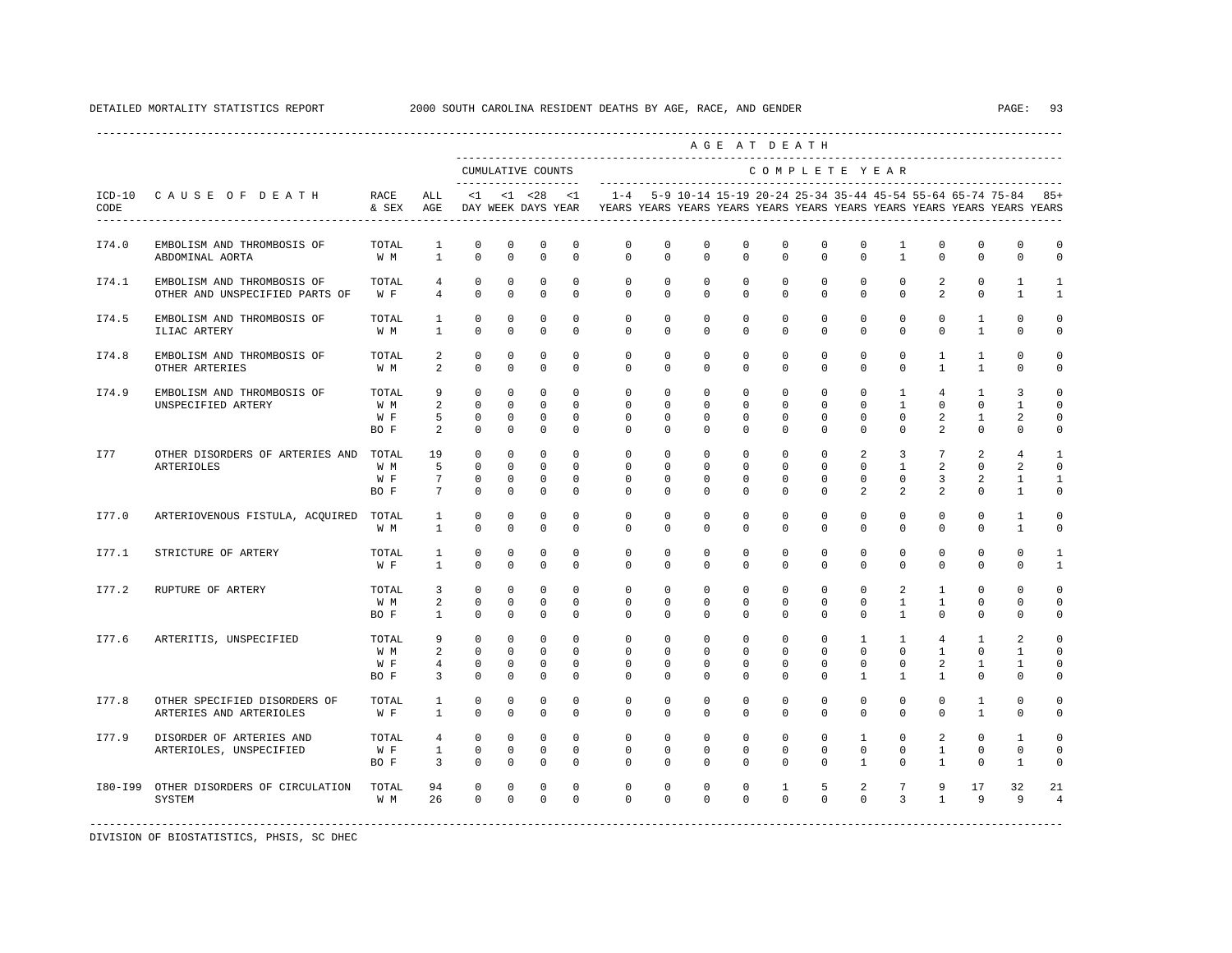DETAILED MORTALITY STATISTICS REPORT 2000 SOUTH CAROLINA RESIDENT DEATHS BY AGE, RACE, AND GENDER

| ICD-10 CODE | CAUSE OF DEATH | RACE & SEX | ALL AGE | <1 DAY | <1 WEEK | <28 DAYS | <1 YEAR | 1-4 YEARS | 5-9 YEARS | 10-14 YEARS | 15-19 YEARS | 20-24 YEARS | 25-34 YEARS | 35-44 YEARS | 45-54 YEARS | 55-64 YEARS | 65-74 YEARS | 75-84 YEARS | 85+ YEARS |
|---|---|---|---|---|---|---|---|---|---|---|---|---|---|---|---|---|---|---|---|
| | | | | CUMULATIVE COUNTS | | | | COMPLETE YEAR | | | | | | | | | | | |
| I74.0 | EMBOLISM AND THROMBOSIS OF ABDOMINAL AORTA | TOTAL | 1 | 0 | 0 | 0 | 0 | 0 | 0 | 0 | 0 | 0 | 0 | 0 | 1 | 0 | 0 | 0 | 0 |
| | | W M | 1 | 0 | 0 | 0 | 0 | 0 | 0 | 0 | 0 | 0 | 0 | 0 | 1 | 0 | 0 | 0 | 0 |
| I74.1 | EMBOLISM AND THROMBOSIS OF OTHER AND UNSPECIFIED PARTS OF | TOTAL | 4 | 0 | 0 | 0 | 0 | 0 | 0 | 0 | 0 | 0 | 0 | 0 | 0 | 2 | 0 | 1 | 1 |
| | | W F | 4 | 0 | 0 | 0 | 0 | 0 | 0 | 0 | 0 | 0 | 0 | 0 | 0 | 2 | 0 | 1 | 1 |
| I74.5 | EMBOLISM AND THROMBOSIS OF ILIAC ARTERY | TOTAL | 1 | 0 | 0 | 0 | 0 | 0 | 0 | 0 | 0 | 0 | 0 | 0 | 0 | 0 | 1 | 0 | 0 |
| | | W M | 1 | 0 | 0 | 0 | 0 | 0 | 0 | 0 | 0 | 0 | 0 | 0 | 0 | 0 | 1 | 0 | 0 |
| I74.8 | EMBOLISM AND THROMBOSIS OF OTHER ARTERIES | TOTAL | 2 | 0 | 0 | 0 | 0 | 0 | 0 | 0 | 0 | 0 | 0 | 0 | 0 | 1 | 1 | 0 | 0 |
| | | W M | 2 | 0 | 0 | 0 | 0 | 0 | 0 | 0 | 0 | 0 | 0 | 0 | 0 | 1 | 1 | 0 | 0 |
| I74.9 | EMBOLISM AND THROMBOSIS OF UNSPECIFIED ARTERY | TOTAL | 9 | 0 | 0 | 0 | 0 | 0 | 0 | 0 | 0 | 0 | 0 | 0 | 1 | 4 | 1 | 3 | 0 |
| | | W M | 2 | 0 | 0 | 0 | 0 | 0 | 0 | 0 | 0 | 0 | 0 | 0 | 1 | 0 | 0 | 1 | 0 |
| | | W F | 5 | 0 | 0 | 0 | 0 | 0 | 0 | 0 | 0 | 0 | 0 | 0 | 0 | 2 | 1 | 2 | 0 |
| | | BO F | 2 | 0 | 0 | 0 | 0 | 0 | 0 | 0 | 0 | 0 | 0 | 0 | 0 | 2 | 0 | 0 | 0 |
| I77 | OTHER DISORDERS OF ARTERIES AND ARTERIOLES | TOTAL | 19 | 0 | 0 | 0 | 0 | 0 | 0 | 0 | 0 | 0 | 0 | 2 | 3 | 7 | 2 | 4 | 1 |
| | | W M | 5 | 0 | 0 | 0 | 0 | 0 | 0 | 0 | 0 | 0 | 0 | 0 | 1 | 2 | 0 | 2 | 0 |
| | | W F | 7 | 0 | 0 | 0 | 0 | 0 | 0 | 0 | 0 | 0 | 0 | 0 | 0 | 3 | 2 | 1 | 1 |
| | | BO F | 7 | 0 | 0 | 0 | 0 | 0 | 0 | 0 | 0 | 0 | 0 | 2 | 2 | 2 | 0 | 1 | 0 |
| I77.0 | ARTERIOVENOUS FISTULA, ACQUIRED | TOTAL | 1 | 0 | 0 | 0 | 0 | 0 | 0 | 0 | 0 | 0 | 0 | 0 | 0 | 0 | 0 | 1 | 0 |
| | | W M | 1 | 0 | 0 | 0 | 0 | 0 | 0 | 0 | 0 | 0 | 0 | 0 | 0 | 0 | 0 | 1 | 0 |
| I77.1 | STRICTURE OF ARTERY | TOTAL | 1 | 0 | 0 | 0 | 0 | 0 | 0 | 0 | 0 | 0 | 0 | 0 | 0 | 0 | 0 | 0 | 1 |
| | | W F | 1 | 0 | 0 | 0 | 0 | 0 | 0 | 0 | 0 | 0 | 0 | 0 | 0 | 0 | 0 | 0 | 1 |
| I77.2 | RUPTURE OF ARTERY | TOTAL | 3 | 0 | 0 | 0 | 0 | 0 | 0 | 0 | 0 | 0 | 0 | 0 | 2 | 1 | 0 | 0 | 0 |
| | | W M | 2 | 0 | 0 | 0 | 0 | 0 | 0 | 0 | 0 | 0 | 0 | 0 | 1 | 1 | 0 | 0 | 0 |
| | | BO F | 1 | 0 | 0 | 0 | 0 | 0 | 0 | 0 | 0 | 0 | 0 | 0 | 1 | 0 | 0 | 0 | 0 |
| I77.6 | ARTERITIS, UNSPECIFIED | TOTAL | 9 | 0 | 0 | 0 | 0 | 0 | 0 | 0 | 0 | 0 | 0 | 1 | 1 | 4 | 1 | 2 | 0 |
| | | W M | 2 | 0 | 0 | 0 | 0 | 0 | 0 | 0 | 0 | 0 | 0 | 0 | 0 | 1 | 0 | 1 | 0 |
| | | W F | 4 | 0 | 0 | 0 | 0 | 0 | 0 | 0 | 0 | 0 | 0 | 0 | 0 | 2 | 1 | 1 | 0 |
| | | BO F | 3 | 0 | 0 | 0 | 0 | 0 | 0 | 0 | 0 | 0 | 0 | 1 | 1 | 1 | 0 | 0 | 0 |
| I77.8 | OTHER SPECIFIED DISORDERS OF ARTERIES AND ARTERIOLES | TOTAL | 1 | 0 | 0 | 0 | 0 | 0 | 0 | 0 | 0 | 0 | 0 | 0 | 0 | 0 | 1 | 0 | 0 |
| | | W F | 1 | 0 | 0 | 0 | 0 | 0 | 0 | 0 | 0 | 0 | 0 | 0 | 0 | 0 | 1 | 0 | 0 |
| I77.9 | DISORDER OF ARTERIES AND ARTERIOLES, UNSPECIFIED | TOTAL | 4 | 0 | 0 | 0 | 0 | 0 | 0 | 0 | 0 | 0 | 0 | 1 | 0 | 2 | 0 | 1 | 0 |
| | | W F | 1 | 0 | 0 | 0 | 0 | 0 | 0 | 0 | 0 | 0 | 0 | 0 | 0 | 1 | 0 | 0 | 0 |
| | | BO F | 3 | 0 | 0 | 0 | 0 | 0 | 0 | 0 | 0 | 0 | 0 | 1 | 0 | 1 | 0 | 1 | 0 |
| I80-I99 | OTHER DISORDERS OF CIRCULATION SYSTEM | TOTAL | 94 | 0 | 0 | 0 | 0 | 0 | 0 | 0 | 0 | 1 | 5 | 2 | 7 | 9 | 17 | 32 | 21 |
| | | W M | 26 | 0 | 0 | 0 | 0 | 0 | 0 | 0 | 0 | 0 | 0 | 0 | 3 | 1 | 9 | 9 | 4 |

DIVISION OF BIOSTATISTICS, PHSIS, SC DHEC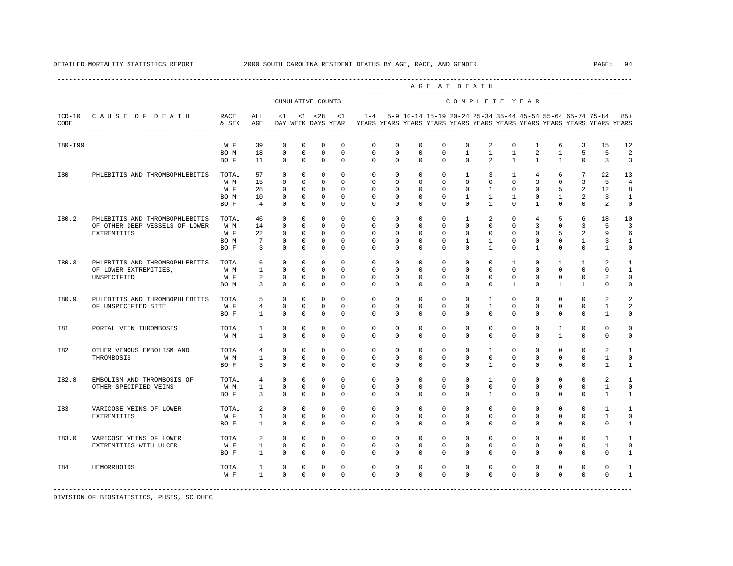DETAILED MORTALITY STATISTICS REPORT 2000 SOUTH CAROLINA RESIDENT DEATHS BY AGE, RACE, AND GENDER

| ICD-10 CODE | CAUSE OF DEATH | RACE & SEX | ALL AGE | <1 DAY | <1 WEEK | <28 DAYS | <1 YEAR | 1-4 YEARS | 5-9 YEARS | 10-14 YEARS | 15-19 YEARS | 20-24 YEARS | 25-34 YEARS | 35-44 YEARS | 45-54 YEARS | 55-64 YEARS | 65-74 YEARS | 75-84 YEARS | 85+ YEARS |
|---|---|---|---|---|---|---|---|---|---|---|---|---|---|---|---|---|---|---|---|
| | | | | CUMULATIVE COUNTS | | | | COMPLETE YEAR | | | | | | | | | | | |
| I80-I99 | | W F | 39 | 0 | 0 | 0 | 0 | 0 | 0 | 0 | 0 | 0 | 2 | 0 | 1 | 6 | 3 | 15 | 12 |
| | | BO M | 18 | 0 | 0 | 0 | 0 | 0 | 0 | 0 | 0 | 1 | 1 | 1 | 2 | 1 | 5 | 5 | 2 |
| | | BO F | 11 | 0 | 0 | 0 | 0 | 0 | 0 | 0 | 0 | 0 | 2 | 1 | 1 | 1 | 0 | 3 | 3 |
| I80 | PHLEBITIS AND THROMBOPHLEBITIS | TOTAL | 57 | 0 | 0 | 0 | 0 | 0 | 0 | 0 | 0 | 1 | 3 | 1 | 4 | 6 | 7 | 22 | 13 |
| | | W M | 15 | 0 | 0 | 0 | 0 | 0 | 0 | 0 | 0 | 0 | 0 | 0 | 3 | 0 | 3 | 5 | 4 |
| | | W F | 28 | 0 | 0 | 0 | 0 | 0 | 0 | 0 | 0 | 0 | 1 | 0 | 0 | 5 | 2 | 12 | 8 |
| | | BO M | 10 | 0 | 0 | 0 | 0 | 0 | 0 | 0 | 0 | 1 | 1 | 1 | 0 | 1 | 2 | 3 | 1 |
| | | BO F | 4 | 0 | 0 | 0 | 0 | 0 | 0 | 0 | 0 | 0 | 1 | 0 | 1 | 0 | 0 | 2 | 0 |
| I80.2 | PHLEBITIS AND THROMBOPHLEBITIS OF OTHER DEEP VESSELS OF LOWER EXTREMITIES | TOTAL | 46 | 0 | 0 | 0 | 0 | 0 | 0 | 0 | 0 | 1 | 2 | 0 | 4 | 5 | 6 | 18 | 10 |
| | | W M | 14 | 0 | 0 | 0 | 0 | 0 | 0 | 0 | 0 | 0 | 0 | 0 | 3 | 0 | 3 | 5 | 3 |
| | | W F | 22 | 0 | 0 | 0 | 0 | 0 | 0 | 0 | 0 | 0 | 0 | 0 | 0 | 5 | 2 | 9 | 6 |
| | | BO M | 7 | 0 | 0 | 0 | 0 | 0 | 0 | 0 | 0 | 1 | 1 | 0 | 0 | 0 | 1 | 3 | 1 |
| | | BO F | 3 | 0 | 0 | 0 | 0 | 0 | 0 | 0 | 0 | 0 | 1 | 0 | 1 | 0 | 0 | 1 | 0 |
| I80.3 | PHLEBITIS AND THROMBOPHLEBITIS OF LOWER EXTREMITIES, UNSPECIFIED | TOTAL | 6 | 0 | 0 | 0 | 0 | 0 | 0 | 0 | 0 | 0 | 0 | 1 | 0 | 1 | 1 | 2 | 1 |
| | | W M | 1 | 0 | 0 | 0 | 0 | 0 | 0 | 0 | 0 | 0 | 0 | 0 | 0 | 0 | 0 | 0 | 1 |
| | | W F | 2 | 0 | 0 | 0 | 0 | 0 | 0 | 0 | 0 | 0 | 0 | 0 | 0 | 0 | 0 | 2 | 0 |
| | | BO M | 3 | 0 | 0 | 0 | 0 | 0 | 0 | 0 | 0 | 0 | 0 | 1 | 0 | 1 | 1 | 0 | 0 |
| I80.9 | PHLEBITIS AND THROMBOPHLEBITIS OF UNSPECIFIED SITE | TOTAL | 5 | 0 | 0 | 0 | 0 | 0 | 0 | 0 | 0 | 0 | 1 | 0 | 0 | 0 | 0 | 2 | 2 |
| | | W F | 4 | 0 | 0 | 0 | 0 | 0 | 0 | 0 | 0 | 0 | 1 | 0 | 0 | 0 | 0 | 1 | 2 |
| | | BO F | 1 | 0 | 0 | 0 | 0 | 0 | 0 | 0 | 0 | 0 | 0 | 0 | 0 | 0 | 0 | 1 | 0 |
| I81 | PORTAL VEIN THROMBOSIS | TOTAL | 1 | 0 | 0 | 0 | 0 | 0 | 0 | 0 | 0 | 0 | 0 | 0 | 0 | 1 | 0 | 0 | 0 |
| | | W M | 1 | 0 | 0 | 0 | 0 | 0 | 0 | 0 | 0 | 0 | 0 | 0 | 0 | 1 | 0 | 0 | 0 |
| I82 | OTHER VENOUS EMBOLISM AND THROMBOSIS | TOTAL | 4 | 0 | 0 | 0 | 0 | 0 | 0 | 0 | 0 | 0 | 1 | 0 | 0 | 0 | 0 | 2 | 1 |
| | | W M | 1 | 0 | 0 | 0 | 0 | 0 | 0 | 0 | 0 | 0 | 0 | 0 | 0 | 0 | 0 | 1 | 0 |
| | | BO F | 3 | 0 | 0 | 0 | 0 | 0 | 0 | 0 | 0 | 0 | 1 | 0 | 0 | 0 | 0 | 1 | 1 |
| I82.8 | EMBOLISM AND THROMBOSIS OF OTHER SPECIFIED VEINS | TOTAL | 4 | 0 | 0 | 0 | 0 | 0 | 0 | 0 | 0 | 0 | 1 | 0 | 0 | 0 | 0 | 2 | 1 |
| | | W M | 1 | 0 | 0 | 0 | 0 | 0 | 0 | 0 | 0 | 0 | 0 | 0 | 0 | 0 | 0 | 1 | 0 |
| | | BO F | 3 | 0 | 0 | 0 | 0 | 0 | 0 | 0 | 0 | 0 | 1 | 0 | 0 | 0 | 0 | 1 | 1 |
| I83 | VARICOSE VEINS OF LOWER EXTREMITIES | TOTAL | 2 | 0 | 0 | 0 | 0 | 0 | 0 | 0 | 0 | 0 | 0 | 0 | 0 | 0 | 0 | 1 | 1 |
| | | W F | 1 | 0 | 0 | 0 | 0 | 0 | 0 | 0 | 0 | 0 | 0 | 0 | 0 | 0 | 0 | 1 | 0 |
| | | BO F | 1 | 0 | 0 | 0 | 0 | 0 | 0 | 0 | 0 | 0 | 0 | 0 | 0 | 0 | 0 | 0 | 1 |
| I83.0 | VARICOSE VEINS OF LOWER EXTREMITIES WITH ULCER | TOTAL | 2 | 0 | 0 | 0 | 0 | 0 | 0 | 0 | 0 | 0 | 0 | 0 | 0 | 0 | 0 | 1 | 1 |
| | | W F | 1 | 0 | 0 | 0 | 0 | 0 | 0 | 0 | 0 | 0 | 0 | 0 | 0 | 0 | 0 | 1 | 0 |
| | | BO F | 1 | 0 | 0 | 0 | 0 | 0 | 0 | 0 | 0 | 0 | 0 | 0 | 0 | 0 | 0 | 0 | 1 |
| I84 | HEMORRHOIDS | TOTAL | 1 | 0 | 0 | 0 | 0 | 0 | 0 | 0 | 0 | 0 | 0 | 0 | 0 | 0 | 0 | 0 | 1 |
| | | W F | 1 | 0 | 0 | 0 | 0 | 0 | 0 | 0 | 0 | 0 | 0 | 0 | 0 | 0 | 0 | 0 | 1 |

DIVISION OF BIOSTATISTICS, PHSIS, SC DHEC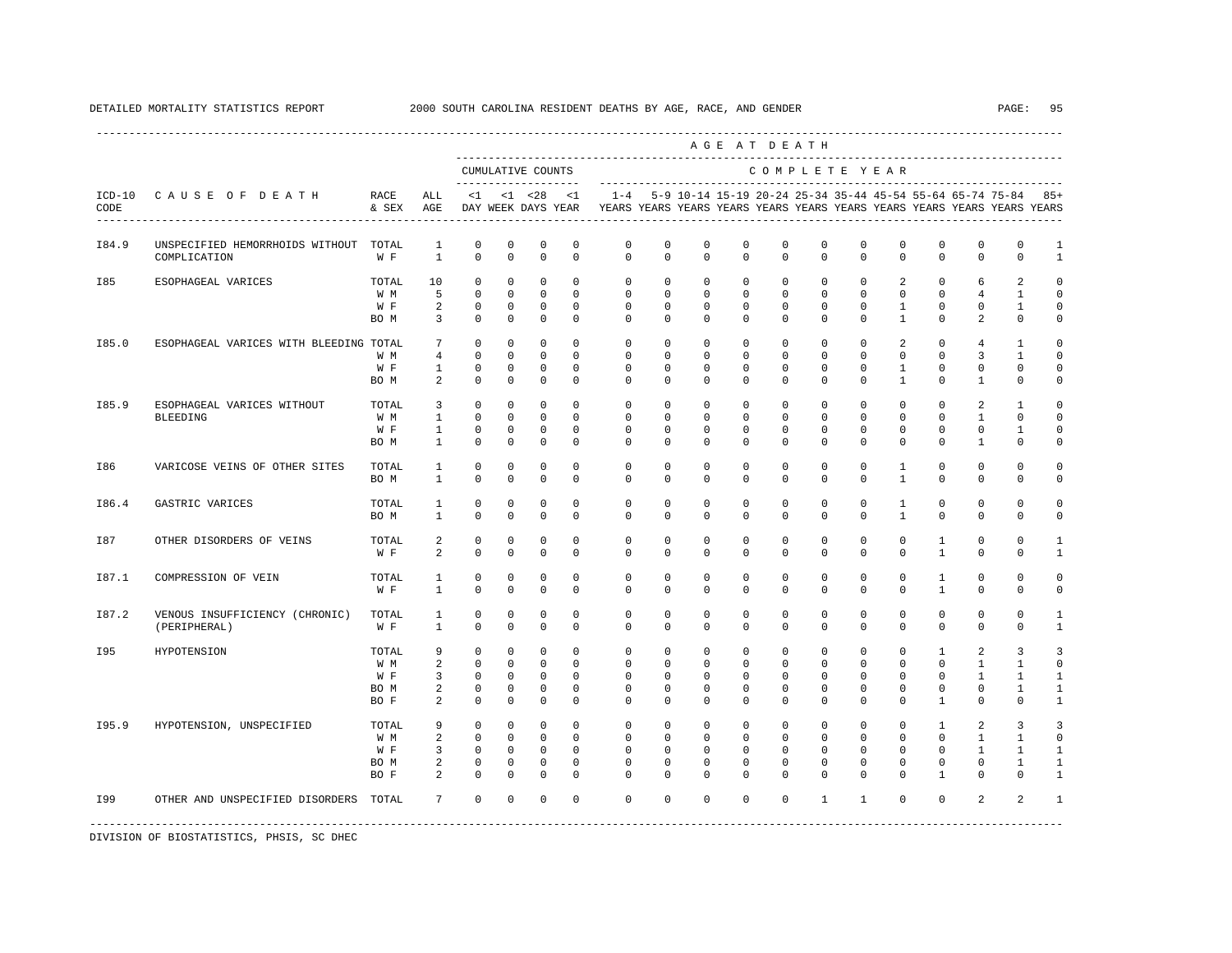DETAILED MORTALITY STATISTICS REPORT 2000 SOUTH CAROLINA RESIDENT DEATHS BY AGE, RACE, AND GENDER

| ICD-10 CODE | CAUSE OF DEATH | RACE & SEX | ALL AGE | <1 DAY | <1 WEEK | <28 DAYS | <1 YEAR | 1-4 YEARS | 5-9 YEARS | 10-14 YEARS | 15-19 YEARS | 20-24 YEARS | 25-34 YEARS | 35-44 YEARS | 45-54 YEARS | 55-64 YEARS | 65-74 YEARS | 75-84 YEARS | 85+ YEARS |
|---|---|---|---|---|---|---|---|---|---|---|---|---|---|---|---|---|---|---|---|
| | | | | CUMULATIVE COUNTS | | | | COMPLETE YEAR | | | | | | | | | | | |
| I84.9 | UNSPECIFIED HEMORRHOIDS WITHOUT COMPLICATION | TOTAL | 1 | 0 | 0 | 0 | 0 | 0 | 0 | 0 | 0 | 0 | 0 | 0 | 0 | 0 | 0 | 0 | 1 |
| | | W F | 1 | 0 | 0 | 0 | 0 | 0 | 0 | 0 | 0 | 0 | 0 | 0 | 0 | 0 | 0 | 0 | 1 |
| I85 | ESOPHAGEAL VARICES | TOTAL | 10 | 0 | 0 | 0 | 0 | 0 | 0 | 0 | 0 | 0 | 0 | 0 | 2 | 0 | 6 | 2 | 0 |
| | | W M | 5 | 0 | 0 | 0 | 0 | 0 | 0 | 0 | 0 | 0 | 0 | 0 | 0 | 0 | 4 | 1 | 0 |
| | | W F | 2 | 0 | 0 | 0 | 0 | 0 | 0 | 0 | 0 | 0 | 0 | 0 | 1 | 0 | 0 | 1 | 0 |
| | | BO M | 3 | 0 | 0 | 0 | 0 | 0 | 0 | 0 | 0 | 0 | 0 | 0 | 1 | 0 | 2 | 0 | 0 |
| I85.0 | ESOPHAGEAL VARICES WITH BLEEDING | TOTAL | 7 | 0 | 0 | 0 | 0 | 0 | 0 | 0 | 0 | 0 | 0 | 0 | 2 | 0 | 4 | 1 | 0 |
| | | W M | 4 | 0 | 0 | 0 | 0 | 0 | 0 | 0 | 0 | 0 | 0 | 0 | 0 | 0 | 3 | 1 | 0 |
| | | W F | 1 | 0 | 0 | 0 | 0 | 0 | 0 | 0 | 0 | 0 | 0 | 0 | 1 | 0 | 0 | 0 | 0 |
| | | BO M | 2 | 0 | 0 | 0 | 0 | 0 | 0 | 0 | 0 | 0 | 0 | 0 | 1 | 0 | 1 | 0 | 0 |
| I85.9 | ESOPHAGEAL VARICES WITHOUT BLEEDING | TOTAL | 3 | 0 | 0 | 0 | 0 | 0 | 0 | 0 | 0 | 0 | 0 | 0 | 0 | 0 | 2 | 1 | 0 |
| | | W M | 1 | 0 | 0 | 0 | 0 | 0 | 0 | 0 | 0 | 0 | 0 | 0 | 0 | 0 | 1 | 0 | 0 |
| | | W F | 1 | 0 | 0 | 0 | 0 | 0 | 0 | 0 | 0 | 0 | 0 | 0 | 0 | 0 | 0 | 1 | 0 |
| | | BO M | 1 | 0 | 0 | 0 | 0 | 0 | 0 | 0 | 0 | 0 | 0 | 0 | 0 | 0 | 1 | 0 | 0 |
| I86 | VARICOSE VEINS OF OTHER SITES | TOTAL | 1 | 0 | 0 | 0 | 0 | 0 | 0 | 0 | 0 | 0 | 0 | 0 | 1 | 0 | 0 | 0 | 0 |
| | | BO M | 1 | 0 | 0 | 0 | 0 | 0 | 0 | 0 | 0 | 0 | 0 | 0 | 1 | 0 | 0 | 0 | 0 |
| I86.4 | GASTRIC VARICES | TOTAL | 1 | 0 | 0 | 0 | 0 | 0 | 0 | 0 | 0 | 0 | 0 | 0 | 1 | 0 | 0 | 0 | 0 |
| | | BO M | 1 | 0 | 0 | 0 | 0 | 0 | 0 | 0 | 0 | 0 | 0 | 0 | 1 | 0 | 0 | 0 | 0 |
| I87 | OTHER DISORDERS OF VEINS | TOTAL | 2 | 0 | 0 | 0 | 0 | 0 | 0 | 0 | 0 | 0 | 0 | 0 | 0 | 1 | 0 | 0 | 1 |
| | | W F | 2 | 0 | 0 | 0 | 0 | 0 | 0 | 0 | 0 | 0 | 0 | 0 | 0 | 1 | 0 | 0 | 1 |
| I87.1 | COMPRESSION OF VEIN | TOTAL | 1 | 0 | 0 | 0 | 0 | 0 | 0 | 0 | 0 | 0 | 0 | 0 | 0 | 1 | 0 | 0 | 0 |
| | | W F | 1 | 0 | 0 | 0 | 0 | 0 | 0 | 0 | 0 | 0 | 0 | 0 | 0 | 1 | 0 | 0 | 0 |
| I87.2 | VENOUS INSUFFICIENCY (CHRONIC) (PERIPHERAL) | TOTAL | 1 | 0 | 0 | 0 | 0 | 0 | 0 | 0 | 0 | 0 | 0 | 0 | 0 | 0 | 0 | 0 | 1 |
| | | W F | 1 | 0 | 0 | 0 | 0 | 0 | 0 | 0 | 0 | 0 | 0 | 0 | 0 | 0 | 0 | 0 | 1 |
| I95 | HYPOTENSION | TOTAL | 9 | 0 | 0 | 0 | 0 | 0 | 0 | 0 | 0 | 0 | 0 | 0 | 0 | 1 | 2 | 3 | 3 |
| | | W M | 2 | 0 | 0 | 0 | 0 | 0 | 0 | 0 | 0 | 0 | 0 | 0 | 0 | 0 | 1 | 1 | 0 |
| | | W F | 3 | 0 | 0 | 0 | 0 | 0 | 0 | 0 | 0 | 0 | 0 | 0 | 0 | 0 | 1 | 1 | 1 |
| | | BO M | 2 | 0 | 0 | 0 | 0 | 0 | 0 | 0 | 0 | 0 | 0 | 0 | 0 | 0 | 0 | 1 | 1 |
| | | BO F | 2 | 0 | 0 | 0 | 0 | 0 | 0 | 0 | 0 | 0 | 0 | 0 | 0 | 1 | 0 | 0 | 1 |
| I95.9 | HYPOTENSION, UNSPECIFIED | TOTAL | 9 | 0 | 0 | 0 | 0 | 0 | 0 | 0 | 0 | 0 | 0 | 0 | 0 | 1 | 2 | 3 | 3 |
| | | W M | 2 | 0 | 0 | 0 | 0 | 0 | 0 | 0 | 0 | 0 | 0 | 0 | 0 | 0 | 1 | 1 | 0 |
| | | W F | 3 | 0 | 0 | 0 | 0 | 0 | 0 | 0 | 0 | 0 | 0 | 0 | 0 | 0 | 1 | 1 | 1 |
| | | BO M | 2 | 0 | 0 | 0 | 0 | 0 | 0 | 0 | 0 | 0 | 0 | 0 | 0 | 0 | 0 | 1 | 1 |
| | | BO F | 2 | 0 | 0 | 0 | 0 | 0 | 0 | 0 | 0 | 0 | 0 | 0 | 0 | 1 | 0 | 0 | 1 |
| I99 | OTHER AND UNSPECIFIED DISORDERS | TOTAL | 7 | 0 | 0 | 0 | 0 | 0 | 0 | 0 | 0 | 0 | 1 | 1 | 0 | 0 | 2 | 2 | 1 |

DIVISION OF BIOSTATISTICS, PHSIS, SC DHEC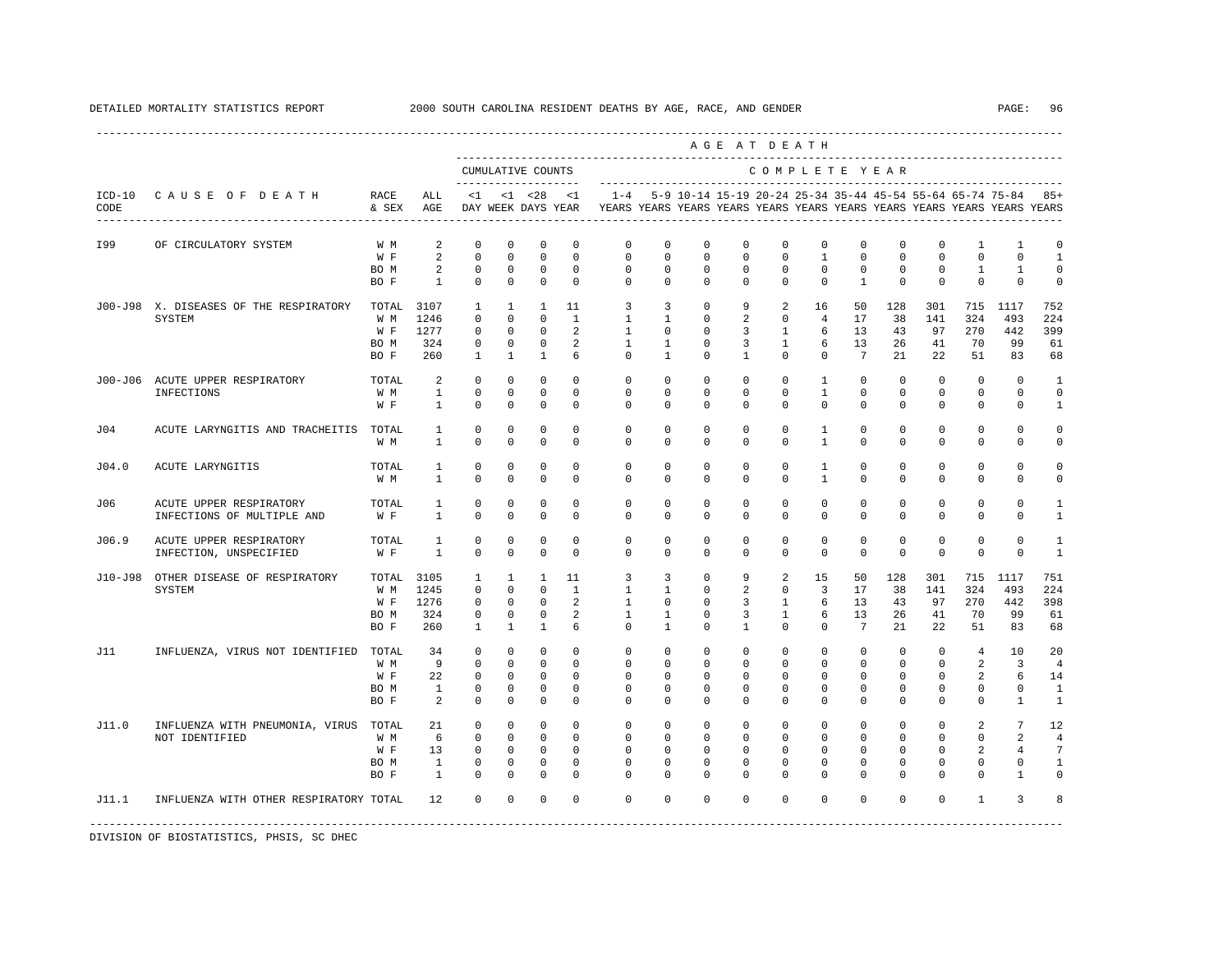DETAILED MORTALITY STATISTICS REPORT — 2000 SOUTH CAROLINA RESIDENT DEATHS BY AGE, RACE, AND GENDER

| ICD-10 CODE | CAUSE OF DEATH | RACE & SEX | ALL AGE | <1 DAY | <1 WEEK | <28 DAYS | <1 YEAR | 1-4 YEARS | 5-9 YEARS | 10-14 YEARS | 15-19 YEARS | 20-24 YEARS | 25-34 YEARS | 35-44 YEARS | 45-54 YEARS | 55-64 YEARS | 65-74 YEARS | 75-84 YEARS | 85+ YEARS |
|---|---|---|---|---|---|---|---|---|---|---|---|---|---|---|---|---|---|---|---|
| I99 | OF CIRCULATORY SYSTEM | W M | 2 | 0 | 0 | 0 | 0 | 0 | 0 | 0 | 0 | 0 | 0 | 0 | 0 | 0 | 1 | 1 | 0 |
| | | W F | 2 | 0 | 0 | 0 | 0 | 0 | 0 | 0 | 0 | 0 | 1 | 0 | 0 | 0 | 0 | 0 | 1 |
| | | BO M | 2 | 0 | 0 | 0 | 0 | 0 | 0 | 0 | 0 | 0 | 0 | 0 | 0 | 0 | 1 | 1 | 0 |
| | | BO F | 1 | 0 | 0 | 0 | 0 | 0 | 0 | 0 | 0 | 0 | 0 | 1 | 0 | 0 | 0 | 0 | 0 |
| J00-J98 | X. DISEASES OF THE RESPIRATORY SYSTEM | TOTAL | 3107 | 1 | 1 | 1 | 11 | 3 | 3 | 0 | 9 | 2 | 16 | 50 | 128 | 301 | 715 | 1117 | 752 |
| | | W M | 1246 | 0 | 0 | 0 | 1 | 1 | 1 | 0 | 2 | 0 | 4 | 17 | 38 | 141 | 324 | 493 | 224 |
| | | W F | 1277 | 0 | 0 | 0 | 2 | 1 | 0 | 0 | 3 | 1 | 6 | 13 | 43 | 97 | 270 | 442 | 399 |
| | | BO M | 324 | 0 | 0 | 0 | 2 | 1 | 1 | 0 | 3 | 1 | 6 | 13 | 26 | 41 | 70 | 99 | 61 |
| | | BO F | 260 | 1 | 1 | 1 | 6 | 0 | 1 | 0 | 1 | 0 | 0 | 7 | 21 | 22 | 51 | 83 | 68 |
| J00-J06 | ACUTE UPPER RESPIRATORY INFECTIONS | TOTAL | 2 | 0 | 0 | 0 | 0 | 0 | 0 | 0 | 0 | 0 | 1 | 0 | 0 | 0 | 0 | 0 | 1 |
| | | W M | 1 | 0 | 0 | 0 | 0 | 0 | 0 | 0 | 0 | 0 | 1 | 0 | 0 | 0 | 0 | 0 | 0 |
| | | W F | 1 | 0 | 0 | 0 | 0 | 0 | 0 | 0 | 0 | 0 | 0 | 0 | 0 | 0 | 0 | 0 | 1 |
| J04 | ACUTE LARYNGITIS AND TRACHEITIS | TOTAL | 1 | 0 | 0 | 0 | 0 | 0 | 0 | 0 | 0 | 0 | 1 | 0 | 0 | 0 | 0 | 0 | 0 |
| | | W M | 1 | 0 | 0 | 0 | 0 | 0 | 0 | 0 | 0 | 0 | 1 | 0 | 0 | 0 | 0 | 0 | 0 |
| J04.0 | ACUTE LARYNGITIS | TOTAL | 1 | 0 | 0 | 0 | 0 | 0 | 0 | 0 | 0 | 0 | 1 | 0 | 0 | 0 | 0 | 0 | 0 |
| | | W M | 1 | 0 | 0 | 0 | 0 | 0 | 0 | 0 | 0 | 0 | 1 | 0 | 0 | 0 | 0 | 0 | 0 |
| J06 | ACUTE UPPER RESPIRATORY INFECTIONS OF MULTIPLE AND | TOTAL | 1 | 0 | 0 | 0 | 0 | 0 | 0 | 0 | 0 | 0 | 0 | 0 | 0 | 0 | 0 | 0 | 1 |
| | | W F | 1 | 0 | 0 | 0 | 0 | 0 | 0 | 0 | 0 | 0 | 0 | 0 | 0 | 0 | 0 | 0 | 1 |
| J06.9 | ACUTE UPPER RESPIRATORY INFECTION, UNSPECIFIED | TOTAL | 1 | 0 | 0 | 0 | 0 | 0 | 0 | 0 | 0 | 0 | 0 | 0 | 0 | 0 | 0 | 0 | 1 |
| | | W F | 1 | 0 | 0 | 0 | 0 | 0 | 0 | 0 | 0 | 0 | 0 | 0 | 0 | 0 | 0 | 0 | 1 |
| J10-J98 | OTHER DISEASE OF RESPIRATORY SYSTEM | TOTAL | 3105 | 1 | 1 | 1 | 11 | 3 | 3 | 0 | 9 | 2 | 15 | 50 | 128 | 301 | 715 | 1117 | 751 |
| | | W M | 1245 | 0 | 0 | 0 | 1 | 1 | 1 | 0 | 2 | 0 | 3 | 17 | 38 | 141 | 324 | 493 | 224 |
| | | W F | 1276 | 0 | 0 | 0 | 2 | 1 | 0 | 0 | 3 | 1 | 6 | 13 | 43 | 97 | 270 | 442 | 398 |
| | | BO M | 324 | 0 | 0 | 0 | 2 | 1 | 1 | 0 | 3 | 1 | 6 | 13 | 26 | 41 | 70 | 99 | 61 |
| | | BO F | 260 | 1 | 1 | 1 | 6 | 0 | 1 | 0 | 1 | 0 | 0 | 7 | 21 | 22 | 51 | 83 | 68 |
| J11 | INFLUENZA, VIRUS NOT IDENTIFIED | TOTAL | 34 | 0 | 0 | 0 | 0 | 0 | 0 | 0 | 0 | 0 | 0 | 0 | 0 | 0 | 4 | 10 | 20 |
| | | W M | 9 | 0 | 0 | 0 | 0 | 0 | 0 | 0 | 0 | 0 | 0 | 0 | 0 | 0 | 2 | 3 | 4 |
| | | W F | 22 | 0 | 0 | 0 | 0 | 0 | 0 | 0 | 0 | 0 | 0 | 0 | 0 | 0 | 2 | 6 | 14 |
| | | BO M | 1 | 0 | 0 | 0 | 0 | 0 | 0 | 0 | 0 | 0 | 0 | 0 | 0 | 0 | 0 | 0 | 1 |
| | | BO F | 2 | 0 | 0 | 0 | 0 | 0 | 0 | 0 | 0 | 0 | 0 | 0 | 0 | 0 | 0 | 1 | 1 |
| J11.0 | INFLUENZA WITH PNEUMONIA, VIRUS NOT IDENTIFIED | TOTAL | 21 | 0 | 0 | 0 | 0 | 0 | 0 | 0 | 0 | 0 | 0 | 0 | 0 | 0 | 2 | 7 | 12 |
| | | W M | 6 | 0 | 0 | 0 | 0 | 0 | 0 | 0 | 0 | 0 | 0 | 0 | 0 | 0 | 0 | 2 | 4 |
| | | W F | 13 | 0 | 0 | 0 | 0 | 0 | 0 | 0 | 0 | 0 | 0 | 0 | 0 | 0 | 2 | 4 | 7 |
| | | BO M | 1 | 0 | 0 | 0 | 0 | 0 | 0 | 0 | 0 | 0 | 0 | 0 | 0 | 0 | 0 | 0 | 1 |
| | | BO F | 1 | 0 | 0 | 0 | 0 | 0 | 0 | 0 | 0 | 0 | 0 | 0 | 0 | 0 | 0 | 1 | 0 |
| J11.1 | INFLUENZA WITH OTHER RESPIRATORY | TOTAL | 12 | 0 | 0 | 0 | 0 | 0 | 0 | 0 | 0 | 0 | 0 | 0 | 0 | 0 | 1 | 3 | 8 |

DIVISION OF BIOSTATISTICS, PHSIS, SC DHEC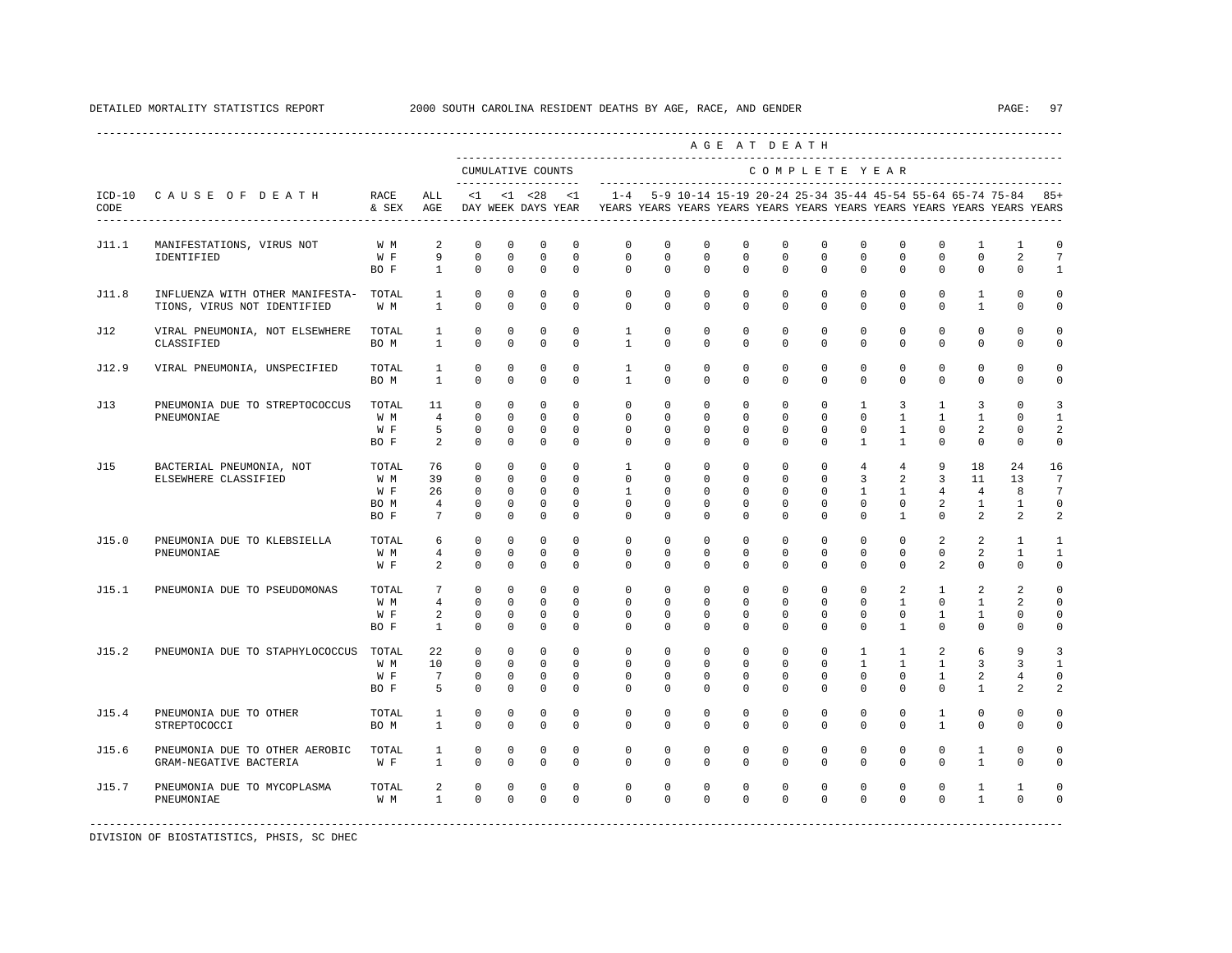DETAILED MORTALITY STATISTICS REPORT 2000 SOUTH CAROLINA RESIDENT DEATHS BY AGE, RACE, AND GENDER

| ICD-10 CODE | CAUSE OF DEATH | RACE & SEX | ALL AGE | <1 DAY | <1 WEEK | <28 DAYS | <1 YEAR | 1-4 YEARS | 5-9 YEARS | 10-14 YEARS | 15-19 YEARS | 20-24 YEARS | 25-34 YEARS | 35-44 YEARS | 45-54 YEARS | 55-64 YEARS | 65-74 YEARS | 75-84 YEARS | 85+ YEARS |
|---|---|---|---|---|---|---|---|---|---|---|---|---|---|---|---|---|---|---|---|
| | | | | CUMULATIVE COUNTS | | | | AGE AT DEATH - COMPLETE YEAR | | | | | | | | | | | |
| J11.1 | MANIFESTATIONS, VIRUS NOT IDENTIFIED | W M | 2 | 0 | 0 | 0 | 0 | 0 | 0 | 0 | 0 | 0 | 0 | 0 | 0 | 0 | 1 | 1 | 0 |
| | | W F | 9 | 0 | 0 | 0 | 0 | 0 | 0 | 0 | 0 | 0 | 0 | 0 | 0 | 0 | 0 | 2 | 7 |
| | | BO F | 1 | 0 | 0 | 0 | 0 | 0 | 0 | 0 | 0 | 0 | 0 | 0 | 0 | 0 | 0 | 0 | 1 |
| J11.8 | INFLUENZA WITH OTHER MANIFESTATIONS, VIRUS NOT IDENTIFIED | TOTAL | 1 | 0 | 0 | 0 | 0 | 0 | 0 | 0 | 0 | 0 | 0 | 0 | 0 | 0 | 1 | 0 | 0 |
| | | W M | 1 | 0 | 0 | 0 | 0 | 0 | 0 | 0 | 0 | 0 | 0 | 0 | 0 | 0 | 1 | 0 | 0 |
| J12 | VIRAL PNEUMONIA, NOT ELSEWHERE CLASSIFIED | TOTAL | 1 | 0 | 0 | 0 | 0 | 1 | 0 | 0 | 0 | 0 | 0 | 0 | 0 | 0 | 0 | 0 | 0 |
| | | BO M | 1 | 0 | 0 | 0 | 0 | 1 | 0 | 0 | 0 | 0 | 0 | 0 | 0 | 0 | 0 | 0 | 0 |
| J12.9 | VIRAL PNEUMONIA, UNSPECIFIED | TOTAL | 1 | 0 | 0 | 0 | 0 | 1 | 0 | 0 | 0 | 0 | 0 | 0 | 0 | 0 | 0 | 0 | 0 |
| | | BO M | 1 | 0 | 0 | 0 | 0 | 1 | 0 | 0 | 0 | 0 | 0 | 0 | 0 | 0 | 0 | 0 | 0 |
| J13 | PNEUMONIA DUE TO STREPTOCOCCUS PNEUMONIAE | TOTAL | 11 | 0 | 0 | 0 | 0 | 0 | 0 | 0 | 0 | 0 | 0 | 1 | 3 | 1 | 3 | 0 | 3 |
| | | W M | 4 | 0 | 0 | 0 | 0 | 0 | 0 | 0 | 0 | 0 | 0 | 0 | 1 | 1 | 1 | 0 | 1 |
| | | W F | 5 | 0 | 0 | 0 | 0 | 0 | 0 | 0 | 0 | 0 | 0 | 0 | 1 | 0 | 2 | 0 | 2 |
| | | BO F | 2 | 0 | 0 | 0 | 0 | 0 | 0 | 0 | 0 | 0 | 0 | 1 | 1 | 0 | 0 | 0 | 0 |
| J15 | BACTERIAL PNEUMONIA, NOT ELSEWHERE CLASSIFIED | TOTAL | 76 | 0 | 0 | 0 | 0 | 1 | 0 | 0 | 0 | 0 | 0 | 4 | 4 | 9 | 18 | 24 | 16 |
| | | W M | 39 | 0 | 0 | 0 | 0 | 0 | 0 | 0 | 0 | 0 | 0 | 3 | 2 | 3 | 11 | 13 | 7 |
| | | W F | 26 | 0 | 0 | 0 | 0 | 1 | 0 | 0 | 0 | 0 | 0 | 1 | 1 | 4 | 4 | 8 | 7 |
| | | BO M | 4 | 0 | 0 | 0 | 0 | 0 | 0 | 0 | 0 | 0 | 0 | 0 | 0 | 2 | 1 | 1 | 0 |
| | | BO F | 7 | 0 | 0 | 0 | 0 | 0 | 0 | 0 | 0 | 0 | 0 | 0 | 1 | 0 | 2 | 2 | 2 |
| J15.0 | PNEUMONIA DUE TO KLEBSIELLA PNEUMONIAE | TOTAL | 6 | 0 | 0 | 0 | 0 | 0 | 0 | 0 | 0 | 0 | 0 | 0 | 0 | 2 | 2 | 1 | 1 |
| | | W M | 4 | 0 | 0 | 0 | 0 | 0 | 0 | 0 | 0 | 0 | 0 | 0 | 0 | 0 | 2 | 1 | 1 |
| | | W F | 2 | 0 | 0 | 0 | 0 | 0 | 0 | 0 | 0 | 0 | 0 | 0 | 0 | 2 | 0 | 0 | 0 |
| J15.1 | PNEUMONIA DUE TO PSEUDOMONAS | TOTAL | 7 | 0 | 0 | 0 | 0 | 0 | 0 | 0 | 0 | 0 | 0 | 0 | 2 | 1 | 2 | 2 | 0 |
| | | W M | 4 | 0 | 0 | 0 | 0 | 0 | 0 | 0 | 0 | 0 | 0 | 0 | 1 | 0 | 1 | 2 | 0 |
| | | W F | 2 | 0 | 0 | 0 | 0 | 0 | 0 | 0 | 0 | 0 | 0 | 0 | 0 | 1 | 1 | 0 | 0 |
| | | BO F | 1 | 0 | 0 | 0 | 0 | 0 | 0 | 0 | 0 | 0 | 0 | 0 | 1 | 0 | 0 | 0 | 0 |
| J15.2 | PNEUMONIA DUE TO STAPHYLOCOCCUS | TOTAL | 22 | 0 | 0 | 0 | 0 | 0 | 0 | 0 | 0 | 0 | 0 | 1 | 1 | 2 | 6 | 9 | 3 |
| | | W M | 10 | 0 | 0 | 0 | 0 | 0 | 0 | 0 | 0 | 0 | 0 | 1 | 1 | 1 | 3 | 3 | 1 |
| | | W F | 7 | 0 | 0 | 0 | 0 | 0 | 0 | 0 | 0 | 0 | 0 | 0 | 0 | 1 | 2 | 4 | 0 |
| | | BO F | 5 | 0 | 0 | 0 | 0 | 0 | 0 | 0 | 0 | 0 | 0 | 0 | 0 | 0 | 1 | 2 | 2 |
| J15.4 | PNEUMONIA DUE TO OTHER STREPTOCOCCI | TOTAL | 1 | 0 | 0 | 0 | 0 | 0 | 0 | 0 | 0 | 0 | 0 | 0 | 0 | 1 | 0 | 0 | 0 |
| | | BO M | 1 | 0 | 0 | 0 | 0 | 0 | 0 | 0 | 0 | 0 | 0 | 0 | 0 | 1 | 0 | 0 | 0 |
| J15.6 | PNEUMONIA DUE TO OTHER AEROBIC GRAM-NEGATIVE BACTERIA | TOTAL | 1 | 0 | 0 | 0 | 0 | 0 | 0 | 0 | 0 | 0 | 0 | 0 | 0 | 0 | 1 | 0 | 0 |
| | | W F | 1 | 0 | 0 | 0 | 0 | 0 | 0 | 0 | 0 | 0 | 0 | 0 | 0 | 0 | 1 | 0 | 0 |
| J15.7 | PNEUMONIA DUE TO MYCOPLASMA PNEUMONIAE | TOTAL | 2 | 0 | 0 | 0 | 0 | 0 | 0 | 0 | 0 | 0 | 0 | 0 | 0 | 0 | 1 | 1 | 0 |
| | | W M | 1 | 0 | 0 | 0 | 0 | 0 | 0 | 0 | 0 | 0 | 0 | 0 | 0 | 0 | 1 | 0 | 0 |

DIVISION OF BIOSTATISTICS, PHSIS, SC DHEC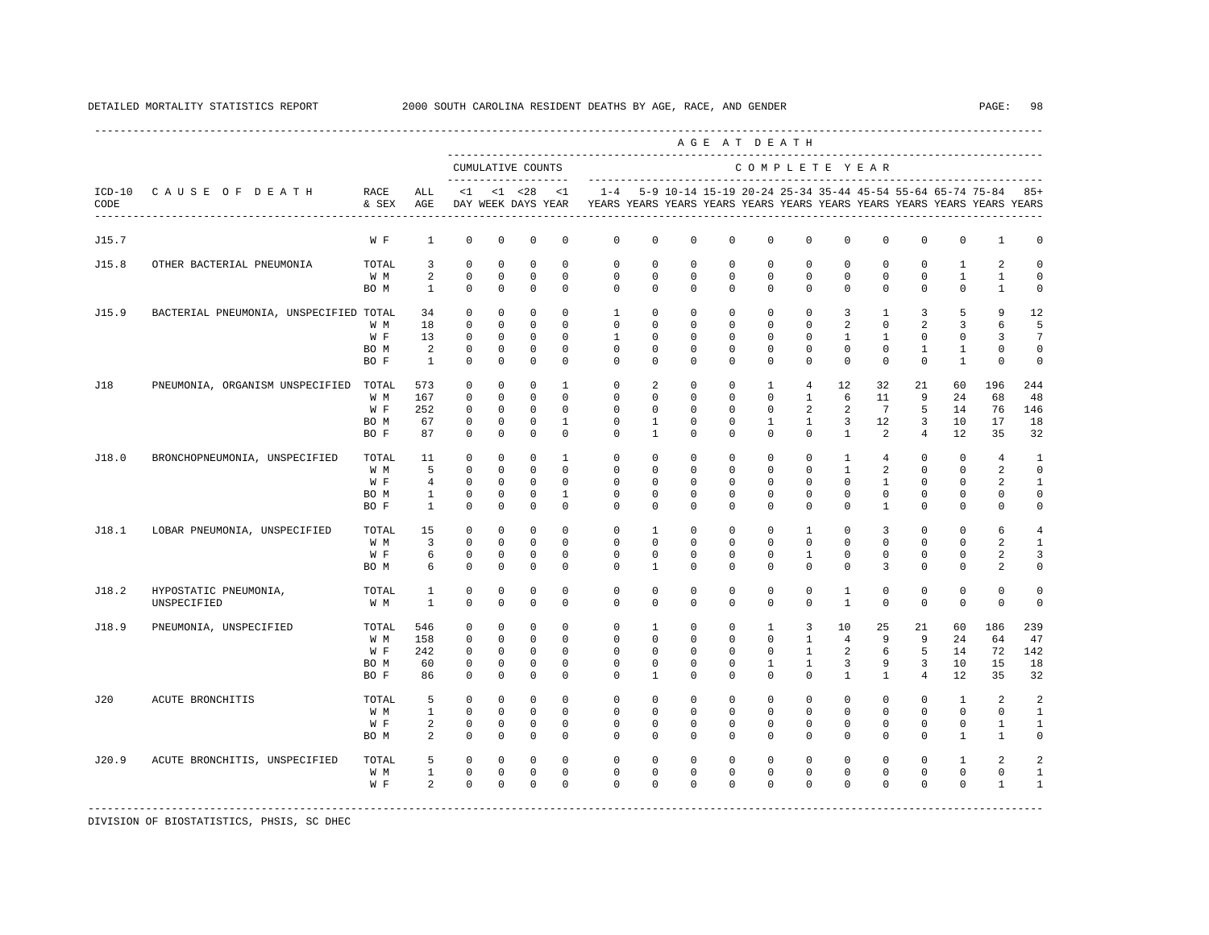DETAILED MORTALITY STATISTICS REPORT 2000 SOUTH CAROLINA RESIDENT DEATHS BY AGE, RACE, AND GENDER

| ICD-10 CODE | CAUSE OF DEATH | RACE & SEX | ALL AGE | <1 DAY | <1 WEEK | <28 DAYS | <1 YEAR | 1-4 YEARS | 5-9 YEARS | 10-14 YEARS | 15-19 YEARS | 20-24 YEARS | 25-34 YEARS | 35-44 YEARS | 45-54 YEARS | 55-64 YEARS | 65-74 YEARS | 75-84 YEARS | 85+ YEARS |
|---|---|---|---|---|---|---|---|---|---|---|---|---|---|---|---|---|---|---|---|
| | | | | CUMULATIVE COUNTS | | | | COMPLETE YEAR | | | | | | | | | | | |
| J15.7 | | W F | 1 | 0 | 0 | 0 | 0 | 0 | 0 | 0 | 0 | 0 | 0 | 0 | 0 | 0 | 0 | 1 | 0 |
| J15.8 | OTHER BACTERIAL PNEUMONIA | TOTAL | 3 | 0 | 0 | 0 | 0 | 0 | 0 | 0 | 0 | 0 | 0 | 0 | 0 | 0 | 1 | 2 | 0 |
| | | W M | 2 | 0 | 0 | 0 | 0 | 0 | 0 | 0 | 0 | 0 | 0 | 0 | 0 | 0 | 1 | 1 | 0 |
| | | BO M | 1 | 0 | 0 | 0 | 0 | 0 | 0 | 0 | 0 | 0 | 0 | 0 | 0 | 0 | 0 | 1 | 0 |
| J15.9 | BACTERIAL PNEUMONIA, UNSPECIFIED | TOTAL | 34 | 0 | 0 | 0 | 0 | 1 | 0 | 0 | 0 | 0 | 0 | 3 | 1 | 3 | 5 | 9 | 12 |
| | | W M | 18 | 0 | 0 | 0 | 0 | 0 | 0 | 0 | 0 | 0 | 0 | 2 | 0 | 2 | 3 | 6 | 5 |
| | | W F | 13 | 0 | 0 | 0 | 0 | 1 | 0 | 0 | 0 | 0 | 0 | 1 | 1 | 0 | 0 | 3 | 7 |
| | | BO M | 2 | 0 | 0 | 0 | 0 | 0 | 0 | 0 | 0 | 0 | 0 | 0 | 0 | 1 | 1 | 0 | 0 |
| | | BO F | 1 | 0 | 0 | 0 | 0 | 0 | 0 | 0 | 0 | 0 | 0 | 0 | 0 | 0 | 1 | 0 | 0 |
| J18 | PNEUMONIA, ORGANISM UNSPECIFIED | TOTAL | 573 | 0 | 0 | 0 | 1 | 0 | 2 | 0 | 0 | 1 | 4 | 12 | 32 | 21 | 60 | 196 | 244 |
| | | W M | 167 | 0 | 0 | 0 | 0 | 0 | 0 | 0 | 0 | 0 | 1 | 6 | 11 | 9 | 24 | 68 | 48 |
| | | W F | 252 | 0 | 0 | 0 | 0 | 0 | 0 | 0 | 0 | 0 | 2 | 2 | 7 | 5 | 14 | 76 | 146 |
| | | BO M | 67 | 0 | 0 | 0 | 1 | 0 | 1 | 0 | 0 | 1 | 1 | 3 | 12 | 3 | 10 | 17 | 18 |
| | | BO F | 87 | 0 | 0 | 0 | 0 | 0 | 1 | 0 | 0 | 0 | 0 | 1 | 2 | 4 | 12 | 35 | 32 |
| J18.0 | BRONCHOPNEUMONIA, UNSPECIFIED | TOTAL | 11 | 0 | 0 | 0 | 1 | 0 | 0 | 0 | 0 | 0 | 0 | 1 | 4 | 0 | 0 | 4 | 1 |
| | | W M | 5 | 0 | 0 | 0 | 0 | 0 | 0 | 0 | 0 | 0 | 0 | 1 | 2 | 0 | 0 | 2 | 0 |
| | | W F | 4 | 0 | 0 | 0 | 0 | 0 | 0 | 0 | 0 | 0 | 0 | 0 | 1 | 0 | 0 | 2 | 1 |
| | | BO M | 1 | 0 | 0 | 0 | 1 | 0 | 0 | 0 | 0 | 0 | 0 | 0 | 0 | 0 | 0 | 0 | 0 |
| | | BO F | 1 | 0 | 0 | 0 | 0 | 0 | 0 | 0 | 0 | 0 | 0 | 0 | 1 | 0 | 0 | 0 | 0 |
| J18.1 | LOBAR PNEUMONIA, UNSPECIFIED | TOTAL | 15 | 0 | 0 | 0 | 0 | 0 | 1 | 0 | 0 | 0 | 1 | 0 | 3 | 0 | 0 | 6 | 4 |
| | | W M | 3 | 0 | 0 | 0 | 0 | 0 | 0 | 0 | 0 | 0 | 0 | 0 | 0 | 0 | 0 | 2 | 1 |
| | | W F | 6 | 0 | 0 | 0 | 0 | 0 | 0 | 0 | 0 | 0 | 1 | 0 | 0 | 0 | 0 | 2 | 3 |
| | | BO M | 6 | 0 | 0 | 0 | 0 | 0 | 1 | 0 | 0 | 0 | 0 | 0 | 3 | 0 | 0 | 2 | 0 |
| J18.2 | HYPOSTATIC PNEUMONIA, UNSPECIFIED | TOTAL | 1 | 0 | 0 | 0 | 0 | 0 | 0 | 0 | 0 | 0 | 0 | 1 | 0 | 0 | 0 | 0 | 0 |
| | | W M | 1 | 0 | 0 | 0 | 0 | 0 | 0 | 0 | 0 | 0 | 0 | 1 | 0 | 0 | 0 | 0 | 0 |
| J18.9 | PNEUMONIA, UNSPECIFIED | TOTAL | 546 | 0 | 0 | 0 | 0 | 0 | 1 | 0 | 0 | 1 | 3 | 10 | 25 | 21 | 60 | 186 | 239 |
| | | W M | 158 | 0 | 0 | 0 | 0 | 0 | 0 | 0 | 0 | 0 | 1 | 4 | 9 | 9 | 24 | 64 | 47 |
| | | W F | 242 | 0 | 0 | 0 | 0 | 0 | 0 | 0 | 0 | 0 | 1 | 2 | 6 | 5 | 14 | 72 | 142 |
| | | BO M | 60 | 0 | 0 | 0 | 0 | 0 | 0 | 0 | 0 | 1 | 1 | 3 | 9 | 3 | 10 | 15 | 18 |
| | | BO F | 86 | 0 | 0 | 0 | 0 | 0 | 1 | 0 | 0 | 0 | 0 | 1 | 1 | 4 | 12 | 35 | 32 |
| J20 | ACUTE BRONCHITIS | TOTAL | 5 | 0 | 0 | 0 | 0 | 0 | 0 | 0 | 0 | 0 | 0 | 0 | 0 | 0 | 1 | 2 | 2 |
| | | W M | 1 | 0 | 0 | 0 | 0 | 0 | 0 | 0 | 0 | 0 | 0 | 0 | 0 | 0 | 0 | 0 | 1 |
| | | W F | 2 | 0 | 0 | 0 | 0 | 0 | 0 | 0 | 0 | 0 | 0 | 0 | 0 | 0 | 0 | 1 | 1 |
| | | BO M | 2 | 0 | 0 | 0 | 0 | 0 | 0 | 0 | 0 | 0 | 0 | 0 | 0 | 0 | 1 | 1 | 0 |
| J20.9 | ACUTE BRONCHITIS, UNSPECIFIED | TOTAL | 5 | 0 | 0 | 0 | 0 | 0 | 0 | 0 | 0 | 0 | 0 | 0 | 0 | 0 | 1 | 2 | 2 |
| | | W M | 1 | 0 | 0 | 0 | 0 | 0 | 0 | 0 | 0 | 0 | 0 | 0 | 0 | 0 | 0 | 0 | 1 |
| | | W F | 2 | 0 | 0 | 0 | 0 | 0 | 0 | 0 | 0 | 0 | 0 | 0 | 0 | 0 | 0 | 1 | 1 |

DIVISION OF BIOSTATISTICS, PHSIS, SC DHEC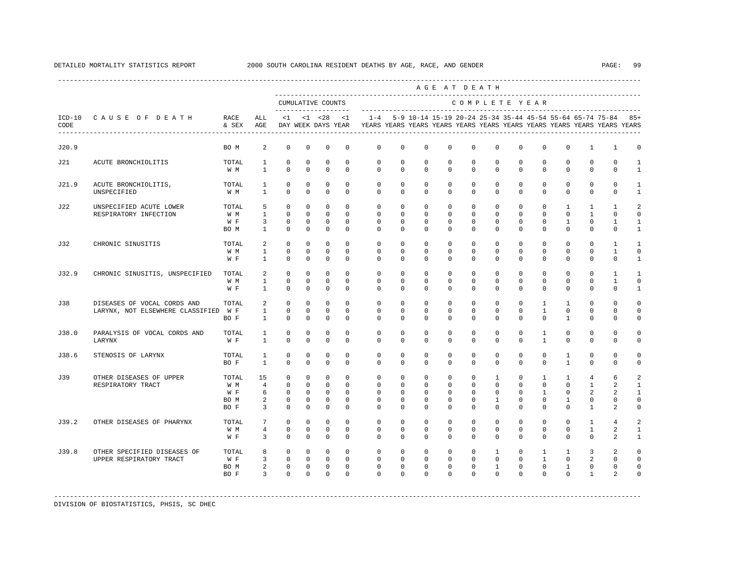DETAILED MORTALITY STATISTICS REPORT 2000 SOUTH CAROLINA RESIDENT DEATHS BY AGE, RACE, AND GENDER

| ICD-10 CODE | CAUSE OF DEATH | RACE & SEX | ALL AGE | <1 DAY | <1 WEEK | <28 DAYS | <1 YEAR | 1-4 YEARS | 5-9 YEARS | 10-14 YEARS | 15-19 YEARS | 20-24 YEARS | 25-34 YEARS | 35-44 YEARS | 45-54 YEARS | 55-64 YEARS | 65-74 YEARS | 75-84 YEARS | 85+ YEARS |
|---|---|---|---|---|---|---|---|---|---|---|---|---|---|---|---|---|---|---|---|
| | | | | CUMULATIVE COUNTS | | | | COMPLETE YEAR | | | | | | | | | | | |
| J20.9 | | BO M | 2 | 0 | 0 | 0 | 0 | 0 | 0 | 0 | 0 | 0 | 0 | 0 | 0 | 0 | 1 | 1 | 0 |
| J21 | ACUTE BRONCHIOLITIS | TOTAL | 1 | 0 | 0 | 0 | 0 | 0 | 0 | 0 | 0 | 0 | 0 | 0 | 0 | 0 | 0 | 0 | 1 |
| | | W M | 1 | 0 | 0 | 0 | 0 | 0 | 0 | 0 | 0 | 0 | 0 | 0 | 0 | 0 | 0 | 0 | 1 |
| J21.9 | ACUTE BRONCHIOLITIS, UNSPECIFIED | TOTAL | 1 | 0 | 0 | 0 | 0 | 0 | 0 | 0 | 0 | 0 | 0 | 0 | 0 | 0 | 0 | 0 | 1 |
| | | W M | 1 | 0 | 0 | 0 | 0 | 0 | 0 | 0 | 0 | 0 | 0 | 0 | 0 | 0 | 0 | 0 | 1 |
| J22 | UNSPECIFIED ACUTE LOWER RESPIRATORY INFECTION | TOTAL | 5 | 0 | 0 | 0 | 0 | 0 | 0 | 0 | 0 | 0 | 0 | 0 | 0 | 1 | 1 | 1 | 2 |
| | | W M | 1 | 0 | 0 | 0 | 0 | 0 | 0 | 0 | 0 | 0 | 0 | 0 | 0 | 0 | 1 | 0 | 0 |
| | | W F | 3 | 0 | 0 | 0 | 0 | 0 | 0 | 0 | 0 | 0 | 0 | 0 | 0 | 1 | 0 | 1 | 1 |
| | | BO M | 1 | 0 | 0 | 0 | 0 | 0 | 0 | 0 | 0 | 0 | 0 | 0 | 0 | 0 | 0 | 0 | 1 |
| J32 | CHRONIC SINUSITIS | TOTAL | 2 | 0 | 0 | 0 | 0 | 0 | 0 | 0 | 0 | 0 | 0 | 0 | 0 | 0 | 0 | 1 | 1 |
| | | W M | 1 | 0 | 0 | 0 | 0 | 0 | 0 | 0 | 0 | 0 | 0 | 0 | 0 | 0 | 0 | 1 | 0 |
| | | W F | 1 | 0 | 0 | 0 | 0 | 0 | 0 | 0 | 0 | 0 | 0 | 0 | 0 | 0 | 0 | 0 | 1 |
| J32.9 | CHRONIC SINUSITIS, UNSPECIFIED | TOTAL | 2 | 0 | 0 | 0 | 0 | 0 | 0 | 0 | 0 | 0 | 0 | 0 | 0 | 0 | 0 | 1 | 1 |
| | | W M | 1 | 0 | 0 | 0 | 0 | 0 | 0 | 0 | 0 | 0 | 0 | 0 | 0 | 0 | 0 | 1 | 0 |
| | | W F | 1 | 0 | 0 | 0 | 0 | 0 | 0 | 0 | 0 | 0 | 0 | 0 | 0 | 0 | 0 | 0 | 1 |
| J38 | DISEASES OF VOCAL CORDS AND LARYNX, NOT ELSEWHERE CLASSIFIED | TOTAL | 2 | 0 | 0 | 0 | 0 | 0 | 0 | 0 | 0 | 0 | 0 | 0 | 1 | 1 | 0 | 0 | 0 |
| | | W F | 1 | 0 | 0 | 0 | 0 | 0 | 0 | 0 | 0 | 0 | 0 | 0 | 1 | 0 | 0 | 0 | 0 |
| | | BO F | 1 | 0 | 0 | 0 | 0 | 0 | 0 | 0 | 0 | 0 | 0 | 0 | 0 | 1 | 0 | 0 | 0 |
| J38.0 | PARALYSIS OF VOCAL CORDS AND LARYNX | TOTAL | 1 | 0 | 0 | 0 | 0 | 0 | 0 | 0 | 0 | 0 | 0 | 0 | 1 | 0 | 0 | 0 | 0 |
| | | W F | 1 | 0 | 0 | 0 | 0 | 0 | 0 | 0 | 0 | 0 | 0 | 0 | 1 | 0 | 0 | 0 | 0 |
| J38.6 | STENOSIS OF LARYNX | TOTAL | 1 | 0 | 0 | 0 | 0 | 0 | 0 | 0 | 0 | 0 | 0 | 0 | 0 | 1 | 0 | 0 | 0 |
| | | BO F | 1 | 0 | 0 | 0 | 0 | 0 | 0 | 0 | 0 | 0 | 0 | 0 | 0 | 1 | 0 | 0 | 0 |
| J39 | OTHER DISEASES OF UPPER RESPIRATORY TRACT | TOTAL | 15 | 0 | 0 | 0 | 0 | 0 | 0 | 0 | 0 | 0 | 1 | 0 | 1 | 1 | 4 | 6 | 2 |
| | | W M | 4 | 0 | 0 | 0 | 0 | 0 | 0 | 0 | 0 | 0 | 0 | 0 | 0 | 0 | 1 | 2 | 1 |
| | | W F | 6 | 0 | 0 | 0 | 0 | 0 | 0 | 0 | 0 | 0 | 0 | 0 | 1 | 0 | 2 | 2 | 1 |
| | | BO M | 2 | 0 | 0 | 0 | 0 | 0 | 0 | 0 | 0 | 0 | 1 | 0 | 0 | 1 | 0 | 0 | 0 |
| | | BO F | 3 | 0 | 0 | 0 | 0 | 0 | 0 | 0 | 0 | 0 | 0 | 0 | 0 | 0 | 1 | 2 | 0 |
| J39.2 | OTHER DISEASES OF PHARYNX | TOTAL | 7 | 0 | 0 | 0 | 0 | 0 | 0 | 0 | 0 | 0 | 0 | 0 | 0 | 0 | 1 | 4 | 2 |
| | | W M | 4 | 0 | 0 | 0 | 0 | 0 | 0 | 0 | 0 | 0 | 0 | 0 | 0 | 0 | 1 | 2 | 1 |
| | | W F | 3 | 0 | 0 | 0 | 0 | 0 | 0 | 0 | 0 | 0 | 0 | 0 | 0 | 0 | 0 | 2 | 1 |
| J39.8 | OTHER SPECIFIED DISEASES OF UPPER RESPIRATORY TRACT | TOTAL | 8 | 0 | 0 | 0 | 0 | 0 | 0 | 0 | 0 | 0 | 1 | 0 | 1 | 1 | 3 | 2 | 0 |
| | | W F | 3 | 0 | 0 | 0 | 0 | 0 | 0 | 0 | 0 | 0 | 0 | 0 | 1 | 0 | 2 | 0 | 0 |
| | | BO M | 2 | 0 | 0 | 0 | 0 | 0 | 0 | 0 | 0 | 0 | 1 | 0 | 0 | 1 | 0 | 0 | 0 |
| | | BO F | 3 | 0 | 0 | 0 | 0 | 0 | 0 | 0 | 0 | 0 | 0 | 0 | 0 | 0 | 1 | 2 | 0 |

DIVISION OF BIOSTATISTICS, PHSIS, SC DHEC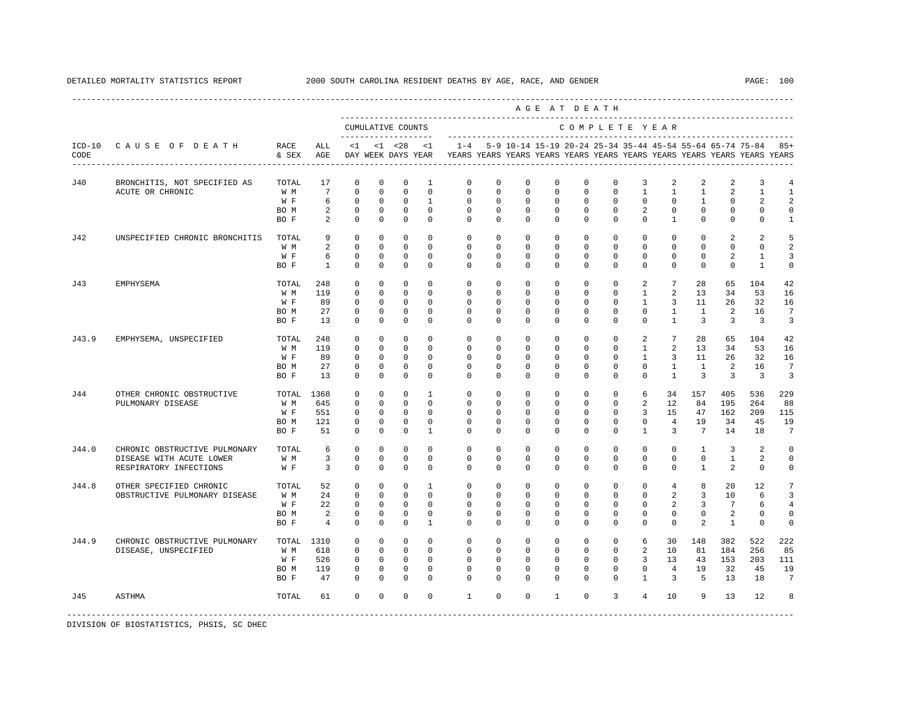DETAILED MORTALITY STATISTICS REPORT 2000 SOUTH CAROLINA RESIDENT DEATHS BY AGE, RACE, AND GENDER

| ICD-10 CODE | CAUSE OF DEATH | RACE & SEX | ALL AGE | <1 DAY | <1 WEEK | <28 DAYS | <1 YEAR | 1-4 YEARS | 5-9 YEARS | 10-14 YEARS | 15-19 YEARS | 20-24 YEARS | 25-34 YEARS | 35-44 YEARS | 45-54 YEARS | 55-64 YEARS | 65-74 YEARS | 75-84 YEARS | 85+ YEARS |
|---|---|---|---|---|---|---|---|---|---|---|---|---|---|---|---|---|---|---|---|
| | | | | CUMULATIVE COUNTS | | | | COMPLETE YEAR | | | | | | | | | | | |
| J40 | BRONCHITIS, NOT SPECIFIED AS ACUTE OR CHRONIC | TOTAL | 17 | 0 | 0 | 0 | 1 | 0 | 0 | 0 | 0 | 0 | 0 | 3 | 2 | 2 | 2 | 3 | 4 |
| | | W M | 7 | 0 | 0 | 0 | 0 | 0 | 0 | 0 | 0 | 0 | 0 | 1 | 1 | 1 | 2 | 1 | 1 |
| | | W F | 6 | 0 | 0 | 0 | 1 | 0 | 0 | 0 | 0 | 0 | 0 | 0 | 0 | 1 | 0 | 2 | 2 |
| | | BO M | 2 | 0 | 0 | 0 | 0 | 0 | 0 | 0 | 0 | 0 | 0 | 2 | 0 | 0 | 0 | 0 | 0 |
| | | BO F | 2 | 0 | 0 | 0 | 0 | 0 | 0 | 0 | 0 | 0 | 0 | 0 | 1 | 0 | 0 | 0 | 1 |
| J42 | UNSPECIFIED CHRONIC BRONCHITIS | TOTAL | 9 | 0 | 0 | 0 | 0 | 0 | 0 | 0 | 0 | 0 | 0 | 0 | 0 | 0 | 2 | 2 | 5 |
| | | W M | 2 | 0 | 0 | 0 | 0 | 0 | 0 | 0 | 0 | 0 | 0 | 0 | 0 | 0 | 0 | 0 | 2 |
| | | W F | 6 | 0 | 0 | 0 | 0 | 0 | 0 | 0 | 0 | 0 | 0 | 0 | 0 | 0 | 2 | 1 | 3 |
| | | BO F | 1 | 0 | 0 | 0 | 0 | 0 | 0 | 0 | 0 | 0 | 0 | 0 | 0 | 0 | 0 | 1 | 0 |
| J43 | EMPHYSEMA | TOTAL | 248 | 0 | 0 | 0 | 0 | 0 | 0 | 0 | 0 | 0 | 0 | 2 | 7 | 28 | 65 | 104 | 42 |
| | | W M | 119 | 0 | 0 | 0 | 0 | 0 | 0 | 0 | 0 | 0 | 0 | 1 | 2 | 13 | 34 | 53 | 16 |
| | | W F | 89 | 0 | 0 | 0 | 0 | 0 | 0 | 0 | 0 | 0 | 0 | 1 | 3 | 11 | 26 | 32 | 16 |
| | | BO M | 27 | 0 | 0 | 0 | 0 | 0 | 0 | 0 | 0 | 0 | 0 | 0 | 1 | 1 | 2 | 16 | 7 |
| | | BO F | 13 | 0 | 0 | 0 | 0 | 0 | 0 | 0 | 0 | 0 | 0 | 0 | 1 | 3 | 3 | 3 | 3 |
| J43.9 | EMPHYSEMA, UNSPECIFIED | TOTAL | 248 | 0 | 0 | 0 | 0 | 0 | 0 | 0 | 0 | 0 | 0 | 2 | 7 | 28 | 65 | 104 | 42 |
| | | W M | 119 | 0 | 0 | 0 | 0 | 0 | 0 | 0 | 0 | 0 | 0 | 1 | 2 | 13 | 34 | 53 | 16 |
| | | W F | 89 | 0 | 0 | 0 | 0 | 0 | 0 | 0 | 0 | 0 | 0 | 1 | 3 | 11 | 26 | 32 | 16 |
| | | BO M | 27 | 0 | 0 | 0 | 0 | 0 | 0 | 0 | 0 | 0 | 0 | 0 | 1 | 1 | 2 | 16 | 7 |
| | | BO F | 13 | 0 | 0 | 0 | 0 | 0 | 0 | 0 | 0 | 0 | 0 | 0 | 1 | 3 | 3 | 3 | 3 |
| J44 | OTHER CHRONIC OBSTRUCTIVE PULMONARY DISEASE | TOTAL | 1368 | 0 | 0 | 0 | 1 | 0 | 0 | 0 | 0 | 0 | 0 | 6 | 34 | 157 | 405 | 536 | 229 |
| | | W M | 645 | 0 | 0 | 0 | 0 | 0 | 0 | 0 | 0 | 0 | 0 | 2 | 12 | 84 | 195 | 264 | 88 |
| | | W F | 551 | 0 | 0 | 0 | 0 | 0 | 0 | 0 | 0 | 0 | 0 | 3 | 15 | 47 | 162 | 209 | 115 |
| | | BO M | 121 | 0 | 0 | 0 | 0 | 0 | 0 | 0 | 0 | 0 | 0 | 0 | 4 | 19 | 34 | 45 | 19 |
| | | BO F | 51 | 0 | 0 | 0 | 1 | 0 | 0 | 0 | 0 | 0 | 0 | 1 | 3 | 7 | 14 | 18 | 7 |
| J44.0 | CHRONIC OBSTRUCTIVE PULMONARY DISEASE WITH ACUTE LOWER RESPIRATORY INFECTIONS | TOTAL | 6 | 0 | 0 | 0 | 0 | 0 | 0 | 0 | 0 | 0 | 0 | 0 | 0 | 1 | 3 | 2 | 0 |
| | | W M | 3 | 0 | 0 | 0 | 0 | 0 | 0 | 0 | 0 | 0 | 0 | 0 | 0 | 0 | 1 | 2 | 0 |
| | | W F | 3 | 0 | 0 | 0 | 0 | 0 | 0 | 0 | 0 | 0 | 0 | 0 | 0 | 1 | 2 | 0 | 0 |
| J44.8 | OTHER SPECIFIED CHRONIC OBSTRUCTIVE PULMONARY DISEASE | TOTAL | 52 | 0 | 0 | 0 | 1 | 0 | 0 | 0 | 0 | 0 | 0 | 0 | 4 | 8 | 20 | 12 | 7 |
| | | W M | 24 | 0 | 0 | 0 | 0 | 0 | 0 | 0 | 0 | 0 | 0 | 0 | 2 | 3 | 10 | 6 | 3 |
| | | W F | 22 | 0 | 0 | 0 | 0 | 0 | 0 | 0 | 0 | 0 | 0 | 0 | 2 | 3 | 7 | 6 | 4 |
| | | BO M | 2 | 0 | 0 | 0 | 0 | 0 | 0 | 0 | 0 | 0 | 0 | 0 | 0 | 0 | 2 | 0 | 0 |
| | | BO F | 4 | 0 | 0 | 0 | 1 | 0 | 0 | 0 | 0 | 0 | 0 | 0 | 0 | 2 | 1 | 0 | 0 |
| J44.9 | CHRONIC OBSTRUCTIVE PULMONARY DISEASE, UNSPECIFIED | TOTAL | 1310 | 0 | 0 | 0 | 0 | 0 | 0 | 0 | 0 | 0 | 0 | 6 | 30 | 148 | 382 | 522 | 222 |
| | | W M | 618 | 0 | 0 | 0 | 0 | 0 | 0 | 0 | 0 | 0 | 0 | 2 | 10 | 81 | 184 | 256 | 85 |
| | | W F | 526 | 0 | 0 | 0 | 0 | 0 | 0 | 0 | 0 | 0 | 0 | 3 | 13 | 43 | 153 | 203 | 111 |
| | | BO M | 119 | 0 | 0 | 0 | 0 | 0 | 0 | 0 | 0 | 0 | 0 | 0 | 4 | 19 | 32 | 45 | 19 |
| | | BO F | 47 | 0 | 0 | 0 | 0 | 0 | 0 | 0 | 0 | 0 | 0 | 1 | 3 | 5 | 13 | 18 | 7 |
| J45 | ASTHMA | TOTAL | 61 | 0 | 0 | 0 | 0 | 1 | 0 | 0 | 1 | 0 | 3 | 4 | 10 | 9 | 13 | 12 | 8 |

DIVISION OF BIOSTATISTICS, PHSIS, SC DHEC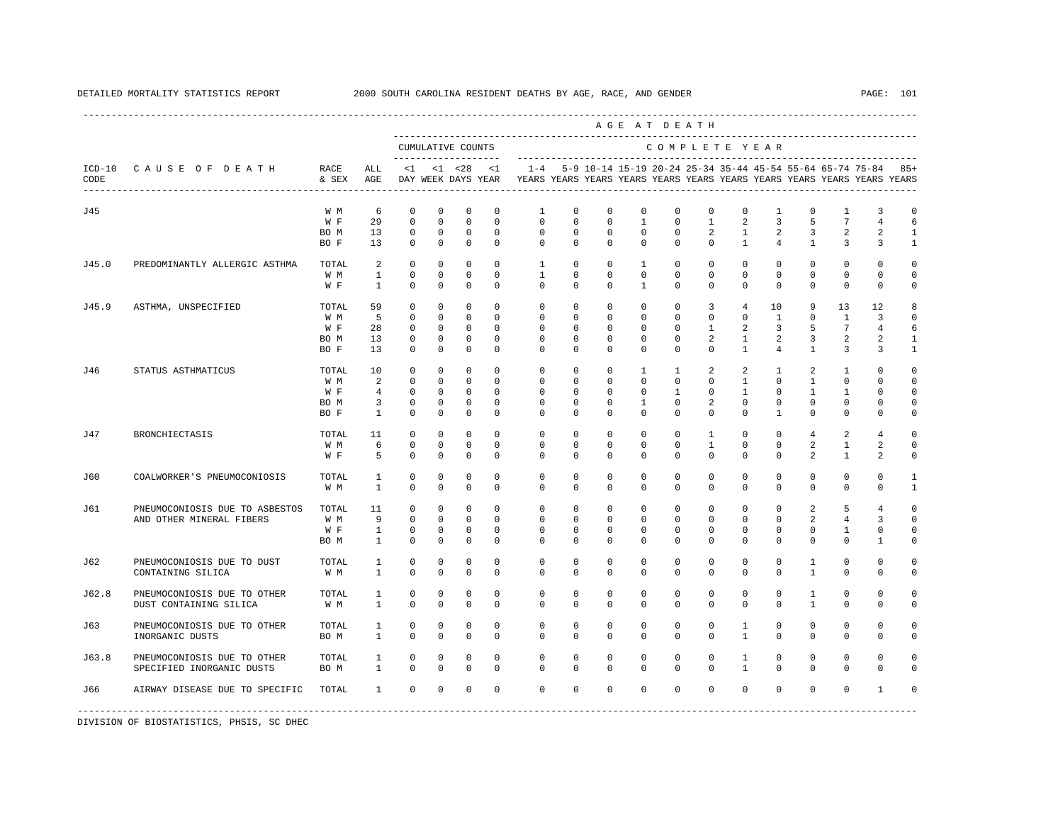DETAILED MORTALITY STATISTICS REPORT — 2000 SOUTH CAROLINA RESIDENT DEATHS BY AGE, RACE, AND GENDER

| ICD-10 CODE | CAUSE OF DEATH | RACE & SEX | ALL AGE | <1 DAY | <1 WEEK | <28 DAYS | <1 YEAR | 1-4 YEARS | 5-9 YEARS | 10-14 YEARS | 15-19 YEARS | 20-24 YEARS | 25-34 YEARS | 35-44 YEARS | 45-54 YEARS | 55-64 YEARS | 65-74 YEARS | 75-84 YEARS | 85+ YEARS |
|---|---|---|---|---|---|---|---|---|---|---|---|---|---|---|---|---|---|---|---|
| J45 | | W M | 6 | 0 | 0 | 0 | 0 | 1 | 0 | 0 | 0 | 0 | 0 | 0 | 1 | 0 | 1 | 3 | 0 |
| | | W F | 29 | 0 | 0 | 0 | 0 | 0 | 0 | 0 | 1 | 0 | 1 | 2 | 3 | 5 | 7 | 4 | 6 |
| | | BO M | 13 | 0 | 0 | 0 | 0 | 0 | 0 | 0 | 0 | 0 | 2 | 1 | 2 | 3 | 2 | 2 | 1 |
| | | BO F | 13 | 0 | 0 | 0 | 0 | 0 | 0 | 0 | 0 | 0 | 0 | 1 | 4 | 1 | 3 | 3 | 1 |
| J45.0 | PREDOMINANTLY ALLERGIC ASTHMA | TOTAL | 2 | 0 | 0 | 0 | 0 | 1 | 0 | 0 | 1 | 0 | 0 | 0 | 0 | 0 | 0 | 0 | 0 |
| | | W M | 1 | 0 | 0 | 0 | 0 | 1 | 0 | 0 | 0 | 0 | 0 | 0 | 0 | 0 | 0 | 0 | 0 |
| | | W F | 1 | 0 | 0 | 0 | 0 | 0 | 0 | 0 | 1 | 0 | 0 | 0 | 0 | 0 | 0 | 0 | 0 |
| J45.9 | ASTHMA, UNSPECIFIED | TOTAL | 59 | 0 | 0 | 0 | 0 | 0 | 0 | 0 | 0 | 0 | 3 | 4 | 10 | 9 | 13 | 12 | 8 |
| | | W M | 5 | 0 | 0 | 0 | 0 | 0 | 0 | 0 | 0 | 0 | 0 | 0 | 1 | 0 | 1 | 3 | 0 |
| | | W F | 28 | 0 | 0 | 0 | 0 | 0 | 0 | 0 | 0 | 0 | 1 | 2 | 3 | 5 | 7 | 4 | 6 |
| | | BO M | 13 | 0 | 0 | 0 | 0 | 0 | 0 | 0 | 0 | 0 | 2 | 1 | 2 | 3 | 2 | 2 | 1 |
| | | BO F | 13 | 0 | 0 | 0 | 0 | 0 | 0 | 0 | 0 | 0 | 0 | 1 | 4 | 1 | 3 | 3 | 1 |
| J46 | STATUS ASTHMATICUS | TOTAL | 10 | 0 | 0 | 0 | 0 | 0 | 0 | 0 | 1 | 1 | 2 | 2 | 1 | 2 | 1 | 0 | 0 |
| | | W M | 2 | 0 | 0 | 0 | 0 | 0 | 0 | 0 | 0 | 0 | 0 | 1 | 0 | 1 | 0 | 0 | 0 |
| | | W F | 4 | 0 | 0 | 0 | 0 | 0 | 0 | 0 | 0 | 1 | 0 | 1 | 0 | 1 | 1 | 0 | 0 |
| | | BO M | 3 | 0 | 0 | 0 | 0 | 0 | 0 | 0 | 1 | 0 | 2 | 0 | 0 | 0 | 0 | 0 | 0 |
| | | BO F | 1 | 0 | 0 | 0 | 0 | 0 | 0 | 0 | 0 | 0 | 0 | 0 | 1 | 0 | 0 | 0 | 0 |
| J47 | BRONCHIECTASIS | TOTAL | 11 | 0 | 0 | 0 | 0 | 0 | 0 | 0 | 0 | 0 | 1 | 0 | 0 | 4 | 2 | 4 | 0 |
| | | W M | 6 | 0 | 0 | 0 | 0 | 0 | 0 | 0 | 0 | 0 | 1 | 0 | 0 | 2 | 1 | 2 | 0 |
| | | W F | 5 | 0 | 0 | 0 | 0 | 0 | 0 | 0 | 0 | 0 | 0 | 0 | 0 | 2 | 1 | 2 | 0 |
| J60 | COALWORKER'S PNEUMOCONIOSIS | TOTAL | 1 | 0 | 0 | 0 | 0 | 0 | 0 | 0 | 0 | 0 | 0 | 0 | 0 | 0 | 0 | 0 | 1 |
| | | W M | 1 | 0 | 0 | 0 | 0 | 0 | 0 | 0 | 0 | 0 | 0 | 0 | 0 | 0 | 0 | 0 | 1 |
| J61 | PNEUMOCONIOSIS DUE TO ASBESTOS AND OTHER MINERAL FIBERS | TOTAL | 11 | 0 | 0 | 0 | 0 | 0 | 0 | 0 | 0 | 0 | 0 | 0 | 0 | 2 | 5 | 4 | 0 |
| | | W M | 9 | 0 | 0 | 0 | 0 | 0 | 0 | 0 | 0 | 0 | 0 | 0 | 0 | 2 | 4 | 3 | 0 |
| | | W F | 1 | 0 | 0 | 0 | 0 | 0 | 0 | 0 | 0 | 0 | 0 | 0 | 0 | 0 | 1 | 0 | 0 |
| | | BO M | 1 | 0 | 0 | 0 | 0 | 0 | 0 | 0 | 0 | 0 | 0 | 0 | 0 | 0 | 0 | 1 | 0 |
| J62 | PNEUMOCONIOSIS DUE TO DUST CONTAINING SILICA | TOTAL | 1 | 0 | 0 | 0 | 0 | 0 | 0 | 0 | 0 | 0 | 0 | 0 | 0 | 1 | 0 | 0 | 0 |
| | | W M | 1 | 0 | 0 | 0 | 0 | 0 | 0 | 0 | 0 | 0 | 0 | 0 | 0 | 1 | 0 | 0 | 0 |
| J62.8 | PNEUMOCONIOSIS DUE TO OTHER DUST CONTAINING SILICA | TOTAL | 1 | 0 | 0 | 0 | 0 | 0 | 0 | 0 | 0 | 0 | 0 | 0 | 0 | 1 | 0 | 0 | 0 |
| | | W M | 1 | 0 | 0 | 0 | 0 | 0 | 0 | 0 | 0 | 0 | 0 | 0 | 0 | 1 | 0 | 0 | 0 |
| J63 | PNEUMOCONIOSIS DUE TO OTHER INORGANIC DUSTS | TOTAL | 1 | 0 | 0 | 0 | 0 | 0 | 0 | 0 | 0 | 0 | 0 | 1 | 0 | 0 | 0 | 0 | 0 |
| | | BO M | 1 | 0 | 0 | 0 | 0 | 0 | 0 | 0 | 0 | 0 | 0 | 1 | 0 | 0 | 0 | 0 | 0 |
| J63.8 | PNEUMOCONIOSIS DUE TO OTHER SPECIFIED INORGANIC DUSTS | TOTAL | 1 | 0 | 0 | 0 | 0 | 0 | 0 | 0 | 0 | 0 | 0 | 1 | 0 | 0 | 0 | 0 | 0 |
| | | BO M | 1 | 0 | 0 | 0 | 0 | 0 | 0 | 0 | 0 | 0 | 0 | 1 | 0 | 0 | 0 | 0 | 0 |
| J66 | AIRWAY DISEASE DUE TO SPECIFIC | TOTAL | 1 | 0 | 0 | 0 | 0 | 0 | 0 | 0 | 0 | 0 | 0 | 0 | 0 | 0 | 0 | 1 | 0 |

DIVISION OF BIOSTATISTICS, PHSIS, SC DHEC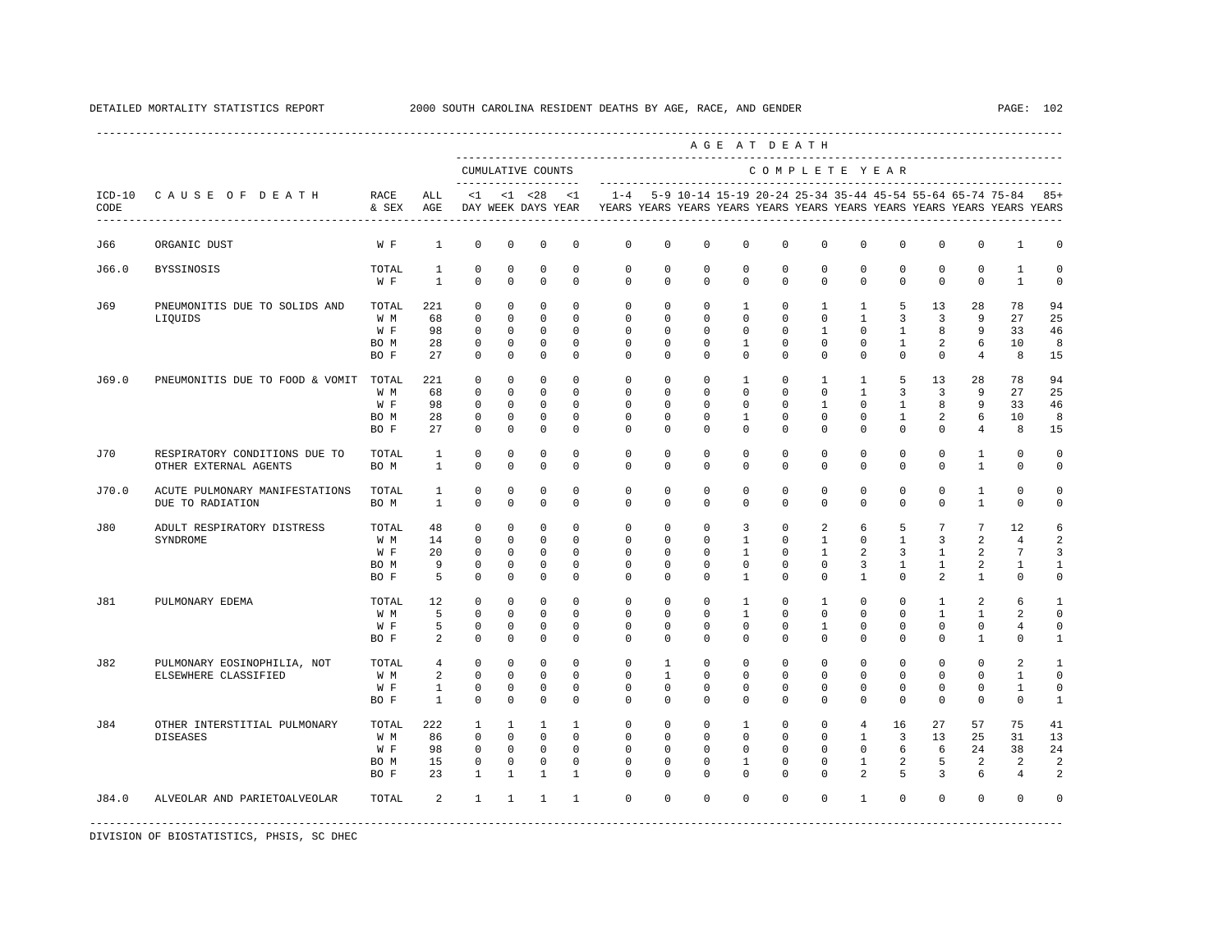DETAILED MORTALITY STATISTICS REPORT 2000 SOUTH CAROLINA RESIDENT DEATHS BY AGE, RACE, AND GENDER

| ICD-10 CODE | CAUSE OF DEATH | RACE & SEX | ALL AGE | <1 DAY | <1 WEEK | <28 DAYS | <1 YEAR | 1-4 YEARS | 5-9 YEARS | 10-14 YEARS | 15-19 YEARS | 20-24 YEARS | 25-34 YEARS | 35-44 YEARS | 45-54 YEARS | 55-64 YEARS | 65-74 YEARS | 75-84 YEARS | 85+ YEARS |
|---|---|---|---|---|---|---|---|---|---|---|---|---|---|---|---|---|---|---|---|
| J66 | ORGANIC DUST | W F | 1 | 0 | 0 | 0 | 0 | 0 | 0 | 0 | 0 | 0 | 0 | 0 | 0 | 0 | 0 | 1 | 0 |
| J66.0 | BYSSINOSIS | TOTAL | 1 | 0 | 0 | 0 | 0 | 0 | 0 | 0 | 0 | 0 | 0 | 0 | 0 | 0 | 0 | 1 | 0 |
| | | W F | 1 | 0 | 0 | 0 | 0 | 0 | 0 | 0 | 0 | 0 | 0 | 0 | 0 | 0 | 0 | 1 | 0 |
| J69 | PNEUMONITIS DUE TO SOLIDS AND LIQUIDS | TOTAL | 221 | 0 | 0 | 0 | 0 | 0 | 0 | 0 | 1 | 0 | 1 | 1 | 5 | 13 | 28 | 78 | 94 |
| | | W M | 68 | 0 | 0 | 0 | 0 | 0 | 0 | 0 | 0 | 0 | 0 | 1 | 3 | 3 | 9 | 27 | 25 |
| | | W F | 98 | 0 | 0 | 0 | 0 | 0 | 0 | 0 | 0 | 0 | 1 | 0 | 1 | 8 | 9 | 33 | 46 |
| | | BO M | 28 | 0 | 0 | 0 | 0 | 0 | 0 | 0 | 1 | 0 | 0 | 0 | 1 | 2 | 6 | 10 | 8 |
| | | BO F | 27 | 0 | 0 | 0 | 0 | 0 | 0 | 0 | 0 | 0 | 0 | 0 | 0 | 0 | 4 | 8 | 15 |
| J69.0 | PNEUMONITIS DUE TO FOOD & VOMIT | TOTAL | 221 | 0 | 0 | 0 | 0 | 0 | 0 | 0 | 1 | 0 | 1 | 1 | 5 | 13 | 28 | 78 | 94 |
| | | W M | 68 | 0 | 0 | 0 | 0 | 0 | 0 | 0 | 0 | 0 | 0 | 1 | 3 | 3 | 9 | 27 | 25 |
| | | W F | 98 | 0 | 0 | 0 | 0 | 0 | 0 | 0 | 0 | 0 | 1 | 0 | 1 | 8 | 9 | 33 | 46 |
| | | BO M | 28 | 0 | 0 | 0 | 0 | 0 | 0 | 0 | 1 | 0 | 0 | 0 | 1 | 2 | 6 | 10 | 8 |
| | | BO F | 27 | 0 | 0 | 0 | 0 | 0 | 0 | 0 | 0 | 0 | 0 | 0 | 0 | 0 | 4 | 8 | 15 |
| J70 | RESPIRATORY CONDITIONS DUE TO OTHER EXTERNAL AGENTS | TOTAL | 1 | 0 | 0 | 0 | 0 | 0 | 0 | 0 | 0 | 0 | 0 | 0 | 0 | 0 | 1 | 0 | 0 |
| | | BO M | 1 | 0 | 0 | 0 | 0 | 0 | 0 | 0 | 0 | 0 | 0 | 0 | 0 | 0 | 1 | 0 | 0 |
| J70.0 | ACUTE PULMONARY MANIFESTATIONS DUE TO RADIATION | TOTAL | 1 | 0 | 0 | 0 | 0 | 0 | 0 | 0 | 0 | 0 | 0 | 0 | 0 | 0 | 1 | 0 | 0 |
| | | BO M | 1 | 0 | 0 | 0 | 0 | 0 | 0 | 0 | 0 | 0 | 0 | 0 | 0 | 0 | 1 | 0 | 0 |
| J80 | ADULT RESPIRATORY DISTRESS SYNDROME | TOTAL | 48 | 0 | 0 | 0 | 0 | 0 | 0 | 0 | 3 | 0 | 2 | 6 | 5 | 7 | 7 | 12 | 6 |
| | | W M | 14 | 0 | 0 | 0 | 0 | 0 | 0 | 0 | 1 | 0 | 1 | 0 | 1 | 3 | 2 | 4 | 2 |
| | | W F | 20 | 0 | 0 | 0 | 0 | 0 | 0 | 0 | 1 | 0 | 1 | 2 | 3 | 1 | 2 | 7 | 3 |
| | | BO M | 9 | 0 | 0 | 0 | 0 | 0 | 0 | 0 | 0 | 0 | 0 | 3 | 1 | 1 | 2 | 1 | 1 |
| | | BO F | 5 | 0 | 0 | 0 | 0 | 0 | 0 | 0 | 1 | 0 | 0 | 1 | 0 | 2 | 1 | 0 | 0 |
| J81 | PULMONARY EDEMA | TOTAL | 12 | 0 | 0 | 0 | 0 | 0 | 0 | 0 | 1 | 0 | 1 | 0 | 0 | 1 | 2 | 6 | 1 |
| | | W M | 5 | 0 | 0 | 0 | 0 | 0 | 0 | 0 | 1 | 0 | 0 | 0 | 0 | 1 | 1 | 2 | 0 |
| | | W F | 5 | 0 | 0 | 0 | 0 | 0 | 0 | 0 | 0 | 0 | 1 | 0 | 0 | 0 | 0 | 4 | 0 |
| | | BO F | 2 | 0 | 0 | 0 | 0 | 0 | 0 | 0 | 0 | 0 | 0 | 0 | 0 | 0 | 1 | 0 | 1 |
| J82 | PULMONARY EOSINOPHILIA, NOT ELSEWHERE CLASSIFIED | TOTAL | 4 | 0 | 0 | 0 | 0 | 0 | 1 | 0 | 0 | 0 | 0 | 0 | 0 | 0 | 0 | 2 | 1 |
| | | W M | 2 | 0 | 0 | 0 | 0 | 0 | 1 | 0 | 0 | 0 | 0 | 0 | 0 | 0 | 0 | 1 | 0 |
| | | W F | 1 | 0 | 0 | 0 | 0 | 0 | 0 | 0 | 0 | 0 | 0 | 0 | 0 | 0 | 0 | 1 | 0 |
| | | BO F | 1 | 0 | 0 | 0 | 0 | 0 | 0 | 0 | 0 | 0 | 0 | 0 | 0 | 0 | 0 | 0 | 1 |
| J84 | OTHER INTERSTITIAL PULMONARY DISEASES | TOTAL | 222 | 1 | 1 | 1 | 1 | 0 | 0 | 0 | 1 | 0 | 0 | 4 | 16 | 27 | 57 | 75 | 41 |
| | | W M | 86 | 0 | 0 | 0 | 0 | 0 | 0 | 0 | 0 | 0 | 0 | 1 | 3 | 13 | 25 | 31 | 13 |
| | | W F | 98 | 0 | 0 | 0 | 0 | 0 | 0 | 0 | 0 | 0 | 0 | 0 | 6 | 6 | 24 | 38 | 24 |
| | | BO M | 15 | 0 | 0 | 0 | 0 | 0 | 0 | 0 | 1 | 0 | 0 | 1 | 2 | 5 | 2 | 2 | 2 |
| | | BO F | 23 | 1 | 1 | 1 | 1 | 0 | 0 | 0 | 0 | 0 | 0 | 2 | 5 | 3 | 6 | 4 | 2 |
| J84.0 | ALVEOLAR AND PARIETOALVEOLAR | TOTAL | 2 | 1 | 1 | 1 | 1 | 0 | 0 | 0 | 0 | 0 | 0 | 1 | 0 | 0 | 0 | 0 | 0 |

DIVISION OF BIOSTATISTICS, PHSIS, SC DHEC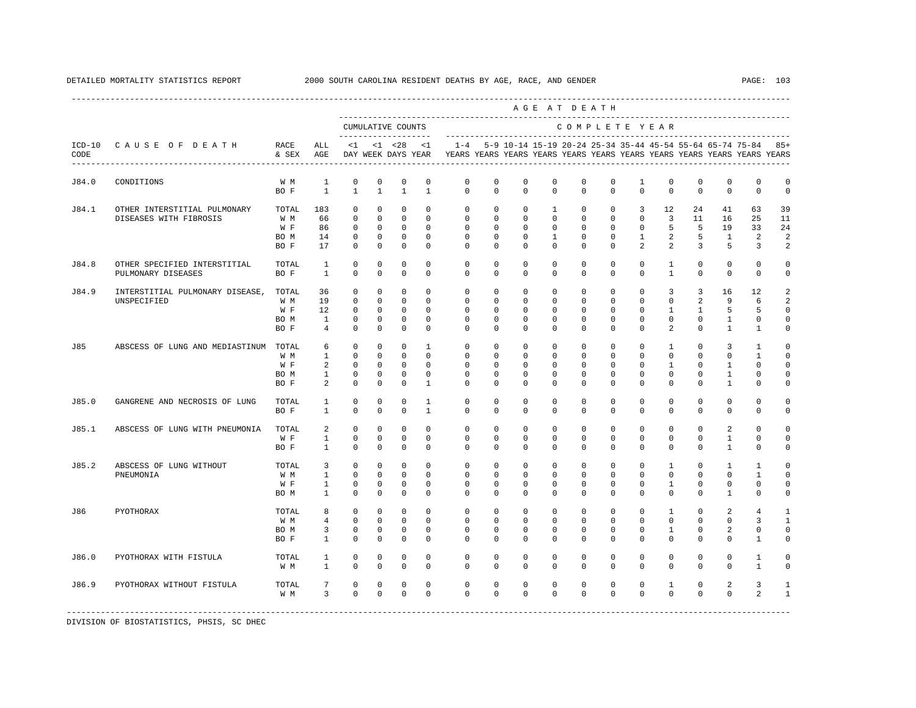DETAILED MORTALITY STATISTICS REPORT 2000 SOUTH CAROLINA RESIDENT DEATHS BY AGE, RACE, AND GENDER

| ICD-10 CODE | CAUSE OF DEATH | RACE & SEX | ALL AGE | <1 DAY | <1 WEEK | <28 DAYS | <1 YEAR | 1-4 YEARS | 5-9 YEARS | 10-14 YEARS | 15-19 YEARS | 20-24 YEARS | 25-34 YEARS | 35-44 YEARS | 45-54 YEARS | 55-64 YEARS | 65-74 YEARS | 75-84 YEARS | 85+ YEARS |
|---|---|---|---|---|---|---|---|---|---|---|---|---|---|---|---|---|---|---|---|
| | | | | CUMULATIVE COUNTS | | | | COMPLETE YEAR | | | | | | | | | | | |
| J84.0 | CONDITIONS | W M | 1 | 0 | 0 | 0 | 0 | 0 | 0 | 0 | 0 | 0 | 0 | 1 | 0 | 0 | 0 | 0 | 0 |
| | | BO F | 1 | 1 | 1 | 1 | 1 | 0 | 0 | 0 | 0 | 0 | 0 | 0 | 0 | 0 | 0 | 0 | 0 |
| J84.1 | OTHER INTERSTITIAL PULMONARY DISEASES WITH FIBROSIS | TOTAL | 183 | 0 | 0 | 0 | 0 | 0 | 0 | 0 | 1 | 0 | 0 | 3 | 12 | 24 | 41 | 63 | 39 |
| | | W M | 66 | 0 | 0 | 0 | 0 | 0 | 0 | 0 | 0 | 0 | 0 | 0 | 3 | 11 | 16 | 25 | 11 |
| | | W F | 86 | 0 | 0 | 0 | 0 | 0 | 0 | 0 | 0 | 0 | 0 | 0 | 5 | 5 | 19 | 33 | 24 |
| | | BO M | 14 | 0 | 0 | 0 | 0 | 0 | 0 | 0 | 1 | 0 | 0 | 1 | 2 | 5 | 1 | 2 | 2 |
| | | BO F | 17 | 0 | 0 | 0 | 0 | 0 | 0 | 0 | 0 | 0 | 0 | 2 | 2 | 3 | 5 | 3 | 2 |
| J84.8 | OTHER SPECIFIED INTERSTITIAL PULMONARY DISEASES | TOTAL | 1 | 0 | 0 | 0 | 0 | 0 | 0 | 0 | 0 | 0 | 0 | 0 | 1 | 0 | 0 | 0 | 0 |
| | | BO F | 1 | 0 | 0 | 0 | 0 | 0 | 0 | 0 | 0 | 0 | 0 | 0 | 1 | 0 | 0 | 0 | 0 |
| J84.9 | INTERSTITIAL PULMONARY DISEASE, UNSPECIFIED | TOTAL | 36 | 0 | 0 | 0 | 0 | 0 | 0 | 0 | 0 | 0 | 0 | 0 | 3 | 3 | 16 | 12 | 2 |
| | | W M | 19 | 0 | 0 | 0 | 0 | 0 | 0 | 0 | 0 | 0 | 0 | 0 | 0 | 2 | 9 | 6 | 2 |
| | | W F | 12 | 0 | 0 | 0 | 0 | 0 | 0 | 0 | 0 | 0 | 0 | 0 | 1 | 1 | 5 | 5 | 0 |
| | | BO M | 1 | 0 | 0 | 0 | 0 | 0 | 0 | 0 | 0 | 0 | 0 | 0 | 0 | 0 | 1 | 0 | 0 |
| | | BO F | 4 | 0 | 0 | 0 | 0 | 0 | 0 | 0 | 0 | 0 | 0 | 0 | 2 | 0 | 1 | 1 | 0 |
| J85 | ABSCESS OF LUNG AND MEDIASTINUM | TOTAL | 6 | 0 | 0 | 0 | 1 | 0 | 0 | 0 | 0 | 0 | 0 | 0 | 1 | 0 | 3 | 1 | 0 |
| | | W M | 1 | 0 | 0 | 0 | 0 | 0 | 0 | 0 | 0 | 0 | 0 | 0 | 0 | 0 | 0 | 1 | 0 |
| | | W F | 2 | 0 | 0 | 0 | 0 | 0 | 0 | 0 | 0 | 0 | 0 | 0 | 1 | 0 | 1 | 0 | 0 |
| | | BO M | 1 | 0 | 0 | 0 | 0 | 0 | 0 | 0 | 0 | 0 | 0 | 0 | 0 | 0 | 1 | 0 | 0 |
| | | BO F | 2 | 0 | 0 | 0 | 1 | 0 | 0 | 0 | 0 | 0 | 0 | 0 | 0 | 0 | 1 | 0 | 0 |
| J85.0 | GANGRENE AND NECROSIS OF LUNG | TOTAL | 1 | 0 | 0 | 0 | 1 | 0 | 0 | 0 | 0 | 0 | 0 | 0 | 0 | 0 | 0 | 0 | 0 |
| | | BO F | 1 | 0 | 0 | 0 | 1 | 0 | 0 | 0 | 0 | 0 | 0 | 0 | 0 | 0 | 0 | 0 | 0 |
| J85.1 | ABSCESS OF LUNG WITH PNEUMONIA | TOTAL | 2 | 0 | 0 | 0 | 0 | 0 | 0 | 0 | 0 | 0 | 0 | 0 | 0 | 0 | 2 | 0 | 0 |
| | | W F | 1 | 0 | 0 | 0 | 0 | 0 | 0 | 0 | 0 | 0 | 0 | 0 | 0 | 0 | 1 | 0 | 0 |
| | | BO F | 1 | 0 | 0 | 0 | 0 | 0 | 0 | 0 | 0 | 0 | 0 | 0 | 0 | 0 | 1 | 0 | 0 |
| J85.2 | ABSCESS OF LUNG WITHOUT PNEUMONIA | TOTAL | 3 | 0 | 0 | 0 | 0 | 0 | 0 | 0 | 0 | 0 | 0 | 0 | 1 | 0 | 1 | 1 | 0 |
| | | W M | 1 | 0 | 0 | 0 | 0 | 0 | 0 | 0 | 0 | 0 | 0 | 0 | 0 | 0 | 0 | 1 | 0 |
| | | W F | 1 | 0 | 0 | 0 | 0 | 0 | 0 | 0 | 0 | 0 | 0 | 0 | 1 | 0 | 0 | 0 | 0 |
| | | BO M | 1 | 0 | 0 | 0 | 0 | 0 | 0 | 0 | 0 | 0 | 0 | 0 | 0 | 0 | 1 | 0 | 0 |
| J86 | PYOTHORAX | TOTAL | 8 | 0 | 0 | 0 | 0 | 0 | 0 | 0 | 0 | 0 | 0 | 0 | 1 | 0 | 2 | 4 | 1 |
| | | W M | 4 | 0 | 0 | 0 | 0 | 0 | 0 | 0 | 0 | 0 | 0 | 0 | 0 | 0 | 0 | 3 | 1 |
| | | BO M | 3 | 0 | 0 | 0 | 0 | 0 | 0 | 0 | 0 | 0 | 0 | 0 | 1 | 0 | 2 | 0 | 0 |
| | | BO F | 1 | 0 | 0 | 0 | 0 | 0 | 0 | 0 | 0 | 0 | 0 | 0 | 0 | 0 | 0 | 1 | 0 |
| J86.0 | PYOTHORAX WITH FISTULA | TOTAL | 1 | 0 | 0 | 0 | 0 | 0 | 0 | 0 | 0 | 0 | 0 | 0 | 0 | 0 | 0 | 1 | 0 |
| | | W M | 1 | 0 | 0 | 0 | 0 | 0 | 0 | 0 | 0 | 0 | 0 | 0 | 0 | 0 | 0 | 1 | 0 |
| J86.9 | PYOTHORAX WITHOUT FISTULA | TOTAL | 7 | 0 | 0 | 0 | 0 | 0 | 0 | 0 | 0 | 0 | 0 | 0 | 1 | 0 | 2 | 3 | 1 |
| | | W M | 3 | 0 | 0 | 0 | 0 | 0 | 0 | 0 | 0 | 0 | 0 | 0 | 0 | 0 | 0 | 2 | 1 |

DIVISION OF BIOSTATISTICS, PHSIS, SC DHEC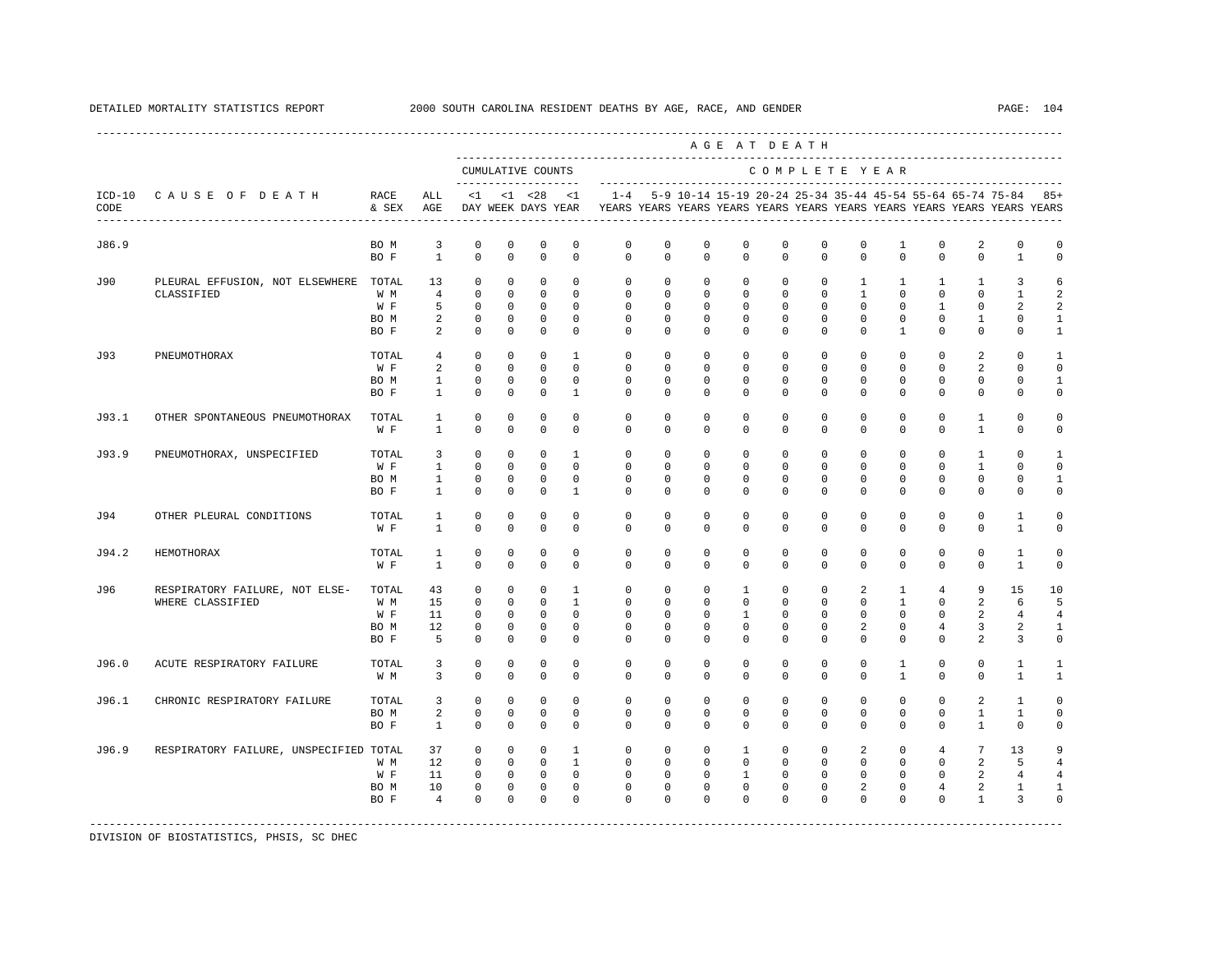DETAILED MORTALITY STATISTICS REPORT 2000 SOUTH CAROLINA RESIDENT DEATHS BY AGE, RACE, AND GENDER

| ICD-10 CODE | CAUSE OF DEATH | RACE & SEX | ALL AGE | <1 DAY | <1 WEEK | <28 DAYS | <1 YEAR | 1-4 YEARS | 5-9 YEARS | 10-14 YEARS | 15-19 YEARS | 20-24 YEARS | 25-34 YEARS | 35-44 YEARS | 45-54 YEARS | 55-64 YEARS | 65-74 YEARS | 75-84 YEARS | 85+ YEARS |
|---|---|---|---|---|---|---|---|---|---|---|---|---|---|---|---|---|---|---|---|
| | | | | CUMULATIVE COUNTS | | | | COMPLETE YEAR | | | | | | | | | | | |
| J86.9 | | BO M | 3 | 0 | 0 | 0 | 0 | 0 | 0 | 0 | 0 | 0 | 0 | 0 | 1 | 0 | 2 | 0 | 0 |
| | | BO F | 1 | 0 | 0 | 0 | 0 | 0 | 0 | 0 | 0 | 0 | 0 | 0 | 0 | 0 | 0 | 1 | 0 |
| J90 | PLEURAL EFFUSION, NOT ELSEWHERE CLASSIFIED | TOTAL | 13 | 0 | 0 | 0 | 0 | 0 | 0 | 0 | 0 | 0 | 0 | 1 | 1 | 1 | 1 | 3 | 6 |
| | | W M | 4 | 0 | 0 | 0 | 0 | 0 | 0 | 0 | 0 | 0 | 0 | 1 | 0 | 0 | 0 | 1 | 2 |
| | | W F | 5 | 0 | 0 | 0 | 0 | 0 | 0 | 0 | 0 | 0 | 0 | 0 | 0 | 1 | 0 | 2 | 2 |
| | | BO M | 2 | 0 | 0 | 0 | 0 | 0 | 0 | 0 | 0 | 0 | 0 | 0 | 0 | 0 | 1 | 0 | 1 |
| | | BO F | 2 | 0 | 0 | 0 | 0 | 0 | 0 | 0 | 0 | 0 | 0 | 0 | 1 | 0 | 0 | 0 | 1 |
| J93 | PNEUMOTHORAX | TOTAL | 4 | 0 | 0 | 0 | 1 | 0 | 0 | 0 | 0 | 0 | 0 | 0 | 0 | 0 | 2 | 0 | 1 |
| | | W F | 2 | 0 | 0 | 0 | 0 | 0 | 0 | 0 | 0 | 0 | 0 | 0 | 0 | 0 | 2 | 0 | 0 |
| | | BO M | 1 | 0 | 0 | 0 | 0 | 0 | 0 | 0 | 0 | 0 | 0 | 0 | 0 | 0 | 0 | 0 | 1 |
| | | BO F | 1 | 0 | 0 | 0 | 1 | 0 | 0 | 0 | 0 | 0 | 0 | 0 | 0 | 0 | 0 | 0 | 0 |
| J93.1 | OTHER SPONTANEOUS PNEUMOTHORAX | TOTAL | 1 | 0 | 0 | 0 | 0 | 0 | 0 | 0 | 0 | 0 | 0 | 0 | 0 | 0 | 1 | 0 | 0 |
| | | W F | 1 | 0 | 0 | 0 | 0 | 0 | 0 | 0 | 0 | 0 | 0 | 0 | 0 | 0 | 1 | 0 | 0 |
| J93.9 | PNEUMOTHORAX, UNSPECIFIED | TOTAL | 3 | 0 | 0 | 0 | 1 | 0 | 0 | 0 | 0 | 0 | 0 | 0 | 0 | 0 | 1 | 0 | 1 |
| | | W F | 1 | 0 | 0 | 0 | 0 | 0 | 0 | 0 | 0 | 0 | 0 | 0 | 0 | 0 | 1 | 0 | 0 |
| | | BO M | 1 | 0 | 0 | 0 | 0 | 0 | 0 | 0 | 0 | 0 | 0 | 0 | 0 | 0 | 0 | 0 | 1 |
| | | BO F | 1 | 0 | 0 | 0 | 1 | 0 | 0 | 0 | 0 | 0 | 0 | 0 | 0 | 0 | 0 | 0 | 0 |
| J94 | OTHER PLEURAL CONDITIONS | TOTAL | 1 | 0 | 0 | 0 | 0 | 0 | 0 | 0 | 0 | 0 | 0 | 0 | 0 | 0 | 0 | 1 | 0 |
| | | W F | 1 | 0 | 0 | 0 | 0 | 0 | 0 | 0 | 0 | 0 | 0 | 0 | 0 | 0 | 0 | 1 | 0 |
| J94.2 | HEMOTHORAX | TOTAL | 1 | 0 | 0 | 0 | 0 | 0 | 0 | 0 | 0 | 0 | 0 | 0 | 0 | 0 | 0 | 1 | 0 |
| | | W F | 1 | 0 | 0 | 0 | 0 | 0 | 0 | 0 | 0 | 0 | 0 | 0 | 0 | 0 | 0 | 1 | 0 |
| J96 | RESPIRATORY FAILURE, NOT ELSEWHERE CLASSIFIED | TOTAL | 43 | 0 | 0 | 0 | 1 | 0 | 0 | 0 | 1 | 0 | 0 | 2 | 1 | 4 | 9 | 15 | 10 |
| | | W M | 15 | 0 | 0 | 0 | 1 | 0 | 0 | 0 | 0 | 0 | 0 | 0 | 1 | 0 | 2 | 6 | 5 |
| | | W F | 11 | 0 | 0 | 0 | 0 | 0 | 0 | 0 | 1 | 0 | 0 | 0 | 0 | 0 | 2 | 4 | 4 |
| | | BO M | 12 | 0 | 0 | 0 | 0 | 0 | 0 | 0 | 0 | 0 | 0 | 2 | 0 | 4 | 3 | 2 | 1 |
| | | BO F | 5 | 0 | 0 | 0 | 0 | 0 | 0 | 0 | 0 | 0 | 0 | 0 | 0 | 0 | 2 | 3 | 0 |
| J96.0 | ACUTE RESPIRATORY FAILURE | TOTAL | 3 | 0 | 0 | 0 | 0 | 0 | 0 | 0 | 0 | 0 | 0 | 0 | 1 | 0 | 0 | 1 | 1 |
| | | W M | 3 | 0 | 0 | 0 | 0 | 0 | 0 | 0 | 0 | 0 | 0 | 0 | 1 | 0 | 0 | 1 | 1 |
| J96.1 | CHRONIC RESPIRATORY FAILURE | TOTAL | 3 | 0 | 0 | 0 | 0 | 0 | 0 | 0 | 0 | 0 | 0 | 0 | 0 | 0 | 2 | 1 | 0 |
| | | BO M | 2 | 0 | 0 | 0 | 0 | 0 | 0 | 0 | 0 | 0 | 0 | 0 | 0 | 0 | 1 | 1 | 0 |
| | | BO F | 1 | 0 | 0 | 0 | 0 | 0 | 0 | 0 | 0 | 0 | 0 | 0 | 0 | 0 | 1 | 0 | 0 |
| J96.9 | RESPIRATORY FAILURE, UNSPECIFIED | TOTAL | 37 | 0 | 0 | 0 | 1 | 0 | 0 | 0 | 1 | 0 | 0 | 2 | 0 | 4 | 7 | 13 | 9 |
| | | W M | 12 | 0 | 0 | 0 | 1 | 0 | 0 | 0 | 0 | 0 | 0 | 0 | 0 | 0 | 2 | 5 | 4 |
| | | W F | 11 | 0 | 0 | 0 | 0 | 0 | 0 | 0 | 1 | 0 | 0 | 0 | 0 | 0 | 2 | 4 | 4 |
| | | BO M | 10 | 0 | 0 | 0 | 0 | 0 | 0 | 0 | 0 | 0 | 0 | 2 | 0 | 4 | 2 | 1 | 1 |
| | | BO F | 4 | 0 | 0 | 0 | 0 | 0 | 0 | 0 | 0 | 0 | 0 | 0 | 0 | 0 | 1 | 3 | 0 |

DIVISION OF BIOSTATISTICS, PHSIS, SC DHEC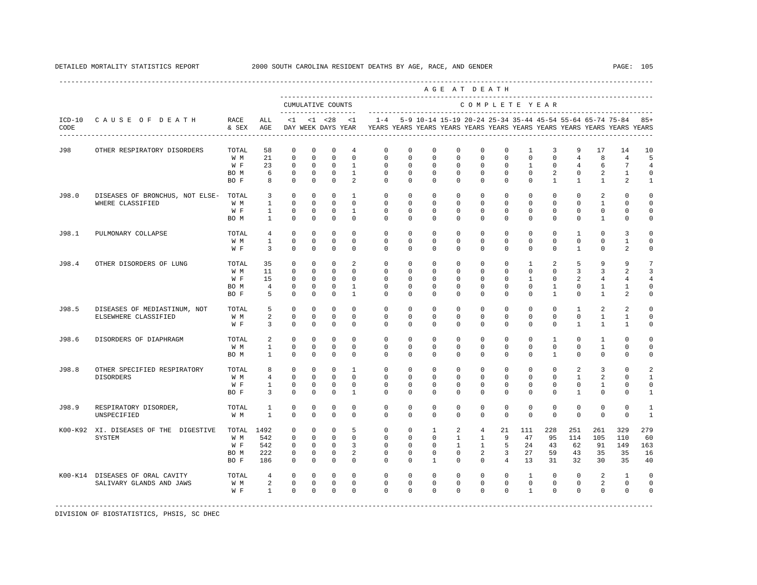DETAILED MORTALITY STATISTICS REPORT 2000 SOUTH CAROLINA RESIDENT DEATHS BY AGE, RACE, AND GENDER

| ICD-10 CODE | CAUSE OF DEATH | RACE & SEX | ALL AGE | <1 DAY | <1 WEEK | <28 DAYS | <1 YEAR | 1-4 YEARS | 5-9 YEARS | 10-14 YEARS | 15-19 YEARS | 20-24 YEARS | 25-34 YEARS | 35-44 YEARS | 45-54 YEARS | 55-64 YEARS | 65-74 YEARS | 75-84 YEARS | 85+ YEARS |
|---|---|---|---|---|---|---|---|---|---|---|---|---|---|---|---|---|---|---|---|
| | | | | CUMULATIVE COUNTS | | | | COMPLETE YEAR | | | | | | | | | | | |
| J98 | OTHER RESPIRATORY DISORDERS | TOTAL | 58 | 0 | 0 | 0 | 4 | 0 | 0 | 0 | 0 | 0 | 0 | 1 | 3 | 9 | 17 | 14 | 10 |
| | | W M | 21 | 0 | 0 | 0 | 0 | 0 | 0 | 0 | 0 | 0 | 0 | 0 | 0 | 4 | 8 | 4 | 5 |
| | | W F | 23 | 0 | 0 | 0 | 1 | 0 | 0 | 0 | 0 | 0 | 0 | 1 | 0 | 4 | 6 | 7 | 4 |
| | | BO M | 6 | 0 | 0 | 0 | 1 | 0 | 0 | 0 | 0 | 0 | 0 | 0 | 2 | 0 | 2 | 1 | 0 |
| | | BO F | 8 | 0 | 0 | 0 | 2 | 0 | 0 | 0 | 0 | 0 | 0 | 0 | 1 | 1 | 1 | 2 | 1 |
| J98.0 | DISEASES OF BRONCHUS, NOT ELSEWHERE CLASSIFIED | TOTAL | 3 | 0 | 0 | 0 | 1 | 0 | 0 | 0 | 0 | 0 | 0 | 0 | 0 | 0 | 2 | 0 | 0 |
| | | W M | 1 | 0 | 0 | 0 | 0 | 0 | 0 | 0 | 0 | 0 | 0 | 0 | 0 | 0 | 1 | 0 | 0 |
| | | W F | 1 | 0 | 0 | 0 | 1 | 0 | 0 | 0 | 0 | 0 | 0 | 0 | 0 | 0 | 0 | 0 | 0 |
| | | BO M | 1 | 0 | 0 | 0 | 0 | 0 | 0 | 0 | 0 | 0 | 0 | 0 | 0 | 0 | 1 | 0 | 0 |
| J98.1 | PULMONARY COLLAPSE | TOTAL | 4 | 0 | 0 | 0 | 0 | 0 | 0 | 0 | 0 | 0 | 0 | 0 | 0 | 1 | 0 | 3 | 0 |
| | | W M | 1 | 0 | 0 | 0 | 0 | 0 | 0 | 0 | 0 | 0 | 0 | 0 | 0 | 0 | 0 | 1 | 0 |
| | | W F | 3 | 0 | 0 | 0 | 0 | 0 | 0 | 0 | 0 | 0 | 0 | 0 | 0 | 1 | 0 | 2 | 0 |
| J98.4 | OTHER DISORDERS OF LUNG | TOTAL | 35 | 0 | 0 | 0 | 2 | 0 | 0 | 0 | 0 | 0 | 0 | 1 | 2 | 5 | 9 | 9 | 7 |
| | | W M | 11 | 0 | 0 | 0 | 0 | 0 | 0 | 0 | 0 | 0 | 0 | 0 | 0 | 3 | 3 | 2 | 3 |
| | | W F | 15 | 0 | 0 | 0 | 0 | 0 | 0 | 0 | 0 | 0 | 0 | 1 | 0 | 2 | 4 | 4 | 4 |
| | | BO M | 4 | 0 | 0 | 0 | 1 | 0 | 0 | 0 | 0 | 0 | 0 | 0 | 1 | 0 | 1 | 1 | 0 |
| | | BO F | 5 | 0 | 0 | 0 | 1 | 0 | 0 | 0 | 0 | 0 | 0 | 0 | 1 | 0 | 1 | 2 | 0 |
| J98.5 | DISEASES OF MEDIASTINUM, NOT ELSEWHERE CLASSIFIED | TOTAL | 5 | 0 | 0 | 0 | 0 | 0 | 0 | 0 | 0 | 0 | 0 | 0 | 0 | 1 | 2 | 2 | 0 |
| | | W M | 2 | 0 | 0 | 0 | 0 | 0 | 0 | 0 | 0 | 0 | 0 | 0 | 0 | 0 | 1 | 1 | 0 |
| | | W F | 3 | 0 | 0 | 0 | 0 | 0 | 0 | 0 | 0 | 0 | 0 | 0 | 0 | 1 | 1 | 1 | 0 |
| J98.6 | DISORDERS OF DIAPHRAGM | TOTAL | 2 | 0 | 0 | 0 | 0 | 0 | 0 | 0 | 0 | 0 | 0 | 0 | 1 | 0 | 1 | 0 | 0 |
| | | W M | 1 | 0 | 0 | 0 | 0 | 0 | 0 | 0 | 0 | 0 | 0 | 0 | 0 | 0 | 1 | 0 | 0 |
| | | BO M | 1 | 0 | 0 | 0 | 0 | 0 | 0 | 0 | 0 | 0 | 0 | 0 | 1 | 0 | 0 | 0 | 0 |
| J98.8 | OTHER SPECIFIED RESPIRATORY DISORDERS | TOTAL | 8 | 0 | 0 | 0 | 1 | 0 | 0 | 0 | 0 | 0 | 0 | 0 | 0 | 2 | 3 | 0 | 2 |
| | | W M | 4 | 0 | 0 | 0 | 0 | 0 | 0 | 0 | 0 | 0 | 0 | 0 | 0 | 1 | 2 | 0 | 1 |
| | | W F | 1 | 0 | 0 | 0 | 0 | 0 | 0 | 0 | 0 | 0 | 0 | 0 | 0 | 0 | 1 | 0 | 0 |
| | | BO F | 3 | 0 | 0 | 0 | 1 | 0 | 0 | 0 | 0 | 0 | 0 | 0 | 0 | 1 | 0 | 0 | 1 |
| J98.9 | RESPIRATORY DISORDER, UNSPECIFIED | TOTAL | 1 | 0 | 0 | 0 | 0 | 0 | 0 | 0 | 0 | 0 | 0 | 0 | 0 | 0 | 0 | 0 | 1 |
| | | W M | 1 | 0 | 0 | 0 | 0 | 0 | 0 | 0 | 0 | 0 | 0 | 0 | 0 | 0 | 0 | 0 | 1 |
| K00-K92 | XI. DISEASES OF THE DIGESTIVE SYSTEM | TOTAL | 1492 | 0 | 0 | 0 | 5 | 0 | 0 | 1 | 2 | 4 | 21 | 111 | 228 | 251 | 261 | 329 | 279 |
| | | W M | 542 | 0 | 0 | 0 | 0 | 0 | 0 | 0 | 1 | 1 | 9 | 47 | 95 | 114 | 105 | 110 | 60 |
| | | W F | 542 | 0 | 0 | 0 | 3 | 0 | 0 | 0 | 1 | 1 | 5 | 24 | 43 | 62 | 91 | 149 | 163 |
| | | BO M | 222 | 0 | 0 | 0 | 2 | 0 | 0 | 0 | 0 | 2 | 3 | 27 | 59 | 43 | 35 | 35 | 16 |
| | | BO F | 186 | 0 | 0 | 0 | 0 | 0 | 0 | 1 | 0 | 0 | 4 | 13 | 31 | 32 | 30 | 35 | 40 |
| K00-K14 | DISEASES OF ORAL CAVITY SALIVARY GLANDS AND JAWS | TOTAL | 4 | 0 | 0 | 0 | 0 | 0 | 0 | 0 | 0 | 0 | 0 | 1 | 0 | 0 | 2 | 1 | 0 |
| | | W M | 2 | 0 | 0 | 0 | 0 | 0 | 0 | 0 | 0 | 0 | 0 | 0 | 0 | 0 | 2 | 0 | 0 |
| | | W F | 1 | 0 | 0 | 0 | 0 | 0 | 0 | 0 | 0 | 0 | 0 | 1 | 0 | 0 | 0 | 0 | 0 |

DIVISION OF BIOSTATISTICS, PHSIS, SC DHEC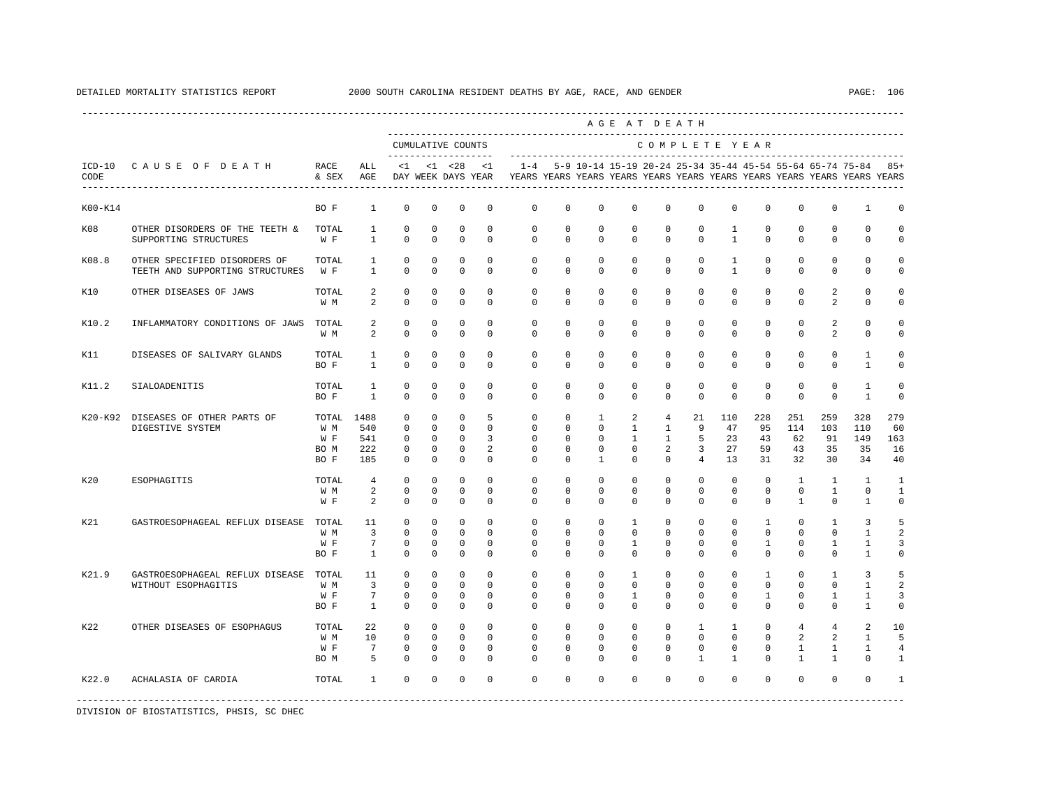DETAILED MORTALITY STATISTICS REPORT 2000 SOUTH CAROLINA RESIDENT DEATHS BY AGE, RACE, AND GENDER

| ICD-10 CODE | CAUSE OF DEATH | RACE & SEX | ALL AGE | <1 DAY | <1 WEEK | <28 DAYS | <1 YEAR | 1-4 YEARS | 5-9 YEARS | 10-14 YEARS | 15-19 YEARS | 20-24 YEARS | 25-34 YEARS | 35-44 YEARS | 45-54 YEARS | 55-64 YEARS | 65-74 YEARS | 75-84 YEARS | 85+ YEARS |
|---|---|---|---|---|---|---|---|---|---|---|---|---|---|---|---|---|---|---|---|
| | | | | CUMULATIVE COUNTS | | | | COMPLETE YEAR | | | | | | | | | | | |
| K00-K14 | | BO F | 1 | 0 | 0 | 0 | 0 | 0 | 0 | 0 | 0 | 0 | 0 | 0 | 0 | 0 | 0 | 1 | 0 |
| K08 | OTHER DISORDERS OF THE TEETH & SUPPORTING STRUCTURES | TOTAL | 1 | 0 | 0 | 0 | 0 | 0 | 0 | 0 | 0 | 0 | 0 | 1 | 0 | 0 | 0 | 0 | 0 |
| | | W F | 1 | 0 | 0 | 0 | 0 | 0 | 0 | 0 | 0 | 0 | 0 | 1 | 0 | 0 | 0 | 0 | 0 |
| K08.8 | OTHER SPECIFIED DISORDERS OF TEETH AND SUPPORTING STRUCTURES | TOTAL | 1 | 0 | 0 | 0 | 0 | 0 | 0 | 0 | 0 | 0 | 0 | 1 | 0 | 0 | 0 | 0 | 0 |
| | | W F | 1 | 0 | 0 | 0 | 0 | 0 | 0 | 0 | 0 | 0 | 0 | 1 | 0 | 0 | 0 | 0 | 0 |
| K10 | OTHER DISEASES OF JAWS | TOTAL | 2 | 0 | 0 | 0 | 0 | 0 | 0 | 0 | 0 | 0 | 0 | 0 | 0 | 0 | 2 | 0 | 0 |
| | | W M | 2 | 0 | 0 | 0 | 0 | 0 | 0 | 0 | 0 | 0 | 0 | 0 | 0 | 0 | 2 | 0 | 0 |
| K10.2 | INFLAMMATORY CONDITIONS OF JAWS | TOTAL | 2 | 0 | 0 | 0 | 0 | 0 | 0 | 0 | 0 | 0 | 0 | 0 | 0 | 0 | 2 | 0 | 0 |
| | | W M | 2 | 0 | 0 | 0 | 0 | 0 | 0 | 0 | 0 | 0 | 0 | 0 | 0 | 0 | 2 | 0 | 0 |
| K11 | DISEASES OF SALIVARY GLANDS | TOTAL | 1 | 0 | 0 | 0 | 0 | 0 | 0 | 0 | 0 | 0 | 0 | 0 | 0 | 0 | 0 | 1 | 0 |
| | | BO F | 1 | 0 | 0 | 0 | 0 | 0 | 0 | 0 | 0 | 0 | 0 | 0 | 0 | 0 | 0 | 1 | 0 |
| K11.2 | SIALOADENITIS | TOTAL | 1 | 0 | 0 | 0 | 0 | 0 | 0 | 0 | 0 | 0 | 0 | 0 | 0 | 0 | 0 | 1 | 0 |
| | | BO F | 1 | 0 | 0 | 0 | 0 | 0 | 0 | 0 | 0 | 0 | 0 | 0 | 0 | 0 | 0 | 1 | 0 |
| K20-K92 | DISEASES OF OTHER PARTS OF DIGESTIVE SYSTEM | TOTAL | 1488 | 0 | 0 | 0 | 5 | 0 | 0 | 1 | 2 | 4 | 21 | 110 | 228 | 251 | 259 | 328 | 279 |
| | | W M | 540 | 0 | 0 | 0 | 0 | 0 | 0 | 0 | 1 | 1 | 9 | 47 | 95 | 114 | 103 | 110 | 60 |
| | | W F | 541 | 0 | 0 | 0 | 3 | 0 | 0 | 0 | 1 | 1 | 5 | 23 | 43 | 62 | 91 | 149 | 163 |
| | | BO M | 222 | 0 | 0 | 0 | 2 | 0 | 0 | 0 | 0 | 2 | 3 | 27 | 59 | 43 | 35 | 35 | 16 |
| | | BO F | 185 | 0 | 0 | 0 | 0 | 0 | 0 | 1 | 0 | 0 | 4 | 13 | 31 | 32 | 30 | 34 | 40 |
| K20 | ESOPHAGITIS | TOTAL | 4 | 0 | 0 | 0 | 0 | 0 | 0 | 0 | 0 | 0 | 0 | 0 | 0 | 1 | 1 | 1 | 1 |
| | | W M | 2 | 0 | 0 | 0 | 0 | 0 | 0 | 0 | 0 | 0 | 0 | 0 | 0 | 0 | 1 | 0 | 1 |
| | | W F | 2 | 0 | 0 | 0 | 0 | 0 | 0 | 0 | 0 | 0 | 0 | 0 | 0 | 1 | 0 | 1 | 0 |
| K21 | GASTROESOPHAGEAL REFLUX DISEASE | TOTAL | 11 | 0 | 0 | 0 | 0 | 0 | 0 | 0 | 1 | 0 | 0 | 0 | 1 | 0 | 1 | 3 | 5 |
| | | W M | 3 | 0 | 0 | 0 | 0 | 0 | 0 | 0 | 0 | 0 | 0 | 0 | 0 | 0 | 0 | 1 | 2 |
| | | W F | 7 | 0 | 0 | 0 | 0 | 0 | 0 | 0 | 1 | 0 | 0 | 0 | 1 | 0 | 1 | 1 | 3 |
| | | BO F | 1 | 0 | 0 | 0 | 0 | 0 | 0 | 0 | 0 | 0 | 0 | 0 | 0 | 0 | 0 | 1 | 0 |
| K21.9 | GASTROESOPHAGEAL REFLUX DISEASE WITHOUT ESOPHAGITIS | TOTAL | 11 | 0 | 0 | 0 | 0 | 0 | 0 | 0 | 1 | 0 | 0 | 0 | 1 | 0 | 1 | 3 | 5 |
| | | W M | 3 | 0 | 0 | 0 | 0 | 0 | 0 | 0 | 0 | 0 | 0 | 0 | 0 | 0 | 0 | 1 | 2 |
| | | W F | 7 | 0 | 0 | 0 | 0 | 0 | 0 | 0 | 1 | 0 | 0 | 0 | 1 | 0 | 1 | 1 | 3 |
| | | BO F | 1 | 0 | 0 | 0 | 0 | 0 | 0 | 0 | 0 | 0 | 0 | 0 | 0 | 0 | 0 | 1 | 0 |
| K22 | OTHER DISEASES OF ESOPHAGUS | TOTAL | 22 | 0 | 0 | 0 | 0 | 0 | 0 | 0 | 0 | 0 | 1 | 1 | 0 | 4 | 4 | 2 | 10 |
| | | W M | 10 | 0 | 0 | 0 | 0 | 0 | 0 | 0 | 0 | 0 | 0 | 0 | 0 | 2 | 2 | 1 | 5 |
| | | W F | 7 | 0 | 0 | 0 | 0 | 0 | 0 | 0 | 0 | 0 | 0 | 0 | 0 | 1 | 1 | 1 | 4 |
| | | BO M | 5 | 0 | 0 | 0 | 0 | 0 | 0 | 0 | 0 | 0 | 1 | 1 | 0 | 1 | 1 | 0 | 1 |
| K22.0 | ACHALASIA OF CARDIA | TOTAL | 1 | 0 | 0 | 0 | 0 | 0 | 0 | 0 | 0 | 0 | 0 | 0 | 0 | 0 | 0 | 0 | 1 |

DIVISION OF BIOSTATISTICS, PHSIS, SC DHEC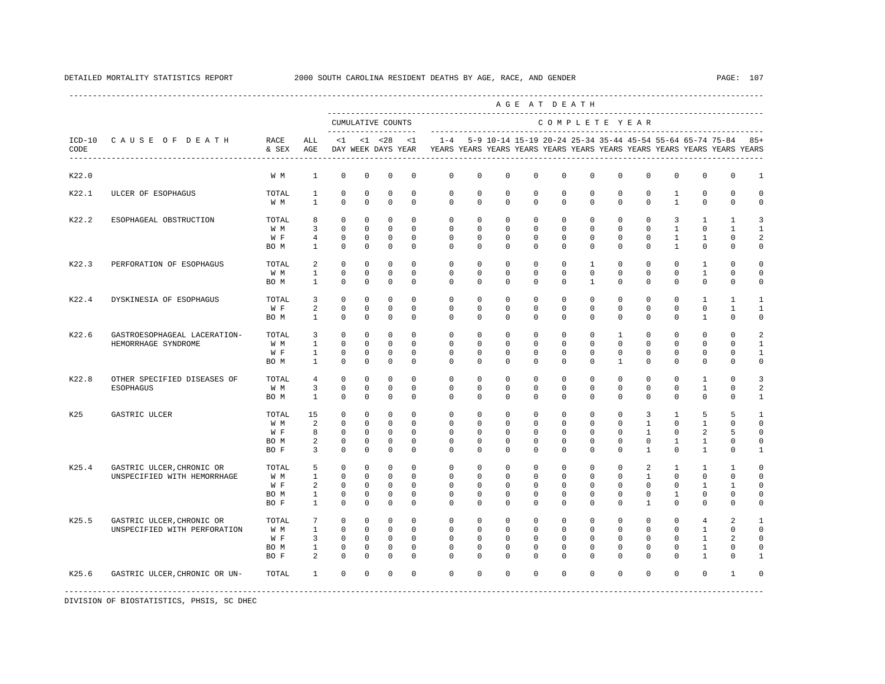DETAILED MORTALITY STATISTICS REPORT 2000 SOUTH CAROLINA RESIDENT DEATHS BY AGE, RACE, AND GENDER

| ICD-10 CODE | CAUSE OF DEATH | RACE & SEX | ALL AGE | <1 DAY | <1 WEEK | <28 DAYS | <1 YEAR | 1-4 YEARS | 5-9 YEARS | 10-14 YEARS | 15-19 YEARS | 20-24 YEARS | 25-34 YEARS | 35-44 YEARS | 45-54 YEARS | 55-64 YEARS | 65-74 YEARS | 75-84 YEARS | 85+ YEARS |
|---|---|---|---|---|---|---|---|---|---|---|---|---|---|---|---|---|---|---|---|
| K22.0 | | W M | 1 | 0 | 0 | 0 | 0 | 0 | 0 | 0 | 0 | 0 | 0 | 0 | 0 | 0 | 0 | 0 | 1 |
| K22.1 | ULCER OF ESOPHAGUS | TOTAL | 1 | 0 | 0 | 0 | 0 | 0 | 0 | 0 | 0 | 0 | 0 | 0 | 0 | 1 | 0 | 0 | 0 |
| | | W M | 1 | 0 | 0 | 0 | 0 | 0 | 0 | 0 | 0 | 0 | 0 | 0 | 0 | 1 | 0 | 0 | 0 |
| K22.2 | ESOPHAGEAL OBSTRUCTION | TOTAL | 8 | 0 | 0 | 0 | 0 | 0 | 0 | 0 | 0 | 0 | 0 | 0 | 0 | 3 | 1 | 1 | 3 |
| | | W M | 3 | 0 | 0 | 0 | 0 | 0 | 0 | 0 | 0 | 0 | 0 | 0 | 0 | 1 | 0 | 1 | 1 |
| | | W F | 4 | 0 | 0 | 0 | 0 | 0 | 0 | 0 | 0 | 0 | 0 | 0 | 0 | 1 | 1 | 0 | 2 |
| | | BO M | 1 | 0 | 0 | 0 | 0 | 0 | 0 | 0 | 0 | 0 | 0 | 0 | 0 | 1 | 0 | 0 | 0 |
| K22.3 | PERFORATION OF ESOPHAGUS | TOTAL | 2 | 0 | 0 | 0 | 0 | 0 | 0 | 0 | 0 | 0 | 1 | 0 | 0 | 0 | 1 | 0 | 0 |
| | | W M | 1 | 0 | 0 | 0 | 0 | 0 | 0 | 0 | 0 | 0 | 0 | 0 | 0 | 0 | 1 | 0 | 0 |
| | | BO M | 1 | 0 | 0 | 0 | 0 | 0 | 0 | 0 | 0 | 0 | 1 | 0 | 0 | 0 | 0 | 0 | 0 |
| K22.4 | DYSKINESIA OF ESOPHAGUS | TOTAL | 3 | 0 | 0 | 0 | 0 | 0 | 0 | 0 | 0 | 0 | 0 | 0 | 0 | 0 | 1 | 1 | 1 |
| | | W F | 2 | 0 | 0 | 0 | 0 | 0 | 0 | 0 | 0 | 0 | 0 | 0 | 0 | 0 | 0 | 1 | 1 |
| | | BO M | 1 | 0 | 0 | 0 | 0 | 0 | 0 | 0 | 0 | 0 | 0 | 0 | 0 | 0 | 1 | 0 | 0 |
| K22.6 | GASTROESOPHAGEAL LACERATION-HEMORRHAGE SYNDROME | TOTAL | 3 | 0 | 0 | 0 | 0 | 0 | 0 | 0 | 0 | 0 | 0 | 1 | 0 | 0 | 0 | 0 | 2 |
| | | W M | 1 | 0 | 0 | 0 | 0 | 0 | 0 | 0 | 0 | 0 | 0 | 0 | 0 | 0 | 0 | 0 | 1 |
| | | W F | 1 | 0 | 0 | 0 | 0 | 0 | 0 | 0 | 0 | 0 | 0 | 0 | 0 | 0 | 0 | 0 | 1 |
| | | BO M | 1 | 0 | 0 | 0 | 0 | 0 | 0 | 0 | 0 | 0 | 0 | 1 | 0 | 0 | 0 | 0 | 0 |
| K22.8 | OTHER SPECIFIED DISEASES OF ESOPHAGUS | TOTAL | 4 | 0 | 0 | 0 | 0 | 0 | 0 | 0 | 0 | 0 | 0 | 0 | 0 | 0 | 1 | 0 | 3 |
| | | W M | 3 | 0 | 0 | 0 | 0 | 0 | 0 | 0 | 0 | 0 | 0 | 0 | 0 | 0 | 1 | 0 | 2 |
| | | BO M | 1 | 0 | 0 | 0 | 0 | 0 | 0 | 0 | 0 | 0 | 0 | 0 | 0 | 0 | 0 | 0 | 1 |
| K25 | GASTRIC ULCER | TOTAL | 15 | 0 | 0 | 0 | 0 | 0 | 0 | 0 | 0 | 0 | 0 | 0 | 3 | 1 | 5 | 5 | 1 |
| | | W M | 2 | 0 | 0 | 0 | 0 | 0 | 0 | 0 | 0 | 0 | 0 | 0 | 1 | 0 | 1 | 0 | 0 |
| | | W F | 8 | 0 | 0 | 0 | 0 | 0 | 0 | 0 | 0 | 0 | 0 | 0 | 1 | 0 | 2 | 5 | 0 |
| | | BO M | 2 | 0 | 0 | 0 | 0 | 0 | 0 | 0 | 0 | 0 | 0 | 0 | 0 | 1 | 1 | 0 | 0 |
| | | BO F | 3 | 0 | 0 | 0 | 0 | 0 | 0 | 0 | 0 | 0 | 0 | 0 | 1 | 0 | 1 | 0 | 1 |
| K25.4 | GASTRIC ULCER,CHRONIC OR UNSPECIFIED WITH HEMORRHAGE | TOTAL | 5 | 0 | 0 | 0 | 0 | 0 | 0 | 0 | 0 | 0 | 0 | 0 | 2 | 1 | 1 | 1 | 0 |
| | | W M | 1 | 0 | 0 | 0 | 0 | 0 | 0 | 0 | 0 | 0 | 0 | 0 | 1 | 0 | 0 | 0 | 0 |
| | | W F | 2 | 0 | 0 | 0 | 0 | 0 | 0 | 0 | 0 | 0 | 0 | 0 | 0 | 0 | 1 | 1 | 0 |
| | | BO M | 1 | 0 | 0 | 0 | 0 | 0 | 0 | 0 | 0 | 0 | 0 | 0 | 0 | 1 | 0 | 0 | 0 |
| | | BO F | 1 | 0 | 0 | 0 | 0 | 0 | 0 | 0 | 0 | 0 | 0 | 0 | 1 | 0 | 0 | 0 | 0 |
| K25.5 | GASTRIC ULCER,CHRONIC OR UNSPECIFIED WITH PERFORATION | TOTAL | 7 | 0 | 0 | 0 | 0 | 0 | 0 | 0 | 0 | 0 | 0 | 0 | 0 | 0 | 4 | 2 | 1 |
| | | W M | 1 | 0 | 0 | 0 | 0 | 0 | 0 | 0 | 0 | 0 | 0 | 0 | 0 | 0 | 1 | 0 | 0 |
| | | W F | 3 | 0 | 0 | 0 | 0 | 0 | 0 | 0 | 0 | 0 | 0 | 0 | 0 | 0 | 1 | 2 | 0 |
| | | BO M | 1 | 0 | 0 | 0 | 0 | 0 | 0 | 0 | 0 | 0 | 0 | 0 | 0 | 0 | 1 | 0 | 0 |
| | | BO F | 2 | 0 | 0 | 0 | 0 | 0 | 0 | 0 | 0 | 0 | 0 | 0 | 0 | 0 | 1 | 0 | 1 |
| K25.6 | GASTRIC ULCER,CHRONIC OR UN- | TOTAL | 1 | 0 | 0 | 0 | 0 | 0 | 0 | 0 | 0 | 0 | 0 | 0 | 0 | 0 | 0 | 1 | 0 |

DIVISION OF BIOSTATISTICS, PHSIS, SC DHEC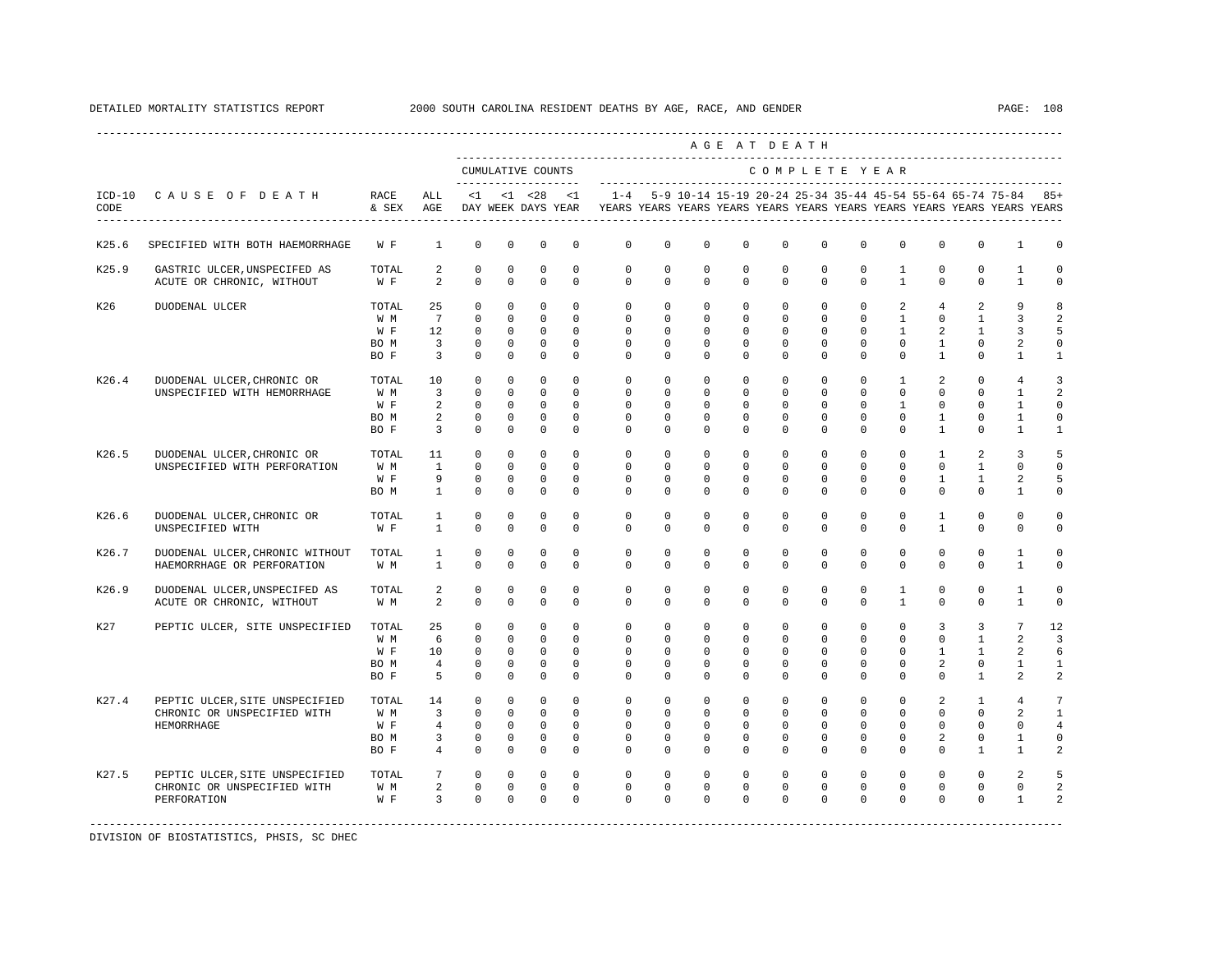DETAILED MORTALITY STATISTICS REPORT 2000 SOUTH CAROLINA RESIDENT DEATHS BY AGE, RACE, AND GENDER

| ICD-10 CODE | CAUSE OF DEATH | RACE & SEX | ALL AGE | <1 DAY | <1 WEEK | <28 DAYS | <1 YEAR | 1-4 YEARS | 5-9 YEARS | 10-14 YEARS | 15-19 YEARS | 20-24 YEARS | 25-34 YEARS | 35-44 YEARS | 45-54 YEARS | 55-64 YEARS | 65-74 YEARS | 75-84 YEARS | 85+ YEARS |
|---|---|---|---|---|---|---|---|---|---|---|---|---|---|---|---|---|---|---|---|
| | | | | CUMULATIVE COUNTS | | | | COMPLETE YEAR | | | | | | | | | | | |
| K25.6 | SPECIFIED WITH BOTH HAEMORRHAGE | W F | 1 | 0 | 0 | 0 | 0 | 0 | 0 | 0 | 0 | 0 | 0 | 0 | 0 | 0 | 0 | 1 | 0 |
| K25.9 | GASTRIC ULCER,UNSPECIFED AS ACUTE OR CHRONIC, WITHOUT | TOTAL | 2 | 0 | 0 | 0 | 0 | 0 | 0 | 0 | 0 | 0 | 0 | 0 | 1 | 0 | 0 | 1 | 0 |
| | | W F | 2 | 0 | 0 | 0 | 0 | 0 | 0 | 0 | 0 | 0 | 0 | 0 | 1 | 0 | 0 | 1 | 0 |
| K26 | DUODENAL ULCER | TOTAL | 25 | 0 | 0 | 0 | 0 | 0 | 0 | 0 | 0 | 0 | 0 | 0 | 2 | 4 | 2 | 9 | 8 |
| | | W M | 7 | 0 | 0 | 0 | 0 | 0 | 0 | 0 | 0 | 0 | 0 | 0 | 1 | 0 | 1 | 3 | 2 |
| | | W F | 12 | 0 | 0 | 0 | 0 | 0 | 0 | 0 | 0 | 0 | 0 | 0 | 1 | 2 | 1 | 3 | 5 |
| | | BO M | 3 | 0 | 0 | 0 | 0 | 0 | 0 | 0 | 0 | 0 | 0 | 0 | 0 | 1 | 0 | 2 | 0 |
| | | BO F | 3 | 0 | 0 | 0 | 0 | 0 | 0 | 0 | 0 | 0 | 0 | 0 | 0 | 1 | 0 | 1 | 1 |
| K26.4 | DUODENAL ULCER,CHRONIC OR UNSPECIFIED WITH HEMORRHAGE | TOTAL | 10 | 0 | 0 | 0 | 0 | 0 | 0 | 0 | 0 | 0 | 0 | 0 | 1 | 2 | 0 | 4 | 3 |
| | | W M | 3 | 0 | 0 | 0 | 0 | 0 | 0 | 0 | 0 | 0 | 0 | 0 | 0 | 0 | 0 | 1 | 2 |
| | | W F | 2 | 0 | 0 | 0 | 0 | 0 | 0 | 0 | 0 | 0 | 0 | 0 | 1 | 0 | 0 | 1 | 0 |
| | | BO M | 2 | 0 | 0 | 0 | 0 | 0 | 0 | 0 | 0 | 0 | 0 | 0 | 0 | 1 | 0 | 1 | 0 |
| | | BO F | 3 | 0 | 0 | 0 | 0 | 0 | 0 | 0 | 0 | 0 | 0 | 0 | 0 | 1 | 0 | 1 | 1 |
| K26.5 | DUODENAL ULCER,CHRONIC OR UNSPECIFIED WITH PERFORATION | TOTAL | 11 | 0 | 0 | 0 | 0 | 0 | 0 | 0 | 0 | 0 | 0 | 0 | 0 | 1 | 2 | 3 | 5 |
| | | W M | 1 | 0 | 0 | 0 | 0 | 0 | 0 | 0 | 0 | 0 | 0 | 0 | 0 | 0 | 1 | 0 | 0 |
| | | W F | 9 | 0 | 0 | 0 | 0 | 0 | 0 | 0 | 0 | 0 | 0 | 0 | 0 | 1 | 1 | 2 | 5 |
| | | BO M | 1 | 0 | 0 | 0 | 0 | 0 | 0 | 0 | 0 | 0 | 0 | 0 | 0 | 0 | 0 | 1 | 0 |
| K26.6 | DUODENAL ULCER,CHRONIC OR UNSPECIFIED WITH | TOTAL | 1 | 0 | 0 | 0 | 0 | 0 | 0 | 0 | 0 | 0 | 0 | 0 | 0 | 1 | 0 | 0 | 0 |
| | | W F | 1 | 0 | 0 | 0 | 0 | 0 | 0 | 0 | 0 | 0 | 0 | 0 | 0 | 1 | 0 | 0 | 0 |
| K26.7 | DUODENAL ULCER,CHRONIC WITHOUT HAEMORRHAGE OR PERFORATION | TOTAL | 1 | 0 | 0 | 0 | 0 | 0 | 0 | 0 | 0 | 0 | 0 | 0 | 0 | 0 | 0 | 1 | 0 |
| | | W M | 1 | 0 | 0 | 0 | 0 | 0 | 0 | 0 | 0 | 0 | 0 | 0 | 0 | 0 | 0 | 1 | 0 |
| K26.9 | DUODENAL ULCER,UNSPECIFED AS ACUTE OR CHRONIC, WITHOUT | TOTAL | 2 | 0 | 0 | 0 | 0 | 0 | 0 | 0 | 0 | 0 | 0 | 0 | 1 | 0 | 0 | 1 | 0 |
| | | W M | 2 | 0 | 0 | 0 | 0 | 0 | 0 | 0 | 0 | 0 | 0 | 0 | 1 | 0 | 0 | 1 | 0 |
| K27 | PEPTIC ULCER, SITE UNSPECIFIED | TOTAL | 25 | 0 | 0 | 0 | 0 | 0 | 0 | 0 | 0 | 0 | 0 | 0 | 0 | 3 | 3 | 7 | 12 |
| | | W M | 6 | 0 | 0 | 0 | 0 | 0 | 0 | 0 | 0 | 0 | 0 | 0 | 0 | 0 | 1 | 2 | 3 |
| | | W F | 10 | 0 | 0 | 0 | 0 | 0 | 0 | 0 | 0 | 0 | 0 | 0 | 0 | 1 | 1 | 2 | 6 |
| | | BO M | 4 | 0 | 0 | 0 | 0 | 0 | 0 | 0 | 0 | 0 | 0 | 0 | 0 | 2 | 0 | 1 | 1 |
| | | BO F | 5 | 0 | 0 | 0 | 0 | 0 | 0 | 0 | 0 | 0 | 0 | 0 | 0 | 0 | 1 | 2 | 2 |
| K27.4 | PEPTIC ULCER,SITE UNSPECIFIED CHRONIC OR UNSPECIFIED WITH HEMORRHAGE | TOTAL | 14 | 0 | 0 | 0 | 0 | 0 | 0 | 0 | 0 | 0 | 0 | 0 | 0 | 2 | 1 | 4 | 7 |
| | | W M | 3 | 0 | 0 | 0 | 0 | 0 | 0 | 0 | 0 | 0 | 0 | 0 | 0 | 0 | 0 | 2 | 1 |
| | | W F | 4 | 0 | 0 | 0 | 0 | 0 | 0 | 0 | 0 | 0 | 0 | 0 | 0 | 0 | 0 | 0 | 4 |
| | | BO M | 3 | 0 | 0 | 0 | 0 | 0 | 0 | 0 | 0 | 0 | 0 | 0 | 0 | 2 | 0 | 1 | 0 |
| | | BO F | 4 | 0 | 0 | 0 | 0 | 0 | 0 | 0 | 0 | 0 | 0 | 0 | 0 | 0 | 1 | 1 | 2 |
| K27.5 | PEPTIC ULCER,SITE UNSPECIFIED CHRONIC OR UNSPECIFIED WITH PERFORATION | TOTAL | 7 | 0 | 0 | 0 | 0 | 0 | 0 | 0 | 0 | 0 | 0 | 0 | 0 | 0 | 0 | 2 | 5 |
| | | W M | 2 | 0 | 0 | 0 | 0 | 0 | 0 | 0 | 0 | 0 | 0 | 0 | 0 | 0 | 0 | 0 | 2 |
| | | W F | 3 | 0 | 0 | 0 | 0 | 0 | 0 | 0 | 0 | 0 | 0 | 0 | 0 | 0 | 0 | 1 | 2 |

DIVISION OF BIOSTATISTICS, PHSIS, SC DHEC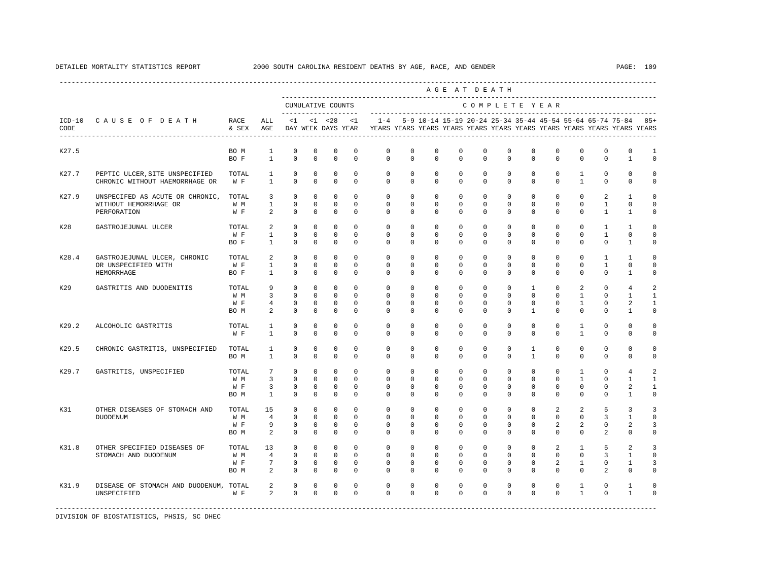DETAILED MORTALITY STATISTICS REPORT 2000 SOUTH CAROLINA RESIDENT DEATHS BY AGE, RACE, AND GENDER

| ICD-10 CODE | CAUSE OF DEATH | RACE & SEX | ALL AGE | <1 DAY | <1 WEEK | <28 DAYS | <1 YEAR | 1-4 YEARS | 5-9 YEARS | 10-14 YEARS | 15-19 YEARS | 20-24 YEARS | 25-34 YEARS | 35-44 YEARS | 45-54 YEARS | 55-64 YEARS | 65-74 YEARS | 75-84 YEARS | 85+ YEARS |
|---|---|---|---|---|---|---|---|---|---|---|---|---|---|---|---|---|---|---|---|
| | | | | CUMULATIVE COUNTS | | | | COMPLETE YEAR | | | | | | | | | | | |
| K27.5 | | BO M | 1 | 0 | 0 | 0 | 0 | 0 | 0 | 0 | 0 | 0 | 0 | 0 | 0 | 0 | 0 | 0 | 1 |
| | | BO F | 1 | 0 | 0 | 0 | 0 | 0 | 0 | 0 | 0 | 0 | 0 | 0 | 0 | 0 | 0 | 1 | 0 |
| K27.7 | PEPTIC ULCER,SITE UNSPECIFIED | TOTAL | 1 | 0 | 0 | 0 | 0 | 0 | 0 | 0 | 0 | 0 | 0 | 0 | 0 | 1 | 0 | 0 | 0 |
| | CHRONIC WITHOUT HAEMORRHAGE OR | W F | 1 | 0 | 0 | 0 | 0 | 0 | 0 | 0 | 0 | 0 | 0 | 0 | 0 | 1 | 0 | 0 | 0 |
| K27.9 | UNSPECIFED AS ACUTE OR CHRONIC, | TOTAL | 3 | 0 | 0 | 0 | 0 | 0 | 0 | 0 | 0 | 0 | 0 | 0 | 0 | 0 | 2 | 1 | 0 |
| | WITHOUT HEMORRHAGE OR | W M | 1 | 0 | 0 | 0 | 0 | 0 | 0 | 0 | 0 | 0 | 0 | 0 | 0 | 0 | 1 | 0 | 0 |
| | PERFORATION | W F | 2 | 0 | 0 | 0 | 0 | 0 | 0 | 0 | 0 | 0 | 0 | 0 | 0 | 0 | 1 | 1 | 0 |
| K28 | GASTROJEJUNAL ULCER | TOTAL | 2 | 0 | 0 | 0 | 0 | 0 | 0 | 0 | 0 | 0 | 0 | 0 | 0 | 0 | 1 | 1 | 0 |
| | | W F | 1 | 0 | 0 | 0 | 0 | 0 | 0 | 0 | 0 | 0 | 0 | 0 | 0 | 0 | 1 | 0 | 0 |
| | | BO F | 1 | 0 | 0 | 0 | 0 | 0 | 0 | 0 | 0 | 0 | 0 | 0 | 0 | 0 | 0 | 1 | 0 |
| K28.4 | GASTROJEJUNAL ULCER, CHRONIC | TOTAL | 2 | 0 | 0 | 0 | 0 | 0 | 0 | 0 | 0 | 0 | 0 | 0 | 0 | 0 | 1 | 1 | 0 |
| | OR UNSPECIFIED WITH | W F | 1 | 0 | 0 | 0 | 0 | 0 | 0 | 0 | 0 | 0 | 0 | 0 | 0 | 0 | 1 | 0 | 0 |
| | HEMORRHAGE | BO F | 1 | 0 | 0 | 0 | 0 | 0 | 0 | 0 | 0 | 0 | 0 | 0 | 0 | 0 | 0 | 1 | 0 |
| K29 | GASTRITIS AND DUODENITIS | TOTAL | 9 | 0 | 0 | 0 | 0 | 0 | 0 | 0 | 0 | 0 | 0 | 1 | 0 | 2 | 0 | 4 | 2 |
| | | W M | 3 | 0 | 0 | 0 | 0 | 0 | 0 | 0 | 0 | 0 | 0 | 0 | 0 | 1 | 0 | 1 | 1 |
| | | W F | 4 | 0 | 0 | 0 | 0 | 0 | 0 | 0 | 0 | 0 | 0 | 0 | 0 | 1 | 0 | 2 | 1 |
| | | BO M | 2 | 0 | 0 | 0 | 0 | 0 | 0 | 0 | 0 | 0 | 0 | 1 | 0 | 0 | 0 | 1 | 0 |
| K29.2 | ALCOHOLIC GASTRITIS | TOTAL | 1 | 0 | 0 | 0 | 0 | 0 | 0 | 0 | 0 | 0 | 0 | 0 | 0 | 1 | 0 | 0 | 0 |
| | | W F | 1 | 0 | 0 | 0 | 0 | 0 | 0 | 0 | 0 | 0 | 0 | 0 | 0 | 1 | 0 | 0 | 0 |
| K29.5 | CHRONIC GASTRITIS, UNSPECIFIED | TOTAL | 1 | 0 | 0 | 0 | 0 | 0 | 0 | 0 | 0 | 0 | 0 | 1 | 0 | 0 | 0 | 0 | 0 |
| | | BO M | 1 | 0 | 0 | 0 | 0 | 0 | 0 | 0 | 0 | 0 | 0 | 1 | 0 | 0 | 0 | 0 | 0 |
| K29.7 | GASTRITIS, UNSPECIFIED | TOTAL | 7 | 0 | 0 | 0 | 0 | 0 | 0 | 0 | 0 | 0 | 0 | 0 | 0 | 1 | 0 | 4 | 2 |
| | | W M | 3 | 0 | 0 | 0 | 0 | 0 | 0 | 0 | 0 | 0 | 0 | 0 | 0 | 1 | 0 | 1 | 1 |
| | | W F | 3 | 0 | 0 | 0 | 0 | 0 | 0 | 0 | 0 | 0 | 0 | 0 | 0 | 0 | 0 | 2 | 1 |
| | | BO M | 1 | 0 | 0 | 0 | 0 | 0 | 0 | 0 | 0 | 0 | 0 | 0 | 0 | 0 | 0 | 1 | 0 |
| K31 | OTHER DISEASES OF STOMACH AND | TOTAL | 15 | 0 | 0 | 0 | 0 | 0 | 0 | 0 | 0 | 0 | 0 | 0 | 2 | 2 | 5 | 3 | 3 |
| | DUODENUM | W M | 4 | 0 | 0 | 0 | 0 | 0 | 0 | 0 | 0 | 0 | 0 | 0 | 0 | 0 | 3 | 1 | 0 |
| | | W F | 9 | 0 | 0 | 0 | 0 | 0 | 0 | 0 | 0 | 0 | 0 | 0 | 2 | 2 | 0 | 2 | 3 |
| | | BO M | 2 | 0 | 0 | 0 | 0 | 0 | 0 | 0 | 0 | 0 | 0 | 0 | 0 | 0 | 2 | 0 | 0 |
| K31.8 | OTHER SPECIFIED DISEASES OF | TOTAL | 13 | 0 | 0 | 0 | 0 | 0 | 0 | 0 | 0 | 0 | 0 | 0 | 2 | 1 | 5 | 2 | 3 |
| | STOMACH AND DUODENUM | W M | 4 | 0 | 0 | 0 | 0 | 0 | 0 | 0 | 0 | 0 | 0 | 0 | 0 | 0 | 3 | 1 | 0 |
| | | W F | 7 | 0 | 0 | 0 | 0 | 0 | 0 | 0 | 0 | 0 | 0 | 0 | 2 | 1 | 0 | 1 | 3 |
| | | BO M | 2 | 0 | 0 | 0 | 0 | 0 | 0 | 0 | 0 | 0 | 0 | 0 | 0 | 0 | 2 | 0 | 0 |
| K31.9 | DISEASE OF STOMACH AND DUODENUM, | TOTAL | 2 | 0 | 0 | 0 | 0 | 0 | 0 | 0 | 0 | 0 | 0 | 0 | 0 | 1 | 0 | 1 | 0 |
| | UNSPECIFIED | W F | 2 | 0 | 0 | 0 | 0 | 0 | 0 | 0 | 0 | 0 | 0 | 0 | 0 | 1 | 0 | 1 | 0 |

DIVISION OF BIOSTATISTICS, PHSIS, SC DHEC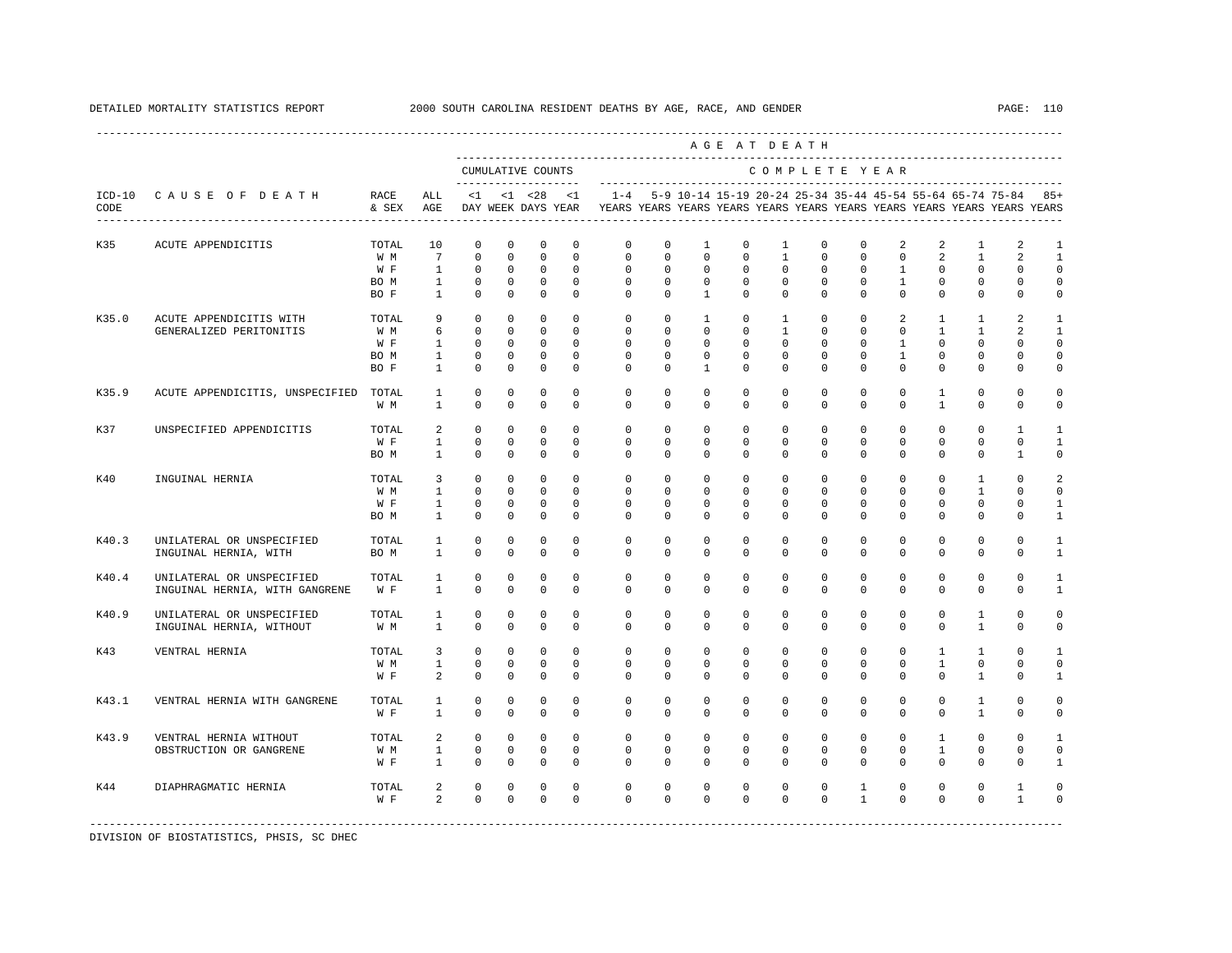DETAILED MORTALITY STATISTICS REPORT 2000 SOUTH CAROLINA RESIDENT DEATHS BY AGE, RACE, AND GENDER

| ICD-10 CODE | CAUSE OF DEATH | RACE & SEX | ALL AGE | <1 DAY | <1 WEEK | <28 DAYS | <1 YEAR | 1-4 YEARS | 5-9 YEARS | 10-14 YEARS | 15-19 YEARS | 20-24 YEARS | 25-34 YEARS | 35-44 YEARS | 45-54 YEARS | 55-64 YEARS | 65-74 YEARS | 75-84 YEARS | 85+ YEARS |
|---|---|---|---|---|---|---|---|---|---|---|---|---|---|---|---|---|---|---|---|
| | | | | CUMULATIVE COUNTS | | | | COMPLETE YEAR | | | | | | | | | | | |
| K35 | ACUTE APPENDICITIS | TOTAL | 10 | 0 | 0 | 0 | 0 | 0 | 0 | 1 | 0 | 1 | 0 | 0 | 2 | 2 | 1 | 2 | 1 |
| | | W M | 7 | 0 | 0 | 0 | 0 | 0 | 0 | 0 | 0 | 1 | 0 | 0 | 0 | 2 | 1 | 2 | 1 |
| | | W F | 1 | 0 | 0 | 0 | 0 | 0 | 0 | 0 | 0 | 0 | 0 | 0 | 1 | 0 | 0 | 0 | 0 |
| | | BO M | 1 | 0 | 0 | 0 | 0 | 0 | 0 | 0 | 0 | 0 | 0 | 0 | 1 | 0 | 0 | 0 | 0 |
| | | BO F | 1 | 0 | 0 | 0 | 0 | 0 | 0 | 1 | 0 | 0 | 0 | 0 | 0 | 0 | 0 | 0 | 0 |
| K35.0 | ACUTE APPENDICITIS WITH GENERALIZED PERITONITIS | TOTAL | 9 | 0 | 0 | 0 | 0 | 0 | 0 | 1 | 0 | 1 | 0 | 0 | 2 | 1 | 1 | 2 | 1 |
| | | W M | 6 | 0 | 0 | 0 | 0 | 0 | 0 | 0 | 0 | 1 | 0 | 0 | 0 | 1 | 1 | 2 | 1 |
| | | W F | 1 | 0 | 0 | 0 | 0 | 0 | 0 | 0 | 0 | 0 | 0 | 0 | 1 | 0 | 0 | 0 | 0 |
| | | BO M | 1 | 0 | 0 | 0 | 0 | 0 | 0 | 0 | 0 | 0 | 0 | 0 | 1 | 0 | 0 | 0 | 0 |
| | | BO F | 1 | 0 | 0 | 0 | 0 | 0 | 0 | 1 | 0 | 0 | 0 | 0 | 0 | 0 | 0 | 0 | 0 |
| K35.9 | ACUTE APPENDICITIS, UNSPECIFIED | TOTAL | 1 | 0 | 0 | 0 | 0 | 0 | 0 | 0 | 0 | 0 | 0 | 0 | 0 | 1 | 0 | 0 | 0 |
| | | W M | 1 | 0 | 0 | 0 | 0 | 0 | 0 | 0 | 0 | 0 | 0 | 0 | 0 | 1 | 0 | 0 | 0 |
| K37 | UNSPECIFIED APPENDICITIS | TOTAL | 2 | 0 | 0 | 0 | 0 | 0 | 0 | 0 | 0 | 0 | 0 | 0 | 0 | 0 | 0 | 1 | 1 |
| | | W F | 1 | 0 | 0 | 0 | 0 | 0 | 0 | 0 | 0 | 0 | 0 | 0 | 0 | 0 | 0 | 0 | 1 |
| | | BO M | 1 | 0 | 0 | 0 | 0 | 0 | 0 | 0 | 0 | 0 | 0 | 0 | 0 | 0 | 0 | 1 | 0 |
| K40 | INGUINAL HERNIA | TOTAL | 3 | 0 | 0 | 0 | 0 | 0 | 0 | 0 | 0 | 0 | 0 | 0 | 0 | 0 | 1 | 0 | 2 |
| | | W M | 1 | 0 | 0 | 0 | 0 | 0 | 0 | 0 | 0 | 0 | 0 | 0 | 0 | 0 | 1 | 0 | 0 |
| | | W F | 1 | 0 | 0 | 0 | 0 | 0 | 0 | 0 | 0 | 0 | 0 | 0 | 0 | 0 | 0 | 0 | 1 |
| | | BO M | 1 | 0 | 0 | 0 | 0 | 0 | 0 | 0 | 0 | 0 | 0 | 0 | 0 | 0 | 0 | 0 | 1 |
| K40.3 | UNILATERAL OR UNSPECIFIED INGUINAL HERNIA, WITH | TOTAL | 1 | 0 | 0 | 0 | 0 | 0 | 0 | 0 | 0 | 0 | 0 | 0 | 0 | 0 | 0 | 0 | 1 |
| | | BO M | 1 | 0 | 0 | 0 | 0 | 0 | 0 | 0 | 0 | 0 | 0 | 0 | 0 | 0 | 0 | 0 | 1 |
| K40.4 | UNILATERAL OR UNSPECIFIED INGUINAL HERNIA, WITH GANGRENE | TOTAL | 1 | 0 | 0 | 0 | 0 | 0 | 0 | 0 | 0 | 0 | 0 | 0 | 0 | 0 | 0 | 0 | 1 |
| | | W F | 1 | 0 | 0 | 0 | 0 | 0 | 0 | 0 | 0 | 0 | 0 | 0 | 0 | 0 | 0 | 0 | 1 |
| K40.9 | UNILATERAL OR UNSPECIFIED INGUINAL HERNIA, WITHOUT | TOTAL | 1 | 0 | 0 | 0 | 0 | 0 | 0 | 0 | 0 | 0 | 0 | 0 | 0 | 0 | 1 | 0 | 0 |
| | | W M | 1 | 0 | 0 | 0 | 0 | 0 | 0 | 0 | 0 | 0 | 0 | 0 | 0 | 0 | 1 | 0 | 0 |
| K43 | VENTRAL HERNIA | TOTAL | 3 | 0 | 0 | 0 | 0 | 0 | 0 | 0 | 0 | 0 | 0 | 0 | 0 | 1 | 1 | 0 | 1 |
| | | W M | 1 | 0 | 0 | 0 | 0 | 0 | 0 | 0 | 0 | 0 | 0 | 0 | 0 | 1 | 0 | 0 | 0 |
| | | W F | 2 | 0 | 0 | 0 | 0 | 0 | 0 | 0 | 0 | 0 | 0 | 0 | 0 | 0 | 1 | 0 | 1 |
| K43.1 | VENTRAL HERNIA WITH GANGRENE | TOTAL | 1 | 0 | 0 | 0 | 0 | 0 | 0 | 0 | 0 | 0 | 0 | 0 | 0 | 0 | 1 | 0 | 0 |
| | | W F | 1 | 0 | 0 | 0 | 0 | 0 | 0 | 0 | 0 | 0 | 0 | 0 | 0 | 0 | 1 | 0 | 0 |
| K43.9 | VENTRAL HERNIA WITHOUT OBSTRUCTION OR GANGRENE | TOTAL | 2 | 0 | 0 | 0 | 0 | 0 | 0 | 0 | 0 | 0 | 0 | 0 | 0 | 1 | 0 | 0 | 1 |
| | | W M | 1 | 0 | 0 | 0 | 0 | 0 | 0 | 0 | 0 | 0 | 0 | 0 | 0 | 1 | 0 | 0 | 0 |
| | | W F | 1 | 0 | 0 | 0 | 0 | 0 | 0 | 0 | 0 | 0 | 0 | 0 | 0 | 0 | 0 | 0 | 1 |
| K44 | DIAPHRAGMATIC HERNIA | TOTAL | 2 | 0 | 0 | 0 | 0 | 0 | 0 | 0 | 0 | 0 | 0 | 1 | 0 | 0 | 0 | 1 | 0 |
| | | W F | 2 | 0 | 0 | 0 | 0 | 0 | 0 | 0 | 0 | 0 | 0 | 1 | 0 | 0 | 0 | 1 | 0 |

DIVISION OF BIOSTATISTICS, PHSIS, SC DHEC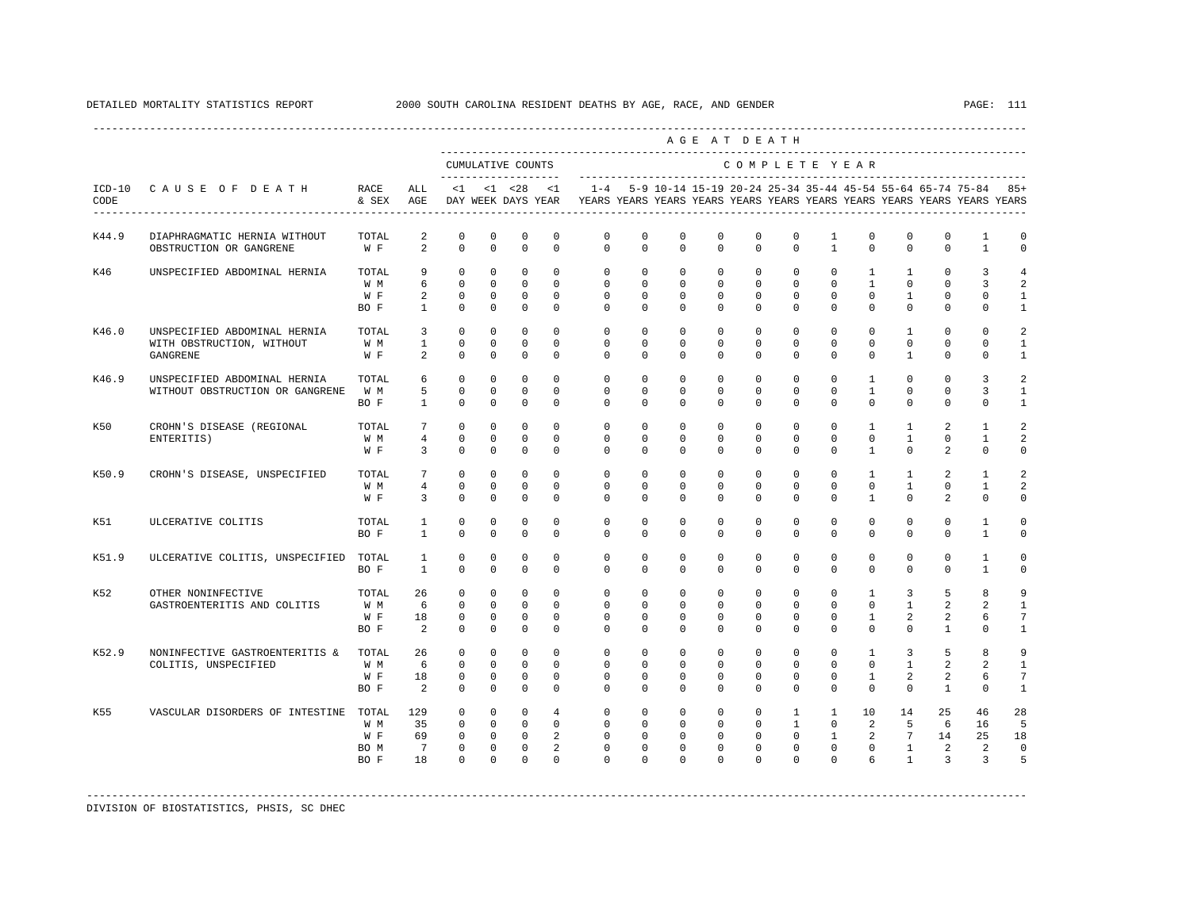DETAILED MORTALITY STATISTICS REPORT 2000 SOUTH CAROLINA RESIDENT DEATHS BY AGE, RACE, AND GENDER

| ICD-10 CODE | CAUSE OF DEATH | RACE & SEX | ALL AGE | <1 DAY | <1 WEEK | <28 DAYS | <1 YEAR | 1-4 YEARS | 5-9 YEARS | 10-14 YEARS | 15-19 YEARS | 20-24 YEARS | 25-34 YEARS | 35-44 YEARS | 45-54 YEARS | 55-64 YEARS | 65-74 YEARS | 75-84 YEARS | 85+ YEARS |
|---|---|---|---|---|---|---|---|---|---|---|---|---|---|---|---|---|---|---|---|
| | | | | CUMULATIVE COUNTS | | | | COMPLETE YEAR | | | | | | | | | | | |
| K44.9 | DIAPHRAGMATIC HERNIA WITHOUT OBSTRUCTION OR GANGRENE | TOTAL | 2 | 0 | 0 | 0 | 0 | 0 | 0 | 0 | 0 | 0 | 0 | 1 | 0 | 0 | 0 | 1 | 0 |
| | | W F | 2 | 0 | 0 | 0 | 0 | 0 | 0 | 0 | 0 | 0 | 0 | 1 | 0 | 0 | 0 | 1 | 0 |
| K46 | UNSPECIFIED ABDOMINAL HERNIA | TOTAL | 9 | 0 | 0 | 0 | 0 | 0 | 0 | 0 | 0 | 0 | 0 | 0 | 1 | 1 | 0 | 3 | 4 |
| | | W M | 6 | 0 | 0 | 0 | 0 | 0 | 0 | 0 | 0 | 0 | 0 | 0 | 1 | 0 | 0 | 3 | 2 |
| | | W F | 2 | 0 | 0 | 0 | 0 | 0 | 0 | 0 | 0 | 0 | 0 | 0 | 0 | 1 | 0 | 0 | 1 |
| | | BO F | 1 | 0 | 0 | 0 | 0 | 0 | 0 | 0 | 0 | 0 | 0 | 0 | 0 | 0 | 0 | 0 | 1 |
| K46.0 | UNSPECIFIED ABDOMINAL HERNIA WITH OBSTRUCTION, WITHOUT GANGRENE | TOTAL | 3 | 0 | 0 | 0 | 0 | 0 | 0 | 0 | 0 | 0 | 0 | 0 | 0 | 1 | 0 | 0 | 2 |
| | | W M | 1 | 0 | 0 | 0 | 0 | 0 | 0 | 0 | 0 | 0 | 0 | 0 | 0 | 0 | 0 | 0 | 1 |
| | | W F | 2 | 0 | 0 | 0 | 0 | 0 | 0 | 0 | 0 | 0 | 0 | 0 | 0 | 1 | 0 | 0 | 1 |
| K46.9 | UNSPECIFIED ABDOMINAL HERNIA WITHOUT OBSTRUCTION OR GANGRENE | TOTAL | 6 | 0 | 0 | 0 | 0 | 0 | 0 | 0 | 0 | 0 | 0 | 0 | 1 | 0 | 0 | 3 | 2 |
| | | W M | 5 | 0 | 0 | 0 | 0 | 0 | 0 | 0 | 0 | 0 | 0 | 0 | 1 | 0 | 0 | 3 | 1 |
| | | BO F | 1 | 0 | 0 | 0 | 0 | 0 | 0 | 0 | 0 | 0 | 0 | 0 | 0 | 0 | 0 | 0 | 1 |
| K50 | CROHN'S DISEASE (REGIONAL ENTERITIS) | TOTAL | 7 | 0 | 0 | 0 | 0 | 0 | 0 | 0 | 0 | 0 | 0 | 0 | 1 | 1 | 2 | 1 | 2 |
| | | W M | 4 | 0 | 0 | 0 | 0 | 0 | 0 | 0 | 0 | 0 | 0 | 0 | 0 | 1 | 0 | 1 | 2 |
| | | W F | 3 | 0 | 0 | 0 | 0 | 0 | 0 | 0 | 0 | 0 | 0 | 0 | 1 | 0 | 2 | 0 | 0 |
| K50.9 | CROHN'S DISEASE, UNSPECIFIED | TOTAL | 7 | 0 | 0 | 0 | 0 | 0 | 0 | 0 | 0 | 0 | 0 | 0 | 1 | 1 | 2 | 1 | 2 |
| | | W M | 4 | 0 | 0 | 0 | 0 | 0 | 0 | 0 | 0 | 0 | 0 | 0 | 0 | 1 | 0 | 1 | 2 |
| | | W F | 3 | 0 | 0 | 0 | 0 | 0 | 0 | 0 | 0 | 0 | 0 | 0 | 1 | 0 | 2 | 0 | 0 |
| K51 | ULCERATIVE COLITIS | TOTAL | 1 | 0 | 0 | 0 | 0 | 0 | 0 | 0 | 0 | 0 | 0 | 0 | 0 | 0 | 0 | 1 | 0 |
| | | BO F | 1 | 0 | 0 | 0 | 0 | 0 | 0 | 0 | 0 | 0 | 0 | 0 | 0 | 0 | 0 | 1 | 0 |
| K51.9 | ULCERATIVE COLITIS, UNSPECIFIED | TOTAL | 1 | 0 | 0 | 0 | 0 | 0 | 0 | 0 | 0 | 0 | 0 | 0 | 0 | 0 | 0 | 1 | 0 |
| | | BO F | 1 | 0 | 0 | 0 | 0 | 0 | 0 | 0 | 0 | 0 | 0 | 0 | 0 | 0 | 0 | 1 | 0 |
| K52 | OTHER NONINFECTIVE GASTROENTERITIS AND COLITIS | TOTAL | 26 | 0 | 0 | 0 | 0 | 0 | 0 | 0 | 0 | 0 | 0 | 0 | 1 | 3 | 5 | 8 | 9 |
| | | W M | 6 | 0 | 0 | 0 | 0 | 0 | 0 | 0 | 0 | 0 | 0 | 0 | 0 | 1 | 2 | 2 | 1 |
| | | W F | 18 | 0 | 0 | 0 | 0 | 0 | 0 | 0 | 0 | 0 | 0 | 0 | 1 | 2 | 2 | 6 | 7 |
| | | BO F | 2 | 0 | 0 | 0 | 0 | 0 | 0 | 0 | 0 | 0 | 0 | 0 | 0 | 0 | 1 | 0 | 1 |
| K52.9 | NONINFECTIVE GASTROENTERITIS & COLITIS, UNSPECIFIED | TOTAL | 26 | 0 | 0 | 0 | 0 | 0 | 0 | 0 | 0 | 0 | 0 | 0 | 1 | 3 | 5 | 8 | 9 |
| | | W M | 6 | 0 | 0 | 0 | 0 | 0 | 0 | 0 | 0 | 0 | 0 | 0 | 0 | 1 | 2 | 2 | 1 |
| | | W F | 18 | 0 | 0 | 0 | 0 | 0 | 0 | 0 | 0 | 0 | 0 | 0 | 1 | 2 | 2 | 6 | 7 |
| | | BO F | 2 | 0 | 0 | 0 | 0 | 0 | 0 | 0 | 0 | 0 | 0 | 0 | 0 | 0 | 1 | 0 | 1 |
| K55 | VASCULAR DISORDERS OF INTESTINE | TOTAL | 129 | 0 | 0 | 0 | 4 | 0 | 0 | 0 | 0 | 0 | 1 | 1 | 10 | 14 | 25 | 46 | 28 |
| | | W M | 35 | 0 | 0 | 0 | 0 | 0 | 0 | 0 | 0 | 0 | 1 | 0 | 2 | 5 | 6 | 16 | 5 |
| | | W F | 69 | 0 | 0 | 0 | 2 | 0 | 0 | 0 | 0 | 0 | 0 | 1 | 2 | 7 | 14 | 25 | 18 |
| | | BO M | 7 | 0 | 0 | 0 | 2 | 0 | 0 | 0 | 0 | 0 | 0 | 0 | 0 | 1 | 2 | 2 | 0 |
| | | BO F | 18 | 0 | 0 | 0 | 0 | 0 | 0 | 0 | 0 | 0 | 0 | 0 | 6 | 1 | 3 | 3 | 5 |

DIVISION OF BIOSTATISTICS, PHSIS, SC DHEC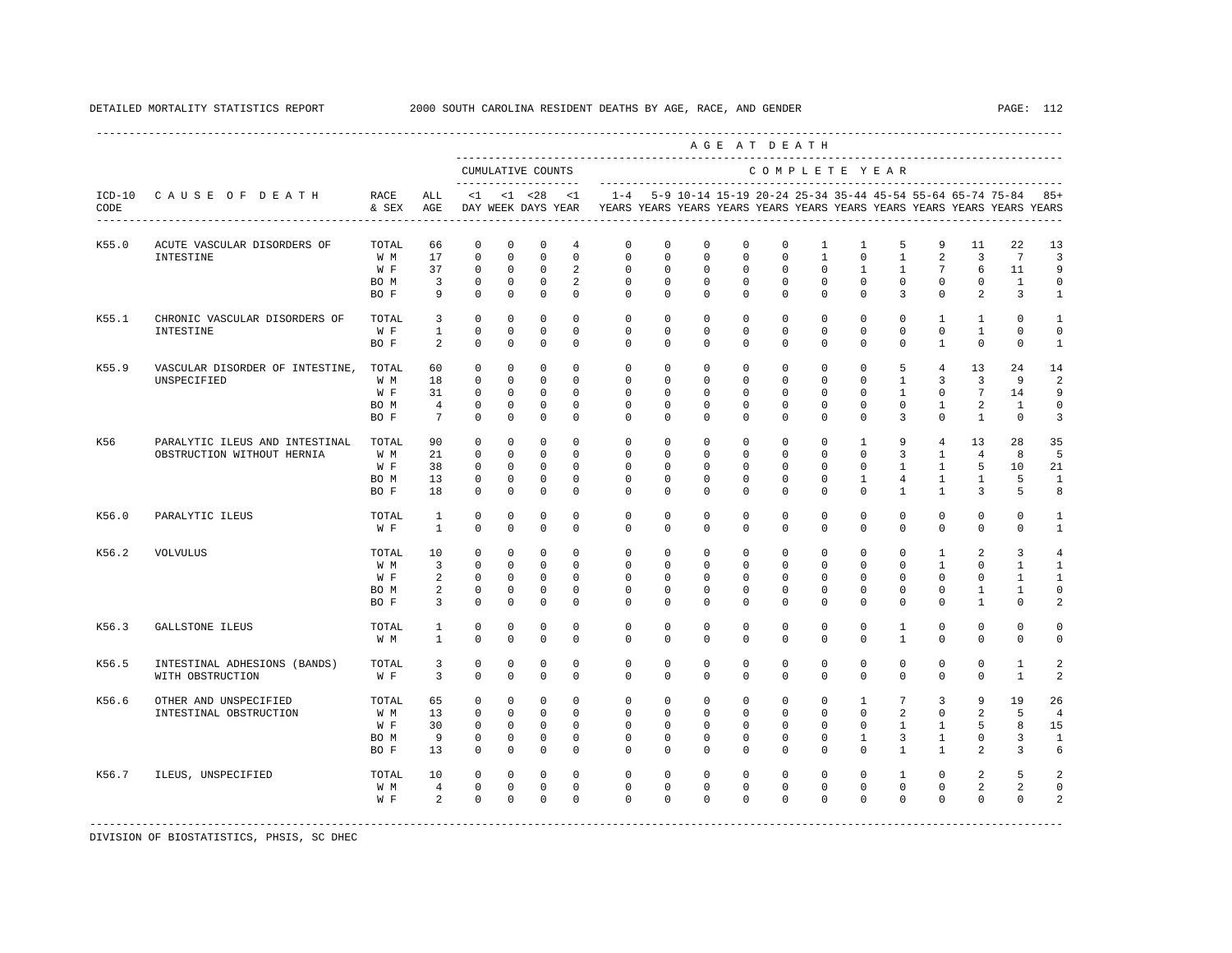DETAILED MORTALITY STATISTICS REPORT 2000 SOUTH CAROLINA RESIDENT DEATHS BY AGE, RACE, AND GENDER

| ICD-10 CODE | CAUSE OF DEATH | RACE & SEX | ALL AGE | <1 DAY | <1 WEEK | <28 DAYS | <1 YEAR | 1-4 YEARS | 5-9 YEARS | 10-14 YEARS | 15-19 YEARS | 20-24 YEARS | 25-34 YEARS | 35-44 YEARS | 45-54 YEARS | 55-64 YEARS | 65-74 YEARS | 75-84 YEARS | 85+ YEARS |
|---|---|---|---|---|---|---|---|---|---|---|---|---|---|---|---|---|---|---|---|
| | | | | CUMULATIVE COUNTS | | | | COMPLETE YEAR | | | | | | | | | | | |
| K55.0 | ACUTE VASCULAR DISORDERS OF INTESTINE | TOTAL | 66 | 0 | 0 | 0 | 4 | 0 | 0 | 0 | 0 | 0 | 1 | 1 | 5 | 9 | 11 | 22 | 13 |
| | | W M | 17 | 0 | 0 | 0 | 0 | 0 | 0 | 0 | 0 | 0 | 1 | 0 | 1 | 2 | 3 | 7 | 3 |
| | | W F | 37 | 0 | 0 | 0 | 2 | 0 | 0 | 0 | 0 | 0 | 0 | 1 | 1 | 7 | 6 | 11 | 9 |
| | | BO M | 3 | 0 | 0 | 0 | 2 | 0 | 0 | 0 | 0 | 0 | 0 | 0 | 0 | 0 | 0 | 1 | 0 |
| | | BO F | 9 | 0 | 0 | 0 | 0 | 0 | 0 | 0 | 0 | 0 | 0 | 0 | 3 | 0 | 2 | 3 | 1 |
| K55.1 | CHRONIC VASCULAR DISORDERS OF INTESTINE | TOTAL | 3 | 0 | 0 | 0 | 0 | 0 | 0 | 0 | 0 | 0 | 0 | 0 | 0 | 1 | 1 | 0 | 1 |
| | | W F | 1 | 0 | 0 | 0 | 0 | 0 | 0 | 0 | 0 | 0 | 0 | 0 | 0 | 0 | 1 | 0 | 0 |
| | | BO F | 2 | 0 | 0 | 0 | 0 | 0 | 0 | 0 | 0 | 0 | 0 | 0 | 0 | 1 | 0 | 0 | 1 |
| K55.9 | VASCULAR DISORDER OF INTESTINE, UNSPECIFIED | TOTAL | 60 | 0 | 0 | 0 | 0 | 0 | 0 | 0 | 0 | 0 | 0 | 0 | 5 | 4 | 13 | 24 | 14 |
| | | W M | 18 | 0 | 0 | 0 | 0 | 0 | 0 | 0 | 0 | 0 | 0 | 0 | 1 | 3 | 3 | 9 | 2 |
| | | W F | 31 | 0 | 0 | 0 | 0 | 0 | 0 | 0 | 0 | 0 | 0 | 0 | 1 | 0 | 7 | 14 | 9 |
| | | BO M | 4 | 0 | 0 | 0 | 0 | 0 | 0 | 0 | 0 | 0 | 0 | 0 | 0 | 1 | 2 | 1 | 0 |
| | | BO F | 7 | 0 | 0 | 0 | 0 | 0 | 0 | 0 | 0 | 0 | 0 | 0 | 3 | 0 | 1 | 0 | 3 |
| K56 | PARALYTIC ILEUS AND INTESTINAL OBSTRUCTION WITHOUT HERNIA | TOTAL | 90 | 0 | 0 | 0 | 0 | 0 | 0 | 0 | 0 | 0 | 0 | 1 | 9 | 4 | 13 | 28 | 35 |
| | | W M | 21 | 0 | 0 | 0 | 0 | 0 | 0 | 0 | 0 | 0 | 0 | 0 | 3 | 1 | 4 | 8 | 5 |
| | | W F | 38 | 0 | 0 | 0 | 0 | 0 | 0 | 0 | 0 | 0 | 0 | 0 | 1 | 1 | 5 | 10 | 21 |
| | | BO M | 13 | 0 | 0 | 0 | 0 | 0 | 0 | 0 | 0 | 0 | 0 | 1 | 4 | 1 | 1 | 5 | 1 |
| | | BO F | 18 | 0 | 0 | 0 | 0 | 0 | 0 | 0 | 0 | 0 | 0 | 0 | 1 | 1 | 3 | 5 | 8 |
| K56.0 | PARALYTIC ILEUS | TOTAL | 1 | 0 | 0 | 0 | 0 | 0 | 0 | 0 | 0 | 0 | 0 | 0 | 0 | 0 | 0 | 0 | 1 |
| | | W F | 1 | 0 | 0 | 0 | 0 | 0 | 0 | 0 | 0 | 0 | 0 | 0 | 0 | 0 | 0 | 0 | 1 |
| K56.2 | VOLVULUS | TOTAL | 10 | 0 | 0 | 0 | 0 | 0 | 0 | 0 | 0 | 0 | 0 | 0 | 0 | 1 | 2 | 3 | 4 |
| | | W M | 3 | 0 | 0 | 0 | 0 | 0 | 0 | 0 | 0 | 0 | 0 | 0 | 0 | 1 | 0 | 1 | 1 |
| | | W F | 2 | 0 | 0 | 0 | 0 | 0 | 0 | 0 | 0 | 0 | 0 | 0 | 0 | 0 | 0 | 1 | 1 |
| | | BO M | 2 | 0 | 0 | 0 | 0 | 0 | 0 | 0 | 0 | 0 | 0 | 0 | 0 | 0 | 1 | 1 | 0 |
| | | BO F | 3 | 0 | 0 | 0 | 0 | 0 | 0 | 0 | 0 | 0 | 0 | 0 | 0 | 0 | 1 | 0 | 2 |
| K56.3 | GALLSTONE ILEUS | TOTAL | 1 | 0 | 0 | 0 | 0 | 0 | 0 | 0 | 0 | 0 | 0 | 0 | 1 | 0 | 0 | 0 | 0 |
| | | W M | 1 | 0 | 0 | 0 | 0 | 0 | 0 | 0 | 0 | 0 | 0 | 0 | 1 | 0 | 0 | 0 | 0 |
| K56.5 | INTESTINAL ADHESIONS (BANDS) WITH OBSTRUCTION | TOTAL | 3 | 0 | 0 | 0 | 0 | 0 | 0 | 0 | 0 | 0 | 0 | 0 | 0 | 0 | 0 | 1 | 2 |
| | | W F | 3 | 0 | 0 | 0 | 0 | 0 | 0 | 0 | 0 | 0 | 0 | 0 | 0 | 0 | 0 | 1 | 2 |
| K56.6 | OTHER AND UNSPECIFIED INTESTINAL OBSTRUCTION | TOTAL | 65 | 0 | 0 | 0 | 0 | 0 | 0 | 0 | 0 | 0 | 0 | 1 | 7 | 3 | 9 | 19 | 26 |
| | | W M | 13 | 0 | 0 | 0 | 0 | 0 | 0 | 0 | 0 | 0 | 0 | 0 | 2 | 0 | 2 | 5 | 4 |
| | | W F | 30 | 0 | 0 | 0 | 0 | 0 | 0 | 0 | 0 | 0 | 0 | 0 | 1 | 1 | 5 | 8 | 15 |
| | | BO M | 9 | 0 | 0 | 0 | 0 | 0 | 0 | 0 | 0 | 0 | 0 | 1 | 3 | 1 | 0 | 3 | 1 |
| | | BO F | 13 | 0 | 0 | 0 | 0 | 0 | 0 | 0 | 0 | 0 | 0 | 0 | 1 | 1 | 2 | 3 | 6 |
| K56.7 | ILEUS, UNSPECIFIED | TOTAL | 10 | 0 | 0 | 0 | 0 | 0 | 0 | 0 | 0 | 0 | 0 | 0 | 1 | 0 | 2 | 5 | 2 |
| | | W M | 4 | 0 | 0 | 0 | 0 | 0 | 0 | 0 | 0 | 0 | 0 | 0 | 0 | 0 | 2 | 2 | 0 |
| | | W F | 2 | 0 | 0 | 0 | 0 | 0 | 0 | 0 | 0 | 0 | 0 | 0 | 0 | 0 | 0 | 0 | 2 |

DIVISION OF BIOSTATISTICS, PHSIS, SC DHEC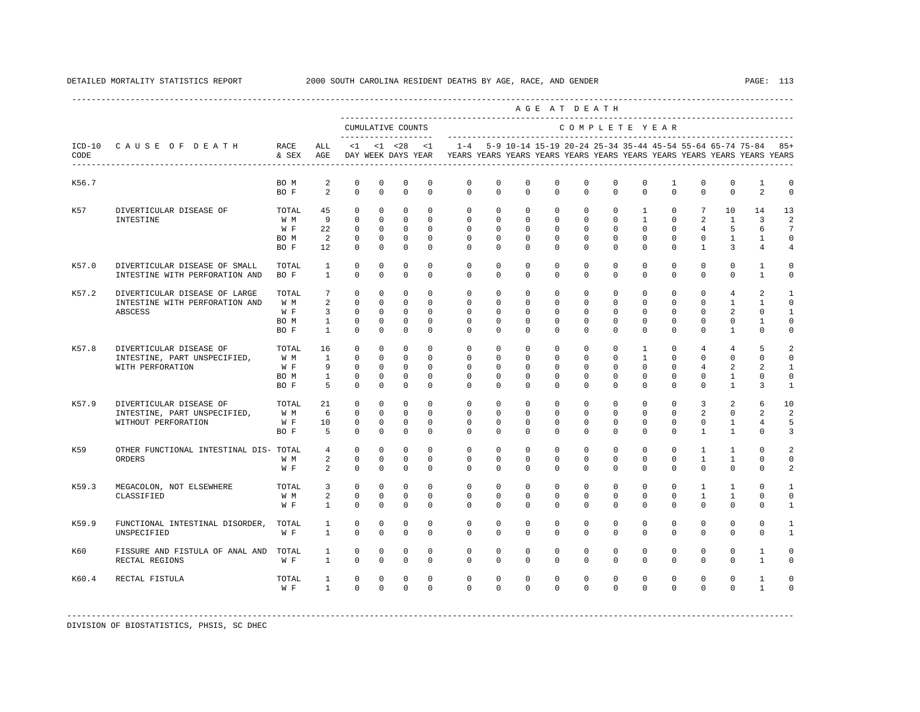DETAILED MORTALITY STATISTICS REPORT — 2000 SOUTH CAROLINA RESIDENT DEATHS BY AGE, RACE, AND GENDER

| ICD-10 CODE | CAUSE OF DEATH | RACE & SEX | ALL AGE | <1 DAY | <1 WEEK | <28 DAYS | <1 YEAR | 1-4 YEARS | 5-9 YEARS | 10-14 YEARS | 15-19 YEARS | 20-24 YEARS | 25-34 YEARS | 35-44 YEARS | 45-54 YEARS | 55-64 YEARS | 65-74 YEARS | 75-84 YEARS | 85+ YEARS |
|---|---|---|---|---|---|---|---|---|---|---|---|---|---|---|---|---|---|---|---|
| | | | | CUMULATIVE COUNTS | | | | COMPLETE YEAR | | | | | | | | | | | |
| K56.7 | | BO M | 2 | 0 | 0 | 0 | 0 | 0 | 0 | 0 | 0 | 0 | 0 | 0 | 1 | 0 | 0 | 1 | 0 |
| | | BO F | 2 | 0 | 0 | 0 | 0 | 0 | 0 | 0 | 0 | 0 | 0 | 0 | 0 | 0 | 0 | 2 | 0 |
| K57 | DIVERTICULAR DISEASE OF INTESTINE | TOTAL | 45 | 0 | 0 | 0 | 0 | 0 | 0 | 0 | 0 | 0 | 0 | 1 | 0 | 7 | 10 | 14 | 13 |
| | | W M | 9 | 0 | 0 | 0 | 0 | 0 | 0 | 0 | 0 | 0 | 0 | 1 | 0 | 2 | 1 | 3 | 2 |
| | | W F | 22 | 0 | 0 | 0 | 0 | 0 | 0 | 0 | 0 | 0 | 0 | 0 | 0 | 4 | 5 | 6 | 7 |
| | | BO M | 2 | 0 | 0 | 0 | 0 | 0 | 0 | 0 | 0 | 0 | 0 | 0 | 0 | 0 | 1 | 1 | 0 |
| | | BO F | 12 | 0 | 0 | 0 | 0 | 0 | 0 | 0 | 0 | 0 | 0 | 0 | 0 | 1 | 3 | 4 | 4 |
| K57.0 | DIVERTICULAR DISEASE OF SMALL INTESTINE WITH PERFORATION AND | TOTAL | 1 | 0 | 0 | 0 | 0 | 0 | 0 | 0 | 0 | 0 | 0 | 0 | 0 | 0 | 0 | 1 | 0 |
| | | BO F | 1 | 0 | 0 | 0 | 0 | 0 | 0 | 0 | 0 | 0 | 0 | 0 | 0 | 0 | 0 | 1 | 0 |
| K57.2 | DIVERTICULAR DISEASE OF LARGE INTESTINE WITH PERFORATION AND ABSCESS | TOTAL | 7 | 0 | 0 | 0 | 0 | 0 | 0 | 0 | 0 | 0 | 0 | 0 | 0 | 0 | 4 | 2 | 1 |
| | | W M | 2 | 0 | 0 | 0 | 0 | 0 | 0 | 0 | 0 | 0 | 0 | 0 | 0 | 0 | 1 | 1 | 0 |
| | | W F | 3 | 0 | 0 | 0 | 0 | 0 | 0 | 0 | 0 | 0 | 0 | 0 | 0 | 0 | 2 | 0 | 1 |
| | | BO M | 1 | 0 | 0 | 0 | 0 | 0 | 0 | 0 | 0 | 0 | 0 | 0 | 0 | 0 | 0 | 1 | 0 |
| | | BO F | 1 | 0 | 0 | 0 | 0 | 0 | 0 | 0 | 0 | 0 | 0 | 0 | 0 | 0 | 1 | 0 | 0 |
| K57.8 | DIVERTICULAR DISEASE OF INTESTINE, PART UNSPECIFIED, WITH PERFORATION | TOTAL | 16 | 0 | 0 | 0 | 0 | 0 | 0 | 0 | 0 | 0 | 0 | 1 | 0 | 4 | 4 | 5 | 2 |
| | | W M | 1 | 0 | 0 | 0 | 0 | 0 | 0 | 0 | 0 | 0 | 0 | 1 | 0 | 0 | 0 | 0 | 0 |
| | | W F | 9 | 0 | 0 | 0 | 0 | 0 | 0 | 0 | 0 | 0 | 0 | 0 | 0 | 4 | 2 | 2 | 1 |
| | | BO M | 1 | 0 | 0 | 0 | 0 | 0 | 0 | 0 | 0 | 0 | 0 | 0 | 0 | 0 | 1 | 0 | 0 |
| | | BO F | 5 | 0 | 0 | 0 | 0 | 0 | 0 | 0 | 0 | 0 | 0 | 0 | 0 | 0 | 1 | 3 | 1 |
| K57.9 | DIVERTICULAR DISEASE OF INTESTINE, PART UNSPECIFIED, WITHOUT PERFORATION | TOTAL | 21 | 0 | 0 | 0 | 0 | 0 | 0 | 0 | 0 | 0 | 0 | 0 | 0 | 3 | 2 | 6 | 10 |
| | | W M | 6 | 0 | 0 | 0 | 0 | 0 | 0 | 0 | 0 | 0 | 0 | 0 | 0 | 2 | 0 | 2 | 2 |
| | | W F | 10 | 0 | 0 | 0 | 0 | 0 | 0 | 0 | 0 | 0 | 0 | 0 | 0 | 0 | 1 | 4 | 5 |
| | | BO F | 5 | 0 | 0 | 0 | 0 | 0 | 0 | 0 | 0 | 0 | 0 | 0 | 0 | 1 | 1 | 0 | 3 |
| K59 | OTHER FUNCTIONAL INTESTINAL DIS- ORDERS | TOTAL | 4 | 0 | 0 | 0 | 0 | 0 | 0 | 0 | 0 | 0 | 0 | 0 | 0 | 1 | 1 | 0 | 2 |
| | | W M | 2 | 0 | 0 | 0 | 0 | 0 | 0 | 0 | 0 | 0 | 0 | 0 | 0 | 1 | 1 | 0 | 0 |
| | | W F | 2 | 0 | 0 | 0 | 0 | 0 | 0 | 0 | 0 | 0 | 0 | 0 | 0 | 0 | 0 | 0 | 2 |
| K59.3 | MEGACOLON, NOT ELSEWHERE CLASSIFIED | TOTAL | 3 | 0 | 0 | 0 | 0 | 0 | 0 | 0 | 0 | 0 | 0 | 0 | 0 | 1 | 1 | 0 | 1 |
| | | W M | 2 | 0 | 0 | 0 | 0 | 0 | 0 | 0 | 0 | 0 | 0 | 0 | 0 | 1 | 1 | 0 | 0 |
| | | W F | 1 | 0 | 0 | 0 | 0 | 0 | 0 | 0 | 0 | 0 | 0 | 0 | 0 | 0 | 0 | 0 | 1 |
| K59.9 | FUNCTIONAL INTESTINAL DISORDER, UNSPECIFIED | TOTAL | 1 | 0 | 0 | 0 | 0 | 0 | 0 | 0 | 0 | 0 | 0 | 0 | 0 | 0 | 0 | 0 | 1 |
| | | W F | 1 | 0 | 0 | 0 | 0 | 0 | 0 | 0 | 0 | 0 | 0 | 0 | 0 | 0 | 0 | 0 | 1 |
| K60 | FISSURE AND FISTULA OF ANAL AND RECTAL REGIONS | TOTAL | 1 | 0 | 0 | 0 | 0 | 0 | 0 | 0 | 0 | 0 | 0 | 0 | 0 | 0 | 0 | 1 | 0 |
| | | W F | 1 | 0 | 0 | 0 | 0 | 0 | 0 | 0 | 0 | 0 | 0 | 0 | 0 | 0 | 0 | 1 | 0 |
| K60.4 | RECTAL FISTULA | TOTAL | 1 | 0 | 0 | 0 | 0 | 0 | 0 | 0 | 0 | 0 | 0 | 0 | 0 | 0 | 0 | 1 | 0 |
| | | W F | 1 | 0 | 0 | 0 | 0 | 0 | 0 | 0 | 0 | 0 | 0 | 0 | 0 | 0 | 0 | 1 | 0 |

DIVISION OF BIOSTATISTICS, PHSIS, SC DHEC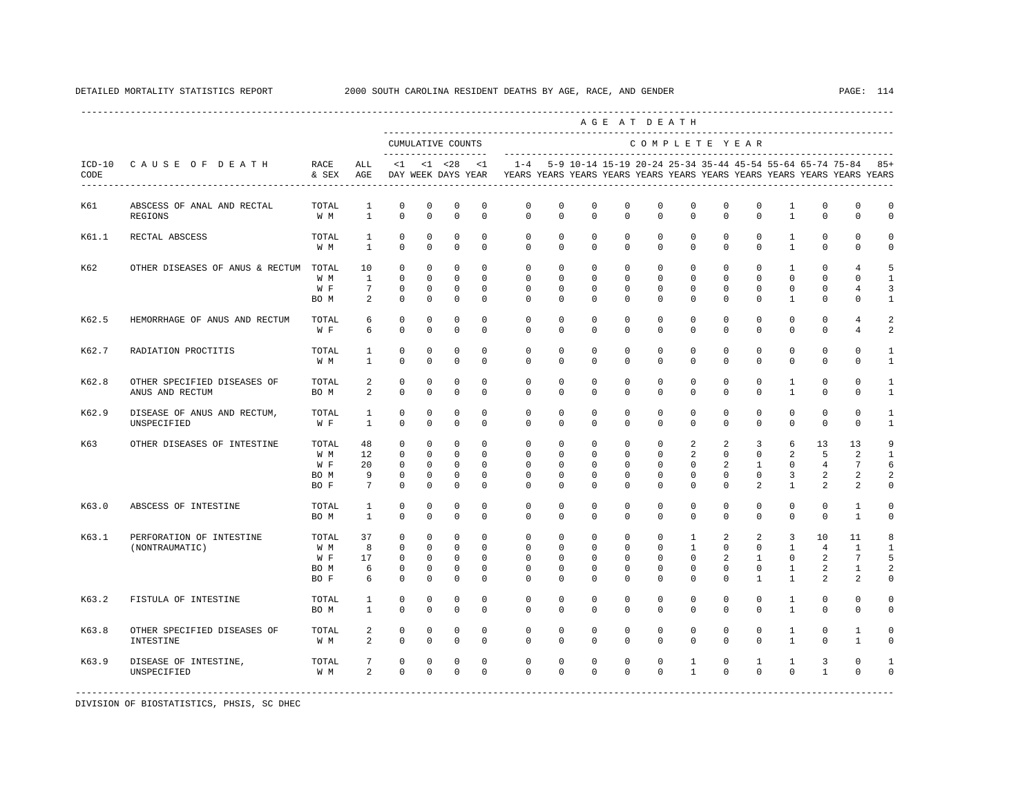DETAILED MORTALITY STATISTICS REPORT — 2000 SOUTH CAROLINA RESIDENT DEATHS BY AGE, RACE, AND GENDER

| ICD-10 CODE | CAUSE OF DEATH | RACE & SEX | ALL AGE | <1 DAY | <1 WEEK | <28 DAYS | <1 YEAR | 1-4 YEARS | 5-9 YEARS | 10-14 YEARS | 15-19 YEARS | 20-24 YEARS | 25-34 YEARS | 35-44 YEARS | 45-54 YEARS | 55-64 YEARS | 65-74 YEARS | 75-84 YEARS | 85+ YEARS |
|---|---|---|---|---|---|---|---|---|---|---|---|---|---|---|---|---|---|---|---|
| K61 | ABSCESS OF ANAL AND RECTAL REGIONS | TOTAL | 1 | 0 | 0 | 0 | 0 | 0 | 0 | 0 | 0 | 0 | 0 | 0 | 0 | 1 | 0 | 0 | 0 |
| | | W M | 1 | 0 | 0 | 0 | 0 | 0 | 0 | 0 | 0 | 0 | 0 | 0 | 0 | 1 | 0 | 0 | 0 |
| K61.1 | RECTAL ABSCESS | TOTAL | 1 | 0 | 0 | 0 | 0 | 0 | 0 | 0 | 0 | 0 | 0 | 0 | 0 | 1 | 0 | 0 | 0 |
| | | W M | 1 | 0 | 0 | 0 | 0 | 0 | 0 | 0 | 0 | 0 | 0 | 0 | 0 | 1 | 0 | 0 | 0 |
| K62 | OTHER DISEASES OF ANUS & RECTUM | TOTAL | 10 | 0 | 0 | 0 | 0 | 0 | 0 | 0 | 0 | 0 | 0 | 0 | 0 | 1 | 0 | 4 | 5 |
| | | W M | 1 | 0 | 0 | 0 | 0 | 0 | 0 | 0 | 0 | 0 | 0 | 0 | 0 | 0 | 0 | 0 | 1 |
| | | W F | 7 | 0 | 0 | 0 | 0 | 0 | 0 | 0 | 0 | 0 | 0 | 0 | 0 | 0 | 0 | 4 | 3 |
| | | BO M | 2 | 0 | 0 | 0 | 0 | 0 | 0 | 0 | 0 | 0 | 0 | 0 | 0 | 1 | 0 | 0 | 1 |
| K62.5 | HEMORRHAGE OF ANUS AND RECTUM | TOTAL | 6 | 0 | 0 | 0 | 0 | 0 | 0 | 0 | 0 | 0 | 0 | 0 | 0 | 0 | 0 | 4 | 2 |
| | | W F | 6 | 0 | 0 | 0 | 0 | 0 | 0 | 0 | 0 | 0 | 0 | 0 | 0 | 0 | 0 | 4 | 2 |
| K62.7 | RADIATION PROCTITIS | TOTAL | 1 | 0 | 0 | 0 | 0 | 0 | 0 | 0 | 0 | 0 | 0 | 0 | 0 | 0 | 0 | 0 | 1 |
| | | W M | 1 | 0 | 0 | 0 | 0 | 0 | 0 | 0 | 0 | 0 | 0 | 0 | 0 | 0 | 0 | 0 | 1 |
| K62.8 | OTHER SPECIFIED DISEASES OF ANUS AND RECTUM | TOTAL | 2 | 0 | 0 | 0 | 0 | 0 | 0 | 0 | 0 | 0 | 0 | 0 | 0 | 1 | 0 | 0 | 1 |
| | | BO M | 2 | 0 | 0 | 0 | 0 | 0 | 0 | 0 | 0 | 0 | 0 | 0 | 0 | 1 | 0 | 0 | 1 |
| K62.9 | DISEASE OF ANUS AND RECTUM, UNSPECIFIED | TOTAL | 1 | 0 | 0 | 0 | 0 | 0 | 0 | 0 | 0 | 0 | 0 | 0 | 0 | 0 | 0 | 0 | 1 |
| | | W F | 1 | 0 | 0 | 0 | 0 | 0 | 0 | 0 | 0 | 0 | 0 | 0 | 0 | 0 | 0 | 0 | 1 |
| K63 | OTHER DISEASES OF INTESTINE | TOTAL | 48 | 0 | 0 | 0 | 0 | 0 | 0 | 0 | 0 | 0 | 2 | 2 | 3 | 6 | 13 | 13 | 9 |
| | | W M | 12 | 0 | 0 | 0 | 0 | 0 | 0 | 0 | 0 | 0 | 2 | 0 | 0 | 2 | 5 | 2 | 1 |
| | | W F | 20 | 0 | 0 | 0 | 0 | 0 | 0 | 0 | 0 | 0 | 0 | 2 | 1 | 0 | 4 | 7 | 6 |
| | | BO M | 9 | 0 | 0 | 0 | 0 | 0 | 0 | 0 | 0 | 0 | 0 | 0 | 0 | 3 | 2 | 2 | 2 |
| | | BO F | 7 | 0 | 0 | 0 | 0 | 0 | 0 | 0 | 0 | 0 | 0 | 0 | 2 | 1 | 2 | 2 | 0 |
| K63.0 | ABSCESS OF INTESTINE | TOTAL | 1 | 0 | 0 | 0 | 0 | 0 | 0 | 0 | 0 | 0 | 0 | 0 | 0 | 0 | 0 | 1 | 0 |
| | | BO M | 1 | 0 | 0 | 0 | 0 | 0 | 0 | 0 | 0 | 0 | 0 | 0 | 0 | 0 | 0 | 1 | 0 |
| K63.1 | PERFORATION OF INTESTINE (NONTRAUMATIC) | TOTAL | 37 | 0 | 0 | 0 | 0 | 0 | 0 | 0 | 0 | 0 | 1 | 2 | 2 | 3 | 10 | 11 | 8 |
| | | W M | 8 | 0 | 0 | 0 | 0 | 0 | 0 | 0 | 0 | 0 | 1 | 0 | 0 | 1 | 4 | 1 | 1 |
| | | W F | 17 | 0 | 0 | 0 | 0 | 0 | 0 | 0 | 0 | 0 | 0 | 2 | 1 | 0 | 2 | 7 | 5 |
| | | BO M | 6 | 0 | 0 | 0 | 0 | 0 | 0 | 0 | 0 | 0 | 0 | 0 | 0 | 1 | 2 | 1 | 2 |
| | | BO F | 6 | 0 | 0 | 0 | 0 | 0 | 0 | 0 | 0 | 0 | 0 | 0 | 1 | 1 | 2 | 2 | 0 |
| K63.2 | FISTULA OF INTESTINE | TOTAL | 1 | 0 | 0 | 0 | 0 | 0 | 0 | 0 | 0 | 0 | 0 | 0 | 0 | 1 | 0 | 0 | 0 |
| | | BO M | 1 | 0 | 0 | 0 | 0 | 0 | 0 | 0 | 0 | 0 | 0 | 0 | 0 | 1 | 0 | 0 | 0 |
| K63.8 | OTHER SPECIFIED DISEASES OF INTESTINE | TOTAL | 2 | 0 | 0 | 0 | 0 | 0 | 0 | 0 | 0 | 0 | 0 | 0 | 0 | 1 | 0 | 1 | 0 |
| | | W M | 2 | 0 | 0 | 0 | 0 | 0 | 0 | 0 | 0 | 0 | 0 | 0 | 0 | 1 | 0 | 1 | 0 |
| K63.9 | DISEASE OF INTESTINE, UNSPECIFIED | TOTAL | 7 | 0 | 0 | 0 | 0 | 0 | 0 | 0 | 0 | 0 | 1 | 0 | 1 | 1 | 3 | 0 | 1 |
| | | W M | 2 | 0 | 0 | 0 | 0 | 0 | 0 | 0 | 0 | 0 | 1 | 0 | 0 | 0 | 1 | 0 | 0 |

DIVISION OF BIOSTATISTICS, PHSIS, SC DHEC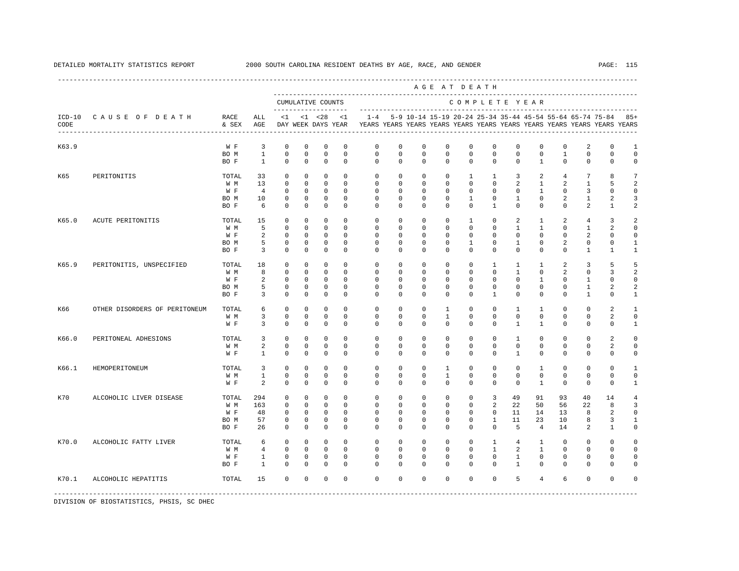DETAILED MORTALITY STATISTICS REPORT 2000 SOUTH CAROLINA RESIDENT DEATHS BY AGE, RACE, AND GENDER

| ICD-10 CODE | CAUSE OF DEATH | RACE & SEX | ALL AGE | <1 DAY | <1 WEEK | <28 DAYS | <1 YEAR | 1-4 YEARS | 5-9 YEARS | 10-14 YEARS | 15-19 YEARS | 20-24 YEARS | 25-34 YEARS | 35-44 YEARS | 45-54 YEARS | 55-64 YEARS | 65-74 YEARS | 75-84 YEARS | 85+ YEARS |
|---|---|---|---|---|---|---|---|---|---|---|---|---|---|---|---|---|---|---|---|
| K63.9 | | W F | 3 | 0 | 0 | 0 | 0 | 0 | 0 | 0 | 0 | 0 | 0 | 0 | 0 | 0 | 2 | 0 | 1 |
| | | BO M | 1 | 0 | 0 | 0 | 0 | 0 | 0 | 0 | 0 | 0 | 0 | 0 | 0 | 1 | 0 | 0 | 0 |
| | | BO F | 1 | 0 | 0 | 0 | 0 | 0 | 0 | 0 | 0 | 0 | 0 | 0 | 1 | 0 | 0 | 0 | 0 |
| K65 | PERITONITIS | TOTAL | 33 | 0 | 0 | 0 | 0 | 0 | 0 | 0 | 0 | 1 | 1 | 3 | 2 | 4 | 7 | 8 | 7 |
| | | W M | 13 | 0 | 0 | 0 | 0 | 0 | 0 | 0 | 0 | 0 | 0 | 2 | 1 | 2 | 1 | 5 | 2 |
| | | W F | 4 | 0 | 0 | 0 | 0 | 0 | 0 | 0 | 0 | 0 | 0 | 0 | 1 | 0 | 3 | 0 | 0 |
| | | BO M | 10 | 0 | 0 | 0 | 0 | 0 | 0 | 0 | 0 | 1 | 0 | 1 | 0 | 2 | 1 | 2 | 3 |
| | | BO F | 6 | 0 | 0 | 0 | 0 | 0 | 0 | 0 | 0 | 0 | 1 | 0 | 0 | 0 | 2 | 1 | 2 |
| K65.0 | ACUTE PERITONITIS | TOTAL | 15 | 0 | 0 | 0 | 0 | 0 | 0 | 0 | 0 | 1 | 0 | 2 | 1 | 2 | 4 | 3 | 2 |
| | | W M | 5 | 0 | 0 | 0 | 0 | 0 | 0 | 0 | 0 | 0 | 0 | 1 | 1 | 0 | 1 | 2 | 0 |
| | | W F | 2 | 0 | 0 | 0 | 0 | 0 | 0 | 0 | 0 | 0 | 0 | 0 | 0 | 0 | 2 | 0 | 0 |
| | | BO M | 5 | 0 | 0 | 0 | 0 | 0 | 0 | 0 | 0 | 1 | 0 | 1 | 0 | 2 | 0 | 0 | 1 |
| | | BO F | 3 | 0 | 0 | 0 | 0 | 0 | 0 | 0 | 0 | 0 | 0 | 0 | 0 | 0 | 1 | 1 | 1 |
| K65.9 | PERITONITIS, UNSPECIFIED | TOTAL | 18 | 0 | 0 | 0 | 0 | 0 | 0 | 0 | 0 | 0 | 1 | 1 | 1 | 2 | 3 | 5 | 5 |
| | | W M | 8 | 0 | 0 | 0 | 0 | 0 | 0 | 0 | 0 | 0 | 0 | 1 | 0 | 2 | 0 | 3 | 2 |
| | | W F | 2 | 0 | 0 | 0 | 0 | 0 | 0 | 0 | 0 | 0 | 0 | 0 | 1 | 0 | 1 | 0 | 0 |
| | | BO M | 5 | 0 | 0 | 0 | 0 | 0 | 0 | 0 | 0 | 0 | 0 | 0 | 0 | 0 | 1 | 2 | 2 |
| | | BO F | 3 | 0 | 0 | 0 | 0 | 0 | 0 | 0 | 0 | 0 | 1 | 0 | 0 | 0 | 1 | 0 | 1 |
| K66 | OTHER DISORDERS OF PERITONEUM | TOTAL | 6 | 0 | 0 | 0 | 0 | 0 | 0 | 0 | 1 | 0 | 0 | 1 | 1 | 0 | 0 | 2 | 1 |
| | | W M | 3 | 0 | 0 | 0 | 0 | 0 | 0 | 0 | 1 | 0 | 0 | 0 | 0 | 0 | 0 | 2 | 0 |
| | | W F | 3 | 0 | 0 | 0 | 0 | 0 | 0 | 0 | 0 | 0 | 0 | 1 | 1 | 0 | 0 | 0 | 1 |
| K66.0 | PERITONEAL ADHESIONS | TOTAL | 3 | 0 | 0 | 0 | 0 | 0 | 0 | 0 | 0 | 0 | 0 | 1 | 0 | 0 | 0 | 2 | 0 |
| | | W M | 2 | 0 | 0 | 0 | 0 | 0 | 0 | 0 | 0 | 0 | 0 | 0 | 0 | 0 | 0 | 2 | 0 |
| | | W F | 1 | 0 | 0 | 0 | 0 | 0 | 0 | 0 | 0 | 0 | 0 | 1 | 0 | 0 | 0 | 0 | 0 |
| K66.1 | HEMOPERITONEUM | TOTAL | 3 | 0 | 0 | 0 | 0 | 0 | 0 | 0 | 1 | 0 | 0 | 0 | 1 | 0 | 0 | 0 | 1 |
| | | W M | 1 | 0 | 0 | 0 | 0 | 0 | 0 | 0 | 1 | 0 | 0 | 0 | 0 | 0 | 0 | 0 | 0 |
| | | W F | 2 | 0 | 0 | 0 | 0 | 0 | 0 | 0 | 0 | 0 | 0 | 0 | 1 | 0 | 0 | 0 | 1 |
| K70 | ALCOHOLIC LIVER DISEASE | TOTAL | 294 | 0 | 0 | 0 | 0 | 0 | 0 | 0 | 0 | 0 | 3 | 49 | 91 | 93 | 40 | 14 | 4 |
| | | W M | 163 | 0 | 0 | 0 | 0 | 0 | 0 | 0 | 0 | 0 | 2 | 22 | 50 | 56 | 22 | 8 | 3 |
| | | W F | 48 | 0 | 0 | 0 | 0 | 0 | 0 | 0 | 0 | 0 | 0 | 11 | 14 | 13 | 8 | 2 | 0 |
| | | BO M | 57 | 0 | 0 | 0 | 0 | 0 | 0 | 0 | 0 | 0 | 1 | 11 | 23 | 10 | 8 | 3 | 1 |
| | | BO F | 26 | 0 | 0 | 0 | 0 | 0 | 0 | 0 | 0 | 0 | 0 | 5 | 4 | 14 | 2 | 1 | 0 |
| K70.0 | ALCOHOLIC FATTY LIVER | TOTAL | 6 | 0 | 0 | 0 | 0 | 0 | 0 | 0 | 0 | 0 | 1 | 4 | 1 | 0 | 0 | 0 | 0 |
| | | W M | 4 | 0 | 0 | 0 | 0 | 0 | 0 | 0 | 0 | 0 | 1 | 2 | 1 | 0 | 0 | 0 | 0 |
| | | W F | 1 | 0 | 0 | 0 | 0 | 0 | 0 | 0 | 0 | 0 | 0 | 1 | 0 | 0 | 0 | 0 | 0 |
| | | BO F | 1 | 0 | 0 | 0 | 0 | 0 | 0 | 0 | 0 | 0 | 0 | 1 | 0 | 0 | 0 | 0 | 0 |
| K70.1 | ALCOHOLIC HEPATITIS | TOTAL | 15 | 0 | 0 | 0 | 0 | 0 | 0 | 0 | 0 | 0 | 0 | 5 | 4 | 6 | 0 | 0 | 0 |

DIVISION OF BIOSTATISTICS, PHSIS, SC DHEC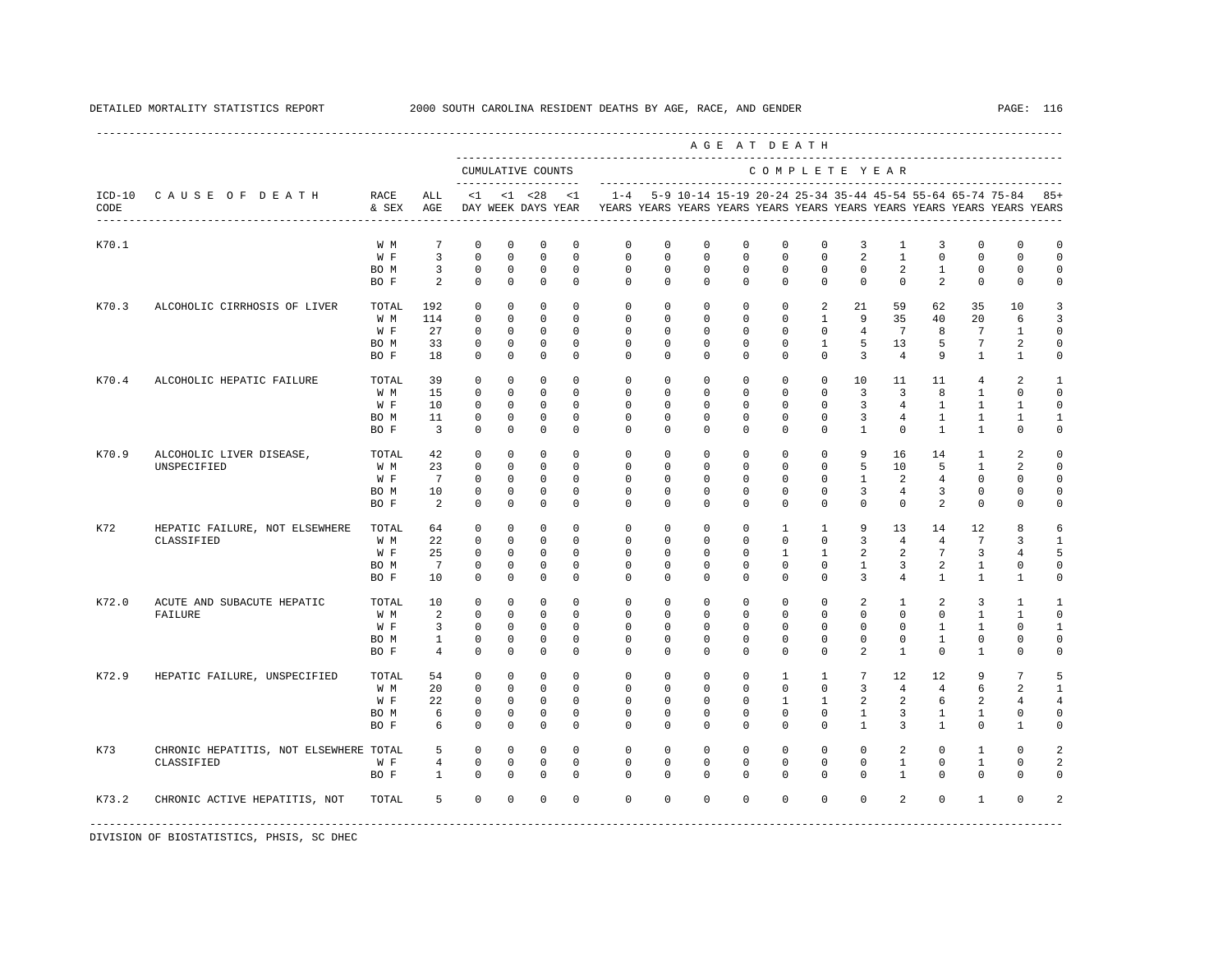DETAILED MORTALITY STATISTICS REPORT — 2000 SOUTH CAROLINA RESIDENT DEATHS BY AGE, RACE, AND GENDER

| ICD-10 CODE | CAUSE OF DEATH | RACE & SEX | ALL AGE | <1 DAY | <1 WEEK | <28 DAYS | <1 YEAR | 1-4 YEARS | 5-9 YEARS | 10-14 YEARS | 15-19 YEARS | 20-24 YEARS | 25-34 YEARS | 35-44 YEARS | 45-54 YEARS | 55-64 YEARS | 65-74 YEARS | 75-84 YEARS | 85+ YEARS |
|---|---|---|---|---|---|---|---|---|---|---|---|---|---|---|---|---|---|---|---|
| | | | | CUMULATIVE COUNTS | | | | COMPLETE YEAR | | | | | | | | | | | |
| K70.1 | | W M | 7 | 0 | 0 | 0 | 0 | 0 | 0 | 0 | 0 | 0 | 0 | 3 | 1 | 3 | 0 | 0 | 0 |
| | | W F | 3 | 0 | 0 | 0 | 0 | 0 | 0 | 0 | 0 | 0 | 0 | 2 | 1 | 0 | 0 | 0 | 0 |
| | | BO M | 3 | 0 | 0 | 0 | 0 | 0 | 0 | 0 | 0 | 0 | 0 | 0 | 2 | 1 | 0 | 0 | 0 |
| | | BO F | 2 | 0 | 0 | 0 | 0 | 0 | 0 | 0 | 0 | 0 | 0 | 0 | 0 | 2 | 0 | 0 | 0 |
| K70.3 | ALCOHOLIC CIRRHOSIS OF LIVER | TOTAL | 192 | 0 | 0 | 0 | 0 | 0 | 0 | 0 | 0 | 0 | 2 | 21 | 59 | 62 | 35 | 10 | 3 |
| | | W M | 114 | 0 | 0 | 0 | 0 | 0 | 0 | 0 | 0 | 0 | 1 | 9 | 35 | 40 | 20 | 6 | 3 |
| | | W F | 27 | 0 | 0 | 0 | 0 | 0 | 0 | 0 | 0 | 0 | 0 | 4 | 7 | 8 | 7 | 1 | 0 |
| | | BO M | 33 | 0 | 0 | 0 | 0 | 0 | 0 | 0 | 0 | 0 | 1 | 5 | 13 | 5 | 7 | 2 | 0 |
| | | BO F | 18 | 0 | 0 | 0 | 0 | 0 | 0 | 0 | 0 | 0 | 0 | 3 | 4 | 9 | 1 | 1 | 0 |
| K70.4 | ALCOHOLIC HEPATIC FAILURE | TOTAL | 39 | 0 | 0 | 0 | 0 | 0 | 0 | 0 | 0 | 0 | 0 | 10 | 11 | 11 | 4 | 2 | 1 |
| | | W M | 15 | 0 | 0 | 0 | 0 | 0 | 0 | 0 | 0 | 0 | 0 | 3 | 3 | 8 | 1 | 0 | 0 |
| | | W F | 10 | 0 | 0 | 0 | 0 | 0 | 0 | 0 | 0 | 0 | 0 | 3 | 4 | 1 | 1 | 1 | 0 |
| | | BO M | 11 | 0 | 0 | 0 | 0 | 0 | 0 | 0 | 0 | 0 | 0 | 3 | 4 | 1 | 1 | 1 | 1 |
| | | BO F | 3 | 0 | 0 | 0 | 0 | 0 | 0 | 0 | 0 | 0 | 0 | 1 | 0 | 1 | 1 | 0 | 0 |
| K70.9 | ALCOHOLIC LIVER DISEASE, UNSPECIFIED | TOTAL | 42 | 0 | 0 | 0 | 0 | 0 | 0 | 0 | 0 | 0 | 0 | 9 | 16 | 14 | 1 | 2 | 0 |
| | | W M | 23 | 0 | 0 | 0 | 0 | 0 | 0 | 0 | 0 | 0 | 0 | 5 | 10 | 5 | 1 | 2 | 0 |
| | | W F | 7 | 0 | 0 | 0 | 0 | 0 | 0 | 0 | 0 | 0 | 0 | 1 | 2 | 4 | 0 | 0 | 0 |
| | | BO M | 10 | 0 | 0 | 0 | 0 | 0 | 0 | 0 | 0 | 0 | 0 | 3 | 4 | 3 | 0 | 0 | 0 |
| | | BO F | 2 | 0 | 0 | 0 | 0 | 0 | 0 | 0 | 0 | 0 | 0 | 0 | 0 | 2 | 0 | 0 | 0 |
| K72 | HEPATIC FAILURE, NOT ELSEWHERE CLASSIFIED | TOTAL | 64 | 0 | 0 | 0 | 0 | 0 | 0 | 0 | 0 | 1 | 1 | 9 | 13 | 14 | 12 | 8 | 6 |
| | | W M | 22 | 0 | 0 | 0 | 0 | 0 | 0 | 0 | 0 | 0 | 0 | 3 | 4 | 4 | 7 | 3 | 1 |
| | | W F | 25 | 0 | 0 | 0 | 0 | 0 | 0 | 0 | 0 | 1 | 1 | 2 | 2 | 7 | 3 | 4 | 5 |
| | | BO M | 7 | 0 | 0 | 0 | 0 | 0 | 0 | 0 | 0 | 0 | 0 | 1 | 3 | 2 | 1 | 0 | 0 |
| | | BO F | 10 | 0 | 0 | 0 | 0 | 0 | 0 | 0 | 0 | 0 | 0 | 3 | 4 | 1 | 1 | 1 | 0 |
| K72.0 | ACUTE AND SUBACUTE HEPATIC FAILURE | TOTAL | 10 | 0 | 0 | 0 | 0 | 0 | 0 | 0 | 0 | 0 | 0 | 2 | 1 | 2 | 3 | 1 | 1 |
| | | W M | 2 | 0 | 0 | 0 | 0 | 0 | 0 | 0 | 0 | 0 | 0 | 0 | 0 | 0 | 1 | 1 | 0 |
| | | W F | 3 | 0 | 0 | 0 | 0 | 0 | 0 | 0 | 0 | 0 | 0 | 0 | 0 | 1 | 1 | 0 | 1 |
| | | BO M | 1 | 0 | 0 | 0 | 0 | 0 | 0 | 0 | 0 | 0 | 0 | 0 | 0 | 1 | 0 | 0 | 0 |
| | | BO F | 4 | 0 | 0 | 0 | 0 | 0 | 0 | 0 | 0 | 0 | 0 | 2 | 1 | 0 | 1 | 0 | 0 |
| K72.9 | HEPATIC FAILURE, UNSPECIFIED | TOTAL | 54 | 0 | 0 | 0 | 0 | 0 | 0 | 0 | 0 | 1 | 1 | 7 | 12 | 12 | 9 | 7 | 5 |
| | | W M | 20 | 0 | 0 | 0 | 0 | 0 | 0 | 0 | 0 | 0 | 0 | 3 | 4 | 4 | 6 | 2 | 1 |
| | | W F | 22 | 0 | 0 | 0 | 0 | 0 | 0 | 0 | 0 | 1 | 1 | 2 | 2 | 6 | 2 | 4 | 4 |
| | | BO M | 6 | 0 | 0 | 0 | 0 | 0 | 0 | 0 | 0 | 0 | 0 | 1 | 3 | 1 | 1 | 0 | 0 |
| | | BO F | 6 | 0 | 0 | 0 | 0 | 0 | 0 | 0 | 0 | 0 | 0 | 1 | 3 | 1 | 0 | 1 | 0 |
| K73 | CHRONIC HEPATITIS, NOT ELSEWHERE CLASSIFIED | TOTAL | 5 | 0 | 0 | 0 | 0 | 0 | 0 | 0 | 0 | 0 | 0 | 0 | 2 | 0 | 1 | 0 | 2 |
| | | W F | 4 | 0 | 0 | 0 | 0 | 0 | 0 | 0 | 0 | 0 | 0 | 0 | 1 | 0 | 1 | 0 | 2 |
| | | BO F | 1 | 0 | 0 | 0 | 0 | 0 | 0 | 0 | 0 | 0 | 0 | 0 | 1 | 0 | 0 | 0 | 0 |
| K73.2 | CHRONIC ACTIVE HEPATITIS, NOT | TOTAL | 5 | 0 | 0 | 0 | 0 | 0 | 0 | 0 | 0 | 0 | 0 | 0 | 2 | 0 | 1 | 0 | 2 |

DIVISION OF BIOSTATISTICS, PHSIS, SC DHEC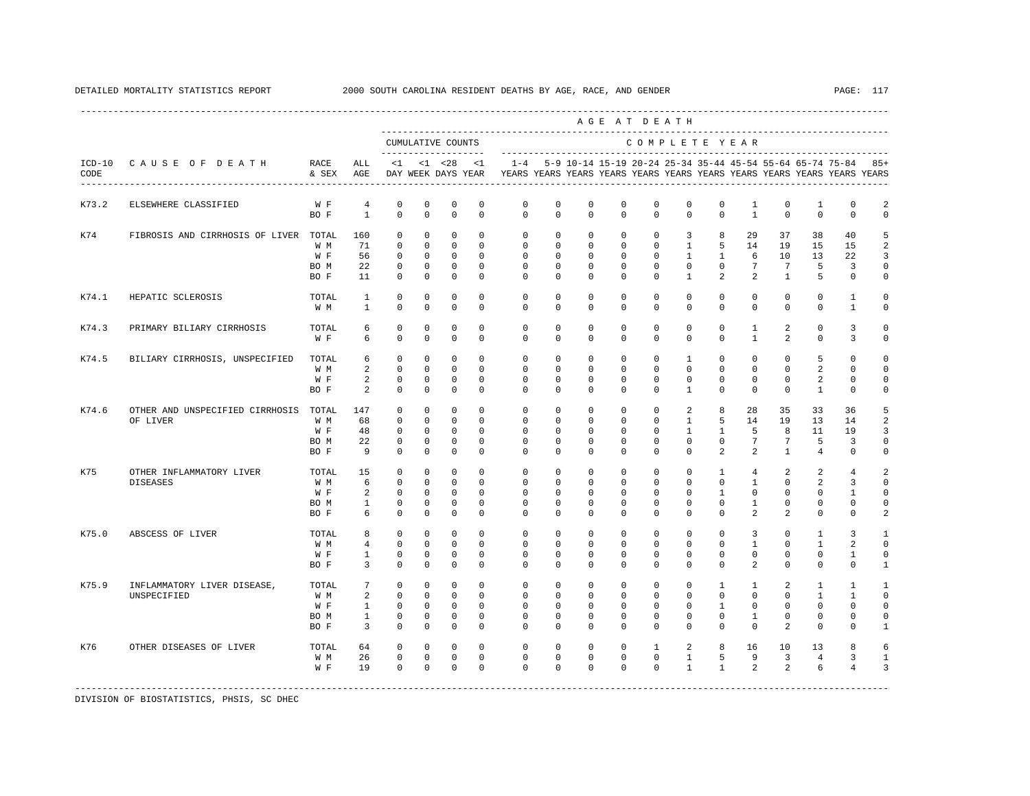DETAILED MORTALITY STATISTICS REPORT 2000 SOUTH CAROLINA RESIDENT DEATHS BY AGE, RACE, AND GENDER

| ICD-10 CODE | CAUSE OF DEATH | RACE & SEX | ALL AGE | <1 DAY | <1 WEEK | <28 DAYS | <1 YEAR | 1-4 YEARS | 5-9 YEARS | 10-14 YEARS | 15-19 YEARS | 20-24 YEARS | 25-34 YEARS | 35-44 YEARS | 45-54 YEARS | 55-64 YEARS | 65-74 YEARS | 75-84 YEARS | 85+ YEARS |
|---|---|---|---|---|---|---|---|---|---|---|---|---|---|---|---|---|---|---|---|
| | | | | CUMULATIVE COUNTS | | | | COMPLETE YEAR | | | | | | | | | | | |
| K73.2 | ELSEWHERE CLASSIFIED | W F | 4 | 0 | 0 | 0 | 0 | 0 | 0 | 0 | 0 | 0 | 0 | 0 | 1 | 0 | 1 | 0 | 2 |
| | | BO F | 1 | 0 | 0 | 0 | 0 | 0 | 0 | 0 | 0 | 0 | 0 | 0 | 1 | 0 | 0 | 0 | 0 |
| K74 | FIBROSIS AND CIRRHOSIS OF LIVER | TOTAL | 160 | 0 | 0 | 0 | 0 | 0 | 0 | 0 | 0 | 0 | 3 | 8 | 29 | 37 | 38 | 40 | 5 |
| | | W M | 71 | 0 | 0 | 0 | 0 | 0 | 0 | 0 | 0 | 0 | 1 | 5 | 14 | 19 | 15 | 15 | 2 |
| | | W F | 56 | 0 | 0 | 0 | 0 | 0 | 0 | 0 | 0 | 0 | 1 | 1 | 6 | 10 | 13 | 22 | 3 |
| | | BO M | 22 | 0 | 0 | 0 | 0 | 0 | 0 | 0 | 0 | 0 | 0 | 0 | 7 | 7 | 5 | 3 | 0 |
| | | BO F | 11 | 0 | 0 | 0 | 0 | 0 | 0 | 0 | 0 | 0 | 1 | 2 | 2 | 1 | 5 | 0 | 0 |
| K74.1 | HEPATIC SCLEROSIS | TOTAL | 1 | 0 | 0 | 0 | 0 | 0 | 0 | 0 | 0 | 0 | 0 | 0 | 0 | 0 | 0 | 1 | 0 |
| | | W M | 1 | 0 | 0 | 0 | 0 | 0 | 0 | 0 | 0 | 0 | 0 | 0 | 0 | 0 | 0 | 1 | 0 |
| K74.3 | PRIMARY BILIARY CIRRHOSIS | TOTAL | 6 | 0 | 0 | 0 | 0 | 0 | 0 | 0 | 0 | 0 | 0 | 0 | 1 | 2 | 0 | 3 | 0 |
| | | W F | 6 | 0 | 0 | 0 | 0 | 0 | 0 | 0 | 0 | 0 | 0 | 0 | 1 | 2 | 0 | 3 | 0 |
| K74.5 | BILIARY CIRRHOSIS, UNSPECIFIED | TOTAL | 6 | 0 | 0 | 0 | 0 | 0 | 0 | 0 | 0 | 0 | 1 | 0 | 0 | 0 | 5 | 0 | 0 |
| | | W M | 2 | 0 | 0 | 0 | 0 | 0 | 0 | 0 | 0 | 0 | 0 | 0 | 0 | 0 | 2 | 0 | 0 |
| | | W F | 2 | 0 | 0 | 0 | 0 | 0 | 0 | 0 | 0 | 0 | 0 | 0 | 0 | 0 | 2 | 0 | 0 |
| | | BO F | 2 | 0 | 0 | 0 | 0 | 0 | 0 | 0 | 0 | 0 | 1 | 0 | 0 | 0 | 1 | 0 | 0 |
| K74.6 | OTHER AND UNSPECIFIED CIRRHOSIS OF LIVER | TOTAL | 147 | 0 | 0 | 0 | 0 | 0 | 0 | 0 | 0 | 0 | 2 | 8 | 28 | 35 | 33 | 36 | 5 |
| | | W M | 68 | 0 | 0 | 0 | 0 | 0 | 0 | 0 | 0 | 0 | 1 | 5 | 14 | 19 | 13 | 14 | 2 |
| | | W F | 48 | 0 | 0 | 0 | 0 | 0 | 0 | 0 | 0 | 0 | 1 | 1 | 5 | 8 | 11 | 19 | 3 |
| | | BO M | 22 | 0 | 0 | 0 | 0 | 0 | 0 | 0 | 0 | 0 | 0 | 0 | 7 | 7 | 5 | 3 | 0 |
| | | BO F | 9 | 0 | 0 | 0 | 0 | 0 | 0 | 0 | 0 | 0 | 0 | 2 | 2 | 1 | 4 | 0 | 0 |
| K75 | OTHER INFLAMMATORY LIVER DISEASES | TOTAL | 15 | 0 | 0 | 0 | 0 | 0 | 0 | 0 | 0 | 0 | 0 | 1 | 4 | 2 | 2 | 4 | 2 |
| | | W M | 6 | 0 | 0 | 0 | 0 | 0 | 0 | 0 | 0 | 0 | 0 | 0 | 1 | 0 | 2 | 3 | 0 |
| | | W F | 2 | 0 | 0 | 0 | 0 | 0 | 0 | 0 | 0 | 0 | 0 | 1 | 0 | 0 | 0 | 1 | 0 |
| | | BO M | 1 | 0 | 0 | 0 | 0 | 0 | 0 | 0 | 0 | 0 | 0 | 0 | 1 | 0 | 0 | 0 | 0 |
| | | BO F | 6 | 0 | 0 | 0 | 0 | 0 | 0 | 0 | 0 | 0 | 0 | 0 | 2 | 2 | 0 | 0 | 2 |
| K75.0 | ABSCESS OF LIVER | TOTAL | 8 | 0 | 0 | 0 | 0 | 0 | 0 | 0 | 0 | 0 | 0 | 0 | 3 | 0 | 1 | 3 | 1 |
| | | W M | 4 | 0 | 0 | 0 | 0 | 0 | 0 | 0 | 0 | 0 | 0 | 0 | 1 | 0 | 1 | 2 | 0 |
| | | W F | 1 | 0 | 0 | 0 | 0 | 0 | 0 | 0 | 0 | 0 | 0 | 0 | 0 | 0 | 0 | 1 | 0 |
| | | BO F | 3 | 0 | 0 | 0 | 0 | 0 | 0 | 0 | 0 | 0 | 0 | 0 | 2 | 0 | 0 | 0 | 1 |
| K75.9 | INFLAMMATORY LIVER DISEASE, UNSPECIFIED | TOTAL | 7 | 0 | 0 | 0 | 0 | 0 | 0 | 0 | 0 | 0 | 0 | 1 | 1 | 2 | 1 | 1 | 1 |
| | | W M | 2 | 0 | 0 | 0 | 0 | 0 | 0 | 0 | 0 | 0 | 0 | 0 | 0 | 0 | 1 | 1 | 0 |
| | | W F | 1 | 0 | 0 | 0 | 0 | 0 | 0 | 0 | 0 | 0 | 0 | 1 | 0 | 0 | 0 | 0 | 0 |
| | | BO M | 1 | 0 | 0 | 0 | 0 | 0 | 0 | 0 | 0 | 0 | 0 | 0 | 1 | 0 | 0 | 0 | 0 |
| | | BO F | 3 | 0 | 0 | 0 | 0 | 0 | 0 | 0 | 0 | 0 | 0 | 0 | 0 | 2 | 0 | 0 | 1 |
| K76 | OTHER DISEASES OF LIVER | TOTAL | 64 | 0 | 0 | 0 | 0 | 0 | 0 | 0 | 0 | 1 | 2 | 8 | 16 | 10 | 13 | 8 | 6 |
| | | W M | 26 | 0 | 0 | 0 | 0 | 0 | 0 | 0 | 0 | 0 | 1 | 5 | 9 | 3 | 4 | 3 | 1 |
| | | W F | 19 | 0 | 0 | 0 | 0 | 0 | 0 | 0 | 0 | 0 | 1 | 1 | 2 | 2 | 6 | 4 | 3 |

DIVISION OF BIOSTATISTICS, PHSIS, SC DHEC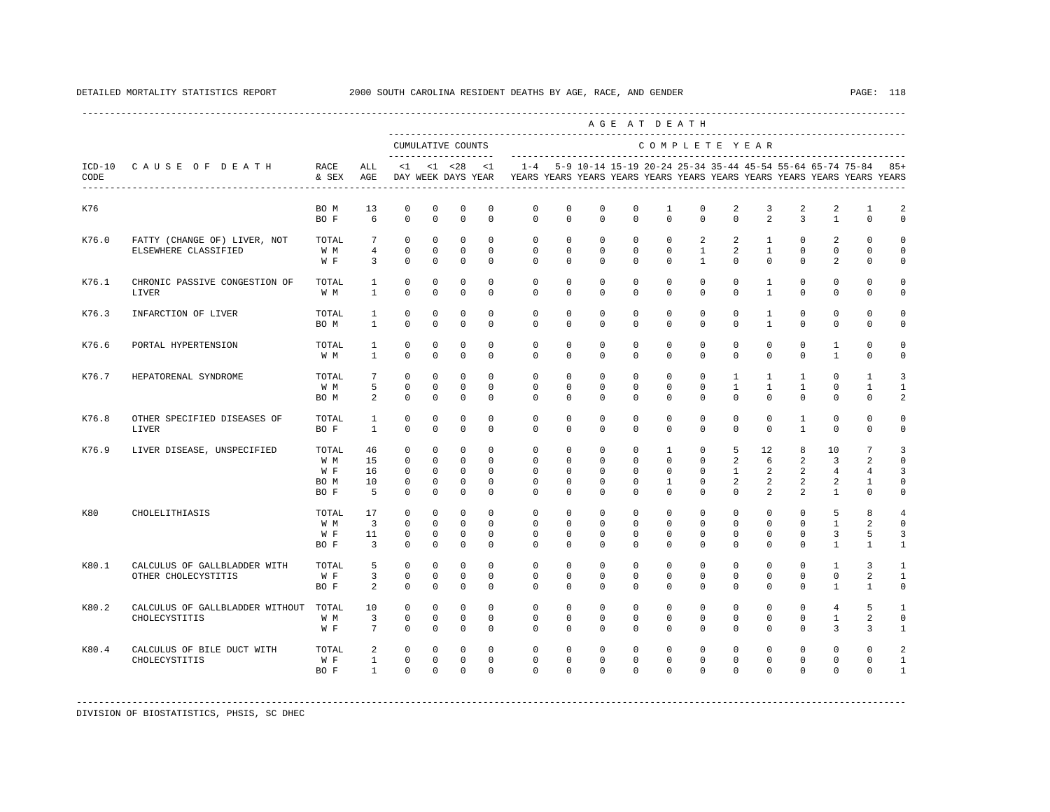DETAILED MORTALITY STATISTICS REPORT 2000 SOUTH CAROLINA RESIDENT DEATHS BY AGE, RACE, AND GENDER

| ICD-10 CODE | CAUSE OF DEATH | RACE & SEX | ALL AGE | <1 DAY | <1 WEEK | <28 DAYS | <1 YEAR | 1-4 YEARS | 5-9 YEARS | 10-14 YEARS | 15-19 YEARS | 20-24 YEARS | 25-34 YEARS | 35-44 YEARS | 45-54 YEARS | 55-64 YEARS | 65-74 YEARS | 75-84 YEARS | 85+ YEARS |
|---|---|---|---|---|---|---|---|---|---|---|---|---|---|---|---|---|---|---|---|
| | | | | CUMULATIVE COUNTS | | | | COMPLETE YEAR | | | | | | | | | | | |
| K76 | | BO M | 13 | 0 | 0 | 0 | 0 | 0 | 0 | 0 | 0 | 1 | 0 | 2 | 3 | 2 | 2 | 1 | 2 |
| | | BO F | 6 | 0 | 0 | 0 | 0 | 0 | 0 | 0 | 0 | 0 | 0 | 0 | 2 | 3 | 1 | 0 | 0 |
| K76.0 | FATTY (CHANGE OF) LIVER, NOT ELSEWHERE CLASSIFIED | TOTAL | 7 | 0 | 0 | 0 | 0 | 0 | 0 | 0 | 0 | 0 | 2 | 2 | 1 | 0 | 2 | 0 | 0 |
| | | W M | 4 | 0 | 0 | 0 | 0 | 0 | 0 | 0 | 0 | 0 | 1 | 2 | 1 | 0 | 0 | 0 | 0 |
| | | W F | 3 | 0 | 0 | 0 | 0 | 0 | 0 | 0 | 0 | 0 | 1 | 0 | 0 | 0 | 2 | 0 | 0 |
| K76.1 | CHRONIC PASSIVE CONGESTION OF LIVER | TOTAL | 1 | 0 | 0 | 0 | 0 | 0 | 0 | 0 | 0 | 0 | 0 | 0 | 1 | 0 | 0 | 0 | 0 |
| | | W M | 1 | 0 | 0 | 0 | 0 | 0 | 0 | 0 | 0 | 0 | 0 | 0 | 1 | 0 | 0 | 0 | 0 |
| K76.3 | INFARCTION OF LIVER | TOTAL | 1 | 0 | 0 | 0 | 0 | 0 | 0 | 0 | 0 | 0 | 0 | 0 | 1 | 0 | 0 | 0 | 0 |
| | | BO M | 1 | 0 | 0 | 0 | 0 | 0 | 0 | 0 | 0 | 0 | 0 | 0 | 1 | 0 | 0 | 0 | 0 |
| K76.6 | PORTAL HYPERTENSION | TOTAL | 1 | 0 | 0 | 0 | 0 | 0 | 0 | 0 | 0 | 0 | 0 | 0 | 0 | 0 | 1 | 0 | 0 |
| | | W M | 1 | 0 | 0 | 0 | 0 | 0 | 0 | 0 | 0 | 0 | 0 | 0 | 0 | 0 | 1 | 0 | 0 |
| K76.7 | HEPATORENAL SYNDROME | TOTAL | 7 | 0 | 0 | 0 | 0 | 0 | 0 | 0 | 0 | 0 | 0 | 1 | 1 | 1 | 0 | 1 | 3 |
| | | W M | 5 | 0 | 0 | 0 | 0 | 0 | 0 | 0 | 0 | 0 | 0 | 1 | 1 | 1 | 0 | 1 | 1 |
| | | BO M | 2 | 0 | 0 | 0 | 0 | 0 | 0 | 0 | 0 | 0 | 0 | 0 | 0 | 0 | 0 | 0 | 2 |
| K76.8 | OTHER SPECIFIED DISEASES OF LIVER | TOTAL | 1 | 0 | 0 | 0 | 0 | 0 | 0 | 0 | 0 | 0 | 0 | 0 | 0 | 1 | 0 | 0 | 0 |
| | | BO F | 1 | 0 | 0 | 0 | 0 | 0 | 0 | 0 | 0 | 0 | 0 | 0 | 0 | 1 | 0 | 0 | 0 |
| K76.9 | LIVER DISEASE, UNSPECIFIED | TOTAL | 46 | 0 | 0 | 0 | 0 | 0 | 0 | 0 | 0 | 1 | 0 | 5 | 12 | 8 | 10 | 7 | 3 |
| | | W M | 15 | 0 | 0 | 0 | 0 | 0 | 0 | 0 | 0 | 0 | 0 | 2 | 6 | 2 | 3 | 2 | 0 |
| | | W F | 16 | 0 | 0 | 0 | 0 | 0 | 0 | 0 | 0 | 0 | 0 | 1 | 2 | 2 | 4 | 4 | 3 |
| | | BO M | 10 | 0 | 0 | 0 | 0 | 0 | 0 | 0 | 0 | 1 | 0 | 2 | 2 | 2 | 2 | 1 | 0 |
| | | BO F | 5 | 0 | 0 | 0 | 0 | 0 | 0 | 0 | 0 | 0 | 0 | 0 | 2 | 2 | 1 | 0 | 0 |
| K80 | CHOLELITHIASIS | TOTAL | 17 | 0 | 0 | 0 | 0 | 0 | 0 | 0 | 0 | 0 | 0 | 0 | 0 | 0 | 5 | 8 | 4 |
| | | W M | 3 | 0 | 0 | 0 | 0 | 0 | 0 | 0 | 0 | 0 | 0 | 0 | 0 | 0 | 1 | 2 | 0 |
| | | W F | 11 | 0 | 0 | 0 | 0 | 0 | 0 | 0 | 0 | 0 | 0 | 0 | 0 | 0 | 3 | 5 | 3 |
| | | BO F | 3 | 0 | 0 | 0 | 0 | 0 | 0 | 0 | 0 | 0 | 0 | 0 | 0 | 0 | 1 | 1 | 1 |
| K80.1 | CALCULUS OF GALLBLADDER WITH OTHER CHOLECYSTITIS | TOTAL | 5 | 0 | 0 | 0 | 0 | 0 | 0 | 0 | 0 | 0 | 0 | 0 | 0 | 0 | 1 | 3 | 1 |
| | | W F | 3 | 0 | 0 | 0 | 0 | 0 | 0 | 0 | 0 | 0 | 0 | 0 | 0 | 0 | 0 | 2 | 1 |
| | | BO F | 2 | 0 | 0 | 0 | 0 | 0 | 0 | 0 | 0 | 0 | 0 | 0 | 0 | 0 | 1 | 1 | 0 |
| K80.2 | CALCULUS OF GALLBLADDER WITHOUT CHOLECYSTITIS | TOTAL | 10 | 0 | 0 | 0 | 0 | 0 | 0 | 0 | 0 | 0 | 0 | 0 | 0 | 0 | 4 | 5 | 1 |
| | | W M | 3 | 0 | 0 | 0 | 0 | 0 | 0 | 0 | 0 | 0 | 0 | 0 | 0 | 0 | 1 | 2 | 0 |
| | | W F | 7 | 0 | 0 | 0 | 0 | 0 | 0 | 0 | 0 | 0 | 0 | 0 | 0 | 0 | 3 | 3 | 1 |
| K80.4 | CALCULUS OF BILE DUCT WITH CHOLECYSTITIS | TOTAL | 2 | 0 | 0 | 0 | 0 | 0 | 0 | 0 | 0 | 0 | 0 | 0 | 0 | 0 | 0 | 0 | 2 |
| | | W F | 1 | 0 | 0 | 0 | 0 | 0 | 0 | 0 | 0 | 0 | 0 | 0 | 0 | 0 | 0 | 0 | 1 |
| | | BO F | 1 | 0 | 0 | 0 | 0 | 0 | 0 | 0 | 0 | 0 | 0 | 0 | 0 | 0 | 0 | 0 | 1 |

DIVISION OF BIOSTATISTICS, PHSIS, SC DHEC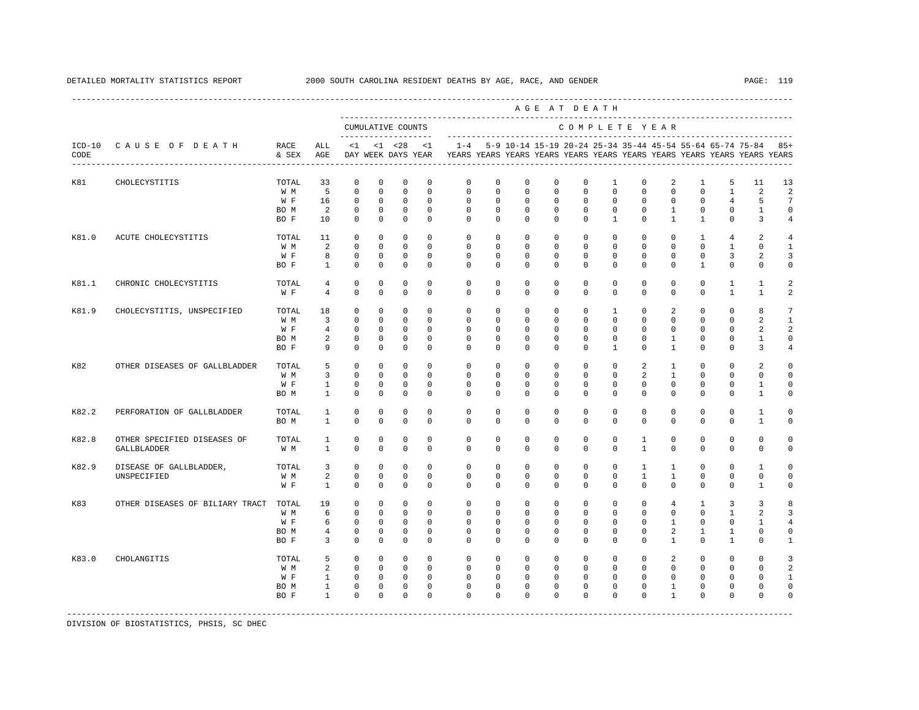DETAILED MORTALITY STATISTICS REPORT 2000 SOUTH CAROLINA RESIDENT DEATHS BY AGE, RACE, AND GENDER

| ICD-10 CODE | CAUSE OF DEATH | RACE & SEX | ALL AGE | <1 DAY | <1 WEEK | <28 DAYS | <1 YEAR | 1-4 YEARS | 5-9 YEARS | 10-14 YEARS | 15-19 YEARS | 20-24 YEARS | 25-34 YEARS | 35-44 YEARS | 45-54 YEARS | 55-64 YEARS | 65-74 YEARS | 75-84 YEARS | 85+ YEARS |
|---|---|---|---|---|---|---|---|---|---|---|---|---|---|---|---|---|---|---|---|
| | | | | CUMULATIVE COUNTS | | | | COMPLETE YEAR | | | | | | | | | | | |
| K81 | CHOLECYSTITIS | TOTAL | 33 | 0 | 0 | 0 | 0 | 0 | 0 | 0 | 0 | 0 | 1 | 0 | 2 | 1 | 5 | 11 | 13 |
| | | W M | 5 | 0 | 0 | 0 | 0 | 0 | 0 | 0 | 0 | 0 | 0 | 0 | 0 | 0 | 1 | 2 | 2 |
| | | W F | 16 | 0 | 0 | 0 | 0 | 0 | 0 | 0 | 0 | 0 | 0 | 0 | 0 | 0 | 4 | 5 | 7 |
| | | BO M | 2 | 0 | 0 | 0 | 0 | 0 | 0 | 0 | 0 | 0 | 0 | 0 | 1 | 0 | 0 | 1 | 0 |
| | | BO F | 10 | 0 | 0 | 0 | 0 | 0 | 0 | 0 | 0 | 0 | 1 | 0 | 1 | 1 | 0 | 3 | 4 |
| K81.0 | ACUTE CHOLECYSTITIS | TOTAL | 11 | 0 | 0 | 0 | 0 | 0 | 0 | 0 | 0 | 0 | 0 | 0 | 0 | 1 | 4 | 2 | 4 |
| | | W M | 2 | 0 | 0 | 0 | 0 | 0 | 0 | 0 | 0 | 0 | 0 | 0 | 0 | 0 | 1 | 0 | 1 |
| | | W F | 8 | 0 | 0 | 0 | 0 | 0 | 0 | 0 | 0 | 0 | 0 | 0 | 0 | 0 | 3 | 2 | 3 |
| | | BO F | 1 | 0 | 0 | 0 | 0 | 0 | 0 | 0 | 0 | 0 | 0 | 0 | 0 | 1 | 0 | 0 | 0 |
| K81.1 | CHRONIC CHOLECYSTITIS | TOTAL | 4 | 0 | 0 | 0 | 0 | 0 | 0 | 0 | 0 | 0 | 0 | 0 | 0 | 0 | 1 | 1 | 2 |
| | | W F | 4 | 0 | 0 | 0 | 0 | 0 | 0 | 0 | 0 | 0 | 0 | 0 | 0 | 0 | 1 | 1 | 2 |
| K81.9 | CHOLECYSTITIS, UNSPECIFIED | TOTAL | 18 | 0 | 0 | 0 | 0 | 0 | 0 | 0 | 0 | 0 | 1 | 0 | 2 | 0 | 0 | 8 | 7 |
| | | W M | 3 | 0 | 0 | 0 | 0 | 0 | 0 | 0 | 0 | 0 | 0 | 0 | 0 | 0 | 0 | 2 | 1 |
| | | W F | 4 | 0 | 0 | 0 | 0 | 0 | 0 | 0 | 0 | 0 | 0 | 0 | 0 | 0 | 0 | 2 | 2 |
| | | BO M | 2 | 0 | 0 | 0 | 0 | 0 | 0 | 0 | 0 | 0 | 0 | 0 | 1 | 0 | 0 | 1 | 0 |
| | | BO F | 9 | 0 | 0 | 0 | 0 | 0 | 0 | 0 | 0 | 0 | 1 | 0 | 1 | 0 | 0 | 3 | 4 |
| K82 | OTHER DISEASES OF GALLBLADDER | TOTAL | 5 | 0 | 0 | 0 | 0 | 0 | 0 | 0 | 0 | 0 | 0 | 2 | 1 | 0 | 0 | 2 | 0 |
| | | W M | 3 | 0 | 0 | 0 | 0 | 0 | 0 | 0 | 0 | 0 | 0 | 2 | 1 | 0 | 0 | 0 | 0 |
| | | W F | 1 | 0 | 0 | 0 | 0 | 0 | 0 | 0 | 0 | 0 | 0 | 0 | 0 | 0 | 0 | 1 | 0 |
| | | BO M | 1 | 0 | 0 | 0 | 0 | 0 | 0 | 0 | 0 | 0 | 0 | 0 | 0 | 0 | 0 | 1 | 0 |
| K82.2 | PERFORATION OF GALLBLADDER | TOTAL | 1 | 0 | 0 | 0 | 0 | 0 | 0 | 0 | 0 | 0 | 0 | 0 | 0 | 0 | 0 | 1 | 0 |
| | | BO M | 1 | 0 | 0 | 0 | 0 | 0 | 0 | 0 | 0 | 0 | 0 | 0 | 0 | 0 | 0 | 1 | 0 |
| K82.8 | OTHER SPECIFIED DISEASES OF GALLBLADDER | TOTAL | 1 | 0 | 0 | 0 | 0 | 0 | 0 | 0 | 0 | 0 | 0 | 1 | 0 | 0 | 0 | 0 | 0 |
| | | W M | 1 | 0 | 0 | 0 | 0 | 0 | 0 | 0 | 0 | 0 | 0 | 1 | 0 | 0 | 0 | 0 | 0 |
| K82.9 | DISEASE OF GALLBLADDER, UNSPECIFIED | TOTAL | 3 | 0 | 0 | 0 | 0 | 0 | 0 | 0 | 0 | 0 | 0 | 1 | 1 | 0 | 0 | 1 | 0 |
| | | W M | 2 | 0 | 0 | 0 | 0 | 0 | 0 | 0 | 0 | 0 | 0 | 1 | 1 | 0 | 0 | 0 | 0 |
| | | W F | 1 | 0 | 0 | 0 | 0 | 0 | 0 | 0 | 0 | 0 | 0 | 0 | 0 | 0 | 0 | 1 | 0 |
| K83 | OTHER DISEASES OF BILIARY TRACT | TOTAL | 19 | 0 | 0 | 0 | 0 | 0 | 0 | 0 | 0 | 0 | 0 | 0 | 4 | 1 | 3 | 3 | 8 |
| | | W M | 6 | 0 | 0 | 0 | 0 | 0 | 0 | 0 | 0 | 0 | 0 | 0 | 0 | 0 | 1 | 2 | 3 |
| | | W F | 6 | 0 | 0 | 0 | 0 | 0 | 0 | 0 | 0 | 0 | 0 | 0 | 1 | 0 | 0 | 1 | 4 |
| | | BO M | 4 | 0 | 0 | 0 | 0 | 0 | 0 | 0 | 0 | 0 | 0 | 0 | 2 | 1 | 1 | 0 | 0 |
| | | BO F | 3 | 0 | 0 | 0 | 0 | 0 | 0 | 0 | 0 | 0 | 0 | 0 | 1 | 0 | 1 | 0 | 1 |
| K83.0 | CHOLANGITIS | TOTAL | 5 | 0 | 0 | 0 | 0 | 0 | 0 | 0 | 0 | 0 | 0 | 0 | 2 | 0 | 0 | 0 | 3 |
| | | W M | 2 | 0 | 0 | 0 | 0 | 0 | 0 | 0 | 0 | 0 | 0 | 0 | 0 | 0 | 0 | 0 | 2 |
| | | W F | 1 | 0 | 0 | 0 | 0 | 0 | 0 | 0 | 0 | 0 | 0 | 0 | 0 | 0 | 0 | 0 | 1 |
| | | BO M | 1 | 0 | 0 | 0 | 0 | 0 | 0 | 0 | 0 | 0 | 0 | 0 | 1 | 0 | 0 | 0 | 0 |
| | | BO F | 1 | 0 | 0 | 0 | 0 | 0 | 0 | 0 | 0 | 0 | 0 | 0 | 1 | 0 | 0 | 0 | 0 |

DIVISION OF BIOSTATISTICS, PHSIS, SC DHEC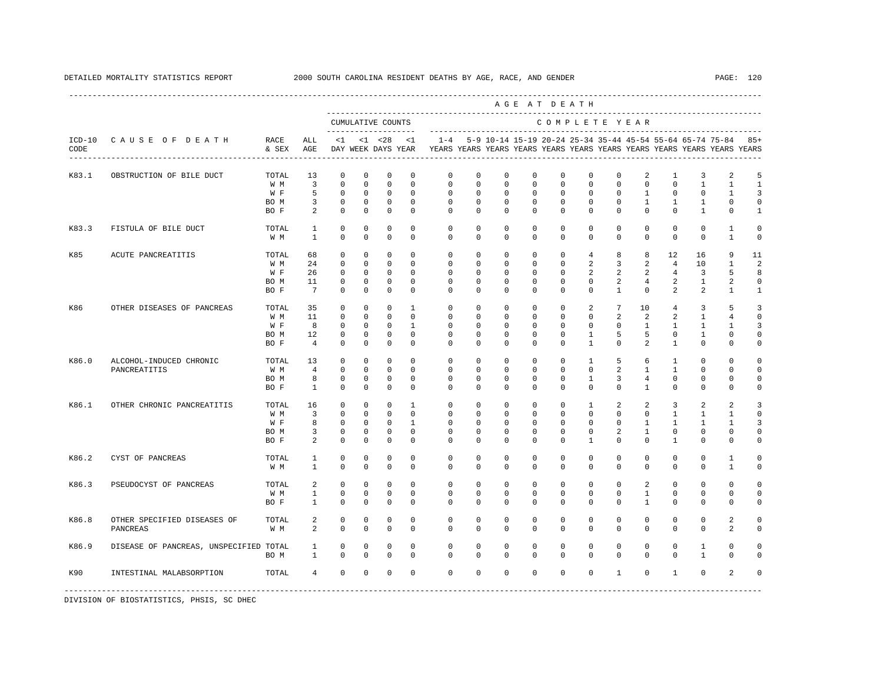DETAILED MORTALITY STATISTICS REPORT 2000 SOUTH CAROLINA RESIDENT DEATHS BY AGE, RACE, AND GENDER

| ICD-10 CODE | CAUSE OF DEATH | RACE & SEX | ALL AGE | <1 DAY | <1 WEEK | <28 DAYS | <1 YEAR | 1-4 YEARS | 5-9 YEARS | 10-14 YEARS | 15-19 YEARS | 20-24 YEARS | 25-34 YEARS | 35-44 YEARS | 45-54 YEARS | 55-64 YEARS | 65-74 YEARS | 75-84 YEARS | 85+ YEARS |
|---|---|---|---|---|---|---|---|---|---|---|---|---|---|---|---|---|---|---|---|
| | | | | CUMULATIVE COUNTS | | | | COMPLETE YEAR | | | | | | | | | | | |
| K83.1 | OBSTRUCTION OF BILE DUCT | TOTAL | 13 | 0 | 0 | 0 | 0 | 0 | 0 | 0 | 0 | 0 | 0 | 0 | 2 | 1 | 3 | 2 | 5 |
| | | W M | 3 | 0 | 0 | 0 | 0 | 0 | 0 | 0 | 0 | 0 | 0 | 0 | 0 | 0 | 1 | 1 | 1 |
| | | W F | 5 | 0 | 0 | 0 | 0 | 0 | 0 | 0 | 0 | 0 | 0 | 0 | 1 | 0 | 0 | 1 | 3 |
| | | BO M | 3 | 0 | 0 | 0 | 0 | 0 | 0 | 0 | 0 | 0 | 0 | 0 | 1 | 1 | 1 | 0 | 0 |
| | | BO F | 2 | 0 | 0 | 0 | 0 | 0 | 0 | 0 | 0 | 0 | 0 | 0 | 0 | 0 | 1 | 0 | 1 |
| K83.3 | FISTULA OF BILE DUCT | TOTAL | 1 | 0 | 0 | 0 | 0 | 0 | 0 | 0 | 0 | 0 | 0 | 0 | 0 | 0 | 0 | 1 | 0 |
| | | W M | 1 | 0 | 0 | 0 | 0 | 0 | 0 | 0 | 0 | 0 | 0 | 0 | 0 | 0 | 0 | 1 | 0 |
| K85 | ACUTE PANCREATITIS | TOTAL | 68 | 0 | 0 | 0 | 0 | 0 | 0 | 0 | 0 | 0 | 4 | 8 | 8 | 12 | 16 | 9 | 11 |
| | | W M | 24 | 0 | 0 | 0 | 0 | 0 | 0 | 0 | 0 | 0 | 2 | 3 | 2 | 4 | 10 | 1 | 2 |
| | | W F | 26 | 0 | 0 | 0 | 0 | 0 | 0 | 0 | 0 | 0 | 2 | 2 | 2 | 4 | 3 | 5 | 8 |
| | | BO M | 11 | 0 | 0 | 0 | 0 | 0 | 0 | 0 | 0 | 0 | 0 | 2 | 4 | 2 | 1 | 2 | 0 |
| | | BO F | 7 | 0 | 0 | 0 | 0 | 0 | 0 | 0 | 0 | 0 | 0 | 1 | 0 | 2 | 2 | 1 | 1 |
| K86 | OTHER DISEASES OF PANCREAS | TOTAL | 35 | 0 | 0 | 0 | 1 | 0 | 0 | 0 | 0 | 0 | 2 | 7 | 10 | 4 | 3 | 5 | 3 |
| | | W M | 11 | 0 | 0 | 0 | 0 | 0 | 0 | 0 | 0 | 0 | 0 | 2 | 2 | 2 | 1 | 4 | 0 |
| | | W F | 8 | 0 | 0 | 0 | 1 | 0 | 0 | 0 | 0 | 0 | 0 | 0 | 1 | 1 | 1 | 1 | 3 |
| | | BO M | 12 | 0 | 0 | 0 | 0 | 0 | 0 | 0 | 0 | 0 | 1 | 5 | 5 | 0 | 1 | 0 | 0 |
| | | BO F | 4 | 0 | 0 | 0 | 0 | 0 | 0 | 0 | 0 | 0 | 1 | 0 | 2 | 1 | 0 | 0 | 0 |
| K86.0 | ALCOHOL-INDUCED CHRONIC PANCREATITIS | TOTAL | 13 | 0 | 0 | 0 | 0 | 0 | 0 | 0 | 0 | 0 | 1 | 5 | 6 | 1 | 0 | 0 | 0 |
| | | W M | 4 | 0 | 0 | 0 | 0 | 0 | 0 | 0 | 0 | 0 | 0 | 2 | 1 | 1 | 0 | 0 | 0 |
| | | BO M | 8 | 0 | 0 | 0 | 0 | 0 | 0 | 0 | 0 | 0 | 1 | 3 | 4 | 0 | 0 | 0 | 0 |
| | | BO F | 1 | 0 | 0 | 0 | 0 | 0 | 0 | 0 | 0 | 0 | 0 | 0 | 1 | 0 | 0 | 0 | 0 |
| K86.1 | OTHER CHRONIC PANCREATITIS | TOTAL | 16 | 0 | 0 | 0 | 1 | 0 | 0 | 0 | 0 | 0 | 1 | 2 | 2 | 3 | 2 | 2 | 3 |
| | | W M | 3 | 0 | 0 | 0 | 0 | 0 | 0 | 0 | 0 | 0 | 0 | 0 | 0 | 1 | 1 | 1 | 0 |
| | | W F | 8 | 0 | 0 | 0 | 1 | 0 | 0 | 0 | 0 | 0 | 0 | 0 | 1 | 1 | 1 | 1 | 3 |
| | | BO M | 3 | 0 | 0 | 0 | 0 | 0 | 0 | 0 | 0 | 0 | 0 | 2 | 1 | 0 | 0 | 0 | 0 |
| | | BO F | 2 | 0 | 0 | 0 | 0 | 0 | 0 | 0 | 0 | 0 | 1 | 0 | 0 | 1 | 0 | 0 | 0 |
| K86.2 | CYST OF PANCREAS | TOTAL | 1 | 0 | 0 | 0 | 0 | 0 | 0 | 0 | 0 | 0 | 0 | 0 | 0 | 0 | 0 | 1 | 0 |
| | | W M | 1 | 0 | 0 | 0 | 0 | 0 | 0 | 0 | 0 | 0 | 0 | 0 | 0 | 0 | 0 | 1 | 0 |
| K86.3 | PSEUDOCYST OF PANCREAS | TOTAL | 2 | 0 | 0 | 0 | 0 | 0 | 0 | 0 | 0 | 0 | 0 | 0 | 2 | 0 | 0 | 0 | 0 |
| | | W M | 1 | 0 | 0 | 0 | 0 | 0 | 0 | 0 | 0 | 0 | 0 | 0 | 1 | 0 | 0 | 0 | 0 |
| | | BO F | 1 | 0 | 0 | 0 | 0 | 0 | 0 | 0 | 0 | 0 | 0 | 0 | 1 | 0 | 0 | 0 | 0 |
| K86.8 | OTHER SPECIFIED DISEASES OF PANCREAS | TOTAL | 2 | 0 | 0 | 0 | 0 | 0 | 0 | 0 | 0 | 0 | 0 | 0 | 0 | 0 | 0 | 2 | 0 |
| | | W M | 2 | 0 | 0 | 0 | 0 | 0 | 0 | 0 | 0 | 0 | 0 | 0 | 0 | 0 | 0 | 2 | 0 |
| K86.9 | DISEASE OF PANCREAS, UNSPECIFIED | TOTAL | 1 | 0 | 0 | 0 | 0 | 0 | 0 | 0 | 0 | 0 | 0 | 0 | 0 | 0 | 1 | 0 | 0 |
| | | BO M | 1 | 0 | 0 | 0 | 0 | 0 | 0 | 0 | 0 | 0 | 0 | 0 | 0 | 0 | 1 | 0 | 0 |
| K90 | INTESTINAL MALABSORPTION | TOTAL | 4 | 0 | 0 | 0 | 0 | 0 | 0 | 0 | 0 | 0 | 0 | 1 | 0 | 1 | 0 | 2 | 0 |

DIVISION OF BIOSTATISTICS, PHSIS, SC DHEC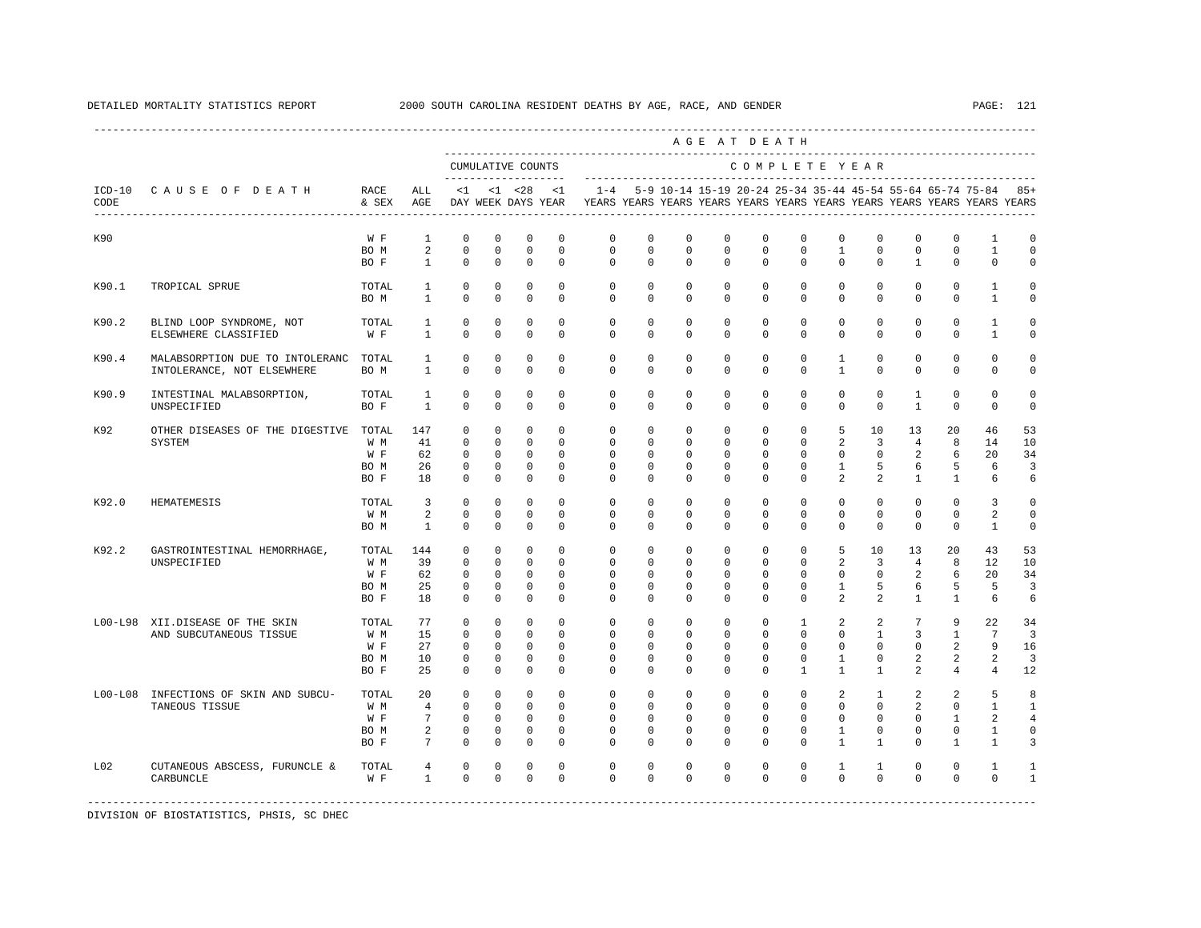DETAILED MORTALITY STATISTICS REPORT 2000 SOUTH CAROLINA RESIDENT DEATHS BY AGE, RACE, AND GENDER

| ICD-10 CODE | CAUSE OF DEATH | RACE & SEX | ALL AGE | <1 DAY | <1 WEEK | <28 DAYS | <1 YEAR | 1-4 YEARS | 5-9 YEARS | 10-14 YEARS | 15-19 YEARS | 20-24 YEARS | 25-34 YEARS | 35-44 YEARS | 45-54 YEARS | 55-64 YEARS | 65-74 YEARS | 75-84 YEARS | 85+ YEARS |
|---|---|---|---|---|---|---|---|---|---|---|---|---|---|---|---|---|---|---|---|
| | | | | CUMULATIVE COUNTS | | | | COMPLETE YEAR | | | | | | | | | | | |
| K90 | | W F | 1 | 0 | 0 | 0 | 0 | 0 | 0 | 0 | 0 | 0 | 0 | 0 | 0 | 0 | 0 | 1 | 0 |
| | | BO M | 2 | 0 | 0 | 0 | 0 | 0 | 0 | 0 | 0 | 0 | 0 | 1 | 0 | 0 | 0 | 1 | 0 |
| | | BO F | 1 | 0 | 0 | 0 | 0 | 0 | 0 | 0 | 0 | 0 | 0 | 0 | 0 | 1 | 0 | 0 | 0 |
| K90.1 | TROPICAL SPRUE | TOTAL | 1 | 0 | 0 | 0 | 0 | 0 | 0 | 0 | 0 | 0 | 0 | 0 | 0 | 0 | 0 | 1 | 0 |
| | | BO M | 1 | 0 | 0 | 0 | 0 | 0 | 0 | 0 | 0 | 0 | 0 | 0 | 0 | 0 | 0 | 1 | 0 |
| K90.2 | BLIND LOOP SYNDROME, NOT ELSEWHERE CLASSIFIED | TOTAL | 1 | 0 | 0 | 0 | 0 | 0 | 0 | 0 | 0 | 0 | 0 | 0 | 0 | 0 | 0 | 1 | 0 |
| | | W F | 1 | 0 | 0 | 0 | 0 | 0 | 0 | 0 | 0 | 0 | 0 | 0 | 0 | 0 | 0 | 1 | 0 |
| K90.4 | MALABSORPTION DUE TO INTOLERANC INTOLERANCE, NOT ELSEWHERE | TOTAL | 1 | 0 | 0 | 0 | 0 | 0 | 0 | 0 | 0 | 0 | 0 | 1 | 0 | 0 | 0 | 0 | 0 |
| | | BO M | 1 | 0 | 0 | 0 | 0 | 0 | 0 | 0 | 0 | 0 | 0 | 1 | 0 | 0 | 0 | 0 | 0 |
| K90.9 | INTESTINAL MALABSORPTION, UNSPECIFIED | TOTAL | 1 | 0 | 0 | 0 | 0 | 0 | 0 | 0 | 0 | 0 | 0 | 0 | 0 | 1 | 0 | 0 | 0 |
| | | BO F | 1 | 0 | 0 | 0 | 0 | 0 | 0 | 0 | 0 | 0 | 0 | 0 | 0 | 1 | 0 | 0 | 0 |
| K92 | OTHER DISEASES OF THE DIGESTIVE SYSTEM | TOTAL | 147 | 0 | 0 | 0 | 0 | 0 | 0 | 0 | 0 | 0 | 0 | 5 | 10 | 13 | 20 | 46 | 53 |
| | | W M | 41 | 0 | 0 | 0 | 0 | 0 | 0 | 0 | 0 | 0 | 0 | 2 | 3 | 4 | 8 | 14 | 10 |
| | | W F | 62 | 0 | 0 | 0 | 0 | 0 | 0 | 0 | 0 | 0 | 0 | 0 | 0 | 2 | 6 | 20 | 34 |
| | | BO M | 26 | 0 | 0 | 0 | 0 | 0 | 0 | 0 | 0 | 0 | 0 | 1 | 5 | 6 | 5 | 6 | 3 |
| | | BO F | 18 | 0 | 0 | 0 | 0 | 0 | 0 | 0 | 0 | 0 | 0 | 2 | 2 | 1 | 1 | 6 | 6 |
| K92.0 | HEMATEMESIS | TOTAL | 3 | 0 | 0 | 0 | 0 | 0 | 0 | 0 | 0 | 0 | 0 | 0 | 0 | 0 | 0 | 3 | 0 |
| | | W M | 2 | 0 | 0 | 0 | 0 | 0 | 0 | 0 | 0 | 0 | 0 | 0 | 0 | 0 | 0 | 2 | 0 |
| | | BO M | 1 | 0 | 0 | 0 | 0 | 0 | 0 | 0 | 0 | 0 | 0 | 0 | 0 | 0 | 0 | 1 | 0 |
| K92.2 | GASTROINTESTINAL HEMORRHAGE, UNSPECIFIED | TOTAL | 144 | 0 | 0 | 0 | 0 | 0 | 0 | 0 | 0 | 0 | 0 | 5 | 10 | 13 | 20 | 43 | 53 |
| | | W M | 39 | 0 | 0 | 0 | 0 | 0 | 0 | 0 | 0 | 0 | 0 | 2 | 3 | 4 | 8 | 12 | 10 |
| | | W F | 62 | 0 | 0 | 0 | 0 | 0 | 0 | 0 | 0 | 0 | 0 | 0 | 0 | 2 | 6 | 20 | 34 |
| | | BO M | 25 | 0 | 0 | 0 | 0 | 0 | 0 | 0 | 0 | 0 | 0 | 1 | 5 | 6 | 5 | 5 | 3 |
| | | BO F | 18 | 0 | 0 | 0 | 0 | 0 | 0 | 0 | 0 | 0 | 0 | 2 | 2 | 1 | 1 | 6 | 6 |
| L00-L98 | XII.DISEASE OF THE SKIN AND SUBCUTANEOUS TISSUE | TOTAL | 77 | 0 | 0 | 0 | 0 | 0 | 0 | 0 | 0 | 0 | 1 | 2 | 2 | 7 | 9 | 22 | 34 |
| | | W M | 15 | 0 | 0 | 0 | 0 | 0 | 0 | 0 | 0 | 0 | 0 | 0 | 1 | 3 | 1 | 7 | 3 |
| | | W F | 27 | 0 | 0 | 0 | 0 | 0 | 0 | 0 | 0 | 0 | 0 | 0 | 0 | 0 | 2 | 9 | 16 |
| | | BO M | 10 | 0 | 0 | 0 | 0 | 0 | 0 | 0 | 0 | 0 | 0 | 1 | 0 | 2 | 2 | 2 | 3 |
| | | BO F | 25 | 0 | 0 | 0 | 0 | 0 | 0 | 0 | 0 | 0 | 1 | 1 | 1 | 2 | 4 | 4 | 12 |
| L00-L08 | INFECTIONS OF SKIN AND SUBCU-TANEOUS TISSUE | TOTAL | 20 | 0 | 0 | 0 | 0 | 0 | 0 | 0 | 0 | 0 | 0 | 2 | 1 | 2 | 2 | 5 | 8 |
| | | W M | 4 | 0 | 0 | 0 | 0 | 0 | 0 | 0 | 0 | 0 | 0 | 0 | 0 | 2 | 0 | 1 | 1 |
| | | W F | 7 | 0 | 0 | 0 | 0 | 0 | 0 | 0 | 0 | 0 | 0 | 0 | 0 | 0 | 1 | 2 | 4 |
| | | BO M | 2 | 0 | 0 | 0 | 0 | 0 | 0 | 0 | 0 | 0 | 0 | 1 | 0 | 0 | 0 | 1 | 0 |
| | | BO F | 7 | 0 | 0 | 0 | 0 | 0 | 0 | 0 | 0 | 0 | 0 | 1 | 1 | 0 | 1 | 1 | 3 |
| L02 | CUTANEOUS ABSCESS, FURUNCLE & CARBUNCLE | TOTAL | 4 | 0 | 0 | 0 | 0 | 0 | 0 | 0 | 0 | 0 | 0 | 1 | 1 | 0 | 0 | 1 | 1 |
| | | W F | 1 | 0 | 0 | 0 | 0 | 0 | 0 | 0 | 0 | 0 | 0 | 0 | 0 | 0 | 0 | 0 | 1 |

DIVISION OF BIOSTATISTICS, PHSIS, SC DHEC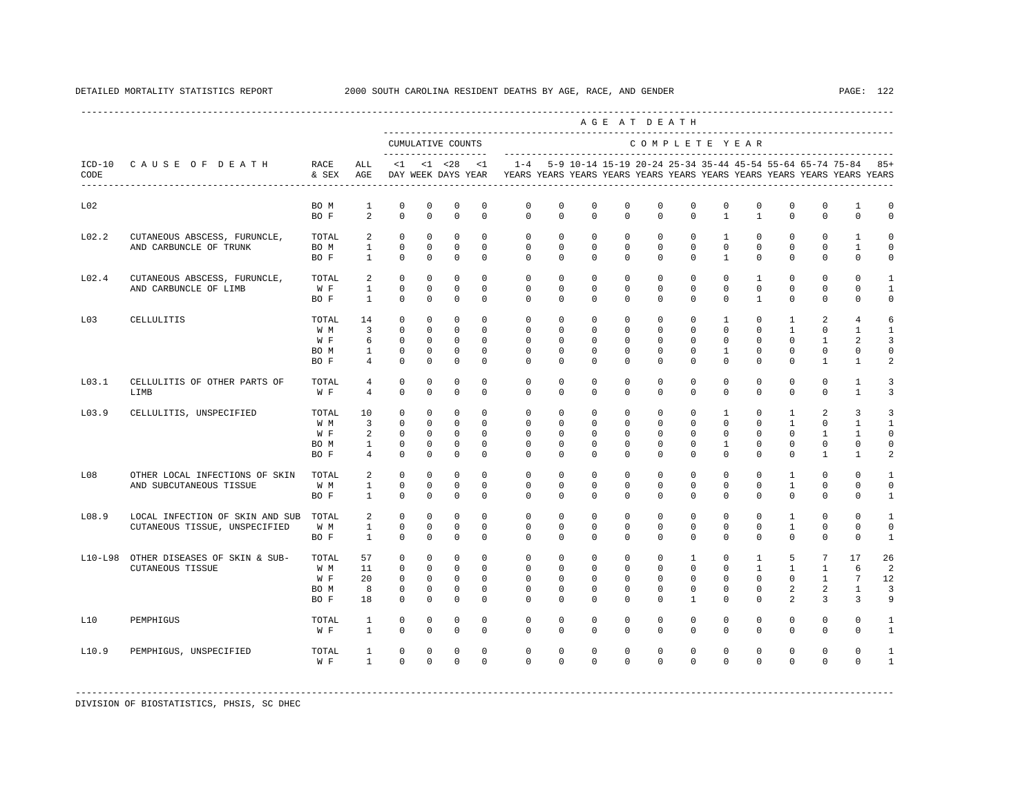DETAILED MORTALITY STATISTICS REPORT 2000 SOUTH CAROLINA RESIDENT DEATHS BY AGE, RACE, AND GENDER

| ICD-10 CODE | CAUSE OF DEATH | RACE & SEX | ALL AGE | <1 DAY | <1 WEEK | <28 DAYS | <1 YEAR | 1-4 YEARS | 5-9 YEARS | 10-14 YEARS | 15-19 YEARS | 20-24 YEARS | 25-34 YEARS | 35-44 YEARS | 45-54 YEARS | 55-64 YEARS | 65-74 YEARS | 75-84 YEARS | 85+ YEARS |
|---|---|---|---|---|---|---|---|---|---|---|---|---|---|---|---|---|---|---|---|
| | | | | CUMULATIVE COUNTS | | | | COMPLETE YEAR | | | | | | | | | | | |
| L02 | | BO M | 1 | 0 | 0 | 0 | 0 | 0 | 0 | 0 | 0 | 0 | 0 | 0 | 0 | 0 | 0 | 1 | 0 |
| | | BO F | 2 | 0 | 0 | 0 | 0 | 0 | 0 | 0 | 0 | 0 | 0 | 1 | 1 | 0 | 0 | 0 | 0 |
| L02.2 | CUTANEOUS ABSCESS, FURUNCLE, AND CARBUNCLE OF TRUNK | TOTAL | 2 | 0 | 0 | 0 | 0 | 0 | 0 | 0 | 0 | 0 | 0 | 1 | 0 | 0 | 0 | 1 | 0 |
| | | BO M | 1 | 0 | 0 | 0 | 0 | 0 | 0 | 0 | 0 | 0 | 0 | 0 | 0 | 0 | 0 | 1 | 0 |
| | | BO F | 1 | 0 | 0 | 0 | 0 | 0 | 0 | 0 | 0 | 0 | 0 | 1 | 0 | 0 | 0 | 0 | 0 |
| L02.4 | CUTANEOUS ABSCESS, FURUNCLE, AND CARBUNCLE OF LIMB | TOTAL | 2 | 0 | 0 | 0 | 0 | 0 | 0 | 0 | 0 | 0 | 0 | 0 | 1 | 0 | 0 | 0 | 1 |
| | | W F | 1 | 0 | 0 | 0 | 0 | 0 | 0 | 0 | 0 | 0 | 0 | 0 | 0 | 0 | 0 | 0 | 1 |
| | | BO F | 1 | 0 | 0 | 0 | 0 | 0 | 0 | 0 | 0 | 0 | 0 | 0 | 1 | 0 | 0 | 0 | 0 |
| L03 | CELLULITIS | TOTAL | 14 | 0 | 0 | 0 | 0 | 0 | 0 | 0 | 0 | 0 | 0 | 1 | 0 | 1 | 2 | 4 | 6 |
| | | W M | 3 | 0 | 0 | 0 | 0 | 0 | 0 | 0 | 0 | 0 | 0 | 0 | 0 | 1 | 0 | 1 | 1 |
| | | W F | 6 | 0 | 0 | 0 | 0 | 0 | 0 | 0 | 0 | 0 | 0 | 0 | 0 | 0 | 1 | 2 | 3 |
| | | BO M | 1 | 0 | 0 | 0 | 0 | 0 | 0 | 0 | 0 | 0 | 0 | 1 | 0 | 0 | 0 | 0 | 0 |
| | | BO F | 4 | 0 | 0 | 0 | 0 | 0 | 0 | 0 | 0 | 0 | 0 | 0 | 0 | 0 | 1 | 1 | 2 |
| L03.1 | CELLULITIS OF OTHER PARTS OF LIMB | TOTAL | 4 | 0 | 0 | 0 | 0 | 0 | 0 | 0 | 0 | 0 | 0 | 0 | 0 | 0 | 0 | 1 | 3 |
| | | W F | 4 | 0 | 0 | 0 | 0 | 0 | 0 | 0 | 0 | 0 | 0 | 0 | 0 | 0 | 0 | 1 | 3 |
| L03.9 | CELLULITIS, UNSPECIFIED | TOTAL | 10 | 0 | 0 | 0 | 0 | 0 | 0 | 0 | 0 | 0 | 0 | 1 | 0 | 1 | 2 | 3 | 3 |
| | | W M | 3 | 0 | 0 | 0 | 0 | 0 | 0 | 0 | 0 | 0 | 0 | 0 | 0 | 1 | 0 | 1 | 1 |
| | | W F | 2 | 0 | 0 | 0 | 0 | 0 | 0 | 0 | 0 | 0 | 0 | 0 | 0 | 0 | 1 | 1 | 0 |
| | | BO M | 1 | 0 | 0 | 0 | 0 | 0 | 0 | 0 | 0 | 0 | 0 | 1 | 0 | 0 | 0 | 0 | 0 |
| | | BO F | 4 | 0 | 0 | 0 | 0 | 0 | 0 | 0 | 0 | 0 | 0 | 0 | 0 | 0 | 1 | 1 | 2 |
| L08 | OTHER LOCAL INFECTIONS OF SKIN AND SUBCUTANEOUS TISSUE | TOTAL | 2 | 0 | 0 | 0 | 0 | 0 | 0 | 0 | 0 | 0 | 0 | 0 | 0 | 1 | 0 | 0 | 1 |
| | | W M | 1 | 0 | 0 | 0 | 0 | 0 | 0 | 0 | 0 | 0 | 0 | 0 | 0 | 1 | 0 | 0 | 0 |
| | | BO F | 1 | 0 | 0 | 0 | 0 | 0 | 0 | 0 | 0 | 0 | 0 | 0 | 0 | 0 | 0 | 0 | 1 |
| L08.9 | LOCAL INFECTION OF SKIN AND SUB CUTANEOUS TISSUE, UNSPECIFIED | TOTAL | 2 | 0 | 0 | 0 | 0 | 0 | 0 | 0 | 0 | 0 | 0 | 0 | 0 | 1 | 0 | 0 | 1 |
| | | W M | 1 | 0 | 0 | 0 | 0 | 0 | 0 | 0 | 0 | 0 | 0 | 0 | 0 | 1 | 0 | 0 | 0 |
| | | BO F | 1 | 0 | 0 | 0 | 0 | 0 | 0 | 0 | 0 | 0 | 0 | 0 | 0 | 0 | 0 | 0 | 1 |
| L10-L98 | OTHER DISEASES OF SKIN & SUB-CUTANEOUS TISSUE | TOTAL | 57 | 0 | 0 | 0 | 0 | 0 | 0 | 0 | 0 | 0 | 1 | 0 | 1 | 5 | 7 | 17 | 26 |
| | | W M | 11 | 0 | 0 | 0 | 0 | 0 | 0 | 0 | 0 | 0 | 0 | 0 | 1 | 1 | 1 | 6 | 2 |
| | | W F | 20 | 0 | 0 | 0 | 0 | 0 | 0 | 0 | 0 | 0 | 0 | 0 | 0 | 0 | 1 | 7 | 12 |
| | | BO M | 8 | 0 | 0 | 0 | 0 | 0 | 0 | 0 | 0 | 0 | 0 | 0 | 0 | 2 | 2 | 1 | 3 |
| | | BO F | 18 | 0 | 0 | 0 | 0 | 0 | 0 | 0 | 0 | 0 | 1 | 0 | 0 | 2 | 3 | 3 | 9 |
| L10 | PEMPHIGUS | TOTAL | 1 | 0 | 0 | 0 | 0 | 0 | 0 | 0 | 0 | 0 | 0 | 0 | 0 | 0 | 0 | 0 | 1 |
| | | W F | 1 | 0 | 0 | 0 | 0 | 0 | 0 | 0 | 0 | 0 | 0 | 0 | 0 | 0 | 0 | 0 | 1 |
| L10.9 | PEMPHIGUS, UNSPECIFIED | TOTAL | 1 | 0 | 0 | 0 | 0 | 0 | 0 | 0 | 0 | 0 | 0 | 0 | 0 | 0 | 0 | 0 | 1 |
| | | W F | 1 | 0 | 0 | 0 | 0 | 0 | 0 | 0 | 0 | 0 | 0 | 0 | 0 | 0 | 0 | 0 | 1 |

DIVISION OF BIOSTATISTICS, PHSIS, SC DHEC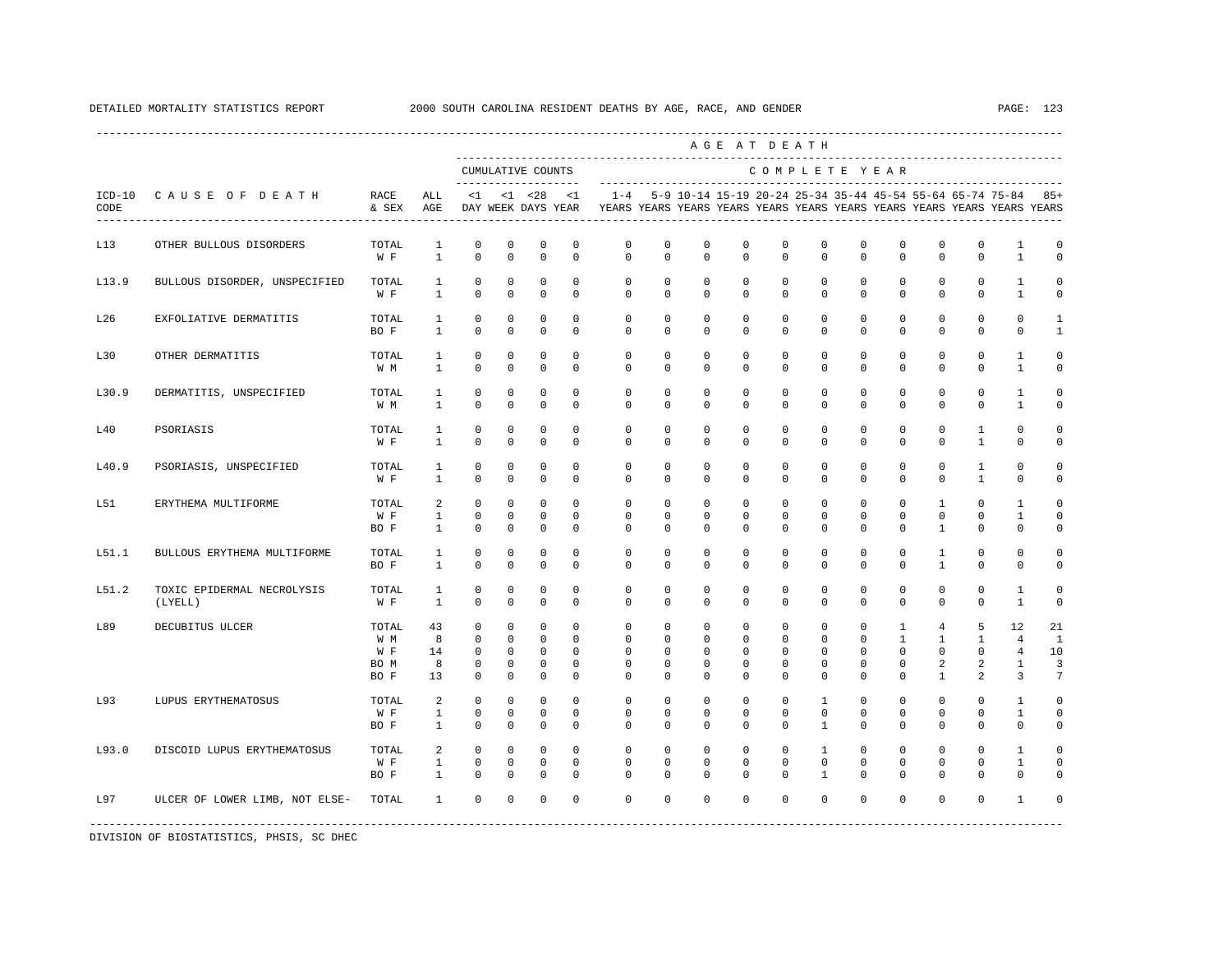DETAILED MORTALITY STATISTICS REPORT 2000 SOUTH CAROLINA RESIDENT DEATHS BY AGE, RACE, AND GENDER

| ICD-10 CODE | CAUSE OF DEATH | RACE & SEX | ALL AGE | <1 DAY | <1 WEEK | <28 DAYS | <1 YEAR | 1-4 YEARS | 5-9 YEARS | 10-14 YEARS | 15-19 YEARS | 20-24 YEARS | 25-34 YEARS | 35-44 YEARS | 45-54 YEARS | 55-64 YEARS | 65-74 YEARS | 75-84 YEARS | 85+ YEARS |
|---|---|---|---|---|---|---|---|---|---|---|---|---|---|---|---|---|---|---|---|
| L13 | OTHER BULLOUS DISORDERS | TOTAL | 1 | 0 | 0 | 0 | 0 | 0 | 0 | 0 | 0 | 0 | 0 | 0 | 0 | 0 | 0 | 1 | 0 |
| | | W F | 1 | 0 | 0 | 0 | 0 | 0 | 0 | 0 | 0 | 0 | 0 | 0 | 0 | 0 | 0 | 1 | 0 |
| L13.9 | BULLOUS DISORDER, UNSPECIFIED | TOTAL | 1 | 0 | 0 | 0 | 0 | 0 | 0 | 0 | 0 | 0 | 0 | 0 | 0 | 0 | 0 | 1 | 0 |
| | | W F | 1 | 0 | 0 | 0 | 0 | 0 | 0 | 0 | 0 | 0 | 0 | 0 | 0 | 0 | 0 | 1 | 0 |
| L26 | EXFOLIATIVE DERMATITIS | TOTAL | 1 | 0 | 0 | 0 | 0 | 0 | 0 | 0 | 0 | 0 | 0 | 0 | 0 | 0 | 0 | 0 | 1 |
| | | BO F | 1 | 0 | 0 | 0 | 0 | 0 | 0 | 0 | 0 | 0 | 0 | 0 | 0 | 0 | 0 | 0 | 1 |
| L30 | OTHER DERMATITIS | TOTAL | 1 | 0 | 0 | 0 | 0 | 0 | 0 | 0 | 0 | 0 | 0 | 0 | 0 | 0 | 0 | 1 | 0 |
| | | W M | 1 | 0 | 0 | 0 | 0 | 0 | 0 | 0 | 0 | 0 | 0 | 0 | 0 | 0 | 0 | 1 | 0 |
| L30.9 | DERMATITIS, UNSPECIFIED | TOTAL | 1 | 0 | 0 | 0 | 0 | 0 | 0 | 0 | 0 | 0 | 0 | 0 | 0 | 0 | 0 | 1 | 0 |
| | | W M | 1 | 0 | 0 | 0 | 0 | 0 | 0 | 0 | 0 | 0 | 0 | 0 | 0 | 0 | 0 | 1 | 0 |
| L40 | PSORIASIS | TOTAL | 1 | 0 | 0 | 0 | 0 | 0 | 0 | 0 | 0 | 0 | 0 | 0 | 0 | 0 | 1 | 0 | 0 |
| | | W F | 1 | 0 | 0 | 0 | 0 | 0 | 0 | 0 | 0 | 0 | 0 | 0 | 0 | 0 | 1 | 0 | 0 |
| L40.9 | PSORIASIS, UNSPECIFIED | TOTAL | 1 | 0 | 0 | 0 | 0 | 0 | 0 | 0 | 0 | 0 | 0 | 0 | 0 | 0 | 1 | 0 | 0 |
| | | W F | 1 | 0 | 0 | 0 | 0 | 0 | 0 | 0 | 0 | 0 | 0 | 0 | 0 | 0 | 1 | 0 | 0 |
| L51 | ERYTHEMA MULTIFORME | TOTAL | 2 | 0 | 0 | 0 | 0 | 0 | 0 | 0 | 0 | 0 | 0 | 0 | 0 | 1 | 0 | 1 | 0 |
| | | W F | 1 | 0 | 0 | 0 | 0 | 0 | 0 | 0 | 0 | 0 | 0 | 0 | 0 | 0 | 0 | 1 | 0 |
| | | BO F | 1 | 0 | 0 | 0 | 0 | 0 | 0 | 0 | 0 | 0 | 0 | 0 | 0 | 1 | 0 | 0 | 0 |
| L51.1 | BULLOUS ERYTHEMA MULTIFORME | TOTAL | 1 | 0 | 0 | 0 | 0 | 0 | 0 | 0 | 0 | 0 | 0 | 0 | 0 | 1 | 0 | 0 | 0 |
| | | BO F | 1 | 0 | 0 | 0 | 0 | 0 | 0 | 0 | 0 | 0 | 0 | 0 | 0 | 1 | 0 | 0 | 0 |
| L51.2 | TOXIC EPIDERMAL NECROLYSIS (LYELL) | TOTAL | 1 | 0 | 0 | 0 | 0 | 0 | 0 | 0 | 0 | 0 | 0 | 0 | 0 | 0 | 0 | 1 | 0 |
| | | W F | 1 | 0 | 0 | 0 | 0 | 0 | 0 | 0 | 0 | 0 | 0 | 0 | 0 | 0 | 0 | 1 | 0 |
| L89 | DECUBITUS ULCER | TOTAL | 43 | 0 | 0 | 0 | 0 | 0 | 0 | 0 | 0 | 0 | 0 | 0 | 1 | 4 | 5 | 12 | 21 |
| | | W M | 8 | 0 | 0 | 0 | 0 | 0 | 0 | 0 | 0 | 0 | 0 | 0 | 1 | 1 | 1 | 4 | 1 |
| | | W F | 14 | 0 | 0 | 0 | 0 | 0 | 0 | 0 | 0 | 0 | 0 | 0 | 0 | 0 | 0 | 4 | 10 |
| | | BO M | 8 | 0 | 0 | 0 | 0 | 0 | 0 | 0 | 0 | 0 | 0 | 0 | 0 | 2 | 2 | 1 | 3 |
| | | BO F | 13 | 0 | 0 | 0 | 0 | 0 | 0 | 0 | 0 | 0 | 0 | 0 | 0 | 1 | 2 | 3 | 7 |
| L93 | LUPUS ERYTHEMATOSUS | TOTAL | 2 | 0 | 0 | 0 | 0 | 0 | 0 | 0 | 0 | 0 | 1 | 0 | 0 | 0 | 0 | 1 | 0 |
| | | W F | 1 | 0 | 0 | 0 | 0 | 0 | 0 | 0 | 0 | 0 | 0 | 0 | 0 | 0 | 0 | 1 | 0 |
| | | BO F | 1 | 0 | 0 | 0 | 0 | 0 | 0 | 0 | 0 | 0 | 1 | 0 | 0 | 0 | 0 | 0 | 0 |
| L93.0 | DISCOID LUPUS ERYTHEMATOSUS | TOTAL | 2 | 0 | 0 | 0 | 0 | 0 | 0 | 0 | 0 | 0 | 1 | 0 | 0 | 0 | 0 | 1 | 0 |
| | | W F | 1 | 0 | 0 | 0 | 0 | 0 | 0 | 0 | 0 | 0 | 0 | 0 | 0 | 0 | 0 | 1 | 0 |
| | | BO F | 1 | 0 | 0 | 0 | 0 | 0 | 0 | 0 | 0 | 0 | 1 | 0 | 0 | 0 | 0 | 0 | 0 |
| L97 | ULCER OF LOWER LIMB, NOT ELSE- | TOTAL | 1 | 0 | 0 | 0 | 0 | 0 | 0 | 0 | 0 | 0 | 0 | 0 | 0 | 0 | 0 | 1 | 0 |

DIVISION OF BIOSTATISTICS, PHSIS, SC DHEC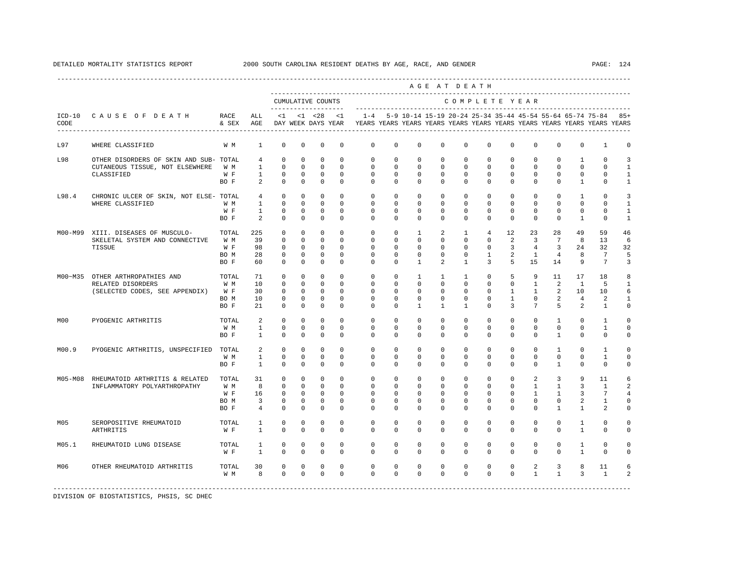DETAILED MORTALITY STATISTICS REPORT 2000 SOUTH CAROLINA RESIDENT DEATHS BY AGE, RACE, AND GENDER

| ICD-10 CODE | CAUSE OF DEATH | RACE & SEX | ALL AGE | <1 DAY | <1 WEEK | <28 DAYS | <1 YEAR | 1-4 YEARS | 5-9 YEARS | 10-14 YEARS | 15-19 YEARS | 20-24 YEARS | 25-34 YEARS | 35-44 YEARS | 45-54 YEARS | 55-64 YEARS | 65-74 YEARS | 75-84 YEARS | 85+ YEARS |
|---|---|---|---|---|---|---|---|---|---|---|---|---|---|---|---|---|---|---|---|
| | | | | CUMULATIVE COUNTS | | | | COMPLETE YEAR | | | | | | | | | | | |
| L97 | WHERE CLASSIFIED | W M | 1 | 0 | 0 | 0 | 0 | 0 | 0 | 0 | 0 | 0 | 0 | 0 | 0 | 0 | 0 | 1 | 0 |
| L98 | OTHER DISORDERS OF SKIN AND SUB- CUTANEOUS TISSUE, NOT ELSEWHERE CLASSIFIED | TOTAL | 4 | 0 | 0 | 0 | 0 | 0 | 0 | 0 | 0 | 0 | 0 | 0 | 0 | 0 | 1 | 0 | 3 |
| | | W M | 1 | 0 | 0 | 0 | 0 | 0 | 0 | 0 | 0 | 0 | 0 | 0 | 0 | 0 | 0 | 0 | 1 |
| | | W F | 1 | 0 | 0 | 0 | 0 | 0 | 0 | 0 | 0 | 0 | 0 | 0 | 0 | 0 | 0 | 0 | 1 |
| | | BO F | 2 | 0 | 0 | 0 | 0 | 0 | 0 | 0 | 0 | 0 | 0 | 0 | 0 | 0 | 1 | 0 | 1 |
| L98.4 | CHRONIC ULCER OF SKIN, NOT ELSE- WHERE CLASSIFIED | TOTAL | 4 | 0 | 0 | 0 | 0 | 0 | 0 | 0 | 0 | 0 | 0 | 0 | 0 | 0 | 1 | 0 | 3 |
| | | W M | 1 | 0 | 0 | 0 | 0 | 0 | 0 | 0 | 0 | 0 | 0 | 0 | 0 | 0 | 0 | 0 | 1 |
| | | W F | 1 | 0 | 0 | 0 | 0 | 0 | 0 | 0 | 0 | 0 | 0 | 0 | 0 | 0 | 0 | 0 | 1 |
| | | BO F | 2 | 0 | 0 | 0 | 0 | 0 | 0 | 0 | 0 | 0 | 0 | 0 | 0 | 0 | 1 | 0 | 1 |
| M00-M99 | XIII. DISEASES OF MUSCULO- SKELETAL SYSTEM AND CONNECTIVE TISSUE | TOTAL | 225 | 0 | 0 | 0 | 0 | 0 | 0 | 1 | 2 | 1 | 4 | 12 | 23 | 28 | 49 | 59 | 46 |
| | | W M | 39 | 0 | 0 | 0 | 0 | 0 | 0 | 0 | 0 | 0 | 0 | 2 | 3 | 7 | 8 | 13 | 6 |
| | | W F | 98 | 0 | 0 | 0 | 0 | 0 | 0 | 0 | 0 | 0 | 0 | 3 | 4 | 3 | 24 | 32 | 32 |
| | | BO M | 28 | 0 | 0 | 0 | 0 | 0 | 0 | 0 | 0 | 0 | 1 | 2 | 1 | 4 | 8 | 7 | 5 |
| | | BO F | 60 | 0 | 0 | 0 | 0 | 0 | 0 | 1 | 2 | 1 | 3 | 5 | 15 | 14 | 9 | 7 | 3 |
| M00~M35 | OTHER ARTHROPATHIES AND RELATED DISORDERS (SELECTED CODES, SEE APPENDIX) | TOTAL | 71 | 0 | 0 | 0 | 0 | 0 | 0 | 1 | 1 | 1 | 0 | 5 | 9 | 11 | 17 | 18 | 8 |
| | | W M | 10 | 0 | 0 | 0 | 0 | 0 | 0 | 0 | 0 | 0 | 0 | 0 | 1 | 2 | 1 | 5 | 1 |
| | | W F | 30 | 0 | 0 | 0 | 0 | 0 | 0 | 0 | 0 | 0 | 0 | 1 | 1 | 2 | 10 | 10 | 6 |
| | | BO M | 10 | 0 | 0 | 0 | 0 | 0 | 0 | 0 | 0 | 0 | 0 | 1 | 0 | 2 | 4 | 2 | 1 |
| | | BO F | 21 | 0 | 0 | 0 | 0 | 0 | 0 | 1 | 1 | 1 | 0 | 3 | 7 | 5 | 2 | 1 | 0 |
| M00 | PYOGENIC ARTHRITIS | TOTAL | 2 | 0 | 0 | 0 | 0 | 0 | 0 | 0 | 0 | 0 | 0 | 0 | 0 | 1 | 0 | 1 | 0 |
| | | W M | 1 | 0 | 0 | 0 | 0 | 0 | 0 | 0 | 0 | 0 | 0 | 0 | 0 | 0 | 0 | 1 | 0 |
| | | BO F | 1 | 0 | 0 | 0 | 0 | 0 | 0 | 0 | 0 | 0 | 0 | 0 | 0 | 1 | 0 | 0 | 0 |
| M00.9 | PYOGENIC ARTHRITIS, UNSPECIFIED | TOTAL | 2 | 0 | 0 | 0 | 0 | 0 | 0 | 0 | 0 | 0 | 0 | 0 | 0 | 1 | 0 | 1 | 0 |
| | | W M | 1 | 0 | 0 | 0 | 0 | 0 | 0 | 0 | 0 | 0 | 0 | 0 | 0 | 0 | 0 | 1 | 0 |
| | | BO F | 1 | 0 | 0 | 0 | 0 | 0 | 0 | 0 | 0 | 0 | 0 | 0 | 0 | 1 | 0 | 0 | 0 |
| M05-M08 | RHEUMATOID ARTHRITIS & RELATED INFLAMMATORY POLYARTHROPATHY | TOTAL | 31 | 0 | 0 | 0 | 0 | 0 | 0 | 0 | 0 | 0 | 0 | 0 | 2 | 3 | 9 | 11 | 6 |
| | | W M | 8 | 0 | 0 | 0 | 0 | 0 | 0 | 0 | 0 | 0 | 0 | 0 | 1 | 1 | 3 | 1 | 2 |
| | | W F | 16 | 0 | 0 | 0 | 0 | 0 | 0 | 0 | 0 | 0 | 0 | 0 | 1 | 1 | 3 | 7 | 4 |
| | | BO M | 3 | 0 | 0 | 0 | 0 | 0 | 0 | 0 | 0 | 0 | 0 | 0 | 0 | 0 | 2 | 1 | 0 |
| | | BO F | 4 | 0 | 0 | 0 | 0 | 0 | 0 | 0 | 0 | 0 | 0 | 0 | 0 | 1 | 1 | 2 | 0 |
| M05 | SEROPOSITIVE RHEUMATOID ARTHRITIS | TOTAL | 1 | 0 | 0 | 0 | 0 | 0 | 0 | 0 | 0 | 0 | 0 | 0 | 0 | 0 | 1 | 0 | 0 |
| | | W F | 1 | 0 | 0 | 0 | 0 | 0 | 0 | 0 | 0 | 0 | 0 | 0 | 0 | 0 | 1 | 0 | 0 |
| M05.1 | RHEUMATOID LUNG DISEASE | TOTAL | 1 | 0 | 0 | 0 | 0 | 0 | 0 | 0 | 0 | 0 | 0 | 0 | 0 | 0 | 1 | 0 | 0 |
| | | W F | 1 | 0 | 0 | 0 | 0 | 0 | 0 | 0 | 0 | 0 | 0 | 0 | 0 | 0 | 1 | 0 | 0 |
| M06 | OTHER RHEUMATOID ARTHRITIS | TOTAL | 30 | 0 | 0 | 0 | 0 | 0 | 0 | 0 | 0 | 0 | 0 | 0 | 2 | 3 | 8 | 11 | 6 |
| | | W M | 8 | 0 | 0 | 0 | 0 | 0 | 0 | 0 | 0 | 0 | 0 | 0 | 1 | 1 | 3 | 1 | 2 |

DIVISION OF BIOSTATISTICS, PHSIS, SC DHEC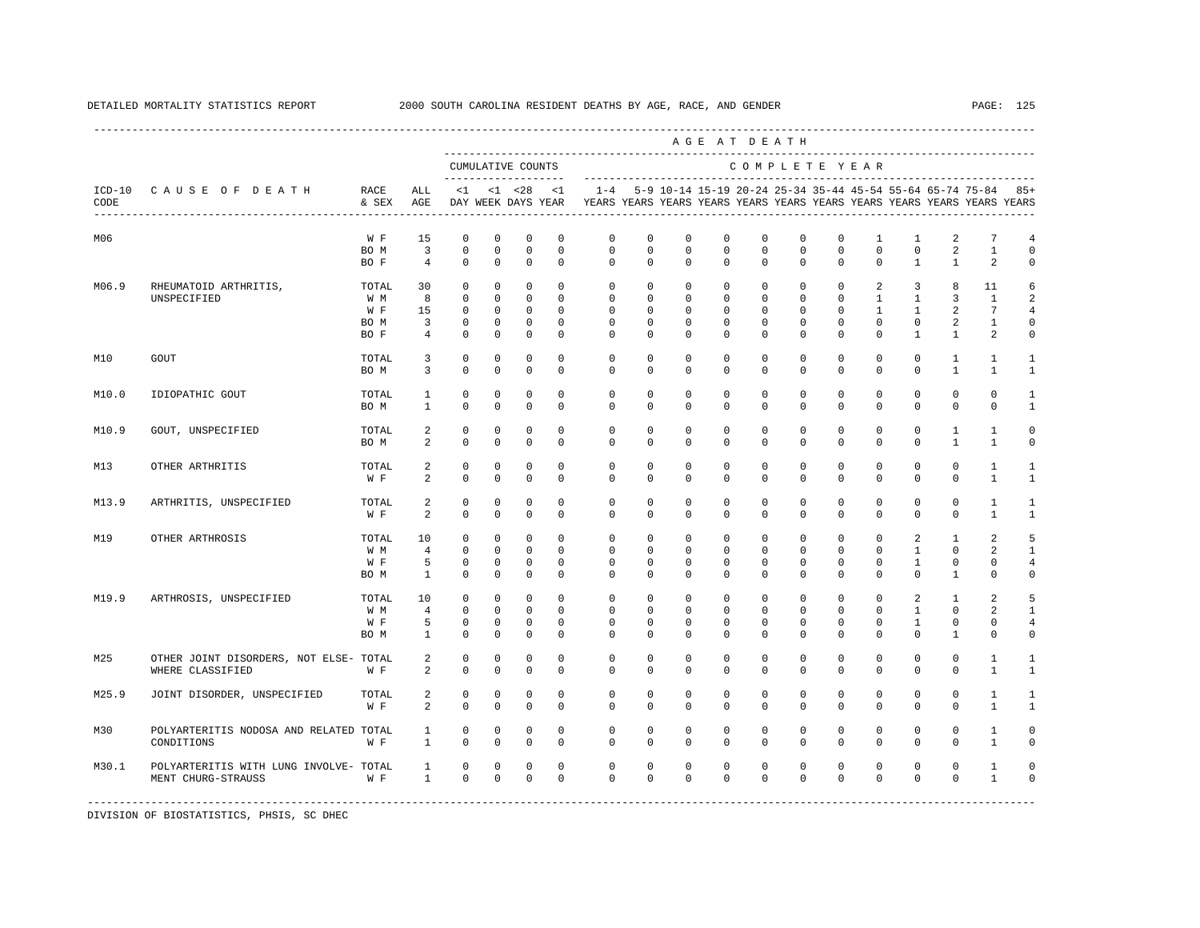| ICD-10 CODE | CAUSE OF DEATH | RACE & SEX | ALL AGE | <1 DAY | <1 WEEK | <28 DAYS | <1 YEAR | 1-4 YEARS | 5-9 YEARS | 10-14 YEARS | 15-19 YEARS | 20-24 YEARS | 25-34 YEARS | 35-44 YEARS | 45-54 YEARS | 55-64 YEARS | 65-74 YEARS | 75-84 YEARS | 85+ YEARS |
|---|---|---|---|---|---|---|---|---|---|---|---|---|---|---|---|---|---|---|---|
| | | | | CUMULATIVE COUNTS | | | | COMPLETE YEAR | | | | | | | | | | | |
| M06 | | W F | 15 | 0 | 0 | 0 | 0 | 0 | 0 | 0 | 0 | 0 | 0 | 0 | 1 | 1 | 2 | 7 | 4 |
| | | BO M | 3 | 0 | 0 | 0 | 0 | 0 | 0 | 0 | 0 | 0 | 0 | 0 | 0 | 0 | 2 | 1 | 0 |
| | | BO F | 4 | 0 | 0 | 0 | 0 | 0 | 0 | 0 | 0 | 0 | 0 | 0 | 0 | 1 | 1 | 2 | 0 |
| M06.9 | RHEUMATOID ARTHRITIS, UNSPECIFIED | TOTAL | 30 | 0 | 0 | 0 | 0 | 0 | 0 | 0 | 0 | 0 | 0 | 0 | 2 | 3 | 8 | 11 | 6 |
| | | W M | 8 | 0 | 0 | 0 | 0 | 0 | 0 | 0 | 0 | 0 | 0 | 0 | 1 | 1 | 3 | 1 | 2 |
| | | W F | 15 | 0 | 0 | 0 | 0 | 0 | 0 | 0 | 0 | 0 | 0 | 0 | 1 | 1 | 2 | 7 | 4 |
| | | BO M | 3 | 0 | 0 | 0 | 0 | 0 | 0 | 0 | 0 | 0 | 0 | 0 | 0 | 0 | 2 | 1 | 0 |
| | | BO F | 4 | 0 | 0 | 0 | 0 | 0 | 0 | 0 | 0 | 0 | 0 | 0 | 0 | 1 | 1 | 2 | 0 |
| M10 | GOUT | TOTAL | 3 | 0 | 0 | 0 | 0 | 0 | 0 | 0 | 0 | 0 | 0 | 0 | 0 | 0 | 1 | 1 | 1 |
| | | BO M | 3 | 0 | 0 | 0 | 0 | 0 | 0 | 0 | 0 | 0 | 0 | 0 | 0 | 0 | 1 | 1 | 1 |
| M10.0 | IDIOPATHIC GOUT | TOTAL | 1 | 0 | 0 | 0 | 0 | 0 | 0 | 0 | 0 | 0 | 0 | 0 | 0 | 0 | 0 | 0 | 1 |
| | | BO M | 1 | 0 | 0 | 0 | 0 | 0 | 0 | 0 | 0 | 0 | 0 | 0 | 0 | 0 | 0 | 0 | 1 |
| M10.9 | GOUT, UNSPECIFIED | TOTAL | 2 | 0 | 0 | 0 | 0 | 0 | 0 | 0 | 0 | 0 | 0 | 0 | 0 | 0 | 1 | 1 | 0 |
| | | BO M | 2 | 0 | 0 | 0 | 0 | 0 | 0 | 0 | 0 | 0 | 0 | 0 | 0 | 0 | 1 | 1 | 0 |
| M13 | OTHER ARTHRITIS | TOTAL | 2 | 0 | 0 | 0 | 0 | 0 | 0 | 0 | 0 | 0 | 0 | 0 | 0 | 0 | 0 | 1 | 1 |
| | | W F | 2 | 0 | 0 | 0 | 0 | 0 | 0 | 0 | 0 | 0 | 0 | 0 | 0 | 0 | 0 | 1 | 1 |
| M13.9 | ARTHRITIS, UNSPECIFIED | TOTAL | 2 | 0 | 0 | 0 | 0 | 0 | 0 | 0 | 0 | 0 | 0 | 0 | 0 | 0 | 0 | 1 | 1 |
| | | W F | 2 | 0 | 0 | 0 | 0 | 0 | 0 | 0 | 0 | 0 | 0 | 0 | 0 | 0 | 0 | 1 | 1 |
| M19 | OTHER ARTHROSIS | TOTAL | 10 | 0 | 0 | 0 | 0 | 0 | 0 | 0 | 0 | 0 | 0 | 0 | 0 | 2 | 1 | 2 | 5 |
| | | W M | 4 | 0 | 0 | 0 | 0 | 0 | 0 | 0 | 0 | 0 | 0 | 0 | 0 | 1 | 0 | 2 | 1 |
| | | W F | 5 | 0 | 0 | 0 | 0 | 0 | 0 | 0 | 0 | 0 | 0 | 0 | 0 | 1 | 0 | 0 | 4 |
| | | BO M | 1 | 0 | 0 | 0 | 0 | 0 | 0 | 0 | 0 | 0 | 0 | 0 | 0 | 0 | 1 | 0 | 0 |
| M19.9 | ARTHROSIS, UNSPECIFIED | TOTAL | 10 | 0 | 0 | 0 | 0 | 0 | 0 | 0 | 0 | 0 | 0 | 0 | 0 | 2 | 1 | 2 | 5 |
| | | W M | 4 | 0 | 0 | 0 | 0 | 0 | 0 | 0 | 0 | 0 | 0 | 0 | 0 | 1 | 0 | 2 | 1 |
| | | W F | 5 | 0 | 0 | 0 | 0 | 0 | 0 | 0 | 0 | 0 | 0 | 0 | 0 | 1 | 0 | 0 | 4 |
| | | BO M | 1 | 0 | 0 | 0 | 0 | 0 | 0 | 0 | 0 | 0 | 0 | 0 | 0 | 0 | 1 | 0 | 0 |
| M25 | OTHER JOINT DISORDERS, NOT ELSE-WHERE CLASSIFIED | TOTAL | 2 | 0 | 0 | 0 | 0 | 0 | 0 | 0 | 0 | 0 | 0 | 0 | 0 | 0 | 0 | 1 | 1 |
| | | W F | 2 | 0 | 0 | 0 | 0 | 0 | 0 | 0 | 0 | 0 | 0 | 0 | 0 | 0 | 0 | 1 | 1 |
| M25.9 | JOINT DISORDER, UNSPECIFIED | TOTAL | 2 | 0 | 0 | 0 | 0 | 0 | 0 | 0 | 0 | 0 | 0 | 0 | 0 | 0 | 0 | 1 | 1 |
| | | W F | 2 | 0 | 0 | 0 | 0 | 0 | 0 | 0 | 0 | 0 | 0 | 0 | 0 | 0 | 0 | 1 | 1 |
| M30 | POLYARTERITIS NODOSA AND RELATED CONDITIONS | TOTAL | 1 | 0 | 0 | 0 | 0 | 0 | 0 | 0 | 0 | 0 | 0 | 0 | 0 | 0 | 0 | 1 | 0 |
| | | W F | 1 | 0 | 0 | 0 | 0 | 0 | 0 | 0 | 0 | 0 | 0 | 0 | 0 | 0 | 0 | 1 | 0 |
| M30.1 | POLYARTERITIS WITH LUNG INVOLVE-MENT CHURG-STRAUSS | TOTAL | 1 | 0 | 0 | 0 | 0 | 0 | 0 | 0 | 0 | 0 | 0 | 0 | 0 | 0 | 0 | 1 | 0 |
| | | W F | 1 | 0 | 0 | 0 | 0 | 0 | 0 | 0 | 0 | 0 | 0 | 0 | 0 | 0 | 0 | 1 | 0 |

DIVISION OF BIOSTATISTICS, PHSIS, SC DHEC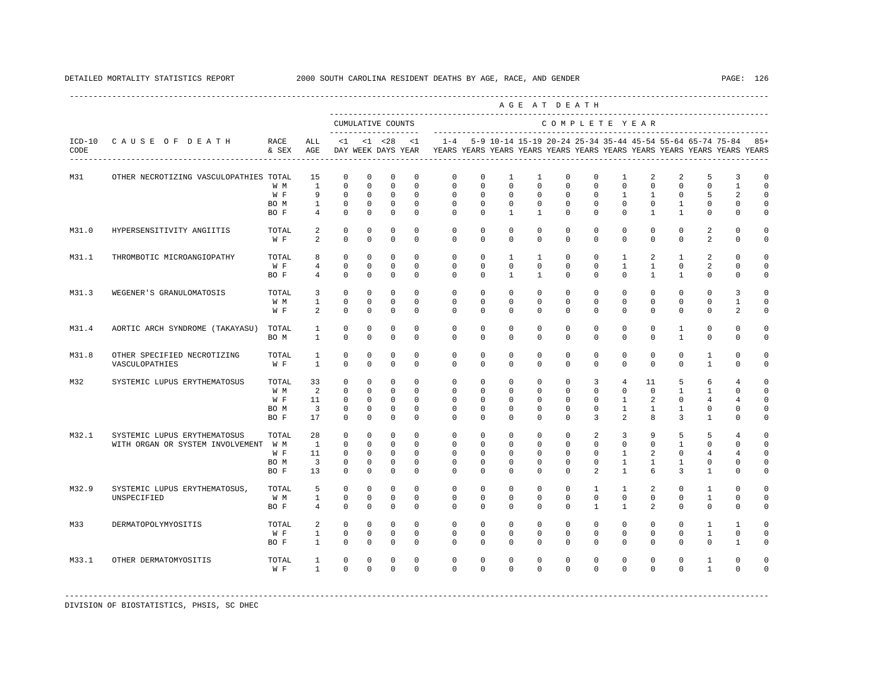DETAILED MORTALITY STATISTICS REPORT 2000 SOUTH CAROLINA RESIDENT DEATHS BY AGE, RACE, AND GENDER

| ICD-10 CODE | CAUSE OF DEATH | RACE & SEX | ALL AGE | <1 DAY | <1 WEEK | <28 DAYS | <1 YEAR | 1-4 YEARS | 5-9 YEARS | 10-14 YEARS | 15-19 YEARS | 20-24 YEARS | 25-34 YEARS | 35-44 YEARS | 45-54 YEARS | 55-64 YEARS | 65-74 YEARS | 75-84 YEARS | 85+ YEARS |
|---|---|---|---|---|---|---|---|---|---|---|---|---|---|---|---|---|---|---|---|
| M31 | OTHER NECROTIZING VASCULOPATHIES | TOTAL | 15 | 0 | 0 | 0 | 0 | 0 | 0 | 1 | 1 | 0 | 0 | 1 | 2 | 2 | 5 | 3 | 0 |
| | | W M | 1 | 0 | 0 | 0 | 0 | 0 | 0 | 0 | 0 | 0 | 0 | 0 | 0 | 0 | 0 | 1 | 0 |
| | | W F | 9 | 0 | 0 | 0 | 0 | 0 | 0 | 0 | 0 | 0 | 0 | 1 | 1 | 0 | 5 | 2 | 0 |
| | | BO M | 1 | 0 | 0 | 0 | 0 | 0 | 0 | 0 | 0 | 0 | 0 | 0 | 0 | 1 | 0 | 0 | 0 |
| | | BO F | 4 | 0 | 0 | 0 | 0 | 0 | 0 | 1 | 1 | 0 | 0 | 0 | 1 | 1 | 0 | 0 | 0 |
| M31.0 | HYPERSENSITIVITY ANGIITIS | TOTAL | 2 | 0 | 0 | 0 | 0 | 0 | 0 | 0 | 0 | 0 | 0 | 0 | 0 | 0 | 2 | 0 | 0 |
| | | W F | 2 | 0 | 0 | 0 | 0 | 0 | 0 | 0 | 0 | 0 | 0 | 0 | 0 | 0 | 2 | 0 | 0 |
| M31.1 | THROMBOTIC MICROANGIOPATHY | TOTAL | 8 | 0 | 0 | 0 | 0 | 0 | 0 | 1 | 1 | 0 | 0 | 1 | 2 | 1 | 2 | 0 | 0 |
| | | W F | 4 | 0 | 0 | 0 | 0 | 0 | 0 | 0 | 0 | 0 | 0 | 1 | 1 | 0 | 2 | 0 | 0 |
| | | BO F | 4 | 0 | 0 | 0 | 0 | 0 | 0 | 1 | 1 | 0 | 0 | 0 | 1 | 1 | 0 | 0 | 0 |
| M31.3 | WEGENER'S GRANULOMATOSIS | TOTAL | 3 | 0 | 0 | 0 | 0 | 0 | 0 | 0 | 0 | 0 | 0 | 0 | 0 | 0 | 0 | 3 | 0 |
| | | W M | 1 | 0 | 0 | 0 | 0 | 0 | 0 | 0 | 0 | 0 | 0 | 0 | 0 | 0 | 0 | 1 | 0 |
| | | W F | 2 | 0 | 0 | 0 | 0 | 0 | 0 | 0 | 0 | 0 | 0 | 0 | 0 | 0 | 0 | 2 | 0 |
| M31.4 | AORTIC ARCH SYNDROME (TAKAYASU) | TOTAL | 1 | 0 | 0 | 0 | 0 | 0 | 0 | 0 | 0 | 0 | 0 | 0 | 0 | 1 | 0 | 0 | 0 |
| | | BO M | 1 | 0 | 0 | 0 | 0 | 0 | 0 | 0 | 0 | 0 | 0 | 0 | 0 | 1 | 0 | 0 | 0 |
| M31.8 | OTHER SPECIFIED NECROTIZING VASCULOPATHIES | TOTAL | 1 | 0 | 0 | 0 | 0 | 0 | 0 | 0 | 0 | 0 | 0 | 0 | 0 | 0 | 1 | 0 | 0 |
| | | W F | 1 | 0 | 0 | 0 | 0 | 0 | 0 | 0 | 0 | 0 | 0 | 0 | 0 | 0 | 1 | 0 | 0 |
| M32 | SYSTEMIC LUPUS ERYTHEMATOSUS | TOTAL | 33 | 0 | 0 | 0 | 0 | 0 | 0 | 0 | 0 | 0 | 3 | 4 | 11 | 5 | 6 | 4 | 0 |
| | | W M | 2 | 0 | 0 | 0 | 0 | 0 | 0 | 0 | 0 | 0 | 0 | 0 | 0 | 1 | 1 | 0 | 0 |
| | | W F | 11 | 0 | 0 | 0 | 0 | 0 | 0 | 0 | 0 | 0 | 0 | 1 | 2 | 0 | 4 | 4 | 0 |
| | | BO M | 3 | 0 | 0 | 0 | 0 | 0 | 0 | 0 | 0 | 0 | 0 | 1 | 1 | 1 | 0 | 0 | 0 |
| | | BO F | 17 | 0 | 0 | 0 | 0 | 0 | 0 | 0 | 0 | 0 | 3 | 2 | 8 | 3 | 1 | 0 | 0 |
| M32.1 | SYSTEMIC LUPUS ERYTHEMATOSUS WITH ORGAN OR SYSTEM INVOLVEMENT | TOTAL | 28 | 0 | 0 | 0 | 0 | 0 | 0 | 0 | 0 | 0 | 2 | 3 | 9 | 5 | 5 | 4 | 0 |
| | | W M | 1 | 0 | 0 | 0 | 0 | 0 | 0 | 0 | 0 | 0 | 0 | 0 | 0 | 1 | 0 | 0 | 0 |
| | | W F | 11 | 0 | 0 | 0 | 0 | 0 | 0 | 0 | 0 | 0 | 0 | 1 | 2 | 0 | 4 | 4 | 0 |
| | | BO M | 3 | 0 | 0 | 0 | 0 | 0 | 0 | 0 | 0 | 0 | 0 | 1 | 1 | 1 | 0 | 0 | 0 |
| | | BO F | 13 | 0 | 0 | 0 | 0 | 0 | 0 | 0 | 0 | 0 | 2 | 1 | 6 | 3 | 1 | 0 | 0 |
| M32.9 | SYSTEMIC LUPUS ERYTHEMATOSUS, UNSPECIFIED | TOTAL | 5 | 0 | 0 | 0 | 0 | 0 | 0 | 0 | 0 | 0 | 1 | 1 | 2 | 0 | 1 | 0 | 0 |
| | | W M | 1 | 0 | 0 | 0 | 0 | 0 | 0 | 0 | 0 | 0 | 0 | 0 | 0 | 0 | 1 | 0 | 0 |
| | | BO F | 4 | 0 | 0 | 0 | 0 | 0 | 0 | 0 | 0 | 0 | 1 | 1 | 2 | 0 | 0 | 0 | 0 |
| M33 | DERMATOPOLYMYOSITIS | TOTAL | 2 | 0 | 0 | 0 | 0 | 0 | 0 | 0 | 0 | 0 | 0 | 0 | 0 | 0 | 1 | 1 | 0 |
| | | W F | 1 | 0 | 0 | 0 | 0 | 0 | 0 | 0 | 0 | 0 | 0 | 0 | 0 | 0 | 1 | 0 | 0 |
| | | BO F | 1 | 0 | 0 | 0 | 0 | 0 | 0 | 0 | 0 | 0 | 0 | 0 | 0 | 0 | 0 | 1 | 0 |
| M33.1 | OTHER DERMATOMYOSITIS | TOTAL | 1 | 0 | 0 | 0 | 0 | 0 | 0 | 0 | 0 | 0 | 0 | 0 | 0 | 0 | 1 | 0 | 0 |
| | | W F | 1 | 0 | 0 | 0 | 0 | 0 | 0 | 0 | 0 | 0 | 0 | 0 | 0 | 0 | 1 | 0 | 0 |

DIVISION OF BIOSTATISTICS, PHSIS, SC DHEC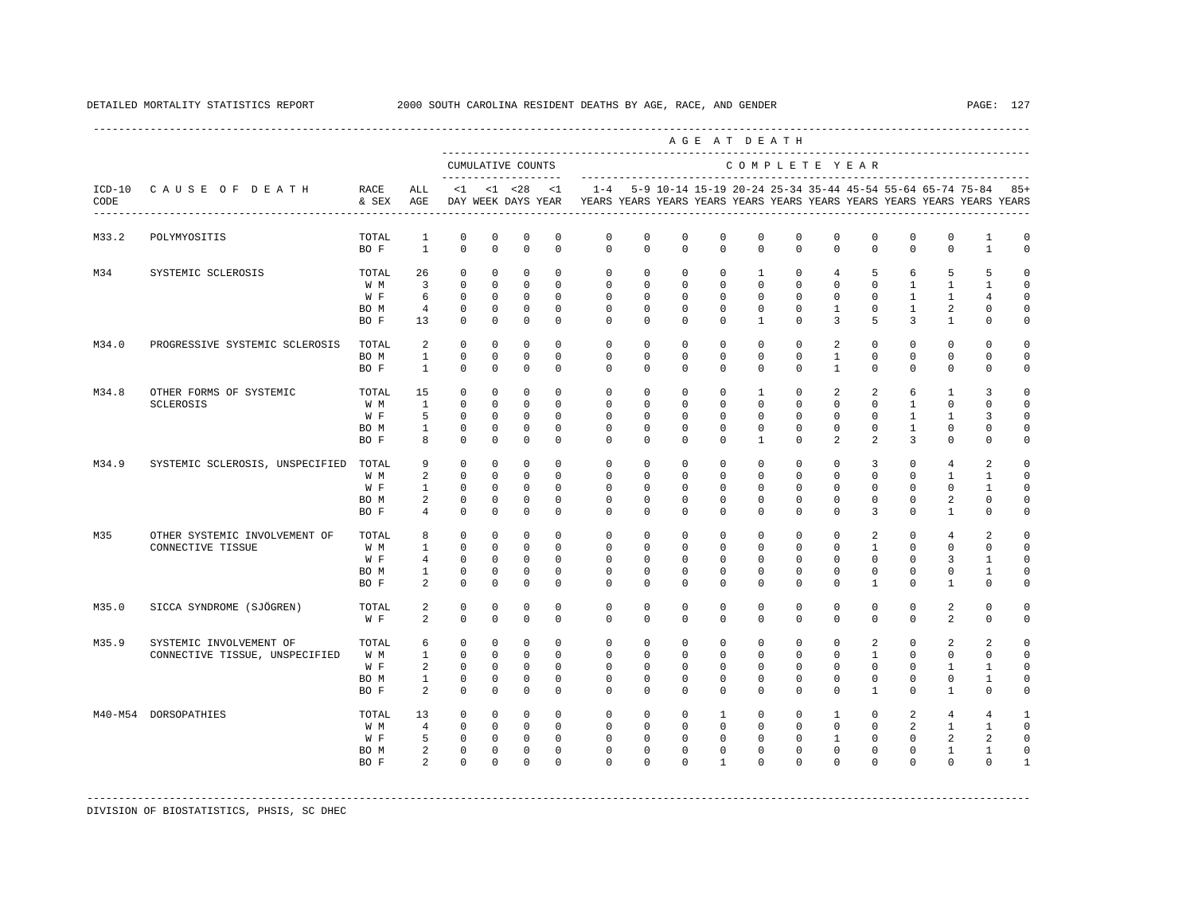| ICD-10 CODE | CAUSE OF DEATH | RACE & SEX | ALL AGE | <1 DAY | <1 WEEK | <28 DAYS | <1 YEAR | 1-4 YEARS | 5-9 YEARS | 10-14 YEARS | 15-19 YEARS | 20-24 YEARS | 25-34 YEARS | 35-44 YEARS | 45-54 YEARS | 55-64 YEARS | 65-74 YEARS | 75-84 YEARS | 85+ YEARS |
|---|---|---|---|---|---|---|---|---|---|---|---|---|---|---|---|---|---|---|---|
| M33.2 | POLYMYOSITIS | TOTAL | 1 | 0 | 0 | 0 | 0 | 0 | 0 | 0 | 0 | 0 | 0 | 0 | 0 | 0 | 0 | 1 | 0 |
| | | BO F | 1 | 0 | 0 | 0 | 0 | 0 | 0 | 0 | 0 | 0 | 0 | 0 | 0 | 0 | 0 | 1 | 0 |
| M34 | SYSTEMIC SCLEROSIS | TOTAL | 26 | 0 | 0 | 0 | 0 | 0 | 0 | 0 | 0 | 1 | 0 | 4 | 5 | 6 | 5 | 5 | 0 |
| | | W M | 3 | 0 | 0 | 0 | 0 | 0 | 0 | 0 | 0 | 0 | 0 | 0 | 0 | 1 | 1 | 1 | 0 |
| | | W F | 6 | 0 | 0 | 0 | 0 | 0 | 0 | 0 | 0 | 0 | 0 | 0 | 0 | 1 | 1 | 4 | 0 |
| | | BO M | 4 | 0 | 0 | 0 | 0 | 0 | 0 | 0 | 0 | 0 | 0 | 1 | 0 | 1 | 2 | 0 | 0 |
| | | BO F | 13 | 0 | 0 | 0 | 0 | 0 | 0 | 0 | 0 | 1 | 0 | 3 | 5 | 3 | 1 | 0 | 0 |
| M34.0 | PROGRESSIVE SYSTEMIC SCLEROSIS | TOTAL | 2 | 0 | 0 | 0 | 0 | 0 | 0 | 0 | 0 | 0 | 0 | 2 | 0 | 0 | 0 | 0 | 0 |
| | | BO M | 1 | 0 | 0 | 0 | 0 | 0 | 0 | 0 | 0 | 0 | 0 | 1 | 0 | 0 | 0 | 0 | 0 |
| | | BO F | 1 | 0 | 0 | 0 | 0 | 0 | 0 | 0 | 0 | 0 | 0 | 1 | 0 | 0 | 0 | 0 | 0 |
| M34.8 | OTHER FORMS OF SYSTEMIC SCLEROSIS | TOTAL | 15 | 0 | 0 | 0 | 0 | 0 | 0 | 0 | 0 | 1 | 0 | 2 | 2 | 6 | 1 | 3 | 0 |
| | | W M | 1 | 0 | 0 | 0 | 0 | 0 | 0 | 0 | 0 | 0 | 0 | 0 | 0 | 1 | 0 | 0 | 0 |
| | | W F | 5 | 0 | 0 | 0 | 0 | 0 | 0 | 0 | 0 | 0 | 0 | 0 | 0 | 1 | 1 | 3 | 0 |
| | | BO M | 1 | 0 | 0 | 0 | 0 | 0 | 0 | 0 | 0 | 0 | 0 | 0 | 0 | 1 | 0 | 0 | 0 |
| | | BO F | 8 | 0 | 0 | 0 | 0 | 0 | 0 | 0 | 0 | 1 | 0 | 2 | 2 | 3 | 0 | 0 | 0 |
| M34.9 | SYSTEMIC SCLEROSIS, UNSPECIFIED | TOTAL | 9 | 0 | 0 | 0 | 0 | 0 | 0 | 0 | 0 | 0 | 0 | 0 | 3 | 0 | 4 | 2 | 0 |
| | | W M | 2 | 0 | 0 | 0 | 0 | 0 | 0 | 0 | 0 | 0 | 0 | 0 | 0 | 0 | 1 | 1 | 0 |
| | | W F | 1 | 0 | 0 | 0 | 0 | 0 | 0 | 0 | 0 | 0 | 0 | 0 | 0 | 0 | 0 | 1 | 0 |
| | | BO M | 2 | 0 | 0 | 0 | 0 | 0 | 0 | 0 | 0 | 0 | 0 | 0 | 0 | 0 | 2 | 0 | 0 |
| | | BO F | 4 | 0 | 0 | 0 | 0 | 0 | 0 | 0 | 0 | 0 | 0 | 0 | 3 | 0 | 1 | 0 | 0 |
| M35 | OTHER SYSTEMIC INVOLVEMENT OF CONNECTIVE TISSUE | TOTAL | 8 | 0 | 0 | 0 | 0 | 0 | 0 | 0 | 0 | 0 | 0 | 0 | 2 | 0 | 4 | 2 | 0 |
| | | W M | 1 | 0 | 0 | 0 | 0 | 0 | 0 | 0 | 0 | 0 | 0 | 0 | 1 | 0 | 0 | 0 | 0 |
| | | W F | 4 | 0 | 0 | 0 | 0 | 0 | 0 | 0 | 0 | 0 | 0 | 0 | 0 | 0 | 3 | 1 | 0 |
| | | BO M | 1 | 0 | 0 | 0 | 0 | 0 | 0 | 0 | 0 | 0 | 0 | 0 | 0 | 0 | 0 | 1 | 0 |
| | | BO F | 2 | 0 | 0 | 0 | 0 | 0 | 0 | 0 | 0 | 0 | 0 | 0 | 1 | 0 | 1 | 0 | 0 |
| M35.0 | SICCA SYNDROME (SJÖGREN) | TOTAL | 2 | 0 | 0 | 0 | 0 | 0 | 0 | 0 | 0 | 0 | 0 | 0 | 0 | 0 | 2 | 0 | 0 |
| | | W F | 2 | 0 | 0 | 0 | 0 | 0 | 0 | 0 | 0 | 0 | 0 | 0 | 0 | 0 | 2 | 0 | 0 |
| M35.9 | SYSTEMIC INVOLVEMENT OF CONNECTIVE TISSUE, UNSPECIFIED | TOTAL | 6 | 0 | 0 | 0 | 0 | 0 | 0 | 0 | 0 | 0 | 0 | 0 | 2 | 0 | 2 | 2 | 0 |
| | | W M | 1 | 0 | 0 | 0 | 0 | 0 | 0 | 0 | 0 | 0 | 0 | 0 | 1 | 0 | 0 | 0 | 0 |
| | | W F | 2 | 0 | 0 | 0 | 0 | 0 | 0 | 0 | 0 | 0 | 0 | 0 | 0 | 0 | 1 | 1 | 0 |
| | | BO M | 1 | 0 | 0 | 0 | 0 | 0 | 0 | 0 | 0 | 0 | 0 | 0 | 0 | 0 | 0 | 1 | 0 |
| | | BO F | 2 | 0 | 0 | 0 | 0 | 0 | 0 | 0 | 0 | 0 | 0 | 0 | 1 | 0 | 1 | 0 | 0 |
| M40-M54 | DORSOPATHIES | TOTAL | 13 | 0 | 0 | 0 | 0 | 0 | 0 | 0 | 1 | 0 | 0 | 1 | 0 | 2 | 4 | 4 | 1 |
| | | W M | 4 | 0 | 0 | 0 | 0 | 0 | 0 | 0 | 0 | 0 | 0 | 0 | 0 | 2 | 1 | 1 | 0 |
| | | W F | 5 | 0 | 0 | 0 | 0 | 0 | 0 | 0 | 0 | 0 | 0 | 1 | 0 | 0 | 2 | 2 | 0 |
| | | BO M | 2 | 0 | 0 | 0 | 0 | 0 | 0 | 0 | 0 | 0 | 0 | 0 | 0 | 0 | 1 | 1 | 0 |
| | | BO F | 2 | 0 | 0 | 0 | 0 | 0 | 0 | 0 | 1 | 0 | 0 | 0 | 0 | 0 | 0 | 0 | 1 |

DIVISION OF BIOSTATISTICS, PHSIS, SC DHEC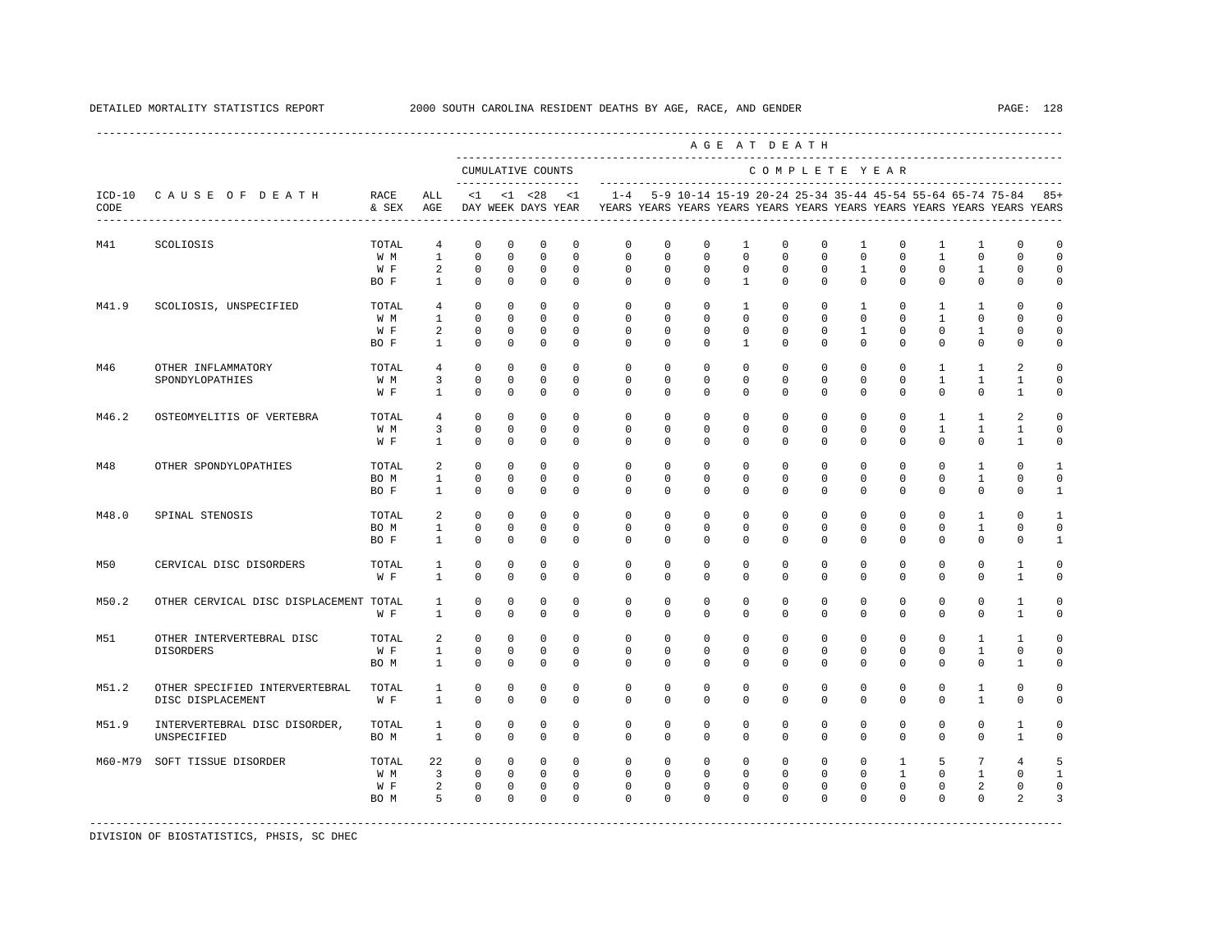DETAILED MORTALITY STATISTICS REPORT 2000 SOUTH CAROLINA RESIDENT DEATHS BY AGE, RACE, AND GENDER

| ICD-10 CODE | CAUSE OF DEATH | RACE & SEX | ALL AGE | <1 DAY | <1 WEEK | <28 DAYS | <1 YEAR | 1-4 YEARS | 5-9 YEARS | 10-14 YEARS | 15-19 YEARS | 20-24 YEARS | 25-34 YEARS | 35-44 YEARS | 45-54 YEARS | 55-64 YEARS | 65-74 YEARS | 75-84 YEARS | 85+ YEARS |
|---|---|---|---|---|---|---|---|---|---|---|---|---|---|---|---|---|---|---|---|
| | | | | CUMULATIVE COUNTS | | | | COMPLETE YEAR | | | | | | | | | | | |
| M41 | SCOLIOSIS | TOTAL | 4 | 0 | 0 | 0 | 0 | 0 | 0 | 0 | 1 | 0 | 0 | 1 | 0 | 1 | 1 | 0 | 0 |
| | | W M | 1 | 0 | 0 | 0 | 0 | 0 | 0 | 0 | 0 | 0 | 0 | 0 | 0 | 1 | 0 | 0 | 0 |
| | | W F | 2 | 0 | 0 | 0 | 0 | 0 | 0 | 0 | 0 | 0 | 0 | 1 | 0 | 0 | 1 | 0 | 0 |
| | | BO F | 1 | 0 | 0 | 0 | 0 | 0 | 0 | 0 | 1 | 0 | 0 | 0 | 0 | 0 | 0 | 0 | 0 |
| M41.9 | SCOLIOSIS, UNSPECIFIED | TOTAL | 4 | 0 | 0 | 0 | 0 | 0 | 0 | 0 | 1 | 0 | 0 | 1 | 0 | 1 | 1 | 0 | 0 |
| | | W M | 1 | 0 | 0 | 0 | 0 | 0 | 0 | 0 | 0 | 0 | 0 | 0 | 0 | 1 | 0 | 0 | 0 |
| | | W F | 2 | 0 | 0 | 0 | 0 | 0 | 0 | 0 | 0 | 0 | 0 | 1 | 0 | 0 | 1 | 0 | 0 |
| | | BO F | 1 | 0 | 0 | 0 | 0 | 0 | 0 | 0 | 1 | 0 | 0 | 0 | 0 | 0 | 0 | 0 | 0 |
| M46 | OTHER INFLAMMATORY SPONDYLOPATHIES | TOTAL | 4 | 0 | 0 | 0 | 0 | 0 | 0 | 0 | 0 | 0 | 0 | 0 | 0 | 1 | 1 | 2 | 0 |
| | | W M | 3 | 0 | 0 | 0 | 0 | 0 | 0 | 0 | 0 | 0 | 0 | 0 | 0 | 1 | 1 | 1 | 0 |
| | | W F | 1 | 0 | 0 | 0 | 0 | 0 | 0 | 0 | 0 | 0 | 0 | 0 | 0 | 0 | 0 | 1 | 0 |
| M46.2 | OSTEOMYELITIS OF VERTEBRA | TOTAL | 4 | 0 | 0 | 0 | 0 | 0 | 0 | 0 | 0 | 0 | 0 | 0 | 0 | 1 | 1 | 2 | 0 |
| | | W M | 3 | 0 | 0 | 0 | 0 | 0 | 0 | 0 | 0 | 0 | 0 | 0 | 0 | 1 | 1 | 1 | 0 |
| | | W F | 1 | 0 | 0 | 0 | 0 | 0 | 0 | 0 | 0 | 0 | 0 | 0 | 0 | 0 | 0 | 1 | 0 |
| M48 | OTHER SPONDYLOPATHIES | TOTAL | 2 | 0 | 0 | 0 | 0 | 0 | 0 | 0 | 0 | 0 | 0 | 0 | 0 | 0 | 1 | 0 | 1 |
| | | BO M | 1 | 0 | 0 | 0 | 0 | 0 | 0 | 0 | 0 | 0 | 0 | 0 | 0 | 0 | 1 | 0 | 0 |
| | | BO F | 1 | 0 | 0 | 0 | 0 | 0 | 0 | 0 | 0 | 0 | 0 | 0 | 0 | 0 | 0 | 0 | 1 |
| M48.0 | SPINAL STENOSIS | TOTAL | 2 | 0 | 0 | 0 | 0 | 0 | 0 | 0 | 0 | 0 | 0 | 0 | 0 | 0 | 1 | 0 | 1 |
| | | BO M | 1 | 0 | 0 | 0 | 0 | 0 | 0 | 0 | 0 | 0 | 0 | 0 | 0 | 0 | 1 | 0 | 0 |
| | | BO F | 1 | 0 | 0 | 0 | 0 | 0 | 0 | 0 | 0 | 0 | 0 | 0 | 0 | 0 | 0 | 0 | 1 |
| M50 | CERVICAL DISC DISORDERS | TOTAL | 1 | 0 | 0 | 0 | 0 | 0 | 0 | 0 | 0 | 0 | 0 | 0 | 0 | 0 | 0 | 1 | 0 |
| | | W F | 1 | 0 | 0 | 0 | 0 | 0 | 0 | 0 | 0 | 0 | 0 | 0 | 0 | 0 | 0 | 1 | 0 |
| M50.2 | OTHER CERVICAL DISC DISPLACEMENT | TOTAL | 1 | 0 | 0 | 0 | 0 | 0 | 0 | 0 | 0 | 0 | 0 | 0 | 0 | 0 | 0 | 1 | 0 |
| | | W F | 1 | 0 | 0 | 0 | 0 | 0 | 0 | 0 | 0 | 0 | 0 | 0 | 0 | 0 | 0 | 1 | 0 |
| M51 | OTHER INTERVERTEBRAL DISC DISORDERS | TOTAL | 2 | 0 | 0 | 0 | 0 | 0 | 0 | 0 | 0 | 0 | 0 | 0 | 0 | 0 | 1 | 1 | 0 |
| | | W F | 1 | 0 | 0 | 0 | 0 | 0 | 0 | 0 | 0 | 0 | 0 | 0 | 0 | 0 | 1 | 0 | 0 |
| | | BO M | 1 | 0 | 0 | 0 | 0 | 0 | 0 | 0 | 0 | 0 | 0 | 0 | 0 | 0 | 0 | 1 | 0 |
| M51.2 | OTHER SPECIFIED INTERVERTEBRAL DISC DISPLACEMENT | TOTAL | 1 | 0 | 0 | 0 | 0 | 0 | 0 | 0 | 0 | 0 | 0 | 0 | 0 | 0 | 1 | 0 | 0 |
| | | W F | 1 | 0 | 0 | 0 | 0 | 0 | 0 | 0 | 0 | 0 | 0 | 0 | 0 | 0 | 1 | 0 | 0 |
| M51.9 | INTERVERTEBRAL DISC DISORDER, UNSPECIFIED | TOTAL | 1 | 0 | 0 | 0 | 0 | 0 | 0 | 0 | 0 | 0 | 0 | 0 | 0 | 0 | 0 | 1 | 0 |
| | | BO M | 1 | 0 | 0 | 0 | 0 | 0 | 0 | 0 | 0 | 0 | 0 | 0 | 0 | 0 | 0 | 1 | 0 |
| M60-M79 | SOFT TISSUE DISORDER | TOTAL | 22 | 0 | 0 | 0 | 0 | 0 | 0 | 0 | 0 | 0 | 0 | 0 | 1 | 5 | 7 | 4 | 5 |
| | | W M | 3 | 0 | 0 | 0 | 0 | 0 | 0 | 0 | 0 | 0 | 0 | 0 | 1 | 0 | 1 | 0 | 1 |
| | | W F | 2 | 0 | 0 | 0 | 0 | 0 | 0 | 0 | 0 | 0 | 0 | 0 | 0 | 0 | 2 | 0 | 0 |
| | | BO M | 5 | 0 | 0 | 0 | 0 | 0 | 0 | 0 | 0 | 0 | 0 | 0 | 0 | 0 | 0 | 2 | 3 |

DIVISION OF BIOSTATISTICS, PHSIS, SC DHEC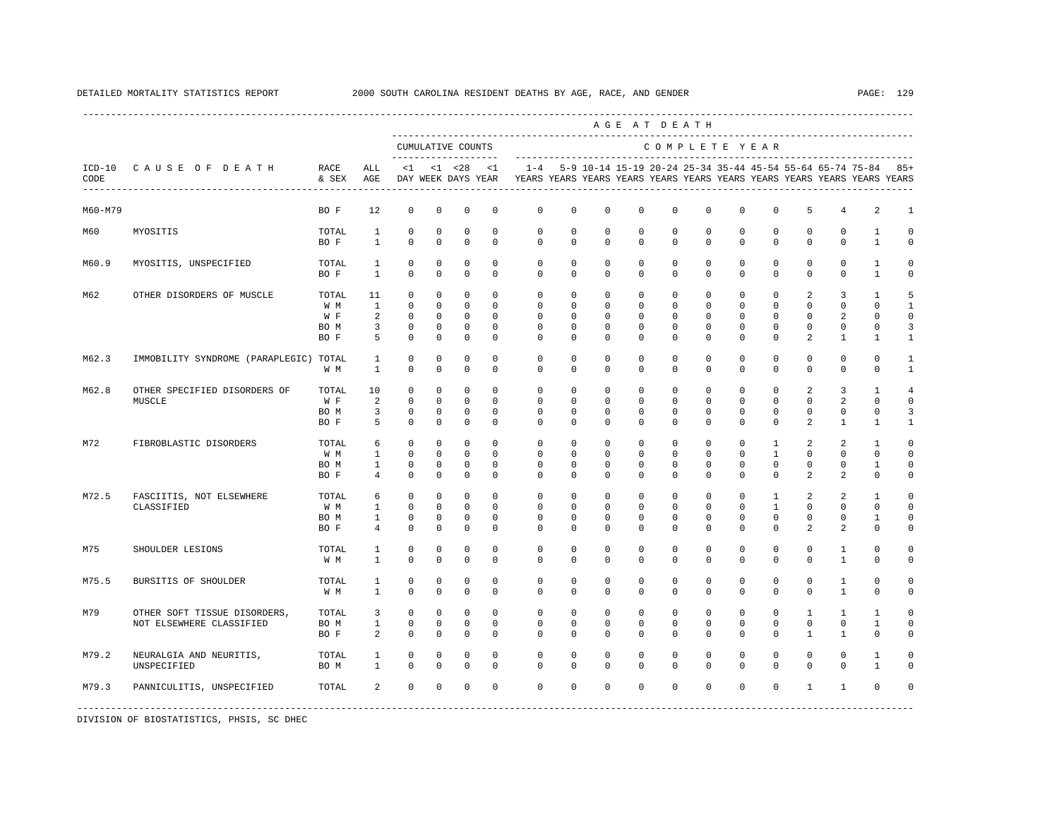DETAILED MORTALITY STATISTICS REPORT 2000 SOUTH CAROLINA RESIDENT DEATHS BY AGE, RACE, AND GENDER

| ICD-10 CODE | CAUSE OF DEATH | RACE & SEX | ALL AGE | <1 DAY | <1 WEEK | <28 DAYS | <1 YEAR | 1-4 YEARS | 5-9 YEARS | 10-14 YEARS | 15-19 YEARS | 20-24 YEARS | 25-34 YEARS | 35-44 YEARS | 45-54 YEARS | 55-64 YEARS | 65-74 YEARS | 75-84 YEARS | 85+ YEARS |
|---|---|---|---|---|---|---|---|---|---|---|---|---|---|---|---|---|---|---|---|
| | | | | CUMULATIVE COUNTS | | | | COMPLETE YEAR | | | | | | | | | | | |
| M60-M79 | | BO F | 12 | 0 | 0 | 0 | 0 | 0 | 0 | 0 | 0 | 0 | 0 | 0 | 0 | 5 | 4 | 2 | 1 |
| M60 | MYOSITIS | TOTAL | 1 | 0 | 0 | 0 | 0 | 0 | 0 | 0 | 0 | 0 | 0 | 0 | 0 | 0 | 0 | 1 | 0 |
| | | BO F | 1 | 0 | 0 | 0 | 0 | 0 | 0 | 0 | 0 | 0 | 0 | 0 | 0 | 0 | 0 | 1 | 0 |
| M60.9 | MYOSITIS, UNSPECIFIED | TOTAL | 1 | 0 | 0 | 0 | 0 | 0 | 0 | 0 | 0 | 0 | 0 | 0 | 0 | 0 | 0 | 1 | 0 |
| | | BO F | 1 | 0 | 0 | 0 | 0 | 0 | 0 | 0 | 0 | 0 | 0 | 0 | 0 | 0 | 0 | 1 | 0 |
| M62 | OTHER DISORDERS OF MUSCLE | TOTAL | 11 | 0 | 0 | 0 | 0 | 0 | 0 | 0 | 0 | 0 | 0 | 0 | 0 | 2 | 3 | 1 | 5 |
| | | W M | 1 | 0 | 0 | 0 | 0 | 0 | 0 | 0 | 0 | 0 | 0 | 0 | 0 | 0 | 0 | 0 | 1 |
| | | W F | 2 | 0 | 0 | 0 | 0 | 0 | 0 | 0 | 0 | 0 | 0 | 0 | 0 | 0 | 2 | 0 | 0 |
| | | BO M | 3 | 0 | 0 | 0 | 0 | 0 | 0 | 0 | 0 | 0 | 0 | 0 | 0 | 0 | 0 | 0 | 3 |
| | | BO F | 5 | 0 | 0 | 0 | 0 | 0 | 0 | 0 | 0 | 0 | 0 | 0 | 0 | 2 | 1 | 1 | 1 |
| M62.3 | IMMOBILITY SYNDROME (PARAPLEGIC) | TOTAL | 1 | 0 | 0 | 0 | 0 | 0 | 0 | 0 | 0 | 0 | 0 | 0 | 0 | 0 | 0 | 0 | 1 |
| | | W M | 1 | 0 | 0 | 0 | 0 | 0 | 0 | 0 | 0 | 0 | 0 | 0 | 0 | 0 | 0 | 0 | 1 |
| M62.8 | OTHER SPECIFIED DISORDERS OF MUSCLE | TOTAL | 10 | 0 | 0 | 0 | 0 | 0 | 0 | 0 | 0 | 0 | 0 | 0 | 0 | 2 | 3 | 1 | 4 |
| | | W F | 2 | 0 | 0 | 0 | 0 | 0 | 0 | 0 | 0 | 0 | 0 | 0 | 0 | 0 | 2 | 0 | 0 |
| | | BO M | 3 | 0 | 0 | 0 | 0 | 0 | 0 | 0 | 0 | 0 | 0 | 0 | 0 | 0 | 0 | 0 | 3 |
| | | BO F | 5 | 0 | 0 | 0 | 0 | 0 | 0 | 0 | 0 | 0 | 0 | 0 | 0 | 2 | 1 | 1 | 1 |
| M72 | FIBROBLASTIC DISORDERS | TOTAL | 6 | 0 | 0 | 0 | 0 | 0 | 0 | 0 | 0 | 0 | 0 | 0 | 1 | 2 | 2 | 1 | 0 |
| | | W M | 1 | 0 | 0 | 0 | 0 | 0 | 0 | 0 | 0 | 0 | 0 | 0 | 1 | 0 | 0 | 0 | 0 |
| | | BO M | 1 | 0 | 0 | 0 | 0 | 0 | 0 | 0 | 0 | 0 | 0 | 0 | 0 | 0 | 0 | 1 | 0 |
| | | BO F | 4 | 0 | 0 | 0 | 0 | 0 | 0 | 0 | 0 | 0 | 0 | 0 | 0 | 2 | 2 | 0 | 0 |
| M72.5 | FASCIITIS, NOT ELSEWHERE CLASSIFIED | TOTAL | 6 | 0 | 0 | 0 | 0 | 0 | 0 | 0 | 0 | 0 | 0 | 0 | 1 | 2 | 2 | 1 | 0 |
| | | W M | 1 | 0 | 0 | 0 | 0 | 0 | 0 | 0 | 0 | 0 | 0 | 0 | 1 | 0 | 0 | 0 | 0 |
| | | BO M | 1 | 0 | 0 | 0 | 0 | 0 | 0 | 0 | 0 | 0 | 0 | 0 | 0 | 0 | 0 | 1 | 0 |
| | | BO F | 4 | 0 | 0 | 0 | 0 | 0 | 0 | 0 | 0 | 0 | 0 | 0 | 0 | 2 | 2 | 0 | 0 |
| M75 | SHOULDER LESIONS | TOTAL | 1 | 0 | 0 | 0 | 0 | 0 | 0 | 0 | 0 | 0 | 0 | 0 | 0 | 0 | 1 | 0 | 0 |
| | | W M | 1 | 0 | 0 | 0 | 0 | 0 | 0 | 0 | 0 | 0 | 0 | 0 | 0 | 0 | 1 | 0 | 0 |
| M75.5 | BURSITIS OF SHOULDER | TOTAL | 1 | 0 | 0 | 0 | 0 | 0 | 0 | 0 | 0 | 0 | 0 | 0 | 0 | 0 | 1 | 0 | 0 |
| | | W M | 1 | 0 | 0 | 0 | 0 | 0 | 0 | 0 | 0 | 0 | 0 | 0 | 0 | 0 | 1 | 0 | 0 |
| M79 | OTHER SOFT TISSUE DISORDERS, NOT ELSEWHERE CLASSIFIED | TOTAL | 3 | 0 | 0 | 0 | 0 | 0 | 0 | 0 | 0 | 0 | 0 | 0 | 0 | 1 | 1 | 1 | 0 |
| | | BO M | 1 | 0 | 0 | 0 | 0 | 0 | 0 | 0 | 0 | 0 | 0 | 0 | 0 | 0 | 0 | 1 | 0 |
| | | BO F | 2 | 0 | 0 | 0 | 0 | 0 | 0 | 0 | 0 | 0 | 0 | 0 | 0 | 1 | 1 | 0 | 0 |
| M79.2 | NEURALGIA AND NEURITIS, UNSPECIFIED | TOTAL | 1 | 0 | 0 | 0 | 0 | 0 | 0 | 0 | 0 | 0 | 0 | 0 | 0 | 0 | 0 | 1 | 0 |
| | | BO M | 1 | 0 | 0 | 0 | 0 | 0 | 0 | 0 | 0 | 0 | 0 | 0 | 0 | 0 | 0 | 1 | 0 |
| M79.3 | PANNICULITIS, UNSPECIFIED | TOTAL | 2 | 0 | 0 | 0 | 0 | 0 | 0 | 0 | 0 | 0 | 0 | 0 | 0 | 1 | 1 | 0 | 0 |

DIVISION OF BIOSTATISTICS, PHSIS, SC DHEC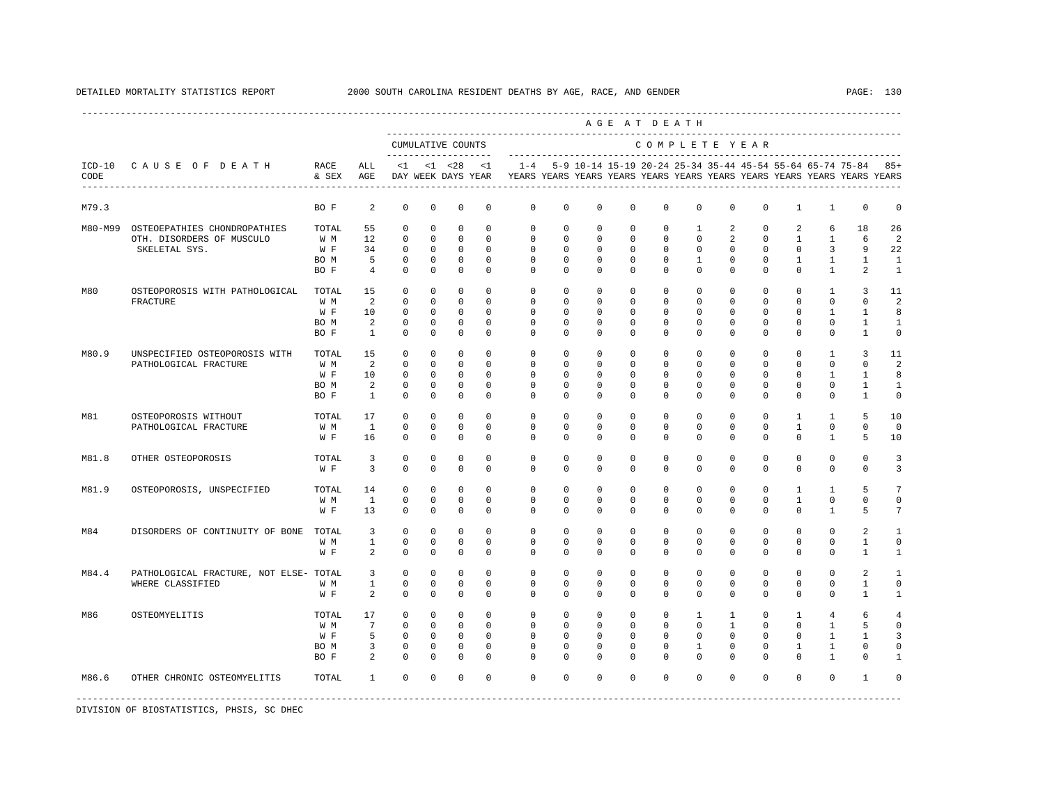DETAILED MORTALITY STATISTICS REPORT 2000 SOUTH CAROLINA RESIDENT DEATHS BY AGE, RACE, AND GENDER

| ICD-10 CODE | CAUSE OF DEATH | RACE & SEX | ALL AGE | <1 DAY | <1 WEEK | <28 DAYS | <1 YEAR | 1-4 YEARS | 5-9 YEARS | 10-14 YEARS | 15-19 YEARS | 20-24 YEARS | 25-34 YEARS | 35-44 YEARS | 45-54 YEARS | 55-64 YEARS | 65-74 YEARS | 75-84 YEARS | 85+ YEARS |
|---|---|---|---|---|---|---|---|---|---|---|---|---|---|---|---|---|---|---|---|
| M79.3 | | BO F | 2 | 0 | 0 | 0 | 0 | 0 | 0 | 0 | 0 | 0 | 0 | 0 | 0 | 1 | 1 | 0 | 0 |
| M80-M99 | OSTEOEPATHIES CHONDROPATHIES OTH. DISORDERS OF MUSCULO SKELETAL SYS. | TOTAL | 55 | 0 | 0 | 0 | 0 | 0 | 0 | 0 | 0 | 0 | 1 | 2 | 0 | 2 | 6 | 18 | 26 |
| | | W M | 12 | 0 | 0 | 0 | 0 | 0 | 0 | 0 | 0 | 0 | 0 | 2 | 0 | 1 | 1 | 6 | 2 |
| | | W F | 34 | 0 | 0 | 0 | 0 | 0 | 0 | 0 | 0 | 0 | 0 | 0 | 0 | 0 | 3 | 9 | 22 |
| | | BO M | 5 | 0 | 0 | 0 | 0 | 0 | 0 | 0 | 0 | 0 | 1 | 0 | 0 | 1 | 1 | 1 | 1 |
| | | BO F | 4 | 0 | 0 | 0 | 0 | 0 | 0 | 0 | 0 | 0 | 0 | 0 | 0 | 0 | 1 | 2 | 1 |
| M80 | OSTEOPOROSIS WITH PATHOLOGICAL FRACTURE | TOTAL | 15 | 0 | 0 | 0 | 0 | 0 | 0 | 0 | 0 | 0 | 0 | 0 | 0 | 0 | 1 | 3 | 11 |
| | | W M | 2 | 0 | 0 | 0 | 0 | 0 | 0 | 0 | 0 | 0 | 0 | 0 | 0 | 0 | 0 | 0 | 2 |
| | | W F | 10 | 0 | 0 | 0 | 0 | 0 | 0 | 0 | 0 | 0 | 0 | 0 | 0 | 0 | 1 | 1 | 8 |
| | | BO M | 2 | 0 | 0 | 0 | 0 | 0 | 0 | 0 | 0 | 0 | 0 | 0 | 0 | 0 | 0 | 1 | 1 |
| | | BO F | 1 | 0 | 0 | 0 | 0 | 0 | 0 | 0 | 0 | 0 | 0 | 0 | 0 | 0 | 0 | 1 | 0 |
| M80.9 | UNSPECIFIED OSTEOPOROSIS WITH PATHOLOGICAL FRACTURE | TOTAL | 15 | 0 | 0 | 0 | 0 | 0 | 0 | 0 | 0 | 0 | 0 | 0 | 0 | 0 | 1 | 3 | 11 |
| | | W M | 2 | 0 | 0 | 0 | 0 | 0 | 0 | 0 | 0 | 0 | 0 | 0 | 0 | 0 | 0 | 0 | 2 |
| | | W F | 10 | 0 | 0 | 0 | 0 | 0 | 0 | 0 | 0 | 0 | 0 | 0 | 0 | 0 | 1 | 1 | 8 |
| | | BO M | 2 | 0 | 0 | 0 | 0 | 0 | 0 | 0 | 0 | 0 | 0 | 0 | 0 | 0 | 0 | 1 | 1 |
| | | BO F | 1 | 0 | 0 | 0 | 0 | 0 | 0 | 0 | 0 | 0 | 0 | 0 | 0 | 0 | 0 | 1 | 0 |
| M81 | OSTEOPOROSIS WITHOUT PATHOLOGICAL FRACTURE | TOTAL | 17 | 0 | 0 | 0 | 0 | 0 | 0 | 0 | 0 | 0 | 0 | 0 | 0 | 1 | 1 | 5 | 10 |
| | | W M | 1 | 0 | 0 | 0 | 0 | 0 | 0 | 0 | 0 | 0 | 0 | 0 | 0 | 1 | 0 | 0 | 0 |
| | | W F | 16 | 0 | 0 | 0 | 0 | 0 | 0 | 0 | 0 | 0 | 0 | 0 | 0 | 0 | 1 | 5 | 10 |
| M81.8 | OTHER OSTEOPOROSIS | TOTAL | 3 | 0 | 0 | 0 | 0 | 0 | 0 | 0 | 0 | 0 | 0 | 0 | 0 | 0 | 0 | 0 | 3 |
| | | W F | 3 | 0 | 0 | 0 | 0 | 0 | 0 | 0 | 0 | 0 | 0 | 0 | 0 | 0 | 0 | 0 | 3 |
| M81.9 | OSTEOPOROSIS, UNSPECIFIED | TOTAL | 14 | 0 | 0 | 0 | 0 | 0 | 0 | 0 | 0 | 0 | 0 | 0 | 0 | 1 | 1 | 5 | 7 |
| | | W M | 1 | 0 | 0 | 0 | 0 | 0 | 0 | 0 | 0 | 0 | 0 | 0 | 0 | 1 | 0 | 0 | 0 |
| | | W F | 13 | 0 | 0 | 0 | 0 | 0 | 0 | 0 | 0 | 0 | 0 | 0 | 0 | 0 | 1 | 5 | 7 |
| M84 | DISORDERS OF CONTINUITY OF BONE | TOTAL | 3 | 0 | 0 | 0 | 0 | 0 | 0 | 0 | 0 | 0 | 0 | 0 | 0 | 0 | 0 | 2 | 1 |
| | | W M | 1 | 0 | 0 | 0 | 0 | 0 | 0 | 0 | 0 | 0 | 0 | 0 | 0 | 0 | 0 | 1 | 0 |
| | | W F | 2 | 0 | 0 | 0 | 0 | 0 | 0 | 0 | 0 | 0 | 0 | 0 | 0 | 0 | 0 | 1 | 1 |
| M84.4 | PATHOLOGICAL FRACTURE, NOT ELSE-WHERE CLASSIFIED | TOTAL | 3 | 0 | 0 | 0 | 0 | 0 | 0 | 0 | 0 | 0 | 0 | 0 | 0 | 0 | 0 | 2 | 1 |
| | | W M | 1 | 0 | 0 | 0 | 0 | 0 | 0 | 0 | 0 | 0 | 0 | 0 | 0 | 0 | 0 | 1 | 0 |
| | | W F | 2 | 0 | 0 | 0 | 0 | 0 | 0 | 0 | 0 | 0 | 0 | 0 | 0 | 0 | 0 | 1 | 1 |
| M86 | OSTEOMYELITIS | TOTAL | 17 | 0 | 0 | 0 | 0 | 0 | 0 | 0 | 0 | 0 | 1 | 1 | 0 | 1 | 4 | 6 | 4 |
| | | W M | 7 | 0 | 0 | 0 | 0 | 0 | 0 | 0 | 0 | 0 | 0 | 1 | 0 | 0 | 1 | 5 | 0 |
| | | W F | 5 | 0 | 0 | 0 | 0 | 0 | 0 | 0 | 0 | 0 | 0 | 0 | 0 | 0 | 1 | 1 | 3 |
| | | BO M | 3 | 0 | 0 | 0 | 0 | 0 | 0 | 0 | 0 | 0 | 1 | 0 | 0 | 1 | 1 | 0 | 0 |
| | | BO F | 2 | 0 | 0 | 0 | 0 | 0 | 0 | 0 | 0 | 0 | 0 | 0 | 0 | 0 | 1 | 0 | 1 |
| M86.6 | OTHER CHRONIC OSTEOMYELITIS | TOTAL | 1 | 0 | 0 | 0 | 0 | 0 | 0 | 0 | 0 | 0 | 0 | 0 | 0 | 0 | 0 | 1 | 0 |

DIVISION OF BIOSTATISTICS, PHSIS, SC DHEC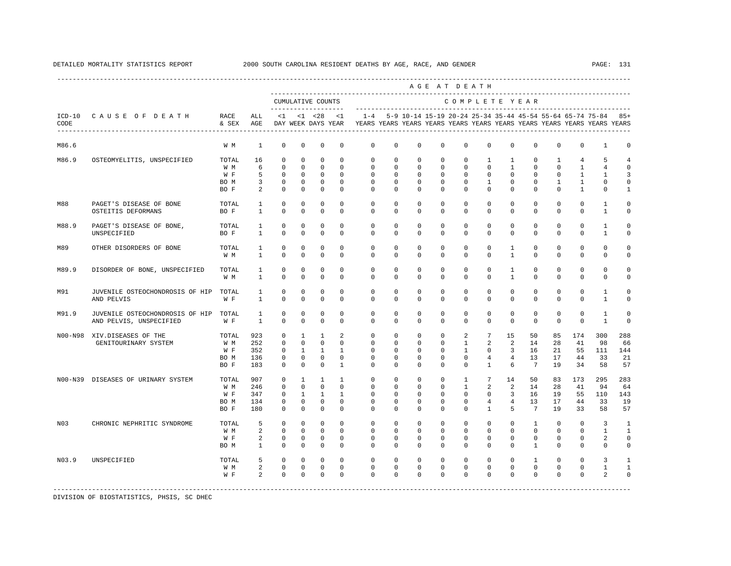| ICD-10 CODE | CAUSE OF DEATH | RACE & SEX | ALL AGE | <1 DAY | <1 WEEK | <28 DAYS | <1 YEAR | 1-4 YEARS | 5-9 YEARS | 10-14 YEARS | 15-19 YEARS | 20-24 YEARS | 25-34 YEARS | 35-44 YEARS | 45-54 YEARS | 55-64 YEARS | 65-74 YEARS | 75-84 YEARS | 85+ YEARS |
|---|---|---|---|---|---|---|---|---|---|---|---|---|---|---|---|---|---|---|---|
| M86.6 | | W M | 1 | 0 | 0 | 0 | 0 | 0 | 0 | 0 | 0 | 0 | 0 | 0 | 0 | 0 | 0 | 1 | 0 |
| M86.9 | OSTEOMYELITIS, UNSPECIFIED | TOTAL | 16 | 0 | 0 | 0 | 0 | 0 | 0 | 0 | 0 | 0 | 1 | 1 | 0 | 1 | 4 | 5 | 4 |
| | | W M | 6 | 0 | 0 | 0 | 0 | 0 | 0 | 0 | 0 | 0 | 0 | 1 | 0 | 0 | 1 | 4 | 0 |
| | | W F | 5 | 0 | 0 | 0 | 0 | 0 | 0 | 0 | 0 | 0 | 0 | 0 | 0 | 0 | 1 | 1 | 3 |
| | | BO M | 3 | 0 | 0 | 0 | 0 | 0 | 0 | 0 | 0 | 0 | 1 | 0 | 0 | 1 | 1 | 0 | 0 |
| | | BO F | 2 | 0 | 0 | 0 | 0 | 0 | 0 | 0 | 0 | 0 | 0 | 0 | 0 | 0 | 1 | 0 | 1 |
| M88 | PAGET'S DISEASE OF BONE OSTEITIS DEFORMANS | TOTAL | 1 | 0 | 0 | 0 | 0 | 0 | 0 | 0 | 0 | 0 | 0 | 0 | 0 | 0 | 0 | 1 | 0 |
| | | BO F | 1 | 0 | 0 | 0 | 0 | 0 | 0 | 0 | 0 | 0 | 0 | 0 | 0 | 0 | 0 | 1 | 0 |
| M88.9 | PAGET'S DISEASE OF BONE, UNSPECIFIED | TOTAL | 1 | 0 | 0 | 0 | 0 | 0 | 0 | 0 | 0 | 0 | 0 | 0 | 0 | 0 | 0 | 1 | 0 |
| | | BO F | 1 | 0 | 0 | 0 | 0 | 0 | 0 | 0 | 0 | 0 | 0 | 0 | 0 | 0 | 0 | 1 | 0 |
| M89 | OTHER DISORDERS OF BONE | TOTAL | 1 | 0 | 0 | 0 | 0 | 0 | 0 | 0 | 0 | 0 | 0 | 1 | 0 | 0 | 0 | 0 | 0 |
| | | W M | 1 | 0 | 0 | 0 | 0 | 0 | 0 | 0 | 0 | 0 | 0 | 1 | 0 | 0 | 0 | 0 | 0 |
| M89.9 | DISORDER OF BONE, UNSPECIFIED | TOTAL | 1 | 0 | 0 | 0 | 0 | 0 | 0 | 0 | 0 | 0 | 0 | 1 | 0 | 0 | 0 | 0 | 0 |
| | | W M | 1 | 0 | 0 | 0 | 0 | 0 | 0 | 0 | 0 | 0 | 0 | 1 | 0 | 0 | 0 | 0 | 0 |
| M91 | JUVENILE OSTEOCHONDROSIS OF HIP AND PELVIS | TOTAL | 1 | 0 | 0 | 0 | 0 | 0 | 0 | 0 | 0 | 0 | 0 | 0 | 0 | 0 | 0 | 1 | 0 |
| | | W F | 1 | 0 | 0 | 0 | 0 | 0 | 0 | 0 | 0 | 0 | 0 | 0 | 0 | 0 | 0 | 1 | 0 |
| M91.9 | JUVENILE OSTEOCHONDROSIS OF HIP AND PELVIS, UNSPECIFIED | TOTAL | 1 | 0 | 0 | 0 | 0 | 0 | 0 | 0 | 0 | 0 | 0 | 0 | 0 | 0 | 0 | 1 | 0 |
| | | W F | 1 | 0 | 0 | 0 | 0 | 0 | 0 | 0 | 0 | 0 | 0 | 0 | 0 | 0 | 0 | 1 | 0 |
| N00-N98 | XIV.DISEASES OF THE GENITOURINARY SYSTEM | TOTAL | 923 | 0 | 1 | 1 | 2 | 0 | 0 | 0 | 0 | 2 | 7 | 15 | 50 | 85 | 174 | 300 | 288 |
| | | W M | 252 | 0 | 0 | 0 | 0 | 0 | 0 | 0 | 0 | 1 | 2 | 2 | 14 | 28 | 41 | 98 | 66 |
| | | W F | 352 | 0 | 1 | 1 | 1 | 0 | 0 | 0 | 0 | 1 | 0 | 3 | 16 | 21 | 55 | 111 | 144 |
| | | BO M | 136 | 0 | 0 | 0 | 0 | 0 | 0 | 0 | 0 | 0 | 4 | 4 | 13 | 17 | 44 | 33 | 21 |
| | | BO F | 183 | 0 | 0 | 0 | 1 | 0 | 0 | 0 | 0 | 0 | 1 | 6 | 7 | 19 | 34 | 58 | 57 |
| N00-N39 | DISEASES OF URINARY SYSTEM | TOTAL | 907 | 0 | 1 | 1 | 1 | 0 | 0 | 0 | 0 | 1 | 7 | 14 | 50 | 83 | 173 | 295 | 283 |
| | | W M | 246 | 0 | 0 | 0 | 0 | 0 | 0 | 0 | 0 | 1 | 2 | 2 | 14 | 28 | 41 | 94 | 64 |
| | | W F | 347 | 0 | 1 | 1 | 1 | 0 | 0 | 0 | 0 | 0 | 0 | 3 | 16 | 19 | 55 | 110 | 143 |
| | | BO M | 134 | 0 | 0 | 0 | 0 | 0 | 0 | 0 | 0 | 0 | 4 | 4 | 13 | 17 | 44 | 33 | 19 |
| | | BO F | 180 | 0 | 0 | 0 | 0 | 0 | 0 | 0 | 0 | 0 | 1 | 5 | 7 | 19 | 33 | 58 | 57 |
| N03 | CHRONIC NEPHRITIC SYNDROME | TOTAL | 5 | 0 | 0 | 0 | 0 | 0 | 0 | 0 | 0 | 0 | 0 | 0 | 1 | 0 | 0 | 3 | 1 |
| | | W M | 2 | 0 | 0 | 0 | 0 | 0 | 0 | 0 | 0 | 0 | 0 | 0 | 0 | 0 | 0 | 1 | 1 |
| | | W F | 2 | 0 | 0 | 0 | 0 | 0 | 0 | 0 | 0 | 0 | 0 | 0 | 0 | 0 | 0 | 2 | 0 |
| | | BO M | 1 | 0 | 0 | 0 | 0 | 0 | 0 | 0 | 0 | 0 | 0 | 0 | 1 | 0 | 0 | 0 | 0 |
| N03.9 | UNSPECIFIED | TOTAL | 5 | 0 | 0 | 0 | 0 | 0 | 0 | 0 | 0 | 0 | 0 | 0 | 1 | 0 | 0 | 3 | 1 |
| | | W M | 2 | 0 | 0 | 0 | 0 | 0 | 0 | 0 | 0 | 0 | 0 | 0 | 0 | 0 | 0 | 1 | 1 |
| | | W F | 2 | 0 | 0 | 0 | 0 | 0 | 0 | 0 | 0 | 0 | 0 | 0 | 0 | 0 | 0 | 2 | 0 |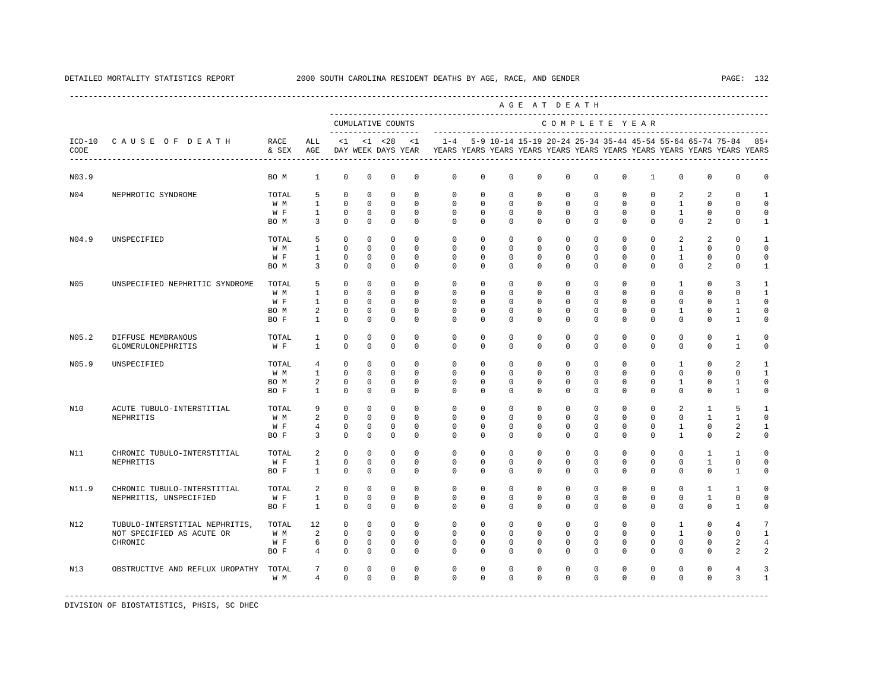DETAILED MORTALITY STATISTICS REPORT 2000 SOUTH CAROLINA RESIDENT DEATHS BY AGE, RACE, AND GENDER

| ICD-10 CODE | CAUSE OF DEATH | RACE & SEX | ALL AGE | <1 DAY | <1 WEEK | <28 DAYS | <1 YEAR | 1-4 YEARS | 5-9 YEARS | 10-14 YEARS | 15-19 YEARS | 20-24 YEARS | 25-34 YEARS | 35-44 YEARS | 45-54 YEARS | 55-64 YEARS | 65-74 YEARS | 75-84 YEARS | 85+ YEARS |
|---|---|---|---|---|---|---|---|---|---|---|---|---|---|---|---|---|---|---|---|
| N03.9 | | BO M | 1 | 0 | 0 | 0 | 0 | 0 | 0 | 0 | 0 | 0 | 0 | 0 | 1 | 0 | 0 | 0 | 0 |
| N04 | NEPHROTIC SYNDROME | TOTAL | 5 | 0 | 0 | 0 | 0 | 0 | 0 | 0 | 0 | 0 | 0 | 0 | 0 | 2 | 2 | 0 | 1 |
| | | W M | 1 | 0 | 0 | 0 | 0 | 0 | 0 | 0 | 0 | 0 | 0 | 0 | 0 | 1 | 0 | 0 | 0 |
| | | W F | 1 | 0 | 0 | 0 | 0 | 0 | 0 | 0 | 0 | 0 | 0 | 0 | 0 | 1 | 0 | 0 | 0 |
| | | BO M | 3 | 0 | 0 | 0 | 0 | 0 | 0 | 0 | 0 | 0 | 0 | 0 | 0 | 0 | 2 | 0 | 1 |
| N04.9 | UNSPECIFIED | TOTAL | 5 | 0 | 0 | 0 | 0 | 0 | 0 | 0 | 0 | 0 | 0 | 0 | 0 | 2 | 2 | 0 | 1 |
| | | W M | 1 | 0 | 0 | 0 | 0 | 0 | 0 | 0 | 0 | 0 | 0 | 0 | 0 | 1 | 0 | 0 | 0 |
| | | W F | 1 | 0 | 0 | 0 | 0 | 0 | 0 | 0 | 0 | 0 | 0 | 0 | 0 | 1 | 0 | 0 | 0 |
| | | BO M | 3 | 0 | 0 | 0 | 0 | 0 | 0 | 0 | 0 | 0 | 0 | 0 | 0 | 0 | 2 | 0 | 1 |
| N05 | UNSPECIFIED NEPHRITIC SYNDROME | TOTAL | 5 | 0 | 0 | 0 | 0 | 0 | 0 | 0 | 0 | 0 | 0 | 0 | 0 | 1 | 0 | 3 | 1 |
| | | W M | 1 | 0 | 0 | 0 | 0 | 0 | 0 | 0 | 0 | 0 | 0 | 0 | 0 | 0 | 0 | 0 | 1 |
| | | W F | 1 | 0 | 0 | 0 | 0 | 0 | 0 | 0 | 0 | 0 | 0 | 0 | 0 | 0 | 0 | 1 | 0 |
| | | BO M | 2 | 0 | 0 | 0 | 0 | 0 | 0 | 0 | 0 | 0 | 0 | 0 | 0 | 1 | 0 | 1 | 0 |
| | | BO F | 1 | 0 | 0 | 0 | 0 | 0 | 0 | 0 | 0 | 0 | 0 | 0 | 0 | 0 | 0 | 1 | 0 |
| N05.2 | DIFFUSE MEMBRANOUS GLOMERULONEPHRITIS | TOTAL | 1 | 0 | 0 | 0 | 0 | 0 | 0 | 0 | 0 | 0 | 0 | 0 | 0 | 0 | 0 | 1 | 0 |
| | | W F | 1 | 0 | 0 | 0 | 0 | 0 | 0 | 0 | 0 | 0 | 0 | 0 | 0 | 0 | 0 | 1 | 0 |
| N05.9 | UNSPECIFIED | TOTAL | 4 | 0 | 0 | 0 | 0 | 0 | 0 | 0 | 0 | 0 | 0 | 0 | 0 | 1 | 0 | 2 | 1 |
| | | W M | 1 | 0 | 0 | 0 | 0 | 0 | 0 | 0 | 0 | 0 | 0 | 0 | 0 | 0 | 0 | 0 | 1 |
| | | BO M | 2 | 0 | 0 | 0 | 0 | 0 | 0 | 0 | 0 | 0 | 0 | 0 | 0 | 1 | 0 | 1 | 0 |
| | | BO F | 1 | 0 | 0 | 0 | 0 | 0 | 0 | 0 | 0 | 0 | 0 | 0 | 0 | 0 | 0 | 1 | 0 |
| N10 | ACUTE TUBULO-INTERSTITIAL NEPHRITIS | TOTAL | 9 | 0 | 0 | 0 | 0 | 0 | 0 | 0 | 0 | 0 | 0 | 0 | 0 | 2 | 1 | 5 | 1 |
| | | W M | 2 | 0 | 0 | 0 | 0 | 0 | 0 | 0 | 0 | 0 | 0 | 0 | 0 | 0 | 1 | 1 | 0 |
| | | W F | 4 | 0 | 0 | 0 | 0 | 0 | 0 | 0 | 0 | 0 | 0 | 0 | 0 | 1 | 0 | 2 | 1 |
| | | BO F | 3 | 0 | 0 | 0 | 0 | 0 | 0 | 0 | 0 | 0 | 0 | 0 | 0 | 1 | 0 | 2 | 0 |
| N11 | CHRONIC TUBULO-INTERSTITIAL NEPHRITIS | TOTAL | 2 | 0 | 0 | 0 | 0 | 0 | 0 | 0 | 0 | 0 | 0 | 0 | 0 | 0 | 1 | 1 | 0 |
| | | W F | 1 | 0 | 0 | 0 | 0 | 0 | 0 | 0 | 0 | 0 | 0 | 0 | 0 | 0 | 1 | 0 | 0 |
| | | BO F | 1 | 0 | 0 | 0 | 0 | 0 | 0 | 0 | 0 | 0 | 0 | 0 | 0 | 0 | 0 | 1 | 0 |
| N11.9 | CHRONIC TUBULO-INTERSTITIAL NEPHRITIS, UNSPECIFIED | TOTAL | 2 | 0 | 0 | 0 | 0 | 0 | 0 | 0 | 0 | 0 | 0 | 0 | 0 | 0 | 1 | 1 | 0 |
| | | W F | 1 | 0 | 0 | 0 | 0 | 0 | 0 | 0 | 0 | 0 | 0 | 0 | 0 | 0 | 1 | 0 | 0 |
| | | BO F | 1 | 0 | 0 | 0 | 0 | 0 | 0 | 0 | 0 | 0 | 0 | 0 | 0 | 0 | 0 | 1 | 0 |
| N12 | TUBULO-INTERSTITIAL NEPHRITIS, NOT SPECIFIED AS ACUTE OR CHRONIC | TOTAL | 12 | 0 | 0 | 0 | 0 | 0 | 0 | 0 | 0 | 0 | 0 | 0 | 0 | 1 | 0 | 4 | 7 |
| | | W M | 2 | 0 | 0 | 0 | 0 | 0 | 0 | 0 | 0 | 0 | 0 | 0 | 0 | 1 | 0 | 0 | 1 |
| | | W F | 6 | 0 | 0 | 0 | 0 | 0 | 0 | 0 | 0 | 0 | 0 | 0 | 0 | 0 | 0 | 2 | 4 |
| | | BO F | 4 | 0 | 0 | 0 | 0 | 0 | 0 | 0 | 0 | 0 | 0 | 0 | 0 | 0 | 0 | 2 | 2 |
| N13 | OBSTRUCTIVE AND REFLUX UROPATHY | TOTAL | 7 | 0 | 0 | 0 | 0 | 0 | 0 | 0 | 0 | 0 | 0 | 0 | 0 | 0 | 0 | 4 | 3 |
| | | W M | 4 | 0 | 0 | 0 | 0 | 0 | 0 | 0 | 0 | 0 | 0 | 0 | 0 | 0 | 0 | 3 | 1 |

DIVISION OF BIOSTATISTICS, PHSIS, SC DHEC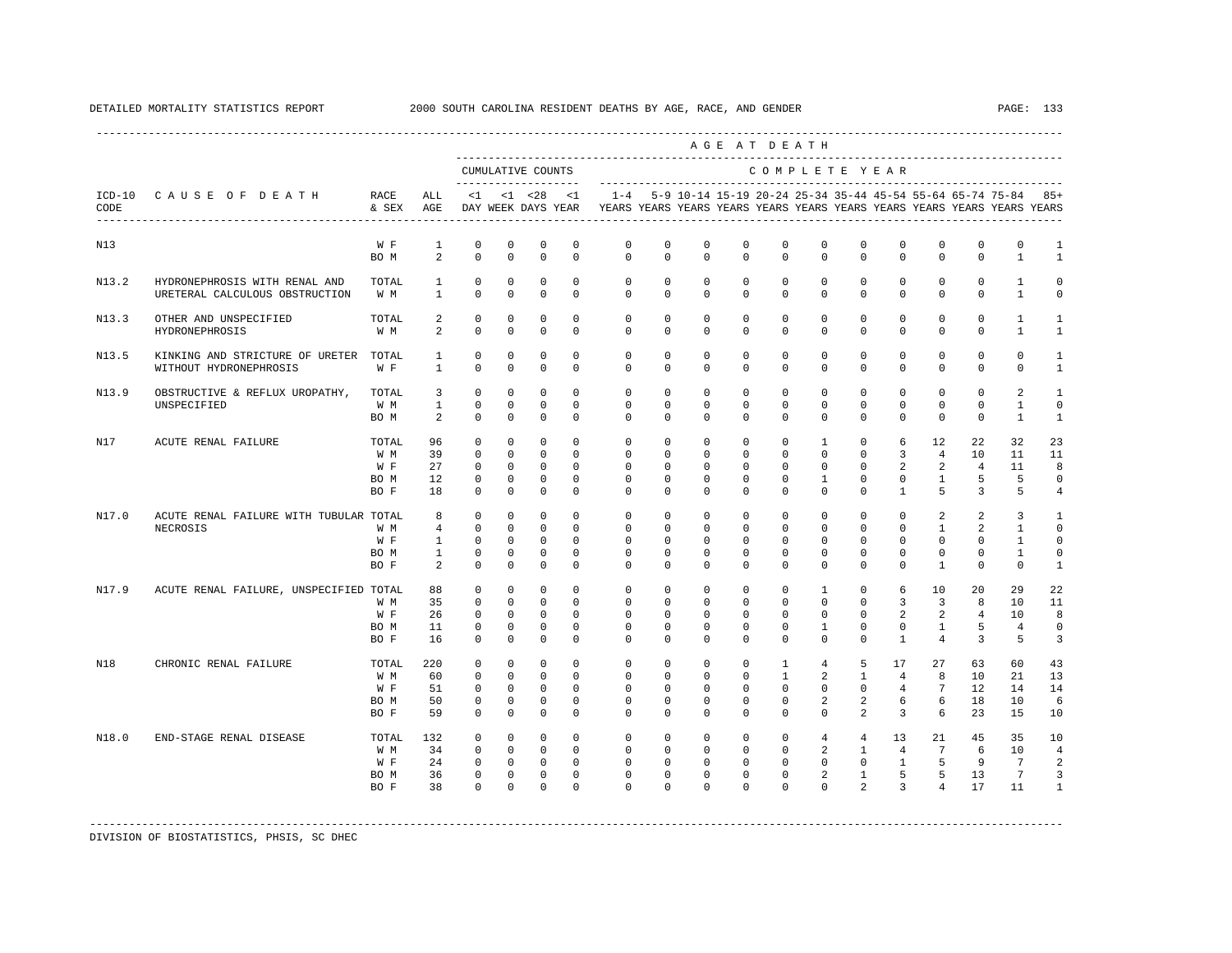DETAILED MORTALITY STATISTICS REPORT — 2000 SOUTH CAROLINA RESIDENT DEATHS BY AGE, RACE, AND GENDER

| ICD-10 CODE | CAUSE OF DEATH | RACE & SEX | ALL AGE | <1 DAY | <1 WEEK | <28 DAYS | <1 YEAR | 1-4 YEARS | 5-9 YEARS | 10-14 YEARS | 15-19 YEARS | 20-24 YEARS | 25-34 YEARS | 35-44 YEARS | 45-54 YEARS | 55-64 YEARS | 65-74 YEARS | 75-84 YEARS | 85+ YEARS |
|---|---|---|---|---|---|---|---|---|---|---|---|---|---|---|---|---|---|---|---|
| | | | | CUMULATIVE COUNTS | | | | AGE AT DEATH — COMPLETE YEAR | | | | | | | | | | | |
| N13 | | W F | 1 | 0 | 0 | 0 | 0 | 0 | 0 | 0 | 0 | 0 | 0 | 0 | 0 | 0 | 0 | 0 | 1 |
| | | BO M | 2 | 0 | 0 | 0 | 0 | 0 | 0 | 0 | 0 | 0 | 0 | 0 | 0 | 0 | 0 | 1 | 1 |
| N13.2 | HYDRONEPHROSIS WITH RENAL AND URETERAL CALCULOUS OBSTRUCTION | TOTAL | 1 | 0 | 0 | 0 | 0 | 0 | 0 | 0 | 0 | 0 | 0 | 0 | 0 | 0 | 0 | 1 | 0 |
| | | W M | 1 | 0 | 0 | 0 | 0 | 0 | 0 | 0 | 0 | 0 | 0 | 0 | 0 | 0 | 0 | 1 | 0 |
| N13.3 | OTHER AND UNSPECIFIED HYDRONEPHROSIS | TOTAL | 2 | 0 | 0 | 0 | 0 | 0 | 0 | 0 | 0 | 0 | 0 | 0 | 0 | 0 | 0 | 1 | 1 |
| | | W M | 2 | 0 | 0 | 0 | 0 | 0 | 0 | 0 | 0 | 0 | 0 | 0 | 0 | 0 | 0 | 1 | 1 |
| N13.5 | KINKING AND STRICTURE OF URETER WITHOUT HYDRONEPHROSIS | TOTAL | 1 | 0 | 0 | 0 | 0 | 0 | 0 | 0 | 0 | 0 | 0 | 0 | 0 | 0 | 0 | 0 | 1 |
| | | W F | 1 | 0 | 0 | 0 | 0 | 0 | 0 | 0 | 0 | 0 | 0 | 0 | 0 | 0 | 0 | 0 | 1 |
| N13.9 | OBSTRUCTIVE & REFLUX UROPATHY, UNSPECIFIED | TOTAL | 3 | 0 | 0 | 0 | 0 | 0 | 0 | 0 | 0 | 0 | 0 | 0 | 0 | 0 | 0 | 2 | 1 |
| | | W M | 1 | 0 | 0 | 0 | 0 | 0 | 0 | 0 | 0 | 0 | 0 | 0 | 0 | 0 | 0 | 1 | 0 |
| | | BO M | 2 | 0 | 0 | 0 | 0 | 0 | 0 | 0 | 0 | 0 | 0 | 0 | 0 | 0 | 0 | 1 | 1 |
| N17 | ACUTE RENAL FAILURE | TOTAL | 96 | 0 | 0 | 0 | 0 | 0 | 0 | 0 | 0 | 0 | 1 | 0 | 6 | 12 | 22 | 32 | 23 |
| | | W M | 39 | 0 | 0 | 0 | 0 | 0 | 0 | 0 | 0 | 0 | 0 | 0 | 3 | 4 | 10 | 11 | 11 |
| | | W F | 27 | 0 | 0 | 0 | 0 | 0 | 0 | 0 | 0 | 0 | 0 | 0 | 2 | 2 | 4 | 11 | 8 |
| | | BO M | 12 | 0 | 0 | 0 | 0 | 0 | 0 | 0 | 0 | 0 | 1 | 0 | 0 | 1 | 5 | 5 | 0 |
| | | BO F | 18 | 0 | 0 | 0 | 0 | 0 | 0 | 0 | 0 | 0 | 0 | 0 | 1 | 5 | 3 | 5 | 4 |
| N17.0 | ACUTE RENAL FAILURE WITH TUBULAR NECROSIS | TOTAL | 8 | 0 | 0 | 0 | 0 | 0 | 0 | 0 | 0 | 0 | 0 | 0 | 0 | 2 | 2 | 3 | 1 |
| | | W M | 4 | 0 | 0 | 0 | 0 | 0 | 0 | 0 | 0 | 0 | 0 | 0 | 0 | 1 | 2 | 1 | 0 |
| | | W F | 1 | 0 | 0 | 0 | 0 | 0 | 0 | 0 | 0 | 0 | 0 | 0 | 0 | 0 | 0 | 1 | 0 |
| | | BO M | 1 | 0 | 0 | 0 | 0 | 0 | 0 | 0 | 0 | 0 | 0 | 0 | 0 | 0 | 0 | 1 | 0 |
| | | BO F | 2 | 0 | 0 | 0 | 0 | 0 | 0 | 0 | 0 | 0 | 0 | 0 | 0 | 1 | 0 | 0 | 1 |
| N17.9 | ACUTE RENAL FAILURE, UNSPECIFIED | TOTAL | 88 | 0 | 0 | 0 | 0 | 0 | 0 | 0 | 0 | 0 | 1 | 0 | 6 | 10 | 20 | 29 | 22 |
| | | W M | 35 | 0 | 0 | 0 | 0 | 0 | 0 | 0 | 0 | 0 | 0 | 0 | 3 | 3 | 8 | 10 | 11 |
| | | W F | 26 | 0 | 0 | 0 | 0 | 0 | 0 | 0 | 0 | 0 | 0 | 0 | 2 | 2 | 4 | 10 | 8 |
| | | BO M | 11 | 0 | 0 | 0 | 0 | 0 | 0 | 0 | 0 | 0 | 1 | 0 | 0 | 1 | 5 | 4 | 0 |
| | | BO F | 16 | 0 | 0 | 0 | 0 | 0 | 0 | 0 | 0 | 0 | 0 | 0 | 1 | 4 | 3 | 5 | 3 |
| N18 | CHRONIC RENAL FAILURE | TOTAL | 220 | 0 | 0 | 0 | 0 | 0 | 0 | 0 | 0 | 1 | 4 | 5 | 17 | 27 | 63 | 60 | 43 |
| | | W M | 60 | 0 | 0 | 0 | 0 | 0 | 0 | 0 | 0 | 1 | 2 | 1 | 4 | 8 | 10 | 21 | 13 |
| | | W F | 51 | 0 | 0 | 0 | 0 | 0 | 0 | 0 | 0 | 0 | 0 | 0 | 4 | 7 | 12 | 14 | 14 |
| | | BO M | 50 | 0 | 0 | 0 | 0 | 0 | 0 | 0 | 0 | 0 | 2 | 2 | 6 | 6 | 18 | 10 | 6 |
| | | BO F | 59 | 0 | 0 | 0 | 0 | 0 | 0 | 0 | 0 | 0 | 0 | 2 | 3 | 6 | 23 | 15 | 10 |
| N18.0 | END-STAGE RENAL DISEASE | TOTAL | 132 | 0 | 0 | 0 | 0 | 0 | 0 | 0 | 0 | 0 | 4 | 4 | 13 | 21 | 45 | 35 | 10 |
| | | W M | 34 | 0 | 0 | 0 | 0 | 0 | 0 | 0 | 0 | 0 | 2 | 1 | 4 | 7 | 6 | 10 | 4 |
| | | W F | 24 | 0 | 0 | 0 | 0 | 0 | 0 | 0 | 0 | 0 | 0 | 0 | 1 | 5 | 9 | 7 | 2 |
| | | BO M | 36 | 0 | 0 | 0 | 0 | 0 | 0 | 0 | 0 | 0 | 2 | 1 | 5 | 5 | 13 | 7 | 3 |
| | | BO F | 38 | 0 | 0 | 0 | 0 | 0 | 0 | 0 | 0 | 0 | 0 | 2 | 3 | 4 | 17 | 11 | 1 |

DIVISION OF BIOSTATISTICS, PHSIS, SC DHEC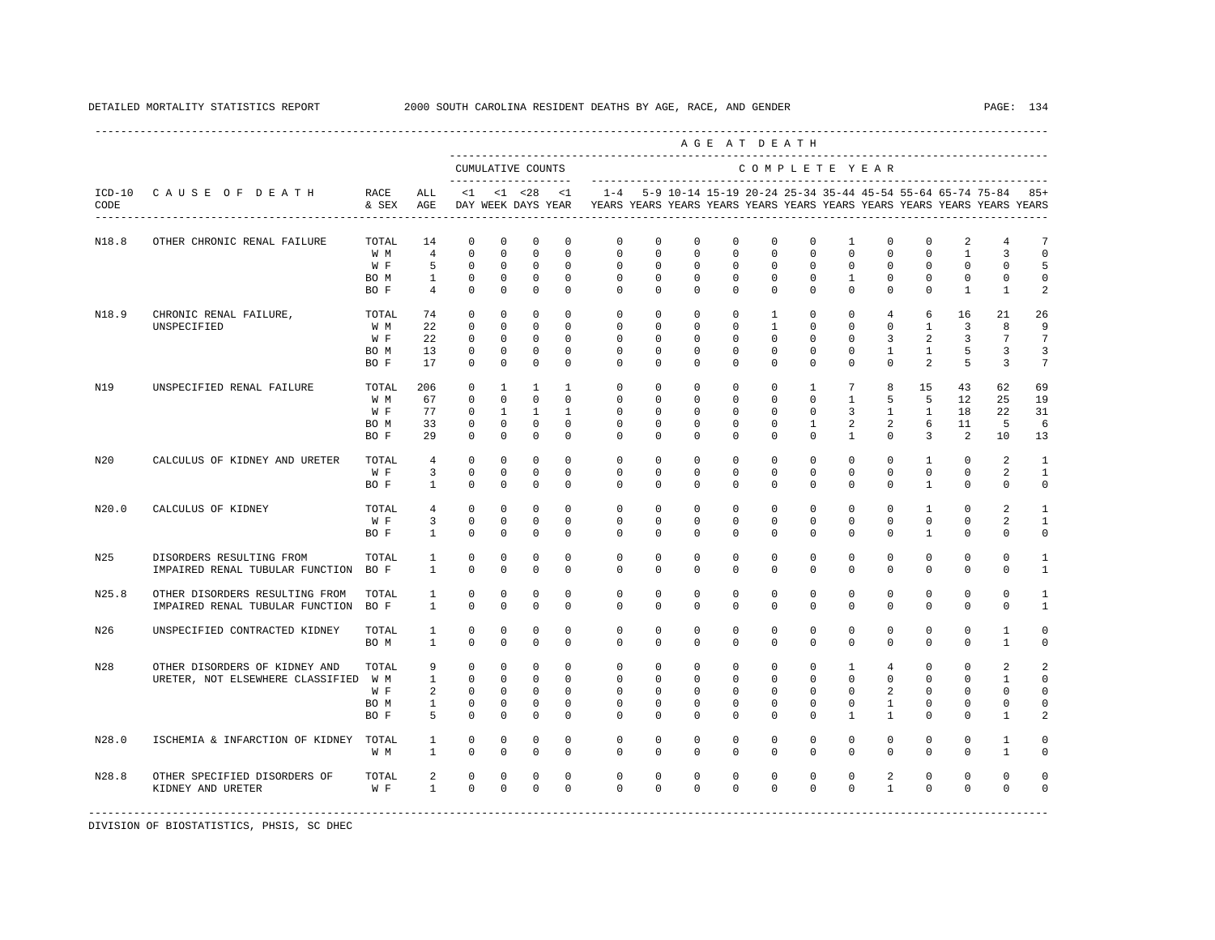DETAILED MORTALITY STATISTICS REPORT — 2000 SOUTH CAROLINA RESIDENT DEATHS BY AGE, RACE, AND GENDER

| ICD-10 CODE | CAUSE OF DEATH | RACE & SEX | ALL AGE | <1 DAY | <1 WEEK | <28 DAYS | <1 YEAR | 1-4 YEARS | 5-9 YEARS | 10-14 YEARS | 15-19 YEARS | 20-24 YEARS | 25-34 YEARS | 35-44 YEARS | 45-54 YEARS | 55-64 YEARS | 65-74 YEARS | 75-84 YEARS | 85+ YEARS |
|---|---|---|---|---|---|---|---|---|---|---|---|---|---|---|---|---|---|---|---|
| | | | | CUMULATIVE COUNTS | | | | AGE AT DEATH — COMPLETE YEAR | | | | | | | | | | | |
| N18.8 | OTHER CHRONIC RENAL FAILURE | TOTAL | 14 | 0 | 0 | 0 | 0 | 0 | 0 | 0 | 0 | 0 | 0 | 1 | 0 | 0 | 2 | 4 | 7 |
| | | W M | 4 | 0 | 0 | 0 | 0 | 0 | 0 | 0 | 0 | 0 | 0 | 0 | 0 | 0 | 1 | 3 | 0 |
| | | W F | 5 | 0 | 0 | 0 | 0 | 0 | 0 | 0 | 0 | 0 | 0 | 0 | 0 | 0 | 0 | 0 | 5 |
| | | BO M | 1 | 0 | 0 | 0 | 0 | 0 | 0 | 0 | 0 | 0 | 0 | 1 | 0 | 0 | 0 | 0 | 0 |
| | | BO F | 4 | 0 | 0 | 0 | 0 | 0 | 0 | 0 | 0 | 0 | 0 | 0 | 0 | 0 | 1 | 1 | 2 |
| N18.9 | CHRONIC RENAL FAILURE, UNSPECIFIED | TOTAL | 74 | 0 | 0 | 0 | 0 | 0 | 0 | 0 | 0 | 1 | 0 | 0 | 4 | 6 | 16 | 21 | 26 |
| | | W M | 22 | 0 | 0 | 0 | 0 | 0 | 0 | 0 | 0 | 1 | 0 | 0 | 0 | 1 | 3 | 8 | 9 |
| | | W F | 22 | 0 | 0 | 0 | 0 | 0 | 0 | 0 | 0 | 0 | 0 | 0 | 3 | 2 | 3 | 7 | 7 |
| | | BO M | 13 | 0 | 0 | 0 | 0 | 0 | 0 | 0 | 0 | 0 | 0 | 0 | 1 | 1 | 5 | 3 | 3 |
| | | BO F | 17 | 0 | 0 | 0 | 0 | 0 | 0 | 0 | 0 | 0 | 0 | 0 | 0 | 2 | 5 | 3 | 7 |
| N19 | UNSPECIFIED RENAL FAILURE | TOTAL | 206 | 0 | 1 | 1 | 1 | 0 | 0 | 0 | 0 | 0 | 1 | 7 | 8 | 15 | 43 | 62 | 69 |
| | | W M | 67 | 0 | 0 | 0 | 0 | 0 | 0 | 0 | 0 | 0 | 0 | 1 | 5 | 5 | 12 | 25 | 19 |
| | | W F | 77 | 0 | 1 | 1 | 1 | 0 | 0 | 0 | 0 | 0 | 0 | 3 | 1 | 1 | 18 | 22 | 31 |
| | | BO M | 33 | 0 | 0 | 0 | 0 | 0 | 0 | 0 | 0 | 0 | 1 | 2 | 2 | 6 | 11 | 5 | 6 |
| | | BO F | 29 | 0 | 0 | 0 | 0 | 0 | 0 | 0 | 0 | 0 | 0 | 1 | 0 | 3 | 2 | 10 | 13 |
| N20 | CALCULUS OF KIDNEY AND URETER | TOTAL | 4 | 0 | 0 | 0 | 0 | 0 | 0 | 0 | 0 | 0 | 0 | 0 | 0 | 1 | 0 | 2 | 1 |
| | | W F | 3 | 0 | 0 | 0 | 0 | 0 | 0 | 0 | 0 | 0 | 0 | 0 | 0 | 0 | 0 | 2 | 1 |
| | | BO F | 1 | 0 | 0 | 0 | 0 | 0 | 0 | 0 | 0 | 0 | 0 | 0 | 0 | 1 | 0 | 0 | 0 |
| N20.0 | CALCULUS OF KIDNEY | TOTAL | 4 | 0 | 0 | 0 | 0 | 0 | 0 | 0 | 0 | 0 | 0 | 0 | 0 | 1 | 0 | 2 | 1 |
| | | W F | 3 | 0 | 0 | 0 | 0 | 0 | 0 | 0 | 0 | 0 | 0 | 0 | 0 | 0 | 0 | 2 | 1 |
| | | BO F | 1 | 0 | 0 | 0 | 0 | 0 | 0 | 0 | 0 | 0 | 0 | 0 | 0 | 1 | 0 | 0 | 0 |
| N25 | DISORDERS RESULTING FROM IMPAIRED RENAL TUBULAR FUNCTION | TOTAL | 1 | 0 | 0 | 0 | 0 | 0 | 0 | 0 | 0 | 0 | 0 | 0 | 0 | 0 | 0 | 0 | 1 |
| | | BO F | 1 | 0 | 0 | 0 | 0 | 0 | 0 | 0 | 0 | 0 | 0 | 0 | 0 | 0 | 0 | 0 | 1 |
| N25.8 | OTHER DISORDERS RESULTING FROM IMPAIRED RENAL TUBULAR FUNCTION | TOTAL | 1 | 0 | 0 | 0 | 0 | 0 | 0 | 0 | 0 | 0 | 0 | 0 | 0 | 0 | 0 | 0 | 1 |
| | | BO F | 1 | 0 | 0 | 0 | 0 | 0 | 0 | 0 | 0 | 0 | 0 | 0 | 0 | 0 | 0 | 0 | 1 |
| N26 | UNSPECIFIED CONTRACTED KIDNEY | TOTAL | 1 | 0 | 0 | 0 | 0 | 0 | 0 | 0 | 0 | 0 | 0 | 0 | 0 | 0 | 0 | 1 | 0 |
| | | BO M | 1 | 0 | 0 | 0 | 0 | 0 | 0 | 0 | 0 | 0 | 0 | 0 | 0 | 0 | 0 | 1 | 0 |
| N28 | OTHER DISORDERS OF KIDNEY AND URETER, NOT ELSEWHERE CLASSIFIED | TOTAL | 9 | 0 | 0 | 0 | 0 | 0 | 0 | 0 | 0 | 0 | 0 | 1 | 4 | 0 | 0 | 2 | 2 |
| | | W M | 1 | 0 | 0 | 0 | 0 | 0 | 0 | 0 | 0 | 0 | 0 | 0 | 0 | 0 | 0 | 1 | 0 |
| | | W F | 2 | 0 | 0 | 0 | 0 | 0 | 0 | 0 | 0 | 0 | 0 | 0 | 2 | 0 | 0 | 0 | 0 |
| | | BO M | 1 | 0 | 0 | 0 | 0 | 0 | 0 | 0 | 0 | 0 | 0 | 0 | 1 | 0 | 0 | 0 | 0 |
| | | BO F | 5 | 0 | 0 | 0 | 0 | 0 | 0 | 0 | 0 | 0 | 0 | 1 | 1 | 0 | 0 | 1 | 2 |
| N28.0 | ISCHEMIA & INFARCTION OF KIDNEY | TOTAL | 1 | 0 | 0 | 0 | 0 | 0 | 0 | 0 | 0 | 0 | 0 | 0 | 0 | 0 | 0 | 1 | 0 |
| | | W M | 1 | 0 | 0 | 0 | 0 | 0 | 0 | 0 | 0 | 0 | 0 | 0 | 0 | 0 | 0 | 1 | 0 |
| N28.8 | OTHER SPECIFIED DISORDERS OF KIDNEY AND URETER | TOTAL | 2 | 0 | 0 | 0 | 0 | 0 | 0 | 0 | 0 | 0 | 0 | 0 | 2 | 0 | 0 | 0 | 0 |
| | | W F | 1 | 0 | 0 | 0 | 0 | 0 | 0 | 0 | 0 | 0 | 0 | 0 | 1 | 0 | 0 | 0 | 0 |

DIVISION OF BIOSTATISTICS, PHSIS, SC DHEC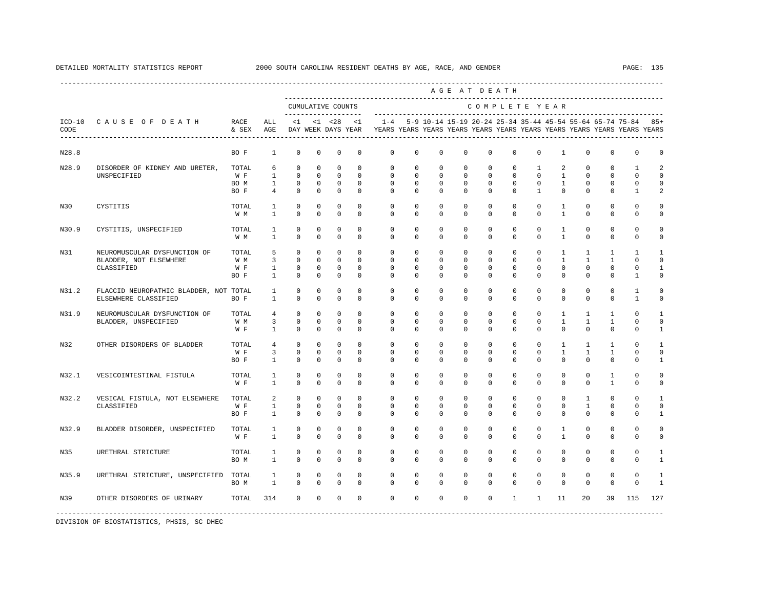DETAILED MORTALITY STATISTICS REPORT — 2000 SOUTH CAROLINA RESIDENT DEATHS BY AGE, RACE, AND GENDER

| ICD-10 CODE | CAUSE OF DEATH | RACE & SEX | ALL AGE | <1 DAY | <1 WEEK | <28 DAYS | <1 YEAR | 1-4 YEARS | 5-9 YEARS | 10-14 YEARS | 15-19 YEARS | 20-24 YEARS | 25-34 YEARS | 35-44 YEARS | 45-54 YEARS | 55-64 YEARS | 65-74 YEARS | 75-84 YEARS | 85+ YEARS |
|---|---|---|---|---|---|---|---|---|---|---|---|---|---|---|---|---|---|---|---|
| | | | | CUMULATIVE COUNTS | | | | COMPLETE YEAR | | | | | | | | | | | |
| N28.8 | | BO F | 1 | 0 | 0 | 0 | 0 | 0 | 0 | 0 | 0 | 0 | 0 | 0 | 1 | 0 | 0 | 0 | 0 |
| N28.9 | DISORDER OF KIDNEY AND URETER, UNSPECIFIED | TOTAL | 6 | 0 | 0 | 0 | 0 | 0 | 0 | 0 | 0 | 0 | 0 | 1 | 2 | 0 | 0 | 1 | 2 |
| | | W F | 1 | 0 | 0 | 0 | 0 | 0 | 0 | 0 | 0 | 0 | 0 | 0 | 1 | 0 | 0 | 0 | 0 |
| | | BO M | 1 | 0 | 0 | 0 | 0 | 0 | 0 | 0 | 0 | 0 | 0 | 0 | 1 | 0 | 0 | 0 | 0 |
| | | BO F | 4 | 0 | 0 | 0 | 0 | 0 | 0 | 0 | 0 | 0 | 0 | 1 | 0 | 0 | 0 | 1 | 2 |
| N30 | CYSTITIS | TOTAL | 1 | 0 | 0 | 0 | 0 | 0 | 0 | 0 | 0 | 0 | 0 | 0 | 1 | 0 | 0 | 0 | 0 |
| | | W M | 1 | 0 | 0 | 0 | 0 | 0 | 0 | 0 | 0 | 0 | 0 | 0 | 1 | 0 | 0 | 0 | 0 |
| N30.9 | CYSTITIS, UNSPECIFIED | TOTAL | 1 | 0 | 0 | 0 | 0 | 0 | 0 | 0 | 0 | 0 | 0 | 0 | 1 | 0 | 0 | 0 | 0 |
| | | W M | 1 | 0 | 0 | 0 | 0 | 0 | 0 | 0 | 0 | 0 | 0 | 0 | 1 | 0 | 0 | 0 | 0 |
| N31 | NEUROMUSCULAR DYSFUNCTION OF BLADDER, NOT ELSEWHERE CLASSIFIED | TOTAL | 5 | 0 | 0 | 0 | 0 | 0 | 0 | 0 | 0 | 0 | 0 | 0 | 1 | 1 | 1 | 1 | 1 |
| | | W M | 3 | 0 | 0 | 0 | 0 | 0 | 0 | 0 | 0 | 0 | 0 | 0 | 1 | 1 | 1 | 0 | 0 |
| | | W F | 1 | 0 | 0 | 0 | 0 | 0 | 0 | 0 | 0 | 0 | 0 | 0 | 0 | 0 | 0 | 0 | 1 |
| | | BO F | 1 | 0 | 0 | 0 | 0 | 0 | 0 | 0 | 0 | 0 | 0 | 0 | 0 | 0 | 0 | 1 | 0 |
| N31.2 | FLACCID NEUROPATHIC BLADDER, NOT ELSEWHERE CLASSIFIED | TOTAL | 1 | 0 | 0 | 0 | 0 | 0 | 0 | 0 | 0 | 0 | 0 | 0 | 0 | 0 | 0 | 1 | 0 |
| | | BO F | 1 | 0 | 0 | 0 | 0 | 0 | 0 | 0 | 0 | 0 | 0 | 0 | 0 | 0 | 0 | 1 | 0 |
| N31.9 | NEUROMUSCULAR DYSFUNCTION OF BLADDER, UNSPECIFIED | TOTAL | 4 | 0 | 0 | 0 | 0 | 0 | 0 | 0 | 0 | 0 | 0 | 0 | 1 | 1 | 1 | 0 | 1 |
| | | W M | 3 | 0 | 0 | 0 | 0 | 0 | 0 | 0 | 0 | 0 | 0 | 0 | 1 | 1 | 1 | 0 | 0 |
| | | W F | 1 | 0 | 0 | 0 | 0 | 0 | 0 | 0 | 0 | 0 | 0 | 0 | 0 | 0 | 0 | 0 | 1 |
| N32 | OTHER DISORDERS OF BLADDER | TOTAL | 4 | 0 | 0 | 0 | 0 | 0 | 0 | 0 | 0 | 0 | 0 | 0 | 1 | 1 | 1 | 0 | 1 |
| | | W F | 3 | 0 | 0 | 0 | 0 | 0 | 0 | 0 | 0 | 0 | 0 | 0 | 1 | 1 | 1 | 0 | 0 |
| | | BO F | 1 | 0 | 0 | 0 | 0 | 0 | 0 | 0 | 0 | 0 | 0 | 0 | 0 | 0 | 0 | 0 | 1 |
| N32.1 | VESICOINTESTINAL FISTULA | TOTAL | 1 | 0 | 0 | 0 | 0 | 0 | 0 | 0 | 0 | 0 | 0 | 0 | 0 | 0 | 1 | 0 | 0 |
| | | W F | 1 | 0 | 0 | 0 | 0 | 0 | 0 | 0 | 0 | 0 | 0 | 0 | 0 | 0 | 1 | 0 | 0 |
| N32.2 | VESICAL FISTULA, NOT ELSEWHERE CLASSIFIED | TOTAL | 2 | 0 | 0 | 0 | 0 | 0 | 0 | 0 | 0 | 0 | 0 | 0 | 0 | 1 | 0 | 0 | 1 |
| | | W F | 1 | 0 | 0 | 0 | 0 | 0 | 0 | 0 | 0 | 0 | 0 | 0 | 0 | 1 | 0 | 0 | 0 |
| | | BO F | 1 | 0 | 0 | 0 | 0 | 0 | 0 | 0 | 0 | 0 | 0 | 0 | 0 | 0 | 0 | 0 | 1 |
| N32.9 | BLADDER DISORDER, UNSPECIFIED | TOTAL | 1 | 0 | 0 | 0 | 0 | 0 | 0 | 0 | 0 | 0 | 0 | 0 | 1 | 0 | 0 | 0 | 0 |
| | | W F | 1 | 0 | 0 | 0 | 0 | 0 | 0 | 0 | 0 | 0 | 0 | 0 | 1 | 0 | 0 | 0 | 0 |
| N35 | URETHRAL STRICTURE | TOTAL | 1 | 0 | 0 | 0 | 0 | 0 | 0 | 0 | 0 | 0 | 0 | 0 | 0 | 0 | 0 | 0 | 1 |
| | | BO M | 1 | 0 | 0 | 0 | 0 | 0 | 0 | 0 | 0 | 0 | 0 | 0 | 0 | 0 | 0 | 0 | 1 |
| N35.9 | URETHRAL STRICTURE, UNSPECIFIED | TOTAL | 1 | 0 | 0 | 0 | 0 | 0 | 0 | 0 | 0 | 0 | 0 | 0 | 0 | 0 | 0 | 0 | 1 |
| | | BO M | 1 | 0 | 0 | 0 | 0 | 0 | 0 | 0 | 0 | 0 | 0 | 0 | 0 | 0 | 0 | 0 | 1 |
| N39 | OTHER DISORDERS OF URINARY | TOTAL | 314 | 0 | 0 | 0 | 0 | 0 | 0 | 0 | 0 | 0 | 1 | 1 | 11 | 20 | 39 | 115 | 127 |

DIVISION OF BIOSTATISTICS, PHSIS, SC DHEC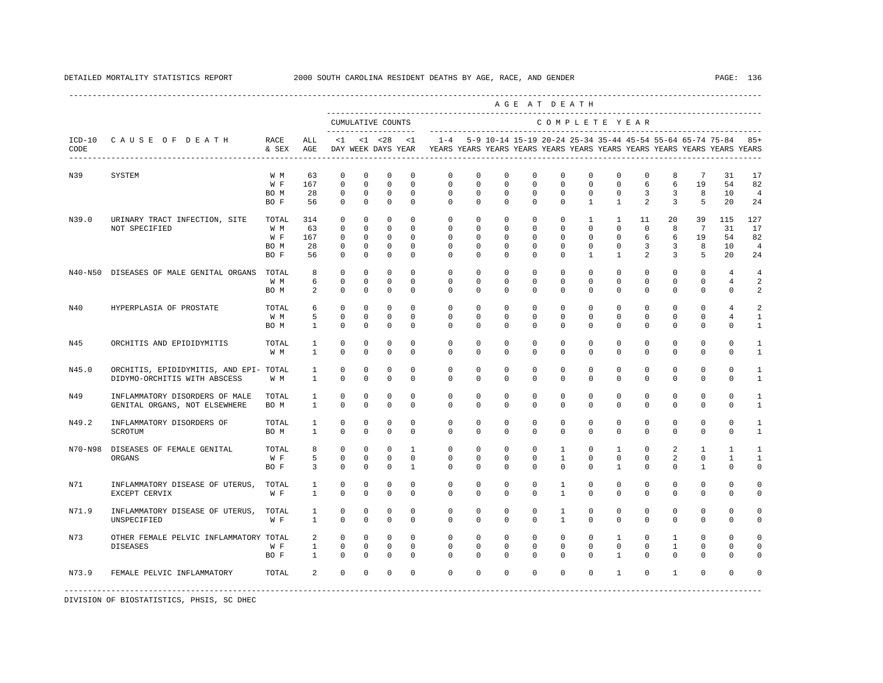DETAILED MORTALITY STATISTICS REPORT 2000 SOUTH CAROLINA RESIDENT DEATHS BY AGE, RACE, AND GENDER

| ICD-10 CODE | CAUSE OF DEATH | RACE & SEX | ALL AGE | <1 DAY | <1 WEEK | <28 DAYS | <1 YEAR | 1-4 YEARS | 5-9 YEARS | 10-14 YEARS | 15-19 YEARS | 20-24 YEARS | 25-34 YEARS | 35-44 YEARS | 45-54 YEARS | 55-64 YEARS | 65-74 YEARS | 75-84 YEARS | 85+ YEARS |
|---|---|---|---|---|---|---|---|---|---|---|---|---|---|---|---|---|---|---|---|
| N39 | SYSTEM | W M | 63 | 0 | 0 | 0 | 0 | 0 | 0 | 0 | 0 | 0 | 0 | 0 | 0 | 8 | 7 | 31 | 17 |
| | | W F | 167 | 0 | 0 | 0 | 0 | 0 | 0 | 0 | 0 | 0 | 0 | 0 | 6 | 6 | 19 | 54 | 82 |
| | | BO M | 28 | 0 | 0 | 0 | 0 | 0 | 0 | 0 | 0 | 0 | 0 | 0 | 3 | 3 | 8 | 10 | 4 |
| | | BO F | 56 | 0 | 0 | 0 | 0 | 0 | 0 | 0 | 0 | 0 | 1 | 1 | 2 | 3 | 5 | 20 | 24 |
| N39.0 | URINARY TRACT INFECTION, SITE NOT SPECIFIED | TOTAL | 314 | 0 | 0 | 0 | 0 | 0 | 0 | 0 | 0 | 0 | 1 | 1 | 11 | 20 | 39 | 115 | 127 |
| | | W M | 63 | 0 | 0 | 0 | 0 | 0 | 0 | 0 | 0 | 0 | 0 | 0 | 0 | 8 | 7 | 31 | 17 |
| | | W F | 167 | 0 | 0 | 0 | 0 | 0 | 0 | 0 | 0 | 0 | 0 | 0 | 6 | 6 | 19 | 54 | 82 |
| | | BO M | 28 | 0 | 0 | 0 | 0 | 0 | 0 | 0 | 0 | 0 | 0 | 0 | 3 | 3 | 8 | 10 | 4 |
| | | BO F | 56 | 0 | 0 | 0 | 0 | 0 | 0 | 0 | 0 | 0 | 1 | 1 | 2 | 3 | 5 | 20 | 24 |
| N40-N50 | DISEASES OF MALE GENITAL ORGANS | TOTAL | 8 | 0 | 0 | 0 | 0 | 0 | 0 | 0 | 0 | 0 | 0 | 0 | 0 | 0 | 0 | 4 | 4 |
| | | W M | 6 | 0 | 0 | 0 | 0 | 0 | 0 | 0 | 0 | 0 | 0 | 0 | 0 | 0 | 0 | 4 | 2 |
| | | BO M | 2 | 0 | 0 | 0 | 0 | 0 | 0 | 0 | 0 | 0 | 0 | 0 | 0 | 0 | 0 | 0 | 2 |
| N40 | HYPERPLASIA OF PROSTATE | TOTAL | 6 | 0 | 0 | 0 | 0 | 0 | 0 | 0 | 0 | 0 | 0 | 0 | 0 | 0 | 0 | 4 | 2 |
| | | W M | 5 | 0 | 0 | 0 | 0 | 0 | 0 | 0 | 0 | 0 | 0 | 0 | 0 | 0 | 0 | 4 | 1 |
| | | BO M | 1 | 0 | 0 | 0 | 0 | 0 | 0 | 0 | 0 | 0 | 0 | 0 | 0 | 0 | 0 | 0 | 1 |
| N45 | ORCHITIS AND EPIDIDYMITIS | TOTAL | 1 | 0 | 0 | 0 | 0 | 0 | 0 | 0 | 0 | 0 | 0 | 0 | 0 | 0 | 0 | 0 | 1 |
| | | W M | 1 | 0 | 0 | 0 | 0 | 0 | 0 | 0 | 0 | 0 | 0 | 0 | 0 | 0 | 0 | 0 | 1 |
| N45.0 | ORCHITIS, EPIDIDYMITIS, AND EPIDIDYMO-ORCHITIS WITH ABSCESS | TOTAL | 1 | 0 | 0 | 0 | 0 | 0 | 0 | 0 | 0 | 0 | 0 | 0 | 0 | 0 | 0 | 0 | 1 |
| | | W M | 1 | 0 | 0 | 0 | 0 | 0 | 0 | 0 | 0 | 0 | 0 | 0 | 0 | 0 | 0 | 0 | 1 |
| N49 | INFLAMMATORY DISORDERS OF MALE GENITAL ORGANS, NOT ELSEWHERE | TOTAL | 1 | 0 | 0 | 0 | 0 | 0 | 0 | 0 | 0 | 0 | 0 | 0 | 0 | 0 | 0 | 0 | 1 |
| | | BO M | 1 | 0 | 0 | 0 | 0 | 0 | 0 | 0 | 0 | 0 | 0 | 0 | 0 | 0 | 0 | 0 | 1 |
| N49.2 | INFLAMMATORY DISORDERS OF SCROTUM | TOTAL | 1 | 0 | 0 | 0 | 0 | 0 | 0 | 0 | 0 | 0 | 0 | 0 | 0 | 0 | 0 | 0 | 1 |
| | | BO M | 1 | 0 | 0 | 0 | 0 | 0 | 0 | 0 | 0 | 0 | 0 | 0 | 0 | 0 | 0 | 0 | 1 |
| N70-N98 | DISEASES OF FEMALE GENITAL ORGANS | TOTAL | 8 | 0 | 0 | 0 | 1 | 0 | 0 | 0 | 0 | 1 | 0 | 1 | 0 | 2 | 1 | 1 | 1 |
| | | W F | 5 | 0 | 0 | 0 | 0 | 0 | 0 | 0 | 0 | 1 | 0 | 0 | 0 | 2 | 0 | 1 | 1 |
| | | BO F | 3 | 0 | 0 | 0 | 1 | 0 | 0 | 0 | 0 | 0 | 0 | 1 | 0 | 0 | 1 | 0 | 0 |
| N71 | INFLAMMATORY DISEASE OF UTERUS, EXCEPT CERVIX | TOTAL | 1 | 0 | 0 | 0 | 0 | 0 | 0 | 0 | 0 | 1 | 0 | 0 | 0 | 0 | 0 | 0 | 0 |
| | | W F | 1 | 0 | 0 | 0 | 0 | 0 | 0 | 0 | 0 | 1 | 0 | 0 | 0 | 0 | 0 | 0 | 0 |
| N71.9 | INFLAMMATORY DISEASE OF UTERUS, UNSPECIFIED | TOTAL | 1 | 0 | 0 | 0 | 0 | 0 | 0 | 0 | 0 | 1 | 0 | 0 | 0 | 0 | 0 | 0 | 0 |
| | | W F | 1 | 0 | 0 | 0 | 0 | 0 | 0 | 0 | 0 | 1 | 0 | 0 | 0 | 0 | 0 | 0 | 0 |
| N73 | OTHER FEMALE PELVIC INFLAMMATORY DISEASES | TOTAL | 2 | 0 | 0 | 0 | 0 | 0 | 0 | 0 | 0 | 0 | 0 | 1 | 0 | 1 | 0 | 0 | 0 |
| | | W F | 1 | 0 | 0 | 0 | 0 | 0 | 0 | 0 | 0 | 0 | 0 | 0 | 0 | 1 | 0 | 0 | 0 |
| | | BO F | 1 | 0 | 0 | 0 | 0 | 0 | 0 | 0 | 0 | 0 | 0 | 1 | 0 | 0 | 0 | 0 | 0 |
| N73.9 | FEMALE PELVIC INFLAMMATORY | TOTAL | 2 | 0 | 0 | 0 | 0 | 0 | 0 | 0 | 0 | 0 | 0 | 1 | 0 | 1 | 0 | 0 | 0 |

DIVISION OF BIOSTATISTICS, PHSIS, SC DHEC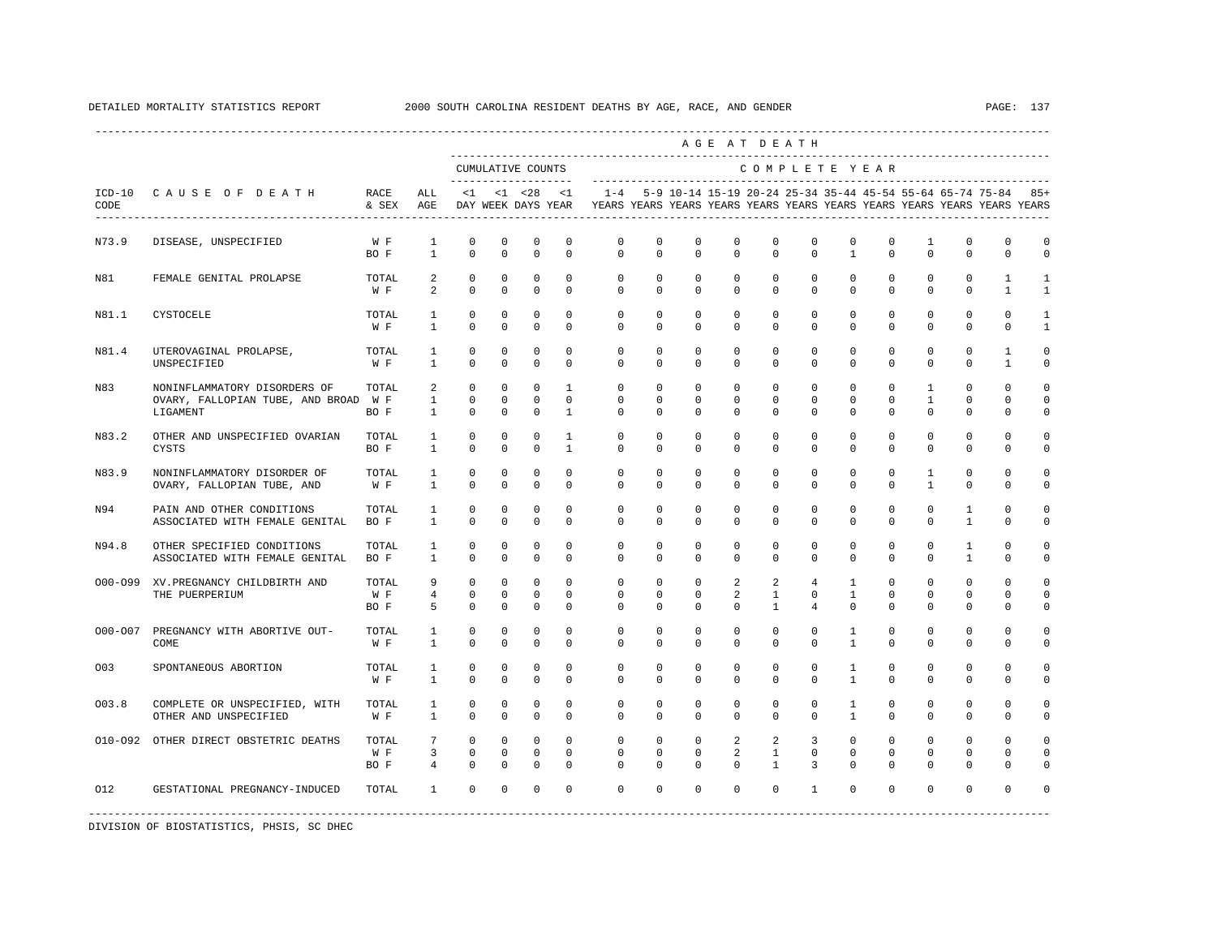DETAILED MORTALITY STATISTICS REPORT 2000 SOUTH CAROLINA RESIDENT DEATHS BY AGE, RACE, AND GENDER

| ICD-10 CODE | CAUSE OF DEATH | RACE & SEX | ALL AGE | <1 DAY | <1 WEEK | <28 DAYS | <1 YEAR | 1-4 YEARS | 5-9 YEARS | 10-14 YEARS | 15-19 YEARS | 20-24 YEARS | 25-34 YEARS | 35-44 YEARS | 45-54 YEARS | 55-64 YEARS | 65-74 YEARS | 75-84 YEARS | 85+ YEARS |
|---|---|---|---|---|---|---|---|---|---|---|---|---|---|---|---|---|---|---|---|
| N73.9 | DISEASE, UNSPECIFIED | W F | 1 | 0 | 0 | 0 | 0 | 0 | 0 | 0 | 0 | 0 | 0 | 0 | 0 | 1 | 0 | 0 | 0 |
| | | BO F | 1 | 0 | 0 | 0 | 0 | 0 | 0 | 0 | 0 | 0 | 0 | 1 | 0 | 0 | 0 | 0 | 0 |
| N81 | FEMALE GENITAL PROLAPSE | TOTAL | 2 | 0 | 0 | 0 | 0 | 0 | 0 | 0 | 0 | 0 | 0 | 0 | 0 | 0 | 0 | 1 | 1 |
| | | W F | 2 | 0 | 0 | 0 | 0 | 0 | 0 | 0 | 0 | 0 | 0 | 0 | 0 | 0 | 0 | 1 | 1 |
| N81.1 | CYSTOCELE | TOTAL | 1 | 0 | 0 | 0 | 0 | 0 | 0 | 0 | 0 | 0 | 0 | 0 | 0 | 0 | 0 | 0 | 1 |
| | | W F | 1 | 0 | 0 | 0 | 0 | 0 | 0 | 0 | 0 | 0 | 0 | 0 | 0 | 0 | 0 | 0 | 1 |
| N81.4 | UTEROVAGINAL PROLAPSE, UNSPECIFIED | TOTAL | 1 | 0 | 0 | 0 | 0 | 0 | 0 | 0 | 0 | 0 | 0 | 0 | 0 | 0 | 0 | 1 | 0 |
| | | W F | 1 | 0 | 0 | 0 | 0 | 0 | 0 | 0 | 0 | 0 | 0 | 0 | 0 | 0 | 0 | 1 | 0 |
| N83 | NONINFLAMMATORY DISORDERS OF OVARY, FALLOPIAN TUBE, AND BROAD LIGAMENT | TOTAL | 2 | 0 | 0 | 0 | 1 | 0 | 0 | 0 | 0 | 0 | 0 | 0 | 0 | 1 | 0 | 0 | 0 |
| | | W F | 1 | 0 | 0 | 0 | 0 | 0 | 0 | 0 | 0 | 0 | 0 | 0 | 0 | 1 | 0 | 0 | 0 |
| | | BO F | 1 | 0 | 0 | 0 | 1 | 0 | 0 | 0 | 0 | 0 | 0 | 0 | 0 | 0 | 0 | 0 | 0 |
| N83.2 | OTHER AND UNSPECIFIED OVARIAN CYSTS | TOTAL | 1 | 0 | 0 | 0 | 1 | 0 | 0 | 0 | 0 | 0 | 0 | 0 | 0 | 0 | 0 | 0 | 0 |
| | | BO F | 1 | 0 | 0 | 0 | 1 | 0 | 0 | 0 | 0 | 0 | 0 | 0 | 0 | 0 | 0 | 0 | 0 |
| N83.9 | NONINFLAMMATORY DISORDER OF OVARY, FALLOPIAN TUBE, AND | TOTAL | 1 | 0 | 0 | 0 | 0 | 0 | 0 | 0 | 0 | 0 | 0 | 0 | 0 | 1 | 0 | 0 | 0 |
| | | W F | 1 | 0 | 0 | 0 | 0 | 0 | 0 | 0 | 0 | 0 | 0 | 0 | 0 | 1 | 0 | 0 | 0 |
| N94 | PAIN AND OTHER CONDITIONS ASSOCIATED WITH FEMALE GENITAL | TOTAL | 1 | 0 | 0 | 0 | 0 | 0 | 0 | 0 | 0 | 0 | 0 | 0 | 0 | 0 | 1 | 0 | 0 |
| | | BO F | 1 | 0 | 0 | 0 | 0 | 0 | 0 | 0 | 0 | 0 | 0 | 0 | 0 | 0 | 1 | 0 | 0 |
| N94.8 | OTHER SPECIFIED CONDITIONS ASSOCIATED WITH FEMALE GENITAL | TOTAL | 1 | 0 | 0 | 0 | 0 | 0 | 0 | 0 | 0 | 0 | 0 | 0 | 0 | 0 | 1 | 0 | 0 |
| | | BO F | 1 | 0 | 0 | 0 | 0 | 0 | 0 | 0 | 0 | 0 | 0 | 0 | 0 | 0 | 1 | 0 | 0 |
| O00-O99 | XV.PREGNANCY CHILDBIRTH AND THE PUERPERIUM | TOTAL | 9 | 0 | 0 | 0 | 0 | 0 | 0 | 0 | 2 | 2 | 4 | 1 | 0 | 0 | 0 | 0 | 0 |
| | | W F | 4 | 0 | 0 | 0 | 0 | 0 | 0 | 0 | 2 | 1 | 0 | 1 | 0 | 0 | 0 | 0 | 0 |
| | | BO F | 5 | 0 | 0 | 0 | 0 | 0 | 0 | 0 | 0 | 1 | 4 | 0 | 0 | 0 | 0 | 0 | 0 |
| O00-O07 | PREGNANCY WITH ABORTIVE OUT- COME | TOTAL | 1 | 0 | 0 | 0 | 0 | 0 | 0 | 0 | 0 | 0 | 0 | 1 | 0 | 0 | 0 | 0 | 0 |
| | | W F | 1 | 0 | 0 | 0 | 0 | 0 | 0 | 0 | 0 | 0 | 0 | 1 | 0 | 0 | 0 | 0 | 0 |
| O03 | SPONTANEOUS ABORTION | TOTAL | 1 | 0 | 0 | 0 | 0 | 0 | 0 | 0 | 0 | 0 | 0 | 1 | 0 | 0 | 0 | 0 | 0 |
| | | W F | 1 | 0 | 0 | 0 | 0 | 0 | 0 | 0 | 0 | 0 | 0 | 1 | 0 | 0 | 0 | 0 | 0 |
| O03.8 | COMPLETE OR UNSPECIFIED, WITH OTHER AND UNSPECIFIED | TOTAL | 1 | 0 | 0 | 0 | 0 | 0 | 0 | 0 | 0 | 0 | 0 | 1 | 0 | 0 | 0 | 0 | 0 |
| | | W F | 1 | 0 | 0 | 0 | 0 | 0 | 0 | 0 | 0 | 0 | 0 | 1 | 0 | 0 | 0 | 0 | 0 |
| O10-O92 | OTHER DIRECT OBSTETRIC DEATHS | TOTAL | 7 | 0 | 0 | 0 | 0 | 0 | 0 | 0 | 2 | 2 | 3 | 0 | 0 | 0 | 0 | 0 | 0 |
| | | W F | 3 | 0 | 0 | 0 | 0 | 0 | 0 | 0 | 2 | 1 | 0 | 0 | 0 | 0 | 0 | 0 | 0 |
| | | BO F | 4 | 0 | 0 | 0 | 0 | 0 | 0 | 0 | 0 | 1 | 3 | 0 | 0 | 0 | 0 | 0 | 0 |
| O12 | GESTATIONAL PREGNANCY-INDUCED | TOTAL | 1 | 0 | 0 | 0 | 0 | 0 | 0 | 0 | 0 | 0 | 1 | 0 | 0 | 0 | 0 | 0 | 0 |

DIVISION OF BIOSTATISTICS, PHSIS, SC DHEC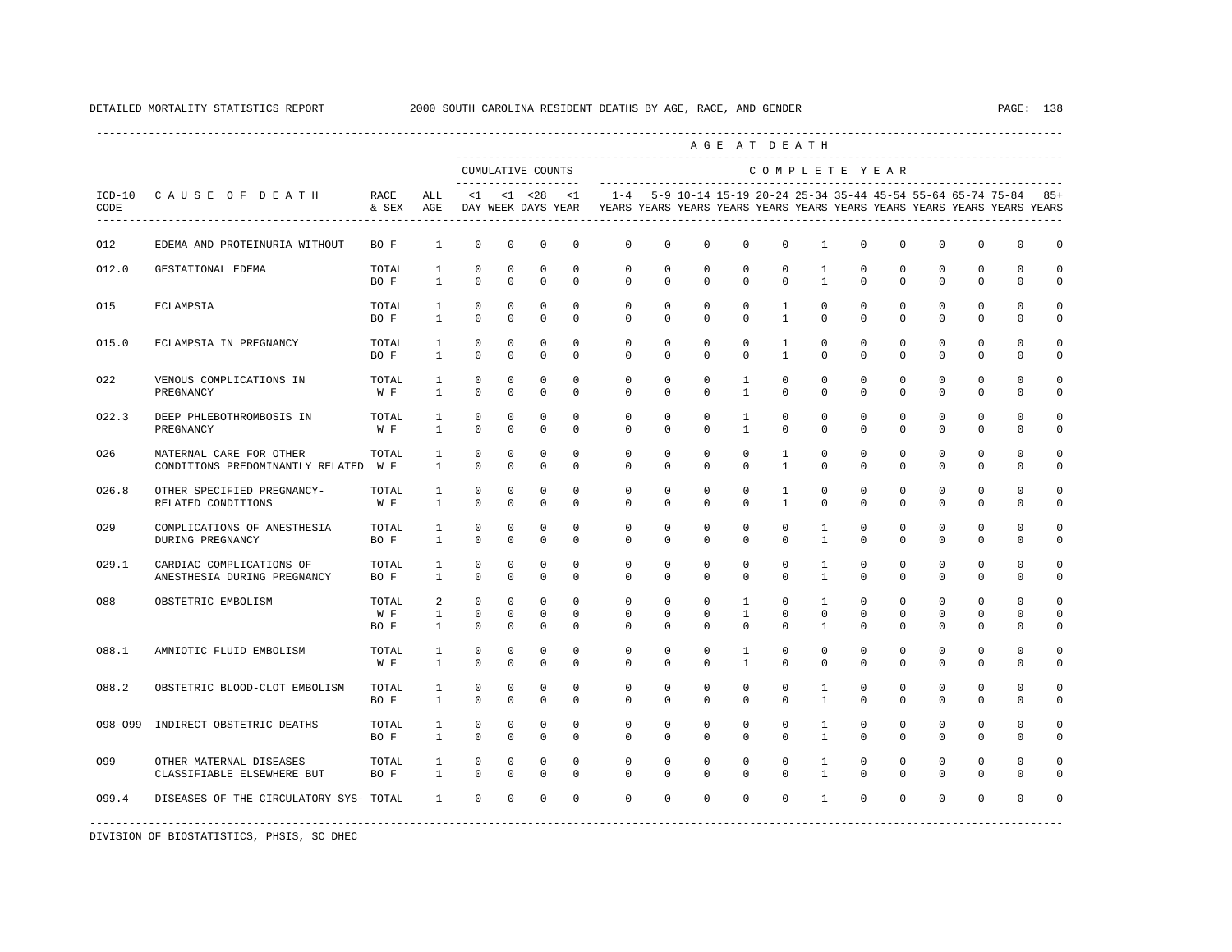DETAILED MORTALITY STATISTICS REPORT 2000 SOUTH CAROLINA RESIDENT DEATHS BY AGE, RACE, AND GENDER

| ICD-10 CODE | CAUSE OF DEATH | RACE & SEX | ALL AGE | <1 DAY | <1 WEEK | <28 DAYS | <1 YEAR | 1-4 YEARS | 5-9 YEARS | 10-14 YEARS | 15-19 YEARS | 20-24 YEARS | 25-34 YEARS | 35-44 YEARS | 45-54 YEARS | 55-64 YEARS | 65-74 YEARS | 75-84 YEARS | 85+ YEARS |
|---|---|---|---|---|---|---|---|---|---|---|---|---|---|---|---|---|---|---|---|
| | | | | CUMULATIVE COUNTS | | | | COMPLETE YEAR | | | | | | | | | | | |
| O12 | EDEMA AND PROTEINURIA WITHOUT | BO F | 1 | 0 | 0 | 0 | 0 | 0 | 0 | 0 | 0 | 0 | 1 | 0 | 0 | 0 | 0 | 0 | 0 |
| O12.0 | GESTATIONAL EDEMA | TOTAL | 1 | 0 | 0 | 0 | 0 | 0 | 0 | 0 | 0 | 0 | 1 | 0 | 0 | 0 | 0 | 0 | 0 |
| | | BO F | 1 | 0 | 0 | 0 | 0 | 0 | 0 | 0 | 0 | 0 | 1 | 0 | 0 | 0 | 0 | 0 | 0 |
| O15 | ECLAMPSIA | TOTAL | 1 | 0 | 0 | 0 | 0 | 0 | 0 | 0 | 0 | 1 | 0 | 0 | 0 | 0 | 0 | 0 | 0 |
| | | BO F | 1 | 0 | 0 | 0 | 0 | 0 | 0 | 0 | 0 | 1 | 0 | 0 | 0 | 0 | 0 | 0 | 0 |
| O15.0 | ECLAMPSIA IN PREGNANCY | TOTAL | 1 | 0 | 0 | 0 | 0 | 0 | 0 | 0 | 0 | 1 | 0 | 0 | 0 | 0 | 0 | 0 | 0 |
| | | BO F | 1 | 0 | 0 | 0 | 0 | 0 | 0 | 0 | 0 | 1 | 0 | 0 | 0 | 0 | 0 | 0 | 0 |
| O22 | VENOUS COMPLICATIONS IN PREGNANCY | TOTAL | 1 | 0 | 0 | 0 | 0 | 0 | 0 | 0 | 1 | 0 | 0 | 0 | 0 | 0 | 0 | 0 | 0 |
| | | W F | 1 | 0 | 0 | 0 | 0 | 0 | 0 | 0 | 1 | 0 | 0 | 0 | 0 | 0 | 0 | 0 | 0 |
| O22.3 | DEEP PHLEBOTHROMBOSIS IN PREGNANCY | TOTAL | 1 | 0 | 0 | 0 | 0 | 0 | 0 | 0 | 1 | 0 | 0 | 0 | 0 | 0 | 0 | 0 | 0 |
| | | W F | 1 | 0 | 0 | 0 | 0 | 0 | 0 | 0 | 1 | 0 | 0 | 0 | 0 | 0 | 0 | 0 | 0 |
| O26 | MATERNAL CARE FOR OTHER CONDITIONS PREDOMINANTLY RELATED | TOTAL | 1 | 0 | 0 | 0 | 0 | 0 | 0 | 0 | 0 | 1 | 0 | 0 | 0 | 0 | 0 | 0 | 0 |
| | | W F | 1 | 0 | 0 | 0 | 0 | 0 | 0 | 0 | 0 | 1 | 0 | 0 | 0 | 0 | 0 | 0 | 0 |
| O26.8 | OTHER SPECIFIED PREGNANCY-RELATED CONDITIONS | TOTAL | 1 | 0 | 0 | 0 | 0 | 0 | 0 | 0 | 0 | 1 | 0 | 0 | 0 | 0 | 0 | 0 | 0 |
| | | W F | 1 | 0 | 0 | 0 | 0 | 0 | 0 | 0 | 0 | 1 | 0 | 0 | 0 | 0 | 0 | 0 | 0 |
| O29 | COMPLICATIONS OF ANESTHESIA DURING PREGNANCY | TOTAL | 1 | 0 | 0 | 0 | 0 | 0 | 0 | 0 | 0 | 0 | 1 | 0 | 0 | 0 | 0 | 0 | 0 |
| | | BO F | 1 | 0 | 0 | 0 | 0 | 0 | 0 | 0 | 0 | 0 | 1 | 0 | 0 | 0 | 0 | 0 | 0 |
| O29.1 | CARDIAC COMPLICATIONS OF ANESTHESIA DURING PREGNANCY | TOTAL | 1 | 0 | 0 | 0 | 0 | 0 | 0 | 0 | 0 | 0 | 1 | 0 | 0 | 0 | 0 | 0 | 0 |
| | | BO F | 1 | 0 | 0 | 0 | 0 | 0 | 0 | 0 | 0 | 0 | 1 | 0 | 0 | 0 | 0 | 0 | 0 |
| O88 | OBSTETRIC EMBOLISM | TOTAL | 2 | 0 | 0 | 0 | 0 | 0 | 0 | 0 | 1 | 0 | 1 | 0 | 0 | 0 | 0 | 0 | 0 |
| | | W F | 1 | 0 | 0 | 0 | 0 | 0 | 0 | 0 | 1 | 0 | 0 | 0 | 0 | 0 | 0 | 0 | 0 |
| | | BO F | 1 | 0 | 0 | 0 | 0 | 0 | 0 | 0 | 0 | 0 | 1 | 0 | 0 | 0 | 0 | 0 | 0 |
| O88.1 | AMNIOTIC FLUID EMBOLISM | TOTAL | 1 | 0 | 0 | 0 | 0 | 0 | 0 | 0 | 1 | 0 | 0 | 0 | 0 | 0 | 0 | 0 | 0 |
| | | W F | 1 | 0 | 0 | 0 | 0 | 0 | 0 | 0 | 1 | 0 | 0 | 0 | 0 | 0 | 0 | 0 | 0 |
| O88.2 | OBSTETRIC BLOOD-CLOT EMBOLISM | TOTAL | 1 | 0 | 0 | 0 | 0 | 0 | 0 | 0 | 0 | 0 | 1 | 0 | 0 | 0 | 0 | 0 | 0 |
| | | BO F | 1 | 0 | 0 | 0 | 0 | 0 | 0 | 0 | 0 | 0 | 1 | 0 | 0 | 0 | 0 | 0 | 0 |
| O98-O99 | INDIRECT OBSTETRIC DEATHS | TOTAL | 1 | 0 | 0 | 0 | 0 | 0 | 0 | 0 | 0 | 0 | 1 | 0 | 0 | 0 | 0 | 0 | 0 |
| | | BO F | 1 | 0 | 0 | 0 | 0 | 0 | 0 | 0 | 0 | 0 | 1 | 0 | 0 | 0 | 0 | 0 | 0 |
| O99 | OTHER MATERNAL DISEASES CLASSIFIABLE ELSEWHERE BUT | TOTAL | 1 | 0 | 0 | 0 | 0 | 0 | 0 | 0 | 0 | 0 | 1 | 0 | 0 | 0 | 0 | 0 | 0 |
| | | BO F | 1 | 0 | 0 | 0 | 0 | 0 | 0 | 0 | 0 | 0 | 1 | 0 | 0 | 0 | 0 | 0 | 0 |
| O99.4 | DISEASES OF THE CIRCULATORY SYS- | TOTAL | 1 | 0 | 0 | 0 | 0 | 0 | 0 | 0 | 0 | 0 | 1 | 0 | 0 | 0 | 0 | 0 | 0 |

DIVISION OF BIOSTATISTICS, PHSIS, SC DHEC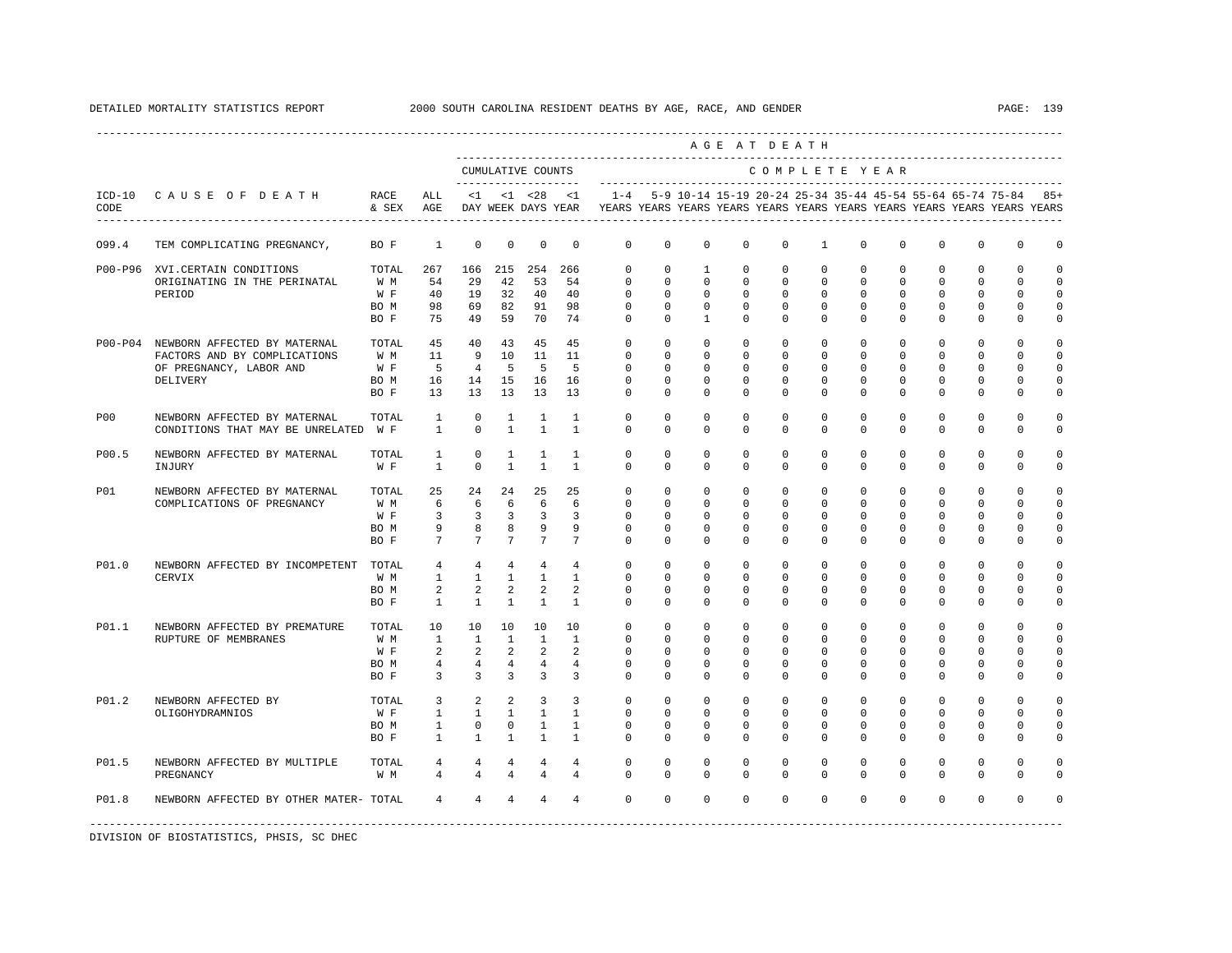DETAILED MORTALITY STATISTICS REPORT 2000 SOUTH CAROLINA RESIDENT DEATHS BY AGE, RACE, AND GENDER

| ICD-10 CODE | CAUSE OF DEATH | RACE & SEX | ALL AGE | <1 DAY | <1 WEEK | <28 DAYS | <1 YEAR | 1-4 YEARS | 5-9 YEARS | 10-14 YEARS | 15-19 YEARS | 20-24 YEARS | 25-34 YEARS | 35-44 YEARS | 45-54 YEARS | 55-64 YEARS | 65-74 YEARS | 75-84 YEARS | 85+ YEARS |
|---|---|---|---|---|---|---|---|---|---|---|---|---|---|---|---|---|---|---|---|
| O99.4 | TEM COMPLICATING PREGNANCY, | BO F | 1 | 0 | 0 | 0 | 0 | 0 | 0 | 0 | 0 | 0 | 1 | 0 | 0 | 0 | 0 | 0 | 0 |
| P00-P96 | XVI.CERTAIN CONDITIONS ORIGINATING IN THE PERINATAL PERIOD | TOTAL | 267 | 166 | 215 | 254 | 266 | 0 | 0 | 1 | 0 | 0 | 0 | 0 | 0 | 0 | 0 | 0 | 0 |
| | | W M | 54 | 29 | 42 | 53 | 54 | 0 | 0 | 0 | 0 | 0 | 0 | 0 | 0 | 0 | 0 | 0 | 0 |
| | | W F | 40 | 19 | 32 | 40 | 40 | 0 | 0 | 0 | 0 | 0 | 0 | 0 | 0 | 0 | 0 | 0 | 0 |
| | | BO M | 98 | 69 | 82 | 91 | 98 | 0 | 0 | 0 | 0 | 0 | 0 | 0 | 0 | 0 | 0 | 0 | 0 |
| | | BO F | 75 | 49 | 59 | 70 | 74 | 0 | 0 | 1 | 0 | 0 | 0 | 0 | 0 | 0 | 0 | 0 | 0 |
| P00-P04 | NEWBORN AFFECTED BY MATERNAL FACTORS AND BY COMPLICATIONS OF PREGNANCY, LABOR AND DELIVERY | TOTAL | 45 | 40 | 43 | 45 | 45 | 0 | 0 | 0 | 0 | 0 | 0 | 0 | 0 | 0 | 0 | 0 | 0 |
| | | W M | 11 | 9 | 10 | 11 | 11 | 0 | 0 | 0 | 0 | 0 | 0 | 0 | 0 | 0 | 0 | 0 | 0 |
| | | W F | 5 | 4 | 5 | 5 | 5 | 0 | 0 | 0 | 0 | 0 | 0 | 0 | 0 | 0 | 0 | 0 | 0 |
| | | BO M | 16 | 14 | 15 | 16 | 16 | 0 | 0 | 0 | 0 | 0 | 0 | 0 | 0 | 0 | 0 | 0 | 0 |
| | | BO F | 13 | 13 | 13 | 13 | 13 | 0 | 0 | 0 | 0 | 0 | 0 | 0 | 0 | 0 | 0 | 0 | 0 |
| P00 | NEWBORN AFFECTED BY MATERNAL CONDITIONS THAT MAY BE UNRELATED | TOTAL | 1 | 0 | 1 | 1 | 1 | 0 | 0 | 0 | 0 | 0 | 0 | 0 | 0 | 0 | 0 | 0 | 0 |
| | | W F | 1 | 0 | 1 | 1 | 1 | 0 | 0 | 0 | 0 | 0 | 0 | 0 | 0 | 0 | 0 | 0 | 0 |
| P00.5 | NEWBORN AFFECTED BY MATERNAL INJURY | TOTAL | 1 | 0 | 1 | 1 | 1 | 0 | 0 | 0 | 0 | 0 | 0 | 0 | 0 | 0 | 0 | 0 | 0 |
| | | W F | 1 | 0 | 1 | 1 | 1 | 0 | 0 | 0 | 0 | 0 | 0 | 0 | 0 | 0 | 0 | 0 | 0 |
| P01 | NEWBORN AFFECTED BY MATERNAL COMPLICATIONS OF PREGNANCY | TOTAL | 25 | 24 | 24 | 25 | 25 | 0 | 0 | 0 | 0 | 0 | 0 | 0 | 0 | 0 | 0 | 0 | 0 |
| | | W M | 6 | 6 | 6 | 6 | 6 | 0 | 0 | 0 | 0 | 0 | 0 | 0 | 0 | 0 | 0 | 0 | 0 |
| | | W F | 3 | 3 | 3 | 3 | 3 | 0 | 0 | 0 | 0 | 0 | 0 | 0 | 0 | 0 | 0 | 0 | 0 |
| | | BO M | 9 | 8 | 8 | 9 | 9 | 0 | 0 | 0 | 0 | 0 | 0 | 0 | 0 | 0 | 0 | 0 | 0 |
| | | BO F | 7 | 7 | 7 | 7 | 7 | 0 | 0 | 0 | 0 | 0 | 0 | 0 | 0 | 0 | 0 | 0 | 0 |
| P01.0 | NEWBORN AFFECTED BY INCOMPETENT CERVIX | TOTAL | 4 | 4 | 4 | 4 | 4 | 0 | 0 | 0 | 0 | 0 | 0 | 0 | 0 | 0 | 0 | 0 | 0 |
| | | W M | 1 | 1 | 1 | 1 | 1 | 0 | 0 | 0 | 0 | 0 | 0 | 0 | 0 | 0 | 0 | 0 | 0 |
| | | BO M | 2 | 2 | 2 | 2 | 2 | 0 | 0 | 0 | 0 | 0 | 0 | 0 | 0 | 0 | 0 | 0 | 0 |
| | | BO F | 1 | 1 | 1 | 1 | 1 | 0 | 0 | 0 | 0 | 0 | 0 | 0 | 0 | 0 | 0 | 0 | 0 |
| P01.1 | NEWBORN AFFECTED BY PREMATURE RUPTURE OF MEMBRANES | TOTAL | 10 | 10 | 10 | 10 | 10 | 0 | 0 | 0 | 0 | 0 | 0 | 0 | 0 | 0 | 0 | 0 | 0 |
| | | W M | 1 | 1 | 1 | 1 | 1 | 0 | 0 | 0 | 0 | 0 | 0 | 0 | 0 | 0 | 0 | 0 | 0 |
| | | W F | 2 | 2 | 2 | 2 | 2 | 0 | 0 | 0 | 0 | 0 | 0 | 0 | 0 | 0 | 0 | 0 | 0 |
| | | BO M | 4 | 4 | 4 | 4 | 4 | 0 | 0 | 0 | 0 | 0 | 0 | 0 | 0 | 0 | 0 | 0 | 0 |
| | | BO F | 3 | 3 | 3 | 3 | 3 | 0 | 0 | 0 | 0 | 0 | 0 | 0 | 0 | 0 | 0 | 0 | 0 |
| P01.2 | NEWBORN AFFECTED BY OLIGOHYDRAMNIOS | TOTAL | 3 | 2 | 2 | 3 | 3 | 0 | 0 | 0 | 0 | 0 | 0 | 0 | 0 | 0 | 0 | 0 | 0 |
| | | W F | 1 | 1 | 1 | 1 | 1 | 0 | 0 | 0 | 0 | 0 | 0 | 0 | 0 | 0 | 0 | 0 | 0 |
| | | BO M | 1 | 0 | 0 | 1 | 1 | 0 | 0 | 0 | 0 | 0 | 0 | 0 | 0 | 0 | 0 | 0 | 0 |
| | | BO F | 1 | 1 | 1 | 1 | 1 | 0 | 0 | 0 | 0 | 0 | 0 | 0 | 0 | 0 | 0 | 0 | 0 |
| P01.5 | NEWBORN AFFECTED BY MULTIPLE PREGNANCY | TOTAL | 4 | 4 | 4 | 4 | 4 | 0 | 0 | 0 | 0 | 0 | 0 | 0 | 0 | 0 | 0 | 0 | 0 |
| | | W M | 4 | 4 | 4 | 4 | 4 | 0 | 0 | 0 | 0 | 0 | 0 | 0 | 0 | 0 | 0 | 0 | 0 |
| P01.8 | NEWBORN AFFECTED BY OTHER MATER- | TOTAL | 4 | 4 | 4 | 4 | 4 | 0 | 0 | 0 | 0 | 0 | 0 | 0 | 0 | 0 | 0 | 0 | 0 |

DIVISION OF BIOSTATISTICS, PHSIS, SC DHEC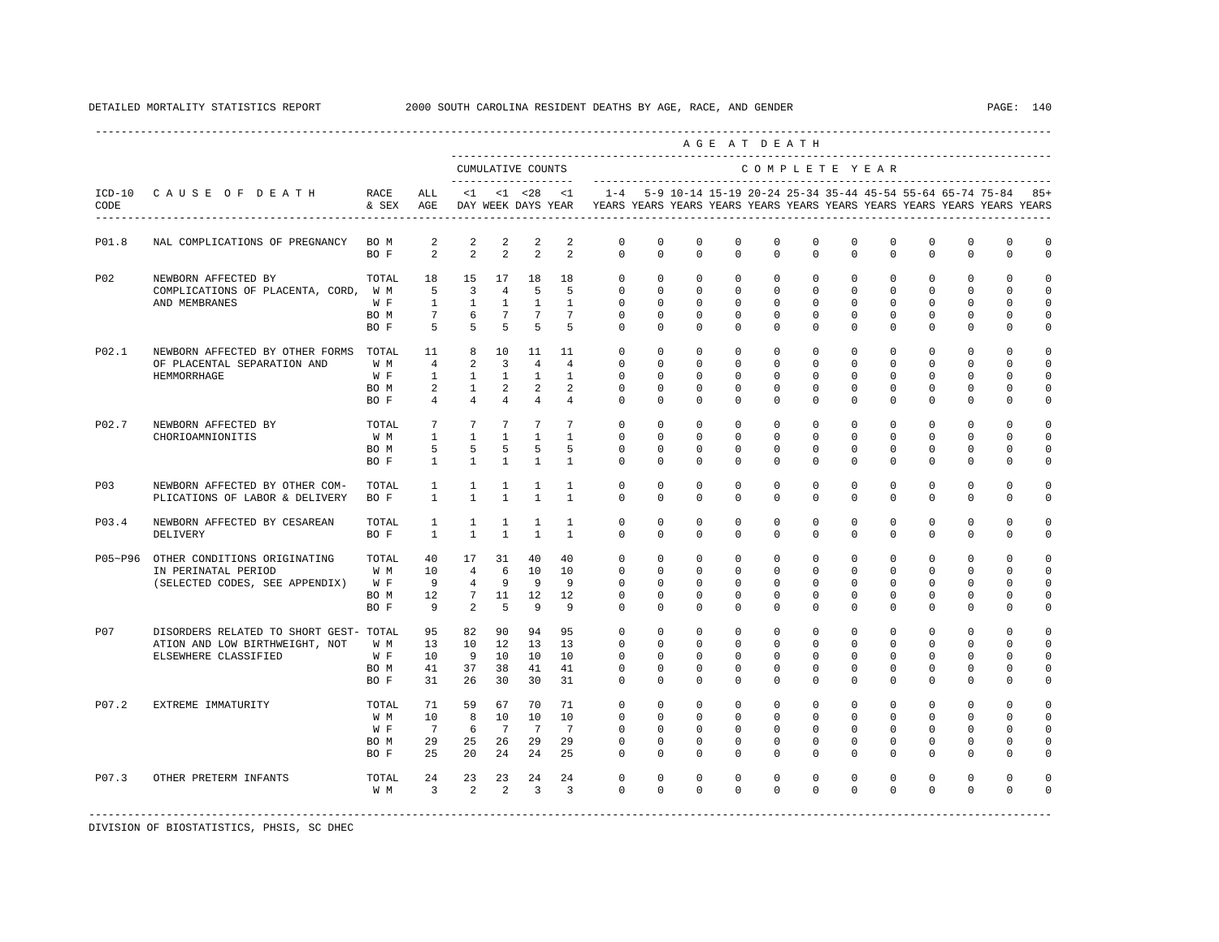DETAILED MORTALITY STATISTICS REPORT 2000 SOUTH CAROLINA RESIDENT DEATHS BY AGE, RACE, AND GENDER

| ICD-10 CODE | CAUSE OF DEATH | RACE & SEX | ALL AGE | <1 DAY | <1 WEEK | <28 DAYS | <1 YEAR | 1-4 YEARS | 5-9 YEARS | 10-14 YEARS | 15-19 YEARS | 20-24 YEARS | 25-34 YEARS | 35-44 YEARS | 45-54 YEARS | 55-64 YEARS | 65-74 YEARS | 75-84 YEARS | 85+ YEARS |
|---|---|---|---|---|---|---|---|---|---|---|---|---|---|---|---|---|---|---|---|
| | | | | CUMULATIVE COUNTS | | | | COMPLETE YEAR | | | | | | | | | | | |
| P01.8 | NAL COMPLICATIONS OF PREGNANCY | BO M | 2 | 2 | 2 | 2 | 2 | 0 | 0 | 0 | 0 | 0 | 0 | 0 | 0 | 0 | 0 | 0 | 0 |
| | | BO F | 2 | 2 | 2 | 2 | 2 | 0 | 0 | 0 | 0 | 0 | 0 | 0 | 0 | 0 | 0 | 0 | 0 |
| P02 | NEWBORN AFFECTED BY COMPLICATIONS OF PLACENTA, CORD, AND MEMBRANES | TOTAL | 18 | 15 | 17 | 18 | 18 | 0 | 0 | 0 | 0 | 0 | 0 | 0 | 0 | 0 | 0 | 0 | 0 |
| | | W M | 5 | 3 | 4 | 5 | 5 | 0 | 0 | 0 | 0 | 0 | 0 | 0 | 0 | 0 | 0 | 0 | 0 |
| | | W F | 1 | 1 | 1 | 1 | 1 | 0 | 0 | 0 | 0 | 0 | 0 | 0 | 0 | 0 | 0 | 0 | 0 |
| | | BO M | 7 | 6 | 7 | 7 | 7 | 0 | 0 | 0 | 0 | 0 | 0 | 0 | 0 | 0 | 0 | 0 | 0 |
| | | BO F | 5 | 5 | 5 | 5 | 5 | 0 | 0 | 0 | 0 | 0 | 0 | 0 | 0 | 0 | 0 | 0 | 0 |
| P02.1 | NEWBORN AFFECTED BY OTHER FORMS OF PLACENTAL SEPARATION AND HEMMORRHAGE | TOTAL | 11 | 8 | 10 | 11 | 11 | 0 | 0 | 0 | 0 | 0 | 0 | 0 | 0 | 0 | 0 | 0 | 0 |
| | | W M | 4 | 2 | 3 | 4 | 4 | 0 | 0 | 0 | 0 | 0 | 0 | 0 | 0 | 0 | 0 | 0 | 0 |
| | | W F | 1 | 1 | 1 | 1 | 1 | 0 | 0 | 0 | 0 | 0 | 0 | 0 | 0 | 0 | 0 | 0 | 0 |
| | | BO M | 2 | 1 | 2 | 2 | 2 | 0 | 0 | 0 | 0 | 0 | 0 | 0 | 0 | 0 | 0 | 0 | 0 |
| | | BO F | 4 | 4 | 4 | 4 | 4 | 0 | 0 | 0 | 0 | 0 | 0 | 0 | 0 | 0 | 0 | 0 | 0 |
| P02.7 | NEWBORN AFFECTED BY CHORIOAMNIONITIS | TOTAL | 7 | 7 | 7 | 7 | 7 | 0 | 0 | 0 | 0 | 0 | 0 | 0 | 0 | 0 | 0 | 0 | 0 |
| | | W M | 1 | 1 | 1 | 1 | 1 | 0 | 0 | 0 | 0 | 0 | 0 | 0 | 0 | 0 | 0 | 0 | 0 |
| | | BO M | 5 | 5 | 5 | 5 | 5 | 0 | 0 | 0 | 0 | 0 | 0 | 0 | 0 | 0 | 0 | 0 | 0 |
| | | BO F | 1 | 1 | 1 | 1 | 1 | 0 | 0 | 0 | 0 | 0 | 0 | 0 | 0 | 0 | 0 | 0 | 0 |
| P03 | NEWBORN AFFECTED BY OTHER COMPLICATIONS OF LABOR & DELIVERY | TOTAL | 1 | 1 | 1 | 1 | 1 | 0 | 0 | 0 | 0 | 0 | 0 | 0 | 0 | 0 | 0 | 0 | 0 |
| | | BO F | 1 | 1 | 1 | 1 | 1 | 0 | 0 | 0 | 0 | 0 | 0 | 0 | 0 | 0 | 0 | 0 | 0 |
| P03.4 | NEWBORN AFFECTED BY CESAREAN DELIVERY | TOTAL | 1 | 1 | 1 | 1 | 1 | 0 | 0 | 0 | 0 | 0 | 0 | 0 | 0 | 0 | 0 | 0 | 0 |
| | | BO F | 1 | 1 | 1 | 1 | 1 | 0 | 0 | 0 | 0 | 0 | 0 | 0 | 0 | 0 | 0 | 0 | 0 |
| P05~P96 | OTHER CONDITIONS ORIGINATING IN PERINATAL PERIOD (SELECTED CODES, SEE APPENDIX) | TOTAL | 40 | 17 | 31 | 40 | 40 | 0 | 0 | 0 | 0 | 0 | 0 | 0 | 0 | 0 | 0 | 0 | 0 |
| | | W M | 10 | 4 | 6 | 10 | 10 | 0 | 0 | 0 | 0 | 0 | 0 | 0 | 0 | 0 | 0 | 0 | 0 |
| | | W F | 9 | 4 | 9 | 9 | 9 | 0 | 0 | 0 | 0 | 0 | 0 | 0 | 0 | 0 | 0 | 0 | 0 |
| | | BO M | 12 | 7 | 11 | 12 | 12 | 0 | 0 | 0 | 0 | 0 | 0 | 0 | 0 | 0 | 0 | 0 | 0 |
| | | BO F | 9 | 2 | 5 | 9 | 9 | 0 | 0 | 0 | 0 | 0 | 0 | 0 | 0 | 0 | 0 | 0 | 0 |
| P07 | DISORDERS RELATED TO SHORT GESTATION AND LOW BIRTHWEIGHT, NOT ELSEWHERE CLASSIFIED | TOTAL | 95 | 82 | 90 | 94 | 95 | 0 | 0 | 0 | 0 | 0 | 0 | 0 | 0 | 0 | 0 | 0 | 0 |
| | | W M | 13 | 10 | 12 | 13 | 13 | 0 | 0 | 0 | 0 | 0 | 0 | 0 | 0 | 0 | 0 | 0 | 0 |
| | | W F | 10 | 9 | 10 | 10 | 10 | 0 | 0 | 0 | 0 | 0 | 0 | 0 | 0 | 0 | 0 | 0 | 0 |
| | | BO M | 41 | 37 | 38 | 41 | 41 | 0 | 0 | 0 | 0 | 0 | 0 | 0 | 0 | 0 | 0 | 0 | 0 |
| | | BO F | 31 | 26 | 30 | 30 | 31 | 0 | 0 | 0 | 0 | 0 | 0 | 0 | 0 | 0 | 0 | 0 | 0 |
| P07.2 | EXTREME IMMATURITY | TOTAL | 71 | 59 | 67 | 70 | 71 | 0 | 0 | 0 | 0 | 0 | 0 | 0 | 0 | 0 | 0 | 0 | 0 |
| | | W M | 10 | 8 | 10 | 10 | 10 | 0 | 0 | 0 | 0 | 0 | 0 | 0 | 0 | 0 | 0 | 0 | 0 |
| | | W F | 7 | 6 | 7 | 7 | 7 | 0 | 0 | 0 | 0 | 0 | 0 | 0 | 0 | 0 | 0 | 0 | 0 |
| | | BO M | 29 | 25 | 26 | 29 | 29 | 0 | 0 | 0 | 0 | 0 | 0 | 0 | 0 | 0 | 0 | 0 | 0 |
| | | BO F | 25 | 20 | 24 | 24 | 25 | 0 | 0 | 0 | 0 | 0 | 0 | 0 | 0 | 0 | 0 | 0 | 0 |
| P07.3 | OTHER PRETERM INFANTS | TOTAL | 24 | 23 | 23 | 24 | 24 | 0 | 0 | 0 | 0 | 0 | 0 | 0 | 0 | 0 | 0 | 0 | 0 |
| | | W M | 3 | 2 | 2 | 3 | 3 | 0 | 0 | 0 | 0 | 0 | 0 | 0 | 0 | 0 | 0 | 0 | 0 |

DIVISION OF BIOSTATISTICS, PHSIS, SC DHEC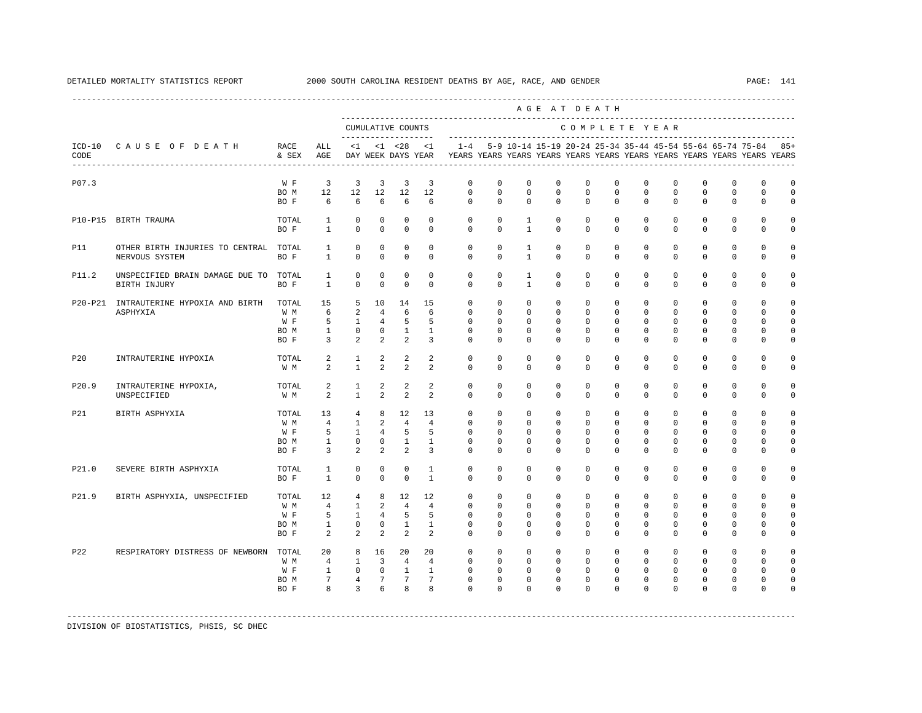DETAILED MORTALITY STATISTICS REPORT 2000 SOUTH CAROLINA RESIDENT DEATHS BY AGE, RACE, AND GENDER

| ICD-10 CODE | CAUSE OF DEATH | RACE & SEX | ALL AGE | CUMULATIVE COUNTS <1 DAY | <1 WEEK | <28 DAYS | <1 YEAR | 1-4 YEARS | 5-9 YEARS | 10-14 YEARS | 15-19 YEARS | 20-24 YEARS | 25-34 YEARS | 35-44 YEARS | 45-54 YEARS | 55-64 YEARS | 65-74 YEARS | 75-84 YEARS | 85+ YEARS |
|---|---|---|---|---|---|---|---|---|---|---|---|---|---|---|---|---|---|---|---|
| P07.3 | | W F | 3 | 3 | 3 | 3 | 3 | 0 | 0 | 0 | 0 | 0 | 0 | 0 | 0 | 0 | 0 | 0 | 0 |
| | | BO M | 12 | 12 | 12 | 12 | 12 | 0 | 0 | 0 | 0 | 0 | 0 | 0 | 0 | 0 | 0 | 0 | 0 |
| | | BO F | 6 | 6 | 6 | 6 | 6 | 0 | 0 | 0 | 0 | 0 | 0 | 0 | 0 | 0 | 0 | 0 | 0 |
| P10-P15 | BIRTH TRAUMA | TOTAL | 1 | 0 | 0 | 0 | 0 | 0 | 0 | 1 | 0 | 0 | 0 | 0 | 0 | 0 | 0 | 0 | 0 |
| | | BO F | 1 | 0 | 0 | 0 | 0 | 0 | 0 | 1 | 0 | 0 | 0 | 0 | 0 | 0 | 0 | 0 | 0 |
| P11 | OTHER BIRTH INJURIES TO CENTRAL NERVOUS SYSTEM | TOTAL | 1 | 0 | 0 | 0 | 0 | 0 | 0 | 1 | 0 | 0 | 0 | 0 | 0 | 0 | 0 | 0 | 0 |
| | | BO F | 1 | 0 | 0 | 0 | 0 | 0 | 0 | 1 | 0 | 0 | 0 | 0 | 0 | 0 | 0 | 0 | 0 |
| P11.2 | UNSPECIFIED BRAIN DAMAGE DUE TO BIRTH INJURY | TOTAL | 1 | 0 | 0 | 0 | 0 | 0 | 0 | 1 | 0 | 0 | 0 | 0 | 0 | 0 | 0 | 0 | 0 |
| | | BO F | 1 | 0 | 0 | 0 | 0 | 0 | 0 | 1 | 0 | 0 | 0 | 0 | 0 | 0 | 0 | 0 | 0 |
| P20-P21 | INTRAUTERINE HYPOXIA AND BIRTH ASPHYXIA | TOTAL | 15 | 5 | 10 | 14 | 15 | 0 | 0 | 0 | 0 | 0 | 0 | 0 | 0 | 0 | 0 | 0 | 0 |
| | | W M | 6 | 2 | 4 | 6 | 6 | 0 | 0 | 0 | 0 | 0 | 0 | 0 | 0 | 0 | 0 | 0 | 0 |
| | | W F | 5 | 1 | 4 | 5 | 5 | 0 | 0 | 0 | 0 | 0 | 0 | 0 | 0 | 0 | 0 | 0 | 0 |
| | | BO M | 1 | 0 | 0 | 1 | 1 | 0 | 0 | 0 | 0 | 0 | 0 | 0 | 0 | 0 | 0 | 0 | 0 |
| | | BO F | 3 | 2 | 2 | 2 | 3 | 0 | 0 | 0 | 0 | 0 | 0 | 0 | 0 | 0 | 0 | 0 | 0 |
| P20 | INTRAUTERINE HYPOXIA | TOTAL | 2 | 1 | 2 | 2 | 2 | 0 | 0 | 0 | 0 | 0 | 0 | 0 | 0 | 0 | 0 | 0 | 0 |
| | | W M | 2 | 1 | 2 | 2 | 2 | 0 | 0 | 0 | 0 | 0 | 0 | 0 | 0 | 0 | 0 | 0 | 0 |
| P20.9 | INTRAUTERINE HYPOXIA, UNSPECIFIED | TOTAL | 2 | 1 | 2 | 2 | 2 | 0 | 0 | 0 | 0 | 0 | 0 | 0 | 0 | 0 | 0 | 0 | 0 |
| | | W M | 2 | 1 | 2 | 2 | 2 | 0 | 0 | 0 | 0 | 0 | 0 | 0 | 0 | 0 | 0 | 0 | 0 |
| P21 | BIRTH ASPHYXIA | TOTAL | 13 | 4 | 8 | 12 | 13 | 0 | 0 | 0 | 0 | 0 | 0 | 0 | 0 | 0 | 0 | 0 | 0 |
| | | W M | 4 | 1 | 2 | 4 | 4 | 0 | 0 | 0 | 0 | 0 | 0 | 0 | 0 | 0 | 0 | 0 | 0 |
| | | W F | 5 | 1 | 4 | 5 | 5 | 0 | 0 | 0 | 0 | 0 | 0 | 0 | 0 | 0 | 0 | 0 | 0 |
| | | BO M | 1 | 0 | 0 | 1 | 1 | 0 | 0 | 0 | 0 | 0 | 0 | 0 | 0 | 0 | 0 | 0 | 0 |
| | | BO F | 3 | 2 | 2 | 2 | 3 | 0 | 0 | 0 | 0 | 0 | 0 | 0 | 0 | 0 | 0 | 0 | 0 |
| P21.0 | SEVERE BIRTH ASPHYXIA | TOTAL | 1 | 0 | 0 | 0 | 1 | 0 | 0 | 0 | 0 | 0 | 0 | 0 | 0 | 0 | 0 | 0 | 0 |
| | | BO F | 1 | 0 | 0 | 0 | 1 | 0 | 0 | 0 | 0 | 0 | 0 | 0 | 0 | 0 | 0 | 0 | 0 |
| P21.9 | BIRTH ASPHYXIA, UNSPECIFIED | TOTAL | 12 | 4 | 8 | 12 | 12 | 0 | 0 | 0 | 0 | 0 | 0 | 0 | 0 | 0 | 0 | 0 | 0 |
| | | W M | 4 | 1 | 2 | 4 | 4 | 0 | 0 | 0 | 0 | 0 | 0 | 0 | 0 | 0 | 0 | 0 | 0 |
| | | W F | 5 | 1 | 4 | 5 | 5 | 0 | 0 | 0 | 0 | 0 | 0 | 0 | 0 | 0 | 0 | 0 | 0 |
| | | BO M | 1 | 0 | 0 | 1 | 1 | 0 | 0 | 0 | 0 | 0 | 0 | 0 | 0 | 0 | 0 | 0 | 0 |
| | | BO F | 2 | 2 | 2 | 2 | 2 | 0 | 0 | 0 | 0 | 0 | 0 | 0 | 0 | 0 | 0 | 0 | 0 |
| P22 | RESPIRATORY DISTRESS OF NEWBORN | TOTAL | 20 | 8 | 16 | 20 | 20 | 0 | 0 | 0 | 0 | 0 | 0 | 0 | 0 | 0 | 0 | 0 | 0 |
| | | W M | 4 | 1 | 3 | 4 | 4 | 0 | 0 | 0 | 0 | 0 | 0 | 0 | 0 | 0 | 0 | 0 | 0 |
| | | W F | 1 | 0 | 0 | 1 | 1 | 0 | 0 | 0 | 0 | 0 | 0 | 0 | 0 | 0 | 0 | 0 | 0 |
| | | BO M | 7 | 4 | 7 | 7 | 7 | 0 | 0 | 0 | 0 | 0 | 0 | 0 | 0 | 0 | 0 | 0 | 0 |
| | | BO F | 8 | 3 | 6 | 8 | 8 | 0 | 0 | 0 | 0 | 0 | 0 | 0 | 0 | 0 | 0 | 0 | 0 |

DIVISION OF BIOSTATISTICS, PHSIS, SC DHEC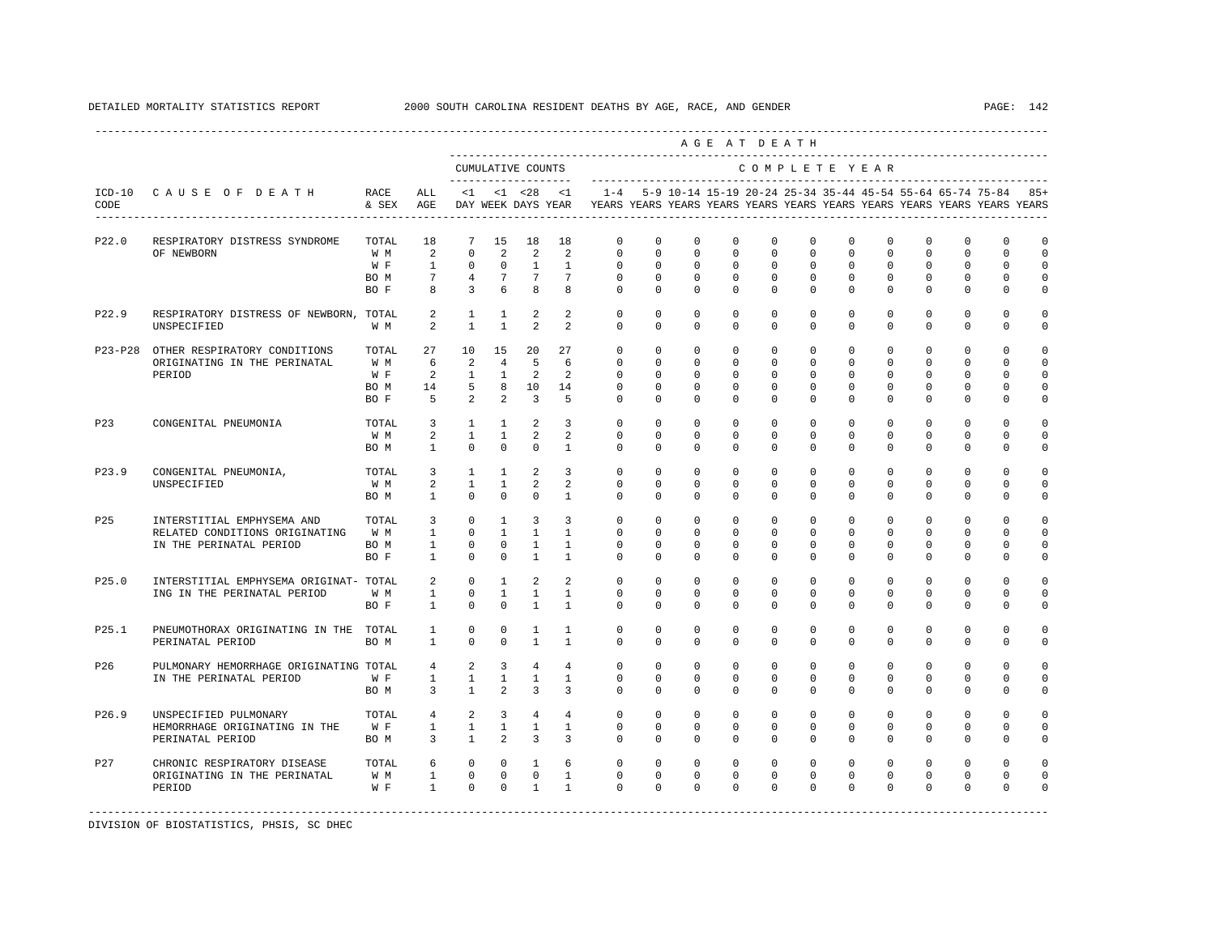DETAILED MORTALITY STATISTICS REPORT 2000 SOUTH CAROLINA RESIDENT DEATHS BY AGE, RACE, AND GENDER

| ICD-10 CODE | CAUSE OF DEATH | RACE & SEX | ALL AGE | <1 DAY | <1 WEEK | <28 DAYS | <1 YEAR | 1-4 YEARS | 5-9 YEARS | 10-14 YEARS | 15-19 YEARS | 20-24 YEARS | 25-34 YEARS | 35-44 YEARS | 45-54 YEARS | 55-64 YEARS | 65-74 YEARS | 75-84 YEARS | 85+ YEARS |
|---|---|---|---|---|---|---|---|---|---|---|---|---|---|---|---|---|---|---|---|
| | | | | CUMULATIVE COUNTS | | | | COMPLETE YEAR | | | | | | | | | | | |
| P22.0 | RESPIRATORY DISTRESS SYNDROME OF NEWBORN | TOTAL | 18 | 7 | 15 | 18 | 18 | 0 | 0 | 0 | 0 | 0 | 0 | 0 | 0 | 0 | 0 | 0 | 0 |
| | | W M | 2 | 0 | 2 | 2 | 2 | 0 | 0 | 0 | 0 | 0 | 0 | 0 | 0 | 0 | 0 | 0 | 0 |
| | | W F | 1 | 0 | 0 | 1 | 1 | 0 | 0 | 0 | 0 | 0 | 0 | 0 | 0 | 0 | 0 | 0 | 0 |
| | | BO M | 7 | 4 | 7 | 7 | 7 | 0 | 0 | 0 | 0 | 0 | 0 | 0 | 0 | 0 | 0 | 0 | 0 |
| | | BO F | 8 | 3 | 6 | 8 | 8 | 0 | 0 | 0 | 0 | 0 | 0 | 0 | 0 | 0 | 0 | 0 | 0 |
| P22.9 | RESPIRATORY DISTRESS OF NEWBORN, UNSPECIFIED | TOTAL | 2 | 1 | 1 | 2 | 2 | 0 | 0 | 0 | 0 | 0 | 0 | 0 | 0 | 0 | 0 | 0 | 0 |
| | | W M | 2 | 1 | 1 | 2 | 2 | 0 | 0 | 0 | 0 | 0 | 0 | 0 | 0 | 0 | 0 | 0 | 0 |
| P23-P28 | OTHER RESPIRATORY CONDITIONS ORIGINATING IN THE PERINATAL PERIOD | TOTAL | 27 | 10 | 15 | 20 | 27 | 0 | 0 | 0 | 0 | 0 | 0 | 0 | 0 | 0 | 0 | 0 | 0 |
| | | W M | 6 | 2 | 4 | 5 | 6 | 0 | 0 | 0 | 0 | 0 | 0 | 0 | 0 | 0 | 0 | 0 | 0 |
| | | W F | 2 | 1 | 1 | 2 | 2 | 0 | 0 | 0 | 0 | 0 | 0 | 0 | 0 | 0 | 0 | 0 | 0 |
| | | BO M | 14 | 5 | 8 | 10 | 14 | 0 | 0 | 0 | 0 | 0 | 0 | 0 | 0 | 0 | 0 | 0 | 0 |
| | | BO F | 5 | 2 | 2 | 3 | 5 | 0 | 0 | 0 | 0 | 0 | 0 | 0 | 0 | 0 | 0 | 0 | 0 |
| P23 | CONGENITAL PNEUMONIA | TOTAL | 3 | 1 | 1 | 2 | 3 | 0 | 0 | 0 | 0 | 0 | 0 | 0 | 0 | 0 | 0 | 0 | 0 |
| | | W M | 2 | 1 | 1 | 2 | 2 | 0 | 0 | 0 | 0 | 0 | 0 | 0 | 0 | 0 | 0 | 0 | 0 |
| | | BO M | 1 | 0 | 0 | 0 | 1 | 0 | 0 | 0 | 0 | 0 | 0 | 0 | 0 | 0 | 0 | 0 | 0 |
| P23.9 | CONGENITAL PNEUMONIA, UNSPECIFIED | TOTAL | 3 | 1 | 1 | 2 | 3 | 0 | 0 | 0 | 0 | 0 | 0 | 0 | 0 | 0 | 0 | 0 | 0 |
| | | W M | 2 | 1 | 1 | 2 | 2 | 0 | 0 | 0 | 0 | 0 | 0 | 0 | 0 | 0 | 0 | 0 | 0 |
| | | BO M | 1 | 0 | 0 | 0 | 1 | 0 | 0 | 0 | 0 | 0 | 0 | 0 | 0 | 0 | 0 | 0 | 0 |
| P25 | INTERSTITIAL EMPHYSEMA AND RELATED CONDITIONS ORIGINATING IN THE PERINATAL PERIOD | TOTAL | 3 | 0 | 1 | 3 | 3 | 0 | 0 | 0 | 0 | 0 | 0 | 0 | 0 | 0 | 0 | 0 | 0 |
| | | W M | 1 | 0 | 1 | 1 | 1 | 0 | 0 | 0 | 0 | 0 | 0 | 0 | 0 | 0 | 0 | 0 | 0 |
| | | BO M | 1 | 0 | 0 | 1 | 1 | 0 | 0 | 0 | 0 | 0 | 0 | 0 | 0 | 0 | 0 | 0 | 0 |
| | | BO F | 1 | 0 | 0 | 1 | 1 | 0 | 0 | 0 | 0 | 0 | 0 | 0 | 0 | 0 | 0 | 0 | 0 |
| P25.0 | INTERSTITIAL EMPHYSEMA ORIGINATING IN THE PERINATAL PERIOD | TOTAL | 2 | 0 | 1 | 2 | 2 | 0 | 0 | 0 | 0 | 0 | 0 | 0 | 0 | 0 | 0 | 0 | 0 |
| | | W M | 1 | 0 | 1 | 1 | 1 | 0 | 0 | 0 | 0 | 0 | 0 | 0 | 0 | 0 | 0 | 0 | 0 |
| | | BO F | 1 | 0 | 0 | 1 | 1 | 0 | 0 | 0 | 0 | 0 | 0 | 0 | 0 | 0 | 0 | 0 | 0 |
| P25.1 | PNEUMOTHORAX ORIGINATING IN THE PERINATAL PERIOD | TOTAL | 1 | 0 | 0 | 1 | 1 | 0 | 0 | 0 | 0 | 0 | 0 | 0 | 0 | 0 | 0 | 0 | 0 |
| | | BO M | 1 | 0 | 0 | 1 | 1 | 0 | 0 | 0 | 0 | 0 | 0 | 0 | 0 | 0 | 0 | 0 | 0 |
| P26 | PULMONARY HEMORRHAGE ORIGINATING IN THE PERINATAL PERIOD | TOTAL | 4 | 2 | 3 | 4 | 4 | 0 | 0 | 0 | 0 | 0 | 0 | 0 | 0 | 0 | 0 | 0 | 0 |
| | | W F | 1 | 1 | 1 | 1 | 1 | 0 | 0 | 0 | 0 | 0 | 0 | 0 | 0 | 0 | 0 | 0 | 0 |
| | | BO M | 3 | 1 | 2 | 3 | 3 | 0 | 0 | 0 | 0 | 0 | 0 | 0 | 0 | 0 | 0 | 0 | 0 |
| P26.9 | UNSPECIFIED PULMONARY HEMORRHAGE ORIGINATING IN THE PERINATAL PERIOD | TOTAL | 4 | 2 | 3 | 4 | 4 | 0 | 0 | 0 | 0 | 0 | 0 | 0 | 0 | 0 | 0 | 0 | 0 |
| | | W F | 1 | 1 | 1 | 1 | 1 | 0 | 0 | 0 | 0 | 0 | 0 | 0 | 0 | 0 | 0 | 0 | 0 |
| | | BO M | 3 | 1 | 2 | 3 | 3 | 0 | 0 | 0 | 0 | 0 | 0 | 0 | 0 | 0 | 0 | 0 | 0 |
| P27 | CHRONIC RESPIRATORY DISEASE ORIGINATING IN THE PERINATAL PERIOD | TOTAL | 6 | 0 | 0 | 1 | 6 | 0 | 0 | 0 | 0 | 0 | 0 | 0 | 0 | 0 | 0 | 0 | 0 |
| | | W M | 1 | 0 | 0 | 0 | 1 | 0 | 0 | 0 | 0 | 0 | 0 | 0 | 0 | 0 | 0 | 0 | 0 |
| | | W F | 1 | 0 | 0 | 1 | 1 | 0 | 0 | 0 | 0 | 0 | 0 | 0 | 0 | 0 | 0 | 0 | 0 |

DIVISION OF BIOSTATISTICS, PHSIS, SC DHEC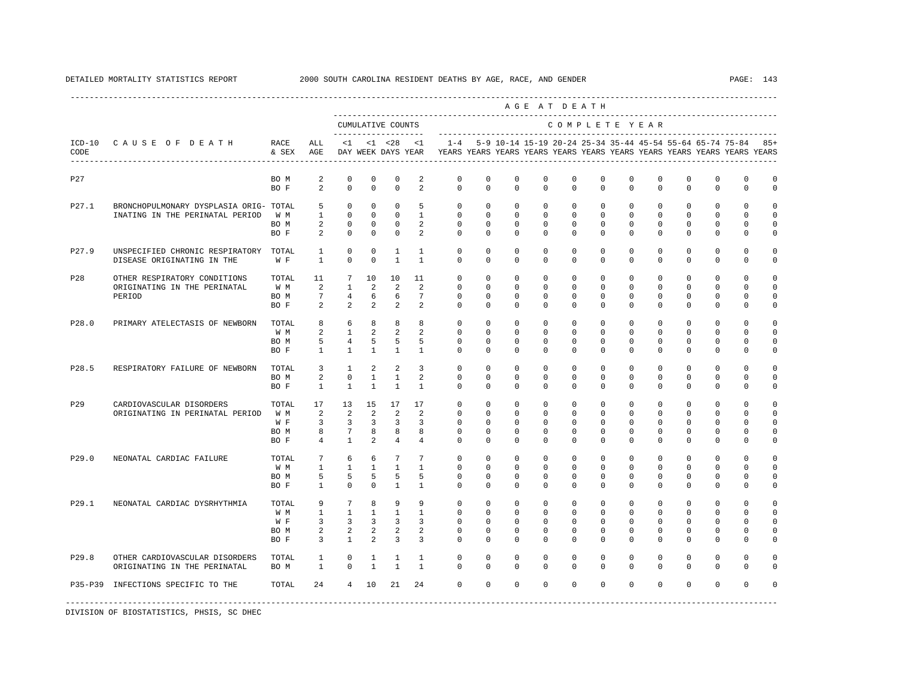DETAILED MORTALITY STATISTICS REPORT 2000 SOUTH CAROLINA RESIDENT DEATHS BY AGE, RACE, AND GENDER

| ICD-10 CODE | CAUSE OF DEATH | RACE & SEX | ALL AGE | CUMULATIVE COUNTS <1 DAY | <1 WEEK | <28 DAYS | <1 YEAR | 1-4 YEARS | 5-9 YEARS | 10-14 YEARS | 15-19 YEARS | 20-24 YEARS | 25-34 YEARS | 35-44 YEARS | 45-54 YEARS | 55-64 YEARS | 65-74 YEARS | 75-84 YEARS | 85+ YEARS |
|---|---|---|---|---|---|---|---|---|---|---|---|---|---|---|---|---|---|---|---|
| P27 | | BO M | 2 | 0 | 0 | 0 | 2 | 0 | 0 | 0 | 0 | 0 | 0 | 0 | 0 | 0 | 0 | 0 | 0 |
| | | BO F | 2 | 0 | 0 | 0 | 2 | 0 | 0 | 0 | 0 | 0 | 0 | 0 | 0 | 0 | 0 | 0 | 0 |
| P27.1 | BRONCHOPULMONARY DYSPLASIA ORIG- | TOTAL | 5 | 0 | 0 | 0 | 5 | 0 | 0 | 0 | 0 | 0 | 0 | 0 | 0 | 0 | 0 | 0 | 0 |
| | INATING IN THE PERINATAL PERIOD | W M | 1 | 0 | 0 | 0 | 1 | 0 | 0 | 0 | 0 | 0 | 0 | 0 | 0 | 0 | 0 | 0 | 0 |
| | | BO M | 2 | 0 | 0 | 0 | 2 | 0 | 0 | 0 | 0 | 0 | 0 | 0 | 0 | 0 | 0 | 0 | 0 |
| | | BO F | 2 | 0 | 0 | 0 | 2 | 0 | 0 | 0 | 0 | 0 | 0 | 0 | 0 | 0 | 0 | 0 | 0 |
| P27.9 | UNSPECIFIED CHRONIC RESPIRATORY | TOTAL | 1 | 0 | 0 | 1 | 1 | 0 | 0 | 0 | 0 | 0 | 0 | 0 | 0 | 0 | 0 | 0 | 0 |
| | DISEASE ORIGINATING IN THE | W F | 1 | 0 | 0 | 1 | 1 | 0 | 0 | 0 | 0 | 0 | 0 | 0 | 0 | 0 | 0 | 0 | 0 |
| P28 | OTHER RESPIRATORY CONDITIONS | TOTAL | 11 | 7 | 10 | 10 | 11 | 0 | 0 | 0 | 0 | 0 | 0 | 0 | 0 | 0 | 0 | 0 | 0 |
| | ORIGINATING IN THE PERINATAL | W M | 2 | 1 | 2 | 2 | 2 | 0 | 0 | 0 | 0 | 0 | 0 | 0 | 0 | 0 | 0 | 0 | 0 |
| | PERIOD | BO M | 7 | 4 | 6 | 6 | 7 | 0 | 0 | 0 | 0 | 0 | 0 | 0 | 0 | 0 | 0 | 0 | 0 |
| | | BO F | 2 | 2 | 2 | 2 | 2 | 0 | 0 | 0 | 0 | 0 | 0 | 0 | 0 | 0 | 0 | 0 | 0 |
| P28.0 | PRIMARY ATELECTASIS OF NEWBORN | TOTAL | 8 | 6 | 8 | 8 | 8 | 0 | 0 | 0 | 0 | 0 | 0 | 0 | 0 | 0 | 0 | 0 | 0 |
| | | W M | 2 | 1 | 2 | 2 | 2 | 0 | 0 | 0 | 0 | 0 | 0 | 0 | 0 | 0 | 0 | 0 | 0 |
| | | BO M | 5 | 4 | 5 | 5 | 5 | 0 | 0 | 0 | 0 | 0 | 0 | 0 | 0 | 0 | 0 | 0 | 0 |
| | | BO F | 1 | 1 | 1 | 1 | 1 | 0 | 0 | 0 | 0 | 0 | 0 | 0 | 0 | 0 | 0 | 0 | 0 |
| P28.5 | RESPIRATORY FAILURE OF NEWBORN | TOTAL | 3 | 1 | 2 | 2 | 3 | 0 | 0 | 0 | 0 | 0 | 0 | 0 | 0 | 0 | 0 | 0 | 0 |
| | | BO M | 2 | 0 | 1 | 1 | 2 | 0 | 0 | 0 | 0 | 0 | 0 | 0 | 0 | 0 | 0 | 0 | 0 |
| | | BO F | 1 | 1 | 1 | 1 | 1 | 0 | 0 | 0 | 0 | 0 | 0 | 0 | 0 | 0 | 0 | 0 | 0 |
| P29 | CARDIOVASCULAR DISORDERS | TOTAL | 17 | 13 | 15 | 17 | 17 | 0 | 0 | 0 | 0 | 0 | 0 | 0 | 0 | 0 | 0 | 0 | 0 |
| | ORIGINATING IN PERINATAL PERIOD | W M | 2 | 2 | 2 | 2 | 2 | 0 | 0 | 0 | 0 | 0 | 0 | 0 | 0 | 0 | 0 | 0 | 0 |
| | | W F | 3 | 3 | 3 | 3 | 3 | 0 | 0 | 0 | 0 | 0 | 0 | 0 | 0 | 0 | 0 | 0 | 0 |
| | | BO M | 8 | 7 | 8 | 8 | 8 | 0 | 0 | 0 | 0 | 0 | 0 | 0 | 0 | 0 | 0 | 0 | 0 |
| | | BO F | 4 | 1 | 2 | 4 | 4 | 0 | 0 | 0 | 0 | 0 | 0 | 0 | 0 | 0 | 0 | 0 | 0 |
| P29.0 | NEONATAL CARDIAC FAILURE | TOTAL | 7 | 6 | 6 | 7 | 7 | 0 | 0 | 0 | 0 | 0 | 0 | 0 | 0 | 0 | 0 | 0 | 0 |
| | | W M | 1 | 1 | 1 | 1 | 1 | 0 | 0 | 0 | 0 | 0 | 0 | 0 | 0 | 0 | 0 | 0 | 0 |
| | | BO M | 5 | 5 | 5 | 5 | 5 | 0 | 0 | 0 | 0 | 0 | 0 | 0 | 0 | 0 | 0 | 0 | 0 |
| | | BO F | 1 | 0 | 0 | 1 | 1 | 0 | 0 | 0 | 0 | 0 | 0 | 0 | 0 | 0 | 0 | 0 | 0 |
| P29.1 | NEONATAL CARDIAC DYSRHYTHMIA | TOTAL | 9 | 7 | 8 | 9 | 9 | 0 | 0 | 0 | 0 | 0 | 0 | 0 | 0 | 0 | 0 | 0 | 0 |
| | | W M | 1 | 1 | 1 | 1 | 1 | 0 | 0 | 0 | 0 | 0 | 0 | 0 | 0 | 0 | 0 | 0 | 0 |
| | | W F | 3 | 3 | 3 | 3 | 3 | 0 | 0 | 0 | 0 | 0 | 0 | 0 | 0 | 0 | 0 | 0 | 0 |
| | | BO M | 2 | 2 | 2 | 2 | 2 | 0 | 0 | 0 | 0 | 0 | 0 | 0 | 0 | 0 | 0 | 0 | 0 |
| | | BO F | 3 | 1 | 2 | 3 | 3 | 0 | 0 | 0 | 0 | 0 | 0 | 0 | 0 | 0 | 0 | 0 | 0 |
| P29.8 | OTHER CARDIOVASCULAR DISORDERS | TOTAL | 1 | 0 | 1 | 1 | 1 | 0 | 0 | 0 | 0 | 0 | 0 | 0 | 0 | 0 | 0 | 0 | 0 |
| | ORIGINATING IN THE PERINATAL | BO M | 1 | 0 | 1 | 1 | 1 | 0 | 0 | 0 | 0 | 0 | 0 | 0 | 0 | 0 | 0 | 0 | 0 |
| P35-P39 | INFECTIONS SPECIFIC TO THE | TOTAL | 24 | 4 | 10 | 21 | 24 | 0 | 0 | 0 | 0 | 0 | 0 | 0 | 0 | 0 | 0 | 0 | 0 |

DIVISION OF BIOSTATISTICS, PHSIS, SC DHEC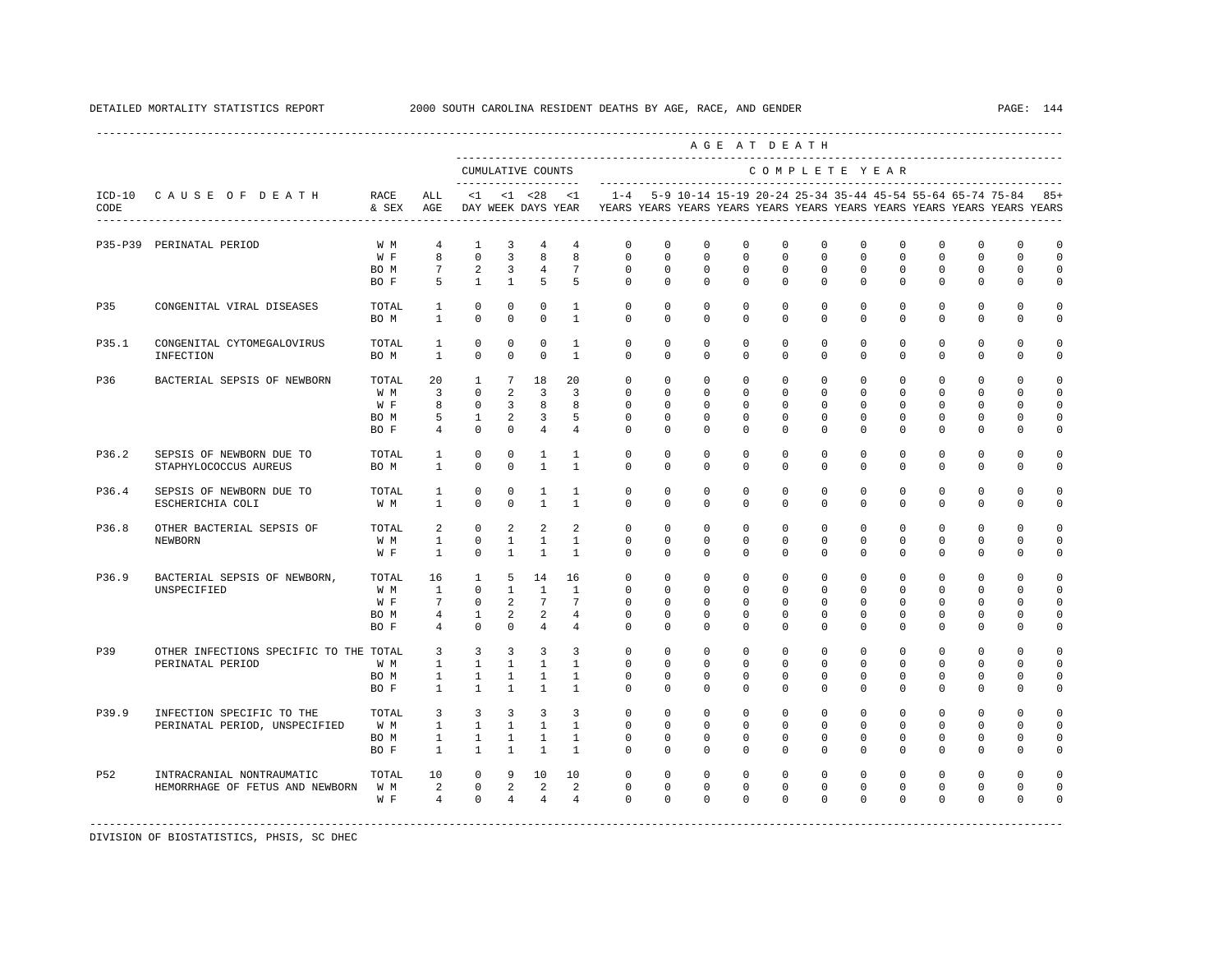DETAILED MORTALITY STATISTICS REPORT 2000 SOUTH CAROLINA RESIDENT DEATHS BY AGE, RACE, AND GENDER

| ICD-10 CODE | CAUSE OF DEATH | RACE & SEX | ALL AGE | <1 DAY | <1 WEEK | <28 DAYS | <1 YEAR | 1-4 YEARS | 5-9 YEARS | 10-14 YEARS | 15-19 YEARS | 20-24 YEARS | 25-34 YEARS | 35-44 YEARS | 45-54 YEARS | 55-64 YEARS | 65-74 YEARS | 75-84 YEARS | 85+ YEARS |
|---|---|---|---|---|---|---|---|---|---|---|---|---|---|---|---|---|---|---|---|
| P35-P39 | PERINATAL PERIOD | W M | 4 | 1 | 3 | 4 | 4 | 0 | 0 | 0 | 0 | 0 | 0 | 0 | 0 | 0 | 0 | 0 | 0 |
| | | W F | 8 | 0 | 3 | 8 | 8 | 0 | 0 | 0 | 0 | 0 | 0 | 0 | 0 | 0 | 0 | 0 | 0 |
| | | BO M | 7 | 2 | 3 | 4 | 7 | 0 | 0 | 0 | 0 | 0 | 0 | 0 | 0 | 0 | 0 | 0 | 0 |
| | | BO F | 5 | 1 | 1 | 5 | 5 | 0 | 0 | 0 | 0 | 0 | 0 | 0 | 0 | 0 | 0 | 0 | 0 |
| P35 | CONGENITAL VIRAL DISEASES | TOTAL | 1 | 0 | 0 | 0 | 1 | 0 | 0 | 0 | 0 | 0 | 0 | 0 | 0 | 0 | 0 | 0 | 0 |
| | | BO M | 1 | 0 | 0 | 0 | 1 | 0 | 0 | 0 | 0 | 0 | 0 | 0 | 0 | 0 | 0 | 0 | 0 |
| P35.1 | CONGENITAL CYTOMEGALOVIRUS INFECTION | TOTAL | 1 | 0 | 0 | 0 | 1 | 0 | 0 | 0 | 0 | 0 | 0 | 0 | 0 | 0 | 0 | 0 | 0 |
| | | BO M | 1 | 0 | 0 | 0 | 1 | 0 | 0 | 0 | 0 | 0 | 0 | 0 | 0 | 0 | 0 | 0 | 0 |
| P36 | BACTERIAL SEPSIS OF NEWBORN | TOTAL | 20 | 1 | 7 | 18 | 20 | 0 | 0 | 0 | 0 | 0 | 0 | 0 | 0 | 0 | 0 | 0 | 0 |
| | | W M | 3 | 0 | 2 | 3 | 3 | 0 | 0 | 0 | 0 | 0 | 0 | 0 | 0 | 0 | 0 | 0 | 0 |
| | | W F | 8 | 0 | 3 | 8 | 8 | 0 | 0 | 0 | 0 | 0 | 0 | 0 | 0 | 0 | 0 | 0 | 0 |
| | | BO M | 5 | 1 | 2 | 3 | 5 | 0 | 0 | 0 | 0 | 0 | 0 | 0 | 0 | 0 | 0 | 0 | 0 |
| | | BO F | 4 | 0 | 0 | 4 | 4 | 0 | 0 | 0 | 0 | 0 | 0 | 0 | 0 | 0 | 0 | 0 | 0 |
| P36.2 | SEPSIS OF NEWBORN DUE TO STAPHYLOCOCCUS AUREUS | TOTAL | 1 | 0 | 0 | 1 | 1 | 0 | 0 | 0 | 0 | 0 | 0 | 0 | 0 | 0 | 0 | 0 | 0 |
| | | BO M | 1 | 0 | 0 | 1 | 1 | 0 | 0 | 0 | 0 | 0 | 0 | 0 | 0 | 0 | 0 | 0 | 0 |
| P36.4 | SEPSIS OF NEWBORN DUE TO ESCHERICHIA COLI | TOTAL | 1 | 0 | 0 | 1 | 1 | 0 | 0 | 0 | 0 | 0 | 0 | 0 | 0 | 0 | 0 | 0 | 0 |
| | | W M | 1 | 0 | 0 | 1 | 1 | 0 | 0 | 0 | 0 | 0 | 0 | 0 | 0 | 0 | 0 | 0 | 0 |
| P36.8 | OTHER BACTERIAL SEPSIS OF NEWBORN | TOTAL | 2 | 0 | 2 | 2 | 2 | 0 | 0 | 0 | 0 | 0 | 0 | 0 | 0 | 0 | 0 | 0 | 0 |
| | | W M | 1 | 0 | 1 | 1 | 1 | 0 | 0 | 0 | 0 | 0 | 0 | 0 | 0 | 0 | 0 | 0 | 0 |
| | | W F | 1 | 0 | 1 | 1 | 1 | 0 | 0 | 0 | 0 | 0 | 0 | 0 | 0 | 0 | 0 | 0 | 0 |
| P36.9 | BACTERIAL SEPSIS OF NEWBORN, UNSPECIFIED | TOTAL | 16 | 1 | 5 | 14 | 16 | 0 | 0 | 0 | 0 | 0 | 0 | 0 | 0 | 0 | 0 | 0 | 0 |
| | | W M | 1 | 0 | 1 | 1 | 1 | 0 | 0 | 0 | 0 | 0 | 0 | 0 | 0 | 0 | 0 | 0 | 0 |
| | | W F | 7 | 0 | 2 | 7 | 7 | 0 | 0 | 0 | 0 | 0 | 0 | 0 | 0 | 0 | 0 | 0 | 0 |
| | | BO M | 4 | 1 | 2 | 2 | 4 | 0 | 0 | 0 | 0 | 0 | 0 | 0 | 0 | 0 | 0 | 0 | 0 |
| | | BO F | 4 | 0 | 0 | 4 | 4 | 0 | 0 | 0 | 0 | 0 | 0 | 0 | 0 | 0 | 0 | 0 | 0 |
| P39 | OTHER INFECTIONS SPECIFIC TO THE PERINATAL PERIOD | TOTAL | 3 | 3 | 3 | 3 | 3 | 0 | 0 | 0 | 0 | 0 | 0 | 0 | 0 | 0 | 0 | 0 | 0 |
| | | W M | 1 | 1 | 1 | 1 | 1 | 0 | 0 | 0 | 0 | 0 | 0 | 0 | 0 | 0 | 0 | 0 | 0 |
| | | BO M | 1 | 1 | 1 | 1 | 1 | 0 | 0 | 0 | 0 | 0 | 0 | 0 | 0 | 0 | 0 | 0 | 0 |
| | | BO F | 1 | 1 | 1 | 1 | 1 | 0 | 0 | 0 | 0 | 0 | 0 | 0 | 0 | 0 | 0 | 0 | 0 |
| P39.9 | INFECTION SPECIFIC TO THE PERINATAL PERIOD, UNSPECIFIED | TOTAL | 3 | 3 | 3 | 3 | 3 | 0 | 0 | 0 | 0 | 0 | 0 | 0 | 0 | 0 | 0 | 0 | 0 |
| | | W M | 1 | 1 | 1 | 1 | 1 | 0 | 0 | 0 | 0 | 0 | 0 | 0 | 0 | 0 | 0 | 0 | 0 |
| | | BO M | 1 | 1 | 1 | 1 | 1 | 0 | 0 | 0 | 0 | 0 | 0 | 0 | 0 | 0 | 0 | 0 | 0 |
| | | BO F | 1 | 1 | 1 | 1 | 1 | 0 | 0 | 0 | 0 | 0 | 0 | 0 | 0 | 0 | 0 | 0 | 0 |
| P52 | INTRACRANIAL NONTRAUMATIC HEMORRHAGE OF FETUS AND NEWBORN | TOTAL | 10 | 0 | 9 | 10 | 10 | 0 | 0 | 0 | 0 | 0 | 0 | 0 | 0 | 0 | 0 | 0 | 0 |
| | | W M | 2 | 0 | 2 | 2 | 2 | 0 | 0 | 0 | 0 | 0 | 0 | 0 | 0 | 0 | 0 | 0 | 0 |
| | | W F | 4 | 0 | 4 | 4 | 4 | 0 | 0 | 0 | 0 | 0 | 0 | 0 | 0 | 0 | 0 | 0 | 0 |

DIVISION OF BIOSTATISTICS, PHSIS, SC DHEC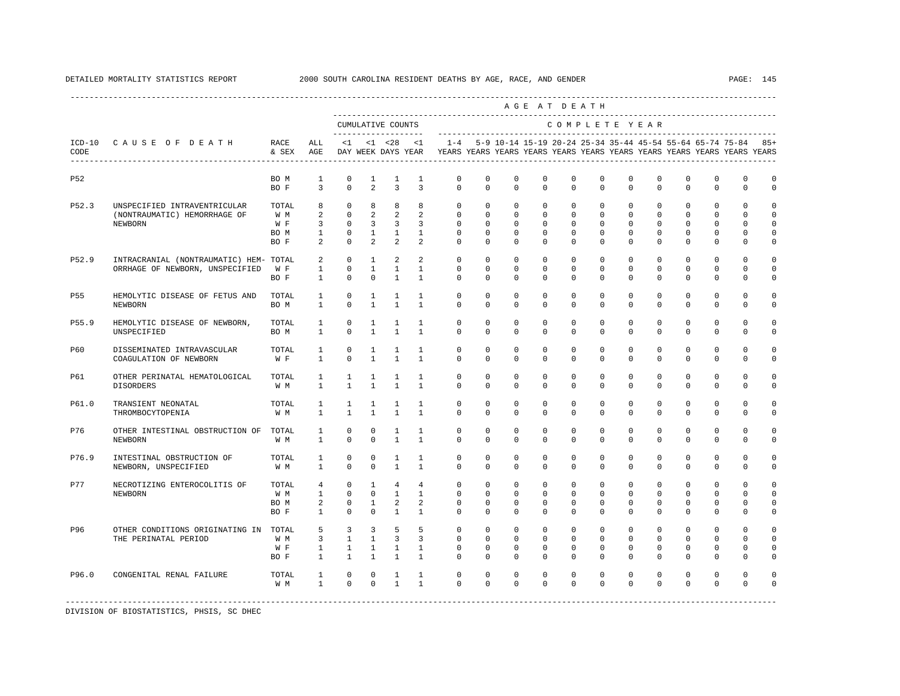DETAILED MORTALITY STATISTICS REPORT — 2000 SOUTH CAROLINA RESIDENT DEATHS BY AGE, RACE, AND GENDER

| ICD-10 CODE | CAUSE OF DEATH | RACE & SEX | ALL AGE | <1 DAY | <1 WEEK | <28 DAYS | <1 YEAR | 1-4 YEARS | 5-9 YEARS | 10-14 YEARS | 15-19 YEARS | 20-24 YEARS | 25-34 YEARS | 35-44 YEARS | 45-54 YEARS | 55-64 YEARS | 65-74 YEARS | 75-84 YEARS | 85+ YEARS |
|---|---|---|---|---|---|---|---|---|---|---|---|---|---|---|---|---|---|---|---|
| | | | | CUMULATIVE COUNTS | | | | COMPLETE YEAR | | | | | | | | | | | |
| P52 | | BO M | 1 | 0 | 1 | 1 | 1 | 0 | 0 | 0 | 0 | 0 | 0 | 0 | 0 | 0 | 0 | 0 | 0 |
| | | BO F | 3 | 0 | 2 | 3 | 3 | 0 | 0 | 0 | 0 | 0 | 0 | 0 | 0 | 0 | 0 | 0 | 0 |
| P52.3 | UNSPECIFIED INTRAVENTRICULAR (NONTRAUMATIC) HEMORRHAGE OF NEWBORN | TOTAL | 8 | 0 | 8 | 8 | 8 | 0 | 0 | 0 | 0 | 0 | 0 | 0 | 0 | 0 | 0 | 0 | 0 |
| | | W M | 2 | 0 | 2 | 2 | 2 | 0 | 0 | 0 | 0 | 0 | 0 | 0 | 0 | 0 | 0 | 0 | 0 |
| | | W F | 3 | 0 | 3 | 3 | 3 | 0 | 0 | 0 | 0 | 0 | 0 | 0 | 0 | 0 | 0 | 0 | 0 |
| | | BO M | 1 | 0 | 1 | 1 | 1 | 0 | 0 | 0 | 0 | 0 | 0 | 0 | 0 | 0 | 0 | 0 | 0 |
| | | BO F | 2 | 0 | 2 | 2 | 2 | 0 | 0 | 0 | 0 | 0 | 0 | 0 | 0 | 0 | 0 | 0 | 0 |
| P52.9 | INTRACRANIAL (NONTRAUMATIC) HEMORRHAGE OF NEWBORN, UNSPECIFIED | TOTAL | 2 | 0 | 1 | 2 | 2 | 0 | 0 | 0 | 0 | 0 | 0 | 0 | 0 | 0 | 0 | 0 | 0 |
| | | W F | 1 | 0 | 1 | 1 | 1 | 0 | 0 | 0 | 0 | 0 | 0 | 0 | 0 | 0 | 0 | 0 | 0 |
| | | BO F | 1 | 0 | 0 | 1 | 1 | 0 | 0 | 0 | 0 | 0 | 0 | 0 | 0 | 0 | 0 | 0 | 0 |
| P55 | HEMOLYTIC DISEASE OF FETUS AND NEWBORN | TOTAL | 1 | 0 | 1 | 1 | 1 | 0 | 0 | 0 | 0 | 0 | 0 | 0 | 0 | 0 | 0 | 0 | 0 |
| | | BO M | 1 | 0 | 1 | 1 | 1 | 0 | 0 | 0 | 0 | 0 | 0 | 0 | 0 | 0 | 0 | 0 | 0 |
| P55.9 | HEMOLYTIC DISEASE OF NEWBORN, UNSPECIFIED | TOTAL | 1 | 0 | 1 | 1 | 1 | 0 | 0 | 0 | 0 | 0 | 0 | 0 | 0 | 0 | 0 | 0 | 0 |
| | | BO M | 1 | 0 | 1 | 1 | 1 | 0 | 0 | 0 | 0 | 0 | 0 | 0 | 0 | 0 | 0 | 0 | 0 |
| P60 | DISSEMINATED INTRAVASCULAR COAGULATION OF NEWBORN | TOTAL | 1 | 0 | 1 | 1 | 1 | 0 | 0 | 0 | 0 | 0 | 0 | 0 | 0 | 0 | 0 | 0 | 0 |
| | | W F | 1 | 0 | 1 | 1 | 1 | 0 | 0 | 0 | 0 | 0 | 0 | 0 | 0 | 0 | 0 | 0 | 0 |
| P61 | OTHER PERINATAL HEMATOLOGICAL DISORDERS | TOTAL | 1 | 1 | 1 | 1 | 1 | 0 | 0 | 0 | 0 | 0 | 0 | 0 | 0 | 0 | 0 | 0 | 0 |
| | | W M | 1 | 1 | 1 | 1 | 1 | 0 | 0 | 0 | 0 | 0 | 0 | 0 | 0 | 0 | 0 | 0 | 0 |
| P61.0 | TRANSIENT NEONATAL THROMBOCYTOPENIA | TOTAL | 1 | 1 | 1 | 1 | 1 | 0 | 0 | 0 | 0 | 0 | 0 | 0 | 0 | 0 | 0 | 0 | 0 |
| | | W M | 1 | 1 | 1 | 1 | 1 | 0 | 0 | 0 | 0 | 0 | 0 | 0 | 0 | 0 | 0 | 0 | 0 |
| P76 | OTHER INTESTINAL OBSTRUCTION OF NEWBORN | TOTAL | 1 | 0 | 0 | 1 | 1 | 0 | 0 | 0 | 0 | 0 | 0 | 0 | 0 | 0 | 0 | 0 | 0 |
| | | W M | 1 | 0 | 0 | 1 | 1 | 0 | 0 | 0 | 0 | 0 | 0 | 0 | 0 | 0 | 0 | 0 | 0 |
| P76.9 | INTESTINAL OBSTRUCTION OF NEWBORN, UNSPECIFIED | TOTAL | 1 | 0 | 0 | 1 | 1 | 0 | 0 | 0 | 0 | 0 | 0 | 0 | 0 | 0 | 0 | 0 | 0 |
| | | W M | 1 | 0 | 0 | 1 | 1 | 0 | 0 | 0 | 0 | 0 | 0 | 0 | 0 | 0 | 0 | 0 | 0 |
| P77 | NECROTIZING ENTEROCOLITIS OF NEWBORN | TOTAL | 4 | 0 | 1 | 4 | 4 | 0 | 0 | 0 | 0 | 0 | 0 | 0 | 0 | 0 | 0 | 0 | 0 |
| | | W M | 1 | 0 | 0 | 1 | 1 | 0 | 0 | 0 | 0 | 0 | 0 | 0 | 0 | 0 | 0 | 0 | 0 |
| | | BO M | 2 | 0 | 1 | 2 | 2 | 0 | 0 | 0 | 0 | 0 | 0 | 0 | 0 | 0 | 0 | 0 | 0 |
| | | BO F | 1 | 0 | 0 | 1 | 1 | 0 | 0 | 0 | 0 | 0 | 0 | 0 | 0 | 0 | 0 | 0 | 0 |
| P96 | OTHER CONDITIONS ORIGINATING IN THE PERINATAL PERIOD | TOTAL | 5 | 3 | 3 | 5 | 5 | 0 | 0 | 0 | 0 | 0 | 0 | 0 | 0 | 0 | 0 | 0 | 0 |
| | | W M | 3 | 1 | 1 | 3 | 3 | 0 | 0 | 0 | 0 | 0 | 0 | 0 | 0 | 0 | 0 | 0 | 0 |
| | | W F | 1 | 1 | 1 | 1 | 1 | 0 | 0 | 0 | 0 | 0 | 0 | 0 | 0 | 0 | 0 | 0 | 0 |
| | | BO F | 1 | 1 | 1 | 1 | 1 | 0 | 0 | 0 | 0 | 0 | 0 | 0 | 0 | 0 | 0 | 0 | 0 |
| P96.0 | CONGENITAL RENAL FAILURE | TOTAL | 1 | 0 | 0 | 1 | 1 | 0 | 0 | 0 | 0 | 0 | 0 | 0 | 0 | 0 | 0 | 0 | 0 |
| | | W M | 1 | 0 | 0 | 1 | 1 | 0 | 0 | 0 | 0 | 0 | 0 | 0 | 0 | 0 | 0 | 0 | 0 |

DIVISION OF BIOSTATISTICS, PHSIS, SC DHEC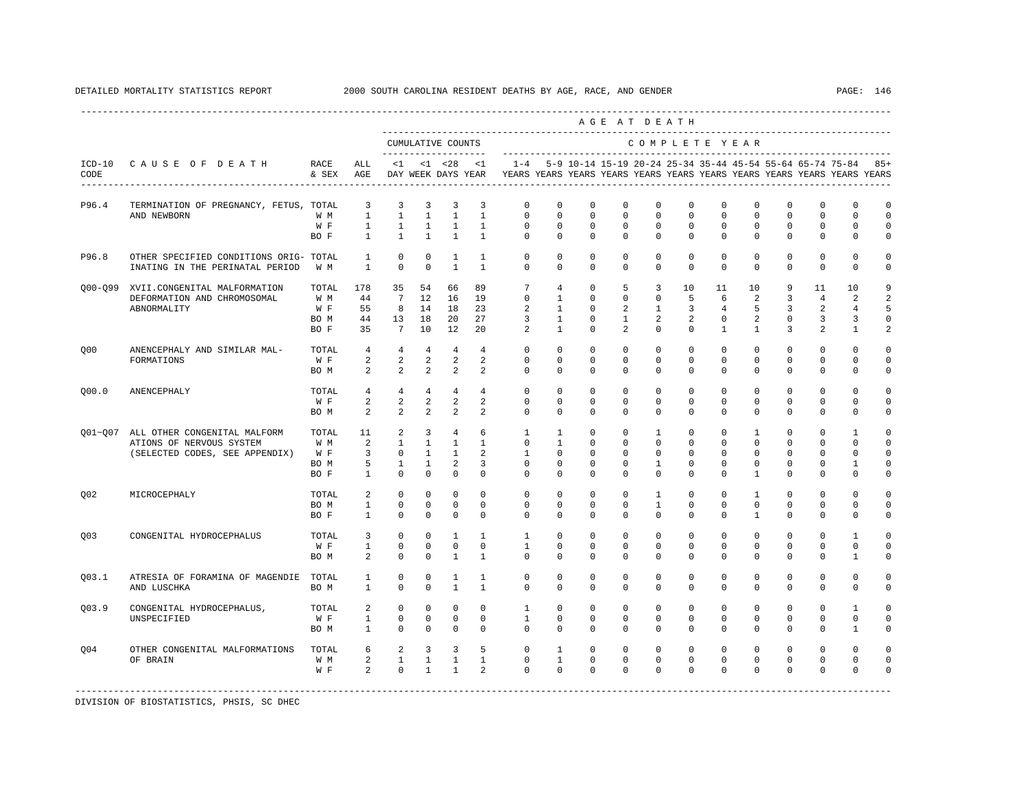DETAILED MORTALITY STATISTICS REPORT 2000 SOUTH CAROLINA RESIDENT DEATHS BY AGE, RACE, AND GENDER

| ICD-10 CODE | CAUSE OF DEATH | RACE & SEX | ALL AGE | CUMULATIVE COUNTS <1 DAY | <1 WEEK | <28 DAYS | <1 YEAR | 1-4 YEARS | 5-9 YEARS | 10-14 YEARS | 15-19 YEARS | 20-24 YEARS | 25-34 YEARS | 35-44 YEARS | 45-54 YEARS | 55-64 YEARS | 65-74 YEARS | 75-84 YEARS | 85+ YEARS |
|---|---|---|---|---|---|---|---|---|---|---|---|---|---|---|---|---|---|---|---|
| P96.4 | TERMINATION OF PREGNANCY, FETUS, AND NEWBORN | TOTAL | 3 | 3 | 3 | 3 | 3 | 0 | 0 | 0 | 0 | 0 | 0 | 0 | 0 | 0 | 0 | 0 | 0 |
| | | W M | 1 | 1 | 1 | 1 | 1 | 0 | 0 | 0 | 0 | 0 | 0 | 0 | 0 | 0 | 0 | 0 | 0 |
| | | W F | 1 | 1 | 1 | 1 | 1 | 0 | 0 | 0 | 0 | 0 | 0 | 0 | 0 | 0 | 0 | 0 | 0 |
| | | BO F | 1 | 1 | 1 | 1 | 1 | 0 | 0 | 0 | 0 | 0 | 0 | 0 | 0 | 0 | 0 | 0 | 0 |
| P96.8 | OTHER SPECIFIED CONDITIONS ORIGINATING IN THE PERINATAL PERIOD | TOTAL | 1 | 0 | 0 | 1 | 1 | 0 | 0 | 0 | 0 | 0 | 0 | 0 | 0 | 0 | 0 | 0 | 0 |
| | | W M | 1 | 0 | 0 | 1 | 1 | 0 | 0 | 0 | 0 | 0 | 0 | 0 | 0 | 0 | 0 | 0 | 0 |
| Q00-Q99 | XVII.CONGENITAL MALFORMATION DEFORMATION AND CHROMOSOMAL ABNORMALITY | TOTAL | 178 | 35 | 54 | 66 | 89 | 7 | 4 | 0 | 5 | 3 | 10 | 11 | 10 | 9 | 11 | 10 | 9 |
| | | W M | 44 | 7 | 12 | 16 | 19 | 0 | 1 | 0 | 0 | 0 | 5 | 6 | 2 | 3 | 4 | 2 | 2 |
| | | W F | 55 | 8 | 14 | 18 | 23 | 2 | 1 | 0 | 2 | 1 | 3 | 4 | 5 | 3 | 2 | 4 | 5 |
| | | BO M | 44 | 13 | 18 | 20 | 27 | 3 | 1 | 0 | 1 | 2 | 2 | 0 | 2 | 0 | 3 | 3 | 0 |
| | | BO F | 35 | 7 | 10 | 12 | 20 | 2 | 1 | 0 | 2 | 0 | 0 | 1 | 1 | 3 | 2 | 1 | 2 |
| Q00 | ANENCEPHALY AND SIMILAR MALFORMATIONS | TOTAL | 4 | 4 | 4 | 4 | 4 | 0 | 0 | 0 | 0 | 0 | 0 | 0 | 0 | 0 | 0 | 0 | 0 |
| | | W F | 2 | 2 | 2 | 2 | 2 | 0 | 0 | 0 | 0 | 0 | 0 | 0 | 0 | 0 | 0 | 0 | 0 |
| | | BO M | 2 | 2 | 2 | 2 | 2 | 0 | 0 | 0 | 0 | 0 | 0 | 0 | 0 | 0 | 0 | 0 | 0 |
| Q00.0 | ANENCEPHALY | TOTAL | 4 | 4 | 4 | 4 | 4 | 0 | 0 | 0 | 0 | 0 | 0 | 0 | 0 | 0 | 0 | 0 | 0 |
| | | W F | 2 | 2 | 2 | 2 | 2 | 0 | 0 | 0 | 0 | 0 | 0 | 0 | 0 | 0 | 0 | 0 | 0 |
| | | BO M | 2 | 2 | 2 | 2 | 2 | 0 | 0 | 0 | 0 | 0 | 0 | 0 | 0 | 0 | 0 | 0 | 0 |
| Q01~Q07 | ALL OTHER CONGENITAL MALFORMATIONS OF NERVOUS SYSTEM (SELECTED CODES, SEE APPENDIX) | TOTAL | 11 | 2 | 3 | 4 | 6 | 1 | 1 | 0 | 0 | 1 | 0 | 0 | 1 | 0 | 0 | 1 | 0 |
| | | W M | 2 | 1 | 1 | 1 | 1 | 0 | 1 | 0 | 0 | 0 | 0 | 0 | 0 | 0 | 0 | 0 | 0 |
| | | W F | 3 | 0 | 1 | 1 | 2 | 1 | 0 | 0 | 0 | 0 | 0 | 0 | 0 | 0 | 0 | 0 | 0 |
| | | BO M | 5 | 1 | 1 | 2 | 3 | 0 | 0 | 0 | 0 | 1 | 0 | 0 | 0 | 0 | 0 | 1 | 0 |
| | | BO F | 1 | 0 | 0 | 0 | 0 | 0 | 0 | 0 | 0 | 0 | 0 | 0 | 1 | 0 | 0 | 0 | 0 |
| Q02 | MICROCEPHALY | TOTAL | 2 | 0 | 0 | 0 | 0 | 0 | 0 | 0 | 0 | 1 | 0 | 0 | 1 | 0 | 0 | 0 | 0 |
| | | BO M | 1 | 0 | 0 | 0 | 0 | 0 | 0 | 0 | 0 | 1 | 0 | 0 | 0 | 0 | 0 | 0 | 0 |
| | | BO F | 1 | 0 | 0 | 0 | 0 | 0 | 0 | 0 | 0 | 0 | 0 | 0 | 1 | 0 | 0 | 0 | 0 |
| Q03 | CONGENITAL HYDROCEPHALUS | TOTAL | 3 | 0 | 0 | 1 | 1 | 1 | 0 | 0 | 0 | 0 | 0 | 0 | 0 | 0 | 0 | 1 | 0 |
| | | W F | 1 | 0 | 0 | 0 | 0 | 1 | 0 | 0 | 0 | 0 | 0 | 0 | 0 | 0 | 0 | 0 | 0 |
| | | BO M | 2 | 0 | 0 | 1 | 1 | 0 | 0 | 0 | 0 | 0 | 0 | 0 | 0 | 0 | 0 | 1 | 0 |
| Q03.1 | ATRESIA OF FORAMINA OF MAGENDIE AND LUSCHKA | TOTAL | 1 | 0 | 0 | 1 | 1 | 0 | 0 | 0 | 0 | 0 | 0 | 0 | 0 | 0 | 0 | 0 | 0 |
| | | BO M | 1 | 0 | 0 | 1 | 1 | 0 | 0 | 0 | 0 | 0 | 0 | 0 | 0 | 0 | 0 | 0 | 0 |
| Q03.9 | CONGENITAL HYDROCEPHALUS, UNSPECIFIED | TOTAL | 2 | 0 | 0 | 0 | 0 | 1 | 0 | 0 | 0 | 0 | 0 | 0 | 0 | 0 | 0 | 1 | 0 |
| | | W F | 1 | 0 | 0 | 0 | 0 | 1 | 0 | 0 | 0 | 0 | 0 | 0 | 0 | 0 | 0 | 0 | 0 |
| | | BO M | 1 | 0 | 0 | 0 | 0 | 0 | 0 | 0 | 0 | 0 | 0 | 0 | 0 | 0 | 0 | 1 | 0 |
| Q04 | OTHER CONGENITAL MALFORMATIONS OF BRAIN | TOTAL | 6 | 2 | 3 | 3 | 5 | 0 | 1 | 0 | 0 | 0 | 0 | 0 | 0 | 0 | 0 | 0 | 0 |
| | | W M | 2 | 1 | 1 | 1 | 1 | 0 | 1 | 0 | 0 | 0 | 0 | 0 | 0 | 0 | 0 | 0 | 0 |
| | | W F | 2 | 0 | 1 | 1 | 2 | 0 | 0 | 0 | 0 | 0 | 0 | 0 | 0 | 0 | 0 | 0 | 0 |

DIVISION OF BIOSTATISTICS, PHSIS, SC DHEC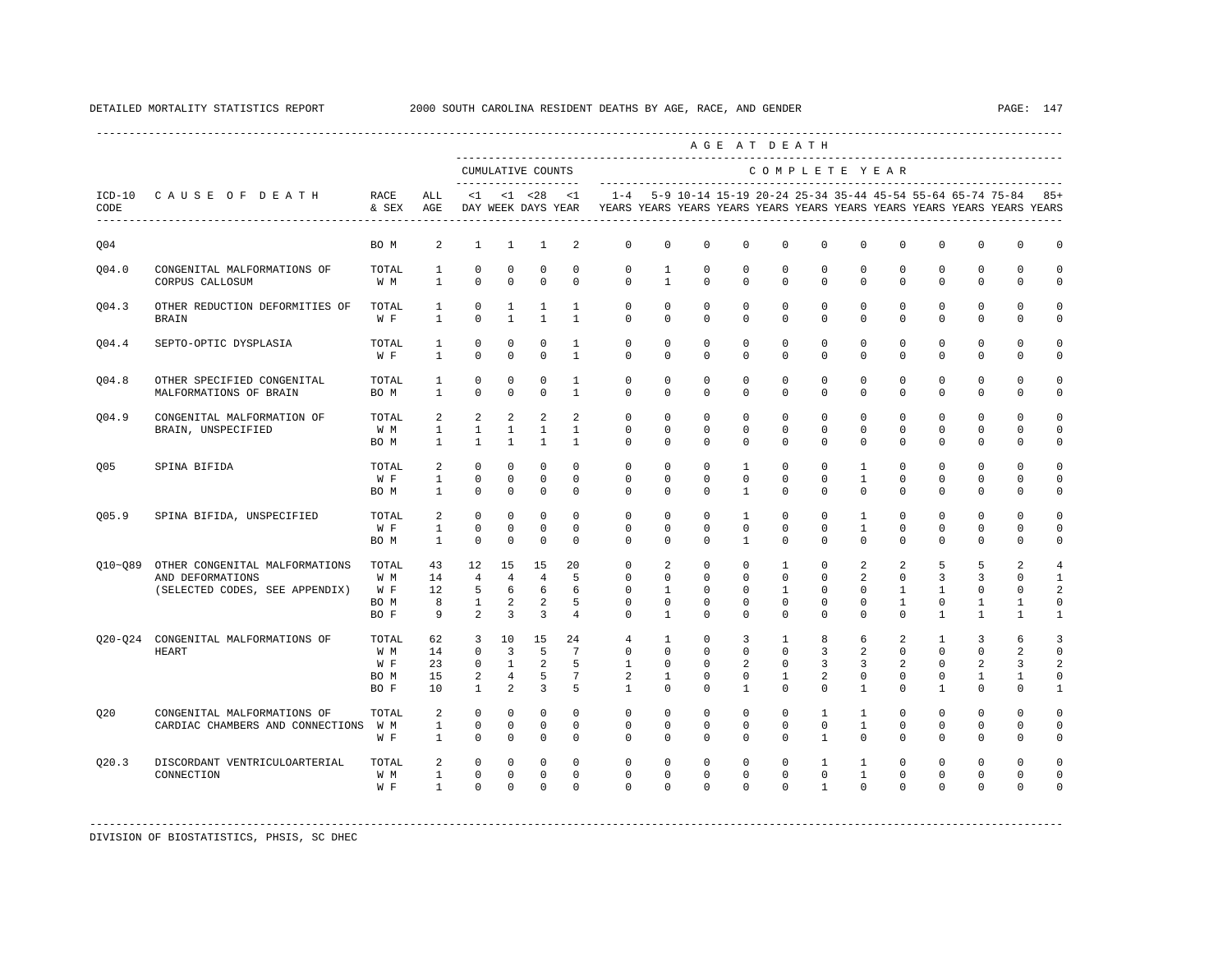DETAILED MORTALITY STATISTICS REPORT 2000 SOUTH CAROLINA RESIDENT DEATHS BY AGE, RACE, AND GENDER

| ICD-10 CODE | CAUSE OF DEATH | RACE & SEX | ALL AGE | <1 DAY | <1 WEEK | <28 DAYS | <1 YEAR | 1-4 YEARS | 5-9 YEARS | 10-14 YEARS | 15-19 YEARS | 20-24 YEARS | 25-34 YEARS | 35-44 YEARS | 45-54 YEARS | 55-64 YEARS | 65-74 YEARS | 75-84 YEARS | 85+ YEARS |
|---|---|---|---|---|---|---|---|---|---|---|---|---|---|---|---|---|---|---|---|
| | | | | CUMULATIVE COUNTS | | | | AGE AT DEATH - COMPLETE YEAR | | | | | | | | | | | |
| Q04 | | BO M | 2 | 1 | 1 | 1 | 2 | 0 | 0 | 0 | 0 | 0 | 0 | 0 | 0 | 0 | 0 | 0 | 0 |
| Q04.0 | CONGENITAL MALFORMATIONS OF CORPUS CALLOSUM | TOTAL | 1 | 0 | 0 | 0 | 0 | 0 | 1 | 0 | 0 | 0 | 0 | 0 | 0 | 0 | 0 | 0 | 0 |
| | | W M | 1 | 0 | 0 | 0 | 0 | 0 | 1 | 0 | 0 | 0 | 0 | 0 | 0 | 0 | 0 | 0 | 0 |
| Q04.3 | OTHER REDUCTION DEFORMITIES OF BRAIN | TOTAL | 1 | 0 | 1 | 1 | 1 | 0 | 0 | 0 | 0 | 0 | 0 | 0 | 0 | 0 | 0 | 0 | 0 |
| | | W F | 1 | 0 | 1 | 1 | 1 | 0 | 0 | 0 | 0 | 0 | 0 | 0 | 0 | 0 | 0 | 0 | 0 |
| Q04.4 | SEPTO-OPTIC DYSPLASIA | TOTAL | 1 | 0 | 0 | 0 | 1 | 0 | 0 | 0 | 0 | 0 | 0 | 0 | 0 | 0 | 0 | 0 | 0 |
| | | W F | 1 | 0 | 0 | 0 | 1 | 0 | 0 | 0 | 0 | 0 | 0 | 0 | 0 | 0 | 0 | 0 | 0 |
| Q04.8 | OTHER SPECIFIED CONGENITAL MALFORMATIONS OF BRAIN | TOTAL | 1 | 0 | 0 | 0 | 1 | 0 | 0 | 0 | 0 | 0 | 0 | 0 | 0 | 0 | 0 | 0 | 0 |
| | | BO M | 1 | 0 | 0 | 0 | 1 | 0 | 0 | 0 | 0 | 0 | 0 | 0 | 0 | 0 | 0 | 0 | 0 |
| Q04.9 | CONGENITAL MALFORMATION OF BRAIN, UNSPECIFIED | TOTAL | 2 | 2 | 2 | 2 | 2 | 0 | 0 | 0 | 0 | 0 | 0 | 0 | 0 | 0 | 0 | 0 | 0 |
| | | W M | 1 | 1 | 1 | 1 | 1 | 0 | 0 | 0 | 0 | 0 | 0 | 0 | 0 | 0 | 0 | 0 | 0 |
| | | BO M | 1 | 1 | 1 | 1 | 1 | 0 | 0 | 0 | 0 | 0 | 0 | 0 | 0 | 0 | 0 | 0 | 0 |
| Q05 | SPINA BIFIDA | TOTAL | 2 | 0 | 0 | 0 | 0 | 0 | 0 | 0 | 1 | 0 | 0 | 1 | 0 | 0 | 0 | 0 | 0 |
| | | W F | 1 | 0 | 0 | 0 | 0 | 0 | 0 | 0 | 0 | 0 | 0 | 1 | 0 | 0 | 0 | 0 | 0 |
| | | BO M | 1 | 0 | 0 | 0 | 0 | 0 | 0 | 0 | 1 | 0 | 0 | 0 | 0 | 0 | 0 | 0 | 0 |
| Q05.9 | SPINA BIFIDA, UNSPECIFIED | TOTAL | 2 | 0 | 0 | 0 | 0 | 0 | 0 | 0 | 1 | 0 | 0 | 1 | 0 | 0 | 0 | 0 | 0 |
| | | W F | 1 | 0 | 0 | 0 | 0 | 0 | 0 | 0 | 0 | 0 | 0 | 1 | 0 | 0 | 0 | 0 | 0 |
| | | BO M | 1 | 0 | 0 | 0 | 0 | 0 | 0 | 0 | 1 | 0 | 0 | 0 | 0 | 0 | 0 | 0 | 0 |
| Q10~Q89 | OTHER CONGENITAL MALFORMATIONS AND DEFORMATIONS (SELECTED CODES, SEE APPENDIX) | TOTAL | 43 | 12 | 15 | 15 | 20 | 0 | 2 | 0 | 0 | 1 | 0 | 2 | 2 | 5 | 5 | 2 | 4 |
| | | W M | 14 | 4 | 4 | 4 | 5 | 0 | 0 | 0 | 0 | 0 | 0 | 2 | 0 | 3 | 3 | 0 | 1 |
| | | W F | 12 | 5 | 6 | 6 | 6 | 0 | 1 | 0 | 0 | 1 | 0 | 0 | 1 | 1 | 0 | 0 | 2 |
| | | BO M | 8 | 1 | 2 | 2 | 5 | 0 | 0 | 0 | 0 | 0 | 0 | 0 | 1 | 0 | 1 | 1 | 0 |
| | | BO F | 9 | 2 | 3 | 3 | 4 | 0 | 1 | 0 | 0 | 0 | 0 | 0 | 0 | 1 | 1 | 1 | 1 |
| Q20-Q24 | CONGENITAL MALFORMATIONS OF HEART | TOTAL | 62 | 3 | 10 | 15 | 24 | 4 | 1 | 0 | 3 | 1 | 8 | 6 | 2 | 1 | 3 | 6 | 3 |
| | | W M | 14 | 0 | 3 | 5 | 7 | 0 | 0 | 0 | 0 | 0 | 3 | 2 | 0 | 0 | 0 | 2 | 0 |
| | | W F | 23 | 0 | 1 | 2 | 5 | 1 | 0 | 0 | 2 | 0 | 3 | 3 | 2 | 0 | 2 | 3 | 2 |
| | | BO M | 15 | 2 | 4 | 5 | 7 | 2 | 1 | 0 | 0 | 1 | 2 | 0 | 0 | 0 | 1 | 1 | 0 |
| | | BO F | 10 | 1 | 2 | 3 | 5 | 1 | 0 | 0 | 1 | 0 | 0 | 1 | 0 | 1 | 0 | 0 | 1 |
| Q20 | CONGENITAL MALFORMATIONS OF CARDIAC CHAMBERS AND CONNECTIONS | TOTAL | 2 | 0 | 0 | 0 | 0 | 0 | 0 | 0 | 0 | 0 | 1 | 1 | 0 | 0 | 0 | 0 | 0 |
| | | W M | 1 | 0 | 0 | 0 | 0 | 0 | 0 | 0 | 0 | 0 | 0 | 1 | 0 | 0 | 0 | 0 | 0 |
| | | W F | 1 | 0 | 0 | 0 | 0 | 0 | 0 | 0 | 0 | 0 | 1 | 0 | 0 | 0 | 0 | 0 | 0 |
| Q20.3 | DISCORDANT VENTRICULOARTERIAL CONNECTION | TOTAL | 2 | 0 | 0 | 0 | 0 | 0 | 0 | 0 | 0 | 0 | 1 | 1 | 0 | 0 | 0 | 0 | 0 |
| | | W M | 1 | 0 | 0 | 0 | 0 | 0 | 0 | 0 | 0 | 0 | 0 | 1 | 0 | 0 | 0 | 0 | 0 |
| | | W F | 1 | 0 | 0 | 0 | 0 | 0 | 0 | 0 | 0 | 0 | 1 | 0 | 0 | 0 | 0 | 0 | 0 |

DIVISION OF BIOSTATISTICS, PHSIS, SC DHEC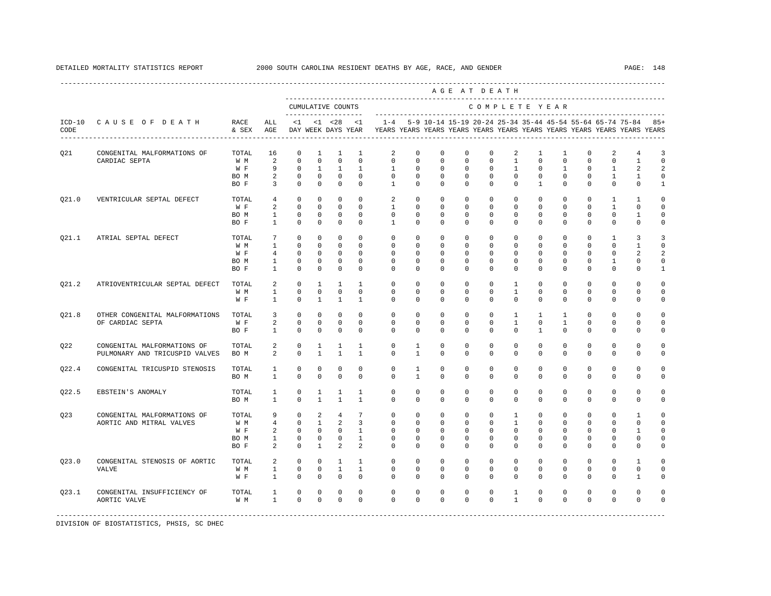DETAILED MORTALITY STATISTICS REPORT — 2000 SOUTH CAROLINA RESIDENT DEATHS BY AGE, RACE, AND GENDER

| ICD-10 CODE | CAUSE OF DEATH | RACE & SEX | ALL AGE | <1 DAY | <1 WEEK | <28 DAYS | <1 YEAR | 1-4 YEARS | 5-9 YEARS | 10-14 YEARS | 15-19 YEARS | 20-24 YEARS | 25-34 YEARS | 35-44 YEARS | 45-54 YEARS | 55-64 YEARS | 65-74 YEARS | 75-84 YEARS | 85+ YEARS |
|---|---|---|---|---|---|---|---|---|---|---|---|---|---|---|---|---|---|---|---|
| | | | | CUMULATIVE COUNTS | | | | COMPLETE YEAR | | | | | | | | | | | |
| Q21 | CONGENITAL MALFORMATIONS OF CARDIAC SEPTA | TOTAL | 16 | 0 | 1 | 1 | 1 | 2 | 0 | 0 | 0 | 0 | 2 | 1 | 1 | 0 | 2 | 4 | 3 |
| | | W M | 2 | 0 | 0 | 0 | 0 | 0 | 0 | 0 | 0 | 0 | 1 | 0 | 0 | 0 | 0 | 1 | 0 |
| | | W F | 9 | 0 | 1 | 1 | 1 | 1 | 0 | 0 | 0 | 0 | 1 | 0 | 1 | 0 | 1 | 2 | 2 |
| | | BO M | 2 | 0 | 0 | 0 | 0 | 0 | 0 | 0 | 0 | 0 | 0 | 0 | 0 | 0 | 1 | 1 | 0 |
| | | BO F | 3 | 0 | 0 | 0 | 0 | 1 | 0 | 0 | 0 | 0 | 0 | 1 | 0 | 0 | 0 | 0 | 1 |
| Q21.0 | VENTRICULAR SEPTAL DEFECT | TOTAL | 4 | 0 | 0 | 0 | 0 | 2 | 0 | 0 | 0 | 0 | 0 | 0 | 0 | 0 | 1 | 1 | 0 |
| | | W F | 2 | 0 | 0 | 0 | 0 | 1 | 0 | 0 | 0 | 0 | 0 | 0 | 0 | 0 | 1 | 0 | 0 |
| | | BO M | 1 | 0 | 0 | 0 | 0 | 0 | 0 | 0 | 0 | 0 | 0 | 0 | 0 | 0 | 0 | 1 | 0 |
| | | BO F | 1 | 0 | 0 | 0 | 0 | 1 | 0 | 0 | 0 | 0 | 0 | 0 | 0 | 0 | 0 | 0 | 0 |
| Q21.1 | ATRIAL SEPTAL DEFECT | TOTAL | 7 | 0 | 0 | 0 | 0 | 0 | 0 | 0 | 0 | 0 | 0 | 0 | 0 | 0 | 1 | 3 | 3 |
| | | W M | 1 | 0 | 0 | 0 | 0 | 0 | 0 | 0 | 0 | 0 | 0 | 0 | 0 | 0 | 0 | 1 | 0 |
| | | W F | 4 | 0 | 0 | 0 | 0 | 0 | 0 | 0 | 0 | 0 | 0 | 0 | 0 | 0 | 0 | 2 | 2 |
| | | BO M | 1 | 0 | 0 | 0 | 0 | 0 | 0 | 0 | 0 | 0 | 0 | 0 | 0 | 0 | 1 | 0 | 0 |
| | | BO F | 1 | 0 | 0 | 0 | 0 | 0 | 0 | 0 | 0 | 0 | 0 | 0 | 0 | 0 | 0 | 0 | 1 |
| Q21.2 | ATRIOVENTRICULAR SEPTAL DEFECT | TOTAL | 2 | 0 | 1 | 1 | 1 | 0 | 0 | 0 | 0 | 0 | 1 | 0 | 0 | 0 | 0 | 0 | 0 |
| | | W M | 1 | 0 | 0 | 0 | 0 | 0 | 0 | 0 | 0 | 0 | 1 | 0 | 0 | 0 | 0 | 0 | 0 |
| | | W F | 1 | 0 | 1 | 1 | 1 | 0 | 0 | 0 | 0 | 0 | 0 | 0 | 0 | 0 | 0 | 0 | 0 |
| Q21.8 | OTHER CONGENITAL MALFORMATIONS OF CARDIAC SEPTA | TOTAL | 3 | 0 | 0 | 0 | 0 | 0 | 0 | 0 | 0 | 0 | 1 | 1 | 1 | 0 | 0 | 0 | 0 |
| | | W F | 2 | 0 | 0 | 0 | 0 | 0 | 0 | 0 | 0 | 0 | 1 | 0 | 1 | 0 | 0 | 0 | 0 |
| | | BO F | 1 | 0 | 0 | 0 | 0 | 0 | 0 | 0 | 0 | 0 | 0 | 1 | 0 | 0 | 0 | 0 | 0 |
| Q22 | CONGENITAL MALFORMATIONS OF PULMONARY AND TRICUSPID VALVES | TOTAL | 2 | 0 | 1 | 1 | 1 | 0 | 1 | 0 | 0 | 0 | 0 | 0 | 0 | 0 | 0 | 0 | 0 |
| | | BO M | 2 | 0 | 1 | 1 | 1 | 0 | 1 | 0 | 0 | 0 | 0 | 0 | 0 | 0 | 0 | 0 | 0 |
| Q22.4 | CONGENITAL TRICUSPID STENOSIS | TOTAL | 1 | 0 | 0 | 0 | 0 | 0 | 1 | 0 | 0 | 0 | 0 | 0 | 0 | 0 | 0 | 0 | 0 |
| | | BO M | 1 | 0 | 0 | 0 | 0 | 0 | 1 | 0 | 0 | 0 | 0 | 0 | 0 | 0 | 0 | 0 | 0 |
| Q22.5 | EBSTEIN'S ANOMALY | TOTAL | 1 | 0 | 1 | 1 | 1 | 0 | 0 | 0 | 0 | 0 | 0 | 0 | 0 | 0 | 0 | 0 | 0 |
| | | BO M | 1 | 0 | 1 | 1 | 1 | 0 | 0 | 0 | 0 | 0 | 0 | 0 | 0 | 0 | 0 | 0 | 0 |
| Q23 | CONGENITAL MALFORMATIONS OF AORTIC AND MITRAL VALVES | TOTAL | 9 | 0 | 2 | 4 | 7 | 0 | 0 | 0 | 0 | 0 | 1 | 0 | 0 | 0 | 0 | 1 | 0 |
| | | W M | 4 | 0 | 1 | 2 | 3 | 0 | 0 | 0 | 0 | 0 | 1 | 0 | 0 | 0 | 0 | 0 | 0 |
| | | W F | 2 | 0 | 0 | 0 | 1 | 0 | 0 | 0 | 0 | 0 | 0 | 0 | 0 | 0 | 0 | 1 | 0 |
| | | BO M | 1 | 0 | 0 | 0 | 1 | 0 | 0 | 0 | 0 | 0 | 0 | 0 | 0 | 0 | 0 | 0 | 0 |
| | | BO F | 2 | 0 | 1 | 2 | 2 | 0 | 0 | 0 | 0 | 0 | 0 | 0 | 0 | 0 | 0 | 0 | 0 |
| Q23.0 | CONGENITAL STENOSIS OF AORTIC VALVE | TOTAL | 2 | 0 | 0 | 1 | 1 | 0 | 0 | 0 | 0 | 0 | 0 | 0 | 0 | 0 | 0 | 1 | 0 |
| | | W M | 1 | 0 | 0 | 1 | 1 | 0 | 0 | 0 | 0 | 0 | 0 | 0 | 0 | 0 | 0 | 0 | 0 |
| | | W F | 1 | 0 | 0 | 0 | 0 | 0 | 0 | 0 | 0 | 0 | 0 | 0 | 0 | 0 | 0 | 1 | 0 |
| Q23.1 | CONGENITAL INSUFFICIENCY OF AORTIC VALVE | TOTAL | 1 | 0 | 0 | 0 | 0 | 0 | 0 | 0 | 0 | 0 | 1 | 0 | 0 | 0 | 0 | 0 | 0 |
| | | W M | 1 | 0 | 0 | 0 | 0 | 0 | 0 | 0 | 0 | 0 | 1 | 0 | 0 | 0 | 0 | 0 | 0 |

DIVISION OF BIOSTATISTICS, PHSIS, SC DHEC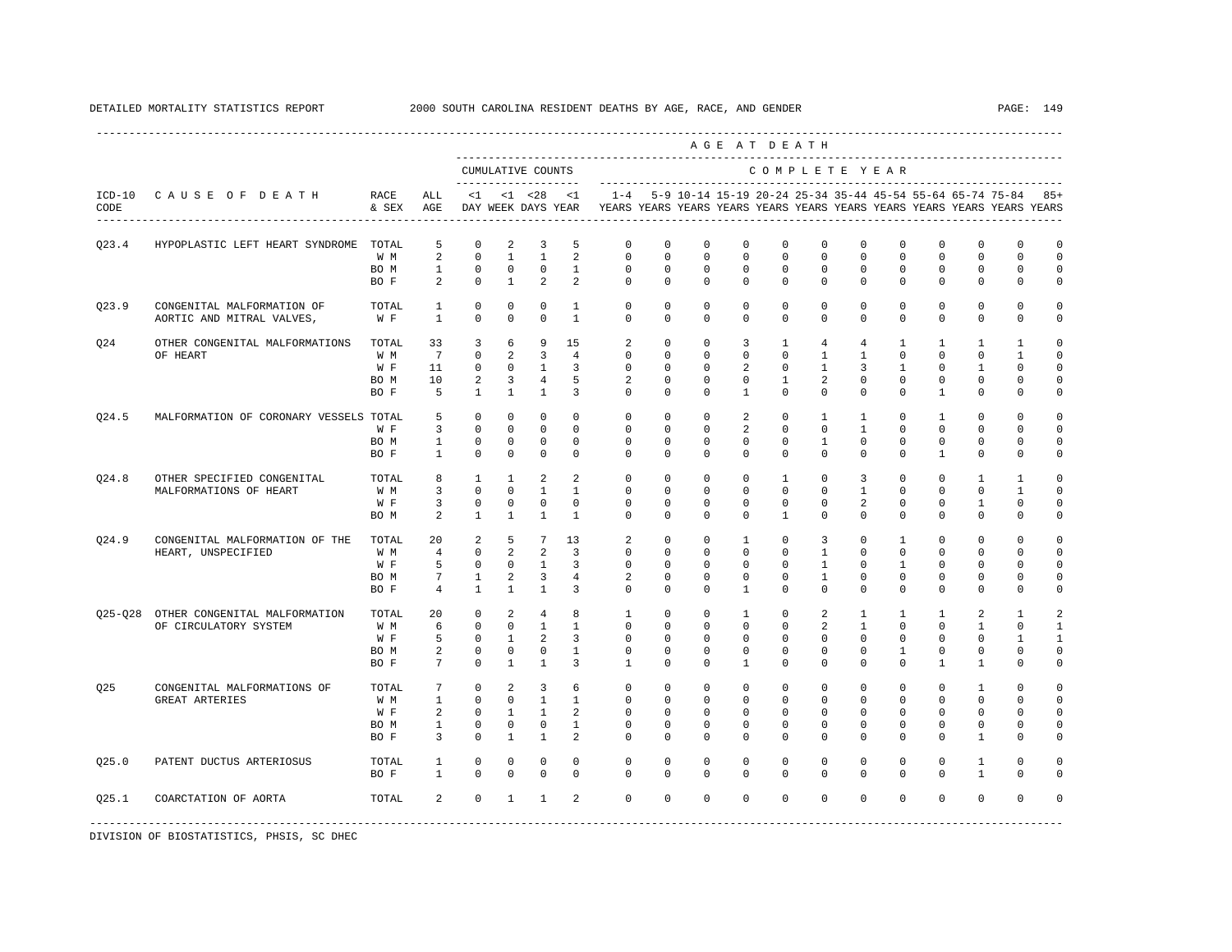DETAILED MORTALITY STATISTICS REPORT 2000 SOUTH CAROLINA RESIDENT DEATHS BY AGE, RACE, AND GENDER

| ICD-10 CODE | CAUSE OF DEATH | RACE & SEX | ALL AGE | <1 DAY | <1 WEEK | <28 DAYS | <1 YEAR | 1-4 YEARS | 5-9 YEARS | 10-14 YEARS | 15-19 YEARS | 20-24 YEARS | 25-34 YEARS | 35-44 YEARS | 45-54 YEARS | 55-64 YEARS | 65-74 YEARS | 75-84 YEARS | 85+ YEARS |
|---|---|---|---|---|---|---|---|---|---|---|---|---|---|---|---|---|---|---|---|
| | | | | CUMULATIVE COUNTS | | | | COMPLETE YEAR | | | | | | | | | | | |
| Q23.4 | HYPOPLASTIC LEFT HEART SYNDROME | TOTAL | 5 | 0 | 2 | 3 | 5 | 0 | 0 | 0 | 0 | 0 | 0 | 0 | 0 | 0 | 0 | 0 | 0 |
| | | W M | 2 | 0 | 1 | 1 | 2 | 0 | 0 | 0 | 0 | 0 | 0 | 0 | 0 | 0 | 0 | 0 | 0 |
| | | BO M | 1 | 0 | 0 | 0 | 1 | 0 | 0 | 0 | 0 | 0 | 0 | 0 | 0 | 0 | 0 | 0 | 0 |
| | | BO F | 2 | 0 | 1 | 2 | 2 | 0 | 0 | 0 | 0 | 0 | 0 | 0 | 0 | 0 | 0 | 0 | 0 |
| Q23.9 | CONGENITAL MALFORMATION OF AORTIC AND MITRAL VALVES, | TOTAL | 1 | 0 | 0 | 0 | 1 | 0 | 0 | 0 | 0 | 0 | 0 | 0 | 0 | 0 | 0 | 0 | 0 |
| | | W F | 1 | 0 | 0 | 0 | 1 | 0 | 0 | 0 | 0 | 0 | 0 | 0 | 0 | 0 | 0 | 0 | 0 |
| Q24 | OTHER CONGENITAL MALFORMATIONS OF HEART | TOTAL | 33 | 3 | 6 | 9 | 15 | 2 | 0 | 0 | 3 | 1 | 4 | 4 | 1 | 1 | 1 | 1 | 0 |
| | | W M | 7 | 0 | 2 | 3 | 4 | 0 | 0 | 0 | 0 | 0 | 1 | 1 | 0 | 0 | 0 | 1 | 0 |
| | | W F | 11 | 0 | 0 | 1 | 3 | 0 | 0 | 0 | 2 | 0 | 1 | 3 | 1 | 0 | 1 | 0 | 0 |
| | | BO M | 10 | 2 | 3 | 4 | 5 | 2 | 0 | 0 | 0 | 1 | 2 | 0 | 0 | 0 | 0 | 0 | 0 |
| | | BO F | 5 | 1 | 1 | 1 | 3 | 0 | 0 | 0 | 1 | 0 | 0 | 0 | 0 | 1 | 0 | 0 | 0 |
| Q24.5 | MALFORMATION OF CORONARY VESSELS | TOTAL | 5 | 0 | 0 | 0 | 0 | 0 | 0 | 0 | 2 | 0 | 1 | 1 | 0 | 1 | 0 | 0 | 0 |
| | | W F | 3 | 0 | 0 | 0 | 0 | 0 | 0 | 0 | 2 | 0 | 0 | 1 | 0 | 0 | 0 | 0 | 0 |
| | | BO M | 1 | 0 | 0 | 0 | 0 | 0 | 0 | 0 | 0 | 0 | 1 | 0 | 0 | 0 | 0 | 0 | 0 |
| | | BO F | 1 | 0 | 0 | 0 | 0 | 0 | 0 | 0 | 0 | 0 | 0 | 0 | 0 | 1 | 0 | 0 | 0 |
| Q24.8 | OTHER SPECIFIED CONGENITAL MALFORMATIONS OF HEART | TOTAL | 8 | 1 | 1 | 2 | 2 | 0 | 0 | 0 | 0 | 1 | 0 | 3 | 0 | 0 | 1 | 1 | 0 |
| | | W M | 3 | 0 | 0 | 1 | 1 | 0 | 0 | 0 | 0 | 0 | 0 | 1 | 0 | 0 | 0 | 1 | 0 |
| | | W F | 3 | 0 | 0 | 0 | 0 | 0 | 0 | 0 | 0 | 0 | 0 | 2 | 0 | 0 | 1 | 0 | 0 |
| | | BO M | 2 | 1 | 1 | 1 | 1 | 0 | 0 | 0 | 0 | 1 | 0 | 0 | 0 | 0 | 0 | 0 | 0 |
| Q24.9 | CONGENITAL MALFORMATION OF THE HEART, UNSPECIFIED | TOTAL | 20 | 2 | 5 | 7 | 13 | 2 | 0 | 0 | 1 | 0 | 3 | 0 | 1 | 0 | 0 | 0 | 0 |
| | | W M | 4 | 0 | 2 | 2 | 3 | 0 | 0 | 0 | 0 | 0 | 1 | 0 | 0 | 0 | 0 | 0 | 0 |
| | | W F | 5 | 0 | 0 | 1 | 3 | 0 | 0 | 0 | 0 | 0 | 1 | 0 | 1 | 0 | 0 | 0 | 0 |
| | | BO M | 7 | 1 | 2 | 3 | 4 | 2 | 0 | 0 | 0 | 0 | 1 | 0 | 0 | 0 | 0 | 0 | 0 |
| | | BO F | 4 | 1 | 1 | 1 | 3 | 0 | 0 | 0 | 1 | 0 | 0 | 0 | 0 | 0 | 0 | 0 | 0 |
| Q25-Q28 | OTHER CONGENITAL MALFORMATION OF CIRCULATORY SYSTEM | TOTAL | 20 | 0 | 2 | 4 | 8 | 1 | 0 | 0 | 1 | 0 | 2 | 1 | 1 | 1 | 2 | 1 | 2 |
| | | W M | 6 | 0 | 0 | 1 | 1 | 0 | 0 | 0 | 0 | 0 | 2 | 1 | 0 | 0 | 1 | 0 | 1 |
| | | W F | 5 | 0 | 1 | 2 | 3 | 0 | 0 | 0 | 0 | 0 | 0 | 0 | 0 | 0 | 0 | 1 | 1 |
| | | BO M | 2 | 0 | 0 | 0 | 1 | 0 | 0 | 0 | 0 | 0 | 0 | 0 | 1 | 0 | 0 | 0 | 0 |
| | | BO F | 7 | 0 | 1 | 1 | 3 | 1 | 0 | 0 | 1 | 0 | 0 | 0 | 0 | 1 | 1 | 0 | 0 |
| Q25 | CONGENITAL MALFORMATIONS OF GREAT ARTERIES | TOTAL | 7 | 0 | 2 | 3 | 6 | 0 | 0 | 0 | 0 | 0 | 0 | 0 | 0 | 0 | 1 | 0 | 0 |
| | | W M | 1 | 0 | 0 | 1 | 1 | 0 | 0 | 0 | 0 | 0 | 0 | 0 | 0 | 0 | 0 | 0 | 0 |
| | | W F | 2 | 0 | 1 | 1 | 2 | 0 | 0 | 0 | 0 | 0 | 0 | 0 | 0 | 0 | 0 | 0 | 0 |
| | | BO M | 1 | 0 | 0 | 0 | 1 | 0 | 0 | 0 | 0 | 0 | 0 | 0 | 0 | 0 | 0 | 0 | 0 |
| | | BO F | 3 | 0 | 1 | 1 | 2 | 0 | 0 | 0 | 0 | 0 | 0 | 0 | 0 | 0 | 1 | 0 | 0 |
| Q25.0 | PATENT DUCTUS ARTERIOSUS | TOTAL | 1 | 0 | 0 | 0 | 0 | 0 | 0 | 0 | 0 | 0 | 0 | 0 | 0 | 0 | 1 | 0 | 0 |
| | | BO F | 1 | 0 | 0 | 0 | 0 | 0 | 0 | 0 | 0 | 0 | 0 | 0 | 0 | 0 | 1 | 0 | 0 |
| Q25.1 | COARCTATION OF AORTA | TOTAL | 2 | 0 | 1 | 1 | 2 | 0 | 0 | 0 | 0 | 0 | 0 | 0 | 0 | 0 | 0 | 0 | 0 |

DIVISION OF BIOSTATISTICS, PHSIS, SC DHEC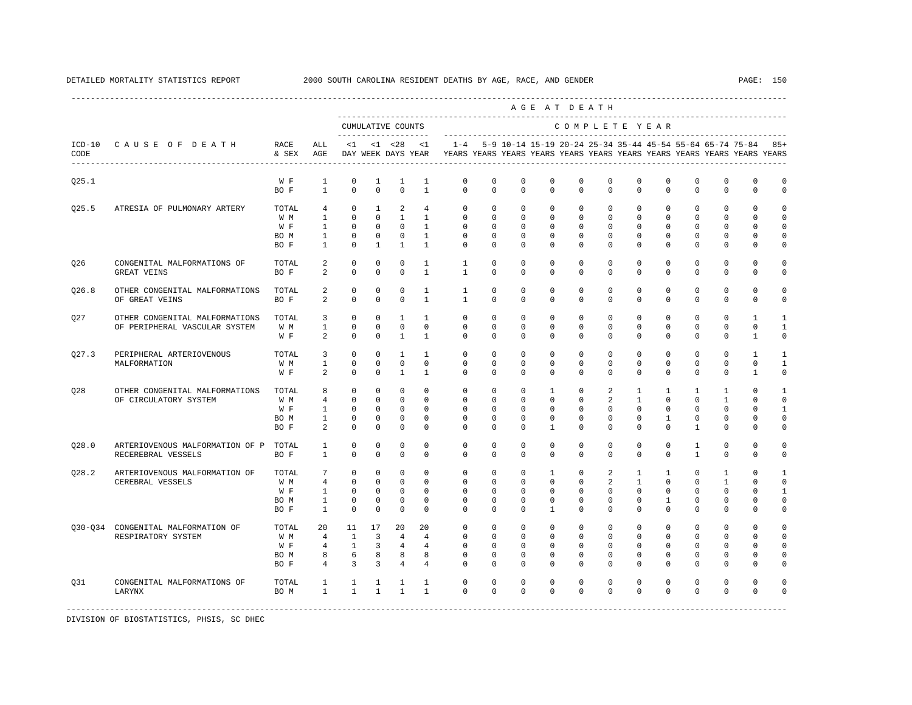DETAILED MORTALITY STATISTICS REPORT — 2000 SOUTH CAROLINA RESIDENT DEATHS BY AGE, RACE, AND GENDER

| ICD-10 CODE | CAUSE OF DEATH | RACE & SEX | ALL AGE | <1 DAY | <1 WEEK | <28 DAYS | <1 YEAR | 1-4 YEARS | 5-9 YEARS | 10-14 YEARS | 15-19 YEARS | 20-24 YEARS | 25-34 YEARS | 35-44 YEARS | 45-54 YEARS | 55-64 YEARS | 65-74 YEARS | 75-84 YEARS | 85+ YEARS |
|---|---|---|---|---|---|---|---|---|---|---|---|---|---|---|---|---|---|---|---|
| | | | CUMULATIVE COUNTS | | | | | COMPLETE YEAR | | | | | | | | | | | |
| Q25.1 | | W F | 1 | 0 | 1 | 1 | 1 | 0 | 0 | 0 | 0 | 0 | 0 | 0 | 0 | 0 | 0 | 0 | 0 |
| | | BO F | 1 | 0 | 0 | 0 | 1 | 0 | 0 | 0 | 0 | 0 | 0 | 0 | 0 | 0 | 0 | 0 | 0 |
| Q25.5 | ATRESIA OF PULMONARY ARTERY | TOTAL | 4 | 0 | 1 | 2 | 4 | 0 | 0 | 0 | 0 | 0 | 0 | 0 | 0 | 0 | 0 | 0 | 0 |
| | | W M | 1 | 0 | 0 | 1 | 1 | 0 | 0 | 0 | 0 | 0 | 0 | 0 | 0 | 0 | 0 | 0 | 0 |
| | | W F | 1 | 0 | 0 | 0 | 1 | 0 | 0 | 0 | 0 | 0 | 0 | 0 | 0 | 0 | 0 | 0 | 0 |
| | | BO M | 1 | 0 | 0 | 0 | 1 | 0 | 0 | 0 | 0 | 0 | 0 | 0 | 0 | 0 | 0 | 0 | 0 |
| | | BO F | 1 | 0 | 1 | 1 | 1 | 0 | 0 | 0 | 0 | 0 | 0 | 0 | 0 | 0 | 0 | 0 | 0 |
| Q26 | CONGENITAL MALFORMATIONS OF GREAT VEINS | TOTAL | 2 | 0 | 0 | 0 | 1 | 1 | 0 | 0 | 0 | 0 | 0 | 0 | 0 | 0 | 0 | 0 | 0 |
| | | BO F | 2 | 0 | 0 | 0 | 1 | 1 | 0 | 0 | 0 | 0 | 0 | 0 | 0 | 0 | 0 | 0 | 0 |
| Q26.8 | OTHER CONGENITAL MALFORMATIONS OF GREAT VEINS | TOTAL | 2 | 0 | 0 | 0 | 1 | 1 | 0 | 0 | 0 | 0 | 0 | 0 | 0 | 0 | 0 | 0 | 0 |
| | | BO F | 2 | 0 | 0 | 0 | 1 | 1 | 0 | 0 | 0 | 0 | 0 | 0 | 0 | 0 | 0 | 0 | 0 |
| Q27 | OTHER CONGENITAL MALFORMATIONS OF PERIPHERAL VASCULAR SYSTEM | TOTAL | 3 | 0 | 0 | 1 | 1 | 0 | 0 | 0 | 0 | 0 | 0 | 0 | 0 | 0 | 0 | 1 | 1 |
| | | W M | 1 | 0 | 0 | 0 | 0 | 0 | 0 | 0 | 0 | 0 | 0 | 0 | 0 | 0 | 0 | 0 | 1 |
| | | W F | 2 | 0 | 0 | 1 | 1 | 0 | 0 | 0 | 0 | 0 | 0 | 0 | 0 | 0 | 0 | 1 | 0 |
| Q27.3 | PERIPHERAL ARTERIOVENOUS MALFORMATION | TOTAL | 3 | 0 | 0 | 1 | 1 | 0 | 0 | 0 | 0 | 0 | 0 | 0 | 0 | 0 | 0 | 1 | 1 |
| | | W M | 1 | 0 | 0 | 0 | 0 | 0 | 0 | 0 | 0 | 0 | 0 | 0 | 0 | 0 | 0 | 0 | 1 |
| | | W F | 2 | 0 | 0 | 1 | 1 | 0 | 0 | 0 | 0 | 0 | 0 | 0 | 0 | 0 | 0 | 1 | 0 |
| Q28 | OTHER CONGENITAL MALFORMATIONS OF CIRCULATORY SYSTEM | TOTAL | 8 | 0 | 0 | 0 | 0 | 0 | 0 | 0 | 1 | 0 | 2 | 1 | 1 | 1 | 1 | 0 | 1 |
| | | W M | 4 | 0 | 0 | 0 | 0 | 0 | 0 | 0 | 0 | 0 | 2 | 1 | 0 | 0 | 1 | 0 | 0 |
| | | W F | 1 | 0 | 0 | 0 | 0 | 0 | 0 | 0 | 0 | 0 | 0 | 0 | 0 | 0 | 0 | 0 | 1 |
| | | BO M | 1 | 0 | 0 | 0 | 0 | 0 | 0 | 0 | 0 | 0 | 0 | 0 | 1 | 0 | 0 | 0 | 0 |
| | | BO F | 2 | 0 | 0 | 0 | 0 | 0 | 0 | 0 | 1 | 0 | 0 | 0 | 0 | 1 | 0 | 0 | 0 |
| Q28.0 | ARTERIOVENOUS MALFORMATION OF PRECEREBRAL VESSELS | TOTAL | 1 | 0 | 0 | 0 | 0 | 0 | 0 | 0 | 0 | 0 | 0 | 0 | 0 | 1 | 0 | 0 | 0 |
| | | BO F | 1 | 0 | 0 | 0 | 0 | 0 | 0 | 0 | 0 | 0 | 0 | 0 | 0 | 1 | 0 | 0 | 0 |
| Q28.2 | ARTERIOVENOUS MALFORMATION OF CEREBRAL VESSELS | TOTAL | 7 | 0 | 0 | 0 | 0 | 0 | 0 | 0 | 1 | 0 | 2 | 1 | 1 | 0 | 1 | 0 | 1 |
| | | W M | 4 | 0 | 0 | 0 | 0 | 0 | 0 | 0 | 0 | 0 | 2 | 1 | 0 | 0 | 1 | 0 | 0 |
| | | W F | 1 | 0 | 0 | 0 | 0 | 0 | 0 | 0 | 0 | 0 | 0 | 0 | 0 | 0 | 0 | 0 | 1 |
| | | BO M | 1 | 0 | 0 | 0 | 0 | 0 | 0 | 0 | 0 | 0 | 0 | 0 | 1 | 0 | 0 | 0 | 0 |
| | | BO F | 1 | 0 | 0 | 0 | 0 | 0 | 0 | 0 | 1 | 0 | 0 | 0 | 0 | 0 | 0 | 0 | 0 |
| Q30-Q34 | CONGENITAL MALFORMATION OF RESPIRATORY SYSTEM | TOTAL | 20 | 11 | 17 | 20 | 20 | 0 | 0 | 0 | 0 | 0 | 0 | 0 | 0 | 0 | 0 | 0 | 0 |
| | | W M | 4 | 1 | 3 | 4 | 4 | 0 | 0 | 0 | 0 | 0 | 0 | 0 | 0 | 0 | 0 | 0 | 0 |
| | | W F | 4 | 1 | 3 | 4 | 4 | 0 | 0 | 0 | 0 | 0 | 0 | 0 | 0 | 0 | 0 | 0 | 0 |
| | | BO M | 8 | 6 | 8 | 8 | 8 | 0 | 0 | 0 | 0 | 0 | 0 | 0 | 0 | 0 | 0 | 0 | 0 |
| | | BO F | 4 | 3 | 3 | 4 | 4 | 0 | 0 | 0 | 0 | 0 | 0 | 0 | 0 | 0 | 0 | 0 | 0 |
| Q31 | CONGENITAL MALFORMATIONS OF LARYNX | TOTAL | 1 | 1 | 1 | 1 | 1 | 0 | 0 | 0 | 0 | 0 | 0 | 0 | 0 | 0 | 0 | 0 | 0 |
| | | BO M | 1 | 1 | 1 | 1 | 1 | 0 | 0 | 0 | 0 | 0 | 0 | 0 | 0 | 0 | 0 | 0 | 0 |

DIVISION OF BIOSTATISTICS, PHSIS, SC DHEC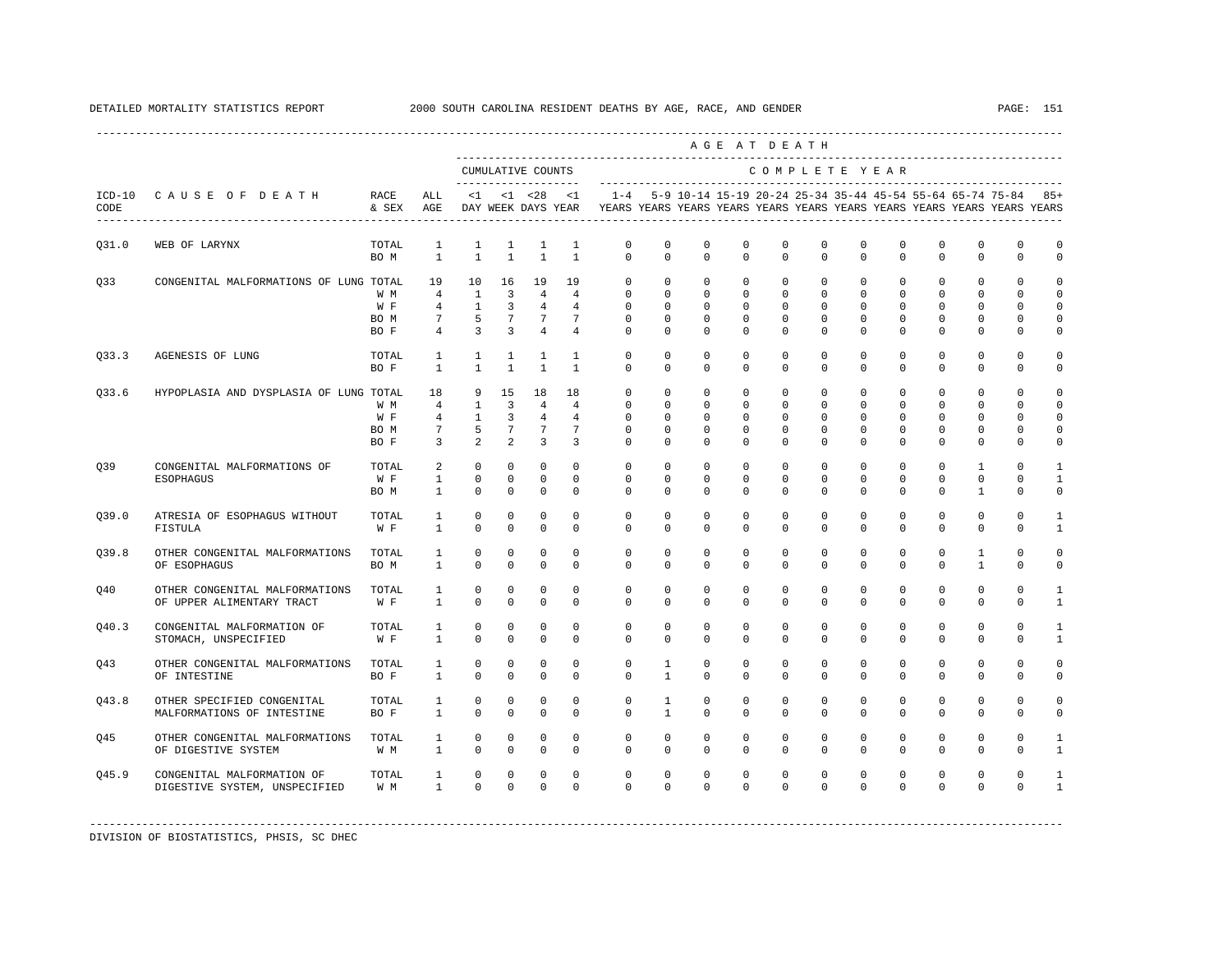DETAILED MORTALITY STATISTICS REPORT — 2000 SOUTH CAROLINA RESIDENT DEATHS BY AGE, RACE, AND GENDER

| ICD-10 CODE | CAUSE OF DEATH | RACE & SEX | ALL AGE | <1 DAY | <1 WEEK | <28 DAYS | <1 YEAR | 1-4 YEARS | 5-9 YEARS | 10-14 YEARS | 15-19 YEARS | 20-24 YEARS | 25-34 YEARS | 35-44 YEARS | 45-54 YEARS | 55-64 YEARS | 65-74 YEARS | 75-84 YEARS | 85+ YEARS |
|---|---|---|---|---|---|---|---|---|---|---|---|---|---|---|---|---|---|---|---|
| | | | | CUMULATIVE COUNTS | | | | COMPLETE YEAR | | | | | | | | | | | |
| Q31.0 | WEB OF LARYNX | TOTAL | 1 | 1 | 1 | 1 | 1 | 0 | 0 | 0 | 0 | 0 | 0 | 0 | 0 | 0 | 0 | 0 | 0 |
| | | BO M | 1 | 1 | 1 | 1 | 1 | 0 | 0 | 0 | 0 | 0 | 0 | 0 | 0 | 0 | 0 | 0 | 0 |
| Q33 | CONGENITAL MALFORMATIONS OF LUNG | TOTAL | 19 | 10 | 16 | 19 | 19 | 0 | 0 | 0 | 0 | 0 | 0 | 0 | 0 | 0 | 0 | 0 | 0 |
| | | W M | 4 | 1 | 3 | 4 | 4 | 0 | 0 | 0 | 0 | 0 | 0 | 0 | 0 | 0 | 0 | 0 | 0 |
| | | W F | 4 | 1 | 3 | 4 | 4 | 0 | 0 | 0 | 0 | 0 | 0 | 0 | 0 | 0 | 0 | 0 | 0 |
| | | BO M | 7 | 5 | 7 | 7 | 7 | 0 | 0 | 0 | 0 | 0 | 0 | 0 | 0 | 0 | 0 | 0 | 0 |
| | | BO F | 4 | 3 | 3 | 4 | 4 | 0 | 0 | 0 | 0 | 0 | 0 | 0 | 0 | 0 | 0 | 0 | 0 |
| Q33.3 | AGENESIS OF LUNG | TOTAL | 1 | 1 | 1 | 1 | 1 | 0 | 0 | 0 | 0 | 0 | 0 | 0 | 0 | 0 | 0 | 0 | 0 |
| | | BO F | 1 | 1 | 1 | 1 | 1 | 0 | 0 | 0 | 0 | 0 | 0 | 0 | 0 | 0 | 0 | 0 | 0 |
| Q33.6 | HYPOPLASIA AND DYSPLASIA OF LUNG | TOTAL | 18 | 9 | 15 | 18 | 18 | 0 | 0 | 0 | 0 | 0 | 0 | 0 | 0 | 0 | 0 | 0 | 0 |
| | | W M | 4 | 1 | 3 | 4 | 4 | 0 | 0 | 0 | 0 | 0 | 0 | 0 | 0 | 0 | 0 | 0 | 0 |
| | | W F | 4 | 1 | 3 | 4 | 4 | 0 | 0 | 0 | 0 | 0 | 0 | 0 | 0 | 0 | 0 | 0 | 0 |
| | | BO M | 7 | 5 | 7 | 7 | 7 | 0 | 0 | 0 | 0 | 0 | 0 | 0 | 0 | 0 | 0 | 0 | 0 |
| | | BO F | 3 | 2 | 2 | 3 | 3 | 0 | 0 | 0 | 0 | 0 | 0 | 0 | 0 | 0 | 0 | 0 | 0 |
| Q39 | CONGENITAL MALFORMATIONS OF ESOPHAGUS | TOTAL | 2 | 0 | 0 | 0 | 0 | 0 | 0 | 0 | 0 | 0 | 0 | 0 | 0 | 0 | 1 | 0 | 1 |
| | | W F | 1 | 0 | 0 | 0 | 0 | 0 | 0 | 0 | 0 | 0 | 0 | 0 | 0 | 0 | 0 | 0 | 1 |
| | | BO M | 1 | 0 | 0 | 0 | 0 | 0 | 0 | 0 | 0 | 0 | 0 | 0 | 0 | 0 | 1 | 0 | 0 |
| Q39.0 | ATRESIA OF ESOPHAGUS WITHOUT FISTULA | TOTAL | 1 | 0 | 0 | 0 | 0 | 0 | 0 | 0 | 0 | 0 | 0 | 0 | 0 | 0 | 0 | 0 | 1 |
| | | W F | 1 | 0 | 0 | 0 | 0 | 0 | 0 | 0 | 0 | 0 | 0 | 0 | 0 | 0 | 0 | 0 | 1 |
| Q39.8 | OTHER CONGENITAL MALFORMATIONS OF ESOPHAGUS | TOTAL | 1 | 0 | 0 | 0 | 0 | 0 | 0 | 0 | 0 | 0 | 0 | 0 | 0 | 0 | 1 | 0 | 0 |
| | | BO M | 1 | 0 | 0 | 0 | 0 | 0 | 0 | 0 | 0 | 0 | 0 | 0 | 0 | 0 | 1 | 0 | 0 |
| Q40 | OTHER CONGENITAL MALFORMATIONS OF UPPER ALIMENTARY TRACT | TOTAL | 1 | 0 | 0 | 0 | 0 | 0 | 0 | 0 | 0 | 0 | 0 | 0 | 0 | 0 | 0 | 0 | 1 |
| | | W F | 1 | 0 | 0 | 0 | 0 | 0 | 0 | 0 | 0 | 0 | 0 | 0 | 0 | 0 | 0 | 0 | 1 |
| Q40.3 | CONGENITAL MALFORMATION OF STOMACH, UNSPECIFIED | TOTAL | 1 | 0 | 0 | 0 | 0 | 0 | 0 | 0 | 0 | 0 | 0 | 0 | 0 | 0 | 0 | 0 | 1 |
| | | W F | 1 | 0 | 0 | 0 | 0 | 0 | 0 | 0 | 0 | 0 | 0 | 0 | 0 | 0 | 0 | 0 | 1 |
| Q43 | OTHER CONGENITAL MALFORMATIONS OF INTESTINE | TOTAL | 1 | 0 | 0 | 0 | 0 | 0 | 1 | 0 | 0 | 0 | 0 | 0 | 0 | 0 | 0 | 0 | 0 |
| | | BO F | 1 | 0 | 0 | 0 | 0 | 0 | 1 | 0 | 0 | 0 | 0 | 0 | 0 | 0 | 0 | 0 | 0 |
| Q43.8 | OTHER SPECIFIED CONGENITAL MALFORMATIONS OF INTESTINE | TOTAL | 1 | 0 | 0 | 0 | 0 | 0 | 1 | 0 | 0 | 0 | 0 | 0 | 0 | 0 | 0 | 0 | 0 |
| | | BO F | 1 | 0 | 0 | 0 | 0 | 0 | 1 | 0 | 0 | 0 | 0 | 0 | 0 | 0 | 0 | 0 | 0 |
| Q45 | OTHER CONGENITAL MALFORMATIONS OF DIGESTIVE SYSTEM | TOTAL | 1 | 0 | 0 | 0 | 0 | 0 | 0 | 0 | 0 | 0 | 0 | 0 | 0 | 0 | 0 | 0 | 1 |
| | | W M | 1 | 0 | 0 | 0 | 0 | 0 | 0 | 0 | 0 | 0 | 0 | 0 | 0 | 0 | 0 | 0 | 1 |
| Q45.9 | CONGENITAL MALFORMATION OF DIGESTIVE SYSTEM, UNSPECIFIED | TOTAL | 1 | 0 | 0 | 0 | 0 | 0 | 0 | 0 | 0 | 0 | 0 | 0 | 0 | 0 | 0 | 0 | 1 |
| | | W M | 1 | 0 | 0 | 0 | 0 | 0 | 0 | 0 | 0 | 0 | 0 | 0 | 0 | 0 | 0 | 0 | 1 |

DIVISION OF BIOSTATISTICS, PHSIS, SC DHEC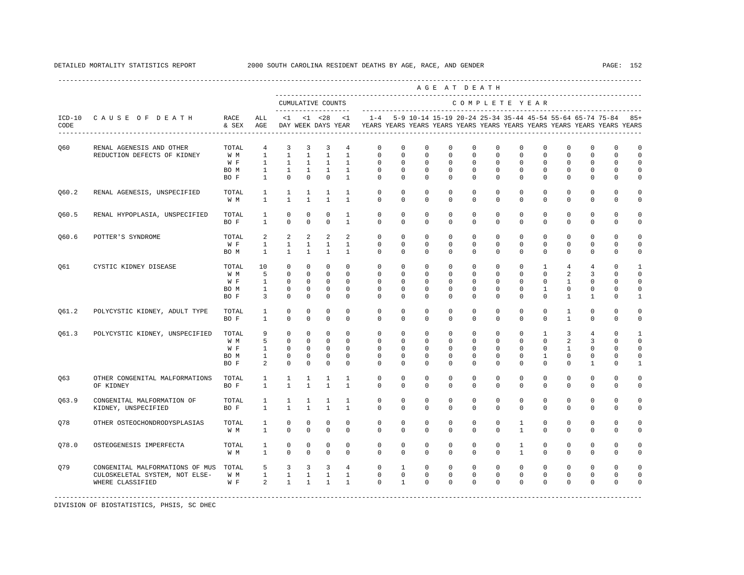DETAILED MORTALITY STATISTICS REPORT 2000 SOUTH CAROLINA RESIDENT DEATHS BY AGE, RACE, AND GENDER

| ICD-10 CODE | CAUSE OF DEATH | RACE & SEX | ALL AGE | <1 DAY | <1 WEEK | <28 DAYS | <1 YEAR | 1-4 YEARS | 5-9 YEARS | 10-14 YEARS | 15-19 YEARS | 20-24 YEARS | 25-34 YEARS | 35-44 YEARS | 45-54 YEARS | 55-64 YEARS | 65-74 YEARS | 75-84 YEARS | 85+ YEARS |
|---|---|---|---|---|---|---|---|---|---|---|---|---|---|---|---|---|---|---|---|
| Q60 | RENAL AGENESIS AND OTHER REDUCTION DEFECTS OF KIDNEY | TOTAL | 4 | 3 | 3 | 3 | 4 | 0 | 0 | 0 | 0 | 0 | 0 | 0 | 0 | 0 | 0 | 0 | 0 |
| | | W M | 1 | 1 | 1 | 1 | 1 | 0 | 0 | 0 | 0 | 0 | 0 | 0 | 0 | 0 | 0 | 0 | 0 |
| | | W F | 1 | 1 | 1 | 1 | 1 | 0 | 0 | 0 | 0 | 0 | 0 | 0 | 0 | 0 | 0 | 0 | 0 |
| | | BO M | 1 | 1 | 1 | 1 | 1 | 0 | 0 | 0 | 0 | 0 | 0 | 0 | 0 | 0 | 0 | 0 | 0 |
| | | BO F | 1 | 0 | 0 | 0 | 1 | 0 | 0 | 0 | 0 | 0 | 0 | 0 | 0 | 0 | 0 | 0 | 0 |
| Q60.2 | RENAL AGENESIS, UNSPECIFIED | TOTAL | 1 | 1 | 1 | 1 | 1 | 0 | 0 | 0 | 0 | 0 | 0 | 0 | 0 | 0 | 0 | 0 | 0 |
| | | W M | 1 | 1 | 1 | 1 | 1 | 0 | 0 | 0 | 0 | 0 | 0 | 0 | 0 | 0 | 0 | 0 | 0 |
| Q60.5 | RENAL HYPOPLASIA, UNSPECIFIED | TOTAL | 1 | 0 | 0 | 0 | 1 | 0 | 0 | 0 | 0 | 0 | 0 | 0 | 0 | 0 | 0 | 0 | 0 |
| | | BO F | 1 | 0 | 0 | 0 | 1 | 0 | 0 | 0 | 0 | 0 | 0 | 0 | 0 | 0 | 0 | 0 | 0 |
| Q60.6 | POTTER'S SYNDROME | TOTAL | 2 | 2 | 2 | 2 | 2 | 0 | 0 | 0 | 0 | 0 | 0 | 0 | 0 | 0 | 0 | 0 | 0 |
| | | W F | 1 | 1 | 1 | 1 | 1 | 0 | 0 | 0 | 0 | 0 | 0 | 0 | 0 | 0 | 0 | 0 | 0 |
| | | BO M | 1 | 1 | 1 | 1 | 1 | 0 | 0 | 0 | 0 | 0 | 0 | 0 | 0 | 0 | 0 | 0 | 0 |
| Q61 | CYSTIC KIDNEY DISEASE | TOTAL | 10 | 0 | 0 | 0 | 0 | 0 | 0 | 0 | 0 | 0 | 0 | 0 | 1 | 4 | 4 | 0 | 1 |
| | | W M | 5 | 0 | 0 | 0 | 0 | 0 | 0 | 0 | 0 | 0 | 0 | 0 | 0 | 2 | 3 | 0 | 0 |
| | | W F | 1 | 0 | 0 | 0 | 0 | 0 | 0 | 0 | 0 | 0 | 0 | 0 | 0 | 1 | 0 | 0 | 0 |
| | | BO M | 1 | 0 | 0 | 0 | 0 | 0 | 0 | 0 | 0 | 0 | 0 | 0 | 1 | 0 | 0 | 0 | 0 |
| | | BO F | 3 | 0 | 0 | 0 | 0 | 0 | 0 | 0 | 0 | 0 | 0 | 0 | 0 | 1 | 1 | 0 | 1 |
| Q61.2 | POLYCYSTIC KIDNEY, ADULT TYPE | TOTAL | 1 | 0 | 0 | 0 | 0 | 0 | 0 | 0 | 0 | 0 | 0 | 0 | 0 | 1 | 0 | 0 | 0 |
| | | BO F | 1 | 0 | 0 | 0 | 0 | 0 | 0 | 0 | 0 | 0 | 0 | 0 | 0 | 1 | 0 | 0 | 0 |
| Q61.3 | POLYCYSTIC KIDNEY, UNSPECIFIED | TOTAL | 9 | 0 | 0 | 0 | 0 | 0 | 0 | 0 | 0 | 0 | 0 | 0 | 1 | 3 | 4 | 0 | 1 |
| | | W M | 5 | 0 | 0 | 0 | 0 | 0 | 0 | 0 | 0 | 0 | 0 | 0 | 0 | 2 | 3 | 0 | 0 |
| | | W F | 1 | 0 | 0 | 0 | 0 | 0 | 0 | 0 | 0 | 0 | 0 | 0 | 0 | 1 | 0 | 0 | 0 |
| | | BO M | 1 | 0 | 0 | 0 | 0 | 0 | 0 | 0 | 0 | 0 | 0 | 0 | 1 | 0 | 0 | 0 | 0 |
| | | BO F | 2 | 0 | 0 | 0 | 0 | 0 | 0 | 0 | 0 | 0 | 0 | 0 | 0 | 0 | 1 | 0 | 1 |
| Q63 | OTHER CONGENITAL MALFORMATIONS OF KIDNEY | TOTAL | 1 | 1 | 1 | 1 | 1 | 0 | 0 | 0 | 0 | 0 | 0 | 0 | 0 | 0 | 0 | 0 | 0 |
| | | BO F | 1 | 1 | 1 | 1 | 1 | 0 | 0 | 0 | 0 | 0 | 0 | 0 | 0 | 0 | 0 | 0 | 0 |
| Q63.9 | CONGENITAL MALFORMATION OF KIDNEY, UNSPECIFIED | TOTAL | 1 | 1 | 1 | 1 | 1 | 0 | 0 | 0 | 0 | 0 | 0 | 0 | 0 | 0 | 0 | 0 | 0 |
| | | BO F | 1 | 1 | 1 | 1 | 1 | 0 | 0 | 0 | 0 | 0 | 0 | 0 | 0 | 0 | 0 | 0 | 0 |
| Q78 | OTHER OSTEOCHONDRODYSPLASIAS | TOTAL | 1 | 0 | 0 | 0 | 0 | 0 | 0 | 0 | 0 | 0 | 0 | 1 | 0 | 0 | 0 | 0 | 0 |
| | | W M | 1 | 0 | 0 | 0 | 0 | 0 | 0 | 0 | 0 | 0 | 0 | 1 | 0 | 0 | 0 | 0 | 0 |
| Q78.0 | OSTEOGENESIS IMPERFECTA | TOTAL | 1 | 0 | 0 | 0 | 0 | 0 | 0 | 0 | 0 | 0 | 0 | 1 | 0 | 0 | 0 | 0 | 0 |
| | | W M | 1 | 0 | 0 | 0 | 0 | 0 | 0 | 0 | 0 | 0 | 0 | 1 | 0 | 0 | 0 | 0 | 0 |
| Q79 | CONGENITAL MALFORMATIONS OF MUSCULOSKELETAL SYSTEM, NOT ELSEWHERE CLASSIFIED | TOTAL | 5 | 3 | 3 | 3 | 4 | 0 | 1 | 0 | 0 | 0 | 0 | 0 | 0 | 0 | 0 | 0 | 0 |
| | | W M | 1 | 1 | 1 | 1 | 1 | 0 | 0 | 0 | 0 | 0 | 0 | 0 | 0 | 0 | 0 | 0 | 0 |
| | | W F | 2 | 1 | 1 | 1 | 1 | 0 | 1 | 0 | 0 | 0 | 0 | 0 | 0 | 0 | 0 | 0 | 0 |

DIVISION OF BIOSTATISTICS, PHSIS, SC DHEC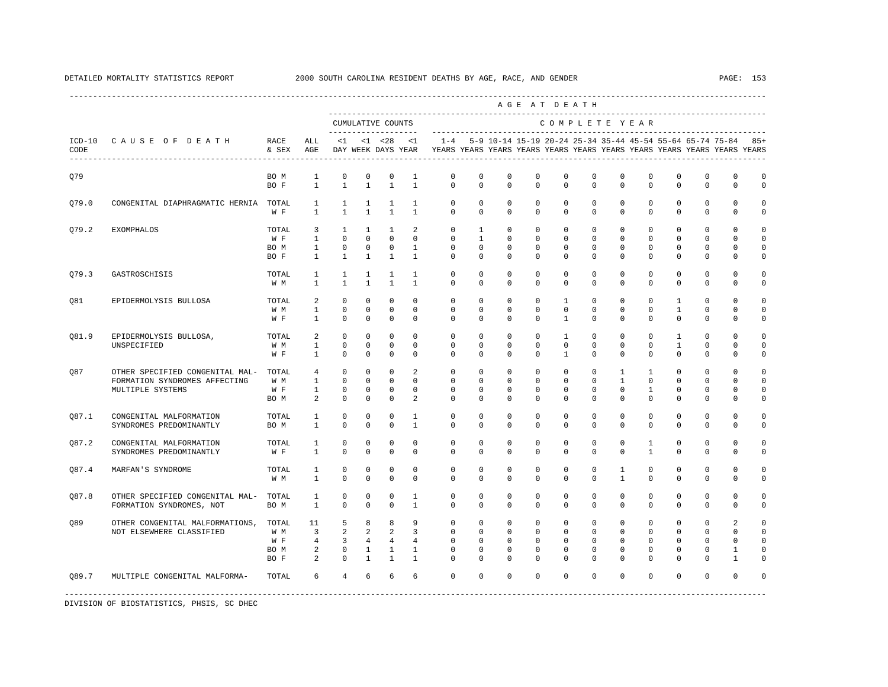DETAILED MORTALITY STATISTICS REPORT 2000 SOUTH CAROLINA RESIDENT DEATHS BY AGE, RACE, AND GENDER

| ICD-10 CODE | CAUSE OF DEATH | RACE & SEX | ALL AGE | <1 DAY | <1 WEEK | <28 DAYS | <1 YEAR | 1-4 YEARS | 5-9 YEARS | 10-14 YEARS | 15-19 YEARS | 20-24 YEARS | 25-34 YEARS | 35-44 YEARS | 45-54 YEARS | 55-64 YEARS | 65-74 YEARS | 75-84 YEARS | 85+ YEARS |
|---|---|---|---|---|---|---|---|---|---|---|---|---|---|---|---|---|---|---|---|
| | | | | CUMULATIVE COUNTS | | | | COMPLETE YEAR | | | | | | | | | | | |
| Q79 | | BO M | 1 | 0 | 0 | 0 | 1 | 0 | 0 | 0 | 0 | 0 | 0 | 0 | 0 | 0 | 0 | 0 | 0 |
| | | BO F | 1 | 1 | 1 | 1 | 1 | 0 | 0 | 0 | 0 | 0 | 0 | 0 | 0 | 0 | 0 | 0 | 0 |
| Q79.0 | CONGENITAL DIAPHRAGMATIC HERNIA | TOTAL | 1 | 1 | 1 | 1 | 1 | 0 | 0 | 0 | 0 | 0 | 0 | 0 | 0 | 0 | 0 | 0 | 0 |
| | | W F | 1 | 1 | 1 | 1 | 1 | 0 | 0 | 0 | 0 | 0 | 0 | 0 | 0 | 0 | 0 | 0 | 0 |
| Q79.2 | EXOMPHALOS | TOTAL | 3 | 1 | 1 | 1 | 2 | 0 | 1 | 0 | 0 | 0 | 0 | 0 | 0 | 0 | 0 | 0 | 0 |
| | | W F | 1 | 0 | 0 | 0 | 0 | 0 | 1 | 0 | 0 | 0 | 0 | 0 | 0 | 0 | 0 | 0 | 0 |
| | | BO M | 1 | 0 | 0 | 0 | 1 | 0 | 0 | 0 | 0 | 0 | 0 | 0 | 0 | 0 | 0 | 0 | 0 |
| | | BO F | 1 | 1 | 1 | 1 | 1 | 0 | 0 | 0 | 0 | 0 | 0 | 0 | 0 | 0 | 0 | 0 | 0 |
| Q79.3 | GASTROSCHISIS | TOTAL | 1 | 1 | 1 | 1 | 1 | 0 | 0 | 0 | 0 | 0 | 0 | 0 | 0 | 0 | 0 | 0 | 0 |
| | | W M | 1 | 1 | 1 | 1 | 1 | 0 | 0 | 0 | 0 | 0 | 0 | 0 | 0 | 0 | 0 | 0 | 0 |
| Q81 | EPIDERMOLYSIS BULLOSA | TOTAL | 2 | 0 | 0 | 0 | 0 | 0 | 0 | 0 | 0 | 1 | 0 | 0 | 0 | 1 | 0 | 0 | 0 |
| | | W M | 1 | 0 | 0 | 0 | 0 | 0 | 0 | 0 | 0 | 0 | 0 | 0 | 0 | 1 | 0 | 0 | 0 |
| | | W F | 1 | 0 | 0 | 0 | 0 | 0 | 0 | 0 | 0 | 1 | 0 | 0 | 0 | 0 | 0 | 0 | 0 |
| Q81.9 | EPIDERMOLYSIS BULLOSA, UNSPECIFIED | TOTAL | 2 | 0 | 0 | 0 | 0 | 0 | 0 | 0 | 0 | 1 | 0 | 0 | 0 | 1 | 0 | 0 | 0 |
| | | W M | 1 | 0 | 0 | 0 | 0 | 0 | 0 | 0 | 0 | 0 | 0 | 0 | 0 | 1 | 0 | 0 | 0 |
| | | W F | 1 | 0 | 0 | 0 | 0 | 0 | 0 | 0 | 0 | 1 | 0 | 0 | 0 | 0 | 0 | 0 | 0 |
| Q87 | OTHER SPECIFIED CONGENITAL MAL-FORMATION SYNDROMES AFFECTING MULTIPLE SYSTEMS | TOTAL | 4 | 0 | 0 | 0 | 2 | 0 | 0 | 0 | 0 | 0 | 0 | 1 | 1 | 0 | 0 | 0 | 0 |
| | | W M | 1 | 0 | 0 | 0 | 0 | 0 | 0 | 0 | 0 | 0 | 0 | 1 | 0 | 0 | 0 | 0 | 0 |
| | | W F | 1 | 0 | 0 | 0 | 0 | 0 | 0 | 0 | 0 | 0 | 0 | 0 | 1 | 0 | 0 | 0 | 0 |
| | | BO M | 2 | 0 | 0 | 0 | 2 | 0 | 0 | 0 | 0 | 0 | 0 | 0 | 0 | 0 | 0 | 0 | 0 |
| Q87.1 | CONGENITAL MALFORMATION SYNDROMES PREDOMINANTLY | TOTAL | 1 | 0 | 0 | 0 | 1 | 0 | 0 | 0 | 0 | 0 | 0 | 0 | 0 | 0 | 0 | 0 | 0 |
| | | BO M | 1 | 0 | 0 | 0 | 1 | 0 | 0 | 0 | 0 | 0 | 0 | 0 | 0 | 0 | 0 | 0 | 0 |
| Q87.2 | CONGENITAL MALFORMATION SYNDROMES PREDOMINANTLY | TOTAL | 1 | 0 | 0 | 0 | 0 | 0 | 0 | 0 | 0 | 0 | 0 | 0 | 1 | 0 | 0 | 0 | 0 |
| | | W F | 1 | 0 | 0 | 0 | 0 | 0 | 0 | 0 | 0 | 0 | 0 | 0 | 1 | 0 | 0 | 0 | 0 |
| Q87.4 | MARFAN'S SYNDROME | TOTAL | 1 | 0 | 0 | 0 | 0 | 0 | 0 | 0 | 0 | 0 | 0 | 1 | 0 | 0 | 0 | 0 | 0 |
| | | W M | 1 | 0 | 0 | 0 | 0 | 0 | 0 | 0 | 0 | 0 | 0 | 1 | 0 | 0 | 0 | 0 | 0 |
| Q87.8 | OTHER SPECIFIED CONGENITAL MAL-FORMATION SYNDROMES, NOT | TOTAL | 1 | 0 | 0 | 0 | 1 | 0 | 0 | 0 | 0 | 0 | 0 | 0 | 0 | 0 | 0 | 0 | 0 |
| | | BO M | 1 | 0 | 0 | 0 | 1 | 0 | 0 | 0 | 0 | 0 | 0 | 0 | 0 | 0 | 0 | 0 | 0 |
| Q89 | OTHER CONGENITAL MALFORMATIONS, NOT ELSEWHERE CLASSIFIED | TOTAL | 11 | 5 | 8 | 8 | 9 | 0 | 0 | 0 | 0 | 0 | 0 | 0 | 0 | 0 | 0 | 2 | 0 |
| | | W M | 3 | 2 | 2 | 2 | 3 | 0 | 0 | 0 | 0 | 0 | 0 | 0 | 0 | 0 | 0 | 0 | 0 |
| | | W F | 4 | 3 | 4 | 4 | 4 | 0 | 0 | 0 | 0 | 0 | 0 | 0 | 0 | 0 | 0 | 0 | 0 |
| | | BO M | 2 | 0 | 1 | 1 | 1 | 0 | 0 | 0 | 0 | 0 | 0 | 0 | 0 | 0 | 0 | 1 | 0 |
| | | BO F | 2 | 0 | 1 | 1 | 1 | 0 | 0 | 0 | 0 | 0 | 0 | 0 | 0 | 0 | 0 | 1 | 0 |
| Q89.7 | MULTIPLE CONGENITAL MALFORMA- | TOTAL | 6 | 4 | 6 | 6 | 6 | 0 | 0 | 0 | 0 | 0 | 0 | 0 | 0 | 0 | 0 | 0 | 0 |

DIVISION OF BIOSTATISTICS, PHSIS, SC DHEC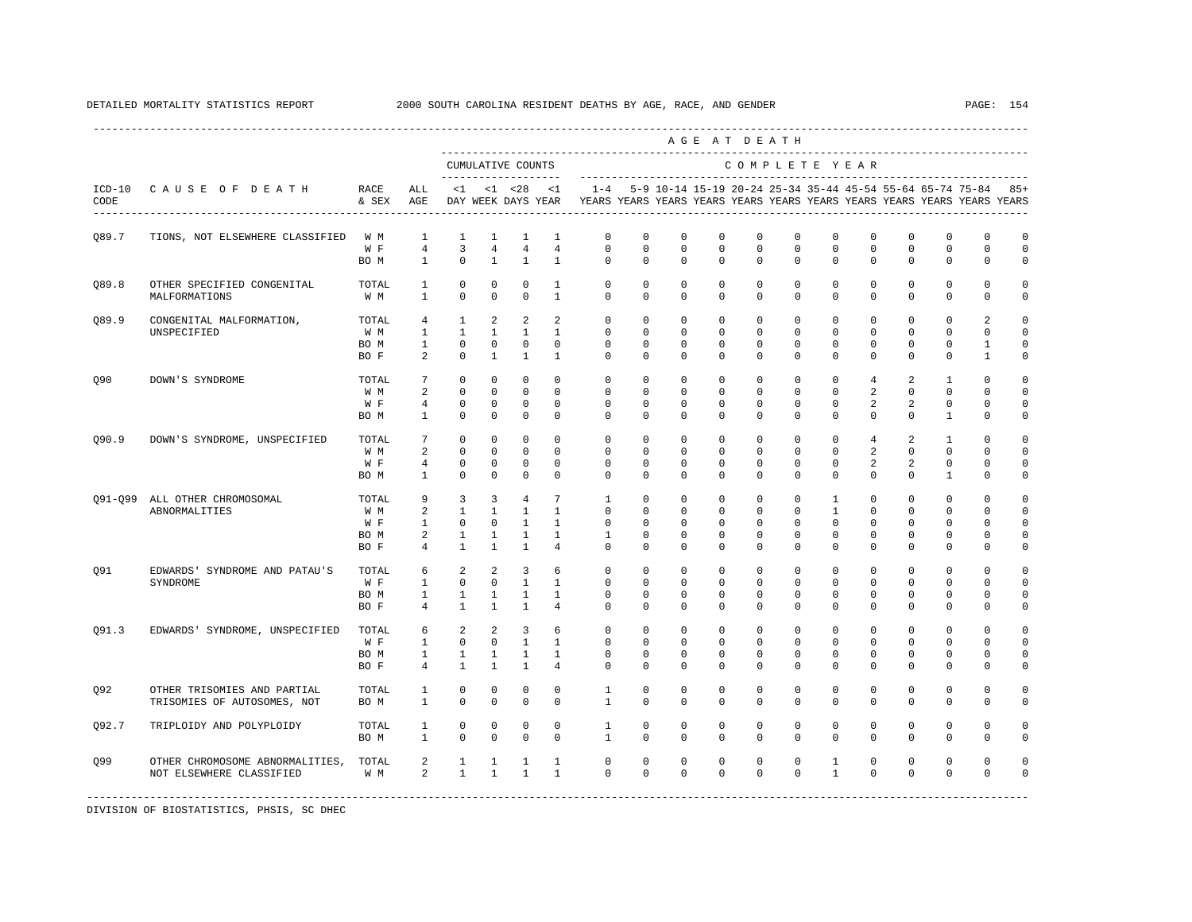DETAILED MORTALITY STATISTICS REPORT 2000 SOUTH CAROLINA RESIDENT DEATHS BY AGE, RACE, AND GENDER

| ICD-10 CODE | CAUSE OF DEATH | RACE & SEX | ALL AGE | <1 DAY | <1 WEEK | <28 DAYS | <1 YEAR | 1-4 YEARS | 5-9 YEARS | 10-14 YEARS | 15-19 YEARS | 20-24 YEARS | 25-34 YEARS | 35-44 YEARS | 45-54 YEARS | 55-64 YEARS | 65-74 YEARS | 75-84 YEARS | 85+ YEARS |
|---|---|---|---|---|---|---|---|---|---|---|---|---|---|---|---|---|---|---|---|
| | | | | CUMULATIVE COUNTS | | | | COMPLETE YEAR | | | | | | | | | | | |
| Q89.7 | TIONS, NOT ELSEWHERE CLASSIFIED | W M | 1 | 1 | 1 | 1 | 1 | 0 | 0 | 0 | 0 | 0 | 0 | 0 | 0 | 0 | 0 | 0 | 0 |
| | | W F | 4 | 3 | 4 | 4 | 4 | 0 | 0 | 0 | 0 | 0 | 0 | 0 | 0 | 0 | 0 | 0 | 0 |
| | | BO M | 1 | 0 | 1 | 1 | 1 | 0 | 0 | 0 | 0 | 0 | 0 | 0 | 0 | 0 | 0 | 0 | 0 |
| Q89.8 | OTHER SPECIFIED CONGENITAL MALFORMATIONS | TOTAL | 1 | 0 | 0 | 0 | 1 | 0 | 0 | 0 | 0 | 0 | 0 | 0 | 0 | 0 | 0 | 0 | 0 |
| | | W M | 1 | 0 | 0 | 0 | 1 | 0 | 0 | 0 | 0 | 0 | 0 | 0 | 0 | 0 | 0 | 0 | 0 |
| Q89.9 | CONGENITAL MALFORMATION, UNSPECIFIED | TOTAL | 4 | 1 | 2 | 2 | 2 | 0 | 0 | 0 | 0 | 0 | 0 | 0 | 0 | 0 | 0 | 2 | 0 |
| | | W M | 1 | 1 | 1 | 1 | 1 | 0 | 0 | 0 | 0 | 0 | 0 | 0 | 0 | 0 | 0 | 0 | 0 |
| | | BO M | 1 | 0 | 0 | 0 | 0 | 0 | 0 | 0 | 0 | 0 | 0 | 0 | 0 | 0 | 0 | 1 | 0 |
| | | BO F | 2 | 0 | 1 | 1 | 1 | 0 | 0 | 0 | 0 | 0 | 0 | 0 | 0 | 0 | 0 | 1 | 0 |
| Q90 | DOWN'S SYNDROME | TOTAL | 7 | 0 | 0 | 0 | 0 | 0 | 0 | 0 | 0 | 0 | 0 | 0 | 4 | 2 | 1 | 0 | 0 |
| | | W M | 2 | 0 | 0 | 0 | 0 | 0 | 0 | 0 | 0 | 0 | 0 | 0 | 2 | 0 | 0 | 0 | 0 |
| | | W F | 4 | 0 | 0 | 0 | 0 | 0 | 0 | 0 | 0 | 0 | 0 | 0 | 2 | 2 | 0 | 0 | 0 |
| | | BO M | 1 | 0 | 0 | 0 | 0 | 0 | 0 | 0 | 0 | 0 | 0 | 0 | 0 | 0 | 1 | 0 | 0 |
| Q90.9 | DOWN'S SYNDROME, UNSPECIFIED | TOTAL | 7 | 0 | 0 | 0 | 0 | 0 | 0 | 0 | 0 | 0 | 0 | 0 | 4 | 2 | 1 | 0 | 0 |
| | | W M | 2 | 0 | 0 | 0 | 0 | 0 | 0 | 0 | 0 | 0 | 0 | 0 | 2 | 0 | 0 | 0 | 0 |
| | | W F | 4 | 0 | 0 | 0 | 0 | 0 | 0 | 0 | 0 | 0 | 0 | 0 | 2 | 2 | 0 | 0 | 0 |
| | | BO M | 1 | 0 | 0 | 0 | 0 | 0 | 0 | 0 | 0 | 0 | 0 | 0 | 0 | 0 | 1 | 0 | 0 |
| Q91-Q99 | ALL OTHER CHROMOSOMAL ABNORMALITIES | TOTAL | 9 | 3 | 3 | 4 | 7 | 1 | 0 | 0 | 0 | 0 | 0 | 1 | 0 | 0 | 0 | 0 | 0 |
| | | W M | 2 | 1 | 1 | 1 | 1 | 0 | 0 | 0 | 0 | 0 | 0 | 1 | 0 | 0 | 0 | 0 | 0 |
| | | W F | 1 | 0 | 0 | 1 | 1 | 0 | 0 | 0 | 0 | 0 | 0 | 0 | 0 | 0 | 0 | 0 | 0 |
| | | BO M | 2 | 1 | 1 | 1 | 1 | 1 | 0 | 0 | 0 | 0 | 0 | 0 | 0 | 0 | 0 | 0 | 0 |
| | | BO F | 4 | 1 | 1 | 1 | 4 | 0 | 0 | 0 | 0 | 0 | 0 | 0 | 0 | 0 | 0 | 0 | 0 |
| Q91 | EDWARDS' SYNDROME AND PATAU'S SYNDROME | TOTAL | 6 | 2 | 2 | 3 | 6 | 0 | 0 | 0 | 0 | 0 | 0 | 0 | 0 | 0 | 0 | 0 | 0 |
| | | W F | 1 | 0 | 0 | 1 | 1 | 0 | 0 | 0 | 0 | 0 | 0 | 0 | 0 | 0 | 0 | 0 | 0 |
| | | BO M | 1 | 1 | 1 | 1 | 1 | 0 | 0 | 0 | 0 | 0 | 0 | 0 | 0 | 0 | 0 | 0 | 0 |
| | | BO F | 4 | 1 | 1 | 1 | 4 | 0 | 0 | 0 | 0 | 0 | 0 | 0 | 0 | 0 | 0 | 0 | 0 |
| Q91.3 | EDWARDS' SYNDROME, UNSPECIFIED | TOTAL | 6 | 2 | 2 | 3 | 6 | 0 | 0 | 0 | 0 | 0 | 0 | 0 | 0 | 0 | 0 | 0 | 0 |
| | | W F | 1 | 0 | 0 | 1 | 1 | 0 | 0 | 0 | 0 | 0 | 0 | 0 | 0 | 0 | 0 | 0 | 0 |
| | | BO M | 1 | 1 | 1 | 1 | 1 | 0 | 0 | 0 | 0 | 0 | 0 | 0 | 0 | 0 | 0 | 0 | 0 |
| | | BO F | 4 | 1 | 1 | 1 | 4 | 0 | 0 | 0 | 0 | 0 | 0 | 0 | 0 | 0 | 0 | 0 | 0 |
| Q92 | OTHER TRISOMIES AND PARTIAL TRISOMIES OF AUTOSOMES, NOT | TOTAL | 1 | 0 | 0 | 0 | 0 | 1 | 0 | 0 | 0 | 0 | 0 | 0 | 0 | 0 | 0 | 0 | 0 |
| | | BO M | 1 | 0 | 0 | 0 | 0 | 1 | 0 | 0 | 0 | 0 | 0 | 0 | 0 | 0 | 0 | 0 | 0 |
| Q92.7 | TRIPLOIDY AND POLYPLOIDY | TOTAL | 1 | 0 | 0 | 0 | 0 | 1 | 0 | 0 | 0 | 0 | 0 | 0 | 0 | 0 | 0 | 0 | 0 |
| | | BO M | 1 | 0 | 0 | 0 | 0 | 1 | 0 | 0 | 0 | 0 | 0 | 0 | 0 | 0 | 0 | 0 | 0 |
| Q99 | OTHER CHROMOSOME ABNORMALITIES, NOT ELSEWHERE CLASSIFIED | TOTAL | 2 | 1 | 1 | 1 | 1 | 0 | 0 | 0 | 0 | 0 | 0 | 1 | 0 | 0 | 0 | 0 | 0 |
| | | W M | 2 | 1 | 1 | 1 | 1 | 0 | 0 | 0 | 0 | 0 | 0 | 1 | 0 | 0 | 0 | 0 | 0 |

DIVISION OF BIOSTATISTICS, PHSIS, SC DHEC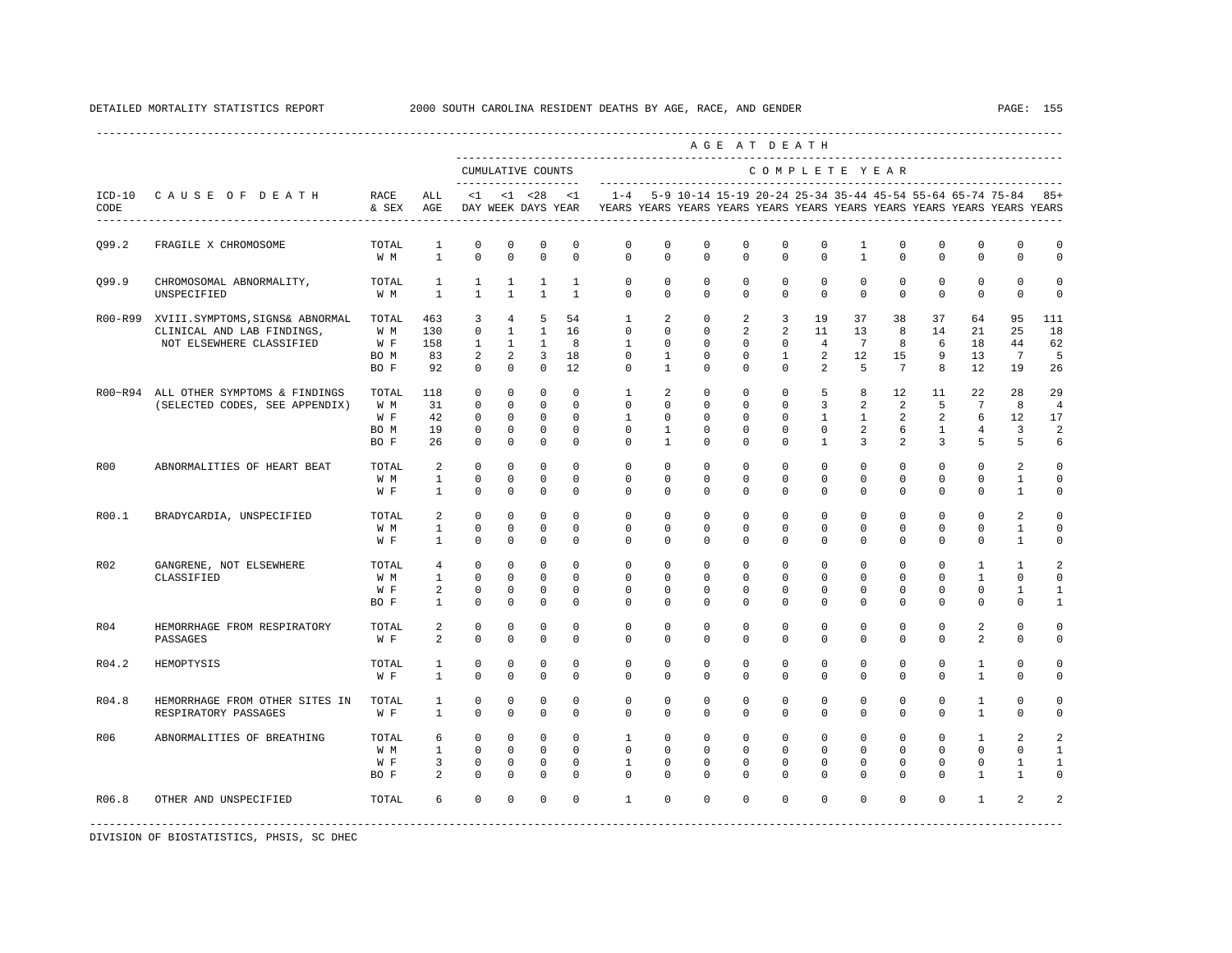DETAILED MORTALITY STATISTICS REPORT 2000 SOUTH CAROLINA RESIDENT DEATHS BY AGE, RACE, AND GENDER

| ICD-10 CODE | CAUSE OF DEATH | RACE & SEX | ALL AGE | <1 DAY | <1 WEEK | <28 DAYS | <1 YEAR | 1-4 YEARS | 5-9 YEARS | 10-14 YEARS | 15-19 YEARS | 20-24 YEARS | 25-34 YEARS | 35-44 YEARS | 45-54 YEARS | 55-64 YEARS | 65-74 YEARS | 75-84 YEARS | 85+ YEARS |
|---|---|---|---|---|---|---|---|---|---|---|---|---|---|---|---|---|---|---|---|
| Q99.2 | FRAGILE X CHROMOSOME | TOTAL | 1 | 0 | 0 | 0 | 0 | 0 | 0 | 0 | 0 | 0 | 0 | 1 | 0 | 0 | 0 | 0 | 0 |
| | | W M | 1 | 0 | 0 | 0 | 0 | 0 | 0 | 0 | 0 | 0 | 0 | 1 | 0 | 0 | 0 | 0 | 0 |
| Q99.9 | CHROMOSOMAL ABNORMALITY, UNSPECIFIED | TOTAL | 1 | 1 | 1 | 1 | 1 | 0 | 0 | 0 | 0 | 0 | 0 | 0 | 0 | 0 | 0 | 0 | 0 |
| | | W M | 1 | 1 | 1 | 1 | 1 | 0 | 0 | 0 | 0 | 0 | 0 | 0 | 0 | 0 | 0 | 0 | 0 |
| R00-R99 | XVIII.SYMPTOMS,SIGNS& ABNORMAL CLINICAL AND LAB FINDINGS, NOT ELSEWHERE CLASSIFIED | TOTAL | 463 | 3 | 4 | 5 | 54 | 1 | 2 | 0 | 2 | 3 | 19 | 37 | 38 | 37 | 64 | 95 | 111 |
| | | W M | 130 | 0 | 1 | 1 | 16 | 0 | 0 | 0 | 2 | 2 | 11 | 13 | 8 | 14 | 21 | 25 | 18 |
| | | W F | 158 | 1 | 1 | 1 | 8 | 1 | 0 | 0 | 0 | 0 | 4 | 7 | 8 | 6 | 18 | 44 | 62 |
| | | BO M | 83 | 2 | 2 | 3 | 18 | 0 | 1 | 0 | 0 | 1 | 2 | 12 | 15 | 9 | 13 | 7 | 5 |
| | | BO F | 92 | 0 | 0 | 0 | 12 | 0 | 1 | 0 | 0 | 0 | 2 | 5 | 7 | 8 | 12 | 19 | 26 |
| R00~R94 | ALL OTHER SYMPTOMS & FINDINGS (SELECTED CODES, SEE APPENDIX) | TOTAL | 118 | 0 | 0 | 0 | 0 | 1 | 2 | 0 | 0 | 0 | 5 | 8 | 12 | 11 | 22 | 28 | 29 |
| | | W M | 31 | 0 | 0 | 0 | 0 | 0 | 0 | 0 | 0 | 0 | 3 | 2 | 2 | 5 | 7 | 8 | 4 |
| | | W F | 42 | 0 | 0 | 0 | 0 | 1 | 0 | 0 | 0 | 0 | 1 | 1 | 2 | 2 | 6 | 12 | 17 |
| | | BO M | 19 | 0 | 0 | 0 | 0 | 0 | 1 | 0 | 0 | 0 | 0 | 2 | 6 | 1 | 4 | 3 | 2 |
| | | BO F | 26 | 0 | 0 | 0 | 0 | 0 | 1 | 0 | 0 | 0 | 1 | 3 | 2 | 3 | 5 | 5 | 6 |
| R00 | ABNORMALITIES OF HEART BEAT | TOTAL | 2 | 0 | 0 | 0 | 0 | 0 | 0 | 0 | 0 | 0 | 0 | 0 | 0 | 0 | 0 | 2 | 0 |
| | | W M | 1 | 0 | 0 | 0 | 0 | 0 | 0 | 0 | 0 | 0 | 0 | 0 | 0 | 0 | 0 | 1 | 0 |
| | | W F | 1 | 0 | 0 | 0 | 0 | 0 | 0 | 0 | 0 | 0 | 0 | 0 | 0 | 0 | 0 | 1 | 0 |
| R00.1 | BRADYCARDIA, UNSPECIFIED | TOTAL | 2 | 0 | 0 | 0 | 0 | 0 | 0 | 0 | 0 | 0 | 0 | 0 | 0 | 0 | 0 | 2 | 0 |
| | | W M | 1 | 0 | 0 | 0 | 0 | 0 | 0 | 0 | 0 | 0 | 0 | 0 | 0 | 0 | 0 | 1 | 0 |
| | | W F | 1 | 0 | 0 | 0 | 0 | 0 | 0 | 0 | 0 | 0 | 0 | 0 | 0 | 0 | 0 | 1 | 0 |
| R02 | GANGRENE, NOT ELSEWHERE CLASSIFIED | TOTAL | 4 | 0 | 0 | 0 | 0 | 0 | 0 | 0 | 0 | 0 | 0 | 0 | 0 | 0 | 1 | 1 | 2 |
| | | W M | 1 | 0 | 0 | 0 | 0 | 0 | 0 | 0 | 0 | 0 | 0 | 0 | 0 | 0 | 1 | 0 | 0 |
| | | W F | 2 | 0 | 0 | 0 | 0 | 0 | 0 | 0 | 0 | 0 | 0 | 0 | 0 | 0 | 0 | 1 | 1 |
| | | BO F | 1 | 0 | 0 | 0 | 0 | 0 | 0 | 0 | 0 | 0 | 0 | 0 | 0 | 0 | 0 | 0 | 1 |
| R04 | HEMORRHAGE FROM RESPIRATORY PASSAGES | TOTAL | 2 | 0 | 0 | 0 | 0 | 0 | 0 | 0 | 0 | 0 | 0 | 0 | 0 | 0 | 2 | 0 | 0 |
| | | W F | 2 | 0 | 0 | 0 | 0 | 0 | 0 | 0 | 0 | 0 | 0 | 0 | 0 | 0 | 2 | 0 | 0 |
| R04.2 | HEMOPTYSIS | TOTAL | 1 | 0 | 0 | 0 | 0 | 0 | 0 | 0 | 0 | 0 | 0 | 0 | 0 | 0 | 1 | 0 | 0 |
| | | W F | 1 | 0 | 0 | 0 | 0 | 0 | 0 | 0 | 0 | 0 | 0 | 0 | 0 | 0 | 1 | 0 | 0 |
| R04.8 | HEMORRHAGE FROM OTHER SITES IN RESPIRATORY PASSAGES | TOTAL | 1 | 0 | 0 | 0 | 0 | 0 | 0 | 0 | 0 | 0 | 0 | 0 | 0 | 0 | 1 | 0 | 0 |
| | | W F | 1 | 0 | 0 | 0 | 0 | 0 | 0 | 0 | 0 | 0 | 0 | 0 | 0 | 0 | 1 | 0 | 0 |
| R06 | ABNORMALITIES OF BREATHING | TOTAL | 6 | 0 | 0 | 0 | 0 | 1 | 0 | 0 | 0 | 0 | 0 | 0 | 0 | 0 | 1 | 2 | 2 |
| | | W M | 1 | 0 | 0 | 0 | 0 | 0 | 0 | 0 | 0 | 0 | 0 | 0 | 0 | 0 | 0 | 0 | 1 |
| | | W F | 3 | 0 | 0 | 0 | 0 | 1 | 0 | 0 | 0 | 0 | 0 | 0 | 0 | 0 | 0 | 1 | 1 |
| | | BO F | 2 | 0 | 0 | 0 | 0 | 0 | 0 | 0 | 0 | 0 | 0 | 0 | 0 | 0 | 1 | 1 | 0 |
| R06.8 | OTHER AND UNSPECIFIED | TOTAL | 6 | 0 | 0 | 0 | 0 | 1 | 0 | 0 | 0 | 0 | 0 | 0 | 0 | 0 | 1 | 2 | 2 |

DIVISION OF BIOSTATISTICS, PHSIS, SC DHEC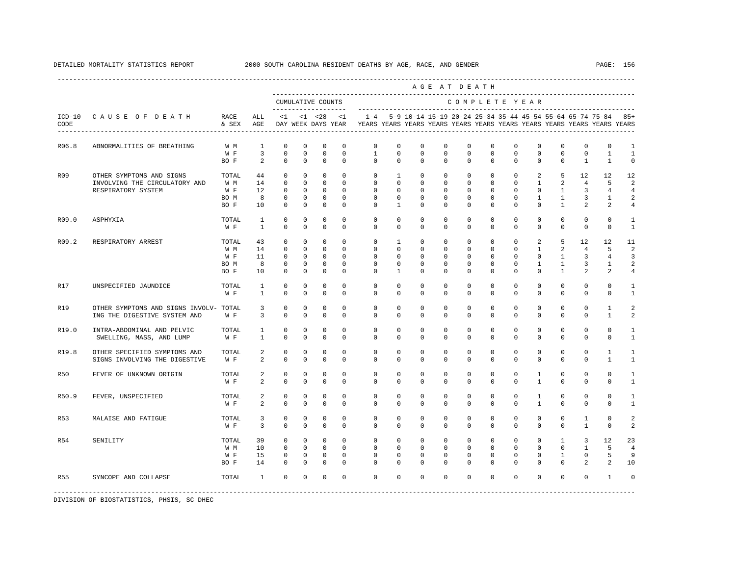DETAILED MORTALITY STATISTICS REPORT 2000 SOUTH CAROLINA RESIDENT DEATHS BY AGE, RACE, AND GENDER

| ICD-10 CODE | CAUSE OF DEATH | RACE & SEX | ALL AGE | <1 DAY | <1 WEEK | <28 DAYS | <1 YEAR | 1-4 YEARS | 5-9 YEARS | 10-14 YEARS | 15-19 YEARS | 20-24 YEARS | 25-34 YEARS | 35-44 YEARS | 45-54 YEARS | 55-64 YEARS | 65-74 YEARS | 75-84 YEARS | 85+ YEARS |
|---|---|---|---|---|---|---|---|---|---|---|---|---|---|---|---|---|---|---|---|
| | | | | CUMULATIVE COUNTS | | | | COMPLETE YEAR | | | | | | | | | | | |
| R06.8 | ABNORMALITIES OF BREATHING | W M | 1 | 0 | 0 | 0 | 0 | 0 | 0 | 0 | 0 | 0 | 0 | 0 | 0 | 0 | 0 | 0 | 1 |
| | | W F | 3 | 0 | 0 | 0 | 0 | 1 | 0 | 0 | 0 | 0 | 0 | 0 | 0 | 0 | 0 | 1 | 1 |
| | | BO F | 2 | 0 | 0 | 0 | 0 | 0 | 0 | 0 | 0 | 0 | 0 | 0 | 0 | 0 | 1 | 1 | 0 |
| R09 | OTHER SYMPTOMS AND SIGNS INVOLVING THE CIRCULATORY AND RESPIRATORY SYSTEM | TOTAL | 44 | 0 | 0 | 0 | 0 | 0 | 1 | 0 | 0 | 0 | 0 | 0 | 2 | 5 | 12 | 12 | 12 |
| | | W M | 14 | 0 | 0 | 0 | 0 | 0 | 0 | 0 | 0 | 0 | 0 | 0 | 1 | 2 | 4 | 5 | 2 |
| | | W F | 12 | 0 | 0 | 0 | 0 | 0 | 0 | 0 | 0 | 0 | 0 | 0 | 0 | 1 | 3 | 4 | 4 |
| | | BO M | 8 | 0 | 0 | 0 | 0 | 0 | 0 | 0 | 0 | 0 | 0 | 0 | 1 | 1 | 3 | 1 | 2 |
| | | BO F | 10 | 0 | 0 | 0 | 0 | 0 | 1 | 0 | 0 | 0 | 0 | 0 | 0 | 1 | 2 | 2 | 4 |
| R09.0 | ASPHYXIA | TOTAL | 1 | 0 | 0 | 0 | 0 | 0 | 0 | 0 | 0 | 0 | 0 | 0 | 0 | 0 | 0 | 0 | 1 |
| | | W F | 1 | 0 | 0 | 0 | 0 | 0 | 0 | 0 | 0 | 0 | 0 | 0 | 0 | 0 | 0 | 0 | 1 |
| R09.2 | RESPIRATORY ARREST | TOTAL | 43 | 0 | 0 | 0 | 0 | 0 | 1 | 0 | 0 | 0 | 0 | 0 | 2 | 5 | 12 | 12 | 11 |
| | | W M | 14 | 0 | 0 | 0 | 0 | 0 | 0 | 0 | 0 | 0 | 0 | 0 | 1 | 2 | 4 | 5 | 2 |
| | | W F | 11 | 0 | 0 | 0 | 0 | 0 | 0 | 0 | 0 | 0 | 0 | 0 | 0 | 1 | 3 | 4 | 3 |
| | | BO M | 8 | 0 | 0 | 0 | 0 | 0 | 0 | 0 | 0 | 0 | 0 | 0 | 1 | 1 | 3 | 1 | 2 |
| | | BO F | 10 | 0 | 0 | 0 | 0 | 0 | 1 | 0 | 0 | 0 | 0 | 0 | 0 | 1 | 2 | 2 | 4 |
| R17 | UNSPECIFIED JAUNDICE | TOTAL | 1 | 0 | 0 | 0 | 0 | 0 | 0 | 0 | 0 | 0 | 0 | 0 | 0 | 0 | 0 | 0 | 1 |
| | | W F | 1 | 0 | 0 | 0 | 0 | 0 | 0 | 0 | 0 | 0 | 0 | 0 | 0 | 0 | 0 | 0 | 1 |
| R19 | OTHER SYMPTOMS AND SIGNS INVOLVING THE DIGESTIVE SYSTEM AND | TOTAL | 3 | 0 | 0 | 0 | 0 | 0 | 0 | 0 | 0 | 0 | 0 | 0 | 0 | 0 | 0 | 1 | 2 |
| | | W F | 3 | 0 | 0 | 0 | 0 | 0 | 0 | 0 | 0 | 0 | 0 | 0 | 0 | 0 | 0 | 1 | 2 |
| R19.0 | INTRA-ABDOMINAL AND PELVIC SWELLING, MASS, AND LUMP | TOTAL | 1 | 0 | 0 | 0 | 0 | 0 | 0 | 0 | 0 | 0 | 0 | 0 | 0 | 0 | 0 | 0 | 1 |
| | | W F | 1 | 0 | 0 | 0 | 0 | 0 | 0 | 0 | 0 | 0 | 0 | 0 | 0 | 0 | 0 | 0 | 1 |
| R19.8 | OTHER SPECIFIED SYMPTOMS AND SIGNS INVOLVING THE DIGESTIVE | TOTAL | 2 | 0 | 0 | 0 | 0 | 0 | 0 | 0 | 0 | 0 | 0 | 0 | 0 | 0 | 0 | 1 | 1 |
| | | W F | 2 | 0 | 0 | 0 | 0 | 0 | 0 | 0 | 0 | 0 | 0 | 0 | 0 | 0 | 0 | 1 | 1 |
| R50 | FEVER OF UNKNOWN ORIGIN | TOTAL | 2 | 0 | 0 | 0 | 0 | 0 | 0 | 0 | 0 | 0 | 0 | 0 | 1 | 0 | 0 | 0 | 1 |
| | | W F | 2 | 0 | 0 | 0 | 0 | 0 | 0 | 0 | 0 | 0 | 0 | 0 | 1 | 0 | 0 | 0 | 1 |
| R50.9 | FEVER, UNSPECIFIED | TOTAL | 2 | 0 | 0 | 0 | 0 | 0 | 0 | 0 | 0 | 0 | 0 | 0 | 1 | 0 | 0 | 0 | 1 |
| | | W F | 2 | 0 | 0 | 0 | 0 | 0 | 0 | 0 | 0 | 0 | 0 | 0 | 1 | 0 | 0 | 0 | 1 |
| R53 | MALAISE AND FATIGUE | TOTAL | 3 | 0 | 0 | 0 | 0 | 0 | 0 | 0 | 0 | 0 | 0 | 0 | 0 | 0 | 1 | 0 | 2 |
| | | W F | 3 | 0 | 0 | 0 | 0 | 0 | 0 | 0 | 0 | 0 | 0 | 0 | 0 | 0 | 1 | 0 | 2 |
| R54 | SENILITY | TOTAL | 39 | 0 | 0 | 0 | 0 | 0 | 0 | 0 | 0 | 0 | 0 | 0 | 0 | 1 | 3 | 12 | 23 |
| | | W M | 10 | 0 | 0 | 0 | 0 | 0 | 0 | 0 | 0 | 0 | 0 | 0 | 0 | 0 | 1 | 5 | 4 |
| | | W F | 15 | 0 | 0 | 0 | 0 | 0 | 0 | 0 | 0 | 0 | 0 | 0 | 0 | 1 | 0 | 5 | 9 |
| | | BO F | 14 | 0 | 0 | 0 | 0 | 0 | 0 | 0 | 0 | 0 | 0 | 0 | 0 | 0 | 2 | 2 | 10 |
| R55 | SYNCOPE AND COLLAPSE | TOTAL | 1 | 0 | 0 | 0 | 0 | 0 | 0 | 0 | 0 | 0 | 0 | 0 | 0 | 0 | 0 | 1 | 0 |

DIVISION OF BIOSTATISTICS, PHSIS, SC DHEC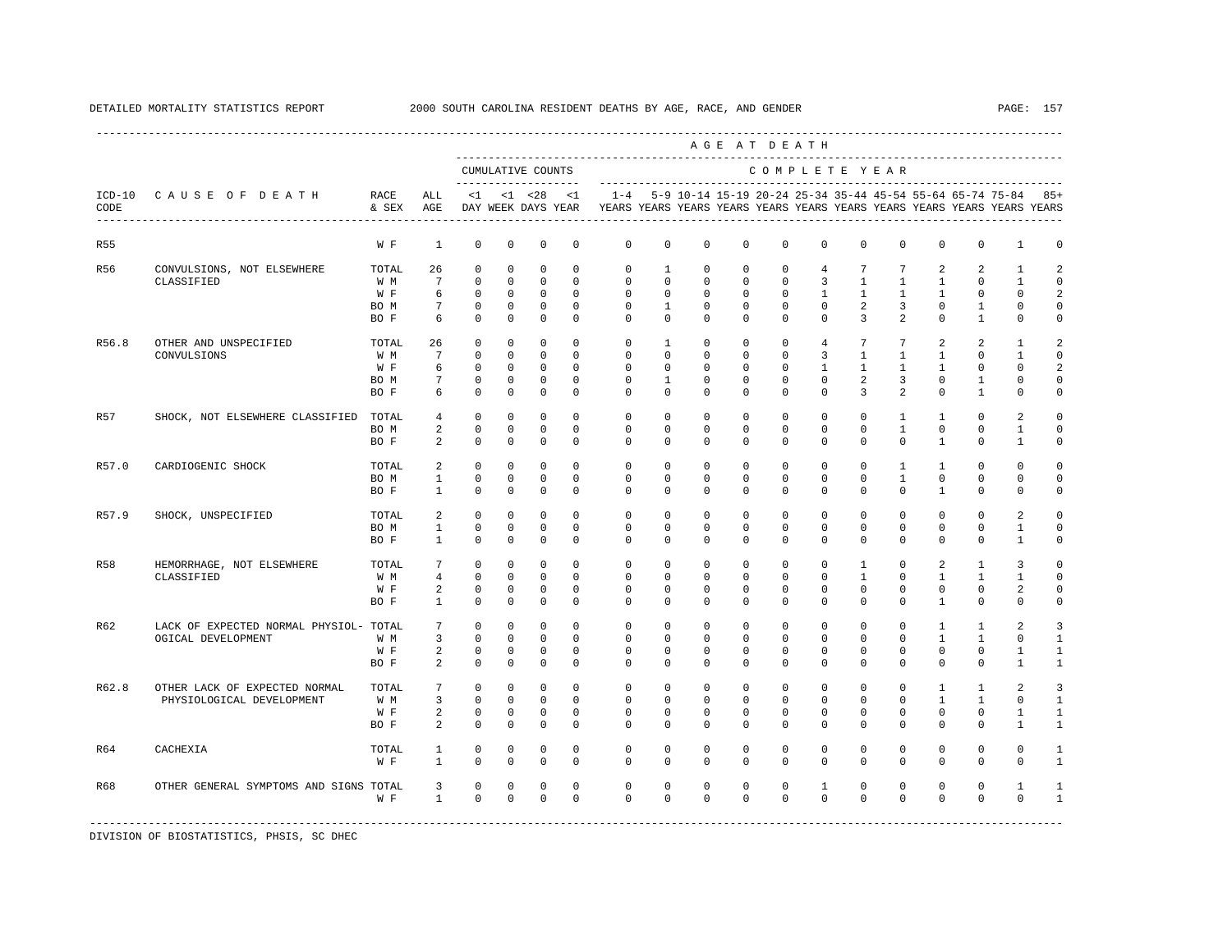DETAILED MORTALITY STATISTICS REPORT 2000 SOUTH CAROLINA RESIDENT DEATHS BY AGE, RACE, AND GENDER

| ICD-10 CODE | CAUSE OF DEATH | RACE & SEX | ALL AGE | CUMULATIVE COUNTS <1 DAY | <1 WEEK | <28 DAYS | <1 YEAR | 1-4 YEARS | 5-9 YEARS | 10-14 YEARS | 15-19 YEARS | 20-24 YEARS | 25-34 YEARS | 35-44 YEARS | 45-54 YEARS | 55-64 YEARS | 65-74 YEARS | 75-84 YEARS | 85+ YEARS |
|---|---|---|---|---|---|---|---|---|---|---|---|---|---|---|---|---|---|---|---|
| R55 | | W F | 1 | 0 | 0 | 0 | 0 | 0 | 0 | 0 | 0 | 0 | 0 | 0 | 0 | 0 | 0 | 1 | 0 |
| R56 | CONVULSIONS, NOT ELSEWHERE CLASSIFIED | TOTAL | 26 | 0 | 0 | 0 | 0 | 0 | 1 | 0 | 0 | 0 | 4 | 7 | 7 | 2 | 2 | 1 | 2 |
| | | W M | 7 | 0 | 0 | 0 | 0 | 0 | 0 | 0 | 0 | 0 | 3 | 1 | 1 | 1 | 0 | 1 | 0 |
| | | W F | 6 | 0 | 0 | 0 | 0 | 0 | 0 | 0 | 0 | 0 | 1 | 1 | 1 | 1 | 0 | 0 | 2 |
| | | BO M | 7 | 0 | 0 | 0 | 0 | 0 | 1 | 0 | 0 | 0 | 0 | 2 | 3 | 0 | 1 | 0 | 0 |
| | | BO F | 6 | 0 | 0 | 0 | 0 | 0 | 0 | 0 | 0 | 0 | 0 | 3 | 2 | 0 | 1 | 0 | 0 |
| R56.8 | OTHER AND UNSPECIFIED CONVULSIONS | TOTAL | 26 | 0 | 0 | 0 | 0 | 0 | 1 | 0 | 0 | 0 | 4 | 7 | 7 | 2 | 2 | 1 | 2 |
| | | W M | 7 | 0 | 0 | 0 | 0 | 0 | 0 | 0 | 0 | 0 | 3 | 1 | 1 | 1 | 0 | 1 | 0 |
| | | W F | 6 | 0 | 0 | 0 | 0 | 0 | 0 | 0 | 0 | 0 | 1 | 1 | 1 | 1 | 0 | 0 | 2 |
| | | BO M | 7 | 0 | 0 | 0 | 0 | 0 | 1 | 0 | 0 | 0 | 0 | 2 | 3 | 0 | 1 | 0 | 0 |
| | | BO F | 6 | 0 | 0 | 0 | 0 | 0 | 0 | 0 | 0 | 0 | 0 | 3 | 2 | 0 | 1 | 0 | 0 |
| R57 | SHOCK, NOT ELSEWHERE CLASSIFIED | TOTAL | 4 | 0 | 0 | 0 | 0 | 0 | 0 | 0 | 0 | 0 | 0 | 0 | 1 | 1 | 0 | 2 | 0 |
| | | BO M | 2 | 0 | 0 | 0 | 0 | 0 | 0 | 0 | 0 | 0 | 0 | 0 | 1 | 0 | 0 | 1 | 0 |
| | | BO F | 2 | 0 | 0 | 0 | 0 | 0 | 0 | 0 | 0 | 0 | 0 | 0 | 0 | 1 | 0 | 1 | 0 |
| R57.0 | CARDIOGENIC SHOCK | TOTAL | 2 | 0 | 0 | 0 | 0 | 0 | 0 | 0 | 0 | 0 | 0 | 0 | 1 | 1 | 0 | 0 | 0 |
| | | BO M | 1 | 0 | 0 | 0 | 0 | 0 | 0 | 0 | 0 | 0 | 0 | 0 | 1 | 0 | 0 | 0 | 0 |
| | | BO F | 1 | 0 | 0 | 0 | 0 | 0 | 0 | 0 | 0 | 0 | 0 | 0 | 0 | 1 | 0 | 0 | 0 |
| R57.9 | SHOCK, UNSPECIFIED | TOTAL | 2 | 0 | 0 | 0 | 0 | 0 | 0 | 0 | 0 | 0 | 0 | 0 | 0 | 0 | 0 | 2 | 0 |
| | | BO M | 1 | 0 | 0 | 0 | 0 | 0 | 0 | 0 | 0 | 0 | 0 | 0 | 0 | 0 | 0 | 1 | 0 |
| | | BO F | 1 | 0 | 0 | 0 | 0 | 0 | 0 | 0 | 0 | 0 | 0 | 0 | 0 | 0 | 0 | 1 | 0 |
| R58 | HEMORRHAGE, NOT ELSEWHERE CLASSIFIED | TOTAL | 7 | 0 | 0 | 0 | 0 | 0 | 0 | 0 | 0 | 0 | 0 | 1 | 0 | 2 | 1 | 3 | 0 |
| | | W M | 4 | 0 | 0 | 0 | 0 | 0 | 0 | 0 | 0 | 0 | 0 | 1 | 0 | 1 | 1 | 1 | 0 |
| | | W F | 2 | 0 | 0 | 0 | 0 | 0 | 0 | 0 | 0 | 0 | 0 | 0 | 0 | 0 | 0 | 2 | 0 |
| | | BO F | 1 | 0 | 0 | 0 | 0 | 0 | 0 | 0 | 0 | 0 | 0 | 0 | 0 | 1 | 0 | 0 | 0 |
| R62 | LACK OF EXPECTED NORMAL PHYSIOLOGICAL DEVELOPMENT | TOTAL | 7 | 0 | 0 | 0 | 0 | 0 | 0 | 0 | 0 | 0 | 0 | 0 | 0 | 1 | 1 | 2 | 3 |
| | | W M | 3 | 0 | 0 | 0 | 0 | 0 | 0 | 0 | 0 | 0 | 0 | 0 | 0 | 1 | 1 | 0 | 1 |
| | | W F | 2 | 0 | 0 | 0 | 0 | 0 | 0 | 0 | 0 | 0 | 0 | 0 | 0 | 0 | 0 | 1 | 1 |
| | | BO F | 2 | 0 | 0 | 0 | 0 | 0 | 0 | 0 | 0 | 0 | 0 | 0 | 0 | 0 | 0 | 1 | 1 |
| R62.8 | OTHER LACK OF EXPECTED NORMAL PHYSIOLOGICAL DEVELOPMENT | TOTAL | 7 | 0 | 0 | 0 | 0 | 0 | 0 | 0 | 0 | 0 | 0 | 0 | 0 | 1 | 1 | 2 | 3 |
| | | W M | 3 | 0 | 0 | 0 | 0 | 0 | 0 | 0 | 0 | 0 | 0 | 0 | 0 | 1 | 1 | 0 | 1 |
| | | W F | 2 | 0 | 0 | 0 | 0 | 0 | 0 | 0 | 0 | 0 | 0 | 0 | 0 | 0 | 0 | 1 | 1 |
| | | BO F | 2 | 0 | 0 | 0 | 0 | 0 | 0 | 0 | 0 | 0 | 0 | 0 | 0 | 0 | 0 | 1 | 1 |
| R64 | CACHEXIA | TOTAL | 1 | 0 | 0 | 0 | 0 | 0 | 0 | 0 | 0 | 0 | 0 | 0 | 0 | 0 | 0 | 0 | 1 |
| | | W F | 1 | 0 | 0 | 0 | 0 | 0 | 0 | 0 | 0 | 0 | 0 | 0 | 0 | 0 | 0 | 0 | 1 |
| R68 | OTHER GENERAL SYMPTOMS AND SIGNS | TOTAL | 3 | 0 | 0 | 0 | 0 | 0 | 0 | 0 | 0 | 0 | 1 | 0 | 0 | 0 | 0 | 1 | 1 |
| | | W F | 1 | 0 | 0 | 0 | 0 | 0 | 0 | 0 | 0 | 0 | 0 | 0 | 0 | 0 | 0 | 0 | 1 |

DIVISION OF BIOSTATISTICS, PHSIS, SC DHEC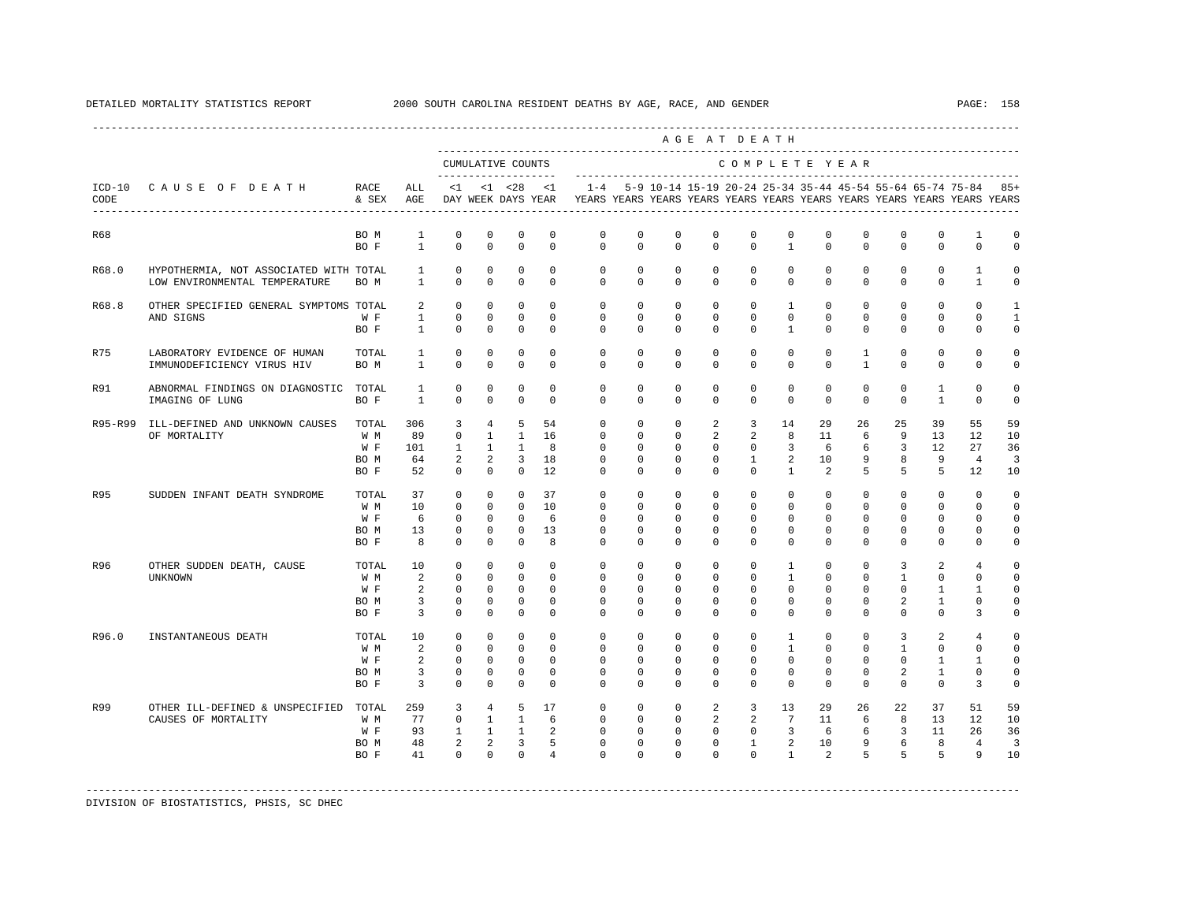DETAILED MORTALITY STATISTICS REPORT 2000 SOUTH CAROLINA RESIDENT DEATHS BY AGE, RACE, AND GENDER

| ICD-10 CODE | CAUSE OF DEATH | RACE & SEX | ALL AGE | <1 DAY | <1 WEEK | <28 DAYS | <1 YEAR | 1-4 YEARS | 5-9 YEARS | 10-14 YEARS | 15-19 YEARS | 20-24 YEARS | 25-34 YEARS | 35-44 YEARS | 45-54 YEARS | 55-64 YEARS | 65-74 YEARS | 75-84 YEARS | 85+ YEARS |
|---|---|---|---|---|---|---|---|---|---|---|---|---|---|---|---|---|---|---|---|
| | | | | CUMULATIVE COUNTS | | | | COMPLETE YEAR | | | | | | | | | | | |
| R68 | | BO M | 1 | 0 | 0 | 0 | 0 | 0 | 0 | 0 | 0 | 0 | 0 | 0 | 0 | 0 | 0 | 1 | 0 |
| | | BO F | 1 | 0 | 0 | 0 | 0 | 0 | 0 | 0 | 0 | 0 | 1 | 0 | 0 | 0 | 0 | 0 | 0 |
| R68.0 | HYPOTHERMIA, NOT ASSOCIATED WITH LOW ENVIRONMENTAL TEMPERATURE | TOTAL | 1 | 0 | 0 | 0 | 0 | 0 | 0 | 0 | 0 | 0 | 0 | 0 | 0 | 0 | 0 | 1 | 0 |
| | | BO M | 1 | 0 | 0 | 0 | 0 | 0 | 0 | 0 | 0 | 0 | 0 | 0 | 0 | 0 | 0 | 1 | 0 |
| R68.8 | OTHER SPECIFIED GENERAL SYMPTOMS AND SIGNS | TOTAL | 2 | 0 | 0 | 0 | 0 | 0 | 0 | 0 | 0 | 0 | 1 | 0 | 0 | 0 | 0 | 0 | 1 |
| | | W F | 1 | 0 | 0 | 0 | 0 | 0 | 0 | 0 | 0 | 0 | 0 | 0 | 0 | 0 | 0 | 0 | 1 |
| | | BO F | 1 | 0 | 0 | 0 | 0 | 0 | 0 | 0 | 0 | 0 | 1 | 0 | 0 | 0 | 0 | 0 | 0 |
| R75 | LABORATORY EVIDENCE OF HUMAN IMMUNODEFICIENCY VIRUS HIV | TOTAL | 1 | 0 | 0 | 0 | 0 | 0 | 0 | 0 | 0 | 0 | 0 | 0 | 1 | 0 | 0 | 0 | 0 |
| | | BO M | 1 | 0 | 0 | 0 | 0 | 0 | 0 | 0 | 0 | 0 | 0 | 0 | 1 | 0 | 0 | 0 | 0 |
| R91 | ABNORMAL FINDINGS ON DIAGNOSTIC IMAGING OF LUNG | TOTAL | 1 | 0 | 0 | 0 | 0 | 0 | 0 | 0 | 0 | 0 | 0 | 0 | 0 | 0 | 1 | 0 | 0 |
| | | BO F | 1 | 0 | 0 | 0 | 0 | 0 | 0 | 0 | 0 | 0 | 0 | 0 | 0 | 0 | 1 | 0 | 0 |
| R95-R99 | ILL-DEFINED AND UNKNOWN CAUSES OF MORTALITY | TOTAL | 306 | 3 | 4 | 5 | 54 | 0 | 0 | 0 | 2 | 3 | 14 | 29 | 26 | 25 | 39 | 55 | 59 |
| | | W M | 89 | 0 | 1 | 1 | 16 | 0 | 0 | 0 | 2 | 2 | 8 | 11 | 6 | 9 | 13 | 12 | 10 |
| | | W F | 101 | 1 | 1 | 1 | 8 | 0 | 0 | 0 | 0 | 0 | 3 | 6 | 6 | 3 | 12 | 27 | 36 |
| | | BO M | 64 | 2 | 2 | 3 | 18 | 0 | 0 | 0 | 0 | 1 | 2 | 10 | 9 | 8 | 9 | 4 | 3 |
| | | BO F | 52 | 0 | 0 | 0 | 12 | 0 | 0 | 0 | 0 | 0 | 1 | 2 | 5 | 5 | 5 | 12 | 10 |
| R95 | SUDDEN INFANT DEATH SYNDROME | TOTAL | 37 | 0 | 0 | 0 | 37 | 0 | 0 | 0 | 0 | 0 | 0 | 0 | 0 | 0 | 0 | 0 | 0 |
| | | W M | 10 | 0 | 0 | 0 | 10 | 0 | 0 | 0 | 0 | 0 | 0 | 0 | 0 | 0 | 0 | 0 | 0 |
| | | W F | 6 | 0 | 0 | 0 | 6 | 0 | 0 | 0 | 0 | 0 | 0 | 0 | 0 | 0 | 0 | 0 | 0 |
| | | BO M | 13 | 0 | 0 | 0 | 13 | 0 | 0 | 0 | 0 | 0 | 0 | 0 | 0 | 0 | 0 | 0 | 0 |
| | | BO F | 8 | 0 | 0 | 0 | 8 | 0 | 0 | 0 | 0 | 0 | 0 | 0 | 0 | 0 | 0 | 0 | 0 |
| R96 | OTHER SUDDEN DEATH, CAUSE UNKNOWN | TOTAL | 10 | 0 | 0 | 0 | 0 | 0 | 0 | 0 | 0 | 0 | 1 | 0 | 0 | 3 | 2 | 4 | 0 |
| | | W M | 2 | 0 | 0 | 0 | 0 | 0 | 0 | 0 | 0 | 0 | 1 | 0 | 0 | 1 | 0 | 0 | 0 |
| | | W F | 2 | 0 | 0 | 0 | 0 | 0 | 0 | 0 | 0 | 0 | 0 | 0 | 0 | 0 | 1 | 1 | 0 |
| | | BO M | 3 | 0 | 0 | 0 | 0 | 0 | 0 | 0 | 0 | 0 | 0 | 0 | 0 | 2 | 1 | 0 | 0 |
| | | BO F | 3 | 0 | 0 | 0 | 0 | 0 | 0 | 0 | 0 | 0 | 0 | 0 | 0 | 0 | 0 | 3 | 0 |
| R96.0 | INSTANTANEOUS DEATH | TOTAL | 10 | 0 | 0 | 0 | 0 | 0 | 0 | 0 | 0 | 0 | 1 | 0 | 0 | 3 | 2 | 4 | 0 |
| | | W M | 2 | 0 | 0 | 0 | 0 | 0 | 0 | 0 | 0 | 0 | 1 | 0 | 0 | 1 | 0 | 0 | 0 |
| | | W F | 2 | 0 | 0 | 0 | 0 | 0 | 0 | 0 | 0 | 0 | 0 | 0 | 0 | 0 | 1 | 1 | 0 |
| | | BO M | 3 | 0 | 0 | 0 | 0 | 0 | 0 | 0 | 0 | 0 | 0 | 0 | 0 | 2 | 1 | 0 | 0 |
| | | BO F | 3 | 0 | 0 | 0 | 0 | 0 | 0 | 0 | 0 | 0 | 0 | 0 | 0 | 0 | 0 | 3 | 0 |
| R99 | OTHER ILL-DEFINED & UNSPECIFIED CAUSES OF MORTALITY | TOTAL | 259 | 3 | 4 | 5 | 17 | 0 | 0 | 0 | 2 | 3 | 13 | 29 | 26 | 22 | 37 | 51 | 59 |
| | | W M | 77 | 0 | 1 | 1 | 6 | 0 | 0 | 0 | 2 | 2 | 7 | 11 | 6 | 8 | 13 | 12 | 10 |
| | | W F | 93 | 1 | 1 | 1 | 2 | 0 | 0 | 0 | 0 | 0 | 3 | 6 | 6 | 3 | 11 | 26 | 36 |
| | | BO M | 48 | 2 | 2 | 3 | 5 | 0 | 0 | 0 | 0 | 1 | 2 | 10 | 9 | 6 | 8 | 4 | 3 |
| | | BO F | 41 | 0 | 0 | 0 | 4 | 0 | 0 | 0 | 0 | 0 | 1 | 2 | 5 | 5 | 5 | 9 | 10 |

DIVISION OF BIOSTATISTICS, PHSIS, SC DHEC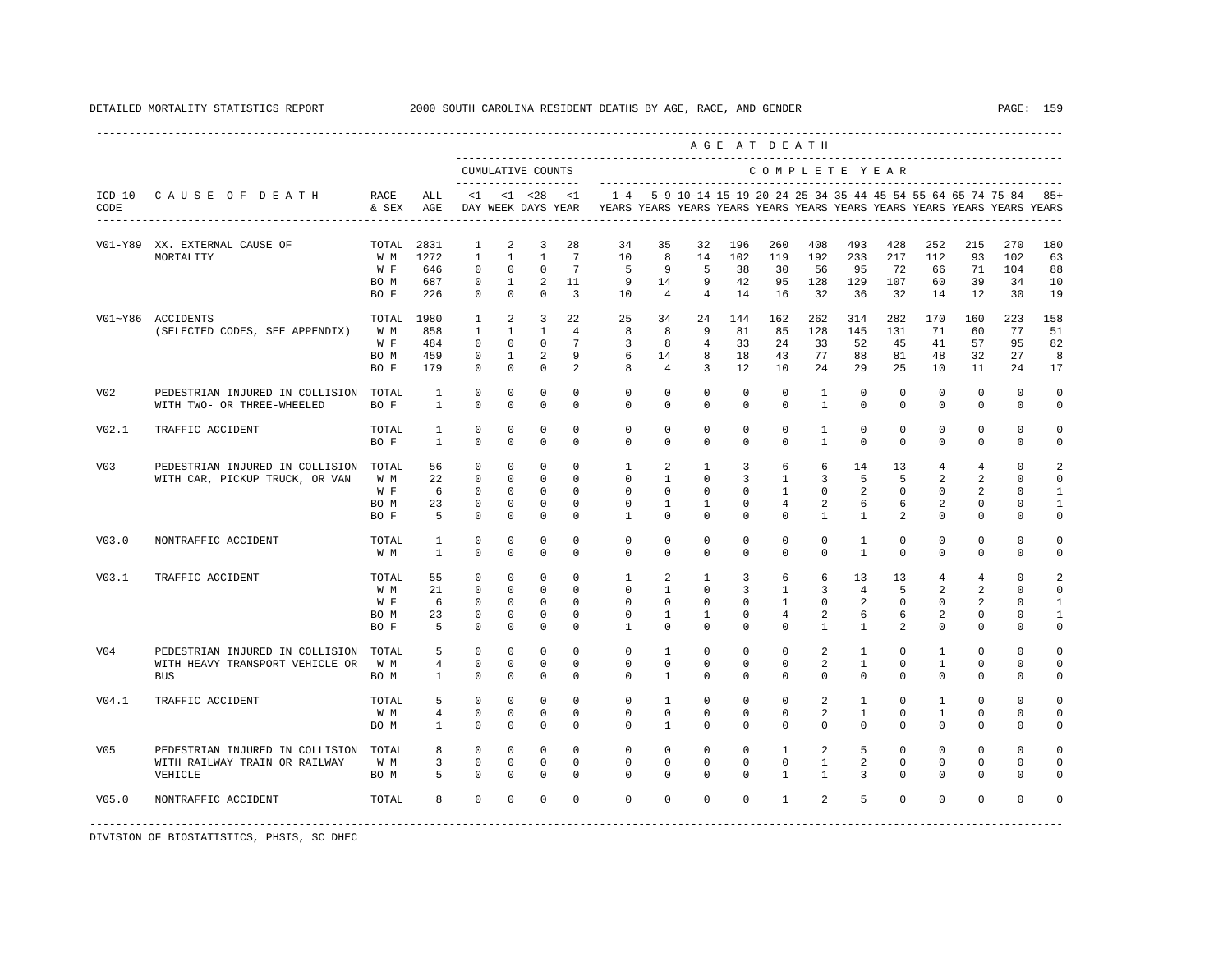DETAILED MORTALITY STATISTICS REPORT 2000 SOUTH CAROLINA RESIDENT DEATHS BY AGE, RACE, AND GENDER

| ICD-10 CODE | CAUSE OF DEATH | RACE & SEX | ALL AGE | <1 DAY | <1 WEEK | <28 DAYS | <1 YEAR | 1-4 YEARS | 5-9 YEARS | 10-14 YEARS | 15-19 YEARS | 20-24 YEARS | 25-34 YEARS | 35-44 YEARS | 45-54 YEARS | 55-64 YEARS | 65-74 YEARS | 75-84 YEARS | 85+ YEARS |
|---|---|---|---|---|---|---|---|---|---|---|---|---|---|---|---|---|---|---|---|
| | | | | CUMULATIVE COUNTS | | | | COMPLETE YEAR | | | | | | | | | | | |
| V01-Y89 | XX. EXTERNAL CAUSE OF MORTALITY | TOTAL | 2831 | 1 | 2 | 3 | 28 | 34 | 35 | 32 | 196 | 260 | 408 | 493 | 428 | 252 | 215 | 270 | 180 |
| | | W M | 1272 | 1 | 1 | 1 | 7 | 10 | 8 | 14 | 102 | 119 | 192 | 233 | 217 | 112 | 93 | 102 | 63 |
| | | W F | 646 | 0 | 0 | 0 | 7 | 5 | 9 | 5 | 38 | 30 | 56 | 95 | 72 | 66 | 71 | 104 | 88 |
| | | BO M | 687 | 0 | 1 | 2 | 11 | 9 | 14 | 9 | 42 | 95 | 128 | 129 | 107 | 60 | 39 | 34 | 10 |
| | | BO F | 226 | 0 | 0 | 0 | 3 | 10 | 4 | 4 | 14 | 16 | 32 | 36 | 32 | 14 | 12 | 30 | 19 |
| V01~Y86 | ACCIDENTS (SELECTED CODES, SEE APPENDIX) | TOTAL | 1980 | 1 | 2 | 3 | 22 | 25 | 34 | 24 | 144 | 162 | 262 | 314 | 282 | 170 | 160 | 223 | 158 |
| | | W M | 858 | 1 | 1 | 1 | 4 | 8 | 8 | 9 | 81 | 85 | 128 | 145 | 131 | 71 | 60 | 77 | 51 |
| | | W F | 484 | 0 | 0 | 0 | 7 | 3 | 8 | 4 | 33 | 24 | 33 | 52 | 45 | 41 | 57 | 95 | 82 |
| | | BO M | 459 | 0 | 1 | 2 | 9 | 6 | 14 | 8 | 18 | 43 | 77 | 88 | 81 | 48 | 32 | 27 | 8 |
| | | BO F | 179 | 0 | 0 | 0 | 2 | 8 | 4 | 3 | 12 | 10 | 24 | 29 | 25 | 10 | 11 | 24 | 17 |
| V02 | PEDESTRIAN INJURED IN COLLISION WITH TWO- OR THREE-WHEELED | TOTAL | 1 | 0 | 0 | 0 | 0 | 0 | 0 | 0 | 0 | 0 | 1 | 0 | 0 | 0 | 0 | 0 | 0 |
| | | BO F | 1 | 0 | 0 | 0 | 0 | 0 | 0 | 0 | 0 | 0 | 1 | 0 | 0 | 0 | 0 | 0 | 0 |
| V02.1 | TRAFFIC ACCIDENT | TOTAL | 1 | 0 | 0 | 0 | 0 | 0 | 0 | 0 | 0 | 0 | 1 | 0 | 0 | 0 | 0 | 0 | 0 |
| | | BO F | 1 | 0 | 0 | 0 | 0 | 0 | 0 | 0 | 0 | 0 | 1 | 0 | 0 | 0 | 0 | 0 | 0 |
| V03 | PEDESTRIAN INJURED IN COLLISION WITH CAR, PICKUP TRUCK, OR VAN | TOTAL | 56 | 0 | 0 | 0 | 0 | 1 | 2 | 1 | 3 | 6 | 6 | 14 | 13 | 4 | 4 | 0 | 2 |
| | | W M | 22 | 0 | 0 | 0 | 0 | 0 | 1 | 0 | 3 | 1 | 3 | 5 | 5 | 2 | 2 | 0 | 0 |
| | | W F | 6 | 0 | 0 | 0 | 0 | 0 | 0 | 0 | 0 | 1 | 0 | 2 | 0 | 0 | 2 | 0 | 1 |
| | | BO M | 23 | 0 | 0 | 0 | 0 | 0 | 1 | 1 | 0 | 4 | 2 | 6 | 6 | 2 | 0 | 0 | 1 |
| | | BO F | 5 | 0 | 0 | 0 | 0 | 1 | 0 | 0 | 0 | 0 | 1 | 1 | 2 | 0 | 0 | 0 | 0 |
| V03.0 | NONTRAFFIC ACCIDENT | TOTAL | 1 | 0 | 0 | 0 | 0 | 0 | 0 | 0 | 0 | 0 | 0 | 1 | 0 | 0 | 0 | 0 | 0 |
| | | W M | 1 | 0 | 0 | 0 | 0 | 0 | 0 | 0 | 0 | 0 | 0 | 1 | 0 | 0 | 0 | 0 | 0 |
| V03.1 | TRAFFIC ACCIDENT | TOTAL | 55 | 0 | 0 | 0 | 0 | 1 | 2 | 1 | 3 | 6 | 6 | 13 | 13 | 4 | 4 | 0 | 2 |
| | | W M | 21 | 0 | 0 | 0 | 0 | 0 | 1 | 0 | 3 | 1 | 3 | 4 | 5 | 2 | 2 | 0 | 0 |
| | | W F | 6 | 0 | 0 | 0 | 0 | 0 | 0 | 0 | 0 | 1 | 0 | 2 | 0 | 0 | 2 | 0 | 1 |
| | | BO M | 23 | 0 | 0 | 0 | 0 | 0 | 1 | 1 | 0 | 4 | 2 | 6 | 6 | 2 | 0 | 0 | 1 |
| | | BO F | 5 | 0 | 0 | 0 | 0 | 1 | 0 | 0 | 0 | 0 | 1 | 1 | 2 | 0 | 0 | 0 | 0 |
| V04 | PEDESTRIAN INJURED IN COLLISION WITH HEAVY TRANSPORT VEHICLE OR BUS | TOTAL | 5 | 0 | 0 | 0 | 0 | 0 | 1 | 0 | 0 | 0 | 2 | 1 | 0 | 1 | 0 | 0 | 0 |
| | | W M | 4 | 0 | 0 | 0 | 0 | 0 | 0 | 0 | 0 | 0 | 2 | 1 | 0 | 1 | 0 | 0 | 0 |
| | | BO M | 1 | 0 | 0 | 0 | 0 | 0 | 1 | 0 | 0 | 0 | 0 | 0 | 0 | 0 | 0 | 0 | 0 |
| V04.1 | TRAFFIC ACCIDENT | TOTAL | 5 | 0 | 0 | 0 | 0 | 0 | 1 | 0 | 0 | 0 | 2 | 1 | 0 | 1 | 0 | 0 | 0 |
| | | W M | 4 | 0 | 0 | 0 | 0 | 0 | 0 | 0 | 0 | 0 | 2 | 1 | 0 | 1 | 0 | 0 | 0 |
| | | BO M | 1 | 0 | 0 | 0 | 0 | 0 | 1 | 0 | 0 | 0 | 0 | 0 | 0 | 0 | 0 | 0 | 0 |
| V05 | PEDESTRIAN INJURED IN COLLISION WITH RAILWAY TRAIN OR RAILWAY VEHICLE | TOTAL | 8 | 0 | 0 | 0 | 0 | 0 | 0 | 0 | 0 | 1 | 2 | 5 | 0 | 0 | 0 | 0 | 0 |
| | | W M | 3 | 0 | 0 | 0 | 0 | 0 | 0 | 0 | 0 | 0 | 1 | 2 | 0 | 0 | 0 | 0 | 0 |
| | | BO M | 5 | 0 | 0 | 0 | 0 | 0 | 0 | 0 | 0 | 1 | 1 | 3 | 0 | 0 | 0 | 0 | 0 |
| V05.0 | NONTRAFFIC ACCIDENT | TOTAL | 8 | 0 | 0 | 0 | 0 | 0 | 0 | 0 | 0 | 1 | 2 | 5 | 0 | 0 | 0 | 0 | 0 |

DIVISION OF BIOSTATISTICS, PHSIS, SC DHEC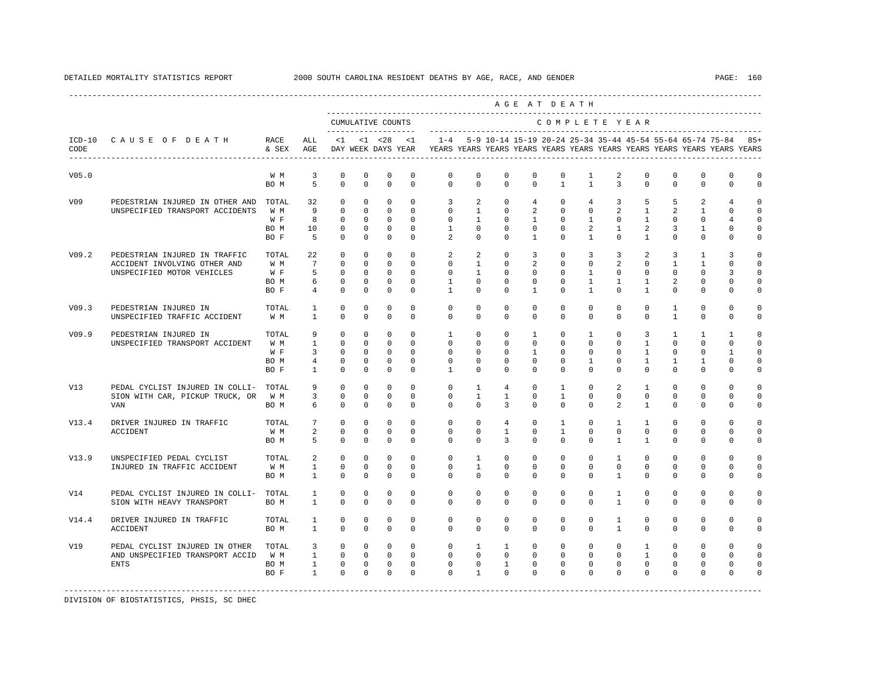DETAILED MORTALITY STATISTICS REPORT 2000 SOUTH CAROLINA RESIDENT DEATHS BY AGE, RACE, AND GENDER

| ICD-10 CODE | CAUSE OF DEATH | RACE & SEX | ALL AGE | <1 DAY | <1 WEEK | <28 DAYS | <1 YEAR | 1-4 YEARS | 5-9 YEARS | 10-14 YEARS | 15-19 YEARS | 20-24 YEARS | 25-34 YEARS | 35-44 YEARS | 45-54 YEARS | 55-64 YEARS | 65-74 YEARS | 75-84 YEARS | 85+ YEARS |
|---|---|---|---|---|---|---|---|---|---|---|---|---|---|---|---|---|---|---|---|
| V05.0 | | W M | 3 | 0 | 0 | 0 | 0 | 0 | 0 | 0 | 0 | 0 | 1 | 2 | 0 | 0 | 0 | 0 | 0 |
| | | BO M | 5 | 0 | 0 | 0 | 0 | 0 | 0 | 0 | 0 | 1 | 1 | 3 | 0 | 0 | 0 | 0 | 0 |
| V09 | PEDESTRIAN INJURED IN OTHER AND UNSPECIFIED TRANSPORT ACCIDENTS | TOTAL | 32 | 0 | 0 | 0 | 0 | 3 | 2 | 0 | 4 | 0 | 4 | 3 | 5 | 5 | 2 | 4 | 0 |
| | | W M | 9 | 0 | 0 | 0 | 0 | 0 | 1 | 0 | 2 | 0 | 0 | 2 | 1 | 2 | 1 | 0 | 0 |
| | | W F | 8 | 0 | 0 | 0 | 0 | 0 | 1 | 0 | 1 | 0 | 1 | 0 | 1 | 0 | 0 | 4 | 0 |
| | | BO M | 10 | 0 | 0 | 0 | 0 | 1 | 0 | 0 | 0 | 0 | 2 | 1 | 2 | 3 | 1 | 0 | 0 |
| | | BO F | 5 | 0 | 0 | 0 | 0 | 2 | 0 | 0 | 1 | 0 | 1 | 0 | 1 | 0 | 0 | 0 | 0 |
| V09.2 | PEDESTRIAN INJURED IN TRAFFIC ACCIDENT INVOLVING OTHER AND UNSPECIFIED MOTOR VEHICLES | TOTAL | 22 | 0 | 0 | 0 | 0 | 2 | 2 | 0 | 3 | 0 | 3 | 3 | 2 | 3 | 1 | 3 | 0 |
| | | W M | 7 | 0 | 0 | 0 | 0 | 0 | 1 | 0 | 2 | 0 | 0 | 2 | 0 | 1 | 1 | 0 | 0 |
| | | W F | 5 | 0 | 0 | 0 | 0 | 0 | 1 | 0 | 0 | 0 | 1 | 0 | 0 | 0 | 0 | 3 | 0 |
| | | BO M | 6 | 0 | 0 | 0 | 0 | 1 | 0 | 0 | 0 | 0 | 1 | 1 | 1 | 2 | 0 | 0 | 0 |
| | | BO F | 4 | 0 | 0 | 0 | 0 | 1 | 0 | 0 | 1 | 0 | 1 | 0 | 1 | 0 | 0 | 0 | 0 |
| V09.3 | PEDESTRIAN INJURED IN UNSPECIFIED TRAFFIC ACCIDENT | TOTAL | 1 | 0 | 0 | 0 | 0 | 0 | 0 | 0 | 0 | 0 | 0 | 0 | 0 | 1 | 0 | 0 | 0 |
| | | W M | 1 | 0 | 0 | 0 | 0 | 0 | 0 | 0 | 0 | 0 | 0 | 0 | 0 | 1 | 0 | 0 | 0 |
| V09.9 | PEDESTRIAN INJURED IN UNSPECIFIED TRANSPORT ACCIDENT | TOTAL | 9 | 0 | 0 | 0 | 0 | 1 | 0 | 0 | 1 | 0 | 1 | 0 | 3 | 1 | 1 | 1 | 0 |
| | | W M | 1 | 0 | 0 | 0 | 0 | 0 | 0 | 0 | 0 | 0 | 0 | 0 | 1 | 0 | 0 | 0 | 0 |
| | | W F | 3 | 0 | 0 | 0 | 0 | 0 | 0 | 0 | 1 | 0 | 0 | 0 | 1 | 0 | 0 | 1 | 0 |
| | | BO M | 4 | 0 | 0 | 0 | 0 | 0 | 0 | 0 | 0 | 0 | 1 | 0 | 1 | 1 | 1 | 0 | 0 |
| | | BO F | 1 | 0 | 0 | 0 | 0 | 1 | 0 | 0 | 0 | 0 | 0 | 0 | 0 | 0 | 0 | 0 | 0 |
| V13 | PEDAL CYCLIST INJURED IN COLLISION WITH CAR, PICKUP TRUCK, OR VAN | TOTAL | 9 | 0 | 0 | 0 | 0 | 0 | 1 | 4 | 0 | 1 | 0 | 2 | 1 | 0 | 0 | 0 | 0 |
| | | W M | 3 | 0 | 0 | 0 | 0 | 0 | 1 | 1 | 0 | 1 | 0 | 0 | 0 | 0 | 0 | 0 | 0 |
| | | BO M | 6 | 0 | 0 | 0 | 0 | 0 | 0 | 3 | 0 | 0 | 0 | 2 | 1 | 0 | 0 | 0 | 0 |
| V13.4 | DRIVER INJURED IN TRAFFIC ACCIDENT | TOTAL | 7 | 0 | 0 | 0 | 0 | 0 | 0 | 4 | 0 | 1 | 0 | 1 | 1 | 0 | 0 | 0 | 0 |
| | | W M | 2 | 0 | 0 | 0 | 0 | 0 | 0 | 1 | 0 | 1 | 0 | 0 | 0 | 0 | 0 | 0 | 0 |
| | | BO M | 5 | 0 | 0 | 0 | 0 | 0 | 0 | 3 | 0 | 0 | 0 | 1 | 1 | 0 | 0 | 0 | 0 |
| V13.9 | UNSPECIFIED PEDAL CYCLIST INJURED IN TRAFFIC ACCIDENT | TOTAL | 2 | 0 | 0 | 0 | 0 | 0 | 1 | 0 | 0 | 0 | 0 | 1 | 0 | 0 | 0 | 0 | 0 |
| | | W M | 1 | 0 | 0 | 0 | 0 | 0 | 1 | 0 | 0 | 0 | 0 | 0 | 0 | 0 | 0 | 0 | 0 |
| | | BO M | 1 | 0 | 0 | 0 | 0 | 0 | 0 | 0 | 0 | 0 | 0 | 1 | 0 | 0 | 0 | 0 | 0 |
| V14 | PEDAL CYCLIST INJURED IN COLLISION WITH HEAVY TRANSPORT | TOTAL | 1 | 0 | 0 | 0 | 0 | 0 | 0 | 0 | 0 | 0 | 0 | 1 | 0 | 0 | 0 | 0 | 0 |
| | | BO M | 1 | 0 | 0 | 0 | 0 | 0 | 0 | 0 | 0 | 0 | 0 | 1 | 0 | 0 | 0 | 0 | 0 |
| V14.4 | DRIVER INJURED IN TRAFFIC ACCIDENT | TOTAL | 1 | 0 | 0 | 0 | 0 | 0 | 0 | 0 | 0 | 0 | 0 | 1 | 0 | 0 | 0 | 0 | 0 |
| | | BO M | 1 | 0 | 0 | 0 | 0 | 0 | 0 | 0 | 0 | 0 | 0 | 1 | 0 | 0 | 0 | 0 | 0 |
| V19 | PEDAL CYCLIST INJURED IN OTHER AND UNSPECIFIED TRANSPORT ACCIDENTS | TOTAL | 3 | 0 | 0 | 0 | 0 | 0 | 1 | 1 | 0 | 0 | 0 | 0 | 1 | 0 | 0 | 0 | 0 |
| | | W M | 1 | 0 | 0 | 0 | 0 | 0 | 0 | 0 | 0 | 0 | 0 | 0 | 1 | 0 | 0 | 0 | 0 |
| | | BO M | 1 | 0 | 0 | 0 | 0 | 0 | 0 | 1 | 0 | 0 | 0 | 0 | 0 | 0 | 0 | 0 | 0 |
| | | BO F | 1 | 0 | 0 | 0 | 0 | 0 | 1 | 0 | 0 | 0 | 0 | 0 | 0 | 0 | 0 | 0 | 0 |

DIVISION OF BIOSTATISTICS, PHSIS, SC DHEC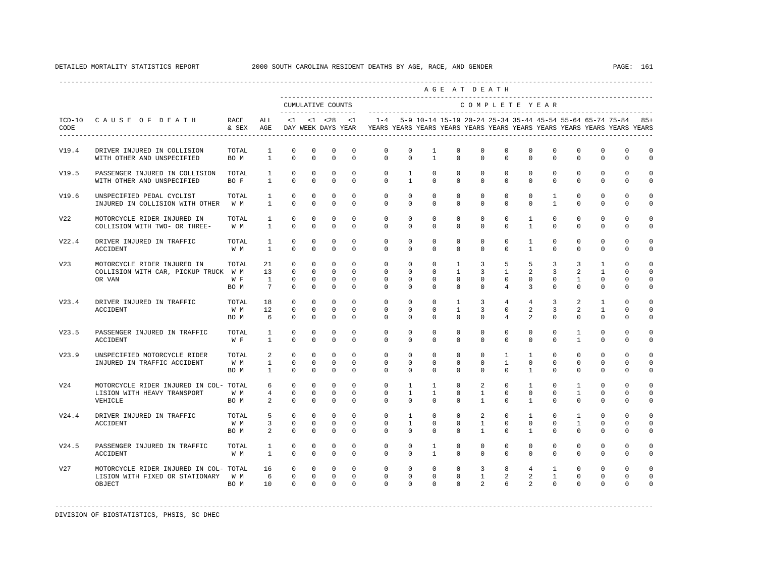DETAILED MORTALITY STATISTICS REPORT 2000 SOUTH CAROLINA RESIDENT DEATHS BY AGE, RACE, AND GENDER

| ICD-10 CODE | CAUSE OF DEATH | RACE & SEX | ALL AGE | <1 DAY | <1 WEEK | <28 DAYS | <1 YEAR | 1-4 YEARS | 5-9 YEARS | 10-14 YEARS | 15-19 YEARS | 20-24 YEARS | 25-34 YEARS | 35-44 YEARS | 45-54 YEARS | 55-64 YEARS | 65-74 YEARS | 75-84 YEARS | 85+ YEARS |
|---|---|---|---|---|---|---|---|---|---|---|---|---|---|---|---|---|---|---|---|
| V19.4 | DRIVER INJURED IN COLLISION WITH OTHER AND UNSPECIFIED | TOTAL | 1 | 0 | 0 | 0 | 0 | 0 | 0 | 1 | 0 | 0 | 0 | 0 | 0 | 0 | 0 | 0 | 0 |
| | | BO M | 1 | 0 | 0 | 0 | 0 | 0 | 0 | 1 | 0 | 0 | 0 | 0 | 0 | 0 | 0 | 0 | 0 |
| V19.5 | PASSENGER INJURED IN COLLISION WITH OTHER AND UNSPECIFIED | TOTAL | 1 | 0 | 0 | 0 | 0 | 0 | 1 | 0 | 0 | 0 | 0 | 0 | 0 | 0 | 0 | 0 | 0 |
| | | BO F | 1 | 0 | 0 | 0 | 0 | 0 | 1 | 0 | 0 | 0 | 0 | 0 | 0 | 0 | 0 | 0 | 0 |
| V19.6 | UNSPECIFIED PEDAL CYCLIST INJURED IN COLLISION WITH OTHER | TOTAL | 1 | 0 | 0 | 0 | 0 | 0 | 0 | 0 | 0 | 0 | 0 | 0 | 1 | 0 | 0 | 0 | 0 |
| | | W M | 1 | 0 | 0 | 0 | 0 | 0 | 0 | 0 | 0 | 0 | 0 | 0 | 1 | 0 | 0 | 0 | 0 |
| V22 | MOTORCYCLE RIDER INJURED IN COLLISION WITH TWO- OR THREE- | TOTAL | 1 | 0 | 0 | 0 | 0 | 0 | 0 | 0 | 0 | 0 | 0 | 1 | 0 | 0 | 0 | 0 | 0 |
| | | W M | 1 | 0 | 0 | 0 | 0 | 0 | 0 | 0 | 0 | 0 | 0 | 1 | 0 | 0 | 0 | 0 | 0 |
| V22.4 | DRIVER INJURED IN TRAFFIC ACCIDENT | TOTAL | 1 | 0 | 0 | 0 | 0 | 0 | 0 | 0 | 0 | 0 | 0 | 1 | 0 | 0 | 0 | 0 | 0 |
| | | W M | 1 | 0 | 0 | 0 | 0 | 0 | 0 | 0 | 0 | 0 | 0 | 1 | 0 | 0 | 0 | 0 | 0 |
| V23 | MOTORCYCLE RIDER INJURED IN COLLISION WITH CAR, PICKUP TRUCK OR VAN | TOTAL | 21 | 0 | 0 | 0 | 0 | 0 | 0 | 0 | 1 | 3 | 5 | 5 | 3 | 3 | 1 | 0 | 0 |
| | | W M | 13 | 0 | 0 | 0 | 0 | 0 | 0 | 0 | 1 | 3 | 1 | 2 | 3 | 2 | 1 | 0 | 0 |
| | | W F | 1 | 0 | 0 | 0 | 0 | 0 | 0 | 0 | 0 | 0 | 0 | 0 | 0 | 1 | 0 | 0 | 0 |
| | | BO M | 7 | 0 | 0 | 0 | 0 | 0 | 0 | 0 | 0 | 0 | 4 | 3 | 0 | 0 | 0 | 0 | 0 |
| V23.4 | DRIVER INJURED IN TRAFFIC ACCIDENT | TOTAL | 18 | 0 | 0 | 0 | 0 | 0 | 0 | 0 | 1 | 3 | 4 | 4 | 3 | 2 | 1 | 0 | 0 |
| | | W M | 12 | 0 | 0 | 0 | 0 | 0 | 0 | 0 | 1 | 3 | 0 | 2 | 3 | 2 | 1 | 0 | 0 |
| | | BO M | 6 | 0 | 0 | 0 | 0 | 0 | 0 | 0 | 0 | 0 | 4 | 2 | 0 | 0 | 0 | 0 | 0 |
| V23.5 | PASSENGER INJURED IN TRAFFIC ACCIDENT | TOTAL | 1 | 0 | 0 | 0 | 0 | 0 | 0 | 0 | 0 | 0 | 0 | 0 | 0 | 1 | 0 | 0 | 0 |
| | | W F | 1 | 0 | 0 | 0 | 0 | 0 | 0 | 0 | 0 | 0 | 0 | 0 | 0 | 1 | 0 | 0 | 0 |
| V23.9 | UNSPECIFIED MOTORCYCLE RIDER INJURED IN TRAFFIC ACCIDENT | TOTAL | 2 | 0 | 0 | 0 | 0 | 0 | 0 | 0 | 0 | 0 | 1 | 1 | 0 | 0 | 0 | 0 | 0 |
| | | W M | 1 | 0 | 0 | 0 | 0 | 0 | 0 | 0 | 0 | 0 | 1 | 0 | 0 | 0 | 0 | 0 | 0 |
| | | BO M | 1 | 0 | 0 | 0 | 0 | 0 | 0 | 0 | 0 | 0 | 0 | 1 | 0 | 0 | 0 | 0 | 0 |
| V24 | MOTORCYCLE RIDER INJURED IN COLLISION WITH HEAVY TRANSPORT VEHICLE | TOTAL | 6 | 0 | 0 | 0 | 0 | 0 | 1 | 1 | 0 | 2 | 0 | 1 | 0 | 1 | 0 | 0 | 0 |
| | | W M | 4 | 0 | 0 | 0 | 0 | 0 | 1 | 1 | 0 | 1 | 0 | 0 | 0 | 1 | 0 | 0 | 0 |
| | | BO M | 2 | 0 | 0 | 0 | 0 | 0 | 0 | 0 | 0 | 1 | 0 | 1 | 0 | 0 | 0 | 0 | 0 |
| V24.4 | DRIVER INJURED IN TRAFFIC ACCIDENT | TOTAL | 5 | 0 | 0 | 0 | 0 | 0 | 1 | 0 | 0 | 2 | 0 | 1 | 0 | 1 | 0 | 0 | 0 |
| | | W M | 3 | 0 | 0 | 0 | 0 | 0 | 1 | 0 | 0 | 1 | 0 | 0 | 0 | 1 | 0 | 0 | 0 |
| | | BO M | 2 | 0 | 0 | 0 | 0 | 0 | 0 | 0 | 0 | 1 | 0 | 1 | 0 | 0 | 0 | 0 | 0 |
| V24.5 | PASSENGER INJURED IN TRAFFIC ACCIDENT | TOTAL | 1 | 0 | 0 | 0 | 0 | 0 | 0 | 1 | 0 | 0 | 0 | 0 | 0 | 0 | 0 | 0 | 0 |
| | | W M | 1 | 0 | 0 | 0 | 0 | 0 | 0 | 1 | 0 | 0 | 0 | 0 | 0 | 0 | 0 | 0 | 0 |
| V27 | MOTORCYCLE RIDER INJURED IN COLLISION WITH FIXED OR STATIONARY OBJECT | TOTAL | 16 | 0 | 0 | 0 | 0 | 0 | 0 | 0 | 0 | 3 | 8 | 4 | 1 | 0 | 0 | 0 | 0 |
| | | W M | 6 | 0 | 0 | 0 | 0 | 0 | 0 | 0 | 0 | 1 | 2 | 2 | 1 | 0 | 0 | 0 | 0 |
| | | BO M | 10 | 0 | 0 | 0 | 0 | 0 | 0 | 0 | 0 | 2 | 6 | 2 | 0 | 0 | 0 | 0 | 0 |

DIVISION OF BIOSTATISTICS, PHSIS, SC DHEC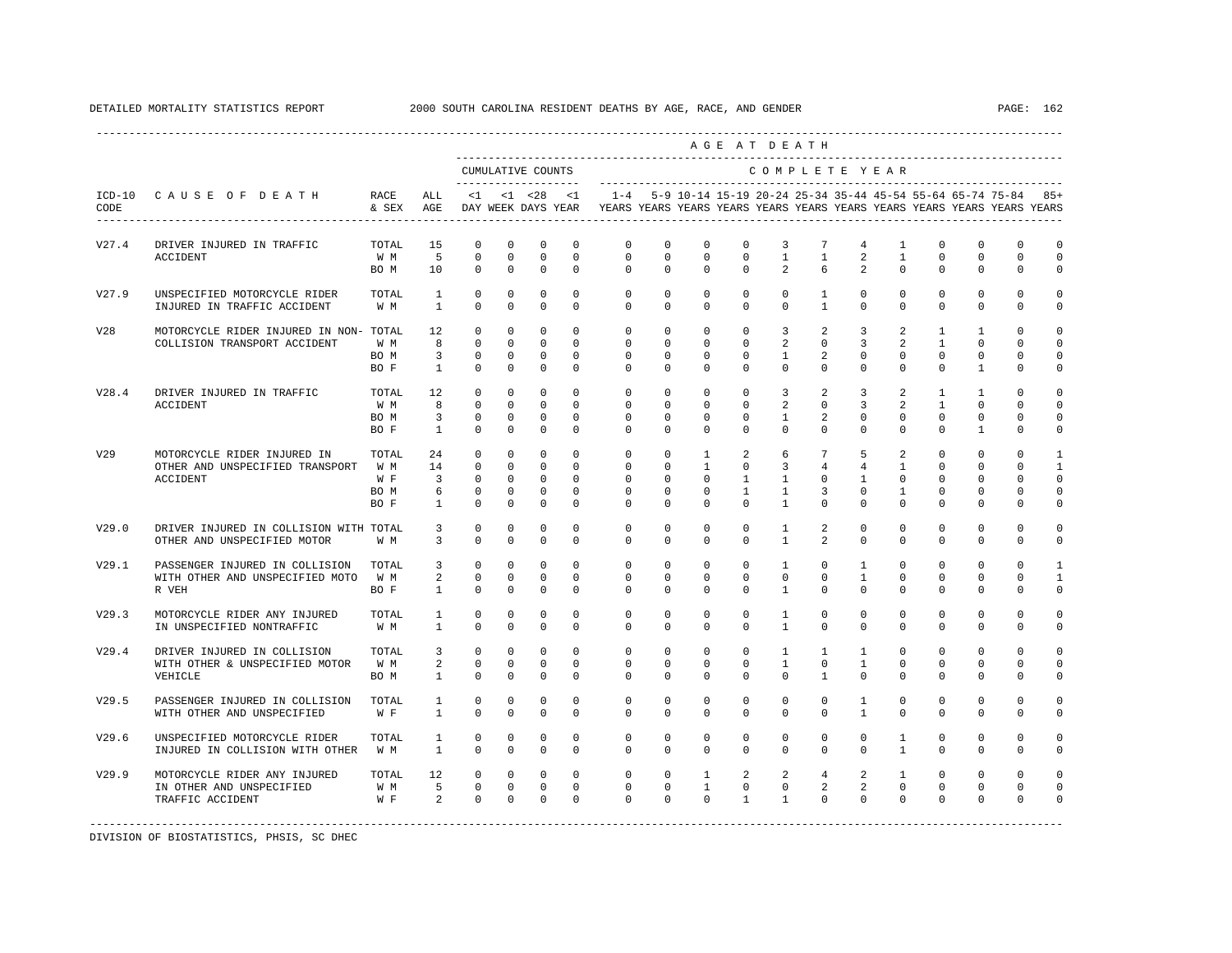DETAILED MORTALITY STATISTICS REPORT 2000 SOUTH CAROLINA RESIDENT DEATHS BY AGE, RACE, AND GENDER

| ICD-10 CODE | CAUSE OF DEATH | RACE & SEX | ALL AGE | <1 DAY | <1 WEEK | <28 DAYS | <1 YEAR | 1-4 YEARS | 5-9 YEARS | 10-14 YEARS | 15-19 YEARS | 20-24 YEARS | 25-34 YEARS | 35-44 YEARS | 45-54 YEARS | 55-64 YEARS | 65-74 YEARS | 75-84 YEARS | 85+ YEARS |
|---|---|---|---|---|---|---|---|---|---|---|---|---|---|---|---|---|---|---|---|
| | | | | CUMULATIVE COUNTS | | | | COMPLETE YEAR | | | | | | | | | | | |
| V27.4 | DRIVER INJURED IN TRAFFIC ACCIDENT | TOTAL | 15 | 0 | 0 | 0 | 0 | 0 | 0 | 0 | 0 | 3 | 7 | 4 | 1 | 0 | 0 | 0 | 0 |
| | | W M | 5 | 0 | 0 | 0 | 0 | 0 | 0 | 0 | 0 | 1 | 1 | 2 | 1 | 0 | 0 | 0 | 0 |
| | | BO M | 10 | 0 | 0 | 0 | 0 | 0 | 0 | 0 | 0 | 2 | 6 | 2 | 0 | 0 | 0 | 0 | 0 |
| V27.9 | UNSPECIFIED MOTORCYCLE RIDER INJURED IN TRAFFIC ACCIDENT | TOTAL | 1 | 0 | 0 | 0 | 0 | 0 | 0 | 0 | 0 | 0 | 1 | 0 | 0 | 0 | 0 | 0 | 0 |
| | | W M | 1 | 0 | 0 | 0 | 0 | 0 | 0 | 0 | 0 | 0 | 1 | 0 | 0 | 0 | 0 | 0 | 0 |
| V28 | MOTORCYCLE RIDER INJURED IN NON-COLLISION TRANSPORT ACCIDENT | TOTAL | 12 | 0 | 0 | 0 | 0 | 0 | 0 | 0 | 0 | 3 | 2 | 3 | 2 | 1 | 1 | 0 | 0 |
| | | W M | 8 | 0 | 0 | 0 | 0 | 0 | 0 | 0 | 0 | 2 | 0 | 3 | 2 | 1 | 0 | 0 | 0 |
| | | BO M | 3 | 0 | 0 | 0 | 0 | 0 | 0 | 0 | 0 | 1 | 2 | 0 | 0 | 0 | 0 | 0 | 0 |
| | | BO F | 1 | 0 | 0 | 0 | 0 | 0 | 0 | 0 | 0 | 0 | 0 | 0 | 0 | 0 | 1 | 0 | 0 |
| V28.4 | DRIVER INJURED IN TRAFFIC ACCIDENT | TOTAL | 12 | 0 | 0 | 0 | 0 | 0 | 0 | 0 | 0 | 3 | 2 | 3 | 2 | 1 | 1 | 0 | 0 |
| | | W M | 8 | 0 | 0 | 0 | 0 | 0 | 0 | 0 | 0 | 2 | 0 | 3 | 2 | 1 | 0 | 0 | 0 |
| | | BO M | 3 | 0 | 0 | 0 | 0 | 0 | 0 | 0 | 0 | 1 | 2 | 0 | 0 | 0 | 0 | 0 | 0 |
| | | BO F | 1 | 0 | 0 | 0 | 0 | 0 | 0 | 0 | 0 | 0 | 0 | 0 | 0 | 0 | 1 | 0 | 0 |
| V29 | MOTORCYCLE RIDER INJURED IN OTHER AND UNSPECIFIED TRANSPORT ACCIDENT | TOTAL | 24 | 0 | 0 | 0 | 0 | 0 | 0 | 1 | 2 | 6 | 7 | 5 | 2 | 0 | 0 | 0 | 1 |
| | | W M | 14 | 0 | 0 | 0 | 0 | 0 | 0 | 1 | 0 | 3 | 4 | 4 | 1 | 0 | 0 | 0 | 1 |
| | | W F | 3 | 0 | 0 | 0 | 0 | 0 | 0 | 0 | 1 | 1 | 0 | 1 | 0 | 0 | 0 | 0 | 0 |
| | | BO M | 6 | 0 | 0 | 0 | 0 | 0 | 0 | 0 | 1 | 1 | 3 | 0 | 1 | 0 | 0 | 0 | 0 |
| | | BO F | 1 | 0 | 0 | 0 | 0 | 0 | 0 | 0 | 0 | 1 | 0 | 0 | 0 | 0 | 0 | 0 | 0 |
| V29.0 | DRIVER INJURED IN COLLISION WITH OTHER AND UNSPECIFIED MOTOR | TOTAL | 3 | 0 | 0 | 0 | 0 | 0 | 0 | 0 | 0 | 1 | 2 | 0 | 0 | 0 | 0 | 0 | 0 |
| | | W M | 3 | 0 | 0 | 0 | 0 | 0 | 0 | 0 | 0 | 1 | 2 | 0 | 0 | 0 | 0 | 0 | 0 |
| V29.1 | PASSENGER INJURED IN COLLISION WITH OTHER AND UNSPECIFIED MOTO R VEH | TOTAL | 3 | 0 | 0 | 0 | 0 | 0 | 0 | 0 | 0 | 1 | 0 | 1 | 0 | 0 | 0 | 0 | 1 |
| | | W M | 2 | 0 | 0 | 0 | 0 | 0 | 0 | 0 | 0 | 0 | 0 | 1 | 0 | 0 | 0 | 0 | 1 |
| | | BO F | 1 | 0 | 0 | 0 | 0 | 0 | 0 | 0 | 0 | 1 | 0 | 0 | 0 | 0 | 0 | 0 | 0 |
| V29.3 | MOTORCYCLE RIDER ANY INJURED IN UNSPECIFIED NONTRAFFIC | TOTAL | 1 | 0 | 0 | 0 | 0 | 0 | 0 | 0 | 0 | 1 | 0 | 0 | 0 | 0 | 0 | 0 | 0 |
| | | W M | 1 | 0 | 0 | 0 | 0 | 0 | 0 | 0 | 0 | 1 | 0 | 0 | 0 | 0 | 0 | 0 | 0 |
| V29.4 | DRIVER INJURED IN COLLISION WITH OTHER & UNSPECIFIED MOTOR VEHICLE | TOTAL | 3 | 0 | 0 | 0 | 0 | 0 | 0 | 0 | 0 | 1 | 1 | 1 | 0 | 0 | 0 | 0 | 0 |
| | | W M | 2 | 0 | 0 | 0 | 0 | 0 | 0 | 0 | 0 | 1 | 0 | 1 | 0 | 0 | 0 | 0 | 0 |
| | | BO M | 1 | 0 | 0 | 0 | 0 | 0 | 0 | 0 | 0 | 0 | 1 | 0 | 0 | 0 | 0 | 0 | 0 |
| V29.5 | PASSENGER INJURED IN COLLISION WITH OTHER AND UNSPECIFIED | TOTAL | 1 | 0 | 0 | 0 | 0 | 0 | 0 | 0 | 0 | 0 | 0 | 1 | 0 | 0 | 0 | 0 | 0 |
| | | W F | 1 | 0 | 0 | 0 | 0 | 0 | 0 | 0 | 0 | 0 | 0 | 1 | 0 | 0 | 0 | 0 | 0 |
| V29.6 | UNSPECIFIED MOTORCYCLE RIDER INJURED IN COLLISION WITH OTHER | TOTAL | 1 | 0 | 0 | 0 | 0 | 0 | 0 | 0 | 0 | 0 | 0 | 0 | 1 | 0 | 0 | 0 | 0 |
| | | W M | 1 | 0 | 0 | 0 | 0 | 0 | 0 | 0 | 0 | 0 | 0 | 0 | 1 | 0 | 0 | 0 | 0 |
| V29.9 | MOTORCYCLE RIDER ANY INJURED IN OTHER AND UNSPECIFIED TRAFFIC ACCIDENT | TOTAL | 12 | 0 | 0 | 0 | 0 | 0 | 0 | 1 | 2 | 2 | 4 | 2 | 1 | 0 | 0 | 0 | 0 |
| | | W M | 5 | 0 | 0 | 0 | 0 | 0 | 0 | 1 | 0 | 0 | 2 | 2 | 0 | 0 | 0 | 0 | 0 |
| | | W F | 2 | 0 | 0 | 0 | 0 | 0 | 0 | 0 | 1 | 1 | 0 | 0 | 0 | 0 | 0 | 0 | 0 |

DIVISION OF BIOSTATISTICS, PHSIS, SC DHEC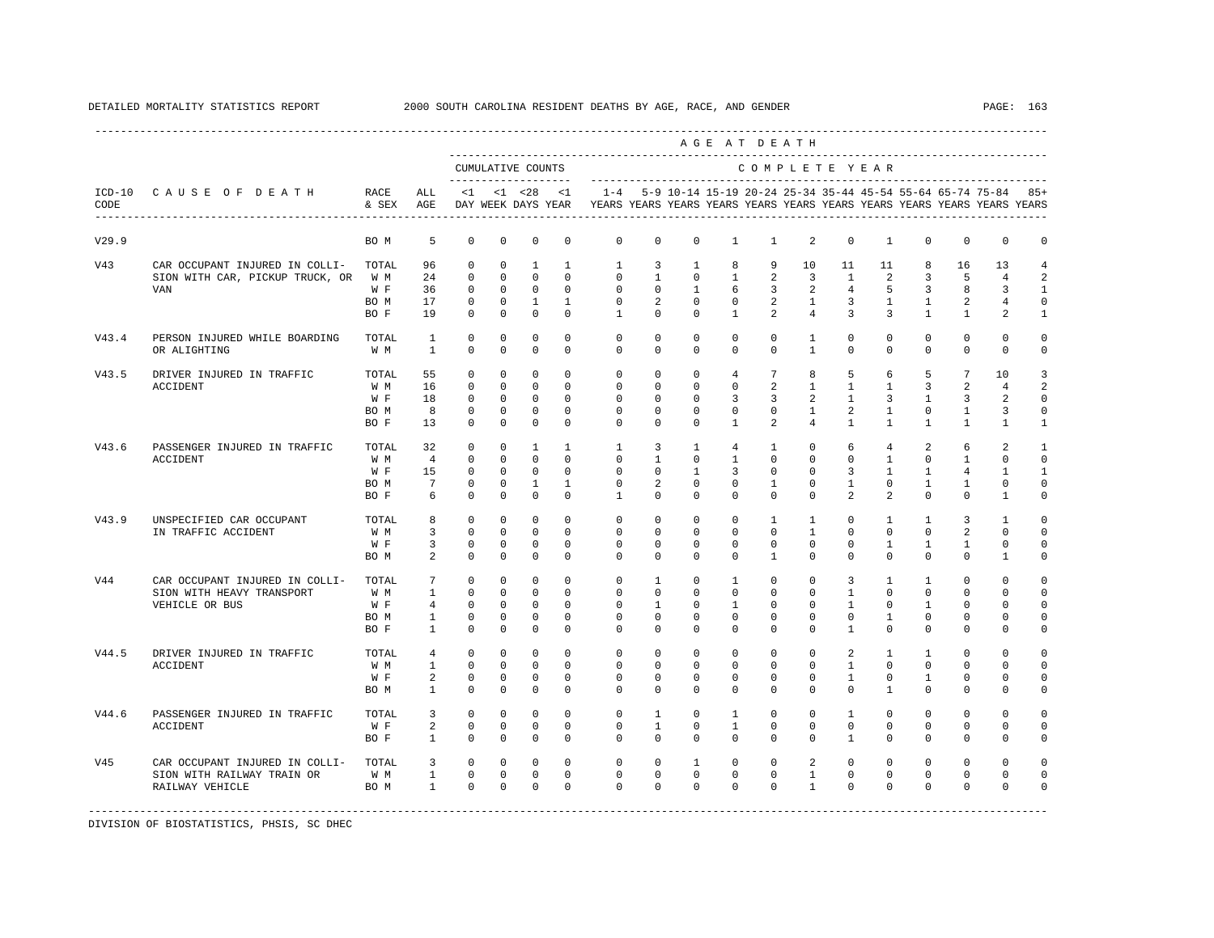DETAILED MORTALITY STATISTICS REPORT 2000 SOUTH CAROLINA RESIDENT DEATHS BY AGE, RACE, AND GENDER

| ICD-10 CODE | CAUSE OF DEATH | RACE & SEX | ALL AGE | <1 DAY | <1 WEEK | <28 DAYS | <1 YEAR | 1-4 YEARS | 5-9 YEARS | 10-14 YEARS | 15-19 YEARS | 20-24 YEARS | 25-34 YEARS | 35-44 YEARS | 45-54 YEARS | 55-64 YEARS | 65-74 YEARS | 75-84 YEARS | 85+ YEARS |
|---|---|---|---|---|---|---|---|---|---|---|---|---|---|---|---|---|---|---|---|
| | | | | CUMULATIVE COUNTS | | | | COMPLETE YEAR | | | | | | | | | | | |
| V29.9 | | BO M | 5 | 0 | 0 | 0 | 0 | 0 | 0 | 0 | 1 | 1 | 2 | 0 | 1 | 0 | 0 | 0 | 0 |
| V43 | CAR OCCUPANT INJURED IN COLLISION WITH CAR, PICKUP TRUCK, OR VAN | TOTAL | 96 | 0 | 0 | 1 | 1 | 1 | 3 | 1 | 8 | 9 | 10 | 11 | 11 | 8 | 16 | 13 | 4 |
| | | W M | 24 | 0 | 0 | 0 | 0 | 0 | 1 | 0 | 1 | 2 | 3 | 1 | 2 | 3 | 5 | 4 | 2 |
| | | W F | 36 | 0 | 0 | 0 | 0 | 0 | 0 | 1 | 6 | 3 | 2 | 4 | 5 | 3 | 8 | 3 | 1 |
| | | BO M | 17 | 0 | 0 | 1 | 1 | 0 | 2 | 0 | 0 | 2 | 1 | 3 | 1 | 1 | 2 | 4 | 0 |
| | | BO F | 19 | 0 | 0 | 0 | 0 | 1 | 0 | 0 | 1 | 2 | 4 | 3 | 3 | 1 | 1 | 2 | 1 |
| V43.4 | PERSON INJURED WHILE BOARDING OR ALIGHTING | TOTAL | 1 | 0 | 0 | 0 | 0 | 0 | 0 | 0 | 0 | 0 | 1 | 0 | 0 | 0 | 0 | 0 | 0 |
| | | W M | 1 | 0 | 0 | 0 | 0 | 0 | 0 | 0 | 0 | 0 | 1 | 0 | 0 | 0 | 0 | 0 | 0 |
| V43.5 | DRIVER INJURED IN TRAFFIC ACCIDENT | TOTAL | 55 | 0 | 0 | 0 | 0 | 0 | 0 | 0 | 4 | 7 | 8 | 5 | 6 | 5 | 7 | 10 | 3 |
| | | W M | 16 | 0 | 0 | 0 | 0 | 0 | 0 | 0 | 0 | 2 | 1 | 1 | 1 | 3 | 2 | 4 | 2 |
| | | W F | 18 | 0 | 0 | 0 | 0 | 0 | 0 | 0 | 3 | 3 | 2 | 1 | 3 | 1 | 3 | 2 | 0 |
| | | BO M | 8 | 0 | 0 | 0 | 0 | 0 | 0 | 0 | 0 | 0 | 1 | 2 | 1 | 0 | 1 | 3 | 0 |
| | | BO F | 13 | 0 | 0 | 0 | 0 | 0 | 0 | 0 | 1 | 2 | 4 | 1 | 1 | 1 | 1 | 1 | 1 |
| V43.6 | PASSENGER INJURED IN TRAFFIC ACCIDENT | TOTAL | 32 | 0 | 0 | 1 | 1 | 1 | 3 | 1 | 4 | 1 | 0 | 6 | 4 | 2 | 6 | 2 | 1 |
| | | W M | 4 | 0 | 0 | 0 | 0 | 0 | 1 | 0 | 1 | 0 | 0 | 0 | 1 | 0 | 1 | 0 | 0 |
| | | W F | 15 | 0 | 0 | 0 | 0 | 0 | 0 | 1 | 3 | 0 | 0 | 3 | 1 | 1 | 4 | 1 | 1 |
| | | BO M | 7 | 0 | 0 | 1 | 1 | 0 | 2 | 0 | 0 | 1 | 0 | 1 | 0 | 1 | 1 | 0 | 0 |
| | | BO F | 6 | 0 | 0 | 0 | 0 | 1 | 0 | 0 | 0 | 0 | 0 | 2 | 2 | 0 | 0 | 1 | 0 |
| V43.9 | UNSPECIFIED CAR OCCUPANT IN TRAFFIC ACCIDENT | TOTAL | 8 | 0 | 0 | 0 | 0 | 0 | 0 | 0 | 0 | 1 | 1 | 0 | 1 | 1 | 3 | 1 | 0 |
| | | W M | 3 | 0 | 0 | 0 | 0 | 0 | 0 | 0 | 0 | 0 | 1 | 0 | 0 | 0 | 2 | 0 | 0 |
| | | W F | 3 | 0 | 0 | 0 | 0 | 0 | 0 | 0 | 0 | 0 | 0 | 0 | 1 | 1 | 1 | 0 | 0 |
| | | BO M | 2 | 0 | 0 | 0 | 0 | 0 | 0 | 0 | 0 | 1 | 0 | 0 | 0 | 0 | 0 | 1 | 0 |
| V44 | CAR OCCUPANT INJURED IN COLLISION WITH HEAVY TRANSPORT VEHICLE OR BUS | TOTAL | 7 | 0 | 0 | 0 | 0 | 0 | 1 | 0 | 1 | 0 | 0 | 3 | 1 | 1 | 0 | 0 | 0 |
| | | W M | 1 | 0 | 0 | 0 | 0 | 0 | 0 | 0 | 0 | 0 | 0 | 1 | 0 | 0 | 0 | 0 | 0 |
| | | W F | 4 | 0 | 0 | 0 | 0 | 0 | 1 | 0 | 1 | 0 | 0 | 1 | 0 | 1 | 0 | 0 | 0 |
| | | BO M | 1 | 0 | 0 | 0 | 0 | 0 | 0 | 0 | 0 | 0 | 0 | 0 | 1 | 0 | 0 | 0 | 0 |
| | | BO F | 1 | 0 | 0 | 0 | 0 | 0 | 0 | 0 | 0 | 0 | 0 | 1 | 0 | 0 | 0 | 0 | 0 |
| V44.5 | DRIVER INJURED IN TRAFFIC ACCIDENT | TOTAL | 4 | 0 | 0 | 0 | 0 | 0 | 0 | 0 | 0 | 0 | 0 | 2 | 1 | 1 | 0 | 0 | 0 |
| | | W M | 1 | 0 | 0 | 0 | 0 | 0 | 0 | 0 | 0 | 0 | 0 | 1 | 0 | 0 | 0 | 0 | 0 |
| | | W F | 2 | 0 | 0 | 0 | 0 | 0 | 0 | 0 | 0 | 0 | 0 | 1 | 0 | 1 | 0 | 0 | 0 |
| | | BO M | 1 | 0 | 0 | 0 | 0 | 0 | 0 | 0 | 0 | 0 | 0 | 0 | 1 | 0 | 0 | 0 | 0 |
| V44.6 | PASSENGER INJURED IN TRAFFIC ACCIDENT | TOTAL | 3 | 0 | 0 | 0 | 0 | 0 | 1 | 0 | 1 | 0 | 0 | 1 | 0 | 0 | 0 | 0 | 0 |
| | | W F | 2 | 0 | 0 | 0 | 0 | 0 | 1 | 0 | 1 | 0 | 0 | 0 | 0 | 0 | 0 | 0 | 0 |
| | | BO F | 1 | 0 | 0 | 0 | 0 | 0 | 0 | 0 | 0 | 0 | 0 | 1 | 0 | 0 | 0 | 0 | 0 |
| V45 | CAR OCCUPANT INJURED IN COLLISION WITH RAILWAY TRAIN OR RAILWAY VEHICLE | TOTAL | 3 | 0 | 0 | 0 | 0 | 0 | 0 | 1 | 0 | 0 | 2 | 0 | 0 | 0 | 0 | 0 | 0 |
| | | W M | 1 | 0 | 0 | 0 | 0 | 0 | 0 | 0 | 0 | 0 | 1 | 0 | 0 | 0 | 0 | 0 | 0 |
| | | BO M | 1 | 0 | 0 | 0 | 0 | 0 | 0 | 0 | 0 | 0 | 1 | 0 | 0 | 0 | 0 | 0 | 0 |

DIVISION OF BIOSTATISTICS, PHSIS, SC DHEC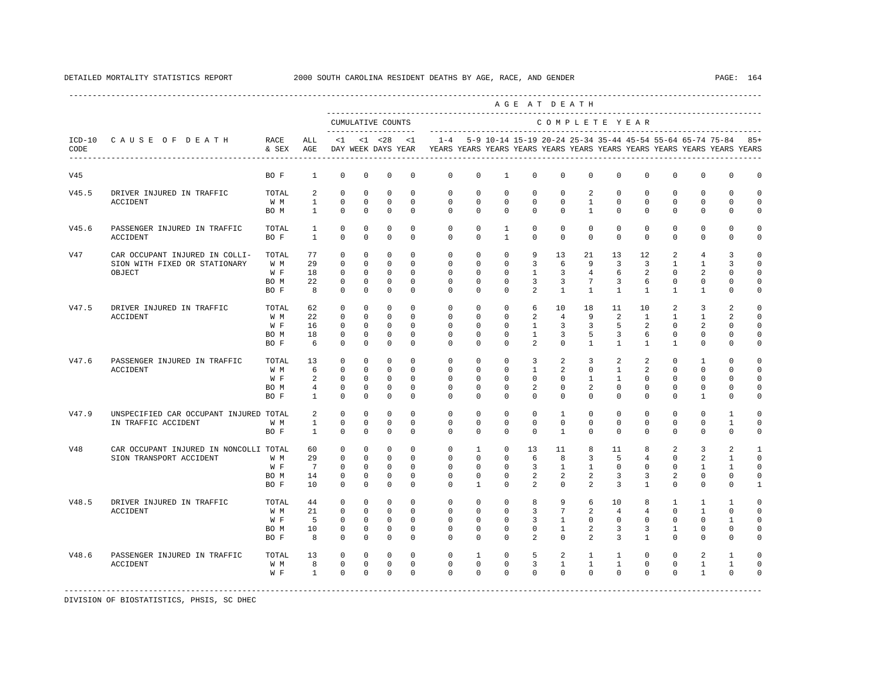DETAILED MORTALITY STATISTICS REPORT 2000 SOUTH CAROLINA RESIDENT DEATHS BY AGE, RACE, AND GENDER

| ICD-10 CODE | CAUSE OF DEATH | RACE & SEX | ALL AGE | <1 DAY | <1 WEEK | <28 DAYS | <1 YEAR | 1-4 YEARS | 5-9 YEARS | 10-14 YEARS | 15-19 YEARS | 20-24 YEARS | 25-34 YEARS | 35-44 YEARS | 45-54 YEARS | 55-64 YEARS | 65-74 YEARS | 75-84 YEARS | 85+ YEARS |
|---|---|---|---|---|---|---|---|---|---|---|---|---|---|---|---|---|---|---|---|
| | | | | CUMULATIVE COUNTS | | | | COMPLETE YEAR | | | | | | | | | | | |
| V45 | | BO F | 1 | 0 | 0 | 0 | 0 | 0 | 0 | 1 | 0 | 0 | 0 | 0 | 0 | 0 | 0 | 0 | 0 |
| V45.5 | DRIVER INJURED IN TRAFFIC ACCIDENT | TOTAL | 2 | 0 | 0 | 0 | 0 | 0 | 0 | 0 | 0 | 0 | 2 | 0 | 0 | 0 | 0 | 0 | 0 |
| | | W M | 1 | 0 | 0 | 0 | 0 | 0 | 0 | 0 | 0 | 0 | 1 | 0 | 0 | 0 | 0 | 0 | 0 |
| | | BO M | 1 | 0 | 0 | 0 | 0 | 0 | 0 | 0 | 0 | 0 | 1 | 0 | 0 | 0 | 0 | 0 | 0 |
| V45.6 | PASSENGER INJURED IN TRAFFIC ACCIDENT | TOTAL | 1 | 0 | 0 | 0 | 0 | 0 | 0 | 1 | 0 | 0 | 0 | 0 | 0 | 0 | 0 | 0 | 0 |
| | | BO F | 1 | 0 | 0 | 0 | 0 | 0 | 0 | 1 | 0 | 0 | 0 | 0 | 0 | 0 | 0 | 0 | 0 |
| V47 | CAR OCCUPANT INJURED IN COLLISION WITH FIXED OR STATIONARY OBJECT | TOTAL | 77 | 0 | 0 | 0 | 0 | 0 | 0 | 0 | 9 | 13 | 21 | 13 | 12 | 2 | 4 | 3 | 0 |
| | | W M | 29 | 0 | 0 | 0 | 0 | 0 | 0 | 0 | 3 | 6 | 9 | 3 | 3 | 1 | 1 | 3 | 0 |
| | | W F | 18 | 0 | 0 | 0 | 0 | 0 | 0 | 0 | 1 | 3 | 4 | 6 | 2 | 0 | 2 | 0 | 0 |
| | | BO M | 22 | 0 | 0 | 0 | 0 | 0 | 0 | 0 | 3 | 3 | 7 | 3 | 6 | 0 | 0 | 0 | 0 |
| | | BO F | 8 | 0 | 0 | 0 | 0 | 0 | 0 | 0 | 2 | 1 | 1 | 1 | 1 | 1 | 1 | 0 | 0 |
| V47.5 | DRIVER INJURED IN TRAFFIC ACCIDENT | TOTAL | 62 | 0 | 0 | 0 | 0 | 0 | 0 | 0 | 6 | 10 | 18 | 11 | 10 | 2 | 3 | 2 | 0 |
| | | W M | 22 | 0 | 0 | 0 | 0 | 0 | 0 | 0 | 2 | 4 | 9 | 2 | 1 | 1 | 1 | 2 | 0 |
| | | W F | 16 | 0 | 0 | 0 | 0 | 0 | 0 | 0 | 1 | 3 | 3 | 5 | 2 | 0 | 2 | 0 | 0 |
| | | BO M | 18 | 0 | 0 | 0 | 0 | 0 | 0 | 0 | 1 | 3 | 5 | 3 | 6 | 0 | 0 | 0 | 0 |
| | | BO F | 6 | 0 | 0 | 0 | 0 | 0 | 0 | 0 | 2 | 0 | 1 | 1 | 1 | 1 | 0 | 0 | 0 |
| V47.6 | PASSENGER INJURED IN TRAFFIC ACCIDENT | TOTAL | 13 | 0 | 0 | 0 | 0 | 0 | 0 | 0 | 3 | 2 | 3 | 2 | 2 | 0 | 1 | 0 | 0 |
| | | W M | 6 | 0 | 0 | 0 | 0 | 0 | 0 | 0 | 1 | 2 | 0 | 1 | 2 | 0 | 0 | 0 | 0 |
| | | W F | 2 | 0 | 0 | 0 | 0 | 0 | 0 | 0 | 0 | 0 | 1 | 1 | 0 | 0 | 0 | 0 | 0 |
| | | BO M | 4 | 0 | 0 | 0 | 0 | 0 | 0 | 0 | 2 | 0 | 2 | 0 | 0 | 0 | 0 | 0 | 0 |
| | | BO F | 1 | 0 | 0 | 0 | 0 | 0 | 0 | 0 | 0 | 0 | 0 | 0 | 0 | 0 | 1 | 0 | 0 |
| V47.9 | UNSPECIFIED CAR OCCUPANT INJURED IN TRAFFIC ACCIDENT | TOTAL | 2 | 0 | 0 | 0 | 0 | 0 | 0 | 0 | 0 | 1 | 0 | 0 | 0 | 0 | 0 | 1 | 0 |
| | | W M | 1 | 0 | 0 | 0 | 0 | 0 | 0 | 0 | 0 | 0 | 0 | 0 | 0 | 0 | 0 | 1 | 0 |
| | | BO F | 1 | 0 | 0 | 0 | 0 | 0 | 0 | 0 | 0 | 1 | 0 | 0 | 0 | 0 | 0 | 0 | 0 |
| V48 | CAR OCCUPANT INJURED IN NONCOLLISION TRANSPORT ACCIDENT | TOTAL | 60 | 0 | 0 | 0 | 0 | 0 | 1 | 0 | 13 | 11 | 8 | 11 | 8 | 2 | 3 | 2 | 1 |
| | | W M | 29 | 0 | 0 | 0 | 0 | 0 | 0 | 0 | 6 | 8 | 3 | 5 | 4 | 0 | 2 | 1 | 0 |
| | | W F | 7 | 0 | 0 | 0 | 0 | 0 | 0 | 0 | 3 | 1 | 1 | 0 | 0 | 0 | 1 | 1 | 0 |
| | | BO M | 14 | 0 | 0 | 0 | 0 | 0 | 0 | 0 | 2 | 2 | 2 | 3 | 3 | 2 | 0 | 0 | 0 |
| | | BO F | 10 | 0 | 0 | 0 | 0 | 0 | 1 | 0 | 2 | 0 | 2 | 3 | 1 | 0 | 0 | 0 | 1 |
| V48.5 | DRIVER INJURED IN TRAFFIC ACCIDENT | TOTAL | 44 | 0 | 0 | 0 | 0 | 0 | 0 | 0 | 8 | 9 | 6 | 10 | 8 | 1 | 1 | 1 | 0 |
| | | W M | 21 | 0 | 0 | 0 | 0 | 0 | 0 | 0 | 3 | 7 | 2 | 4 | 4 | 0 | 1 | 0 | 0 |
| | | W F | 5 | 0 | 0 | 0 | 0 | 0 | 0 | 0 | 3 | 1 | 0 | 0 | 0 | 0 | 0 | 1 | 0 |
| | | BO M | 10 | 0 | 0 | 0 | 0 | 0 | 0 | 0 | 0 | 1 | 2 | 3 | 3 | 1 | 0 | 0 | 0 |
| | | BO F | 8 | 0 | 0 | 0 | 0 | 0 | 0 | 0 | 2 | 0 | 2 | 3 | 1 | 0 | 0 | 0 | 0 |
| V48.6 | PASSENGER INJURED IN TRAFFIC ACCIDENT | TOTAL | 13 | 0 | 0 | 0 | 0 | 0 | 1 | 0 | 5 | 2 | 1 | 1 | 0 | 0 | 2 | 1 | 0 |
| | | W M | 8 | 0 | 0 | 0 | 0 | 0 | 0 | 0 | 3 | 1 | 1 | 1 | 0 | 0 | 1 | 1 | 0 |
| | | W F | 1 | 0 | 0 | 0 | 0 | 0 | 0 | 0 | 0 | 0 | 0 | 0 | 0 | 0 | 1 | 0 | 0 |

DIVISION OF BIOSTATISTICS, PHSIS, SC DHEC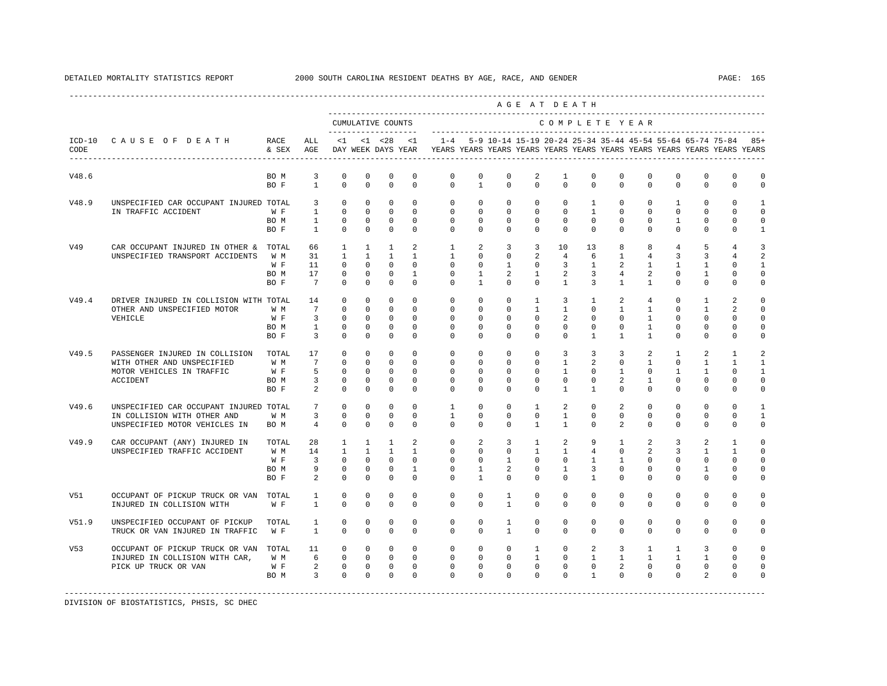DETAILED MORTALITY STATISTICS REPORT 2000 SOUTH CAROLINA RESIDENT DEATHS BY AGE, RACE, AND GENDER

| ICD-10 CODE | CAUSE OF DEATH | RACE & SEX | ALL AGE | <1 DAY | <1 WEEK | <28 DAYS | <1 YEAR | 1-4 YEARS | 5-9 YEARS | 10-14 YEARS | 15-19 YEARS | 20-24 YEARS | 25-34 YEARS | 35-44 YEARS | 45-54 YEARS | 55-64 YEARS | 65-74 YEARS | 75-84 YEARS | 85+ YEARS |
|---|---|---|---|---|---|---|---|---|---|---|---|---|---|---|---|---|---|---|---|
| | | | | CUMULATIVE COUNTS | | | | COMPLETE YEAR | | | | | | | | | | | |
| V48.6 | | BO M | 3 | 0 | 0 | 0 | 0 | 0 | 0 | 0 | 2 | 1 | 0 | 0 | 0 | 0 | 0 | 0 | 0 |
| | | BO F | 1 | 0 | 0 | 0 | 0 | 0 | 1 | 0 | 0 | 0 | 0 | 0 | 0 | 0 | 0 | 0 | 0 |
| V48.9 | UNSPECIFIED CAR OCCUPANT INJURED IN TRAFFIC ACCIDENT | TOTAL | 3 | 0 | 0 | 0 | 0 | 0 | 0 | 0 | 0 | 0 | 1 | 0 | 0 | 1 | 0 | 0 | 1 |
| | | W F | 1 | 0 | 0 | 0 | 0 | 0 | 0 | 0 | 0 | 0 | 1 | 0 | 0 | 0 | 0 | 0 | 0 |
| | | BO M | 1 | 0 | 0 | 0 | 0 | 0 | 0 | 0 | 0 | 0 | 0 | 0 | 0 | 1 | 0 | 0 | 0 |
| | | BO F | 1 | 0 | 0 | 0 | 0 | 0 | 0 | 0 | 0 | 0 | 0 | 0 | 0 | 0 | 0 | 0 | 1 |
| V49 | CAR OCCUPANT INJURED IN OTHER & UNSPECIFIED TRANSPORT ACCIDENTS | TOTAL | 66 | 1 | 1 | 1 | 2 | 1 | 2 | 3 | 3 | 10 | 13 | 8 | 8 | 4 | 5 | 4 | 3 |
| | | W M | 31 | 1 | 1 | 1 | 1 | 1 | 0 | 0 | 2 | 4 | 6 | 1 | 4 | 3 | 3 | 4 | 2 |
| | | W F | 11 | 0 | 0 | 0 | 0 | 0 | 0 | 1 | 0 | 3 | 1 | 2 | 1 | 1 | 1 | 0 | 1 |
| | | BO M | 17 | 0 | 0 | 0 | 1 | 0 | 1 | 2 | 1 | 2 | 3 | 4 | 2 | 0 | 1 | 0 | 0 |
| | | BO F | 7 | 0 | 0 | 0 | 0 | 0 | 1 | 0 | 0 | 1 | 3 | 1 | 1 | 0 | 0 | 0 | 0 |
| V49.4 | DRIVER INJURED IN COLLISION WITH OTHER AND UNSPECIFIED MOTOR VEHICLE | TOTAL | 14 | 0 | 0 | 0 | 0 | 0 | 0 | 0 | 1 | 3 | 1 | 2 | 4 | 0 | 1 | 2 | 0 |
| | | W M | 7 | 0 | 0 | 0 | 0 | 0 | 0 | 0 | 1 | 1 | 0 | 1 | 1 | 0 | 1 | 2 | 0 |
| | | W F | 3 | 0 | 0 | 0 | 0 | 0 | 0 | 0 | 0 | 2 | 0 | 0 | 1 | 0 | 0 | 0 | 0 |
| | | BO M | 1 | 0 | 0 | 0 | 0 | 0 | 0 | 0 | 0 | 0 | 0 | 0 | 1 | 0 | 0 | 0 | 0 |
| | | BO F | 3 | 0 | 0 | 0 | 0 | 0 | 0 | 0 | 0 | 0 | 1 | 1 | 1 | 0 | 0 | 0 | 0 |
| V49.5 | PASSENGER INJURED IN COLLISION WITH OTHER AND UNSPECIFIED MOTOR VEHICLES IN TRAFFIC ACCIDENT | TOTAL | 17 | 0 | 0 | 0 | 0 | 0 | 0 | 0 | 0 | 3 | 3 | 3 | 2 | 1 | 2 | 1 | 2 |
| | | W M | 7 | 0 | 0 | 0 | 0 | 0 | 0 | 0 | 0 | 1 | 2 | 0 | 1 | 0 | 1 | 1 | 1 |
| | | W F | 5 | 0 | 0 | 0 | 0 | 0 | 0 | 0 | 0 | 1 | 0 | 1 | 0 | 1 | 1 | 0 | 1 |
| | | BO M | 3 | 0 | 0 | 0 | 0 | 0 | 0 | 0 | 0 | 0 | 0 | 2 | 1 | 0 | 0 | 0 | 0 |
| | | BO F | 2 | 0 | 0 | 0 | 0 | 0 | 0 | 0 | 0 | 1 | 1 | 0 | 0 | 0 | 0 | 0 | 0 |
| V49.6 | UNSPECIFIED CAR OCCUPANT INJURED IN COLLISION WITH OTHER AND UNSPECIFIED MOTOR VEHICLES IN | TOTAL | 7 | 0 | 0 | 0 | 0 | 1 | 0 | 0 | 1 | 2 | 0 | 2 | 0 | 0 | 0 | 0 | 1 |
| | | W M | 3 | 0 | 0 | 0 | 0 | 1 | 0 | 0 | 0 | 1 | 0 | 0 | 0 | 0 | 0 | 0 | 1 |
| | | BO M | 4 | 0 | 0 | 0 | 0 | 0 | 0 | 0 | 1 | 1 | 0 | 2 | 0 | 0 | 0 | 0 | 0 |
| V49.9 | CAR OCCUPANT (ANY) INJURED IN UNSPECIFIED TRAFFIC ACCIDENT | TOTAL | 28 | 1 | 1 | 1 | 2 | 0 | 2 | 3 | 1 | 2 | 9 | 1 | 2 | 3 | 2 | 1 | 0 |
| | | W M | 14 | 1 | 1 | 1 | 1 | 0 | 0 | 0 | 1 | 1 | 4 | 0 | 2 | 3 | 1 | 1 | 0 |
| | | W F | 3 | 0 | 0 | 0 | 0 | 0 | 0 | 1 | 0 | 0 | 1 | 1 | 0 | 0 | 0 | 0 | 0 |
| | | BO M | 9 | 0 | 0 | 0 | 1 | 0 | 1 | 2 | 0 | 1 | 3 | 0 | 0 | 0 | 1 | 0 | 0 |
| | | BO F | 2 | 0 | 0 | 0 | 0 | 0 | 1 | 0 | 0 | 0 | 1 | 0 | 0 | 0 | 0 | 0 | 0 |
| V51 | OCCUPANT OF PICKUP TRUCK OR VAN INJURED IN COLLISION WITH | TOTAL | 1 | 0 | 0 | 0 | 0 | 0 | 0 | 1 | 0 | 0 | 0 | 0 | 0 | 0 | 0 | 0 | 0 |
| | | W F | 1 | 0 | 0 | 0 | 0 | 0 | 0 | 1 | 0 | 0 | 0 | 0 | 0 | 0 | 0 | 0 | 0 |
| V51.9 | UNSPECIFIED OCCUPANT OF PICKUP TRUCK OR VAN INJURED IN TRAFFIC | TOTAL | 1 | 0 | 0 | 0 | 0 | 0 | 0 | 1 | 0 | 0 | 0 | 0 | 0 | 0 | 0 | 0 | 0 |
| | | W F | 1 | 0 | 0 | 0 | 0 | 0 | 0 | 1 | 0 | 0 | 0 | 0 | 0 | 0 | 0 | 0 | 0 |
| V53 | OCCUPANT OF PICKUP TRUCK OR VAN INJURED IN COLLISION WITH CAR, PICK UP TRUCK OR VAN | TOTAL | 11 | 0 | 0 | 0 | 0 | 0 | 0 | 0 | 1 | 0 | 2 | 3 | 1 | 1 | 3 | 0 | 0 |
| | | W M | 6 | 0 | 0 | 0 | 0 | 0 | 0 | 0 | 1 | 0 | 1 | 1 | 1 | 1 | 1 | 0 | 0 |
| | | W F | 2 | 0 | 0 | 0 | 0 | 0 | 0 | 0 | 0 | 0 | 0 | 2 | 0 | 0 | 0 | 0 | 0 |
| | | BO M | 3 | 0 | 0 | 0 | 0 | 0 | 0 | 0 | 0 | 0 | 1 | 0 | 0 | 0 | 2 | 0 | 0 |

DIVISION OF BIOSTATISTICS, PHSIS, SC DHEC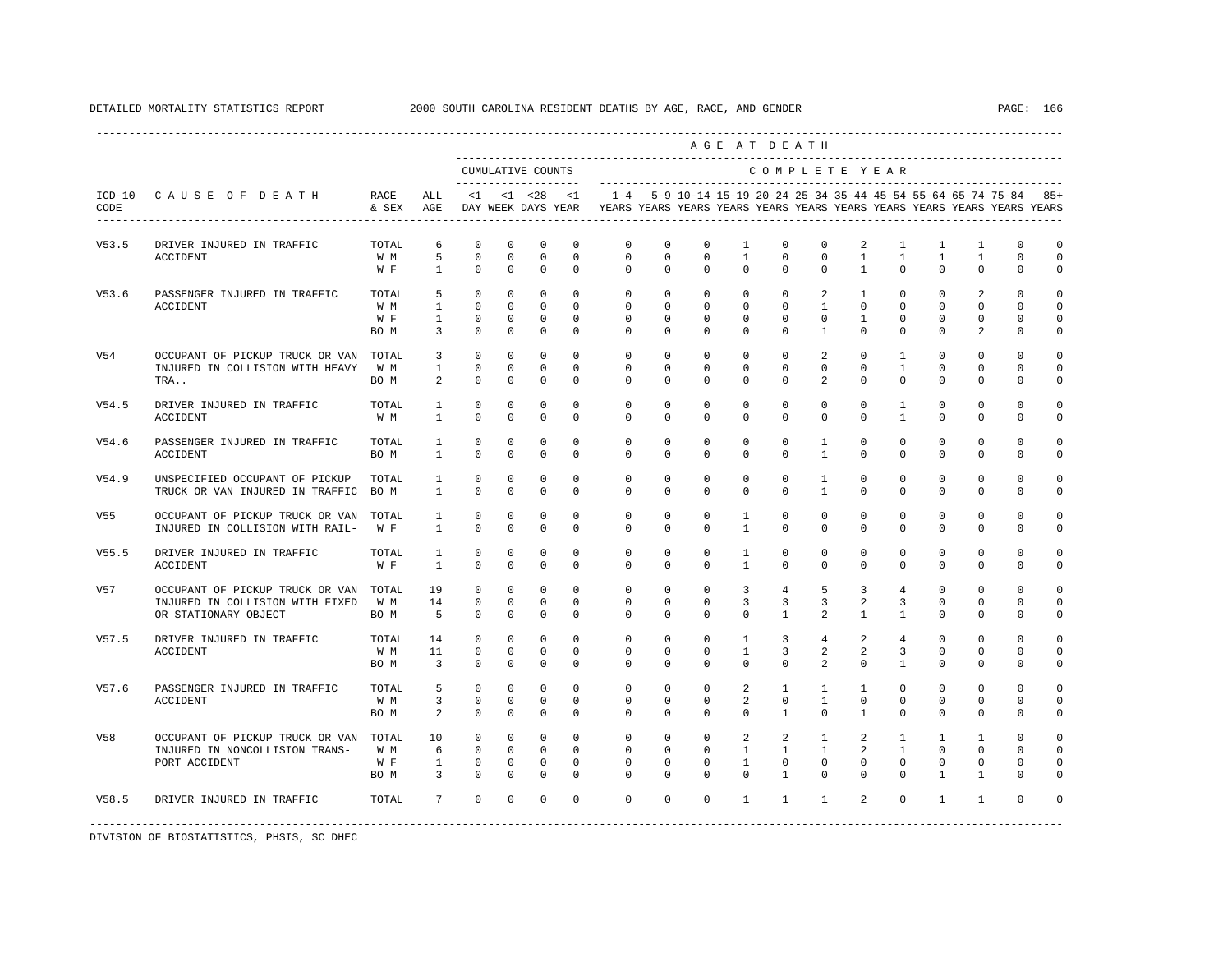DETAILED MORTALITY STATISTICS REPORT 2000 SOUTH CAROLINA RESIDENT DEATHS BY AGE, RACE, AND GENDER

| ICD-10 CODE | CAUSE OF DEATH | RACE & SEX | ALL AGE | <1 DAY | <1 WEEK | <28 DAYS | <1 YEAR | 1-4 YEARS | 5-9 YEARS | 10-14 YEARS | 15-19 YEARS | 20-24 YEARS | 25-34 YEARS | 35-44 YEARS | 45-54 YEARS | 55-64 YEARS | 65-74 YEARS | 75-84 YEARS | 85+ YEARS |
|---|---|---|---|---|---|---|---|---|---|---|---|---|---|---|---|---|---|---|---|
| | | | | CUMULATIVE COUNTS | | | | COMPLETE YEAR | | | | | | | | | | | |
| V53.5 | DRIVER INJURED IN TRAFFIC ACCIDENT | TOTAL | 6 | 0 | 0 | 0 | 0 | 0 | 0 | 0 | 1 | 0 | 0 | 2 | 1 | 1 | 1 | 0 | 0 |
| | | W M | 5 | 0 | 0 | 0 | 0 | 0 | 0 | 0 | 1 | 0 | 0 | 1 | 1 | 1 | 1 | 0 | 0 |
| | | W F | 1 | 0 | 0 | 0 | 0 | 0 | 0 | 0 | 0 | 0 | 0 | 1 | 0 | 0 | 0 | 0 | 0 |
| V53.6 | PASSENGER INJURED IN TRAFFIC ACCIDENT | TOTAL | 5 | 0 | 0 | 0 | 0 | 0 | 0 | 0 | 0 | 0 | 2 | 1 | 0 | 0 | 2 | 0 | 0 |
| | | W M | 1 | 0 | 0 | 0 | 0 | 0 | 0 | 0 | 0 | 0 | 1 | 0 | 0 | 0 | 0 | 0 | 0 |
| | | W F | 1 | 0 | 0 | 0 | 0 | 0 | 0 | 0 | 0 | 0 | 0 | 1 | 0 | 0 | 0 | 0 | 0 |
| | | BO M | 3 | 0 | 0 | 0 | 0 | 0 | 0 | 0 | 0 | 0 | 1 | 0 | 0 | 0 | 2 | 0 | 0 |
| V54 | OCCUPANT OF PICKUP TRUCK OR VAN INJURED IN COLLISION WITH HEAVY TRA.. | TOTAL | 3 | 0 | 0 | 0 | 0 | 0 | 0 | 0 | 0 | 0 | 2 | 0 | 1 | 0 | 0 | 0 | 0 |
| | | W M | 1 | 0 | 0 | 0 | 0 | 0 | 0 | 0 | 0 | 0 | 0 | 0 | 1 | 0 | 0 | 0 | 0 |
| | | BO M | 2 | 0 | 0 | 0 | 0 | 0 | 0 | 0 | 0 | 0 | 2 | 0 | 0 | 0 | 0 | 0 | 0 |
| V54.5 | DRIVER INJURED IN TRAFFIC ACCIDENT | TOTAL | 1 | 0 | 0 | 0 | 0 | 0 | 0 | 0 | 0 | 0 | 0 | 0 | 1 | 0 | 0 | 0 | 0 |
| | | W M | 1 | 0 | 0 | 0 | 0 | 0 | 0 | 0 | 0 | 0 | 0 | 0 | 1 | 0 | 0 | 0 | 0 |
| V54.6 | PASSENGER INJURED IN TRAFFIC ACCIDENT | TOTAL | 1 | 0 | 0 | 0 | 0 | 0 | 0 | 0 | 0 | 0 | 1 | 0 | 0 | 0 | 0 | 0 | 0 |
| | | BO M | 1 | 0 | 0 | 0 | 0 | 0 | 0 | 0 | 0 | 0 | 1 | 0 | 0 | 0 | 0 | 0 | 0 |
| V54.9 | UNSPECIFIED OCCUPANT OF PICKUP TRUCK OR VAN INJURED IN TRAFFIC | TOTAL | 1 | 0 | 0 | 0 | 0 | 0 | 0 | 0 | 0 | 0 | 1 | 0 | 0 | 0 | 0 | 0 | 0 |
| | | BO M | 1 | 0 | 0 | 0 | 0 | 0 | 0 | 0 | 0 | 0 | 1 | 0 | 0 | 0 | 0 | 0 | 0 |
| V55 | OCCUPANT OF PICKUP TRUCK OR VAN INJURED IN COLLISION WITH RAIL- | TOTAL | 1 | 0 | 0 | 0 | 0 | 0 | 0 | 0 | 1 | 0 | 0 | 0 | 0 | 0 | 0 | 0 | 0 |
| | | W F | 1 | 0 | 0 | 0 | 0 | 0 | 0 | 0 | 1 | 0 | 0 | 0 | 0 | 0 | 0 | 0 | 0 |
| V55.5 | DRIVER INJURED IN TRAFFIC ACCIDENT | TOTAL | 1 | 0 | 0 | 0 | 0 | 0 | 0 | 0 | 1 | 0 | 0 | 0 | 0 | 0 | 0 | 0 | 0 |
| | | W F | 1 | 0 | 0 | 0 | 0 | 0 | 0 | 0 | 1 | 0 | 0 | 0 | 0 | 0 | 0 | 0 | 0 |
| V57 | OCCUPANT OF PICKUP TRUCK OR VAN INJURED IN COLLISION WITH FIXED OR STATIONARY OBJECT | TOTAL | 19 | 0 | 0 | 0 | 0 | 0 | 0 | 0 | 3 | 4 | 5 | 3 | 4 | 0 | 0 | 0 | 0 |
| | | W M | 14 | 0 | 0 | 0 | 0 | 0 | 0 | 0 | 3 | 3 | 3 | 2 | 3 | 0 | 0 | 0 | 0 |
| | | BO M | 5 | 0 | 0 | 0 | 0 | 0 | 0 | 0 | 0 | 1 | 2 | 1 | 1 | 0 | 0 | 0 | 0 |
| V57.5 | DRIVER INJURED IN TRAFFIC ACCIDENT | TOTAL | 14 | 0 | 0 | 0 | 0 | 0 | 0 | 0 | 1 | 3 | 4 | 2 | 4 | 0 | 0 | 0 | 0 |
| | | W M | 11 | 0 | 0 | 0 | 0 | 0 | 0 | 0 | 1 | 3 | 2 | 2 | 3 | 0 | 0 | 0 | 0 |
| | | BO M | 3 | 0 | 0 | 0 | 0 | 0 | 0 | 0 | 0 | 0 | 2 | 0 | 1 | 0 | 0 | 0 | 0 |
| V57.6 | PASSENGER INJURED IN TRAFFIC ACCIDENT | TOTAL | 5 | 0 | 0 | 0 | 0 | 0 | 0 | 0 | 2 | 1 | 1 | 1 | 0 | 0 | 0 | 0 | 0 |
| | | W M | 3 | 0 | 0 | 0 | 0 | 0 | 0 | 0 | 2 | 0 | 1 | 0 | 0 | 0 | 0 | 0 | 0 |
| | | BO M | 2 | 0 | 0 | 0 | 0 | 0 | 0 | 0 | 0 | 1 | 0 | 1 | 0 | 0 | 0 | 0 | 0 |
| V58 | OCCUPANT OF PICKUP TRUCK OR VAN INJURED IN NONCOLLISION TRANS- PORT ACCIDENT | TOTAL | 10 | 0 | 0 | 0 | 0 | 0 | 0 | 0 | 2 | 2 | 1 | 2 | 1 | 1 | 1 | 0 | 0 |
| | | W M | 6 | 0 | 0 | 0 | 0 | 0 | 0 | 0 | 1 | 1 | 1 | 2 | 1 | 0 | 0 | 0 | 0 |
| | | W F | 1 | 0 | 0 | 0 | 0 | 0 | 0 | 0 | 1 | 0 | 0 | 0 | 0 | 0 | 0 | 0 | 0 |
| | | BO M | 3 | 0 | 0 | 0 | 0 | 0 | 0 | 0 | 0 | 1 | 0 | 0 | 0 | 1 | 1 | 0 | 0 |
| V58.5 | DRIVER INJURED IN TRAFFIC | TOTAL | 7 | 0 | 0 | 0 | 0 | 0 | 0 | 0 | 1 | 1 | 1 | 2 | 0 | 1 | 1 | 0 | 0 |

DIVISION OF BIOSTATISTICS, PHSIS, SC DHEC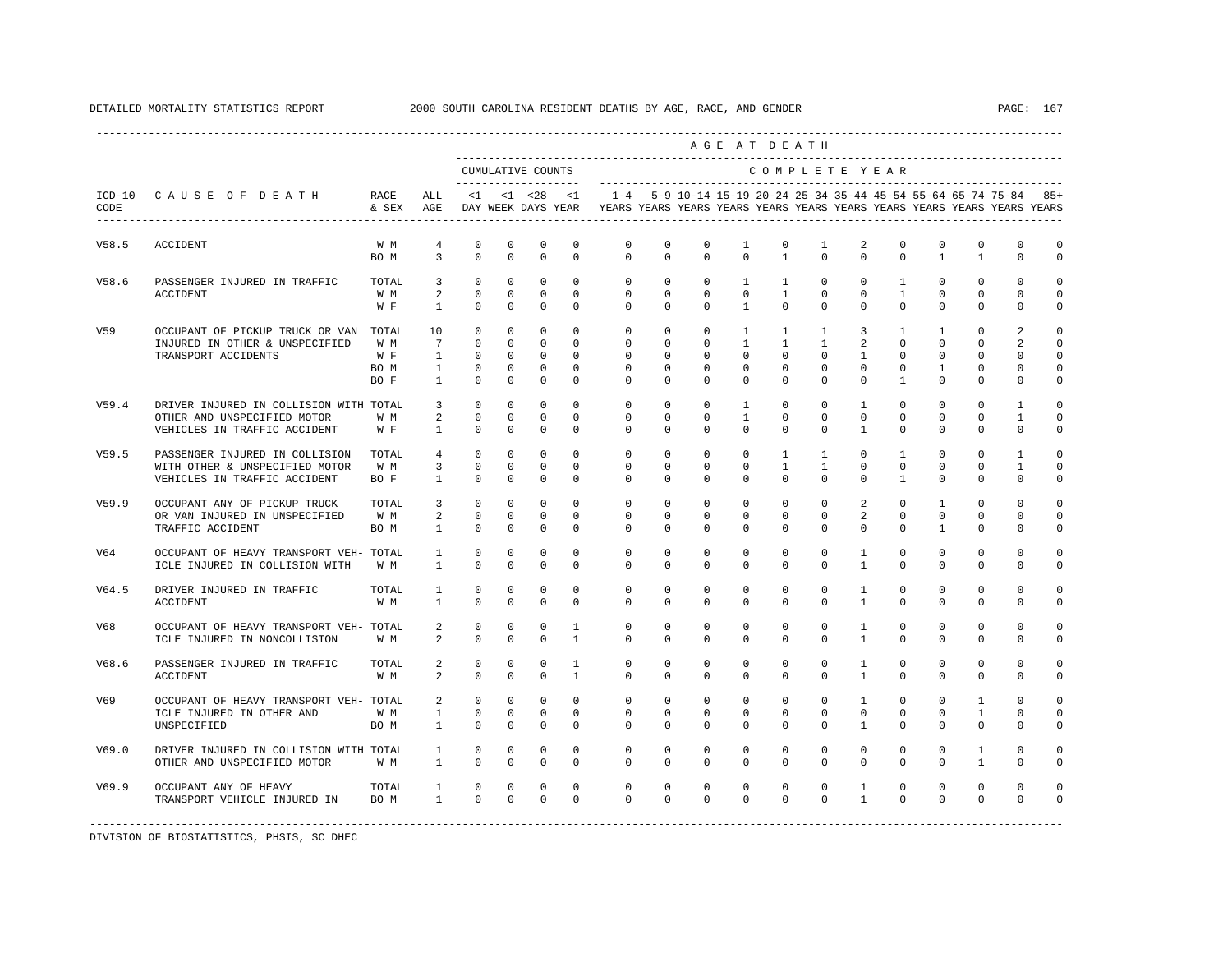DETAILED MORTALITY STATISTICS REPORT 2000 SOUTH CAROLINA RESIDENT DEATHS BY AGE, RACE, AND GENDER

| ICD-10 CODE | CAUSE OF DEATH | RACE & SEX | ALL AGE | <1 DAY | <1 WEEK | <28 DAYS | <1 YEAR | 1-4 YEARS | 5-9 YEARS | 10-14 YEARS | 15-19 YEARS | 20-24 YEARS | 25-34 YEARS | 35-44 YEARS | 45-54 YEARS | 55-64 YEARS | 65-74 YEARS | 75-84 YEARS | 85+ YEARS |
|---|---|---|---|---|---|---|---|---|---|---|---|---|---|---|---|---|---|---|---|
| | | | | CUMULATIVE COUNTS | | | | COMPLETE YEAR | | | | | | | | | | | |
| V58.5 | ACCIDENT | W M | 4 | 0 | 0 | 0 | 0 | 0 | 0 | 0 | 1 | 0 | 1 | 2 | 0 | 0 | 0 | 0 | 0 |
| | | BO M | 3 | 0 | 0 | 0 | 0 | 0 | 0 | 0 | 0 | 1 | 0 | 0 | 0 | 1 | 1 | 0 | 0 |
| V58.6 | PASSENGER INJURED IN TRAFFIC | TOTAL | 3 | 0 | 0 | 0 | 0 | 0 | 0 | 0 | 1 | 1 | 0 | 0 | 1 | 0 | 0 | 0 | 0 |
| | ACCIDENT | W M | 2 | 0 | 0 | 0 | 0 | 0 | 0 | 0 | 0 | 1 | 0 | 0 | 1 | 0 | 0 | 0 | 0 |
| | | W F | 1 | 0 | 0 | 0 | 0 | 0 | 0 | 0 | 1 | 0 | 0 | 0 | 0 | 0 | 0 | 0 | 0 |
| V59 | OCCUPANT OF PICKUP TRUCK OR VAN | TOTAL | 10 | 0 | 0 | 0 | 0 | 0 | 0 | 0 | 1 | 1 | 1 | 3 | 1 | 1 | 0 | 2 | 0 |
| | INJURED IN OTHER & UNSPECIFIED | W M | 7 | 0 | 0 | 0 | 0 | 0 | 0 | 0 | 1 | 1 | 1 | 2 | 0 | 0 | 0 | 2 | 0 |
| | TRANSPORT ACCIDENTS | W F | 1 | 0 | 0 | 0 | 0 | 0 | 0 | 0 | 0 | 0 | 0 | 1 | 0 | 0 | 0 | 0 | 0 |
| | | BO M | 1 | 0 | 0 | 0 | 0 | 0 | 0 | 0 | 0 | 0 | 0 | 0 | 0 | 1 | 0 | 0 | 0 |
| | | BO F | 1 | 0 | 0 | 0 | 0 | 0 | 0 | 0 | 0 | 0 | 0 | 0 | 1 | 0 | 0 | 0 | 0 |
| V59.4 | DRIVER INJURED IN COLLISION WITH | TOTAL | 3 | 0 | 0 | 0 | 0 | 0 | 0 | 0 | 1 | 0 | 0 | 1 | 0 | 0 | 0 | 1 | 0 |
| | OTHER AND UNSPECIFIED MOTOR | W M | 2 | 0 | 0 | 0 | 0 | 0 | 0 | 0 | 1 | 0 | 0 | 0 | 0 | 0 | 0 | 1 | 0 |
| | VEHICLES IN TRAFFIC ACCIDENT | W F | 1 | 0 | 0 | 0 | 0 | 0 | 0 | 0 | 0 | 0 | 0 | 1 | 0 | 0 | 0 | 0 | 0 |
| V59.5 | PASSENGER INJURED IN COLLISION | TOTAL | 4 | 0 | 0 | 0 | 0 | 0 | 0 | 0 | 0 | 1 | 1 | 0 | 1 | 0 | 0 | 1 | 0 |
| | WITH OTHER & UNSPECIFIED MOTOR | W M | 3 | 0 | 0 | 0 | 0 | 0 | 0 | 0 | 0 | 1 | 1 | 0 | 0 | 0 | 0 | 1 | 0 |
| | VEHICLES IN TRAFFIC ACCIDENT | BO F | 1 | 0 | 0 | 0 | 0 | 0 | 0 | 0 | 0 | 0 | 0 | 0 | 1 | 0 | 0 | 0 | 0 |
| V59.9 | OCCUPANT ANY OF PICKUP TRUCK | TOTAL | 3 | 0 | 0 | 0 | 0 | 0 | 0 | 0 | 0 | 0 | 0 | 2 | 0 | 1 | 0 | 0 | 0 |
| | OR VAN INJURED IN UNSPECIFIED | W M | 2 | 0 | 0 | 0 | 0 | 0 | 0 | 0 | 0 | 0 | 0 | 2 | 0 | 0 | 0 | 0 | 0 |
| | TRAFFIC ACCIDENT | BO M | 1 | 0 | 0 | 0 | 0 | 0 | 0 | 0 | 0 | 0 | 0 | 0 | 0 | 1 | 0 | 0 | 0 |
| V64 | OCCUPANT OF HEAVY TRANSPORT VEH- | TOTAL | 1 | 0 | 0 | 0 | 0 | 0 | 0 | 0 | 0 | 0 | 0 | 1 | 0 | 0 | 0 | 0 | 0 |
| | ICLE INJURED IN COLLISION WITH | W M | 1 | 0 | 0 | 0 | 0 | 0 | 0 | 0 | 0 | 0 | 0 | 1 | 0 | 0 | 0 | 0 | 0 |
| V64.5 | DRIVER INJURED IN TRAFFIC | TOTAL | 1 | 0 | 0 | 0 | 0 | 0 | 0 | 0 | 0 | 0 | 0 | 1 | 0 | 0 | 0 | 0 | 0 |
| | ACCIDENT | W M | 1 | 0 | 0 | 0 | 0 | 0 | 0 | 0 | 0 | 0 | 0 | 1 | 0 | 0 | 0 | 0 | 0 |
| V68 | OCCUPANT OF HEAVY TRANSPORT VEH- | TOTAL | 2 | 0 | 0 | 0 | 1 | 0 | 0 | 0 | 0 | 0 | 0 | 1 | 0 | 0 | 0 | 0 | 0 |
| | ICLE INJURED IN NONCOLLISION | W M | 2 | 0 | 0 | 0 | 1 | 0 | 0 | 0 | 0 | 0 | 0 | 1 | 0 | 0 | 0 | 0 | 0 |
| V68.6 | PASSENGER INJURED IN TRAFFIC | TOTAL | 2 | 0 | 0 | 0 | 1 | 0 | 0 | 0 | 0 | 0 | 0 | 1 | 0 | 0 | 0 | 0 | 0 |
| | ACCIDENT | W M | 2 | 0 | 0 | 0 | 1 | 0 | 0 | 0 | 0 | 0 | 0 | 1 | 0 | 0 | 0 | 0 | 0 |
| V69 | OCCUPANT OF HEAVY TRANSPORT VEH- | TOTAL | 2 | 0 | 0 | 0 | 0 | 0 | 0 | 0 | 0 | 0 | 0 | 1 | 0 | 0 | 1 | 0 | 0 |
| | ICLE INJURED IN OTHER AND | W M | 1 | 0 | 0 | 0 | 0 | 0 | 0 | 0 | 0 | 0 | 0 | 0 | 0 | 0 | 1 | 0 | 0 |
| | UNSPECIFIED | BO M | 1 | 0 | 0 | 0 | 0 | 0 | 0 | 0 | 0 | 0 | 0 | 1 | 0 | 0 | 0 | 0 | 0 |
| V69.0 | DRIVER INJURED IN COLLISION WITH | TOTAL | 1 | 0 | 0 | 0 | 0 | 0 | 0 | 0 | 0 | 0 | 0 | 0 | 0 | 0 | 1 | 0 | 0 |
| | OTHER AND UNSPECIFIED MOTOR | W M | 1 | 0 | 0 | 0 | 0 | 0 | 0 | 0 | 0 | 0 | 0 | 0 | 0 | 0 | 1 | 0 | 0 |
| V69.9 | OCCUPANT ANY OF HEAVY | TOTAL | 1 | 0 | 0 | 0 | 0 | 0 | 0 | 0 | 0 | 0 | 0 | 1 | 0 | 0 | 0 | 0 | 0 |
| | TRANSPORT VEHICLE INJURED IN | BO M | 1 | 0 | 0 | 0 | 0 | 0 | 0 | 0 | 0 | 0 | 0 | 1 | 0 | 0 | 0 | 0 | 0 |

DIVISION OF BIOSTATISTICS, PHSIS, SC DHEC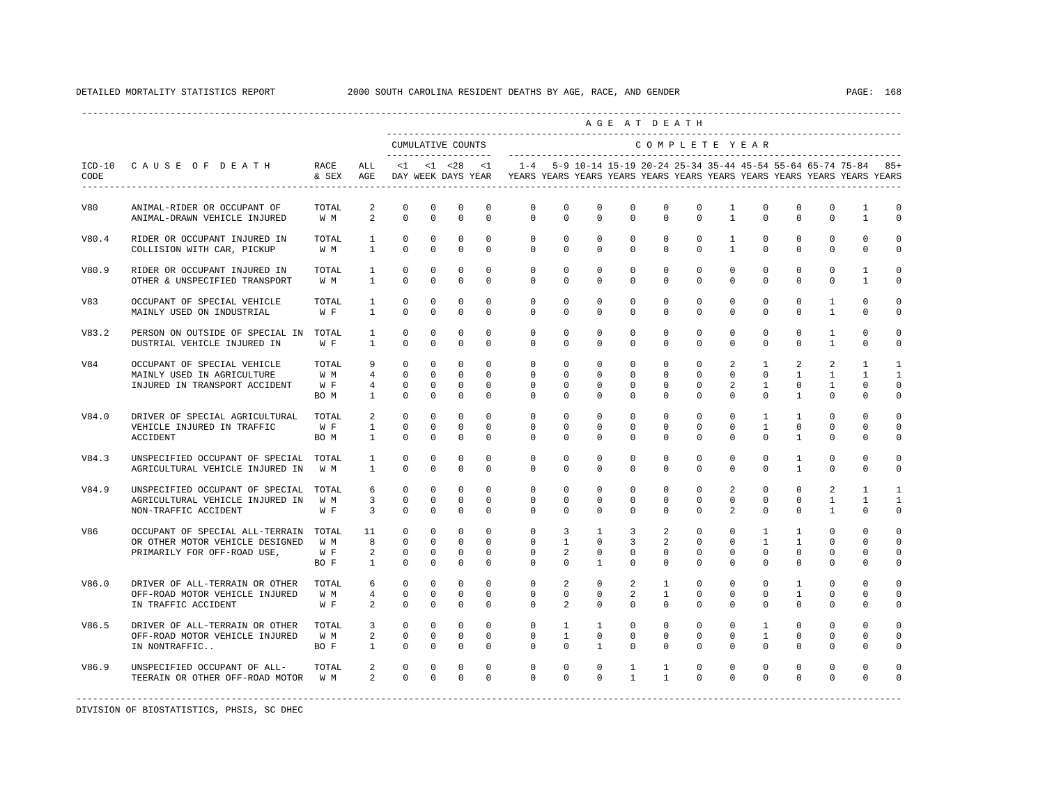DETAILED MORTALITY STATISTICS REPORT 2000 SOUTH CAROLINA RESIDENT DEATHS BY AGE, RACE, AND GENDER

| ICD-10 CODE | CAUSE OF DEATH | RACE & SEX | ALL AGE | <1 DAY | <1 WEEK | <28 DAYS | <1 YEAR | 1-4 YEARS | 5-9 YEARS | 10-14 YEARS | 15-19 YEARS | 20-24 YEARS | 25-34 YEARS | 35-44 YEARS | 45-54 YEARS | 55-64 YEARS | 65-74 YEARS | 75-84 YEARS | 85+ YEARS |
|---|---|---|---|---|---|---|---|---|---|---|---|---|---|---|---|---|---|---|---|
| | | | | CUMULATIVE COUNTS | | | | COMPLETE YEAR | | | | | | | | | | | |
| V80 | ANIMAL-RIDER OR OCCUPANT OF ANIMAL-DRAWN VEHICLE INJURED | TOTAL | 2 | 0 | 0 | 0 | 0 | 0 | 0 | 0 | 0 | 0 | 0 | 1 | 0 | 0 | 0 | 1 | 0 |
| | | W M | 2 | 0 | 0 | 0 | 0 | 0 | 0 | 0 | 0 | 0 | 0 | 1 | 0 | 0 | 0 | 1 | 0 |
| V80.4 | RIDER OR OCCUPANT INJURED IN COLLISION WITH CAR, PICKUP | TOTAL | 1 | 0 | 0 | 0 | 0 | 0 | 0 | 0 | 0 | 0 | 0 | 1 | 0 | 0 | 0 | 0 | 0 |
| | | W M | 1 | 0 | 0 | 0 | 0 | 0 | 0 | 0 | 0 | 0 | 0 | 1 | 0 | 0 | 0 | 0 | 0 |
| V80.9 | RIDER OR OCCUPANT INJURED IN OTHER & UNSPECIFIED TRANSPORT | TOTAL | 1 | 0 | 0 | 0 | 0 | 0 | 0 | 0 | 0 | 0 | 0 | 0 | 0 | 0 | 0 | 1 | 0 |
| | | W M | 1 | 0 | 0 | 0 | 0 | 0 | 0 | 0 | 0 | 0 | 0 | 0 | 0 | 0 | 0 | 1 | 0 |
| V83 | OCCUPANT OF SPECIAL VEHICLE MAINLY USED ON INDUSTRIAL | TOTAL | 1 | 0 | 0 | 0 | 0 | 0 | 0 | 0 | 0 | 0 | 0 | 0 | 0 | 0 | 1 | 0 | 0 |
| | | W F | 1 | 0 | 0 | 0 | 0 | 0 | 0 | 0 | 0 | 0 | 0 | 0 | 0 | 0 | 1 | 0 | 0 |
| V83.2 | PERSON ON OUTSIDE OF SPECIAL IN DUSTRIAL VEHICLE INJURED IN | TOTAL | 1 | 0 | 0 | 0 | 0 | 0 | 0 | 0 | 0 | 0 | 0 | 0 | 0 | 0 | 1 | 0 | 0 |
| | | W F | 1 | 0 | 0 | 0 | 0 | 0 | 0 | 0 | 0 | 0 | 0 | 0 | 0 | 0 | 1 | 0 | 0 |
| V84 | OCCUPANT OF SPECIAL VEHICLE MAINLY USED IN AGRICULTURE INJURED IN TRANSPORT ACCIDENT | TOTAL | 9 | 0 | 0 | 0 | 0 | 0 | 0 | 0 | 0 | 0 | 0 | 2 | 1 | 2 | 2 | 1 | 1 |
| | | W M | 4 | 0 | 0 | 0 | 0 | 0 | 0 | 0 | 0 | 0 | 0 | 0 | 0 | 1 | 1 | 1 | 1 |
| | | W F | 4 | 0 | 0 | 0 | 0 | 0 | 0 | 0 | 0 | 0 | 0 | 2 | 1 | 0 | 1 | 0 | 0 |
| | | BO M | 1 | 0 | 0 | 0 | 0 | 0 | 0 | 0 | 0 | 0 | 0 | 0 | 0 | 1 | 0 | 0 | 0 |
| V84.0 | DRIVER OF SPECIAL AGRICULTURAL VEHICLE INJURED IN TRAFFIC ACCIDENT | TOTAL | 2 | 0 | 0 | 0 | 0 | 0 | 0 | 0 | 0 | 0 | 0 | 0 | 1 | 1 | 0 | 0 | 0 |
| | | W F | 1 | 0 | 0 | 0 | 0 | 0 | 0 | 0 | 0 | 0 | 0 | 0 | 1 | 0 | 0 | 0 | 0 |
| | | BO M | 1 | 0 | 0 | 0 | 0 | 0 | 0 | 0 | 0 | 0 | 0 | 0 | 0 | 1 | 0 | 0 | 0 |
| V84.3 | UNSPECIFIED OCCUPANT OF SPECIAL AGRICULTURAL VEHICLE INJURED IN | TOTAL | 1 | 0 | 0 | 0 | 0 | 0 | 0 | 0 | 0 | 0 | 0 | 0 | 0 | 1 | 0 | 0 | 0 |
| | | W M | 1 | 0 | 0 | 0 | 0 | 0 | 0 | 0 | 0 | 0 | 0 | 0 | 0 | 1 | 0 | 0 | 0 |
| V84.9 | UNSPECIFIED OCCUPANT OF SPECIAL AGRICULTURAL VEHICLE INJURED IN NON-TRAFFIC ACCIDENT | TOTAL | 6 | 0 | 0 | 0 | 0 | 0 | 0 | 0 | 0 | 0 | 0 | 2 | 0 | 0 | 2 | 1 | 1 |
| | | W M | 3 | 0 | 0 | 0 | 0 | 0 | 0 | 0 | 0 | 0 | 0 | 0 | 0 | 0 | 1 | 1 | 1 |
| | | W F | 3 | 0 | 0 | 0 | 0 | 0 | 0 | 0 | 0 | 0 | 0 | 2 | 0 | 0 | 1 | 0 | 0 |
| V86 | OCCUPANT OF SPECIAL ALL-TERRAIN OR OTHER MOTOR VEHICLE DESIGNED PRIMARILY FOR OFF-ROAD USE, | TOTAL | 11 | 0 | 0 | 0 | 0 | 0 | 3 | 1 | 3 | 2 | 0 | 0 | 1 | 1 | 0 | 0 | 0 |
| | | W M | 8 | 0 | 0 | 0 | 0 | 0 | 1 | 0 | 3 | 2 | 0 | 0 | 1 | 1 | 0 | 0 | 0 |
| | | W F | 2 | 0 | 0 | 0 | 0 | 0 | 2 | 0 | 0 | 0 | 0 | 0 | 0 | 0 | 0 | 0 | 0 |
| | | BO F | 1 | 0 | 0 | 0 | 0 | 0 | 0 | 1 | 0 | 0 | 0 | 0 | 0 | 0 | 0 | 0 | 0 |
| V86.0 | DRIVER OF ALL-TERRAIN OR OTHER OFF-ROAD MOTOR VEHICLE INJURED IN TRAFFIC ACCIDENT | TOTAL | 6 | 0 | 0 | 0 | 0 | 0 | 2 | 0 | 2 | 1 | 0 | 0 | 0 | 1 | 0 | 0 | 0 |
| | | W M | 4 | 0 | 0 | 0 | 0 | 0 | 0 | 0 | 2 | 1 | 0 | 0 | 0 | 1 | 0 | 0 | 0 |
| | | W F | 2 | 0 | 0 | 0 | 0 | 0 | 2 | 0 | 0 | 0 | 0 | 0 | 0 | 0 | 0 | 0 | 0 |
| V86.5 | DRIVER OF ALL-TERRAIN OR OTHER OFF-ROAD MOTOR VEHICLE INJURED IN NONTRAFFIC.. | TOTAL | 3 | 0 | 0 | 0 | 0 | 0 | 1 | 1 | 0 | 0 | 0 | 0 | 1 | 0 | 0 | 0 | 0 |
| | | W M | 2 | 0 | 0 | 0 | 0 | 0 | 1 | 0 | 0 | 0 | 0 | 0 | 1 | 0 | 0 | 0 | 0 |
| | | BO F | 1 | 0 | 0 | 0 | 0 | 0 | 0 | 1 | 0 | 0 | 0 | 0 | 0 | 0 | 0 | 0 | 0 |
| V86.9 | UNSPECIFIED OCCUPANT OF ALL-TEERAIN OR OTHER OFF-ROAD MOTOR | TOTAL | 2 | 0 | 0 | 0 | 0 | 0 | 0 | 0 | 1 | 1 | 0 | 0 | 0 | 0 | 0 | 0 | 0 |
| | | W M | 2 | 0 | 0 | 0 | 0 | 0 | 0 | 0 | 1 | 1 | 0 | 0 | 0 | 0 | 0 | 0 | 0 |

DIVISION OF BIOSTATISTICS, PHSIS, SC DHEC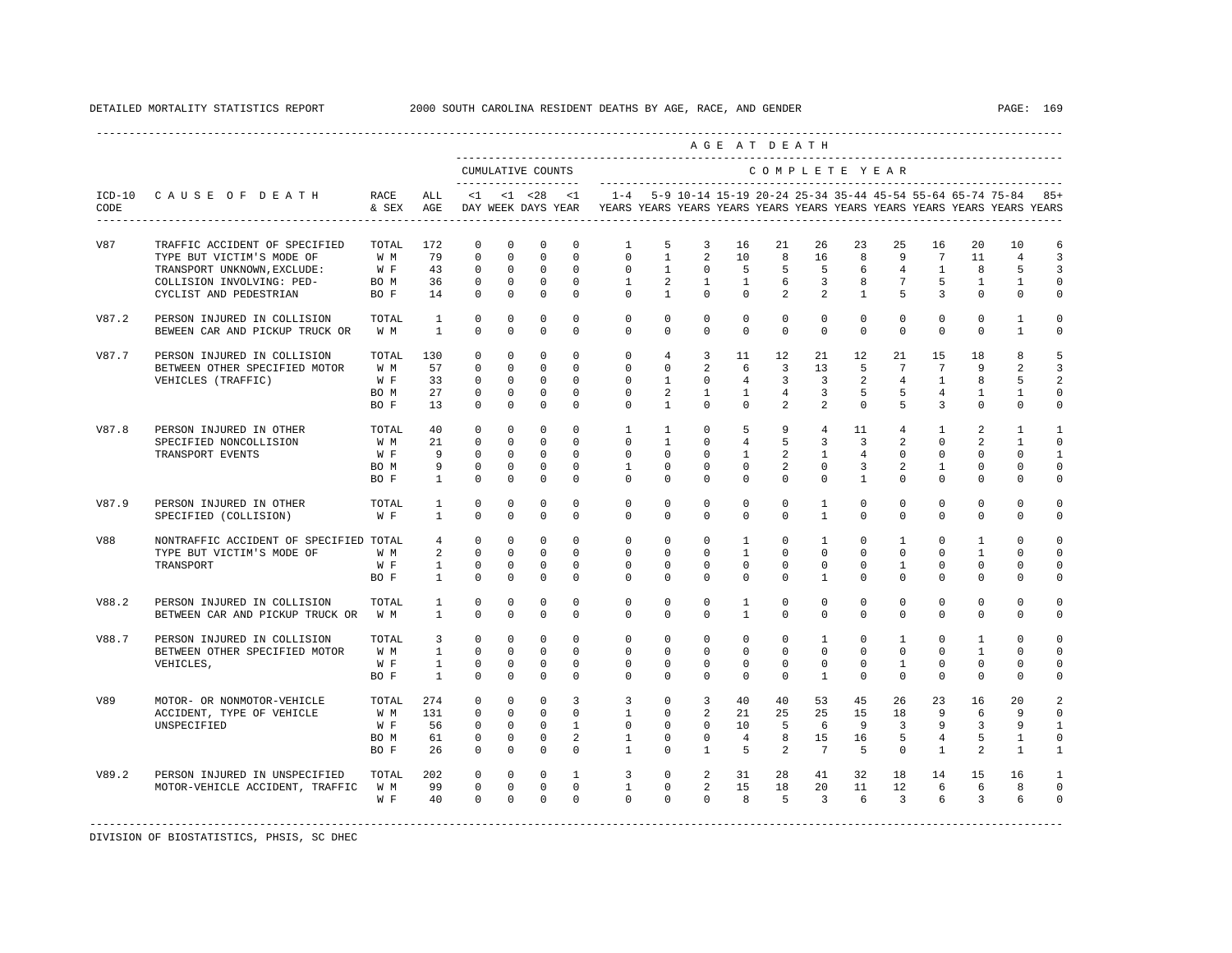DETAILED MORTALITY STATISTICS REPORT 2000 SOUTH CAROLINA RESIDENT DEATHS BY AGE, RACE, AND GENDER

| ICD-10 CODE | CAUSE OF DEATH | RACE & SEX | ALL AGE | <1 DAY | <1 WEEK | <28 DAYS | <1 YEAR | 1-4 YEARS | 5-9 YEARS | 10-14 YEARS | 15-19 YEARS | 20-24 YEARS | 25-34 YEARS | 35-44 YEARS | 45-54 YEARS | 55-64 YEARS | 65-74 YEARS | 75-84 YEARS | 85+ YEARS |
|---|---|---|---|---|---|---|---|---|---|---|---|---|---|---|---|---|---|---|---|
| | | | | CUMULATIVE COUNTS | | | | COMPLETE YEAR | | | | | | | | | | | |
| V87 | TRAFFIC ACCIDENT OF SPECIFIED TYPE BUT VICTIM'S MODE OF TRANSPORT UNKNOWN,EXCLUDE: COLLISION INVOLVING: PED- CYCLIST AND PEDESTRIAN | TOTAL | 172 | 0 | 0 | 0 | 0 | 1 | 5 | 3 | 16 | 21 | 26 | 23 | 25 | 16 | 20 | 10 | 6 |
| | | W M | 79 | 0 | 0 | 0 | 0 | 0 | 1 | 2 | 10 | 8 | 16 | 8 | 9 | 7 | 11 | 4 | 3 |
| | | W F | 43 | 0 | 0 | 0 | 0 | 0 | 1 | 0 | 5 | 5 | 5 | 6 | 4 | 1 | 8 | 5 | 3 |
| | | BO M | 36 | 0 | 0 | 0 | 0 | 1 | 2 | 1 | 1 | 6 | 3 | 8 | 7 | 5 | 1 | 1 | 0 |
| | | BO F | 14 | 0 | 0 | 0 | 0 | 0 | 1 | 0 | 0 | 2 | 2 | 1 | 5 | 3 | 0 | 0 | 0 |
| V87.2 | PERSON INJURED IN COLLISION BEWEEN CAR AND PICKUP TRUCK OR | TOTAL | 1 | 0 | 0 | 0 | 0 | 0 | 0 | 0 | 0 | 0 | 0 | 0 | 0 | 0 | 0 | 1 | 0 |
| | | W M | 1 | 0 | 0 | 0 | 0 | 0 | 0 | 0 | 0 | 0 | 0 | 0 | 0 | 0 | 0 | 1 | 0 |
| V87.7 | PERSON INJURED IN COLLISION BETWEEN OTHER SPECIFIED MOTOR VEHICLES (TRAFFIC) | TOTAL | 130 | 0 | 0 | 0 | 0 | 0 | 4 | 3 | 11 | 12 | 21 | 12 | 21 | 15 | 18 | 8 | 5 |
| | | W M | 57 | 0 | 0 | 0 | 0 | 0 | 0 | 2 | 6 | 3 | 13 | 5 | 7 | 7 | 9 | 2 | 3 |
| | | W F | 33 | 0 | 0 | 0 | 0 | 0 | 1 | 0 | 4 | 3 | 3 | 2 | 4 | 1 | 8 | 5 | 2 |
| | | BO M | 27 | 0 | 0 | 0 | 0 | 0 | 2 | 1 | 1 | 4 | 3 | 5 | 5 | 4 | 1 | 1 | 0 |
| | | BO F | 13 | 0 | 0 | 0 | 0 | 0 | 1 | 0 | 0 | 2 | 2 | 0 | 5 | 3 | 0 | 0 | 0 |
| V87.8 | PERSON INJURED IN OTHER SPECIFIED NONCOLLISION TRANSPORT EVENTS | TOTAL | 40 | 0 | 0 | 0 | 0 | 1 | 1 | 0 | 5 | 9 | 4 | 11 | 4 | 1 | 2 | 1 | 1 |
| | | W M | 21 | 0 | 0 | 0 | 0 | 0 | 1 | 0 | 4 | 5 | 3 | 3 | 2 | 0 | 2 | 1 | 0 |
| | | W F | 9 | 0 | 0 | 0 | 0 | 0 | 0 | 0 | 1 | 2 | 1 | 4 | 0 | 0 | 0 | 0 | 1 |
| | | BO M | 9 | 0 | 0 | 0 | 0 | 1 | 0 | 0 | 0 | 2 | 0 | 3 | 2 | 1 | 0 | 0 | 0 |
| | | BO F | 1 | 0 | 0 | 0 | 0 | 0 | 0 | 0 | 0 | 0 | 0 | 1 | 0 | 0 | 0 | 0 | 0 |
| V87.9 | PERSON INJURED IN OTHER SPECIFIED (COLLISION) | TOTAL | 1 | 0 | 0 | 0 | 0 | 0 | 0 | 0 | 0 | 0 | 1 | 0 | 0 | 0 | 0 | 0 | 0 |
| | | W F | 1 | 0 | 0 | 0 | 0 | 0 | 0 | 0 | 0 | 0 | 1 | 0 | 0 | 0 | 0 | 0 | 0 |
| V88 | NONTRAFFIC ACCIDENT OF SPECIFIED TYPE BUT VICTIM'S MODE OF TRANSPORT | TOTAL | 4 | 0 | 0 | 0 | 0 | 0 | 0 | 0 | 1 | 0 | 1 | 0 | 1 | 0 | 1 | 0 | 0 |
| | | W M | 2 | 0 | 0 | 0 | 0 | 0 | 0 | 0 | 1 | 0 | 0 | 0 | 0 | 0 | 1 | 0 | 0 |
| | | W F | 1 | 0 | 0 | 0 | 0 | 0 | 0 | 0 | 0 | 0 | 0 | 0 | 1 | 0 | 0 | 0 | 0 |
| | | BO F | 1 | 0 | 0 | 0 | 0 | 0 | 0 | 0 | 0 | 0 | 1 | 0 | 0 | 0 | 0 | 0 | 0 |
| V88.2 | PERSON INJURED IN COLLISION BETWEEN CAR AND PICKUP TRUCK OR | TOTAL | 1 | 0 | 0 | 0 | 0 | 0 | 0 | 0 | 1 | 0 | 0 | 0 | 0 | 0 | 0 | 0 | 0 |
| | | W M | 1 | 0 | 0 | 0 | 0 | 0 | 0 | 0 | 1 | 0 | 0 | 0 | 0 | 0 | 0 | 0 | 0 |
| V88.7 | PERSON INJURED IN COLLISION BETWEEN OTHER SPECIFIED MOTOR VEHICLES, | TOTAL | 3 | 0 | 0 | 0 | 0 | 0 | 0 | 0 | 0 | 0 | 1 | 0 | 1 | 0 | 1 | 0 | 0 |
| | | W M | 1 | 0 | 0 | 0 | 0 | 0 | 0 | 0 | 0 | 0 | 0 | 0 | 0 | 0 | 1 | 0 | 0 |
| | | W F | 1 | 0 | 0 | 0 | 0 | 0 | 0 | 0 | 0 | 0 | 0 | 0 | 1 | 0 | 0 | 0 | 0 |
| | | BO F | 1 | 0 | 0 | 0 | 0 | 0 | 0 | 0 | 0 | 0 | 1 | 0 | 0 | 0 | 0 | 0 | 0 |
| V89 | MOTOR- OR NONMOTOR-VEHICLE ACCIDENT, TYPE OF VEHICLE UNSPECIFIED | TOTAL | 274 | 0 | 0 | 0 | 3 | 3 | 0 | 3 | 40 | 40 | 53 | 45 | 26 | 23 | 16 | 20 | 2 |
| | | W M | 131 | 0 | 0 | 0 | 0 | 1 | 0 | 2 | 21 | 25 | 25 | 15 | 18 | 9 | 6 | 9 | 0 |
| | | W F | 56 | 0 | 0 | 0 | 1 | 0 | 0 | 0 | 10 | 5 | 6 | 9 | 3 | 9 | 3 | 9 | 1 |
| | | BO M | 61 | 0 | 0 | 0 | 2 | 1 | 0 | 0 | 4 | 8 | 15 | 16 | 5 | 4 | 5 | 1 | 0 |
| | | BO F | 26 | 0 | 0 | 0 | 0 | 1 | 0 | 1 | 5 | 2 | 7 | 5 | 0 | 1 | 2 | 1 | 1 |
| V89.2 | PERSON INJURED IN UNSPECIFIED MOTOR-VEHICLE ACCIDENT, TRAFFIC | TOTAL | 202 | 0 | 0 | 0 | 1 | 3 | 0 | 2 | 31 | 28 | 41 | 32 | 18 | 14 | 15 | 16 | 1 |
| | | W M | 99 | 0 | 0 | 0 | 0 | 1 | 0 | 2 | 15 | 18 | 20 | 11 | 12 | 6 | 6 | 8 | 0 |
| | | W F | 40 | 0 | 0 | 0 | 0 | 0 | 0 | 0 | 8 | 5 | 3 | 6 | 3 | 6 | 3 | 6 | 0 |

DIVISION OF BIOSTATISTICS, PHSIS, SC DHEC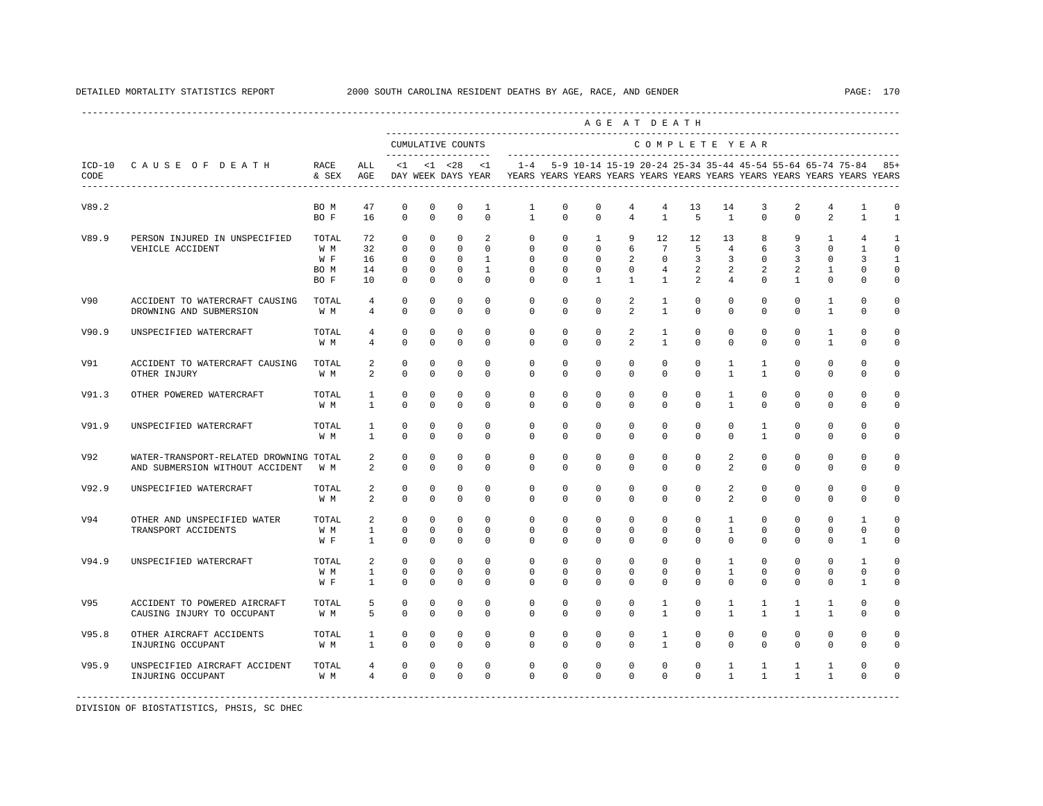DETAILED MORTALITY STATISTICS REPORT 2000 SOUTH CAROLINA RESIDENT DEATHS BY AGE, RACE, AND GENDER

| ICD-10 CODE | CAUSE OF DEATH | RACE & SEX | ALL AGE | <1 DAY | <1 WEEK | <28 DAYS | <1 YEAR | 1-4 YEARS | 5-9 YEARS | 10-14 YEARS | 15-19 YEARS | 20-24 YEARS | 25-34 YEARS | 35-44 YEARS | 45-54 YEARS | 55-64 YEARS | 65-74 YEARS | 75-84 YEARS | 85+ YEARS |
|---|---|---|---|---|---|---|---|---|---|---|---|---|---|---|---|---|---|---|---|
| V89.2 | | BO M | 47 | 0 | 0 | 0 | 1 | 1 | 0 | 0 | 4 | 4 | 13 | 14 | 3 | 2 | 4 | 1 | 0 |
| | | BO F | 16 | 0 | 0 | 0 | 0 | 1 | 0 | 0 | 4 | 1 | 5 | 1 | 0 | 0 | 2 | 1 | 1 |
| V89.9 | PERSON INJURED IN UNSPECIFIED VEHICLE ACCIDENT | TOTAL | 72 | 0 | 0 | 0 | 2 | 0 | 0 | 1 | 9 | 12 | 12 | 13 | 8 | 9 | 1 | 4 | 1 |
| | | W M | 32 | 0 | 0 | 0 | 0 | 0 | 0 | 0 | 6 | 7 | 5 | 4 | 6 | 3 | 0 | 1 | 0 |
| | | W F | 16 | 0 | 0 | 0 | 1 | 0 | 0 | 0 | 2 | 0 | 3 | 3 | 0 | 3 | 0 | 3 | 1 |
| | | BO M | 14 | 0 | 0 | 0 | 1 | 0 | 0 | 0 | 0 | 4 | 2 | 2 | 2 | 2 | 1 | 0 | 0 |
| | | BO F | 10 | 0 | 0 | 0 | 0 | 0 | 0 | 1 | 1 | 1 | 2 | 4 | 0 | 1 | 0 | 0 | 0 |
| V90 | ACCIDENT TO WATERCRAFT CAUSING DROWNING AND SUBMERSION | TOTAL | 4 | 0 | 0 | 0 | 0 | 0 | 0 | 0 | 2 | 1 | 0 | 0 | 0 | 0 | 1 | 0 | 0 |
| | | W M | 4 | 0 | 0 | 0 | 0 | 0 | 0 | 0 | 2 | 1 | 0 | 0 | 0 | 0 | 1 | 0 | 0 |
| V90.9 | UNSPECIFIED WATERCRAFT | TOTAL | 4 | 0 | 0 | 0 | 0 | 0 | 0 | 0 | 2 | 1 | 0 | 0 | 0 | 0 | 1 | 0 | 0 |
| | | W M | 4 | 0 | 0 | 0 | 0 | 0 | 0 | 0 | 2 | 1 | 0 | 0 | 0 | 0 | 1 | 0 | 0 |
| V91 | ACCIDENT TO WATERCRAFT CAUSING OTHER INJURY | TOTAL | 2 | 0 | 0 | 0 | 0 | 0 | 0 | 0 | 0 | 0 | 0 | 1 | 1 | 0 | 0 | 0 | 0 |
| | | W M | 2 | 0 | 0 | 0 | 0 | 0 | 0 | 0 | 0 | 0 | 0 | 1 | 1 | 0 | 0 | 0 | 0 |
| V91.3 | OTHER POWERED WATERCRAFT | TOTAL | 1 | 0 | 0 | 0 | 0 | 0 | 0 | 0 | 0 | 0 | 0 | 1 | 0 | 0 | 0 | 0 | 0 |
| | | W M | 1 | 0 | 0 | 0 | 0 | 0 | 0 | 0 | 0 | 0 | 0 | 1 | 0 | 0 | 0 | 0 | 0 |
| V91.9 | UNSPECIFIED WATERCRAFT | TOTAL | 1 | 0 | 0 | 0 | 0 | 0 | 0 | 0 | 0 | 0 | 0 | 0 | 1 | 0 | 0 | 0 | 0 |
| | | W M | 1 | 0 | 0 | 0 | 0 | 0 | 0 | 0 | 0 | 0 | 0 | 0 | 1 | 0 | 0 | 0 | 0 |
| V92 | WATER-TRANSPORT-RELATED DROWNING AND SUBMERSION WITHOUT ACCIDENT | TOTAL | 2 | 0 | 0 | 0 | 0 | 0 | 0 | 0 | 0 | 0 | 0 | 2 | 0 | 0 | 0 | 0 | 0 |
| | | W M | 2 | 0 | 0 | 0 | 0 | 0 | 0 | 0 | 0 | 0 | 0 | 2 | 0 | 0 | 0 | 0 | 0 |
| V92.9 | UNSPECIFIED WATERCRAFT | TOTAL | 2 | 0 | 0 | 0 | 0 | 0 | 0 | 0 | 0 | 0 | 0 | 2 | 0 | 0 | 0 | 0 | 0 |
| | | W M | 2 | 0 | 0 | 0 | 0 | 0 | 0 | 0 | 0 | 0 | 0 | 2 | 0 | 0 | 0 | 0 | 0 |
| V94 | OTHER AND UNSPECIFIED WATER TRANSPORT ACCIDENTS | TOTAL | 2 | 0 | 0 | 0 | 0 | 0 | 0 | 0 | 0 | 0 | 0 | 1 | 0 | 0 | 0 | 1 | 0 |
| | | W M | 1 | 0 | 0 | 0 | 0 | 0 | 0 | 0 | 0 | 0 | 0 | 1 | 0 | 0 | 0 | 0 | 0 |
| | | W F | 1 | 0 | 0 | 0 | 0 | 0 | 0 | 0 | 0 | 0 | 0 | 0 | 0 | 0 | 0 | 1 | 0 |
| V94.9 | UNSPECIFIED WATERCRAFT | TOTAL | 2 | 0 | 0 | 0 | 0 | 0 | 0 | 0 | 0 | 0 | 0 | 1 | 0 | 0 | 0 | 1 | 0 |
| | | W M | 1 | 0 | 0 | 0 | 0 | 0 | 0 | 0 | 0 | 0 | 0 | 1 | 0 | 0 | 0 | 0 | 0 |
| | | W F | 1 | 0 | 0 | 0 | 0 | 0 | 0 | 0 | 0 | 0 | 0 | 0 | 0 | 0 | 0 | 1 | 0 |
| V95 | ACCIDENT TO POWERED AIRCRAFT CAUSING INJURY TO OCCUPANT | TOTAL | 5 | 0 | 0 | 0 | 0 | 0 | 0 | 0 | 0 | 1 | 0 | 1 | 1 | 1 | 1 | 0 | 0 |
| | | W M | 5 | 0 | 0 | 0 | 0 | 0 | 0 | 0 | 0 | 1 | 0 | 1 | 1 | 1 | 1 | 0 | 0 |
| V95.8 | OTHER AIRCRAFT ACCIDENTS INJURING OCCUPANT | TOTAL | 1 | 0 | 0 | 0 | 0 | 0 | 0 | 0 | 0 | 1 | 0 | 0 | 0 | 0 | 0 | 0 | 0 |
| | | W M | 1 | 0 | 0 | 0 | 0 | 0 | 0 | 0 | 0 | 1 | 0 | 0 | 0 | 0 | 0 | 0 | 0 |
| V95.9 | UNSPECIFIED AIRCRAFT ACCIDENT INJURING OCCUPANT | TOTAL | 4 | 0 | 0 | 0 | 0 | 0 | 0 | 0 | 0 | 0 | 0 | 1 | 1 | 1 | 1 | 0 | 0 |
| | | W M | 4 | 0 | 0 | 0 | 0 | 0 | 0 | 0 | 0 | 0 | 0 | 1 | 1 | 1 | 1 | 0 | 0 |

DIVISION OF BIOSTATISTICS, PHSIS, SC DHEC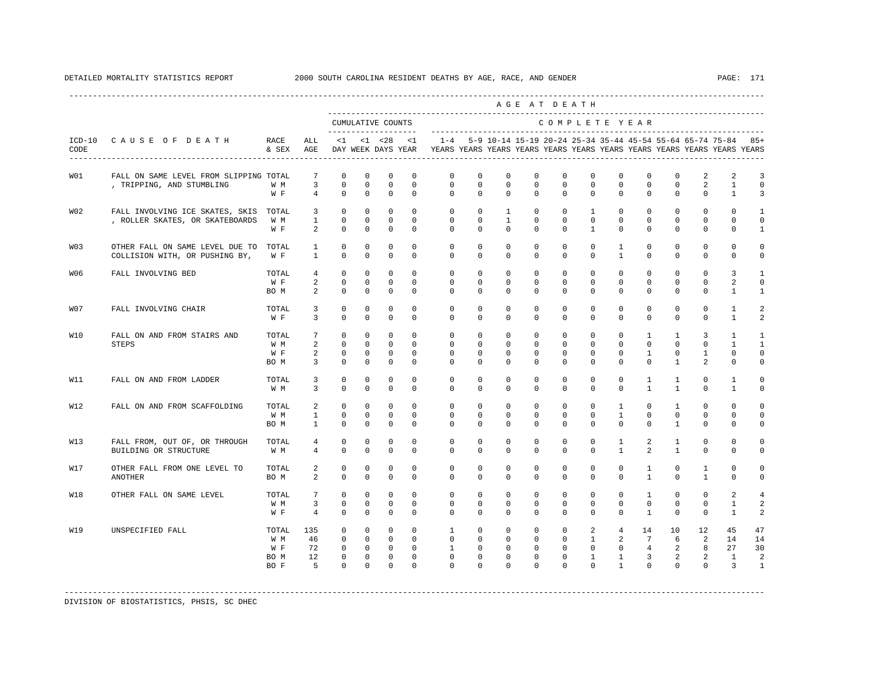DETAILED MORTALITY STATISTICS REPORT 2000 SOUTH CAROLINA RESIDENT DEATHS BY AGE, RACE, AND GENDER

| ICD-10 CODE | CAUSE OF DEATH | RACE & SEX | ALL AGE | <1 DAY | <1 WEEK | <28 DAYS | <1 YEAR | 1-4 YEARS | 5-9 YEARS | 10-14 YEARS | 15-19 YEARS | 20-24 YEARS | 25-34 YEARS | 35-44 YEARS | 45-54 YEARS | 55-64 YEARS | 65-74 YEARS | 75-84 YEARS | 85+ YEARS |
|---|---|---|---|---|---|---|---|---|---|---|---|---|---|---|---|---|---|---|---|
| | | | | CUMULATIVE COUNTS | | | | COMPLETE YEAR | | | | | | | | | | | |
| W01 | FALL ON SAME LEVEL FROM SLIPPING, TRIPPING, AND STUMBLING | TOTAL | 7 | 0 | 0 | 0 | 0 | 0 | 0 | 0 | 0 | 0 | 0 | 0 | 0 | 0 | 2 | 2 | 3 |
| | | W M | 3 | 0 | 0 | 0 | 0 | 0 | 0 | 0 | 0 | 0 | 0 | 0 | 0 | 0 | 2 | 1 | 0 |
| | | W F | 4 | 0 | 0 | 0 | 0 | 0 | 0 | 0 | 0 | 0 | 0 | 0 | 0 | 0 | 0 | 1 | 3 |
| W02 | FALL INVOLVING ICE SKATES, SKIS, ROLLER SKATES, OR SKATEBOARDS | TOTAL | 3 | 0 | 0 | 0 | 0 | 0 | 0 | 1 | 0 | 0 | 1 | 0 | 0 | 0 | 0 | 0 | 1 |
| | | W M | 1 | 0 | 0 | 0 | 0 | 0 | 0 | 1 | 0 | 0 | 0 | 0 | 0 | 0 | 0 | 0 | 0 |
| | | W F | 2 | 0 | 0 | 0 | 0 | 0 | 0 | 0 | 0 | 0 | 1 | 0 | 0 | 0 | 0 | 0 | 1 |
| W03 | OTHER FALL ON SAME LEVEL DUE TO COLLISION WITH, OR PUSHING BY, | TOTAL | 1 | 0 | 0 | 0 | 0 | 0 | 0 | 0 | 0 | 0 | 0 | 1 | 0 | 0 | 0 | 0 | 0 |
| | | W F | 1 | 0 | 0 | 0 | 0 | 0 | 0 | 0 | 0 | 0 | 0 | 1 | 0 | 0 | 0 | 0 | 0 |
| W06 | FALL INVOLVING BED | TOTAL | 4 | 0 | 0 | 0 | 0 | 0 | 0 | 0 | 0 | 0 | 0 | 0 | 0 | 0 | 0 | 3 | 1 |
| | | W F | 2 | 0 | 0 | 0 | 0 | 0 | 0 | 0 | 0 | 0 | 0 | 0 | 0 | 0 | 0 | 2 | 0 |
| | | BO M | 2 | 0 | 0 | 0 | 0 | 0 | 0 | 0 | 0 | 0 | 0 | 0 | 0 | 0 | 0 | 1 | 1 |
| W07 | FALL INVOLVING CHAIR | TOTAL | 3 | 0 | 0 | 0 | 0 | 0 | 0 | 0 | 0 | 0 | 0 | 0 | 0 | 0 | 0 | 1 | 2 |
| | | W F | 3 | 0 | 0 | 0 | 0 | 0 | 0 | 0 | 0 | 0 | 0 | 0 | 0 | 0 | 0 | 1 | 2 |
| W10 | FALL ON AND FROM STAIRS AND STEPS | TOTAL | 7 | 0 | 0 | 0 | 0 | 0 | 0 | 0 | 0 | 0 | 0 | 0 | 1 | 1 | 3 | 1 | 1 |
| | | W M | 2 | 0 | 0 | 0 | 0 | 0 | 0 | 0 | 0 | 0 | 0 | 0 | 0 | 0 | 0 | 1 | 1 |
| | | W F | 2 | 0 | 0 | 0 | 0 | 0 | 0 | 0 | 0 | 0 | 0 | 0 | 1 | 0 | 1 | 0 | 0 |
| | | BO M | 3 | 0 | 0 | 0 | 0 | 0 | 0 | 0 | 0 | 0 | 0 | 0 | 0 | 1 | 2 | 0 | 0 |
| W11 | FALL ON AND FROM LADDER | TOTAL | 3 | 0 | 0 | 0 | 0 | 0 | 0 | 0 | 0 | 0 | 0 | 0 | 1 | 1 | 0 | 1 | 0 |
| | | W M | 3 | 0 | 0 | 0 | 0 | 0 | 0 | 0 | 0 | 0 | 0 | 0 | 1 | 1 | 0 | 1 | 0 |
| W12 | FALL ON AND FROM SCAFFOLDING | TOTAL | 2 | 0 | 0 | 0 | 0 | 0 | 0 | 0 | 0 | 0 | 0 | 1 | 0 | 1 | 0 | 0 | 0 |
| | | W M | 1 | 0 | 0 | 0 | 0 | 0 | 0 | 0 | 0 | 0 | 0 | 1 | 0 | 0 | 0 | 0 | 0 |
| | | BO M | 1 | 0 | 0 | 0 | 0 | 0 | 0 | 0 | 0 | 0 | 0 | 0 | 0 | 1 | 0 | 0 | 0 |
| W13 | FALL FROM, OUT OF, OR THROUGH BUILDING OR STRUCTURE | TOTAL | 4 | 0 | 0 | 0 | 0 | 0 | 0 | 0 | 0 | 0 | 0 | 1 | 2 | 1 | 0 | 0 | 0 |
| | | W M | 4 | 0 | 0 | 0 | 0 | 0 | 0 | 0 | 0 | 0 | 0 | 1 | 2 | 1 | 0 | 0 | 0 |
| W17 | OTHER FALL FROM ONE LEVEL TO ANOTHER | TOTAL | 2 | 0 | 0 | 0 | 0 | 0 | 0 | 0 | 0 | 0 | 0 | 0 | 1 | 0 | 1 | 0 | 0 |
| | | BO M | 2 | 0 | 0 | 0 | 0 | 0 | 0 | 0 | 0 | 0 | 0 | 0 | 1 | 0 | 1 | 0 | 0 |
| W18 | OTHER FALL ON SAME LEVEL | TOTAL | 7 | 0 | 0 | 0 | 0 | 0 | 0 | 0 | 0 | 0 | 0 | 0 | 1 | 0 | 0 | 2 | 4 |
| | | W M | 3 | 0 | 0 | 0 | 0 | 0 | 0 | 0 | 0 | 0 | 0 | 0 | 0 | 0 | 0 | 1 | 2 |
| | | W F | 4 | 0 | 0 | 0 | 0 | 0 | 0 | 0 | 0 | 0 | 0 | 0 | 1 | 0 | 0 | 1 | 2 |
| W19 | UNSPECIFIED FALL | TOTAL | 135 | 0 | 0 | 0 | 0 | 1 | 0 | 0 | 0 | 0 | 2 | 4 | 14 | 10 | 12 | 45 | 47 |
| | | W M | 46 | 0 | 0 | 0 | 0 | 0 | 0 | 0 | 0 | 0 | 1 | 2 | 7 | 6 | 2 | 14 | 14 |
| | | W F | 72 | 0 | 0 | 0 | 0 | 1 | 0 | 0 | 0 | 0 | 0 | 0 | 4 | 2 | 8 | 27 | 30 |
| | | BO M | 12 | 0 | 0 | 0 | 0 | 0 | 0 | 0 | 0 | 0 | 1 | 1 | 3 | 2 | 2 | 1 | 2 |
| | | BO F | 5 | 0 | 0 | 0 | 0 | 0 | 0 | 0 | 0 | 0 | 0 | 1 | 0 | 0 | 0 | 3 | 1 |

DIVISION OF BIOSTATISTICS, PHSIS, SC DHEC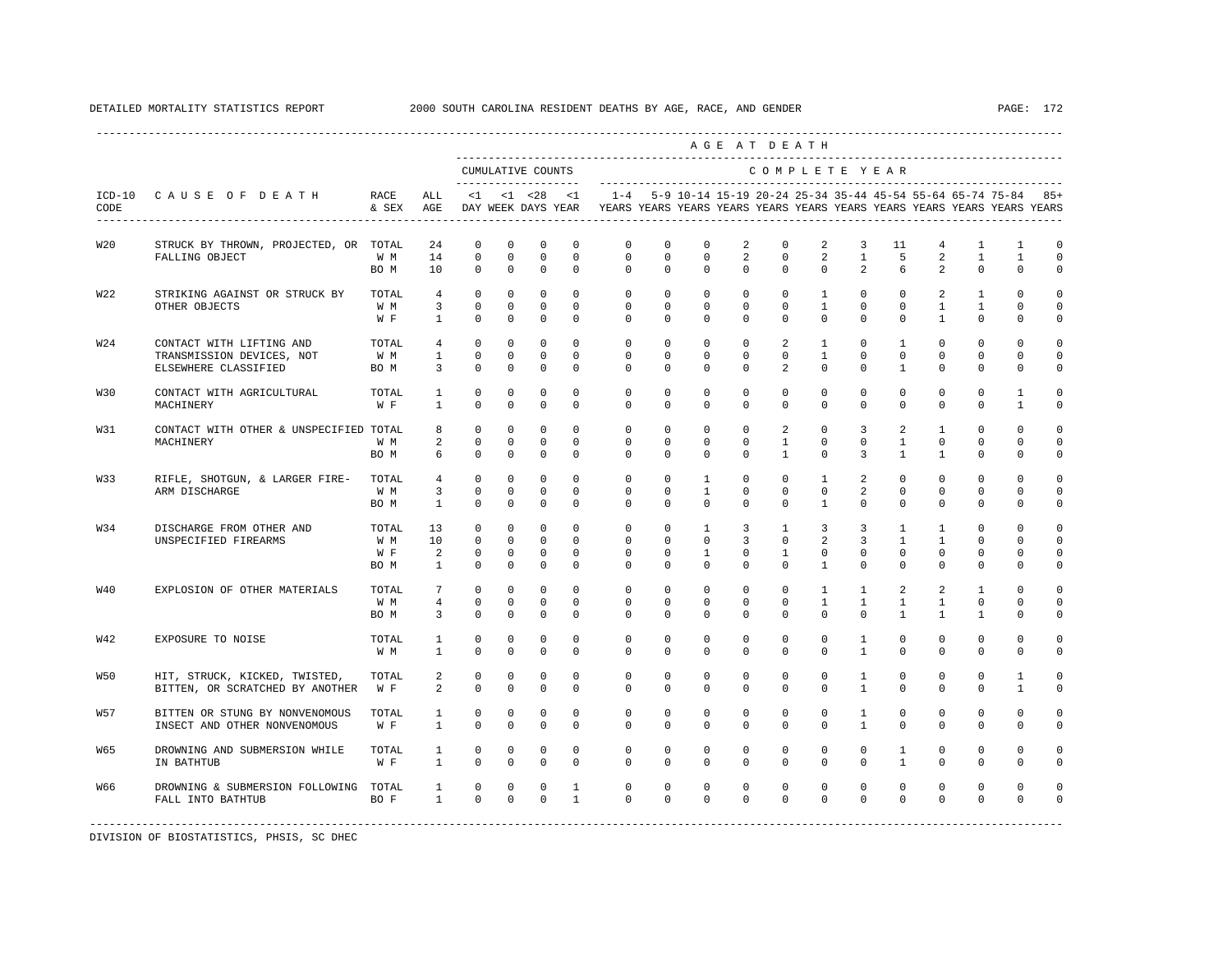DETAILED MORTALITY STATISTICS REPORT 2000 SOUTH CAROLINA RESIDENT DEATHS BY AGE, RACE, AND GENDER

| ICD-10 CODE | CAUSE OF DEATH | RACE & SEX | ALL AGE | <1 DAY | <1 WEEK | <28 DAYS | <1 YEAR | 1-4 YEARS | 5-9 YEARS | 10-14 YEARS | 15-19 YEARS | 20-24 YEARS | 25-34 YEARS | 35-44 YEARS | 45-54 YEARS | 55-64 YEARS | 65-74 YEARS | 75-84 YEARS | 85+ YEARS |
|---|---|---|---|---|---|---|---|---|---|---|---|---|---|---|---|---|---|---|---|
| | | | | CUMULATIVE COUNTS | | | | COMPLETE YEAR | | | | | | | | | | | |
| W20 | STRUCK BY THROWN, PROJECTED, OR FALLING OBJECT | TOTAL | 24 | 0 | 0 | 0 | 0 | 0 | 0 | 0 | 2 | 0 | 2 | 3 | 11 | 4 | 1 | 1 | 0 |
| | | W M | 14 | 0 | 0 | 0 | 0 | 0 | 0 | 0 | 2 | 0 | 2 | 1 | 5 | 2 | 1 | 1 | 0 |
| | | BO M | 10 | 0 | 0 | 0 | 0 | 0 | 0 | 0 | 0 | 0 | 0 | 2 | 6 | 2 | 0 | 0 | 0 |
| W22 | STRIKING AGAINST OR STRUCK BY OTHER OBJECTS | TOTAL | 4 | 0 | 0 | 0 | 0 | 0 | 0 | 0 | 0 | 0 | 1 | 0 | 0 | 2 | 1 | 0 | 0 |
| | | W M | 3 | 0 | 0 | 0 | 0 | 0 | 0 | 0 | 0 | 0 | 1 | 0 | 0 | 1 | 1 | 0 | 0 |
| | | W F | 1 | 0 | 0 | 0 | 0 | 0 | 0 | 0 | 0 | 0 | 0 | 0 | 0 | 1 | 0 | 0 | 0 |
| W24 | CONTACT WITH LIFTING AND TRANSMISSION DEVICES, NOT ELSEWHERE CLASSIFIED | TOTAL | 4 | 0 | 0 | 0 | 0 | 0 | 0 | 0 | 0 | 2 | 1 | 0 | 1 | 0 | 0 | 0 | 0 |
| | | W M | 1 | 0 | 0 | 0 | 0 | 0 | 0 | 0 | 0 | 0 | 1 | 0 | 0 | 0 | 0 | 0 | 0 |
| | | BO M | 3 | 0 | 0 | 0 | 0 | 0 | 0 | 0 | 0 | 2 | 0 | 0 | 1 | 0 | 0 | 0 | 0 |
| W30 | CONTACT WITH AGRICULTURAL MACHINERY | TOTAL | 1 | 0 | 0 | 0 | 0 | 0 | 0 | 0 | 0 | 0 | 0 | 0 | 0 | 0 | 0 | 1 | 0 |
| | | W F | 1 | 0 | 0 | 0 | 0 | 0 | 0 | 0 | 0 | 0 | 0 | 0 | 0 | 0 | 0 | 1 | 0 |
| W31 | CONTACT WITH OTHER & UNSPECIFIED MACHINERY | TOTAL | 8 | 0 | 0 | 0 | 0 | 0 | 0 | 0 | 0 | 2 | 0 | 3 | 2 | 1 | 0 | 0 | 0 |
| | | W M | 2 | 0 | 0 | 0 | 0 | 0 | 0 | 0 | 0 | 1 | 0 | 0 | 1 | 0 | 0 | 0 | 0 |
| | | BO M | 6 | 0 | 0 | 0 | 0 | 0 | 0 | 0 | 0 | 1 | 0 | 3 | 1 | 1 | 0 | 0 | 0 |
| W33 | RIFLE, SHOTGUN, & LARGER FIRE-ARM DISCHARGE | TOTAL | 4 | 0 | 0 | 0 | 0 | 0 | 0 | 1 | 0 | 0 | 1 | 2 | 0 | 0 | 0 | 0 | 0 |
| | | W M | 3 | 0 | 0 | 0 | 0 | 0 | 0 | 1 | 0 | 0 | 0 | 2 | 0 | 0 | 0 | 0 | 0 |
| | | BO M | 1 | 0 | 0 | 0 | 0 | 0 | 0 | 0 | 0 | 0 | 1 | 0 | 0 | 0 | 0 | 0 | 0 |
| W34 | DISCHARGE FROM OTHER AND UNSPECIFIED FIREARMS | TOTAL | 13 | 0 | 0 | 0 | 0 | 0 | 0 | 1 | 3 | 1 | 3 | 3 | 1 | 1 | 0 | 0 | 0 |
| | | W M | 10 | 0 | 0 | 0 | 0 | 0 | 0 | 0 | 3 | 0 | 2 | 3 | 1 | 1 | 0 | 0 | 0 |
| | | W F | 2 | 0 | 0 | 0 | 0 | 0 | 0 | 1 | 0 | 1 | 0 | 0 | 0 | 0 | 0 | 0 | 0 |
| | | BO M | 1 | 0 | 0 | 0 | 0 | 0 | 0 | 0 | 0 | 0 | 1 | 0 | 0 | 0 | 0 | 0 | 0 |
| W40 | EXPLOSION OF OTHER MATERIALS | TOTAL | 7 | 0 | 0 | 0 | 0 | 0 | 0 | 0 | 0 | 0 | 1 | 1 | 2 | 2 | 1 | 0 | 0 |
| | | W M | 4 | 0 | 0 | 0 | 0 | 0 | 0 | 0 | 0 | 0 | 1 | 1 | 1 | 1 | 0 | 0 | 0 |
| | | BO M | 3 | 0 | 0 | 0 | 0 | 0 | 0 | 0 | 0 | 0 | 0 | 0 | 1 | 1 | 1 | 0 | 0 |
| W42 | EXPOSURE TO NOISE | TOTAL | 1 | 0 | 0 | 0 | 0 | 0 | 0 | 0 | 0 | 0 | 0 | 1 | 0 | 0 | 0 | 0 | 0 |
| | | W M | 1 | 0 | 0 | 0 | 0 | 0 | 0 | 0 | 0 | 0 | 0 | 1 | 0 | 0 | 0 | 0 | 0 |
| W50 | HIT, STRUCK, KICKED, TWISTED, BITTEN, OR SCRATCHED BY ANOTHER | TOTAL | 2 | 0 | 0 | 0 | 0 | 0 | 0 | 0 | 0 | 0 | 0 | 1 | 0 | 0 | 0 | 1 | 0 |
| | | W F | 2 | 0 | 0 | 0 | 0 | 0 | 0 | 0 | 0 | 0 | 0 | 1 | 0 | 0 | 0 | 1 | 0 |
| W57 | BITTEN OR STUNG BY NONVENOMOUS INSECT AND OTHER NONVENOMOUS | TOTAL | 1 | 0 | 0 | 0 | 0 | 0 | 0 | 0 | 0 | 0 | 0 | 1 | 0 | 0 | 0 | 0 | 0 |
| | | W F | 1 | 0 | 0 | 0 | 0 | 0 | 0 | 0 | 0 | 0 | 0 | 1 | 0 | 0 | 0 | 0 | 0 |
| W65 | DROWNING AND SUBMERSION WHILE IN BATHTUB | TOTAL | 1 | 0 | 0 | 0 | 0 | 0 | 0 | 0 | 0 | 0 | 0 | 0 | 1 | 0 | 0 | 0 | 0 |
| | | W F | 1 | 0 | 0 | 0 | 0 | 0 | 0 | 0 | 0 | 0 | 0 | 0 | 1 | 0 | 0 | 0 | 0 |
| W66 | DROWNING & SUBMERSION FOLLOWING FALL INTO BATHTUB | TOTAL | 1 | 0 | 0 | 0 | 1 | 0 | 0 | 0 | 0 | 0 | 0 | 0 | 0 | 0 | 0 | 0 | 0 |
| | | BO F | 1 | 0 | 0 | 0 | 1 | 0 | 0 | 0 | 0 | 0 | 0 | 0 | 0 | 0 | 0 | 0 | 0 |

DIVISION OF BIOSTATISTICS, PHSIS, SC DHEC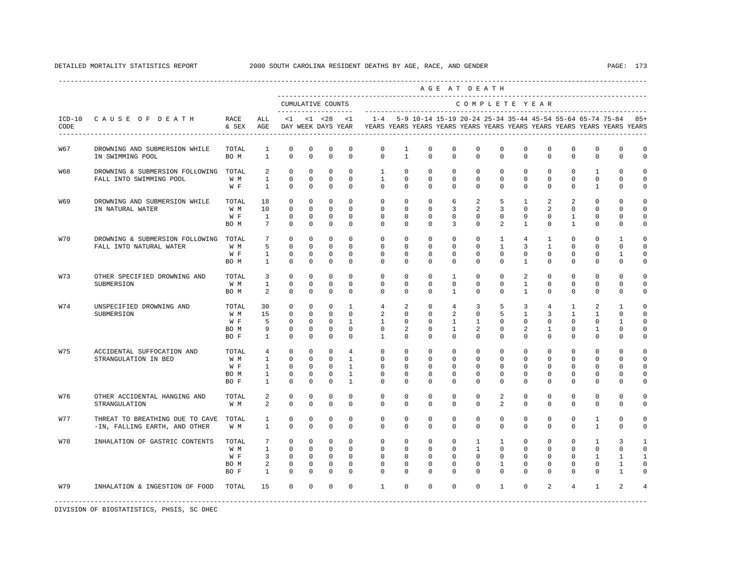DETAILED MORTALITY STATISTICS REPORT 2000 SOUTH CAROLINA RESIDENT DEATHS BY AGE, RACE, AND GENDER

| ICD-10 CODE | CAUSE OF DEATH | RACE & SEX | ALL AGE | <1 DAY | <1 WEEK | <28 DAYS | <1 YEAR | 1-4 YEARS | 5-9 YEARS | 10-14 YEARS | 15-19 YEARS | 20-24 YEARS | 25-34 YEARS | 35-44 YEARS | 45-54 YEARS | 55-64 YEARS | 65-74 YEARS | 75-84 YEARS | 85+ YEARS |
|---|---|---|---|---|---|---|---|---|---|---|---|---|---|---|---|---|---|---|---|
| | | | | CUMULATIVE COUNTS | | | | COMPLETE YEAR | | | | | | | | | | | |
| W67 | DROWNING AND SUBMERSION WHILE IN SWIMMING POOL | TOTAL | 1 | 0 | 0 | 0 | 0 | 0 | 1 | 0 | 0 | 0 | 0 | 0 | 0 | 0 | 0 | 0 | 0 |
| | | BO M | 1 | 0 | 0 | 0 | 0 | 0 | 1 | 0 | 0 | 0 | 0 | 0 | 0 | 0 | 0 | 0 | 0 |
| W68 | DROWNING & SUBMERSION FOLLOWING FALL INTO SWIMMING POOL | TOTAL | 2 | 0 | 0 | 0 | 0 | 1 | 0 | 0 | 0 | 0 | 0 | 0 | 0 | 0 | 1 | 0 | 0 |
| | | W M | 1 | 0 | 0 | 0 | 0 | 1 | 0 | 0 | 0 | 0 | 0 | 0 | 0 | 0 | 0 | 0 | 0 |
| | | W F | 1 | 0 | 0 | 0 | 0 | 0 | 0 | 0 | 0 | 0 | 0 | 0 | 0 | 0 | 1 | 0 | 0 |
| W69 | DROWNING AND SUBMERSION WHILE IN NATURAL WATER | TOTAL | 18 | 0 | 0 | 0 | 0 | 0 | 0 | 0 | 6 | 2 | 5 | 1 | 2 | 2 | 0 | 0 | 0 |
| | | W M | 10 | 0 | 0 | 0 | 0 | 0 | 0 | 0 | 3 | 2 | 3 | 0 | 2 | 0 | 0 | 0 | 0 |
| | | W F | 1 | 0 | 0 | 0 | 0 | 0 | 0 | 0 | 0 | 0 | 0 | 0 | 0 | 1 | 0 | 0 | 0 |
| | | BO M | 7 | 0 | 0 | 0 | 0 | 0 | 0 | 0 | 3 | 0 | 2 | 1 | 0 | 1 | 0 | 0 | 0 |
| W70 | DROWNING & SUBMERSION FOLLOWING FALL INTO NATURAL WATER | TOTAL | 7 | 0 | 0 | 0 | 0 | 0 | 0 | 0 | 0 | 0 | 1 | 4 | 1 | 0 | 0 | 1 | 0 |
| | | W M | 5 | 0 | 0 | 0 | 0 | 0 | 0 | 0 | 0 | 0 | 1 | 3 | 1 | 0 | 0 | 0 | 0 |
| | | W F | 1 | 0 | 0 | 0 | 0 | 0 | 0 | 0 | 0 | 0 | 0 | 0 | 0 | 0 | 0 | 1 | 0 |
| | | BO M | 1 | 0 | 0 | 0 | 0 | 0 | 0 | 0 | 0 | 0 | 0 | 1 | 0 | 0 | 0 | 0 | 0 |
| W73 | OTHER SPECIFIED DROWNING AND SUBMERSION | TOTAL | 3 | 0 | 0 | 0 | 0 | 0 | 0 | 0 | 1 | 0 | 0 | 2 | 0 | 0 | 0 | 0 | 0 |
| | | W M | 1 | 0 | 0 | 0 | 0 | 0 | 0 | 0 | 0 | 0 | 0 | 1 | 0 | 0 | 0 | 0 | 0 |
| | | BO M | 2 | 0 | 0 | 0 | 0 | 0 | 0 | 0 | 1 | 0 | 0 | 1 | 0 | 0 | 0 | 0 | 0 |
| W74 | UNSPECIFIED DROWNING AND SUBMERSION | TOTAL | 30 | 0 | 0 | 0 | 1 | 4 | 2 | 0 | 4 | 3 | 5 | 3 | 4 | 1 | 2 | 1 | 0 |
| | | W M | 15 | 0 | 0 | 0 | 0 | 2 | 0 | 0 | 2 | 0 | 5 | 1 | 3 | 1 | 1 | 0 | 0 |
| | | W F | 5 | 0 | 0 | 0 | 1 | 1 | 0 | 0 | 1 | 1 | 0 | 0 | 0 | 0 | 0 | 1 | 0 |
| | | BO M | 9 | 0 | 0 | 0 | 0 | 0 | 2 | 0 | 1 | 2 | 0 | 2 | 1 | 0 | 1 | 0 | 0 |
| | | BO F | 1 | 0 | 0 | 0 | 0 | 1 | 0 | 0 | 0 | 0 | 0 | 0 | 0 | 0 | 0 | 0 | 0 |
| W75 | ACCIDENTAL SUFFOCATION AND STRANGULATION IN BED | TOTAL | 4 | 0 | 0 | 0 | 4 | 0 | 0 | 0 | 0 | 0 | 0 | 0 | 0 | 0 | 0 | 0 | 0 |
| | | W M | 1 | 0 | 0 | 0 | 1 | 0 | 0 | 0 | 0 | 0 | 0 | 0 | 0 | 0 | 0 | 0 | 0 |
| | | W F | 1 | 0 | 0 | 0 | 1 | 0 | 0 | 0 | 0 | 0 | 0 | 0 | 0 | 0 | 0 | 0 | 0 |
| | | BO M | 1 | 0 | 0 | 0 | 1 | 0 | 0 | 0 | 0 | 0 | 0 | 0 | 0 | 0 | 0 | 0 | 0 |
| | | BO F | 1 | 0 | 0 | 0 | 1 | 0 | 0 | 0 | 0 | 0 | 0 | 0 | 0 | 0 | 0 | 0 | 0 |
| W76 | OTHER ACCIDENTAL HANGING AND STRANGULATION | TOTAL | 2 | 0 | 0 | 0 | 0 | 0 | 0 | 0 | 0 | 0 | 2 | 0 | 0 | 0 | 0 | 0 | 0 |
| | | W M | 2 | 0 | 0 | 0 | 0 | 0 | 0 | 0 | 0 | 0 | 2 | 0 | 0 | 0 | 0 | 0 | 0 |
| W77 | THREAT TO BREATHING DUE TO CAVE -IN, FALLING EARTH, AND OTHER | TOTAL | 1 | 0 | 0 | 0 | 0 | 0 | 0 | 0 | 0 | 0 | 0 | 0 | 0 | 0 | 1 | 0 | 0 |
| | | W M | 1 | 0 | 0 | 0 | 0 | 0 | 0 | 0 | 0 | 0 | 0 | 0 | 0 | 0 | 1 | 0 | 0 |
| W78 | INHALATION OF GASTRIC CONTENTS | TOTAL | 7 | 0 | 0 | 0 | 0 | 0 | 0 | 0 | 0 | 1 | 1 | 0 | 0 | 0 | 1 | 3 | 1 |
| | | W M | 1 | 0 | 0 | 0 | 0 | 0 | 0 | 0 | 0 | 1 | 0 | 0 | 0 | 0 | 0 | 0 | 0 |
| | | W F | 3 | 0 | 0 | 0 | 0 | 0 | 0 | 0 | 0 | 0 | 0 | 0 | 0 | 0 | 1 | 1 | 1 |
| | | BO M | 2 | 0 | 0 | 0 | 0 | 0 | 0 | 0 | 0 | 0 | 1 | 0 | 0 | 0 | 0 | 1 | 0 |
| | | BO F | 1 | 0 | 0 | 0 | 0 | 0 | 0 | 0 | 0 | 0 | 0 | 0 | 0 | 0 | 0 | 1 | 0 |
| W79 | INHALATION & INGESTION OF FOOD | TOTAL | 15 | 0 | 0 | 0 | 0 | 1 | 0 | 0 | 0 | 0 | 1 | 0 | 2 | 4 | 1 | 2 | 4 |

DIVISION OF BIOSTATISTICS, PHSIS, SC DHEC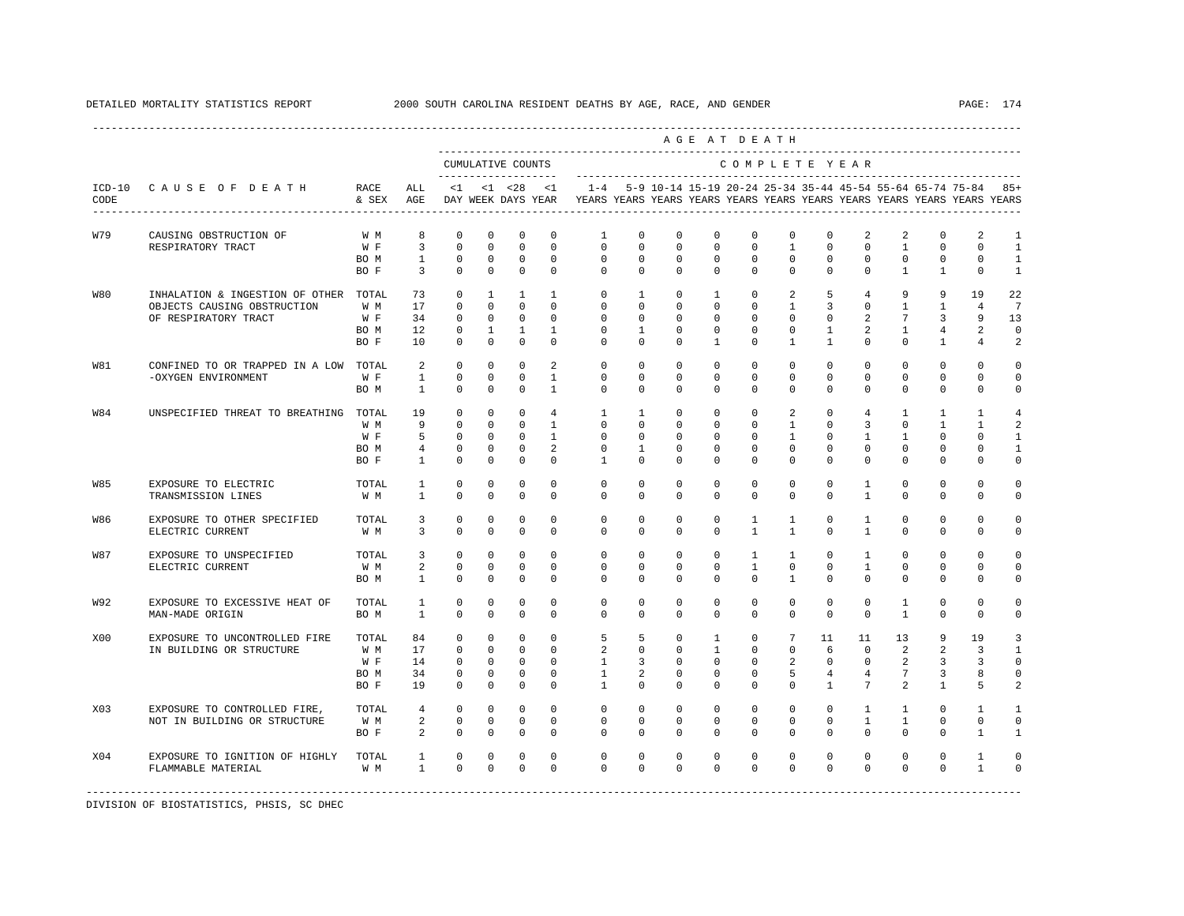DETAILED MORTALITY STATISTICS REPORT 2000 SOUTH CAROLINA RESIDENT DEATHS BY AGE, RACE, AND GENDER

| ICD-10 CODE | CAUSE OF DEATH | RACE & SEX | ALL AGE | <1 DAY | <1 WEEK | <28 DAYS | <1 YEAR | 1-4 YEARS | 5-9 YEARS | 10-14 YEARS | 15-19 YEARS | 20-24 YEARS | 25-34 YEARS | 35-44 YEARS | 45-54 YEARS | 55-64 YEARS | 65-74 YEARS | 75-84 YEARS | 85+ YEARS |
|---|---|---|---|---|---|---|---|---|---|---|---|---|---|---|---|---|---|---|---|
| | | | | CUMULATIVE COUNTS | | | | COMPLETE YEAR | | | | | | | | | | | |
| W79 | CAUSING OBSTRUCTION OF RESPIRATORY TRACT | W M | 8 | 0 | 0 | 0 | 0 | 1 | 0 | 0 | 0 | 0 | 0 | 0 | 2 | 2 | 0 | 2 | 1 |
| | | W F | 3 | 0 | 0 | 0 | 0 | 0 | 0 | 0 | 0 | 0 | 1 | 0 | 0 | 1 | 0 | 0 | 1 |
| | | BO M | 1 | 0 | 0 | 0 | 0 | 0 | 0 | 0 | 0 | 0 | 0 | 0 | 0 | 0 | 0 | 0 | 1 |
| | | BO F | 3 | 0 | 0 | 0 | 0 | 0 | 0 | 0 | 0 | 0 | 0 | 0 | 0 | 1 | 1 | 0 | 1 |
| W80 | INHALATION & INGESTION OF OTHER OBJECTS CAUSING OBSTRUCTION OF RESPIRATORY TRACT | TOTAL | 73 | 0 | 1 | 1 | 1 | 0 | 1 | 0 | 1 | 0 | 2 | 5 | 4 | 9 | 9 | 19 | 22 |
| | | W M | 17 | 0 | 0 | 0 | 0 | 0 | 0 | 0 | 0 | 0 | 1 | 3 | 0 | 1 | 1 | 4 | 7 |
| | | W F | 34 | 0 | 0 | 0 | 0 | 0 | 0 | 0 | 0 | 0 | 0 | 0 | 2 | 7 | 3 | 9 | 13 |
| | | BO M | 12 | 0 | 1 | 1 | 1 | 0 | 1 | 0 | 0 | 0 | 0 | 1 | 2 | 1 | 4 | 2 | 0 |
| | | BO F | 10 | 0 | 0 | 0 | 0 | 0 | 0 | 0 | 1 | 0 | 1 | 1 | 0 | 0 | 1 | 4 | 2 |
| W81 | CONFINED TO OR TRAPPED IN A LOW -OXYGEN ENVIRONMENT | TOTAL | 2 | 0 | 0 | 0 | 2 | 0 | 0 | 0 | 0 | 0 | 0 | 0 | 0 | 0 | 0 | 0 | 0 |
| | | W F | 1 | 0 | 0 | 0 | 1 | 0 | 0 | 0 | 0 | 0 | 0 | 0 | 0 | 0 | 0 | 0 | 0 |
| | | BO M | 1 | 0 | 0 | 0 | 1 | 0 | 0 | 0 | 0 | 0 | 0 | 0 | 0 | 0 | 0 | 0 | 0 |
| W84 | UNSPECIFIED THREAT TO BREATHING | TOTAL | 19 | 0 | 0 | 0 | 4 | 1 | 1 | 0 | 0 | 0 | 2 | 0 | 4 | 1 | 1 | 1 | 4 |
| | | W M | 9 | 0 | 0 | 0 | 1 | 0 | 0 | 0 | 0 | 0 | 1 | 0 | 3 | 0 | 1 | 1 | 2 |
| | | W F | 5 | 0 | 0 | 0 | 1 | 0 | 0 | 0 | 0 | 0 | 1 | 0 | 1 | 1 | 0 | 0 | 1 |
| | | BO M | 4 | 0 | 0 | 0 | 2 | 0 | 1 | 0 | 0 | 0 | 0 | 0 | 0 | 0 | 0 | 0 | 1 |
| | | BO F | 1 | 0 | 0 | 0 | 0 | 1 | 0 | 0 | 0 | 0 | 0 | 0 | 0 | 0 | 0 | 0 | 0 |
| W85 | EXPOSURE TO ELECTRIC TRANSMISSION LINES | TOTAL | 1 | 0 | 0 | 0 | 0 | 0 | 0 | 0 | 0 | 0 | 0 | 0 | 1 | 0 | 0 | 0 | 0 |
| | | W M | 1 | 0 | 0 | 0 | 0 | 0 | 0 | 0 | 0 | 0 | 0 | 0 | 1 | 0 | 0 | 0 | 0 |
| W86 | EXPOSURE TO OTHER SPECIFIED ELECTRIC CURRENT | TOTAL | 3 | 0 | 0 | 0 | 0 | 0 | 0 | 0 | 0 | 1 | 1 | 0 | 1 | 0 | 0 | 0 | 0 |
| | | W M | 3 | 0 | 0 | 0 | 0 | 0 | 0 | 0 | 0 | 1 | 1 | 0 | 1 | 0 | 0 | 0 | 0 |
| W87 | EXPOSURE TO UNSPECIFIED ELECTRIC CURRENT | TOTAL | 3 | 0 | 0 | 0 | 0 | 0 | 0 | 0 | 0 | 1 | 1 | 0 | 1 | 0 | 0 | 0 | 0 |
| | | W M | 2 | 0 | 0 | 0 | 0 | 0 | 0 | 0 | 0 | 1 | 0 | 0 | 1 | 0 | 0 | 0 | 0 |
| | | BO M | 1 | 0 | 0 | 0 | 0 | 0 | 0 | 0 | 0 | 0 | 1 | 0 | 0 | 0 | 0 | 0 | 0 |
| W92 | EXPOSURE TO EXCESSIVE HEAT OF MAN-MADE ORIGIN | TOTAL | 1 | 0 | 0 | 0 | 0 | 0 | 0 | 0 | 0 | 0 | 0 | 0 | 0 | 1 | 0 | 0 | 0 |
| | | BO M | 1 | 0 | 0 | 0 | 0 | 0 | 0 | 0 | 0 | 0 | 0 | 0 | 0 | 1 | 0 | 0 | 0 |
| X00 | EXPOSURE TO UNCONTROLLED FIRE IN BUILDING OR STRUCTURE | TOTAL | 84 | 0 | 0 | 0 | 0 | 5 | 5 | 0 | 1 | 0 | 7 | 11 | 11 | 13 | 9 | 19 | 3 |
| | | W M | 17 | 0 | 0 | 0 | 0 | 2 | 0 | 0 | 1 | 0 | 0 | 6 | 0 | 2 | 2 | 3 | 1 |
| | | W F | 14 | 0 | 0 | 0 | 0 | 1 | 3 | 0 | 0 | 0 | 2 | 0 | 0 | 2 | 3 | 3 | 0 |
| | | BO M | 34 | 0 | 0 | 0 | 0 | 1 | 2 | 0 | 0 | 0 | 5 | 4 | 4 | 7 | 3 | 8 | 0 |
| | | BO F | 19 | 0 | 0 | 0 | 0 | 1 | 0 | 0 | 0 | 0 | 0 | 1 | 7 | 2 | 1 | 5 | 2 |
| X03 | EXPOSURE TO CONTROLLED FIRE, NOT IN BUILDING OR STRUCTURE | TOTAL | 4 | 0 | 0 | 0 | 0 | 0 | 0 | 0 | 0 | 0 | 0 | 0 | 1 | 1 | 0 | 1 | 1 |
| | | W M | 2 | 0 | 0 | 0 | 0 | 0 | 0 | 0 | 0 | 0 | 0 | 0 | 1 | 1 | 0 | 0 | 0 |
| | | BO F | 2 | 0 | 0 | 0 | 0 | 0 | 0 | 0 | 0 | 0 | 0 | 0 | 0 | 0 | 0 | 1 | 1 |
| X04 | EXPOSURE TO IGNITION OF HIGHLY FLAMMABLE MATERIAL | TOTAL | 1 | 0 | 0 | 0 | 0 | 0 | 0 | 0 | 0 | 0 | 0 | 0 | 0 | 0 | 0 | 1 | 0 |
| | | W M | 1 | 0 | 0 | 0 | 0 | 0 | 0 | 0 | 0 | 0 | 0 | 0 | 0 | 0 | 0 | 1 | 0 |

DIVISION OF BIOSTATISTICS, PHSIS, SC DHEC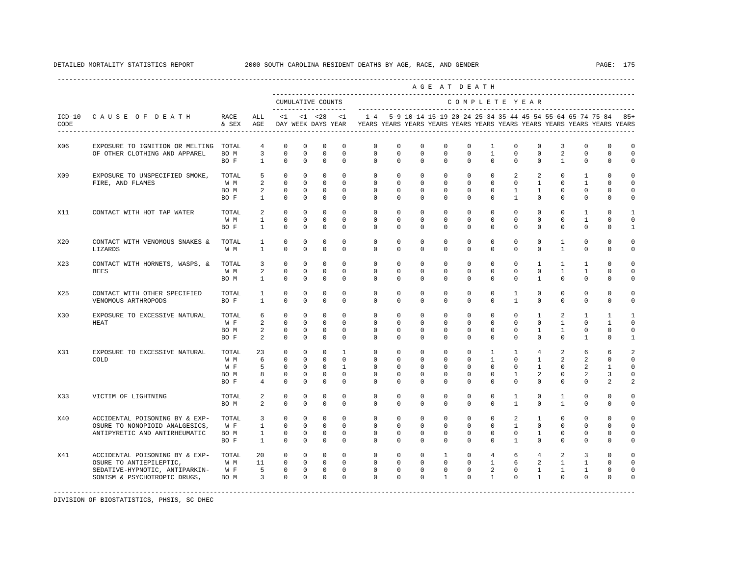DETAILED MORTALITY STATISTICS REPORT 2000 SOUTH CAROLINA RESIDENT DEATHS BY AGE, RACE, AND GENDER

| ICD-10 CODE | CAUSE OF DEATH | RACE & SEX | ALL AGE | <1 DAY | <1 WEEK | <28 DAYS | <1 YEAR | 1-4 YEARS | 5-9 YEARS | 10-14 YEARS | 15-19 YEARS | 20-24 YEARS | 25-34 YEARS | 35-44 YEARS | 45-54 YEARS | 55-64 YEARS | 65-74 YEARS | 75-84 YEARS | 85+ YEARS |
|---|---|---|---|---|---|---|---|---|---|---|---|---|---|---|---|---|---|---|---|
| | | | | CUMULATIVE COUNTS | | | | COMPLETE YEAR | | | | | | | | | | | |
| X06 | EXPOSURE TO IGNITION OR MELTING OF OTHER CLOTHING AND APPAREL | TOTAL | 4 | 0 | 0 | 0 | 0 | 0 | 0 | 0 | 0 | 0 | 1 | 0 | 0 | 3 | 0 | 0 | 0 |
| | | BO M | 3 | 0 | 0 | 0 | 0 | 0 | 0 | 0 | 0 | 0 | 1 | 0 | 0 | 2 | 0 | 0 | 0 |
| | | BO F | 1 | 0 | 0 | 0 | 0 | 0 | 0 | 0 | 0 | 0 | 0 | 0 | 0 | 1 | 0 | 0 | 0 |
| X09 | EXPOSURE TO UNSPECIFIED SMOKE, FIRE, AND FLAMES | TOTAL | 5 | 0 | 0 | 0 | 0 | 0 | 0 | 0 | 0 | 0 | 0 | 2 | 2 | 0 | 1 | 0 | 0 |
| | | W M | 2 | 0 | 0 | 0 | 0 | 0 | 0 | 0 | 0 | 0 | 0 | 0 | 1 | 0 | 1 | 0 | 0 |
| | | BO M | 2 | 0 | 0 | 0 | 0 | 0 | 0 | 0 | 0 | 0 | 0 | 1 | 1 | 0 | 0 | 0 | 0 |
| | | BO F | 1 | 0 | 0 | 0 | 0 | 0 | 0 | 0 | 0 | 0 | 0 | 1 | 0 | 0 | 0 | 0 | 0 |
| X11 | CONTACT WITH HOT TAP WATER | TOTAL | 2 | 0 | 0 | 0 | 0 | 0 | 0 | 0 | 0 | 0 | 0 | 0 | 0 | 0 | 1 | 0 | 1 |
| | | W M | 1 | 0 | 0 | 0 | 0 | 0 | 0 | 0 | 0 | 0 | 0 | 0 | 0 | 0 | 1 | 0 | 0 |
| | | BO F | 1 | 0 | 0 | 0 | 0 | 0 | 0 | 0 | 0 | 0 | 0 | 0 | 0 | 0 | 0 | 0 | 1 |
| X20 | CONTACT WITH VENOMOUS SNAKES & LIZARDS | TOTAL | 1 | 0 | 0 | 0 | 0 | 0 | 0 | 0 | 0 | 0 | 0 | 0 | 0 | 1 | 0 | 0 | 0 |
| | | W M | 1 | 0 | 0 | 0 | 0 | 0 | 0 | 0 | 0 | 0 | 0 | 0 | 0 | 1 | 0 | 0 | 0 |
| X23 | CONTACT WITH HORNETS, WASPS, & BEES | TOTAL | 3 | 0 | 0 | 0 | 0 | 0 | 0 | 0 | 0 | 0 | 0 | 0 | 1 | 1 | 1 | 0 | 0 |
| | | W M | 2 | 0 | 0 | 0 | 0 | 0 | 0 | 0 | 0 | 0 | 0 | 0 | 0 | 1 | 1 | 0 | 0 |
| | | BO M | 1 | 0 | 0 | 0 | 0 | 0 | 0 | 0 | 0 | 0 | 0 | 0 | 1 | 0 | 0 | 0 | 0 |
| X25 | CONTACT WITH OTHER SPECIFIED VENOMOUS ARTHROPODS | TOTAL | 1 | 0 | 0 | 0 | 0 | 0 | 0 | 0 | 0 | 0 | 0 | 1 | 0 | 0 | 0 | 0 | 0 |
| | | BO F | 1 | 0 | 0 | 0 | 0 | 0 | 0 | 0 | 0 | 0 | 0 | 1 | 0 | 0 | 0 | 0 | 0 |
| X30 | EXPOSURE TO EXCESSIVE NATURAL HEAT | TOTAL | 6 | 0 | 0 | 0 | 0 | 0 | 0 | 0 | 0 | 0 | 0 | 0 | 1 | 2 | 1 | 1 | 1 |
| | | W F | 2 | 0 | 0 | 0 | 0 | 0 | 0 | 0 | 0 | 0 | 0 | 0 | 0 | 1 | 0 | 1 | 0 |
| | | BO M | 2 | 0 | 0 | 0 | 0 | 0 | 0 | 0 | 0 | 0 | 0 | 0 | 1 | 1 | 0 | 0 | 0 |
| | | BO F | 2 | 0 | 0 | 0 | 0 | 0 | 0 | 0 | 0 | 0 | 0 | 0 | 0 | 0 | 1 | 0 | 1 |
| X31 | EXPOSURE TO EXCESSIVE NATURAL COLD | TOTAL | 23 | 0 | 0 | 0 | 1 | 0 | 0 | 0 | 0 | 0 | 1 | 1 | 4 | 2 | 6 | 6 | 2 |
| | | W M | 6 | 0 | 0 | 0 | 0 | 0 | 0 | 0 | 0 | 0 | 1 | 0 | 1 | 2 | 2 | 0 | 0 |
| | | W F | 5 | 0 | 0 | 0 | 1 | 0 | 0 | 0 | 0 | 0 | 0 | 0 | 1 | 0 | 2 | 1 | 0 |
| | | BO M | 8 | 0 | 0 | 0 | 0 | 0 | 0 | 0 | 0 | 0 | 0 | 1 | 2 | 0 | 2 | 3 | 0 |
| | | BO F | 4 | 0 | 0 | 0 | 0 | 0 | 0 | 0 | 0 | 0 | 0 | 0 | 0 | 0 | 0 | 2 | 2 |
| X33 | VICTIM OF LIGHTNING | TOTAL | 2 | 0 | 0 | 0 | 0 | 0 | 0 | 0 | 0 | 0 | 0 | 1 | 0 | 1 | 0 | 0 | 0 |
| | | BO M | 2 | 0 | 0 | 0 | 0 | 0 | 0 | 0 | 0 | 0 | 0 | 1 | 0 | 1 | 0 | 0 | 0 |
| X40 | ACCIDENTAL POISONING BY & EXPOSURE TO NONOPIOID ANALGESICS, ANTIPYRETIC AND ANTIRHEUMATIC | TOTAL | 3 | 0 | 0 | 0 | 0 | 0 | 0 | 0 | 0 | 0 | 0 | 2 | 1 | 0 | 0 | 0 | 0 |
| | | W F | 1 | 0 | 0 | 0 | 0 | 0 | 0 | 0 | 0 | 0 | 0 | 1 | 0 | 0 | 0 | 0 | 0 |
| | | BO M | 1 | 0 | 0 | 0 | 0 | 0 | 0 | 0 | 0 | 0 | 0 | 0 | 1 | 0 | 0 | 0 | 0 |
| | | BO F | 1 | 0 | 0 | 0 | 0 | 0 | 0 | 0 | 0 | 0 | 0 | 1 | 0 | 0 | 0 | 0 | 0 |
| X41 | ACCIDENTAL POISONING BY & EXPOSURE TO ANTIEPILEPTIC, SEDATIVE-HYPNOTIC, ANTIPARKINSONISM & PSYCHOTROPIC DRUGS, | TOTAL | 20 | 0 | 0 | 0 | 0 | 0 | 0 | 0 | 1 | 0 | 4 | 6 | 4 | 2 | 3 | 0 | 0 |
| | | W M | 11 | 0 | 0 | 0 | 0 | 0 | 0 | 0 | 0 | 0 | 1 | 6 | 2 | 1 | 1 | 0 | 0 |
| | | W F | 5 | 0 | 0 | 0 | 0 | 0 | 0 | 0 | 0 | 0 | 2 | 0 | 1 | 1 | 1 | 0 | 0 |
| | | BO M | 3 | 0 | 0 | 0 | 0 | 0 | 0 | 0 | 1 | 0 | 1 | 0 | 1 | 0 | 0 | 0 | 0 |

DIVISION OF BIOSTATISTICS, PHSIS, SC DHEC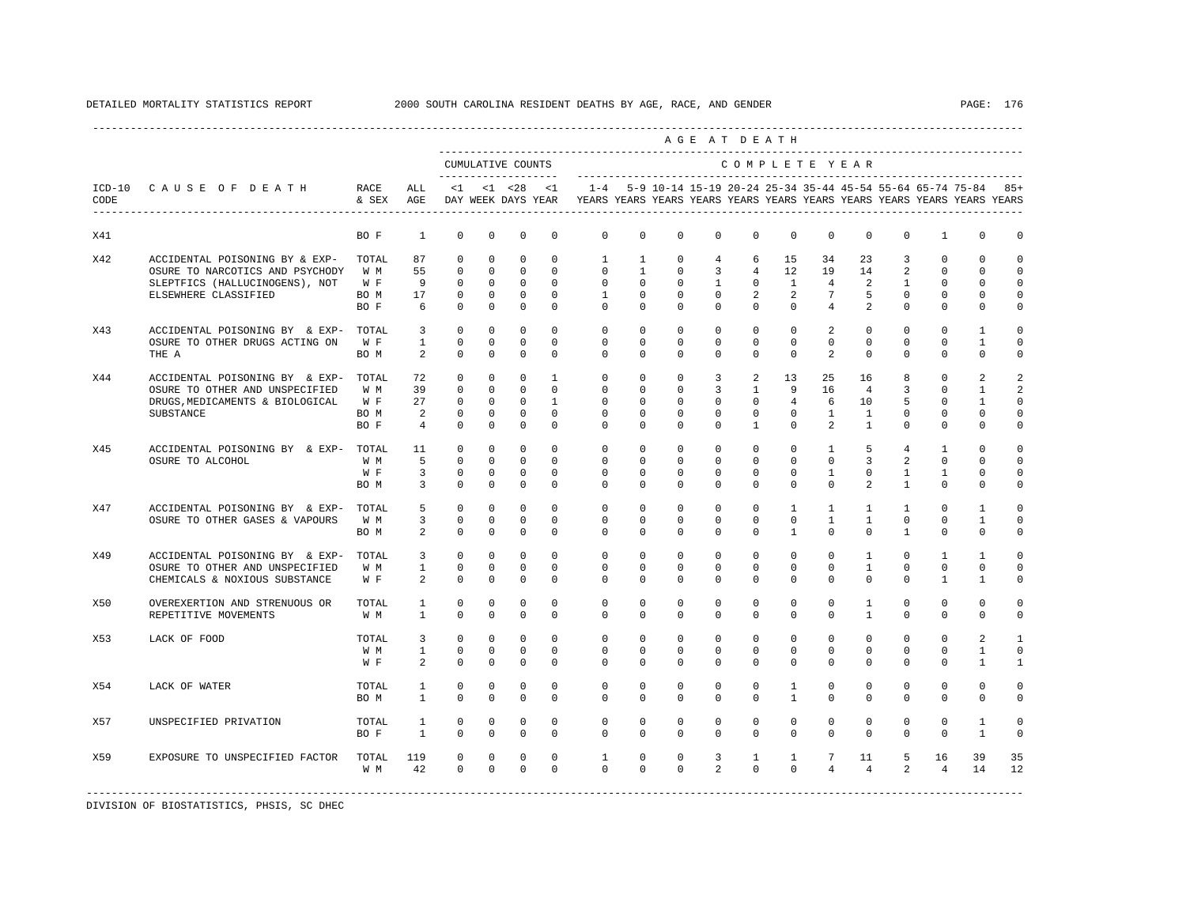DETAILED MORTALITY STATISTICS REPORT 2000 SOUTH CAROLINA RESIDENT DEATHS BY AGE, RACE, AND GENDER

| ICD-10 CODE | CAUSE OF DEATH | RACE & SEX | ALL AGE | <1 DAY | <1 WEEK | <28 DAYS | <1 YEAR | 1-4 YEARS | 5-9 YEARS | 10-14 YEARS | 15-19 YEARS | 20-24 YEARS | 25-34 YEARS | 35-44 YEARS | 45-54 YEARS | 55-64 YEARS | 65-74 YEARS | 75-84 YEARS | 85+ YEARS |
|---|---|---|---|---|---|---|---|---|---|---|---|---|---|---|---|---|---|---|---|
| | | | | CUMULATIVE COUNTS | | | | COMPLETE YEAR | | | | | | | | | | | |
| X41 | | BO F | 1 | 0 | 0 | 0 | 0 | 0 | 0 | 0 | 0 | 0 | 0 | 0 | 0 | 0 | 1 | 0 | 0 |
| X42 | ACCIDENTAL POISONING BY & EXPOSURE TO NARCOTICS AND PSYCHODYSLEPTFICS (HALLUCINOGENS), NOT ELSEWHERE CLASSIFIED | TOTAL | 87 | 0 | 0 | 0 | 0 | 1 | 1 | 0 | 4 | 6 | 15 | 34 | 23 | 3 | 0 | 0 | 0 |
| | | W M | 55 | 0 | 0 | 0 | 0 | 0 | 1 | 0 | 3 | 4 | 12 | 19 | 14 | 2 | 0 | 0 | 0 |
| | | W F | 9 | 0 | 0 | 0 | 0 | 0 | 0 | 0 | 1 | 0 | 1 | 4 | 2 | 1 | 0 | 0 | 0 |
| | | BO M | 17 | 0 | 0 | 0 | 0 | 1 | 0 | 0 | 0 | 2 | 2 | 7 | 5 | 0 | 0 | 0 | 0 |
| | | BO F | 6 | 0 | 0 | 0 | 0 | 0 | 0 | 0 | 0 | 0 | 0 | 4 | 2 | 0 | 0 | 0 | 0 |
| X43 | ACCIDENTAL POISONING BY & EXPOSURE TO OTHER DRUGS ACTING ON THE A | TOTAL | 3 | 0 | 0 | 0 | 0 | 0 | 0 | 0 | 0 | 0 | 0 | 2 | 0 | 0 | 0 | 1 | 0 |
| | | W F | 1 | 0 | 0 | 0 | 0 | 0 | 0 | 0 | 0 | 0 | 0 | 0 | 0 | 0 | 0 | 1 | 0 |
| | | BO M | 2 | 0 | 0 | 0 | 0 | 0 | 0 | 0 | 0 | 0 | 0 | 2 | 0 | 0 | 0 | 0 | 0 |
| X44 | ACCIDENTAL POISONING BY & EXPOSURE TO OTHER AND UNSPECIFIED DRUGS,MEDICAMENTS & BIOLOGICAL SUBSTANCE | TOTAL | 72 | 0 | 0 | 0 | 1 | 0 | 0 | 0 | 3 | 2 | 13 | 25 | 16 | 8 | 0 | 2 | 2 |
| | | W M | 39 | 0 | 0 | 0 | 0 | 0 | 0 | 0 | 3 | 1 | 9 | 16 | 4 | 3 | 0 | 1 | 2 |
| | | W F | 27 | 0 | 0 | 0 | 1 | 0 | 0 | 0 | 0 | 0 | 4 | 6 | 10 | 5 | 0 | 1 | 0 |
| | | BO M | 2 | 0 | 0 | 0 | 0 | 0 | 0 | 0 | 0 | 0 | 0 | 1 | 1 | 0 | 0 | 0 | 0 |
| | | BO F | 4 | 0 | 0 | 0 | 0 | 0 | 0 | 0 | 0 | 1 | 0 | 2 | 1 | 0 | 0 | 0 | 0 |
| X45 | ACCIDENTAL POISONING BY & EXPOSURE TO ALCOHOL | TOTAL | 11 | 0 | 0 | 0 | 0 | 0 | 0 | 0 | 0 | 0 | 0 | 1 | 5 | 4 | 1 | 0 | 0 |
| | | W M | 5 | 0 | 0 | 0 | 0 | 0 | 0 | 0 | 0 | 0 | 0 | 0 | 3 | 2 | 0 | 0 | 0 |
| | | W F | 3 | 0 | 0 | 0 | 0 | 0 | 0 | 0 | 0 | 0 | 0 | 1 | 0 | 1 | 1 | 0 | 0 |
| | | BO M | 3 | 0 | 0 | 0 | 0 | 0 | 0 | 0 | 0 | 0 | 0 | 0 | 2 | 1 | 0 | 0 | 0 |
| X47 | ACCIDENTAL POISONING BY & EXPOSURE TO OTHER GASES & VAPOURS | TOTAL | 5 | 0 | 0 | 0 | 0 | 0 | 0 | 0 | 0 | 0 | 1 | 1 | 1 | 1 | 0 | 1 | 0 |
| | | W M | 3 | 0 | 0 | 0 | 0 | 0 | 0 | 0 | 0 | 0 | 0 | 1 | 1 | 0 | 0 | 1 | 0 |
| | | BO M | 2 | 0 | 0 | 0 | 0 | 0 | 0 | 0 | 0 | 0 | 1 | 0 | 0 | 1 | 0 | 0 | 0 |
| X49 | ACCIDENTAL POISONING BY & EXPOSURE TO OTHER AND UNSPECIFIED CHEMICALS & NOXIOUS SUBSTANCE | TOTAL | 3 | 0 | 0 | 0 | 0 | 0 | 0 | 0 | 0 | 0 | 0 | 0 | 1 | 0 | 1 | 1 | 0 |
| | | W M | 1 | 0 | 0 | 0 | 0 | 0 | 0 | 0 | 0 | 0 | 0 | 0 | 1 | 0 | 0 | 0 | 0 |
| | | W F | 2 | 0 | 0 | 0 | 0 | 0 | 0 | 0 | 0 | 0 | 0 | 0 | 0 | 0 | 1 | 1 | 0 |
| X50 | OVEREXERTION AND STRENUOUS OR REPETITIVE MOVEMENTS | TOTAL | 1 | 0 | 0 | 0 | 0 | 0 | 0 | 0 | 0 | 0 | 0 | 0 | 1 | 0 | 0 | 0 | 0 |
| | | W M | 1 | 0 | 0 | 0 | 0 | 0 | 0 | 0 | 0 | 0 | 0 | 0 | 1 | 0 | 0 | 0 | 0 |
| X53 | LACK OF FOOD | TOTAL | 3 | 0 | 0 | 0 | 0 | 0 | 0 | 0 | 0 | 0 | 0 | 0 | 0 | 0 | 0 | 2 | 1 |
| | | W M | 1 | 0 | 0 | 0 | 0 | 0 | 0 | 0 | 0 | 0 | 0 | 0 | 0 | 0 | 0 | 1 | 0 |
| | | W F | 2 | 0 | 0 | 0 | 0 | 0 | 0 | 0 | 0 | 0 | 0 | 0 | 0 | 0 | 0 | 1 | 1 |
| X54 | LACK OF WATER | TOTAL | 1 | 0 | 0 | 0 | 0 | 0 | 0 | 0 | 0 | 0 | 1 | 0 | 0 | 0 | 0 | 0 | 0 |
| | | BO M | 1 | 0 | 0 | 0 | 0 | 0 | 0 | 0 | 0 | 0 | 1 | 0 | 0 | 0 | 0 | 0 | 0 |
| X57 | UNSPECIFIED PRIVATION | TOTAL | 1 | 0 | 0 | 0 | 0 | 0 | 0 | 0 | 0 | 0 | 0 | 0 | 0 | 0 | 0 | 1 | 0 |
| | | BO F | 1 | 0 | 0 | 0 | 0 | 0 | 0 | 0 | 0 | 0 | 0 | 0 | 0 | 0 | 0 | 1 | 0 |
| X59 | EXPOSURE TO UNSPECIFIED FACTOR | TOTAL | 119 | 0 | 0 | 0 | 0 | 1 | 0 | 0 | 3 | 1 | 1 | 7 | 11 | 5 | 16 | 39 | 35 |
| | | W M | 42 | 0 | 0 | 0 | 0 | 0 | 0 | 0 | 2 | 0 | 0 | 4 | 4 | 2 | 4 | 14 | 12 |

DIVISION OF BIOSTATISTICS, PHSIS, SC DHEC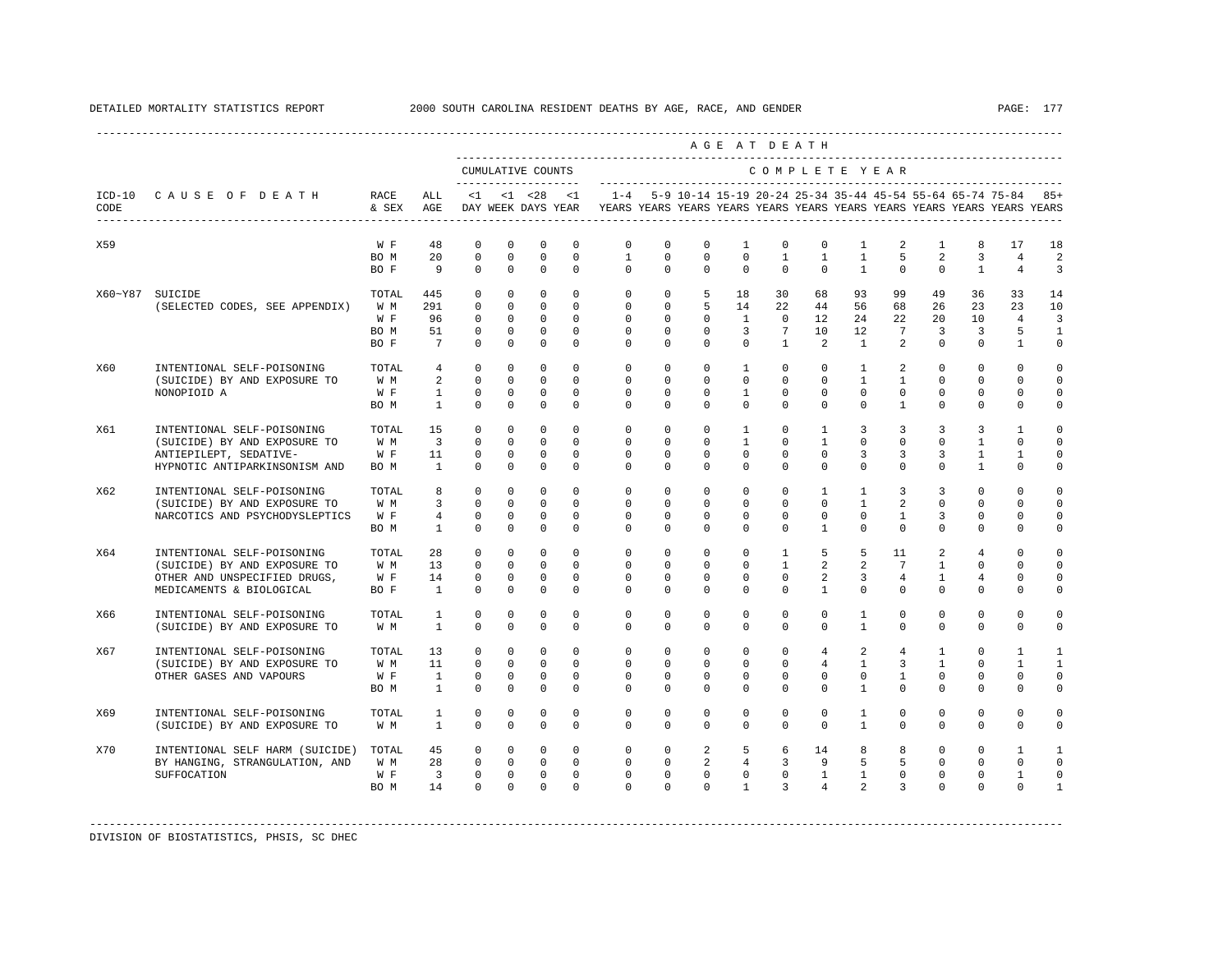DETAILED MORTALITY STATISTICS REPORT — 2000 SOUTH CAROLINA RESIDENT DEATHS BY AGE, RACE, AND GENDER

| ICD-10 CODE | CAUSE OF DEATH | RACE & SEX | ALL AGE | <1 DAY | <1 WEEK | <28 DAYS | <1 YEAR | 1-4 YEARS | 5-9 YEARS | 10-14 YEARS | 15-19 YEARS | 20-24 YEARS | 25-34 YEARS | 35-44 YEARS | 45-54 YEARS | 55-64 YEARS | 65-74 YEARS | 75-84 YEARS | 85+ YEARS |
|---|---|---|---|---|---|---|---|---|---|---|---|---|---|---|---|---|---|---|---|
| X59 | | W F | 48 | 0 | 0 | 0 | 0 | 0 | 0 | 0 | 1 | 0 | 0 | 1 | 2 | 1 | 8 | 17 | 18 |
| | | BO M | 20 | 0 | 0 | 0 | 0 | 1 | 0 | 0 | 0 | 1 | 1 | 1 | 5 | 2 | 3 | 4 | 2 |
| | | BO F | 9 | 0 | 0 | 0 | 0 | 0 | 0 | 0 | 0 | 0 | 0 | 1 | 0 | 0 | 1 | 4 | 3 |
| X60~Y87 | SUICIDE | TOTAL | 445 | 0 | 0 | 0 | 0 | 0 | 0 | 5 | 18 | 30 | 68 | 93 | 99 | 49 | 36 | 33 | 14 |
| | (SELECTED CODES, SEE APPENDIX) | W M | 291 | 0 | 0 | 0 | 0 | 0 | 0 | 5 | 14 | 22 | 44 | 56 | 68 | 26 | 23 | 23 | 10 |
| | | W F | 96 | 0 | 0 | 0 | 0 | 0 | 0 | 0 | 1 | 0 | 12 | 24 | 22 | 20 | 10 | 4 | 3 |
| | | BO M | 51 | 0 | 0 | 0 | 0 | 0 | 0 | 0 | 3 | 7 | 10 | 12 | 7 | 3 | 3 | 5 | 1 |
| | | BO F | 7 | 0 | 0 | 0 | 0 | 0 | 0 | 0 | 0 | 1 | 2 | 1 | 2 | 0 | 0 | 1 | 0 |
| X60 | INTENTIONAL SELF-POISONING | TOTAL | 4 | 0 | 0 | 0 | 0 | 0 | 0 | 0 | 1 | 0 | 0 | 1 | 2 | 0 | 0 | 0 | 0 |
| | (SUICIDE) BY AND EXPOSURE TO | W M | 2 | 0 | 0 | 0 | 0 | 0 | 0 | 0 | 0 | 0 | 0 | 1 | 1 | 0 | 0 | 0 | 0 |
| | NONOPIOID A | W F | 1 | 0 | 0 | 0 | 0 | 0 | 0 | 0 | 1 | 0 | 0 | 0 | 0 | 0 | 0 | 0 | 0 |
| | | BO M | 1 | 0 | 0 | 0 | 0 | 0 | 0 | 0 | 0 | 0 | 0 | 0 | 1 | 0 | 0 | 0 | 0 |
| X61 | INTENTIONAL SELF-POISONING | TOTAL | 15 | 0 | 0 | 0 | 0 | 0 | 0 | 0 | 1 | 0 | 1 | 3 | 3 | 3 | 3 | 1 | 0 |
| | (SUICIDE) BY AND EXPOSURE TO | W M | 3 | 0 | 0 | 0 | 0 | 0 | 0 | 0 | 1 | 0 | 1 | 0 | 0 | 0 | 1 | 0 | 0 |
| | ANTIEPILEPT, SEDATIVE- | W F | 11 | 0 | 0 | 0 | 0 | 0 | 0 | 0 | 0 | 0 | 0 | 3 | 3 | 3 | 1 | 1 | 0 |
| | HYPNOTIC ANTIPARKINSONISM AND | BO M | 1 | 0 | 0 | 0 | 0 | 0 | 0 | 0 | 0 | 0 | 0 | 0 | 0 | 0 | 1 | 0 | 0 |
| X62 | INTENTIONAL SELF-POISONING | TOTAL | 8 | 0 | 0 | 0 | 0 | 0 | 0 | 0 | 0 | 0 | 1 | 1 | 3 | 3 | 0 | 0 | 0 |
| | (SUICIDE) BY AND EXPOSURE TO | W M | 3 | 0 | 0 | 0 | 0 | 0 | 0 | 0 | 0 | 0 | 0 | 1 | 2 | 0 | 0 | 0 | 0 |
| | NARCOTICS AND PSYCHODYSLEPTICS | W F | 4 | 0 | 0 | 0 | 0 | 0 | 0 | 0 | 0 | 0 | 0 | 0 | 1 | 3 | 0 | 0 | 0 |
| | | BO M | 1 | 0 | 0 | 0 | 0 | 0 | 0 | 0 | 0 | 0 | 1 | 0 | 0 | 0 | 0 | 0 | 0 |
| X64 | INTENTIONAL SELF-POISONING | TOTAL | 28 | 0 | 0 | 0 | 0 | 0 | 0 | 0 | 0 | 1 | 5 | 5 | 11 | 2 | 4 | 0 | 0 |
| | (SUICIDE) BY AND EXPOSURE TO | W M | 13 | 0 | 0 | 0 | 0 | 0 | 0 | 0 | 0 | 1 | 2 | 2 | 7 | 1 | 0 | 0 | 0 |
| | OTHER AND UNSPECIFIED DRUGS, | W F | 14 | 0 | 0 | 0 | 0 | 0 | 0 | 0 | 0 | 0 | 2 | 3 | 4 | 1 | 4 | 0 | 0 |
| | MEDICAMENTS & BIOLOGICAL | BO F | 1 | 0 | 0 | 0 | 0 | 0 | 0 | 0 | 0 | 0 | 1 | 0 | 0 | 0 | 0 | 0 | 0 |
| X66 | INTENTIONAL SELF-POISONING | TOTAL | 1 | 0 | 0 | 0 | 0 | 0 | 0 | 0 | 0 | 0 | 0 | 1 | 0 | 0 | 0 | 0 | 0 |
| | (SUICIDE) BY AND EXPOSURE TO | W M | 1 | 0 | 0 | 0 | 0 | 0 | 0 | 0 | 0 | 0 | 0 | 1 | 0 | 0 | 0 | 0 | 0 |
| X67 | INTENTIONAL SELF-POISONING | TOTAL | 13 | 0 | 0 | 0 | 0 | 0 | 0 | 0 | 0 | 0 | 4 | 2 | 4 | 1 | 0 | 1 | 1 |
| | (SUICIDE) BY AND EXPOSURE TO | W M | 11 | 0 | 0 | 0 | 0 | 0 | 0 | 0 | 0 | 0 | 4 | 1 | 3 | 1 | 0 | 1 | 1 |
| | OTHER GASES AND VAPOURS | W F | 1 | 0 | 0 | 0 | 0 | 0 | 0 | 0 | 0 | 0 | 0 | 0 | 1 | 0 | 0 | 0 | 0 |
| | | BO M | 1 | 0 | 0 | 0 | 0 | 0 | 0 | 0 | 0 | 0 | 0 | 1 | 0 | 0 | 0 | 0 | 0 |
| X69 | INTENTIONAL SELF-POISONING | TOTAL | 1 | 0 | 0 | 0 | 0 | 0 | 0 | 0 | 0 | 0 | 0 | 1 | 0 | 0 | 0 | 0 | 0 |
| | (SUICIDE) BY AND EXPOSURE TO | W M | 1 | 0 | 0 | 0 | 0 | 0 | 0 | 0 | 0 | 0 | 0 | 1 | 0 | 0 | 0 | 0 | 0 |
| X70 | INTENTIONAL SELF HARM (SUICIDE) | TOTAL | 45 | 0 | 0 | 0 | 0 | 0 | 0 | 2 | 5 | 6 | 14 | 8 | 8 | 0 | 0 | 1 | 1 |
| | BY HANGING, STRANGULATION, AND | W M | 28 | 0 | 0 | 0 | 0 | 0 | 0 | 2 | 4 | 3 | 9 | 5 | 5 | 0 | 0 | 0 | 0 |
| | SUFFOCATION | W F | 3 | 0 | 0 | 0 | 0 | 0 | 0 | 0 | 0 | 0 | 1 | 1 | 0 | 0 | 0 | 1 | 0 |
| | | BO M | 14 | 0 | 0 | 0 | 0 | 0 | 0 | 0 | 1 | 3 | 4 | 2 | 3 | 0 | 0 | 0 | 1 |

DIVISION OF BIOSTATISTICS, PHSIS, SC DHEC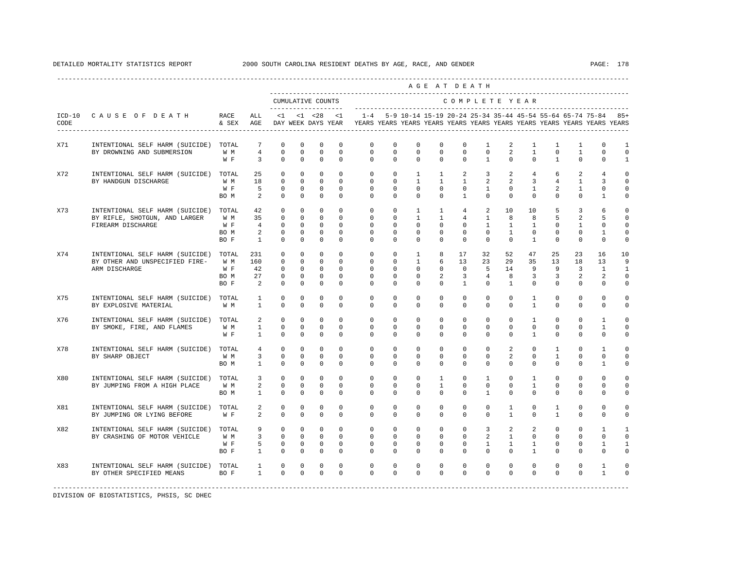DETAILED MORTALITY STATISTICS REPORT 2000 SOUTH CAROLINA RESIDENT DEATHS BY AGE, RACE, AND GENDER

| ICD-10 CODE | CAUSE OF DEATH | RACE & SEX | ALL AGE | <1 DAY | <1 WEEK | <28 DAYS | <1 YEAR | 1-4 YEARS | 5-9 YEARS | 10-14 YEARS | 15-19 YEARS | 20-24 YEARS | 25-34 YEARS | 35-44 YEARS | 45-54 YEARS | 55-64 YEARS | 65-74 YEARS | 75-84 YEARS | 85+ YEARS |
|---|---|---|---|---|---|---|---|---|---|---|---|---|---|---|---|---|---|---|---|
| | | | | CUMULATIVE COUNTS | | | | AGE AT DEATH - COMPLETE YEAR | | | | | | | | | | | |
| X71 | INTENTIONAL SELF HARM (SUICIDE) BY DROWNING AND SUBMERSION | TOTAL | 7 | 0 | 0 | 0 | 0 | 0 | 0 | 0 | 0 | 0 | 1 | 2 | 1 | 1 | 1 | 0 | 1 |
| | | W M | 4 | 0 | 0 | 0 | 0 | 0 | 0 | 0 | 0 | 0 | 0 | 2 | 1 | 0 | 1 | 0 | 0 |
| | | W F | 3 | 0 | 0 | 0 | 0 | 0 | 0 | 0 | 0 | 0 | 1 | 0 | 0 | 1 | 0 | 0 | 1 |
| X72 | INTENTIONAL SELF HARM (SUICIDE) BY HANDGUN DISCHARGE | TOTAL | 25 | 0 | 0 | 0 | 0 | 0 | 0 | 1 | 1 | 2 | 3 | 2 | 4 | 6 | 2 | 4 | 0 |
| | | W M | 18 | 0 | 0 | 0 | 0 | 0 | 0 | 1 | 1 | 1 | 2 | 2 | 3 | 4 | 1 | 3 | 0 |
| | | W F | 5 | 0 | 0 | 0 | 0 | 0 | 0 | 0 | 0 | 0 | 1 | 0 | 1 | 2 | 1 | 0 | 0 |
| | | BO M | 2 | 0 | 0 | 0 | 0 | 0 | 0 | 0 | 0 | 1 | 0 | 0 | 0 | 0 | 0 | 1 | 0 |
| X73 | INTENTIONAL SELF HARM (SUICIDE) BY RIFLE, SHOTGUN, AND LARGER FIREARM DISCHARGE | TOTAL | 42 | 0 | 0 | 0 | 0 | 0 | 0 | 1 | 1 | 4 | 2 | 10 | 10 | 5 | 3 | 6 | 0 |
| | | W M | 35 | 0 | 0 | 0 | 0 | 0 | 0 | 1 | 1 | 4 | 1 | 8 | 8 | 5 | 2 | 5 | 0 |
| | | W F | 4 | 0 | 0 | 0 | 0 | 0 | 0 | 0 | 0 | 0 | 1 | 1 | 1 | 0 | 1 | 0 | 0 |
| | | BO M | 2 | 0 | 0 | 0 | 0 | 0 | 0 | 0 | 0 | 0 | 0 | 1 | 0 | 0 | 0 | 1 | 0 |
| | | BO F | 1 | 0 | 0 | 0 | 0 | 0 | 0 | 0 | 0 | 0 | 0 | 0 | 1 | 0 | 0 | 0 | 0 |
| X74 | INTENTIONAL SELF HARM (SUICIDE) BY OTHER AND UNSPECIFIED FIRE-ARM DISCHARGE | TOTAL | 231 | 0 | 0 | 0 | 0 | 0 | 0 | 1 | 8 | 17 | 32 | 52 | 47 | 25 | 23 | 16 | 10 |
| | | W M | 160 | 0 | 0 | 0 | 0 | 0 | 0 | 1 | 6 | 13 | 23 | 29 | 35 | 13 | 18 | 13 | 9 |
| | | W F | 42 | 0 | 0 | 0 | 0 | 0 | 0 | 0 | 0 | 0 | 5 | 14 | 9 | 9 | 3 | 1 | 1 |
| | | BO M | 27 | 0 | 0 | 0 | 0 | 0 | 0 | 0 | 2 | 3 | 4 | 8 | 3 | 3 | 2 | 2 | 0 |
| | | BO F | 2 | 0 | 0 | 0 | 0 | 0 | 0 | 0 | 0 | 1 | 0 | 1 | 0 | 0 | 0 | 0 | 0 |
| X75 | INTENTIONAL SELF HARM (SUICIDE) BY EXPLOSIVE MATERIAL | TOTAL | 1 | 0 | 0 | 0 | 0 | 0 | 0 | 0 | 0 | 0 | 0 | 0 | 1 | 0 | 0 | 0 | 0 |
| | | W M | 1 | 0 | 0 | 0 | 0 | 0 | 0 | 0 | 0 | 0 | 0 | 0 | 1 | 0 | 0 | 0 | 0 |
| X76 | INTENTIONAL SELF HARM (SUICIDE) BY SMOKE, FIRE, AND FLAMES | TOTAL | 2 | 0 | 0 | 0 | 0 | 0 | 0 | 0 | 0 | 0 | 0 | 0 | 1 | 0 | 0 | 1 | 0 |
| | | W M | 1 | 0 | 0 | 0 | 0 | 0 | 0 | 0 | 0 | 0 | 0 | 0 | 0 | 0 | 0 | 1 | 0 |
| | | W F | 1 | 0 | 0 | 0 | 0 | 0 | 0 | 0 | 0 | 0 | 0 | 0 | 1 | 0 | 0 | 0 | 0 |
| X78 | INTENTIONAL SELF HARM (SUICIDE) BY SHARP OBJECT | TOTAL | 4 | 0 | 0 | 0 | 0 | 0 | 0 | 0 | 0 | 0 | 0 | 2 | 0 | 1 | 0 | 1 | 0 |
| | | W M | 3 | 0 | 0 | 0 | 0 | 0 | 0 | 0 | 0 | 0 | 0 | 2 | 0 | 1 | 0 | 0 | 0 |
| | | BO M | 1 | 0 | 0 | 0 | 0 | 0 | 0 | 0 | 0 | 0 | 0 | 0 | 0 | 0 | 0 | 1 | 0 |
| X80 | INTENTIONAL SELF HARM (SUICIDE) BY JUMPING FROM A HIGH PLACE | TOTAL | 3 | 0 | 0 | 0 | 0 | 0 | 0 | 0 | 1 | 0 | 1 | 0 | 1 | 0 | 0 | 0 | 0 |
| | | W M | 2 | 0 | 0 | 0 | 0 | 0 | 0 | 0 | 1 | 0 | 0 | 0 | 1 | 0 | 0 | 0 | 0 |
| | | BO M | 1 | 0 | 0 | 0 | 0 | 0 | 0 | 0 | 0 | 0 | 1 | 0 | 0 | 0 | 0 | 0 | 0 |
| X81 | INTENTIONAL SELF HARM (SUICIDE) BY JUMPING OR LYING BEFORE | TOTAL | 2 | 0 | 0 | 0 | 0 | 0 | 0 | 0 | 0 | 0 | 0 | 1 | 0 | 1 | 0 | 0 | 0 |
| | | W F | 2 | 0 | 0 | 0 | 0 | 0 | 0 | 0 | 0 | 0 | 0 | 1 | 0 | 1 | 0 | 0 | 0 |
| X82 | INTENTIONAL SELF HARM (SUICIDE) BY CRASHING OF MOTOR VEHICLE | TOTAL | 9 | 0 | 0 | 0 | 0 | 0 | 0 | 0 | 0 | 0 | 3 | 2 | 2 | 0 | 0 | 1 | 1 |
| | | W M | 3 | 0 | 0 | 0 | 0 | 0 | 0 | 0 | 0 | 0 | 2 | 1 | 0 | 0 | 0 | 0 | 0 |
| | | W F | 5 | 0 | 0 | 0 | 0 | 0 | 0 | 0 | 0 | 0 | 1 | 1 | 1 | 0 | 0 | 1 | 1 |
| | | BO F | 1 | 0 | 0 | 0 | 0 | 0 | 0 | 0 | 0 | 0 | 0 | 0 | 1 | 0 | 0 | 0 | 0 |
| X83 | INTENTIONAL SELF HARM (SUICIDE) BY OTHER SPECIFIED MEANS | TOTAL | 1 | 0 | 0 | 0 | 0 | 0 | 0 | 0 | 0 | 0 | 0 | 0 | 0 | 0 | 0 | 1 | 0 |
| | | BO F | 1 | 0 | 0 | 0 | 0 | 0 | 0 | 0 | 0 | 0 | 0 | 0 | 0 | 0 | 0 | 1 | 0 |

DIVISION OF BIOSTATISTICS, PHSIS, SC DHEC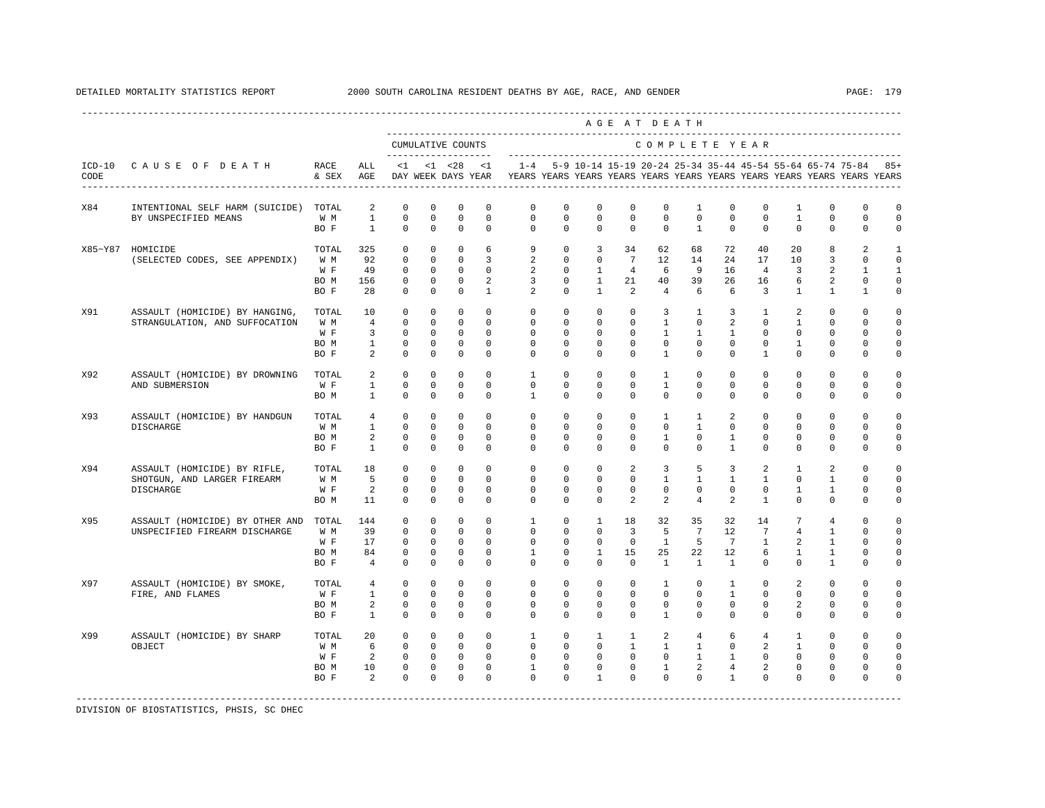DETAILED MORTALITY STATISTICS REPORT 2000 SOUTH CAROLINA RESIDENT DEATHS BY AGE, RACE, AND GENDER

| ICD-10 CODE | CAUSE OF DEATH | RACE & SEX | ALL AGE | <1 DAY | <1 WEEK | <28 DAYS | <1 YEAR | 1-4 YEARS | 5-9 YEARS | 10-14 YEARS | 15-19 YEARS | 20-24 YEARS | 25-34 YEARS | 35-44 YEARS | 45-54 YEARS | 55-64 YEARS | 65-74 YEARS | 75-84 YEARS | 85+ YEARS |
|---|---|---|---|---|---|---|---|---|---|---|---|---|---|---|---|---|---|---|---|
| | | | | CUMULATIVE COUNTS | | | | COMPLETE YEAR | | | | | | | | | | | |
| X84 | INTENTIONAL SELF HARM (SUICIDE) BY UNSPECIFIED MEANS | TOTAL | 2 | 0 | 0 | 0 | 0 | 0 | 0 | 0 | 0 | 0 | 1 | 0 | 0 | 1 | 0 | 0 | 0 |
| | | W M | 1 | 0 | 0 | 0 | 0 | 0 | 0 | 0 | 0 | 0 | 0 | 0 | 0 | 1 | 0 | 0 | 0 |
| | | BO F | 1 | 0 | 0 | 0 | 0 | 0 | 0 | 0 | 0 | 0 | 1 | 0 | 0 | 0 | 0 | 0 | 0 |
| X85~Y87 | HOMICIDE (SELECTED CODES, SEE APPENDIX) | TOTAL | 325 | 0 | 0 | 0 | 6 | 9 | 0 | 3 | 34 | 62 | 68 | 72 | 40 | 20 | 8 | 2 | 1 |
| | | W M | 92 | 0 | 0 | 0 | 3 | 2 | 0 | 0 | 7 | 12 | 14 | 24 | 17 | 10 | 3 | 0 | 0 |
| | | W F | 49 | 0 | 0 | 0 | 0 | 2 | 0 | 1 | 4 | 6 | 9 | 16 | 4 | 3 | 2 | 1 | 1 |
| | | BO M | 156 | 0 | 0 | 0 | 2 | 3 | 0 | 1 | 21 | 40 | 39 | 26 | 16 | 6 | 2 | 0 | 0 |
| | | BO F | 28 | 0 | 0 | 0 | 1 | 2 | 0 | 1 | 2 | 4 | 6 | 6 | 3 | 1 | 1 | 1 | 0 |
| X91 | ASSAULT (HOMICIDE) BY HANGING, STRANGULATION, AND SUFFOCATION | TOTAL | 10 | 0 | 0 | 0 | 0 | 0 | 0 | 0 | 0 | 3 | 1 | 3 | 1 | 2 | 0 | 0 | 0 |
| | | W M | 4 | 0 | 0 | 0 | 0 | 0 | 0 | 0 | 0 | 1 | 0 | 2 | 0 | 1 | 0 | 0 | 0 |
| | | W F | 3 | 0 | 0 | 0 | 0 | 0 | 0 | 0 | 0 | 1 | 1 | 1 | 0 | 0 | 0 | 0 | 0 |
| | | BO M | 1 | 0 | 0 | 0 | 0 | 0 | 0 | 0 | 0 | 0 | 0 | 0 | 0 | 1 | 0 | 0 | 0 |
| | | BO F | 2 | 0 | 0 | 0 | 0 | 0 | 0 | 0 | 0 | 1 | 0 | 0 | 1 | 0 | 0 | 0 | 0 |
| X92 | ASSAULT (HOMICIDE) BY DROWNING AND SUBMERSION | TOTAL | 2 | 0 | 0 | 0 | 0 | 1 | 0 | 0 | 0 | 1 | 0 | 0 | 0 | 0 | 0 | 0 | 0 |
| | | W F | 1 | 0 | 0 | 0 | 0 | 0 | 0 | 0 | 0 | 1 | 0 | 0 | 0 | 0 | 0 | 0 | 0 |
| | | BO M | 1 | 0 | 0 | 0 | 0 | 1 | 0 | 0 | 0 | 0 | 0 | 0 | 0 | 0 | 0 | 0 | 0 |
| X93 | ASSAULT (HOMICIDE) BY HANDGUN DISCHARGE | TOTAL | 4 | 0 | 0 | 0 | 0 | 0 | 0 | 0 | 0 | 1 | 1 | 2 | 0 | 0 | 0 | 0 | 0 |
| | | W M | 1 | 0 | 0 | 0 | 0 | 0 | 0 | 0 | 0 | 0 | 1 | 0 | 0 | 0 | 0 | 0 | 0 |
| | | BO M | 2 | 0 | 0 | 0 | 0 | 0 | 0 | 0 | 0 | 1 | 0 | 1 | 0 | 0 | 0 | 0 | 0 |
| | | BO F | 1 | 0 | 0 | 0 | 0 | 0 | 0 | 0 | 0 | 0 | 0 | 1 | 0 | 0 | 0 | 0 | 0 |
| X94 | ASSAULT (HOMICIDE) BY RIFLE, SHOTGUN, AND LARGER FIREARM DISCHARGE | TOTAL | 18 | 0 | 0 | 0 | 0 | 0 | 0 | 0 | 2 | 3 | 5 | 3 | 2 | 1 | 2 | 0 | 0 |
| | | W M | 5 | 0 | 0 | 0 | 0 | 0 | 0 | 0 | 0 | 1 | 1 | 1 | 1 | 0 | 1 | 0 | 0 |
| | | W F | 2 | 0 | 0 | 0 | 0 | 0 | 0 | 0 | 0 | 0 | 0 | 0 | 0 | 1 | 1 | 0 | 0 |
| | | BO M | 11 | 0 | 0 | 0 | 0 | 0 | 0 | 0 | 2 | 2 | 4 | 2 | 1 | 0 | 0 | 0 | 0 |
| X95 | ASSAULT (HOMICIDE) BY OTHER AND UNSPECIFIED FIREARM DISCHARGE | TOTAL | 144 | 0 | 0 | 0 | 0 | 1 | 0 | 1 | 18 | 32 | 35 | 32 | 14 | 7 | 4 | 0 | 0 |
| | | W M | 39 | 0 | 0 | 0 | 0 | 0 | 0 | 0 | 3 | 5 | 7 | 12 | 7 | 4 | 1 | 0 | 0 |
| | | W F | 17 | 0 | 0 | 0 | 0 | 0 | 0 | 0 | 0 | 1 | 5 | 7 | 1 | 2 | 1 | 0 | 0 |
| | | BO M | 84 | 0 | 0 | 0 | 0 | 1 | 0 | 1 | 15 | 25 | 22 | 12 | 6 | 1 | 1 | 0 | 0 |
| | | BO F | 4 | 0 | 0 | 0 | 0 | 0 | 0 | 0 | 0 | 1 | 1 | 1 | 0 | 0 | 1 | 0 | 0 |
| X97 | ASSAULT (HOMICIDE) BY SMOKE, FIRE, AND FLAMES | TOTAL | 4 | 0 | 0 | 0 | 0 | 0 | 0 | 0 | 0 | 1 | 0 | 1 | 0 | 2 | 0 | 0 | 0 |
| | | W F | 1 | 0 | 0 | 0 | 0 | 0 | 0 | 0 | 0 | 0 | 0 | 1 | 0 | 0 | 0 | 0 | 0 |
| | | BO M | 2 | 0 | 0 | 0 | 0 | 0 | 0 | 0 | 0 | 0 | 0 | 0 | 0 | 2 | 0 | 0 | 0 |
| | | BO F | 1 | 0 | 0 | 0 | 0 | 0 | 0 | 0 | 0 | 1 | 0 | 0 | 0 | 0 | 0 | 0 | 0 |
| X99 | ASSAULT (HOMICIDE) BY SHARP OBJECT | TOTAL | 20 | 0 | 0 | 0 | 0 | 1 | 0 | 1 | 1 | 2 | 4 | 6 | 4 | 1 | 0 | 0 | 0 |
| | | W M | 6 | 0 | 0 | 0 | 0 | 0 | 0 | 0 | 1 | 1 | 1 | 0 | 2 | 1 | 0 | 0 | 0 |
| | | W F | 2 | 0 | 0 | 0 | 0 | 0 | 0 | 0 | 0 | 0 | 1 | 1 | 0 | 0 | 0 | 0 | 0 |
| | | BO M | 10 | 0 | 0 | 0 | 0 | 1 | 0 | 0 | 0 | 1 | 2 | 4 | 2 | 0 | 0 | 0 | 0 |
| | | BO F | 2 | 0 | 0 | 0 | 0 | 0 | 0 | 1 | 0 | 0 | 0 | 1 | 0 | 0 | 0 | 0 | 0 |

DIVISION OF BIOSTATISTICS, PHSIS, SC DHEC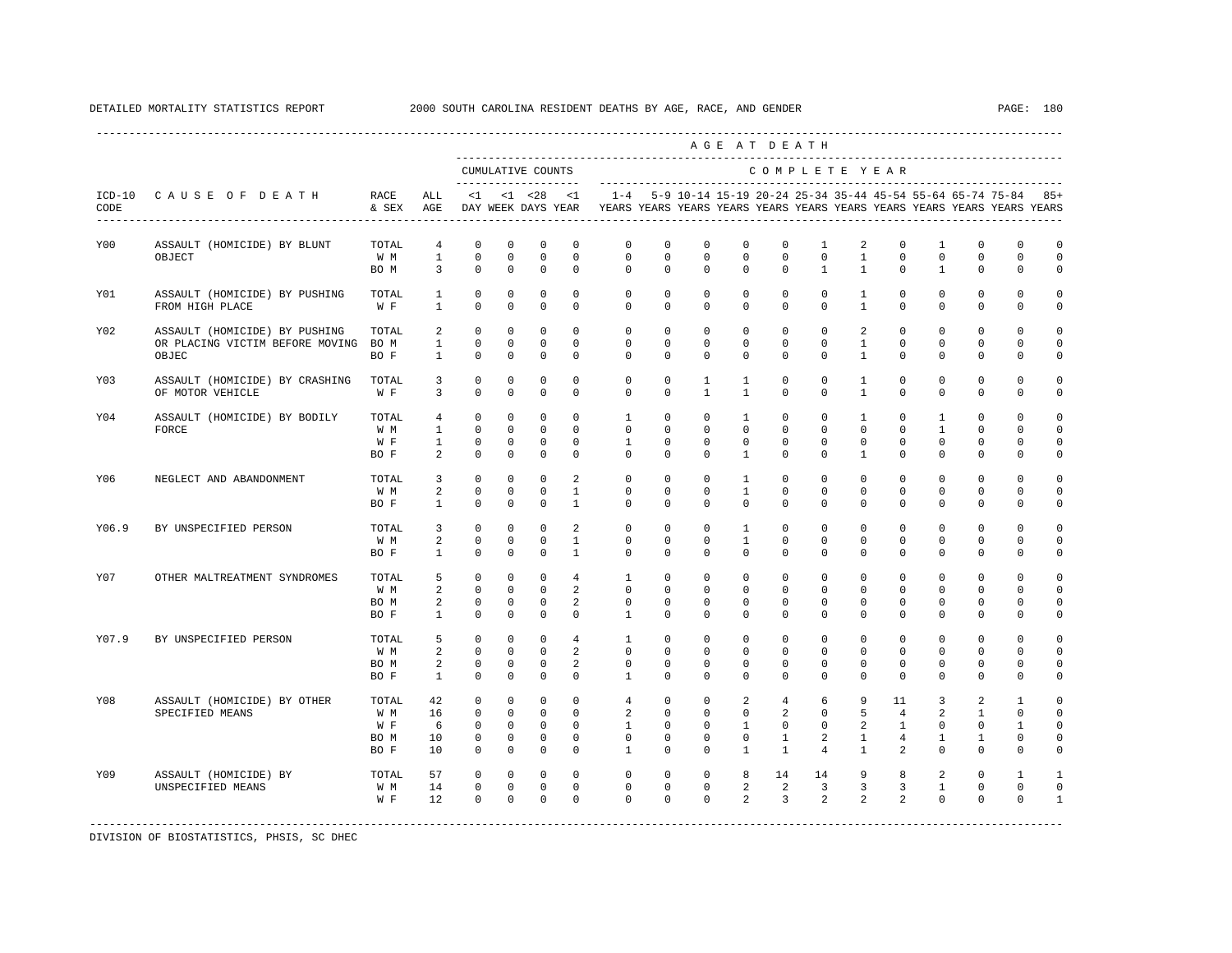DETAILED MORTALITY STATISTICS REPORT 2000 SOUTH CAROLINA RESIDENT DEATHS BY AGE, RACE, AND GENDER

| ICD-10 CODE | CAUSE OF DEATH | RACE & SEX | ALL AGE | <1 DAY | <1 WEEK | <28 DAYS | <1 YEAR | 1-4 YEARS | 5-9 YEARS | 10-14 YEARS | 15-19 YEARS | 20-24 YEARS | 25-34 YEARS | 35-44 YEARS | 45-54 YEARS | 55-64 YEARS | 65-74 YEARS | 75-84 YEARS | 85+ YEARS |
|---|---|---|---|---|---|---|---|---|---|---|---|---|---|---|---|---|---|---|---|
| | | | | CUMULATIVE COUNTS | | | | COMPLETE YEAR | | | | | | | | | | | |
| Y00 | ASSAULT (HOMICIDE) BY BLUNT OBJECT | TOTAL | 4 | 0 | 0 | 0 | 0 | 0 | 0 | 0 | 0 | 0 | 1 | 2 | 0 | 1 | 0 | 0 | 0 |
| | | W M | 1 | 0 | 0 | 0 | 0 | 0 | 0 | 0 | 0 | 0 | 0 | 1 | 0 | 0 | 0 | 0 | 0 |
| | | BO M | 3 | 0 | 0 | 0 | 0 | 0 | 0 | 0 | 0 | 0 | 1 | 1 | 0 | 1 | 0 | 0 | 0 |
| Y01 | ASSAULT (HOMICIDE) BY PUSHING FROM HIGH PLACE | TOTAL | 1 | 0 | 0 | 0 | 0 | 0 | 0 | 0 | 0 | 0 | 0 | 1 | 0 | 0 | 0 | 0 | 0 |
| | | W F | 1 | 0 | 0 | 0 | 0 | 0 | 0 | 0 | 0 | 0 | 0 | 1 | 0 | 0 | 0 | 0 | 0 |
| Y02 | ASSAULT (HOMICIDE) BY PUSHING OR PLACING VICTIM BEFORE MOVING OBJEC | TOTAL | 2 | 0 | 0 | 0 | 0 | 0 | 0 | 0 | 0 | 0 | 0 | 2 | 0 | 0 | 0 | 0 | 0 |
| | | BO M | 1 | 0 | 0 | 0 | 0 | 0 | 0 | 0 | 0 | 0 | 0 | 1 | 0 | 0 | 0 | 0 | 0 |
| | | BO F | 1 | 0 | 0 | 0 | 0 | 0 | 0 | 0 | 0 | 0 | 0 | 1 | 0 | 0 | 0 | 0 | 0 |
| Y03 | ASSAULT (HOMICIDE) BY CRASHING OF MOTOR VEHICLE | TOTAL | 3 | 0 | 0 | 0 | 0 | 0 | 0 | 1 | 1 | 0 | 0 | 1 | 0 | 0 | 0 | 0 | 0 |
| | | W F | 3 | 0 | 0 | 0 | 0 | 0 | 0 | 1 | 1 | 0 | 0 | 1 | 0 | 0 | 0 | 0 | 0 |
| Y04 | ASSAULT (HOMICIDE) BY BODILY FORCE | TOTAL | 4 | 0 | 0 | 0 | 0 | 1 | 0 | 0 | 1 | 0 | 0 | 1 | 0 | 1 | 0 | 0 | 0 |
| | | W M | 1 | 0 | 0 | 0 | 0 | 0 | 0 | 0 | 0 | 0 | 0 | 0 | 0 | 1 | 0 | 0 | 0 |
| | | W F | 1 | 0 | 0 | 0 | 0 | 1 | 0 | 0 | 0 | 0 | 0 | 0 | 0 | 0 | 0 | 0 | 0 |
| | | BO F | 2 | 0 | 0 | 0 | 0 | 0 | 0 | 0 | 1 | 0 | 0 | 1 | 0 | 0 | 0 | 0 | 0 |
| Y06 | NEGLECT AND ABANDONMENT | TOTAL | 3 | 0 | 0 | 0 | 2 | 0 | 0 | 0 | 1 | 0 | 0 | 0 | 0 | 0 | 0 | 0 | 0 |
| | | W M | 2 | 0 | 0 | 0 | 1 | 0 | 0 | 0 | 1 | 0 | 0 | 0 | 0 | 0 | 0 | 0 | 0 |
| | | BO F | 1 | 0 | 0 | 0 | 1 | 0 | 0 | 0 | 0 | 0 | 0 | 0 | 0 | 0 | 0 | 0 | 0 |
| Y06.9 | BY UNSPECIFIED PERSON | TOTAL | 3 | 0 | 0 | 0 | 2 | 0 | 0 | 0 | 1 | 0 | 0 | 0 | 0 | 0 | 0 | 0 | 0 |
| | | W M | 2 | 0 | 0 | 0 | 1 | 0 | 0 | 0 | 1 | 0 | 0 | 0 | 0 | 0 | 0 | 0 | 0 |
| | | BO F | 1 | 0 | 0 | 0 | 1 | 0 | 0 | 0 | 0 | 0 | 0 | 0 | 0 | 0 | 0 | 0 | 0 |
| Y07 | OTHER MALTREATMENT SYNDROMES | TOTAL | 5 | 0 | 0 | 0 | 4 | 1 | 0 | 0 | 0 | 0 | 0 | 0 | 0 | 0 | 0 | 0 | 0 |
| | | W M | 2 | 0 | 0 | 0 | 2 | 0 | 0 | 0 | 0 | 0 | 0 | 0 | 0 | 0 | 0 | 0 | 0 |
| | | BO M | 2 | 0 | 0 | 0 | 2 | 0 | 0 | 0 | 0 | 0 | 0 | 0 | 0 | 0 | 0 | 0 | 0 |
| | | BO F | 1 | 0 | 0 | 0 | 0 | 1 | 0 | 0 | 0 | 0 | 0 | 0 | 0 | 0 | 0 | 0 | 0 |
| Y07.9 | BY UNSPECIFIED PERSON | TOTAL | 5 | 0 | 0 | 0 | 4 | 1 | 0 | 0 | 0 | 0 | 0 | 0 | 0 | 0 | 0 | 0 | 0 |
| | | W M | 2 | 0 | 0 | 0 | 2 | 0 | 0 | 0 | 0 | 0 | 0 | 0 | 0 | 0 | 0 | 0 | 0 |
| | | BO M | 2 | 0 | 0 | 0 | 2 | 0 | 0 | 0 | 0 | 0 | 0 | 0 | 0 | 0 | 0 | 0 | 0 |
| | | BO F | 1 | 0 | 0 | 0 | 0 | 1 | 0 | 0 | 0 | 0 | 0 | 0 | 0 | 0 | 0 | 0 | 0 |
| Y08 | ASSAULT (HOMICIDE) BY OTHER SPECIFIED MEANS | TOTAL | 42 | 0 | 0 | 0 | 0 | 4 | 0 | 0 | 2 | 4 | 6 | 9 | 11 | 3 | 2 | 1 | 0 |
| | | W M | 16 | 0 | 0 | 0 | 0 | 2 | 0 | 0 | 0 | 2 | 0 | 5 | 4 | 2 | 1 | 0 | 0 |
| | | W F | 6 | 0 | 0 | 0 | 0 | 1 | 0 | 0 | 1 | 0 | 0 | 2 | 1 | 0 | 0 | 1 | 0 |
| | | BO M | 10 | 0 | 0 | 0 | 0 | 0 | 0 | 0 | 0 | 1 | 2 | 1 | 4 | 1 | 1 | 0 | 0 |
| | | BO F | 10 | 0 | 0 | 0 | 0 | 1 | 0 | 0 | 1 | 1 | 4 | 1 | 2 | 0 | 0 | 0 | 0 |
| Y09 | ASSAULT (HOMICIDE) BY UNSPECIFIED MEANS | TOTAL | 57 | 0 | 0 | 0 | 0 | 0 | 0 | 0 | 8 | 14 | 14 | 9 | 8 | 2 | 0 | 1 | 1 |
| | | W M | 14 | 0 | 0 | 0 | 0 | 0 | 0 | 0 | 2 | 2 | 3 | 3 | 3 | 1 | 0 | 0 | 0 |
| | | W F | 12 | 0 | 0 | 0 | 0 | 0 | 0 | 0 | 2 | 3 | 2 | 2 | 2 | 0 | 0 | 0 | 1 |

DIVISION OF BIOSTATISTICS, PHSIS, SC DHEC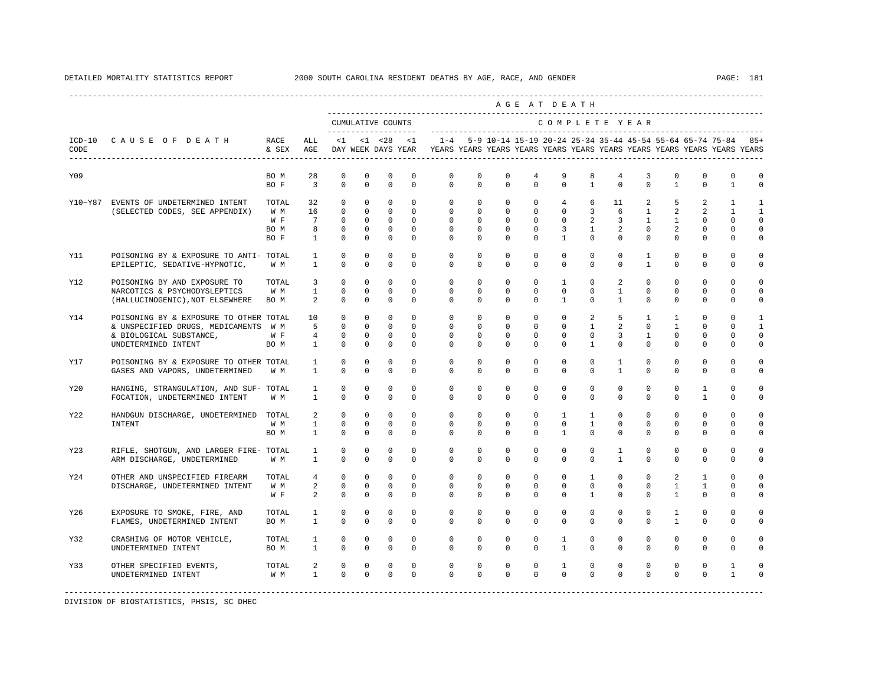DETAILED MORTALITY STATISTICS REPORT 2000 SOUTH CAROLINA RESIDENT DEATHS BY AGE, RACE, AND GENDER

| ICD-10 CODE | CAUSE OF DEATH | RACE & SEX | ALL AGE | <1 DAY | <1 WEEK | <28 DAYS | <1 YEAR | 1-4 YEARS | 5-9 YEARS | 10-14 YEARS | 15-19 YEARS | 20-24 YEARS | 25-34 YEARS | 35-44 YEARS | 45-54 YEARS | 55-64 YEARS | 65-74 YEARS | 75-84 YEARS | 85+ YEARS |
|---|---|---|---|---|---|---|---|---|---|---|---|---|---|---|---|---|---|---|---|
| | | | | CUMULATIVE COUNTS | | | | AGE AT DEATH — COMPLETE YEAR | | | | | | | | | | | |
| Y09 | | BO M | 28 | 0 | 0 | 0 | 0 | 0 | 0 | 0 | 4 | 9 | 8 | 4 | 3 | 0 | 0 | 0 | 0 |
| | | BO F | 3 | 0 | 0 | 0 | 0 | 0 | 0 | 0 | 0 | 0 | 1 | 0 | 0 | 1 | 0 | 1 | 0 |
| Y10-Y87 | EVENTS OF UNDETERMINED INTENT | TOTAL | 32 | 0 | 0 | 0 | 0 | 0 | 0 | 0 | 0 | 4 | 6 | 11 | 2 | 5 | 2 | 1 | 1 |
| | (SELECTED CODES, SEE APPENDIX) | W M | 16 | 0 | 0 | 0 | 0 | 0 | 0 | 0 | 0 | 0 | 3 | 6 | 1 | 2 | 2 | 1 | 1 |
| | | W F | 7 | 0 | 0 | 0 | 0 | 0 | 0 | 0 | 0 | 0 | 2 | 3 | 1 | 1 | 0 | 0 | 0 |
| | | BO M | 8 | 0 | 0 | 0 | 0 | 0 | 0 | 0 | 0 | 3 | 1 | 2 | 0 | 2 | 0 | 0 | 0 |
| | | BO F | 1 | 0 | 0 | 0 | 0 | 0 | 0 | 0 | 0 | 1 | 0 | 0 | 0 | 0 | 0 | 0 | 0 |
| Y11 | POISONING BY & EXPOSURE TO ANTI- | TOTAL | 1 | 0 | 0 | 0 | 0 | 0 | 0 | 0 | 0 | 0 | 0 | 0 | 1 | 0 | 0 | 0 | 0 |
| | EPILEPTIC, SEDATIVE-HYPNOTIC, | W M | 1 | 0 | 0 | 0 | 0 | 0 | 0 | 0 | 0 | 0 | 0 | 0 | 1 | 0 | 0 | 0 | 0 |
| Y12 | POISONING BY AND EXPOSURE TO | TOTAL | 3 | 0 | 0 | 0 | 0 | 0 | 0 | 0 | 0 | 1 | 0 | 2 | 0 | 0 | 0 | 0 | 0 |
| | NARCOTICS & PSYCHODYSLEPTICS | W M | 1 | 0 | 0 | 0 | 0 | 0 | 0 | 0 | 0 | 0 | 0 | 1 | 0 | 0 | 0 | 0 | 0 |
| | (HALLUCINOGENIC),NOT ELSEWHERE | BO M | 2 | 0 | 0 | 0 | 0 | 0 | 0 | 0 | 0 | 1 | 0 | 1 | 0 | 0 | 0 | 0 | 0 |
| Y14 | POISONING BY & EXPOSURE TO OTHER | TOTAL | 10 | 0 | 0 | 0 | 0 | 0 | 0 | 0 | 0 | 0 | 2 | 5 | 1 | 1 | 0 | 0 | 1 |
| | & UNSPECIFIED DRUGS, MEDICAMENTS | W M | 5 | 0 | 0 | 0 | 0 | 0 | 0 | 0 | 0 | 0 | 1 | 2 | 0 | 1 | 0 | 0 | 1 |
| | & BIOLOGICAL SUBSTANCE, | W F | 4 | 0 | 0 | 0 | 0 | 0 | 0 | 0 | 0 | 0 | 0 | 3 | 1 | 0 | 0 | 0 | 0 |
| | UNDETERMINED INTENT | BO M | 1 | 0 | 0 | 0 | 0 | 0 | 0 | 0 | 0 | 0 | 1 | 0 | 0 | 0 | 0 | 0 | 0 |
| Y17 | POISONING BY & EXPOSURE TO OTHER | TOTAL | 1 | 0 | 0 | 0 | 0 | 0 | 0 | 0 | 0 | 0 | 0 | 1 | 0 | 0 | 0 | 0 | 0 |
| | GASES AND VAPORS, UNDETERMINED | W M | 1 | 0 | 0 | 0 | 0 | 0 | 0 | 0 | 0 | 0 | 0 | 1 | 0 | 0 | 0 | 0 | 0 |
| Y20 | HANGING, STRANGULATION, AND SUF- | TOTAL | 1 | 0 | 0 | 0 | 0 | 0 | 0 | 0 | 0 | 0 | 0 | 0 | 0 | 0 | 1 | 0 | 0 |
| | FOCATION, UNDETERMINED INTENT | W M | 1 | 0 | 0 | 0 | 0 | 0 | 0 | 0 | 0 | 0 | 0 | 0 | 0 | 0 | 1 | 0 | 0 |
| Y22 | HANDGUN DISCHARGE, UNDETERMINED | TOTAL | 2 | 0 | 0 | 0 | 0 | 0 | 0 | 0 | 0 | 1 | 1 | 0 | 0 | 0 | 0 | 0 | 0 |
| | INTENT | W M | 1 | 0 | 0 | 0 | 0 | 0 | 0 | 0 | 0 | 0 | 1 | 0 | 0 | 0 | 0 | 0 | 0 |
| | | BO M | 1 | 0 | 0 | 0 | 0 | 0 | 0 | 0 | 0 | 1 | 0 | 0 | 0 | 0 | 0 | 0 | 0 |
| Y23 | RIFLE, SHOTGUN, AND LARGER FIRE- | TOTAL | 1 | 0 | 0 | 0 | 0 | 0 | 0 | 0 | 0 | 0 | 0 | 1 | 0 | 0 | 0 | 0 | 0 |
| | ARM DISCHARGE, UNDETERMINED | W M | 1 | 0 | 0 | 0 | 0 | 0 | 0 | 0 | 0 | 0 | 0 | 1 | 0 | 0 | 0 | 0 | 0 |
| Y24 | OTHER AND UNSPECIFIED FIREARM | TOTAL | 4 | 0 | 0 | 0 | 0 | 0 | 0 | 0 | 0 | 0 | 1 | 0 | 0 | 2 | 1 | 0 | 0 |
| | DISCHARGE, UNDETERMINED INTENT | W M | 2 | 0 | 0 | 0 | 0 | 0 | 0 | 0 | 0 | 0 | 0 | 0 | 0 | 1 | 1 | 0 | 0 |
| | | W F | 2 | 0 | 0 | 0 | 0 | 0 | 0 | 0 | 0 | 0 | 1 | 0 | 0 | 1 | 0 | 0 | 0 |
| Y26 | EXPOSURE TO SMOKE, FIRE, AND | TOTAL | 1 | 0 | 0 | 0 | 0 | 0 | 0 | 0 | 0 | 0 | 0 | 0 | 0 | 1 | 0 | 0 | 0 |
| | FLAMES, UNDETERMINED INTENT | BO M | 1 | 0 | 0 | 0 | 0 | 0 | 0 | 0 | 0 | 0 | 0 | 0 | 0 | 1 | 0 | 0 | 0 |
| Y32 | CRASHING OF MOTOR VEHICLE, | TOTAL | 1 | 0 | 0 | 0 | 0 | 0 | 0 | 0 | 0 | 1 | 0 | 0 | 0 | 0 | 0 | 0 | 0 |
| | UNDETERMINED INTENT | BO M | 1 | 0 | 0 | 0 | 0 | 0 | 0 | 0 | 0 | 1 | 0 | 0 | 0 | 0 | 0 | 0 | 0 |
| Y33 | OTHER SPECIFIED EVENTS, | TOTAL | 2 | 0 | 0 | 0 | 0 | 0 | 0 | 0 | 0 | 1 | 0 | 0 | 0 | 0 | 0 | 1 | 0 |
| | UNDETERMINED INTENT | W M | 1 | 0 | 0 | 0 | 0 | 0 | 0 | 0 | 0 | 0 | 0 | 0 | 0 | 0 | 0 | 1 | 0 |

DIVISION OF BIOSTATISTICS, PHSIS, SC DHEC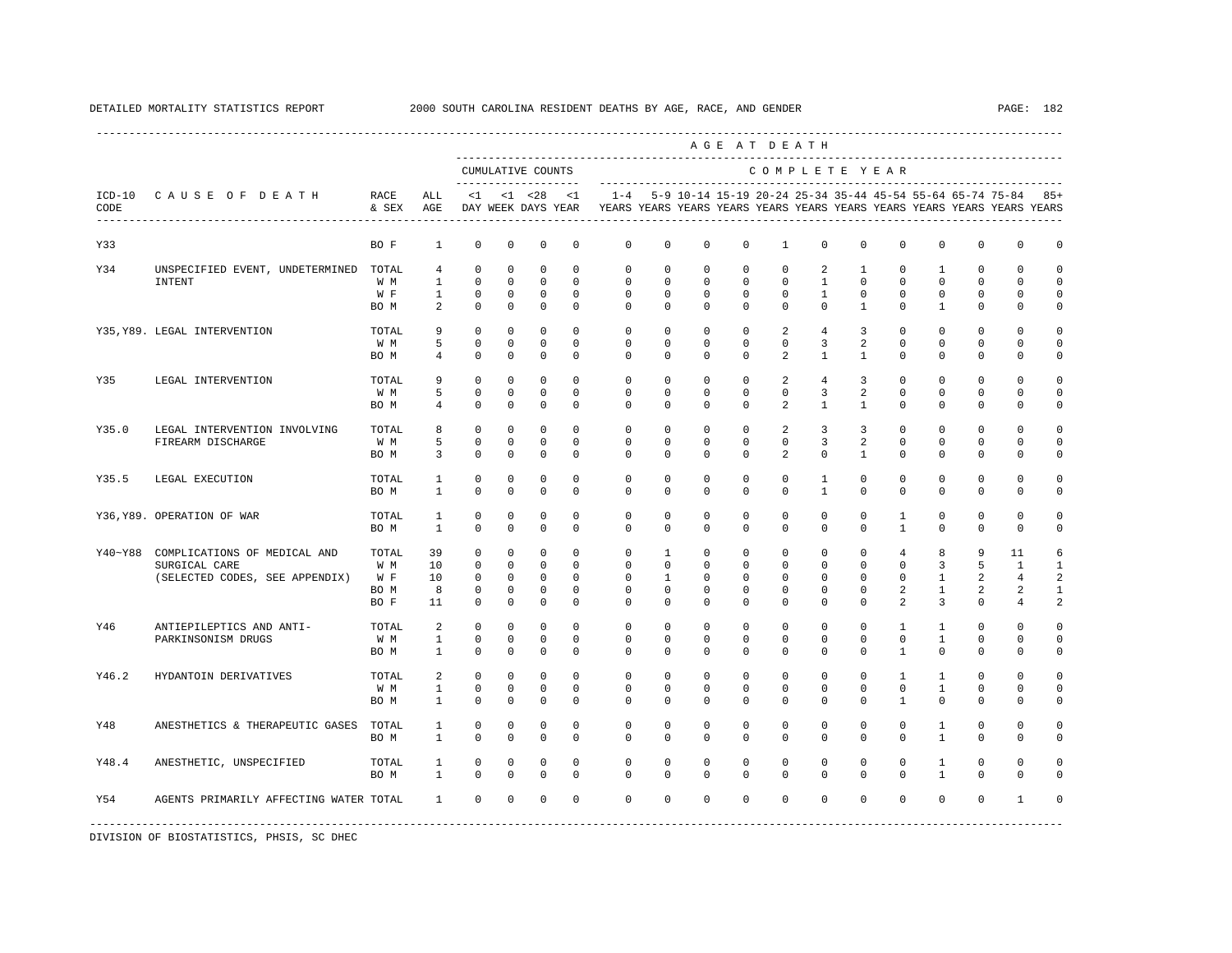DETAILED MORTALITY STATISTICS REPORT 2000 SOUTH CAROLINA RESIDENT DEATHS BY AGE, RACE, AND GENDER

| ICD-10 CODE | CAUSE OF DEATH | RACE & SEX | ALL AGE | <1 DAY | <1 WEEK | <28 DAYS | <1 YEAR | 1-4 YEARS | 5-9 YEARS | 10-14 YEARS | 15-19 YEARS | 20-24 YEARS | 25-34 YEARS | 35-44 YEARS | 45-54 YEARS | 55-64 YEARS | 65-74 YEARS | 75-84 YEARS | 85+ YEARS |
|---|---|---|---|---|---|---|---|---|---|---|---|---|---|---|---|---|---|---|---|
| Y33 | | BO F | 1 | 0 | 0 | 0 | 0 | 0 | 0 | 0 | 0 | 1 | 0 | 0 | 0 | 0 | 0 | 0 | 0 |
| Y34 | UNSPECIFIED EVENT, UNDETERMINED INTENT | TOTAL | 4 | 0 | 0 | 0 | 0 | 0 | 0 | 0 | 0 | 0 | 2 | 1 | 0 | 1 | 0 | 0 | 0 |
| | | W M | 1 | 0 | 0 | 0 | 0 | 0 | 0 | 0 | 0 | 0 | 1 | 0 | 0 | 0 | 0 | 0 | 0 |
| | | W F | 1 | 0 | 0 | 0 | 0 | 0 | 0 | 0 | 0 | 0 | 1 | 0 | 0 | 0 | 0 | 0 | 0 |
| | | BO M | 2 | 0 | 0 | 0 | 0 | 0 | 0 | 0 | 0 | 0 | 0 | 1 | 0 | 1 | 0 | 0 | 0 |
| Y35,Y89. | LEGAL INTERVENTION | TOTAL | 9 | 0 | 0 | 0 | 0 | 0 | 0 | 0 | 0 | 2 | 4 | 3 | 0 | 0 | 0 | 0 | 0 |
| | | W M | 5 | 0 | 0 | 0 | 0 | 0 | 0 | 0 | 0 | 0 | 3 | 2 | 0 | 0 | 0 | 0 | 0 |
| | | BO M | 4 | 0 | 0 | 0 | 0 | 0 | 0 | 0 | 0 | 2 | 1 | 1 | 0 | 0 | 0 | 0 | 0 |
| Y35 | LEGAL INTERVENTION | TOTAL | 9 | 0 | 0 | 0 | 0 | 0 | 0 | 0 | 0 | 2 | 4 | 3 | 0 | 0 | 0 | 0 | 0 |
| | | W M | 5 | 0 | 0 | 0 | 0 | 0 | 0 | 0 | 0 | 0 | 3 | 2 | 0 | 0 | 0 | 0 | 0 |
| | | BO M | 4 | 0 | 0 | 0 | 0 | 0 | 0 | 0 | 0 | 2 | 1 | 1 | 0 | 0 | 0 | 0 | 0 |
| Y35.0 | LEGAL INTERVENTION INVOLVING FIREARM DISCHARGE | TOTAL | 8 | 0 | 0 | 0 | 0 | 0 | 0 | 0 | 0 | 2 | 3 | 3 | 0 | 0 | 0 | 0 | 0 |
| | | W M | 5 | 0 | 0 | 0 | 0 | 0 | 0 | 0 | 0 | 0 | 3 | 2 | 0 | 0 | 0 | 0 | 0 |
| | | BO M | 3 | 0 | 0 | 0 | 0 | 0 | 0 | 0 | 0 | 2 | 0 | 1 | 0 | 0 | 0 | 0 | 0 |
| Y35.5 | LEGAL EXECUTION | TOTAL | 1 | 0 | 0 | 0 | 0 | 0 | 0 | 0 | 0 | 0 | 1 | 0 | 0 | 0 | 0 | 0 | 0 |
| | | BO M | 1 | 0 | 0 | 0 | 0 | 0 | 0 | 0 | 0 | 0 | 1 | 0 | 0 | 0 | 0 | 0 | 0 |
| Y36,Y89. | OPERATION OF WAR | TOTAL | 1 | 0 | 0 | 0 | 0 | 0 | 0 | 0 | 0 | 0 | 0 | 0 | 1 | 0 | 0 | 0 | 0 |
| | | BO M | 1 | 0 | 0 | 0 | 0 | 0 | 0 | 0 | 0 | 0 | 0 | 0 | 1 | 0 | 0 | 0 | 0 |
| Y40~Y88 | COMPLICATIONS OF MEDICAL AND SURGICAL CARE (SELECTED CODES, SEE APPENDIX) | TOTAL | 39 | 0 | 0 | 0 | 0 | 0 | 1 | 0 | 0 | 0 | 0 | 0 | 4 | 8 | 9 | 11 | 6 |
| | | W M | 10 | 0 | 0 | 0 | 0 | 0 | 0 | 0 | 0 | 0 | 0 | 0 | 0 | 3 | 5 | 1 | 1 |
| | | W F | 10 | 0 | 0 | 0 | 0 | 0 | 1 | 0 | 0 | 0 | 0 | 0 | 0 | 1 | 2 | 4 | 2 |
| | | BO M | 8 | 0 | 0 | 0 | 0 | 0 | 0 | 0 | 0 | 0 | 0 | 0 | 2 | 1 | 2 | 2 | 1 |
| | | BO F | 11 | 0 | 0 | 0 | 0 | 0 | 0 | 0 | 0 | 0 | 0 | 0 | 2 | 3 | 0 | 4 | 2 |
| Y46 | ANTIEPILEPTICS AND ANTI-PARKINSONISM DRUGS | TOTAL | 2 | 0 | 0 | 0 | 0 | 0 | 0 | 0 | 0 | 0 | 0 | 0 | 1 | 1 | 0 | 0 | 0 |
| | | W M | 1 | 0 | 0 | 0 | 0 | 0 | 0 | 0 | 0 | 0 | 0 | 0 | 0 | 1 | 0 | 0 | 0 |
| | | BO M | 1 | 0 | 0 | 0 | 0 | 0 | 0 | 0 | 0 | 0 | 0 | 0 | 1 | 0 | 0 | 0 | 0 |
| Y46.2 | HYDANTOIN DERIVATIVES | TOTAL | 2 | 0 | 0 | 0 | 0 | 0 | 0 | 0 | 0 | 0 | 0 | 0 | 1 | 1 | 0 | 0 | 0 |
| | | W M | 1 | 0 | 0 | 0 | 0 | 0 | 0 | 0 | 0 | 0 | 0 | 0 | 0 | 1 | 0 | 0 | 0 |
| | | BO M | 1 | 0 | 0 | 0 | 0 | 0 | 0 | 0 | 0 | 0 | 0 | 0 | 1 | 0 | 0 | 0 | 0 |
| Y48 | ANESTHETICS & THERAPEUTIC GASES | TOTAL | 1 | 0 | 0 | 0 | 0 | 0 | 0 | 0 | 0 | 0 | 0 | 0 | 0 | 1 | 0 | 0 | 0 |
| | | BO M | 1 | 0 | 0 | 0 | 0 | 0 | 0 | 0 | 0 | 0 | 0 | 0 | 0 | 1 | 0 | 0 | 0 |
| Y48.4 | ANESTHETIC, UNSPECIFIED | TOTAL | 1 | 0 | 0 | 0 | 0 | 0 | 0 | 0 | 0 | 0 | 0 | 0 | 0 | 1 | 0 | 0 | 0 |
| | | BO M | 1 | 0 | 0 | 0 | 0 | 0 | 0 | 0 | 0 | 0 | 0 | 0 | 0 | 1 | 0 | 0 | 0 |
| Y54 | AGENTS PRIMARILY AFFECTING WATER | TOTAL | 1 | 0 | 0 | 0 | 0 | 0 | 0 | 0 | 0 | 0 | 0 | 0 | 0 | 0 | 0 | 1 | 0 |

DIVISION OF BIOSTATISTICS, PHSIS, SC DHEC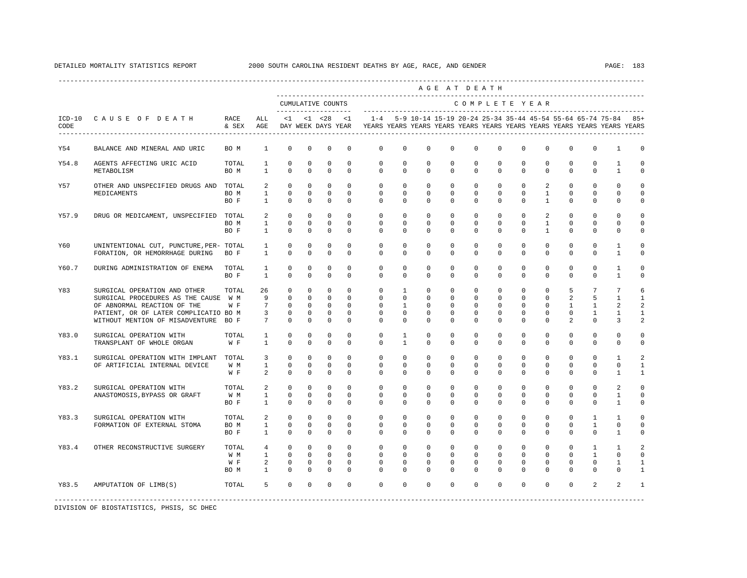DETAILED MORTALITY STATISTICS REPORT 2000 SOUTH CAROLINA RESIDENT DEATHS BY AGE, RACE, AND GENDER

| ICD-10 CODE | CAUSE OF DEATH | RACE & SEX | ALL AGE | <1 DAY | <1 WEEK | <28 DAYS | <1 YEAR | 1-4 YEARS | 5-9 YEARS | 10-14 YEARS | 15-19 YEARS | 20-24 YEARS | 25-34 YEARS | 35-44 YEARS | 45-54 YEARS | 55-64 YEARS | 65-74 YEARS | 75-84 YEARS | 85+ YEARS |
|---|---|---|---|---|---|---|---|---|---|---|---|---|---|---|---|---|---|---|---|
| | | | | CUMULATIVE COUNTS | | | | AGE AT DEATH – COMPLETE YEAR | | | | | | | | | | | |
| Y54 | BALANCE AND MINERAL AND URIC | BO M | 1 | 0 | 0 | 0 | 0 | 0 | 0 | 0 | 0 | 0 | 0 | 0 | 0 | 0 | 0 | 1 | 0 |
| Y54.8 | AGENTS AFFECTING URIC ACID METABOLISM | TOTAL | 1 | 0 | 0 | 0 | 0 | 0 | 0 | 0 | 0 | 0 | 0 | 0 | 0 | 0 | 0 | 1 | 0 |
| | | BO M | 1 | 0 | 0 | 0 | 0 | 0 | 0 | 0 | 0 | 0 | 0 | 0 | 0 | 0 | 0 | 1 | 0 |
| Y57 | OTHER AND UNSPECIFIED DRUGS AND MEDICAMENTS | TOTAL | 2 | 0 | 0 | 0 | 0 | 0 | 0 | 0 | 0 | 0 | 0 | 0 | 2 | 0 | 0 | 0 | 0 |
| | | BO M | 1 | 0 | 0 | 0 | 0 | 0 | 0 | 0 | 0 | 0 | 0 | 0 | 1 | 0 | 0 | 0 | 0 |
| | | BO F | 1 | 0 | 0 | 0 | 0 | 0 | 0 | 0 | 0 | 0 | 0 | 0 | 1 | 0 | 0 | 0 | 0 |
| Y57.9 | DRUG OR MEDICAMENT, UNSPECIFIED | TOTAL | 2 | 0 | 0 | 0 | 0 | 0 | 0 | 0 | 0 | 0 | 0 | 0 | 2 | 0 | 0 | 0 | 0 |
| | | BO M | 1 | 0 | 0 | 0 | 0 | 0 | 0 | 0 | 0 | 0 | 0 | 0 | 1 | 0 | 0 | 0 | 0 |
| | | BO F | 1 | 0 | 0 | 0 | 0 | 0 | 0 | 0 | 0 | 0 | 0 | 0 | 1 | 0 | 0 | 0 | 0 |
| Y60 | UNINTENTIONAL CUT, PUNCTURE,PER-FORATION, OR HEMORRHAGE DURING | TOTAL | 1 | 0 | 0 | 0 | 0 | 0 | 0 | 0 | 0 | 0 | 0 | 0 | 0 | 0 | 0 | 1 | 0 |
| | | BO F | 1 | 0 | 0 | 0 | 0 | 0 | 0 | 0 | 0 | 0 | 0 | 0 | 0 | 0 | 0 | 1 | 0 |
| Y60.7 | DURING ADMINISTRATION OF ENEMA | TOTAL | 1 | 0 | 0 | 0 | 0 | 0 | 0 | 0 | 0 | 0 | 0 | 0 | 0 | 0 | 0 | 1 | 0 |
| | | BO F | 1 | 0 | 0 | 0 | 0 | 0 | 0 | 0 | 0 | 0 | 0 | 0 | 0 | 0 | 0 | 1 | 0 |
| Y83 | SURGICAL OPERATION AND OTHER SURGICAL PROCEDURES AS THE CAUSE OF ABNORMAL REACTION OF THE PATIENT, OR OF LATER COMPLICATIO WITHOUT MENTION OF MISADVENTURE | TOTAL | 26 | 0 | 0 | 0 | 0 | 0 | 1 | 0 | 0 | 0 | 0 | 0 | 0 | 5 | 7 | 7 | 6 |
| | | W M | 9 | 0 | 0 | 0 | 0 | 0 | 0 | 0 | 0 | 0 | 0 | 0 | 0 | 2 | 5 | 1 | 1 |
| | | W F | 7 | 0 | 0 | 0 | 0 | 0 | 1 | 0 | 0 | 0 | 0 | 0 | 0 | 1 | 1 | 2 | 2 |
| | | BO M | 3 | 0 | 0 | 0 | 0 | 0 | 0 | 0 | 0 | 0 | 0 | 0 | 0 | 0 | 1 | 1 | 1 |
| | | BO F | 7 | 0 | 0 | 0 | 0 | 0 | 0 | 0 | 0 | 0 | 0 | 0 | 0 | 2 | 0 | 3 | 2 |
| Y83.0 | SURGICAL OPERATION WITH TRANSPLANT OF WHOLE ORGAN | TOTAL | 1 | 0 | 0 | 0 | 0 | 0 | 1 | 0 | 0 | 0 | 0 | 0 | 0 | 0 | 0 | 0 | 0 |
| | | W F | 1 | 0 | 0 | 0 | 0 | 0 | 1 | 0 | 0 | 0 | 0 | 0 | 0 | 0 | 0 | 0 | 0 |
| Y83.1 | SURGICAL OPERATION WITH IMPLANT OF ARTIFICIAL INTERNAL DEVICE | TOTAL | 3 | 0 | 0 | 0 | 0 | 0 | 0 | 0 | 0 | 0 | 0 | 0 | 0 | 0 | 0 | 1 | 2 |
| | | W M | 1 | 0 | 0 | 0 | 0 | 0 | 0 | 0 | 0 | 0 | 0 | 0 | 0 | 0 | 0 | 0 | 1 |
| | | W F | 2 | 0 | 0 | 0 | 0 | 0 | 0 | 0 | 0 | 0 | 0 | 0 | 0 | 0 | 0 | 1 | 1 |
| Y83.2 | SURGICAL OPERATION WITH ANASTOMOSIS,BYPASS OR GRAFT | TOTAL | 2 | 0 | 0 | 0 | 0 | 0 | 0 | 0 | 0 | 0 | 0 | 0 | 0 | 0 | 0 | 2 | 0 |
| | | W M | 1 | 0 | 0 | 0 | 0 | 0 | 0 | 0 | 0 | 0 | 0 | 0 | 0 | 0 | 0 | 1 | 0 |
| | | BO F | 1 | 0 | 0 | 0 | 0 | 0 | 0 | 0 | 0 | 0 | 0 | 0 | 0 | 0 | 0 | 1 | 0 |
| Y83.3 | SURGICAL OPERATION WITH FORMATION OF EXTERNAL STOMA | TOTAL | 2 | 0 | 0 | 0 | 0 | 0 | 0 | 0 | 0 | 0 | 0 | 0 | 0 | 0 | 1 | 1 | 0 |
| | | BO M | 1 | 0 | 0 | 0 | 0 | 0 | 0 | 0 | 0 | 0 | 0 | 0 | 0 | 0 | 1 | 0 | 0 |
| | | BO F | 1 | 0 | 0 | 0 | 0 | 0 | 0 | 0 | 0 | 0 | 0 | 0 | 0 | 0 | 0 | 1 | 0 |
| Y83.4 | OTHER RECONSTRUCTIVE SURGERY | TOTAL | 4 | 0 | 0 | 0 | 0 | 0 | 0 | 0 | 0 | 0 | 0 | 0 | 0 | 0 | 1 | 1 | 2 |
| | | W M | 1 | 0 | 0 | 0 | 0 | 0 | 0 | 0 | 0 | 0 | 0 | 0 | 0 | 0 | 1 | 0 | 0 |
| | | W F | 2 | 0 | 0 | 0 | 0 | 0 | 0 | 0 | 0 | 0 | 0 | 0 | 0 | 0 | 0 | 1 | 1 |
| | | BO M | 1 | 0 | 0 | 0 | 0 | 0 | 0 | 0 | 0 | 0 | 0 | 0 | 0 | 0 | 0 | 0 | 1 |
| Y83.5 | AMPUTATION OF LIMB(S) | TOTAL | 5 | 0 | 0 | 0 | 0 | 0 | 0 | 0 | 0 | 0 | 0 | 0 | 0 | 0 | 2 | 2 | 1 |

DIVISION OF BIOSTATISTICS, PHSIS, SC DHEC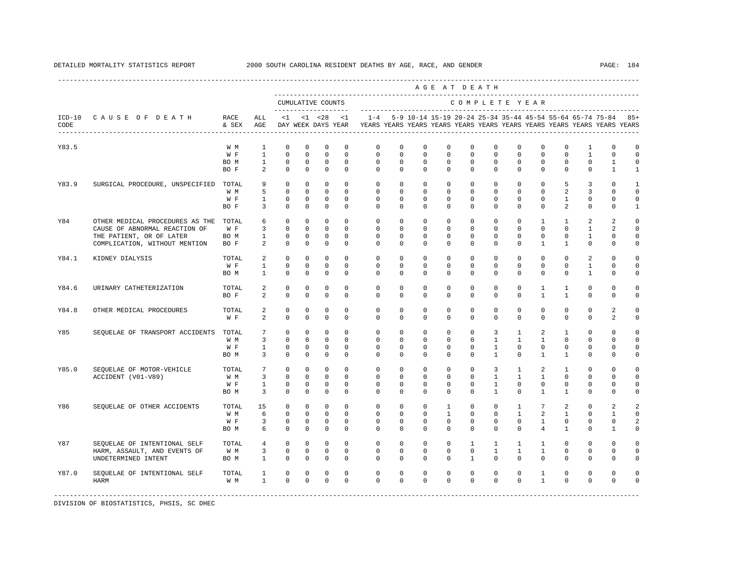DETAILED MORTALITY STATISTICS REPORT — 2000 SOUTH CAROLINA RESIDENT DEATHS BY AGE, RACE, AND GENDER

| ICD-10 CODE | CAUSE OF DEATH | RACE & SEX | ALL AGE | <1 DAY | <1 WEEK | <28 DAYS | <1 YEAR | 1-4 YEARS | 5-9 YEARS | 10-14 YEARS | 15-19 YEARS | 20-24 YEARS | 25-34 YEARS | 35-44 YEARS | 45-54 YEARS | 55-64 YEARS | 65-74 YEARS | 75-84 YEARS | 85+ YEARS |
|---|---|---|---|---|---|---|---|---|---|---|---|---|---|---|---|---|---|---|---|
| Y83.5 | | W M | 1 | 0 | 0 | 0 | 0 | 0 | 0 | 0 | 0 | 0 | 0 | 0 | 0 | 0 | 1 | 0 | 0 |
| | | W F | 1 | 0 | 0 | 0 | 0 | 0 | 0 | 0 | 0 | 0 | 0 | 0 | 0 | 0 | 1 | 0 | 0 |
| | | BO M | 1 | 0 | 0 | 0 | 0 | 0 | 0 | 0 | 0 | 0 | 0 | 0 | 0 | 0 | 0 | 1 | 0 |
| | | BO F | 2 | 0 | 0 | 0 | 0 | 0 | 0 | 0 | 0 | 0 | 0 | 0 | 0 | 0 | 0 | 1 | 1 |
| Y83.9 | SURGICAL PROCEDURE, UNSPECIFIED | TOTAL | 9 | 0 | 0 | 0 | 0 | 0 | 0 | 0 | 0 | 0 | 0 | 0 | 0 | 5 | 3 | 0 | 1 |
| | | W M | 5 | 0 | 0 | 0 | 0 | 0 | 0 | 0 | 0 | 0 | 0 | 0 | 0 | 2 | 3 | 0 | 0 |
| | | W F | 1 | 0 | 0 | 0 | 0 | 0 | 0 | 0 | 0 | 0 | 0 | 0 | 0 | 1 | 0 | 0 | 0 |
| | | BO F | 3 | 0 | 0 | 0 | 0 | 0 | 0 | 0 | 0 | 0 | 0 | 0 | 0 | 2 | 0 | 0 | 1 |
| Y84 | OTHER MEDICAL PROCEDURES AS THE CAUSE OF ABNORMAL REACTION OF THE PATIENT, OR OF LATER COMPLICATION, WITHOUT MENTION | TOTAL | 6 | 0 | 0 | 0 | 0 | 0 | 0 | 0 | 0 | 0 | 0 | 0 | 1 | 1 | 2 | 2 | 0 |
| | | W F | 3 | 0 | 0 | 0 | 0 | 0 | 0 | 0 | 0 | 0 | 0 | 0 | 0 | 0 | 1 | 2 | 0 |
| | | BO M | 1 | 0 | 0 | 0 | 0 | 0 | 0 | 0 | 0 | 0 | 0 | 0 | 0 | 0 | 1 | 0 | 0 |
| | | BO F | 2 | 0 | 0 | 0 | 0 | 0 | 0 | 0 | 0 | 0 | 0 | 0 | 1 | 1 | 0 | 0 | 0 |
| Y84.1 | KIDNEY DIALYSIS | TOTAL | 2 | 0 | 0 | 0 | 0 | 0 | 0 | 0 | 0 | 0 | 0 | 0 | 0 | 0 | 2 | 0 | 0 |
| | | W F | 1 | 0 | 0 | 0 | 0 | 0 | 0 | 0 | 0 | 0 | 0 | 0 | 0 | 0 | 1 | 0 | 0 |
| | | BO M | 1 | 0 | 0 | 0 | 0 | 0 | 0 | 0 | 0 | 0 | 0 | 0 | 0 | 0 | 1 | 0 | 0 |
| Y84.6 | URINARY CATHETERIZATION | TOTAL | 2 | 0 | 0 | 0 | 0 | 0 | 0 | 0 | 0 | 0 | 0 | 0 | 1 | 1 | 0 | 0 | 0 |
| | | BO F | 2 | 0 | 0 | 0 | 0 | 0 | 0 | 0 | 0 | 0 | 0 | 0 | 1 | 1 | 0 | 0 | 0 |
| Y84.8 | OTHER MEDICAL PROCEDURES | TOTAL | 2 | 0 | 0 | 0 | 0 | 0 | 0 | 0 | 0 | 0 | 0 | 0 | 0 | 0 | 0 | 2 | 0 |
| | | W F | 2 | 0 | 0 | 0 | 0 | 0 | 0 | 0 | 0 | 0 | 0 | 0 | 0 | 0 | 0 | 2 | 0 |
| Y85 | SEQUELAE OF TRANSPORT ACCIDENTS | TOTAL | 7 | 0 | 0 | 0 | 0 | 0 | 0 | 0 | 0 | 0 | 3 | 1 | 2 | 1 | 0 | 0 | 0 |
| | | W M | 3 | 0 | 0 | 0 | 0 | 0 | 0 | 0 | 0 | 0 | 1 | 1 | 1 | 0 | 0 | 0 | 0 |
| | | W F | 1 | 0 | 0 | 0 | 0 | 0 | 0 | 0 | 0 | 0 | 1 | 0 | 0 | 0 | 0 | 0 | 0 |
| | | BO M | 3 | 0 | 0 | 0 | 0 | 0 | 0 | 0 | 0 | 0 | 1 | 0 | 1 | 1 | 0 | 0 | 0 |
| Y85.0 | SEQUELAE OF MOTOR-VEHICLE ACCIDENT (V01-V89) | TOTAL | 7 | 0 | 0 | 0 | 0 | 0 | 0 | 0 | 0 | 0 | 3 | 1 | 2 | 1 | 0 | 0 | 0 |
| | | W M | 3 | 0 | 0 | 0 | 0 | 0 | 0 | 0 | 0 | 0 | 1 | 1 | 1 | 0 | 0 | 0 | 0 |
| | | W F | 1 | 0 | 0 | 0 | 0 | 0 | 0 | 0 | 0 | 0 | 1 | 0 | 0 | 0 | 0 | 0 | 0 |
| | | BO M | 3 | 0 | 0 | 0 | 0 | 0 | 0 | 0 | 0 | 0 | 1 | 0 | 1 | 1 | 0 | 0 | 0 |
| Y86 | SEQUELAE OF OTHER ACCIDENTS | TOTAL | 15 | 0 | 0 | 0 | 0 | 0 | 0 | 0 | 1 | 0 | 0 | 1 | 7 | 2 | 0 | 2 | 2 |
| | | W M | 6 | 0 | 0 | 0 | 0 | 0 | 0 | 0 | 1 | 0 | 0 | 1 | 2 | 1 | 0 | 1 | 0 |
| | | W F | 3 | 0 | 0 | 0 | 0 | 0 | 0 | 0 | 0 | 0 | 0 | 0 | 1 | 0 | 0 | 0 | 2 |
| | | BO M | 6 | 0 | 0 | 0 | 0 | 0 | 0 | 0 | 0 | 0 | 0 | 0 | 4 | 1 | 0 | 1 | 0 |
| Y87 | SEQUELAE OF INTENTIONAL SELF HARM, ASSAULT, AND EVENTS OF UNDETERMINED INTENT | TOTAL | 4 | 0 | 0 | 0 | 0 | 0 | 0 | 0 | 0 | 1 | 1 | 1 | 1 | 0 | 0 | 0 | 0 |
| | | W M | 3 | 0 | 0 | 0 | 0 | 0 | 0 | 0 | 0 | 0 | 1 | 1 | 1 | 0 | 0 | 0 | 0 |
| | | BO M | 1 | 0 | 0 | 0 | 0 | 0 | 0 | 0 | 0 | 1 | 0 | 0 | 0 | 0 | 0 | 0 | 0 |
| Y87.0 | SEQUELAE OF INTENTIONAL SELF HARM | TOTAL | 1 | 0 | 0 | 0 | 0 | 0 | 0 | 0 | 0 | 0 | 0 | 0 | 1 | 0 | 0 | 0 | 0 |
| | | W M | 1 | 0 | 0 | 0 | 0 | 0 | 0 | 0 | 0 | 0 | 0 | 0 | 1 | 0 | 0 | 0 | 0 |

DIVISION OF BIOSTATISTICS, PHSIS, SC DHEC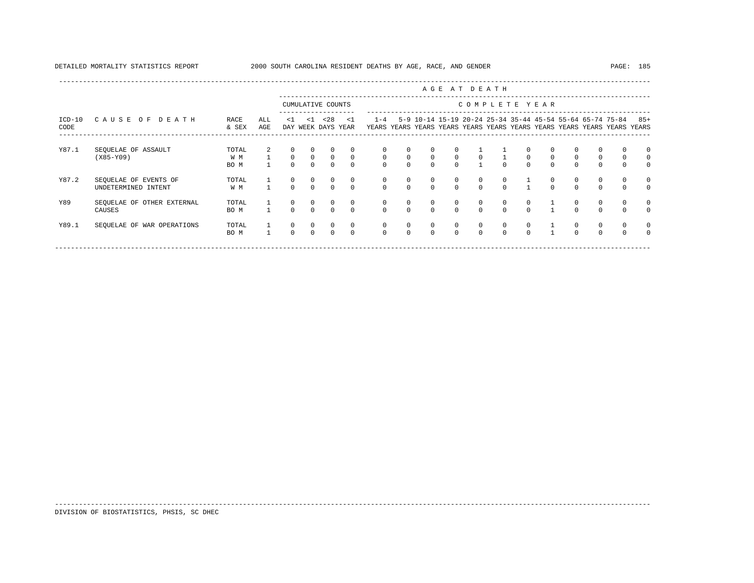| ICD-10 CODE | CAUSE OF DEATH | RACE & SEX | ALL AGE | <1 DAY | <1 WEEK | <28 DAYS | <1 YEAR | 1-4 YEARS | 5-9 YEARS | 10-14 YEARS | 15-19 YEARS | 20-24 YEARS | 25-34 YEARS | 35-44 YEARS | 45-54 YEARS | 55-64 YEARS | 65-74 YEARS | 75-84 YEARS | 85+ YEARS |
|---|---|---|---|---|---|---|---|---|---|---|---|---|---|---|---|---|---|---|---|
| | | | | CUMULATIVE COUNTS | | | | COMPLETE YEAR | | | | | | | | | | | |
| Y87.1 | SEQUELAE OF ASSAULT (X85-Y09) | TOTAL | 2 | 0 | 0 | 0 | 0 | 0 | 0 | 0 | 0 | 1 | 1 | 0 | 0 | 0 | 0 | 0 | 0 |
| | | W M | 1 | 0 | 0 | 0 | 0 | 0 | 0 | 0 | 0 | 0 | 1 | 0 | 0 | 0 | 0 | 0 | 0 |
| | | BO M | 1 | 0 | 0 | 0 | 0 | 0 | 0 | 0 | 0 | 1 | 0 | 0 | 0 | 0 | 0 | 0 | 0 |
| Y87.2 | SEQUELAE OF EVENTS OF UNDETERMINED INTENT | TOTAL | 1 | 0 | 0 | 0 | 0 | 0 | 0 | 0 | 0 | 0 | 0 | 1 | 0 | 0 | 0 | 0 | 0 |
| | | W M | 1 | 0 | 0 | 0 | 0 | 0 | 0 | 0 | 0 | 0 | 0 | 1 | 0 | 0 | 0 | 0 | 0 |
| Y89 | SEQUELAE OF OTHER EXTERNAL CAUSES | TOTAL | 1 | 0 | 0 | 0 | 0 | 0 | 0 | 0 | 0 | 0 | 0 | 0 | 1 | 0 | 0 | 0 | 0 |
| | | BO M | 1 | 0 | 0 | 0 | 0 | 0 | 0 | 0 | 0 | 0 | 0 | 0 | 1 | 0 | 0 | 0 | 0 |
| Y89.1 | SEQUELAE OF WAR OPERATIONS | TOTAL | 1 | 0 | 0 | 0 | 0 | 0 | 0 | 0 | 0 | 0 | 0 | 0 | 1 | 0 | 0 | 0 | 0 |
| | | BO M | 1 | 0 | 0 | 0 | 0 | 0 | 0 | 0 | 0 | 0 | 0 | 0 | 1 | 0 | 0 | 0 | 0 |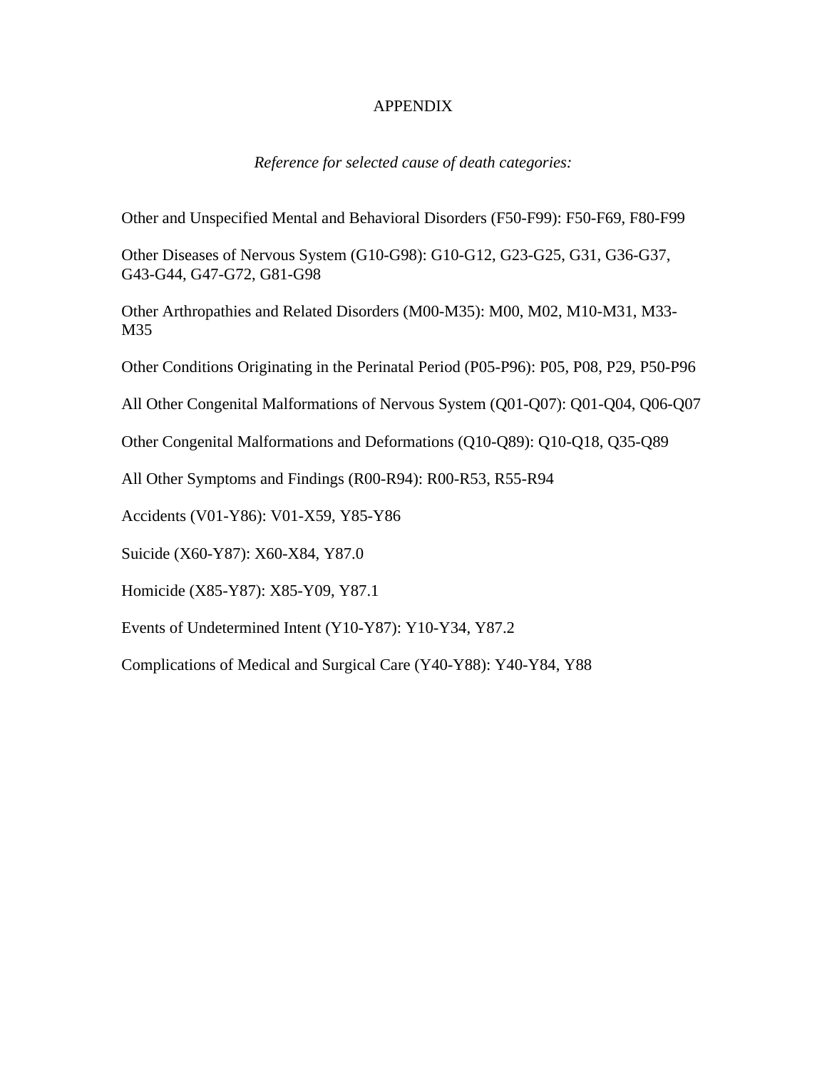# APPENDIX

*Reference for selected cause of death categories:*

Other and Unspecified Mental and Behavioral Disorders (F50-F99): F50-F69, F80-F99

Other Diseases of Nervous System (G10-G98): G10-G12, G23-G25, G31, G36-G37, G43-G44, G47-G72, G81-G98

Other Arthropathies and Related Disorders (M00-M35): M00, M02, M10-M31, M33-M35

Other Conditions Originating in the Perinatal Period (P05-P96): P05, P08, P29, P50-P96

All Other Congenital Malformations of Nervous System (Q01-Q07): Q01-Q04, Q06-Q07

Other Congenital Malformations and Deformations (Q10-Q89): Q10-Q18, Q35-Q89

All Other Symptoms and Findings (R00-R94): R00-R53, R55-R94

Accidents (V01-Y86): V01-X59, Y85-Y86

Suicide (X60-Y87): X60-X84, Y87.0

Homicide (X85-Y87): X85-Y09, Y87.1

Events of Undetermined Intent (Y10-Y87): Y10-Y34, Y87.2

Complications of Medical and Surgical Care (Y40-Y88): Y40-Y84, Y88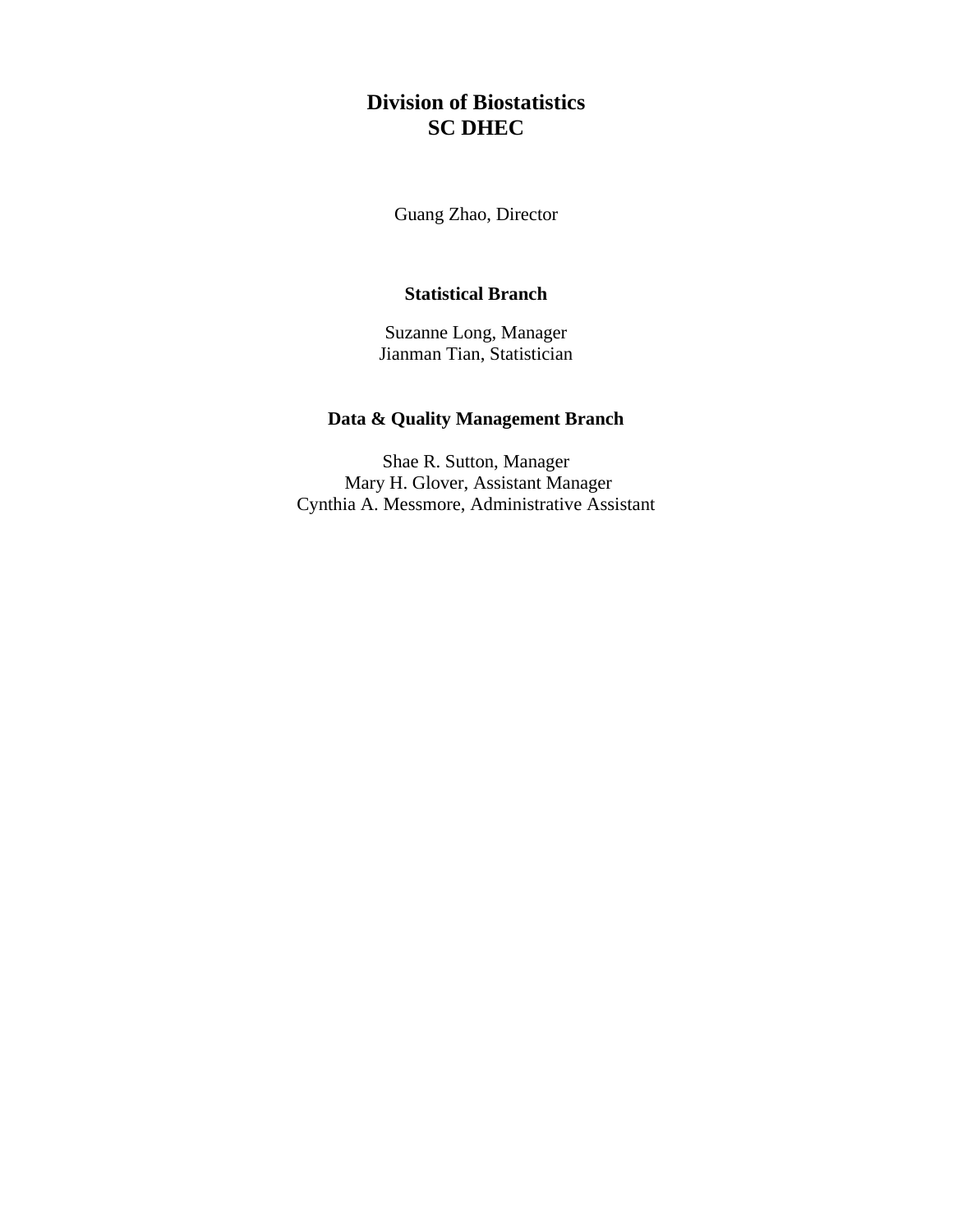# Division of Biostatistics
# SC DHEC

Guang Zhao, Director

### Statistical Branch

Suzanne Long, Manager
Jianman Tian, Statistician

### Data & Quality Management Branch

Shae R. Sutton, Manager
Mary H. Glover, Assistant Manager
Cynthia A. Messmore, Administrative Assistant